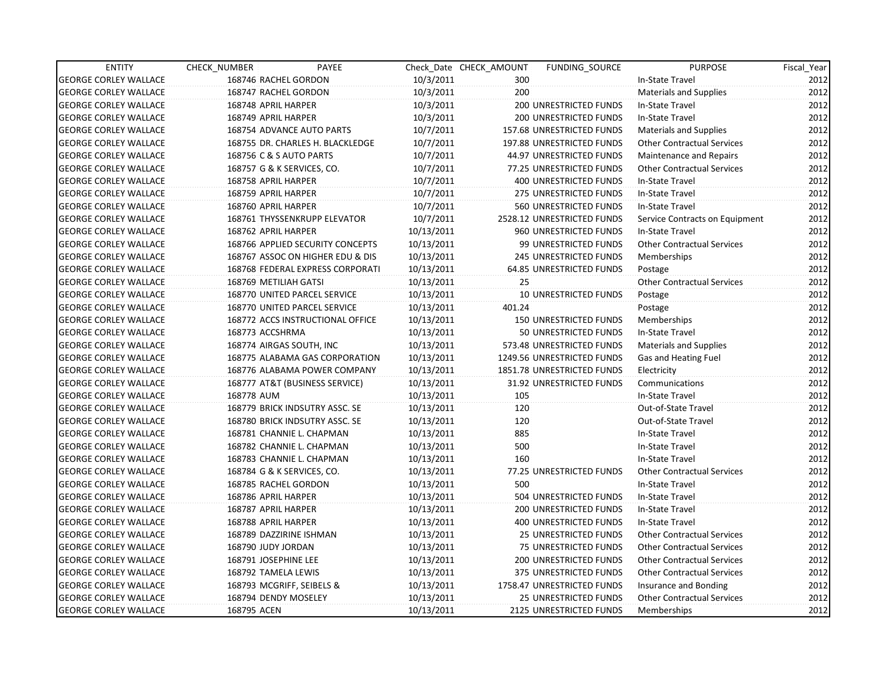| ENTITY | CHECK_NUMBER | PAYEE | Check_Date | CHECK_AMOUNT | FUNDING_SOURCE | PURPOSE | Fiscal_Year |
|---|---|---|---|---|---|---|---|
| GEORGE CORLEY WALLACE | 168746 | RACHEL GORDON | 10/3/2011 | 300 | | In-State Travel | 2012 |
| GEORGE CORLEY WALLACE | 168747 | RACHEL GORDON | 10/3/2011 | 200 | | Materials and Supplies | 2012 |
| GEORGE CORLEY WALLACE | 168748 | APRIL HARPER | 10/3/2011 | 200 | UNRESTRICTED FUNDS | In-State Travel | 2012 |
| GEORGE CORLEY WALLACE | 168749 | APRIL HARPER | 10/3/2011 | 200 | UNRESTRICTED FUNDS | In-State Travel | 2012 |
| GEORGE CORLEY WALLACE | 168754 | ADVANCE AUTO PARTS | 10/7/2011 | 157.68 | UNRESTRICTED FUNDS | Materials and Supplies | 2012 |
| GEORGE CORLEY WALLACE | 168755 | DR. CHARLES H. BLACKLEDGE | 10/7/2011 | 197.88 | UNRESTRICTED FUNDS | Other Contractual Services | 2012 |
| GEORGE CORLEY WALLACE | 168756 | C & S AUTO PARTS | 10/7/2011 | 44.97 | UNRESTRICTED FUNDS | Maintenance and Repairs | 2012 |
| GEORGE CORLEY WALLACE | 168757 | G & K SERVICES, CO. | 10/7/2011 | 77.25 | UNRESTRICTED FUNDS | Other Contractual Services | 2012 |
| GEORGE CORLEY WALLACE | 168758 | APRIL HARPER | 10/7/2011 | 400 | UNRESTRICTED FUNDS | In-State Travel | 2012 |
| GEORGE CORLEY WALLACE | 168759 | APRIL HARPER | 10/7/2011 | 275 | UNRESTRICTED FUNDS | In-State Travel | 2012 |
| GEORGE CORLEY WALLACE | 168760 | APRIL HARPER | 10/7/2011 | 560 | UNRESTRICTED FUNDS | In-State Travel | 2012 |
| GEORGE CORLEY WALLACE | 168761 | THYSSENKRUPP ELEVATOR | 10/7/2011 | 2528.12 | UNRESTRICTED FUNDS | Service Contracts on Equipment | 2012 |
| GEORGE CORLEY WALLACE | 168762 | APRIL HARPER | 10/13/2011 | 960 | UNRESTRICTED FUNDS | In-State Travel | 2012 |
| GEORGE CORLEY WALLACE | 168766 | APPLIED SECURITY CONCEPTS | 10/13/2011 | 99 | UNRESTRICTED FUNDS | Other Contractual Services | 2012 |
| GEORGE CORLEY WALLACE | 168767 | ASSOC ON HIGHER EDU & DIS | 10/13/2011 | 245 | UNRESTRICTED FUNDS | Memberships | 2012 |
| GEORGE CORLEY WALLACE | 168768 | FEDERAL EXPRESS CORPORATI | 10/13/2011 | 64.85 | UNRESTRICTED FUNDS | Postage | 2012 |
| GEORGE CORLEY WALLACE | 168769 | METILIAH GATSI | 10/13/2011 | 25 | | Other Contractual Services | 2012 |
| GEORGE CORLEY WALLACE | 168770 | UNITED PARCEL SERVICE | 10/13/2011 | 10 | UNRESTRICTED FUNDS | Postage | 2012 |
| GEORGE CORLEY WALLACE | 168770 | UNITED PARCEL SERVICE | 10/13/2011 | 401.24 | | Postage | 2012 |
| GEORGE CORLEY WALLACE | 168772 | ACCS INSTRUCTIONAL OFFICE | 10/13/2011 | 150 | UNRESTRICTED FUNDS | Memberships | 2012 |
| GEORGE CORLEY WALLACE | 168773 | ACCSHRMA | 10/13/2011 | 50 | UNRESTRICTED FUNDS | In-State Travel | 2012 |
| GEORGE CORLEY WALLACE | 168774 | AIRGAS SOUTH, INC | 10/13/2011 | 573.48 | UNRESTRICTED FUNDS | Materials and Supplies | 2012 |
| GEORGE CORLEY WALLACE | 168775 | ALABAMA GAS CORPORATION | 10/13/2011 | 1249.56 | UNRESTRICTED FUNDS | Gas and Heating Fuel | 2012 |
| GEORGE CORLEY WALLACE | 168776 | ALABAMA POWER COMPANY | 10/13/2011 | 1851.78 | UNRESTRICTED FUNDS | Electricity | 2012 |
| GEORGE CORLEY WALLACE | 168777 | AT&T (BUSINESS SERVICE) | 10/13/2011 | 31.92 | UNRESTRICTED FUNDS | Communications | 2012 |
| GEORGE CORLEY WALLACE | 168778 | AUM | 10/13/2011 | 105 | | In-State Travel | 2012 |
| GEORGE CORLEY WALLACE | 168779 | BRICK INDSUTRY ASSC. SE | 10/13/2011 | 120 | | Out-of-State Travel | 2012 |
| GEORGE CORLEY WALLACE | 168780 | BRICK INDSUTRY ASSC. SE | 10/13/2011 | 120 | | Out-of-State Travel | 2012 |
| GEORGE CORLEY WALLACE | 168781 | CHANNIE L. CHAPMAN | 10/13/2011 | 885 | | In-State Travel | 2012 |
| GEORGE CORLEY WALLACE | 168782 | CHANNIE L. CHAPMAN | 10/13/2011 | 500 | | In-State Travel | 2012 |
| GEORGE CORLEY WALLACE | 168783 | CHANNIE L. CHAPMAN | 10/13/2011 | 160 | | In-State Travel | 2012 |
| GEORGE CORLEY WALLACE | 168784 | G & K SERVICES, CO. | 10/13/2011 | 77.25 | UNRESTRICTED FUNDS | Other Contractual Services | 2012 |
| GEORGE CORLEY WALLACE | 168785 | RACHEL GORDON | 10/13/2011 | 500 | | In-State Travel | 2012 |
| GEORGE CORLEY WALLACE | 168786 | APRIL HARPER | 10/13/2011 | 504 | UNRESTRICTED FUNDS | In-State Travel | 2012 |
| GEORGE CORLEY WALLACE | 168787 | APRIL HARPER | 10/13/2011 | 200 | UNRESTRICTED FUNDS | In-State Travel | 2012 |
| GEORGE CORLEY WALLACE | 168788 | APRIL HARPER | 10/13/2011 | 400 | UNRESTRICTED FUNDS | In-State Travel | 2012 |
| GEORGE CORLEY WALLACE | 168789 | DAZZIRINE ISHMAN | 10/13/2011 | 25 | UNRESTRICTED FUNDS | Other Contractual Services | 2012 |
| GEORGE CORLEY WALLACE | 168790 | JUDY JORDAN | 10/13/2011 | 75 | UNRESTRICTED FUNDS | Other Contractual Services | 2012 |
| GEORGE CORLEY WALLACE | 168791 | JOSEPHINE LEE | 10/13/2011 | 200 | UNRESTRICTED FUNDS | Other Contractual Services | 2012 |
| GEORGE CORLEY WALLACE | 168792 | TAMELA LEWIS | 10/13/2011 | 375 | UNRESTRICTED FUNDS | Other Contractual Services | 2012 |
| GEORGE CORLEY WALLACE | 168793 | MCGRIFF, SEIBELS & | 10/13/2011 | 1758.47 | UNRESTRICTED FUNDS | Insurance and Bonding | 2012 |
| GEORGE CORLEY WALLACE | 168794 | DENDY MOSELEY | 10/13/2011 | 25 | UNRESTRICTED FUNDS | Other Contractual Services | 2012 |
| GEORGE CORLEY WALLACE | 168795 | ACEN | 10/13/2011 | 2125 | UNRESTRICTED FUNDS | Memberships | 2012 |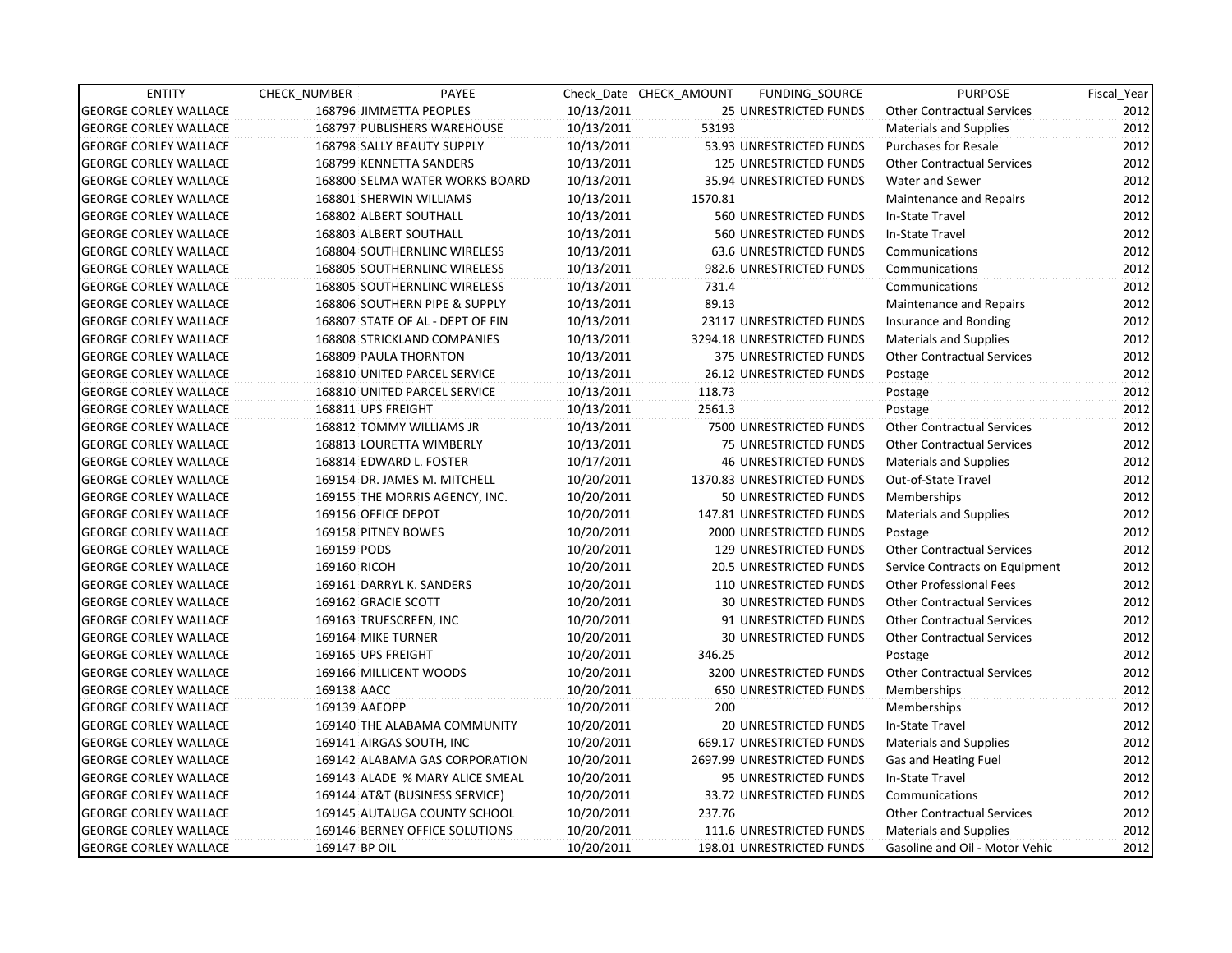| ENTITY | CHECK_NUMBER | PAYEE | Check_Date | CHECK_AMOUNT | FUNDING_SOURCE | PURPOSE | Fiscal_Year |
|---|---|---|---|---|---|---|---|
| GEORGE CORLEY WALLACE | 168796 | JIMMETTA PEOPLES | 10/13/2011 | 25 | UNRESTRICTED FUNDS | Other Contractual Services | 2012 |
| GEORGE CORLEY WALLACE | 168797 | PUBLISHERS WAREHOUSE | 10/13/2011 | 53193 | | Materials and Supplies | 2012 |
| GEORGE CORLEY WALLACE | 168798 | SALLY BEAUTY SUPPLY | 10/13/2011 | 53.93 | UNRESTRICTED FUNDS | Purchases for Resale | 2012 |
| GEORGE CORLEY WALLACE | 168799 | KENNETTA SANDERS | 10/13/2011 | 125 | UNRESTRICTED FUNDS | Other Contractual Services | 2012 |
| GEORGE CORLEY WALLACE | 168800 | SELMA WATER WORKS BOARD | 10/13/2011 | 35.94 | UNRESTRICTED FUNDS | Water and Sewer | 2012 |
| GEORGE CORLEY WALLACE | 168801 | SHERWIN WILLIAMS | 10/13/2011 | 1570.81 | | Maintenance and Repairs | 2012 |
| GEORGE CORLEY WALLACE | 168802 | ALBERT SOUTHALL | 10/13/2011 | 560 | UNRESTRICTED FUNDS | In-State Travel | 2012 |
| GEORGE CORLEY WALLACE | 168803 | ALBERT SOUTHALL | 10/13/2011 | 560 | UNRESTRICTED FUNDS | In-State Travel | 2012 |
| GEORGE CORLEY WALLACE | 168804 | SOUTHERNLINC WIRELESS | 10/13/2011 | 63.6 | UNRESTRICTED FUNDS | Communications | 2012 |
| GEORGE CORLEY WALLACE | 168805 | SOUTHERNLINC WIRELESS | 10/13/2011 | 982.6 | UNRESTRICTED FUNDS | Communications | 2012 |
| GEORGE CORLEY WALLACE | 168805 | SOUTHERNLINC WIRELESS | 10/13/2011 | 731.4 | | Communications | 2012 |
| GEORGE CORLEY WALLACE | 168806 | SOUTHERN PIPE & SUPPLY | 10/13/2011 | 89.13 | | Maintenance and Repairs | 2012 |
| GEORGE CORLEY WALLACE | 168807 | STATE OF AL - DEPT OF FIN | 10/13/2011 | 23117 | UNRESTRICTED FUNDS | Insurance and Bonding | 2012 |
| GEORGE CORLEY WALLACE | 168808 | STRICKLAND COMPANIES | 10/13/2011 | 3294.18 | UNRESTRICTED FUNDS | Materials and Supplies | 2012 |
| GEORGE CORLEY WALLACE | 168809 | PAULA THORNTON | 10/13/2011 | 375 | UNRESTRICTED FUNDS | Other Contractual Services | 2012 |
| GEORGE CORLEY WALLACE | 168810 | UNITED PARCEL SERVICE | 10/13/2011 | 26.12 | UNRESTRICTED FUNDS | Postage | 2012 |
| GEORGE CORLEY WALLACE | 168810 | UNITED PARCEL SERVICE | 10/13/2011 | 118.73 | | Postage | 2012 |
| GEORGE CORLEY WALLACE | 168811 | UPS FREIGHT | 10/13/2011 | 2561.3 | | Postage | 2012 |
| GEORGE CORLEY WALLACE | 168812 | TOMMY WILLIAMS JR | 10/13/2011 | 7500 | UNRESTRICTED FUNDS | Other Contractual Services | 2012 |
| GEORGE CORLEY WALLACE | 168813 | LOURETTA WIMBERLY | 10/13/2011 | 75 | UNRESTRICTED FUNDS | Other Contractual Services | 2012 |
| GEORGE CORLEY WALLACE | 168814 | EDWARD L. FOSTER | 10/17/2011 | 46 | UNRESTRICTED FUNDS | Materials and Supplies | 2012 |
| GEORGE CORLEY WALLACE | 169154 | DR. JAMES M. MITCHELL | 10/20/2011 | 1370.83 | UNRESTRICTED FUNDS | Out-of-State Travel | 2012 |
| GEORGE CORLEY WALLACE | 169155 | THE MORRIS AGENCY, INC. | 10/20/2011 | 50 | UNRESTRICTED FUNDS | Memberships | 2012 |
| GEORGE CORLEY WALLACE | 169156 | OFFICE DEPOT | 10/20/2011 | 147.81 | UNRESTRICTED FUNDS | Materials and Supplies | 2012 |
| GEORGE CORLEY WALLACE | 169158 | PITNEY BOWES | 10/20/2011 | 2000 | UNRESTRICTED FUNDS | Postage | 2012 |
| GEORGE CORLEY WALLACE | 169159 | PODS | 10/20/2011 | 129 | UNRESTRICTED FUNDS | Other Contractual Services | 2012 |
| GEORGE CORLEY WALLACE | 169160 | RICOH | 10/20/2011 | 20.5 | UNRESTRICTED FUNDS | Service Contracts on Equipment | 2012 |
| GEORGE CORLEY WALLACE | 169161 | DARRYL K. SANDERS | 10/20/2011 | 110 | UNRESTRICTED FUNDS | Other Professional Fees | 2012 |
| GEORGE CORLEY WALLACE | 169162 | GRACIE SCOTT | 10/20/2011 | 30 | UNRESTRICTED FUNDS | Other Contractual Services | 2012 |
| GEORGE CORLEY WALLACE | 169163 | TRUESCREEN, INC | 10/20/2011 | 91 | UNRESTRICTED FUNDS | Other Contractual Services | 2012 |
| GEORGE CORLEY WALLACE | 169164 | MIKE TURNER | 10/20/2011 | 30 | UNRESTRICTED FUNDS | Other Contractual Services | 2012 |
| GEORGE CORLEY WALLACE | 169165 | UPS FREIGHT | 10/20/2011 | 346.25 | | Postage | 2012 |
| GEORGE CORLEY WALLACE | 169166 | MILLICENT WOODS | 10/20/2011 | 3200 | UNRESTRICTED FUNDS | Other Contractual Services | 2012 |
| GEORGE CORLEY WALLACE | 169138 | AACC | 10/20/2011 | 650 | UNRESTRICTED FUNDS | Memberships | 2012 |
| GEORGE CORLEY WALLACE | 169139 | AAEOPP | 10/20/2011 | 200 | | Memberships | 2012 |
| GEORGE CORLEY WALLACE | 169140 | THE ALABAMA COMMUNITY | 10/20/2011 | 20 | UNRESTRICTED FUNDS | In-State Travel | 2012 |
| GEORGE CORLEY WALLACE | 169141 | AIRGAS SOUTH, INC | 10/20/2011 | 669.17 | UNRESTRICTED FUNDS | Materials and Supplies | 2012 |
| GEORGE CORLEY WALLACE | 169142 | ALABAMA GAS CORPORATION | 10/20/2011 | 2697.99 | UNRESTRICTED FUNDS | Gas and Heating Fuel | 2012 |
| GEORGE CORLEY WALLACE | 169143 | ALADE % MARY ALICE SMEAL | 10/20/2011 | 95 | UNRESTRICTED FUNDS | In-State Travel | 2012 |
| GEORGE CORLEY WALLACE | 169144 | AT&T (BUSINESS SERVICE) | 10/20/2011 | 33.72 | UNRESTRICTED FUNDS | Communications | 2012 |
| GEORGE CORLEY WALLACE | 169145 | AUTAUGA COUNTY SCHOOL | 10/20/2011 | 237.76 | | Other Contractual Services | 2012 |
| GEORGE CORLEY WALLACE | 169146 | BERNEY OFFICE SOLUTIONS | 10/20/2011 | 111.6 | UNRESTRICTED FUNDS | Materials and Supplies | 2012 |
| GEORGE CORLEY WALLACE | 169147 | BP OIL | 10/20/2011 | 198.01 | UNRESTRICTED FUNDS | Gasoline and Oil - Motor Vehic | 2012 |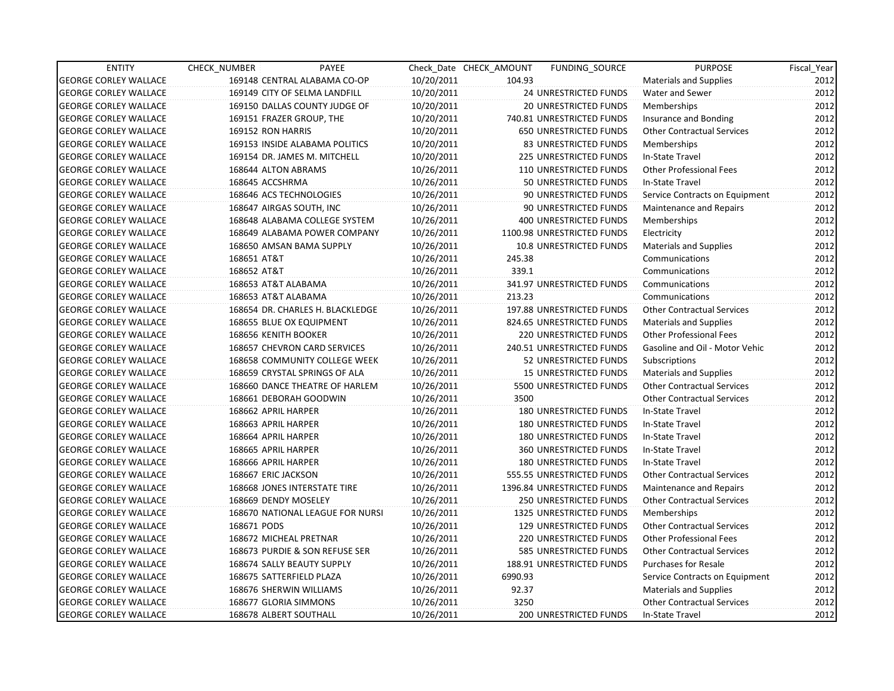| ENTITY | CHECK_NUMBER | PAYEE | Check_Date | CHECK_AMOUNT | FUNDING_SOURCE | PURPOSE | Fiscal_Year |
|---|---|---|---|---|---|---|---|
| GEORGE CORLEY WALLACE | 169148 | CENTRAL ALABAMA CO-OP | 10/20/2011 | 104.93 | | Materials and Supplies | 2012 |
| GEORGE CORLEY WALLACE | 169149 | CITY OF SELMA LANDFILL | 10/20/2011 | 24 | UNRESTRICTED FUNDS | Water and Sewer | 2012 |
| GEORGE CORLEY WALLACE | 169150 | DALLAS COUNTY JUDGE OF | 10/20/2011 | 20 | UNRESTRICTED FUNDS | Memberships | 2012 |
| GEORGE CORLEY WALLACE | 169151 | FRAZER GROUP, THE | 10/20/2011 | 740.81 | UNRESTRICTED FUNDS | Insurance and Bonding | 2012 |
| GEORGE CORLEY WALLACE | 169152 | RON HARRIS | 10/20/2011 | 650 | UNRESTRICTED FUNDS | Other Contractual Services | 2012 |
| GEORGE CORLEY WALLACE | 169153 | INSIDE ALABAMA POLITICS | 10/20/2011 | 83 | UNRESTRICTED FUNDS | Memberships | 2012 |
| GEORGE CORLEY WALLACE | 169154 | DR. JAMES M. MITCHELL | 10/20/2011 | 225 | UNRESTRICTED FUNDS | In-State Travel | 2012 |
| GEORGE CORLEY WALLACE | 168644 | ALTON ABRAMS | 10/26/2011 | 110 | UNRESTRICTED FUNDS | Other Professional Fees | 2012 |
| GEORGE CORLEY WALLACE | 168645 | ACCSHRMA | 10/26/2011 | 50 | UNRESTRICTED FUNDS | In-State Travel | 2012 |
| GEORGE CORLEY WALLACE | 168646 | ACS TECHNOLOGIES | 10/26/2011 | 90 | UNRESTRICTED FUNDS | Service Contracts on Equipment | 2012 |
| GEORGE CORLEY WALLACE | 168647 | AIRGAS SOUTH, INC | 10/26/2011 | 90 | UNRESTRICTED FUNDS | Maintenance and Repairs | 2012 |
| GEORGE CORLEY WALLACE | 168648 | ALABAMA COLLEGE SYSTEM | 10/26/2011 | 400 | UNRESTRICTED FUNDS | Memberships | 2012 |
| GEORGE CORLEY WALLACE | 168649 | ALABAMA POWER COMPANY | 10/26/2011 | 1100.98 | UNRESTRICTED FUNDS | Electricity | 2012 |
| GEORGE CORLEY WALLACE | 168650 | AMSAN BAMA SUPPLY | 10/26/2011 | 10.8 | UNRESTRICTED FUNDS | Materials and Supplies | 2012 |
| GEORGE CORLEY WALLACE | 168651 | AT&T | 10/26/2011 | 245.38 | | Communications | 2012 |
| GEORGE CORLEY WALLACE | 168652 | AT&T | 10/26/2011 | 339.1 | | Communications | 2012 |
| GEORGE CORLEY WALLACE | 168653 | AT&T ALABAMA | 10/26/2011 | 341.97 | UNRESTRICTED FUNDS | Communications | 2012 |
| GEORGE CORLEY WALLACE | 168653 | AT&T ALABAMA | 10/26/2011 | 213.23 | | Communications | 2012 |
| GEORGE CORLEY WALLACE | 168654 | DR. CHARLES H. BLACKLEDGE | 10/26/2011 | 197.88 | UNRESTRICTED FUNDS | Other Contractual Services | 2012 |
| GEORGE CORLEY WALLACE | 168655 | BLUE OX EQUIPMENT | 10/26/2011 | 824.65 | UNRESTRICTED FUNDS | Materials and Supplies | 2012 |
| GEORGE CORLEY WALLACE | 168656 | KENITH BOOKER | 10/26/2011 | 220 | UNRESTRICTED FUNDS | Other Professional Fees | 2012 |
| GEORGE CORLEY WALLACE | 168657 | CHEVRON CARD SERVICES | 10/26/2011 | 240.51 | UNRESTRICTED FUNDS | Gasoline and Oil - Motor Vehic | 2012 |
| GEORGE CORLEY WALLACE | 168658 | COMMUNITY COLLEGE WEEK | 10/26/2011 | 52 | UNRESTRICTED FUNDS | Subscriptions | 2012 |
| GEORGE CORLEY WALLACE | 168659 | CRYSTAL SPRINGS OF ALA | 10/26/2011 | 15 | UNRESTRICTED FUNDS | Materials and Supplies | 2012 |
| GEORGE CORLEY WALLACE | 168660 | DANCE THEATRE OF HARLEM | 10/26/2011 | 5500 | UNRESTRICTED FUNDS | Other Contractual Services | 2012 |
| GEORGE CORLEY WALLACE | 168661 | DEBORAH GOODWIN | 10/26/2011 | 3500 | | Other Contractual Services | 2012 |
| GEORGE CORLEY WALLACE | 168662 | APRIL HARPER | 10/26/2011 | 180 | UNRESTRICTED FUNDS | In-State Travel | 2012 |
| GEORGE CORLEY WALLACE | 168663 | APRIL HARPER | 10/26/2011 | 180 | UNRESTRICTED FUNDS | In-State Travel | 2012 |
| GEORGE CORLEY WALLACE | 168664 | APRIL HARPER | 10/26/2011 | 180 | UNRESTRICTED FUNDS | In-State Travel | 2012 |
| GEORGE CORLEY WALLACE | 168665 | APRIL HARPER | 10/26/2011 | 360 | UNRESTRICTED FUNDS | In-State Travel | 2012 |
| GEORGE CORLEY WALLACE | 168666 | APRIL HARPER | 10/26/2011 | 180 | UNRESTRICTED FUNDS | In-State Travel | 2012 |
| GEORGE CORLEY WALLACE | 168667 | ERIC JACKSON | 10/26/2011 | 555.55 | UNRESTRICTED FUNDS | Other Contractual Services | 2012 |
| GEORGE CORLEY WALLACE | 168668 | JONES INTERSTATE TIRE | 10/26/2011 | 1396.84 | UNRESTRICTED FUNDS | Maintenance and Repairs | 2012 |
| GEORGE CORLEY WALLACE | 168669 | DENDY MOSELEY | 10/26/2011 | 250 | UNRESTRICTED FUNDS | Other Contractual Services | 2012 |
| GEORGE CORLEY WALLACE | 168670 | NATIONAL LEAGUE FOR NURSI | 10/26/2011 | 1325 | UNRESTRICTED FUNDS | Memberships | 2012 |
| GEORGE CORLEY WALLACE | 168671 | PODS | 10/26/2011 | 129 | UNRESTRICTED FUNDS | Other Contractual Services | 2012 |
| GEORGE CORLEY WALLACE | 168672 | MICHEAL PRETNAR | 10/26/2011 | 220 | UNRESTRICTED FUNDS | Other Professional Fees | 2012 |
| GEORGE CORLEY WALLACE | 168673 | PURDIE & SON REFUSE SER | 10/26/2011 | 585 | UNRESTRICTED FUNDS | Other Contractual Services | 2012 |
| GEORGE CORLEY WALLACE | 168674 | SALLY BEAUTY SUPPLY | 10/26/2011 | 188.91 | UNRESTRICTED FUNDS | Purchases for Resale | 2012 |
| GEORGE CORLEY WALLACE | 168675 | SATTERFIELD PLAZA | 10/26/2011 | 6990.93 | | Service Contracts on Equipment | 2012 |
| GEORGE CORLEY WALLACE | 168676 | SHERWIN WILLIAMS | 10/26/2011 | 92.37 | | Materials and Supplies | 2012 |
| GEORGE CORLEY WALLACE | 168677 | GLORIA SIMMONS | 10/26/2011 | 3250 | | Other Contractual Services | 2012 |
| GEORGE CORLEY WALLACE | 168678 | ALBERT SOUTHALL | 10/26/2011 | 200 | UNRESTRICTED FUNDS | In-State Travel | 2012 |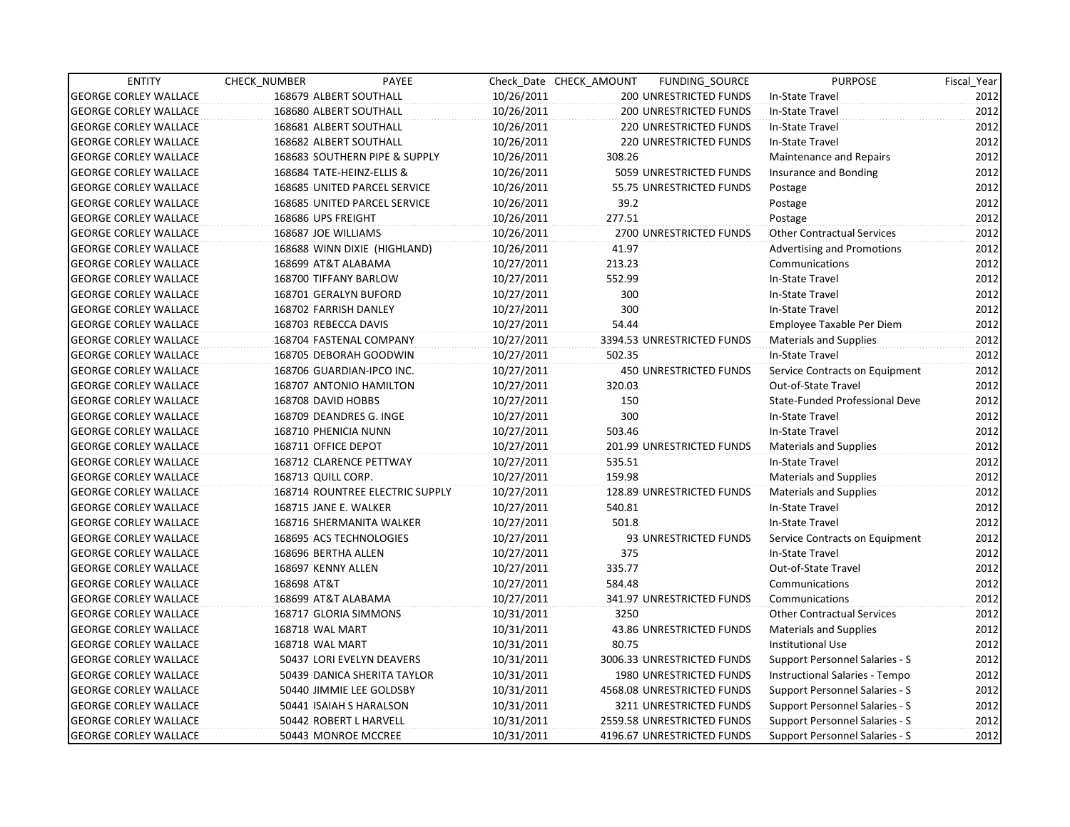| ENTITY | CHECK_NUMBER | PAYEE | Check_Date | CHECK_AMOUNT | FUNDING_SOURCE | PURPOSE | Fiscal_Year |
|---|---|---|---|---|---|---|---|
| GEORGE CORLEY WALLACE | 168679 | ALBERT SOUTHALL | 10/26/2011 | 200 | UNRESTRICTED FUNDS | In-State Travel | 2012 |
| GEORGE CORLEY WALLACE | 168680 | ALBERT SOUTHALL | 10/26/2011 | 200 | UNRESTRICTED FUNDS | In-State Travel | 2012 |
| GEORGE CORLEY WALLACE | 168681 | ALBERT SOUTHALL | 10/26/2011 | 220 | UNRESTRICTED FUNDS | In-State Travel | 2012 |
| GEORGE CORLEY WALLACE | 168682 | ALBERT SOUTHALL | 10/26/2011 | 220 | UNRESTRICTED FUNDS | In-State Travel | 2012 |
| GEORGE CORLEY WALLACE | 168683 | SOUTHERN PIPE & SUPPLY | 10/26/2011 | 308.26 | | Maintenance and Repairs | 2012 |
| GEORGE CORLEY WALLACE | 168684 | TATE-HEINZ-ELLIS & | 10/26/2011 | 5059 | UNRESTRICTED FUNDS | Insurance and Bonding | 2012 |
| GEORGE CORLEY WALLACE | 168685 | UNITED PARCEL SERVICE | 10/26/2011 | 55.75 | UNRESTRICTED FUNDS | Postage | 2012 |
| GEORGE CORLEY WALLACE | 168685 | UNITED PARCEL SERVICE | 10/26/2011 | 39.2 | | Postage | 2012 |
| GEORGE CORLEY WALLACE | 168686 | UPS FREIGHT | 10/26/2011 | 277.51 | | Postage | 2012 |
| GEORGE CORLEY WALLACE | 168687 | JOE WILLIAMS | 10/26/2011 | 2700 | UNRESTRICTED FUNDS | Other Contractual Services | 2012 |
| GEORGE CORLEY WALLACE | 168688 | WINN DIXIE (HIGHLAND) | 10/26/2011 | 41.97 | | Advertising and Promotions | 2012 |
| GEORGE CORLEY WALLACE | 168699 | AT&T ALABAMA | 10/27/2011 | 213.23 | | Communications | 2012 |
| GEORGE CORLEY WALLACE | 168700 | TIFFANY BARLOW | 10/27/2011 | 552.99 | | In-State Travel | 2012 |
| GEORGE CORLEY WALLACE | 168701 | GERALYN BUFORD | 10/27/2011 | 300 | | In-State Travel | 2012 |
| GEORGE CORLEY WALLACE | 168702 | FARRISH DANLEY | 10/27/2011 | 300 | | In-State Travel | 2012 |
| GEORGE CORLEY WALLACE | 168703 | REBECCA DAVIS | 10/27/2011 | 54.44 | | Employee Taxable Per Diem | 2012 |
| GEORGE CORLEY WALLACE | 168704 | FASTENAL COMPANY | 10/27/2011 | 3394.53 | UNRESTRICTED FUNDS | Materials and Supplies | 2012 |
| GEORGE CORLEY WALLACE | 168705 | DEBORAH GOODWIN | 10/27/2011 | 502.35 | | In-State Travel | 2012 |
| GEORGE CORLEY WALLACE | 168706 | GUARDIAN-IPCO INC. | 10/27/2011 | 450 | UNRESTRICTED FUNDS | Service Contracts on Equipment | 2012 |
| GEORGE CORLEY WALLACE | 168707 | ANTONIO HAMILTON | 10/27/2011 | 320.03 | | Out-of-State Travel | 2012 |
| GEORGE CORLEY WALLACE | 168708 | DAVID HOBBS | 10/27/2011 | 150 | | State-Funded Professional Deve | 2012 |
| GEORGE CORLEY WALLACE | 168709 | DEANDRES G. INGE | 10/27/2011 | 300 | | In-State Travel | 2012 |
| GEORGE CORLEY WALLACE | 168710 | PHENICIA NUNN | 10/27/2011 | 503.46 | | In-State Travel | 2012 |
| GEORGE CORLEY WALLACE | 168711 | OFFICE DEPOT | 10/27/2011 | 201.99 | UNRESTRICTED FUNDS | Materials and Supplies | 2012 |
| GEORGE CORLEY WALLACE | 168712 | CLARENCE PETTWAY | 10/27/2011 | 535.51 | | In-State Travel | 2012 |
| GEORGE CORLEY WALLACE | 168713 | QUILL CORP. | 10/27/2011 | 159.98 | | Materials and Supplies | 2012 |
| GEORGE CORLEY WALLACE | 168714 | ROUNTREE ELECTRIC SUPPLY | 10/27/2011 | 128.89 | UNRESTRICTED FUNDS | Materials and Supplies | 2012 |
| GEORGE CORLEY WALLACE | 168715 | JANE E. WALKER | 10/27/2011 | 540.81 | | In-State Travel | 2012 |
| GEORGE CORLEY WALLACE | 168716 | SHERMANITA WALKER | 10/27/2011 | 501.8 | | In-State Travel | 2012 |
| GEORGE CORLEY WALLACE | 168695 | ACS TECHNOLOGIES | 10/27/2011 | 93 | UNRESTRICTED FUNDS | Service Contracts on Equipment | 2012 |
| GEORGE CORLEY WALLACE | 168696 | BERTHA ALLEN | 10/27/2011 | 375 | | In-State Travel | 2012 |
| GEORGE CORLEY WALLACE | 168697 | KENNY ALLEN | 10/27/2011 | 335.77 | | Out-of-State Travel | 2012 |
| GEORGE CORLEY WALLACE | 168698 | AT&T | 10/27/2011 | 584.48 | | Communications | 2012 |
| GEORGE CORLEY WALLACE | 168699 | AT&T ALABAMA | 10/27/2011 | 341.97 | UNRESTRICTED FUNDS | Communications | 2012 |
| GEORGE CORLEY WALLACE | 168717 | GLORIA SIMMONS | 10/31/2011 | 3250 | | Other Contractual Services | 2012 |
| GEORGE CORLEY WALLACE | 168718 | WAL MART | 10/31/2011 | 43.86 | UNRESTRICTED FUNDS | Materials and Supplies | 2012 |
| GEORGE CORLEY WALLACE | 168718 | WAL MART | 10/31/2011 | 80.75 | | Institutional Use | 2012 |
| GEORGE CORLEY WALLACE | 50437 | LORI EVELYN DEAVERS | 10/31/2011 | 3006.33 | UNRESTRICTED FUNDS | Support Personnel Salaries - S | 2012 |
| GEORGE CORLEY WALLACE | 50439 | DANICA SHERITA TAYLOR | 10/31/2011 | 1980 | UNRESTRICTED FUNDS | Instructional Salaries - Tempo | 2012 |
| GEORGE CORLEY WALLACE | 50440 | JIMMIE LEE GOLDSBY | 10/31/2011 | 4568.08 | UNRESTRICTED FUNDS | Support Personnel Salaries - S | 2012 |
| GEORGE CORLEY WALLACE | 50441 | ISAIAH S HARALSON | 10/31/2011 | 3211 | UNRESTRICTED FUNDS | Support Personnel Salaries - S | 2012 |
| GEORGE CORLEY WALLACE | 50442 | ROBERT L HARVELL | 10/31/2011 | 2559.58 | UNRESTRICTED FUNDS | Support Personnel Salaries - S | 2012 |
| GEORGE CORLEY WALLACE | 50443 | MONROE MCCREE | 10/31/2011 | 4196.67 | UNRESTRICTED FUNDS | Support Personnel Salaries - S | 2012 |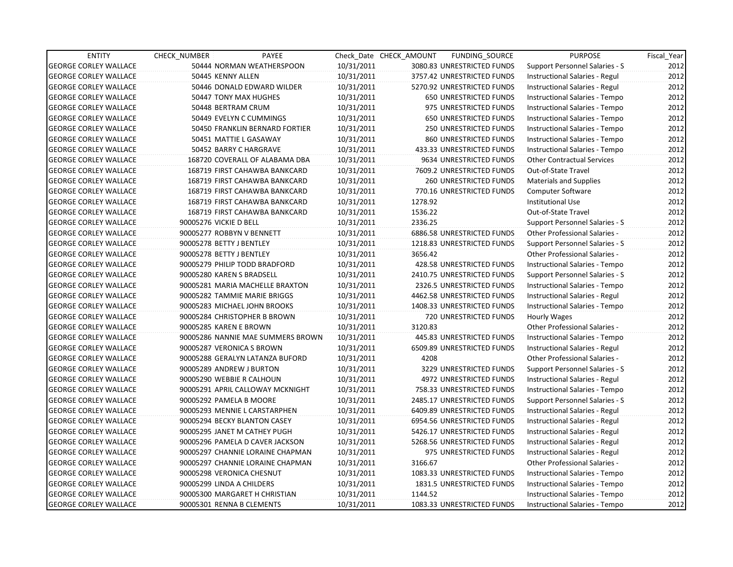| ENTITY | CHECK_NUMBER | PAYEE | Check_Date | CHECK_AMOUNT | FUNDING_SOURCE | PURPOSE | Fiscal_Year |
|---|---|---|---|---|---|---|---|
| GEORGE CORLEY WALLACE | 50444 | NORMAN WEATHERSPOON | 10/31/2011 | 3080.83 | UNRESTRICTED FUNDS | Support Personnel Salaries - S | 2012 |
| GEORGE CORLEY WALLACE | 50445 | KENNY ALLEN | 10/31/2011 | 3757.42 | UNRESTRICTED FUNDS | Instructional Salaries - Regul | 2012 |
| GEORGE CORLEY WALLACE | 50446 | DONALD EDWARD WILDER | 10/31/2011 | 5270.92 | UNRESTRICTED FUNDS | Instructional Salaries - Regul | 2012 |
| GEORGE CORLEY WALLACE | 50447 | TONY MAX HUGHES | 10/31/2011 | 650 | UNRESTRICTED FUNDS | Instructional Salaries - Tempo | 2012 |
| GEORGE CORLEY WALLACE | 50448 | BERTRAM CRUM | 10/31/2011 | 975 | UNRESTRICTED FUNDS | Instructional Salaries - Tempo | 2012 |
| GEORGE CORLEY WALLACE | 50449 | EVELYN C CUMMINGS | 10/31/2011 | 650 | UNRESTRICTED FUNDS | Instructional Salaries - Tempo | 2012 |
| GEORGE CORLEY WALLACE | 50450 | FRANKLIN BERNARD FORTIER | 10/31/2011 | 250 | UNRESTRICTED FUNDS | Instructional Salaries - Tempo | 2012 |
| GEORGE CORLEY WALLACE | 50451 | MATTIE L GASAWAY | 10/31/2011 | 860 | UNRESTRICTED FUNDS | Instructional Salaries - Tempo | 2012 |
| GEORGE CORLEY WALLACE | 50452 | BARRY C HARGRAVE | 10/31/2011 | 433.33 | UNRESTRICTED FUNDS | Instructional Salaries - Tempo | 2012 |
| GEORGE CORLEY WALLACE | 168720 | COVERALL OF ALABAMA DBA | 10/31/2011 | 9634 | UNRESTRICTED FUNDS | Other Contractual Services | 2012 |
| GEORGE CORLEY WALLACE | 168719 | FIRST CAHAWBA BANKCARD | 10/31/2011 | 7609.2 | UNRESTRICTED FUNDS | Out-of-State Travel | 2012 |
| GEORGE CORLEY WALLACE | 168719 | FIRST CAHAWBA BANKCARD | 10/31/2011 | 260 | UNRESTRICTED FUNDS | Materials and Supplies | 2012 |
| GEORGE CORLEY WALLACE | 168719 | FIRST CAHAWBA BANKCARD | 10/31/2011 | 770.16 | UNRESTRICTED FUNDS | Computer Software | 2012 |
| GEORGE CORLEY WALLACE | 168719 | FIRST CAHAWBA BANKCARD | 10/31/2011 | 1278.92 | | Institutional Use | 2012 |
| GEORGE CORLEY WALLACE | 168719 | FIRST CAHAWBA BANKCARD | 10/31/2011 | 1536.22 | | Out-of-State Travel | 2012 |
| GEORGE CORLEY WALLACE | 90005276 | VICKIE D BELL | 10/31/2011 | 2336.25 | | Support Personnel Salaries - S | 2012 |
| GEORGE CORLEY WALLACE | 90005277 | ROBBYN V BENNETT | 10/31/2011 | 6886.58 | UNRESTRICTED FUNDS | Other Professional Salaries - | 2012 |
| GEORGE CORLEY WALLACE | 90005278 | BETTY J BENTLEY | 10/31/2011 | 1218.83 | UNRESTRICTED FUNDS | Support Personnel Salaries - S | 2012 |
| GEORGE CORLEY WALLACE | 90005278 | BETTY J BENTLEY | 10/31/2011 | 3656.42 | | Other Professional Salaries - | 2012 |
| GEORGE CORLEY WALLACE | 90005279 | PHILIP TODD BRADFORD | 10/31/2011 | 428.58 | UNRESTRICTED FUNDS | Instructional Salaries - Tempo | 2012 |
| GEORGE CORLEY WALLACE | 90005280 | KAREN S BRADSELL | 10/31/2011 | 2410.75 | UNRESTRICTED FUNDS | Support Personnel Salaries - S | 2012 |
| GEORGE CORLEY WALLACE | 90005281 | MARIA MACHELLE BRAXTON | 10/31/2011 | 2326.5 | UNRESTRICTED FUNDS | Instructional Salaries - Tempo | 2012 |
| GEORGE CORLEY WALLACE | 90005282 | TAMMIE MARIE BRIGGS | 10/31/2011 | 4462.58 | UNRESTRICTED FUNDS | Instructional Salaries - Regul | 2012 |
| GEORGE CORLEY WALLACE | 90005283 | MICHAEL JOHN BROOKS | 10/31/2011 | 1408.33 | UNRESTRICTED FUNDS | Instructional Salaries - Tempo | 2012 |
| GEORGE CORLEY WALLACE | 90005284 | CHRISTOPHER B BROWN | 10/31/2011 | 720 | UNRESTRICTED FUNDS | Hourly Wages | 2012 |
| GEORGE CORLEY WALLACE | 90005285 | KAREN E BROWN | 10/31/2011 | 3120.83 | | Other Professional Salaries - | 2012 |
| GEORGE CORLEY WALLACE | 90005286 | NANNIE MAE SUMMERS BROWN | 10/31/2011 | 445.83 | UNRESTRICTED FUNDS | Instructional Salaries - Tempo | 2012 |
| GEORGE CORLEY WALLACE | 90005287 | VERONICA S BROWN | 10/31/2011 | 6509.89 | UNRESTRICTED FUNDS | Instructional Salaries - Regul | 2012 |
| GEORGE CORLEY WALLACE | 90005288 | GERALYN LATANZA BUFORD | 10/31/2011 | 4208 | | Other Professional Salaries - | 2012 |
| GEORGE CORLEY WALLACE | 90005289 | ANDREW J BURTON | 10/31/2011 | 3229 | UNRESTRICTED FUNDS | Support Personnel Salaries - S | 2012 |
| GEORGE CORLEY WALLACE | 90005290 | WEBBIE R CALHOUN | 10/31/2011 | 4972 | UNRESTRICTED FUNDS | Instructional Salaries - Regul | 2012 |
| GEORGE CORLEY WALLACE | 90005291 | APRIL CALLOWAY MCKNIGHT | 10/31/2011 | 758.33 | UNRESTRICTED FUNDS | Instructional Salaries - Tempo | 2012 |
| GEORGE CORLEY WALLACE | 90005292 | PAMELA B MOORE | 10/31/2011 | 2485.17 | UNRESTRICTED FUNDS | Support Personnel Salaries - S | 2012 |
| GEORGE CORLEY WALLACE | 90005293 | MENNIE L CARSTARPHEN | 10/31/2011 | 6409.89 | UNRESTRICTED FUNDS | Instructional Salaries - Regul | 2012 |
| GEORGE CORLEY WALLACE | 90005294 | BECKY BLANTON CASEY | 10/31/2011 | 6954.56 | UNRESTRICTED FUNDS | Instructional Salaries - Regul | 2012 |
| GEORGE CORLEY WALLACE | 90005295 | JANET M CATHEY PUGH | 10/31/2011 | 5426.17 | UNRESTRICTED FUNDS | Instructional Salaries - Regul | 2012 |
| GEORGE CORLEY WALLACE | 90005296 | PAMELA D CAVER JACKSON | 10/31/2011 | 5268.56 | UNRESTRICTED FUNDS | Instructional Salaries - Regul | 2012 |
| GEORGE CORLEY WALLACE | 90005297 | CHANNIE LORAINE CHAPMAN | 10/31/2011 | 975 | UNRESTRICTED FUNDS | Instructional Salaries - Regul | 2012 |
| GEORGE CORLEY WALLACE | 90005297 | CHANNIE LORAINE CHAPMAN | 10/31/2011 | 3166.67 | | Other Professional Salaries - | 2012 |
| GEORGE CORLEY WALLACE | 90005298 | VERONICA CHESNUT | 10/31/2011 | 1083.33 | UNRESTRICTED FUNDS | Instructional Salaries - Tempo | 2012 |
| GEORGE CORLEY WALLACE | 90005299 | LINDA A CHILDERS | 10/31/2011 | 1831.5 | UNRESTRICTED FUNDS | Instructional Salaries - Tempo | 2012 |
| GEORGE CORLEY WALLACE | 90005300 | MARGARET H CHRISTIAN | 10/31/2011 | 1144.52 | | Instructional Salaries - Tempo | 2012 |
| GEORGE CORLEY WALLACE | 90005301 | RENNA B CLEMENTS | 10/31/2011 | 1083.33 | UNRESTRICTED FUNDS | Instructional Salaries - Tempo | 2012 |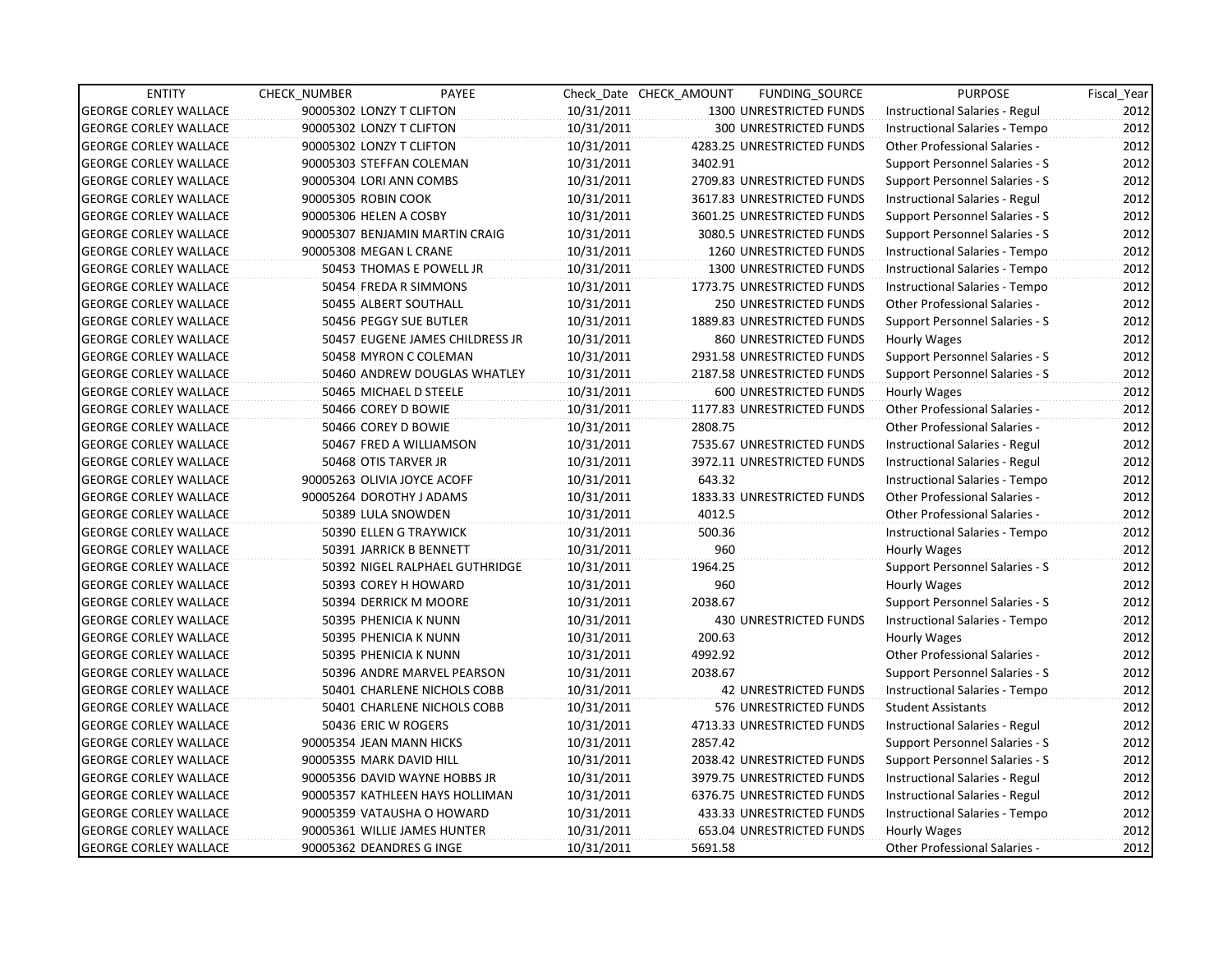| ENTITY | CHECK_NUMBER | PAYEE | Check_Date | CHECK_AMOUNT | FUNDING_SOURCE | PURPOSE | Fiscal_Year |
|---|---|---|---|---|---|---|---|
| GEORGE CORLEY WALLACE | 90005302 | LONZY T CLIFTON | 10/31/2011 | 1300 | UNRESTRICTED FUNDS | Instructional Salaries - Regul | 2012 |
| GEORGE CORLEY WALLACE | 90005302 | LONZY T CLIFTON | 10/31/2011 | 300 | UNRESTRICTED FUNDS | Instructional Salaries - Tempo | 2012 |
| GEORGE CORLEY WALLACE | 90005302 | LONZY T CLIFTON | 10/31/2011 | 4283.25 | UNRESTRICTED FUNDS | Other Professional Salaries - | 2012 |
| GEORGE CORLEY WALLACE | 90005303 | STEFFAN COLEMAN | 10/31/2011 | 3402.91 | | Support Personnel Salaries - S | 2012 |
| GEORGE CORLEY WALLACE | 90005304 | LORI ANN COMBS | 10/31/2011 | 2709.83 | UNRESTRICTED FUNDS | Support Personnel Salaries - S | 2012 |
| GEORGE CORLEY WALLACE | 90005305 | ROBIN COOK | 10/31/2011 | 3617.83 | UNRESTRICTED FUNDS | Instructional Salaries - Regul | 2012 |
| GEORGE CORLEY WALLACE | 90005306 | HELEN A COSBY | 10/31/2011 | 3601.25 | UNRESTRICTED FUNDS | Support Personnel Salaries - S | 2012 |
| GEORGE CORLEY WALLACE | 90005307 | BENJAMIN MARTIN CRAIG | 10/31/2011 | 3080.5 | UNRESTRICTED FUNDS | Support Personnel Salaries - S | 2012 |
| GEORGE CORLEY WALLACE | 90005308 | MEGAN L CRANE | 10/31/2011 | 1260 | UNRESTRICTED FUNDS | Instructional Salaries - Tempo | 2012 |
| GEORGE CORLEY WALLACE | 50453 | THOMAS E POWELL JR | 10/31/2011 | 1300 | UNRESTRICTED FUNDS | Instructional Salaries - Tempo | 2012 |
| GEORGE CORLEY WALLACE | 50454 | FREDA R SIMMONS | 10/31/2011 | 1773.75 | UNRESTRICTED FUNDS | Instructional Salaries - Tempo | 2012 |
| GEORGE CORLEY WALLACE | 50455 | ALBERT SOUTHALL | 10/31/2011 | 250 | UNRESTRICTED FUNDS | Other Professional Salaries - | 2012 |
| GEORGE CORLEY WALLACE | 50456 | PEGGY SUE BUTLER | 10/31/2011 | 1889.83 | UNRESTRICTED FUNDS | Support Personnel Salaries - S | 2012 |
| GEORGE CORLEY WALLACE | 50457 | EUGENE JAMES CHILDRESS JR | 10/31/2011 | 860 | UNRESTRICTED FUNDS | Hourly Wages | 2012 |
| GEORGE CORLEY WALLACE | 50458 | MYRON C COLEMAN | 10/31/2011 | 2931.58 | UNRESTRICTED FUNDS | Support Personnel Salaries - S | 2012 |
| GEORGE CORLEY WALLACE | 50460 | ANDREW DOUGLAS WHATLEY | 10/31/2011 | 2187.58 | UNRESTRICTED FUNDS | Support Personnel Salaries - S | 2012 |
| GEORGE CORLEY WALLACE | 50465 | MICHAEL D STEELE | 10/31/2011 | 600 | UNRESTRICTED FUNDS | Hourly Wages | 2012 |
| GEORGE CORLEY WALLACE | 50466 | COREY D BOWIE | 10/31/2011 | 1177.83 | UNRESTRICTED FUNDS | Other Professional Salaries - | 2012 |
| GEORGE CORLEY WALLACE | 50466 | COREY D BOWIE | 10/31/2011 | 2808.75 | | Other Professional Salaries - | 2012 |
| GEORGE CORLEY WALLACE | 50467 | FRED A WILLIAMSON | 10/31/2011 | 7535.67 | UNRESTRICTED FUNDS | Instructional Salaries - Regul | 2012 |
| GEORGE CORLEY WALLACE | 50468 | OTIS TARVER JR | 10/31/2011 | 3972.11 | UNRESTRICTED FUNDS | Instructional Salaries - Regul | 2012 |
| GEORGE CORLEY WALLACE | 90005263 | OLIVIA JOYCE ACOFF | 10/31/2011 | 643.32 | | Instructional Salaries - Tempo | 2012 |
| GEORGE CORLEY WALLACE | 90005264 | DOROTHY J ADAMS | 10/31/2011 | 1833.33 | UNRESTRICTED FUNDS | Other Professional Salaries - | 2012 |
| GEORGE CORLEY WALLACE | 50389 | LULA SNOWDEN | 10/31/2011 | 4012.5 | | Other Professional Salaries - | 2012 |
| GEORGE CORLEY WALLACE | 50390 | ELLEN G TRAYWICK | 10/31/2011 | 500.36 | | Instructional Salaries - Tempo | 2012 |
| GEORGE CORLEY WALLACE | 50391 | JARRICK B BENNETT | 10/31/2011 | 960 | | Hourly Wages | 2012 |
| GEORGE CORLEY WALLACE | 50392 | NIGEL RALPHAEL GUTHRIDGE | 10/31/2011 | 1964.25 | | Support Personnel Salaries - S | 2012 |
| GEORGE CORLEY WALLACE | 50393 | COREY H HOWARD | 10/31/2011 | 960 | | Hourly Wages | 2012 |
| GEORGE CORLEY WALLACE | 50394 | DERRICK M MOORE | 10/31/2011 | 2038.67 | | Support Personnel Salaries - S | 2012 |
| GEORGE CORLEY WALLACE | 50395 | PHENICIA K NUNN | 10/31/2011 | 430 | UNRESTRICTED FUNDS | Instructional Salaries - Tempo | 2012 |
| GEORGE CORLEY WALLACE | 50395 | PHENICIA K NUNN | 10/31/2011 | 200.63 | | Hourly Wages | 2012 |
| GEORGE CORLEY WALLACE | 50395 | PHENICIA K NUNN | 10/31/2011 | 4992.92 | | Other Professional Salaries - | 2012 |
| GEORGE CORLEY WALLACE | 50396 | ANDRE MARVEL PEARSON | 10/31/2011 | 2038.67 | | Support Personnel Salaries - S | 2012 |
| GEORGE CORLEY WALLACE | 50401 | CHARLENE NICHOLS COBB | 10/31/2011 | 42 | UNRESTRICTED FUNDS | Instructional Salaries - Tempo | 2012 |
| GEORGE CORLEY WALLACE | 50401 | CHARLENE NICHOLS COBB | 10/31/2011 | 576 | UNRESTRICTED FUNDS | Student Assistants | 2012 |
| GEORGE CORLEY WALLACE | 50436 | ERIC W ROGERS | 10/31/2011 | 4713.33 | UNRESTRICTED FUNDS | Instructional Salaries - Regul | 2012 |
| GEORGE CORLEY WALLACE | 90005354 | JEAN MANN HICKS | 10/31/2011 | 2857.42 | | Support Personnel Salaries - S | 2012 |
| GEORGE CORLEY WALLACE | 90005355 | MARK DAVID HILL | 10/31/2011 | 2038.42 | UNRESTRICTED FUNDS | Support Personnel Salaries - S | 2012 |
| GEORGE CORLEY WALLACE | 90005356 | DAVID WAYNE HOBBS JR | 10/31/2011 | 3979.75 | UNRESTRICTED FUNDS | Instructional Salaries - Regul | 2012 |
| GEORGE CORLEY WALLACE | 90005357 | KATHLEEN HAYS HOLLIMAN | 10/31/2011 | 6376.75 | UNRESTRICTED FUNDS | Instructional Salaries - Regul | 2012 |
| GEORGE CORLEY WALLACE | 90005359 | VATAUSHA O HOWARD | 10/31/2011 | 433.33 | UNRESTRICTED FUNDS | Instructional Salaries - Tempo | 2012 |
| GEORGE CORLEY WALLACE | 90005361 | WILLIE JAMES HUNTER | 10/31/2011 | 653.04 | UNRESTRICTED FUNDS | Hourly Wages | 2012 |
| GEORGE CORLEY WALLACE | 90005362 | DEANDRES G INGE | 10/31/2011 | 5691.58 | | Other Professional Salaries - | 2012 |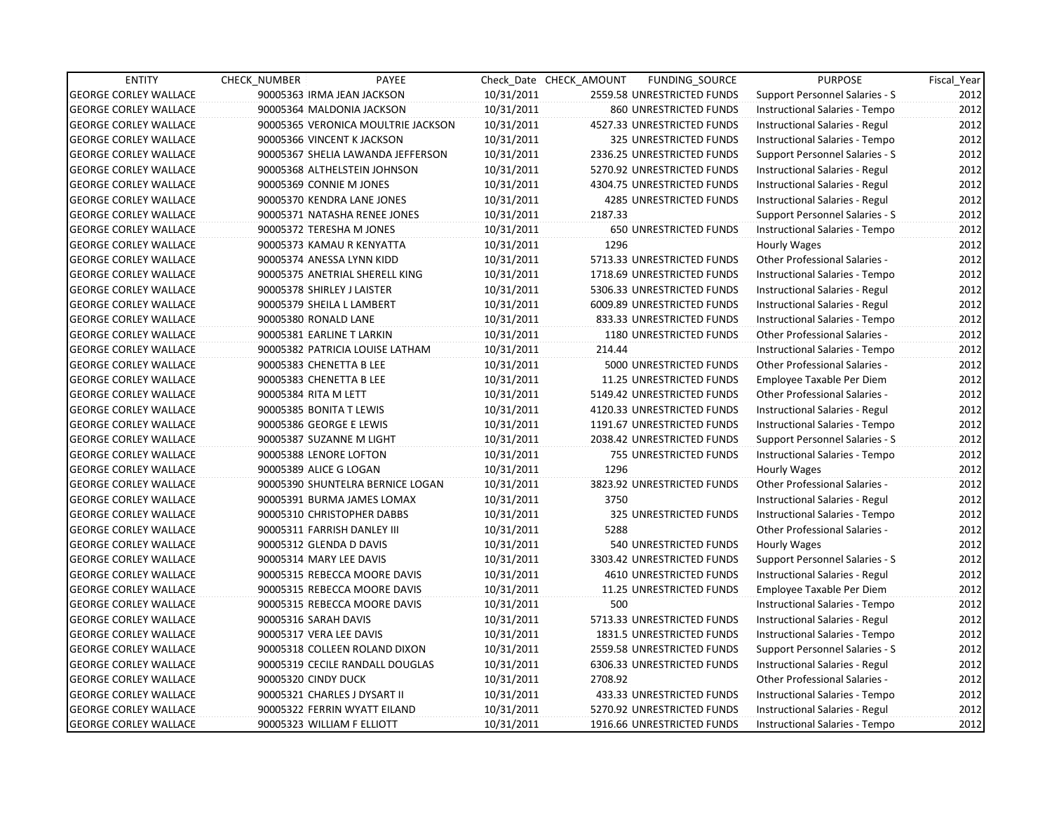| ENTITY | CHECK_NUMBER | PAYEE | Check_Date | CHECK_AMOUNT | FUNDING_SOURCE | PURPOSE | Fiscal_Year |
|---|---|---|---|---|---|---|---|
| GEORGE CORLEY WALLACE | 90005363 | IRMA JEAN JACKSON | 10/31/2011 | 2559.58 | UNRESTRICTED FUNDS | Support Personnel Salaries - S | 2012 |
| GEORGE CORLEY WALLACE | 90005364 | MALDONIA JACKSON | 10/31/2011 | 860 | UNRESTRICTED FUNDS | Instructional Salaries - Tempo | 2012 |
| GEORGE CORLEY WALLACE | 90005365 | VERONICA MOULTRIE JACKSON | 10/31/2011 | 4527.33 | UNRESTRICTED FUNDS | Instructional Salaries - Regul | 2012 |
| GEORGE CORLEY WALLACE | 90005366 | VINCENT K JACKSON | 10/31/2011 | 325 | UNRESTRICTED FUNDS | Instructional Salaries - Tempo | 2012 |
| GEORGE CORLEY WALLACE | 90005367 | SHELIA LAWANDA JEFFERSON | 10/31/2011 | 2336.25 | UNRESTRICTED FUNDS | Support Personnel Salaries - S | 2012 |
| GEORGE CORLEY WALLACE | 90005368 | ALTHELSTEIN JOHNSON | 10/31/2011 | 5270.92 | UNRESTRICTED FUNDS | Instructional Salaries - Regul | 2012 |
| GEORGE CORLEY WALLACE | 90005369 | CONNIE M JONES | 10/31/2011 | 4304.75 | UNRESTRICTED FUNDS | Instructional Salaries - Regul | 2012 |
| GEORGE CORLEY WALLACE | 90005370 | KENDRA LANE JONES | 10/31/2011 | 4285 | UNRESTRICTED FUNDS | Instructional Salaries - Regul | 2012 |
| GEORGE CORLEY WALLACE | 90005371 | NATASHA RENEE JONES | 10/31/2011 | 2187.33 | | Support Personnel Salaries - S | 2012 |
| GEORGE CORLEY WALLACE | 90005372 | TERESHA M JONES | 10/31/2011 | 650 | UNRESTRICTED FUNDS | Instructional Salaries - Tempo | 2012 |
| GEORGE CORLEY WALLACE | 90005373 | KAMAU R KENYATTA | 10/31/2011 | 1296 | | Hourly Wages | 2012 |
| GEORGE CORLEY WALLACE | 90005374 | ANESSA LYNN KIDD | 10/31/2011 | 5713.33 | UNRESTRICTED FUNDS | Other Professional Salaries - | 2012 |
| GEORGE CORLEY WALLACE | 90005375 | ANETRIAL SHERELL KING | 10/31/2011 | 1718.69 | UNRESTRICTED FUNDS | Instructional Salaries - Tempo | 2012 |
| GEORGE CORLEY WALLACE | 90005378 | SHIRLEY J LAISTER | 10/31/2011 | 5306.33 | UNRESTRICTED FUNDS | Instructional Salaries - Regul | 2012 |
| GEORGE CORLEY WALLACE | 90005379 | SHEILA L LAMBERT | 10/31/2011 | 6009.89 | UNRESTRICTED FUNDS | Instructional Salaries - Regul | 2012 |
| GEORGE CORLEY WALLACE | 90005380 | RONALD LANE | 10/31/2011 | 833.33 | UNRESTRICTED FUNDS | Instructional Salaries - Tempo | 2012 |
| GEORGE CORLEY WALLACE | 90005381 | EARLINE T LARKIN | 10/31/2011 | 1180 | UNRESTRICTED FUNDS | Other Professional Salaries - | 2012 |
| GEORGE CORLEY WALLACE | 90005382 | PATRICIA LOUISE LATHAM | 10/31/2011 | 214.44 | | Instructional Salaries - Tempo | 2012 |
| GEORGE CORLEY WALLACE | 90005383 | CHENETTA B LEE | 10/31/2011 | 5000 | UNRESTRICTED FUNDS | Other Professional Salaries - | 2012 |
| GEORGE CORLEY WALLACE | 90005383 | CHENETTA B LEE | 10/31/2011 | 11.25 | UNRESTRICTED FUNDS | Employee Taxable Per Diem | 2012 |
| GEORGE CORLEY WALLACE | 90005384 | RITA M LETT | 10/31/2011 | 5149.42 | UNRESTRICTED FUNDS | Other Professional Salaries - | 2012 |
| GEORGE CORLEY WALLACE | 90005385 | BONITA T LEWIS | 10/31/2011 | 4120.33 | UNRESTRICTED FUNDS | Instructional Salaries - Regul | 2012 |
| GEORGE CORLEY WALLACE | 90005386 | GEORGE E LEWIS | 10/31/2011 | 1191.67 | UNRESTRICTED FUNDS | Instructional Salaries - Tempo | 2012 |
| GEORGE CORLEY WALLACE | 90005387 | SUZANNE M LIGHT | 10/31/2011 | 2038.42 | UNRESTRICTED FUNDS | Support Personnel Salaries - S | 2012 |
| GEORGE CORLEY WALLACE | 90005388 | LENORE LOFTON | 10/31/2011 | 755 | UNRESTRICTED FUNDS | Instructional Salaries - Tempo | 2012 |
| GEORGE CORLEY WALLACE | 90005389 | ALICE G LOGAN | 10/31/2011 | 1296 | | Hourly Wages | 2012 |
| GEORGE CORLEY WALLACE | 90005390 | SHUNTELRA BERNICE LOGAN | 10/31/2011 | 3823.92 | UNRESTRICTED FUNDS | Other Professional Salaries - | 2012 |
| GEORGE CORLEY WALLACE | 90005391 | BURMA JAMES LOMAX | 10/31/2011 | 3750 | | Instructional Salaries - Regul | 2012 |
| GEORGE CORLEY WALLACE | 90005310 | CHRISTOPHER DABBS | 10/31/2011 | 325 | UNRESTRICTED FUNDS | Instructional Salaries - Tempo | 2012 |
| GEORGE CORLEY WALLACE | 90005311 | FARRISH DANLEY III | 10/31/2011 | 5288 | | Other Professional Salaries - | 2012 |
| GEORGE CORLEY WALLACE | 90005312 | GLENDA D DAVIS | 10/31/2011 | 540 | UNRESTRICTED FUNDS | Hourly Wages | 2012 |
| GEORGE CORLEY WALLACE | 90005314 | MARY LEE DAVIS | 10/31/2011 | 3303.42 | UNRESTRICTED FUNDS | Support Personnel Salaries - S | 2012 |
| GEORGE CORLEY WALLACE | 90005315 | REBECCA MOORE DAVIS | 10/31/2011 | 4610 | UNRESTRICTED FUNDS | Instructional Salaries - Regul | 2012 |
| GEORGE CORLEY WALLACE | 90005315 | REBECCA MOORE DAVIS | 10/31/2011 | 11.25 | UNRESTRICTED FUNDS | Employee Taxable Per Diem | 2012 |
| GEORGE CORLEY WALLACE | 90005315 | REBECCA MOORE DAVIS | 10/31/2011 | 500 | | Instructional Salaries - Tempo | 2012 |
| GEORGE CORLEY WALLACE | 90005316 | SARAH DAVIS | 10/31/2011 | 5713.33 | UNRESTRICTED FUNDS | Instructional Salaries - Regul | 2012 |
| GEORGE CORLEY WALLACE | 90005317 | VERA LEE DAVIS | 10/31/2011 | 1831.5 | UNRESTRICTED FUNDS | Instructional Salaries - Tempo | 2012 |
| GEORGE CORLEY WALLACE | 90005318 | COLLEEN ROLAND DIXON | 10/31/2011 | 2559.58 | UNRESTRICTED FUNDS | Support Personnel Salaries - S | 2012 |
| GEORGE CORLEY WALLACE | 90005319 | CECILE RANDALL DOUGLAS | 10/31/2011 | 6306.33 | UNRESTRICTED FUNDS | Instructional Salaries - Regul | 2012 |
| GEORGE CORLEY WALLACE | 90005320 | CINDY DUCK | 10/31/2011 | 2708.92 | | Other Professional Salaries - | 2012 |
| GEORGE CORLEY WALLACE | 90005321 | CHARLES J DYSART II | 10/31/2011 | 433.33 | UNRESTRICTED FUNDS | Instructional Salaries - Tempo | 2012 |
| GEORGE CORLEY WALLACE | 90005322 | FERRIN WYATT EILAND | 10/31/2011 | 5270.92 | UNRESTRICTED FUNDS | Instructional Salaries - Regul | 2012 |
| GEORGE CORLEY WALLACE | 90005323 | WILLIAM F ELLIOTT | 10/31/2011 | 1916.66 | UNRESTRICTED FUNDS | Instructional Salaries - Tempo | 2012 |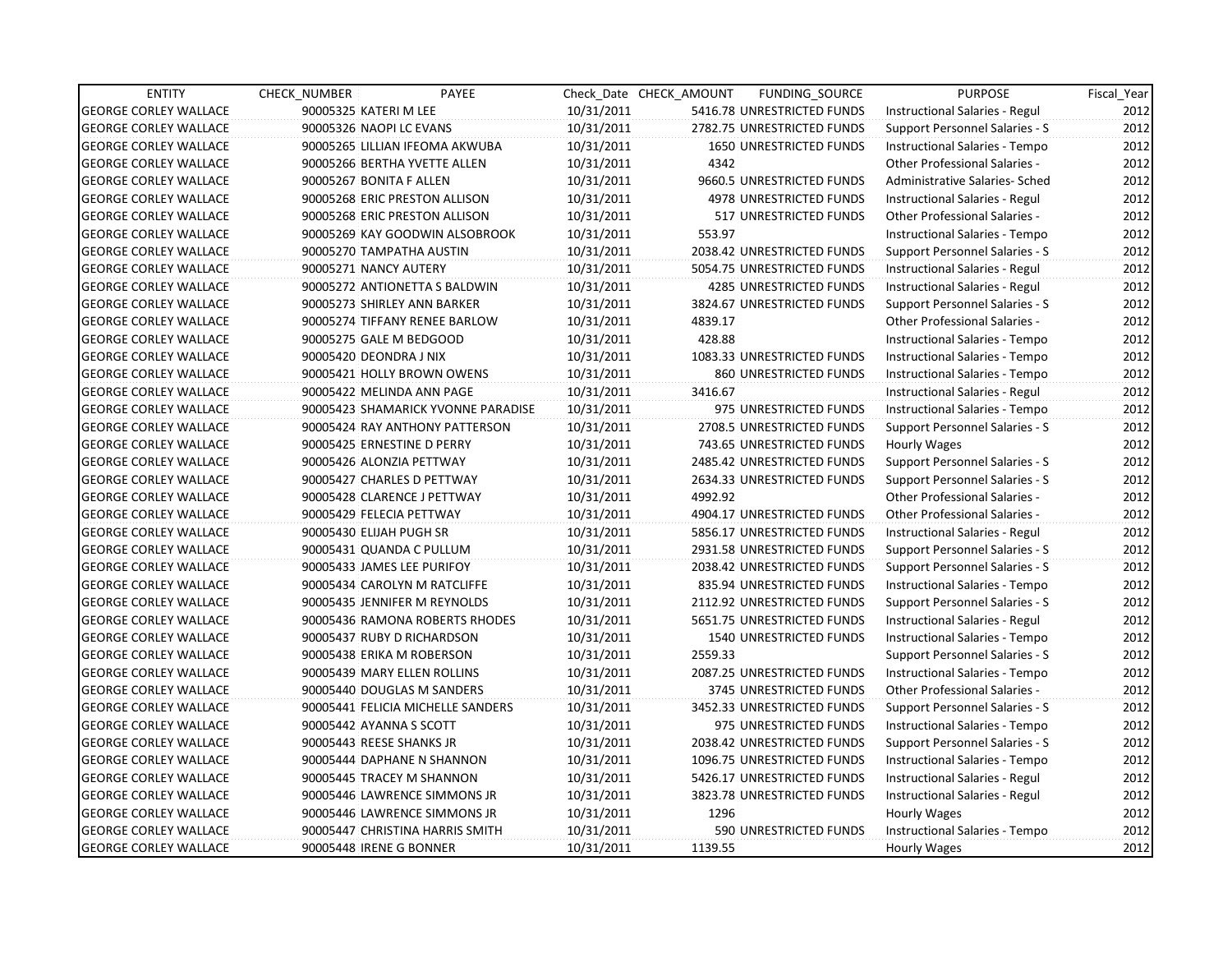| ENTITY | CHECK_NUMBER | PAYEE | Check_Date | CHECK_AMOUNT | FUNDING_SOURCE | PURPOSE | Fiscal_Year |
|---|---|---|---|---|---|---|---|
| GEORGE CORLEY WALLACE | 90005325 | KATERI M LEE | 10/31/2011 | 5416.78 | UNRESTRICTED FUNDS | Instructional Salaries - Regul | 2012 |
| GEORGE CORLEY WALLACE | 90005326 | NAOPI LC EVANS | 10/31/2011 | 2782.75 | UNRESTRICTED FUNDS | Support Personnel Salaries - S | 2012 |
| GEORGE CORLEY WALLACE | 90005265 | LILLIAN IFEOMA AKWUBA | 10/31/2011 | 1650 | UNRESTRICTED FUNDS | Instructional Salaries - Tempo | 2012 |
| GEORGE CORLEY WALLACE | 90005266 | BERTHA YVETTE ALLEN | 10/31/2011 | 4342 | | Other Professional Salaries - | 2012 |
| GEORGE CORLEY WALLACE | 90005267 | BONITA F ALLEN | 10/31/2011 | 9660.5 | UNRESTRICTED FUNDS | Administrative Salaries- Sched | 2012 |
| GEORGE CORLEY WALLACE | 90005268 | ERIC PRESTON ALLISON | 10/31/2011 | 4978 | UNRESTRICTED FUNDS | Instructional Salaries - Regul | 2012 |
| GEORGE CORLEY WALLACE | 90005268 | ERIC PRESTON ALLISON | 10/31/2011 | 517 | UNRESTRICTED FUNDS | Other Professional Salaries - | 2012 |
| GEORGE CORLEY WALLACE | 90005269 | KAY GOODWIN ALSOBROOK | 10/31/2011 | 553.97 | | Instructional Salaries - Tempo | 2012 |
| GEORGE CORLEY WALLACE | 90005270 | TAMPATHA AUSTIN | 10/31/2011 | 2038.42 | UNRESTRICTED FUNDS | Support Personnel Salaries - S | 2012 |
| GEORGE CORLEY WALLACE | 90005271 | NANCY AUTERY | 10/31/2011 | 5054.75 | UNRESTRICTED FUNDS | Instructional Salaries - Regul | 2012 |
| GEORGE CORLEY WALLACE | 90005272 | ANTIONETTA S BALDWIN | 10/31/2011 | 4285 | UNRESTRICTED FUNDS | Instructional Salaries - Regul | 2012 |
| GEORGE CORLEY WALLACE | 90005273 | SHIRLEY ANN BARKER | 10/31/2011 | 3824.67 | UNRESTRICTED FUNDS | Support Personnel Salaries - S | 2012 |
| GEORGE CORLEY WALLACE | 90005274 | TIFFANY RENEE BARLOW | 10/31/2011 | 4839.17 | | Other Professional Salaries - | 2012 |
| GEORGE CORLEY WALLACE | 90005275 | GALE M BEDGOOD | 10/31/2011 | 428.88 | | Instructional Salaries - Tempo | 2012 |
| GEORGE CORLEY WALLACE | 90005420 | DEONDRA J NIX | 10/31/2011 | 1083.33 | UNRESTRICTED FUNDS | Instructional Salaries - Tempo | 2012 |
| GEORGE CORLEY WALLACE | 90005421 | HOLLY BROWN OWENS | 10/31/2011 | 860 | UNRESTRICTED FUNDS | Instructional Salaries - Tempo | 2012 |
| GEORGE CORLEY WALLACE | 90005422 | MELINDA ANN PAGE | 10/31/2011 | 3416.67 | | Instructional Salaries - Regul | 2012 |
| GEORGE CORLEY WALLACE | 90005423 | SHAMARICK YVONNE PARADISE | 10/31/2011 | 975 | UNRESTRICTED FUNDS | Instructional Salaries - Tempo | 2012 |
| GEORGE CORLEY WALLACE | 90005424 | RAY ANTHONY PATTERSON | 10/31/2011 | 2708.5 | UNRESTRICTED FUNDS | Support Personnel Salaries - S | 2012 |
| GEORGE CORLEY WALLACE | 90005425 | ERNESTINE D PERRY | 10/31/2011 | 743.65 | UNRESTRICTED FUNDS | Hourly Wages | 2012 |
| GEORGE CORLEY WALLACE | 90005426 | ALONZIA PETTWAY | 10/31/2011 | 2485.42 | UNRESTRICTED FUNDS | Support Personnel Salaries - S | 2012 |
| GEORGE CORLEY WALLACE | 90005427 | CHARLES D PETTWAY | 10/31/2011 | 2634.33 | UNRESTRICTED FUNDS | Support Personnel Salaries - S | 2012 |
| GEORGE CORLEY WALLACE | 90005428 | CLARENCE J PETTWAY | 10/31/2011 | 4992.92 | | Other Professional Salaries - | 2012 |
| GEORGE CORLEY WALLACE | 90005429 | FELECIA PETTWAY | 10/31/2011 | 4904.17 | UNRESTRICTED FUNDS | Other Professional Salaries - | 2012 |
| GEORGE CORLEY WALLACE | 90005430 | ELIJAH PUGH SR | 10/31/2011 | 5856.17 | UNRESTRICTED FUNDS | Instructional Salaries - Regul | 2012 |
| GEORGE CORLEY WALLACE | 90005431 | QUANDA C PULLUM | 10/31/2011 | 2931.58 | UNRESTRICTED FUNDS | Support Personnel Salaries - S | 2012 |
| GEORGE CORLEY WALLACE | 90005433 | JAMES LEE PURIFOY | 10/31/2011 | 2038.42 | UNRESTRICTED FUNDS | Support Personnel Salaries - S | 2012 |
| GEORGE CORLEY WALLACE | 90005434 | CAROLYN M RATCLIFFE | 10/31/2011 | 835.94 | UNRESTRICTED FUNDS | Instructional Salaries - Tempo | 2012 |
| GEORGE CORLEY WALLACE | 90005435 | JENNIFER M REYNOLDS | 10/31/2011 | 2112.92 | UNRESTRICTED FUNDS | Support Personnel Salaries - S | 2012 |
| GEORGE CORLEY WALLACE | 90005436 | RAMONA ROBERTS RHODES | 10/31/2011 | 5651.75 | UNRESTRICTED FUNDS | Instructional Salaries - Regul | 2012 |
| GEORGE CORLEY WALLACE | 90005437 | RUBY D RICHARDSON | 10/31/2011 | 1540 | UNRESTRICTED FUNDS | Instructional Salaries - Tempo | 2012 |
| GEORGE CORLEY WALLACE | 90005438 | ERIKA M ROBERSON | 10/31/2011 | 2559.33 | | Support Personnel Salaries - S | 2012 |
| GEORGE CORLEY WALLACE | 90005439 | MARY ELLEN ROLLINS | 10/31/2011 | 2087.25 | UNRESTRICTED FUNDS | Instructional Salaries - Tempo | 2012 |
| GEORGE CORLEY WALLACE | 90005440 | DOUGLAS M SANDERS | 10/31/2011 | 3745 | UNRESTRICTED FUNDS | Other Professional Salaries - | 2012 |
| GEORGE CORLEY WALLACE | 90005441 | FELICIA MICHELLE SANDERS | 10/31/2011 | 3452.33 | UNRESTRICTED FUNDS | Support Personnel Salaries - S | 2012 |
| GEORGE CORLEY WALLACE | 90005442 | AYANNA S SCOTT | 10/31/2011 | 975 | UNRESTRICTED FUNDS | Instructional Salaries - Tempo | 2012 |
| GEORGE CORLEY WALLACE | 90005443 | REESE SHANKS JR | 10/31/2011 | 2038.42 | UNRESTRICTED FUNDS | Support Personnel Salaries - S | 2012 |
| GEORGE CORLEY WALLACE | 90005444 | DAPHANE N SHANNON | 10/31/2011 | 1096.75 | UNRESTRICTED FUNDS | Instructional Salaries - Tempo | 2012 |
| GEORGE CORLEY WALLACE | 90005445 | TRACEY M SHANNON | 10/31/2011 | 5426.17 | UNRESTRICTED FUNDS | Instructional Salaries - Regul | 2012 |
| GEORGE CORLEY WALLACE | 90005446 | LAWRENCE SIMMONS JR | 10/31/2011 | 3823.78 | UNRESTRICTED FUNDS | Instructional Salaries - Regul | 2012 |
| GEORGE CORLEY WALLACE | 90005446 | LAWRENCE SIMMONS JR | 10/31/2011 | 1296 | | Hourly Wages | 2012 |
| GEORGE CORLEY WALLACE | 90005447 | CHRISTINA HARRIS SMITH | 10/31/2011 | 590 | UNRESTRICTED FUNDS | Instructional Salaries - Tempo | 2012 |
| GEORGE CORLEY WALLACE | 90005448 | IRENE G BONNER | 10/31/2011 | 1139.55 | | Hourly Wages | 2012 |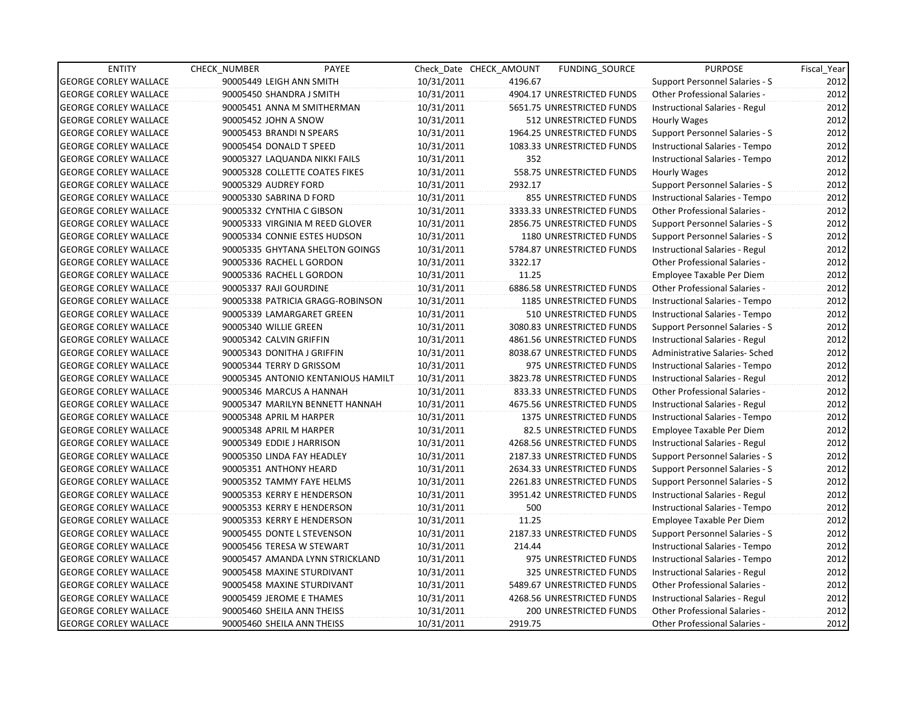| ENTITY | CHECK_NUMBER | PAYEE | Check_Date | CHECK_AMOUNT | FUNDING_SOURCE | PURPOSE | Fiscal_Year |
|---|---|---|---|---|---|---|---|
| GEORGE CORLEY WALLACE | 90005449 | LEIGH ANN SMITH | 10/31/2011 | 4196.67 | | Support Personnel Salaries - S | 2012 |
| GEORGE CORLEY WALLACE | 90005450 | SHANDRA J SMITH | 10/31/2011 | 4904.17 | UNRESTRICTED FUNDS | Other Professional Salaries - | 2012 |
| GEORGE CORLEY WALLACE | 90005451 | ANNA M SMITHERMAN | 10/31/2011 | 5651.75 | UNRESTRICTED FUNDS | Instructional Salaries - Regul | 2012 |
| GEORGE CORLEY WALLACE | 90005452 | JOHN A SNOW | 10/31/2011 | 512 | UNRESTRICTED FUNDS | Hourly Wages | 2012 |
| GEORGE CORLEY WALLACE | 90005453 | BRANDI N SPEARS | 10/31/2011 | 1964.25 | UNRESTRICTED FUNDS | Support Personnel Salaries - S | 2012 |
| GEORGE CORLEY WALLACE | 90005454 | DONALD T SPEED | 10/31/2011 | 1083.33 | UNRESTRICTED FUNDS | Instructional Salaries - Tempo | 2012 |
| GEORGE CORLEY WALLACE | 90005327 | LAQUANDA NIKKI FAILS | 10/31/2011 | 352 | | Instructional Salaries - Tempo | 2012 |
| GEORGE CORLEY WALLACE | 90005328 | COLLETTE COATES FIKES | 10/31/2011 | 558.75 | UNRESTRICTED FUNDS | Hourly Wages | 2012 |
| GEORGE CORLEY WALLACE | 90005329 | AUDREY FORD | 10/31/2011 | 2932.17 | | Support Personnel Salaries - S | 2012 |
| GEORGE CORLEY WALLACE | 90005330 | SABRINA D FORD | 10/31/2011 | 855 | UNRESTRICTED FUNDS | Instructional Salaries - Tempo | 2012 |
| GEORGE CORLEY WALLACE | 90005332 | CYNTHIA C GIBSON | 10/31/2011 | 3333.33 | UNRESTRICTED FUNDS | Other Professional Salaries - | 2012 |
| GEORGE CORLEY WALLACE | 90005333 | VIRGINIA M REED GLOVER | 10/31/2011 | 2856.75 | UNRESTRICTED FUNDS | Support Personnel Salaries - S | 2012 |
| GEORGE CORLEY WALLACE | 90005334 | CONNIE ESTES HUDSON | 10/31/2011 | 1180 | UNRESTRICTED FUNDS | Support Personnel Salaries - S | 2012 |
| GEORGE CORLEY WALLACE | 90005335 | GHYTANA SHELTON GOINGS | 10/31/2011 | 5784.87 | UNRESTRICTED FUNDS | Instructional Salaries - Regul | 2012 |
| GEORGE CORLEY WALLACE | 90005336 | RACHEL L GORDON | 10/31/2011 | 3322.17 | | Other Professional Salaries - | 2012 |
| GEORGE CORLEY WALLACE | 90005336 | RACHEL L GORDON | 10/31/2011 | 11.25 | | Employee Taxable Per Diem | 2012 |
| GEORGE CORLEY WALLACE | 90005337 | RAJI GOURDINE | 10/31/2011 | 6886.58 | UNRESTRICTED FUNDS | Other Professional Salaries - | 2012 |
| GEORGE CORLEY WALLACE | 90005338 | PATRICIA GRAGG-ROBINSON | 10/31/2011 | 1185 | UNRESTRICTED FUNDS | Instructional Salaries - Tempo | 2012 |
| GEORGE CORLEY WALLACE | 90005339 | LAMARGARET GREEN | 10/31/2011 | 510 | UNRESTRICTED FUNDS | Instructional Salaries - Tempo | 2012 |
| GEORGE CORLEY WALLACE | 90005340 | WILLIE GREEN | 10/31/2011 | 3080.83 | UNRESTRICTED FUNDS | Support Personnel Salaries - S | 2012 |
| GEORGE CORLEY WALLACE | 90005342 | CALVIN GRIFFIN | 10/31/2011 | 4861.56 | UNRESTRICTED FUNDS | Instructional Salaries - Regul | 2012 |
| GEORGE CORLEY WALLACE | 90005343 | DONITHA J GRIFFIN | 10/31/2011 | 8038.67 | UNRESTRICTED FUNDS | Administrative Salaries- Sched | 2012 |
| GEORGE CORLEY WALLACE | 90005344 | TERRY D GRISSOM | 10/31/2011 | 975 | UNRESTRICTED FUNDS | Instructional Salaries - Tempo | 2012 |
| GEORGE CORLEY WALLACE | 90005345 | ANTONIO KENTANIOUS HAMILT | 10/31/2011 | 3823.78 | UNRESTRICTED FUNDS | Instructional Salaries - Regul | 2012 |
| GEORGE CORLEY WALLACE | 90005346 | MARCUS A HANNAH | 10/31/2011 | 833.33 | UNRESTRICTED FUNDS | Other Professional Salaries - | 2012 |
| GEORGE CORLEY WALLACE | 90005347 | MARILYN BENNETT HANNAH | 10/31/2011 | 4675.56 | UNRESTRICTED FUNDS | Instructional Salaries - Regul | 2012 |
| GEORGE CORLEY WALLACE | 90005348 | APRIL M HARPER | 10/31/2011 | 1375 | UNRESTRICTED FUNDS | Instructional Salaries - Tempo | 2012 |
| GEORGE CORLEY WALLACE | 90005348 | APRIL M HARPER | 10/31/2011 | 82.5 | UNRESTRICTED FUNDS | Employee Taxable Per Diem | 2012 |
| GEORGE CORLEY WALLACE | 90005349 | EDDIE J HARRISON | 10/31/2011 | 4268.56 | UNRESTRICTED FUNDS | Instructional Salaries - Regul | 2012 |
| GEORGE CORLEY WALLACE | 90005350 | LINDA FAY HEADLEY | 10/31/2011 | 2187.33 | UNRESTRICTED FUNDS | Support Personnel Salaries - S | 2012 |
| GEORGE CORLEY WALLACE | 90005351 | ANTHONY HEARD | 10/31/2011 | 2634.33 | UNRESTRICTED FUNDS | Support Personnel Salaries - S | 2012 |
| GEORGE CORLEY WALLACE | 90005352 | TAMMY FAYE HELMS | 10/31/2011 | 2261.83 | UNRESTRICTED FUNDS | Support Personnel Salaries - S | 2012 |
| GEORGE CORLEY WALLACE | 90005353 | KERRY E HENDERSON | 10/31/2011 | 3951.42 | UNRESTRICTED FUNDS | Instructional Salaries - Regul | 2012 |
| GEORGE CORLEY WALLACE | 90005353 | KERRY E HENDERSON | 10/31/2011 | 500 | | Instructional Salaries - Tempo | 2012 |
| GEORGE CORLEY WALLACE | 90005353 | KERRY E HENDERSON | 10/31/2011 | 11.25 | | Employee Taxable Per Diem | 2012 |
| GEORGE CORLEY WALLACE | 90005455 | DONTE L STEVENSON | 10/31/2011 | 2187.33 | UNRESTRICTED FUNDS | Support Personnel Salaries - S | 2012 |
| GEORGE CORLEY WALLACE | 90005456 | TERESA W STEWART | 10/31/2011 | 214.44 | | Instructional Salaries - Tempo | 2012 |
| GEORGE CORLEY WALLACE | 90005457 | AMANDA LYNN STRICKLAND | 10/31/2011 | 975 | UNRESTRICTED FUNDS | Instructional Salaries - Tempo | 2012 |
| GEORGE CORLEY WALLACE | 90005458 | MAXINE STURDIVANT | 10/31/2011 | 325 | UNRESTRICTED FUNDS | Instructional Salaries - Regul | 2012 |
| GEORGE CORLEY WALLACE | 90005458 | MAXINE STURDIVANT | 10/31/2011 | 5489.67 | UNRESTRICTED FUNDS | Other Professional Salaries - | 2012 |
| GEORGE CORLEY WALLACE | 90005459 | JEROME E THAMES | 10/31/2011 | 4268.56 | UNRESTRICTED FUNDS | Instructional Salaries - Regul | 2012 |
| GEORGE CORLEY WALLACE | 90005460 | SHEILA ANN THEISS | 10/31/2011 | 200 | UNRESTRICTED FUNDS | Other Professional Salaries - | 2012 |
| GEORGE CORLEY WALLACE | 90005460 | SHEILA ANN THEISS | 10/31/2011 | 2919.75 | | Other Professional Salaries - | 2012 |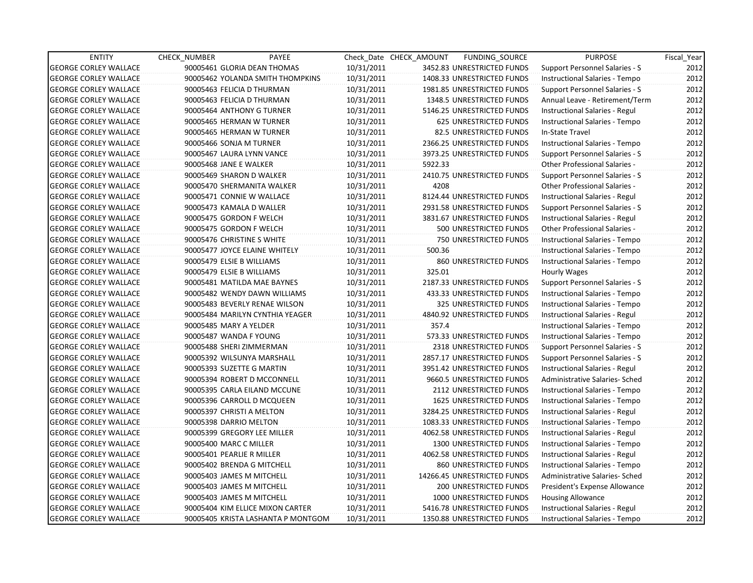| ENTITY | CHECK_NUMBER | PAYEE | Check_Date | CHECK_AMOUNT | FUNDING_SOURCE | PURPOSE | Fiscal_Year |
|---|---|---|---|---|---|---|---|
| GEORGE CORLEY WALLACE | 90005461 | GLORIA DEAN THOMAS | 10/31/2011 | 3452.83 | UNRESTRICTED FUNDS | Support Personnel Salaries - S | 2012 |
| GEORGE CORLEY WALLACE | 90005462 | YOLANDA SMITH THOMPKINS | 10/31/2011 | 1408.33 | UNRESTRICTED FUNDS | Instructional Salaries - Tempo | 2012 |
| GEORGE CORLEY WALLACE | 90005463 | FELICIA D THURMAN | 10/31/2011 | 1981.85 | UNRESTRICTED FUNDS | Support Personnel Salaries - S | 2012 |
| GEORGE CORLEY WALLACE | 90005463 | FELICIA D THURMAN | 10/31/2011 | 1348.5 | UNRESTRICTED FUNDS | Annual Leave - Retirement/Term | 2012 |
| GEORGE CORLEY WALLACE | 90005464 | ANTHONY G TURNER | 10/31/2011 | 5146.25 | UNRESTRICTED FUNDS | Instructional Salaries - Regul | 2012 |
| GEORGE CORLEY WALLACE | 90005465 | HERMAN W TURNER | 10/31/2011 | 625 | UNRESTRICTED FUNDS | Instructional Salaries - Tempo | 2012 |
| GEORGE CORLEY WALLACE | 90005465 | HERMAN W TURNER | 10/31/2011 | 82.5 | UNRESTRICTED FUNDS | In-State Travel | 2012 |
| GEORGE CORLEY WALLACE | 90005466 | SONJA M TURNER | 10/31/2011 | 2366.25 | UNRESTRICTED FUNDS | Instructional Salaries - Tempo | 2012 |
| GEORGE CORLEY WALLACE | 90005467 | LAURA LYNN VANCE | 10/31/2011 | 3973.25 | UNRESTRICTED FUNDS | Support Personnel Salaries - S | 2012 |
| GEORGE CORLEY WALLACE | 90005468 | JANE E WALKER | 10/31/2011 | 5922.33 | | Other Professional Salaries - | 2012 |
| GEORGE CORLEY WALLACE | 90005469 | SHARON D WALKER | 10/31/2011 | 2410.75 | UNRESTRICTED FUNDS | Support Personnel Salaries - S | 2012 |
| GEORGE CORLEY WALLACE | 90005470 | SHERMANITA WALKER | 10/31/2011 | 4208 | | Other Professional Salaries - | 2012 |
| GEORGE CORLEY WALLACE | 90005471 | CONNIE W WALLACE | 10/31/2011 | 8124.44 | UNRESTRICTED FUNDS | Instructional Salaries - Regul | 2012 |
| GEORGE CORLEY WALLACE | 90005473 | KAMALA D WALLER | 10/31/2011 | 2931.58 | UNRESTRICTED FUNDS | Support Personnel Salaries - S | 2012 |
| GEORGE CORLEY WALLACE | 90005475 | GORDON F WELCH | 10/31/2011 | 3831.67 | UNRESTRICTED FUNDS | Instructional Salaries - Regul | 2012 |
| GEORGE CORLEY WALLACE | 90005475 | GORDON F WELCH | 10/31/2011 | 500 | UNRESTRICTED FUNDS | Other Professional Salaries - | 2012 |
| GEORGE CORLEY WALLACE | 90005476 | CHRISTINE S WHITE | 10/31/2011 | 750 | UNRESTRICTED FUNDS | Instructional Salaries - Tempo | 2012 |
| GEORGE CORLEY WALLACE | 90005477 | JOYCE ELAINE WHITELY | 10/31/2011 | 500.36 | | Instructional Salaries - Tempo | 2012 |
| GEORGE CORLEY WALLACE | 90005479 | ELSIE B WILLIAMS | 10/31/2011 | 860 | UNRESTRICTED FUNDS | Instructional Salaries - Tempo | 2012 |
| GEORGE CORLEY WALLACE | 90005479 | ELSIE B WILLIAMS | 10/31/2011 | 325.01 | | Hourly Wages | 2012 |
| GEORGE CORLEY WALLACE | 90005481 | MATILDA MAE BAYNES | 10/31/2011 | 2187.33 | UNRESTRICTED FUNDS | Support Personnel Salaries - S | 2012 |
| GEORGE CORLEY WALLACE | 90005482 | WENDY DAWN WILLIAMS | 10/31/2011 | 433.33 | UNRESTRICTED FUNDS | Instructional Salaries - Tempo | 2012 |
| GEORGE CORLEY WALLACE | 90005483 | BEVERLY RENAE WILSON | 10/31/2011 | 325 | UNRESTRICTED FUNDS | Instructional Salaries - Tempo | 2012 |
| GEORGE CORLEY WALLACE | 90005484 | MARILYN CYNTHIA YEAGER | 10/31/2011 | 4840.92 | UNRESTRICTED FUNDS | Instructional Salaries - Regul | 2012 |
| GEORGE CORLEY WALLACE | 90005485 | MARY A YELDER | 10/31/2011 | 357.4 | | Instructional Salaries - Tempo | 2012 |
| GEORGE CORLEY WALLACE | 90005487 | WANDA F YOUNG | 10/31/2011 | 573.33 | UNRESTRICTED FUNDS | Instructional Salaries - Tempo | 2012 |
| GEORGE CORLEY WALLACE | 90005488 | SHERI ZIMMERMAN | 10/31/2011 | 2318 | UNRESTRICTED FUNDS | Support Personnel Salaries - S | 2012 |
| GEORGE CORLEY WALLACE | 90005392 | WILSUNYA MARSHALL | 10/31/2011 | 2857.17 | UNRESTRICTED FUNDS | Support Personnel Salaries - S | 2012 |
| GEORGE CORLEY WALLACE | 90005393 | SUZETTE G MARTIN | 10/31/2011 | 3951.42 | UNRESTRICTED FUNDS | Instructional Salaries - Regul | 2012 |
| GEORGE CORLEY WALLACE | 90005394 | ROBERT D MCCONNELL | 10/31/2011 | 9660.5 | UNRESTRICTED FUNDS | Administrative Salaries- Sched | 2012 |
| GEORGE CORLEY WALLACE | 90005395 | CARLA EILAND MCCUNE | 10/31/2011 | 2112 | UNRESTRICTED FUNDS | Instructional Salaries - Tempo | 2012 |
| GEORGE CORLEY WALLACE | 90005396 | CARROLL D MCQUEEN | 10/31/2011 | 1625 | UNRESTRICTED FUNDS | Instructional Salaries - Tempo | 2012 |
| GEORGE CORLEY WALLACE | 90005397 | CHRISTI A MELTON | 10/31/2011 | 3284.25 | UNRESTRICTED FUNDS | Instructional Salaries - Regul | 2012 |
| GEORGE CORLEY WALLACE | 90005398 | DARRIO MELTON | 10/31/2011 | 1083.33 | UNRESTRICTED FUNDS | Instructional Salaries - Tempo | 2012 |
| GEORGE CORLEY WALLACE | 90005399 | GREGORY LEE MILLER | 10/31/2011 | 4062.58 | UNRESTRICTED FUNDS | Instructional Salaries - Regul | 2012 |
| GEORGE CORLEY WALLACE | 90005400 | MARC C MILLER | 10/31/2011 | 1300 | UNRESTRICTED FUNDS | Instructional Salaries - Tempo | 2012 |
| GEORGE CORLEY WALLACE | 90005401 | PEARLIE R MILLER | 10/31/2011 | 4062.58 | UNRESTRICTED FUNDS | Instructional Salaries - Regul | 2012 |
| GEORGE CORLEY WALLACE | 90005402 | BRENDA G MITCHELL | 10/31/2011 | 860 | UNRESTRICTED FUNDS | Instructional Salaries - Tempo | 2012 |
| GEORGE CORLEY WALLACE | 90005403 | JAMES M MITCHELL | 10/31/2011 | 14266.45 | UNRESTRICTED FUNDS | Administrative Salaries- Sched | 2012 |
| GEORGE CORLEY WALLACE | 90005403 | JAMES M MITCHELL | 10/31/2011 | 200 | UNRESTRICTED FUNDS | President's Expense Allowance | 2012 |
| GEORGE CORLEY WALLACE | 90005403 | JAMES M MITCHELL | 10/31/2011 | 1000 | UNRESTRICTED FUNDS | Housing Allowance | 2012 |
| GEORGE CORLEY WALLACE | 90005404 | KIM ELLICE MIXON CARTER | 10/31/2011 | 5416.78 | UNRESTRICTED FUNDS | Instructional Salaries - Regul | 2012 |
| GEORGE CORLEY WALLACE | 90005405 | KRISTA LASHANTA P MONTGOM | 10/31/2011 | 1350.88 | UNRESTRICTED FUNDS | Instructional Salaries - Tempo | 2012 |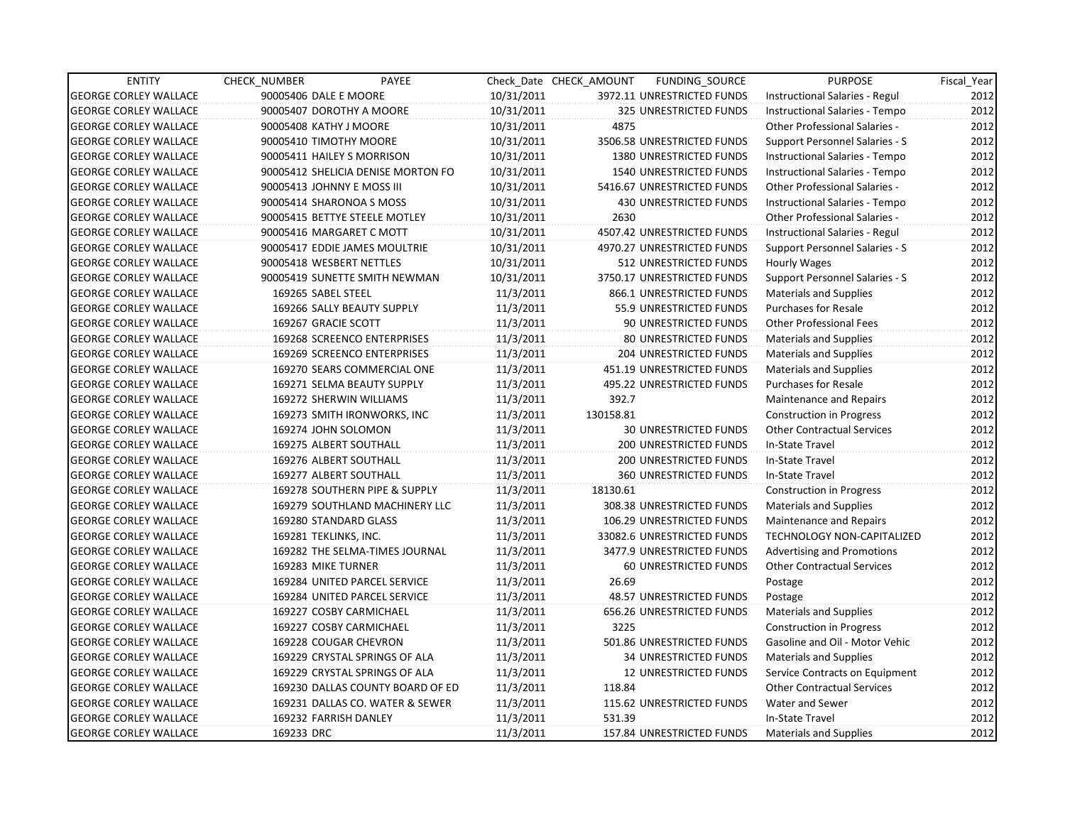| ENTITY | CHECK_NUMBER | PAYEE | Check_Date | CHECK_AMOUNT | FUNDING_SOURCE | PURPOSE | Fiscal_Year |
|---|---|---|---|---|---|---|---|
| GEORGE CORLEY WALLACE | 90005406 | DALE E MOORE | 10/31/2011 | 3972.11 | UNRESTRICTED FUNDS | Instructional Salaries - Regul | 2012 |
| GEORGE CORLEY WALLACE | 90005407 | DOROTHY A MOORE | 10/31/2011 | 325 | UNRESTRICTED FUNDS | Instructional Salaries - Tempo | 2012 |
| GEORGE CORLEY WALLACE | 90005408 | KATHY J MOORE | 10/31/2011 | 4875 | | Other Professional Salaries - | 2012 |
| GEORGE CORLEY WALLACE | 90005410 | TIMOTHY MOORE | 10/31/2011 | 3506.58 | UNRESTRICTED FUNDS | Support Personnel Salaries - S | 2012 |
| GEORGE CORLEY WALLACE | 90005411 | HAILEY S MORRISON | 10/31/2011 | 1380 | UNRESTRICTED FUNDS | Instructional Salaries - Tempo | 2012 |
| GEORGE CORLEY WALLACE | 90005412 | SHELICIA DENISE MORTON FO | 10/31/2011 | 1540 | UNRESTRICTED FUNDS | Instructional Salaries - Tempo | 2012 |
| GEORGE CORLEY WALLACE | 90005413 | JOHNNY E MOSS III | 10/31/2011 | 5416.67 | UNRESTRICTED FUNDS | Other Professional Salaries - | 2012 |
| GEORGE CORLEY WALLACE | 90005414 | SHARONOA S MOSS | 10/31/2011 | 430 | UNRESTRICTED FUNDS | Instructional Salaries - Tempo | 2012 |
| GEORGE CORLEY WALLACE | 90005415 | BETTYE STEELE MOTLEY | 10/31/2011 | 2630 | | Other Professional Salaries - | 2012 |
| GEORGE CORLEY WALLACE | 90005416 | MARGARET C MOTT | 10/31/2011 | 4507.42 | UNRESTRICTED FUNDS | Instructional Salaries - Regul | 2012 |
| GEORGE CORLEY WALLACE | 90005417 | EDDIE JAMES MOULTRIE | 10/31/2011 | 4970.27 | UNRESTRICTED FUNDS | Support Personnel Salaries - S | 2012 |
| GEORGE CORLEY WALLACE | 90005418 | WESBERT NETTLES | 10/31/2011 | 512 | UNRESTRICTED FUNDS | Hourly Wages | 2012 |
| GEORGE CORLEY WALLACE | 90005419 | SUNETTE SMITH NEWMAN | 10/31/2011 | 3750.17 | UNRESTRICTED FUNDS | Support Personnel Salaries - S | 2012 |
| GEORGE CORLEY WALLACE | 169265 | SABEL STEEL | 11/3/2011 | 866.1 | UNRESTRICTED FUNDS | Materials and Supplies | 2012 |
| GEORGE CORLEY WALLACE | 169266 | SALLY BEAUTY SUPPLY | 11/3/2011 | 55.9 | UNRESTRICTED FUNDS | Purchases for Resale | 2012 |
| GEORGE CORLEY WALLACE | 169267 | GRACIE SCOTT | 11/3/2011 | 90 | UNRESTRICTED FUNDS | Other Professional Fees | 2012 |
| GEORGE CORLEY WALLACE | 169268 | SCREENCO ENTERPRISES | 11/3/2011 | 80 | UNRESTRICTED FUNDS | Materials and Supplies | 2012 |
| GEORGE CORLEY WALLACE | 169269 | SCREENCO ENTERPRISES | 11/3/2011 | 204 | UNRESTRICTED FUNDS | Materials and Supplies | 2012 |
| GEORGE CORLEY WALLACE | 169270 | SEARS COMMERCIAL ONE | 11/3/2011 | 451.19 | UNRESTRICTED FUNDS | Materials and Supplies | 2012 |
| GEORGE CORLEY WALLACE | 169271 | SELMA BEAUTY SUPPLY | 11/3/2011 | 495.22 | UNRESTRICTED FUNDS | Purchases for Resale | 2012 |
| GEORGE CORLEY WALLACE | 169272 | SHERWIN WILLIAMS | 11/3/2011 | 392.7 | | Maintenance and Repairs | 2012 |
| GEORGE CORLEY WALLACE | 169273 | SMITH IRONWORKS, INC | 11/3/2011 | 130158.81 | | Construction in Progress | 2012 |
| GEORGE CORLEY WALLACE | 169274 | JOHN SOLOMON | 11/3/2011 | 30 | UNRESTRICTED FUNDS | Other Contractual Services | 2012 |
| GEORGE CORLEY WALLACE | 169275 | ALBERT SOUTHALL | 11/3/2011 | 200 | UNRESTRICTED FUNDS | In-State Travel | 2012 |
| GEORGE CORLEY WALLACE | 169276 | ALBERT SOUTHALL | 11/3/2011 | 200 | UNRESTRICTED FUNDS | In-State Travel | 2012 |
| GEORGE CORLEY WALLACE | 169277 | ALBERT SOUTHALL | 11/3/2011 | 360 | UNRESTRICTED FUNDS | In-State Travel | 2012 |
| GEORGE CORLEY WALLACE | 169278 | SOUTHERN PIPE & SUPPLY | 11/3/2011 | 18130.61 | | Construction in Progress | 2012 |
| GEORGE CORLEY WALLACE | 169279 | SOUTHLAND MACHINERY LLC | 11/3/2011 | 308.38 | UNRESTRICTED FUNDS | Materials and Supplies | 2012 |
| GEORGE CORLEY WALLACE | 169280 | STANDARD GLASS | 11/3/2011 | 106.29 | UNRESTRICTED FUNDS | Maintenance and Repairs | 2012 |
| GEORGE CORLEY WALLACE | 169281 | TEKLINKS, INC. | 11/3/2011 | 33082.6 | UNRESTRICTED FUNDS | TECHNOLOGY NON-CAPITALIZED | 2012 |
| GEORGE CORLEY WALLACE | 169282 | THE SELMA-TIMES JOURNAL | 11/3/2011 | 3477.9 | UNRESTRICTED FUNDS | Advertising and Promotions | 2012 |
| GEORGE CORLEY WALLACE | 169283 | MIKE TURNER | 11/3/2011 | 60 | UNRESTRICTED FUNDS | Other Contractual Services | 2012 |
| GEORGE CORLEY WALLACE | 169284 | UNITED PARCEL SERVICE | 11/3/2011 | 26.69 | | Postage | 2012 |
| GEORGE CORLEY WALLACE | 169284 | UNITED PARCEL SERVICE | 11/3/2011 | 48.57 | UNRESTRICTED FUNDS | Postage | 2012 |
| GEORGE CORLEY WALLACE | 169227 | COSBY CARMICHAEL | 11/3/2011 | 656.26 | UNRESTRICTED FUNDS | Materials and Supplies | 2012 |
| GEORGE CORLEY WALLACE | 169227 | COSBY CARMICHAEL | 11/3/2011 | 3225 | | Construction in Progress | 2012 |
| GEORGE CORLEY WALLACE | 169228 | COUGAR CHEVRON | 11/3/2011 | 501.86 | UNRESTRICTED FUNDS | Gasoline and Oil - Motor Vehic | 2012 |
| GEORGE CORLEY WALLACE | 169229 | CRYSTAL SPRINGS OF ALA | 11/3/2011 | 34 | UNRESTRICTED FUNDS | Materials and Supplies | 2012 |
| GEORGE CORLEY WALLACE | 169229 | CRYSTAL SPRINGS OF ALA | 11/3/2011 | 12 | UNRESTRICTED FUNDS | Service Contracts on Equipment | 2012 |
| GEORGE CORLEY WALLACE | 169230 | DALLAS COUNTY BOARD OF ED | 11/3/2011 | 118.84 | | Other Contractual Services | 2012 |
| GEORGE CORLEY WALLACE | 169231 | DALLAS CO. WATER & SEWER | 11/3/2011 | 115.62 | UNRESTRICTED FUNDS | Water and Sewer | 2012 |
| GEORGE CORLEY WALLACE | 169232 | FARRISH DANLEY | 11/3/2011 | 531.39 | | In-State Travel | 2012 |
| GEORGE CORLEY WALLACE | 169233 | DRC | 11/3/2011 | 157.84 | UNRESTRICTED FUNDS | Materials and Supplies | 2012 |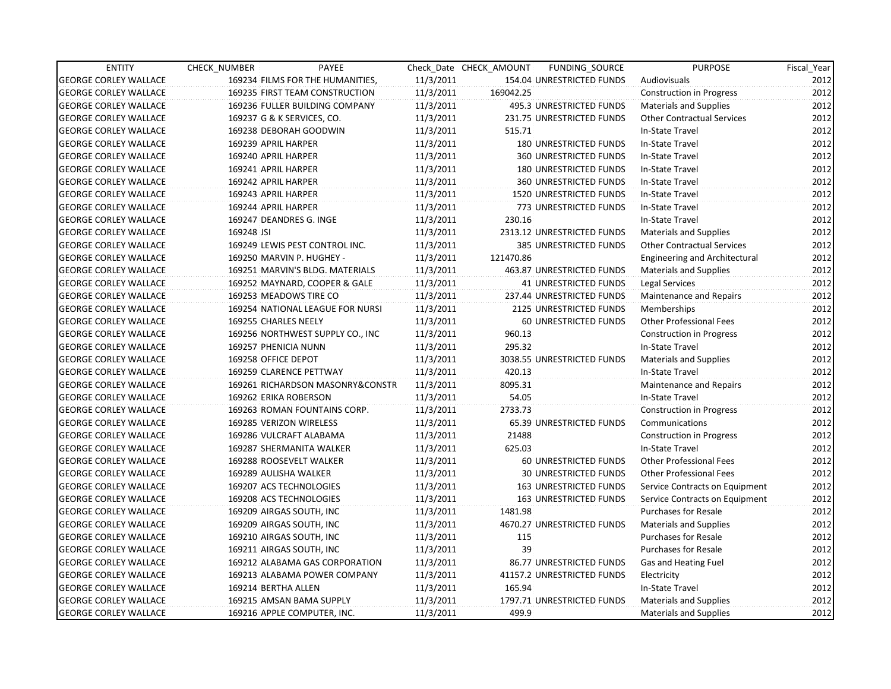| ENTITY | CHECK_NUMBER | PAYEE | Check_Date | CHECK_AMOUNT | FUNDING_SOURCE | PURPOSE | Fiscal_Year |
|---|---|---|---|---|---|---|---|
| GEORGE CORLEY WALLACE | 169234 | FILMS FOR THE HUMANITIES, | 11/3/2011 | 154.04 | UNRESTRICTED FUNDS | Audiovisuals | 2012 |
| GEORGE CORLEY WALLACE | 169235 | FIRST TEAM CONSTRUCTION | 11/3/2011 | 169042.25 | | Construction in Progress | 2012 |
| GEORGE CORLEY WALLACE | 169236 | FULLER BUILDING COMPANY | 11/3/2011 | 495.3 | UNRESTRICTED FUNDS | Materials and Supplies | 2012 |
| GEORGE CORLEY WALLACE | 169237 | G & K SERVICES, CO. | 11/3/2011 | 231.75 | UNRESTRICTED FUNDS | Other Contractual Services | 2012 |
| GEORGE CORLEY WALLACE | 169238 | DEBORAH GOODWIN | 11/3/2011 | 515.71 | | In-State Travel | 2012 |
| GEORGE CORLEY WALLACE | 169239 | APRIL HARPER | 11/3/2011 | 180 | UNRESTRICTED FUNDS | In-State Travel | 2012 |
| GEORGE CORLEY WALLACE | 169240 | APRIL HARPER | 11/3/2011 | 360 | UNRESTRICTED FUNDS | In-State Travel | 2012 |
| GEORGE CORLEY WALLACE | 169241 | APRIL HARPER | 11/3/2011 | 180 | UNRESTRICTED FUNDS | In-State Travel | 2012 |
| GEORGE CORLEY WALLACE | 169242 | APRIL HARPER | 11/3/2011 | 360 | UNRESTRICTED FUNDS | In-State Travel | 2012 |
| GEORGE CORLEY WALLACE | 169243 | APRIL HARPER | 11/3/2011 | 1520 | UNRESTRICTED FUNDS | In-State Travel | 2012 |
| GEORGE CORLEY WALLACE | 169244 | APRIL HARPER | 11/3/2011 | 773 | UNRESTRICTED FUNDS | In-State Travel | 2012 |
| GEORGE CORLEY WALLACE | 169247 | DEANDRES G. INGE | 11/3/2011 | 230.16 | | In-State Travel | 2012 |
| GEORGE CORLEY WALLACE | 169248 | JSI | 11/3/2011 | 2313.12 | UNRESTRICTED FUNDS | Materials and Supplies | 2012 |
| GEORGE CORLEY WALLACE | 169249 | LEWIS PEST CONTROL INC. | 11/3/2011 | 385 | UNRESTRICTED FUNDS | Other Contractual Services | 2012 |
| GEORGE CORLEY WALLACE | 169250 | MARVIN P. HUGHEY - | 11/3/2011 | 121470.86 | | Engineering and Architectural | 2012 |
| GEORGE CORLEY WALLACE | 169251 | MARVIN'S BLDG. MATERIALS | 11/3/2011 | 463.87 | UNRESTRICTED FUNDS | Materials and Supplies | 2012 |
| GEORGE CORLEY WALLACE | 169252 | MAYNARD, COOPER & GALE | 11/3/2011 | 41 | UNRESTRICTED FUNDS | Legal Services | 2012 |
| GEORGE CORLEY WALLACE | 169253 | MEADOWS TIRE CO | 11/3/2011 | 237.44 | UNRESTRICTED FUNDS | Maintenance and Repairs | 2012 |
| GEORGE CORLEY WALLACE | 169254 | NATIONAL LEAGUE FOR NURSI | 11/3/2011 | 2125 | UNRESTRICTED FUNDS | Memberships | 2012 |
| GEORGE CORLEY WALLACE | 169255 | CHARLES NEELY | 11/3/2011 | 60 | UNRESTRICTED FUNDS | Other Professional Fees | 2012 |
| GEORGE CORLEY WALLACE | 169256 | NORTHWEST SUPPLY CO., INC | 11/3/2011 | 960.13 | | Construction in Progress | 2012 |
| GEORGE CORLEY WALLACE | 169257 | PHENICIA NUNN | 11/3/2011 | 295.32 | | In-State Travel | 2012 |
| GEORGE CORLEY WALLACE | 169258 | OFFICE DEPOT | 11/3/2011 | 3038.55 | UNRESTRICTED FUNDS | Materials and Supplies | 2012 |
| GEORGE CORLEY WALLACE | 169259 | CLARENCE PETTWAY | 11/3/2011 | 420.13 | | In-State Travel | 2012 |
| GEORGE CORLEY WALLACE | 169261 | RICHARDSON MASONRY&CONSTR | 11/3/2011 | 8095.31 | | Maintenance and Repairs | 2012 |
| GEORGE CORLEY WALLACE | 169262 | ERIKA ROBERSON | 11/3/2011 | 54.05 | | In-State Travel | 2012 |
| GEORGE CORLEY WALLACE | 169263 | ROMAN FOUNTAINS CORP. | 11/3/2011 | 2733.73 | | Construction in Progress | 2012 |
| GEORGE CORLEY WALLACE | 169285 | VERIZON WIRELESS | 11/3/2011 | 65.39 | UNRESTRICTED FUNDS | Communications | 2012 |
| GEORGE CORLEY WALLACE | 169286 | VULCRAFT ALABAMA | 11/3/2011 | 21488 | | Construction in Progress | 2012 |
| GEORGE CORLEY WALLACE | 169287 | SHERMANITA WALKER | 11/3/2011 | 625.03 | | In-State Travel | 2012 |
| GEORGE CORLEY WALLACE | 169288 | ROOSEVELT WALKER | 11/3/2011 | 60 | UNRESTRICTED FUNDS | Other Professional Fees | 2012 |
| GEORGE CORLEY WALLACE | 169289 | AULISHA WALKER | 11/3/2011 | 30 | UNRESTRICTED FUNDS | Other Professional Fees | 2012 |
| GEORGE CORLEY WALLACE | 169207 | ACS TECHNOLOGIES | 11/3/2011 | 163 | UNRESTRICTED FUNDS | Service Contracts on Equipment | 2012 |
| GEORGE CORLEY WALLACE | 169208 | ACS TECHNOLOGIES | 11/3/2011 | 163 | UNRESTRICTED FUNDS | Service Contracts on Equipment | 2012 |
| GEORGE CORLEY WALLACE | 169209 | AIRGAS SOUTH, INC | 11/3/2011 | 1481.98 | | Purchases for Resale | 2012 |
| GEORGE CORLEY WALLACE | 169209 | AIRGAS SOUTH, INC | 11/3/2011 | 4670.27 | UNRESTRICTED FUNDS | Materials and Supplies | 2012 |
| GEORGE CORLEY WALLACE | 169210 | AIRGAS SOUTH, INC | 11/3/2011 | 115 | | Purchases for Resale | 2012 |
| GEORGE CORLEY WALLACE | 169211 | AIRGAS SOUTH, INC | 11/3/2011 | 39 | | Purchases for Resale | 2012 |
| GEORGE CORLEY WALLACE | 169212 | ALABAMA GAS CORPORATION | 11/3/2011 | 86.77 | UNRESTRICTED FUNDS | Gas and Heating Fuel | 2012 |
| GEORGE CORLEY WALLACE | 169213 | ALABAMA POWER COMPANY | 11/3/2011 | 41157.2 | UNRESTRICTED FUNDS | Electricity | 2012 |
| GEORGE CORLEY WALLACE | 169214 | BERTHA ALLEN | 11/3/2011 | 165.94 | | In-State Travel | 2012 |
| GEORGE CORLEY WALLACE | 169215 | AMSAN BAMA SUPPLY | 11/3/2011 | 1797.71 | UNRESTRICTED FUNDS | Materials and Supplies | 2012 |
| GEORGE CORLEY WALLACE | 169216 | APPLE COMPUTER, INC. | 11/3/2011 | 499.9 | | Materials and Supplies | 2012 |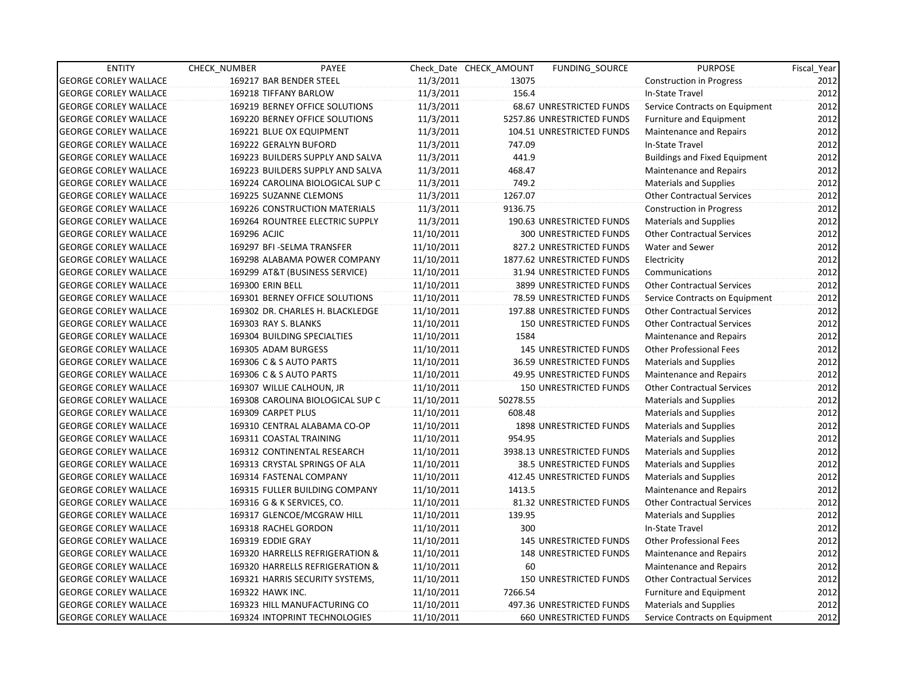| ENTITY | CHECK_NUMBER | PAYEE | Check_Date | CHECK_AMOUNT | FUNDING_SOURCE | PURPOSE | Fiscal_Year |
|---|---|---|---|---|---|---|---|
| GEORGE CORLEY WALLACE | 169217 | BAR BENDER STEEL | 11/3/2011 | 13075 | | Construction in Progress | 2012 |
| GEORGE CORLEY WALLACE | 169218 | TIFFANY BARLOW | 11/3/2011 | 156.4 | | In-State Travel | 2012 |
| GEORGE CORLEY WALLACE | 169219 | BERNEY OFFICE SOLUTIONS | 11/3/2011 | 68.67 | UNRESTRICTED FUNDS | Service Contracts on Equipment | 2012 |
| GEORGE CORLEY WALLACE | 169220 | BERNEY OFFICE SOLUTIONS | 11/3/2011 | 5257.86 | UNRESTRICTED FUNDS | Furniture and Equipment | 2012 |
| GEORGE CORLEY WALLACE | 169221 | BLUE OX EQUIPMENT | 11/3/2011 | 104.51 | UNRESTRICTED FUNDS | Maintenance and Repairs | 2012 |
| GEORGE CORLEY WALLACE | 169222 | GERALYN BUFORD | 11/3/2011 | 747.09 | | In-State Travel | 2012 |
| GEORGE CORLEY WALLACE | 169223 | BUILDERS SUPPLY AND SALVA | 11/3/2011 | 441.9 | | Buildings and Fixed Equipment | 2012 |
| GEORGE CORLEY WALLACE | 169223 | BUILDERS SUPPLY AND SALVA | 11/3/2011 | 468.47 | | Maintenance and Repairs | 2012 |
| GEORGE CORLEY WALLACE | 169224 | CAROLINA BIOLOGICAL SUP C | 11/3/2011 | 749.2 | | Materials and Supplies | 2012 |
| GEORGE CORLEY WALLACE | 169225 | SUZANNE CLEMONS | 11/3/2011 | 1267.07 | | Other Contractual Services | 2012 |
| GEORGE CORLEY WALLACE | 169226 | CONSTRUCTION MATERIALS | 11/3/2011 | 9136.75 | | Construction in Progress | 2012 |
| GEORGE CORLEY WALLACE | 169264 | ROUNTREE ELECTRIC SUPPLY | 11/3/2011 | 190.63 | UNRESTRICTED FUNDS | Materials and Supplies | 2012 |
| GEORGE CORLEY WALLACE | 169296 | ACJIC | 11/10/2011 | 300 | UNRESTRICTED FUNDS | Other Contractual Services | 2012 |
| GEORGE CORLEY WALLACE | 169297 | BFI -SELMA TRANSFER | 11/10/2011 | 827.2 | UNRESTRICTED FUNDS | Water and Sewer | 2012 |
| GEORGE CORLEY WALLACE | 169298 | ALABAMA POWER COMPANY | 11/10/2011 | 1877.62 | UNRESTRICTED FUNDS | Electricity | 2012 |
| GEORGE CORLEY WALLACE | 169299 | AT&T (BUSINESS SERVICE) | 11/10/2011 | 31.94 | UNRESTRICTED FUNDS | Communications | 2012 |
| GEORGE CORLEY WALLACE | 169300 | ERIN BELL | 11/10/2011 | 3899 | UNRESTRICTED FUNDS | Other Contractual Services | 2012 |
| GEORGE CORLEY WALLACE | 169301 | BERNEY OFFICE SOLUTIONS | 11/10/2011 | 78.59 | UNRESTRICTED FUNDS | Service Contracts on Equipment | 2012 |
| GEORGE CORLEY WALLACE | 169302 | DR. CHARLES H. BLACKLEDGE | 11/10/2011 | 197.88 | UNRESTRICTED FUNDS | Other Contractual Services | 2012 |
| GEORGE CORLEY WALLACE | 169303 | RAY S. BLANKS | 11/10/2011 | 150 | UNRESTRICTED FUNDS | Other Contractual Services | 2012 |
| GEORGE CORLEY WALLACE | 169304 | BUILDING SPECIALTIES | 11/10/2011 | 1584 | | Maintenance and Repairs | 2012 |
| GEORGE CORLEY WALLACE | 169305 | ADAM BURGESS | 11/10/2011 | 145 | UNRESTRICTED FUNDS | Other Professional Fees | 2012 |
| GEORGE CORLEY WALLACE | 169306 | C & S AUTO PARTS | 11/10/2011 | 36.59 | UNRESTRICTED FUNDS | Materials and Supplies | 2012 |
| GEORGE CORLEY WALLACE | 169306 | C & S AUTO PARTS | 11/10/2011 | 49.95 | UNRESTRICTED FUNDS | Maintenance and Repairs | 2012 |
| GEORGE CORLEY WALLACE | 169307 | WILLIE CALHOUN, JR | 11/10/2011 | 150 | UNRESTRICTED FUNDS | Other Contractual Services | 2012 |
| GEORGE CORLEY WALLACE | 169308 | CAROLINA BIOLOGICAL SUP C | 11/10/2011 | 50278.55 | | Materials and Supplies | 2012 |
| GEORGE CORLEY WALLACE | 169309 | CARPET PLUS | 11/10/2011 | 608.48 | | Materials and Supplies | 2012 |
| GEORGE CORLEY WALLACE | 169310 | CENTRAL ALABAMA CO-OP | 11/10/2011 | 1898 | UNRESTRICTED FUNDS | Materials and Supplies | 2012 |
| GEORGE CORLEY WALLACE | 169311 | COASTAL TRAINING | 11/10/2011 | 954.95 | | Materials and Supplies | 2012 |
| GEORGE CORLEY WALLACE | 169312 | CONTINENTAL RESEARCH | 11/10/2011 | 3938.13 | UNRESTRICTED FUNDS | Materials and Supplies | 2012 |
| GEORGE CORLEY WALLACE | 169313 | CRYSTAL SPRINGS OF ALA | 11/10/2011 | 38.5 | UNRESTRICTED FUNDS | Materials and Supplies | 2012 |
| GEORGE CORLEY WALLACE | 169314 | FASTENAL COMPANY | 11/10/2011 | 412.45 | UNRESTRICTED FUNDS | Materials and Supplies | 2012 |
| GEORGE CORLEY WALLACE | 169315 | FULLER BUILDING COMPANY | 11/10/2011 | 1413.5 | | Maintenance and Repairs | 2012 |
| GEORGE CORLEY WALLACE | 169316 | G & K SERVICES, CO. | 11/10/2011 | 81.32 | UNRESTRICTED FUNDS | Other Contractual Services | 2012 |
| GEORGE CORLEY WALLACE | 169317 | GLENCOE/MCGRAW HILL | 11/10/2011 | 139.95 | | Materials and Supplies | 2012 |
| GEORGE CORLEY WALLACE | 169318 | RACHEL GORDON | 11/10/2011 | 300 | | In-State Travel | 2012 |
| GEORGE CORLEY WALLACE | 169319 | EDDIE GRAY | 11/10/2011 | 145 | UNRESTRICTED FUNDS | Other Professional Fees | 2012 |
| GEORGE CORLEY WALLACE | 169320 | HARRELLS REFRIGERATION & | 11/10/2011 | 148 | UNRESTRICTED FUNDS | Maintenance and Repairs | 2012 |
| GEORGE CORLEY WALLACE | 169320 | HARRELLS REFRIGERATION & | 11/10/2011 | 60 | | Maintenance and Repairs | 2012 |
| GEORGE CORLEY WALLACE | 169321 | HARRIS SECURITY SYSTEMS, | 11/10/2011 | 150 | UNRESTRICTED FUNDS | Other Contractual Services | 2012 |
| GEORGE CORLEY WALLACE | 169322 | HAWK INC. | 11/10/2011 | 7266.54 | | Furniture and Equipment | 2012 |
| GEORGE CORLEY WALLACE | 169323 | HILL MANUFACTURING CO | 11/10/2011 | 497.36 | UNRESTRICTED FUNDS | Materials and Supplies | 2012 |
| GEORGE CORLEY WALLACE | 169324 | INTOPRINT TECHNOLOGIES | 11/10/2011 | 660 | UNRESTRICTED FUNDS | Service Contracts on Equipment | 2012 |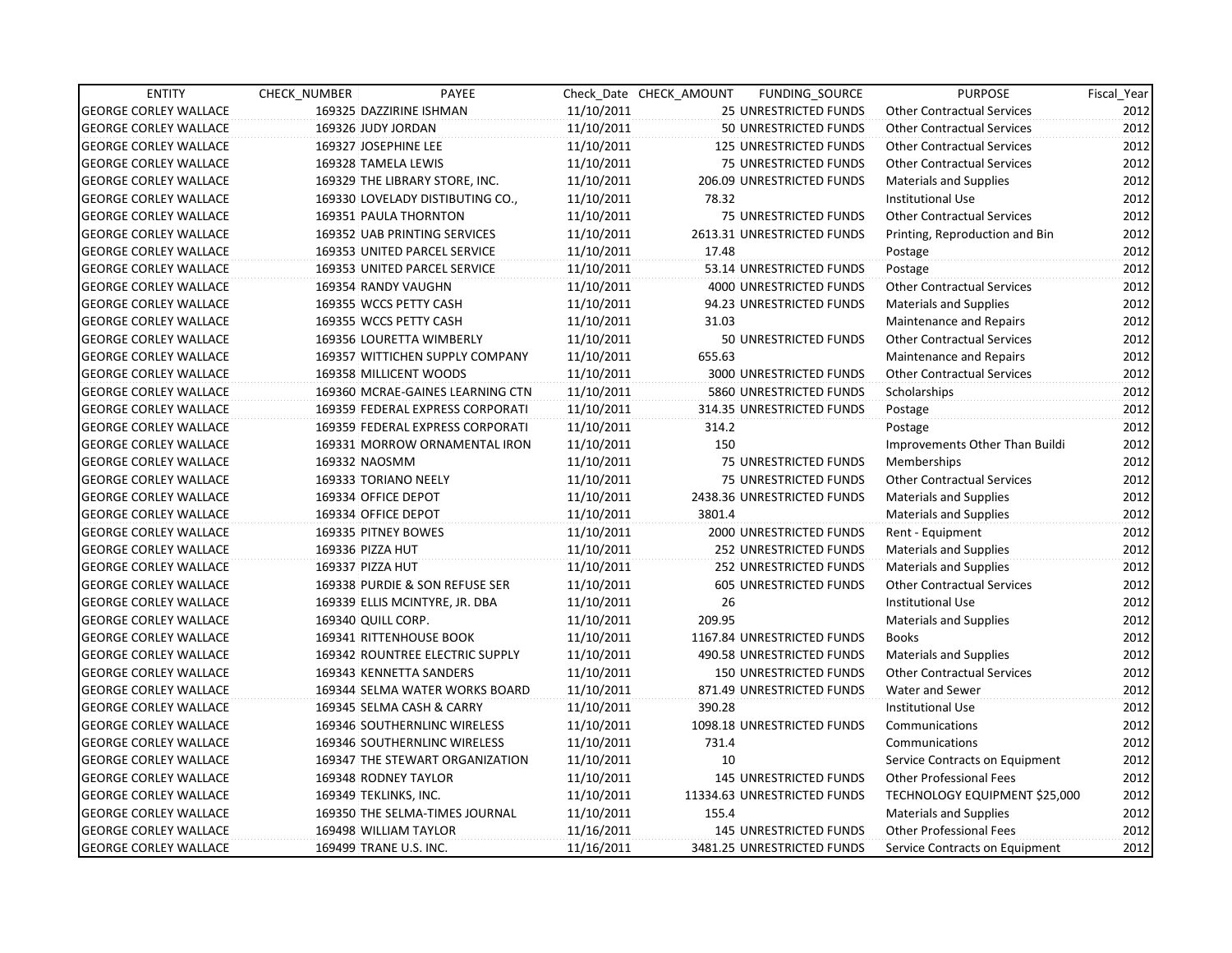| ENTITY | CHECK_NUMBER | PAYEE | Check_Date | CHECK_AMOUNT | FUNDING_SOURCE | PURPOSE | Fiscal_Year |
|---|---|---|---|---|---|---|---|
| GEORGE CORLEY WALLACE | 169325 | DAZZIRINE ISHMAN | 11/10/2011 | 25 | UNRESTRICTED FUNDS | Other Contractual Services | 2012 |
| GEORGE CORLEY WALLACE | 169326 | JUDY JORDAN | 11/10/2011 | 50 | UNRESTRICTED FUNDS | Other Contractual Services | 2012 |
| GEORGE CORLEY WALLACE | 169327 | JOSEPHINE LEE | 11/10/2011 | 125 | UNRESTRICTED FUNDS | Other Contractual Services | 2012 |
| GEORGE CORLEY WALLACE | 169328 | TAMELA LEWIS | 11/10/2011 | 75 | UNRESTRICTED FUNDS | Other Contractual Services | 2012 |
| GEORGE CORLEY WALLACE | 169329 | THE LIBRARY STORE, INC. | 11/10/2011 | 206.09 | UNRESTRICTED FUNDS | Materials and Supplies | 2012 |
| GEORGE CORLEY WALLACE | 169330 | LOVELADY DISTIBUTING CO., | 11/10/2011 | 78.32 | | Institutional Use | 2012 |
| GEORGE CORLEY WALLACE | 169351 | PAULA THORNTON | 11/10/2011 | 75 | UNRESTRICTED FUNDS | Other Contractual Services | 2012 |
| GEORGE CORLEY WALLACE | 169352 | UAB PRINTING SERVICES | 11/10/2011 | 2613.31 | UNRESTRICTED FUNDS | Printing, Reproduction and Bin | 2012 |
| GEORGE CORLEY WALLACE | 169353 | UNITED PARCEL SERVICE | 11/10/2011 | 17.48 | | Postage | 2012 |
| GEORGE CORLEY WALLACE | 169353 | UNITED PARCEL SERVICE | 11/10/2011 | 53.14 | UNRESTRICTED FUNDS | Postage | 2012 |
| GEORGE CORLEY WALLACE | 169354 | RANDY VAUGHN | 11/10/2011 | 4000 | UNRESTRICTED FUNDS | Other Contractual Services | 2012 |
| GEORGE CORLEY WALLACE | 169355 | WCCS PETTY CASH | 11/10/2011 | 94.23 | UNRESTRICTED FUNDS | Materials and Supplies | 2012 |
| GEORGE CORLEY WALLACE | 169355 | WCCS PETTY CASH | 11/10/2011 | 31.03 | | Maintenance and Repairs | 2012 |
| GEORGE CORLEY WALLACE | 169356 | LOURETTA WIMBERLY | 11/10/2011 | 50 | UNRESTRICTED FUNDS | Other Contractual Services | 2012 |
| GEORGE CORLEY WALLACE | 169357 | WITTICHEN SUPPLY COMPANY | 11/10/2011 | 655.63 | | Maintenance and Repairs | 2012 |
| GEORGE CORLEY WALLACE | 169358 | MILLICENT WOODS | 11/10/2011 | 3000 | UNRESTRICTED FUNDS | Other Contractual Services | 2012 |
| GEORGE CORLEY WALLACE | 169360 | MCRAE-GAINES LEARNING CTN | 11/10/2011 | 5860 | UNRESTRICTED FUNDS | Scholarships | 2012 |
| GEORGE CORLEY WALLACE | 169359 | FEDERAL EXPRESS CORPORATI | 11/10/2011 | 314.35 | UNRESTRICTED FUNDS | Postage | 2012 |
| GEORGE CORLEY WALLACE | 169359 | FEDERAL EXPRESS CORPORATI | 11/10/2011 | 314.2 | | Postage | 2012 |
| GEORGE CORLEY WALLACE | 169331 | MORROW ORNAMENTAL IRON | 11/10/2011 | 150 | | Improvements Other Than Buildi | 2012 |
| GEORGE CORLEY WALLACE | 169332 | NAOSMM | 11/10/2011 | 75 | UNRESTRICTED FUNDS | Memberships | 2012 |
| GEORGE CORLEY WALLACE | 169333 | TORIANO NEELY | 11/10/2011 | 75 | UNRESTRICTED FUNDS | Other Contractual Services | 2012 |
| GEORGE CORLEY WALLACE | 169334 | OFFICE DEPOT | 11/10/2011 | 2438.36 | UNRESTRICTED FUNDS | Materials and Supplies | 2012 |
| GEORGE CORLEY WALLACE | 169334 | OFFICE DEPOT | 11/10/2011 | 3801.4 | | Materials and Supplies | 2012 |
| GEORGE CORLEY WALLACE | 169335 | PITNEY BOWES | 11/10/2011 | 2000 | UNRESTRICTED FUNDS | Rent - Equipment | 2012 |
| GEORGE CORLEY WALLACE | 169336 | PIZZA HUT | 11/10/2011 | 252 | UNRESTRICTED FUNDS | Materials and Supplies | 2012 |
| GEORGE CORLEY WALLACE | 169337 | PIZZA HUT | 11/10/2011 | 252 | UNRESTRICTED FUNDS | Materials and Supplies | 2012 |
| GEORGE CORLEY WALLACE | 169338 | PURDIE & SON REFUSE SER | 11/10/2011 | 605 | UNRESTRICTED FUNDS | Other Contractual Services | 2012 |
| GEORGE CORLEY WALLACE | 169339 | ELLIS MCINTYRE, JR. DBA | 11/10/2011 | 26 | | Institutional Use | 2012 |
| GEORGE CORLEY WALLACE | 169340 | QUILL CORP. | 11/10/2011 | 209.95 | | Materials and Supplies | 2012 |
| GEORGE CORLEY WALLACE | 169341 | RITTENHOUSE BOOK | 11/10/2011 | 1167.84 | UNRESTRICTED FUNDS | Books | 2012 |
| GEORGE CORLEY WALLACE | 169342 | ROUNTREE ELECTRIC SUPPLY | 11/10/2011 | 490.58 | UNRESTRICTED FUNDS | Materials and Supplies | 2012 |
| GEORGE CORLEY WALLACE | 169343 | KENNETTA SANDERS | 11/10/2011 | 150 | UNRESTRICTED FUNDS | Other Contractual Services | 2012 |
| GEORGE CORLEY WALLACE | 169344 | SELMA WATER WORKS BOARD | 11/10/2011 | 871.49 | UNRESTRICTED FUNDS | Water and Sewer | 2012 |
| GEORGE CORLEY WALLACE | 169345 | SELMA CASH & CARRY | 11/10/2011 | 390.28 | | Institutional Use | 2012 |
| GEORGE CORLEY WALLACE | 169346 | SOUTHERNLINC WIRELESS | 11/10/2011 | 1098.18 | UNRESTRICTED FUNDS | Communications | 2012 |
| GEORGE CORLEY WALLACE | 169346 | SOUTHERNLINC WIRELESS | 11/10/2011 | 731.4 | | Communications | 2012 |
| GEORGE CORLEY WALLACE | 169347 | THE STEWART ORGANIZATION | 11/10/2011 | 10 | | Service Contracts on Equipment | 2012 |
| GEORGE CORLEY WALLACE | 169348 | RODNEY TAYLOR | 11/10/2011 | 145 | UNRESTRICTED FUNDS | Other Professional Fees | 2012 |
| GEORGE CORLEY WALLACE | 169349 | TEKLINKS, INC. | 11/10/2011 | 11334.63 | UNRESTRICTED FUNDS | TECHNOLOGY EQUIPMENT $25,000 | 2012 |
| GEORGE CORLEY WALLACE | 169350 | THE SELMA-TIMES JOURNAL | 11/10/2011 | 155.4 | | Materials and Supplies | 2012 |
| GEORGE CORLEY WALLACE | 169498 | WILLIAM TAYLOR | 11/16/2011 | 145 | UNRESTRICTED FUNDS | Other Professional Fees | 2012 |
| GEORGE CORLEY WALLACE | 169499 | TRANE U.S. INC. | 11/16/2011 | 3481.25 | UNRESTRICTED FUNDS | Service Contracts on Equipment | 2012 |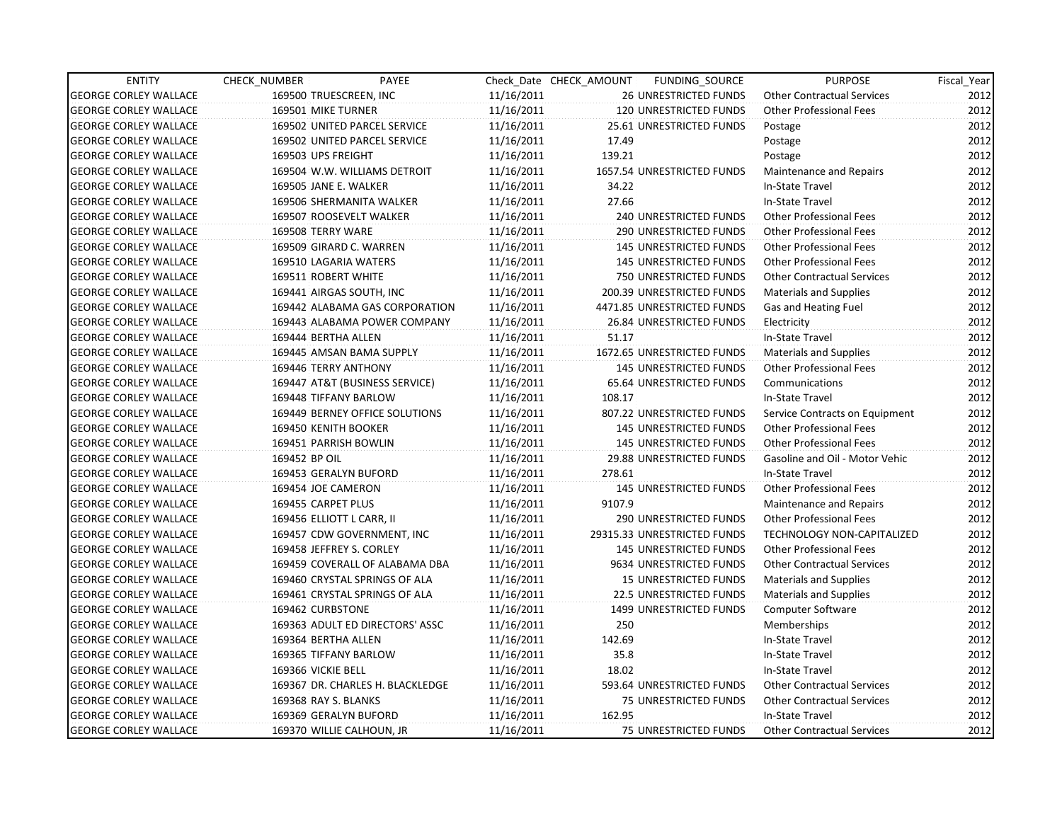| ENTITY | CHECK_NUMBER | PAYEE | Check_Date | CHECK_AMOUNT | FUNDING_SOURCE | PURPOSE | Fiscal_Year |
|---|---|---|---|---|---|---|---|
| GEORGE CORLEY WALLACE | 169500 | TRUESCREEN, INC | 11/16/2011 | 26 | UNRESTRICTED FUNDS | Other Contractual Services | 2012 |
| GEORGE CORLEY WALLACE | 169501 | MIKE TURNER | 11/16/2011 | 120 | UNRESTRICTED FUNDS | Other Professional Fees | 2012 |
| GEORGE CORLEY WALLACE | 169502 | UNITED PARCEL SERVICE | 11/16/2011 | 25.61 | UNRESTRICTED FUNDS | Postage | 2012 |
| GEORGE CORLEY WALLACE | 169502 | UNITED PARCEL SERVICE | 11/16/2011 | 17.49 | | Postage | 2012 |
| GEORGE CORLEY WALLACE | 169503 | UPS FREIGHT | 11/16/2011 | 139.21 | | Postage | 2012 |
| GEORGE CORLEY WALLACE | 169504 | W.W. WILLIAMS DETROIT | 11/16/2011 | 1657.54 | UNRESTRICTED FUNDS | Maintenance and Repairs | 2012 |
| GEORGE CORLEY WALLACE | 169505 | JANE E. WALKER | 11/16/2011 | 34.22 | | In-State Travel | 2012 |
| GEORGE CORLEY WALLACE | 169506 | SHERMANITA WALKER | 11/16/2011 | 27.66 | | In-State Travel | 2012 |
| GEORGE CORLEY WALLACE | 169507 | ROOSEVELT WALKER | 11/16/2011 | 240 | UNRESTRICTED FUNDS | Other Professional Fees | 2012 |
| GEORGE CORLEY WALLACE | 169508 | TERRY WARE | 11/16/2011 | 290 | UNRESTRICTED FUNDS | Other Professional Fees | 2012 |
| GEORGE CORLEY WALLACE | 169509 | GIRARD C. WARREN | 11/16/2011 | 145 | UNRESTRICTED FUNDS | Other Professional Fees | 2012 |
| GEORGE CORLEY WALLACE | 169510 | LAGARIA WATERS | 11/16/2011 | 145 | UNRESTRICTED FUNDS | Other Professional Fees | 2012 |
| GEORGE CORLEY WALLACE | 169511 | ROBERT WHITE | 11/16/2011 | 750 | UNRESTRICTED FUNDS | Other Contractual Services | 2012 |
| GEORGE CORLEY WALLACE | 169441 | AIRGAS SOUTH, INC | 11/16/2011 | 200.39 | UNRESTRICTED FUNDS | Materials and Supplies | 2012 |
| GEORGE CORLEY WALLACE | 169442 | ALABAMA GAS CORPORATION | 11/16/2011 | 4471.85 | UNRESTRICTED FUNDS | Gas and Heating Fuel | 2012 |
| GEORGE CORLEY WALLACE | 169443 | ALABAMA POWER COMPANY | 11/16/2011 | 26.84 | UNRESTRICTED FUNDS | Electricity | 2012 |
| GEORGE CORLEY WALLACE | 169444 | BERTHA ALLEN | 11/16/2011 | 51.17 | | In-State Travel | 2012 |
| GEORGE CORLEY WALLACE | 169445 | AMSAN BAMA SUPPLY | 11/16/2011 | 1672.65 | UNRESTRICTED FUNDS | Materials and Supplies | 2012 |
| GEORGE CORLEY WALLACE | 169446 | TERRY ANTHONY | 11/16/2011 | 145 | UNRESTRICTED FUNDS | Other Professional Fees | 2012 |
| GEORGE CORLEY WALLACE | 169447 | AT&T (BUSINESS SERVICE) | 11/16/2011 | 65.64 | UNRESTRICTED FUNDS | Communications | 2012 |
| GEORGE CORLEY WALLACE | 169448 | TIFFANY BARLOW | 11/16/2011 | 108.17 | | In-State Travel | 2012 |
| GEORGE CORLEY WALLACE | 169449 | BERNEY OFFICE SOLUTIONS | 11/16/2011 | 807.22 | UNRESTRICTED FUNDS | Service Contracts on Equipment | 2012 |
| GEORGE CORLEY WALLACE | 169450 | KENITH BOOKER | 11/16/2011 | 145 | UNRESTRICTED FUNDS | Other Professional Fees | 2012 |
| GEORGE CORLEY WALLACE | 169451 | PARRISH BOWLIN | 11/16/2011 | 145 | UNRESTRICTED FUNDS | Other Professional Fees | 2012 |
| GEORGE CORLEY WALLACE | 169452 | BP OIL | 11/16/2011 | 29.88 | UNRESTRICTED FUNDS | Gasoline and Oil - Motor Vehic | 2012 |
| GEORGE CORLEY WALLACE | 169453 | GERALYN BUFORD | 11/16/2011 | 278.61 | | In-State Travel | 2012 |
| GEORGE CORLEY WALLACE | 169454 | JOE CAMERON | 11/16/2011 | 145 | UNRESTRICTED FUNDS | Other Professional Fees | 2012 |
| GEORGE CORLEY WALLACE | 169455 | CARPET PLUS | 11/16/2011 | 9107.9 | | Maintenance and Repairs | 2012 |
| GEORGE CORLEY WALLACE | 169456 | ELLIOTT L CARR, II | 11/16/2011 | 290 | UNRESTRICTED FUNDS | Other Professional Fees | 2012 |
| GEORGE CORLEY WALLACE | 169457 | CDW GOVERNMENT, INC | 11/16/2011 | 29315.33 | UNRESTRICTED FUNDS | TECHNOLOGY NON-CAPITALIZED | 2012 |
| GEORGE CORLEY WALLACE | 169458 | JEFFREY S. CORLEY | 11/16/2011 | 145 | UNRESTRICTED FUNDS | Other Professional Fees | 2012 |
| GEORGE CORLEY WALLACE | 169459 | COVERALL OF ALABAMA DBA | 11/16/2011 | 9634 | UNRESTRICTED FUNDS | Other Contractual Services | 2012 |
| GEORGE CORLEY WALLACE | 169460 | CRYSTAL SPRINGS OF ALA | 11/16/2011 | 15 | UNRESTRICTED FUNDS | Materials and Supplies | 2012 |
| GEORGE CORLEY WALLACE | 169461 | CRYSTAL SPRINGS OF ALA | 11/16/2011 | 22.5 | UNRESTRICTED FUNDS | Materials and Supplies | 2012 |
| GEORGE CORLEY WALLACE | 169462 | CURBSTONE | 11/16/2011 | 1499 | UNRESTRICTED FUNDS | Computer Software | 2012 |
| GEORGE CORLEY WALLACE | 169363 | ADULT ED DIRECTORS' ASSC | 11/16/2011 | 250 | | Memberships | 2012 |
| GEORGE CORLEY WALLACE | 169364 | BERTHA ALLEN | 11/16/2011 | 142.69 | | In-State Travel | 2012 |
| GEORGE CORLEY WALLACE | 169365 | TIFFANY BARLOW | 11/16/2011 | 35.8 | | In-State Travel | 2012 |
| GEORGE CORLEY WALLACE | 169366 | VICKIE BELL | 11/16/2011 | 18.02 | | In-State Travel | 2012 |
| GEORGE CORLEY WALLACE | 169367 | DR. CHARLES H. BLACKLEDGE | 11/16/2011 | 593.64 | UNRESTRICTED FUNDS | Other Contractual Services | 2012 |
| GEORGE CORLEY WALLACE | 169368 | RAY S. BLANKS | 11/16/2011 | 75 | UNRESTRICTED FUNDS | Other Contractual Services | 2012 |
| GEORGE CORLEY WALLACE | 169369 | GERALYN BUFORD | 11/16/2011 | 162.95 | | In-State Travel | 2012 |
| GEORGE CORLEY WALLACE | 169370 | WILLIE CALHOUN, JR | 11/16/2011 | 75 | UNRESTRICTED FUNDS | Other Contractual Services | 2012 |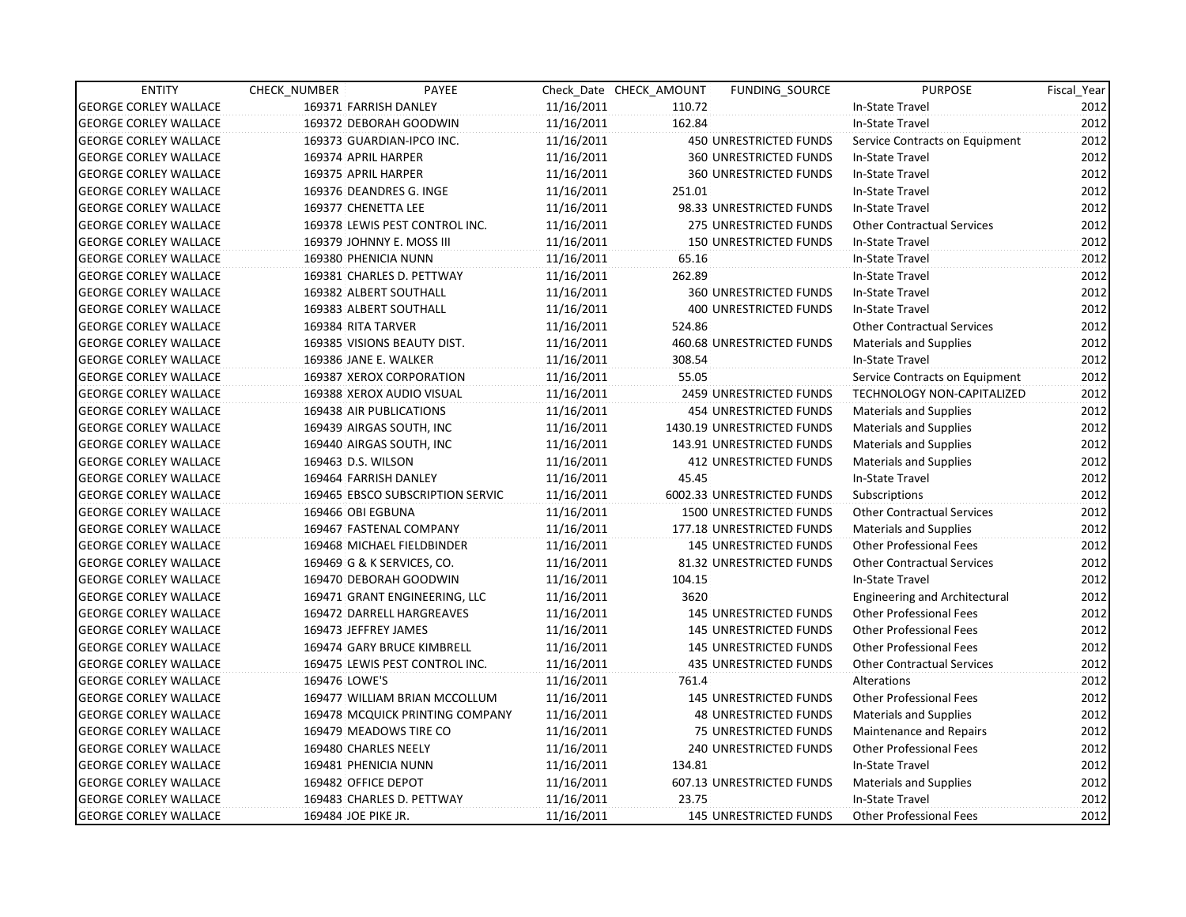| ENTITY | CHECK_NUMBER | PAYEE | Check_Date | CHECK_AMOUNT | FUNDING_SOURCE | PURPOSE | Fiscal_Year |
|---|---|---|---|---|---|---|---|
| GEORGE CORLEY WALLACE | 169371 | FARRISH DANLEY | 11/16/2011 | 110.72 | | In-State Travel | 2012 |
| GEORGE CORLEY WALLACE | 169372 | DEBORAH GOODWIN | 11/16/2011 | 162.84 | | In-State Travel | 2012 |
| GEORGE CORLEY WALLACE | 169373 | GUARDIAN-IPCO INC. | 11/16/2011 | 450 | UNRESTRICTED FUNDS | Service Contracts on Equipment | 2012 |
| GEORGE CORLEY WALLACE | 169374 | APRIL HARPER | 11/16/2011 | 360 | UNRESTRICTED FUNDS | In-State Travel | 2012 |
| GEORGE CORLEY WALLACE | 169375 | APRIL HARPER | 11/16/2011 | 360 | UNRESTRICTED FUNDS | In-State Travel | 2012 |
| GEORGE CORLEY WALLACE | 169376 | DEANDRES G. INGE | 11/16/2011 | 251.01 | | In-State Travel | 2012 |
| GEORGE CORLEY WALLACE | 169377 | CHENETTA LEE | 11/16/2011 | 98.33 | UNRESTRICTED FUNDS | In-State Travel | 2012 |
| GEORGE CORLEY WALLACE | 169378 | LEWIS PEST CONTROL INC. | 11/16/2011 | 275 | UNRESTRICTED FUNDS | Other Contractual Services | 2012 |
| GEORGE CORLEY WALLACE | 169379 | JOHNNY E. MOSS III | 11/16/2011 | 150 | UNRESTRICTED FUNDS | In-State Travel | 2012 |
| GEORGE CORLEY WALLACE | 169380 | PHENICIA NUNN | 11/16/2011 | 65.16 | | In-State Travel | 2012 |
| GEORGE CORLEY WALLACE | 169381 | CHARLES D. PETTWAY | 11/16/2011 | 262.89 | | In-State Travel | 2012 |
| GEORGE CORLEY WALLACE | 169382 | ALBERT SOUTHALL | 11/16/2011 | 360 | UNRESTRICTED FUNDS | In-State Travel | 2012 |
| GEORGE CORLEY WALLACE | 169383 | ALBERT SOUTHALL | 11/16/2011 | 400 | UNRESTRICTED FUNDS | In-State Travel | 2012 |
| GEORGE CORLEY WALLACE | 169384 | RITA TARVER | 11/16/2011 | 524.86 | | Other Contractual Services | 2012 |
| GEORGE CORLEY WALLACE | 169385 | VISIONS BEAUTY DIST. | 11/16/2011 | 460.68 | UNRESTRICTED FUNDS | Materials and Supplies | 2012 |
| GEORGE CORLEY WALLACE | 169386 | JANE E. WALKER | 11/16/2011 | 308.54 | | In-State Travel | 2012 |
| GEORGE CORLEY WALLACE | 169387 | XEROX CORPORATION | 11/16/2011 | 55.05 | | Service Contracts on Equipment | 2012 |
| GEORGE CORLEY WALLACE | 169388 | XEROX AUDIO VISUAL | 11/16/2011 | 2459 | UNRESTRICTED FUNDS | TECHNOLOGY NON-CAPITALIZED | 2012 |
| GEORGE CORLEY WALLACE | 169438 | AIR PUBLICATIONS | 11/16/2011 | 454 | UNRESTRICTED FUNDS | Materials and Supplies | 2012 |
| GEORGE CORLEY WALLACE | 169439 | AIRGAS SOUTH, INC | 11/16/2011 | 1430.19 | UNRESTRICTED FUNDS | Materials and Supplies | 2012 |
| GEORGE CORLEY WALLACE | 169440 | AIRGAS SOUTH, INC | 11/16/2011 | 143.91 | UNRESTRICTED FUNDS | Materials and Supplies | 2012 |
| GEORGE CORLEY WALLACE | 169463 | D.S. WILSON | 11/16/2011 | 412 | UNRESTRICTED FUNDS | Materials and Supplies | 2012 |
| GEORGE CORLEY WALLACE | 169464 | FARRISH DANLEY | 11/16/2011 | 45.45 | | In-State Travel | 2012 |
| GEORGE CORLEY WALLACE | 169465 | EBSCO SUBSCRIPTION SERVIC | 11/16/2011 | 6002.33 | UNRESTRICTED FUNDS | Subscriptions | 2012 |
| GEORGE CORLEY WALLACE | 169466 | OBI EGBUNA | 11/16/2011 | 1500 | UNRESTRICTED FUNDS | Other Contractual Services | 2012 |
| GEORGE CORLEY WALLACE | 169467 | FASTENAL COMPANY | 11/16/2011 | 177.18 | UNRESTRICTED FUNDS | Materials and Supplies | 2012 |
| GEORGE CORLEY WALLACE | 169468 | MICHAEL FIELDBINDER | 11/16/2011 | 145 | UNRESTRICTED FUNDS | Other Professional Fees | 2012 |
| GEORGE CORLEY WALLACE | 169469 | G & K SERVICES, CO. | 11/16/2011 | 81.32 | UNRESTRICTED FUNDS | Other Contractual Services | 2012 |
| GEORGE CORLEY WALLACE | 169470 | DEBORAH GOODWIN | 11/16/2011 | 104.15 | | In-State Travel | 2012 |
| GEORGE CORLEY WALLACE | 169471 | GRANT ENGINEERING, LLC | 11/16/2011 | 3620 | | Engineering and Architectural | 2012 |
| GEORGE CORLEY WALLACE | 169472 | DARRELL HARGREAVES | 11/16/2011 | 145 | UNRESTRICTED FUNDS | Other Professional Fees | 2012 |
| GEORGE CORLEY WALLACE | 169473 | JEFFREY JAMES | 11/16/2011 | 145 | UNRESTRICTED FUNDS | Other Professional Fees | 2012 |
| GEORGE CORLEY WALLACE | 169474 | GARY BRUCE KIMBRELL | 11/16/2011 | 145 | UNRESTRICTED FUNDS | Other Professional Fees | 2012 |
| GEORGE CORLEY WALLACE | 169475 | LEWIS PEST CONTROL INC. | 11/16/2011 | 435 | UNRESTRICTED FUNDS | Other Contractual Services | 2012 |
| GEORGE CORLEY WALLACE | 169476 | LOWE'S | 11/16/2011 | 761.4 | | Alterations | 2012 |
| GEORGE CORLEY WALLACE | 169477 | WILLIAM BRIAN MCCOLLUM | 11/16/2011 | 145 | UNRESTRICTED FUNDS | Other Professional Fees | 2012 |
| GEORGE CORLEY WALLACE | 169478 | MCQUICK PRINTING COMPANY | 11/16/2011 | 48 | UNRESTRICTED FUNDS | Materials and Supplies | 2012 |
| GEORGE CORLEY WALLACE | 169479 | MEADOWS TIRE CO | 11/16/2011 | 75 | UNRESTRICTED FUNDS | Maintenance and Repairs | 2012 |
| GEORGE CORLEY WALLACE | 169480 | CHARLES NEELY | 11/16/2011 | 240 | UNRESTRICTED FUNDS | Other Professional Fees | 2012 |
| GEORGE CORLEY WALLACE | 169481 | PHENICIA NUNN | 11/16/2011 | 134.81 | | In-State Travel | 2012 |
| GEORGE CORLEY WALLACE | 169482 | OFFICE DEPOT | 11/16/2011 | 607.13 | UNRESTRICTED FUNDS | Materials and Supplies | 2012 |
| GEORGE CORLEY WALLACE | 169483 | CHARLES D. PETTWAY | 11/16/2011 | 23.75 | | In-State Travel | 2012 |
| GEORGE CORLEY WALLACE | 169484 | JOE PIKE JR. | 11/16/2011 | 145 | UNRESTRICTED FUNDS | Other Professional Fees | 2012 |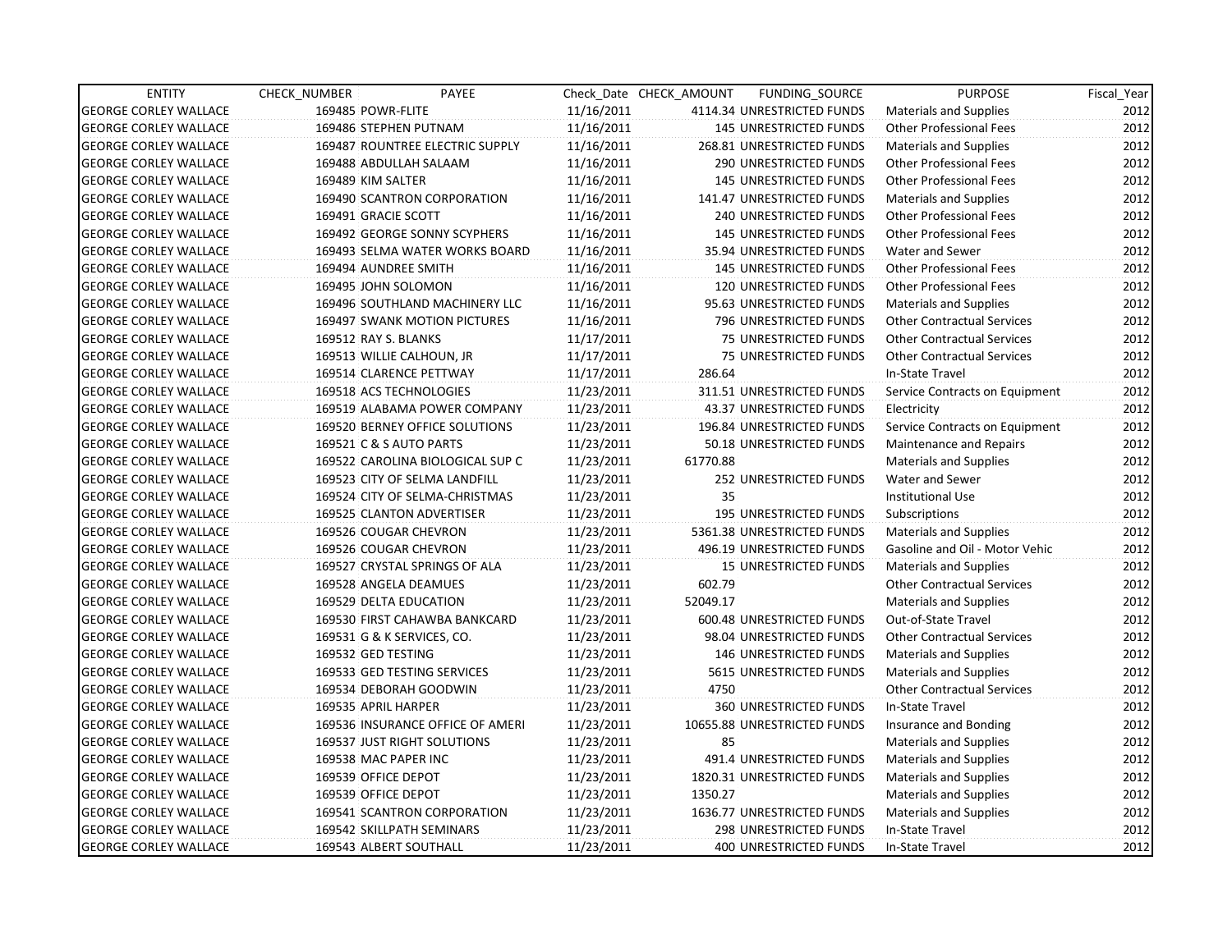| ENTITY | CHECK_NUMBER | PAYEE | Check_Date | CHECK_AMOUNT | FUNDING_SOURCE | PURPOSE | Fiscal_Year |
|---|---|---|---|---|---|---|---|
| GEORGE CORLEY WALLACE | 169485 | POWR-FLITE | 11/16/2011 | 4114.34 | UNRESTRICTED FUNDS | Materials and Supplies | 2012 |
| GEORGE CORLEY WALLACE | 169486 | STEPHEN PUTNAM | 11/16/2011 | 145 | UNRESTRICTED FUNDS | Other Professional Fees | 2012 |
| GEORGE CORLEY WALLACE | 169487 | ROUNTREE ELECTRIC SUPPLY | 11/16/2011 | 268.81 | UNRESTRICTED FUNDS | Materials and Supplies | 2012 |
| GEORGE CORLEY WALLACE | 169488 | ABDULLAH SALAAM | 11/16/2011 | 290 | UNRESTRICTED FUNDS | Other Professional Fees | 2012 |
| GEORGE CORLEY WALLACE | 169489 | KIM SALTER | 11/16/2011 | 145 | UNRESTRICTED FUNDS | Other Professional Fees | 2012 |
| GEORGE CORLEY WALLACE | 169490 | SCANTRON CORPORATION | 11/16/2011 | 141.47 | UNRESTRICTED FUNDS | Materials and Supplies | 2012 |
| GEORGE CORLEY WALLACE | 169491 | GRACIE SCOTT | 11/16/2011 | 240 | UNRESTRICTED FUNDS | Other Professional Fees | 2012 |
| GEORGE CORLEY WALLACE | 169492 | GEORGE SONNY SCYPHERS | 11/16/2011 | 145 | UNRESTRICTED FUNDS | Other Professional Fees | 2012 |
| GEORGE CORLEY WALLACE | 169493 | SELMA WATER WORKS BOARD | 11/16/2011 | 35.94 | UNRESTRICTED FUNDS | Water and Sewer | 2012 |
| GEORGE CORLEY WALLACE | 169494 | AUNDREE SMITH | 11/16/2011 | 145 | UNRESTRICTED FUNDS | Other Professional Fees | 2012 |
| GEORGE CORLEY WALLACE | 169495 | JOHN SOLOMON | 11/16/2011 | 120 | UNRESTRICTED FUNDS | Other Professional Fees | 2012 |
| GEORGE CORLEY WALLACE | 169496 | SOUTHLAND MACHINERY LLC | 11/16/2011 | 95.63 | UNRESTRICTED FUNDS | Materials and Supplies | 2012 |
| GEORGE CORLEY WALLACE | 169497 | SWANK MOTION PICTURES | 11/16/2011 | 796 | UNRESTRICTED FUNDS | Other Contractual Services | 2012 |
| GEORGE CORLEY WALLACE | 169512 | RAY S. BLANKS | 11/17/2011 | 75 | UNRESTRICTED FUNDS | Other Contractual Services | 2012 |
| GEORGE CORLEY WALLACE | 169513 | WILLIE CALHOUN, JR | 11/17/2011 | 75 | UNRESTRICTED FUNDS | Other Contractual Services | 2012 |
| GEORGE CORLEY WALLACE | 169514 | CLARENCE PETTWAY | 11/17/2011 | 286.64 | | In-State Travel | 2012 |
| GEORGE CORLEY WALLACE | 169518 | ACS TECHNOLOGIES | 11/23/2011 | 311.51 | UNRESTRICTED FUNDS | Service Contracts on Equipment | 2012 |
| GEORGE CORLEY WALLACE | 169519 | ALABAMA POWER COMPANY | 11/23/2011 | 43.37 | UNRESTRICTED FUNDS | Electricity | 2012 |
| GEORGE CORLEY WALLACE | 169520 | BERNEY OFFICE SOLUTIONS | 11/23/2011 | 196.84 | UNRESTRICTED FUNDS | Service Contracts on Equipment | 2012 |
| GEORGE CORLEY WALLACE | 169521 | C & S AUTO PARTS | 11/23/2011 | 50.18 | UNRESTRICTED FUNDS | Maintenance and Repairs | 2012 |
| GEORGE CORLEY WALLACE | 169522 | CAROLINA BIOLOGICAL SUP C | 11/23/2011 | 61770.88 | | Materials and Supplies | 2012 |
| GEORGE CORLEY WALLACE | 169523 | CITY OF SELMA LANDFILL | 11/23/2011 | 252 | UNRESTRICTED FUNDS | Water and Sewer | 2012 |
| GEORGE CORLEY WALLACE | 169524 | CITY OF SELMA-CHRISTMAS | 11/23/2011 | 35 | | Institutional Use | 2012 |
| GEORGE CORLEY WALLACE | 169525 | CLANTON ADVERTISER | 11/23/2011 | 195 | UNRESTRICTED FUNDS | Subscriptions | 2012 |
| GEORGE CORLEY WALLACE | 169526 | COUGAR CHEVRON | 11/23/2011 | 5361.38 | UNRESTRICTED FUNDS | Materials and Supplies | 2012 |
| GEORGE CORLEY WALLACE | 169526 | COUGAR CHEVRON | 11/23/2011 | 496.19 | UNRESTRICTED FUNDS | Gasoline and Oil - Motor Vehic | 2012 |
| GEORGE CORLEY WALLACE | 169527 | CRYSTAL SPRINGS OF ALA | 11/23/2011 | 15 | UNRESTRICTED FUNDS | Materials and Supplies | 2012 |
| GEORGE CORLEY WALLACE | 169528 | ANGELA DEAMUES | 11/23/2011 | 602.79 | | Other Contractual Services | 2012 |
| GEORGE CORLEY WALLACE | 169529 | DELTA EDUCATION | 11/23/2011 | 52049.17 | | Materials and Supplies | 2012 |
| GEORGE CORLEY WALLACE | 169530 | FIRST CAHAWBA BANKCARD | 11/23/2011 | 600.48 | UNRESTRICTED FUNDS | Out-of-State Travel | 2012 |
| GEORGE CORLEY WALLACE | 169531 | G & K SERVICES, CO. | 11/23/2011 | 98.04 | UNRESTRICTED FUNDS | Other Contractual Services | 2012 |
| GEORGE CORLEY WALLACE | 169532 | GED TESTING | 11/23/2011 | 146 | UNRESTRICTED FUNDS | Materials and Supplies | 2012 |
| GEORGE CORLEY WALLACE | 169533 | GED TESTING SERVICES | 11/23/2011 | 5615 | UNRESTRICTED FUNDS | Materials and Supplies | 2012 |
| GEORGE CORLEY WALLACE | 169534 | DEBORAH GOODWIN | 11/23/2011 | 4750 | | Other Contractual Services | 2012 |
| GEORGE CORLEY WALLACE | 169535 | APRIL HARPER | 11/23/2011 | 360 | UNRESTRICTED FUNDS | In-State Travel | 2012 |
| GEORGE CORLEY WALLACE | 169536 | INSURANCE OFFICE OF AMERI | 11/23/2011 | 10655.88 | UNRESTRICTED FUNDS | Insurance and Bonding | 2012 |
| GEORGE CORLEY WALLACE | 169537 | JUST RIGHT SOLUTIONS | 11/23/2011 | 85 | | Materials and Supplies | 2012 |
| GEORGE CORLEY WALLACE | 169538 | MAC PAPER INC | 11/23/2011 | 491.4 | UNRESTRICTED FUNDS | Materials and Supplies | 2012 |
| GEORGE CORLEY WALLACE | 169539 | OFFICE DEPOT | 11/23/2011 | 1820.31 | UNRESTRICTED FUNDS | Materials and Supplies | 2012 |
| GEORGE CORLEY WALLACE | 169539 | OFFICE DEPOT | 11/23/2011 | 1350.27 | | Materials and Supplies | 2012 |
| GEORGE CORLEY WALLACE | 169541 | SCANTRON CORPORATION | 11/23/2011 | 1636.77 | UNRESTRICTED FUNDS | Materials and Supplies | 2012 |
| GEORGE CORLEY WALLACE | 169542 | SKILLPATH SEMINARS | 11/23/2011 | 298 | UNRESTRICTED FUNDS | In-State Travel | 2012 |
| GEORGE CORLEY WALLACE | 169543 | ALBERT SOUTHALL | 11/23/2011 | 400 | UNRESTRICTED FUNDS | In-State Travel | 2012 |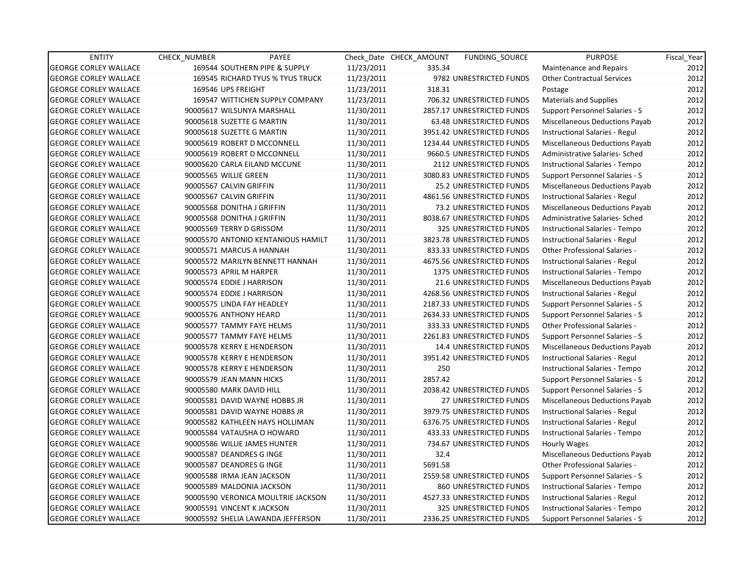| ENTITY | CHECK_NUMBER | PAYEE | Check_Date | CHECK_AMOUNT | FUNDING_SOURCE | PURPOSE | Fiscal_Year |
|---|---|---|---|---|---|---|---|
| GEORGE CORLEY WALLACE | 169544 | SOUTHERN PIPE & SUPPLY | 11/23/2011 | 335.34 | | Maintenance and Repairs | 2012 |
| GEORGE CORLEY WALLACE | 169545 | RICHARD TYUS % TYUS TRUCK | 11/23/2011 | 9782 | UNRESTRICTED FUNDS | Other Contractual Services | 2012 |
| GEORGE CORLEY WALLACE | 169546 | UPS FREIGHT | 11/23/2011 | 318.31 | | Postage | 2012 |
| GEORGE CORLEY WALLACE | 169547 | WITTICHEN SUPPLY COMPANY | 11/23/2011 | 706.32 | UNRESTRICTED FUNDS | Materials and Supplies | 2012 |
| GEORGE CORLEY WALLACE | 90005617 | WILSUNYA MARSHALL | 11/30/2011 | 2857.17 | UNRESTRICTED FUNDS | Support Personnel Salaries - S | 2012 |
| GEORGE CORLEY WALLACE | 90005618 | SUZETTE G MARTIN | 11/30/2011 | 63.48 | UNRESTRICTED FUNDS | Miscellaneous Deductions Payab | 2012 |
| GEORGE CORLEY WALLACE | 90005618 | SUZETTE G MARTIN | 11/30/2011 | 3951.42 | UNRESTRICTED FUNDS | Instructional Salaries - Regul | 2012 |
| GEORGE CORLEY WALLACE | 90005619 | ROBERT D MCCONNELL | 11/30/2011 | 1234.44 | UNRESTRICTED FUNDS | Miscellaneous Deductions Payab | 2012 |
| GEORGE CORLEY WALLACE | 90005619 | ROBERT D MCCONNELL | 11/30/2011 | 9660.5 | UNRESTRICTED FUNDS | Administrative Salaries- Sched | 2012 |
| GEORGE CORLEY WALLACE | 90005620 | CARLA EILAND MCCUNE | 11/30/2011 | 2112 | UNRESTRICTED FUNDS | Instructional Salaries - Tempo | 2012 |
| GEORGE CORLEY WALLACE | 90005565 | WILLIE GREEN | 11/30/2011 | 3080.83 | UNRESTRICTED FUNDS | Support Personnel Salaries - S | 2012 |
| GEORGE CORLEY WALLACE | 90005567 | CALVIN GRIFFIN | 11/30/2011 | 25.2 | UNRESTRICTED FUNDS | Miscellaneous Deductions Payab | 2012 |
| GEORGE CORLEY WALLACE | 90005567 | CALVIN GRIFFIN | 11/30/2011 | 4861.56 | UNRESTRICTED FUNDS | Instructional Salaries - Regul | 2012 |
| GEORGE CORLEY WALLACE | 90005568 | DONITHA J GRIFFIN | 11/30/2011 | 73.2 | UNRESTRICTED FUNDS | Miscellaneous Deductions Payab | 2012 |
| GEORGE CORLEY WALLACE | 90005568 | DONITHA J GRIFFIN | 11/30/2011 | 8038.67 | UNRESTRICTED FUNDS | Administrative Salaries- Sched | 2012 |
| GEORGE CORLEY WALLACE | 90005569 | TERRY D GRISSOM | 11/30/2011 | 325 | UNRESTRICTED FUNDS | Instructional Salaries - Tempo | 2012 |
| GEORGE CORLEY WALLACE | 90005570 | ANTONIO KENTANIOUS HAMILT | 11/30/2011 | 3823.78 | UNRESTRICTED FUNDS | Instructional Salaries - Regul | 2012 |
| GEORGE CORLEY WALLACE | 90005571 | MARCUS A HANNAH | 11/30/2011 | 833.33 | UNRESTRICTED FUNDS | Other Professional Salaries - | 2012 |
| GEORGE CORLEY WALLACE | 90005572 | MARILYN BENNETT HANNAH | 11/30/2011 | 4675.56 | UNRESTRICTED FUNDS | Instructional Salaries - Regul | 2012 |
| GEORGE CORLEY WALLACE | 90005573 | APRIL M HARPER | 11/30/2011 | 1375 | UNRESTRICTED FUNDS | Instructional Salaries - Tempo | 2012 |
| GEORGE CORLEY WALLACE | 90005574 | EDDIE J HARRISON | 11/30/2011 | 21.6 | UNRESTRICTED FUNDS | Miscellaneous Deductions Payab | 2012 |
| GEORGE CORLEY WALLACE | 90005574 | EDDIE J HARRISON | 11/30/2011 | 4268.56 | UNRESTRICTED FUNDS | Instructional Salaries - Regul | 2012 |
| GEORGE CORLEY WALLACE | 90005575 | LINDA FAY HEADLEY | 11/30/2011 | 2187.33 | UNRESTRICTED FUNDS | Support Personnel Salaries - S | 2012 |
| GEORGE CORLEY WALLACE | 90005576 | ANTHONY HEARD | 11/30/2011 | 2634.33 | UNRESTRICTED FUNDS | Support Personnel Salaries - S | 2012 |
| GEORGE CORLEY WALLACE | 90005577 | TAMMY FAYE HELMS | 11/30/2011 | 333.33 | UNRESTRICTED FUNDS | Other Professional Salaries - | 2012 |
| GEORGE CORLEY WALLACE | 90005577 | TAMMY FAYE HELMS | 11/30/2011 | 2261.83 | UNRESTRICTED FUNDS | Support Personnel Salaries - S | 2012 |
| GEORGE CORLEY WALLACE | 90005578 | KERRY E HENDERSON | 11/30/2011 | 14.4 | UNRESTRICTED FUNDS | Miscellaneous Deductions Payab | 2012 |
| GEORGE CORLEY WALLACE | 90005578 | KERRY E HENDERSON | 11/30/2011 | 3951.42 | UNRESTRICTED FUNDS | Instructional Salaries - Regul | 2012 |
| GEORGE CORLEY WALLACE | 90005578 | KERRY E HENDERSON | 11/30/2011 | 250 | | Instructional Salaries - Tempo | 2012 |
| GEORGE CORLEY WALLACE | 90005579 | JEAN MANN HICKS | 11/30/2011 | 2857.42 | | Support Personnel Salaries - S | 2012 |
| GEORGE CORLEY WALLACE | 90005580 | MARK DAVID HILL | 11/30/2011 | 2038.42 | UNRESTRICTED FUNDS | Support Personnel Salaries - S | 2012 |
| GEORGE CORLEY WALLACE | 90005581 | DAVID WAYNE HOBBS JR | 11/30/2011 | 27 | UNRESTRICTED FUNDS | Miscellaneous Deductions Payab | 2012 |
| GEORGE CORLEY WALLACE | 90005581 | DAVID WAYNE HOBBS JR | 11/30/2011 | 3979.75 | UNRESTRICTED FUNDS | Instructional Salaries - Regul | 2012 |
| GEORGE CORLEY WALLACE | 90005582 | KATHLEEN HAYS HOLLIMAN | 11/30/2011 | 6376.75 | UNRESTRICTED FUNDS | Instructional Salaries - Regul | 2012 |
| GEORGE CORLEY WALLACE | 90005584 | VATAUSHA O HOWARD | 11/30/2011 | 433.33 | UNRESTRICTED FUNDS | Instructional Salaries - Tempo | 2012 |
| GEORGE CORLEY WALLACE | 90005586 | WILLIE JAMES HUNTER | 11/30/2011 | 734.67 | UNRESTRICTED FUNDS | Hourly Wages | 2012 |
| GEORGE CORLEY WALLACE | 90005587 | DEANDRES G INGE | 11/30/2011 | 32.4 | | Miscellaneous Deductions Payab | 2012 |
| GEORGE CORLEY WALLACE | 90005587 | DEANDRES G INGE | 11/30/2011 | 5691.58 | | Other Professional Salaries - | 2012 |
| GEORGE CORLEY WALLACE | 90005588 | IRMA JEAN JACKSON | 11/30/2011 | 2559.58 | UNRESTRICTED FUNDS | Support Personnel Salaries - S | 2012 |
| GEORGE CORLEY WALLACE | 90005589 | MALDONIA JACKSON | 11/30/2011 | 860 | UNRESTRICTED FUNDS | Instructional Salaries - Tempo | 2012 |
| GEORGE CORLEY WALLACE | 90005590 | VERONICA MOULTRIE JACKSON | 11/30/2011 | 4527.33 | UNRESTRICTED FUNDS | Instructional Salaries - Regul | 2012 |
| GEORGE CORLEY WALLACE | 90005591 | VINCENT K JACKSON | 11/30/2011 | 325 | UNRESTRICTED FUNDS | Instructional Salaries - Tempo | 2012 |
| GEORGE CORLEY WALLACE | 90005592 | SHELIA LAWANDA JEFFERSON | 11/30/2011 | 2336.25 | UNRESTRICTED FUNDS | Support Personnel Salaries - S | 2012 |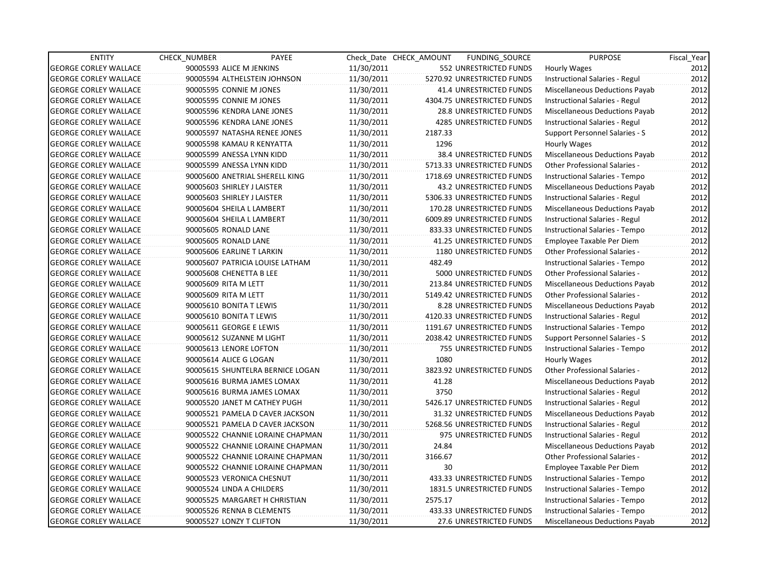| ENTITY | CHECK_NUMBER | PAYEE | Check_Date | CHECK_AMOUNT | FUNDING_SOURCE | PURPOSE | Fiscal_Year |
|---|---|---|---|---|---|---|---|
| GEORGE CORLEY WALLACE | 90005593 | ALICE M JENKINS | 11/30/2011 | 552 | UNRESTRICTED FUNDS | Hourly Wages | 2012 |
| GEORGE CORLEY WALLACE | 90005594 | ALTHELSTEIN JOHNSON | 11/30/2011 | 5270.92 | UNRESTRICTED FUNDS | Instructional Salaries - Regul | 2012 |
| GEORGE CORLEY WALLACE | 90005595 | CONNIE M JONES | 11/30/2011 | 41.4 | UNRESTRICTED FUNDS | Miscellaneous Deductions Payab | 2012 |
| GEORGE CORLEY WALLACE | 90005595 | CONNIE M JONES | 11/30/2011 | 4304.75 | UNRESTRICTED FUNDS | Instructional Salaries - Regul | 2012 |
| GEORGE CORLEY WALLACE | 90005596 | KENDRA LANE JONES | 11/30/2011 | 28.8 | UNRESTRICTED FUNDS | Miscellaneous Deductions Payab | 2012 |
| GEORGE CORLEY WALLACE | 90005596 | KENDRA LANE JONES | 11/30/2011 | 4285 | UNRESTRICTED FUNDS | Instructional Salaries - Regul | 2012 |
| GEORGE CORLEY WALLACE | 90005597 | NATASHA RENEE JONES | 11/30/2011 | 2187.33 | | Support Personnel Salaries - S | 2012 |
| GEORGE CORLEY WALLACE | 90005598 | KAMAU R KENYATTA | 11/30/2011 | 1296 | | Hourly Wages | 2012 |
| GEORGE CORLEY WALLACE | 90005599 | ANESSA LYNN KIDD | 11/30/2011 | 38.4 | UNRESTRICTED FUNDS | Miscellaneous Deductions Payab | 2012 |
| GEORGE CORLEY WALLACE | 90005599 | ANESSA LYNN KIDD | 11/30/2011 | 5713.33 | UNRESTRICTED FUNDS | Other Professional Salaries - | 2012 |
| GEORGE CORLEY WALLACE | 90005600 | ANETRIAL SHERELL KING | 11/30/2011 | 1718.69 | UNRESTRICTED FUNDS | Instructional Salaries - Tempo | 2012 |
| GEORGE CORLEY WALLACE | 90005603 | SHIRLEY J LAISTER | 11/30/2011 | 43.2 | UNRESTRICTED FUNDS | Miscellaneous Deductions Payab | 2012 |
| GEORGE CORLEY WALLACE | 90005603 | SHIRLEY J LAISTER | 11/30/2011 | 5306.33 | UNRESTRICTED FUNDS | Instructional Salaries - Regul | 2012 |
| GEORGE CORLEY WALLACE | 90005604 | SHEILA L LAMBERT | 11/30/2011 | 170.28 | UNRESTRICTED FUNDS | Miscellaneous Deductions Payab | 2012 |
| GEORGE CORLEY WALLACE | 90005604 | SHEILA L LAMBERT | 11/30/2011 | 6009.89 | UNRESTRICTED FUNDS | Instructional Salaries - Regul | 2012 |
| GEORGE CORLEY WALLACE | 90005605 | RONALD LANE | 11/30/2011 | 833.33 | UNRESTRICTED FUNDS | Instructional Salaries - Tempo | 2012 |
| GEORGE CORLEY WALLACE | 90005605 | RONALD LANE | 11/30/2011 | 41.25 | UNRESTRICTED FUNDS | Employee Taxable Per Diem | 2012 |
| GEORGE CORLEY WALLACE | 90005606 | EARLINE T LARKIN | 11/30/2011 | 1180 | UNRESTRICTED FUNDS | Other Professional Salaries - | 2012 |
| GEORGE CORLEY WALLACE | 90005607 | PATRICIA LOUISE LATHAM | 11/30/2011 | 482.49 | | Instructional Salaries - Tempo | 2012 |
| GEORGE CORLEY WALLACE | 90005608 | CHENETTA B LEE | 11/30/2011 | 5000 | UNRESTRICTED FUNDS | Other Professional Salaries - | 2012 |
| GEORGE CORLEY WALLACE | 90005609 | RITA M LETT | 11/30/2011 | 213.84 | UNRESTRICTED FUNDS | Miscellaneous Deductions Payab | 2012 |
| GEORGE CORLEY WALLACE | 90005609 | RITA M LETT | 11/30/2011 | 5149.42 | UNRESTRICTED FUNDS | Other Professional Salaries - | 2012 |
| GEORGE CORLEY WALLACE | 90005610 | BONITA T LEWIS | 11/30/2011 | 8.28 | UNRESTRICTED FUNDS | Miscellaneous Deductions Payab | 2012 |
| GEORGE CORLEY WALLACE | 90005610 | BONITA T LEWIS | 11/30/2011 | 4120.33 | UNRESTRICTED FUNDS | Instructional Salaries - Regul | 2012 |
| GEORGE CORLEY WALLACE | 90005611 | GEORGE E LEWIS | 11/30/2011 | 1191.67 | UNRESTRICTED FUNDS | Instructional Salaries - Tempo | 2012 |
| GEORGE CORLEY WALLACE | 90005612 | SUZANNE M LIGHT | 11/30/2011 | 2038.42 | UNRESTRICTED FUNDS | Support Personnel Salaries - S | 2012 |
| GEORGE CORLEY WALLACE | 90005613 | LENORE LOFTON | 11/30/2011 | 755 | UNRESTRICTED FUNDS | Instructional Salaries - Tempo | 2012 |
| GEORGE CORLEY WALLACE | 90005614 | ALICE G LOGAN | 11/30/2011 | 1080 | | Hourly Wages | 2012 |
| GEORGE CORLEY WALLACE | 90005615 | SHUNTELRA BERNICE LOGAN | 11/30/2011 | 3823.92 | UNRESTRICTED FUNDS | Other Professional Salaries - | 2012 |
| GEORGE CORLEY WALLACE | 90005616 | BURMA JAMES LOMAX | 11/30/2011 | 41.28 | | Miscellaneous Deductions Payab | 2012 |
| GEORGE CORLEY WALLACE | 90005616 | BURMA JAMES LOMAX | 11/30/2011 | 3750 | | Instructional Salaries - Regul | 2012 |
| GEORGE CORLEY WALLACE | 90005520 | JANET M CATHEY PUGH | 11/30/2011 | 5426.17 | UNRESTRICTED FUNDS | Instructional Salaries - Regul | 2012 |
| GEORGE CORLEY WALLACE | 90005521 | PAMELA D CAVER JACKSON | 11/30/2011 | 31.32 | UNRESTRICTED FUNDS | Miscellaneous Deductions Payab | 2012 |
| GEORGE CORLEY WALLACE | 90005521 | PAMELA D CAVER JACKSON | 11/30/2011 | 5268.56 | UNRESTRICTED FUNDS | Instructional Salaries - Regul | 2012 |
| GEORGE CORLEY WALLACE | 90005522 | CHANNIE LORAINE CHAPMAN | 11/30/2011 | 975 | UNRESTRICTED FUNDS | Instructional Salaries - Regul | 2012 |
| GEORGE CORLEY WALLACE | 90005522 | CHANNIE LORAINE CHAPMAN | 11/30/2011 | 24.84 | | Miscellaneous Deductions Payab | 2012 |
| GEORGE CORLEY WALLACE | 90005522 | CHANNIE LORAINE CHAPMAN | 11/30/2011 | 3166.67 | | Other Professional Salaries - | 2012 |
| GEORGE CORLEY WALLACE | 90005522 | CHANNIE LORAINE CHAPMAN | 11/30/2011 | 30 | | Employee Taxable Per Diem | 2012 |
| GEORGE CORLEY WALLACE | 90005523 | VERONICA CHESNUT | 11/30/2011 | 433.33 | UNRESTRICTED FUNDS | Instructional Salaries - Tempo | 2012 |
| GEORGE CORLEY WALLACE | 90005524 | LINDA A CHILDERS | 11/30/2011 | 1831.5 | UNRESTRICTED FUNDS | Instructional Salaries - Tempo | 2012 |
| GEORGE CORLEY WALLACE | 90005525 | MARGARET H CHRISTIAN | 11/30/2011 | 2575.17 | | Instructional Salaries - Tempo | 2012 |
| GEORGE CORLEY WALLACE | 90005526 | RENNA B CLEMENTS | 11/30/2011 | 433.33 | UNRESTRICTED FUNDS | Instructional Salaries - Tempo | 2012 |
| GEORGE CORLEY WALLACE | 90005527 | LONZY T CLIFTON | 11/30/2011 | 27.6 | UNRESTRICTED FUNDS | Miscellaneous Deductions Payab | 2012 |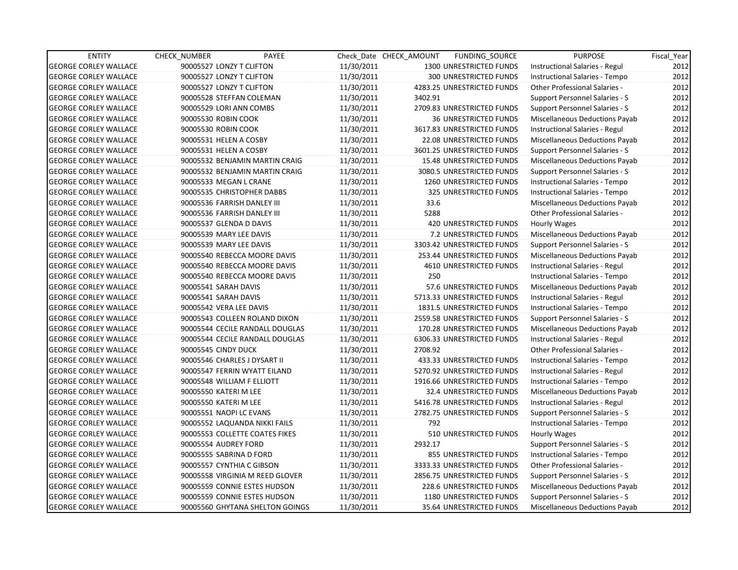| ENTITY | CHECK_NUMBER | PAYEE | Check_Date | CHECK_AMOUNT | FUNDING_SOURCE | PURPOSE | Fiscal_Year |
|---|---|---|---|---|---|---|---|
| GEORGE CORLEY WALLACE | 90005527 | LONZY T CLIFTON | 11/30/2011 | 1300 | UNRESTRICTED FUNDS | Instructional Salaries - Regul | 2012 |
| GEORGE CORLEY WALLACE | 90005527 | LONZY T CLIFTON | 11/30/2011 | 300 | UNRESTRICTED FUNDS | Instructional Salaries - Tempo | 2012 |
| GEORGE CORLEY WALLACE | 90005527 | LONZY T CLIFTON | 11/30/2011 | 4283.25 | UNRESTRICTED FUNDS | Other Professional Salaries - | 2012 |
| GEORGE CORLEY WALLACE | 90005528 | STEFFAN COLEMAN | 11/30/2011 | 3402.91 | | Support Personnel Salaries - S | 2012 |
| GEORGE CORLEY WALLACE | 90005529 | LORI ANN COMBS | 11/30/2011 | 2709.83 | UNRESTRICTED FUNDS | Support Personnel Salaries - S | 2012 |
| GEORGE CORLEY WALLACE | 90005530 | ROBIN COOK | 11/30/2011 | 36 | UNRESTRICTED FUNDS | Miscellaneous Deductions Payab | 2012 |
| GEORGE CORLEY WALLACE | 90005530 | ROBIN COOK | 11/30/2011 | 3617.83 | UNRESTRICTED FUNDS | Instructional Salaries - Regul | 2012 |
| GEORGE CORLEY WALLACE | 90005531 | HELEN A COSBY | 11/30/2011 | 22.08 | UNRESTRICTED FUNDS | Miscellaneous Deductions Payab | 2012 |
| GEORGE CORLEY WALLACE | 90005531 | HELEN A COSBY | 11/30/2011 | 3601.25 | UNRESTRICTED FUNDS | Support Personnel Salaries - S | 2012 |
| GEORGE CORLEY WALLACE | 90005532 | BENJAMIN MARTIN CRAIG | 11/30/2011 | 15.48 | UNRESTRICTED FUNDS | Miscellaneous Deductions Payab | 2012 |
| GEORGE CORLEY WALLACE | 90005532 | BENJAMIN MARTIN CRAIG | 11/30/2011 | 3080.5 | UNRESTRICTED FUNDS | Support Personnel Salaries - S | 2012 |
| GEORGE CORLEY WALLACE | 90005533 | MEGAN L CRANE | 11/30/2011 | 1260 | UNRESTRICTED FUNDS | Instructional Salaries - Tempo | 2012 |
| GEORGE CORLEY WALLACE | 90005535 | CHRISTOPHER DABBS | 11/30/2011 | 325 | UNRESTRICTED FUNDS | Instructional Salaries - Tempo | 2012 |
| GEORGE CORLEY WALLACE | 90005536 | FARRISH DANLEY III | 11/30/2011 | 33.6 | | Miscellaneous Deductions Payab | 2012 |
| GEORGE CORLEY WALLACE | 90005536 | FARRISH DANLEY III | 11/30/2011 | 5288 | | Other Professional Salaries - | 2012 |
| GEORGE CORLEY WALLACE | 90005537 | GLENDA D DAVIS | 11/30/2011 | 420 | UNRESTRICTED FUNDS | Hourly Wages | 2012 |
| GEORGE CORLEY WALLACE | 90005539 | MARY LEE DAVIS | 11/30/2011 | 7.2 | UNRESTRICTED FUNDS | Miscellaneous Deductions Payab | 2012 |
| GEORGE CORLEY WALLACE | 90005539 | MARY LEE DAVIS | 11/30/2011 | 3303.42 | UNRESTRICTED FUNDS | Support Personnel Salaries - S | 2012 |
| GEORGE CORLEY WALLACE | 90005540 | REBECCA MOORE DAVIS | 11/30/2011 | 253.44 | UNRESTRICTED FUNDS | Miscellaneous Deductions Payab | 2012 |
| GEORGE CORLEY WALLACE | 90005540 | REBECCA MOORE DAVIS | 11/30/2011 | 4610 | UNRESTRICTED FUNDS | Instructional Salaries - Regul | 2012 |
| GEORGE CORLEY WALLACE | 90005540 | REBECCA MOORE DAVIS | 11/30/2011 | 250 | | Instructional Salaries - Tempo | 2012 |
| GEORGE CORLEY WALLACE | 90005541 | SARAH DAVIS | 11/30/2011 | 57.6 | UNRESTRICTED FUNDS | Miscellaneous Deductions Payab | 2012 |
| GEORGE CORLEY WALLACE | 90005541 | SARAH DAVIS | 11/30/2011 | 5713.33 | UNRESTRICTED FUNDS | Instructional Salaries - Regul | 2012 |
| GEORGE CORLEY WALLACE | 90005542 | VERA LEE DAVIS | 11/30/2011 | 1831.5 | UNRESTRICTED FUNDS | Instructional Salaries - Tempo | 2012 |
| GEORGE CORLEY WALLACE | 90005543 | COLLEEN ROLAND DIXON | 11/30/2011 | 2559.58 | UNRESTRICTED FUNDS | Support Personnel Salaries - S | 2012 |
| GEORGE CORLEY WALLACE | 90005544 | CECILE RANDALL DOUGLAS | 11/30/2011 | 170.28 | UNRESTRICTED FUNDS | Miscellaneous Deductions Payab | 2012 |
| GEORGE CORLEY WALLACE | 90005544 | CECILE RANDALL DOUGLAS | 11/30/2011 | 6306.33 | UNRESTRICTED FUNDS | Instructional Salaries - Regul | 2012 |
| GEORGE CORLEY WALLACE | 90005545 | CINDY DUCK | 11/30/2011 | 2708.92 | | Other Professional Salaries - | 2012 |
| GEORGE CORLEY WALLACE | 90005546 | CHARLES J DYSART II | 11/30/2011 | 433.33 | UNRESTRICTED FUNDS | Instructional Salaries - Tempo | 2012 |
| GEORGE CORLEY WALLACE | 90005547 | FERRIN WYATT EILAND | 11/30/2011 | 5270.92 | UNRESTRICTED FUNDS | Instructional Salaries - Regul | 2012 |
| GEORGE CORLEY WALLACE | 90005548 | WILLIAM F ELLIOTT | 11/30/2011 | 1916.66 | UNRESTRICTED FUNDS | Instructional Salaries - Tempo | 2012 |
| GEORGE CORLEY WALLACE | 90005550 | KATERI M LEE | 11/30/2011 | 32.4 | UNRESTRICTED FUNDS | Miscellaneous Deductions Payab | 2012 |
| GEORGE CORLEY WALLACE | 90005550 | KATERI M LEE | 11/30/2011 | 5416.78 | UNRESTRICTED FUNDS | Instructional Salaries - Regul | 2012 |
| GEORGE CORLEY WALLACE | 90005551 | NAOPI LC EVANS | 11/30/2011 | 2782.75 | UNRESTRICTED FUNDS | Support Personnel Salaries - S | 2012 |
| GEORGE CORLEY WALLACE | 90005552 | LAQUANDA NIKKI FAILS | 11/30/2011 | 792 | | Instructional Salaries - Tempo | 2012 |
| GEORGE CORLEY WALLACE | 90005553 | COLLETTE COATES FIKES | 11/30/2011 | 510 | UNRESTRICTED FUNDS | Hourly Wages | 2012 |
| GEORGE CORLEY WALLACE | 90005554 | AUDREY FORD | 11/30/2011 | 2932.17 | | Support Personnel Salaries - S | 2012 |
| GEORGE CORLEY WALLACE | 90005555 | SABRINA D FORD | 11/30/2011 | 855 | UNRESTRICTED FUNDS | Instructional Salaries - Tempo | 2012 |
| GEORGE CORLEY WALLACE | 90005557 | CYNTHIA C GIBSON | 11/30/2011 | 3333.33 | UNRESTRICTED FUNDS | Other Professional Salaries - | 2012 |
| GEORGE CORLEY WALLACE | 90005558 | VIRGINIA M REED GLOVER | 11/30/2011 | 2856.75 | UNRESTRICTED FUNDS | Support Personnel Salaries - S | 2012 |
| GEORGE CORLEY WALLACE | 90005559 | CONNIE ESTES HUDSON | 11/30/2011 | 228.6 | UNRESTRICTED FUNDS | Miscellaneous Deductions Payab | 2012 |
| GEORGE CORLEY WALLACE | 90005559 | CONNIE ESTES HUDSON | 11/30/2011 | 1180 | UNRESTRICTED FUNDS | Support Personnel Salaries - S | 2012 |
| GEORGE CORLEY WALLACE | 90005560 | GHYTANA SHELTON GOINGS | 11/30/2011 | 35.64 | UNRESTRICTED FUNDS | Miscellaneous Deductions Payab | 2012 |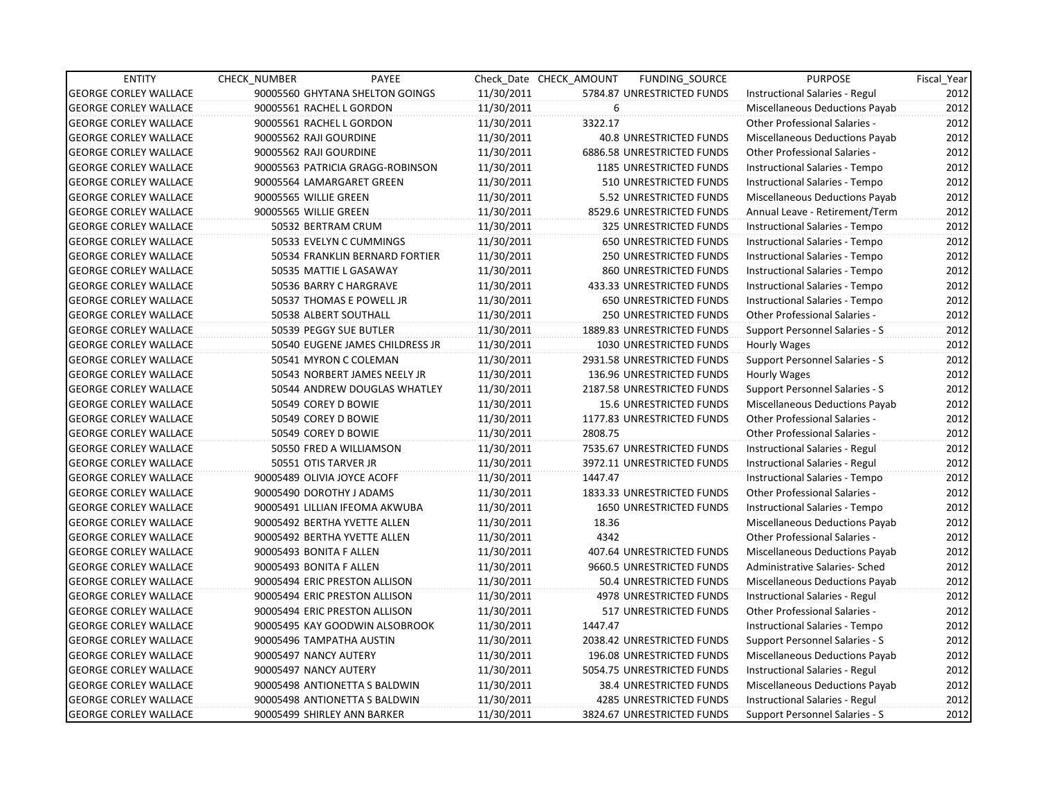| ENTITY | CHECK_NUMBER | PAYEE | Check_Date | CHECK_AMOUNT | FUNDING_SOURCE | PURPOSE | Fiscal_Year |
|---|---|---|---|---|---|---|---|
| GEORGE CORLEY WALLACE | 90005560 | GHYTANA SHELTON GOINGS | 11/30/2011 | 5784.87 | UNRESTRICTED FUNDS | Instructional Salaries - Regul | 2012 |
| GEORGE CORLEY WALLACE | 90005561 | RACHEL L GORDON | 11/30/2011 | 6 | | Miscellaneous Deductions Payab | 2012 |
| GEORGE CORLEY WALLACE | 90005561 | RACHEL L GORDON | 11/30/2011 | 3322.17 | | Other Professional Salaries - | 2012 |
| GEORGE CORLEY WALLACE | 90005562 | RAJI GOURDINE | 11/30/2011 | 40.8 | UNRESTRICTED FUNDS | Miscellaneous Deductions Payab | 2012 |
| GEORGE CORLEY WALLACE | 90005562 | RAJI GOURDINE | 11/30/2011 | 6886.58 | UNRESTRICTED FUNDS | Other Professional Salaries - | 2012 |
| GEORGE CORLEY WALLACE | 90005563 | PATRICIA GRAGG-ROBINSON | 11/30/2011 | 1185 | UNRESTRICTED FUNDS | Instructional Salaries - Tempo | 2012 |
| GEORGE CORLEY WALLACE | 90005564 | LAMARGARET GREEN | 11/30/2011 | 510 | UNRESTRICTED FUNDS | Instructional Salaries - Tempo | 2012 |
| GEORGE CORLEY WALLACE | 90005565 | WILLIE GREEN | 11/30/2011 | 5.52 | UNRESTRICTED FUNDS | Miscellaneous Deductions Payab | 2012 |
| GEORGE CORLEY WALLACE | 90005565 | WILLIE GREEN | 11/30/2011 | 8529.6 | UNRESTRICTED FUNDS | Annual Leave - Retirement/Term | 2012 |
| GEORGE CORLEY WALLACE | 50532 | BERTRAM CRUM | 11/30/2011 | 325 | UNRESTRICTED FUNDS | Instructional Salaries - Tempo | 2012 |
| GEORGE CORLEY WALLACE | 50533 | EVELYN C CUMMINGS | 11/30/2011 | 650 | UNRESTRICTED FUNDS | Instructional Salaries - Tempo | 2012 |
| GEORGE CORLEY WALLACE | 50534 | FRANKLIN BERNARD FORTIER | 11/30/2011 | 250 | UNRESTRICTED FUNDS | Instructional Salaries - Tempo | 2012 |
| GEORGE CORLEY WALLACE | 50535 | MATTIE L GASAWAY | 11/30/2011 | 860 | UNRESTRICTED FUNDS | Instructional Salaries - Tempo | 2012 |
| GEORGE CORLEY WALLACE | 50536 | BARRY C HARGRAVE | 11/30/2011 | 433.33 | UNRESTRICTED FUNDS | Instructional Salaries - Tempo | 2012 |
| GEORGE CORLEY WALLACE | 50537 | THOMAS E POWELL JR | 11/30/2011 | 650 | UNRESTRICTED FUNDS | Instructional Salaries - Tempo | 2012 |
| GEORGE CORLEY WALLACE | 50538 | ALBERT SOUTHALL | 11/30/2011 | 250 | UNRESTRICTED FUNDS | Other Professional Salaries - | 2012 |
| GEORGE CORLEY WALLACE | 50539 | PEGGY SUE BUTLER | 11/30/2011 | 1889.83 | UNRESTRICTED FUNDS | Support Personnel Salaries - S | 2012 |
| GEORGE CORLEY WALLACE | 50540 | EUGENE JAMES CHILDRESS JR | 11/30/2011 | 1030 | UNRESTRICTED FUNDS | Hourly Wages | 2012 |
| GEORGE CORLEY WALLACE | 50541 | MYRON C COLEMAN | 11/30/2011 | 2931.58 | UNRESTRICTED FUNDS | Support Personnel Salaries - S | 2012 |
| GEORGE CORLEY WALLACE | 50543 | NORBERT JAMES NEELY JR | 11/30/2011 | 136.96 | UNRESTRICTED FUNDS | Hourly Wages | 2012 |
| GEORGE CORLEY WALLACE | 50544 | ANDREW DOUGLAS WHATLEY | 11/30/2011 | 2187.58 | UNRESTRICTED FUNDS | Support Personnel Salaries - S | 2012 |
| GEORGE CORLEY WALLACE | 50549 | COREY D BOWIE | 11/30/2011 | 15.6 | UNRESTRICTED FUNDS | Miscellaneous Deductions Payab | 2012 |
| GEORGE CORLEY WALLACE | 50549 | COREY D BOWIE | 11/30/2011 | 1177.83 | UNRESTRICTED FUNDS | Other Professional Salaries - | 2012 |
| GEORGE CORLEY WALLACE | 50549 | COREY D BOWIE | 11/30/2011 | 2808.75 | | Other Professional Salaries - | 2012 |
| GEORGE CORLEY WALLACE | 50550 | FRED A WILLIAMSON | 11/30/2011 | 7535.67 | UNRESTRICTED FUNDS | Instructional Salaries - Regul | 2012 |
| GEORGE CORLEY WALLACE | 50551 | OTIS TARVER JR | 11/30/2011 | 3972.11 | UNRESTRICTED FUNDS | Instructional Salaries - Regul | 2012 |
| GEORGE CORLEY WALLACE | 90005489 | OLIVIA JOYCE ACOFF | 11/30/2011 | 1447.47 | | Instructional Salaries - Tempo | 2012 |
| GEORGE CORLEY WALLACE | 90005490 | DOROTHY J ADAMS | 11/30/2011 | 1833.33 | UNRESTRICTED FUNDS | Other Professional Salaries - | 2012 |
| GEORGE CORLEY WALLACE | 90005491 | LILLIAN IFEOMA AKWUBA | 11/30/2011 | 1650 | UNRESTRICTED FUNDS | Instructional Salaries - Tempo | 2012 |
| GEORGE CORLEY WALLACE | 90005492 | BERTHA YVETTE ALLEN | 11/30/2011 | 18.36 | | Miscellaneous Deductions Payab | 2012 |
| GEORGE CORLEY WALLACE | 90005492 | BERTHA YVETTE ALLEN | 11/30/2011 | 4342 | | Other Professional Salaries - | 2012 |
| GEORGE CORLEY WALLACE | 90005493 | BONITA F ALLEN | 11/30/2011 | 407.64 | UNRESTRICTED FUNDS | Miscellaneous Deductions Payab | 2012 |
| GEORGE CORLEY WALLACE | 90005493 | BONITA F ALLEN | 11/30/2011 | 9660.5 | UNRESTRICTED FUNDS | Administrative Salaries- Sched | 2012 |
| GEORGE CORLEY WALLACE | 90005494 | ERIC PRESTON ALLISON | 11/30/2011 | 50.4 | UNRESTRICTED FUNDS | Miscellaneous Deductions Payab | 2012 |
| GEORGE CORLEY WALLACE | 90005494 | ERIC PRESTON ALLISON | 11/30/2011 | 4978 | UNRESTRICTED FUNDS | Instructional Salaries - Regul | 2012 |
| GEORGE CORLEY WALLACE | 90005494 | ERIC PRESTON ALLISON | 11/30/2011 | 517 | UNRESTRICTED FUNDS | Other Professional Salaries - | 2012 |
| GEORGE CORLEY WALLACE | 90005495 | KAY GOODWIN ALSOBROOK | 11/30/2011 | 1447.47 | | Instructional Salaries - Tempo | 2012 |
| GEORGE CORLEY WALLACE | 90005496 | TAMPATHA AUSTIN | 11/30/2011 | 2038.42 | UNRESTRICTED FUNDS | Support Personnel Salaries - S | 2012 |
| GEORGE CORLEY WALLACE | 90005497 | NANCY AUTERY | 11/30/2011 | 196.08 | UNRESTRICTED FUNDS | Miscellaneous Deductions Payab | 2012 |
| GEORGE CORLEY WALLACE | 90005497 | NANCY AUTERY | 11/30/2011 | 5054.75 | UNRESTRICTED FUNDS | Instructional Salaries - Regul | 2012 |
| GEORGE CORLEY WALLACE | 90005498 | ANTIONETTA S BALDWIN | 11/30/2011 | 38.4 | UNRESTRICTED FUNDS | Miscellaneous Deductions Payab | 2012 |
| GEORGE CORLEY WALLACE | 90005498 | ANTIONETTA S BALDWIN | 11/30/2011 | 4285 | UNRESTRICTED FUNDS | Instructional Salaries - Regul | 2012 |
| GEORGE CORLEY WALLACE | 90005499 | SHIRLEY ANN BARKER | 11/30/2011 | 3824.67 | UNRESTRICTED FUNDS | Support Personnel Salaries - S | 2012 |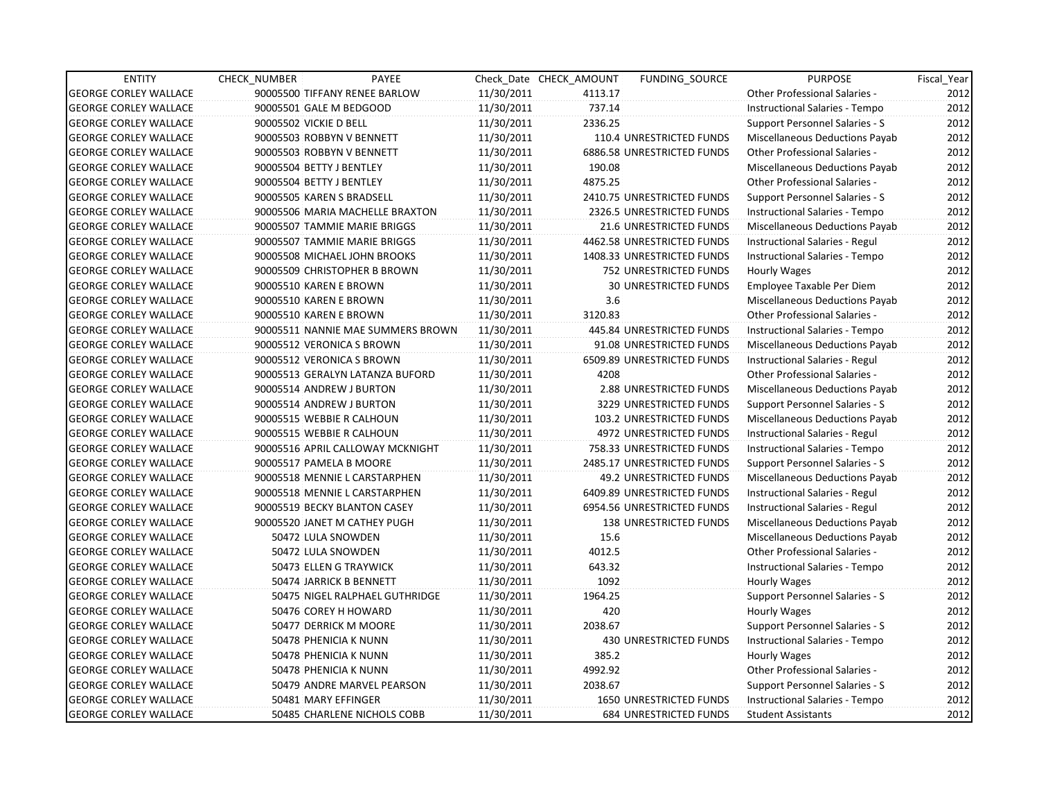| ENTITY | CHECK_NUMBER | PAYEE | Check_Date | CHECK_AMOUNT | FUNDING_SOURCE | PURPOSE | Fiscal_Year |
|---|---|---|---|---|---|---|---|
| GEORGE CORLEY WALLACE | 90005500 | TIFFANY RENEE BARLOW | 11/30/2011 | 4113.17 | | Other Professional Salaries - | 2012 |
| GEORGE CORLEY WALLACE | 90005501 | GALE M BEDGOOD | 11/30/2011 | 737.14 | | Instructional Salaries - Tempo | 2012 |
| GEORGE CORLEY WALLACE | 90005502 | VICKIE D BELL | 11/30/2011 | 2336.25 | | Support Personnel Salaries - S | 2012 |
| GEORGE CORLEY WALLACE | 90005503 | ROBBYN V BENNETT | 11/30/2011 | 110.4 | UNRESTRICTED FUNDS | Miscellaneous Deductions Payab | 2012 |
| GEORGE CORLEY WALLACE | 90005503 | ROBBYN V BENNETT | 11/30/2011 | 6886.58 | UNRESTRICTED FUNDS | Other Professional Salaries - | 2012 |
| GEORGE CORLEY WALLACE | 90005504 | BETTY J BENTLEY | 11/30/2011 | 190.08 | | Miscellaneous Deductions Payab | 2012 |
| GEORGE CORLEY WALLACE | 90005504 | BETTY J BENTLEY | 11/30/2011 | 4875.25 | | Other Professional Salaries - | 2012 |
| GEORGE CORLEY WALLACE | 90005505 | KAREN S BRADSELL | 11/30/2011 | 2410.75 | UNRESTRICTED FUNDS | Support Personnel Salaries - S | 2012 |
| GEORGE CORLEY WALLACE | 90005506 | MARIA MACHELLE BRAXTON | 11/30/2011 | 2326.5 | UNRESTRICTED FUNDS | Instructional Salaries - Tempo | 2012 |
| GEORGE CORLEY WALLACE | 90005507 | TAMMIE MARIE BRIGGS | 11/30/2011 | 21.6 | UNRESTRICTED FUNDS | Miscellaneous Deductions Payab | 2012 |
| GEORGE CORLEY WALLACE | 90005507 | TAMMIE MARIE BRIGGS | 11/30/2011 | 4462.58 | UNRESTRICTED FUNDS | Instructional Salaries - Regul | 2012 |
| GEORGE CORLEY WALLACE | 90005508 | MICHAEL JOHN BROOKS | 11/30/2011 | 1408.33 | UNRESTRICTED FUNDS | Instructional Salaries - Tempo | 2012 |
| GEORGE CORLEY WALLACE | 90005509 | CHRISTOPHER B BROWN | 11/30/2011 | 752 | UNRESTRICTED FUNDS | Hourly Wages | 2012 |
| GEORGE CORLEY WALLACE | 90005510 | KAREN E BROWN | 11/30/2011 | 30 | UNRESTRICTED FUNDS | Employee Taxable Per Diem | 2012 |
| GEORGE CORLEY WALLACE | 90005510 | KAREN E BROWN | 11/30/2011 | 3.6 | | Miscellaneous Deductions Payab | 2012 |
| GEORGE CORLEY WALLACE | 90005510 | KAREN E BROWN | 11/30/2011 | 3120.83 | | Other Professional Salaries - | 2012 |
| GEORGE CORLEY WALLACE | 90005511 | NANNIE MAE SUMMERS BROWN | 11/30/2011 | 445.84 | UNRESTRICTED FUNDS | Instructional Salaries - Tempo | 2012 |
| GEORGE CORLEY WALLACE | 90005512 | VERONICA S BROWN | 11/30/2011 | 91.08 | UNRESTRICTED FUNDS | Miscellaneous Deductions Payab | 2012 |
| GEORGE CORLEY WALLACE | 90005512 | VERONICA S BROWN | 11/30/2011 | 6509.89 | UNRESTRICTED FUNDS | Instructional Salaries - Regul | 2012 |
| GEORGE CORLEY WALLACE | 90005513 | GERALYN LATANZA BUFORD | 11/30/2011 | 4208 | | Other Professional Salaries - | 2012 |
| GEORGE CORLEY WALLACE | 90005514 | ANDREW J BURTON | 11/30/2011 | 2.88 | UNRESTRICTED FUNDS | Miscellaneous Deductions Payab | 2012 |
| GEORGE CORLEY WALLACE | 90005514 | ANDREW J BURTON | 11/30/2011 | 3229 | UNRESTRICTED FUNDS | Support Personnel Salaries - S | 2012 |
| GEORGE CORLEY WALLACE | 90005515 | WEBBIE R CALHOUN | 11/30/2011 | 103.2 | UNRESTRICTED FUNDS | Miscellaneous Deductions Payab | 2012 |
| GEORGE CORLEY WALLACE | 90005515 | WEBBIE R CALHOUN | 11/30/2011 | 4972 | UNRESTRICTED FUNDS | Instructional Salaries - Regul | 2012 |
| GEORGE CORLEY WALLACE | 90005516 | APRIL CALLOWAY MCKNIGHT | 11/30/2011 | 758.33 | UNRESTRICTED FUNDS | Instructional Salaries - Tempo | 2012 |
| GEORGE CORLEY WALLACE | 90005517 | PAMELA B MOORE | 11/30/2011 | 2485.17 | UNRESTRICTED FUNDS | Support Personnel Salaries - S | 2012 |
| GEORGE CORLEY WALLACE | 90005518 | MENNIE L CARSTARPHEN | 11/30/2011 | 49.2 | UNRESTRICTED FUNDS | Miscellaneous Deductions Payab | 2012 |
| GEORGE CORLEY WALLACE | 90005518 | MENNIE L CARSTARPHEN | 11/30/2011 | 6409.89 | UNRESTRICTED FUNDS | Instructional Salaries - Regul | 2012 |
| GEORGE CORLEY WALLACE | 90005519 | BECKY BLANTON CASEY | 11/30/2011 | 6954.56 | UNRESTRICTED FUNDS | Instructional Salaries - Regul | 2012 |
| GEORGE CORLEY WALLACE | 90005520 | JANET M CATHEY PUGH | 11/30/2011 | 138 | UNRESTRICTED FUNDS | Miscellaneous Deductions Payab | 2012 |
| GEORGE CORLEY WALLACE | 50472 | LULA SNOWDEN | 11/30/2011 | 15.6 | | Miscellaneous Deductions Payab | 2012 |
| GEORGE CORLEY WALLACE | 50472 | LULA SNOWDEN | 11/30/2011 | 4012.5 | | Other Professional Salaries - | 2012 |
| GEORGE CORLEY WALLACE | 50473 | ELLEN G TRAYWICK | 11/30/2011 | 643.32 | | Instructional Salaries - Tempo | 2012 |
| GEORGE CORLEY WALLACE | 50474 | JARRICK B BENNETT | 11/30/2011 | 1092 | | Hourly Wages | 2012 |
| GEORGE CORLEY WALLACE | 50475 | NIGEL RALPHAEL GUTHRIDGE | 11/30/2011 | 1964.25 | | Support Personnel Salaries - S | 2012 |
| GEORGE CORLEY WALLACE | 50476 | COREY H HOWARD | 11/30/2011 | 420 | | Hourly Wages | 2012 |
| GEORGE CORLEY WALLACE | 50477 | DERRICK M MOORE | 11/30/2011 | 2038.67 | | Support Personnel Salaries - S | 2012 |
| GEORGE CORLEY WALLACE | 50478 | PHENICIA K NUNN | 11/30/2011 | 430 | UNRESTRICTED FUNDS | Instructional Salaries - Tempo | 2012 |
| GEORGE CORLEY WALLACE | 50478 | PHENICIA K NUNN | 11/30/2011 | 385.2 | | Hourly Wages | 2012 |
| GEORGE CORLEY WALLACE | 50478 | PHENICIA K NUNN | 11/30/2011 | 4992.92 | | Other Professional Salaries - | 2012 |
| GEORGE CORLEY WALLACE | 50479 | ANDRE MARVEL PEARSON | 11/30/2011 | 2038.67 | | Support Personnel Salaries - S | 2012 |
| GEORGE CORLEY WALLACE | 50481 | MARY EFFINGER | 11/30/2011 | 1650 | UNRESTRICTED FUNDS | Instructional Salaries - Tempo | 2012 |
| GEORGE CORLEY WALLACE | 50485 | CHARLENE NICHOLS COBB | 11/30/2011 | 684 | UNRESTRICTED FUNDS | Student Assistants | 2012 |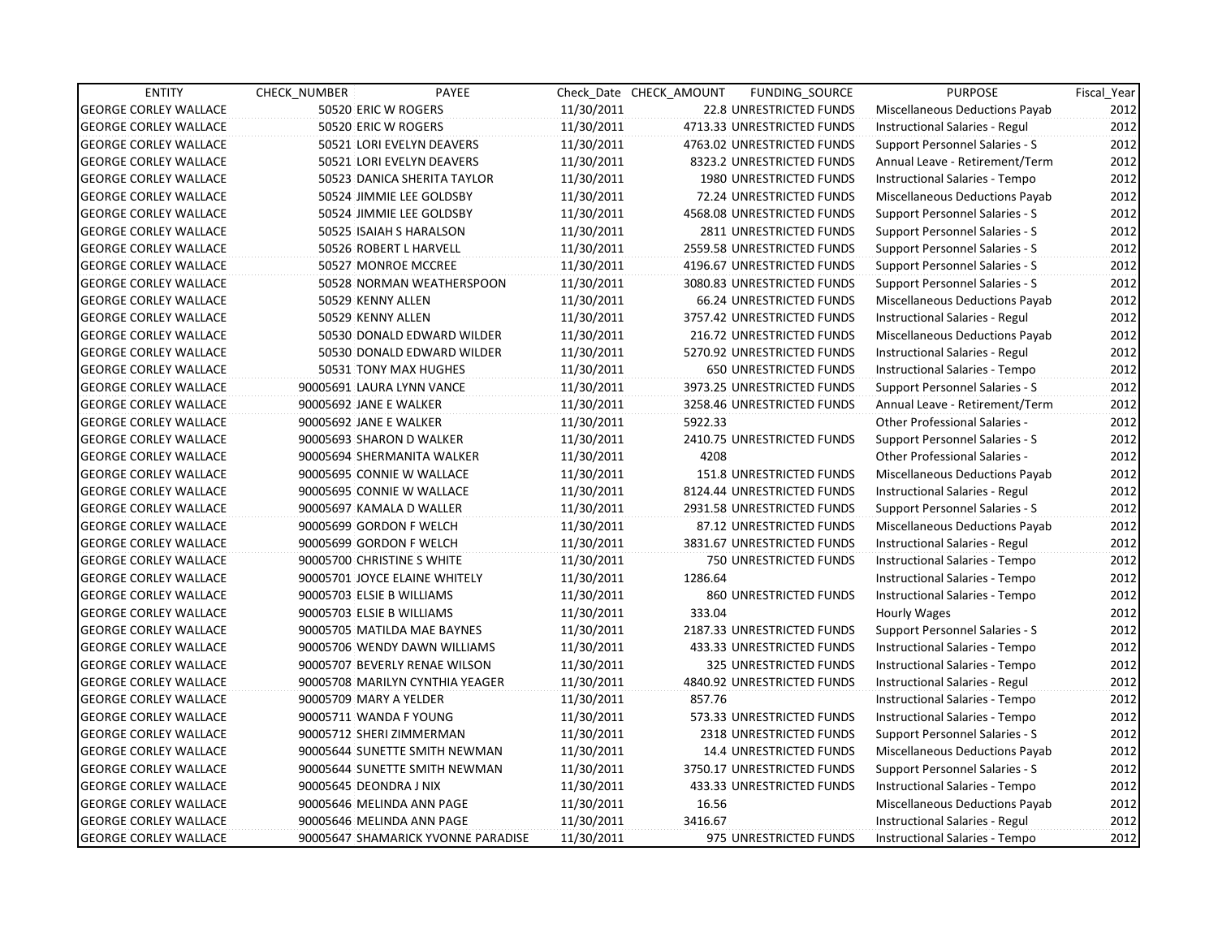| ENTITY | CHECK_NUMBER | PAYEE | Check_Date | CHECK_AMOUNT | FUNDING_SOURCE | PURPOSE | Fiscal_Year |
|---|---|---|---|---|---|---|---|
| GEORGE CORLEY WALLACE | 50520 | ERIC W ROGERS | 11/30/2011 | 22.8 | UNRESTRICTED FUNDS | Miscellaneous Deductions Payab | 2012 |
| GEORGE CORLEY WALLACE | 50520 | ERIC W ROGERS | 11/30/2011 | 4713.33 | UNRESTRICTED FUNDS | Instructional Salaries - Regul | 2012 |
| GEORGE CORLEY WALLACE | 50521 | LORI EVELYN DEAVERS | 11/30/2011 | 4763.02 | UNRESTRICTED FUNDS | Support Personnel Salaries - S | 2012 |
| GEORGE CORLEY WALLACE | 50521 | LORI EVELYN DEAVERS | 11/30/2011 | 8323.2 | UNRESTRICTED FUNDS | Annual Leave - Retirement/Term | 2012 |
| GEORGE CORLEY WALLACE | 50523 | DANICA SHERITA TAYLOR | 11/30/2011 | 1980 | UNRESTRICTED FUNDS | Instructional Salaries - Tempo | 2012 |
| GEORGE CORLEY WALLACE | 50524 | JIMMIE LEE GOLDSBY | 11/30/2011 | 72.24 | UNRESTRICTED FUNDS | Miscellaneous Deductions Payab | 2012 |
| GEORGE CORLEY WALLACE | 50524 | JIMMIE LEE GOLDSBY | 11/30/2011 | 4568.08 | UNRESTRICTED FUNDS | Support Personnel Salaries - S | 2012 |
| GEORGE CORLEY WALLACE | 50525 | ISAIAH S HARALSON | 11/30/2011 | 2811 | UNRESTRICTED FUNDS | Support Personnel Salaries - S | 2012 |
| GEORGE CORLEY WALLACE | 50526 | ROBERT L HARVELL | 11/30/2011 | 2559.58 | UNRESTRICTED FUNDS | Support Personnel Salaries - S | 2012 |
| GEORGE CORLEY WALLACE | 50527 | MONROE MCCREE | 11/30/2011 | 4196.67 | UNRESTRICTED FUNDS | Support Personnel Salaries - S | 2012 |
| GEORGE CORLEY WALLACE | 50528 | NORMAN WEATHERSPOON | 11/30/2011 | 3080.83 | UNRESTRICTED FUNDS | Support Personnel Salaries - S | 2012 |
| GEORGE CORLEY WALLACE | 50529 | KENNY ALLEN | 11/30/2011 | 66.24 | UNRESTRICTED FUNDS | Miscellaneous Deductions Payab | 2012 |
| GEORGE CORLEY WALLACE | 50529 | KENNY ALLEN | 11/30/2011 | 3757.42 | UNRESTRICTED FUNDS | Instructional Salaries - Regul | 2012 |
| GEORGE CORLEY WALLACE | 50530 | DONALD EDWARD WILDER | 11/30/2011 | 216.72 | UNRESTRICTED FUNDS | Miscellaneous Deductions Payab | 2012 |
| GEORGE CORLEY WALLACE | 50530 | DONALD EDWARD WILDER | 11/30/2011 | 5270.92 | UNRESTRICTED FUNDS | Instructional Salaries - Regul | 2012 |
| GEORGE CORLEY WALLACE | 50531 | TONY MAX HUGHES | 11/30/2011 | 650 | UNRESTRICTED FUNDS | Instructional Salaries - Tempo | 2012 |
| GEORGE CORLEY WALLACE | 90005691 | LAURA LYNN VANCE | 11/30/2011 | 3973.25 | UNRESTRICTED FUNDS | Support Personnel Salaries - S | 2012 |
| GEORGE CORLEY WALLACE | 90005692 | JANE E WALKER | 11/30/2011 | 3258.46 | UNRESTRICTED FUNDS | Annual Leave - Retirement/Term | 2012 |
| GEORGE CORLEY WALLACE | 90005692 | JANE E WALKER | 11/30/2011 | 5922.33 | | Other Professional Salaries - | 2012 |
| GEORGE CORLEY WALLACE | 90005693 | SHARON D WALKER | 11/30/2011 | 2410.75 | UNRESTRICTED FUNDS | Support Personnel Salaries - S | 2012 |
| GEORGE CORLEY WALLACE | 90005694 | SHERMANITA WALKER | 11/30/2011 | 4208 | | Other Professional Salaries - | 2012 |
| GEORGE CORLEY WALLACE | 90005695 | CONNIE W WALLACE | 11/30/2011 | 151.8 | UNRESTRICTED FUNDS | Miscellaneous Deductions Payab | 2012 |
| GEORGE CORLEY WALLACE | 90005695 | CONNIE W WALLACE | 11/30/2011 | 8124.44 | UNRESTRICTED FUNDS | Instructional Salaries - Regul | 2012 |
| GEORGE CORLEY WALLACE | 90005697 | KAMALA D WALLER | 11/30/2011 | 2931.58 | UNRESTRICTED FUNDS | Support Personnel Salaries - S | 2012 |
| GEORGE CORLEY WALLACE | 90005699 | GORDON F WELCH | 11/30/2011 | 87.12 | UNRESTRICTED FUNDS | Miscellaneous Deductions Payab | 2012 |
| GEORGE CORLEY WALLACE | 90005699 | GORDON F WELCH | 11/30/2011 | 3831.67 | UNRESTRICTED FUNDS | Instructional Salaries - Regul | 2012 |
| GEORGE CORLEY WALLACE | 90005700 | CHRISTINE S WHITE | 11/30/2011 | 750 | UNRESTRICTED FUNDS | Instructional Salaries - Tempo | 2012 |
| GEORGE CORLEY WALLACE | 90005701 | JOYCE ELAINE WHITELY | 11/30/2011 | 1286.64 | | Instructional Salaries - Tempo | 2012 |
| GEORGE CORLEY WALLACE | 90005703 | ELSIE B WILLIAMS | 11/30/2011 | 860 | UNRESTRICTED FUNDS | Instructional Salaries - Tempo | 2012 |
| GEORGE CORLEY WALLACE | 90005703 | ELSIE B WILLIAMS | 11/30/2011 | 333.04 | | Hourly Wages | 2012 |
| GEORGE CORLEY WALLACE | 90005705 | MATILDA MAE BAYNES | 11/30/2011 | 2187.33 | UNRESTRICTED FUNDS | Support Personnel Salaries - S | 2012 |
| GEORGE CORLEY WALLACE | 90005706 | WENDY DAWN WILLIAMS | 11/30/2011 | 433.33 | UNRESTRICTED FUNDS | Instructional Salaries - Tempo | 2012 |
| GEORGE CORLEY WALLACE | 90005707 | BEVERLY RENAE WILSON | 11/30/2011 | 325 | UNRESTRICTED FUNDS | Instructional Salaries - Tempo | 2012 |
| GEORGE CORLEY WALLACE | 90005708 | MARILYN CYNTHIA YEAGER | 11/30/2011 | 4840.92 | UNRESTRICTED FUNDS | Instructional Salaries - Regul | 2012 |
| GEORGE CORLEY WALLACE | 90005709 | MARY A YELDER | 11/30/2011 | 857.76 | | Instructional Salaries - Tempo | 2012 |
| GEORGE CORLEY WALLACE | 90005711 | WANDA F YOUNG | 11/30/2011 | 573.33 | UNRESTRICTED FUNDS | Instructional Salaries - Tempo | 2012 |
| GEORGE CORLEY WALLACE | 90005712 | SHERI ZIMMERMAN | 11/30/2011 | 2318 | UNRESTRICTED FUNDS | Support Personnel Salaries - S | 2012 |
| GEORGE CORLEY WALLACE | 90005644 | SUNETTE SMITH NEWMAN | 11/30/2011 | 14.4 | UNRESTRICTED FUNDS | Miscellaneous Deductions Payab | 2012 |
| GEORGE CORLEY WALLACE | 90005644 | SUNETTE SMITH NEWMAN | 11/30/2011 | 3750.17 | UNRESTRICTED FUNDS | Support Personnel Salaries - S | 2012 |
| GEORGE CORLEY WALLACE | 90005645 | DEONDRA J NIX | 11/30/2011 | 433.33 | UNRESTRICTED FUNDS | Instructional Salaries - Tempo | 2012 |
| GEORGE CORLEY WALLACE | 90005646 | MELINDA ANN PAGE | 11/30/2011 | 16.56 | | Miscellaneous Deductions Payab | 2012 |
| GEORGE CORLEY WALLACE | 90005646 | MELINDA ANN PAGE | 11/30/2011 | 3416.67 | | Instructional Salaries - Regul | 2012 |
| GEORGE CORLEY WALLACE | 90005647 | SHAMARICK YVONNE PARADISE | 11/30/2011 | 975 | UNRESTRICTED FUNDS | Instructional Salaries - Tempo | 2012 |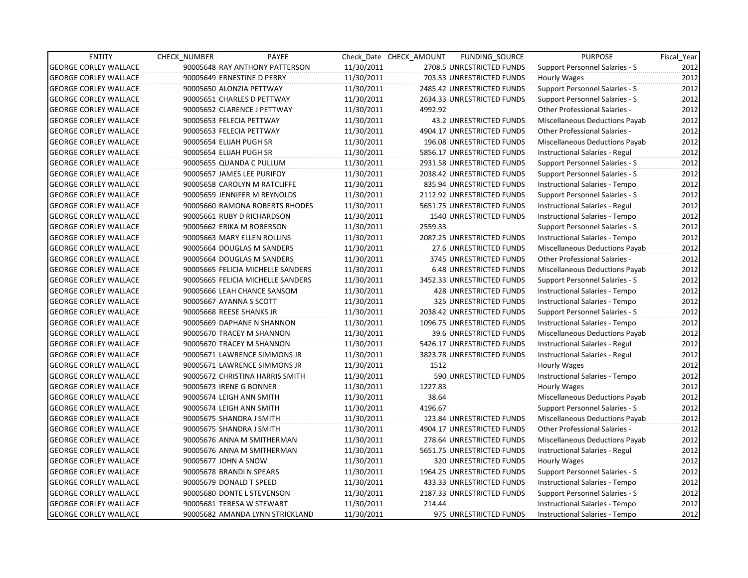| ENTITY | CHECK_NUMBER | PAYEE | Check_Date | CHECK_AMOUNT | FUNDING_SOURCE | PURPOSE | Fiscal_Year |
|---|---|---|---|---|---|---|---|
| GEORGE CORLEY WALLACE | 90005648 | RAY ANTHONY PATTERSON | 11/30/2011 | 2708.5 | UNRESTRICTED FUNDS | Support Personnel Salaries - S | 2012 |
| GEORGE CORLEY WALLACE | 90005649 | ERNESTINE D PERRY | 11/30/2011 | 703.53 | UNRESTRICTED FUNDS | Hourly Wages | 2012 |
| GEORGE CORLEY WALLACE | 90005650 | ALONZIA PETTWAY | 11/30/2011 | 2485.42 | UNRESTRICTED FUNDS | Support Personnel Salaries - S | 2012 |
| GEORGE CORLEY WALLACE | 90005651 | CHARLES D PETTWAY | 11/30/2011 | 2634.33 | UNRESTRICTED FUNDS | Support Personnel Salaries - S | 2012 |
| GEORGE CORLEY WALLACE | 90005652 | CLARENCE J PETTWAY | 11/30/2011 | 4992.92 | | Other Professional Salaries - | 2012 |
| GEORGE CORLEY WALLACE | 90005653 | FELECIA PETTWAY | 11/30/2011 | 43.2 | UNRESTRICTED FUNDS | Miscellaneous Deductions Payab | 2012 |
| GEORGE CORLEY WALLACE | 90005653 | FELECIA PETTWAY | 11/30/2011 | 4904.17 | UNRESTRICTED FUNDS | Other Professional Salaries - | 2012 |
| GEORGE CORLEY WALLACE | 90005654 | ELIJAH PUGH SR | 11/30/2011 | 196.08 | UNRESTRICTED FUNDS | Miscellaneous Deductions Payab | 2012 |
| GEORGE CORLEY WALLACE | 90005654 | ELIJAH PUGH SR | 11/30/2011 | 5856.17 | UNRESTRICTED FUNDS | Instructional Salaries - Regul | 2012 |
| GEORGE CORLEY WALLACE | 90005655 | QUANDA C PULLUM | 11/30/2011 | 2931.58 | UNRESTRICTED FUNDS | Support Personnel Salaries - S | 2012 |
| GEORGE CORLEY WALLACE | 90005657 | JAMES LEE PURIFOY | 11/30/2011 | 2038.42 | UNRESTRICTED FUNDS | Support Personnel Salaries - S | 2012 |
| GEORGE CORLEY WALLACE | 90005658 | CAROLYN M RATCLIFFE | 11/30/2011 | 835.94 | UNRESTRICTED FUNDS | Instructional Salaries - Tempo | 2012 |
| GEORGE CORLEY WALLACE | 90005659 | JENNIFER M REYNOLDS | 11/30/2011 | 2112.92 | UNRESTRICTED FUNDS | Support Personnel Salaries - S | 2012 |
| GEORGE CORLEY WALLACE | 90005660 | RAMONA ROBERTS RHODES | 11/30/2011 | 5651.75 | UNRESTRICTED FUNDS | Instructional Salaries - Regul | 2012 |
| GEORGE CORLEY WALLACE | 90005661 | RUBY D RICHARDSON | 11/30/2011 | 1540 | UNRESTRICTED FUNDS | Instructional Salaries - Tempo | 2012 |
| GEORGE CORLEY WALLACE | 90005662 | ERIKA M ROBERSON | 11/30/2011 | 2559.33 | | Support Personnel Salaries - S | 2012 |
| GEORGE CORLEY WALLACE | 90005663 | MARY ELLEN ROLLINS | 11/30/2011 | 2087.25 | UNRESTRICTED FUNDS | Instructional Salaries - Tempo | 2012 |
| GEORGE CORLEY WALLACE | 90005664 | DOUGLAS M SANDERS | 11/30/2011 | 27.6 | UNRESTRICTED FUNDS | Miscellaneous Deductions Payab | 2012 |
| GEORGE CORLEY WALLACE | 90005664 | DOUGLAS M SANDERS | 11/30/2011 | 3745 | UNRESTRICTED FUNDS | Other Professional Salaries - | 2012 |
| GEORGE CORLEY WALLACE | 90005665 | FELICIA MICHELLE SANDERS | 11/30/2011 | 6.48 | UNRESTRICTED FUNDS | Miscellaneous Deductions Payab | 2012 |
| GEORGE CORLEY WALLACE | 90005665 | FELICIA MICHELLE SANDERS | 11/30/2011 | 3452.33 | UNRESTRICTED FUNDS | Support Personnel Salaries - S | 2012 |
| GEORGE CORLEY WALLACE | 90005666 | LEAH CHANCE SANSOM | 11/30/2011 | 428 | UNRESTRICTED FUNDS | Instructional Salaries - Tempo | 2012 |
| GEORGE CORLEY WALLACE | 90005667 | AYANNA S SCOTT | 11/30/2011 | 325 | UNRESTRICTED FUNDS | Instructional Salaries - Tempo | 2012 |
| GEORGE CORLEY WALLACE | 90005668 | REESE SHANKS JR | 11/30/2011 | 2038.42 | UNRESTRICTED FUNDS | Support Personnel Salaries - S | 2012 |
| GEORGE CORLEY WALLACE | 90005669 | DAPHANE N SHANNON | 11/30/2011 | 1096.75 | UNRESTRICTED FUNDS | Instructional Salaries - Tempo | 2012 |
| GEORGE CORLEY WALLACE | 90005670 | TRACEY M SHANNON | 11/30/2011 | 39.6 | UNRESTRICTED FUNDS | Miscellaneous Deductions Payab | 2012 |
| GEORGE CORLEY WALLACE | 90005670 | TRACEY M SHANNON | 11/30/2011 | 5426.17 | UNRESTRICTED FUNDS | Instructional Salaries - Regul | 2012 |
| GEORGE CORLEY WALLACE | 90005671 | LAWRENCE SIMMONS JR | 11/30/2011 | 3823.78 | UNRESTRICTED FUNDS | Instructional Salaries - Regul | 2012 |
| GEORGE CORLEY WALLACE | 90005671 | LAWRENCE SIMMONS JR | 11/30/2011 | 1512 | | Hourly Wages | 2012 |
| GEORGE CORLEY WALLACE | 90005672 | CHRISTINA HARRIS SMITH | 11/30/2011 | 590 | UNRESTRICTED FUNDS | Instructional Salaries - Tempo | 2012 |
| GEORGE CORLEY WALLACE | 90005673 | IRENE G BONNER | 11/30/2011 | 1227.83 | | Hourly Wages | 2012 |
| GEORGE CORLEY WALLACE | 90005674 | LEIGH ANN SMITH | 11/30/2011 | 38.64 | | Miscellaneous Deductions Payab | 2012 |
| GEORGE CORLEY WALLACE | 90005674 | LEIGH ANN SMITH | 11/30/2011 | 4196.67 | | Support Personnel Salaries - S | 2012 |
| GEORGE CORLEY WALLACE | 90005675 | SHANDRA J SMITH | 11/30/2011 | 123.84 | UNRESTRICTED FUNDS | Miscellaneous Deductions Payab | 2012 |
| GEORGE CORLEY WALLACE | 90005675 | SHANDRA J SMITH | 11/30/2011 | 4904.17 | UNRESTRICTED FUNDS | Other Professional Salaries - | 2012 |
| GEORGE CORLEY WALLACE | 90005676 | ANNA M SMITHERMAN | 11/30/2011 | 278.64 | UNRESTRICTED FUNDS | Miscellaneous Deductions Payab | 2012 |
| GEORGE CORLEY WALLACE | 90005676 | ANNA M SMITHERMAN | 11/30/2011 | 5651.75 | UNRESTRICTED FUNDS | Instructional Salaries - Regul | 2012 |
| GEORGE CORLEY WALLACE | 90005677 | JOHN A SNOW | 11/30/2011 | 320 | UNRESTRICTED FUNDS | Hourly Wages | 2012 |
| GEORGE CORLEY WALLACE | 90005678 | BRANDI N SPEARS | 11/30/2011 | 1964.25 | UNRESTRICTED FUNDS | Support Personnel Salaries - S | 2012 |
| GEORGE CORLEY WALLACE | 90005679 | DONALD T SPEED | 11/30/2011 | 433.33 | UNRESTRICTED FUNDS | Instructional Salaries - Tempo | 2012 |
| GEORGE CORLEY WALLACE | 90005680 | DONTE L STEVENSON | 11/30/2011 | 2187.33 | UNRESTRICTED FUNDS | Support Personnel Salaries - S | 2012 |
| GEORGE CORLEY WALLACE | 90005681 | TERESA W STEWART | 11/30/2011 | 214.44 | | Instructional Salaries - Tempo | 2012 |
| GEORGE CORLEY WALLACE | 90005682 | AMANDA LYNN STRICKLAND | 11/30/2011 | 975 | UNRESTRICTED FUNDS | Instructional Salaries - Tempo | 2012 |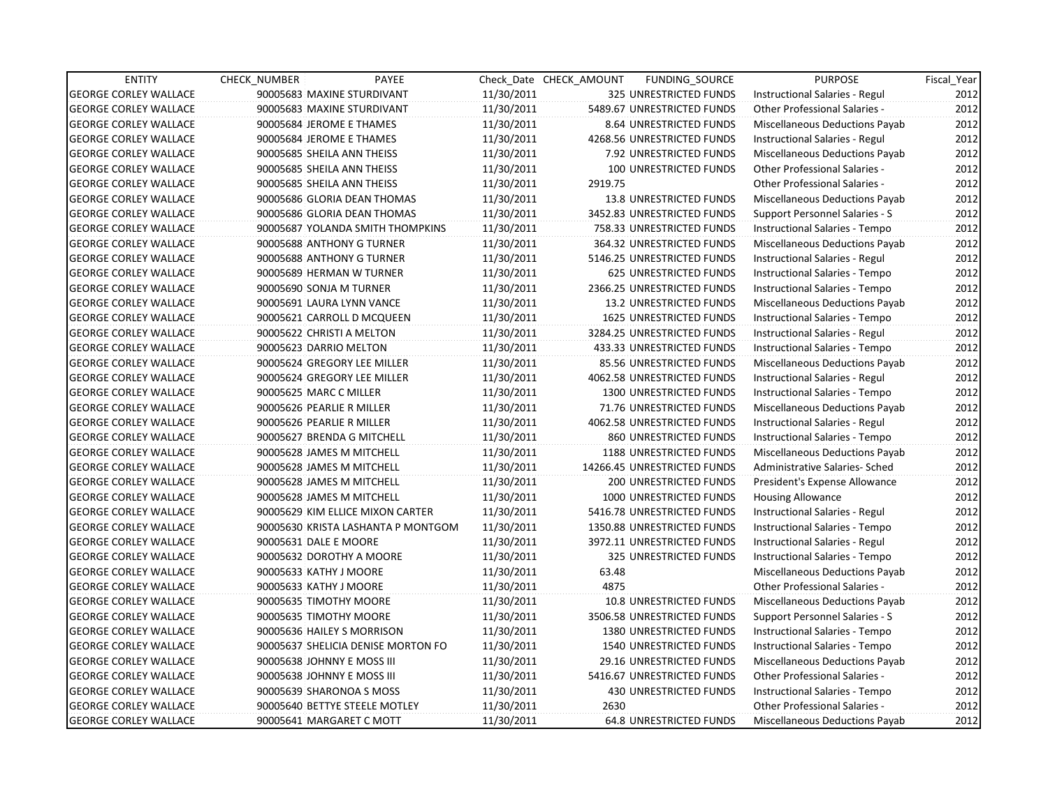| ENTITY | CHECK_NUMBER | PAYEE | Check_Date | CHECK_AMOUNT | FUNDING_SOURCE | PURPOSE | Fiscal_Year |
|---|---|---|---|---|---|---|---|
| GEORGE CORLEY WALLACE | 90005683 | MAXINE STURDIVANT | 11/30/2011 | 325 | UNRESTRICTED FUNDS | Instructional Salaries - Regul | 2012 |
| GEORGE CORLEY WALLACE | 90005683 | MAXINE STURDIVANT | 11/30/2011 | 5489.67 | UNRESTRICTED FUNDS | Other Professional Salaries - | 2012 |
| GEORGE CORLEY WALLACE | 90005684 | JEROME E THAMES | 11/30/2011 | 8.64 | UNRESTRICTED FUNDS | Miscellaneous Deductions Payab | 2012 |
| GEORGE CORLEY WALLACE | 90005684 | JEROME E THAMES | 11/30/2011 | 4268.56 | UNRESTRICTED FUNDS | Instructional Salaries - Regul | 2012 |
| GEORGE CORLEY WALLACE | 90005685 | SHEILA ANN THEISS | 11/30/2011 | 7.92 | UNRESTRICTED FUNDS | Miscellaneous Deductions Payab | 2012 |
| GEORGE CORLEY WALLACE | 90005685 | SHEILA ANN THEISS | 11/30/2011 | 100 | UNRESTRICTED FUNDS | Other Professional Salaries - | 2012 |
| GEORGE CORLEY WALLACE | 90005685 | SHEILA ANN THEISS | 11/30/2011 | 2919.75 | | Other Professional Salaries - | 2012 |
| GEORGE CORLEY WALLACE | 90005686 | GLORIA DEAN THOMAS | 11/30/2011 | 13.8 | UNRESTRICTED FUNDS | Miscellaneous Deductions Payab | 2012 |
| GEORGE CORLEY WALLACE | 90005686 | GLORIA DEAN THOMAS | 11/30/2011 | 3452.83 | UNRESTRICTED FUNDS | Support Personnel Salaries - S | 2012 |
| GEORGE CORLEY WALLACE | 90005687 | YOLANDA SMITH THOMPKINS | 11/30/2011 | 758.33 | UNRESTRICTED FUNDS | Instructional Salaries - Tempo | 2012 |
| GEORGE CORLEY WALLACE | 90005688 | ANTHONY G TURNER | 11/30/2011 | 364.32 | UNRESTRICTED FUNDS | Miscellaneous Deductions Payab | 2012 |
| GEORGE CORLEY WALLACE | 90005688 | ANTHONY G TURNER | 11/30/2011 | 5146.25 | UNRESTRICTED FUNDS | Instructional Salaries - Regul | 2012 |
| GEORGE CORLEY WALLACE | 90005689 | HERMAN W TURNER | 11/30/2011 | 625 | UNRESTRICTED FUNDS | Instructional Salaries - Tempo | 2012 |
| GEORGE CORLEY WALLACE | 90005690 | SONJA M TURNER | 11/30/2011 | 2366.25 | UNRESTRICTED FUNDS | Instructional Salaries - Tempo | 2012 |
| GEORGE CORLEY WALLACE | 90005691 | LAURA LYNN VANCE | 11/30/2011 | 13.2 | UNRESTRICTED FUNDS | Miscellaneous Deductions Payab | 2012 |
| GEORGE CORLEY WALLACE | 90005621 | CARROLL D MCQUEEN | 11/30/2011 | 1625 | UNRESTRICTED FUNDS | Instructional Salaries - Tempo | 2012 |
| GEORGE CORLEY WALLACE | 90005622 | CHRISTI A MELTON | 11/30/2011 | 3284.25 | UNRESTRICTED FUNDS | Instructional Salaries - Regul | 2012 |
| GEORGE CORLEY WALLACE | 90005623 | DARRIO MELTON | 11/30/2011 | 433.33 | UNRESTRICTED FUNDS | Instructional Salaries - Tempo | 2012 |
| GEORGE CORLEY WALLACE | 90005624 | GREGORY LEE MILLER | 11/30/2011 | 85.56 | UNRESTRICTED FUNDS | Miscellaneous Deductions Payab | 2012 |
| GEORGE CORLEY WALLACE | 90005624 | GREGORY LEE MILLER | 11/30/2011 | 4062.58 | UNRESTRICTED FUNDS | Instructional Salaries - Regul | 2012 |
| GEORGE CORLEY WALLACE | 90005625 | MARC C MILLER | 11/30/2011 | 1300 | UNRESTRICTED FUNDS | Instructional Salaries - Tempo | 2012 |
| GEORGE CORLEY WALLACE | 90005626 | PEARLIE R MILLER | 11/30/2011 | 71.76 | UNRESTRICTED FUNDS | Miscellaneous Deductions Payab | 2012 |
| GEORGE CORLEY WALLACE | 90005626 | PEARLIE R MILLER | 11/30/2011 | 4062.58 | UNRESTRICTED FUNDS | Instructional Salaries - Regul | 2012 |
| GEORGE CORLEY WALLACE | 90005627 | BRENDA G MITCHELL | 11/30/2011 | 860 | UNRESTRICTED FUNDS | Instructional Salaries - Tempo | 2012 |
| GEORGE CORLEY WALLACE | 90005628 | JAMES M MITCHELL | 11/30/2011 | 1188 | UNRESTRICTED FUNDS | Miscellaneous Deductions Payab | 2012 |
| GEORGE CORLEY WALLACE | 90005628 | JAMES M MITCHELL | 11/30/2011 | 14266.45 | UNRESTRICTED FUNDS | Administrative Salaries- Sched | 2012 |
| GEORGE CORLEY WALLACE | 90005628 | JAMES M MITCHELL | 11/30/2011 | 200 | UNRESTRICTED FUNDS | President's Expense Allowance | 2012 |
| GEORGE CORLEY WALLACE | 90005628 | JAMES M MITCHELL | 11/30/2011 | 1000 | UNRESTRICTED FUNDS | Housing Allowance | 2012 |
| GEORGE CORLEY WALLACE | 90005629 | KIM ELLICE MIXON CARTER | 11/30/2011 | 5416.78 | UNRESTRICTED FUNDS | Instructional Salaries - Regul | 2012 |
| GEORGE CORLEY WALLACE | 90005630 | KRISTA LASHANTA P MONTGOM | 11/30/2011 | 1350.88 | UNRESTRICTED FUNDS | Instructional Salaries - Tempo | 2012 |
| GEORGE CORLEY WALLACE | 90005631 | DALE E MOORE | 11/30/2011 | 3972.11 | UNRESTRICTED FUNDS | Instructional Salaries - Regul | 2012 |
| GEORGE CORLEY WALLACE | 90005632 | DOROTHY A MOORE | 11/30/2011 | 325 | UNRESTRICTED FUNDS | Instructional Salaries - Tempo | 2012 |
| GEORGE CORLEY WALLACE | 90005633 | KATHY J MOORE | 11/30/2011 | 63.48 | | Miscellaneous Deductions Payab | 2012 |
| GEORGE CORLEY WALLACE | 90005633 | KATHY J MOORE | 11/30/2011 | 4875 | | Other Professional Salaries - | 2012 |
| GEORGE CORLEY WALLACE | 90005635 | TIMOTHY MOORE | 11/30/2011 | 10.8 | UNRESTRICTED FUNDS | Miscellaneous Deductions Payab | 2012 |
| GEORGE CORLEY WALLACE | 90005635 | TIMOTHY MOORE | 11/30/2011 | 3506.58 | UNRESTRICTED FUNDS | Support Personnel Salaries - S | 2012 |
| GEORGE CORLEY WALLACE | 90005636 | HAILEY S MORRISON | 11/30/2011 | 1380 | UNRESTRICTED FUNDS | Instructional Salaries - Tempo | 2012 |
| GEORGE CORLEY WALLACE | 90005637 | SHELICIA DENISE MORTON FO | 11/30/2011 | 1540 | UNRESTRICTED FUNDS | Instructional Salaries - Tempo | 2012 |
| GEORGE CORLEY WALLACE | 90005638 | JOHNNY E MOSS III | 11/30/2011 | 29.16 | UNRESTRICTED FUNDS | Miscellaneous Deductions Payab | 2012 |
| GEORGE CORLEY WALLACE | 90005638 | JOHNNY E MOSS III | 11/30/2011 | 5416.67 | UNRESTRICTED FUNDS | Other Professional Salaries - | 2012 |
| GEORGE CORLEY WALLACE | 90005639 | SHARONOA S MOSS | 11/30/2011 | 430 | UNRESTRICTED FUNDS | Instructional Salaries - Tempo | 2012 |
| GEORGE CORLEY WALLACE | 90005640 | BETTYE STEELE MOTLEY | 11/30/2011 | 2630 | | Other Professional Salaries - | 2012 |
| GEORGE CORLEY WALLACE | 90005641 | MARGARET C MOTT | 11/30/2011 | 64.8 | UNRESTRICTED FUNDS | Miscellaneous Deductions Payab | 2012 |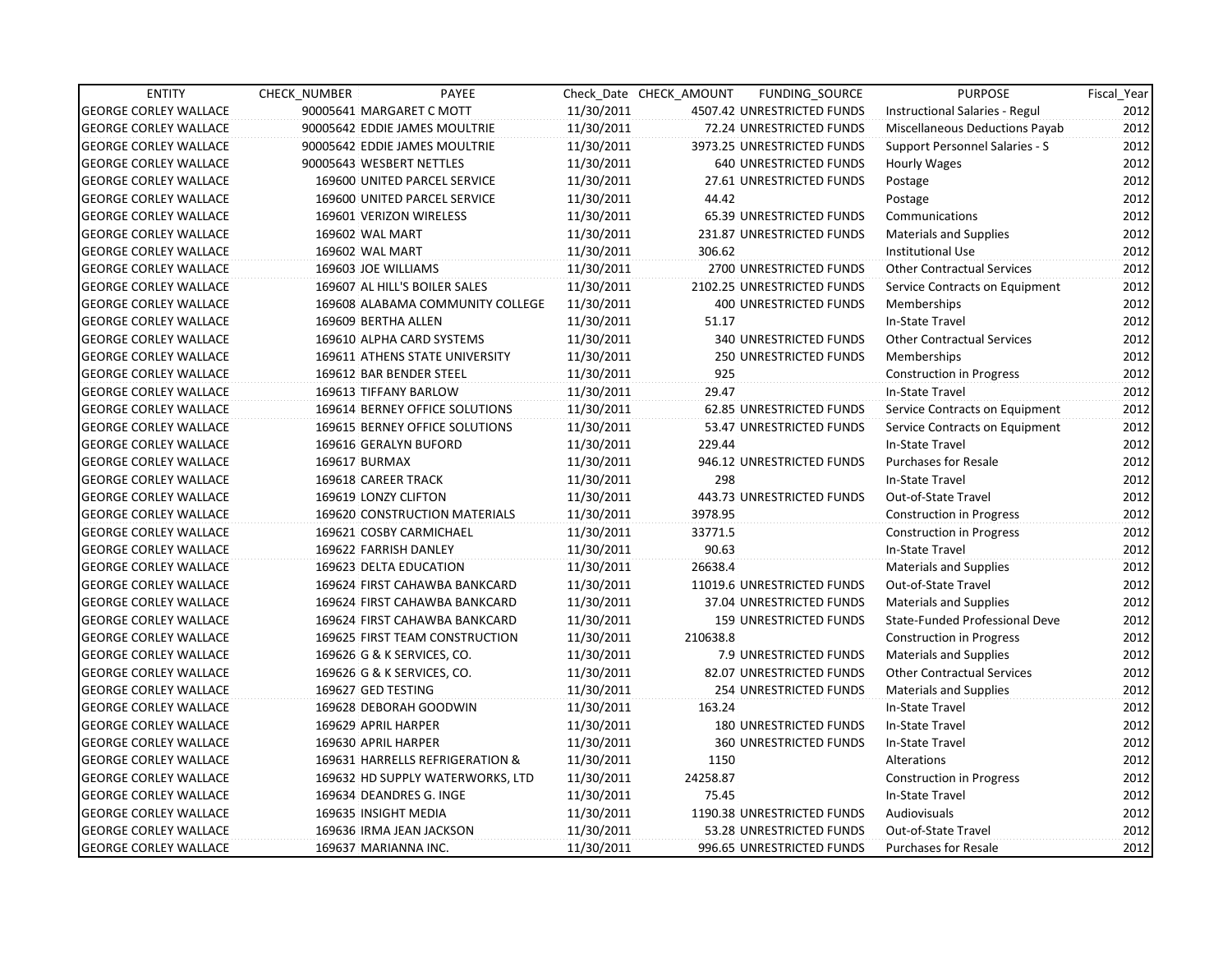| ENTITY | CHECK_NUMBER | PAYEE | Check_Date | CHECK_AMOUNT | FUNDING_SOURCE | PURPOSE | Fiscal_Year |
|---|---|---|---|---|---|---|---|
| GEORGE CORLEY WALLACE | 90005641 | MARGARET C MOTT | 11/30/2011 | 4507.42 | UNRESTRICTED FUNDS | Instructional Salaries - Regul | 2012 |
| GEORGE CORLEY WALLACE | 90005642 | EDDIE JAMES MOULTRIE | 11/30/2011 | 72.24 | UNRESTRICTED FUNDS | Miscellaneous Deductions Payab | 2012 |
| GEORGE CORLEY WALLACE | 90005642 | EDDIE JAMES MOULTRIE | 11/30/2011 | 3973.25 | UNRESTRICTED FUNDS | Support Personnel Salaries - S | 2012 |
| GEORGE CORLEY WALLACE | 90005643 | WESBERT NETTLES | 11/30/2011 | 640 | UNRESTRICTED FUNDS | Hourly Wages | 2012 |
| GEORGE CORLEY WALLACE | 169600 | UNITED PARCEL SERVICE | 11/30/2011 | 27.61 | UNRESTRICTED FUNDS | Postage | 2012 |
| GEORGE CORLEY WALLACE | 169600 | UNITED PARCEL SERVICE | 11/30/2011 | 44.42 | | Postage | 2012 |
| GEORGE CORLEY WALLACE | 169601 | VERIZON WIRELESS | 11/30/2011 | 65.39 | UNRESTRICTED FUNDS | Communications | 2012 |
| GEORGE CORLEY WALLACE | 169602 | WAL MART | 11/30/2011 | 231.87 | UNRESTRICTED FUNDS | Materials and Supplies | 2012 |
| GEORGE CORLEY WALLACE | 169602 | WAL MART | 11/30/2011 | 306.62 | | Institutional Use | 2012 |
| GEORGE CORLEY WALLACE | 169603 | JOE WILLIAMS | 11/30/2011 | 2700 | UNRESTRICTED FUNDS | Other Contractual Services | 2012 |
| GEORGE CORLEY WALLACE | 169607 | AL HILL'S BOILER SALES | 11/30/2011 | 2102.25 | UNRESTRICTED FUNDS | Service Contracts on Equipment | 2012 |
| GEORGE CORLEY WALLACE | 169608 | ALABAMA COMMUNITY COLLEGE | 11/30/2011 | 400 | UNRESTRICTED FUNDS | Memberships | 2012 |
| GEORGE CORLEY WALLACE | 169609 | BERTHA ALLEN | 11/30/2011 | 51.17 | | In-State Travel | 2012 |
| GEORGE CORLEY WALLACE | 169610 | ALPHA CARD SYSTEMS | 11/30/2011 | 340 | UNRESTRICTED FUNDS | Other Contractual Services | 2012 |
| GEORGE CORLEY WALLACE | 169611 | ATHENS STATE UNIVERSITY | 11/30/2011 | 250 | UNRESTRICTED FUNDS | Memberships | 2012 |
| GEORGE CORLEY WALLACE | 169612 | BAR BENDER STEEL | 11/30/2011 | 925 | | Construction in Progress | 2012 |
| GEORGE CORLEY WALLACE | 169613 | TIFFANY BARLOW | 11/30/2011 | 29.47 | | In-State Travel | 2012 |
| GEORGE CORLEY WALLACE | 169614 | BERNEY OFFICE SOLUTIONS | 11/30/2011 | 62.85 | UNRESTRICTED FUNDS | Service Contracts on Equipment | 2012 |
| GEORGE CORLEY WALLACE | 169615 | BERNEY OFFICE SOLUTIONS | 11/30/2011 | 53.47 | UNRESTRICTED FUNDS | Service Contracts on Equipment | 2012 |
| GEORGE CORLEY WALLACE | 169616 | GERALYN BUFORD | 11/30/2011 | 229.44 | | In-State Travel | 2012 |
| GEORGE CORLEY WALLACE | 169617 | BURMAX | 11/30/2011 | 946.12 | UNRESTRICTED FUNDS | Purchases for Resale | 2012 |
| GEORGE CORLEY WALLACE | 169618 | CAREER TRACK | 11/30/2011 | 298 | | In-State Travel | 2012 |
| GEORGE CORLEY WALLACE | 169619 | LONZY CLIFTON | 11/30/2011 | 443.73 | UNRESTRICTED FUNDS | Out-of-State Travel | 2012 |
| GEORGE CORLEY WALLACE | 169620 | CONSTRUCTION MATERIALS | 11/30/2011 | 3978.95 | | Construction in Progress | 2012 |
| GEORGE CORLEY WALLACE | 169621 | COSBY CARMICHAEL | 11/30/2011 | 33771.5 | | Construction in Progress | 2012 |
| GEORGE CORLEY WALLACE | 169622 | FARRISH DANLEY | 11/30/2011 | 90.63 | | In-State Travel | 2012 |
| GEORGE CORLEY WALLACE | 169623 | DELTA EDUCATION | 11/30/2011 | 26638.4 | | Materials and Supplies | 2012 |
| GEORGE CORLEY WALLACE | 169624 | FIRST CAHAWBA BANKCARD | 11/30/2011 | 11019.6 | UNRESTRICTED FUNDS | Out-of-State Travel | 2012 |
| GEORGE CORLEY WALLACE | 169624 | FIRST CAHAWBA BANKCARD | 11/30/2011 | 37.04 | UNRESTRICTED FUNDS | Materials and Supplies | 2012 |
| GEORGE CORLEY WALLACE | 169624 | FIRST CAHAWBA BANKCARD | 11/30/2011 | 159 | UNRESTRICTED FUNDS | State-Funded Professional Deve | 2012 |
| GEORGE CORLEY WALLACE | 169625 | FIRST TEAM CONSTRUCTION | 11/30/2011 | 210638.8 | | Construction in Progress | 2012 |
| GEORGE CORLEY WALLACE | 169626 | G & K SERVICES, CO. | 11/30/2011 | 7.9 | UNRESTRICTED FUNDS | Materials and Supplies | 2012 |
| GEORGE CORLEY WALLACE | 169626 | G & K SERVICES, CO. | 11/30/2011 | 82.07 | UNRESTRICTED FUNDS | Other Contractual Services | 2012 |
| GEORGE CORLEY WALLACE | 169627 | GED TESTING | 11/30/2011 | 254 | UNRESTRICTED FUNDS | Materials and Supplies | 2012 |
| GEORGE CORLEY WALLACE | 169628 | DEBORAH GOODWIN | 11/30/2011 | 163.24 | | In-State Travel | 2012 |
| GEORGE CORLEY WALLACE | 169629 | APRIL HARPER | 11/30/2011 | 180 | UNRESTRICTED FUNDS | In-State Travel | 2012 |
| GEORGE CORLEY WALLACE | 169630 | APRIL HARPER | 11/30/2011 | 360 | UNRESTRICTED FUNDS | In-State Travel | 2012 |
| GEORGE CORLEY WALLACE | 169631 | HARRELLS REFRIGERATION & | 11/30/2011 | 1150 | | Alterations | 2012 |
| GEORGE CORLEY WALLACE | 169632 | HD SUPPLY WATERWORKS, LTD | 11/30/2011 | 24258.87 | | Construction in Progress | 2012 |
| GEORGE CORLEY WALLACE | 169634 | DEANDRES G. INGE | 11/30/2011 | 75.45 | | In-State Travel | 2012 |
| GEORGE CORLEY WALLACE | 169635 | INSIGHT MEDIA | 11/30/2011 | 1190.38 | UNRESTRICTED FUNDS | Audiovisuals | 2012 |
| GEORGE CORLEY WALLACE | 169636 | IRMA JEAN JACKSON | 11/30/2011 | 53.28 | UNRESTRICTED FUNDS | Out-of-State Travel | 2012 |
| GEORGE CORLEY WALLACE | 169637 | MARIANNA INC. | 11/30/2011 | 996.65 | UNRESTRICTED FUNDS | Purchases for Resale | 2012 |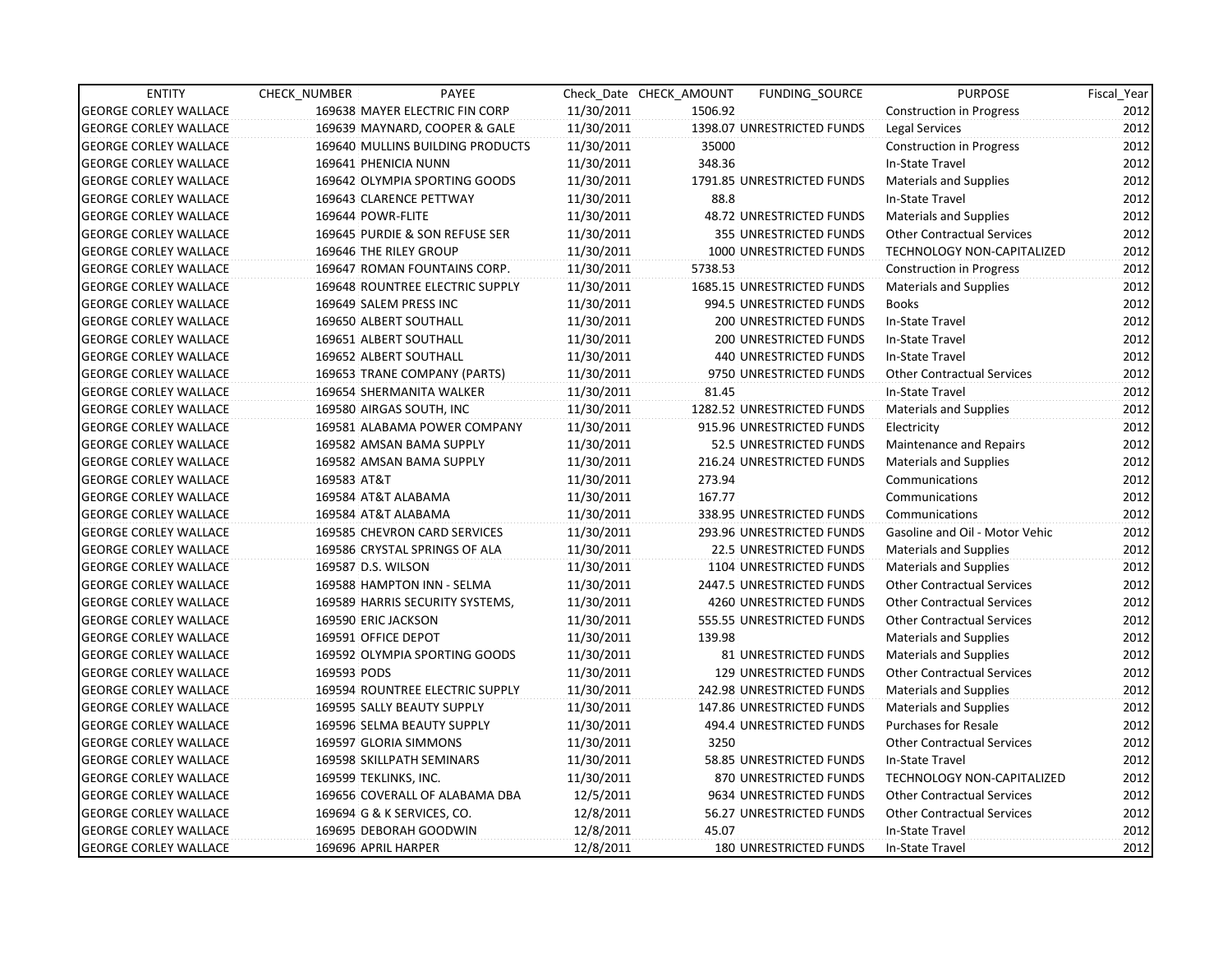| ENTITY | CHECK_NUMBER | PAYEE | Check_Date | CHECK_AMOUNT | FUNDING_SOURCE | PURPOSE | Fiscal_Year |
|---|---|---|---|---|---|---|---|
| GEORGE CORLEY WALLACE | 169638 | MAYER ELECTRIC FIN CORP | 11/30/2011 | 1506.92 | | Construction in Progress | 2012 |
| GEORGE CORLEY WALLACE | 169639 | MAYNARD, COOPER & GALE | 11/30/2011 | 1398.07 | UNRESTRICTED FUNDS | Legal Services | 2012 |
| GEORGE CORLEY WALLACE | 169640 | MULLINS BUILDING PRODUCTS | 11/30/2011 | 35000 | | Construction in Progress | 2012 |
| GEORGE CORLEY WALLACE | 169641 | PHENICIA NUNN | 11/30/2011 | 348.36 | | In-State Travel | 2012 |
| GEORGE CORLEY WALLACE | 169642 | OLYMPIA SPORTING GOODS | 11/30/2011 | 1791.85 | UNRESTRICTED FUNDS | Materials and Supplies | 2012 |
| GEORGE CORLEY WALLACE | 169643 | CLARENCE PETTWAY | 11/30/2011 | 88.8 | | In-State Travel | 2012 |
| GEORGE CORLEY WALLACE | 169644 | POWR-FLITE | 11/30/2011 | 48.72 | UNRESTRICTED FUNDS | Materials and Supplies | 2012 |
| GEORGE CORLEY WALLACE | 169645 | PURDIE & SON REFUSE SER | 11/30/2011 | 355 | UNRESTRICTED FUNDS | Other Contractual Services | 2012 |
| GEORGE CORLEY WALLACE | 169646 | THE RILEY GROUP | 11/30/2011 | 1000 | UNRESTRICTED FUNDS | TECHNOLOGY NON-CAPITALIZED | 2012 |
| GEORGE CORLEY WALLACE | 169647 | ROMAN FOUNTAINS CORP. | 11/30/2011 | 5738.53 | | Construction in Progress | 2012 |
| GEORGE CORLEY WALLACE | 169648 | ROUNTREE ELECTRIC SUPPLY | 11/30/2011 | 1685.15 | UNRESTRICTED FUNDS | Materials and Supplies | 2012 |
| GEORGE CORLEY WALLACE | 169649 | SALEM PRESS INC | 11/30/2011 | 994.5 | UNRESTRICTED FUNDS | Books | 2012 |
| GEORGE CORLEY WALLACE | 169650 | ALBERT SOUTHALL | 11/30/2011 | 200 | UNRESTRICTED FUNDS | In-State Travel | 2012 |
| GEORGE CORLEY WALLACE | 169651 | ALBERT SOUTHALL | 11/30/2011 | 200 | UNRESTRICTED FUNDS | In-State Travel | 2012 |
| GEORGE CORLEY WALLACE | 169652 | ALBERT SOUTHALL | 11/30/2011 | 440 | UNRESTRICTED FUNDS | In-State Travel | 2012 |
| GEORGE CORLEY WALLACE | 169653 | TRANE COMPANY (PARTS) | 11/30/2011 | 9750 | UNRESTRICTED FUNDS | Other Contractual Services | 2012 |
| GEORGE CORLEY WALLACE | 169654 | SHERMANITA WALKER | 11/30/2011 | 81.45 | | In-State Travel | 2012 |
| GEORGE CORLEY WALLACE | 169580 | AIRGAS SOUTH, INC | 11/30/2011 | 1282.52 | UNRESTRICTED FUNDS | Materials and Supplies | 2012 |
| GEORGE CORLEY WALLACE | 169581 | ALABAMA POWER COMPANY | 11/30/2011 | 915.96 | UNRESTRICTED FUNDS | Electricity | 2012 |
| GEORGE CORLEY WALLACE | 169582 | AMSAN BAMA SUPPLY | 11/30/2011 | 52.5 | UNRESTRICTED FUNDS | Maintenance and Repairs | 2012 |
| GEORGE CORLEY WALLACE | 169582 | AMSAN BAMA SUPPLY | 11/30/2011 | 216.24 | UNRESTRICTED FUNDS | Materials and Supplies | 2012 |
| GEORGE CORLEY WALLACE | 169583 | AT&T | 11/30/2011 | 273.94 | | Communications | 2012 |
| GEORGE CORLEY WALLACE | 169584 | AT&T ALABAMA | 11/30/2011 | 167.77 | | Communications | 2012 |
| GEORGE CORLEY WALLACE | 169584 | AT&T ALABAMA | 11/30/2011 | 338.95 | UNRESTRICTED FUNDS | Communications | 2012 |
| GEORGE CORLEY WALLACE | 169585 | CHEVRON CARD SERVICES | 11/30/2011 | 293.96 | UNRESTRICTED FUNDS | Gasoline and Oil - Motor Vehic | 2012 |
| GEORGE CORLEY WALLACE | 169586 | CRYSTAL SPRINGS OF ALA | 11/30/2011 | 22.5 | UNRESTRICTED FUNDS | Materials and Supplies | 2012 |
| GEORGE CORLEY WALLACE | 169587 | D.S. WILSON | 11/30/2011 | 1104 | UNRESTRICTED FUNDS | Materials and Supplies | 2012 |
| GEORGE CORLEY WALLACE | 169588 | HAMPTON INN - SELMA | 11/30/2011 | 2447.5 | UNRESTRICTED FUNDS | Other Contractual Services | 2012 |
| GEORGE CORLEY WALLACE | 169589 | HARRIS SECURITY SYSTEMS, | 11/30/2011 | 4260 | UNRESTRICTED FUNDS | Other Contractual Services | 2012 |
| GEORGE CORLEY WALLACE | 169590 | ERIC JACKSON | 11/30/2011 | 555.55 | UNRESTRICTED FUNDS | Other Contractual Services | 2012 |
| GEORGE CORLEY WALLACE | 169591 | OFFICE DEPOT | 11/30/2011 | 139.98 | | Materials and Supplies | 2012 |
| GEORGE CORLEY WALLACE | 169592 | OLYMPIA SPORTING GOODS | 11/30/2011 | 81 | UNRESTRICTED FUNDS | Materials and Supplies | 2012 |
| GEORGE CORLEY WALLACE | 169593 | PODS | 11/30/2011 | 129 | UNRESTRICTED FUNDS | Other Contractual Services | 2012 |
| GEORGE CORLEY WALLACE | 169594 | ROUNTREE ELECTRIC SUPPLY | 11/30/2011 | 242.98 | UNRESTRICTED FUNDS | Materials and Supplies | 2012 |
| GEORGE CORLEY WALLACE | 169595 | SALLY BEAUTY SUPPLY | 11/30/2011 | 147.86 | UNRESTRICTED FUNDS | Materials and Supplies | 2012 |
| GEORGE CORLEY WALLACE | 169596 | SELMA BEAUTY SUPPLY | 11/30/2011 | 494.4 | UNRESTRICTED FUNDS | Purchases for Resale | 2012 |
| GEORGE CORLEY WALLACE | 169597 | GLORIA SIMMONS | 11/30/2011 | 3250 | | Other Contractual Services | 2012 |
| GEORGE CORLEY WALLACE | 169598 | SKILLPATH SEMINARS | 11/30/2011 | 58.85 | UNRESTRICTED FUNDS | In-State Travel | 2012 |
| GEORGE CORLEY WALLACE | 169599 | TEKLINKS, INC. | 11/30/2011 | 870 | UNRESTRICTED FUNDS | TECHNOLOGY NON-CAPITALIZED | 2012 |
| GEORGE CORLEY WALLACE | 169656 | COVERALL OF ALABAMA DBA | 12/5/2011 | 9634 | UNRESTRICTED FUNDS | Other Contractual Services | 2012 |
| GEORGE CORLEY WALLACE | 169694 | G & K SERVICES, CO. | 12/8/2011 | 56.27 | UNRESTRICTED FUNDS | Other Contractual Services | 2012 |
| GEORGE CORLEY WALLACE | 169695 | DEBORAH GOODWIN | 12/8/2011 | 45.07 | | In-State Travel | 2012 |
| GEORGE CORLEY WALLACE | 169696 | APRIL HARPER | 12/8/2011 | 180 | UNRESTRICTED FUNDS | In-State Travel | 2012 |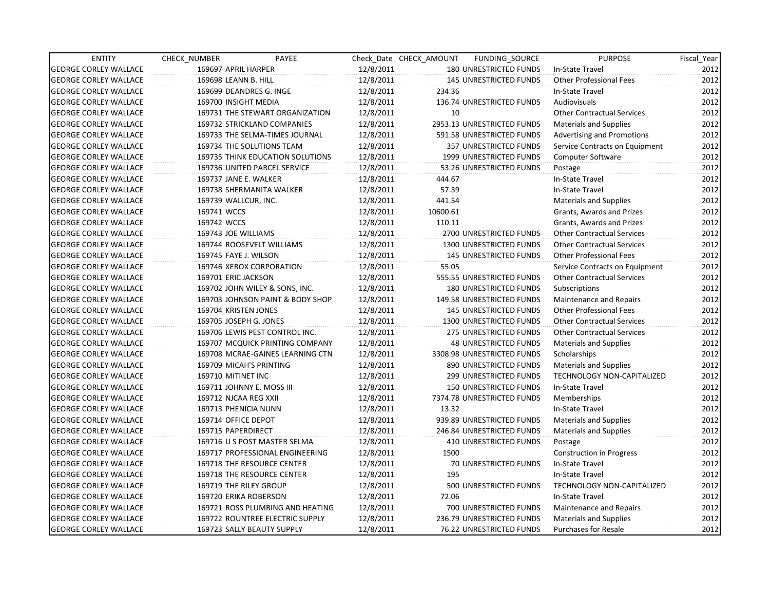| ENTITY | CHECK_NUMBER | PAYEE | Check_Date | CHECK_AMOUNT | FUNDING_SOURCE | PURPOSE | Fiscal_Year |
|---|---|---|---|---|---|---|---|
| GEORGE CORLEY WALLACE | 169697 | APRIL HARPER | 12/8/2011 | 180 | UNRESTRICTED FUNDS | In-State Travel | 2012 |
| GEORGE CORLEY WALLACE | 169698 | LEANN B. HILL | 12/8/2011 | 145 | UNRESTRICTED FUNDS | Other Professional Fees | 2012 |
| GEORGE CORLEY WALLACE | 169699 | DEANDRES G. INGE | 12/8/2011 | 234.36 | | In-State Travel | 2012 |
| GEORGE CORLEY WALLACE | 169700 | INSIGHT MEDIA | 12/8/2011 | 136.74 | UNRESTRICTED FUNDS | Audiovisuals | 2012 |
| GEORGE CORLEY WALLACE | 169731 | THE STEWART ORGANIZATION | 12/8/2011 | 10 | | Other Contractual Services | 2012 |
| GEORGE CORLEY WALLACE | 169732 | STRICKLAND COMPANIES | 12/8/2011 | 2953.13 | UNRESTRICTED FUNDS | Materials and Supplies | 2012 |
| GEORGE CORLEY WALLACE | 169733 | THE SELMA-TIMES JOURNAL | 12/8/2011 | 591.58 | UNRESTRICTED FUNDS | Advertising and Promotions | 2012 |
| GEORGE CORLEY WALLACE | 169734 | THE SOLUTIONS TEAM | 12/8/2011 | 357 | UNRESTRICTED FUNDS | Service Contracts on Equipment | 2012 |
| GEORGE CORLEY WALLACE | 169735 | THINK EDUCATION SOLUTIONS | 12/8/2011 | 1999 | UNRESTRICTED FUNDS | Computer Software | 2012 |
| GEORGE CORLEY WALLACE | 169736 | UNITED PARCEL SERVICE | 12/8/2011 | 53.26 | UNRESTRICTED FUNDS | Postage | 2012 |
| GEORGE CORLEY WALLACE | 169737 | JANE E. WALKER | 12/8/2011 | 444.67 | | In-State Travel | 2012 |
| GEORGE CORLEY WALLACE | 169738 | SHERMANITA WALKER | 12/8/2011 | 57.39 | | In-State Travel | 2012 |
| GEORGE CORLEY WALLACE | 169739 | WALLCUR, INC. | 12/8/2011 | 441.54 | | Materials and Supplies | 2012 |
| GEORGE CORLEY WALLACE | 169741 | WCCS | 12/8/2011 | 10600.61 | | Grants, Awards and Prizes | 2012 |
| GEORGE CORLEY WALLACE | 169742 | WCCS | 12/8/2011 | 110.11 | | Grants, Awards and Prizes | 2012 |
| GEORGE CORLEY WALLACE | 169743 | JOE WILLIAMS | 12/8/2011 | 2700 | UNRESTRICTED FUNDS | Other Contractual Services | 2012 |
| GEORGE CORLEY WALLACE | 169744 | ROOSEVELT WILLIAMS | 12/8/2011 | 1300 | UNRESTRICTED FUNDS | Other Contractual Services | 2012 |
| GEORGE CORLEY WALLACE | 169745 | FAYE J. WILSON | 12/8/2011 | 145 | UNRESTRICTED FUNDS | Other Professional Fees | 2012 |
| GEORGE CORLEY WALLACE | 169746 | XEROX CORPORATION | 12/8/2011 | 55.05 | | Service Contracts on Equipment | 2012 |
| GEORGE CORLEY WALLACE | 169701 | ERIC JACKSON | 12/8/2011 | 555.55 | UNRESTRICTED FUNDS | Other Contractual Services | 2012 |
| GEORGE CORLEY WALLACE | 169702 | JOHN WILEY & SONS, INC. | 12/8/2011 | 180 | UNRESTRICTED FUNDS | Subscriptions | 2012 |
| GEORGE CORLEY WALLACE | 169703 | JOHNSON PAINT & BODY SHOP | 12/8/2011 | 149.58 | UNRESTRICTED FUNDS | Maintenance and Repairs | 2012 |
| GEORGE CORLEY WALLACE | 169704 | KRISTEN JONES | 12/8/2011 | 145 | UNRESTRICTED FUNDS | Other Professional Fees | 2012 |
| GEORGE CORLEY WALLACE | 169705 | JOSEPH G. JONES | 12/8/2011 | 1300 | UNRESTRICTED FUNDS | Other Contractual Services | 2012 |
| GEORGE CORLEY WALLACE | 169706 | LEWIS PEST CONTROL INC. | 12/8/2011 | 275 | UNRESTRICTED FUNDS | Other Contractual Services | 2012 |
| GEORGE CORLEY WALLACE | 169707 | MCQUICK PRINTING COMPANY | 12/8/2011 | 48 | UNRESTRICTED FUNDS | Materials and Supplies | 2012 |
| GEORGE CORLEY WALLACE | 169708 | MCRAE-GAINES LEARNING CTN | 12/8/2011 | 3308.98 | UNRESTRICTED FUNDS | Scholarships | 2012 |
| GEORGE CORLEY WALLACE | 169709 | MICAH'S PRINTING | 12/8/2011 | 890 | UNRESTRICTED FUNDS | Materials and Supplies | 2012 |
| GEORGE CORLEY WALLACE | 169710 | MITINET INC | 12/8/2011 | 299 | UNRESTRICTED FUNDS | TECHNOLOGY NON-CAPITALIZED | 2012 |
| GEORGE CORLEY WALLACE | 169711 | JOHNNY E. MOSS III | 12/8/2011 | 150 | UNRESTRICTED FUNDS | In-State Travel | 2012 |
| GEORGE CORLEY WALLACE | 169712 | NJCAA REG XXII | 12/8/2011 | 7374.78 | UNRESTRICTED FUNDS | Memberships | 2012 |
| GEORGE CORLEY WALLACE | 169713 | PHENICIA NUNN | 12/8/2011 | 13.32 | | In-State Travel | 2012 |
| GEORGE CORLEY WALLACE | 169714 | OFFICE DEPOT | 12/8/2011 | 939.89 | UNRESTRICTED FUNDS | Materials and Supplies | 2012 |
| GEORGE CORLEY WALLACE | 169715 | PAPERDIRECT | 12/8/2011 | 246.84 | UNRESTRICTED FUNDS | Materials and Supplies | 2012 |
| GEORGE CORLEY WALLACE | 169716 | U S POST MASTER SELMA | 12/8/2011 | 410 | UNRESTRICTED FUNDS | Postage | 2012 |
| GEORGE CORLEY WALLACE | 169717 | PROFESSIONAL ENGINEERING | 12/8/2011 | 1500 | | Construction in Progress | 2012 |
| GEORGE CORLEY WALLACE | 169718 | THE RESOURCE CENTER | 12/8/2011 | 70 | UNRESTRICTED FUNDS | In-State Travel | 2012 |
| GEORGE CORLEY WALLACE | 169718 | THE RESOURCE CENTER | 12/8/2011 | 195 | | In-State Travel | 2012 |
| GEORGE CORLEY WALLACE | 169719 | THE RILEY GROUP | 12/8/2011 | 500 | UNRESTRICTED FUNDS | TECHNOLOGY NON-CAPITALIZED | 2012 |
| GEORGE CORLEY WALLACE | 169720 | ERIKA ROBERSON | 12/8/2011 | 72.06 | | In-State Travel | 2012 |
| GEORGE CORLEY WALLACE | 169721 | ROSS PLUMBING AND HEATING | 12/8/2011 | 700 | UNRESTRICTED FUNDS | Maintenance and Repairs | 2012 |
| GEORGE CORLEY WALLACE | 169722 | ROUNTREE ELECTRIC SUPPLY | 12/8/2011 | 236.79 | UNRESTRICTED FUNDS | Materials and Supplies | 2012 |
| GEORGE CORLEY WALLACE | 169723 | SALLY BEAUTY SUPPLY | 12/8/2011 | 76.22 | UNRESTRICTED FUNDS | Purchases for Resale | 2012 |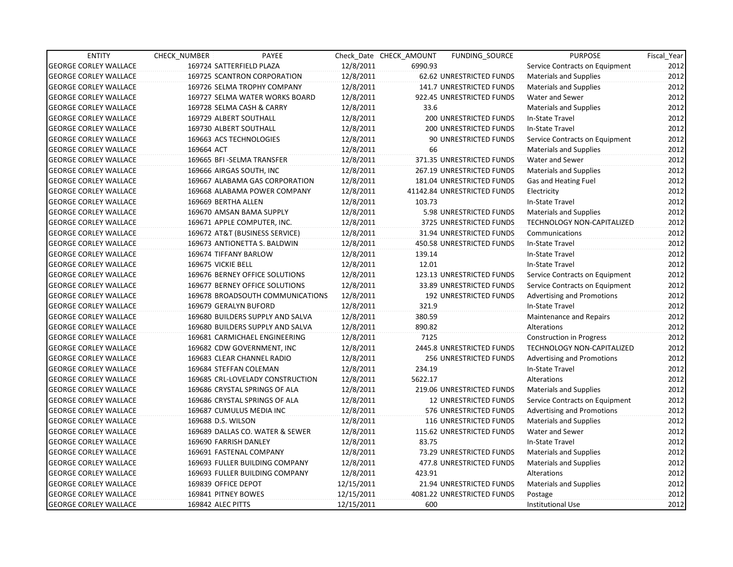| ENTITY | CHECK_NUMBER | PAYEE | Check_Date | CHECK_AMOUNT | FUNDING_SOURCE | PURPOSE | Fiscal_Year |
|---|---|---|---|---|---|---|---|
| GEORGE CORLEY WALLACE | 169724 | SATTERFIELD PLAZA | 12/8/2011 | 6990.93 | | Service Contracts on Equipment | 2012 |
| GEORGE CORLEY WALLACE | 169725 | SCANTRON CORPORATION | 12/8/2011 | 62.62 | UNRESTRICTED FUNDS | Materials and Supplies | 2012 |
| GEORGE CORLEY WALLACE | 169726 | SELMA TROPHY COMPANY | 12/8/2011 | 141.7 | UNRESTRICTED FUNDS | Materials and Supplies | 2012 |
| GEORGE CORLEY WALLACE | 169727 | SELMA WATER WORKS BOARD | 12/8/2011 | 922.45 | UNRESTRICTED FUNDS | Water and Sewer | 2012 |
| GEORGE CORLEY WALLACE | 169728 | SELMA CASH & CARRY | 12/8/2011 | 33.6 | | Materials and Supplies | 2012 |
| GEORGE CORLEY WALLACE | 169729 | ALBERT SOUTHALL | 12/8/2011 | 200 | UNRESTRICTED FUNDS | In-State Travel | 2012 |
| GEORGE CORLEY WALLACE | 169730 | ALBERT SOUTHALL | 12/8/2011 | 200 | UNRESTRICTED FUNDS | In-State Travel | 2012 |
| GEORGE CORLEY WALLACE | 169663 | ACS TECHNOLOGIES | 12/8/2011 | 90 | UNRESTRICTED FUNDS | Service Contracts on Equipment | 2012 |
| GEORGE CORLEY WALLACE | 169664 | ACT | 12/8/2011 | 66 | | Materials and Supplies | 2012 |
| GEORGE CORLEY WALLACE | 169665 | BFI -SELMA TRANSFER | 12/8/2011 | 371.35 | UNRESTRICTED FUNDS | Water and Sewer | 2012 |
| GEORGE CORLEY WALLACE | 169666 | AIRGAS SOUTH, INC | 12/8/2011 | 267.19 | UNRESTRICTED FUNDS | Materials and Supplies | 2012 |
| GEORGE CORLEY WALLACE | 169667 | ALABAMA GAS CORPORATION | 12/8/2011 | 181.04 | UNRESTRICTED FUNDS | Gas and Heating Fuel | 2012 |
| GEORGE CORLEY WALLACE | 169668 | ALABAMA POWER COMPANY | 12/8/2011 | 41142.84 | UNRESTRICTED FUNDS | Electricity | 2012 |
| GEORGE CORLEY WALLACE | 169669 | BERTHA ALLEN | 12/8/2011 | 103.73 | | In-State Travel | 2012 |
| GEORGE CORLEY WALLACE | 169670 | AMSAN BAMA SUPPLY | 12/8/2011 | 5.98 | UNRESTRICTED FUNDS | Materials and Supplies | 2012 |
| GEORGE CORLEY WALLACE | 169671 | APPLE COMPUTER, INC. | 12/8/2011 | 3725 | UNRESTRICTED FUNDS | TECHNOLOGY NON-CAPITALIZED | 2012 |
| GEORGE CORLEY WALLACE | 169672 | AT&T (BUSINESS SERVICE) | 12/8/2011 | 31.94 | UNRESTRICTED FUNDS | Communications | 2012 |
| GEORGE CORLEY WALLACE | 169673 | ANTIONETTA S. BALDWIN | 12/8/2011 | 450.58 | UNRESTRICTED FUNDS | In-State Travel | 2012 |
| GEORGE CORLEY WALLACE | 169674 | TIFFANY BARLOW | 12/8/2011 | 139.14 | | In-State Travel | 2012 |
| GEORGE CORLEY WALLACE | 169675 | VICKIE BELL | 12/8/2011 | 12.01 | | In-State Travel | 2012 |
| GEORGE CORLEY WALLACE | 169676 | BERNEY OFFICE SOLUTIONS | 12/8/2011 | 123.13 | UNRESTRICTED FUNDS | Service Contracts on Equipment | 2012 |
| GEORGE CORLEY WALLACE | 169677 | BERNEY OFFICE SOLUTIONS | 12/8/2011 | 33.89 | UNRESTRICTED FUNDS | Service Contracts on Equipment | 2012 |
| GEORGE CORLEY WALLACE | 169678 | BROADSOUTH COMMUNICATIONS | 12/8/2011 | 192 | UNRESTRICTED FUNDS | Advertising and Promotions | 2012 |
| GEORGE CORLEY WALLACE | 169679 | GERALYN BUFORD | 12/8/2011 | 321.9 | | In-State Travel | 2012 |
| GEORGE CORLEY WALLACE | 169680 | BUILDERS SUPPLY AND SALVA | 12/8/2011 | 380.59 | | Maintenance and Repairs | 2012 |
| GEORGE CORLEY WALLACE | 169680 | BUILDERS SUPPLY AND SALVA | 12/8/2011 | 890.82 | | Alterations | 2012 |
| GEORGE CORLEY WALLACE | 169681 | CARMICHAEL ENGINEERING | 12/8/2011 | 7125 | | Construction in Progress | 2012 |
| GEORGE CORLEY WALLACE | 169682 | CDW GOVERNMENT, INC | 12/8/2011 | 2445.8 | UNRESTRICTED FUNDS | TECHNOLOGY NON-CAPITALIZED | 2012 |
| GEORGE CORLEY WALLACE | 169683 | CLEAR CHANNEL RADIO | 12/8/2011 | 256 | UNRESTRICTED FUNDS | Advertising and Promotions | 2012 |
| GEORGE CORLEY WALLACE | 169684 | STEFFAN COLEMAN | 12/8/2011 | 234.19 | | In-State Travel | 2012 |
| GEORGE CORLEY WALLACE | 169685 | CRL-LOVELADY CONSTRUCTION | 12/8/2011 | 5622.17 | | Alterations | 2012 |
| GEORGE CORLEY WALLACE | 169686 | CRYSTAL SPRINGS OF ALA | 12/8/2011 | 219.06 | UNRESTRICTED FUNDS | Materials and Supplies | 2012 |
| GEORGE CORLEY WALLACE | 169686 | CRYSTAL SPRINGS OF ALA | 12/8/2011 | 12 | UNRESTRICTED FUNDS | Service Contracts on Equipment | 2012 |
| GEORGE CORLEY WALLACE | 169687 | CUMULUS MEDIA INC | 12/8/2011 | 576 | UNRESTRICTED FUNDS | Advertising and Promotions | 2012 |
| GEORGE CORLEY WALLACE | 169688 | D.S. WILSON | 12/8/2011 | 116 | UNRESTRICTED FUNDS | Materials and Supplies | 2012 |
| GEORGE CORLEY WALLACE | 169689 | DALLAS CO. WATER & SEWER | 12/8/2011 | 115.62 | UNRESTRICTED FUNDS | Water and Sewer | 2012 |
| GEORGE CORLEY WALLACE | 169690 | FARRISH DANLEY | 12/8/2011 | 83.75 | | In-State Travel | 2012 |
| GEORGE CORLEY WALLACE | 169691 | FASTENAL COMPANY | 12/8/2011 | 73.29 | UNRESTRICTED FUNDS | Materials and Supplies | 2012 |
| GEORGE CORLEY WALLACE | 169693 | FULLER BUILDING COMPANY | 12/8/2011 | 477.8 | UNRESTRICTED FUNDS | Materials and Supplies | 2012 |
| GEORGE CORLEY WALLACE | 169693 | FULLER BUILDING COMPANY | 12/8/2011 | 423.91 | | Alterations | 2012 |
| GEORGE CORLEY WALLACE | 169839 | OFFICE DEPOT | 12/15/2011 | 21.94 | UNRESTRICTED FUNDS | Materials and Supplies | 2012 |
| GEORGE CORLEY WALLACE | 169841 | PITNEY BOWES | 12/15/2011 | 4081.22 | UNRESTRICTED FUNDS | Postage | 2012 |
| GEORGE CORLEY WALLACE | 169842 | ALEC PITTS | 12/15/2011 | 600 | | Institutional Use | 2012 |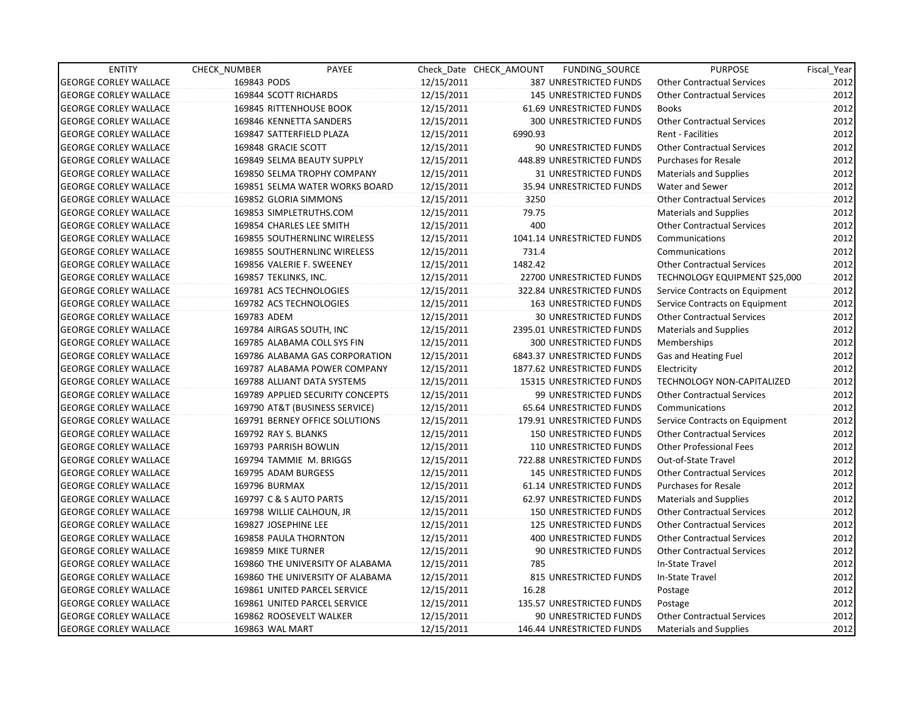| ENTITY | CHECK_NUMBER | PAYEE | Check_Date | CHECK_AMOUNT | FUNDING_SOURCE | PURPOSE | Fiscal_Year |
|---|---|---|---|---|---|---|---|
| GEORGE CORLEY WALLACE | 169843 | PODS | 12/15/2011 | 387 | UNRESTRICTED FUNDS | Other Contractual Services | 2012 |
| GEORGE CORLEY WALLACE | 169844 | SCOTT RICHARDS | 12/15/2011 | 145 | UNRESTRICTED FUNDS | Other Contractual Services | 2012 |
| GEORGE CORLEY WALLACE | 169845 | RITTENHOUSE BOOK | 12/15/2011 | 61.69 | UNRESTRICTED FUNDS | Books | 2012 |
| GEORGE CORLEY WALLACE | 169846 | KENNETTA SANDERS | 12/15/2011 | 300 | UNRESTRICTED FUNDS | Other Contractual Services | 2012 |
| GEORGE CORLEY WALLACE | 169847 | SATTERFIELD PLAZA | 12/15/2011 | 6990.93 | | Rent - Facilities | 2012 |
| GEORGE CORLEY WALLACE | 169848 | GRACIE SCOTT | 12/15/2011 | 90 | UNRESTRICTED FUNDS | Other Contractual Services | 2012 |
| GEORGE CORLEY WALLACE | 169849 | SELMA BEAUTY SUPPLY | 12/15/2011 | 448.89 | UNRESTRICTED FUNDS | Purchases for Resale | 2012 |
| GEORGE CORLEY WALLACE | 169850 | SELMA TROPHY COMPANY | 12/15/2011 | 31 | UNRESTRICTED FUNDS | Materials and Supplies | 2012 |
| GEORGE CORLEY WALLACE | 169851 | SELMA WATER WORKS BOARD | 12/15/2011 | 35.94 | UNRESTRICTED FUNDS | Water and Sewer | 2012 |
| GEORGE CORLEY WALLACE | 169852 | GLORIA SIMMONS | 12/15/2011 | 3250 | | Other Contractual Services | 2012 |
| GEORGE CORLEY WALLACE | 169853 | SIMPLETRUTHS.COM | 12/15/2011 | 79.75 | | Materials and Supplies | 2012 |
| GEORGE CORLEY WALLACE | 169854 | CHARLES LEE SMITH | 12/15/2011 | 400 | | Other Contractual Services | 2012 |
| GEORGE CORLEY WALLACE | 169855 | SOUTHERNLINC WIRELESS | 12/15/2011 | 1041.14 | UNRESTRICTED FUNDS | Communications | 2012 |
| GEORGE CORLEY WALLACE | 169855 | SOUTHERNLINC WIRELESS | 12/15/2011 | 731.4 | | Communications | 2012 |
| GEORGE CORLEY WALLACE | 169856 | VALERIE F. SWEENEY | 12/15/2011 | 1482.42 | | Other Contractual Services | 2012 |
| GEORGE CORLEY WALLACE | 169857 | TEKLINKS, INC. | 12/15/2011 | 22700 | UNRESTRICTED FUNDS | TECHNOLOGY EQUIPMENT $25,000 | 2012 |
| GEORGE CORLEY WALLACE | 169781 | ACS TECHNOLOGIES | 12/15/2011 | 322.84 | UNRESTRICTED FUNDS | Service Contracts on Equipment | 2012 |
| GEORGE CORLEY WALLACE | 169782 | ACS TECHNOLOGIES | 12/15/2011 | 163 | UNRESTRICTED FUNDS | Service Contracts on Equipment | 2012 |
| GEORGE CORLEY WALLACE | 169783 | ADEM | 12/15/2011 | 30 | UNRESTRICTED FUNDS | Other Contractual Services | 2012 |
| GEORGE CORLEY WALLACE | 169784 | AIRGAS SOUTH, INC | 12/15/2011 | 2395.01 | UNRESTRICTED FUNDS | Materials and Supplies | 2012 |
| GEORGE CORLEY WALLACE | 169785 | ALABAMA COLL SYS FIN | 12/15/2011 | 300 | UNRESTRICTED FUNDS | Memberships | 2012 |
| GEORGE CORLEY WALLACE | 169786 | ALABAMA GAS CORPORATION | 12/15/2011 | 6843.37 | UNRESTRICTED FUNDS | Gas and Heating Fuel | 2012 |
| GEORGE CORLEY WALLACE | 169787 | ALABAMA POWER COMPANY | 12/15/2011 | 1877.62 | UNRESTRICTED FUNDS | Electricity | 2012 |
| GEORGE CORLEY WALLACE | 169788 | ALLIANT DATA SYSTEMS | 12/15/2011 | 15315 | UNRESTRICTED FUNDS | TECHNOLOGY NON-CAPITALIZED | 2012 |
| GEORGE CORLEY WALLACE | 169789 | APPLIED SECURITY CONCEPTS | 12/15/2011 | 99 | UNRESTRICTED FUNDS | Other Contractual Services | 2012 |
| GEORGE CORLEY WALLACE | 169790 | AT&T (BUSINESS SERVICE) | 12/15/2011 | 65.64 | UNRESTRICTED FUNDS | Communications | 2012 |
| GEORGE CORLEY WALLACE | 169791 | BERNEY OFFICE SOLUTIONS | 12/15/2011 | 179.91 | UNRESTRICTED FUNDS | Service Contracts on Equipment | 2012 |
| GEORGE CORLEY WALLACE | 169792 | RAY S. BLANKS | 12/15/2011 | 150 | UNRESTRICTED FUNDS | Other Contractual Services | 2012 |
| GEORGE CORLEY WALLACE | 169793 | PARRISH BOWLIN | 12/15/2011 | 110 | UNRESTRICTED FUNDS | Other Professional Fees | 2012 |
| GEORGE CORLEY WALLACE | 169794 | TAMMIE M. BRIGGS | 12/15/2011 | 722.88 | UNRESTRICTED FUNDS | Out-of-State Travel | 2012 |
| GEORGE CORLEY WALLACE | 169795 | ADAM BURGESS | 12/15/2011 | 145 | UNRESTRICTED FUNDS | Other Contractual Services | 2012 |
| GEORGE CORLEY WALLACE | 169796 | BURMAX | 12/15/2011 | 61.14 | UNRESTRICTED FUNDS | Purchases for Resale | 2012 |
| GEORGE CORLEY WALLACE | 169797 | C & S AUTO PARTS | 12/15/2011 | 62.97 | UNRESTRICTED FUNDS | Materials and Supplies | 2012 |
| GEORGE CORLEY WALLACE | 169798 | WILLIE CALHOUN, JR | 12/15/2011 | 150 | UNRESTRICTED FUNDS | Other Contractual Services | 2012 |
| GEORGE CORLEY WALLACE | 169827 | JOSEPHINE LEE | 12/15/2011 | 125 | UNRESTRICTED FUNDS | Other Contractual Services | 2012 |
| GEORGE CORLEY WALLACE | 169858 | PAULA THORNTON | 12/15/2011 | 400 | UNRESTRICTED FUNDS | Other Contractual Services | 2012 |
| GEORGE CORLEY WALLACE | 169859 | MIKE TURNER | 12/15/2011 | 90 | UNRESTRICTED FUNDS | Other Contractual Services | 2012 |
| GEORGE CORLEY WALLACE | 169860 | THE UNIVERSITY OF ALABAMA | 12/15/2011 | 785 | | In-State Travel | 2012 |
| GEORGE CORLEY WALLACE | 169860 | THE UNIVERSITY OF ALABAMA | 12/15/2011 | 815 | UNRESTRICTED FUNDS | In-State Travel | 2012 |
| GEORGE CORLEY WALLACE | 169861 | UNITED PARCEL SERVICE | 12/15/2011 | 16.28 | | Postage | 2012 |
| GEORGE CORLEY WALLACE | 169861 | UNITED PARCEL SERVICE | 12/15/2011 | 135.57 | UNRESTRICTED FUNDS | Postage | 2012 |
| GEORGE CORLEY WALLACE | 169862 | ROOSEVELT WALKER | 12/15/2011 | 90 | UNRESTRICTED FUNDS | Other Contractual Services | 2012 |
| GEORGE CORLEY WALLACE | 169863 | WAL MART | 12/15/2011 | 146.44 | UNRESTRICTED FUNDS | Materials and Supplies | 2012 |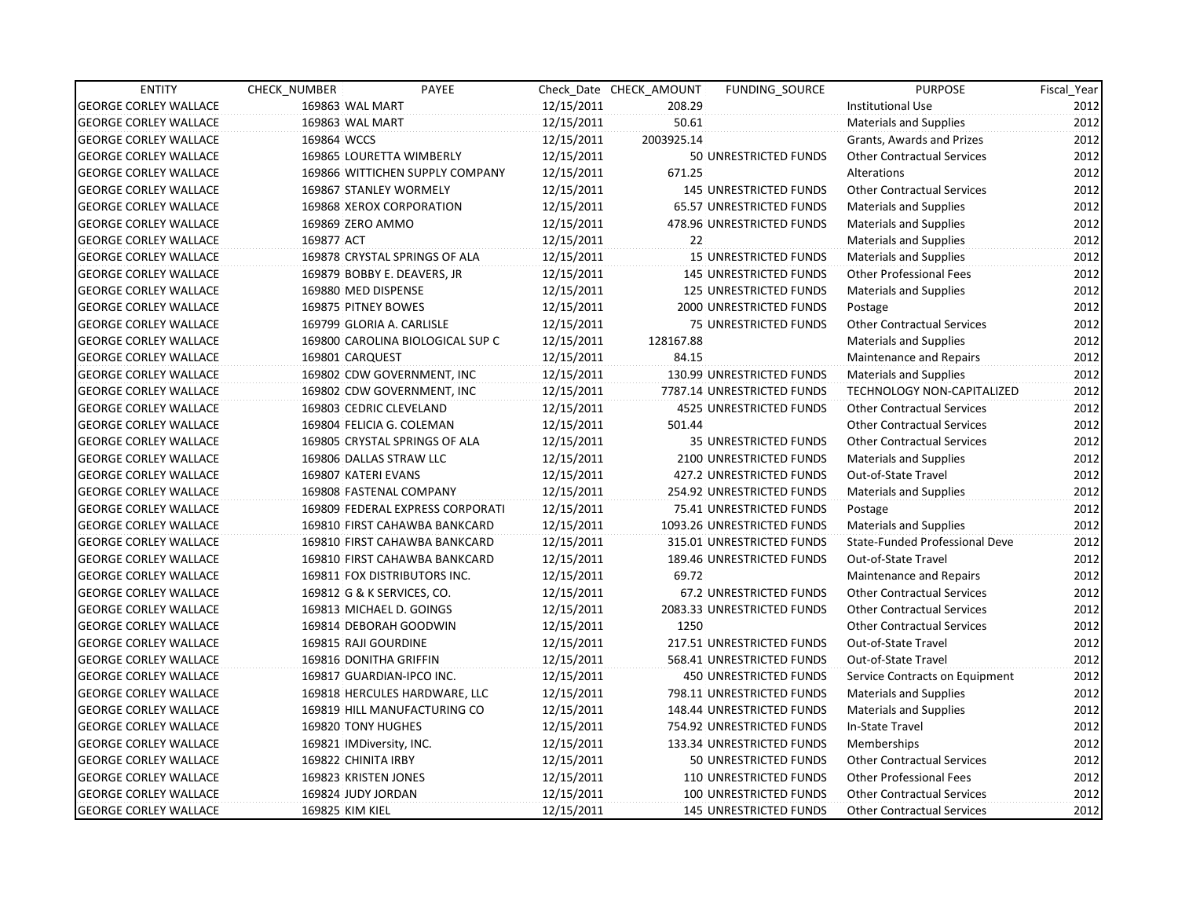| ENTITY | CHECK_NUMBER | PAYEE | Check_Date | CHECK_AMOUNT | FUNDING_SOURCE | PURPOSE | Fiscal_Year |
|---|---|---|---|---|---|---|---|
| GEORGE CORLEY WALLACE | 169863 | WAL MART | 12/15/2011 | 208.29 | | Institutional Use | 2012 |
| GEORGE CORLEY WALLACE | 169863 | WAL MART | 12/15/2011 | 50.61 | | Materials and Supplies | 2012 |
| GEORGE CORLEY WALLACE | 169864 | WCCS | 12/15/2011 | 2003925.14 | | Grants, Awards and Prizes | 2012 |
| GEORGE CORLEY WALLACE | 169865 | LOURETTA WIMBERLY | 12/15/2011 | 50 | UNRESTRICTED FUNDS | Other Contractual Services | 2012 |
| GEORGE CORLEY WALLACE | 169866 | WITTICHEN SUPPLY COMPANY | 12/15/2011 | 671.25 | | Alterations | 2012 |
| GEORGE CORLEY WALLACE | 169867 | STANLEY WORMELY | 12/15/2011 | 145 | UNRESTRICTED FUNDS | Other Contractual Services | 2012 |
| GEORGE CORLEY WALLACE | 169868 | XEROX CORPORATION | 12/15/2011 | 65.57 | UNRESTRICTED FUNDS | Materials and Supplies | 2012 |
| GEORGE CORLEY WALLACE | 169869 | ZERO AMMO | 12/15/2011 | 478.96 | UNRESTRICTED FUNDS | Materials and Supplies | 2012 |
| GEORGE CORLEY WALLACE | 169877 | ACT | 12/15/2011 | 22 | | Materials and Supplies | 2012 |
| GEORGE CORLEY WALLACE | 169878 | CRYSTAL SPRINGS OF ALA | 12/15/2011 | 15 | UNRESTRICTED FUNDS | Materials and Supplies | 2012 |
| GEORGE CORLEY WALLACE | 169879 | BOBBY E. DEAVERS, JR | 12/15/2011 | 145 | UNRESTRICTED FUNDS | Other Professional Fees | 2012 |
| GEORGE CORLEY WALLACE | 169880 | MED DISPENSE | 12/15/2011 | 125 | UNRESTRICTED FUNDS | Materials and Supplies | 2012 |
| GEORGE CORLEY WALLACE | 169875 | PITNEY BOWES | 12/15/2011 | 2000 | UNRESTRICTED FUNDS | Postage | 2012 |
| GEORGE CORLEY WALLACE | 169799 | GLORIA A. CARLISLE | 12/15/2011 | 75 | UNRESTRICTED FUNDS | Other Contractual Services | 2012 |
| GEORGE CORLEY WALLACE | 169800 | CAROLINA BIOLOGICAL SUP C | 12/15/2011 | 128167.88 | | Materials and Supplies | 2012 |
| GEORGE CORLEY WALLACE | 169801 | CARQUEST | 12/15/2011 | 84.15 | | Maintenance and Repairs | 2012 |
| GEORGE CORLEY WALLACE | 169802 | CDW GOVERNMENT, INC | 12/15/2011 | 130.99 | UNRESTRICTED FUNDS | Materials and Supplies | 2012 |
| GEORGE CORLEY WALLACE | 169802 | CDW GOVERNMENT, INC | 12/15/2011 | 7787.14 | UNRESTRICTED FUNDS | TECHNOLOGY NON-CAPITALIZED | 2012 |
| GEORGE CORLEY WALLACE | 169803 | CEDRIC CLEVELAND | 12/15/2011 | 4525 | UNRESTRICTED FUNDS | Other Contractual Services | 2012 |
| GEORGE CORLEY WALLACE | 169804 | FELICIA G. COLEMAN | 12/15/2011 | 501.44 | | Other Contractual Services | 2012 |
| GEORGE CORLEY WALLACE | 169805 | CRYSTAL SPRINGS OF ALA | 12/15/2011 | 35 | UNRESTRICTED FUNDS | Other Contractual Services | 2012 |
| GEORGE CORLEY WALLACE | 169806 | DALLAS STRAW LLC | 12/15/2011 | 2100 | UNRESTRICTED FUNDS | Materials and Supplies | 2012 |
| GEORGE CORLEY WALLACE | 169807 | KATERI EVANS | 12/15/2011 | 427.2 | UNRESTRICTED FUNDS | Out-of-State Travel | 2012 |
| GEORGE CORLEY WALLACE | 169808 | FASTENAL COMPANY | 12/15/2011 | 254.92 | UNRESTRICTED FUNDS | Materials and Supplies | 2012 |
| GEORGE CORLEY WALLACE | 169809 | FEDERAL EXPRESS CORPORATI | 12/15/2011 | 75.41 | UNRESTRICTED FUNDS | Postage | 2012 |
| GEORGE CORLEY WALLACE | 169810 | FIRST CAHAWBA BANKCARD | 12/15/2011 | 1093.26 | UNRESTRICTED FUNDS | Materials and Supplies | 2012 |
| GEORGE CORLEY WALLACE | 169810 | FIRST CAHAWBA BANKCARD | 12/15/2011 | 315.01 | UNRESTRICTED FUNDS | State-Funded Professional Deve | 2012 |
| GEORGE CORLEY WALLACE | 169810 | FIRST CAHAWBA BANKCARD | 12/15/2011 | 189.46 | UNRESTRICTED FUNDS | Out-of-State Travel | 2012 |
| GEORGE CORLEY WALLACE | 169811 | FOX DISTRIBUTORS INC. | 12/15/2011 | 69.72 | | Maintenance and Repairs | 2012 |
| GEORGE CORLEY WALLACE | 169812 | G & K SERVICES, CO. | 12/15/2011 | 67.2 | UNRESTRICTED FUNDS | Other Contractual Services | 2012 |
| GEORGE CORLEY WALLACE | 169813 | MICHAEL D. GOINGS | 12/15/2011 | 2083.33 | UNRESTRICTED FUNDS | Other Contractual Services | 2012 |
| GEORGE CORLEY WALLACE | 169814 | DEBORAH GOODWIN | 12/15/2011 | 1250 | | Other Contractual Services | 2012 |
| GEORGE CORLEY WALLACE | 169815 | RAJI GOURDINE | 12/15/2011 | 217.51 | UNRESTRICTED FUNDS | Out-of-State Travel | 2012 |
| GEORGE CORLEY WALLACE | 169816 | DONITHA GRIFFIN | 12/15/2011 | 568.41 | UNRESTRICTED FUNDS | Out-of-State Travel | 2012 |
| GEORGE CORLEY WALLACE | 169817 | GUARDIAN-IPCO INC. | 12/15/2011 | 450 | UNRESTRICTED FUNDS | Service Contracts on Equipment | 2012 |
| GEORGE CORLEY WALLACE | 169818 | HERCULES HARDWARE, LLC | 12/15/2011 | 798.11 | UNRESTRICTED FUNDS | Materials and Supplies | 2012 |
| GEORGE CORLEY WALLACE | 169819 | HILL MANUFACTURING CO | 12/15/2011 | 148.44 | UNRESTRICTED FUNDS | Materials and Supplies | 2012 |
| GEORGE CORLEY WALLACE | 169820 | TONY HUGHES | 12/15/2011 | 754.92 | UNRESTRICTED FUNDS | In-State Travel | 2012 |
| GEORGE CORLEY WALLACE | 169821 | IMDiversity, INC. | 12/15/2011 | 133.34 | UNRESTRICTED FUNDS | Memberships | 2012 |
| GEORGE CORLEY WALLACE | 169822 | CHINITA IRBY | 12/15/2011 | 50 | UNRESTRICTED FUNDS | Other Contractual Services | 2012 |
| GEORGE CORLEY WALLACE | 169823 | KRISTEN JONES | 12/15/2011 | 110 | UNRESTRICTED FUNDS | Other Professional Fees | 2012 |
| GEORGE CORLEY WALLACE | 169824 | JUDY JORDAN | 12/15/2011 | 100 | UNRESTRICTED FUNDS | Other Contractual Services | 2012 |
| GEORGE CORLEY WALLACE | 169825 | KIM KIEL | 12/15/2011 | 145 | UNRESTRICTED FUNDS | Other Contractual Services | 2012 |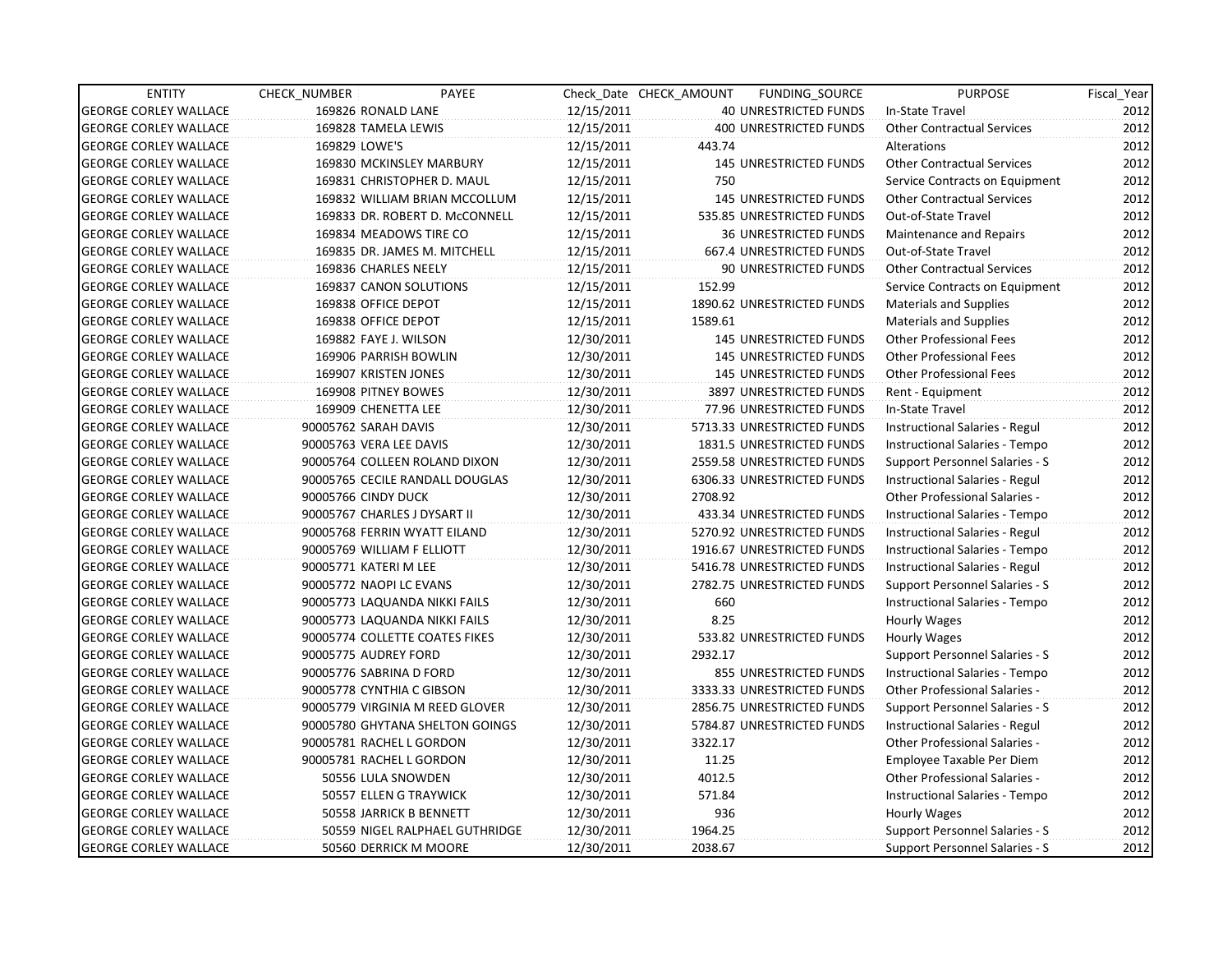| ENTITY | CHECK_NUMBER | PAYEE | Check_Date | CHECK_AMOUNT | FUNDING_SOURCE | PURPOSE | Fiscal_Year |
|---|---|---|---|---|---|---|---|
| GEORGE CORLEY WALLACE | 169826 | RONALD LANE | 12/15/2011 | 40 | UNRESTRICTED FUNDS | In-State Travel | 2012 |
| GEORGE CORLEY WALLACE | 169828 | TAMELA LEWIS | 12/15/2011 | 400 | UNRESTRICTED FUNDS | Other Contractual Services | 2012 |
| GEORGE CORLEY WALLACE | 169829 | LOWE'S | 12/15/2011 | 443.74 | | Alterations | 2012 |
| GEORGE CORLEY WALLACE | 169830 | MCKINSLEY MARBURY | 12/15/2011 | 145 | UNRESTRICTED FUNDS | Other Contractual Services | 2012 |
| GEORGE CORLEY WALLACE | 169831 | CHRISTOPHER D. MAUL | 12/15/2011 | 750 | | Service Contracts on Equipment | 2012 |
| GEORGE CORLEY WALLACE | 169832 | WILLIAM BRIAN MCCOLLUM | 12/15/2011 | 145 | UNRESTRICTED FUNDS | Other Contractual Services | 2012 |
| GEORGE CORLEY WALLACE | 169833 | DR. ROBERT D. McCONNELL | 12/15/2011 | 535.85 | UNRESTRICTED FUNDS | Out-of-State Travel | 2012 |
| GEORGE CORLEY WALLACE | 169834 | MEADOWS TIRE CO | 12/15/2011 | 36 | UNRESTRICTED FUNDS | Maintenance and Repairs | 2012 |
| GEORGE CORLEY WALLACE | 169835 | DR. JAMES M. MITCHELL | 12/15/2011 | 667.4 | UNRESTRICTED FUNDS | Out-of-State Travel | 2012 |
| GEORGE CORLEY WALLACE | 169836 | CHARLES NEELY | 12/15/2011 | 90 | UNRESTRICTED FUNDS | Other Contractual Services | 2012 |
| GEORGE CORLEY WALLACE | 169837 | CANON SOLUTIONS | 12/15/2011 | 152.99 | | Service Contracts on Equipment | 2012 |
| GEORGE CORLEY WALLACE | 169838 | OFFICE DEPOT | 12/15/2011 | 1890.62 | UNRESTRICTED FUNDS | Materials and Supplies | 2012 |
| GEORGE CORLEY WALLACE | 169838 | OFFICE DEPOT | 12/15/2011 | 1589.61 | | Materials and Supplies | 2012 |
| GEORGE CORLEY WALLACE | 169882 | FAYE J. WILSON | 12/30/2011 | 145 | UNRESTRICTED FUNDS | Other Professional Fees | 2012 |
| GEORGE CORLEY WALLACE | 169906 | PARRISH BOWLIN | 12/30/2011 | 145 | UNRESTRICTED FUNDS | Other Professional Fees | 2012 |
| GEORGE CORLEY WALLACE | 169907 | KRISTEN JONES | 12/30/2011 | 145 | UNRESTRICTED FUNDS | Other Professional Fees | 2012 |
| GEORGE CORLEY WALLACE | 169908 | PITNEY BOWES | 12/30/2011 | 3897 | UNRESTRICTED FUNDS | Rent - Equipment | 2012 |
| GEORGE CORLEY WALLACE | 169909 | CHENETTA LEE | 12/30/2011 | 77.96 | UNRESTRICTED FUNDS | In-State Travel | 2012 |
| GEORGE CORLEY WALLACE | 90005762 | SARAH DAVIS | 12/30/2011 | 5713.33 | UNRESTRICTED FUNDS | Instructional Salaries - Regul | 2012 |
| GEORGE CORLEY WALLACE | 90005763 | VERA LEE DAVIS | 12/30/2011 | 1831.5 | UNRESTRICTED FUNDS | Instructional Salaries - Tempo | 2012 |
| GEORGE CORLEY WALLACE | 90005764 | COLLEEN ROLAND DIXON | 12/30/2011 | 2559.58 | UNRESTRICTED FUNDS | Support Personnel Salaries - S | 2012 |
| GEORGE CORLEY WALLACE | 90005765 | CECILE RANDALL DOUGLAS | 12/30/2011 | 6306.33 | UNRESTRICTED FUNDS | Instructional Salaries - Regul | 2012 |
| GEORGE CORLEY WALLACE | 90005766 | CINDY DUCK | 12/30/2011 | 2708.92 | | Other Professional Salaries - | 2012 |
| GEORGE CORLEY WALLACE | 90005767 | CHARLES J DYSART II | 12/30/2011 | 433.34 | UNRESTRICTED FUNDS | Instructional Salaries - Tempo | 2012 |
| GEORGE CORLEY WALLACE | 90005768 | FERRIN WYATT EILAND | 12/30/2011 | 5270.92 | UNRESTRICTED FUNDS | Instructional Salaries - Regul | 2012 |
| GEORGE CORLEY WALLACE | 90005769 | WILLIAM F ELLIOTT | 12/30/2011 | 1916.67 | UNRESTRICTED FUNDS | Instructional Salaries - Tempo | 2012 |
| GEORGE CORLEY WALLACE | 90005771 | KATERI M LEE | 12/30/2011 | 5416.78 | UNRESTRICTED FUNDS | Instructional Salaries - Regul | 2012 |
| GEORGE CORLEY WALLACE | 90005772 | NAOPI LC EVANS | 12/30/2011 | 2782.75 | UNRESTRICTED FUNDS | Support Personnel Salaries - S | 2012 |
| GEORGE CORLEY WALLACE | 90005773 | LAQUANDA NIKKI FAILS | 12/30/2011 | 660 | | Instructional Salaries - Tempo | 2012 |
| GEORGE CORLEY WALLACE | 90005773 | LAQUANDA NIKKI FAILS | 12/30/2011 | 8.25 | | Hourly Wages | 2012 |
| GEORGE CORLEY WALLACE | 90005774 | COLLETTE COATES FIKES | 12/30/2011 | 533.82 | UNRESTRICTED FUNDS | Hourly Wages | 2012 |
| GEORGE CORLEY WALLACE | 90005775 | AUDREY FORD | 12/30/2011 | 2932.17 | | Support Personnel Salaries - S | 2012 |
| GEORGE CORLEY WALLACE | 90005776 | SABRINA D FORD | 12/30/2011 | 855 | UNRESTRICTED FUNDS | Instructional Salaries - Tempo | 2012 |
| GEORGE CORLEY WALLACE | 90005778 | CYNTHIA C GIBSON | 12/30/2011 | 3333.33 | UNRESTRICTED FUNDS | Other Professional Salaries - | 2012 |
| GEORGE CORLEY WALLACE | 90005779 | VIRGINIA M REED GLOVER | 12/30/2011 | 2856.75 | UNRESTRICTED FUNDS | Support Personnel Salaries - S | 2012 |
| GEORGE CORLEY WALLACE | 90005780 | GHYTANA SHELTON GOINGS | 12/30/2011 | 5784.87 | UNRESTRICTED FUNDS | Instructional Salaries - Regul | 2012 |
| GEORGE CORLEY WALLACE | 90005781 | RACHEL L GORDON | 12/30/2011 | 3322.17 | | Other Professional Salaries - | 2012 |
| GEORGE CORLEY WALLACE | 90005781 | RACHEL L GORDON | 12/30/2011 | 11.25 | | Employee Taxable Per Diem | 2012 |
| GEORGE CORLEY WALLACE | 50556 | LULA SNOWDEN | 12/30/2011 | 4012.5 | | Other Professional Salaries - | 2012 |
| GEORGE CORLEY WALLACE | 50557 | ELLEN G TRAYWICK | 12/30/2011 | 571.84 | | Instructional Salaries - Tempo | 2012 |
| GEORGE CORLEY WALLACE | 50558 | JARRICK B BENNETT | 12/30/2011 | 936 | | Hourly Wages | 2012 |
| GEORGE CORLEY WALLACE | 50559 | NIGEL RALPHAEL GUTHRIDGE | 12/30/2011 | 1964.25 | | Support Personnel Salaries - S | 2012 |
| GEORGE CORLEY WALLACE | 50560 | DERRICK M MOORE | 12/30/2011 | 2038.67 | | Support Personnel Salaries - S | 2012 |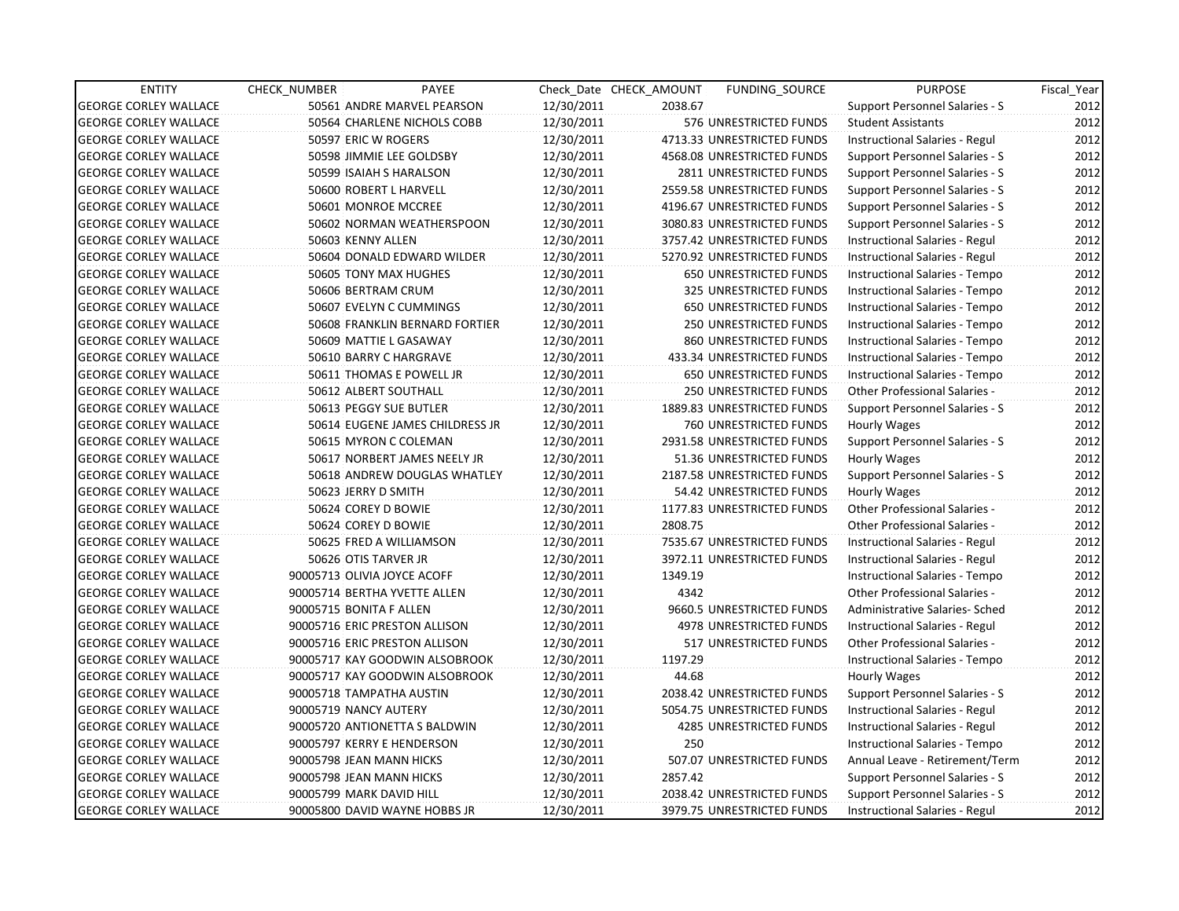| ENTITY | CHECK_NUMBER | PAYEE | Check_Date | CHECK_AMOUNT | FUNDING_SOURCE | PURPOSE | Fiscal_Year |
|---|---|---|---|---|---|---|---|
| GEORGE CORLEY WALLACE | 50561 | ANDRE MARVEL PEARSON | 12/30/2011 | 2038.67 | | Support Personnel Salaries - S | 2012 |
| GEORGE CORLEY WALLACE | 50564 | CHARLENE NICHOLS COBB | 12/30/2011 | 576 | UNRESTRICTED FUNDS | Student Assistants | 2012 |
| GEORGE CORLEY WALLACE | 50597 | ERIC W ROGERS | 12/30/2011 | 4713.33 | UNRESTRICTED FUNDS | Instructional Salaries - Regul | 2012 |
| GEORGE CORLEY WALLACE | 50598 | JIMMIE LEE GOLDSBY | 12/30/2011 | 4568.08 | UNRESTRICTED FUNDS | Support Personnel Salaries - S | 2012 |
| GEORGE CORLEY WALLACE | 50599 | ISAIAH S HARALSON | 12/30/2011 | 2811 | UNRESTRICTED FUNDS | Support Personnel Salaries - S | 2012 |
| GEORGE CORLEY WALLACE | 50600 | ROBERT L HARVELL | 12/30/2011 | 2559.58 | UNRESTRICTED FUNDS | Support Personnel Salaries - S | 2012 |
| GEORGE CORLEY WALLACE | 50601 | MONROE MCCREE | 12/30/2011 | 4196.67 | UNRESTRICTED FUNDS | Support Personnel Salaries - S | 2012 |
| GEORGE CORLEY WALLACE | 50602 | NORMAN WEATHERSPOON | 12/30/2011 | 3080.83 | UNRESTRICTED FUNDS | Support Personnel Salaries - S | 2012 |
| GEORGE CORLEY WALLACE | 50603 | KENNY ALLEN | 12/30/2011 | 3757.42 | UNRESTRICTED FUNDS | Instructional Salaries - Regul | 2012 |
| GEORGE CORLEY WALLACE | 50604 | DONALD EDWARD WILDER | 12/30/2011 | 5270.92 | UNRESTRICTED FUNDS | Instructional Salaries - Regul | 2012 |
| GEORGE CORLEY WALLACE | 50605 | TONY MAX HUGHES | 12/30/2011 | 650 | UNRESTRICTED FUNDS | Instructional Salaries - Tempo | 2012 |
| GEORGE CORLEY WALLACE | 50606 | BERTRAM CRUM | 12/30/2011 | 325 | UNRESTRICTED FUNDS | Instructional Salaries - Tempo | 2012 |
| GEORGE CORLEY WALLACE | 50607 | EVELYN C CUMMINGS | 12/30/2011 | 650 | UNRESTRICTED FUNDS | Instructional Salaries - Tempo | 2012 |
| GEORGE CORLEY WALLACE | 50608 | FRANKLIN BERNARD FORTIER | 12/30/2011 | 250 | UNRESTRICTED FUNDS | Instructional Salaries - Tempo | 2012 |
| GEORGE CORLEY WALLACE | 50609 | MATTIE L GASAWAY | 12/30/2011 | 860 | UNRESTRICTED FUNDS | Instructional Salaries - Tempo | 2012 |
| GEORGE CORLEY WALLACE | 50610 | BARRY C HARGRAVE | 12/30/2011 | 433.34 | UNRESTRICTED FUNDS | Instructional Salaries - Tempo | 2012 |
| GEORGE CORLEY WALLACE | 50611 | THOMAS E POWELL JR | 12/30/2011 | 650 | UNRESTRICTED FUNDS | Instructional Salaries - Tempo | 2012 |
| GEORGE CORLEY WALLACE | 50612 | ALBERT SOUTHALL | 12/30/2011 | 250 | UNRESTRICTED FUNDS | Other Professional Salaries - | 2012 |
| GEORGE CORLEY WALLACE | 50613 | PEGGY SUE BUTLER | 12/30/2011 | 1889.83 | UNRESTRICTED FUNDS | Support Personnel Salaries - S | 2012 |
| GEORGE CORLEY WALLACE | 50614 | EUGENE JAMES CHILDRESS JR | 12/30/2011 | 760 | UNRESTRICTED FUNDS | Hourly Wages | 2012 |
| GEORGE CORLEY WALLACE | 50615 | MYRON C COLEMAN | 12/30/2011 | 2931.58 | UNRESTRICTED FUNDS | Support Personnel Salaries - S | 2012 |
| GEORGE CORLEY WALLACE | 50617 | NORBERT JAMES NEELY JR | 12/30/2011 | 51.36 | UNRESTRICTED FUNDS | Hourly Wages | 2012 |
| GEORGE CORLEY WALLACE | 50618 | ANDREW DOUGLAS WHATLEY | 12/30/2011 | 2187.58 | UNRESTRICTED FUNDS | Support Personnel Salaries - S | 2012 |
| GEORGE CORLEY WALLACE | 50623 | JERRY D SMITH | 12/30/2011 | 54.42 | UNRESTRICTED FUNDS | Hourly Wages | 2012 |
| GEORGE CORLEY WALLACE | 50624 | COREY D BOWIE | 12/30/2011 | 1177.83 | UNRESTRICTED FUNDS | Other Professional Salaries - | 2012 |
| GEORGE CORLEY WALLACE | 50624 | COREY D BOWIE | 12/30/2011 | 2808.75 | | Other Professional Salaries - | 2012 |
| GEORGE CORLEY WALLACE | 50625 | FRED A WILLIAMSON | 12/30/2011 | 7535.67 | UNRESTRICTED FUNDS | Instructional Salaries - Regul | 2012 |
| GEORGE CORLEY WALLACE | 50626 | OTIS TARVER JR | 12/30/2011 | 3972.11 | UNRESTRICTED FUNDS | Instructional Salaries - Regul | 2012 |
| GEORGE CORLEY WALLACE | 90005713 | OLIVIA JOYCE ACOFF | 12/30/2011 | 1349.19 | | Instructional Salaries - Tempo | 2012 |
| GEORGE CORLEY WALLACE | 90005714 | BERTHA YVETTE ALLEN | 12/30/2011 | 4342 | | Other Professional Salaries - | 2012 |
| GEORGE CORLEY WALLACE | 90005715 | BONITA F ALLEN | 12/30/2011 | 9660.5 | UNRESTRICTED FUNDS | Administrative Salaries- Sched | 2012 |
| GEORGE CORLEY WALLACE | 90005716 | ERIC PRESTON ALLISON | 12/30/2011 | 4978 | UNRESTRICTED FUNDS | Instructional Salaries - Regul | 2012 |
| GEORGE CORLEY WALLACE | 90005716 | ERIC PRESTON ALLISON | 12/30/2011 | 517 | UNRESTRICTED FUNDS | Other Professional Salaries - | 2012 |
| GEORGE CORLEY WALLACE | 90005717 | KAY GOODWIN ALSOBROOK | 12/30/2011 | 1197.29 | | Instructional Salaries - Tempo | 2012 |
| GEORGE CORLEY WALLACE | 90005717 | KAY GOODWIN ALSOBROOK | 12/30/2011 | 44.68 | | Hourly Wages | 2012 |
| GEORGE CORLEY WALLACE | 90005718 | TAMPATHA AUSTIN | 12/30/2011 | 2038.42 | UNRESTRICTED FUNDS | Support Personnel Salaries - S | 2012 |
| GEORGE CORLEY WALLACE | 90005719 | NANCY AUTERY | 12/30/2011 | 5054.75 | UNRESTRICTED FUNDS | Instructional Salaries - Regul | 2012 |
| GEORGE CORLEY WALLACE | 90005720 | ANTIONETTA S BALDWIN | 12/30/2011 | 4285 | UNRESTRICTED FUNDS | Instructional Salaries - Regul | 2012 |
| GEORGE CORLEY WALLACE | 90005797 | KERRY E HENDERSON | 12/30/2011 | 250 | | Instructional Salaries - Tempo | 2012 |
| GEORGE CORLEY WALLACE | 90005798 | JEAN MANN HICKS | 12/30/2011 | 507.07 | UNRESTRICTED FUNDS | Annual Leave - Retirement/Term | 2012 |
| GEORGE CORLEY WALLACE | 90005798 | JEAN MANN HICKS | 12/30/2011 | 2857.42 | | Support Personnel Salaries - S | 2012 |
| GEORGE CORLEY WALLACE | 90005799 | MARK DAVID HILL | 12/30/2011 | 2038.42 | UNRESTRICTED FUNDS | Support Personnel Salaries - S | 2012 |
| GEORGE CORLEY WALLACE | 90005800 | DAVID WAYNE HOBBS JR | 12/30/2011 | 3979.75 | UNRESTRICTED FUNDS | Instructional Salaries - Regul | 2012 |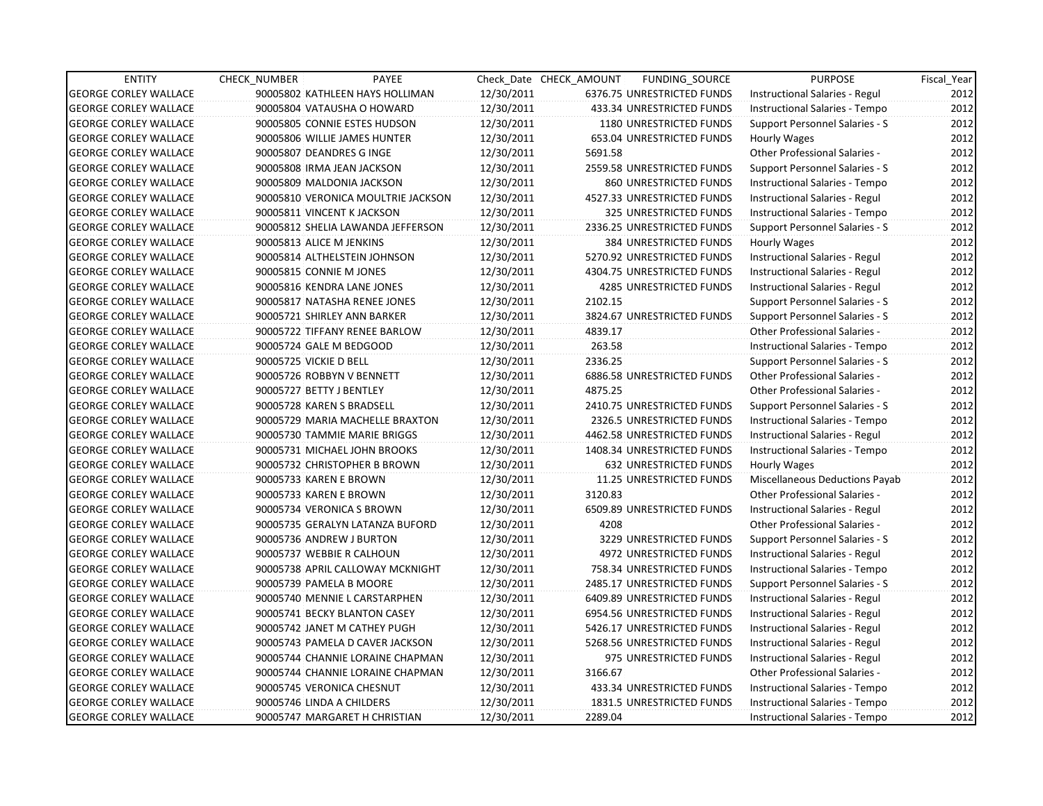| ENTITY | CHECK_NUMBER | PAYEE | Check_Date | CHECK_AMOUNT | FUNDING_SOURCE | PURPOSE | Fiscal_Year |
|---|---|---|---|---|---|---|---|
| GEORGE CORLEY WALLACE | 90005802 | KATHLEEN HAYS HOLLIMAN | 12/30/2011 | 6376.75 | UNRESTRICTED FUNDS | Instructional Salaries - Regul | 2012 |
| GEORGE CORLEY WALLACE | 90005804 | VATAUSHA O HOWARD | 12/30/2011 | 433.34 | UNRESTRICTED FUNDS | Instructional Salaries - Tempo | 2012 |
| GEORGE CORLEY WALLACE | 90005805 | CONNIE ESTES HUDSON | 12/30/2011 | 1180 | UNRESTRICTED FUNDS | Support Personnel Salaries - S | 2012 |
| GEORGE CORLEY WALLACE | 90005806 | WILLIE JAMES HUNTER | 12/30/2011 | 653.04 | UNRESTRICTED FUNDS | Hourly Wages | 2012 |
| GEORGE CORLEY WALLACE | 90005807 | DEANDRES G INGE | 12/30/2011 | 5691.58 | | Other Professional Salaries - | 2012 |
| GEORGE CORLEY WALLACE | 90005808 | IRMA JEAN JACKSON | 12/30/2011 | 2559.58 | UNRESTRICTED FUNDS | Support Personnel Salaries - S | 2012 |
| GEORGE CORLEY WALLACE | 90005809 | MALDONIA JACKSON | 12/30/2011 | 860 | UNRESTRICTED FUNDS | Instructional Salaries - Tempo | 2012 |
| GEORGE CORLEY WALLACE | 90005810 | VERONICA MOULTRIE JACKSON | 12/30/2011 | 4527.33 | UNRESTRICTED FUNDS | Instructional Salaries - Regul | 2012 |
| GEORGE CORLEY WALLACE | 90005811 | VINCENT K JACKSON | 12/30/2011 | 325 | UNRESTRICTED FUNDS | Instructional Salaries - Tempo | 2012 |
| GEORGE CORLEY WALLACE | 90005812 | SHELIA LAWANDA JEFFERSON | 12/30/2011 | 2336.25 | UNRESTRICTED FUNDS | Support Personnel Salaries - S | 2012 |
| GEORGE CORLEY WALLACE | 90005813 | ALICE M JENKINS | 12/30/2011 | 384 | UNRESTRICTED FUNDS | Hourly Wages | 2012 |
| GEORGE CORLEY WALLACE | 90005814 | ALTHELSTEIN JOHNSON | 12/30/2011 | 5270.92 | UNRESTRICTED FUNDS | Instructional Salaries - Regul | 2012 |
| GEORGE CORLEY WALLACE | 90005815 | CONNIE M JONES | 12/30/2011 | 4304.75 | UNRESTRICTED FUNDS | Instructional Salaries - Regul | 2012 |
| GEORGE CORLEY WALLACE | 90005816 | KENDRA LANE JONES | 12/30/2011 | 4285 | UNRESTRICTED FUNDS | Instructional Salaries - Regul | 2012 |
| GEORGE CORLEY WALLACE | 90005817 | NATASHA RENEE JONES | 12/30/2011 | 2102.15 | | Support Personnel Salaries - S | 2012 |
| GEORGE CORLEY WALLACE | 90005721 | SHIRLEY ANN BARKER | 12/30/2011 | 3824.67 | UNRESTRICTED FUNDS | Support Personnel Salaries - S | 2012 |
| GEORGE CORLEY WALLACE | 90005722 | TIFFANY RENEE BARLOW | 12/30/2011 | 4839.17 | | Other Professional Salaries - | 2012 |
| GEORGE CORLEY WALLACE | 90005724 | GALE M BEDGOOD | 12/30/2011 | 263.58 | | Instructional Salaries - Tempo | 2012 |
| GEORGE CORLEY WALLACE | 90005725 | VICKIE D BELL | 12/30/2011 | 2336.25 | | Support Personnel Salaries - S | 2012 |
| GEORGE CORLEY WALLACE | 90005726 | ROBBYN V BENNETT | 12/30/2011 | 6886.58 | UNRESTRICTED FUNDS | Other Professional Salaries - | 2012 |
| GEORGE CORLEY WALLACE | 90005727 | BETTY J BENTLEY | 12/30/2011 | 4875.25 | | Other Professional Salaries - | 2012 |
| GEORGE CORLEY WALLACE | 90005728 | KAREN S BRADSELL | 12/30/2011 | 2410.75 | UNRESTRICTED FUNDS | Support Personnel Salaries - S | 2012 |
| GEORGE CORLEY WALLACE | 90005729 | MARIA MACHELLE BRAXTON | 12/30/2011 | 2326.5 | UNRESTRICTED FUNDS | Instructional Salaries - Tempo | 2012 |
| GEORGE CORLEY WALLACE | 90005730 | TAMMIE MARIE BRIGGS | 12/30/2011 | 4462.58 | UNRESTRICTED FUNDS | Instructional Salaries - Regul | 2012 |
| GEORGE CORLEY WALLACE | 90005731 | MICHAEL JOHN BROOKS | 12/30/2011 | 1408.34 | UNRESTRICTED FUNDS | Instructional Salaries - Tempo | 2012 |
| GEORGE CORLEY WALLACE | 90005732 | CHRISTOPHER B BROWN | 12/30/2011 | 632 | UNRESTRICTED FUNDS | Hourly Wages | 2012 |
| GEORGE CORLEY WALLACE | 90005733 | KAREN E BROWN | 12/30/2011 | 11.25 | UNRESTRICTED FUNDS | Miscellaneous Deductions Payab | 2012 |
| GEORGE CORLEY WALLACE | 90005733 | KAREN E BROWN | 12/30/2011 | 3120.83 | | Other Professional Salaries - | 2012 |
| GEORGE CORLEY WALLACE | 90005734 | VERONICA S BROWN | 12/30/2011 | 6509.89 | UNRESTRICTED FUNDS | Instructional Salaries - Regul | 2012 |
| GEORGE CORLEY WALLACE | 90005735 | GERALYN LATANZA BUFORD | 12/30/2011 | 4208 | | Other Professional Salaries - | 2012 |
| GEORGE CORLEY WALLACE | 90005736 | ANDREW J BURTON | 12/30/2011 | 3229 | UNRESTRICTED FUNDS | Support Personnel Salaries - S | 2012 |
| GEORGE CORLEY WALLACE | 90005737 | WEBBIE R CALHOUN | 12/30/2011 | 4972 | UNRESTRICTED FUNDS | Instructional Salaries - Regul | 2012 |
| GEORGE CORLEY WALLACE | 90005738 | APRIL CALLOWAY MCKNIGHT | 12/30/2011 | 758.34 | UNRESTRICTED FUNDS | Instructional Salaries - Tempo | 2012 |
| GEORGE CORLEY WALLACE | 90005739 | PAMELA B MOORE | 12/30/2011 | 2485.17 | UNRESTRICTED FUNDS | Support Personnel Salaries - S | 2012 |
| GEORGE CORLEY WALLACE | 90005740 | MENNIE L CARSTARPHEN | 12/30/2011 | 6409.89 | UNRESTRICTED FUNDS | Instructional Salaries - Regul | 2012 |
| GEORGE CORLEY WALLACE | 90005741 | BECKY BLANTON CASEY | 12/30/2011 | 6954.56 | UNRESTRICTED FUNDS | Instructional Salaries - Regul | 2012 |
| GEORGE CORLEY WALLACE | 90005742 | JANET M CATHEY PUGH | 12/30/2011 | 5426.17 | UNRESTRICTED FUNDS | Instructional Salaries - Regul | 2012 |
| GEORGE CORLEY WALLACE | 90005743 | PAMELA D CAVER JACKSON | 12/30/2011 | 5268.56 | UNRESTRICTED FUNDS | Instructional Salaries - Regul | 2012 |
| GEORGE CORLEY WALLACE | 90005744 | CHANNIE LORAINE CHAPMAN | 12/30/2011 | 975 | UNRESTRICTED FUNDS | Instructional Salaries - Regul | 2012 |
| GEORGE CORLEY WALLACE | 90005744 | CHANNIE LORAINE CHAPMAN | 12/30/2011 | 3166.67 | | Other Professional Salaries - | 2012 |
| GEORGE CORLEY WALLACE | 90005745 | VERONICA CHESNUT | 12/30/2011 | 433.34 | UNRESTRICTED FUNDS | Instructional Salaries - Tempo | 2012 |
| GEORGE CORLEY WALLACE | 90005746 | LINDA A CHILDERS | 12/30/2011 | 1831.5 | UNRESTRICTED FUNDS | Instructional Salaries - Tempo | 2012 |
| GEORGE CORLEY WALLACE | 90005747 | MARGARET H CHRISTIAN | 12/30/2011 | 2289.04 | | Instructional Salaries - Tempo | 2012 |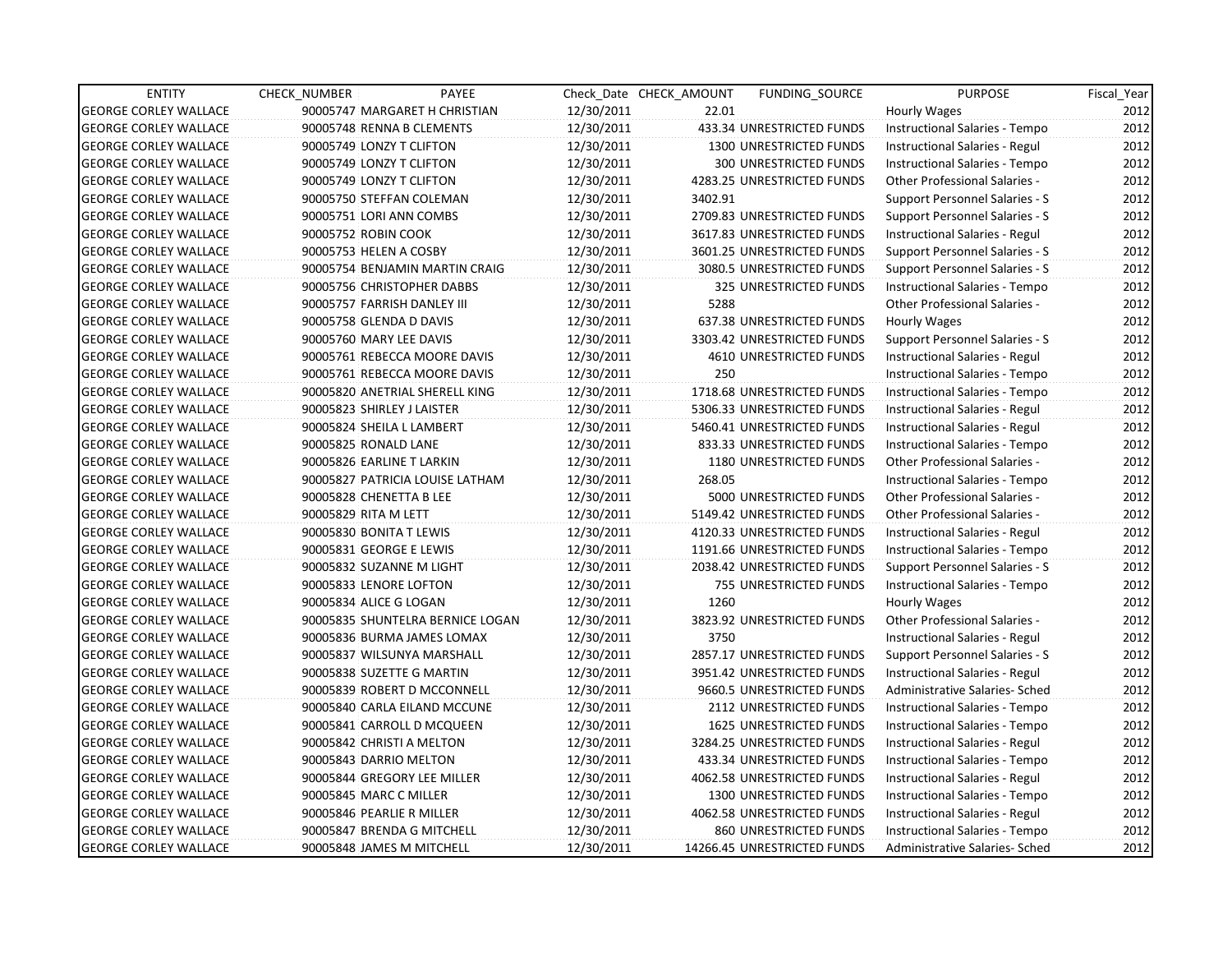| ENTITY | CHECK_NUMBER | PAYEE | Check_Date | CHECK_AMOUNT | FUNDING_SOURCE | PURPOSE | Fiscal_Year |
|---|---|---|---|---|---|---|---|
| GEORGE CORLEY WALLACE | 90005747 | MARGARET H CHRISTIAN | 12/30/2011 | 22.01 | | Hourly Wages | 2012 |
| GEORGE CORLEY WALLACE | 90005748 | RENNA B CLEMENTS | 12/30/2011 | 433.34 | UNRESTRICTED FUNDS | Instructional Salaries - Tempo | 2012 |
| GEORGE CORLEY WALLACE | 90005749 | LONZY T CLIFTON | 12/30/2011 | 1300 | UNRESTRICTED FUNDS | Instructional Salaries - Regul | 2012 |
| GEORGE CORLEY WALLACE | 90005749 | LONZY T CLIFTON | 12/30/2011 | 300 | UNRESTRICTED FUNDS | Instructional Salaries - Tempo | 2012 |
| GEORGE CORLEY WALLACE | 90005749 | LONZY T CLIFTON | 12/30/2011 | 4283.25 | UNRESTRICTED FUNDS | Other Professional Salaries - | 2012 |
| GEORGE CORLEY WALLACE | 90005750 | STEFFAN COLEMAN | 12/30/2011 | 3402.91 | | Support Personnel Salaries - S | 2012 |
| GEORGE CORLEY WALLACE | 90005751 | LORI ANN COMBS | 12/30/2011 | 2709.83 | UNRESTRICTED FUNDS | Support Personnel Salaries - S | 2012 |
| GEORGE CORLEY WALLACE | 90005752 | ROBIN COOK | 12/30/2011 | 3617.83 | UNRESTRICTED FUNDS | Instructional Salaries - Regul | 2012 |
| GEORGE CORLEY WALLACE | 90005753 | HELEN A COSBY | 12/30/2011 | 3601.25 | UNRESTRICTED FUNDS | Support Personnel Salaries - S | 2012 |
| GEORGE CORLEY WALLACE | 90005754 | BENJAMIN MARTIN CRAIG | 12/30/2011 | 3080.5 | UNRESTRICTED FUNDS | Support Personnel Salaries - S | 2012 |
| GEORGE CORLEY WALLACE | 90005756 | CHRISTOPHER DABBS | 12/30/2011 | 325 | UNRESTRICTED FUNDS | Instructional Salaries - Tempo | 2012 |
| GEORGE CORLEY WALLACE | 90005757 | FARRISH DANLEY III | 12/30/2011 | 5288 | | Other Professional Salaries - | 2012 |
| GEORGE CORLEY WALLACE | 90005758 | GLENDA D DAVIS | 12/30/2011 | 637.38 | UNRESTRICTED FUNDS | Hourly Wages | 2012 |
| GEORGE CORLEY WALLACE | 90005760 | MARY LEE DAVIS | 12/30/2011 | 3303.42 | UNRESTRICTED FUNDS | Support Personnel Salaries - S | 2012 |
| GEORGE CORLEY WALLACE | 90005761 | REBECCA MOORE DAVIS | 12/30/2011 | 4610 | UNRESTRICTED FUNDS | Instructional Salaries - Regul | 2012 |
| GEORGE CORLEY WALLACE | 90005761 | REBECCA MOORE DAVIS | 12/30/2011 | 250 | | Instructional Salaries - Tempo | 2012 |
| GEORGE CORLEY WALLACE | 90005820 | ANETRIAL SHERELL KING | 12/30/2011 | 1718.68 | UNRESTRICTED FUNDS | Instructional Salaries - Tempo | 2012 |
| GEORGE CORLEY WALLACE | 90005823 | SHIRLEY J LAISTER | 12/30/2011 | 5306.33 | UNRESTRICTED FUNDS | Instructional Salaries - Regul | 2012 |
| GEORGE CORLEY WALLACE | 90005824 | SHEILA L LAMBERT | 12/30/2011 | 5460.41 | UNRESTRICTED FUNDS | Instructional Salaries - Regul | 2012 |
| GEORGE CORLEY WALLACE | 90005825 | RONALD LANE | 12/30/2011 | 833.33 | UNRESTRICTED FUNDS | Instructional Salaries - Tempo | 2012 |
| GEORGE CORLEY WALLACE | 90005826 | EARLINE T LARKIN | 12/30/2011 | 1180 | UNRESTRICTED FUNDS | Other Professional Salaries - | 2012 |
| GEORGE CORLEY WALLACE | 90005827 | PATRICIA LOUISE LATHAM | 12/30/2011 | 268.05 | | Instructional Salaries - Tempo | 2012 |
| GEORGE CORLEY WALLACE | 90005828 | CHENETTA B LEE | 12/30/2011 | 5000 | UNRESTRICTED FUNDS | Other Professional Salaries - | 2012 |
| GEORGE CORLEY WALLACE | 90005829 | RITA M LETT | 12/30/2011 | 5149.42 | UNRESTRICTED FUNDS | Other Professional Salaries - | 2012 |
| GEORGE CORLEY WALLACE | 90005830 | BONITA T LEWIS | 12/30/2011 | 4120.33 | UNRESTRICTED FUNDS | Instructional Salaries - Regul | 2012 |
| GEORGE CORLEY WALLACE | 90005831 | GEORGE E LEWIS | 12/30/2011 | 1191.66 | UNRESTRICTED FUNDS | Instructional Salaries - Tempo | 2012 |
| GEORGE CORLEY WALLACE | 90005832 | SUZANNE M LIGHT | 12/30/2011 | 2038.42 | UNRESTRICTED FUNDS | Support Personnel Salaries - S | 2012 |
| GEORGE CORLEY WALLACE | 90005833 | LENORE LOFTON | 12/30/2011 | 755 | UNRESTRICTED FUNDS | Instructional Salaries - Tempo | 2012 |
| GEORGE CORLEY WALLACE | 90005834 | ALICE G LOGAN | 12/30/2011 | 1260 | | Hourly Wages | 2012 |
| GEORGE CORLEY WALLACE | 90005835 | SHUNTELRA BERNICE LOGAN | 12/30/2011 | 3823.92 | UNRESTRICTED FUNDS | Other Professional Salaries - | 2012 |
| GEORGE CORLEY WALLACE | 90005836 | BURMA JAMES LOMAX | 12/30/2011 | 3750 | | Instructional Salaries - Regul | 2012 |
| GEORGE CORLEY WALLACE | 90005837 | WILSUNYA MARSHALL | 12/30/2011 | 2857.17 | UNRESTRICTED FUNDS | Support Personnel Salaries - S | 2012 |
| GEORGE CORLEY WALLACE | 90005838 | SUZETTE G MARTIN | 12/30/2011 | 3951.42 | UNRESTRICTED FUNDS | Instructional Salaries - Regul | 2012 |
| GEORGE CORLEY WALLACE | 90005839 | ROBERT D MCCONNELL | 12/30/2011 | 9660.5 | UNRESTRICTED FUNDS | Administrative Salaries- Sched | 2012 |
| GEORGE CORLEY WALLACE | 90005840 | CARLA EILAND MCCUNE | 12/30/2011 | 2112 | UNRESTRICTED FUNDS | Instructional Salaries - Tempo | 2012 |
| GEORGE CORLEY WALLACE | 90005841 | CARROLL D MCQUEEN | 12/30/2011 | 1625 | UNRESTRICTED FUNDS | Instructional Salaries - Tempo | 2012 |
| GEORGE CORLEY WALLACE | 90005842 | CHRISTI A MELTON | 12/30/2011 | 3284.25 | UNRESTRICTED FUNDS | Instructional Salaries - Regul | 2012 |
| GEORGE CORLEY WALLACE | 90005843 | DARRIO MELTON | 12/30/2011 | 433.34 | UNRESTRICTED FUNDS | Instructional Salaries - Tempo | 2012 |
| GEORGE CORLEY WALLACE | 90005844 | GREGORY LEE MILLER | 12/30/2011 | 4062.58 | UNRESTRICTED FUNDS | Instructional Salaries - Regul | 2012 |
| GEORGE CORLEY WALLACE | 90005845 | MARC C MILLER | 12/30/2011 | 1300 | UNRESTRICTED FUNDS | Instructional Salaries - Tempo | 2012 |
| GEORGE CORLEY WALLACE | 90005846 | PEARLIE R MILLER | 12/30/2011 | 4062.58 | UNRESTRICTED FUNDS | Instructional Salaries - Regul | 2012 |
| GEORGE CORLEY WALLACE | 90005847 | BRENDA G MITCHELL | 12/30/2011 | 860 | UNRESTRICTED FUNDS | Instructional Salaries - Tempo | 2012 |
| GEORGE CORLEY WALLACE | 90005848 | JAMES M MITCHELL | 12/30/2011 | 14266.45 | UNRESTRICTED FUNDS | Administrative Salaries- Sched | 2012 |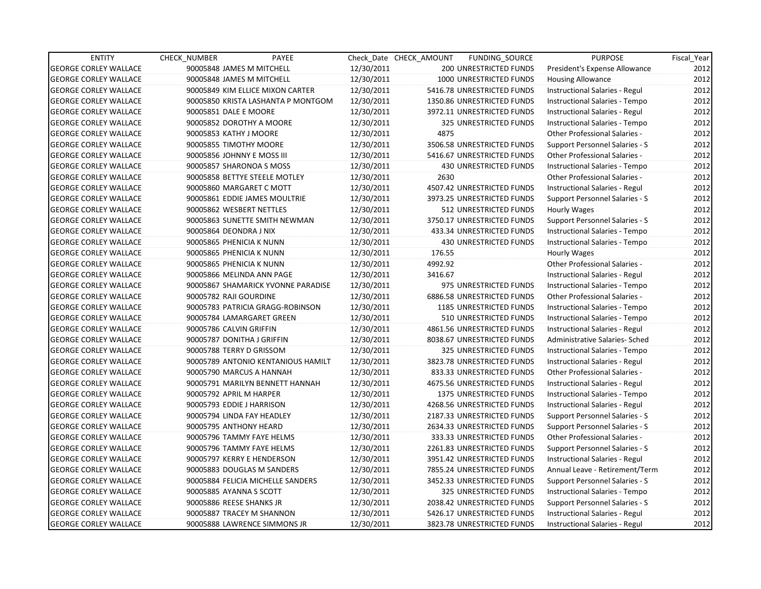| ENTITY | CHECK_NUMBER | PAYEE | Check_Date | CHECK_AMOUNT | FUNDING_SOURCE | PURPOSE | Fiscal_Year |
|---|---|---|---|---|---|---|---|
| GEORGE CORLEY WALLACE | 90005848 | JAMES M MITCHELL | 12/30/2011 | 200 | UNRESTRICTED FUNDS | President's Expense Allowance | 2012 |
| GEORGE CORLEY WALLACE | 90005848 | JAMES M MITCHELL | 12/30/2011 | 1000 | UNRESTRICTED FUNDS | Housing Allowance | 2012 |
| GEORGE CORLEY WALLACE | 90005849 | KIM ELLICE MIXON CARTER | 12/30/2011 | 5416.78 | UNRESTRICTED FUNDS | Instructional Salaries - Regul | 2012 |
| GEORGE CORLEY WALLACE | 90005850 | KRISTA LASHANTA P MONTGOM | 12/30/2011 | 1350.86 | UNRESTRICTED FUNDS | Instructional Salaries - Tempo | 2012 |
| GEORGE CORLEY WALLACE | 90005851 | DALE E MOORE | 12/30/2011 | 3972.11 | UNRESTRICTED FUNDS | Instructional Salaries - Regul | 2012 |
| GEORGE CORLEY WALLACE | 90005852 | DOROTHY A MOORE | 12/30/2011 | 325 | UNRESTRICTED FUNDS | Instructional Salaries - Tempo | 2012 |
| GEORGE CORLEY WALLACE | 90005853 | KATHY J MOORE | 12/30/2011 | 4875 | | Other Professional Salaries - | 2012 |
| GEORGE CORLEY WALLACE | 90005855 | TIMOTHY MOORE | 12/30/2011 | 3506.58 | UNRESTRICTED FUNDS | Support Personnel Salaries - S | 2012 |
| GEORGE CORLEY WALLACE | 90005856 | JOHNNY E MOSS III | 12/30/2011 | 5416.67 | UNRESTRICTED FUNDS | Other Professional Salaries - | 2012 |
| GEORGE CORLEY WALLACE | 90005857 | SHARONOA S MOSS | 12/30/2011 | 430 | UNRESTRICTED FUNDS | Instructional Salaries - Tempo | 2012 |
| GEORGE CORLEY WALLACE | 90005858 | BETTYE STEELE MOTLEY | 12/30/2011 | 2630 | | Other Professional Salaries - | 2012 |
| GEORGE CORLEY WALLACE | 90005860 | MARGARET C MOTT | 12/30/2011 | 4507.42 | UNRESTRICTED FUNDS | Instructional Salaries - Regul | 2012 |
| GEORGE CORLEY WALLACE | 90005861 | EDDIE JAMES MOULTRIE | 12/30/2011 | 3973.25 | UNRESTRICTED FUNDS | Support Personnel Salaries - S | 2012 |
| GEORGE CORLEY WALLACE | 90005862 | WESBERT NETTLES | 12/30/2011 | 512 | UNRESTRICTED FUNDS | Hourly Wages | 2012 |
| GEORGE CORLEY WALLACE | 90005863 | SUNETTE SMITH NEWMAN | 12/30/2011 | 3750.17 | UNRESTRICTED FUNDS | Support Personnel Salaries - S | 2012 |
| GEORGE CORLEY WALLACE | 90005864 | DEONDRA J NIX | 12/30/2011 | 433.34 | UNRESTRICTED FUNDS | Instructional Salaries - Tempo | 2012 |
| GEORGE CORLEY WALLACE | 90005865 | PHENICIA K NUNN | 12/30/2011 | 430 | UNRESTRICTED FUNDS | Instructional Salaries - Tempo | 2012 |
| GEORGE CORLEY WALLACE | 90005865 | PHENICIA K NUNN | 12/30/2011 | 176.55 | | Hourly Wages | 2012 |
| GEORGE CORLEY WALLACE | 90005865 | PHENICIA K NUNN | 12/30/2011 | 4992.92 | | Other Professional Salaries - | 2012 |
| GEORGE CORLEY WALLACE | 90005866 | MELINDA ANN PAGE | 12/30/2011 | 3416.67 | | Instructional Salaries - Regul | 2012 |
| GEORGE CORLEY WALLACE | 90005867 | SHAMARICK YVONNE PARADISE | 12/30/2011 | 975 | UNRESTRICTED FUNDS | Instructional Salaries - Tempo | 2012 |
| GEORGE CORLEY WALLACE | 90005782 | RAJI GOURDINE | 12/30/2011 | 6886.58 | UNRESTRICTED FUNDS | Other Professional Salaries - | 2012 |
| GEORGE CORLEY WALLACE | 90005783 | PATRICIA GRAGG-ROBINSON | 12/30/2011 | 1185 | UNRESTRICTED FUNDS | Instructional Salaries - Tempo | 2012 |
| GEORGE CORLEY WALLACE | 90005784 | LAMARGARET GREEN | 12/30/2011 | 510 | UNRESTRICTED FUNDS | Instructional Salaries - Tempo | 2012 |
| GEORGE CORLEY WALLACE | 90005786 | CALVIN GRIFFIN | 12/30/2011 | 4861.56 | UNRESTRICTED FUNDS | Instructional Salaries - Regul | 2012 |
| GEORGE CORLEY WALLACE | 90005787 | DONITHA J GRIFFIN | 12/30/2011 | 8038.67 | UNRESTRICTED FUNDS | Administrative Salaries- Sched | 2012 |
| GEORGE CORLEY WALLACE | 90005788 | TERRY D GRISSOM | 12/30/2011 | 325 | UNRESTRICTED FUNDS | Instructional Salaries - Tempo | 2012 |
| GEORGE CORLEY WALLACE | 90005789 | ANTONIO KENTANIOUS HAMILT | 12/30/2011 | 3823.78 | UNRESTRICTED FUNDS | Instructional Salaries - Regul | 2012 |
| GEORGE CORLEY WALLACE | 90005790 | MARCUS A HANNAH | 12/30/2011 | 833.33 | UNRESTRICTED FUNDS | Other Professional Salaries - | 2012 |
| GEORGE CORLEY WALLACE | 90005791 | MARILYN BENNETT HANNAH | 12/30/2011 | 4675.56 | UNRESTRICTED FUNDS | Instructional Salaries - Regul | 2012 |
| GEORGE CORLEY WALLACE | 90005792 | APRIL M HARPER | 12/30/2011 | 1375 | UNRESTRICTED FUNDS | Instructional Salaries - Tempo | 2012 |
| GEORGE CORLEY WALLACE | 90005793 | EDDIE J HARRISON | 12/30/2011 | 4268.56 | UNRESTRICTED FUNDS | Instructional Salaries - Regul | 2012 |
| GEORGE CORLEY WALLACE | 90005794 | LINDA FAY HEADLEY | 12/30/2011 | 2187.33 | UNRESTRICTED FUNDS | Support Personnel Salaries - S | 2012 |
| GEORGE CORLEY WALLACE | 90005795 | ANTHONY HEARD | 12/30/2011 | 2634.33 | UNRESTRICTED FUNDS | Support Personnel Salaries - S | 2012 |
| GEORGE CORLEY WALLACE | 90005796 | TAMMY FAYE HELMS | 12/30/2011 | 333.33 | UNRESTRICTED FUNDS | Other Professional Salaries - | 2012 |
| GEORGE CORLEY WALLACE | 90005796 | TAMMY FAYE HELMS | 12/30/2011 | 2261.83 | UNRESTRICTED FUNDS | Support Personnel Salaries - S | 2012 |
| GEORGE CORLEY WALLACE | 90005797 | KERRY E HENDERSON | 12/30/2011 | 3951.42 | UNRESTRICTED FUNDS | Instructional Salaries - Regul | 2012 |
| GEORGE CORLEY WALLACE | 90005883 | DOUGLAS M SANDERS | 12/30/2011 | 7855.24 | UNRESTRICTED FUNDS | Annual Leave - Retirement/Term | 2012 |
| GEORGE CORLEY WALLACE | 90005884 | FELICIA MICHELLE SANDERS | 12/30/2011 | 3452.33 | UNRESTRICTED FUNDS | Support Personnel Salaries - S | 2012 |
| GEORGE CORLEY WALLACE | 90005885 | AYANNA S SCOTT | 12/30/2011 | 325 | UNRESTRICTED FUNDS | Instructional Salaries - Tempo | 2012 |
| GEORGE CORLEY WALLACE | 90005886 | REESE SHANKS JR | 12/30/2011 | 2038.42 | UNRESTRICTED FUNDS | Support Personnel Salaries - S | 2012 |
| GEORGE CORLEY WALLACE | 90005887 | TRACEY M SHANNON | 12/30/2011 | 5426.17 | UNRESTRICTED FUNDS | Instructional Salaries - Regul | 2012 |
| GEORGE CORLEY WALLACE | 90005888 | LAWRENCE SIMMONS JR | 12/30/2011 | 3823.78 | UNRESTRICTED FUNDS | Instructional Salaries - Regul | 2012 |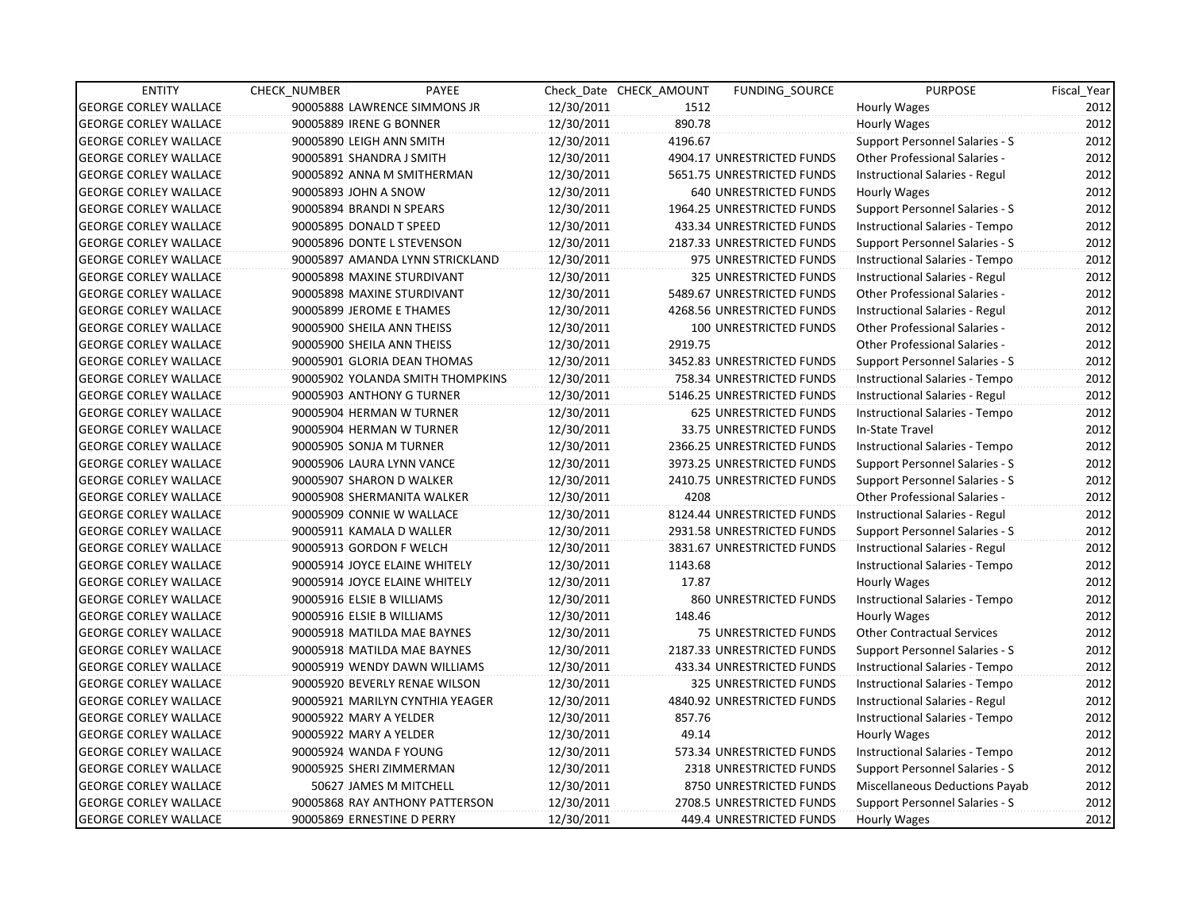| ENTITY | CHECK_NUMBER | PAYEE | Check_Date | CHECK_AMOUNT | FUNDING_SOURCE | PURPOSE | Fiscal_Year |
|---|---|---|---|---|---|---|---|
| GEORGE CORLEY WALLACE | 90005888 | LAWRENCE SIMMONS JR | 12/30/2011 | 1512 | | Hourly Wages | 2012 |
| GEORGE CORLEY WALLACE | 90005889 | IRENE G BONNER | 12/30/2011 | 890.78 | | Hourly Wages | 2012 |
| GEORGE CORLEY WALLACE | 90005890 | LEIGH ANN SMITH | 12/30/2011 | 4196.67 | | Support Personnel Salaries - S | 2012 |
| GEORGE CORLEY WALLACE | 90005891 | SHANDRA J SMITH | 12/30/2011 | 4904.17 | UNRESTRICTED FUNDS | Other Professional Salaries - | 2012 |
| GEORGE CORLEY WALLACE | 90005892 | ANNA M SMITHERMAN | 12/30/2011 | 5651.75 | UNRESTRICTED FUNDS | Instructional Salaries - Regul | 2012 |
| GEORGE CORLEY WALLACE | 90005893 | JOHN A SNOW | 12/30/2011 | 640 | UNRESTRICTED FUNDS | Hourly Wages | 2012 |
| GEORGE CORLEY WALLACE | 90005894 | BRANDI N SPEARS | 12/30/2011 | 1964.25 | UNRESTRICTED FUNDS | Support Personnel Salaries - S | 2012 |
| GEORGE CORLEY WALLACE | 90005895 | DONALD T SPEED | 12/30/2011 | 433.34 | UNRESTRICTED FUNDS | Instructional Salaries - Tempo | 2012 |
| GEORGE CORLEY WALLACE | 90005896 | DONTE L STEVENSON | 12/30/2011 | 2187.33 | UNRESTRICTED FUNDS | Support Personnel Salaries - S | 2012 |
| GEORGE CORLEY WALLACE | 90005897 | AMANDA LYNN STRICKLAND | 12/30/2011 | 975 | UNRESTRICTED FUNDS | Instructional Salaries - Tempo | 2012 |
| GEORGE CORLEY WALLACE | 90005898 | MAXINE STURDIVANT | 12/30/2011 | 325 | UNRESTRICTED FUNDS | Instructional Salaries - Regul | 2012 |
| GEORGE CORLEY WALLACE | 90005898 | MAXINE STURDIVANT | 12/30/2011 | 5489.67 | UNRESTRICTED FUNDS | Other Professional Salaries - | 2012 |
| GEORGE CORLEY WALLACE | 90005899 | JEROME E THAMES | 12/30/2011 | 4268.56 | UNRESTRICTED FUNDS | Instructional Salaries - Regul | 2012 |
| GEORGE CORLEY WALLACE | 90005900 | SHEILA ANN THEISS | 12/30/2011 | 100 | UNRESTRICTED FUNDS | Other Professional Salaries - | 2012 |
| GEORGE CORLEY WALLACE | 90005900 | SHEILA ANN THEISS | 12/30/2011 | 2919.75 | | Other Professional Salaries - | 2012 |
| GEORGE CORLEY WALLACE | 90005901 | GLORIA DEAN THOMAS | 12/30/2011 | 3452.83 | UNRESTRICTED FUNDS | Support Personnel Salaries - S | 2012 |
| GEORGE CORLEY WALLACE | 90005902 | YOLANDA SMITH THOMPKINS | 12/30/2011 | 758.34 | UNRESTRICTED FUNDS | Instructional Salaries - Tempo | 2012 |
| GEORGE CORLEY WALLACE | 90005903 | ANTHONY G TURNER | 12/30/2011 | 5146.25 | UNRESTRICTED FUNDS | Instructional Salaries - Regul | 2012 |
| GEORGE CORLEY WALLACE | 90005904 | HERMAN W TURNER | 12/30/2011 | 625 | UNRESTRICTED FUNDS | Instructional Salaries - Tempo | 2012 |
| GEORGE CORLEY WALLACE | 90005904 | HERMAN W TURNER | 12/30/2011 | 33.75 | UNRESTRICTED FUNDS | In-State Travel | 2012 |
| GEORGE CORLEY WALLACE | 90005905 | SONJA M TURNER | 12/30/2011 | 2366.25 | UNRESTRICTED FUNDS | Instructional Salaries - Tempo | 2012 |
| GEORGE CORLEY WALLACE | 90005906 | LAURA LYNN VANCE | 12/30/2011 | 3973.25 | UNRESTRICTED FUNDS | Support Personnel Salaries - S | 2012 |
| GEORGE CORLEY WALLACE | 90005907 | SHARON D WALKER | 12/30/2011 | 2410.75 | UNRESTRICTED FUNDS | Support Personnel Salaries - S | 2012 |
| GEORGE CORLEY WALLACE | 90005908 | SHERMANITA WALKER | 12/30/2011 | 4208 | | Other Professional Salaries - | 2012 |
| GEORGE CORLEY WALLACE | 90005909 | CONNIE W WALLACE | 12/30/2011 | 8124.44 | UNRESTRICTED FUNDS | Instructional Salaries - Regul | 2012 |
| GEORGE CORLEY WALLACE | 90005911 | KAMALA D WALLER | 12/30/2011 | 2931.58 | UNRESTRICTED FUNDS | Support Personnel Salaries - S | 2012 |
| GEORGE CORLEY WALLACE | 90005913 | GORDON F WELCH | 12/30/2011 | 3831.67 | UNRESTRICTED FUNDS | Instructional Salaries - Regul | 2012 |
| GEORGE CORLEY WALLACE | 90005914 | JOYCE ELAINE WHITELY | 12/30/2011 | 1143.68 | | Instructional Salaries - Tempo | 2012 |
| GEORGE CORLEY WALLACE | 90005914 | JOYCE ELAINE WHITELY | 12/30/2011 | 17.87 | | Hourly Wages | 2012 |
| GEORGE CORLEY WALLACE | 90005916 | ELSIE B WILLIAMS | 12/30/2011 | 860 | UNRESTRICTED FUNDS | Instructional Salaries - Tempo | 2012 |
| GEORGE CORLEY WALLACE | 90005916 | ELSIE B WILLIAMS | 12/30/2011 | 148.46 | | Hourly Wages | 2012 |
| GEORGE CORLEY WALLACE | 90005918 | MATILDA MAE BAYNES | 12/30/2011 | 75 | UNRESTRICTED FUNDS | Other Contractual Services | 2012 |
| GEORGE CORLEY WALLACE | 90005918 | MATILDA MAE BAYNES | 12/30/2011 | 2187.33 | UNRESTRICTED FUNDS | Support Personnel Salaries - S | 2012 |
| GEORGE CORLEY WALLACE | 90005919 | WENDY DAWN WILLIAMS | 12/30/2011 | 433.34 | UNRESTRICTED FUNDS | Instructional Salaries - Tempo | 2012 |
| GEORGE CORLEY WALLACE | 90005920 | BEVERLY RENAE WILSON | 12/30/2011 | 325 | UNRESTRICTED FUNDS | Instructional Salaries - Tempo | 2012 |
| GEORGE CORLEY WALLACE | 90005921 | MARILYN CYNTHIA YEAGER | 12/30/2011 | 4840.92 | UNRESTRICTED FUNDS | Instructional Salaries - Regul | 2012 |
| GEORGE CORLEY WALLACE | 90005922 | MARY A YELDER | 12/30/2011 | 857.76 | | Instructional Salaries - Tempo | 2012 |
| GEORGE CORLEY WALLACE | 90005922 | MARY A YELDER | 12/30/2011 | 49.14 | | Hourly Wages | 2012 |
| GEORGE CORLEY WALLACE | 90005924 | WANDA F YOUNG | 12/30/2011 | 573.34 | UNRESTRICTED FUNDS | Instructional Salaries - Tempo | 2012 |
| GEORGE CORLEY WALLACE | 90005925 | SHERI ZIMMERMAN | 12/30/2011 | 2318 | UNRESTRICTED FUNDS | Support Personnel Salaries - S | 2012 |
| GEORGE CORLEY WALLACE | 50627 | JAMES M MITCHELL | 12/30/2011 | 8750 | UNRESTRICTED FUNDS | Miscellaneous Deductions Payab | 2012 |
| GEORGE CORLEY WALLACE | 90005868 | RAY ANTHONY PATTERSON | 12/30/2011 | 2708.5 | UNRESTRICTED FUNDS | Support Personnel Salaries - S | 2012 |
| GEORGE CORLEY WALLACE | 90005869 | ERNESTINE D PERRY | 12/30/2011 | 449.4 | UNRESTRICTED FUNDS | Hourly Wages | 2012 |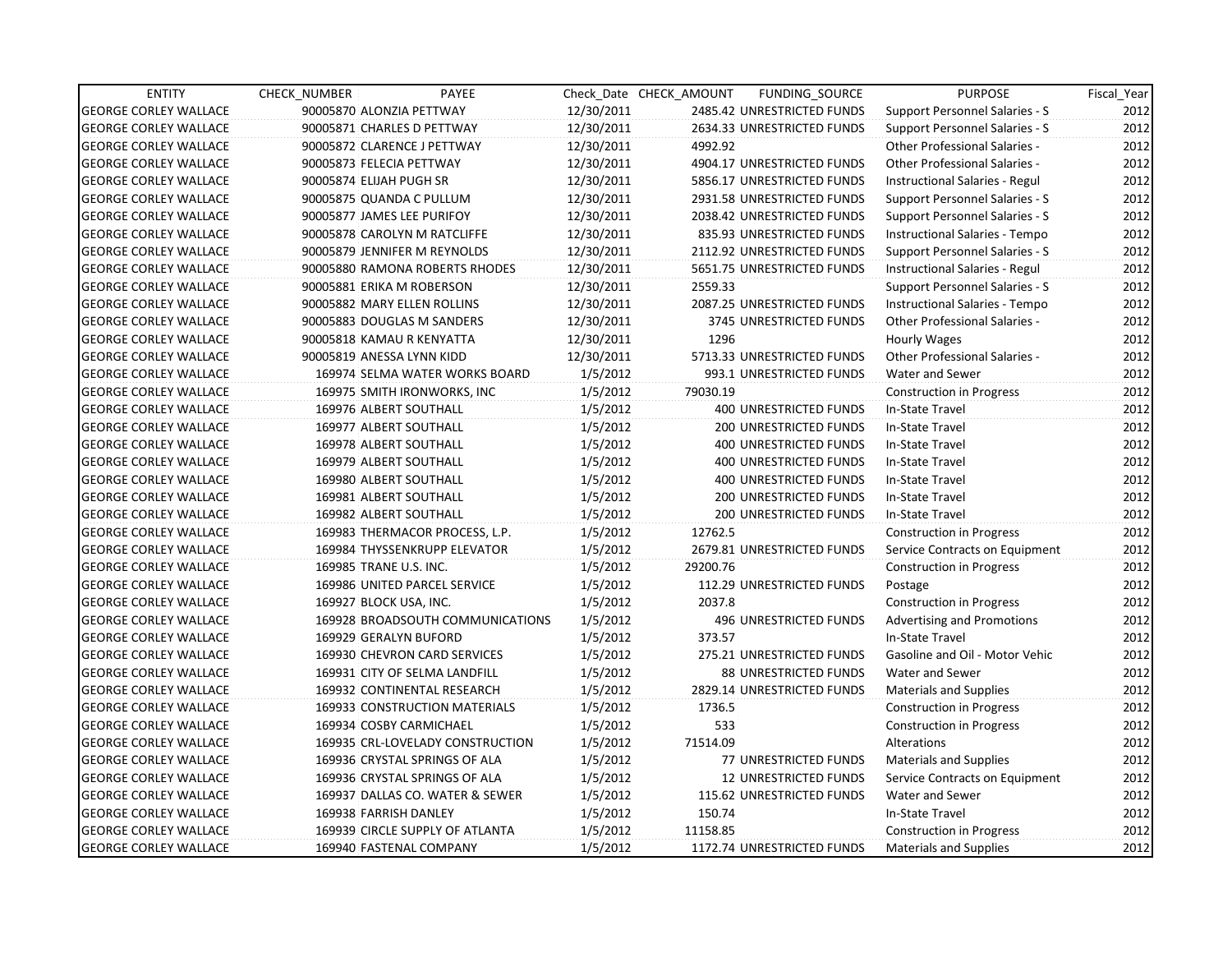| ENTITY | CHECK_NUMBER | PAYEE | Check_Date | CHECK_AMOUNT | FUNDING_SOURCE | PURPOSE | Fiscal_Year |
|---|---|---|---|---|---|---|---|
| GEORGE CORLEY WALLACE | 90005870 | ALONZIA PETTWAY | 12/30/2011 | 2485.42 | UNRESTRICTED FUNDS | Support Personnel Salaries - S | 2012 |
| GEORGE CORLEY WALLACE | 90005871 | CHARLES D PETTWAY | 12/30/2011 | 2634.33 | UNRESTRICTED FUNDS | Support Personnel Salaries - S | 2012 |
| GEORGE CORLEY WALLACE | 90005872 | CLARENCE J PETTWAY | 12/30/2011 | 4992.92 | | Other Professional Salaries - | 2012 |
| GEORGE CORLEY WALLACE | 90005873 | FELECIA PETTWAY | 12/30/2011 | 4904.17 | UNRESTRICTED FUNDS | Other Professional Salaries - | 2012 |
| GEORGE CORLEY WALLACE | 90005874 | ELIJAH PUGH SR | 12/30/2011 | 5856.17 | UNRESTRICTED FUNDS | Instructional Salaries - Regul | 2012 |
| GEORGE CORLEY WALLACE | 90005875 | QUANDA C PULLUM | 12/30/2011 | 2931.58 | UNRESTRICTED FUNDS | Support Personnel Salaries - S | 2012 |
| GEORGE CORLEY WALLACE | 90005877 | JAMES LEE PURIFOY | 12/30/2011 | 2038.42 | UNRESTRICTED FUNDS | Support Personnel Salaries - S | 2012 |
| GEORGE CORLEY WALLACE | 90005878 | CAROLYN M RATCLIFFE | 12/30/2011 | 835.93 | UNRESTRICTED FUNDS | Instructional Salaries - Tempo | 2012 |
| GEORGE CORLEY WALLACE | 90005879 | JENNIFER M REYNOLDS | 12/30/2011 | 2112.92 | UNRESTRICTED FUNDS | Support Personnel Salaries - S | 2012 |
| GEORGE CORLEY WALLACE | 90005880 | RAMONA ROBERTS RHODES | 12/30/2011 | 5651.75 | UNRESTRICTED FUNDS | Instructional Salaries - Regul | 2012 |
| GEORGE CORLEY WALLACE | 90005881 | ERIKA M ROBERSON | 12/30/2011 | 2559.33 | | Support Personnel Salaries - S | 2012 |
| GEORGE CORLEY WALLACE | 90005882 | MARY ELLEN ROLLINS | 12/30/2011 | 2087.25 | UNRESTRICTED FUNDS | Instructional Salaries - Tempo | 2012 |
| GEORGE CORLEY WALLACE | 90005883 | DOUGLAS M SANDERS | 12/30/2011 | 3745 | UNRESTRICTED FUNDS | Other Professional Salaries - | 2012 |
| GEORGE CORLEY WALLACE | 90005818 | KAMAU R KENYATTA | 12/30/2011 | 1296 | | Hourly Wages | 2012 |
| GEORGE CORLEY WALLACE | 90005819 | ANESSA LYNN KIDD | 12/30/2011 | 5713.33 | UNRESTRICTED FUNDS | Other Professional Salaries - | 2012 |
| GEORGE CORLEY WALLACE | 169974 | SELMA WATER WORKS BOARD | 1/5/2012 | 993.1 | UNRESTRICTED FUNDS | Water and Sewer | 2012 |
| GEORGE CORLEY WALLACE | 169975 | SMITH IRONWORKS, INC | 1/5/2012 | 79030.19 | | Construction in Progress | 2012 |
| GEORGE CORLEY WALLACE | 169976 | ALBERT SOUTHALL | 1/5/2012 | 400 | UNRESTRICTED FUNDS | In-State Travel | 2012 |
| GEORGE CORLEY WALLACE | 169977 | ALBERT SOUTHALL | 1/5/2012 | 200 | UNRESTRICTED FUNDS | In-State Travel | 2012 |
| GEORGE CORLEY WALLACE | 169978 | ALBERT SOUTHALL | 1/5/2012 | 400 | UNRESTRICTED FUNDS | In-State Travel | 2012 |
| GEORGE CORLEY WALLACE | 169979 | ALBERT SOUTHALL | 1/5/2012 | 400 | UNRESTRICTED FUNDS | In-State Travel | 2012 |
| GEORGE CORLEY WALLACE | 169980 | ALBERT SOUTHALL | 1/5/2012 | 400 | UNRESTRICTED FUNDS | In-State Travel | 2012 |
| GEORGE CORLEY WALLACE | 169981 | ALBERT SOUTHALL | 1/5/2012 | 200 | UNRESTRICTED FUNDS | In-State Travel | 2012 |
| GEORGE CORLEY WALLACE | 169982 | ALBERT SOUTHALL | 1/5/2012 | 200 | UNRESTRICTED FUNDS | In-State Travel | 2012 |
| GEORGE CORLEY WALLACE | 169983 | THERMACOR PROCESS, L.P. | 1/5/2012 | 12762.5 | | Construction in Progress | 2012 |
| GEORGE CORLEY WALLACE | 169984 | THYSSENKRUPP ELEVATOR | 1/5/2012 | 2679.81 | UNRESTRICTED FUNDS | Service Contracts on Equipment | 2012 |
| GEORGE CORLEY WALLACE | 169985 | TRANE U.S. INC. | 1/5/2012 | 29200.76 | | Construction in Progress | 2012 |
| GEORGE CORLEY WALLACE | 169986 | UNITED PARCEL SERVICE | 1/5/2012 | 112.29 | UNRESTRICTED FUNDS | Postage | 2012 |
| GEORGE CORLEY WALLACE | 169927 | BLOCK USA, INC. | 1/5/2012 | 2037.8 | | Construction in Progress | 2012 |
| GEORGE CORLEY WALLACE | 169928 | BROADSOUTH COMMUNICATIONS | 1/5/2012 | 496 | UNRESTRICTED FUNDS | Advertising and Promotions | 2012 |
| GEORGE CORLEY WALLACE | 169929 | GERALYN BUFORD | 1/5/2012 | 373.57 | | In-State Travel | 2012 |
| GEORGE CORLEY WALLACE | 169930 | CHEVRON CARD SERVICES | 1/5/2012 | 275.21 | UNRESTRICTED FUNDS | Gasoline and Oil - Motor Vehic | 2012 |
| GEORGE CORLEY WALLACE | 169931 | CITY OF SELMA LANDFILL | 1/5/2012 | 88 | UNRESTRICTED FUNDS | Water and Sewer | 2012 |
| GEORGE CORLEY WALLACE | 169932 | CONTINENTAL RESEARCH | 1/5/2012 | 2829.14 | UNRESTRICTED FUNDS | Materials and Supplies | 2012 |
| GEORGE CORLEY WALLACE | 169933 | CONSTRUCTION MATERIALS | 1/5/2012 | 1736.5 | | Construction in Progress | 2012 |
| GEORGE CORLEY WALLACE | 169934 | COSBY CARMICHAEL | 1/5/2012 | 533 | | Construction in Progress | 2012 |
| GEORGE CORLEY WALLACE | 169935 | CRL-LOVELADY CONSTRUCTION | 1/5/2012 | 71514.09 | | Alterations | 2012 |
| GEORGE CORLEY WALLACE | 169936 | CRYSTAL SPRINGS OF ALA | 1/5/2012 | 77 | UNRESTRICTED FUNDS | Materials and Supplies | 2012 |
| GEORGE CORLEY WALLACE | 169936 | CRYSTAL SPRINGS OF ALA | 1/5/2012 | 12 | UNRESTRICTED FUNDS | Service Contracts on Equipment | 2012 |
| GEORGE CORLEY WALLACE | 169937 | DALLAS CO. WATER & SEWER | 1/5/2012 | 115.62 | UNRESTRICTED FUNDS | Water and Sewer | 2012 |
| GEORGE CORLEY WALLACE | 169938 | FARRISH DANLEY | 1/5/2012 | 150.74 | | In-State Travel | 2012 |
| GEORGE CORLEY WALLACE | 169939 | CIRCLE SUPPLY OF ATLANTA | 1/5/2012 | 11158.85 | | Construction in Progress | 2012 |
| GEORGE CORLEY WALLACE | 169940 | FASTENAL COMPANY | 1/5/2012 | 1172.74 | UNRESTRICTED FUNDS | Materials and Supplies | 2012 |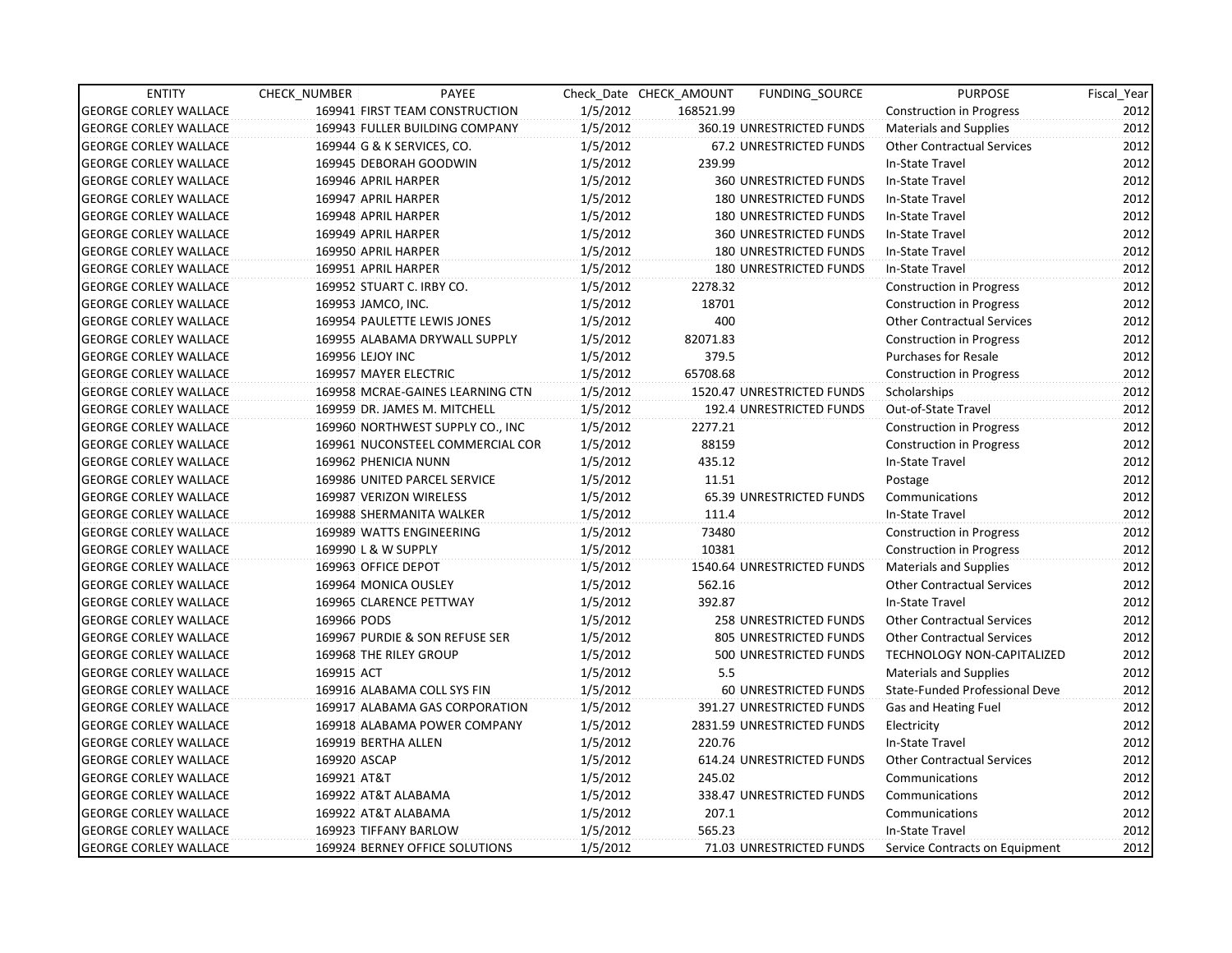| ENTITY | CHECK_NUMBER | PAYEE | Check_Date | CHECK_AMOUNT | FUNDING_SOURCE | PURPOSE | Fiscal_Year |
|---|---|---|---|---|---|---|---|
| GEORGE CORLEY WALLACE | 169941 | FIRST TEAM CONSTRUCTION | 1/5/2012 | 168521.99 | | Construction in Progress | 2012 |
| GEORGE CORLEY WALLACE | 169943 | FULLER BUILDING COMPANY | 1/5/2012 | 360.19 | UNRESTRICTED FUNDS | Materials and Supplies | 2012 |
| GEORGE CORLEY WALLACE | 169944 | G & K SERVICES, CO. | 1/5/2012 | 67.2 | UNRESTRICTED FUNDS | Other Contractual Services | 2012 |
| GEORGE CORLEY WALLACE | 169945 | DEBORAH GOODWIN | 1/5/2012 | 239.99 | | In-State Travel | 2012 |
| GEORGE CORLEY WALLACE | 169946 | APRIL HARPER | 1/5/2012 | 360 | UNRESTRICTED FUNDS | In-State Travel | 2012 |
| GEORGE CORLEY WALLACE | 169947 | APRIL HARPER | 1/5/2012 | 180 | UNRESTRICTED FUNDS | In-State Travel | 2012 |
| GEORGE CORLEY WALLACE | 169948 | APRIL HARPER | 1/5/2012 | 180 | UNRESTRICTED FUNDS | In-State Travel | 2012 |
| GEORGE CORLEY WALLACE | 169949 | APRIL HARPER | 1/5/2012 | 360 | UNRESTRICTED FUNDS | In-State Travel | 2012 |
| GEORGE CORLEY WALLACE | 169950 | APRIL HARPER | 1/5/2012 | 180 | UNRESTRICTED FUNDS | In-State Travel | 2012 |
| GEORGE CORLEY WALLACE | 169951 | APRIL HARPER | 1/5/2012 | 180 | UNRESTRICTED FUNDS | In-State Travel | 2012 |
| GEORGE CORLEY WALLACE | 169952 | STUART C. IRBY CO. | 1/5/2012 | 2278.32 | | Construction in Progress | 2012 |
| GEORGE CORLEY WALLACE | 169953 | JAMCO, INC. | 1/5/2012 | 18701 | | Construction in Progress | 2012 |
| GEORGE CORLEY WALLACE | 169954 | PAULETTE LEWIS JONES | 1/5/2012 | 400 | | Other Contractual Services | 2012 |
| GEORGE CORLEY WALLACE | 169955 | ALABAMA DRYWALL SUPPLY | 1/5/2012 | 82071.83 | | Construction in Progress | 2012 |
| GEORGE CORLEY WALLACE | 169956 | LEJOY INC | 1/5/2012 | 379.5 | | Purchases for Resale | 2012 |
| GEORGE CORLEY WALLACE | 169957 | MAYER ELECTRIC | 1/5/2012 | 65708.68 | | Construction in Progress | 2012 |
| GEORGE CORLEY WALLACE | 169958 | MCRAE-GAINES LEARNING CTN | 1/5/2012 | 1520.47 | UNRESTRICTED FUNDS | Scholarships | 2012 |
| GEORGE CORLEY WALLACE | 169959 | DR. JAMES M. MITCHELL | 1/5/2012 | 192.4 | UNRESTRICTED FUNDS | Out-of-State Travel | 2012 |
| GEORGE CORLEY WALLACE | 169960 | NORTHWEST SUPPLY CO., INC | 1/5/2012 | 2277.21 | | Construction in Progress | 2012 |
| GEORGE CORLEY WALLACE | 169961 | NUCONSTEEL COMMERCIAL COR | 1/5/2012 | 88159 | | Construction in Progress | 2012 |
| GEORGE CORLEY WALLACE | 169962 | PHENICIA NUNN | 1/5/2012 | 435.12 | | In-State Travel | 2012 |
| GEORGE CORLEY WALLACE | 169986 | UNITED PARCEL SERVICE | 1/5/2012 | 11.51 | | Postage | 2012 |
| GEORGE CORLEY WALLACE | 169987 | VERIZON WIRELESS | 1/5/2012 | 65.39 | UNRESTRICTED FUNDS | Communications | 2012 |
| GEORGE CORLEY WALLACE | 169988 | SHERMANITA WALKER | 1/5/2012 | 111.4 | | In-State Travel | 2012 |
| GEORGE CORLEY WALLACE | 169989 | WATTS ENGINEERING | 1/5/2012 | 73480 | | Construction in Progress | 2012 |
| GEORGE CORLEY WALLACE | 169990 | L & W SUPPLY | 1/5/2012 | 10381 | | Construction in Progress | 2012 |
| GEORGE CORLEY WALLACE | 169963 | OFFICE DEPOT | 1/5/2012 | 1540.64 | UNRESTRICTED FUNDS | Materials and Supplies | 2012 |
| GEORGE CORLEY WALLACE | 169964 | MONICA OUSLEY | 1/5/2012 | 562.16 | | Other Contractual Services | 2012 |
| GEORGE CORLEY WALLACE | 169965 | CLARENCE PETTWAY | 1/5/2012 | 392.87 | | In-State Travel | 2012 |
| GEORGE CORLEY WALLACE | 169966 | PODS | 1/5/2012 | 258 | UNRESTRICTED FUNDS | Other Contractual Services | 2012 |
| GEORGE CORLEY WALLACE | 169967 | PURDIE & SON REFUSE SER | 1/5/2012 | 805 | UNRESTRICTED FUNDS | Other Contractual Services | 2012 |
| GEORGE CORLEY WALLACE | 169968 | THE RILEY GROUP | 1/5/2012 | 500 | UNRESTRICTED FUNDS | TECHNOLOGY NON-CAPITALIZED | 2012 |
| GEORGE CORLEY WALLACE | 169915 | ACT | 1/5/2012 | 5.5 | | Materials and Supplies | 2012 |
| GEORGE CORLEY WALLACE | 169916 | ALABAMA COLL SYS FIN | 1/5/2012 | 60 | UNRESTRICTED FUNDS | State-Funded Professional Deve | 2012 |
| GEORGE CORLEY WALLACE | 169917 | ALABAMA GAS CORPORATION | 1/5/2012 | 391.27 | UNRESTRICTED FUNDS | Gas and Heating Fuel | 2012 |
| GEORGE CORLEY WALLACE | 169918 | ALABAMA POWER COMPANY | 1/5/2012 | 2831.59 | UNRESTRICTED FUNDS | Electricity | 2012 |
| GEORGE CORLEY WALLACE | 169919 | BERTHA ALLEN | 1/5/2012 | 220.76 | | In-State Travel | 2012 |
| GEORGE CORLEY WALLACE | 169920 | ASCAP | 1/5/2012 | 614.24 | UNRESTRICTED FUNDS | Other Contractual Services | 2012 |
| GEORGE CORLEY WALLACE | 169921 | AT&T | 1/5/2012 | 245.02 | | Communications | 2012 |
| GEORGE CORLEY WALLACE | 169922 | AT&T ALABAMA | 1/5/2012 | 338.47 | UNRESTRICTED FUNDS | Communications | 2012 |
| GEORGE CORLEY WALLACE | 169922 | AT&T ALABAMA | 1/5/2012 | 207.1 | | Communications | 2012 |
| GEORGE CORLEY WALLACE | 169923 | TIFFANY BARLOW | 1/5/2012 | 565.23 | | In-State Travel | 2012 |
| GEORGE CORLEY WALLACE | 169924 | BERNEY OFFICE SOLUTIONS | 1/5/2012 | 71.03 | UNRESTRICTED FUNDS | Service Contracts on Equipment | 2012 |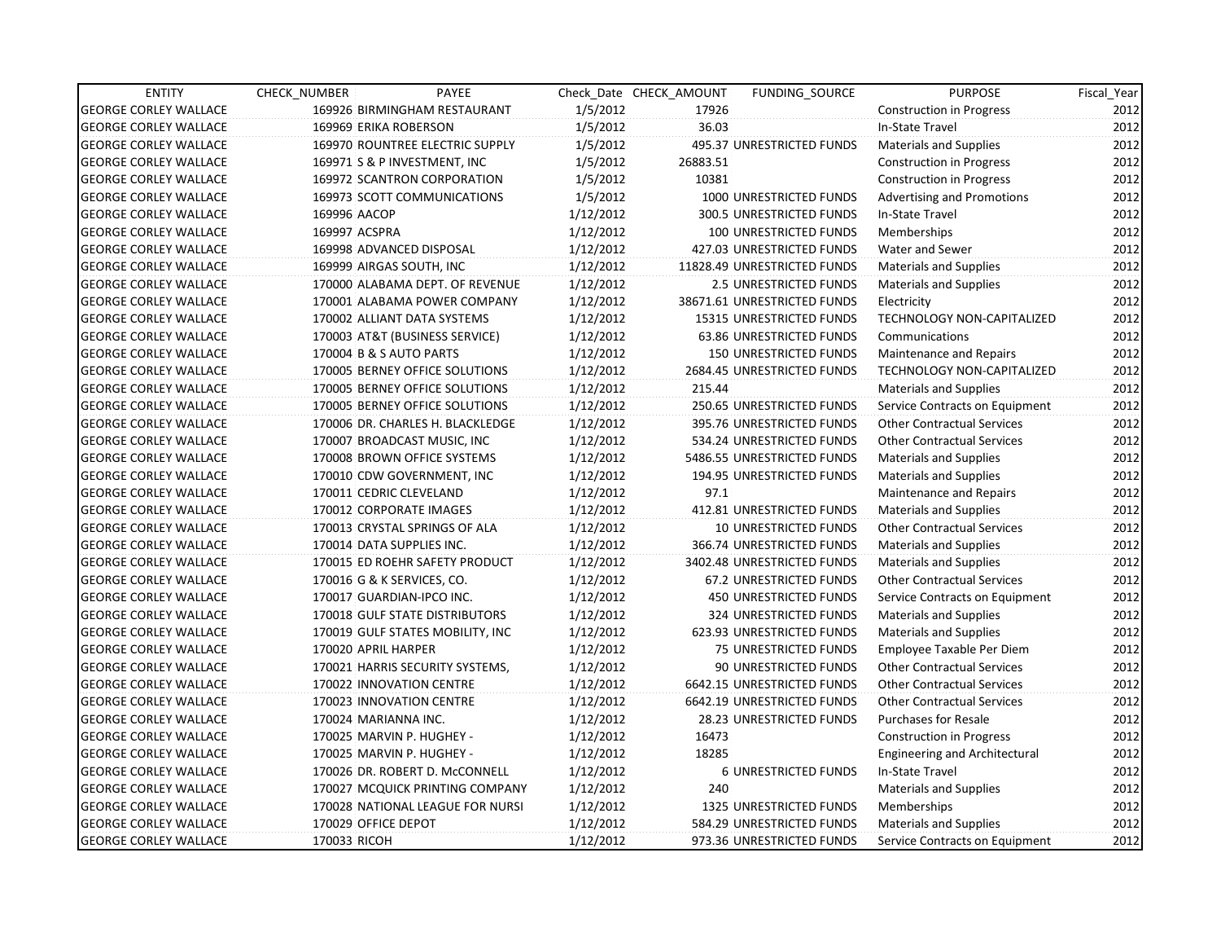| ENTITY | CHECK_NUMBER | PAYEE | Check_Date | CHECK_AMOUNT | FUNDING_SOURCE | PURPOSE | Fiscal_Year |
|---|---|---|---|---|---|---|---|
| GEORGE CORLEY WALLACE | 169926 | BIRMINGHAM RESTAURANT | 1/5/2012 | 17926 | | Construction in Progress | 2012 |
| GEORGE CORLEY WALLACE | 169969 | ERIKA ROBERSON | 1/5/2012 | 36.03 | | In-State Travel | 2012 |
| GEORGE CORLEY WALLACE | 169970 | ROUNTREE ELECTRIC SUPPLY | 1/5/2012 | 495.37 | UNRESTRICTED FUNDS | Materials and Supplies | 2012 |
| GEORGE CORLEY WALLACE | 169971 | S & P INVESTMENT, INC | 1/5/2012 | 26883.51 | | Construction in Progress | 2012 |
| GEORGE CORLEY WALLACE | 169972 | SCANTRON CORPORATION | 1/5/2012 | 10381 | | Construction in Progress | 2012 |
| GEORGE CORLEY WALLACE | 169973 | SCOTT COMMUNICATIONS | 1/5/2012 | 1000 | UNRESTRICTED FUNDS | Advertising and Promotions | 2012 |
| GEORGE CORLEY WALLACE | 169996 | AACOP | 1/12/2012 | 300.5 | UNRESTRICTED FUNDS | In-State Travel | 2012 |
| GEORGE CORLEY WALLACE | 169997 | ACSPRA | 1/12/2012 | 100 | UNRESTRICTED FUNDS | Memberships | 2012 |
| GEORGE CORLEY WALLACE | 169998 | ADVANCED DISPOSAL | 1/12/2012 | 427.03 | UNRESTRICTED FUNDS | Water and Sewer | 2012 |
| GEORGE CORLEY WALLACE | 169999 | AIRGAS SOUTH, INC | 1/12/2012 | 11828.49 | UNRESTRICTED FUNDS | Materials and Supplies | 2012 |
| GEORGE CORLEY WALLACE | 170000 | ALABAMA DEPT. OF REVENUE | 1/12/2012 | 2.5 | UNRESTRICTED FUNDS | Materials and Supplies | 2012 |
| GEORGE CORLEY WALLACE | 170001 | ALABAMA POWER COMPANY | 1/12/2012 | 38671.61 | UNRESTRICTED FUNDS | Electricity | 2012 |
| GEORGE CORLEY WALLACE | 170002 | ALLIANT DATA SYSTEMS | 1/12/2012 | 15315 | UNRESTRICTED FUNDS | TECHNOLOGY NON-CAPITALIZED | 2012 |
| GEORGE CORLEY WALLACE | 170003 | AT&T (BUSINESS SERVICE) | 1/12/2012 | 63.86 | UNRESTRICTED FUNDS | Communications | 2012 |
| GEORGE CORLEY WALLACE | 170004 | B & S AUTO PARTS | 1/12/2012 | 150 | UNRESTRICTED FUNDS | Maintenance and Repairs | 2012 |
| GEORGE CORLEY WALLACE | 170005 | BERNEY OFFICE SOLUTIONS | 1/12/2012 | 2684.45 | UNRESTRICTED FUNDS | TECHNOLOGY NON-CAPITALIZED | 2012 |
| GEORGE CORLEY WALLACE | 170005 | BERNEY OFFICE SOLUTIONS | 1/12/2012 | 215.44 | | Materials and Supplies | 2012 |
| GEORGE CORLEY WALLACE | 170005 | BERNEY OFFICE SOLUTIONS | 1/12/2012 | 250.65 | UNRESTRICTED FUNDS | Service Contracts on Equipment | 2012 |
| GEORGE CORLEY WALLACE | 170006 | DR. CHARLES H. BLACKLEDGE | 1/12/2012 | 395.76 | UNRESTRICTED FUNDS | Other Contractual Services | 2012 |
| GEORGE CORLEY WALLACE | 170007 | BROADCAST MUSIC, INC | 1/12/2012 | 534.24 | UNRESTRICTED FUNDS | Other Contractual Services | 2012 |
| GEORGE CORLEY WALLACE | 170008 | BROWN OFFICE SYSTEMS | 1/12/2012 | 5486.55 | UNRESTRICTED FUNDS | Materials and Supplies | 2012 |
| GEORGE CORLEY WALLACE | 170010 | CDW GOVERNMENT, INC | 1/12/2012 | 194.95 | UNRESTRICTED FUNDS | Materials and Supplies | 2012 |
| GEORGE CORLEY WALLACE | 170011 | CEDRIC CLEVELAND | 1/12/2012 | 97.1 | | Maintenance and Repairs | 2012 |
| GEORGE CORLEY WALLACE | 170012 | CORPORATE IMAGES | 1/12/2012 | 412.81 | UNRESTRICTED FUNDS | Materials and Supplies | 2012 |
| GEORGE CORLEY WALLACE | 170013 | CRYSTAL SPRINGS OF ALA | 1/12/2012 | 10 | UNRESTRICTED FUNDS | Other Contractual Services | 2012 |
| GEORGE CORLEY WALLACE | 170014 | DATA SUPPLIES INC. | 1/12/2012 | 366.74 | UNRESTRICTED FUNDS | Materials and Supplies | 2012 |
| GEORGE CORLEY WALLACE | 170015 | ED ROEHR SAFETY PRODUCT | 1/12/2012 | 3402.48 | UNRESTRICTED FUNDS | Materials and Supplies | 2012 |
| GEORGE CORLEY WALLACE | 170016 | G & K SERVICES, CO. | 1/12/2012 | 67.2 | UNRESTRICTED FUNDS | Other Contractual Services | 2012 |
| GEORGE CORLEY WALLACE | 170017 | GUARDIAN-IPCO INC. | 1/12/2012 | 450 | UNRESTRICTED FUNDS | Service Contracts on Equipment | 2012 |
| GEORGE CORLEY WALLACE | 170018 | GULF STATE DISTRIBUTORS | 1/12/2012 | 324 | UNRESTRICTED FUNDS | Materials and Supplies | 2012 |
| GEORGE CORLEY WALLACE | 170019 | GULF STATES MOBILITY, INC | 1/12/2012 | 623.93 | UNRESTRICTED FUNDS | Materials and Supplies | 2012 |
| GEORGE CORLEY WALLACE | 170020 | APRIL HARPER | 1/12/2012 | 75 | UNRESTRICTED FUNDS | Employee Taxable Per Diem | 2012 |
| GEORGE CORLEY WALLACE | 170021 | HARRIS SECURITY SYSTEMS, | 1/12/2012 | 90 | UNRESTRICTED FUNDS | Other Contractual Services | 2012 |
| GEORGE CORLEY WALLACE | 170022 | INNOVATION CENTRE | 1/12/2012 | 6642.15 | UNRESTRICTED FUNDS | Other Contractual Services | 2012 |
| GEORGE CORLEY WALLACE | 170023 | INNOVATION CENTRE | 1/12/2012 | 6642.19 | UNRESTRICTED FUNDS | Other Contractual Services | 2012 |
| GEORGE CORLEY WALLACE | 170024 | MARIANNA INC. | 1/12/2012 | 28.23 | UNRESTRICTED FUNDS | Purchases for Resale | 2012 |
| GEORGE CORLEY WALLACE | 170025 | MARVIN P. HUGHEY - | 1/12/2012 | 16473 | | Construction in Progress | 2012 |
| GEORGE CORLEY WALLACE | 170025 | MARVIN P. HUGHEY - | 1/12/2012 | 18285 | | Engineering and Architectural | 2012 |
| GEORGE CORLEY WALLACE | 170026 | DR. ROBERT D. McCONNELL | 1/12/2012 | 6 | UNRESTRICTED FUNDS | In-State Travel | 2012 |
| GEORGE CORLEY WALLACE | 170027 | MCQUICK PRINTING COMPANY | 1/12/2012 | 240 | | Materials and Supplies | 2012 |
| GEORGE CORLEY WALLACE | 170028 | NATIONAL LEAGUE FOR NURSI | 1/12/2012 | 1325 | UNRESTRICTED FUNDS | Memberships | 2012 |
| GEORGE CORLEY WALLACE | 170029 | OFFICE DEPOT | 1/12/2012 | 584.29 | UNRESTRICTED FUNDS | Materials and Supplies | 2012 |
| GEORGE CORLEY WALLACE | 170033 | RICOH | 1/12/2012 | 973.36 | UNRESTRICTED FUNDS | Service Contracts on Equipment | 2012 |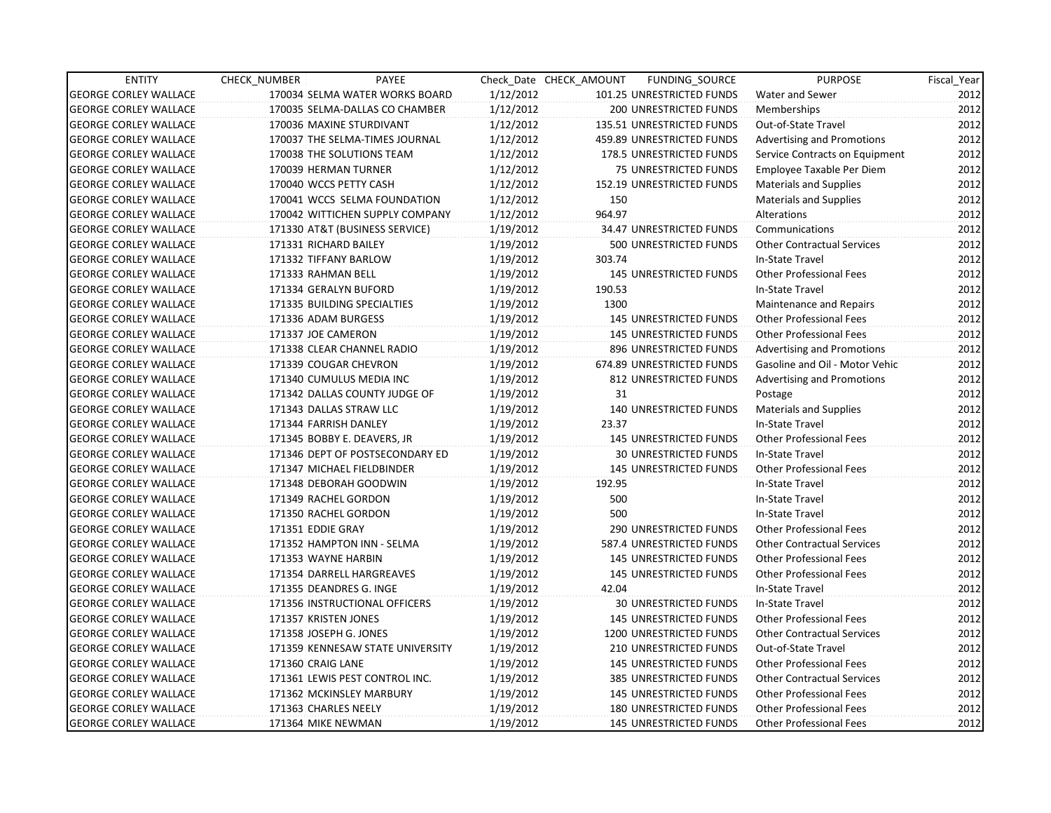| ENTITY | CHECK_NUMBER | PAYEE | Check_Date | CHECK_AMOUNT | FUNDING_SOURCE | PURPOSE | Fiscal_Year |
|---|---|---|---|---|---|---|---|
| GEORGE CORLEY WALLACE | 170034 | SELMA WATER WORKS BOARD | 1/12/2012 | 101.25 | UNRESTRICTED FUNDS | Water and Sewer | 2012 |
| GEORGE CORLEY WALLACE | 170035 | SELMA-DALLAS CO CHAMBER | 1/12/2012 | 200 | UNRESTRICTED FUNDS | Memberships | 2012 |
| GEORGE CORLEY WALLACE | 170036 | MAXINE STURDIVANT | 1/12/2012 | 135.51 | UNRESTRICTED FUNDS | Out-of-State Travel | 2012 |
| GEORGE CORLEY WALLACE | 170037 | THE SELMA-TIMES JOURNAL | 1/12/2012 | 459.89 | UNRESTRICTED FUNDS | Advertising and Promotions | 2012 |
| GEORGE CORLEY WALLACE | 170038 | THE SOLUTIONS TEAM | 1/12/2012 | 178.5 | UNRESTRICTED FUNDS | Service Contracts on Equipment | 2012 |
| GEORGE CORLEY WALLACE | 170039 | HERMAN TURNER | 1/12/2012 | 75 | UNRESTRICTED FUNDS | Employee Taxable Per Diem | 2012 |
| GEORGE CORLEY WALLACE | 170040 | WCCS PETTY CASH | 1/12/2012 | 152.19 | UNRESTRICTED FUNDS | Materials and Supplies | 2012 |
| GEORGE CORLEY WALLACE | 170041 | WCCS SELMA FOUNDATION | 1/12/2012 | 150 | | Materials and Supplies | 2012 |
| GEORGE CORLEY WALLACE | 170042 | WITTICHEN SUPPLY COMPANY | 1/12/2012 | 964.97 | | Alterations | 2012 |
| GEORGE CORLEY WALLACE | 171330 | AT&T (BUSINESS SERVICE) | 1/19/2012 | 34.47 | UNRESTRICTED FUNDS | Communications | 2012 |
| GEORGE CORLEY WALLACE | 171331 | RICHARD BAILEY | 1/19/2012 | 500 | UNRESTRICTED FUNDS | Other Contractual Services | 2012 |
| GEORGE CORLEY WALLACE | 171332 | TIFFANY BARLOW | 1/19/2012 | 303.74 | | In-State Travel | 2012 |
| GEORGE CORLEY WALLACE | 171333 | RAHMAN BELL | 1/19/2012 | 145 | UNRESTRICTED FUNDS | Other Professional Fees | 2012 |
| GEORGE CORLEY WALLACE | 171334 | GERALYN BUFORD | 1/19/2012 | 190.53 | | In-State Travel | 2012 |
| GEORGE CORLEY WALLACE | 171335 | BUILDING SPECIALTIES | 1/19/2012 | 1300 | | Maintenance and Repairs | 2012 |
| GEORGE CORLEY WALLACE | 171336 | ADAM BURGESS | 1/19/2012 | 145 | UNRESTRICTED FUNDS | Other Professional Fees | 2012 |
| GEORGE CORLEY WALLACE | 171337 | JOE CAMERON | 1/19/2012 | 145 | UNRESTRICTED FUNDS | Other Professional Fees | 2012 |
| GEORGE CORLEY WALLACE | 171338 | CLEAR CHANNEL RADIO | 1/19/2012 | 896 | UNRESTRICTED FUNDS | Advertising and Promotions | 2012 |
| GEORGE CORLEY WALLACE | 171339 | COUGAR CHEVRON | 1/19/2012 | 674.89 | UNRESTRICTED FUNDS | Gasoline and Oil - Motor Vehic | 2012 |
| GEORGE CORLEY WALLACE | 171340 | CUMULUS MEDIA INC | 1/19/2012 | 812 | UNRESTRICTED FUNDS | Advertising and Promotions | 2012 |
| GEORGE CORLEY WALLACE | 171342 | DALLAS COUNTY JUDGE OF | 1/19/2012 | 31 | | Postage | 2012 |
| GEORGE CORLEY WALLACE | 171343 | DALLAS STRAW LLC | 1/19/2012 | 140 | UNRESTRICTED FUNDS | Materials and Supplies | 2012 |
| GEORGE CORLEY WALLACE | 171344 | FARRISH DANLEY | 1/19/2012 | 23.37 | | In-State Travel | 2012 |
| GEORGE CORLEY WALLACE | 171345 | BOBBY E. DEAVERS, JR | 1/19/2012 | 145 | UNRESTRICTED FUNDS | Other Professional Fees | 2012 |
| GEORGE CORLEY WALLACE | 171346 | DEPT OF POSTSECONDARY ED | 1/19/2012 | 30 | UNRESTRICTED FUNDS | In-State Travel | 2012 |
| GEORGE CORLEY WALLACE | 171347 | MICHAEL FIELDBINDER | 1/19/2012 | 145 | UNRESTRICTED FUNDS | Other Professional Fees | 2012 |
| GEORGE CORLEY WALLACE | 171348 | DEBORAH GOODWIN | 1/19/2012 | 192.95 | | In-State Travel | 2012 |
| GEORGE CORLEY WALLACE | 171349 | RACHEL GORDON | 1/19/2012 | 500 | | In-State Travel | 2012 |
| GEORGE CORLEY WALLACE | 171350 | RACHEL GORDON | 1/19/2012 | 500 | | In-State Travel | 2012 |
| GEORGE CORLEY WALLACE | 171351 | EDDIE GRAY | 1/19/2012 | 290 | UNRESTRICTED FUNDS | Other Professional Fees | 2012 |
| GEORGE CORLEY WALLACE | 171352 | HAMPTON INN - SELMA | 1/19/2012 | 587.4 | UNRESTRICTED FUNDS | Other Contractual Services | 2012 |
| GEORGE CORLEY WALLACE | 171353 | WAYNE HARBIN | 1/19/2012 | 145 | UNRESTRICTED FUNDS | Other Professional Fees | 2012 |
| GEORGE CORLEY WALLACE | 171354 | DARRELL HARGREAVES | 1/19/2012 | 145 | UNRESTRICTED FUNDS | Other Professional Fees | 2012 |
| GEORGE CORLEY WALLACE | 171355 | DEANDRES G. INGE | 1/19/2012 | 42.04 | | In-State Travel | 2012 |
| GEORGE CORLEY WALLACE | 171356 | INSTRUCTIONAL OFFICERS | 1/19/2012 | 30 | UNRESTRICTED FUNDS | In-State Travel | 2012 |
| GEORGE CORLEY WALLACE | 171357 | KRISTEN JONES | 1/19/2012 | 145 | UNRESTRICTED FUNDS | Other Professional Fees | 2012 |
| GEORGE CORLEY WALLACE | 171358 | JOSEPH G. JONES | 1/19/2012 | 1200 | UNRESTRICTED FUNDS | Other Contractual Services | 2012 |
| GEORGE CORLEY WALLACE | 171359 | KENNESAW STATE UNIVERSITY | 1/19/2012 | 210 | UNRESTRICTED FUNDS | Out-of-State Travel | 2012 |
| GEORGE CORLEY WALLACE | 171360 | CRAIG LANE | 1/19/2012 | 145 | UNRESTRICTED FUNDS | Other Professional Fees | 2012 |
| GEORGE CORLEY WALLACE | 171361 | LEWIS PEST CONTROL INC. | 1/19/2012 | 385 | UNRESTRICTED FUNDS | Other Contractual Services | 2012 |
| GEORGE CORLEY WALLACE | 171362 | MCKINSLEY MARBURY | 1/19/2012 | 145 | UNRESTRICTED FUNDS | Other Professional Fees | 2012 |
| GEORGE CORLEY WALLACE | 171363 | CHARLES NEELY | 1/19/2012 | 180 | UNRESTRICTED FUNDS | Other Professional Fees | 2012 |
| GEORGE CORLEY WALLACE | 171364 | MIKE NEWMAN | 1/19/2012 | 145 | UNRESTRICTED FUNDS | Other Professional Fees | 2012 |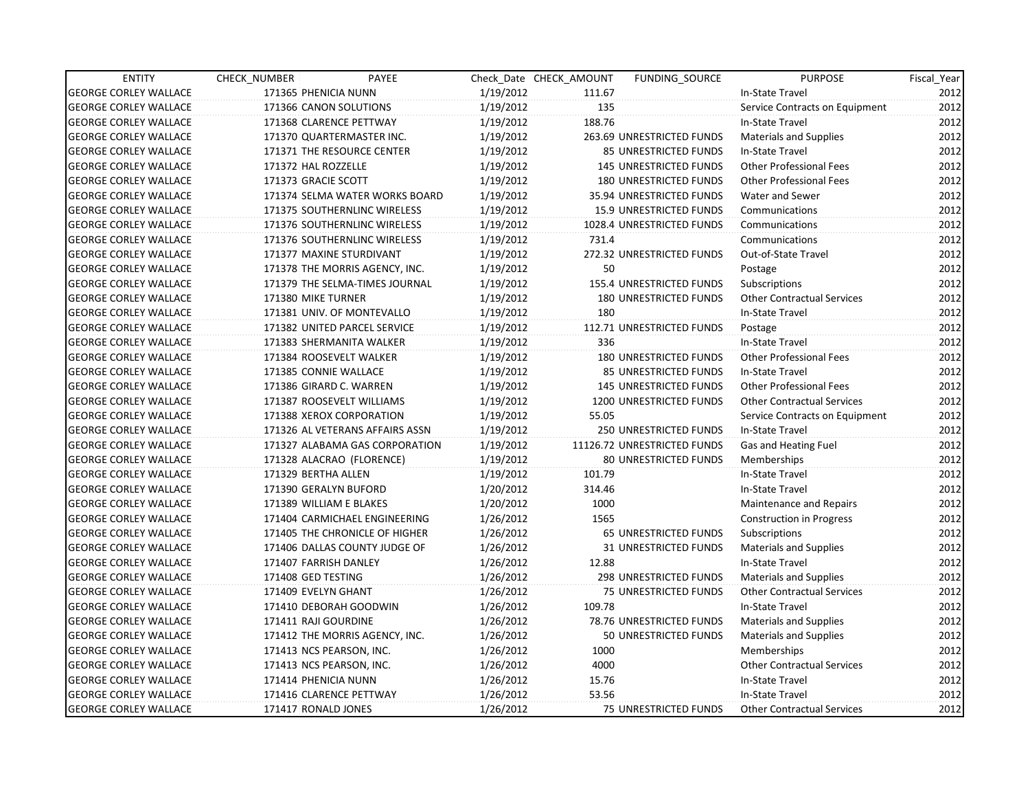| ENTITY | CHECK_NUMBER | PAYEE | Check_Date | CHECK_AMOUNT | FUNDING_SOURCE | PURPOSE | Fiscal_Year |
|---|---|---|---|---|---|---|---|
| GEORGE CORLEY WALLACE | 171365 | PHENICIA NUNN | 1/19/2012 | 111.67 | | In-State Travel | 2012 |
| GEORGE CORLEY WALLACE | 171366 | CANON SOLUTIONS | 1/19/2012 | 135 | | Service Contracts on Equipment | 2012 |
| GEORGE CORLEY WALLACE | 171368 | CLARENCE PETTWAY | 1/19/2012 | 188.76 | | In-State Travel | 2012 |
| GEORGE CORLEY WALLACE | 171370 | QUARTERMASTER INC. | 1/19/2012 | 263.69 | UNRESTRICTED FUNDS | Materials and Supplies | 2012 |
| GEORGE CORLEY WALLACE | 171371 | THE RESOURCE CENTER | 1/19/2012 | 85 | UNRESTRICTED FUNDS | In-State Travel | 2012 |
| GEORGE CORLEY WALLACE | 171372 | HAL ROZZELLE | 1/19/2012 | 145 | UNRESTRICTED FUNDS | Other Professional Fees | 2012 |
| GEORGE CORLEY WALLACE | 171373 | GRACIE SCOTT | 1/19/2012 | 180 | UNRESTRICTED FUNDS | Other Professional Fees | 2012 |
| GEORGE CORLEY WALLACE | 171374 | SELMA WATER WORKS BOARD | 1/19/2012 | 35.94 | UNRESTRICTED FUNDS | Water and Sewer | 2012 |
| GEORGE CORLEY WALLACE | 171375 | SOUTHERNLINC WIRELESS | 1/19/2012 | 15.9 | UNRESTRICTED FUNDS | Communications | 2012 |
| GEORGE CORLEY WALLACE | 171376 | SOUTHERNLINC WIRELESS | 1/19/2012 | 1028.4 | UNRESTRICTED FUNDS | Communications | 2012 |
| GEORGE CORLEY WALLACE | 171376 | SOUTHERNLINC WIRELESS | 1/19/2012 | 731.4 | | Communications | 2012 |
| GEORGE CORLEY WALLACE | 171377 | MAXINE STURDIVANT | 1/19/2012 | 272.32 | UNRESTRICTED FUNDS | Out-of-State Travel | 2012 |
| GEORGE CORLEY WALLACE | 171378 | THE MORRIS AGENCY, INC. | 1/19/2012 | 50 | | Postage | 2012 |
| GEORGE CORLEY WALLACE | 171379 | THE SELMA-TIMES JOURNAL | 1/19/2012 | 155.4 | UNRESTRICTED FUNDS | Subscriptions | 2012 |
| GEORGE CORLEY WALLACE | 171380 | MIKE TURNER | 1/19/2012 | 180 | UNRESTRICTED FUNDS | Other Contractual Services | 2012 |
| GEORGE CORLEY WALLACE | 171381 | UNIV. OF MONTEVALLO | 1/19/2012 | 180 | | In-State Travel | 2012 |
| GEORGE CORLEY WALLACE | 171382 | UNITED PARCEL SERVICE | 1/19/2012 | 112.71 | UNRESTRICTED FUNDS | Postage | 2012 |
| GEORGE CORLEY WALLACE | 171383 | SHERMANITA WALKER | 1/19/2012 | 336 | | In-State Travel | 2012 |
| GEORGE CORLEY WALLACE | 171384 | ROOSEVELT WALKER | 1/19/2012 | 180 | UNRESTRICTED FUNDS | Other Professional Fees | 2012 |
| GEORGE CORLEY WALLACE | 171385 | CONNIE WALLACE | 1/19/2012 | 85 | UNRESTRICTED FUNDS | In-State Travel | 2012 |
| GEORGE CORLEY WALLACE | 171386 | GIRARD C. WARREN | 1/19/2012 | 145 | UNRESTRICTED FUNDS | Other Professional Fees | 2012 |
| GEORGE CORLEY WALLACE | 171387 | ROOSEVELT WILLIAMS | 1/19/2012 | 1200 | UNRESTRICTED FUNDS | Other Contractual Services | 2012 |
| GEORGE CORLEY WALLACE | 171388 | XEROX CORPORATION | 1/19/2012 | 55.05 | | Service Contracts on Equipment | 2012 |
| GEORGE CORLEY WALLACE | 171326 | AL VETERANS AFFAIRS ASSN | 1/19/2012 | 250 | UNRESTRICTED FUNDS | In-State Travel | 2012 |
| GEORGE CORLEY WALLACE | 171327 | ALABAMA GAS CORPORATION | 1/19/2012 | 11126.72 | UNRESTRICTED FUNDS | Gas and Heating Fuel | 2012 |
| GEORGE CORLEY WALLACE | 171328 | ALACRAO (FLORENCE) | 1/19/2012 | 80 | UNRESTRICTED FUNDS | Memberships | 2012 |
| GEORGE CORLEY WALLACE | 171329 | BERTHA ALLEN | 1/19/2012 | 101.79 | | In-State Travel | 2012 |
| GEORGE CORLEY WALLACE | 171390 | GERALYN BUFORD | 1/20/2012 | 314.46 | | In-State Travel | 2012 |
| GEORGE CORLEY WALLACE | 171389 | WILLIAM E BLAKES | 1/20/2012 | 1000 | | Maintenance and Repairs | 2012 |
| GEORGE CORLEY WALLACE | 171404 | CARMICHAEL ENGINEERING | 1/26/2012 | 1565 | | Construction in Progress | 2012 |
| GEORGE CORLEY WALLACE | 171405 | THE CHRONICLE OF HIGHER | 1/26/2012 | 65 | UNRESTRICTED FUNDS | Subscriptions | 2012 |
| GEORGE CORLEY WALLACE | 171406 | DALLAS COUNTY JUDGE OF | 1/26/2012 | 31 | UNRESTRICTED FUNDS | Materials and Supplies | 2012 |
| GEORGE CORLEY WALLACE | 171407 | FARRISH DANLEY | 1/26/2012 | 12.88 | | In-State Travel | 2012 |
| GEORGE CORLEY WALLACE | 171408 | GED TESTING | 1/26/2012 | 298 | UNRESTRICTED FUNDS | Materials and Supplies | 2012 |
| GEORGE CORLEY WALLACE | 171409 | EVELYN GHANT | 1/26/2012 | 75 | UNRESTRICTED FUNDS | Other Contractual Services | 2012 |
| GEORGE CORLEY WALLACE | 171410 | DEBORAH GOODWIN | 1/26/2012 | 109.78 | | In-State Travel | 2012 |
| GEORGE CORLEY WALLACE | 171411 | RAJI GOURDINE | 1/26/2012 | 78.76 | UNRESTRICTED FUNDS | Materials and Supplies | 2012 |
| GEORGE CORLEY WALLACE | 171412 | THE MORRIS AGENCY, INC. | 1/26/2012 | 50 | UNRESTRICTED FUNDS | Materials and Supplies | 2012 |
| GEORGE CORLEY WALLACE | 171413 | NCS PEARSON, INC. | 1/26/2012 | 1000 | | Memberships | 2012 |
| GEORGE CORLEY WALLACE | 171413 | NCS PEARSON, INC. | 1/26/2012 | 4000 | | Other Contractual Services | 2012 |
| GEORGE CORLEY WALLACE | 171414 | PHENICIA NUNN | 1/26/2012 | 15.76 | | In-State Travel | 2012 |
| GEORGE CORLEY WALLACE | 171416 | CLARENCE PETTWAY | 1/26/2012 | 53.56 | | In-State Travel | 2012 |
| GEORGE CORLEY WALLACE | 171417 | RONALD JONES | 1/26/2012 | 75 | UNRESTRICTED FUNDS | Other Contractual Services | 2012 |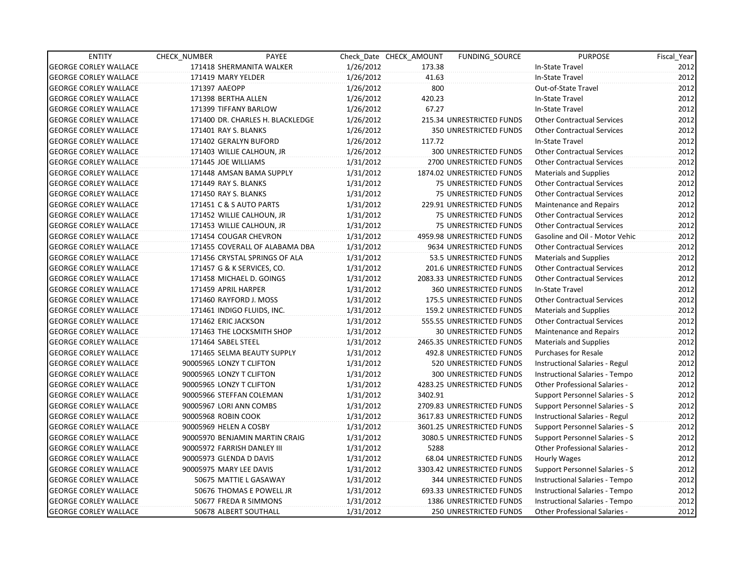| ENTITY | CHECK_NUMBER | PAYEE | Check_Date | CHECK_AMOUNT | FUNDING_SOURCE | PURPOSE | Fiscal_Year |
|---|---|---|---|---|---|---|---|
| GEORGE CORLEY WALLACE | 171418 | SHERMANITA WALKER | 1/26/2012 | 173.38 | | In-State Travel | 2012 |
| GEORGE CORLEY WALLACE | 171419 | MARY YELDER | 1/26/2012 | 41.63 | | In-State Travel | 2012 |
| GEORGE CORLEY WALLACE | 171397 | AAEOPP | 1/26/2012 | 800 | | Out-of-State Travel | 2012 |
| GEORGE CORLEY WALLACE | 171398 | BERTHA ALLEN | 1/26/2012 | 420.23 | | In-State Travel | 2012 |
| GEORGE CORLEY WALLACE | 171399 | TIFFANY BARLOW | 1/26/2012 | 67.27 | | In-State Travel | 2012 |
| GEORGE CORLEY WALLACE | 171400 | DR. CHARLES H. BLACKLEDGE | 1/26/2012 | 215.34 | UNRESTRICTED FUNDS | Other Contractual Services | 2012 |
| GEORGE CORLEY WALLACE | 171401 | RAY S. BLANKS | 1/26/2012 | 350 | UNRESTRICTED FUNDS | Other Contractual Services | 2012 |
| GEORGE CORLEY WALLACE | 171402 | GERALYN BUFORD | 1/26/2012 | 117.72 | | In-State Travel | 2012 |
| GEORGE CORLEY WALLACE | 171403 | WILLIE CALHOUN, JR | 1/26/2012 | 300 | UNRESTRICTED FUNDS | Other Contractual Services | 2012 |
| GEORGE CORLEY WALLACE | 171445 | JOE WILLIAMS | 1/31/2012 | 2700 | UNRESTRICTED FUNDS | Other Contractual Services | 2012 |
| GEORGE CORLEY WALLACE | 171448 | AMSAN BAMA SUPPLY | 1/31/2012 | 1874.02 | UNRESTRICTED FUNDS | Materials and Supplies | 2012 |
| GEORGE CORLEY WALLACE | 171449 | RAY S. BLANKS | 1/31/2012 | 75 | UNRESTRICTED FUNDS | Other Contractual Services | 2012 |
| GEORGE CORLEY WALLACE | 171450 | RAY S. BLANKS | 1/31/2012 | 75 | UNRESTRICTED FUNDS | Other Contractual Services | 2012 |
| GEORGE CORLEY WALLACE | 171451 | C & S AUTO PARTS | 1/31/2012 | 229.91 | UNRESTRICTED FUNDS | Maintenance and Repairs | 2012 |
| GEORGE CORLEY WALLACE | 171452 | WILLIE CALHOUN, JR | 1/31/2012 | 75 | UNRESTRICTED FUNDS | Other Contractual Services | 2012 |
| GEORGE CORLEY WALLACE | 171453 | WILLIE CALHOUN, JR | 1/31/2012 | 75 | UNRESTRICTED FUNDS | Other Contractual Services | 2012 |
| GEORGE CORLEY WALLACE | 171454 | COUGAR CHEVRON | 1/31/2012 | 4959.98 | UNRESTRICTED FUNDS | Gasoline and Oil - Motor Vehic | 2012 |
| GEORGE CORLEY WALLACE | 171455 | COVERALL OF ALABAMA DBA | 1/31/2012 | 9634 | UNRESTRICTED FUNDS | Other Contractual Services | 2012 |
| GEORGE CORLEY WALLACE | 171456 | CRYSTAL SPRINGS OF ALA | 1/31/2012 | 53.5 | UNRESTRICTED FUNDS | Materials and Supplies | 2012 |
| GEORGE CORLEY WALLACE | 171457 | G & K SERVICES, CO. | 1/31/2012 | 201.6 | UNRESTRICTED FUNDS | Other Contractual Services | 2012 |
| GEORGE CORLEY WALLACE | 171458 | MICHAEL D. GOINGS | 1/31/2012 | 2083.33 | UNRESTRICTED FUNDS | Other Contractual Services | 2012 |
| GEORGE CORLEY WALLACE | 171459 | APRIL HARPER | 1/31/2012 | 360 | UNRESTRICTED FUNDS | In-State Travel | 2012 |
| GEORGE CORLEY WALLACE | 171460 | RAYFORD J. MOSS | 1/31/2012 | 175.5 | UNRESTRICTED FUNDS | Other Contractual Services | 2012 |
| GEORGE CORLEY WALLACE | 171461 | INDIGO FLUIDS, INC. | 1/31/2012 | 159.2 | UNRESTRICTED FUNDS | Materials and Supplies | 2012 |
| GEORGE CORLEY WALLACE | 171462 | ERIC JACKSON | 1/31/2012 | 555.55 | UNRESTRICTED FUNDS | Other Contractual Services | 2012 |
| GEORGE CORLEY WALLACE | 171463 | THE LOCKSMITH SHOP | 1/31/2012 | 30 | UNRESTRICTED FUNDS | Maintenance and Repairs | 2012 |
| GEORGE CORLEY WALLACE | 171464 | SABEL STEEL | 1/31/2012 | 2465.35 | UNRESTRICTED FUNDS | Materials and Supplies | 2012 |
| GEORGE CORLEY WALLACE | 171465 | SELMA BEAUTY SUPPLY | 1/31/2012 | 492.8 | UNRESTRICTED FUNDS | Purchases for Resale | 2012 |
| GEORGE CORLEY WALLACE | 90005965 | LONZY T CLIFTON | 1/31/2012 | 520 | UNRESTRICTED FUNDS | Instructional Salaries - Regul | 2012 |
| GEORGE CORLEY WALLACE | 90005965 | LONZY T CLIFTON | 1/31/2012 | 300 | UNRESTRICTED FUNDS | Instructional Salaries - Tempo | 2012 |
| GEORGE CORLEY WALLACE | 90005965 | LONZY T CLIFTON | 1/31/2012 | 4283.25 | UNRESTRICTED FUNDS | Other Professional Salaries - | 2012 |
| GEORGE CORLEY WALLACE | 90005966 | STEFFAN COLEMAN | 1/31/2012 | 3402.91 | | Support Personnel Salaries - S | 2012 |
| GEORGE CORLEY WALLACE | 90005967 | LORI ANN COMBS | 1/31/2012 | 2709.83 | UNRESTRICTED FUNDS | Support Personnel Salaries - S | 2012 |
| GEORGE CORLEY WALLACE | 90005968 | ROBIN COOK | 1/31/2012 | 3617.83 | UNRESTRICTED FUNDS | Instructional Salaries - Regul | 2012 |
| GEORGE CORLEY WALLACE | 90005969 | HELEN A COSBY | 1/31/2012 | 3601.25 | UNRESTRICTED FUNDS | Support Personnel Salaries - S | 2012 |
| GEORGE CORLEY WALLACE | 90005970 | BENJAMIN MARTIN CRAIG | 1/31/2012 | 3080.5 | UNRESTRICTED FUNDS | Support Personnel Salaries - S | 2012 |
| GEORGE CORLEY WALLACE | 90005972 | FARRISH DANLEY III | 1/31/2012 | 5288 | | Other Professional Salaries - | 2012 |
| GEORGE CORLEY WALLACE | 90005973 | GLENDA D DAVIS | 1/31/2012 | 68.04 | UNRESTRICTED FUNDS | Hourly Wages | 2012 |
| GEORGE CORLEY WALLACE | 90005975 | MARY LEE DAVIS | 1/31/2012 | 3303.42 | UNRESTRICTED FUNDS | Support Personnel Salaries - S | 2012 |
| GEORGE CORLEY WALLACE | 50675 | MATTIE L GASAWAY | 1/31/2012 | 344 | UNRESTRICTED FUNDS | Instructional Salaries - Tempo | 2012 |
| GEORGE CORLEY WALLACE | 50676 | THOMAS E POWELL JR | 1/31/2012 | 693.33 | UNRESTRICTED FUNDS | Instructional Salaries - Tempo | 2012 |
| GEORGE CORLEY WALLACE | 50677 | FREDA R SIMMONS | 1/31/2012 | 1386 | UNRESTRICTED FUNDS | Instructional Salaries - Tempo | 2012 |
| GEORGE CORLEY WALLACE | 50678 | ALBERT SOUTHALL | 1/31/2012 | 250 | UNRESTRICTED FUNDS | Other Professional Salaries - | 2012 |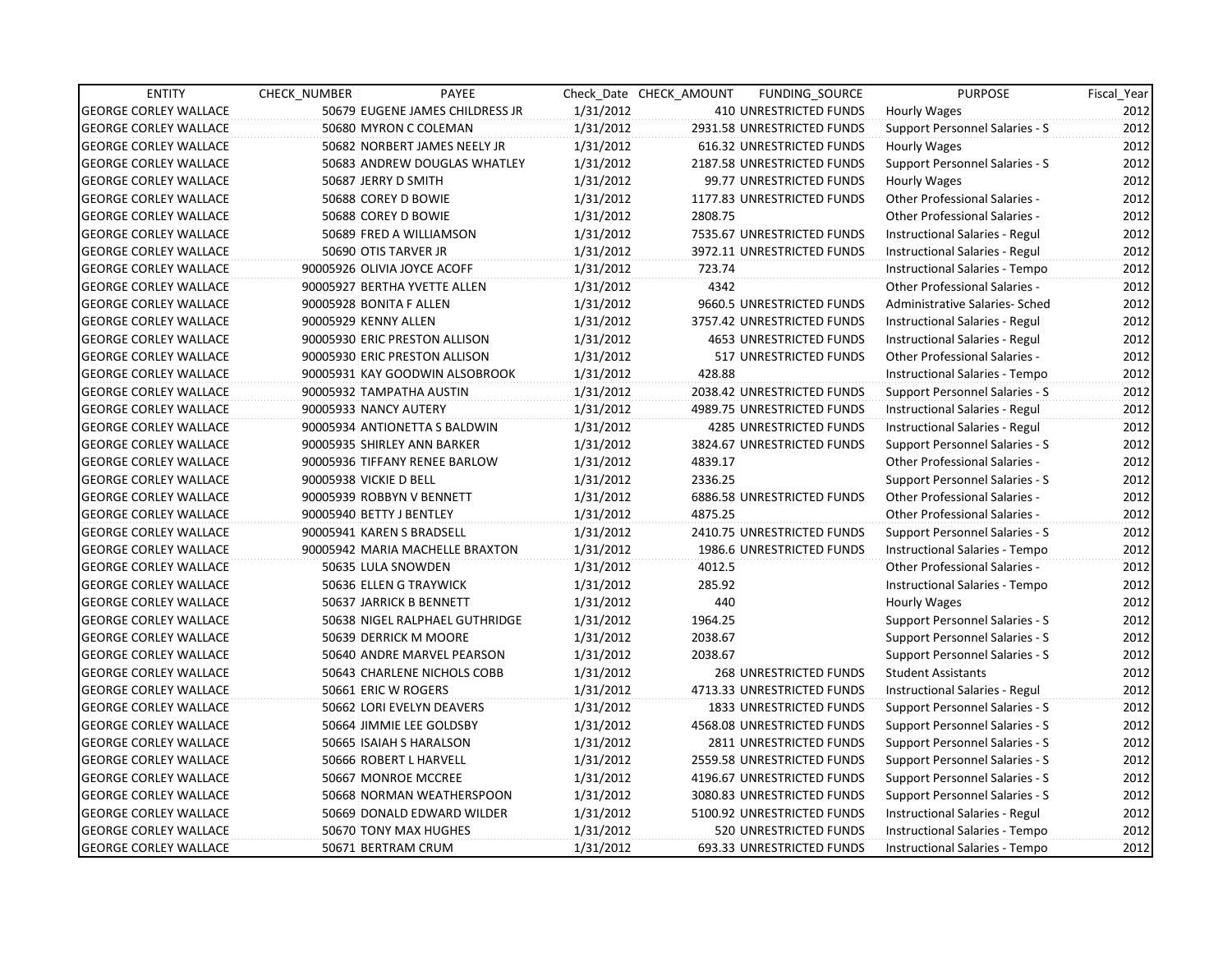| ENTITY | CHECK_NUMBER | PAYEE | Check_Date | CHECK_AMOUNT | FUNDING_SOURCE | PURPOSE | Fiscal_Year |
|---|---|---|---|---|---|---|---|
| GEORGE CORLEY WALLACE | 50679 | EUGENE JAMES CHILDRESS JR | 1/31/2012 | 410 | UNRESTRICTED FUNDS | Hourly Wages | 2012 |
| GEORGE CORLEY WALLACE | 50680 | MYRON C COLEMAN | 1/31/2012 | 2931.58 | UNRESTRICTED FUNDS | Support Personnel Salaries - S | 2012 |
| GEORGE CORLEY WALLACE | 50682 | NORBERT JAMES NEELY JR | 1/31/2012 | 616.32 | UNRESTRICTED FUNDS | Hourly Wages | 2012 |
| GEORGE CORLEY WALLACE | 50683 | ANDREW DOUGLAS WHATLEY | 1/31/2012 | 2187.58 | UNRESTRICTED FUNDS | Support Personnel Salaries - S | 2012 |
| GEORGE CORLEY WALLACE | 50687 | JERRY D SMITH | 1/31/2012 | 99.77 | UNRESTRICTED FUNDS | Hourly Wages | 2012 |
| GEORGE CORLEY WALLACE | 50688 | COREY D BOWIE | 1/31/2012 | 1177.83 | UNRESTRICTED FUNDS | Other Professional Salaries - | 2012 |
| GEORGE CORLEY WALLACE | 50688 | COREY D BOWIE | 1/31/2012 | 2808.75 | | Other Professional Salaries - | 2012 |
| GEORGE CORLEY WALLACE | 50689 | FRED A WILLIAMSON | 1/31/2012 | 7535.67 | UNRESTRICTED FUNDS | Instructional Salaries - Regul | 2012 |
| GEORGE CORLEY WALLACE | 50690 | OTIS TARVER JR | 1/31/2012 | 3972.11 | UNRESTRICTED FUNDS | Instructional Salaries - Regul | 2012 |
| GEORGE CORLEY WALLACE | 90005926 | OLIVIA JOYCE ACOFF | 1/31/2012 | 723.74 | | Instructional Salaries - Tempo | 2012 |
| GEORGE CORLEY WALLACE | 90005927 | BERTHA YVETTE ALLEN | 1/31/2012 | 4342 | | Other Professional Salaries - | 2012 |
| GEORGE CORLEY WALLACE | 90005928 | BONITA F ALLEN | 1/31/2012 | 9660.5 | UNRESTRICTED FUNDS | Administrative Salaries- Sched | 2012 |
| GEORGE CORLEY WALLACE | 90005929 | KENNY ALLEN | 1/31/2012 | 3757.42 | UNRESTRICTED FUNDS | Instructional Salaries - Regul | 2012 |
| GEORGE CORLEY WALLACE | 90005930 | ERIC PRESTON ALLISON | 1/31/2012 | 4653 | UNRESTRICTED FUNDS | Instructional Salaries - Regul | 2012 |
| GEORGE CORLEY WALLACE | 90005930 | ERIC PRESTON ALLISON | 1/31/2012 | 517 | UNRESTRICTED FUNDS | Other Professional Salaries - | 2012 |
| GEORGE CORLEY WALLACE | 90005931 | KAY GOODWIN ALSOBROOK | 1/31/2012 | 428.88 | | Instructional Salaries - Tempo | 2012 |
| GEORGE CORLEY WALLACE | 90005932 | TAMPATHA AUSTIN | 1/31/2012 | 2038.42 | UNRESTRICTED FUNDS | Support Personnel Salaries - S | 2012 |
| GEORGE CORLEY WALLACE | 90005933 | NANCY AUTERY | 1/31/2012 | 4989.75 | UNRESTRICTED FUNDS | Instructional Salaries - Regul | 2012 |
| GEORGE CORLEY WALLACE | 90005934 | ANTIONETTA S BALDWIN | 1/31/2012 | 4285 | UNRESTRICTED FUNDS | Instructional Salaries - Regul | 2012 |
| GEORGE CORLEY WALLACE | 90005935 | SHIRLEY ANN BARKER | 1/31/2012 | 3824.67 | UNRESTRICTED FUNDS | Support Personnel Salaries - S | 2012 |
| GEORGE CORLEY WALLACE | 90005936 | TIFFANY RENEE BARLOW | 1/31/2012 | 4839.17 | | Other Professional Salaries - | 2012 |
| GEORGE CORLEY WALLACE | 90005938 | VICKIE D BELL | 1/31/2012 | 2336.25 | | Support Personnel Salaries - S | 2012 |
| GEORGE CORLEY WALLACE | 90005939 | ROBBYN V BENNETT | 1/31/2012 | 6886.58 | UNRESTRICTED FUNDS | Other Professional Salaries - | 2012 |
| GEORGE CORLEY WALLACE | 90005940 | BETTY J BENTLEY | 1/31/2012 | 4875.25 | | Other Professional Salaries - | 2012 |
| GEORGE CORLEY WALLACE | 90005941 | KAREN S BRADSELL | 1/31/2012 | 2410.75 | UNRESTRICTED FUNDS | Support Personnel Salaries - S | 2012 |
| GEORGE CORLEY WALLACE | 90005942 | MARIA MACHELLE BRAXTON | 1/31/2012 | 1986.6 | UNRESTRICTED FUNDS | Instructional Salaries - Tempo | 2012 |
| GEORGE CORLEY WALLACE | 50635 | LULA SNOWDEN | 1/31/2012 | 4012.5 | | Other Professional Salaries - | 2012 |
| GEORGE CORLEY WALLACE | 50636 | ELLEN G TRAYWICK | 1/31/2012 | 285.92 | | Instructional Salaries - Tempo | 2012 |
| GEORGE CORLEY WALLACE | 50637 | JARRICK B BENNETT | 1/31/2012 | 440 | | Hourly Wages | 2012 |
| GEORGE CORLEY WALLACE | 50638 | NIGEL RALPHAEL GUTHRIDGE | 1/31/2012 | 1964.25 | | Support Personnel Salaries - S | 2012 |
| GEORGE CORLEY WALLACE | 50639 | DERRICK M MOORE | 1/31/2012 | 2038.67 | | Support Personnel Salaries - S | 2012 |
| GEORGE CORLEY WALLACE | 50640 | ANDRE MARVEL PEARSON | 1/31/2012 | 2038.67 | | Support Personnel Salaries - S | 2012 |
| GEORGE CORLEY WALLACE | 50643 | CHARLENE NICHOLS COBB | 1/31/2012 | 268 | UNRESTRICTED FUNDS | Student Assistants | 2012 |
| GEORGE CORLEY WALLACE | 50661 | ERIC W ROGERS | 1/31/2012 | 4713.33 | UNRESTRICTED FUNDS | Instructional Salaries - Regul | 2012 |
| GEORGE CORLEY WALLACE | 50662 | LORI EVELYN DEAVERS | 1/31/2012 | 1833 | UNRESTRICTED FUNDS | Support Personnel Salaries - S | 2012 |
| GEORGE CORLEY WALLACE | 50664 | JIMMIE LEE GOLDSBY | 1/31/2012 | 4568.08 | UNRESTRICTED FUNDS | Support Personnel Salaries - S | 2012 |
| GEORGE CORLEY WALLACE | 50665 | ISAIAH S HARALSON | 1/31/2012 | 2811 | UNRESTRICTED FUNDS | Support Personnel Salaries - S | 2012 |
| GEORGE CORLEY WALLACE | 50666 | ROBERT L HARVELL | 1/31/2012 | 2559.58 | UNRESTRICTED FUNDS | Support Personnel Salaries - S | 2012 |
| GEORGE CORLEY WALLACE | 50667 | MONROE MCCREE | 1/31/2012 | 4196.67 | UNRESTRICTED FUNDS | Support Personnel Salaries - S | 2012 |
| GEORGE CORLEY WALLACE | 50668 | NORMAN WEATHERSPOON | 1/31/2012 | 3080.83 | UNRESTRICTED FUNDS | Support Personnel Salaries - S | 2012 |
| GEORGE CORLEY WALLACE | 50669 | DONALD EDWARD WILDER | 1/31/2012 | 5100.92 | UNRESTRICTED FUNDS | Instructional Salaries - Regul | 2012 |
| GEORGE CORLEY WALLACE | 50670 | TONY MAX HUGHES | 1/31/2012 | 520 | UNRESTRICTED FUNDS | Instructional Salaries - Tempo | 2012 |
| GEORGE CORLEY WALLACE | 50671 | BERTRAM CRUM | 1/31/2012 | 693.33 | UNRESTRICTED FUNDS | Instructional Salaries - Tempo | 2012 |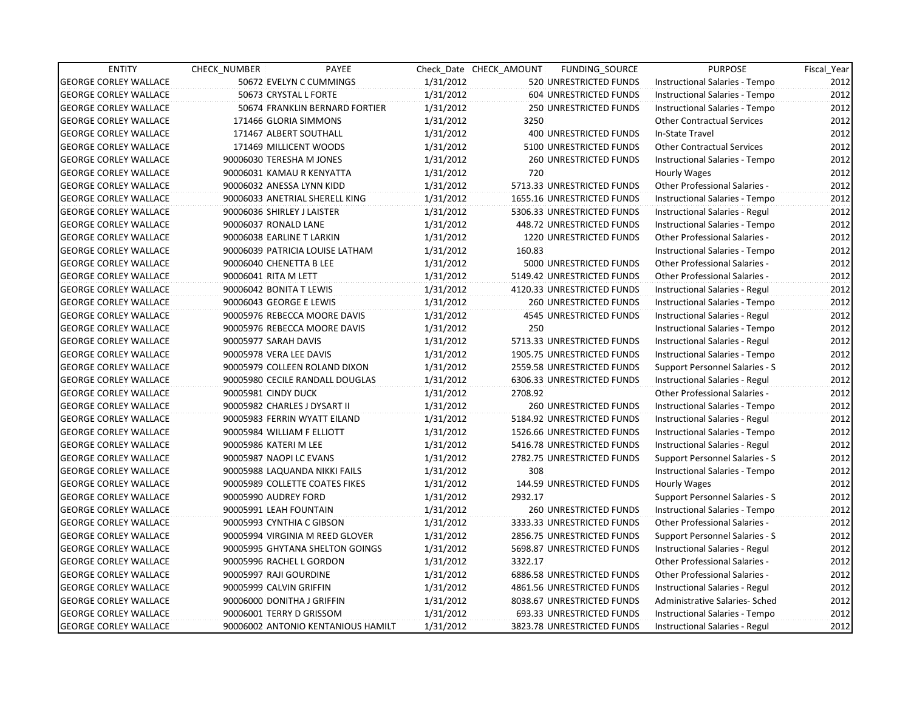| ENTITY | CHECK_NUMBER | PAYEE | Check_Date | CHECK_AMOUNT | FUNDING_SOURCE | PURPOSE | Fiscal_Year |
|---|---|---|---|---|---|---|---|
| GEORGE CORLEY WALLACE | 50672 | EVELYN C CUMMINGS | 1/31/2012 | 520 | UNRESTRICTED FUNDS | Instructional Salaries - Tempo | 2012 |
| GEORGE CORLEY WALLACE | 50673 | CRYSTAL L FORTE | 1/31/2012 | 604 | UNRESTRICTED FUNDS | Instructional Salaries - Tempo | 2012 |
| GEORGE CORLEY WALLACE | 50674 | FRANKLIN BERNARD FORTIER | 1/31/2012 | 250 | UNRESTRICTED FUNDS | Instructional Salaries - Tempo | 2012 |
| GEORGE CORLEY WALLACE | 171466 | GLORIA SIMMONS | 1/31/2012 | 3250 | | Other Contractual Services | 2012 |
| GEORGE CORLEY WALLACE | 171467 | ALBERT SOUTHALL | 1/31/2012 | 400 | UNRESTRICTED FUNDS | In-State Travel | 2012 |
| GEORGE CORLEY WALLACE | 171469 | MILLICENT WOODS | 1/31/2012 | 5100 | UNRESTRICTED FUNDS | Other Contractual Services | 2012 |
| GEORGE CORLEY WALLACE | 90006030 | TERESHA M JONES | 1/31/2012 | 260 | UNRESTRICTED FUNDS | Instructional Salaries - Tempo | 2012 |
| GEORGE CORLEY WALLACE | 90006031 | KAMAU R KENYATTA | 1/31/2012 | 720 | | Hourly Wages | 2012 |
| GEORGE CORLEY WALLACE | 90006032 | ANESSA LYNN KIDD | 1/31/2012 | 5713.33 | UNRESTRICTED FUNDS | Other Professional Salaries - | 2012 |
| GEORGE CORLEY WALLACE | 90006033 | ANETRIAL SHERELL KING | 1/31/2012 | 1655.16 | UNRESTRICTED FUNDS | Instructional Salaries - Tempo | 2012 |
| GEORGE CORLEY WALLACE | 90006036 | SHIRLEY J LAISTER | 1/31/2012 | 5306.33 | UNRESTRICTED FUNDS | Instructional Salaries - Regul | 2012 |
| GEORGE CORLEY WALLACE | 90006037 | RONALD LANE | 1/31/2012 | 448.72 | UNRESTRICTED FUNDS | Instructional Salaries - Tempo | 2012 |
| GEORGE CORLEY WALLACE | 90006038 | EARLINE T LARKIN | 1/31/2012 | 1220 | UNRESTRICTED FUNDS | Other Professional Salaries - | 2012 |
| GEORGE CORLEY WALLACE | 90006039 | PATRICIA LOUISE LATHAM | 1/31/2012 | 160.83 | | Instructional Salaries - Tempo | 2012 |
| GEORGE CORLEY WALLACE | 90006040 | CHENETTA B LEE | 1/31/2012 | 5000 | UNRESTRICTED FUNDS | Other Professional Salaries - | 2012 |
| GEORGE CORLEY WALLACE | 90006041 | RITA M LETT | 1/31/2012 | 5149.42 | UNRESTRICTED FUNDS | Other Professional Salaries - | 2012 |
| GEORGE CORLEY WALLACE | 90006042 | BONITA T LEWIS | 1/31/2012 | 4120.33 | UNRESTRICTED FUNDS | Instructional Salaries - Regul | 2012 |
| GEORGE CORLEY WALLACE | 90006043 | GEORGE E LEWIS | 1/31/2012 | 260 | UNRESTRICTED FUNDS | Instructional Salaries - Tempo | 2012 |
| GEORGE CORLEY WALLACE | 90005976 | REBECCA MOORE DAVIS | 1/31/2012 | 4545 | UNRESTRICTED FUNDS | Instructional Salaries - Regul | 2012 |
| GEORGE CORLEY WALLACE | 90005976 | REBECCA MOORE DAVIS | 1/31/2012 | 250 | | Instructional Salaries - Tempo | 2012 |
| GEORGE CORLEY WALLACE | 90005977 | SARAH DAVIS | 1/31/2012 | 5713.33 | UNRESTRICTED FUNDS | Instructional Salaries - Regul | 2012 |
| GEORGE CORLEY WALLACE | 90005978 | VERA LEE DAVIS | 1/31/2012 | 1905.75 | UNRESTRICTED FUNDS | Instructional Salaries - Tempo | 2012 |
| GEORGE CORLEY WALLACE | 90005979 | COLLEEN ROLAND DIXON | 1/31/2012 | 2559.58 | UNRESTRICTED FUNDS | Support Personnel Salaries - S | 2012 |
| GEORGE CORLEY WALLACE | 90005980 | CECILE RANDALL DOUGLAS | 1/31/2012 | 6306.33 | UNRESTRICTED FUNDS | Instructional Salaries - Regul | 2012 |
| GEORGE CORLEY WALLACE | 90005981 | CINDY DUCK | 1/31/2012 | 2708.92 | | Other Professional Salaries - | 2012 |
| GEORGE CORLEY WALLACE | 90005982 | CHARLES J DYSART II | 1/31/2012 | 260 | UNRESTRICTED FUNDS | Instructional Salaries - Tempo | 2012 |
| GEORGE CORLEY WALLACE | 90005983 | FERRIN WYATT EILAND | 1/31/2012 | 5184.92 | UNRESTRICTED FUNDS | Instructional Salaries - Regul | 2012 |
| GEORGE CORLEY WALLACE | 90005984 | WILLIAM F ELLIOTT | 1/31/2012 | 1526.66 | UNRESTRICTED FUNDS | Instructional Salaries - Tempo | 2012 |
| GEORGE CORLEY WALLACE | 90005986 | KATERI M LEE | 1/31/2012 | 5416.78 | UNRESTRICTED FUNDS | Instructional Salaries - Regul | 2012 |
| GEORGE CORLEY WALLACE | 90005987 | NAOPI LC EVANS | 1/31/2012 | 2782.75 | UNRESTRICTED FUNDS | Support Personnel Salaries - S | 2012 |
| GEORGE CORLEY WALLACE | 90005988 | LAQUANDA NIKKI FAILS | 1/31/2012 | 308 | | Instructional Salaries - Tempo | 2012 |
| GEORGE CORLEY WALLACE | 90005989 | COLLETTE COATES FIKES | 1/31/2012 | 144.59 | UNRESTRICTED FUNDS | Hourly Wages | 2012 |
| GEORGE CORLEY WALLACE | 90005990 | AUDREY FORD | 1/31/2012 | 2932.17 | | Support Personnel Salaries - S | 2012 |
| GEORGE CORLEY WALLACE | 90005991 | LEAH FOUNTAIN | 1/31/2012 | 260 | UNRESTRICTED FUNDS | Instructional Salaries - Tempo | 2012 |
| GEORGE CORLEY WALLACE | 90005993 | CYNTHIA C GIBSON | 1/31/2012 | 3333.33 | UNRESTRICTED FUNDS | Other Professional Salaries - | 2012 |
| GEORGE CORLEY WALLACE | 90005994 | VIRGINIA M REED GLOVER | 1/31/2012 | 2856.75 | UNRESTRICTED FUNDS | Support Personnel Salaries - S | 2012 |
| GEORGE CORLEY WALLACE | 90005995 | GHYTANA SHELTON GOINGS | 1/31/2012 | 5698.87 | UNRESTRICTED FUNDS | Instructional Salaries - Regul | 2012 |
| GEORGE CORLEY WALLACE | 90005996 | RACHEL L GORDON | 1/31/2012 | 3322.17 | | Other Professional Salaries - | 2012 |
| GEORGE CORLEY WALLACE | 90005997 | RAJI GOURDINE | 1/31/2012 | 6886.58 | UNRESTRICTED FUNDS | Other Professional Salaries - | 2012 |
| GEORGE CORLEY WALLACE | 90005999 | CALVIN GRIFFIN | 1/31/2012 | 4861.56 | UNRESTRICTED FUNDS | Instructional Salaries - Regul | 2012 |
| GEORGE CORLEY WALLACE | 90006000 | DONITHA J GRIFFIN | 1/31/2012 | 8038.67 | UNRESTRICTED FUNDS | Administrative Salaries- Sched | 2012 |
| GEORGE CORLEY WALLACE | 90006001 | TERRY D GRISSOM | 1/31/2012 | 693.33 | UNRESTRICTED FUNDS | Instructional Salaries - Tempo | 2012 |
| GEORGE CORLEY WALLACE | 90006002 | ANTONIO KENTANIOUS HAMILT | 1/31/2012 | 3823.78 | UNRESTRICTED FUNDS | Instructional Salaries - Regul | 2012 |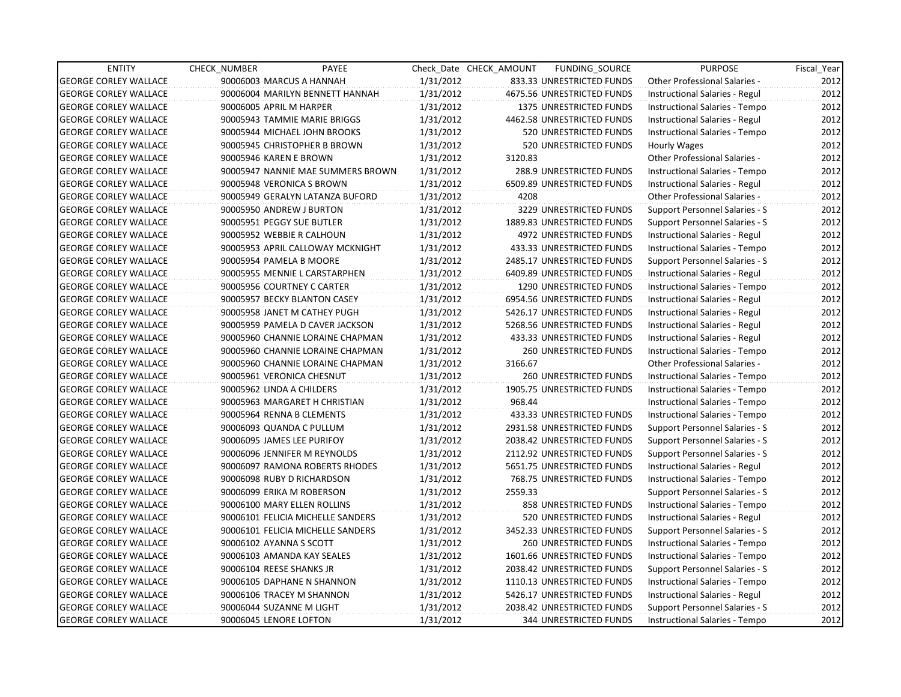| ENTITY | CHECK_NUMBER | PAYEE | Check_Date | CHECK_AMOUNT | FUNDING_SOURCE | PURPOSE | Fiscal_Year |
|---|---|---|---|---|---|---|---|
| GEORGE CORLEY WALLACE | 90006003 | MARCUS A HANNAH | 1/31/2012 | 833.33 | UNRESTRICTED FUNDS | Other Professional Salaries - | 2012 |
| GEORGE CORLEY WALLACE | 90006004 | MARILYN BENNETT HANNAH | 1/31/2012 | 4675.56 | UNRESTRICTED FUNDS | Instructional Salaries - Regul | 2012 |
| GEORGE CORLEY WALLACE | 90006005 | APRIL M HARPER | 1/31/2012 | 1375 | UNRESTRICTED FUNDS | Instructional Salaries - Tempo | 2012 |
| GEORGE CORLEY WALLACE | 90005943 | TAMMIE MARIE BRIGGS | 1/31/2012 | 4462.58 | UNRESTRICTED FUNDS | Instructional Salaries - Regul | 2012 |
| GEORGE CORLEY WALLACE | 90005944 | MICHAEL JOHN BROOKS | 1/31/2012 | 520 | UNRESTRICTED FUNDS | Instructional Salaries - Tempo | 2012 |
| GEORGE CORLEY WALLACE | 90005945 | CHRISTOPHER B BROWN | 1/31/2012 | 520 | UNRESTRICTED FUNDS | Hourly Wages | 2012 |
| GEORGE CORLEY WALLACE | 90005946 | KAREN E BROWN | 1/31/2012 | 3120.83 | | Other Professional Salaries - | 2012 |
| GEORGE CORLEY WALLACE | 90005947 | NANNIE MAE SUMMERS BROWN | 1/31/2012 | 288.9 | UNRESTRICTED FUNDS | Instructional Salaries - Tempo | 2012 |
| GEORGE CORLEY WALLACE | 90005948 | VERONICA S BROWN | 1/31/2012 | 6509.89 | UNRESTRICTED FUNDS | Instructional Salaries - Regul | 2012 |
| GEORGE CORLEY WALLACE | 90005949 | GERALYN LATANZA BUFORD | 1/31/2012 | 4208 | | Other Professional Salaries - | 2012 |
| GEORGE CORLEY WALLACE | 90005950 | ANDREW J BURTON | 1/31/2012 | 3229 | UNRESTRICTED FUNDS | Support Personnel Salaries - S | 2012 |
| GEORGE CORLEY WALLACE | 90005951 | PEGGY SUE BUTLER | 1/31/2012 | 1889.83 | UNRESTRICTED FUNDS | Support Personnel Salaries - S | 2012 |
| GEORGE CORLEY WALLACE | 90005952 | WEBBIE R CALHOUN | 1/31/2012 | 4972 | UNRESTRICTED FUNDS | Instructional Salaries - Regul | 2012 |
| GEORGE CORLEY WALLACE | 90005953 | APRIL CALLOWAY MCKNIGHT | 1/31/2012 | 433.33 | UNRESTRICTED FUNDS | Instructional Salaries - Tempo | 2012 |
| GEORGE CORLEY WALLACE | 90005954 | PAMELA B MOORE | 1/31/2012 | 2485.17 | UNRESTRICTED FUNDS | Support Personnel Salaries - S | 2012 |
| GEORGE CORLEY WALLACE | 90005955 | MENNIE L CARSTARPHEN | 1/31/2012 | 6409.89 | UNRESTRICTED FUNDS | Instructional Salaries - Regul | 2012 |
| GEORGE CORLEY WALLACE | 90005956 | COURTNEY C CARTER | 1/31/2012 | 1290 | UNRESTRICTED FUNDS | Instructional Salaries - Tempo | 2012 |
| GEORGE CORLEY WALLACE | 90005957 | BECKY BLANTON CASEY | 1/31/2012 | 6954.56 | UNRESTRICTED FUNDS | Instructional Salaries - Regul | 2012 |
| GEORGE CORLEY WALLACE | 90005958 | JANET M CATHEY PUGH | 1/31/2012 | 5426.17 | UNRESTRICTED FUNDS | Instructional Salaries - Regul | 2012 |
| GEORGE CORLEY WALLACE | 90005959 | PAMELA D CAVER JACKSON | 1/31/2012 | 5268.56 | UNRESTRICTED FUNDS | Instructional Salaries - Regul | 2012 |
| GEORGE CORLEY WALLACE | 90005960 | CHANNIE LORAINE CHAPMAN | 1/31/2012 | 433.33 | UNRESTRICTED FUNDS | Instructional Salaries - Regul | 2012 |
| GEORGE CORLEY WALLACE | 90005960 | CHANNIE LORAINE CHAPMAN | 1/31/2012 | 260 | UNRESTRICTED FUNDS | Instructional Salaries - Tempo | 2012 |
| GEORGE CORLEY WALLACE | 90005960 | CHANNIE LORAINE CHAPMAN | 1/31/2012 | 3166.67 | | Other Professional Salaries - | 2012 |
| GEORGE CORLEY WALLACE | 90005961 | VERONICA CHESNUT | 1/31/2012 | 260 | UNRESTRICTED FUNDS | Instructional Salaries - Tempo | 2012 |
| GEORGE CORLEY WALLACE | 90005962 | LINDA A CHILDERS | 1/31/2012 | 1905.75 | UNRESTRICTED FUNDS | Instructional Salaries - Tempo | 2012 |
| GEORGE CORLEY WALLACE | 90005963 | MARGARET H CHRISTIAN | 1/31/2012 | 968.44 | | Instructional Salaries - Tempo | 2012 |
| GEORGE CORLEY WALLACE | 90005964 | RENNA B CLEMENTS | 1/31/2012 | 433.33 | UNRESTRICTED FUNDS | Instructional Salaries - Tempo | 2012 |
| GEORGE CORLEY WALLACE | 90006093 | QUANDA C PULLUM | 1/31/2012 | 2931.58 | UNRESTRICTED FUNDS | Support Personnel Salaries - S | 2012 |
| GEORGE CORLEY WALLACE | 90006095 | JAMES LEE PURIFOY | 1/31/2012 | 2038.42 | UNRESTRICTED FUNDS | Support Personnel Salaries - S | 2012 |
| GEORGE CORLEY WALLACE | 90006096 | JENNIFER M REYNOLDS | 1/31/2012 | 2112.92 | UNRESTRICTED FUNDS | Support Personnel Salaries - S | 2012 |
| GEORGE CORLEY WALLACE | 90006097 | RAMONA ROBERTS RHODES | 1/31/2012 | 5651.75 | UNRESTRICTED FUNDS | Instructional Salaries - Regul | 2012 |
| GEORGE CORLEY WALLACE | 90006098 | RUBY D RICHARDSON | 1/31/2012 | 768.75 | UNRESTRICTED FUNDS | Instructional Salaries - Tempo | 2012 |
| GEORGE CORLEY WALLACE | 90006099 | ERIKA M ROBERSON | 1/31/2012 | 2559.33 | | Support Personnel Salaries - S | 2012 |
| GEORGE CORLEY WALLACE | 90006100 | MARY ELLEN ROLLINS | 1/31/2012 | 858 | UNRESTRICTED FUNDS | Instructional Salaries - Tempo | 2012 |
| GEORGE CORLEY WALLACE | 90006101 | FELICIA MICHELLE SANDERS | 1/31/2012 | 520 | UNRESTRICTED FUNDS | Instructional Salaries - Regul | 2012 |
| GEORGE CORLEY WALLACE | 90006101 | FELICIA MICHELLE SANDERS | 1/31/2012 | 3452.33 | UNRESTRICTED FUNDS | Support Personnel Salaries - S | 2012 |
| GEORGE CORLEY WALLACE | 90006102 | AYANNA S SCOTT | 1/31/2012 | 260 | UNRESTRICTED FUNDS | Instructional Salaries - Tempo | 2012 |
| GEORGE CORLEY WALLACE | 90006103 | AMANDA KAY SEALES | 1/31/2012 | 1601.66 | UNRESTRICTED FUNDS | Instructional Salaries - Tempo | 2012 |
| GEORGE CORLEY WALLACE | 90006104 | REESE SHANKS JR | 1/31/2012 | 2038.42 | UNRESTRICTED FUNDS | Support Personnel Salaries - S | 2012 |
| GEORGE CORLEY WALLACE | 90006105 | DAPHANE N SHANNON | 1/31/2012 | 1110.13 | UNRESTRICTED FUNDS | Instructional Salaries - Tempo | 2012 |
| GEORGE CORLEY WALLACE | 90006106 | TRACEY M SHANNON | 1/31/2012 | 5426.17 | UNRESTRICTED FUNDS | Instructional Salaries - Regul | 2012 |
| GEORGE CORLEY WALLACE | 90006044 | SUZANNE M LIGHT | 1/31/2012 | 2038.42 | UNRESTRICTED FUNDS | Support Personnel Salaries - S | 2012 |
| GEORGE CORLEY WALLACE | 90006045 | LENORE LOFTON | 1/31/2012 | 344 | UNRESTRICTED FUNDS | Instructional Salaries - Tempo | 2012 |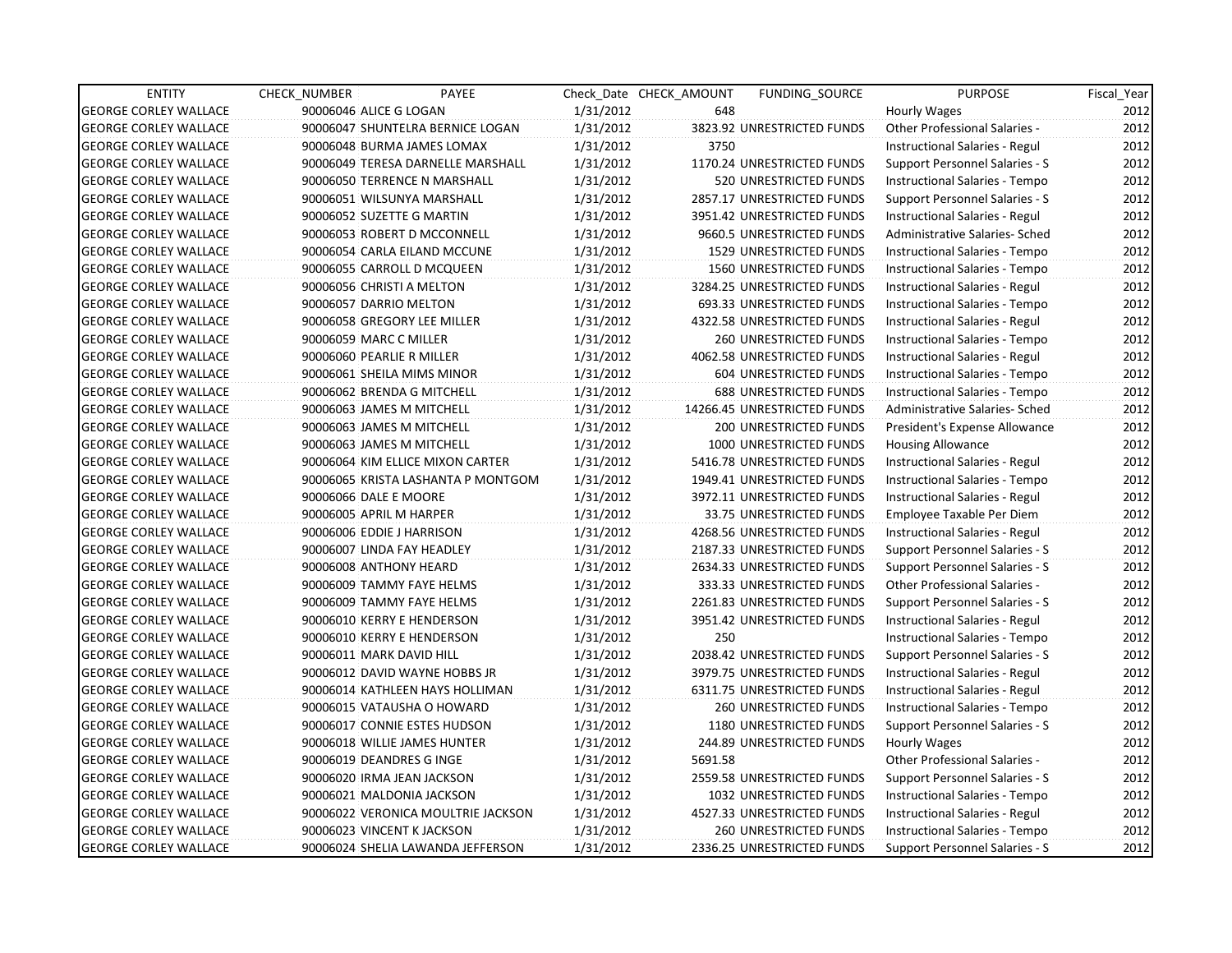| ENTITY | CHECK_NUMBER | PAYEE | Check_Date | CHECK_AMOUNT | FUNDING_SOURCE | PURPOSE | Fiscal_Year |
|---|---|---|---|---|---|---|---|
| GEORGE CORLEY WALLACE | 90006046 | ALICE G LOGAN | 1/31/2012 | 648 | | Hourly Wages | 2012 |
| GEORGE CORLEY WALLACE | 90006047 | SHUNTELRA BERNICE LOGAN | 1/31/2012 | 3823.92 | UNRESTRICTED FUNDS | Other Professional Salaries - | 2012 |
| GEORGE CORLEY WALLACE | 90006048 | BURMA JAMES LOMAX | 1/31/2012 | 3750 | | Instructional Salaries - Regul | 2012 |
| GEORGE CORLEY WALLACE | 90006049 | TERESA DARNELLE MARSHALL | 1/31/2012 | 1170.24 | UNRESTRICTED FUNDS | Support Personnel Salaries - S | 2012 |
| GEORGE CORLEY WALLACE | 90006050 | TERRENCE N MARSHALL | 1/31/2012 | 520 | UNRESTRICTED FUNDS | Instructional Salaries - Tempo | 2012 |
| GEORGE CORLEY WALLACE | 90006051 | WILSUNYA MARSHALL | 1/31/2012 | 2857.17 | UNRESTRICTED FUNDS | Support Personnel Salaries - S | 2012 |
| GEORGE CORLEY WALLACE | 90006052 | SUZETTE G MARTIN | 1/31/2012 | 3951.42 | UNRESTRICTED FUNDS | Instructional Salaries - Regul | 2012 |
| GEORGE CORLEY WALLACE | 90006053 | ROBERT D MCCONNELL | 1/31/2012 | 9660.5 | UNRESTRICTED FUNDS | Administrative Salaries- Sched | 2012 |
| GEORGE CORLEY WALLACE | 90006054 | CARLA EILAND MCCUNE | 1/31/2012 | 1529 | UNRESTRICTED FUNDS | Instructional Salaries - Tempo | 2012 |
| GEORGE CORLEY WALLACE | 90006055 | CARROLL D MCQUEEN | 1/31/2012 | 1560 | UNRESTRICTED FUNDS | Instructional Salaries - Tempo | 2012 |
| GEORGE CORLEY WALLACE | 90006056 | CHRISTI A MELTON | 1/31/2012 | 3284.25 | UNRESTRICTED FUNDS | Instructional Salaries - Regul | 2012 |
| GEORGE CORLEY WALLACE | 90006057 | DARRIO MELTON | 1/31/2012 | 693.33 | UNRESTRICTED FUNDS | Instructional Salaries - Tempo | 2012 |
| GEORGE CORLEY WALLACE | 90006058 | GREGORY LEE MILLER | 1/31/2012 | 4322.58 | UNRESTRICTED FUNDS | Instructional Salaries - Regul | 2012 |
| GEORGE CORLEY WALLACE | 90006059 | MARC C MILLER | 1/31/2012 | 260 | UNRESTRICTED FUNDS | Instructional Salaries - Tempo | 2012 |
| GEORGE CORLEY WALLACE | 90006060 | PEARLIE R MILLER | 1/31/2012 | 4062.58 | UNRESTRICTED FUNDS | Instructional Salaries - Regul | 2012 |
| GEORGE CORLEY WALLACE | 90006061 | SHEILA MIMS MINOR | 1/31/2012 | 604 | UNRESTRICTED FUNDS | Instructional Salaries - Tempo | 2012 |
| GEORGE CORLEY WALLACE | 90006062 | BRENDA G MITCHELL | 1/31/2012 | 688 | UNRESTRICTED FUNDS | Instructional Salaries - Tempo | 2012 |
| GEORGE CORLEY WALLACE | 90006063 | JAMES M MITCHELL | 1/31/2012 | 14266.45 | UNRESTRICTED FUNDS | Administrative Salaries- Sched | 2012 |
| GEORGE CORLEY WALLACE | 90006063 | JAMES M MITCHELL | 1/31/2012 | 200 | UNRESTRICTED FUNDS | President's Expense Allowance | 2012 |
| GEORGE CORLEY WALLACE | 90006063 | JAMES M MITCHELL | 1/31/2012 | 1000 | UNRESTRICTED FUNDS | Housing Allowance | 2012 |
| GEORGE CORLEY WALLACE | 90006064 | KIM ELLICE MIXON CARTER | 1/31/2012 | 5416.78 | UNRESTRICTED FUNDS | Instructional Salaries - Regul | 2012 |
| GEORGE CORLEY WALLACE | 90006065 | KRISTA LASHANTA P MONTGOM | 1/31/2012 | 1949.41 | UNRESTRICTED FUNDS | Instructional Salaries - Tempo | 2012 |
| GEORGE CORLEY WALLACE | 90006066 | DALE E MOORE | 1/31/2012 | 3972.11 | UNRESTRICTED FUNDS | Instructional Salaries - Regul | 2012 |
| GEORGE CORLEY WALLACE | 90006005 | APRIL M HARPER | 1/31/2012 | 33.75 | UNRESTRICTED FUNDS | Employee Taxable Per Diem | 2012 |
| GEORGE CORLEY WALLACE | 90006006 | EDDIE J HARRISON | 1/31/2012 | 4268.56 | UNRESTRICTED FUNDS | Instructional Salaries - Regul | 2012 |
| GEORGE CORLEY WALLACE | 90006007 | LINDA FAY HEADLEY | 1/31/2012 | 2187.33 | UNRESTRICTED FUNDS | Support Personnel Salaries - S | 2012 |
| GEORGE CORLEY WALLACE | 90006008 | ANTHONY HEARD | 1/31/2012 | 2634.33 | UNRESTRICTED FUNDS | Support Personnel Salaries - S | 2012 |
| GEORGE CORLEY WALLACE | 90006009 | TAMMY FAYE HELMS | 1/31/2012 | 333.33 | UNRESTRICTED FUNDS | Other Professional Salaries - | 2012 |
| GEORGE CORLEY WALLACE | 90006009 | TAMMY FAYE HELMS | 1/31/2012 | 2261.83 | UNRESTRICTED FUNDS | Support Personnel Salaries - S | 2012 |
| GEORGE CORLEY WALLACE | 90006010 | KERRY E HENDERSON | 1/31/2012 | 3951.42 | UNRESTRICTED FUNDS | Instructional Salaries - Regul | 2012 |
| GEORGE CORLEY WALLACE | 90006010 | KERRY E HENDERSON | 1/31/2012 | 250 | | Instructional Salaries - Tempo | 2012 |
| GEORGE CORLEY WALLACE | 90006011 | MARK DAVID HILL | 1/31/2012 | 2038.42 | UNRESTRICTED FUNDS | Support Personnel Salaries - S | 2012 |
| GEORGE CORLEY WALLACE | 90006012 | DAVID WAYNE HOBBS JR | 1/31/2012 | 3979.75 | UNRESTRICTED FUNDS | Instructional Salaries - Regul | 2012 |
| GEORGE CORLEY WALLACE | 90006014 | KATHLEEN HAYS HOLLIMAN | 1/31/2012 | 6311.75 | UNRESTRICTED FUNDS | Instructional Salaries - Regul | 2012 |
| GEORGE CORLEY WALLACE | 90006015 | VATAUSHA O HOWARD | 1/31/2012 | 260 | UNRESTRICTED FUNDS | Instructional Salaries - Tempo | 2012 |
| GEORGE CORLEY WALLACE | 90006017 | CONNIE ESTES HUDSON | 1/31/2012 | 1180 | UNRESTRICTED FUNDS | Support Personnel Salaries - S | 2012 |
| GEORGE CORLEY WALLACE | 90006018 | WILLIE JAMES HUNTER | 1/31/2012 | 244.89 | UNRESTRICTED FUNDS | Hourly Wages | 2012 |
| GEORGE CORLEY WALLACE | 90006019 | DEANDRES G INGE | 1/31/2012 | 5691.58 | | Other Professional Salaries - | 2012 |
| GEORGE CORLEY WALLACE | 90006020 | IRMA JEAN JACKSON | 1/31/2012 | 2559.58 | UNRESTRICTED FUNDS | Support Personnel Salaries - S | 2012 |
| GEORGE CORLEY WALLACE | 90006021 | MALDONIA JACKSON | 1/31/2012 | 1032 | UNRESTRICTED FUNDS | Instructional Salaries - Tempo | 2012 |
| GEORGE CORLEY WALLACE | 90006022 | VERONICA MOULTRIE JACKSON | 1/31/2012 | 4527.33 | UNRESTRICTED FUNDS | Instructional Salaries - Regul | 2012 |
| GEORGE CORLEY WALLACE | 90006023 | VINCENT K JACKSON | 1/31/2012 | 260 | UNRESTRICTED FUNDS | Instructional Salaries - Tempo | 2012 |
| GEORGE CORLEY WALLACE | 90006024 | SHELIA LAWANDA JEFFERSON | 1/31/2012 | 2336.25 | UNRESTRICTED FUNDS | Support Personnel Salaries - S | 2012 |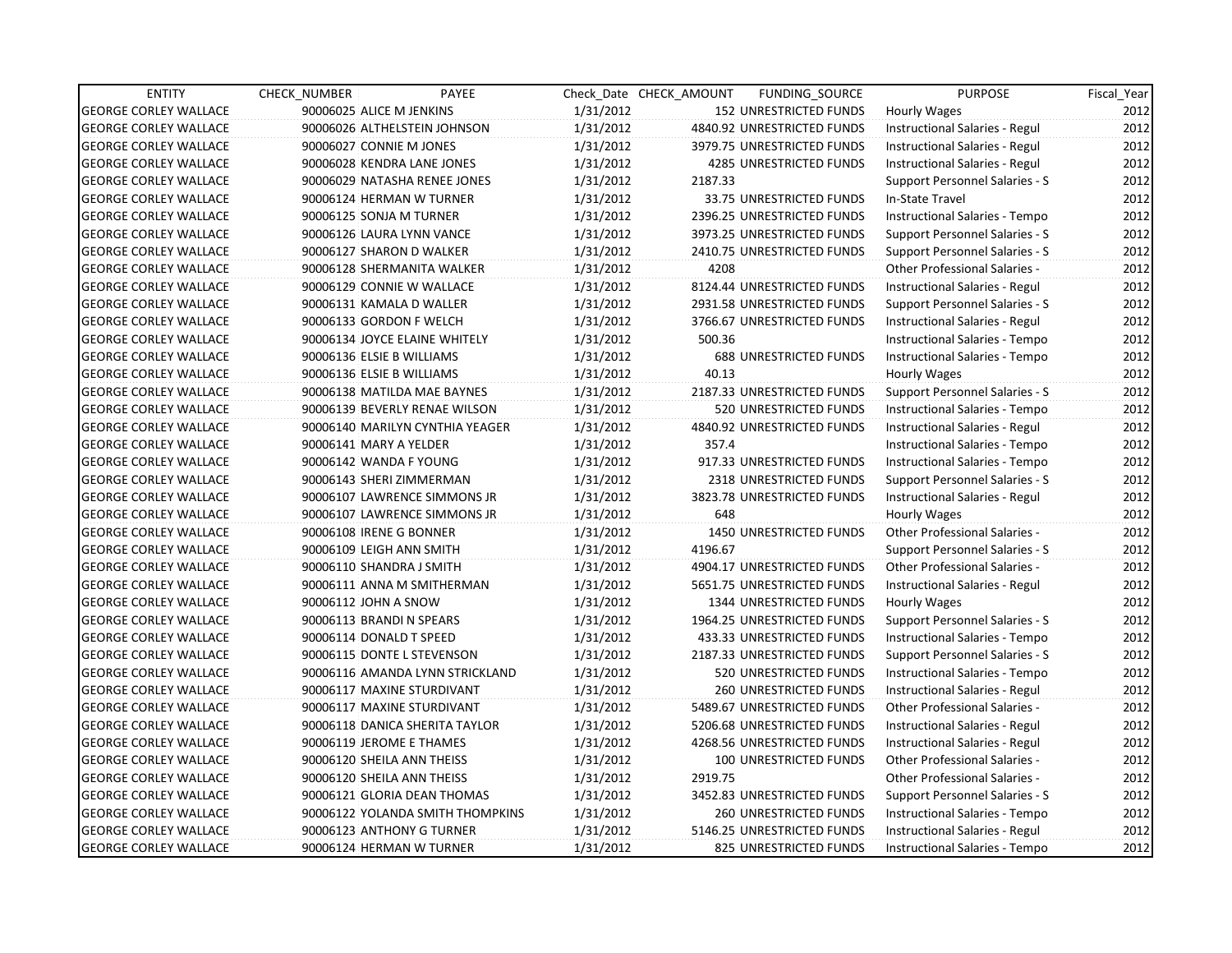| ENTITY | CHECK_NUMBER | PAYEE | Check_Date | CHECK_AMOUNT | FUNDING_SOURCE | PURPOSE | Fiscal_Year |
|---|---|---|---|---|---|---|---|
| GEORGE CORLEY WALLACE | 90006025 | ALICE M JENKINS | 1/31/2012 | 152 | UNRESTRICTED FUNDS | Hourly Wages | 2012 |
| GEORGE CORLEY WALLACE | 90006026 | ALTHELSTEIN JOHNSON | 1/31/2012 | 4840.92 | UNRESTRICTED FUNDS | Instructional Salaries - Regul | 2012 |
| GEORGE CORLEY WALLACE | 90006027 | CONNIE M JONES | 1/31/2012 | 3979.75 | UNRESTRICTED FUNDS | Instructional Salaries - Regul | 2012 |
| GEORGE CORLEY WALLACE | 90006028 | KENDRA LANE JONES | 1/31/2012 | 4285 | UNRESTRICTED FUNDS | Instructional Salaries - Regul | 2012 |
| GEORGE CORLEY WALLACE | 90006029 | NATASHA RENEE JONES | 1/31/2012 | 2187.33 | | Support Personnel Salaries - S | 2012 |
| GEORGE CORLEY WALLACE | 90006124 | HERMAN W TURNER | 1/31/2012 | 33.75 | UNRESTRICTED FUNDS | In-State Travel | 2012 |
| GEORGE CORLEY WALLACE | 90006125 | SONJA M TURNER | 1/31/2012 | 2396.25 | UNRESTRICTED FUNDS | Instructional Salaries - Tempo | 2012 |
| GEORGE CORLEY WALLACE | 90006126 | LAURA LYNN VANCE | 1/31/2012 | 3973.25 | UNRESTRICTED FUNDS | Support Personnel Salaries - S | 2012 |
| GEORGE CORLEY WALLACE | 90006127 | SHARON D WALKER | 1/31/2012 | 2410.75 | UNRESTRICTED FUNDS | Support Personnel Salaries - S | 2012 |
| GEORGE CORLEY WALLACE | 90006128 | SHERMANITA WALKER | 1/31/2012 | 4208 | | Other Professional Salaries - | 2012 |
| GEORGE CORLEY WALLACE | 90006129 | CONNIE W WALLACE | 1/31/2012 | 8124.44 | UNRESTRICTED FUNDS | Instructional Salaries - Regul | 2012 |
| GEORGE CORLEY WALLACE | 90006131 | KAMALA D WALLER | 1/31/2012 | 2931.58 | UNRESTRICTED FUNDS | Support Personnel Salaries - S | 2012 |
| GEORGE CORLEY WALLACE | 90006133 | GORDON F WELCH | 1/31/2012 | 3766.67 | UNRESTRICTED FUNDS | Instructional Salaries - Regul | 2012 |
| GEORGE CORLEY WALLACE | 90006134 | JOYCE ELAINE WHITELY | 1/31/2012 | 500.36 | | Instructional Salaries - Tempo | 2012 |
| GEORGE CORLEY WALLACE | 90006136 | ELSIE B WILLIAMS | 1/31/2012 | 688 | UNRESTRICTED FUNDS | Instructional Salaries - Tempo | 2012 |
| GEORGE CORLEY WALLACE | 90006136 | ELSIE B WILLIAMS | 1/31/2012 | 40.13 | | Hourly Wages | 2012 |
| GEORGE CORLEY WALLACE | 90006138 | MATILDA MAE BAYNES | 1/31/2012 | 2187.33 | UNRESTRICTED FUNDS | Support Personnel Salaries - S | 2012 |
| GEORGE CORLEY WALLACE | 90006139 | BEVERLY RENAE WILSON | 1/31/2012 | 520 | UNRESTRICTED FUNDS | Instructional Salaries - Tempo | 2012 |
| GEORGE CORLEY WALLACE | 90006140 | MARILYN CYNTHIA YEAGER | 1/31/2012 | 4840.92 | UNRESTRICTED FUNDS | Instructional Salaries - Regul | 2012 |
| GEORGE CORLEY WALLACE | 90006141 | MARY A YELDER | 1/31/2012 | 357.4 | | Instructional Salaries - Tempo | 2012 |
| GEORGE CORLEY WALLACE | 90006142 | WANDA F YOUNG | 1/31/2012 | 917.33 | UNRESTRICTED FUNDS | Instructional Salaries - Tempo | 2012 |
| GEORGE CORLEY WALLACE | 90006143 | SHERI ZIMMERMAN | 1/31/2012 | 2318 | UNRESTRICTED FUNDS | Support Personnel Salaries - S | 2012 |
| GEORGE CORLEY WALLACE | 90006107 | LAWRENCE SIMMONS JR | 1/31/2012 | 3823.78 | UNRESTRICTED FUNDS | Instructional Salaries - Regul | 2012 |
| GEORGE CORLEY WALLACE | 90006107 | LAWRENCE SIMMONS JR | 1/31/2012 | 648 | | Hourly Wages | 2012 |
| GEORGE CORLEY WALLACE | 90006108 | IRENE G BONNER | 1/31/2012 | 1450 | UNRESTRICTED FUNDS | Other Professional Salaries - | 2012 |
| GEORGE CORLEY WALLACE | 90006109 | LEIGH ANN SMITH | 1/31/2012 | 4196.67 | | Support Personnel Salaries - S | 2012 |
| GEORGE CORLEY WALLACE | 90006110 | SHANDRA J SMITH | 1/31/2012 | 4904.17 | UNRESTRICTED FUNDS | Other Professional Salaries - | 2012 |
| GEORGE CORLEY WALLACE | 90006111 | ANNA M SMITHERMAN | 1/31/2012 | 5651.75 | UNRESTRICTED FUNDS | Instructional Salaries - Regul | 2012 |
| GEORGE CORLEY WALLACE | 90006112 | JOHN A SNOW | 1/31/2012 | 1344 | UNRESTRICTED FUNDS | Hourly Wages | 2012 |
| GEORGE CORLEY WALLACE | 90006113 | BRANDI N SPEARS | 1/31/2012 | 1964.25 | UNRESTRICTED FUNDS | Support Personnel Salaries - S | 2012 |
| GEORGE CORLEY WALLACE | 90006114 | DONALD T SPEED | 1/31/2012 | 433.33 | UNRESTRICTED FUNDS | Instructional Salaries - Tempo | 2012 |
| GEORGE CORLEY WALLACE | 90006115 | DONTE L STEVENSON | 1/31/2012 | 2187.33 | UNRESTRICTED FUNDS | Support Personnel Salaries - S | 2012 |
| GEORGE CORLEY WALLACE | 90006116 | AMANDA LYNN STRICKLAND | 1/31/2012 | 520 | UNRESTRICTED FUNDS | Instructional Salaries - Tempo | 2012 |
| GEORGE CORLEY WALLACE | 90006117 | MAXINE STURDIVANT | 1/31/2012 | 260 | UNRESTRICTED FUNDS | Instructional Salaries - Regul | 2012 |
| GEORGE CORLEY WALLACE | 90006117 | MAXINE STURDIVANT | 1/31/2012 | 5489.67 | UNRESTRICTED FUNDS | Other Professional Salaries - | 2012 |
| GEORGE CORLEY WALLACE | 90006118 | DANICA SHERITA TAYLOR | 1/31/2012 | 5206.68 | UNRESTRICTED FUNDS | Instructional Salaries - Regul | 2012 |
| GEORGE CORLEY WALLACE | 90006119 | JEROME E THAMES | 1/31/2012 | 4268.56 | UNRESTRICTED FUNDS | Instructional Salaries - Regul | 2012 |
| GEORGE CORLEY WALLACE | 90006120 | SHEILA ANN THEISS | 1/31/2012 | 100 | UNRESTRICTED FUNDS | Other Professional Salaries - | 2012 |
| GEORGE CORLEY WALLACE | 90006120 | SHEILA ANN THEISS | 1/31/2012 | 2919.75 | | Other Professional Salaries - | 2012 |
| GEORGE CORLEY WALLACE | 90006121 | GLORIA DEAN THOMAS | 1/31/2012 | 3452.83 | UNRESTRICTED FUNDS | Support Personnel Salaries - S | 2012 |
| GEORGE CORLEY WALLACE | 90006122 | YOLANDA SMITH THOMPKINS | 1/31/2012 | 260 | UNRESTRICTED FUNDS | Instructional Salaries - Tempo | 2012 |
| GEORGE CORLEY WALLACE | 90006123 | ANTHONY G TURNER | 1/31/2012 | 5146.25 | UNRESTRICTED FUNDS | Instructional Salaries - Regul | 2012 |
| GEORGE CORLEY WALLACE | 90006124 | HERMAN W TURNER | 1/31/2012 | 825 | UNRESTRICTED FUNDS | Instructional Salaries - Tempo | 2012 |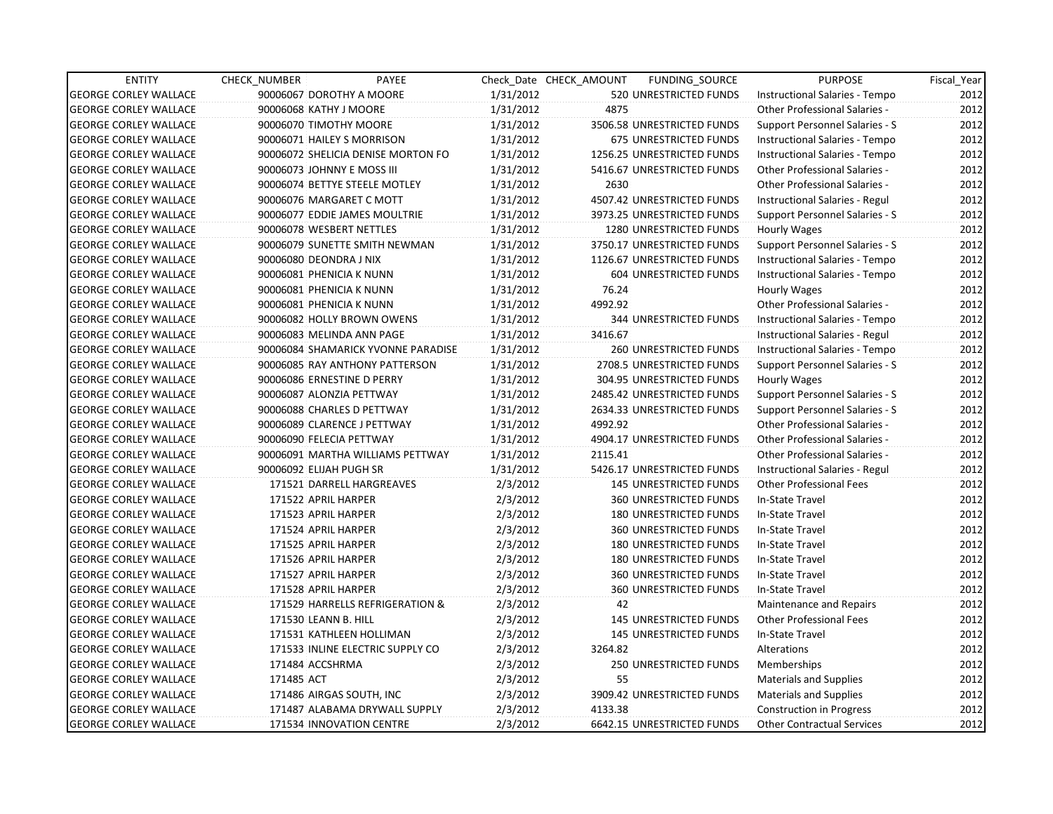| ENTITY | CHECK_NUMBER | PAYEE | Check_Date | CHECK_AMOUNT | FUNDING_SOURCE | PURPOSE | Fiscal_Year |
|---|---|---|---|---|---|---|---|
| GEORGE CORLEY WALLACE | 90006067 | DOROTHY A MOORE | 1/31/2012 | 520 | UNRESTRICTED FUNDS | Instructional Salaries - Tempo | 2012 |
| GEORGE CORLEY WALLACE | 90006068 | KATHY J MOORE | 1/31/2012 | 4875 | | Other Professional Salaries - | 2012 |
| GEORGE CORLEY WALLACE | 90006070 | TIMOTHY MOORE | 1/31/2012 | 3506.58 | UNRESTRICTED FUNDS | Support Personnel Salaries - S | 2012 |
| GEORGE CORLEY WALLACE | 90006071 | HAILEY S MORRISON | 1/31/2012 | 675 | UNRESTRICTED FUNDS | Instructional Salaries - Tempo | 2012 |
| GEORGE CORLEY WALLACE | 90006072 | SHELICIA DENISE MORTON FO | 1/31/2012 | 1256.25 | UNRESTRICTED FUNDS | Instructional Salaries - Tempo | 2012 |
| GEORGE CORLEY WALLACE | 90006073 | JOHNNY E MOSS III | 1/31/2012 | 5416.67 | UNRESTRICTED FUNDS | Other Professional Salaries - | 2012 |
| GEORGE CORLEY WALLACE | 90006074 | BETTYE STEELE MOTLEY | 1/31/2012 | 2630 | | Other Professional Salaries - | 2012 |
| GEORGE CORLEY WALLACE | 90006076 | MARGARET C MOTT | 1/31/2012 | 4507.42 | UNRESTRICTED FUNDS | Instructional Salaries - Regul | 2012 |
| GEORGE CORLEY WALLACE | 90006077 | EDDIE JAMES MOULTRIE | 1/31/2012 | 3973.25 | UNRESTRICTED FUNDS | Support Personnel Salaries - S | 2012 |
| GEORGE CORLEY WALLACE | 90006078 | WESBERT NETTLES | 1/31/2012 | 1280 | UNRESTRICTED FUNDS | Hourly Wages | 2012 |
| GEORGE CORLEY WALLACE | 90006079 | SUNETTE SMITH NEWMAN | 1/31/2012 | 3750.17 | UNRESTRICTED FUNDS | Support Personnel Salaries - S | 2012 |
| GEORGE CORLEY WALLACE | 90006080 | DEONDRA J NIX | 1/31/2012 | 1126.67 | UNRESTRICTED FUNDS | Instructional Salaries - Tempo | 2012 |
| GEORGE CORLEY WALLACE | 90006081 | PHENICIA K NUNN | 1/31/2012 | 604 | UNRESTRICTED FUNDS | Instructional Salaries - Tempo | 2012 |
| GEORGE CORLEY WALLACE | 90006081 | PHENICIA K NUNN | 1/31/2012 | 76.24 | | Hourly Wages | 2012 |
| GEORGE CORLEY WALLACE | 90006081 | PHENICIA K NUNN | 1/31/2012 | 4992.92 | | Other Professional Salaries - | 2012 |
| GEORGE CORLEY WALLACE | 90006082 | HOLLY BROWN OWENS | 1/31/2012 | 344 | UNRESTRICTED FUNDS | Instructional Salaries - Tempo | 2012 |
| GEORGE CORLEY WALLACE | 90006083 | MELINDA ANN PAGE | 1/31/2012 | 3416.67 | | Instructional Salaries - Regul | 2012 |
| GEORGE CORLEY WALLACE | 90006084 | SHAMARICK YVONNE PARADISE | 1/31/2012 | 260 | UNRESTRICTED FUNDS | Instructional Salaries - Tempo | 2012 |
| GEORGE CORLEY WALLACE | 90006085 | RAY ANTHONY PATTERSON | 1/31/2012 | 2708.5 | UNRESTRICTED FUNDS | Support Personnel Salaries - S | 2012 |
| GEORGE CORLEY WALLACE | 90006086 | ERNESTINE D PERRY | 1/31/2012 | 304.95 | UNRESTRICTED FUNDS | Hourly Wages | 2012 |
| GEORGE CORLEY WALLACE | 90006087 | ALONZIA PETTWAY | 1/31/2012 | 2485.42 | UNRESTRICTED FUNDS | Support Personnel Salaries - S | 2012 |
| GEORGE CORLEY WALLACE | 90006088 | CHARLES D PETTWAY | 1/31/2012 | 2634.33 | UNRESTRICTED FUNDS | Support Personnel Salaries - S | 2012 |
| GEORGE CORLEY WALLACE | 90006089 | CLARENCE J PETTWAY | 1/31/2012 | 4992.92 | | Other Professional Salaries - | 2012 |
| GEORGE CORLEY WALLACE | 90006090 | FELECIA PETTWAY | 1/31/2012 | 4904.17 | UNRESTRICTED FUNDS | Other Professional Salaries - | 2012 |
| GEORGE CORLEY WALLACE | 90006091 | MARTHA WILLIAMS PETTWAY | 1/31/2012 | 2115.41 | | Other Professional Salaries - | 2012 |
| GEORGE CORLEY WALLACE | 90006092 | ELIJAH PUGH SR | 1/31/2012 | 5426.17 | UNRESTRICTED FUNDS | Instructional Salaries - Regul | 2012 |
| GEORGE CORLEY WALLACE | 171521 | DARRELL HARGREAVES | 2/3/2012 | 145 | UNRESTRICTED FUNDS | Other Professional Fees | 2012 |
| GEORGE CORLEY WALLACE | 171522 | APRIL HARPER | 2/3/2012 | 360 | UNRESTRICTED FUNDS | In-State Travel | 2012 |
| GEORGE CORLEY WALLACE | 171523 | APRIL HARPER | 2/3/2012 | 180 | UNRESTRICTED FUNDS | In-State Travel | 2012 |
| GEORGE CORLEY WALLACE | 171524 | APRIL HARPER | 2/3/2012 | 360 | UNRESTRICTED FUNDS | In-State Travel | 2012 |
| GEORGE CORLEY WALLACE | 171525 | APRIL HARPER | 2/3/2012 | 180 | UNRESTRICTED FUNDS | In-State Travel | 2012 |
| GEORGE CORLEY WALLACE | 171526 | APRIL HARPER | 2/3/2012 | 180 | UNRESTRICTED FUNDS | In-State Travel | 2012 |
| GEORGE CORLEY WALLACE | 171527 | APRIL HARPER | 2/3/2012 | 360 | UNRESTRICTED FUNDS | In-State Travel | 2012 |
| GEORGE CORLEY WALLACE | 171528 | APRIL HARPER | 2/3/2012 | 360 | UNRESTRICTED FUNDS | In-State Travel | 2012 |
| GEORGE CORLEY WALLACE | 171529 | HARRELLS REFRIGERATION & | 2/3/2012 | 42 | | Maintenance and Repairs | 2012 |
| GEORGE CORLEY WALLACE | 171530 | LEANN B. HILL | 2/3/2012 | 145 | UNRESTRICTED FUNDS | Other Professional Fees | 2012 |
| GEORGE CORLEY WALLACE | 171531 | KATHLEEN HOLLIMAN | 2/3/2012 | 145 | UNRESTRICTED FUNDS | In-State Travel | 2012 |
| GEORGE CORLEY WALLACE | 171533 | INLINE ELECTRIC SUPPLY CO | 2/3/2012 | 3264.82 | | Alterations | 2012 |
| GEORGE CORLEY WALLACE | 171484 | ACCSHRMA | 2/3/2012 | 250 | UNRESTRICTED FUNDS | Memberships | 2012 |
| GEORGE CORLEY WALLACE | 171485 | ACT | 2/3/2012 | 55 | | Materials and Supplies | 2012 |
| GEORGE CORLEY WALLACE | 171486 | AIRGAS SOUTH, INC | 2/3/2012 | 3909.42 | UNRESTRICTED FUNDS | Materials and Supplies | 2012 |
| GEORGE CORLEY WALLACE | 171487 | ALABAMA DRYWALL SUPPLY | 2/3/2012 | 4133.38 | | Construction in Progress | 2012 |
| GEORGE CORLEY WALLACE | 171534 | INNOVATION CENTRE | 2/3/2012 | 6642.15 | UNRESTRICTED FUNDS | Other Contractual Services | 2012 |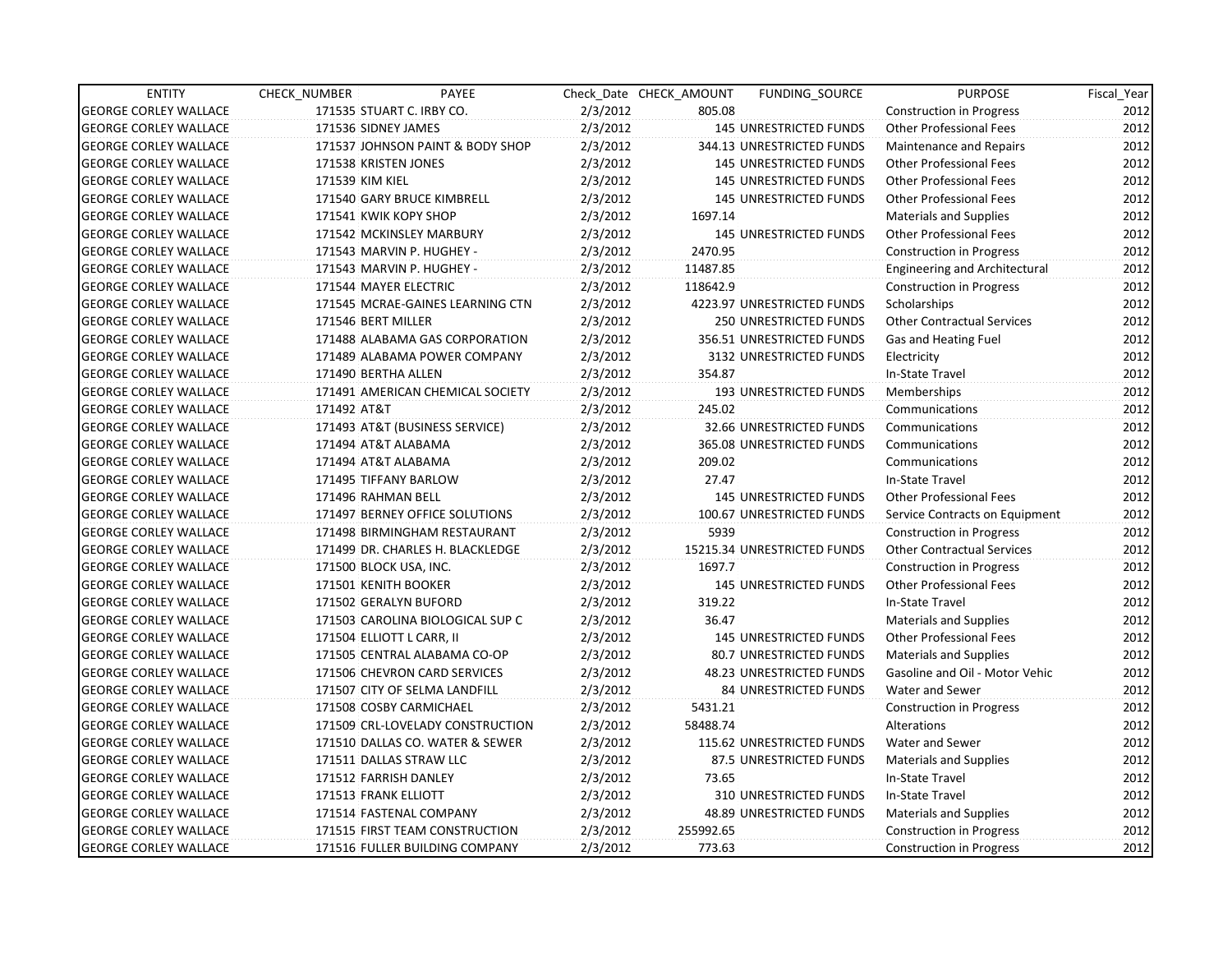| ENTITY | CHECK_NUMBER | PAYEE | Check_Date | CHECK_AMOUNT | FUNDING_SOURCE | PURPOSE | Fiscal_Year |
|---|---|---|---|---|---|---|---|
| GEORGE CORLEY WALLACE | 171535 | STUART C. IRBY CO. | 2/3/2012 | 805.08 | | Construction in Progress | 2012 |
| GEORGE CORLEY WALLACE | 171536 | SIDNEY JAMES | 2/3/2012 | 145 | UNRESTRICTED FUNDS | Other Professional Fees | 2012 |
| GEORGE CORLEY WALLACE | 171537 | JOHNSON PAINT & BODY SHOP | 2/3/2012 | 344.13 | UNRESTRICTED FUNDS | Maintenance and Repairs | 2012 |
| GEORGE CORLEY WALLACE | 171538 | KRISTEN JONES | 2/3/2012 | 145 | UNRESTRICTED FUNDS | Other Professional Fees | 2012 |
| GEORGE CORLEY WALLACE | 171539 | KIM KIEL | 2/3/2012 | 145 | UNRESTRICTED FUNDS | Other Professional Fees | 2012 |
| GEORGE CORLEY WALLACE | 171540 | GARY BRUCE KIMBRELL | 2/3/2012 | 145 | UNRESTRICTED FUNDS | Other Professional Fees | 2012 |
| GEORGE CORLEY WALLACE | 171541 | KWIK KOPY SHOP | 2/3/2012 | 1697.14 | | Materials and Supplies | 2012 |
| GEORGE CORLEY WALLACE | 171542 | MCKINSLEY MARBURY | 2/3/2012 | 145 | UNRESTRICTED FUNDS | Other Professional Fees | 2012 |
| GEORGE CORLEY WALLACE | 171543 | MARVIN P. HUGHEY - | 2/3/2012 | 2470.95 | | Construction in Progress | 2012 |
| GEORGE CORLEY WALLACE | 171543 | MARVIN P. HUGHEY - | 2/3/2012 | 11487.85 | | Engineering and Architectural | 2012 |
| GEORGE CORLEY WALLACE | 171544 | MAYER ELECTRIC | 2/3/2012 | 118642.9 | | Construction in Progress | 2012 |
| GEORGE CORLEY WALLACE | 171545 | MCRAE-GAINES LEARNING CTN | 2/3/2012 | 4223.97 | UNRESTRICTED FUNDS | Scholarships | 2012 |
| GEORGE CORLEY WALLACE | 171546 | BERT MILLER | 2/3/2012 | 250 | UNRESTRICTED FUNDS | Other Contractual Services | 2012 |
| GEORGE CORLEY WALLACE | 171488 | ALABAMA GAS CORPORATION | 2/3/2012 | 356.51 | UNRESTRICTED FUNDS | Gas and Heating Fuel | 2012 |
| GEORGE CORLEY WALLACE | 171489 | ALABAMA POWER COMPANY | 2/3/2012 | 3132 | UNRESTRICTED FUNDS | Electricity | 2012 |
| GEORGE CORLEY WALLACE | 171490 | BERTHA ALLEN | 2/3/2012 | 354.87 | | In-State Travel | 2012 |
| GEORGE CORLEY WALLACE | 171491 | AMERICAN CHEMICAL SOCIETY | 2/3/2012 | 193 | UNRESTRICTED FUNDS | Memberships | 2012 |
| GEORGE CORLEY WALLACE | 171492 | AT&T | 2/3/2012 | 245.02 | | Communications | 2012 |
| GEORGE CORLEY WALLACE | 171493 | AT&T (BUSINESS SERVICE) | 2/3/2012 | 32.66 | UNRESTRICTED FUNDS | Communications | 2012 |
| GEORGE CORLEY WALLACE | 171494 | AT&T ALABAMA | 2/3/2012 | 365.08 | UNRESTRICTED FUNDS | Communications | 2012 |
| GEORGE CORLEY WALLACE | 171494 | AT&T ALABAMA | 2/3/2012 | 209.02 | | Communications | 2012 |
| GEORGE CORLEY WALLACE | 171495 | TIFFANY BARLOW | 2/3/2012 | 27.47 | | In-State Travel | 2012 |
| GEORGE CORLEY WALLACE | 171496 | RAHMAN BELL | 2/3/2012 | 145 | UNRESTRICTED FUNDS | Other Professional Fees | 2012 |
| GEORGE CORLEY WALLACE | 171497 | BERNEY OFFICE SOLUTIONS | 2/3/2012 | 100.67 | UNRESTRICTED FUNDS | Service Contracts on Equipment | 2012 |
| GEORGE CORLEY WALLACE | 171498 | BIRMINGHAM RESTAURANT | 2/3/2012 | 5939 | | Construction in Progress | 2012 |
| GEORGE CORLEY WALLACE | 171499 | DR. CHARLES H. BLACKLEDGE | 2/3/2012 | 15215.34 | UNRESTRICTED FUNDS | Other Contractual Services | 2012 |
| GEORGE CORLEY WALLACE | 171500 | BLOCK USA, INC. | 2/3/2012 | 1697.7 | | Construction in Progress | 2012 |
| GEORGE CORLEY WALLACE | 171501 | KENITH BOOKER | 2/3/2012 | 145 | UNRESTRICTED FUNDS | Other Professional Fees | 2012 |
| GEORGE CORLEY WALLACE | 171502 | GERALYN BUFORD | 2/3/2012 | 319.22 | | In-State Travel | 2012 |
| GEORGE CORLEY WALLACE | 171503 | CAROLINA BIOLOGICAL SUP C | 2/3/2012 | 36.47 | | Materials and Supplies | 2012 |
| GEORGE CORLEY WALLACE | 171504 | ELLIOTT L CARR, II | 2/3/2012 | 145 | UNRESTRICTED FUNDS | Other Professional Fees | 2012 |
| GEORGE CORLEY WALLACE | 171505 | CENTRAL ALABAMA CO-OP | 2/3/2012 | 80.7 | UNRESTRICTED FUNDS | Materials and Supplies | 2012 |
| GEORGE CORLEY WALLACE | 171506 | CHEVRON CARD SERVICES | 2/3/2012 | 48.23 | UNRESTRICTED FUNDS | Gasoline and Oil - Motor Vehic | 2012 |
| GEORGE CORLEY WALLACE | 171507 | CITY OF SELMA LANDFILL | 2/3/2012 | 84 | UNRESTRICTED FUNDS | Water and Sewer | 2012 |
| GEORGE CORLEY WALLACE | 171508 | COSBY CARMICHAEL | 2/3/2012 | 5431.21 | | Construction in Progress | 2012 |
| GEORGE CORLEY WALLACE | 171509 | CRL-LOVELADY CONSTRUCTION | 2/3/2012 | 58488.74 | | Alterations | 2012 |
| GEORGE CORLEY WALLACE | 171510 | DALLAS CO. WATER & SEWER | 2/3/2012 | 115.62 | UNRESTRICTED FUNDS | Water and Sewer | 2012 |
| GEORGE CORLEY WALLACE | 171511 | DALLAS STRAW LLC | 2/3/2012 | 87.5 | UNRESTRICTED FUNDS | Materials and Supplies | 2012 |
| GEORGE CORLEY WALLACE | 171512 | FARRISH DANLEY | 2/3/2012 | 73.65 | | In-State Travel | 2012 |
| GEORGE CORLEY WALLACE | 171513 | FRANK ELLIOTT | 2/3/2012 | 310 | UNRESTRICTED FUNDS | In-State Travel | 2012 |
| GEORGE CORLEY WALLACE | 171514 | FASTENAL COMPANY | 2/3/2012 | 48.89 | UNRESTRICTED FUNDS | Materials and Supplies | 2012 |
| GEORGE CORLEY WALLACE | 171515 | FIRST TEAM CONSTRUCTION | 2/3/2012 | 255992.65 | | Construction in Progress | 2012 |
| GEORGE CORLEY WALLACE | 171516 | FULLER BUILDING COMPANY | 2/3/2012 | 773.63 | | Construction in Progress | 2012 |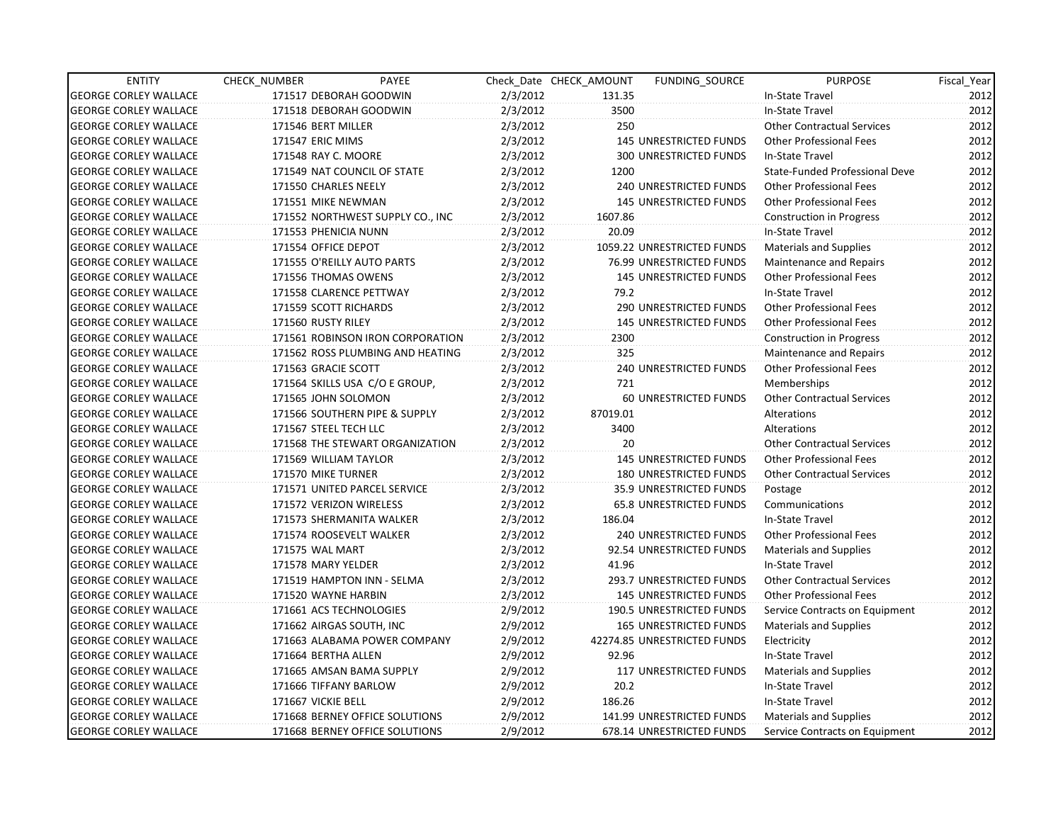| ENTITY | CHECK_NUMBER | PAYEE | Check_Date | CHECK_AMOUNT | FUNDING_SOURCE | PURPOSE | Fiscal_Year |
|---|---|---|---|---|---|---|---|
| GEORGE CORLEY WALLACE | 171517 | DEBORAH GOODWIN | 2/3/2012 | 131.35 | | In-State Travel | 2012 |
| GEORGE CORLEY WALLACE | 171518 | DEBORAH GOODWIN | 2/3/2012 | 3500 | | In-State Travel | 2012 |
| GEORGE CORLEY WALLACE | 171546 | BERT MILLER | 2/3/2012 | 250 | | Other Contractual Services | 2012 |
| GEORGE CORLEY WALLACE | 171547 | ERIC MIMS | 2/3/2012 | 145 | UNRESTRICTED FUNDS | Other Professional Fees | 2012 |
| GEORGE CORLEY WALLACE | 171548 | RAY C. MOORE | 2/3/2012 | 300 | UNRESTRICTED FUNDS | In-State Travel | 2012 |
| GEORGE CORLEY WALLACE | 171549 | NAT COUNCIL OF STATE | 2/3/2012 | 1200 | | State-Funded Professional Deve | 2012 |
| GEORGE CORLEY WALLACE | 171550 | CHARLES NEELY | 2/3/2012 | 240 | UNRESTRICTED FUNDS | Other Professional Fees | 2012 |
| GEORGE CORLEY WALLACE | 171551 | MIKE NEWMAN | 2/3/2012 | 145 | UNRESTRICTED FUNDS | Other Professional Fees | 2012 |
| GEORGE CORLEY WALLACE | 171552 | NORTHWEST SUPPLY CO., INC | 2/3/2012 | 1607.86 | | Construction in Progress | 2012 |
| GEORGE CORLEY WALLACE | 171553 | PHENICIA NUNN | 2/3/2012 | 20.09 | | In-State Travel | 2012 |
| GEORGE CORLEY WALLACE | 171554 | OFFICE DEPOT | 2/3/2012 | 1059.22 | UNRESTRICTED FUNDS | Materials and Supplies | 2012 |
| GEORGE CORLEY WALLACE | 171555 | O'REILLY AUTO PARTS | 2/3/2012 | 76.99 | UNRESTRICTED FUNDS | Maintenance and Repairs | 2012 |
| GEORGE CORLEY WALLACE | 171556 | THOMAS OWENS | 2/3/2012 | 145 | UNRESTRICTED FUNDS | Other Professional Fees | 2012 |
| GEORGE CORLEY WALLACE | 171558 | CLARENCE PETTWAY | 2/3/2012 | 79.2 | | In-State Travel | 2012 |
| GEORGE CORLEY WALLACE | 171559 | SCOTT RICHARDS | 2/3/2012 | 290 | UNRESTRICTED FUNDS | Other Professional Fees | 2012 |
| GEORGE CORLEY WALLACE | 171560 | RUSTY RILEY | 2/3/2012 | 145 | UNRESTRICTED FUNDS | Other Professional Fees | 2012 |
| GEORGE CORLEY WALLACE | 171561 | ROBINSON IRON CORPORATION | 2/3/2012 | 2300 | | Construction in Progress | 2012 |
| GEORGE CORLEY WALLACE | 171562 | ROSS PLUMBING AND HEATING | 2/3/2012 | 325 | | Maintenance and Repairs | 2012 |
| GEORGE CORLEY WALLACE | 171563 | GRACIE SCOTT | 2/3/2012 | 240 | UNRESTRICTED FUNDS | Other Professional Fees | 2012 |
| GEORGE CORLEY WALLACE | 171564 | SKILLS USA C/O E GROUP, | 2/3/2012 | 721 | | Memberships | 2012 |
| GEORGE CORLEY WALLACE | 171565 | JOHN SOLOMON | 2/3/2012 | 60 | UNRESTRICTED FUNDS | Other Contractual Services | 2012 |
| GEORGE CORLEY WALLACE | 171566 | SOUTHERN PIPE & SUPPLY | 2/3/2012 | 87019.01 | | Alterations | 2012 |
| GEORGE CORLEY WALLACE | 171567 | STEEL TECH LLC | 2/3/2012 | 3400 | | Alterations | 2012 |
| GEORGE CORLEY WALLACE | 171568 | THE STEWART ORGANIZATION | 2/3/2012 | 20 | | Other Contractual Services | 2012 |
| GEORGE CORLEY WALLACE | 171569 | WILLIAM TAYLOR | 2/3/2012 | 145 | UNRESTRICTED FUNDS | Other Professional Fees | 2012 |
| GEORGE CORLEY WALLACE | 171570 | MIKE TURNER | 2/3/2012 | 180 | UNRESTRICTED FUNDS | Other Contractual Services | 2012 |
| GEORGE CORLEY WALLACE | 171571 | UNITED PARCEL SERVICE | 2/3/2012 | 35.9 | UNRESTRICTED FUNDS | Postage | 2012 |
| GEORGE CORLEY WALLACE | 171572 | VERIZON WIRELESS | 2/3/2012 | 65.8 | UNRESTRICTED FUNDS | Communications | 2012 |
| GEORGE CORLEY WALLACE | 171573 | SHERMANITA WALKER | 2/3/2012 | 186.04 | | In-State Travel | 2012 |
| GEORGE CORLEY WALLACE | 171574 | ROOSEVELT WALKER | 2/3/2012 | 240 | UNRESTRICTED FUNDS | Other Professional Fees | 2012 |
| GEORGE CORLEY WALLACE | 171575 | WAL MART | 2/3/2012 | 92.54 | UNRESTRICTED FUNDS | Materials and Supplies | 2012 |
| GEORGE CORLEY WALLACE | 171578 | MARY YELDER | 2/3/2012 | 41.96 | | In-State Travel | 2012 |
| GEORGE CORLEY WALLACE | 171519 | HAMPTON INN - SELMA | 2/3/2012 | 293.7 | UNRESTRICTED FUNDS | Other Contractual Services | 2012 |
| GEORGE CORLEY WALLACE | 171520 | WAYNE HARBIN | 2/3/2012 | 145 | UNRESTRICTED FUNDS | Other Professional Fees | 2012 |
| GEORGE CORLEY WALLACE | 171661 | ACS TECHNOLOGIES | 2/9/2012 | 190.5 | UNRESTRICTED FUNDS | Service Contracts on Equipment | 2012 |
| GEORGE CORLEY WALLACE | 171662 | AIRGAS SOUTH, INC | 2/9/2012 | 165 | UNRESTRICTED FUNDS | Materials and Supplies | 2012 |
| GEORGE CORLEY WALLACE | 171663 | ALABAMA POWER COMPANY | 2/9/2012 | 42274.85 | UNRESTRICTED FUNDS | Electricity | 2012 |
| GEORGE CORLEY WALLACE | 171664 | BERTHA ALLEN | 2/9/2012 | 92.96 | | In-State Travel | 2012 |
| GEORGE CORLEY WALLACE | 171665 | AMSAN BAMA SUPPLY | 2/9/2012 | 117 | UNRESTRICTED FUNDS | Materials and Supplies | 2012 |
| GEORGE CORLEY WALLACE | 171666 | TIFFANY BARLOW | 2/9/2012 | 20.2 | | In-State Travel | 2012 |
| GEORGE CORLEY WALLACE | 171667 | VICKIE BELL | 2/9/2012 | 186.26 | | In-State Travel | 2012 |
| GEORGE CORLEY WALLACE | 171668 | BERNEY OFFICE SOLUTIONS | 2/9/2012 | 141.99 | UNRESTRICTED FUNDS | Materials and Supplies | 2012 |
| GEORGE CORLEY WALLACE | 171668 | BERNEY OFFICE SOLUTIONS | 2/9/2012 | 678.14 | UNRESTRICTED FUNDS | Service Contracts on Equipment | 2012 |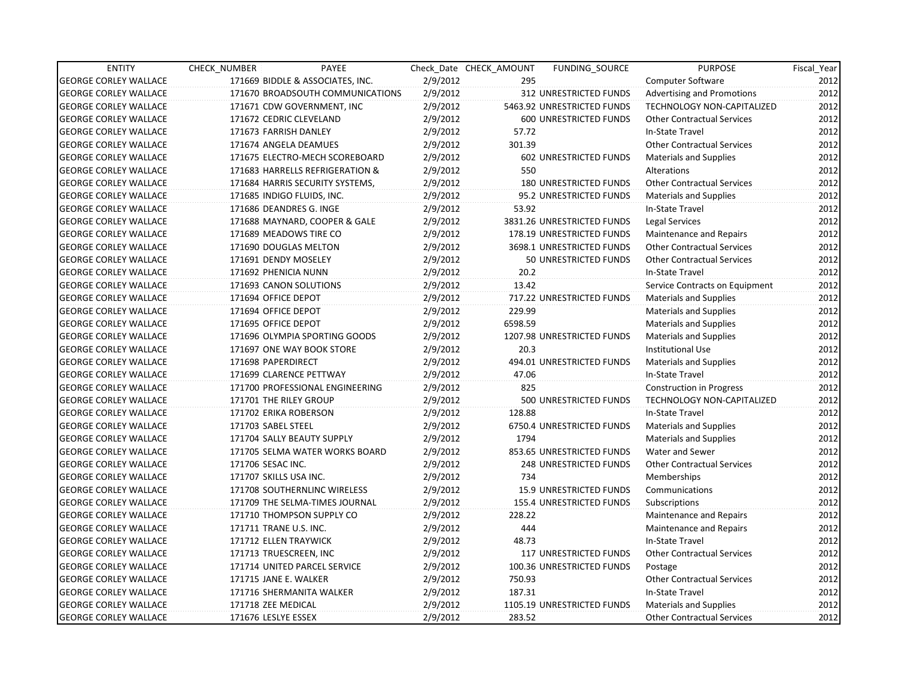| ENTITY | CHECK_NUMBER | PAYEE | Check_Date | CHECK_AMOUNT | FUNDING_SOURCE | PURPOSE | Fiscal_Year |
|---|---|---|---|---|---|---|---|
| GEORGE CORLEY WALLACE | 171669 | BIDDLE & ASSOCIATES, INC. | 2/9/2012 | 295 | | Computer Software | 2012 |
| GEORGE CORLEY WALLACE | 171670 | BROADSOUTH COMMUNICATIONS | 2/9/2012 | 312 | UNRESTRICTED FUNDS | Advertising and Promotions | 2012 |
| GEORGE CORLEY WALLACE | 171671 | CDW GOVERNMENT, INC | 2/9/2012 | 5463.92 | UNRESTRICTED FUNDS | TECHNOLOGY NON-CAPITALIZED | 2012 |
| GEORGE CORLEY WALLACE | 171672 | CEDRIC CLEVELAND | 2/9/2012 | 600 | UNRESTRICTED FUNDS | Other Contractual Services | 2012 |
| GEORGE CORLEY WALLACE | 171673 | FARRISH DANLEY | 2/9/2012 | 57.72 | | In-State Travel | 2012 |
| GEORGE CORLEY WALLACE | 171674 | ANGELA DEAMUES | 2/9/2012 | 301.39 | | Other Contractual Services | 2012 |
| GEORGE CORLEY WALLACE | 171675 | ELECTRO-MECH SCOREBOARD | 2/9/2012 | 602 | UNRESTRICTED FUNDS | Materials and Supplies | 2012 |
| GEORGE CORLEY WALLACE | 171683 | HARRELLS REFRIGERATION & | 2/9/2012 | 550 | | Alterations | 2012 |
| GEORGE CORLEY WALLACE | 171684 | HARRIS SECURITY SYSTEMS, | 2/9/2012 | 180 | UNRESTRICTED FUNDS | Other Contractual Services | 2012 |
| GEORGE CORLEY WALLACE | 171685 | INDIGO FLUIDS, INC. | 2/9/2012 | 95.2 | UNRESTRICTED FUNDS | Materials and Supplies | 2012 |
| GEORGE CORLEY WALLACE | 171686 | DEANDRES G. INGE | 2/9/2012 | 53.92 | | In-State Travel | 2012 |
| GEORGE CORLEY WALLACE | 171688 | MAYNARD, COOPER & GALE | 2/9/2012 | 3831.26 | UNRESTRICTED FUNDS | Legal Services | 2012 |
| GEORGE CORLEY WALLACE | 171689 | MEADOWS TIRE CO | 2/9/2012 | 178.19 | UNRESTRICTED FUNDS | Maintenance and Repairs | 2012 |
| GEORGE CORLEY WALLACE | 171690 | DOUGLAS MELTON | 2/9/2012 | 3698.1 | UNRESTRICTED FUNDS | Other Contractual Services | 2012 |
| GEORGE CORLEY WALLACE | 171691 | DENDY MOSELEY | 2/9/2012 | 50 | UNRESTRICTED FUNDS | Other Contractual Services | 2012 |
| GEORGE CORLEY WALLACE | 171692 | PHENICIA NUNN | 2/9/2012 | 20.2 | | In-State Travel | 2012 |
| GEORGE CORLEY WALLACE | 171693 | CANON SOLUTIONS | 2/9/2012 | 13.42 | | Service Contracts on Equipment | 2012 |
| GEORGE CORLEY WALLACE | 171694 | OFFICE DEPOT | 2/9/2012 | 717.22 | UNRESTRICTED FUNDS | Materials and Supplies | 2012 |
| GEORGE CORLEY WALLACE | 171694 | OFFICE DEPOT | 2/9/2012 | 229.99 | | Materials and Supplies | 2012 |
| GEORGE CORLEY WALLACE | 171695 | OFFICE DEPOT | 2/9/2012 | 6598.59 | | Materials and Supplies | 2012 |
| GEORGE CORLEY WALLACE | 171696 | OLYMPIA SPORTING GOODS | 2/9/2012 | 1207.98 | UNRESTRICTED FUNDS | Materials and Supplies | 2012 |
| GEORGE CORLEY WALLACE | 171697 | ONE WAY BOOK STORE | 2/9/2012 | 20.3 | | Institutional Use | 2012 |
| GEORGE CORLEY WALLACE | 171698 | PAPERDIRECT | 2/9/2012 | 494.01 | UNRESTRICTED FUNDS | Materials and Supplies | 2012 |
| GEORGE CORLEY WALLACE | 171699 | CLARENCE PETTWAY | 2/9/2012 | 47.06 | | In-State Travel | 2012 |
| GEORGE CORLEY WALLACE | 171700 | PROFESSIONAL ENGINEERING | 2/9/2012 | 825 | | Construction in Progress | 2012 |
| GEORGE CORLEY WALLACE | 171701 | THE RILEY GROUP | 2/9/2012 | 500 | UNRESTRICTED FUNDS | TECHNOLOGY NON-CAPITALIZED | 2012 |
| GEORGE CORLEY WALLACE | 171702 | ERIKA ROBERSON | 2/9/2012 | 128.88 | | In-State Travel | 2012 |
| GEORGE CORLEY WALLACE | 171703 | SABEL STEEL | 2/9/2012 | 6750.4 | UNRESTRICTED FUNDS | Materials and Supplies | 2012 |
| GEORGE CORLEY WALLACE | 171704 | SALLY BEAUTY SUPPLY | 2/9/2012 | 1794 | | Materials and Supplies | 2012 |
| GEORGE CORLEY WALLACE | 171705 | SELMA WATER WORKS BOARD | 2/9/2012 | 853.65 | UNRESTRICTED FUNDS | Water and Sewer | 2012 |
| GEORGE CORLEY WALLACE | 171706 | SESAC INC. | 2/9/2012 | 248 | UNRESTRICTED FUNDS | Other Contractual Services | 2012 |
| GEORGE CORLEY WALLACE | 171707 | SKILLS USA INC. | 2/9/2012 | 734 | | Memberships | 2012 |
| GEORGE CORLEY WALLACE | 171708 | SOUTHERNLINC WIRELESS | 2/9/2012 | 15.9 | UNRESTRICTED FUNDS | Communications | 2012 |
| GEORGE CORLEY WALLACE | 171709 | THE SELMA-TIMES JOURNAL | 2/9/2012 | 155.4 | UNRESTRICTED FUNDS | Subscriptions | 2012 |
| GEORGE CORLEY WALLACE | 171710 | THOMPSON SUPPLY CO | 2/9/2012 | 228.22 | | Maintenance and Repairs | 2012 |
| GEORGE CORLEY WALLACE | 171711 | TRANE U.S. INC. | 2/9/2012 | 444 | | Maintenance and Repairs | 2012 |
| GEORGE CORLEY WALLACE | 171712 | ELLEN TRAYWICK | 2/9/2012 | 48.73 | | In-State Travel | 2012 |
| GEORGE CORLEY WALLACE | 171713 | TRUESCREEN, INC | 2/9/2012 | 117 | UNRESTRICTED FUNDS | Other Contractual Services | 2012 |
| GEORGE CORLEY WALLACE | 171714 | UNITED PARCEL SERVICE | 2/9/2012 | 100.36 | UNRESTRICTED FUNDS | Postage | 2012 |
| GEORGE CORLEY WALLACE | 171715 | JANE E. WALKER | 2/9/2012 | 750.93 | | Other Contractual Services | 2012 |
| GEORGE CORLEY WALLACE | 171716 | SHERMANITA WALKER | 2/9/2012 | 187.31 | | In-State Travel | 2012 |
| GEORGE CORLEY WALLACE | 171718 | ZEE MEDICAL | 2/9/2012 | 1105.19 | UNRESTRICTED FUNDS | Materials and Supplies | 2012 |
| GEORGE CORLEY WALLACE | 171676 | LESLYE ESSEX | 2/9/2012 | 283.52 | | Other Contractual Services | 2012 |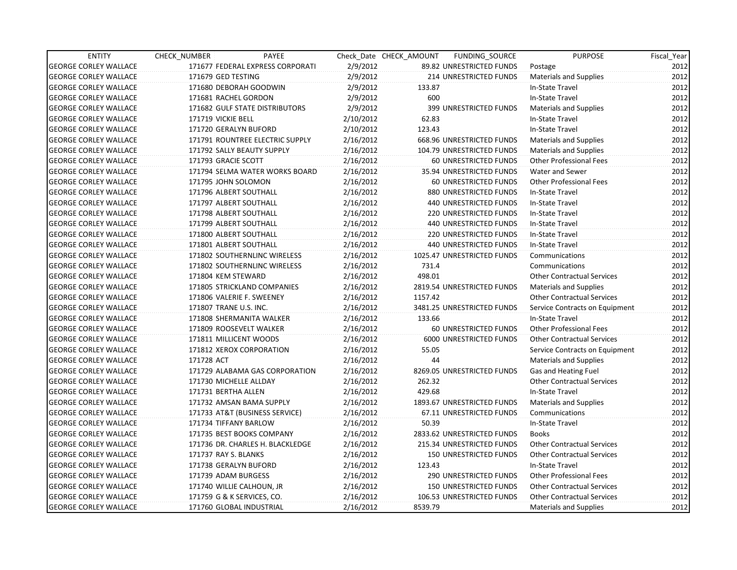| ENTITY | CHECK_NUMBER | PAYEE | Check_Date | CHECK_AMOUNT | FUNDING_SOURCE | PURPOSE | Fiscal_Year |
|---|---|---|---|---|---|---|---|
| GEORGE CORLEY WALLACE | 171677 | FEDERAL EXPRESS CORPORATI | 2/9/2012 | 89.82 | UNRESTRICTED FUNDS | Postage | 2012 |
| GEORGE CORLEY WALLACE | 171679 | GED TESTING | 2/9/2012 | 214 | UNRESTRICTED FUNDS | Materials and Supplies | 2012 |
| GEORGE CORLEY WALLACE | 171680 | DEBORAH GOODWIN | 2/9/2012 | 133.87 | | In-State Travel | 2012 |
| GEORGE CORLEY WALLACE | 171681 | RACHEL GORDON | 2/9/2012 | 600 | | In-State Travel | 2012 |
| GEORGE CORLEY WALLACE | 171682 | GULF STATE DISTRIBUTORS | 2/9/2012 | 399 | UNRESTRICTED FUNDS | Materials and Supplies | 2012 |
| GEORGE CORLEY WALLACE | 171719 | VICKIE BELL | 2/10/2012 | 62.83 | | In-State Travel | 2012 |
| GEORGE CORLEY WALLACE | 171720 | GERALYN BUFORD | 2/10/2012 | 123.43 | | In-State Travel | 2012 |
| GEORGE CORLEY WALLACE | 171791 | ROUNTREE ELECTRIC SUPPLY | 2/16/2012 | 668.96 | UNRESTRICTED FUNDS | Materials and Supplies | 2012 |
| GEORGE CORLEY WALLACE | 171792 | SALLY BEAUTY SUPPLY | 2/16/2012 | 104.79 | UNRESTRICTED FUNDS | Materials and Supplies | 2012 |
| GEORGE CORLEY WALLACE | 171793 | GRACIE SCOTT | 2/16/2012 | 60 | UNRESTRICTED FUNDS | Other Professional Fees | 2012 |
| GEORGE CORLEY WALLACE | 171794 | SELMA WATER WORKS BOARD | 2/16/2012 | 35.94 | UNRESTRICTED FUNDS | Water and Sewer | 2012 |
| GEORGE CORLEY WALLACE | 171795 | JOHN SOLOMON | 2/16/2012 | 60 | UNRESTRICTED FUNDS | Other Professional Fees | 2012 |
| GEORGE CORLEY WALLACE | 171796 | ALBERT SOUTHALL | 2/16/2012 | 880 | UNRESTRICTED FUNDS | In-State Travel | 2012 |
| GEORGE CORLEY WALLACE | 171797 | ALBERT SOUTHALL | 2/16/2012 | 440 | UNRESTRICTED FUNDS | In-State Travel | 2012 |
| GEORGE CORLEY WALLACE | 171798 | ALBERT SOUTHALL | 2/16/2012 | 220 | UNRESTRICTED FUNDS | In-State Travel | 2012 |
| GEORGE CORLEY WALLACE | 171799 | ALBERT SOUTHALL | 2/16/2012 | 440 | UNRESTRICTED FUNDS | In-State Travel | 2012 |
| GEORGE CORLEY WALLACE | 171800 | ALBERT SOUTHALL | 2/16/2012 | 220 | UNRESTRICTED FUNDS | In-State Travel | 2012 |
| GEORGE CORLEY WALLACE | 171801 | ALBERT SOUTHALL | 2/16/2012 | 440 | UNRESTRICTED FUNDS | In-State Travel | 2012 |
| GEORGE CORLEY WALLACE | 171802 | SOUTHERNLINC WIRELESS | 2/16/2012 | 1025.47 | UNRESTRICTED FUNDS | Communications | 2012 |
| GEORGE CORLEY WALLACE | 171802 | SOUTHERNLINC WIRELESS | 2/16/2012 | 731.4 | | Communications | 2012 |
| GEORGE CORLEY WALLACE | 171804 | KEM STEWARD | 2/16/2012 | 498.01 | | Other Contractual Services | 2012 |
| GEORGE CORLEY WALLACE | 171805 | STRICKLAND COMPANIES | 2/16/2012 | 2819.54 | UNRESTRICTED FUNDS | Materials and Supplies | 2012 |
| GEORGE CORLEY WALLACE | 171806 | VALERIE F. SWEENEY | 2/16/2012 | 1157.42 | | Other Contractual Services | 2012 |
| GEORGE CORLEY WALLACE | 171807 | TRANE U.S. INC. | 2/16/2012 | 3481.25 | UNRESTRICTED FUNDS | Service Contracts on Equipment | 2012 |
| GEORGE CORLEY WALLACE | 171808 | SHERMANITA WALKER | 2/16/2012 | 133.66 | | In-State Travel | 2012 |
| GEORGE CORLEY WALLACE | 171809 | ROOSEVELT WALKER | 2/16/2012 | 60 | UNRESTRICTED FUNDS | Other Professional Fees | 2012 |
| GEORGE CORLEY WALLACE | 171811 | MILLICENT WOODS | 2/16/2012 | 6000 | UNRESTRICTED FUNDS | Other Contractual Services | 2012 |
| GEORGE CORLEY WALLACE | 171812 | XEROX CORPORATION | 2/16/2012 | 55.05 | | Service Contracts on Equipment | 2012 |
| GEORGE CORLEY WALLACE | 171728 | ACT | 2/16/2012 | 44 | | Materials and Supplies | 2012 |
| GEORGE CORLEY WALLACE | 171729 | ALABAMA GAS CORPORATION | 2/16/2012 | 8269.05 | UNRESTRICTED FUNDS | Gas and Heating Fuel | 2012 |
| GEORGE CORLEY WALLACE | 171730 | MICHELLE ALLDAY | 2/16/2012 | 262.32 | | Other Contractual Services | 2012 |
| GEORGE CORLEY WALLACE | 171731 | BERTHA ALLEN | 2/16/2012 | 429.68 | | In-State Travel | 2012 |
| GEORGE CORLEY WALLACE | 171732 | AMSAN BAMA SUPPLY | 2/16/2012 | 1893.67 | UNRESTRICTED FUNDS | Materials and Supplies | 2012 |
| GEORGE CORLEY WALLACE | 171733 | AT&T (BUSINESS SERVICE) | 2/16/2012 | 67.11 | UNRESTRICTED FUNDS | Communications | 2012 |
| GEORGE CORLEY WALLACE | 171734 | TIFFANY BARLOW | 2/16/2012 | 50.39 | | In-State Travel | 2012 |
| GEORGE CORLEY WALLACE | 171735 | BEST BOOKS COMPANY | 2/16/2012 | 2833.62 | UNRESTRICTED FUNDS | Books | 2012 |
| GEORGE CORLEY WALLACE | 171736 | DR. CHARLES H. BLACKLEDGE | 2/16/2012 | 215.34 | UNRESTRICTED FUNDS | Other Contractual Services | 2012 |
| GEORGE CORLEY WALLACE | 171737 | RAY S. BLANKS | 2/16/2012 | 150 | UNRESTRICTED FUNDS | Other Contractual Services | 2012 |
| GEORGE CORLEY WALLACE | 171738 | GERALYN BUFORD | 2/16/2012 | 123.43 | | In-State Travel | 2012 |
| GEORGE CORLEY WALLACE | 171739 | ADAM BURGESS | 2/16/2012 | 290 | UNRESTRICTED FUNDS | Other Professional Fees | 2012 |
| GEORGE CORLEY WALLACE | 171740 | WILLIE CALHOUN, JR | 2/16/2012 | 150 | UNRESTRICTED FUNDS | Other Contractual Services | 2012 |
| GEORGE CORLEY WALLACE | 171759 | G & K SERVICES, CO. | 2/16/2012 | 106.53 | UNRESTRICTED FUNDS | Other Contractual Services | 2012 |
| GEORGE CORLEY WALLACE | 171760 | GLOBAL INDUSTRIAL | 2/16/2012 | 8539.79 | | Materials and Supplies | 2012 |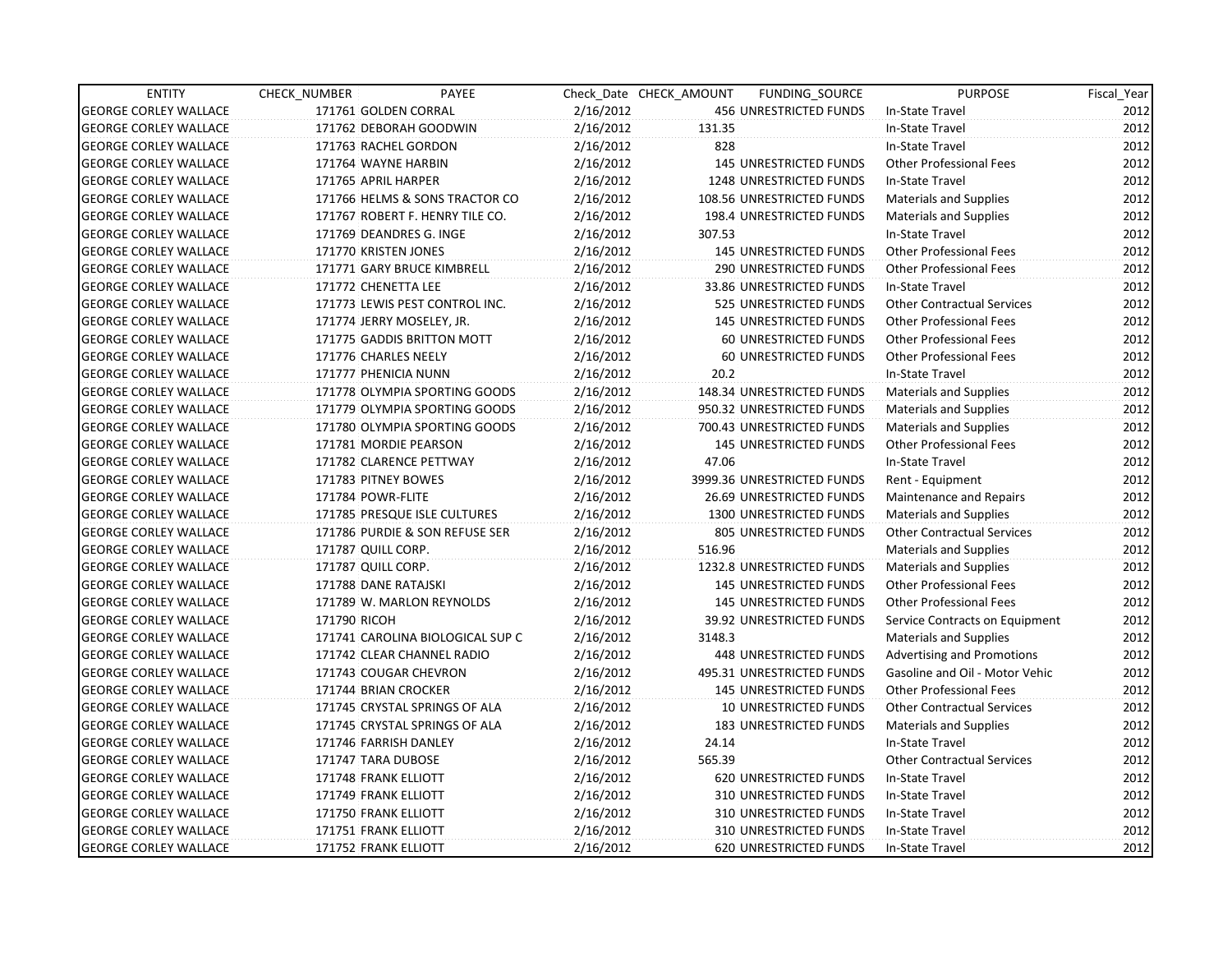| ENTITY | CHECK_NUMBER | PAYEE | Check_Date | CHECK_AMOUNT | FUNDING_SOURCE | PURPOSE | Fiscal_Year |
|---|---|---|---|---|---|---|---|
| GEORGE CORLEY WALLACE | 171761 | GOLDEN CORRAL | 2/16/2012 | 456 | UNRESTRICTED FUNDS | In-State Travel | 2012 |
| GEORGE CORLEY WALLACE | 171762 | DEBORAH GOODWIN | 2/16/2012 | 131.35 | | In-State Travel | 2012 |
| GEORGE CORLEY WALLACE | 171763 | RACHEL GORDON | 2/16/2012 | 828 | | In-State Travel | 2012 |
| GEORGE CORLEY WALLACE | 171764 | WAYNE HARBIN | 2/16/2012 | 145 | UNRESTRICTED FUNDS | Other Professional Fees | 2012 |
| GEORGE CORLEY WALLACE | 171765 | APRIL HARPER | 2/16/2012 | 1248 | UNRESTRICTED FUNDS | In-State Travel | 2012 |
| GEORGE CORLEY WALLACE | 171766 | HELMS & SONS TRACTOR CO | 2/16/2012 | 108.56 | UNRESTRICTED FUNDS | Materials and Supplies | 2012 |
| GEORGE CORLEY WALLACE | 171767 | ROBERT F. HENRY TILE CO. | 2/16/2012 | 198.4 | UNRESTRICTED FUNDS | Materials and Supplies | 2012 |
| GEORGE CORLEY WALLACE | 171769 | DEANDRES G. INGE | 2/16/2012 | 307.53 | | In-State Travel | 2012 |
| GEORGE CORLEY WALLACE | 171770 | KRISTEN JONES | 2/16/2012 | 145 | UNRESTRICTED FUNDS | Other Professional Fees | 2012 |
| GEORGE CORLEY WALLACE | 171771 | GARY BRUCE KIMBRELL | 2/16/2012 | 290 | UNRESTRICTED FUNDS | Other Professional Fees | 2012 |
| GEORGE CORLEY WALLACE | 171772 | CHENETTA LEE | 2/16/2012 | 33.86 | UNRESTRICTED FUNDS | In-State Travel | 2012 |
| GEORGE CORLEY WALLACE | 171773 | LEWIS PEST CONTROL INC. | 2/16/2012 | 525 | UNRESTRICTED FUNDS | Other Contractual Services | 2012 |
| GEORGE CORLEY WALLACE | 171774 | JERRY MOSELEY, JR. | 2/16/2012 | 145 | UNRESTRICTED FUNDS | Other Professional Fees | 2012 |
| GEORGE CORLEY WALLACE | 171775 | GADDIS BRITTON MOTT | 2/16/2012 | 60 | UNRESTRICTED FUNDS | Other Professional Fees | 2012 |
| GEORGE CORLEY WALLACE | 171776 | CHARLES NEELY | 2/16/2012 | 60 | UNRESTRICTED FUNDS | Other Professional Fees | 2012 |
| GEORGE CORLEY WALLACE | 171777 | PHENICIA NUNN | 2/16/2012 | 20.2 | | In-State Travel | 2012 |
| GEORGE CORLEY WALLACE | 171778 | OLYMPIA SPORTING GOODS | 2/16/2012 | 148.34 | UNRESTRICTED FUNDS | Materials and Supplies | 2012 |
| GEORGE CORLEY WALLACE | 171779 | OLYMPIA SPORTING GOODS | 2/16/2012 | 950.32 | UNRESTRICTED FUNDS | Materials and Supplies | 2012 |
| GEORGE CORLEY WALLACE | 171780 | OLYMPIA SPORTING GOODS | 2/16/2012 | 700.43 | UNRESTRICTED FUNDS | Materials and Supplies | 2012 |
| GEORGE CORLEY WALLACE | 171781 | MORDIE PEARSON | 2/16/2012 | 145 | UNRESTRICTED FUNDS | Other Professional Fees | 2012 |
| GEORGE CORLEY WALLACE | 171782 | CLARENCE PETTWAY | 2/16/2012 | 47.06 | | In-State Travel | 2012 |
| GEORGE CORLEY WALLACE | 171783 | PITNEY BOWES | 2/16/2012 | 3999.36 | UNRESTRICTED FUNDS | Rent - Equipment | 2012 |
| GEORGE CORLEY WALLACE | 171784 | POWR-FLITE | 2/16/2012 | 26.69 | UNRESTRICTED FUNDS | Maintenance and Repairs | 2012 |
| GEORGE CORLEY WALLACE | 171785 | PRESQUE ISLE CULTURES | 2/16/2012 | 1300 | UNRESTRICTED FUNDS | Materials and Supplies | 2012 |
| GEORGE CORLEY WALLACE | 171786 | PURDIE & SON REFUSE SER | 2/16/2012 | 805 | UNRESTRICTED FUNDS | Other Contractual Services | 2012 |
| GEORGE CORLEY WALLACE | 171787 | QUILL CORP. | 2/16/2012 | 516.96 | | Materials and Supplies | 2012 |
| GEORGE CORLEY WALLACE | 171787 | QUILL CORP. | 2/16/2012 | 1232.8 | UNRESTRICTED FUNDS | Materials and Supplies | 2012 |
| GEORGE CORLEY WALLACE | 171788 | DANE RATAJSKI | 2/16/2012 | 145 | UNRESTRICTED FUNDS | Other Professional Fees | 2012 |
| GEORGE CORLEY WALLACE | 171789 | W. MARLON REYNOLDS | 2/16/2012 | 145 | UNRESTRICTED FUNDS | Other Professional Fees | 2012 |
| GEORGE CORLEY WALLACE | 171790 | RICOH | 2/16/2012 | 39.92 | UNRESTRICTED FUNDS | Service Contracts on Equipment | 2012 |
| GEORGE CORLEY WALLACE | 171741 | CAROLINA BIOLOGICAL SUP C | 2/16/2012 | 3148.3 | | Materials and Supplies | 2012 |
| GEORGE CORLEY WALLACE | 171742 | CLEAR CHANNEL RADIO | 2/16/2012 | 448 | UNRESTRICTED FUNDS | Advertising and Promotions | 2012 |
| GEORGE CORLEY WALLACE | 171743 | COUGAR CHEVRON | 2/16/2012 | 495.31 | UNRESTRICTED FUNDS | Gasoline and Oil - Motor Vehic | 2012 |
| GEORGE CORLEY WALLACE | 171744 | BRIAN CROCKER | 2/16/2012 | 145 | UNRESTRICTED FUNDS | Other Professional Fees | 2012 |
| GEORGE CORLEY WALLACE | 171745 | CRYSTAL SPRINGS OF ALA | 2/16/2012 | 10 | UNRESTRICTED FUNDS | Other Contractual Services | 2012 |
| GEORGE CORLEY WALLACE | 171745 | CRYSTAL SPRINGS OF ALA | 2/16/2012 | 183 | UNRESTRICTED FUNDS | Materials and Supplies | 2012 |
| GEORGE CORLEY WALLACE | 171746 | FARRISH DANLEY | 2/16/2012 | 24.14 | | In-State Travel | 2012 |
| GEORGE CORLEY WALLACE | 171747 | TARA DUBOSE | 2/16/2012 | 565.39 | | Other Contractual Services | 2012 |
| GEORGE CORLEY WALLACE | 171748 | FRANK ELLIOTT | 2/16/2012 | 620 | UNRESTRICTED FUNDS | In-State Travel | 2012 |
| GEORGE CORLEY WALLACE | 171749 | FRANK ELLIOTT | 2/16/2012 | 310 | UNRESTRICTED FUNDS | In-State Travel | 2012 |
| GEORGE CORLEY WALLACE | 171750 | FRANK ELLIOTT | 2/16/2012 | 310 | UNRESTRICTED FUNDS | In-State Travel | 2012 |
| GEORGE CORLEY WALLACE | 171751 | FRANK ELLIOTT | 2/16/2012 | 310 | UNRESTRICTED FUNDS | In-State Travel | 2012 |
| GEORGE CORLEY WALLACE | 171752 | FRANK ELLIOTT | 2/16/2012 | 620 | UNRESTRICTED FUNDS | In-State Travel | 2012 |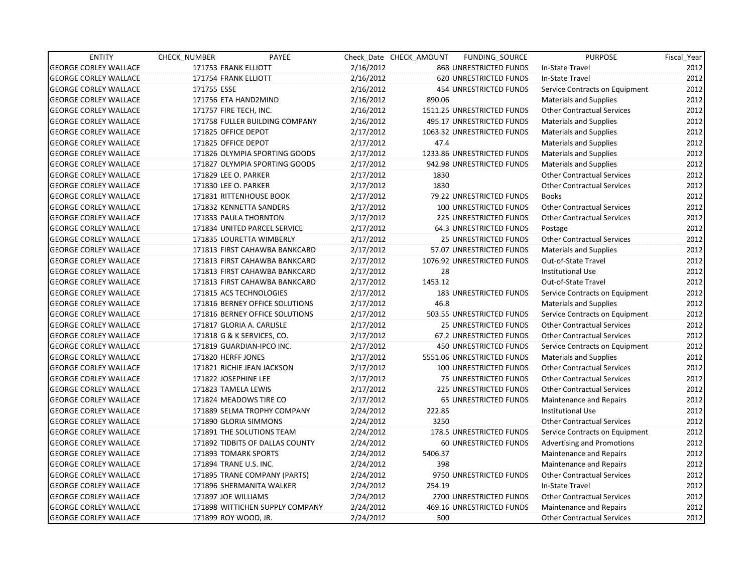| ENTITY | CHECK_NUMBER | PAYEE | Check_Date | CHECK_AMOUNT | FUNDING_SOURCE | PURPOSE | Fiscal_Year |
|---|---|---|---|---|---|---|---|
| GEORGE CORLEY WALLACE | 171753 | FRANK ELLIOTT | 2/16/2012 | 868 | UNRESTRICTED FUNDS | In-State Travel | 2012 |
| GEORGE CORLEY WALLACE | 171754 | FRANK ELLIOTT | 2/16/2012 | 620 | UNRESTRICTED FUNDS | In-State Travel | 2012 |
| GEORGE CORLEY WALLACE | 171755 | ESSE | 2/16/2012 | 454 | UNRESTRICTED FUNDS | Service Contracts on Equipment | 2012 |
| GEORGE CORLEY WALLACE | 171756 | ETA HAND2MIND | 2/16/2012 | 890.06 | | Materials and Supplies | 2012 |
| GEORGE CORLEY WALLACE | 171757 | FIRE TECH, INC. | 2/16/2012 | 1511.25 | UNRESTRICTED FUNDS | Other Contractual Services | 2012 |
| GEORGE CORLEY WALLACE | 171758 | FULLER BUILDING COMPANY | 2/16/2012 | 495.17 | UNRESTRICTED FUNDS | Materials and Supplies | 2012 |
| GEORGE CORLEY WALLACE | 171825 | OFFICE DEPOT | 2/17/2012 | 1063.32 | UNRESTRICTED FUNDS | Materials and Supplies | 2012 |
| GEORGE CORLEY WALLACE | 171825 | OFFICE DEPOT | 2/17/2012 | 47.4 | | Materials and Supplies | 2012 |
| GEORGE CORLEY WALLACE | 171826 | OLYMPIA SPORTING GOODS | 2/17/2012 | 1233.86 | UNRESTRICTED FUNDS | Materials and Supplies | 2012 |
| GEORGE CORLEY WALLACE | 171827 | OLYMPIA SPORTING GOODS | 2/17/2012 | 942.98 | UNRESTRICTED FUNDS | Materials and Supplies | 2012 |
| GEORGE CORLEY WALLACE | 171829 | LEE O. PARKER | 2/17/2012 | 1830 | | Other Contractual Services | 2012 |
| GEORGE CORLEY WALLACE | 171830 | LEE O. PARKER | 2/17/2012 | 1830 | | Other Contractual Services | 2012 |
| GEORGE CORLEY WALLACE | 171831 | RITTENHOUSE BOOK | 2/17/2012 | 79.22 | UNRESTRICTED FUNDS | Books | 2012 |
| GEORGE CORLEY WALLACE | 171832 | KENNETTA SANDERS | 2/17/2012 | 100 | UNRESTRICTED FUNDS | Other Contractual Services | 2012 |
| GEORGE CORLEY WALLACE | 171833 | PAULA THORNTON | 2/17/2012 | 225 | UNRESTRICTED FUNDS | Other Contractual Services | 2012 |
| GEORGE CORLEY WALLACE | 171834 | UNITED PARCEL SERVICE | 2/17/2012 | 64.3 | UNRESTRICTED FUNDS | Postage | 2012 |
| GEORGE CORLEY WALLACE | 171835 | LOURETTA WIMBERLY | 2/17/2012 | 25 | UNRESTRICTED FUNDS | Other Contractual Services | 2012 |
| GEORGE CORLEY WALLACE | 171813 | FIRST CAHAWBA BANKCARD | 2/17/2012 | 57.07 | UNRESTRICTED FUNDS | Materials and Supplies | 2012 |
| GEORGE CORLEY WALLACE | 171813 | FIRST CAHAWBA BANKCARD | 2/17/2012 | 1076.92 | UNRESTRICTED FUNDS | Out-of-State Travel | 2012 |
| GEORGE CORLEY WALLACE | 171813 | FIRST CAHAWBA BANKCARD | 2/17/2012 | 28 | | Institutional Use | 2012 |
| GEORGE CORLEY WALLACE | 171813 | FIRST CAHAWBA BANKCARD | 2/17/2012 | 1453.12 | | Out-of-State Travel | 2012 |
| GEORGE CORLEY WALLACE | 171815 | ACS TECHNOLOGIES | 2/17/2012 | 183 | UNRESTRICTED FUNDS | Service Contracts on Equipment | 2012 |
| GEORGE CORLEY WALLACE | 171816 | BERNEY OFFICE SOLUTIONS | 2/17/2012 | 46.8 | | Materials and Supplies | 2012 |
| GEORGE CORLEY WALLACE | 171816 | BERNEY OFFICE SOLUTIONS | 2/17/2012 | 503.55 | UNRESTRICTED FUNDS | Service Contracts on Equipment | 2012 |
| GEORGE CORLEY WALLACE | 171817 | GLORIA A. CARLISLE | 2/17/2012 | 25 | UNRESTRICTED FUNDS | Other Contractual Services | 2012 |
| GEORGE CORLEY WALLACE | 171818 | G & K SERVICES, CO. | 2/17/2012 | 67.2 | UNRESTRICTED FUNDS | Other Contractual Services | 2012 |
| GEORGE CORLEY WALLACE | 171819 | GUARDIAN-IPCO INC. | 2/17/2012 | 450 | UNRESTRICTED FUNDS | Service Contracts on Equipment | 2012 |
| GEORGE CORLEY WALLACE | 171820 | HERFF JONES | 2/17/2012 | 5551.06 | UNRESTRICTED FUNDS | Materials and Supplies | 2012 |
| GEORGE CORLEY WALLACE | 171821 | RICHIE JEAN JACKSON | 2/17/2012 | 100 | UNRESTRICTED FUNDS | Other Contractual Services | 2012 |
| GEORGE CORLEY WALLACE | 171822 | JOSEPHINE LEE | 2/17/2012 | 75 | UNRESTRICTED FUNDS | Other Contractual Services | 2012 |
| GEORGE CORLEY WALLACE | 171823 | TAMELA LEWIS | 2/17/2012 | 225 | UNRESTRICTED FUNDS | Other Contractual Services | 2012 |
| GEORGE CORLEY WALLACE | 171824 | MEADOWS TIRE CO | 2/17/2012 | 65 | UNRESTRICTED FUNDS | Maintenance and Repairs | 2012 |
| GEORGE CORLEY WALLACE | 171889 | SELMA TROPHY COMPANY | 2/24/2012 | 222.85 | | Institutional Use | 2012 |
| GEORGE CORLEY WALLACE | 171890 | GLORIA SIMMONS | 2/24/2012 | 3250 | | Other Contractual Services | 2012 |
| GEORGE CORLEY WALLACE | 171891 | THE SOLUTIONS TEAM | 2/24/2012 | 178.5 | UNRESTRICTED FUNDS | Service Contracts on Equipment | 2012 |
| GEORGE CORLEY WALLACE | 171892 | TIDBITS OF DALLAS COUNTY | 2/24/2012 | 60 | UNRESTRICTED FUNDS | Advertising and Promotions | 2012 |
| GEORGE CORLEY WALLACE | 171893 | TOMARK SPORTS | 2/24/2012 | 5406.37 | | Maintenance and Repairs | 2012 |
| GEORGE CORLEY WALLACE | 171894 | TRANE U.S. INC. | 2/24/2012 | 398 | | Maintenance and Repairs | 2012 |
| GEORGE CORLEY WALLACE | 171895 | TRANE COMPANY (PARTS) | 2/24/2012 | 9750 | UNRESTRICTED FUNDS | Other Contractual Services | 2012 |
| GEORGE CORLEY WALLACE | 171896 | SHERMANITA WALKER | 2/24/2012 | 254.19 | | In-State Travel | 2012 |
| GEORGE CORLEY WALLACE | 171897 | JOE WILLIAMS | 2/24/2012 | 2700 | UNRESTRICTED FUNDS | Other Contractual Services | 2012 |
| GEORGE CORLEY WALLACE | 171898 | WITTICHEN SUPPLY COMPANY | 2/24/2012 | 469.16 | UNRESTRICTED FUNDS | Maintenance and Repairs | 2012 |
| GEORGE CORLEY WALLACE | 171899 | ROY WOOD, JR. | 2/24/2012 | 500 | | Other Contractual Services | 2012 |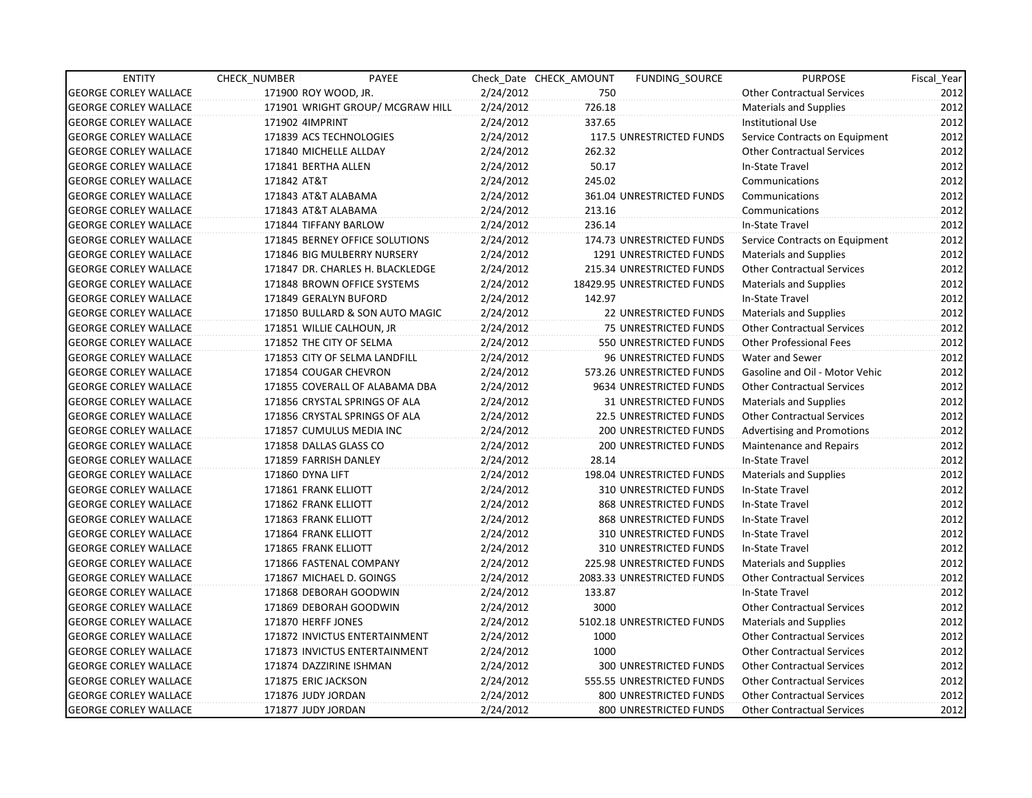| ENTITY | CHECK_NUMBER | PAYEE | Check_Date | CHECK_AMOUNT | FUNDING_SOURCE | PURPOSE | Fiscal_Year |
|---|---|---|---|---|---|---|---|
| GEORGE CORLEY WALLACE | 171900 | ROY WOOD, JR. | 2/24/2012 | 750 | | Other Contractual Services | 2012 |
| GEORGE CORLEY WALLACE | 171901 | WRIGHT GROUP/ MCGRAW HILL | 2/24/2012 | 726.18 | | Materials and Supplies | 2012 |
| GEORGE CORLEY WALLACE | 171902 | 4IMPRINT | 2/24/2012 | 337.65 | | Institutional Use | 2012 |
| GEORGE CORLEY WALLACE | 171839 | ACS TECHNOLOGIES | 2/24/2012 | 117.5 | UNRESTRICTED FUNDS | Service Contracts on Equipment | 2012 |
| GEORGE CORLEY WALLACE | 171840 | MICHELLE ALLDAY | 2/24/2012 | 262.32 | | Other Contractual Services | 2012 |
| GEORGE CORLEY WALLACE | 171841 | BERTHA ALLEN | 2/24/2012 | 50.17 | | In-State Travel | 2012 |
| GEORGE CORLEY WALLACE | 171842 | AT&T | 2/24/2012 | 245.02 | | Communications | 2012 |
| GEORGE CORLEY WALLACE | 171843 | AT&T ALABAMA | 2/24/2012 | 361.04 | UNRESTRICTED FUNDS | Communications | 2012 |
| GEORGE CORLEY WALLACE | 171843 | AT&T ALABAMA | 2/24/2012 | 213.16 | | Communications | 2012 |
| GEORGE CORLEY WALLACE | 171844 | TIFFANY BARLOW | 2/24/2012 | 236.14 | | In-State Travel | 2012 |
| GEORGE CORLEY WALLACE | 171845 | BERNEY OFFICE SOLUTIONS | 2/24/2012 | 174.73 | UNRESTRICTED FUNDS | Service Contracts on Equipment | 2012 |
| GEORGE CORLEY WALLACE | 171846 | BIG MULBERRY NURSERY | 2/24/2012 | 1291 | UNRESTRICTED FUNDS | Materials and Supplies | 2012 |
| GEORGE CORLEY WALLACE | 171847 | DR. CHARLES H. BLACKLEDGE | 2/24/2012 | 215.34 | UNRESTRICTED FUNDS | Other Contractual Services | 2012 |
| GEORGE CORLEY WALLACE | 171848 | BROWN OFFICE SYSTEMS | 2/24/2012 | 18429.95 | UNRESTRICTED FUNDS | Materials and Supplies | 2012 |
| GEORGE CORLEY WALLACE | 171849 | GERALYN BUFORD | 2/24/2012 | 142.97 | | In-State Travel | 2012 |
| GEORGE CORLEY WALLACE | 171850 | BULLARD & SON AUTO MAGIC | 2/24/2012 | 22 | UNRESTRICTED FUNDS | Materials and Supplies | 2012 |
| GEORGE CORLEY WALLACE | 171851 | WILLIE CALHOUN, JR | 2/24/2012 | 75 | UNRESTRICTED FUNDS | Other Contractual Services | 2012 |
| GEORGE CORLEY WALLACE | 171852 | THE CITY OF SELMA | 2/24/2012 | 550 | UNRESTRICTED FUNDS | Other Professional Fees | 2012 |
| GEORGE CORLEY WALLACE | 171853 | CITY OF SELMA LANDFILL | 2/24/2012 | 96 | UNRESTRICTED FUNDS | Water and Sewer | 2012 |
| GEORGE CORLEY WALLACE | 171854 | COUGAR CHEVRON | 2/24/2012 | 573.26 | UNRESTRICTED FUNDS | Gasoline and Oil - Motor Vehic | 2012 |
| GEORGE CORLEY WALLACE | 171855 | COVERALL OF ALABAMA DBA | 2/24/2012 | 9634 | UNRESTRICTED FUNDS | Other Contractual Services | 2012 |
| GEORGE CORLEY WALLACE | 171856 | CRYSTAL SPRINGS OF ALA | 2/24/2012 | 31 | UNRESTRICTED FUNDS | Materials and Supplies | 2012 |
| GEORGE CORLEY WALLACE | 171856 | CRYSTAL SPRINGS OF ALA | 2/24/2012 | 22.5 | UNRESTRICTED FUNDS | Other Contractual Services | 2012 |
| GEORGE CORLEY WALLACE | 171857 | CUMULUS MEDIA INC | 2/24/2012 | 200 | UNRESTRICTED FUNDS | Advertising and Promotions | 2012 |
| GEORGE CORLEY WALLACE | 171858 | DALLAS GLASS CO | 2/24/2012 | 200 | UNRESTRICTED FUNDS | Maintenance and Repairs | 2012 |
| GEORGE CORLEY WALLACE | 171859 | FARRISH DANLEY | 2/24/2012 | 28.14 | | In-State Travel | 2012 |
| GEORGE CORLEY WALLACE | 171860 | DYNA LIFT | 2/24/2012 | 198.04 | UNRESTRICTED FUNDS | Materials and Supplies | 2012 |
| GEORGE CORLEY WALLACE | 171861 | FRANK ELLIOTT | 2/24/2012 | 310 | UNRESTRICTED FUNDS | In-State Travel | 2012 |
| GEORGE CORLEY WALLACE | 171862 | FRANK ELLIOTT | 2/24/2012 | 868 | UNRESTRICTED FUNDS | In-State Travel | 2012 |
| GEORGE CORLEY WALLACE | 171863 | FRANK ELLIOTT | 2/24/2012 | 868 | UNRESTRICTED FUNDS | In-State Travel | 2012 |
| GEORGE CORLEY WALLACE | 171864 | FRANK ELLIOTT | 2/24/2012 | 310 | UNRESTRICTED FUNDS | In-State Travel | 2012 |
| GEORGE CORLEY WALLACE | 171865 | FRANK ELLIOTT | 2/24/2012 | 310 | UNRESTRICTED FUNDS | In-State Travel | 2012 |
| GEORGE CORLEY WALLACE | 171866 | FASTENAL COMPANY | 2/24/2012 | 225.98 | UNRESTRICTED FUNDS | Materials and Supplies | 2012 |
| GEORGE CORLEY WALLACE | 171867 | MICHAEL D. GOINGS | 2/24/2012 | 2083.33 | UNRESTRICTED FUNDS | Other Contractual Services | 2012 |
| GEORGE CORLEY WALLACE | 171868 | DEBORAH GOODWIN | 2/24/2012 | 133.87 | | In-State Travel | 2012 |
| GEORGE CORLEY WALLACE | 171869 | DEBORAH GOODWIN | 2/24/2012 | 3000 | | Other Contractual Services | 2012 |
| GEORGE CORLEY WALLACE | 171870 | HERFF JONES | 2/24/2012 | 5102.18 | UNRESTRICTED FUNDS | Materials and Supplies | 2012 |
| GEORGE CORLEY WALLACE | 171872 | INVICTUS ENTERTAINMENT | 2/24/2012 | 1000 | | Other Contractual Services | 2012 |
| GEORGE CORLEY WALLACE | 171873 | INVICTUS ENTERTAINMENT | 2/24/2012 | 1000 | | Other Contractual Services | 2012 |
| GEORGE CORLEY WALLACE | 171874 | DAZZIRINE ISHMAN | 2/24/2012 | 300 | UNRESTRICTED FUNDS | Other Contractual Services | 2012 |
| GEORGE CORLEY WALLACE | 171875 | ERIC JACKSON | 2/24/2012 | 555.55 | UNRESTRICTED FUNDS | Other Contractual Services | 2012 |
| GEORGE CORLEY WALLACE | 171876 | JUDY JORDAN | 2/24/2012 | 800 | UNRESTRICTED FUNDS | Other Contractual Services | 2012 |
| GEORGE CORLEY WALLACE | 171877 | JUDY JORDAN | 2/24/2012 | 800 | UNRESTRICTED FUNDS | Other Contractual Services | 2012 |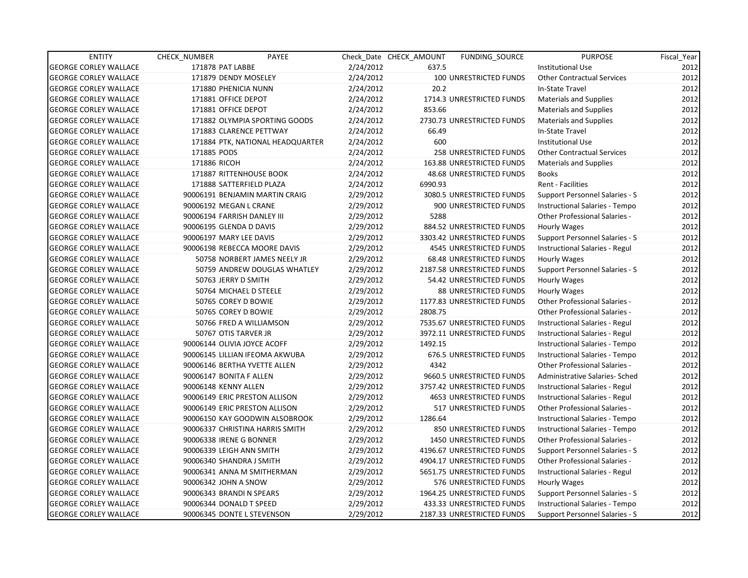| ENTITY | CHECK_NUMBER | PAYEE | Check_Date | CHECK_AMOUNT | FUNDING_SOURCE | PURPOSE | Fiscal_Year |
|---|---|---|---|---|---|---|---|
| GEORGE CORLEY WALLACE | 171878 | PAT LABBE | 2/24/2012 | 637.5 | | Institutional Use | 2012 |
| GEORGE CORLEY WALLACE | 171879 | DENDY MOSELEY | 2/24/2012 | 100 | UNRESTRICTED FUNDS | Other Contractual Services | 2012 |
| GEORGE CORLEY WALLACE | 171880 | PHENICIA NUNN | 2/24/2012 | 20.2 | | In-State Travel | 2012 |
| GEORGE CORLEY WALLACE | 171881 | OFFICE DEPOT | 2/24/2012 | 1714.3 | UNRESTRICTED FUNDS | Materials and Supplies | 2012 |
| GEORGE CORLEY WALLACE | 171881 | OFFICE DEPOT | 2/24/2012 | 853.66 | | Materials and Supplies | 2012 |
| GEORGE CORLEY WALLACE | 171882 | OLYMPIA SPORTING GOODS | 2/24/2012 | 2730.73 | UNRESTRICTED FUNDS | Materials and Supplies | 2012 |
| GEORGE CORLEY WALLACE | 171883 | CLARENCE PETTWAY | 2/24/2012 | 66.49 | | In-State Travel | 2012 |
| GEORGE CORLEY WALLACE | 171884 | PTK, NATIONAL HEADQUARTER | 2/24/2012 | 600 | | Institutional Use | 2012 |
| GEORGE CORLEY WALLACE | 171885 | PODS | 2/24/2012 | 258 | UNRESTRICTED FUNDS | Other Contractual Services | 2012 |
| GEORGE CORLEY WALLACE | 171886 | RICOH | 2/24/2012 | 163.88 | UNRESTRICTED FUNDS | Materials and Supplies | 2012 |
| GEORGE CORLEY WALLACE | 171887 | RITTENHOUSE BOOK | 2/24/2012 | 48.68 | UNRESTRICTED FUNDS | Books | 2012 |
| GEORGE CORLEY WALLACE | 171888 | SATTERFIELD PLAZA | 2/24/2012 | 6990.93 | | Rent - Facilities | 2012 |
| GEORGE CORLEY WALLACE | 90006191 | BENJAMIN MARTIN CRAIG | 2/29/2012 | 3080.5 | UNRESTRICTED FUNDS | Support Personnel Salaries - S | 2012 |
| GEORGE CORLEY WALLACE | 90006192 | MEGAN L CRANE | 2/29/2012 | 900 | UNRESTRICTED FUNDS | Instructional Salaries - Tempo | 2012 |
| GEORGE CORLEY WALLACE | 90006194 | FARRISH DANLEY III | 2/29/2012 | 5288 | | Other Professional Salaries - | 2012 |
| GEORGE CORLEY WALLACE | 90006195 | GLENDA D DAVIS | 2/29/2012 | 884.52 | UNRESTRICTED FUNDS | Hourly Wages | 2012 |
| GEORGE CORLEY WALLACE | 90006197 | MARY LEE DAVIS | 2/29/2012 | 3303.42 | UNRESTRICTED FUNDS | Support Personnel Salaries - S | 2012 |
| GEORGE CORLEY WALLACE | 90006198 | REBECCA MOORE DAVIS | 2/29/2012 | 4545 | UNRESTRICTED FUNDS | Instructional Salaries - Regul | 2012 |
| GEORGE CORLEY WALLACE | 50758 | NORBERT JAMES NEELY JR | 2/29/2012 | 68.48 | UNRESTRICTED FUNDS | Hourly Wages | 2012 |
| GEORGE CORLEY WALLACE | 50759 | ANDREW DOUGLAS WHATLEY | 2/29/2012 | 2187.58 | UNRESTRICTED FUNDS | Support Personnel Salaries - S | 2012 |
| GEORGE CORLEY WALLACE | 50763 | JERRY D SMITH | 2/29/2012 | 54.42 | UNRESTRICTED FUNDS | Hourly Wages | 2012 |
| GEORGE CORLEY WALLACE | 50764 | MICHAEL D STEELE | 2/29/2012 | 88 | UNRESTRICTED FUNDS | Hourly Wages | 2012 |
| GEORGE CORLEY WALLACE | 50765 | COREY D BOWIE | 2/29/2012 | 1177.83 | UNRESTRICTED FUNDS | Other Professional Salaries - | 2012 |
| GEORGE CORLEY WALLACE | 50765 | COREY D BOWIE | 2/29/2012 | 2808.75 | | Other Professional Salaries - | 2012 |
| GEORGE CORLEY WALLACE | 50766 | FRED A WILLIAMSON | 2/29/2012 | 7535.67 | UNRESTRICTED FUNDS | Instructional Salaries - Regul | 2012 |
| GEORGE CORLEY WALLACE | 50767 | OTIS TARVER JR | 2/29/2012 | 3972.11 | UNRESTRICTED FUNDS | Instructional Salaries - Regul | 2012 |
| GEORGE CORLEY WALLACE | 90006144 | OLIVIA JOYCE ACOFF | 2/29/2012 | 1492.15 | | Instructional Salaries - Tempo | 2012 |
| GEORGE CORLEY WALLACE | 90006145 | LILLIAN IFEOMA AKWUBA | 2/29/2012 | 676.5 | UNRESTRICTED FUNDS | Instructional Salaries - Tempo | 2012 |
| GEORGE CORLEY WALLACE | 90006146 | BERTHA YVETTE ALLEN | 2/29/2012 | 4342 | | Other Professional Salaries - | 2012 |
| GEORGE CORLEY WALLACE | 90006147 | BONITA F ALLEN | 2/29/2012 | 9660.5 | UNRESTRICTED FUNDS | Administrative Salaries- Sched | 2012 |
| GEORGE CORLEY WALLACE | 90006148 | KENNY ALLEN | 2/29/2012 | 3757.42 | UNRESTRICTED FUNDS | Instructional Salaries - Regul | 2012 |
| GEORGE CORLEY WALLACE | 90006149 | ERIC PRESTON ALLISON | 2/29/2012 | 4653 | UNRESTRICTED FUNDS | Instructional Salaries - Regul | 2012 |
| GEORGE CORLEY WALLACE | 90006149 | ERIC PRESTON ALLISON | 2/29/2012 | 517 | UNRESTRICTED FUNDS | Other Professional Salaries - | 2012 |
| GEORGE CORLEY WALLACE | 90006150 | KAY GOODWIN ALSOBROOK | 2/29/2012 | 1286.64 | | Instructional Salaries - Tempo | 2012 |
| GEORGE CORLEY WALLACE | 90006337 | CHRISTINA HARRIS SMITH | 2/29/2012 | 850 | UNRESTRICTED FUNDS | Instructional Salaries - Tempo | 2012 |
| GEORGE CORLEY WALLACE | 90006338 | IRENE G BONNER | 2/29/2012 | 1450 | UNRESTRICTED FUNDS | Other Professional Salaries - | 2012 |
| GEORGE CORLEY WALLACE | 90006339 | LEIGH ANN SMITH | 2/29/2012 | 4196.67 | UNRESTRICTED FUNDS | Support Personnel Salaries - S | 2012 |
| GEORGE CORLEY WALLACE | 90006340 | SHANDRA J SMITH | 2/29/2012 | 4904.17 | UNRESTRICTED FUNDS | Other Professional Salaries - | 2012 |
| GEORGE CORLEY WALLACE | 90006341 | ANNA M SMITHERMAN | 2/29/2012 | 5651.75 | UNRESTRICTED FUNDS | Instructional Salaries - Regul | 2012 |
| GEORGE CORLEY WALLACE | 90006342 | JOHN A SNOW | 2/29/2012 | 576 | UNRESTRICTED FUNDS | Hourly Wages | 2012 |
| GEORGE CORLEY WALLACE | 90006343 | BRANDI N SPEARS | 2/29/2012 | 1964.25 | UNRESTRICTED FUNDS | Support Personnel Salaries - S | 2012 |
| GEORGE CORLEY WALLACE | 90006344 | DONALD T SPEED | 2/29/2012 | 433.33 | UNRESTRICTED FUNDS | Instructional Salaries - Tempo | 2012 |
| GEORGE CORLEY WALLACE | 90006345 | DONTE L STEVENSON | 2/29/2012 | 2187.33 | UNRESTRICTED FUNDS | Support Personnel Salaries - S | 2012 |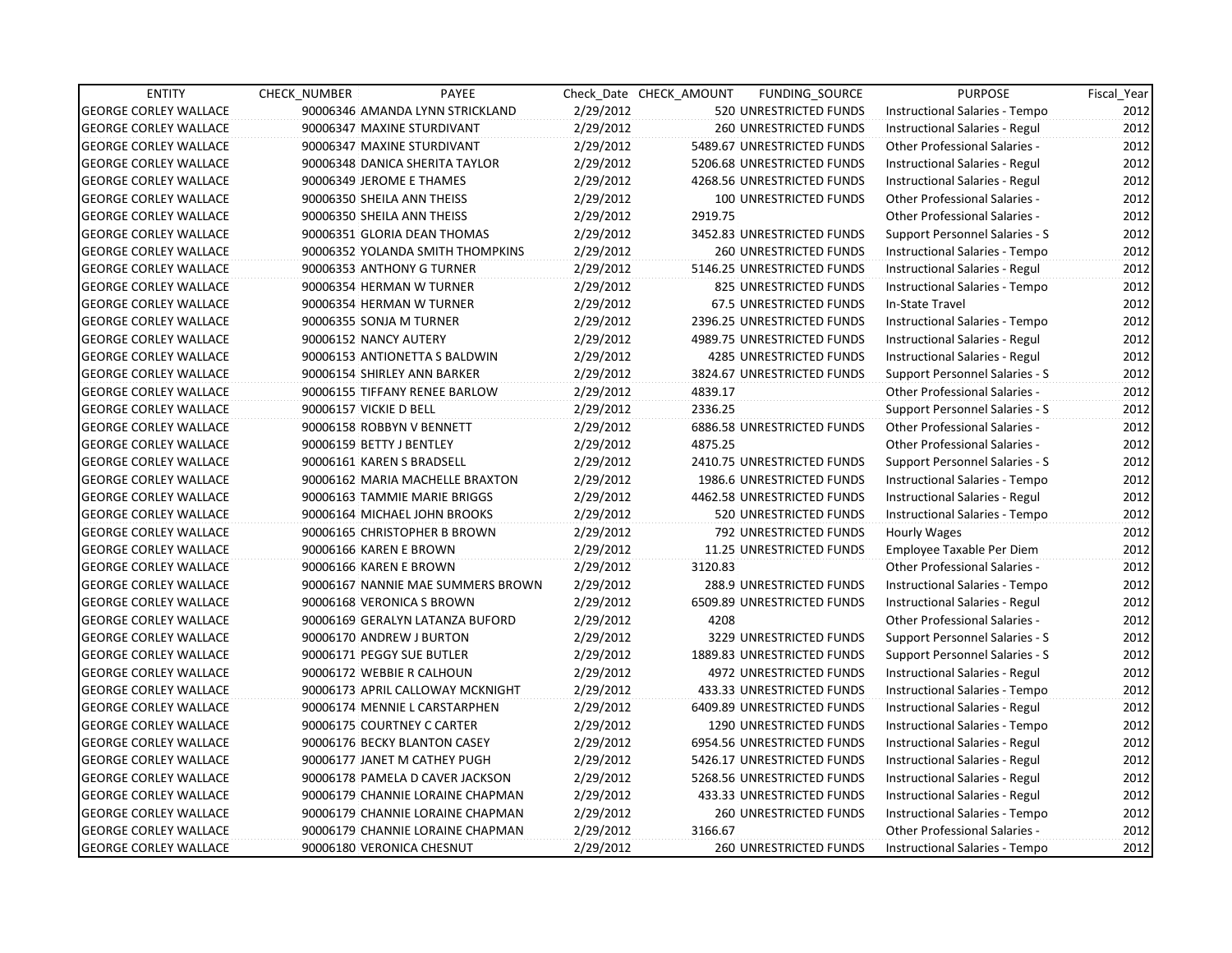| ENTITY | CHECK_NUMBER | PAYEE | Check_Date | CHECK_AMOUNT | FUNDING_SOURCE | PURPOSE | Fiscal_Year |
|---|---|---|---|---|---|---|---|
| GEORGE CORLEY WALLACE | 90006346 | AMANDA LYNN STRICKLAND | 2/29/2012 | 520 | UNRESTRICTED FUNDS | Instructional Salaries - Tempo | 2012 |
| GEORGE CORLEY WALLACE | 90006347 | MAXINE STURDIVANT | 2/29/2012 | 260 | UNRESTRICTED FUNDS | Instructional Salaries - Regul | 2012 |
| GEORGE CORLEY WALLACE | 90006347 | MAXINE STURDIVANT | 2/29/2012 | 5489.67 | UNRESTRICTED FUNDS | Other Professional Salaries - | 2012 |
| GEORGE CORLEY WALLACE | 90006348 | DANICA SHERITA TAYLOR | 2/29/2012 | 5206.68 | UNRESTRICTED FUNDS | Instructional Salaries - Regul | 2012 |
| GEORGE CORLEY WALLACE | 90006349 | JEROME E THAMES | 2/29/2012 | 4268.56 | UNRESTRICTED FUNDS | Instructional Salaries - Regul | 2012 |
| GEORGE CORLEY WALLACE | 90006350 | SHEILA ANN THEISS | 2/29/2012 | 100 | UNRESTRICTED FUNDS | Other Professional Salaries - | 2012 |
| GEORGE CORLEY WALLACE | 90006350 | SHEILA ANN THEISS | 2/29/2012 | 2919.75 | | Other Professional Salaries - | 2012 |
| GEORGE CORLEY WALLACE | 90006351 | GLORIA DEAN THOMAS | 2/29/2012 | 3452.83 | UNRESTRICTED FUNDS | Support Personnel Salaries - S | 2012 |
| GEORGE CORLEY WALLACE | 90006352 | YOLANDA SMITH THOMPKINS | 2/29/2012 | 260 | UNRESTRICTED FUNDS | Instructional Salaries - Tempo | 2012 |
| GEORGE CORLEY WALLACE | 90006353 | ANTHONY G TURNER | 2/29/2012 | 5146.25 | UNRESTRICTED FUNDS | Instructional Salaries - Regul | 2012 |
| GEORGE CORLEY WALLACE | 90006354 | HERMAN W TURNER | 2/29/2012 | 825 | UNRESTRICTED FUNDS | Instructional Salaries - Tempo | 2012 |
| GEORGE CORLEY WALLACE | 90006354 | HERMAN W TURNER | 2/29/2012 | 67.5 | UNRESTRICTED FUNDS | In-State Travel | 2012 |
| GEORGE CORLEY WALLACE | 90006355 | SONJA M TURNER | 2/29/2012 | 2396.25 | UNRESTRICTED FUNDS | Instructional Salaries - Tempo | 2012 |
| GEORGE CORLEY WALLACE | 90006152 | NANCY AUTERY | 2/29/2012 | 4989.75 | UNRESTRICTED FUNDS | Instructional Salaries - Regul | 2012 |
| GEORGE CORLEY WALLACE | 90006153 | ANTIONETTA S BALDWIN | 2/29/2012 | 4285 | UNRESTRICTED FUNDS | Instructional Salaries - Regul | 2012 |
| GEORGE CORLEY WALLACE | 90006154 | SHIRLEY ANN BARKER | 2/29/2012 | 3824.67 | UNRESTRICTED FUNDS | Support Personnel Salaries - S | 2012 |
| GEORGE CORLEY WALLACE | 90006155 | TIFFANY RENEE BARLOW | 2/29/2012 | 4839.17 | | Other Professional Salaries - | 2012 |
| GEORGE CORLEY WALLACE | 90006157 | VICKIE D BELL | 2/29/2012 | 2336.25 | | Support Personnel Salaries - S | 2012 |
| GEORGE CORLEY WALLACE | 90006158 | ROBBYN V BENNETT | 2/29/2012 | 6886.58 | UNRESTRICTED FUNDS | Other Professional Salaries - | 2012 |
| GEORGE CORLEY WALLACE | 90006159 | BETTY J BENTLEY | 2/29/2012 | 4875.25 | | Other Professional Salaries - | 2012 |
| GEORGE CORLEY WALLACE | 90006161 | KAREN S BRADSELL | 2/29/2012 | 2410.75 | UNRESTRICTED FUNDS | Support Personnel Salaries - S | 2012 |
| GEORGE CORLEY WALLACE | 90006162 | MARIA MACHELLE BRAXTON | 2/29/2012 | 1986.6 | UNRESTRICTED FUNDS | Instructional Salaries - Tempo | 2012 |
| GEORGE CORLEY WALLACE | 90006163 | TAMMIE MARIE BRIGGS | 2/29/2012 | 4462.58 | UNRESTRICTED FUNDS | Instructional Salaries - Regul | 2012 |
| GEORGE CORLEY WALLACE | 90006164 | MICHAEL JOHN BROOKS | 2/29/2012 | 520 | UNRESTRICTED FUNDS | Instructional Salaries - Tempo | 2012 |
| GEORGE CORLEY WALLACE | 90006165 | CHRISTOPHER B BROWN | 2/29/2012 | 792 | UNRESTRICTED FUNDS | Hourly Wages | 2012 |
| GEORGE CORLEY WALLACE | 90006166 | KAREN E BROWN | 2/29/2012 | 11.25 | UNRESTRICTED FUNDS | Employee Taxable Per Diem | 2012 |
| GEORGE CORLEY WALLACE | 90006166 | KAREN E BROWN | 2/29/2012 | 3120.83 | | Other Professional Salaries - | 2012 |
| GEORGE CORLEY WALLACE | 90006167 | NANNIE MAE SUMMERS BROWN | 2/29/2012 | 288.9 | UNRESTRICTED FUNDS | Instructional Salaries - Tempo | 2012 |
| GEORGE CORLEY WALLACE | 90006168 | VERONICA S BROWN | 2/29/2012 | 6509.89 | UNRESTRICTED FUNDS | Instructional Salaries - Regul | 2012 |
| GEORGE CORLEY WALLACE | 90006169 | GERALYN LATANZA BUFORD | 2/29/2012 | 4208 | | Other Professional Salaries - | 2012 |
| GEORGE CORLEY WALLACE | 90006170 | ANDREW J BURTON | 2/29/2012 | 3229 | UNRESTRICTED FUNDS | Support Personnel Salaries - S | 2012 |
| GEORGE CORLEY WALLACE | 90006171 | PEGGY SUE BUTLER | 2/29/2012 | 1889.83 | UNRESTRICTED FUNDS | Support Personnel Salaries - S | 2012 |
| GEORGE CORLEY WALLACE | 90006172 | WEBBIE R CALHOUN | 2/29/2012 | 4972 | UNRESTRICTED FUNDS | Instructional Salaries - Regul | 2012 |
| GEORGE CORLEY WALLACE | 90006173 | APRIL CALLOWAY MCKNIGHT | 2/29/2012 | 433.33 | UNRESTRICTED FUNDS | Instructional Salaries - Tempo | 2012 |
| GEORGE CORLEY WALLACE | 90006174 | MENNIE L CARSTARPHEN | 2/29/2012 | 6409.89 | UNRESTRICTED FUNDS | Instructional Salaries - Regul | 2012 |
| GEORGE CORLEY WALLACE | 90006175 | COURTNEY C CARTER | 2/29/2012 | 1290 | UNRESTRICTED FUNDS | Instructional Salaries - Tempo | 2012 |
| GEORGE CORLEY WALLACE | 90006176 | BECKY BLANTON CASEY | 2/29/2012 | 6954.56 | UNRESTRICTED FUNDS | Instructional Salaries - Regul | 2012 |
| GEORGE CORLEY WALLACE | 90006177 | JANET M CATHEY PUGH | 2/29/2012 | 5426.17 | UNRESTRICTED FUNDS | Instructional Salaries - Regul | 2012 |
| GEORGE CORLEY WALLACE | 90006178 | PAMELA D CAVER JACKSON | 2/29/2012 | 5268.56 | UNRESTRICTED FUNDS | Instructional Salaries - Regul | 2012 |
| GEORGE CORLEY WALLACE | 90006179 | CHANNIE LORAINE CHAPMAN | 2/29/2012 | 433.33 | UNRESTRICTED FUNDS | Instructional Salaries - Regul | 2012 |
| GEORGE CORLEY WALLACE | 90006179 | CHANNIE LORAINE CHAPMAN | 2/29/2012 | 260 | UNRESTRICTED FUNDS | Instructional Salaries - Tempo | 2012 |
| GEORGE CORLEY WALLACE | 90006179 | CHANNIE LORAINE CHAPMAN | 2/29/2012 | 3166.67 | | Other Professional Salaries - | 2012 |
| GEORGE CORLEY WALLACE | 90006180 | VERONICA CHESNUT | 2/29/2012 | 260 | UNRESTRICTED FUNDS | Instructional Salaries - Tempo | 2012 |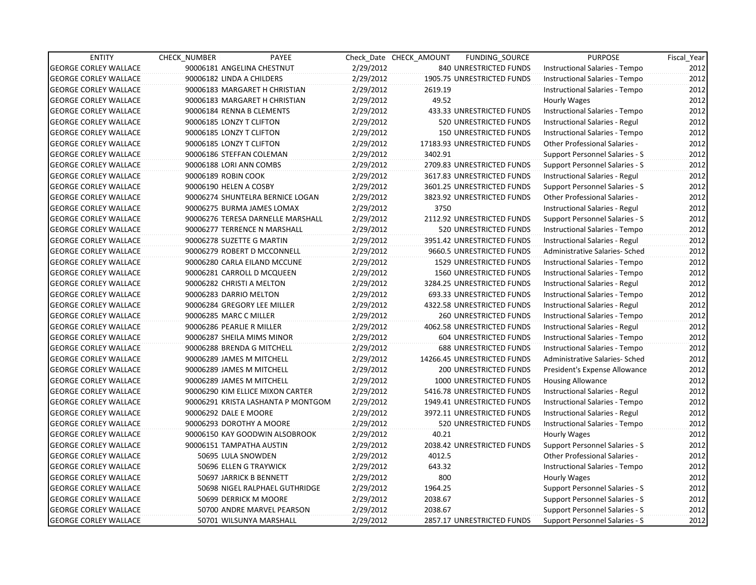| ENTITY | CHECK_NUMBER | PAYEE | Check_Date | CHECK_AMOUNT | FUNDING_SOURCE | PURPOSE | Fiscal_Year |
|---|---|---|---|---|---|---|---|
| GEORGE CORLEY WALLACE | 90006181 | ANGELINA CHESTNUT | 2/29/2012 | 840 | UNRESTRICTED FUNDS | Instructional Salaries - Tempo | 2012 |
| GEORGE CORLEY WALLACE | 90006182 | LINDA A CHILDERS | 2/29/2012 | 1905.75 | UNRESTRICTED FUNDS | Instructional Salaries - Tempo | 2012 |
| GEORGE CORLEY WALLACE | 90006183 | MARGARET H CHRISTIAN | 2/29/2012 | 2619.19 | | Instructional Salaries - Tempo | 2012 |
| GEORGE CORLEY WALLACE | 90006183 | MARGARET H CHRISTIAN | 2/29/2012 | 49.52 | | Hourly Wages | 2012 |
| GEORGE CORLEY WALLACE | 90006184 | RENNA B CLEMENTS | 2/29/2012 | 433.33 | UNRESTRICTED FUNDS | Instructional Salaries - Tempo | 2012 |
| GEORGE CORLEY WALLACE | 90006185 | LONZY T CLIFTON | 2/29/2012 | 520 | UNRESTRICTED FUNDS | Instructional Salaries - Regul | 2012 |
| GEORGE CORLEY WALLACE | 90006185 | LONZY T CLIFTON | 2/29/2012 | 150 | UNRESTRICTED FUNDS | Instructional Salaries - Tempo | 2012 |
| GEORGE CORLEY WALLACE | 90006185 | LONZY T CLIFTON | 2/29/2012 | 17183.93 | UNRESTRICTED FUNDS | Other Professional Salaries - | 2012 |
| GEORGE CORLEY WALLACE | 90006186 | STEFFAN COLEMAN | 2/29/2012 | 3402.91 | | Support Personnel Salaries - S | 2012 |
| GEORGE CORLEY WALLACE | 90006188 | LORI ANN COMBS | 2/29/2012 | 2709.83 | UNRESTRICTED FUNDS | Support Personnel Salaries - S | 2012 |
| GEORGE CORLEY WALLACE | 90006189 | ROBIN COOK | 2/29/2012 | 3617.83 | UNRESTRICTED FUNDS | Instructional Salaries - Regul | 2012 |
| GEORGE CORLEY WALLACE | 90006190 | HELEN A COSBY | 2/29/2012 | 3601.25 | UNRESTRICTED FUNDS | Support Personnel Salaries - S | 2012 |
| GEORGE CORLEY WALLACE | 90006274 | SHUNTELRA BERNICE LOGAN | 2/29/2012 | 3823.92 | UNRESTRICTED FUNDS | Other Professional Salaries - | 2012 |
| GEORGE CORLEY WALLACE | 90006275 | BURMA JAMES LOMAX | 2/29/2012 | 3750 | | Instructional Salaries - Regul | 2012 |
| GEORGE CORLEY WALLACE | 90006276 | TERESA DARNELLE MARSHALL | 2/29/2012 | 2112.92 | UNRESTRICTED FUNDS | Support Personnel Salaries - S | 2012 |
| GEORGE CORLEY WALLACE | 90006277 | TERRENCE N MARSHALL | 2/29/2012 | 520 | UNRESTRICTED FUNDS | Instructional Salaries - Tempo | 2012 |
| GEORGE CORLEY WALLACE | 90006278 | SUZETTE G MARTIN | 2/29/2012 | 3951.42 | UNRESTRICTED FUNDS | Instructional Salaries - Regul | 2012 |
| GEORGE CORLEY WALLACE | 90006279 | ROBERT D MCCONNELL | 2/29/2012 | 9660.5 | UNRESTRICTED FUNDS | Administrative Salaries- Sched | 2012 |
| GEORGE CORLEY WALLACE | 90006280 | CARLA EILAND MCCUNE | 2/29/2012 | 1529 | UNRESTRICTED FUNDS | Instructional Salaries - Tempo | 2012 |
| GEORGE CORLEY WALLACE | 90006281 | CARROLL D MCQUEEN | 2/29/2012 | 1560 | UNRESTRICTED FUNDS | Instructional Salaries - Tempo | 2012 |
| GEORGE CORLEY WALLACE | 90006282 | CHRISTI A MELTON | 2/29/2012 | 3284.25 | UNRESTRICTED FUNDS | Instructional Salaries - Regul | 2012 |
| GEORGE CORLEY WALLACE | 90006283 | DARRIO MELTON | 2/29/2012 | 693.33 | UNRESTRICTED FUNDS | Instructional Salaries - Tempo | 2012 |
| GEORGE CORLEY WALLACE | 90006284 | GREGORY LEE MILLER | 2/29/2012 | 4322.58 | UNRESTRICTED FUNDS | Instructional Salaries - Regul | 2012 |
| GEORGE CORLEY WALLACE | 90006285 | MARC C MILLER | 2/29/2012 | 260 | UNRESTRICTED FUNDS | Instructional Salaries - Tempo | 2012 |
| GEORGE CORLEY WALLACE | 90006286 | PEARLIE R MILLER | 2/29/2012 | 4062.58 | UNRESTRICTED FUNDS | Instructional Salaries - Regul | 2012 |
| GEORGE CORLEY WALLACE | 90006287 | SHEILA MIMS MINOR | 2/29/2012 | 604 | UNRESTRICTED FUNDS | Instructional Salaries - Tempo | 2012 |
| GEORGE CORLEY WALLACE | 90006288 | BRENDA G MITCHELL | 2/29/2012 | 688 | UNRESTRICTED FUNDS | Instructional Salaries - Tempo | 2012 |
| GEORGE CORLEY WALLACE | 90006289 | JAMES M MITCHELL | 2/29/2012 | 14266.45 | UNRESTRICTED FUNDS | Administrative Salaries- Sched | 2012 |
| GEORGE CORLEY WALLACE | 90006289 | JAMES M MITCHELL | 2/29/2012 | 200 | UNRESTRICTED FUNDS | President's Expense Allowance | 2012 |
| GEORGE CORLEY WALLACE | 90006289 | JAMES M MITCHELL | 2/29/2012 | 1000 | UNRESTRICTED FUNDS | Housing Allowance | 2012 |
| GEORGE CORLEY WALLACE | 90006290 | KIM ELLICE MIXON CARTER | 2/29/2012 | 5416.78 | UNRESTRICTED FUNDS | Instructional Salaries - Regul | 2012 |
| GEORGE CORLEY WALLACE | 90006291 | KRISTA LASHANTA P MONTGOM | 2/29/2012 | 1949.41 | UNRESTRICTED FUNDS | Instructional Salaries - Tempo | 2012 |
| GEORGE CORLEY WALLACE | 90006292 | DALE E MOORE | 2/29/2012 | 3972.11 | UNRESTRICTED FUNDS | Instructional Salaries - Regul | 2012 |
| GEORGE CORLEY WALLACE | 90006293 | DOROTHY A MOORE | 2/29/2012 | 520 | UNRESTRICTED FUNDS | Instructional Salaries - Tempo | 2012 |
| GEORGE CORLEY WALLACE | 90006150 | KAY GOODWIN ALSOBROOK | 2/29/2012 | 40.21 | | Hourly Wages | 2012 |
| GEORGE CORLEY WALLACE | 90006151 | TAMPATHA AUSTIN | 2/29/2012 | 2038.42 | UNRESTRICTED FUNDS | Support Personnel Salaries - S | 2012 |
| GEORGE CORLEY WALLACE | 50695 | LULA SNOWDEN | 2/29/2012 | 4012.5 | | Other Professional Salaries - | 2012 |
| GEORGE CORLEY WALLACE | 50696 | ELLEN G TRAYWICK | 2/29/2012 | 643.32 | | Instructional Salaries - Tempo | 2012 |
| GEORGE CORLEY WALLACE | 50697 | JARRICK B BENNETT | 2/29/2012 | 800 | | Hourly Wages | 2012 |
| GEORGE CORLEY WALLACE | 50698 | NIGEL RALPHAEL GUTHRIDGE | 2/29/2012 | 1964.25 | | Support Personnel Salaries - S | 2012 |
| GEORGE CORLEY WALLACE | 50699 | DERRICK M MOORE | 2/29/2012 | 2038.67 | | Support Personnel Salaries - S | 2012 |
| GEORGE CORLEY WALLACE | 50700 | ANDRE MARVEL PEARSON | 2/29/2012 | 2038.67 | | Support Personnel Salaries - S | 2012 |
| GEORGE CORLEY WALLACE | 50701 | WILSUNYA MARSHALL | 2/29/2012 | 2857.17 | UNRESTRICTED FUNDS | Support Personnel Salaries - S | 2012 |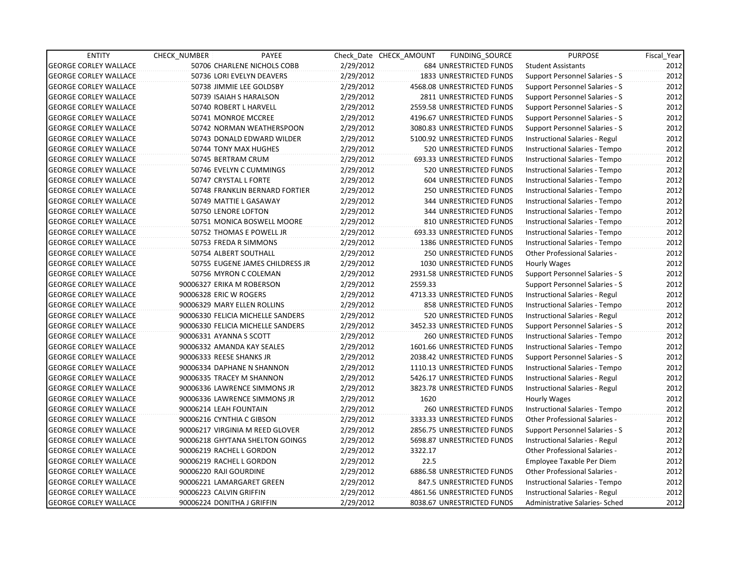| ENTITY | CHECK_NUMBER | PAYEE | Check_Date | CHECK_AMOUNT | FUNDING_SOURCE | PURPOSE | Fiscal_Year |
|---|---|---|---|---|---|---|---|
| GEORGE CORLEY WALLACE | 50706 | CHARLENE NICHOLS COBB | 2/29/2012 | 684 | UNRESTRICTED FUNDS | Student Assistants | 2012 |
| GEORGE CORLEY WALLACE | 50736 | LORI EVELYN DEAVERS | 2/29/2012 | 1833 | UNRESTRICTED FUNDS | Support Personnel Salaries - S | 2012 |
| GEORGE CORLEY WALLACE | 50738 | JIMMIE LEE GOLDSBY | 2/29/2012 | 4568.08 | UNRESTRICTED FUNDS | Support Personnel Salaries - S | 2012 |
| GEORGE CORLEY WALLACE | 50739 | ISAIAH S HARALSON | 2/29/2012 | 2811 | UNRESTRICTED FUNDS | Support Personnel Salaries - S | 2012 |
| GEORGE CORLEY WALLACE | 50740 | ROBERT L HARVELL | 2/29/2012 | 2559.58 | UNRESTRICTED FUNDS | Support Personnel Salaries - S | 2012 |
| GEORGE CORLEY WALLACE | 50741 | MONROE MCCREE | 2/29/2012 | 4196.67 | UNRESTRICTED FUNDS | Support Personnel Salaries - S | 2012 |
| GEORGE CORLEY WALLACE | 50742 | NORMAN WEATHERSPOON | 2/29/2012 | 3080.83 | UNRESTRICTED FUNDS | Support Personnel Salaries - S | 2012 |
| GEORGE CORLEY WALLACE | 50743 | DONALD EDWARD WILDER | 2/29/2012 | 5100.92 | UNRESTRICTED FUNDS | Instructional Salaries - Regul | 2012 |
| GEORGE CORLEY WALLACE | 50744 | TONY MAX HUGHES | 2/29/2012 | 520 | UNRESTRICTED FUNDS | Instructional Salaries - Tempo | 2012 |
| GEORGE CORLEY WALLACE | 50745 | BERTRAM CRUM | 2/29/2012 | 693.33 | UNRESTRICTED FUNDS | Instructional Salaries - Tempo | 2012 |
| GEORGE CORLEY WALLACE | 50746 | EVELYN C CUMMINGS | 2/29/2012 | 520 | UNRESTRICTED FUNDS | Instructional Salaries - Tempo | 2012 |
| GEORGE CORLEY WALLACE | 50747 | CRYSTAL L FORTE | 2/29/2012 | 604 | UNRESTRICTED FUNDS | Instructional Salaries - Tempo | 2012 |
| GEORGE CORLEY WALLACE | 50748 | FRANKLIN BERNARD FORTIER | 2/29/2012 | 250 | UNRESTRICTED FUNDS | Instructional Salaries - Tempo | 2012 |
| GEORGE CORLEY WALLACE | 50749 | MATTIE L GASAWAY | 2/29/2012 | 344 | UNRESTRICTED FUNDS | Instructional Salaries - Tempo | 2012 |
| GEORGE CORLEY WALLACE | 50750 | LENORE LOFTON | 2/29/2012 | 344 | UNRESTRICTED FUNDS | Instructional Salaries - Tempo | 2012 |
| GEORGE CORLEY WALLACE | 50751 | MONICA BOSWELL MOORE | 2/29/2012 | 810 | UNRESTRICTED FUNDS | Instructional Salaries - Tempo | 2012 |
| GEORGE CORLEY WALLACE | 50752 | THOMAS E POWELL JR | 2/29/2012 | 693.33 | UNRESTRICTED FUNDS | Instructional Salaries - Tempo | 2012 |
| GEORGE CORLEY WALLACE | 50753 | FREDA R SIMMONS | 2/29/2012 | 1386 | UNRESTRICTED FUNDS | Instructional Salaries - Tempo | 2012 |
| GEORGE CORLEY WALLACE | 50754 | ALBERT SOUTHALL | 2/29/2012 | 250 | UNRESTRICTED FUNDS | Other Professional Salaries - | 2012 |
| GEORGE CORLEY WALLACE | 50755 | EUGENE JAMES CHILDRESS JR | 2/29/2012 | 1030 | UNRESTRICTED FUNDS | Hourly Wages | 2012 |
| GEORGE CORLEY WALLACE | 50756 | MYRON C COLEMAN | 2/29/2012 | 2931.58 | UNRESTRICTED FUNDS | Support Personnel Salaries - S | 2012 |
| GEORGE CORLEY WALLACE | 90006327 | ERIKA M ROBERSON | 2/29/2012 | 2559.33 | | Support Personnel Salaries - S | 2012 |
| GEORGE CORLEY WALLACE | 90006328 | ERIC W ROGERS | 2/29/2012 | 4713.33 | UNRESTRICTED FUNDS | Instructional Salaries - Regul | 2012 |
| GEORGE CORLEY WALLACE | 90006329 | MARY ELLEN ROLLINS | 2/29/2012 | 858 | UNRESTRICTED FUNDS | Instructional Salaries - Tempo | 2012 |
| GEORGE CORLEY WALLACE | 90006330 | FELICIA MICHELLE SANDERS | 2/29/2012 | 520 | UNRESTRICTED FUNDS | Instructional Salaries - Regul | 2012 |
| GEORGE CORLEY WALLACE | 90006330 | FELICIA MICHELLE SANDERS | 2/29/2012 | 3452.33 | UNRESTRICTED FUNDS | Support Personnel Salaries - S | 2012 |
| GEORGE CORLEY WALLACE | 90006331 | AYANNA S SCOTT | 2/29/2012 | 260 | UNRESTRICTED FUNDS | Instructional Salaries - Tempo | 2012 |
| GEORGE CORLEY WALLACE | 90006332 | AMANDA KAY SEALES | 2/29/2012 | 1601.66 | UNRESTRICTED FUNDS | Instructional Salaries - Tempo | 2012 |
| GEORGE CORLEY WALLACE | 90006333 | REESE SHANKS JR | 2/29/2012 | 2038.42 | UNRESTRICTED FUNDS | Support Personnel Salaries - S | 2012 |
| GEORGE CORLEY WALLACE | 90006334 | DAPHANE N SHANNON | 2/29/2012 | 1110.13 | UNRESTRICTED FUNDS | Instructional Salaries - Tempo | 2012 |
| GEORGE CORLEY WALLACE | 90006335 | TRACEY M SHANNON | 2/29/2012 | 5426.17 | UNRESTRICTED FUNDS | Instructional Salaries - Regul | 2012 |
| GEORGE CORLEY WALLACE | 90006336 | LAWRENCE SIMMONS JR | 2/29/2012 | 3823.78 | UNRESTRICTED FUNDS | Instructional Salaries - Regul | 2012 |
| GEORGE CORLEY WALLACE | 90006336 | LAWRENCE SIMMONS JR | 2/29/2012 | 1620 | | Hourly Wages | 2012 |
| GEORGE CORLEY WALLACE | 90006214 | LEAH FOUNTAIN | 2/29/2012 | 260 | UNRESTRICTED FUNDS | Instructional Salaries - Tempo | 2012 |
| GEORGE CORLEY WALLACE | 90006216 | CYNTHIA C GIBSON | 2/29/2012 | 3333.33 | UNRESTRICTED FUNDS | Other Professional Salaries - | 2012 |
| GEORGE CORLEY WALLACE | 90006217 | VIRGINIA M REED GLOVER | 2/29/2012 | 2856.75 | UNRESTRICTED FUNDS | Support Personnel Salaries - S | 2012 |
| GEORGE CORLEY WALLACE | 90006218 | GHYTANA SHELTON GOINGS | 2/29/2012 | 5698.87 | UNRESTRICTED FUNDS | Instructional Salaries - Regul | 2012 |
| GEORGE CORLEY WALLACE | 90006219 | RACHEL L GORDON | 2/29/2012 | 3322.17 | | Other Professional Salaries - | 2012 |
| GEORGE CORLEY WALLACE | 90006219 | RACHEL L GORDON | 2/29/2012 | 22.5 | | Employee Taxable Per Diem | 2012 |
| GEORGE CORLEY WALLACE | 90006220 | RAJI GOURDINE | 2/29/2012 | 6886.58 | UNRESTRICTED FUNDS | Other Professional Salaries - | 2012 |
| GEORGE CORLEY WALLACE | 90006221 | LAMARGARET GREEN | 2/29/2012 | 847.5 | UNRESTRICTED FUNDS | Instructional Salaries - Tempo | 2012 |
| GEORGE CORLEY WALLACE | 90006223 | CALVIN GRIFFIN | 2/29/2012 | 4861.56 | UNRESTRICTED FUNDS | Instructional Salaries - Regul | 2012 |
| GEORGE CORLEY WALLACE | 90006224 | DONITHA J GRIFFIN | 2/29/2012 | 8038.67 | UNRESTRICTED FUNDS | Administrative Salaries- Sched | 2012 |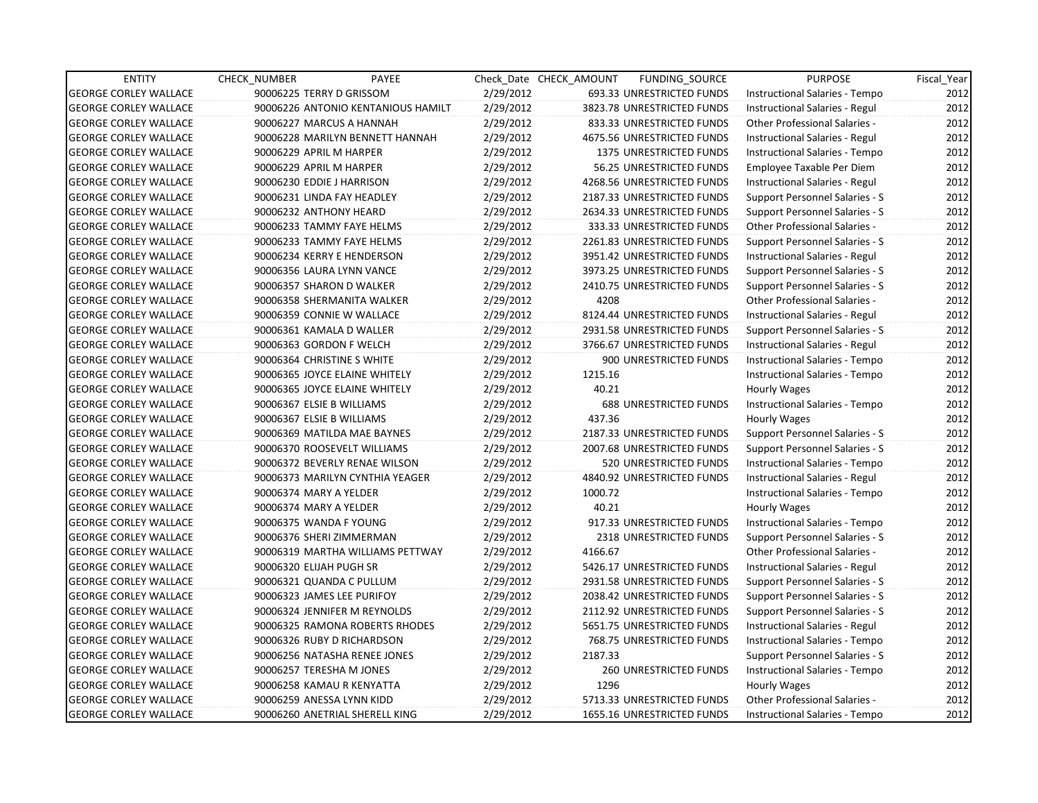| ENTITY | CHECK_NUMBER | PAYEE | Check_Date | CHECK_AMOUNT | FUNDING_SOURCE | PURPOSE | Fiscal_Year |
|---|---|---|---|---|---|---|---|
| GEORGE CORLEY WALLACE | 90006225 | TERRY D GRISSOM | 2/29/2012 | 693.33 | UNRESTRICTED FUNDS | Instructional Salaries - Tempo | 2012 |
| GEORGE CORLEY WALLACE | 90006226 | ANTONIO KENTANIOUS HAMILT | 2/29/2012 | 3823.78 | UNRESTRICTED FUNDS | Instructional Salaries - Regul | 2012 |
| GEORGE CORLEY WALLACE | 90006227 | MARCUS A HANNAH | 2/29/2012 | 833.33 | UNRESTRICTED FUNDS | Other Professional Salaries - | 2012 |
| GEORGE CORLEY WALLACE | 90006228 | MARILYN BENNETT HANNAH | 2/29/2012 | 4675.56 | UNRESTRICTED FUNDS | Instructional Salaries - Regul | 2012 |
| GEORGE CORLEY WALLACE | 90006229 | APRIL M HARPER | 2/29/2012 | 1375 | UNRESTRICTED FUNDS | Instructional Salaries - Tempo | 2012 |
| GEORGE CORLEY WALLACE | 90006229 | APRIL M HARPER | 2/29/2012 | 56.25 | UNRESTRICTED FUNDS | Employee Taxable Per Diem | 2012 |
| GEORGE CORLEY WALLACE | 90006230 | EDDIE J HARRISON | 2/29/2012 | 4268.56 | UNRESTRICTED FUNDS | Instructional Salaries - Regul | 2012 |
| GEORGE CORLEY WALLACE | 90006231 | LINDA FAY HEADLEY | 2/29/2012 | 2187.33 | UNRESTRICTED FUNDS | Support Personnel Salaries - S | 2012 |
| GEORGE CORLEY WALLACE | 90006232 | ANTHONY HEARD | 2/29/2012 | 2634.33 | UNRESTRICTED FUNDS | Support Personnel Salaries - S | 2012 |
| GEORGE CORLEY WALLACE | 90006233 | TAMMY FAYE HELMS | 2/29/2012 | 333.33 | UNRESTRICTED FUNDS | Other Professional Salaries - | 2012 |
| GEORGE CORLEY WALLACE | 90006233 | TAMMY FAYE HELMS | 2/29/2012 | 2261.83 | UNRESTRICTED FUNDS | Support Personnel Salaries - S | 2012 |
| GEORGE CORLEY WALLACE | 90006234 | KERRY E HENDERSON | 2/29/2012 | 3951.42 | UNRESTRICTED FUNDS | Instructional Salaries - Regul | 2012 |
| GEORGE CORLEY WALLACE | 90006356 | LAURA LYNN VANCE | 2/29/2012 | 3973.25 | UNRESTRICTED FUNDS | Support Personnel Salaries - S | 2012 |
| GEORGE CORLEY WALLACE | 90006357 | SHARON D WALKER | 2/29/2012 | 2410.75 | UNRESTRICTED FUNDS | Support Personnel Salaries - S | 2012 |
| GEORGE CORLEY WALLACE | 90006358 | SHERMANITA WALKER | 2/29/2012 | 4208 | | Other Professional Salaries - | 2012 |
| GEORGE CORLEY WALLACE | 90006359 | CONNIE W WALLACE | 2/29/2012 | 8124.44 | UNRESTRICTED FUNDS | Instructional Salaries - Regul | 2012 |
| GEORGE CORLEY WALLACE | 90006361 | KAMALA D WALLER | 2/29/2012 | 2931.58 | UNRESTRICTED FUNDS | Support Personnel Salaries - S | 2012 |
| GEORGE CORLEY WALLACE | 90006363 | GORDON F WELCH | 2/29/2012 | 3766.67 | UNRESTRICTED FUNDS | Instructional Salaries - Regul | 2012 |
| GEORGE CORLEY WALLACE | 90006364 | CHRISTINE S WHITE | 2/29/2012 | 900 | UNRESTRICTED FUNDS | Instructional Salaries - Tempo | 2012 |
| GEORGE CORLEY WALLACE | 90006365 | JOYCE ELAINE WHITELY | 2/29/2012 | 1215.16 | | Instructional Salaries - Tempo | 2012 |
| GEORGE CORLEY WALLACE | 90006365 | JOYCE ELAINE WHITELY | 2/29/2012 | 40.21 | | Hourly Wages | 2012 |
| GEORGE CORLEY WALLACE | 90006367 | ELSIE B WILLIAMS | 2/29/2012 | 688 | UNRESTRICTED FUNDS | Instructional Salaries - Tempo | 2012 |
| GEORGE CORLEY WALLACE | 90006367 | ELSIE B WILLIAMS | 2/29/2012 | 437.36 | | Hourly Wages | 2012 |
| GEORGE CORLEY WALLACE | 90006369 | MATILDA MAE BAYNES | 2/29/2012 | 2187.33 | UNRESTRICTED FUNDS | Support Personnel Salaries - S | 2012 |
| GEORGE CORLEY WALLACE | 90006370 | ROOSEVELT WILLIAMS | 2/29/2012 | 2007.68 | UNRESTRICTED FUNDS | Support Personnel Salaries - S | 2012 |
| GEORGE CORLEY WALLACE | 90006372 | BEVERLY RENAE WILSON | 2/29/2012 | 520 | UNRESTRICTED FUNDS | Instructional Salaries - Tempo | 2012 |
| GEORGE CORLEY WALLACE | 90006373 | MARILYN CYNTHIA YEAGER | 2/29/2012 | 4840.92 | UNRESTRICTED FUNDS | Instructional Salaries - Regul | 2012 |
| GEORGE CORLEY WALLACE | 90006374 | MARY A YELDER | 2/29/2012 | 1000.72 | | Instructional Salaries - Tempo | 2012 |
| GEORGE CORLEY WALLACE | 90006374 | MARY A YELDER | 2/29/2012 | 40.21 | | Hourly Wages | 2012 |
| GEORGE CORLEY WALLACE | 90006375 | WANDA F YOUNG | 2/29/2012 | 917.33 | UNRESTRICTED FUNDS | Instructional Salaries - Tempo | 2012 |
| GEORGE CORLEY WALLACE | 90006376 | SHERI ZIMMERMAN | 2/29/2012 | 2318 | UNRESTRICTED FUNDS | Support Personnel Salaries - S | 2012 |
| GEORGE CORLEY WALLACE | 90006319 | MARTHA WILLIAMS PETTWAY | 2/29/2012 | 4166.67 | | Other Professional Salaries - | 2012 |
| GEORGE CORLEY WALLACE | 90006320 | ELIJAH PUGH SR | 2/29/2012 | 5426.17 | UNRESTRICTED FUNDS | Instructional Salaries - Regul | 2012 |
| GEORGE CORLEY WALLACE | 90006321 | QUANDA C PULLUM | 2/29/2012 | 2931.58 | UNRESTRICTED FUNDS | Support Personnel Salaries - S | 2012 |
| GEORGE CORLEY WALLACE | 90006323 | JAMES LEE PURIFOY | 2/29/2012 | 2038.42 | UNRESTRICTED FUNDS | Support Personnel Salaries - S | 2012 |
| GEORGE CORLEY WALLACE | 90006324 | JENNIFER M REYNOLDS | 2/29/2012 | 2112.92 | UNRESTRICTED FUNDS | Support Personnel Salaries - S | 2012 |
| GEORGE CORLEY WALLACE | 90006325 | RAMONA ROBERTS RHODES | 2/29/2012 | 5651.75 | UNRESTRICTED FUNDS | Instructional Salaries - Regul | 2012 |
| GEORGE CORLEY WALLACE | 90006326 | RUBY D RICHARDSON | 2/29/2012 | 768.75 | UNRESTRICTED FUNDS | Instructional Salaries - Tempo | 2012 |
| GEORGE CORLEY WALLACE | 90006256 | NATASHA RENEE JONES | 2/29/2012 | 2187.33 | | Support Personnel Salaries - S | 2012 |
| GEORGE CORLEY WALLACE | 90006257 | TERESHA M JONES | 2/29/2012 | 260 | UNRESTRICTED FUNDS | Instructional Salaries - Tempo | 2012 |
| GEORGE CORLEY WALLACE | 90006258 | KAMAU R KENYATTA | 2/29/2012 | 1296 | | Hourly Wages | 2012 |
| GEORGE CORLEY WALLACE | 90006259 | ANESSA LYNN KIDD | 2/29/2012 | 5713.33 | UNRESTRICTED FUNDS | Other Professional Salaries - | 2012 |
| GEORGE CORLEY WALLACE | 90006260 | ANETRIAL SHERELL KING | 2/29/2012 | 1655.16 | UNRESTRICTED FUNDS | Instructional Salaries - Tempo | 2012 |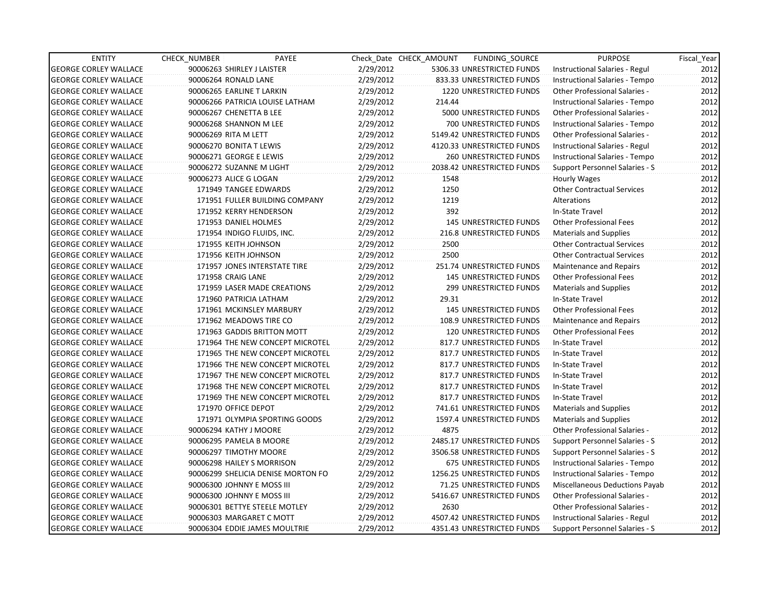| ENTITY | CHECK_NUMBER | PAYEE | Check_Date | CHECK_AMOUNT | FUNDING_SOURCE | PURPOSE | Fiscal_Year |
|---|---|---|---|---|---|---|---|
| GEORGE CORLEY WALLACE | 90006263 | SHIRLEY J LAISTER | 2/29/2012 | 5306.33 | UNRESTRICTED FUNDS | Instructional Salaries - Regul | 2012 |
| GEORGE CORLEY WALLACE | 90006264 | RONALD LANE | 2/29/2012 | 833.33 | UNRESTRICTED FUNDS | Instructional Salaries - Tempo | 2012 |
| GEORGE CORLEY WALLACE | 90006265 | EARLINE T LARKIN | 2/29/2012 | 1220 | UNRESTRICTED FUNDS | Other Professional Salaries - | 2012 |
| GEORGE CORLEY WALLACE | 90006266 | PATRICIA LOUISE LATHAM | 2/29/2012 | 214.44 | | Instructional Salaries - Tempo | 2012 |
| GEORGE CORLEY WALLACE | 90006267 | CHENETTA B LEE | 2/29/2012 | 5000 | UNRESTRICTED FUNDS | Other Professional Salaries - | 2012 |
| GEORGE CORLEY WALLACE | 90006268 | SHANNON M LEE | 2/29/2012 | 700 | UNRESTRICTED FUNDS | Instructional Salaries - Tempo | 2012 |
| GEORGE CORLEY WALLACE | 90006269 | RITA M LETT | 2/29/2012 | 5149.42 | UNRESTRICTED FUNDS | Other Professional Salaries - | 2012 |
| GEORGE CORLEY WALLACE | 90006270 | BONITA T LEWIS | 2/29/2012 | 4120.33 | UNRESTRICTED FUNDS | Instructional Salaries - Regul | 2012 |
| GEORGE CORLEY WALLACE | 90006271 | GEORGE E LEWIS | 2/29/2012 | 260 | UNRESTRICTED FUNDS | Instructional Salaries - Tempo | 2012 |
| GEORGE CORLEY WALLACE | 90006272 | SUZANNE M LIGHT | 2/29/2012 | 2038.42 | UNRESTRICTED FUNDS | Support Personnel Salaries - S | 2012 |
| GEORGE CORLEY WALLACE | 90006273 | ALICE G LOGAN | 2/29/2012 | 1548 | | Hourly Wages | 2012 |
| GEORGE CORLEY WALLACE | 171949 | TANGEE EDWARDS | 2/29/2012 | 1250 | | Other Contractual Services | 2012 |
| GEORGE CORLEY WALLACE | 171951 | FULLER BUILDING COMPANY | 2/29/2012 | 1219 | | Alterations | 2012 |
| GEORGE CORLEY WALLACE | 171952 | KERRY HENDERSON | 2/29/2012 | 392 | | In-State Travel | 2012 |
| GEORGE CORLEY WALLACE | 171953 | DANIEL HOLMES | 2/29/2012 | 145 | UNRESTRICTED FUNDS | Other Professional Fees | 2012 |
| GEORGE CORLEY WALLACE | 171954 | INDIGO FLUIDS, INC. | 2/29/2012 | 216.8 | UNRESTRICTED FUNDS | Materials and Supplies | 2012 |
| GEORGE CORLEY WALLACE | 171955 | KEITH JOHNSON | 2/29/2012 | 2500 | | Other Contractual Services | 2012 |
| GEORGE CORLEY WALLACE | 171956 | KEITH JOHNSON | 2/29/2012 | 2500 | | Other Contractual Services | 2012 |
| GEORGE CORLEY WALLACE | 171957 | JONES INTERSTATE TIRE | 2/29/2012 | 251.74 | UNRESTRICTED FUNDS | Maintenance and Repairs | 2012 |
| GEORGE CORLEY WALLACE | 171958 | CRAIG LANE | 2/29/2012 | 145 | UNRESTRICTED FUNDS | Other Professional Fees | 2012 |
| GEORGE CORLEY WALLACE | 171959 | LASER MADE CREATIONS | 2/29/2012 | 299 | UNRESTRICTED FUNDS | Materials and Supplies | 2012 |
| GEORGE CORLEY WALLACE | 171960 | PATRICIA LATHAM | 2/29/2012 | 29.31 | | In-State Travel | 2012 |
| GEORGE CORLEY WALLACE | 171961 | MCKINSLEY MARBURY | 2/29/2012 | 145 | UNRESTRICTED FUNDS | Other Professional Fees | 2012 |
| GEORGE CORLEY WALLACE | 171962 | MEADOWS TIRE CO | 2/29/2012 | 108.9 | UNRESTRICTED FUNDS | Maintenance and Repairs | 2012 |
| GEORGE CORLEY WALLACE | 171963 | GADDIS BRITTON MOTT | 2/29/2012 | 120 | UNRESTRICTED FUNDS | Other Professional Fees | 2012 |
| GEORGE CORLEY WALLACE | 171964 | THE NEW CONCEPT MICROTEL | 2/29/2012 | 817.7 | UNRESTRICTED FUNDS | In-State Travel | 2012 |
| GEORGE CORLEY WALLACE | 171965 | THE NEW CONCEPT MICROTEL | 2/29/2012 | 817.7 | UNRESTRICTED FUNDS | In-State Travel | 2012 |
| GEORGE CORLEY WALLACE | 171966 | THE NEW CONCEPT MICROTEL | 2/29/2012 | 817.7 | UNRESTRICTED FUNDS | In-State Travel | 2012 |
| GEORGE CORLEY WALLACE | 171967 | THE NEW CONCEPT MICROTEL | 2/29/2012 | 817.7 | UNRESTRICTED FUNDS | In-State Travel | 2012 |
| GEORGE CORLEY WALLACE | 171968 | THE NEW CONCEPT MICROTEL | 2/29/2012 | 817.7 | UNRESTRICTED FUNDS | In-State Travel | 2012 |
| GEORGE CORLEY WALLACE | 171969 | THE NEW CONCEPT MICROTEL | 2/29/2012 | 817.7 | UNRESTRICTED FUNDS | In-State Travel | 2012 |
| GEORGE CORLEY WALLACE | 171970 | OFFICE DEPOT | 2/29/2012 | 741.61 | UNRESTRICTED FUNDS | Materials and Supplies | 2012 |
| GEORGE CORLEY WALLACE | 171971 | OLYMPIA SPORTING GOODS | 2/29/2012 | 1597.4 | UNRESTRICTED FUNDS | Materials and Supplies | 2012 |
| GEORGE CORLEY WALLACE | 90006294 | KATHY J MOORE | 2/29/2012 | 4875 | | Other Professional Salaries - | 2012 |
| GEORGE CORLEY WALLACE | 90006295 | PAMELA B MOORE | 2/29/2012 | 2485.17 | UNRESTRICTED FUNDS | Support Personnel Salaries - S | 2012 |
| GEORGE CORLEY WALLACE | 90006297 | TIMOTHY MOORE | 2/29/2012 | 3506.58 | UNRESTRICTED FUNDS | Support Personnel Salaries - S | 2012 |
| GEORGE CORLEY WALLACE | 90006298 | HAILEY S MORRISON | 2/29/2012 | 675 | UNRESTRICTED FUNDS | Instructional Salaries - Tempo | 2012 |
| GEORGE CORLEY WALLACE | 90006299 | SHELICIA DENISE MORTON FO | 2/29/2012 | 1256.25 | UNRESTRICTED FUNDS | Instructional Salaries - Tempo | 2012 |
| GEORGE CORLEY WALLACE | 90006300 | JOHNNY E MOSS III | 2/29/2012 | 71.25 | UNRESTRICTED FUNDS | Miscellaneous Deductions Payab | 2012 |
| GEORGE CORLEY WALLACE | 90006300 | JOHNNY E MOSS III | 2/29/2012 | 5416.67 | UNRESTRICTED FUNDS | Other Professional Salaries - | 2012 |
| GEORGE CORLEY WALLACE | 90006301 | BETTYE STEELE MOTLEY | 2/29/2012 | 2630 | | Other Professional Salaries - | 2012 |
| GEORGE CORLEY WALLACE | 90006303 | MARGARET C MOTT | 2/29/2012 | 4507.42 | UNRESTRICTED FUNDS | Instructional Salaries - Regul | 2012 |
| GEORGE CORLEY WALLACE | 90006304 | EDDIE JAMES MOULTRIE | 2/29/2012 | 4351.43 | UNRESTRICTED FUNDS | Support Personnel Salaries - S | 2012 |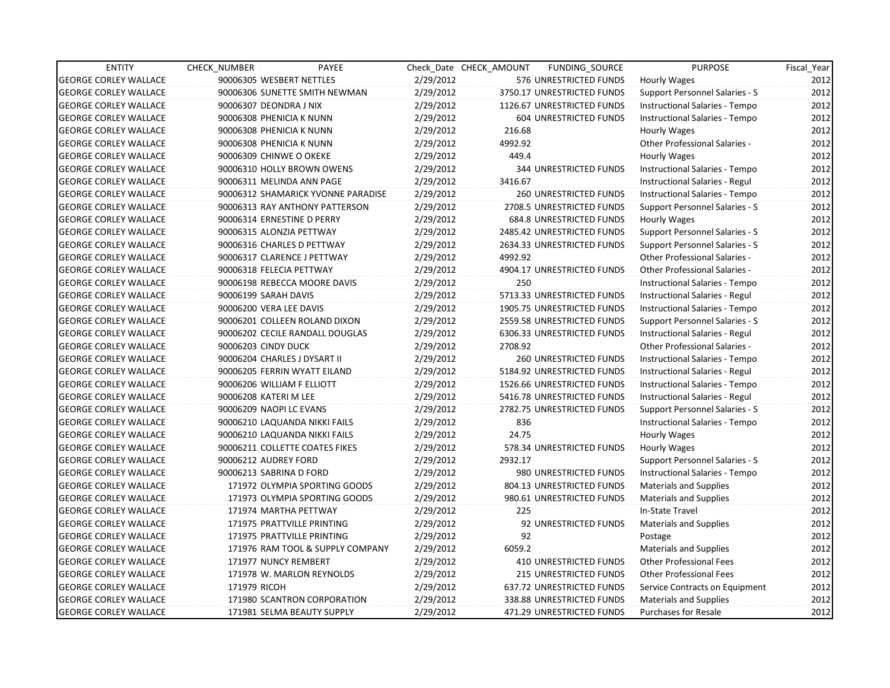| ENTITY | CHECK_NUMBER | PAYEE | Check_Date | CHECK_AMOUNT | FUNDING_SOURCE | PURPOSE | Fiscal_Year |
|---|---|---|---|---|---|---|---|
| GEORGE CORLEY WALLACE | 90006305 | WESBERT NETTLES | 2/29/2012 | 576 | UNRESTRICTED FUNDS | Hourly Wages | 2012 |
| GEORGE CORLEY WALLACE | 90006306 | SUNETTE SMITH NEWMAN | 2/29/2012 | 3750.17 | UNRESTRICTED FUNDS | Support Personnel Salaries - S | 2012 |
| GEORGE CORLEY WALLACE | 90006307 | DEONDRA J NIX | 2/29/2012 | 1126.67 | UNRESTRICTED FUNDS | Instructional Salaries - Tempo | 2012 |
| GEORGE CORLEY WALLACE | 90006308 | PHENICIA K NUNN | 2/29/2012 | 604 | UNRESTRICTED FUNDS | Instructional Salaries - Tempo | 2012 |
| GEORGE CORLEY WALLACE | 90006308 | PHENICIA K NUNN | 2/29/2012 | 216.68 | | Hourly Wages | 2012 |
| GEORGE CORLEY WALLACE | 90006308 | PHENICIA K NUNN | 2/29/2012 | 4992.92 | | Other Professional Salaries - | 2012 |
| GEORGE CORLEY WALLACE | 90006309 | CHINWE O OKEKE | 2/29/2012 | 449.4 | | Hourly Wages | 2012 |
| GEORGE CORLEY WALLACE | 90006310 | HOLLY BROWN OWENS | 2/29/2012 | 344 | UNRESTRICTED FUNDS | Instructional Salaries - Tempo | 2012 |
| GEORGE CORLEY WALLACE | 90006311 | MELINDA ANN PAGE | 2/29/2012 | 3416.67 | | Instructional Salaries - Regul | 2012 |
| GEORGE CORLEY WALLACE | 90006312 | SHAMARICK YVONNE PARADISE | 2/29/2012 | 260 | UNRESTRICTED FUNDS | Instructional Salaries - Tempo | 2012 |
| GEORGE CORLEY WALLACE | 90006313 | RAY ANTHONY PATTERSON | 2/29/2012 | 2708.5 | UNRESTRICTED FUNDS | Support Personnel Salaries - S | 2012 |
| GEORGE CORLEY WALLACE | 90006314 | ERNESTINE D PERRY | 2/29/2012 | 684.8 | UNRESTRICTED FUNDS | Hourly Wages | 2012 |
| GEORGE CORLEY WALLACE | 90006315 | ALONZIA PETTWAY | 2/29/2012 | 2485.42 | UNRESTRICTED FUNDS | Support Personnel Salaries - S | 2012 |
| GEORGE CORLEY WALLACE | 90006316 | CHARLES D PETTWAY | 2/29/2012 | 2634.33 | UNRESTRICTED FUNDS | Support Personnel Salaries - S | 2012 |
| GEORGE CORLEY WALLACE | 90006317 | CLARENCE J PETTWAY | 2/29/2012 | 4992.92 | | Other Professional Salaries - | 2012 |
| GEORGE CORLEY WALLACE | 90006318 | FELECIA PETTWAY | 2/29/2012 | 4904.17 | UNRESTRICTED FUNDS | Other Professional Salaries - | 2012 |
| GEORGE CORLEY WALLACE | 90006198 | REBECCA MOORE DAVIS | 2/29/2012 | 250 | | Instructional Salaries - Tempo | 2012 |
| GEORGE CORLEY WALLACE | 90006199 | SARAH DAVIS | 2/29/2012 | 5713.33 | UNRESTRICTED FUNDS | Instructional Salaries - Regul | 2012 |
| GEORGE CORLEY WALLACE | 90006200 | VERA LEE DAVIS | 2/29/2012 | 1905.75 | UNRESTRICTED FUNDS | Instructional Salaries - Tempo | 2012 |
| GEORGE CORLEY WALLACE | 90006201 | COLLEEN ROLAND DIXON | 2/29/2012 | 2559.58 | UNRESTRICTED FUNDS | Support Personnel Salaries - S | 2012 |
| GEORGE CORLEY WALLACE | 90006202 | CECILE RANDALL DOUGLAS | 2/29/2012 | 6306.33 | UNRESTRICTED FUNDS | Instructional Salaries - Regul | 2012 |
| GEORGE CORLEY WALLACE | 90006203 | CINDY DUCK | 2/29/2012 | 2708.92 | | Other Professional Salaries - | 2012 |
| GEORGE CORLEY WALLACE | 90006204 | CHARLES J DYSART II | 2/29/2012 | 260 | UNRESTRICTED FUNDS | Instructional Salaries - Tempo | 2012 |
| GEORGE CORLEY WALLACE | 90006205 | FERRIN WYATT EILAND | 2/29/2012 | 5184.92 | UNRESTRICTED FUNDS | Instructional Salaries - Regul | 2012 |
| GEORGE CORLEY WALLACE | 90006206 | WILLIAM F ELLIOTT | 2/29/2012 | 1526.66 | UNRESTRICTED FUNDS | Instructional Salaries - Tempo | 2012 |
| GEORGE CORLEY WALLACE | 90006208 | KATERI M LEE | 2/29/2012 | 5416.78 | UNRESTRICTED FUNDS | Instructional Salaries - Regul | 2012 |
| GEORGE CORLEY WALLACE | 90006209 | NAOPI LC EVANS | 2/29/2012 | 2782.75 | UNRESTRICTED FUNDS | Support Personnel Salaries - S | 2012 |
| GEORGE CORLEY WALLACE | 90006210 | LAQUANDA NIKKI FAILS | 2/29/2012 | 836 | | Instructional Salaries - Tempo | 2012 |
| GEORGE CORLEY WALLACE | 90006210 | LAQUANDA NIKKI FAILS | 2/29/2012 | 24.75 | | Hourly Wages | 2012 |
| GEORGE CORLEY WALLACE | 90006211 | COLLETTE COATES FIKES | 2/29/2012 | 578.34 | UNRESTRICTED FUNDS | Hourly Wages | 2012 |
| GEORGE CORLEY WALLACE | 90006212 | AUDREY FORD | 2/29/2012 | 2932.17 | | Support Personnel Salaries - S | 2012 |
| GEORGE CORLEY WALLACE | 90006213 | SABRINA D FORD | 2/29/2012 | 980 | UNRESTRICTED FUNDS | Instructional Salaries - Tempo | 2012 |
| GEORGE CORLEY WALLACE | 171972 | OLYMPIA SPORTING GOODS | 2/29/2012 | 804.13 | UNRESTRICTED FUNDS | Materials and Supplies | 2012 |
| GEORGE CORLEY WALLACE | 171973 | OLYMPIA SPORTING GOODS | 2/29/2012 | 980.61 | UNRESTRICTED FUNDS | Materials and Supplies | 2012 |
| GEORGE CORLEY WALLACE | 171974 | MARTHA PETTWAY | 2/29/2012 | 225 | | In-State Travel | 2012 |
| GEORGE CORLEY WALLACE | 171975 | PRATTVILLE PRINTING | 2/29/2012 | 92 | UNRESTRICTED FUNDS | Materials and Supplies | 2012 |
| GEORGE CORLEY WALLACE | 171975 | PRATTVILLE PRINTING | 2/29/2012 | 92 | | Postage | 2012 |
| GEORGE CORLEY WALLACE | 171976 | RAM TOOL & SUPPLY COMPANY | 2/29/2012 | 6059.2 | | Materials and Supplies | 2012 |
| GEORGE CORLEY WALLACE | 171977 | NUNCY REMBERT | 2/29/2012 | 410 | UNRESTRICTED FUNDS | Other Professional Fees | 2012 |
| GEORGE CORLEY WALLACE | 171978 | W. MARLON REYNOLDS | 2/29/2012 | 215 | UNRESTRICTED FUNDS | Other Professional Fees | 2012 |
| GEORGE CORLEY WALLACE | 171979 | RICOH | 2/29/2012 | 637.72 | UNRESTRICTED FUNDS | Service Contracts on Equipment | 2012 |
| GEORGE CORLEY WALLACE | 171980 | SCANTRON CORPORATION | 2/29/2012 | 338.88 | UNRESTRICTED FUNDS | Materials and Supplies | 2012 |
| GEORGE CORLEY WALLACE | 171981 | SELMA BEAUTY SUPPLY | 2/29/2012 | 471.29 | UNRESTRICTED FUNDS | Purchases for Resale | 2012 |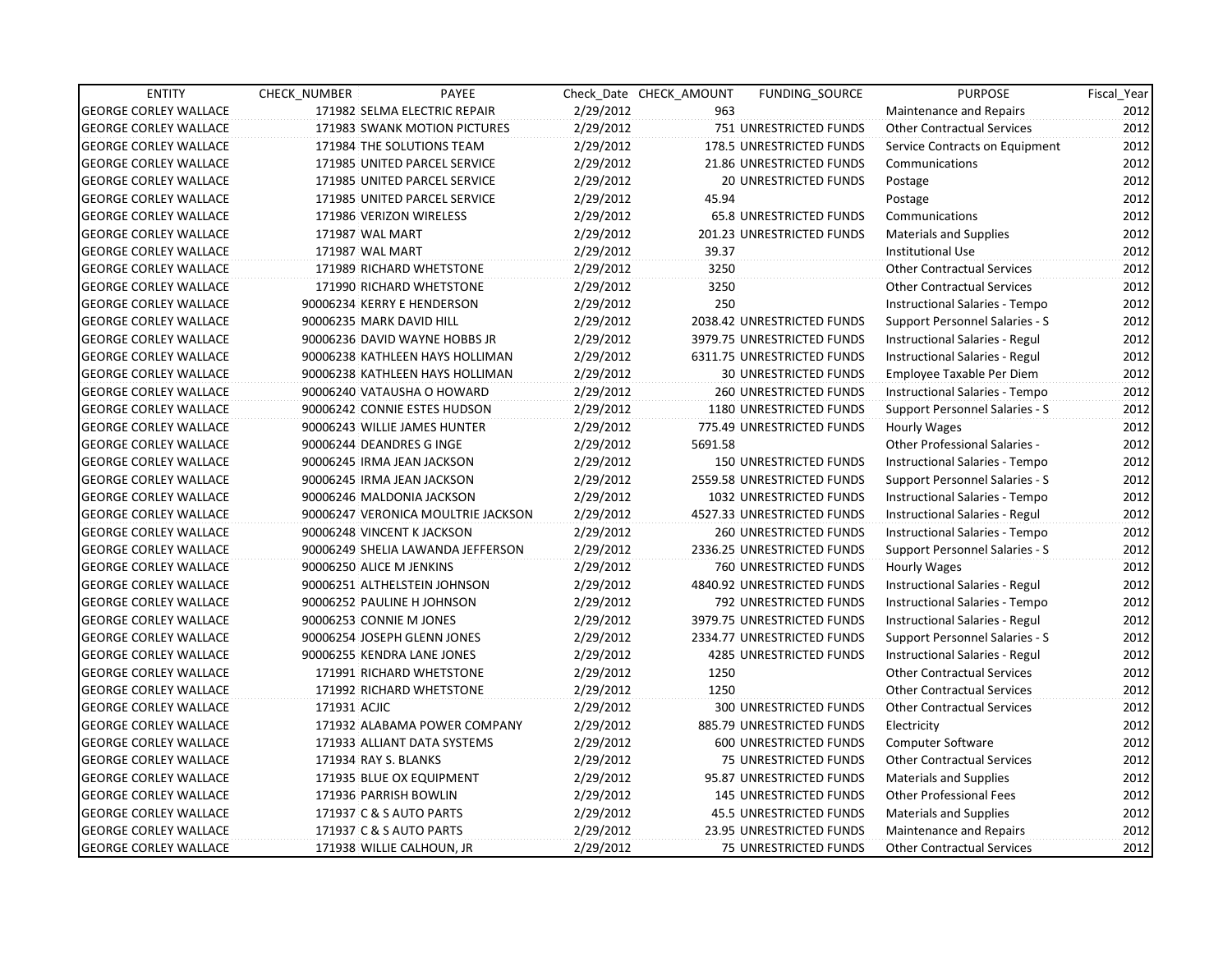| ENTITY | CHECK_NUMBER | PAYEE | Check_Date | CHECK_AMOUNT | FUNDING_SOURCE | PURPOSE | Fiscal_Year |
|---|---|---|---|---|---|---|---|
| GEORGE CORLEY WALLACE | 171982 | SELMA ELECTRIC REPAIR | 2/29/2012 | 963 | | Maintenance and Repairs | 2012 |
| GEORGE CORLEY WALLACE | 171983 | SWANK MOTION PICTURES | 2/29/2012 | 751 | UNRESTRICTED FUNDS | Other Contractual Services | 2012 |
| GEORGE CORLEY WALLACE | 171984 | THE SOLUTIONS TEAM | 2/29/2012 | 178.5 | UNRESTRICTED FUNDS | Service Contracts on Equipment | 2012 |
| GEORGE CORLEY WALLACE | 171985 | UNITED PARCEL SERVICE | 2/29/2012 | 21.86 | UNRESTRICTED FUNDS | Communications | 2012 |
| GEORGE CORLEY WALLACE | 171985 | UNITED PARCEL SERVICE | 2/29/2012 | 20 | UNRESTRICTED FUNDS | Postage | 2012 |
| GEORGE CORLEY WALLACE | 171985 | UNITED PARCEL SERVICE | 2/29/2012 | 45.94 | | Postage | 2012 |
| GEORGE CORLEY WALLACE | 171986 | VERIZON WIRELESS | 2/29/2012 | 65.8 | UNRESTRICTED FUNDS | Communications | 2012 |
| GEORGE CORLEY WALLACE | 171987 | WAL MART | 2/29/2012 | 201.23 | UNRESTRICTED FUNDS | Materials and Supplies | 2012 |
| GEORGE CORLEY WALLACE | 171987 | WAL MART | 2/29/2012 | 39.37 | | Institutional Use | 2012 |
| GEORGE CORLEY WALLACE | 171989 | RICHARD WHETSTONE | 2/29/2012 | 3250 | | Other Contractual Services | 2012 |
| GEORGE CORLEY WALLACE | 171990 | RICHARD WHETSTONE | 2/29/2012 | 3250 | | Other Contractual Services | 2012 |
| GEORGE CORLEY WALLACE | 90006234 | KERRY E HENDERSON | 2/29/2012 | 250 | | Instructional Salaries - Tempo | 2012 |
| GEORGE CORLEY WALLACE | 90006235 | MARK DAVID HILL | 2/29/2012 | 2038.42 | UNRESTRICTED FUNDS | Support Personnel Salaries - S | 2012 |
| GEORGE CORLEY WALLACE | 90006236 | DAVID WAYNE HOBBS JR | 2/29/2012 | 3979.75 | UNRESTRICTED FUNDS | Instructional Salaries - Regul | 2012 |
| GEORGE CORLEY WALLACE | 90006238 | KATHLEEN HAYS HOLLIMAN | 2/29/2012 | 6311.75 | UNRESTRICTED FUNDS | Instructional Salaries - Regul | 2012 |
| GEORGE CORLEY WALLACE | 90006238 | KATHLEEN HAYS HOLLIMAN | 2/29/2012 | 30 | UNRESTRICTED FUNDS | Employee Taxable Per Diem | 2012 |
| GEORGE CORLEY WALLACE | 90006240 | VATAUSHA O HOWARD | 2/29/2012 | 260 | UNRESTRICTED FUNDS | Instructional Salaries - Tempo | 2012 |
| GEORGE CORLEY WALLACE | 90006242 | CONNIE ESTES HUDSON | 2/29/2012 | 1180 | UNRESTRICTED FUNDS | Support Personnel Salaries - S | 2012 |
| GEORGE CORLEY WALLACE | 90006243 | WILLIE JAMES HUNTER | 2/29/2012 | 775.49 | UNRESTRICTED FUNDS | Hourly Wages | 2012 |
| GEORGE CORLEY WALLACE | 90006244 | DEANDRES G INGE | 2/29/2012 | 5691.58 | | Other Professional Salaries - | 2012 |
| GEORGE CORLEY WALLACE | 90006245 | IRMA JEAN JACKSON | 2/29/2012 | 150 | UNRESTRICTED FUNDS | Instructional Salaries - Tempo | 2012 |
| GEORGE CORLEY WALLACE | 90006245 | IRMA JEAN JACKSON | 2/29/2012 | 2559.58 | UNRESTRICTED FUNDS | Support Personnel Salaries - S | 2012 |
| GEORGE CORLEY WALLACE | 90006246 | MALDONIA JACKSON | 2/29/2012 | 1032 | UNRESTRICTED FUNDS | Instructional Salaries - Tempo | 2012 |
| GEORGE CORLEY WALLACE | 90006247 | VERONICA MOULTRIE JACKSON | 2/29/2012 | 4527.33 | UNRESTRICTED FUNDS | Instructional Salaries - Regul | 2012 |
| GEORGE CORLEY WALLACE | 90006248 | VINCENT K JACKSON | 2/29/2012 | 260 | UNRESTRICTED FUNDS | Instructional Salaries - Tempo | 2012 |
| GEORGE CORLEY WALLACE | 90006249 | SHELIA LAWANDA JEFFERSON | 2/29/2012 | 2336.25 | UNRESTRICTED FUNDS | Support Personnel Salaries - S | 2012 |
| GEORGE CORLEY WALLACE | 90006250 | ALICE M JENKINS | 2/29/2012 | 760 | UNRESTRICTED FUNDS | Hourly Wages | 2012 |
| GEORGE CORLEY WALLACE | 90006251 | ALTHELSTEIN JOHNSON | 2/29/2012 | 4840.92 | UNRESTRICTED FUNDS | Instructional Salaries - Regul | 2012 |
| GEORGE CORLEY WALLACE | 90006252 | PAULINE H JOHNSON | 2/29/2012 | 792 | UNRESTRICTED FUNDS | Instructional Salaries - Tempo | 2012 |
| GEORGE CORLEY WALLACE | 90006253 | CONNIE M JONES | 2/29/2012 | 3979.75 | UNRESTRICTED FUNDS | Instructional Salaries - Regul | 2012 |
| GEORGE CORLEY WALLACE | 90006254 | JOSEPH GLENN JONES | 2/29/2012 | 2334.77 | UNRESTRICTED FUNDS | Support Personnel Salaries - S | 2012 |
| GEORGE CORLEY WALLACE | 90006255 | KENDRA LANE JONES | 2/29/2012 | 4285 | UNRESTRICTED FUNDS | Instructional Salaries - Regul | 2012 |
| GEORGE CORLEY WALLACE | 171991 | RICHARD WHETSTONE | 2/29/2012 | 1250 | | Other Contractual Services | 2012 |
| GEORGE CORLEY WALLACE | 171992 | RICHARD WHETSTONE | 2/29/2012 | 1250 | | Other Contractual Services | 2012 |
| GEORGE CORLEY WALLACE | 171931 | ACJIC | 2/29/2012 | 300 | UNRESTRICTED FUNDS | Other Contractual Services | 2012 |
| GEORGE CORLEY WALLACE | 171932 | ALABAMA POWER COMPANY | 2/29/2012 | 885.79 | UNRESTRICTED FUNDS | Electricity | 2012 |
| GEORGE CORLEY WALLACE | 171933 | ALLIANT DATA SYSTEMS | 2/29/2012 | 600 | UNRESTRICTED FUNDS | Computer Software | 2012 |
| GEORGE CORLEY WALLACE | 171934 | RAY S. BLANKS | 2/29/2012 | 75 | UNRESTRICTED FUNDS | Other Contractual Services | 2012 |
| GEORGE CORLEY WALLACE | 171935 | BLUE OX EQUIPMENT | 2/29/2012 | 95.87 | UNRESTRICTED FUNDS | Materials and Supplies | 2012 |
| GEORGE CORLEY WALLACE | 171936 | PARRISH BOWLIN | 2/29/2012 | 145 | UNRESTRICTED FUNDS | Other Professional Fees | 2012 |
| GEORGE CORLEY WALLACE | 171937 | C & S AUTO PARTS | 2/29/2012 | 45.5 | UNRESTRICTED FUNDS | Materials and Supplies | 2012 |
| GEORGE CORLEY WALLACE | 171937 | C & S AUTO PARTS | 2/29/2012 | 23.95 | UNRESTRICTED FUNDS | Maintenance and Repairs | 2012 |
| GEORGE CORLEY WALLACE | 171938 | WILLIE CALHOUN, JR | 2/29/2012 | 75 | UNRESTRICTED FUNDS | Other Contractual Services | 2012 |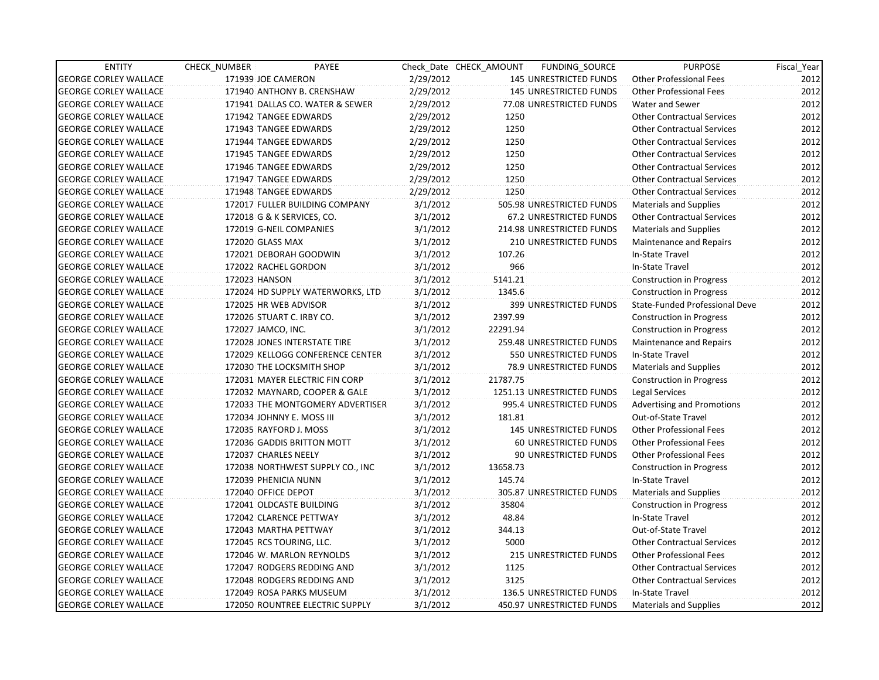| ENTITY | CHECK_NUMBER | PAYEE | Check_Date | CHECK_AMOUNT | FUNDING_SOURCE | PURPOSE | Fiscal_Year |
|---|---|---|---|---|---|---|---|
| GEORGE CORLEY WALLACE | 171939 | JOE CAMERON | 2/29/2012 | 145 | UNRESTRICTED FUNDS | Other Professional Fees | 2012 |
| GEORGE CORLEY WALLACE | 171940 | ANTHONY B. CRENSHAW | 2/29/2012 | 145 | UNRESTRICTED FUNDS | Other Professional Fees | 2012 |
| GEORGE CORLEY WALLACE | 171941 | DALLAS CO. WATER & SEWER | 2/29/2012 | 77.08 | UNRESTRICTED FUNDS | Water and Sewer | 2012 |
| GEORGE CORLEY WALLACE | 171942 | TANGEE EDWARDS | 2/29/2012 | 1250 | | Other Contractual Services | 2012 |
| GEORGE CORLEY WALLACE | 171943 | TANGEE EDWARDS | 2/29/2012 | 1250 | | Other Contractual Services | 2012 |
| GEORGE CORLEY WALLACE | 171944 | TANGEE EDWARDS | 2/29/2012 | 1250 | | Other Contractual Services | 2012 |
| GEORGE CORLEY WALLACE | 171945 | TANGEE EDWARDS | 2/29/2012 | 1250 | | Other Contractual Services | 2012 |
| GEORGE CORLEY WALLACE | 171946 | TANGEE EDWARDS | 2/29/2012 | 1250 | | Other Contractual Services | 2012 |
| GEORGE CORLEY WALLACE | 171947 | TANGEE EDWARDS | 2/29/2012 | 1250 | | Other Contractual Services | 2012 |
| GEORGE CORLEY WALLACE | 171948 | TANGEE EDWARDS | 2/29/2012 | 1250 | | Other Contractual Services | 2012 |
| GEORGE CORLEY WALLACE | 172017 | FULLER BUILDING COMPANY | 3/1/2012 | 505.98 | UNRESTRICTED FUNDS | Materials and Supplies | 2012 |
| GEORGE CORLEY WALLACE | 172018 | G & K SERVICES, CO. | 3/1/2012 | 67.2 | UNRESTRICTED FUNDS | Other Contractual Services | 2012 |
| GEORGE CORLEY WALLACE | 172019 | G-NEIL COMPANIES | 3/1/2012 | 214.98 | UNRESTRICTED FUNDS | Materials and Supplies | 2012 |
| GEORGE CORLEY WALLACE | 172020 | GLASS MAX | 3/1/2012 | 210 | UNRESTRICTED FUNDS | Maintenance and Repairs | 2012 |
| GEORGE CORLEY WALLACE | 172021 | DEBORAH GOODWIN | 3/1/2012 | 107.26 | | In-State Travel | 2012 |
| GEORGE CORLEY WALLACE | 172022 | RACHEL GORDON | 3/1/2012 | 966 | | In-State Travel | 2012 |
| GEORGE CORLEY WALLACE | 172023 | HANSON | 3/1/2012 | 5141.21 | | Construction in Progress | 2012 |
| GEORGE CORLEY WALLACE | 172024 | HD SUPPLY WATERWORKS, LTD | 3/1/2012 | 1345.6 | | Construction in Progress | 2012 |
| GEORGE CORLEY WALLACE | 172025 | HR WEB ADVISOR | 3/1/2012 | 399 | UNRESTRICTED FUNDS | State-Funded Professional Deve | 2012 |
| GEORGE CORLEY WALLACE | 172026 | STUART C. IRBY CO. | 3/1/2012 | 2397.99 | | Construction in Progress | 2012 |
| GEORGE CORLEY WALLACE | 172027 | JAMCO, INC. | 3/1/2012 | 22291.94 | | Construction in Progress | 2012 |
| GEORGE CORLEY WALLACE | 172028 | JONES INTERSTATE TIRE | 3/1/2012 | 259.48 | UNRESTRICTED FUNDS | Maintenance and Repairs | 2012 |
| GEORGE CORLEY WALLACE | 172029 | KELLOGG CONFERENCE CENTER | 3/1/2012 | 550 | UNRESTRICTED FUNDS | In-State Travel | 2012 |
| GEORGE CORLEY WALLACE | 172030 | THE LOCKSMITH SHOP | 3/1/2012 | 78.9 | UNRESTRICTED FUNDS | Materials and Supplies | 2012 |
| GEORGE CORLEY WALLACE | 172031 | MAYER ELECTRIC FIN CORP | 3/1/2012 | 21787.75 | | Construction in Progress | 2012 |
| GEORGE CORLEY WALLACE | 172032 | MAYNARD, COOPER & GALE | 3/1/2012 | 1251.13 | UNRESTRICTED FUNDS | Legal Services | 2012 |
| GEORGE CORLEY WALLACE | 172033 | THE MONTGOMERY ADVERTISER | 3/1/2012 | 995.4 | UNRESTRICTED FUNDS | Advertising and Promotions | 2012 |
| GEORGE CORLEY WALLACE | 172034 | JOHNNY E. MOSS III | 3/1/2012 | 181.81 | | Out-of-State Travel | 2012 |
| GEORGE CORLEY WALLACE | 172035 | RAYFORD J. MOSS | 3/1/2012 | 145 | UNRESTRICTED FUNDS | Other Professional Fees | 2012 |
| GEORGE CORLEY WALLACE | 172036 | GADDIS BRITTON MOTT | 3/1/2012 | 60 | UNRESTRICTED FUNDS | Other Professional Fees | 2012 |
| GEORGE CORLEY WALLACE | 172037 | CHARLES NEELY | 3/1/2012 | 90 | UNRESTRICTED FUNDS | Other Professional Fees | 2012 |
| GEORGE CORLEY WALLACE | 172038 | NORTHWEST SUPPLY CO., INC | 3/1/2012 | 13658.73 | | Construction in Progress | 2012 |
| GEORGE CORLEY WALLACE | 172039 | PHENICIA NUNN | 3/1/2012 | 145.74 | | In-State Travel | 2012 |
| GEORGE CORLEY WALLACE | 172040 | OFFICE DEPOT | 3/1/2012 | 305.87 | UNRESTRICTED FUNDS | Materials and Supplies | 2012 |
| GEORGE CORLEY WALLACE | 172041 | OLDCASTE BUILDING | 3/1/2012 | 35804 | | Construction in Progress | 2012 |
| GEORGE CORLEY WALLACE | 172042 | CLARENCE PETTWAY | 3/1/2012 | 48.84 | | In-State Travel | 2012 |
| GEORGE CORLEY WALLACE | 172043 | MARTHA PETTWAY | 3/1/2012 | 344.13 | | Out-of-State Travel | 2012 |
| GEORGE CORLEY WALLACE | 172045 | RCS TOURING, LLC. | 3/1/2012 | 5000 | | Other Contractual Services | 2012 |
| GEORGE CORLEY WALLACE | 172046 | W. MARLON REYNOLDS | 3/1/2012 | 215 | UNRESTRICTED FUNDS | Other Professional Fees | 2012 |
| GEORGE CORLEY WALLACE | 172047 | RODGERS REDDING AND | 3/1/2012 | 1125 | | Other Contractual Services | 2012 |
| GEORGE CORLEY WALLACE | 172048 | RODGERS REDDING AND | 3/1/2012 | 3125 | | Other Contractual Services | 2012 |
| GEORGE CORLEY WALLACE | 172049 | ROSA PARKS MUSEUM | 3/1/2012 | 136.5 | UNRESTRICTED FUNDS | In-State Travel | 2012 |
| GEORGE CORLEY WALLACE | 172050 | ROUNTREE ELECTRIC SUPPLY | 3/1/2012 | 450.97 | UNRESTRICTED FUNDS | Materials and Supplies | 2012 |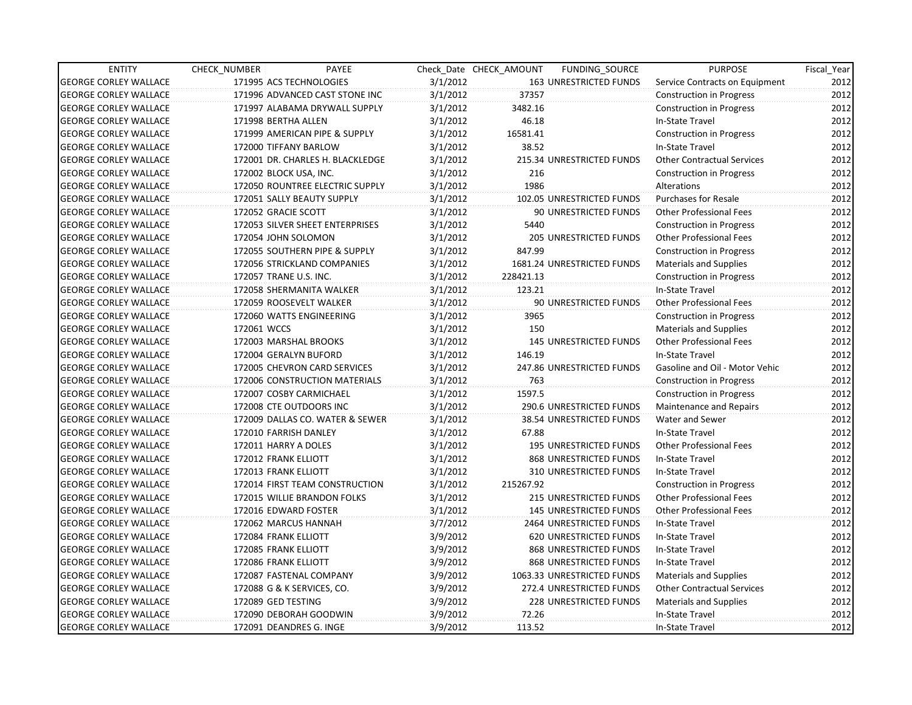| ENTITY | CHECK_NUMBER | PAYEE | Check_Date | CHECK_AMOUNT | FUNDING_SOURCE | PURPOSE | Fiscal_Year |
|---|---|---|---|---|---|---|---|
| GEORGE CORLEY WALLACE | 171995 | ACS TECHNOLOGIES | 3/1/2012 | 163 | UNRESTRICTED FUNDS | Service Contracts on Equipment | 2012 |
| GEORGE CORLEY WALLACE | 171996 | ADVANCED CAST STONE INC | 3/1/2012 | 37357 | | Construction in Progress | 2012 |
| GEORGE CORLEY WALLACE | 171997 | ALABAMA DRYWALL SUPPLY | 3/1/2012 | 3482.16 | | Construction in Progress | 2012 |
| GEORGE CORLEY WALLACE | 171998 | BERTHA ALLEN | 3/1/2012 | 46.18 | | In-State Travel | 2012 |
| GEORGE CORLEY WALLACE | 171999 | AMERICAN PIPE & SUPPLY | 3/1/2012 | 16581.41 | | Construction in Progress | 2012 |
| GEORGE CORLEY WALLACE | 172000 | TIFFANY BARLOW | 3/1/2012 | 38.52 | | In-State Travel | 2012 |
| GEORGE CORLEY WALLACE | 172001 | DR. CHARLES H. BLACKLEDGE | 3/1/2012 | 215.34 | UNRESTRICTED FUNDS | Other Contractual Services | 2012 |
| GEORGE CORLEY WALLACE | 172002 | BLOCK USA, INC. | 3/1/2012 | 216 | | Construction in Progress | 2012 |
| GEORGE CORLEY WALLACE | 172050 | ROUNTREE ELECTRIC SUPPLY | 3/1/2012 | 1986 | | Alterations | 2012 |
| GEORGE CORLEY WALLACE | 172051 | SALLY BEAUTY SUPPLY | 3/1/2012 | 102.05 | UNRESTRICTED FUNDS | Purchases for Resale | 2012 |
| GEORGE CORLEY WALLACE | 172052 | GRACIE SCOTT | 3/1/2012 | 90 | UNRESTRICTED FUNDS | Other Professional Fees | 2012 |
| GEORGE CORLEY WALLACE | 172053 | SILVER SHEET ENTERPRISES | 3/1/2012 | 5440 | | Construction in Progress | 2012 |
| GEORGE CORLEY WALLACE | 172054 | JOHN SOLOMON | 3/1/2012 | 205 | UNRESTRICTED FUNDS | Other Professional Fees | 2012 |
| GEORGE CORLEY WALLACE | 172055 | SOUTHERN PIPE & SUPPLY | 3/1/2012 | 847.99 | | Construction in Progress | 2012 |
| GEORGE CORLEY WALLACE | 172056 | STRICKLAND COMPANIES | 3/1/2012 | 1681.24 | UNRESTRICTED FUNDS | Materials and Supplies | 2012 |
| GEORGE CORLEY WALLACE | 172057 | TRANE U.S. INC. | 3/1/2012 | 228421.13 | | Construction in Progress | 2012 |
| GEORGE CORLEY WALLACE | 172058 | SHERMANITA WALKER | 3/1/2012 | 123.21 | | In-State Travel | 2012 |
| GEORGE CORLEY WALLACE | 172059 | ROOSEVELT WALKER | 3/1/2012 | 90 | UNRESTRICTED FUNDS | Other Professional Fees | 2012 |
| GEORGE CORLEY WALLACE | 172060 | WATTS ENGINEERING | 3/1/2012 | 3965 | | Construction in Progress | 2012 |
| GEORGE CORLEY WALLACE | 172061 | WCCS | 3/1/2012 | 150 | | Materials and Supplies | 2012 |
| GEORGE CORLEY WALLACE | 172003 | MARSHAL BROOKS | 3/1/2012 | 145 | UNRESTRICTED FUNDS | Other Professional Fees | 2012 |
| GEORGE CORLEY WALLACE | 172004 | GERALYN BUFORD | 3/1/2012 | 146.19 | | In-State Travel | 2012 |
| GEORGE CORLEY WALLACE | 172005 | CHEVRON CARD SERVICES | 3/1/2012 | 247.86 | UNRESTRICTED FUNDS | Gasoline and Oil - Motor Vehic | 2012 |
| GEORGE CORLEY WALLACE | 172006 | CONSTRUCTION MATERIALS | 3/1/2012 | 763 | | Construction in Progress | 2012 |
| GEORGE CORLEY WALLACE | 172007 | COSBY CARMICHAEL | 3/1/2012 | 1597.5 | | Construction in Progress | 2012 |
| GEORGE CORLEY WALLACE | 172008 | CTE OUTDOORS INC | 3/1/2012 | 290.6 | UNRESTRICTED FUNDS | Maintenance and Repairs | 2012 |
| GEORGE CORLEY WALLACE | 172009 | DALLAS CO. WATER & SEWER | 3/1/2012 | 38.54 | UNRESTRICTED FUNDS | Water and Sewer | 2012 |
| GEORGE CORLEY WALLACE | 172010 | FARRISH DANLEY | 3/1/2012 | 67.88 | | In-State Travel | 2012 |
| GEORGE CORLEY WALLACE | 172011 | HARRY A DOLES | 3/1/2012 | 195 | UNRESTRICTED FUNDS | Other Professional Fees | 2012 |
| GEORGE CORLEY WALLACE | 172012 | FRANK ELLIOTT | 3/1/2012 | 868 | UNRESTRICTED FUNDS | In-State Travel | 2012 |
| GEORGE CORLEY WALLACE | 172013 | FRANK ELLIOTT | 3/1/2012 | 310 | UNRESTRICTED FUNDS | In-State Travel | 2012 |
| GEORGE CORLEY WALLACE | 172014 | FIRST TEAM CONSTRUCTION | 3/1/2012 | 215267.92 | | Construction in Progress | 2012 |
| GEORGE CORLEY WALLACE | 172015 | WILLIE BRANDON FOLKS | 3/1/2012 | 215 | UNRESTRICTED FUNDS | Other Professional Fees | 2012 |
| GEORGE CORLEY WALLACE | 172016 | EDWARD FOSTER | 3/1/2012 | 145 | UNRESTRICTED FUNDS | Other Professional Fees | 2012 |
| GEORGE CORLEY WALLACE | 172062 | MARCUS HANNAH | 3/7/2012 | 2464 | UNRESTRICTED FUNDS | In-State Travel | 2012 |
| GEORGE CORLEY WALLACE | 172084 | FRANK ELLIOTT | 3/9/2012 | 620 | UNRESTRICTED FUNDS | In-State Travel | 2012 |
| GEORGE CORLEY WALLACE | 172085 | FRANK ELLIOTT | 3/9/2012 | 868 | UNRESTRICTED FUNDS | In-State Travel | 2012 |
| GEORGE CORLEY WALLACE | 172086 | FRANK ELLIOTT | 3/9/2012 | 868 | UNRESTRICTED FUNDS | In-State Travel | 2012 |
| GEORGE CORLEY WALLACE | 172087 | FASTENAL COMPANY | 3/9/2012 | 1063.33 | UNRESTRICTED FUNDS | Materials and Supplies | 2012 |
| GEORGE CORLEY WALLACE | 172088 | G & K SERVICES, CO. | 3/9/2012 | 272.4 | UNRESTRICTED FUNDS | Other Contractual Services | 2012 |
| GEORGE CORLEY WALLACE | 172089 | GED TESTING | 3/9/2012 | 228 | UNRESTRICTED FUNDS | Materials and Supplies | 2012 |
| GEORGE CORLEY WALLACE | 172090 | DEBORAH GOODWIN | 3/9/2012 | 72.26 | | In-State Travel | 2012 |
| GEORGE CORLEY WALLACE | 172091 | DEANDRES G. INGE | 3/9/2012 | 113.52 | | In-State Travel | 2012 |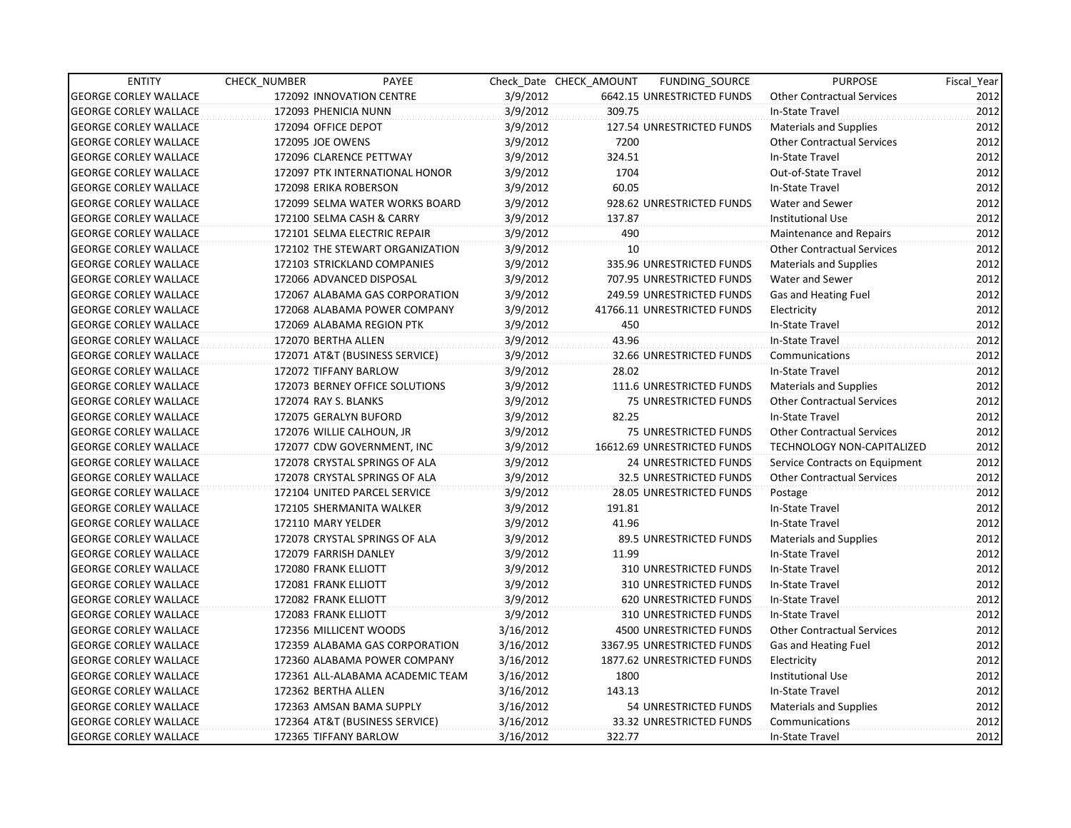| ENTITY | CHECK_NUMBER | PAYEE | Check_Date | CHECK_AMOUNT | FUNDING_SOURCE | PURPOSE | Fiscal_Year |
|---|---|---|---|---|---|---|---|
| GEORGE CORLEY WALLACE | 172092 | INNOVATION CENTRE | 3/9/2012 | 6642.15 | UNRESTRICTED FUNDS | Other Contractual Services | 2012 |
| GEORGE CORLEY WALLACE | 172093 | PHENICIA NUNN | 3/9/2012 | 309.75 | | In-State Travel | 2012 |
| GEORGE CORLEY WALLACE | 172094 | OFFICE DEPOT | 3/9/2012 | 127.54 | UNRESTRICTED FUNDS | Materials and Supplies | 2012 |
| GEORGE CORLEY WALLACE | 172095 | JOE OWENS | 3/9/2012 | 7200 | | Other Contractual Services | 2012 |
| GEORGE CORLEY WALLACE | 172096 | CLARENCE PETTWAY | 3/9/2012 | 324.51 | | In-State Travel | 2012 |
| GEORGE CORLEY WALLACE | 172097 | PTK INTERNATIONAL HONOR | 3/9/2012 | 1704 | | Out-of-State Travel | 2012 |
| GEORGE CORLEY WALLACE | 172098 | ERIKA ROBERSON | 3/9/2012 | 60.05 | | In-State Travel | 2012 |
| GEORGE CORLEY WALLACE | 172099 | SELMA WATER WORKS BOARD | 3/9/2012 | 928.62 | UNRESTRICTED FUNDS | Water and Sewer | 2012 |
| GEORGE CORLEY WALLACE | 172100 | SELMA CASH & CARRY | 3/9/2012 | 137.87 | | Institutional Use | 2012 |
| GEORGE CORLEY WALLACE | 172101 | SELMA ELECTRIC REPAIR | 3/9/2012 | 490 | | Maintenance and Repairs | 2012 |
| GEORGE CORLEY WALLACE | 172102 | THE STEWART ORGANIZATION | 3/9/2012 | 10 | | Other Contractual Services | 2012 |
| GEORGE CORLEY WALLACE | 172103 | STRICKLAND COMPANIES | 3/9/2012 | 335.96 | UNRESTRICTED FUNDS | Materials and Supplies | 2012 |
| GEORGE CORLEY WALLACE | 172066 | ADVANCED DISPOSAL | 3/9/2012 | 707.95 | UNRESTRICTED FUNDS | Water and Sewer | 2012 |
| GEORGE CORLEY WALLACE | 172067 | ALABAMA GAS CORPORATION | 3/9/2012 | 249.59 | UNRESTRICTED FUNDS | Gas and Heating Fuel | 2012 |
| GEORGE CORLEY WALLACE | 172068 | ALABAMA POWER COMPANY | 3/9/2012 | 41766.11 | UNRESTRICTED FUNDS | Electricity | 2012 |
| GEORGE CORLEY WALLACE | 172069 | ALABAMA REGION PTK | 3/9/2012 | 450 | | In-State Travel | 2012 |
| GEORGE CORLEY WALLACE | 172070 | BERTHA ALLEN | 3/9/2012 | 43.96 | | In-State Travel | 2012 |
| GEORGE CORLEY WALLACE | 172071 | AT&T (BUSINESS SERVICE) | 3/9/2012 | 32.66 | UNRESTRICTED FUNDS | Communications | 2012 |
| GEORGE CORLEY WALLACE | 172072 | TIFFANY BARLOW | 3/9/2012 | 28.02 | | In-State Travel | 2012 |
| GEORGE CORLEY WALLACE | 172073 | BERNEY OFFICE SOLUTIONS | 3/9/2012 | 111.6 | UNRESTRICTED FUNDS | Materials and Supplies | 2012 |
| GEORGE CORLEY WALLACE | 172074 | RAY S. BLANKS | 3/9/2012 | 75 | UNRESTRICTED FUNDS | Other Contractual Services | 2012 |
| GEORGE CORLEY WALLACE | 172075 | GERALYN BUFORD | 3/9/2012 | 82.25 | | In-State Travel | 2012 |
| GEORGE CORLEY WALLACE | 172076 | WILLIE CALHOUN, JR | 3/9/2012 | 75 | UNRESTRICTED FUNDS | Other Contractual Services | 2012 |
| GEORGE CORLEY WALLACE | 172077 | CDW GOVERNMENT, INC | 3/9/2012 | 16612.69 | UNRESTRICTED FUNDS | TECHNOLOGY NON-CAPITALIZED | 2012 |
| GEORGE CORLEY WALLACE | 172078 | CRYSTAL SPRINGS OF ALA | 3/9/2012 | 24 | UNRESTRICTED FUNDS | Service Contracts on Equipment | 2012 |
| GEORGE CORLEY WALLACE | 172078 | CRYSTAL SPRINGS OF ALA | 3/9/2012 | 32.5 | UNRESTRICTED FUNDS | Other Contractual Services | 2012 |
| GEORGE CORLEY WALLACE | 172104 | UNITED PARCEL SERVICE | 3/9/2012 | 28.05 | UNRESTRICTED FUNDS | Postage | 2012 |
| GEORGE CORLEY WALLACE | 172105 | SHERMANITA WALKER | 3/9/2012 | 191.81 | | In-State Travel | 2012 |
| GEORGE CORLEY WALLACE | 172110 | MARY YELDER | 3/9/2012 | 41.96 | | In-State Travel | 2012 |
| GEORGE CORLEY WALLACE | 172078 | CRYSTAL SPRINGS OF ALA | 3/9/2012 | 89.5 | UNRESTRICTED FUNDS | Materials and Supplies | 2012 |
| GEORGE CORLEY WALLACE | 172079 | FARRISH DANLEY | 3/9/2012 | 11.99 | | In-State Travel | 2012 |
| GEORGE CORLEY WALLACE | 172080 | FRANK ELLIOTT | 3/9/2012 | 310 | UNRESTRICTED FUNDS | In-State Travel | 2012 |
| GEORGE CORLEY WALLACE | 172081 | FRANK ELLIOTT | 3/9/2012 | 310 | UNRESTRICTED FUNDS | In-State Travel | 2012 |
| GEORGE CORLEY WALLACE | 172082 | FRANK ELLIOTT | 3/9/2012 | 620 | UNRESTRICTED FUNDS | In-State Travel | 2012 |
| GEORGE CORLEY WALLACE | 172083 | FRANK ELLIOTT | 3/9/2012 | 310 | UNRESTRICTED FUNDS | In-State Travel | 2012 |
| GEORGE CORLEY WALLACE | 172356 | MILLICENT WOODS | 3/16/2012 | 4500 | UNRESTRICTED FUNDS | Other Contractual Services | 2012 |
| GEORGE CORLEY WALLACE | 172359 | ALABAMA GAS CORPORATION | 3/16/2012 | 3367.95 | UNRESTRICTED FUNDS | Gas and Heating Fuel | 2012 |
| GEORGE CORLEY WALLACE | 172360 | ALABAMA POWER COMPANY | 3/16/2012 | 1877.62 | UNRESTRICTED FUNDS | Electricity | 2012 |
| GEORGE CORLEY WALLACE | 172361 | ALL-ALABAMA ACADEMIC TEAM | 3/16/2012 | 1800 | | Institutional Use | 2012 |
| GEORGE CORLEY WALLACE | 172362 | BERTHA ALLEN | 3/16/2012 | 143.13 | | In-State Travel | 2012 |
| GEORGE CORLEY WALLACE | 172363 | AMSAN BAMA SUPPLY | 3/16/2012 | 54 | UNRESTRICTED FUNDS | Materials and Supplies | 2012 |
| GEORGE CORLEY WALLACE | 172364 | AT&T (BUSINESS SERVICE) | 3/16/2012 | 33.32 | UNRESTRICTED FUNDS | Communications | 2012 |
| GEORGE CORLEY WALLACE | 172365 | TIFFANY BARLOW | 3/16/2012 | 322.77 | | In-State Travel | 2012 |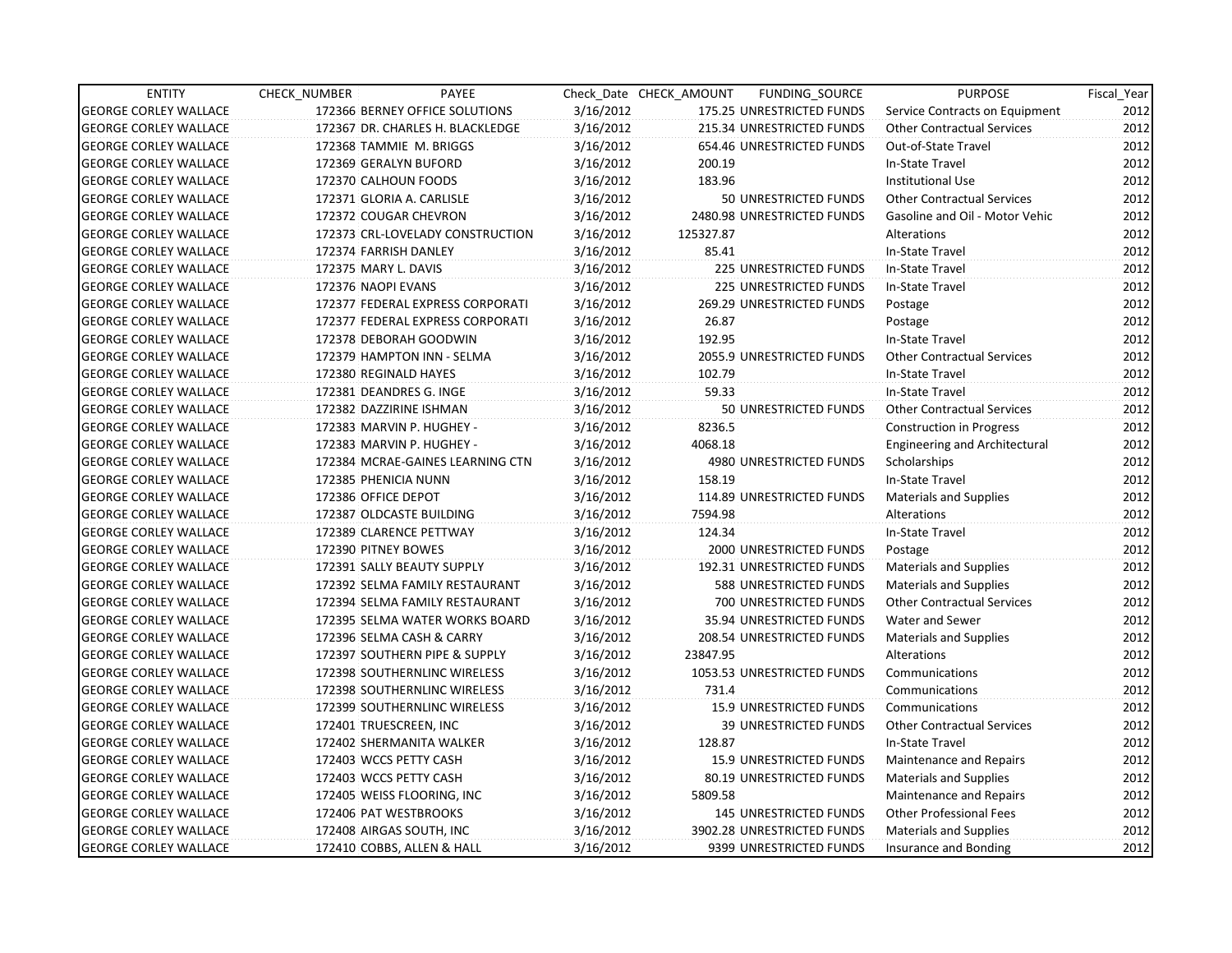| ENTITY | CHECK_NUMBER | PAYEE | Check_Date | CHECK_AMOUNT | FUNDING_SOURCE | PURPOSE | Fiscal_Year |
|---|---|---|---|---|---|---|---|
| GEORGE CORLEY WALLACE | 172366 | BERNEY OFFICE SOLUTIONS | 3/16/2012 | 175.25 | UNRESTRICTED FUNDS | Service Contracts on Equipment | 2012 |
| GEORGE CORLEY WALLACE | 172367 | DR. CHARLES H. BLACKLEDGE | 3/16/2012 | 215.34 | UNRESTRICTED FUNDS | Other Contractual Services | 2012 |
| GEORGE CORLEY WALLACE | 172368 | TAMMIE M. BRIGGS | 3/16/2012 | 654.46 | UNRESTRICTED FUNDS | Out-of-State Travel | 2012 |
| GEORGE CORLEY WALLACE | 172369 | GERALYN BUFORD | 3/16/2012 | 200.19 | | In-State Travel | 2012 |
| GEORGE CORLEY WALLACE | 172370 | CALHOUN FOODS | 3/16/2012 | 183.96 | | Institutional Use | 2012 |
| GEORGE CORLEY WALLACE | 172371 | GLORIA A. CARLISLE | 3/16/2012 | 50 | UNRESTRICTED FUNDS | Other Contractual Services | 2012 |
| GEORGE CORLEY WALLACE | 172372 | COUGAR CHEVRON | 3/16/2012 | 2480.98 | UNRESTRICTED FUNDS | Gasoline and Oil - Motor Vehic | 2012 |
| GEORGE CORLEY WALLACE | 172373 | CRL-LOVELADY CONSTRUCTION | 3/16/2012 | 125327.87 | | Alterations | 2012 |
| GEORGE CORLEY WALLACE | 172374 | FARRISH DANLEY | 3/16/2012 | 85.41 | | In-State Travel | 2012 |
| GEORGE CORLEY WALLACE | 172375 | MARY L. DAVIS | 3/16/2012 | 225 | UNRESTRICTED FUNDS | In-State Travel | 2012 |
| GEORGE CORLEY WALLACE | 172376 | NAOPI EVANS | 3/16/2012 | 225 | UNRESTRICTED FUNDS | In-State Travel | 2012 |
| GEORGE CORLEY WALLACE | 172377 | FEDERAL EXPRESS CORPORATI | 3/16/2012 | 269.29 | UNRESTRICTED FUNDS | Postage | 2012 |
| GEORGE CORLEY WALLACE | 172377 | FEDERAL EXPRESS CORPORATI | 3/16/2012 | 26.87 | | Postage | 2012 |
| GEORGE CORLEY WALLACE | 172378 | DEBORAH GOODWIN | 3/16/2012 | 192.95 | | In-State Travel | 2012 |
| GEORGE CORLEY WALLACE | 172379 | HAMPTON INN - SELMA | 3/16/2012 | 2055.9 | UNRESTRICTED FUNDS | Other Contractual Services | 2012 |
| GEORGE CORLEY WALLACE | 172380 | REGINALD HAYES | 3/16/2012 | 102.79 | | In-State Travel | 2012 |
| GEORGE CORLEY WALLACE | 172381 | DEANDRES G. INGE | 3/16/2012 | 59.33 | | In-State Travel | 2012 |
| GEORGE CORLEY WALLACE | 172382 | DAZZIRINE ISHMAN | 3/16/2012 | 50 | UNRESTRICTED FUNDS | Other Contractual Services | 2012 |
| GEORGE CORLEY WALLACE | 172383 | MARVIN P. HUGHEY - | 3/16/2012 | 8236.5 | | Construction in Progress | 2012 |
| GEORGE CORLEY WALLACE | 172383 | MARVIN P. HUGHEY - | 3/16/2012 | 4068.18 | | Engineering and Architectural | 2012 |
| GEORGE CORLEY WALLACE | 172384 | MCRAE-GAINES LEARNING CTN | 3/16/2012 | 4980 | UNRESTRICTED FUNDS | Scholarships | 2012 |
| GEORGE CORLEY WALLACE | 172385 | PHENICIA NUNN | 3/16/2012 | 158.19 | | In-State Travel | 2012 |
| GEORGE CORLEY WALLACE | 172386 | OFFICE DEPOT | 3/16/2012 | 114.89 | UNRESTRICTED FUNDS | Materials and Supplies | 2012 |
| GEORGE CORLEY WALLACE | 172387 | OLDCASTE BUILDING | 3/16/2012 | 7594.98 | | Alterations | 2012 |
| GEORGE CORLEY WALLACE | 172389 | CLARENCE PETTWAY | 3/16/2012 | 124.34 | | In-State Travel | 2012 |
| GEORGE CORLEY WALLACE | 172390 | PITNEY BOWES | 3/16/2012 | 2000 | UNRESTRICTED FUNDS | Postage | 2012 |
| GEORGE CORLEY WALLACE | 172391 | SALLY BEAUTY SUPPLY | 3/16/2012 | 192.31 | UNRESTRICTED FUNDS | Materials and Supplies | 2012 |
| GEORGE CORLEY WALLACE | 172392 | SELMA FAMILY RESTAURANT | 3/16/2012 | 588 | UNRESTRICTED FUNDS | Materials and Supplies | 2012 |
| GEORGE CORLEY WALLACE | 172394 | SELMA FAMILY RESTAURANT | 3/16/2012 | 700 | UNRESTRICTED FUNDS | Other Contractual Services | 2012 |
| GEORGE CORLEY WALLACE | 172395 | SELMA WATER WORKS BOARD | 3/16/2012 | 35.94 | UNRESTRICTED FUNDS | Water and Sewer | 2012 |
| GEORGE CORLEY WALLACE | 172396 | SELMA CASH & CARRY | 3/16/2012 | 208.54 | UNRESTRICTED FUNDS | Materials and Supplies | 2012 |
| GEORGE CORLEY WALLACE | 172397 | SOUTHERN PIPE & SUPPLY | 3/16/2012 | 23847.95 | | Alterations | 2012 |
| GEORGE CORLEY WALLACE | 172398 | SOUTHERNLINC WIRELESS | 3/16/2012 | 1053.53 | UNRESTRICTED FUNDS | Communications | 2012 |
| GEORGE CORLEY WALLACE | 172398 | SOUTHERNLINC WIRELESS | 3/16/2012 | 731.4 | | Communications | 2012 |
| GEORGE CORLEY WALLACE | 172399 | SOUTHERNLINC WIRELESS | 3/16/2012 | 15.9 | UNRESTRICTED FUNDS | Communications | 2012 |
| GEORGE CORLEY WALLACE | 172401 | TRUESCREEN, INC | 3/16/2012 | 39 | UNRESTRICTED FUNDS | Other Contractual Services | 2012 |
| GEORGE CORLEY WALLACE | 172402 | SHERMANITA WALKER | 3/16/2012 | 128.87 | | In-State Travel | 2012 |
| GEORGE CORLEY WALLACE | 172403 | WCCS PETTY CASH | 3/16/2012 | 15.9 | UNRESTRICTED FUNDS | Maintenance and Repairs | 2012 |
| GEORGE CORLEY WALLACE | 172403 | WCCS PETTY CASH | 3/16/2012 | 80.19 | UNRESTRICTED FUNDS | Materials and Supplies | 2012 |
| GEORGE CORLEY WALLACE | 172405 | WEISS FLOORING, INC | 3/16/2012 | 5809.58 | | Maintenance and Repairs | 2012 |
| GEORGE CORLEY WALLACE | 172406 | PAT WESTBROOKS | 3/16/2012 | 145 | UNRESTRICTED FUNDS | Other Professional Fees | 2012 |
| GEORGE CORLEY WALLACE | 172408 | AIRGAS SOUTH, INC | 3/16/2012 | 3902.28 | UNRESTRICTED FUNDS | Materials and Supplies | 2012 |
| GEORGE CORLEY WALLACE | 172410 | COBBS, ALLEN & HALL | 3/16/2012 | 9399 | UNRESTRICTED FUNDS | Insurance and Bonding | 2012 |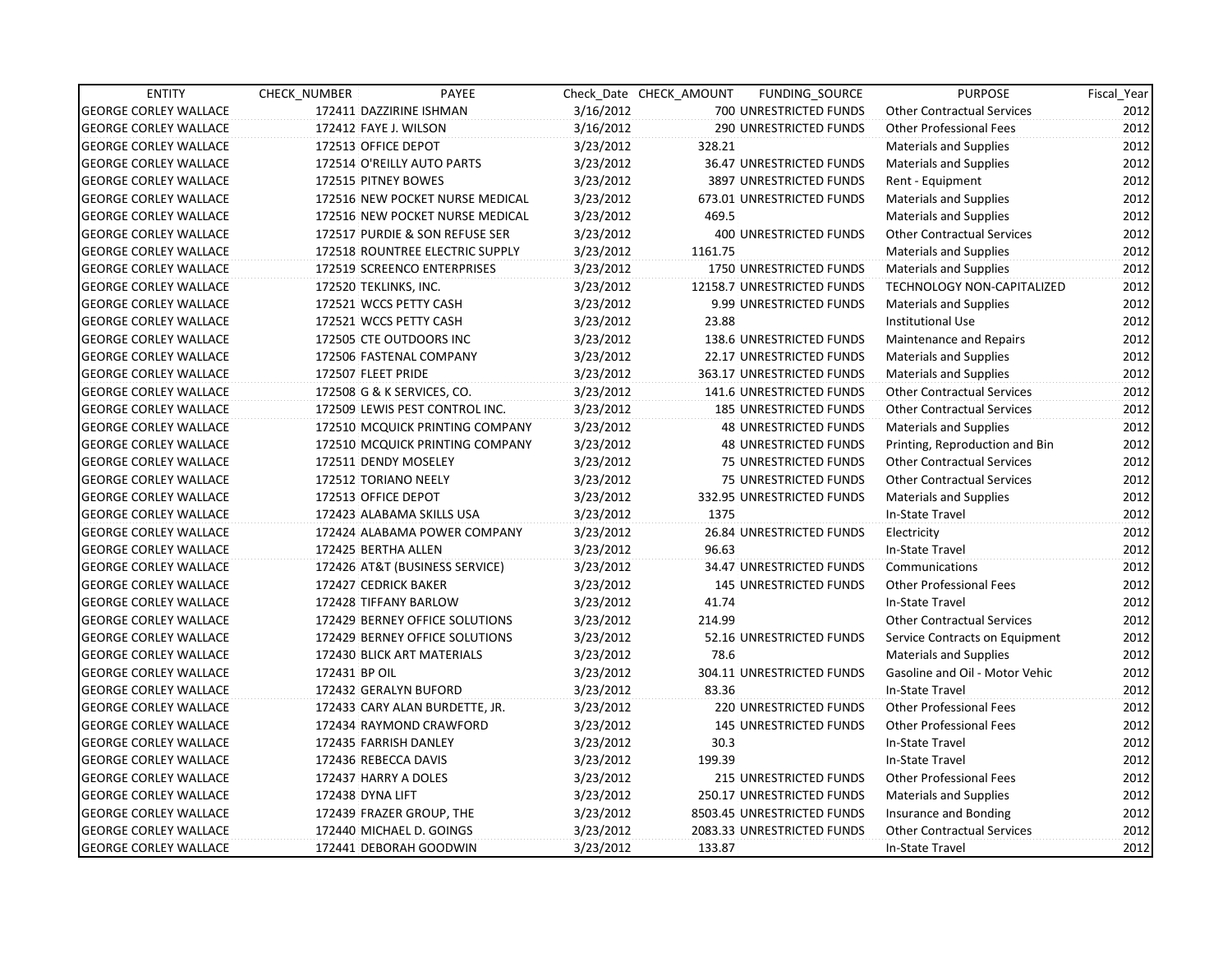| ENTITY | CHECK_NUMBER | PAYEE | Check_Date | CHECK_AMOUNT | FUNDING_SOURCE | PURPOSE | Fiscal_Year |
|---|---|---|---|---|---|---|---|
| GEORGE CORLEY WALLACE | 172411 | DAZZIRINE ISHMAN | 3/16/2012 | 700 | UNRESTRICTED FUNDS | Other Contractual Services | 2012 |
| GEORGE CORLEY WALLACE | 172412 | FAYE J. WILSON | 3/16/2012 | 290 | UNRESTRICTED FUNDS | Other Professional Fees | 2012 |
| GEORGE CORLEY WALLACE | 172513 | OFFICE DEPOT | 3/23/2012 | 328.21 | | Materials and Supplies | 2012 |
| GEORGE CORLEY WALLACE | 172514 | O'REILLY AUTO PARTS | 3/23/2012 | 36.47 | UNRESTRICTED FUNDS | Materials and Supplies | 2012 |
| GEORGE CORLEY WALLACE | 172515 | PITNEY BOWES | 3/23/2012 | 3897 | UNRESTRICTED FUNDS | Rent - Equipment | 2012 |
| GEORGE CORLEY WALLACE | 172516 | NEW POCKET NURSE MEDICAL | 3/23/2012 | 673.01 | UNRESTRICTED FUNDS | Materials and Supplies | 2012 |
| GEORGE CORLEY WALLACE | 172516 | NEW POCKET NURSE MEDICAL | 3/23/2012 | 469.5 | | Materials and Supplies | 2012 |
| GEORGE CORLEY WALLACE | 172517 | PURDIE & SON REFUSE SER | 3/23/2012 | 400 | UNRESTRICTED FUNDS | Other Contractual Services | 2012 |
| GEORGE CORLEY WALLACE | 172518 | ROUNTREE ELECTRIC SUPPLY | 3/23/2012 | 1161.75 | | Materials and Supplies | 2012 |
| GEORGE CORLEY WALLACE | 172519 | SCREENCO ENTERPRISES | 3/23/2012 | 1750 | UNRESTRICTED FUNDS | Materials and Supplies | 2012 |
| GEORGE CORLEY WALLACE | 172520 | TEKLINKS, INC. | 3/23/2012 | 12158.7 | UNRESTRICTED FUNDS | TECHNOLOGY NON-CAPITALIZED | 2012 |
| GEORGE CORLEY WALLACE | 172521 | WCCS PETTY CASH | 3/23/2012 | 9.99 | UNRESTRICTED FUNDS | Materials and Supplies | 2012 |
| GEORGE CORLEY WALLACE | 172521 | WCCS PETTY CASH | 3/23/2012 | 23.88 | | Institutional Use | 2012 |
| GEORGE CORLEY WALLACE | 172505 | CTE OUTDOORS INC | 3/23/2012 | 138.6 | UNRESTRICTED FUNDS | Maintenance and Repairs | 2012 |
| GEORGE CORLEY WALLACE | 172506 | FASTENAL COMPANY | 3/23/2012 | 22.17 | UNRESTRICTED FUNDS | Materials and Supplies | 2012 |
| GEORGE CORLEY WALLACE | 172507 | FLEET PRIDE | 3/23/2012 | 363.17 | UNRESTRICTED FUNDS | Materials and Supplies | 2012 |
| GEORGE CORLEY WALLACE | 172508 | G & K SERVICES, CO. | 3/23/2012 | 141.6 | UNRESTRICTED FUNDS | Other Contractual Services | 2012 |
| GEORGE CORLEY WALLACE | 172509 | LEWIS PEST CONTROL INC. | 3/23/2012 | 185 | UNRESTRICTED FUNDS | Other Contractual Services | 2012 |
| GEORGE CORLEY WALLACE | 172510 | MCQUICK PRINTING COMPANY | 3/23/2012 | 48 | UNRESTRICTED FUNDS | Materials and Supplies | 2012 |
| GEORGE CORLEY WALLACE | 172510 | MCQUICK PRINTING COMPANY | 3/23/2012 | 48 | UNRESTRICTED FUNDS | Printing, Reproduction and Bin | 2012 |
| GEORGE CORLEY WALLACE | 172511 | DENDY MOSELEY | 3/23/2012 | 75 | UNRESTRICTED FUNDS | Other Contractual Services | 2012 |
| GEORGE CORLEY WALLACE | 172512 | TORIANO NEELY | 3/23/2012 | 75 | UNRESTRICTED FUNDS | Other Contractual Services | 2012 |
| GEORGE CORLEY WALLACE | 172513 | OFFICE DEPOT | 3/23/2012 | 332.95 | UNRESTRICTED FUNDS | Materials and Supplies | 2012 |
| GEORGE CORLEY WALLACE | 172423 | ALABAMA SKILLS USA | 3/23/2012 | 1375 | | In-State Travel | 2012 |
| GEORGE CORLEY WALLACE | 172424 | ALABAMA POWER COMPANY | 3/23/2012 | 26.84 | UNRESTRICTED FUNDS | Electricity | 2012 |
| GEORGE CORLEY WALLACE | 172425 | BERTHA ALLEN | 3/23/2012 | 96.63 | | In-State Travel | 2012 |
| GEORGE CORLEY WALLACE | 172426 | AT&T (BUSINESS SERVICE) | 3/23/2012 | 34.47 | UNRESTRICTED FUNDS | Communications | 2012 |
| GEORGE CORLEY WALLACE | 172427 | CEDRICK BAKER | 3/23/2012 | 145 | UNRESTRICTED FUNDS | Other Professional Fees | 2012 |
| GEORGE CORLEY WALLACE | 172428 | TIFFANY BARLOW | 3/23/2012 | 41.74 | | In-State Travel | 2012 |
| GEORGE CORLEY WALLACE | 172429 | BERNEY OFFICE SOLUTIONS | 3/23/2012 | 214.99 | | Other Contractual Services | 2012 |
| GEORGE CORLEY WALLACE | 172429 | BERNEY OFFICE SOLUTIONS | 3/23/2012 | 52.16 | UNRESTRICTED FUNDS | Service Contracts on Equipment | 2012 |
| GEORGE CORLEY WALLACE | 172430 | BLICK ART MATERIALS | 3/23/2012 | 78.6 | | Materials and Supplies | 2012 |
| GEORGE CORLEY WALLACE | 172431 | BP OIL | 3/23/2012 | 304.11 | UNRESTRICTED FUNDS | Gasoline and Oil - Motor Vehic | 2012 |
| GEORGE CORLEY WALLACE | 172432 | GERALYN BUFORD | 3/23/2012 | 83.36 | | In-State Travel | 2012 |
| GEORGE CORLEY WALLACE | 172433 | CARY ALAN BURDETTE, JR. | 3/23/2012 | 220 | UNRESTRICTED FUNDS | Other Professional Fees | 2012 |
| GEORGE CORLEY WALLACE | 172434 | RAYMOND CRAWFORD | 3/23/2012 | 145 | UNRESTRICTED FUNDS | Other Professional Fees | 2012 |
| GEORGE CORLEY WALLACE | 172435 | FARRISH DANLEY | 3/23/2012 | 30.3 | | In-State Travel | 2012 |
| GEORGE CORLEY WALLACE | 172436 | REBECCA DAVIS | 3/23/2012 | 199.39 | | In-State Travel | 2012 |
| GEORGE CORLEY WALLACE | 172437 | HARRY A DOLES | 3/23/2012 | 215 | UNRESTRICTED FUNDS | Other Professional Fees | 2012 |
| GEORGE CORLEY WALLACE | 172438 | DYNA LIFT | 3/23/2012 | 250.17 | UNRESTRICTED FUNDS | Materials and Supplies | 2012 |
| GEORGE CORLEY WALLACE | 172439 | FRAZER GROUP, THE | 3/23/2012 | 8503.45 | UNRESTRICTED FUNDS | Insurance and Bonding | 2012 |
| GEORGE CORLEY WALLACE | 172440 | MICHAEL D. GOINGS | 3/23/2012 | 2083.33 | UNRESTRICTED FUNDS | Other Contractual Services | 2012 |
| GEORGE CORLEY WALLACE | 172441 | DEBORAH GOODWIN | 3/23/2012 | 133.87 | | In-State Travel | 2012 |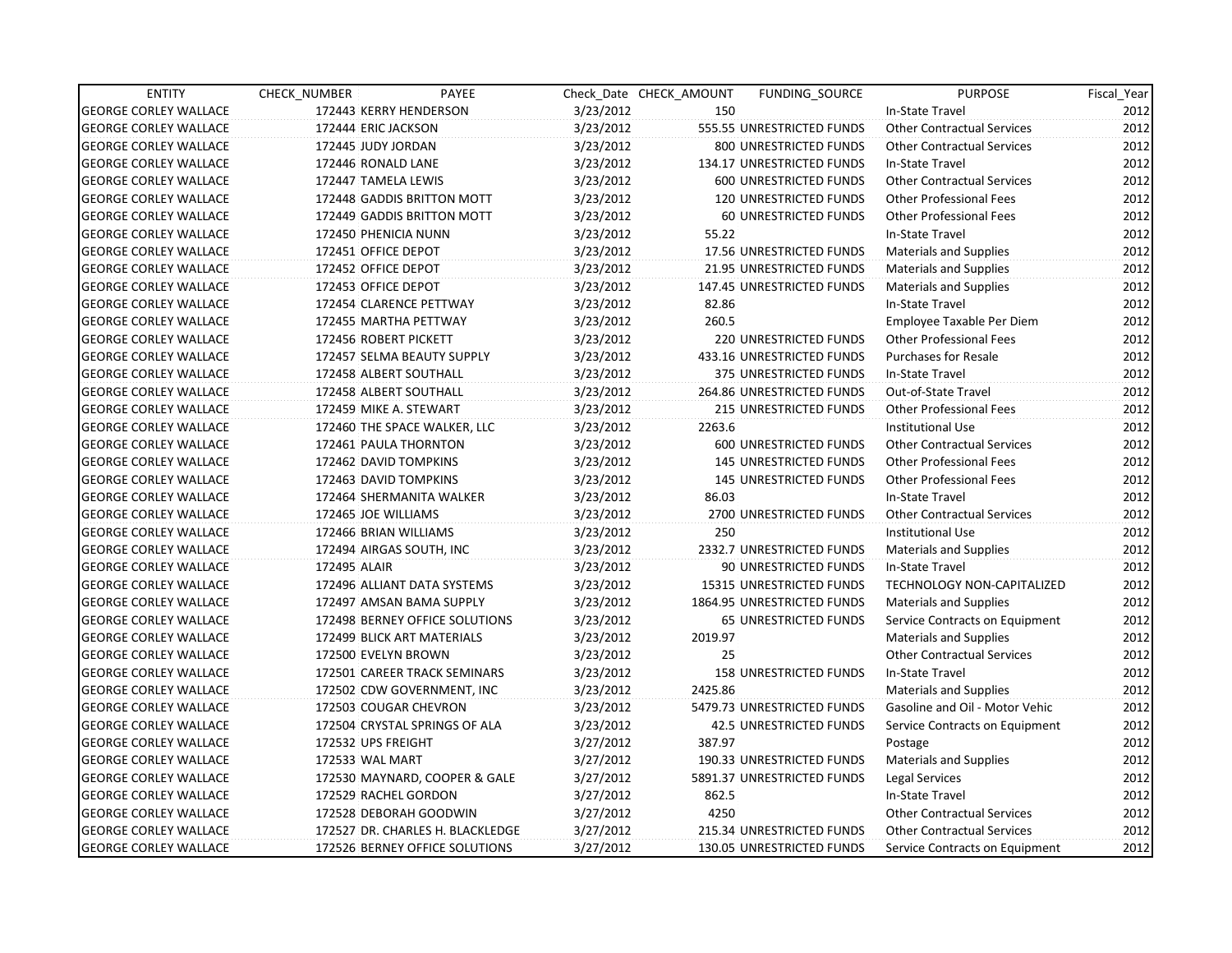| ENTITY | CHECK_NUMBER | PAYEE | Check_Date | CHECK_AMOUNT | FUNDING_SOURCE | PURPOSE | Fiscal_Year |
|---|---|---|---|---|---|---|---|
| GEORGE CORLEY WALLACE | 172443 | KERRY HENDERSON | 3/23/2012 | 150 | | In-State Travel | 2012 |
| GEORGE CORLEY WALLACE | 172444 | ERIC JACKSON | 3/23/2012 | 555.55 | UNRESTRICTED FUNDS | Other Contractual Services | 2012 |
| GEORGE CORLEY WALLACE | 172445 | JUDY JORDAN | 3/23/2012 | 800 | UNRESTRICTED FUNDS | Other Contractual Services | 2012 |
| GEORGE CORLEY WALLACE | 172446 | RONALD LANE | 3/23/2012 | 134.17 | UNRESTRICTED FUNDS | In-State Travel | 2012 |
| GEORGE CORLEY WALLACE | 172447 | TAMELA LEWIS | 3/23/2012 | 600 | UNRESTRICTED FUNDS | Other Contractual Services | 2012 |
| GEORGE CORLEY WALLACE | 172448 | GADDIS BRITTON MOTT | 3/23/2012 | 120 | UNRESTRICTED FUNDS | Other Professional Fees | 2012 |
| GEORGE CORLEY WALLACE | 172449 | GADDIS BRITTON MOTT | 3/23/2012 | 60 | UNRESTRICTED FUNDS | Other Professional Fees | 2012 |
| GEORGE CORLEY WALLACE | 172450 | PHENICIA NUNN | 3/23/2012 | 55.22 | | In-State Travel | 2012 |
| GEORGE CORLEY WALLACE | 172451 | OFFICE DEPOT | 3/23/2012 | 17.56 | UNRESTRICTED FUNDS | Materials and Supplies | 2012 |
| GEORGE CORLEY WALLACE | 172452 | OFFICE DEPOT | 3/23/2012 | 21.95 | UNRESTRICTED FUNDS | Materials and Supplies | 2012 |
| GEORGE CORLEY WALLACE | 172453 | OFFICE DEPOT | 3/23/2012 | 147.45 | UNRESTRICTED FUNDS | Materials and Supplies | 2012 |
| GEORGE CORLEY WALLACE | 172454 | CLARENCE PETTWAY | 3/23/2012 | 82.86 | | In-State Travel | 2012 |
| GEORGE CORLEY WALLACE | 172455 | MARTHA PETTWAY | 3/23/2012 | 260.5 | | Employee Taxable Per Diem | 2012 |
| GEORGE CORLEY WALLACE | 172456 | ROBERT PICKETT | 3/23/2012 | 220 | UNRESTRICTED FUNDS | Other Professional Fees | 2012 |
| GEORGE CORLEY WALLACE | 172457 | SELMA BEAUTY SUPPLY | 3/23/2012 | 433.16 | UNRESTRICTED FUNDS | Purchases for Resale | 2012 |
| GEORGE CORLEY WALLACE | 172458 | ALBERT SOUTHALL | 3/23/2012 | 375 | UNRESTRICTED FUNDS | In-State Travel | 2012 |
| GEORGE CORLEY WALLACE | 172458 | ALBERT SOUTHALL | 3/23/2012 | 264.86 | UNRESTRICTED FUNDS | Out-of-State Travel | 2012 |
| GEORGE CORLEY WALLACE | 172459 | MIKE A. STEWART | 3/23/2012 | 215 | UNRESTRICTED FUNDS | Other Professional Fees | 2012 |
| GEORGE CORLEY WALLACE | 172460 | THE SPACE WALKER, LLC | 3/23/2012 | 2263.6 | | Institutional Use | 2012 |
| GEORGE CORLEY WALLACE | 172461 | PAULA THORNTON | 3/23/2012 | 600 | UNRESTRICTED FUNDS | Other Contractual Services | 2012 |
| GEORGE CORLEY WALLACE | 172462 | DAVID TOMPKINS | 3/23/2012 | 145 | UNRESTRICTED FUNDS | Other Professional Fees | 2012 |
| GEORGE CORLEY WALLACE | 172463 | DAVID TOMPKINS | 3/23/2012 | 145 | UNRESTRICTED FUNDS | Other Professional Fees | 2012 |
| GEORGE CORLEY WALLACE | 172464 | SHERMANITA WALKER | 3/23/2012 | 86.03 | | In-State Travel | 2012 |
| GEORGE CORLEY WALLACE | 172465 | JOE WILLIAMS | 3/23/2012 | 2700 | UNRESTRICTED FUNDS | Other Contractual Services | 2012 |
| GEORGE CORLEY WALLACE | 172466 | BRIAN WILLIAMS | 3/23/2012 | 250 | | Institutional Use | 2012 |
| GEORGE CORLEY WALLACE | 172494 | AIRGAS SOUTH, INC | 3/23/2012 | 2332.7 | UNRESTRICTED FUNDS | Materials and Supplies | 2012 |
| GEORGE CORLEY WALLACE | 172495 | ALAIR | 3/23/2012 | 90 | UNRESTRICTED FUNDS | In-State Travel | 2012 |
| GEORGE CORLEY WALLACE | 172496 | ALLIANT DATA SYSTEMS | 3/23/2012 | 15315 | UNRESTRICTED FUNDS | TECHNOLOGY NON-CAPITALIZED | 2012 |
| GEORGE CORLEY WALLACE | 172497 | AMSAN BAMA SUPPLY | 3/23/2012 | 1864.95 | UNRESTRICTED FUNDS | Materials and Supplies | 2012 |
| GEORGE CORLEY WALLACE | 172498 | BERNEY OFFICE SOLUTIONS | 3/23/2012 | 65 | UNRESTRICTED FUNDS | Service Contracts on Equipment | 2012 |
| GEORGE CORLEY WALLACE | 172499 | BLICK ART MATERIALS | 3/23/2012 | 2019.97 | | Materials and Supplies | 2012 |
| GEORGE CORLEY WALLACE | 172500 | EVELYN BROWN | 3/23/2012 | 25 | | Other Contractual Services | 2012 |
| GEORGE CORLEY WALLACE | 172501 | CAREER TRACK SEMINARS | 3/23/2012 | 158 | UNRESTRICTED FUNDS | In-State Travel | 2012 |
| GEORGE CORLEY WALLACE | 172502 | CDW GOVERNMENT, INC | 3/23/2012 | 2425.86 | | Materials and Supplies | 2012 |
| GEORGE CORLEY WALLACE | 172503 | COUGAR CHEVRON | 3/23/2012 | 5479.73 | UNRESTRICTED FUNDS | Gasoline and Oil - Motor Vehic | 2012 |
| GEORGE CORLEY WALLACE | 172504 | CRYSTAL SPRINGS OF ALA | 3/23/2012 | 42.5 | UNRESTRICTED FUNDS | Service Contracts on Equipment | 2012 |
| GEORGE CORLEY WALLACE | 172532 | UPS FREIGHT | 3/27/2012 | 387.97 | | Postage | 2012 |
| GEORGE CORLEY WALLACE | 172533 | WAL MART | 3/27/2012 | 190.33 | UNRESTRICTED FUNDS | Materials and Supplies | 2012 |
| GEORGE CORLEY WALLACE | 172530 | MAYNARD, COOPER & GALE | 3/27/2012 | 5891.37 | UNRESTRICTED FUNDS | Legal Services | 2012 |
| GEORGE CORLEY WALLACE | 172529 | RACHEL GORDON | 3/27/2012 | 862.5 | | In-State Travel | 2012 |
| GEORGE CORLEY WALLACE | 172528 | DEBORAH GOODWIN | 3/27/2012 | 4250 | | Other Contractual Services | 2012 |
| GEORGE CORLEY WALLACE | 172527 | DR. CHARLES H. BLACKLEDGE | 3/27/2012 | 215.34 | UNRESTRICTED FUNDS | Other Contractual Services | 2012 |
| GEORGE CORLEY WALLACE | 172526 | BERNEY OFFICE SOLUTIONS | 3/27/2012 | 130.05 | UNRESTRICTED FUNDS | Service Contracts on Equipment | 2012 |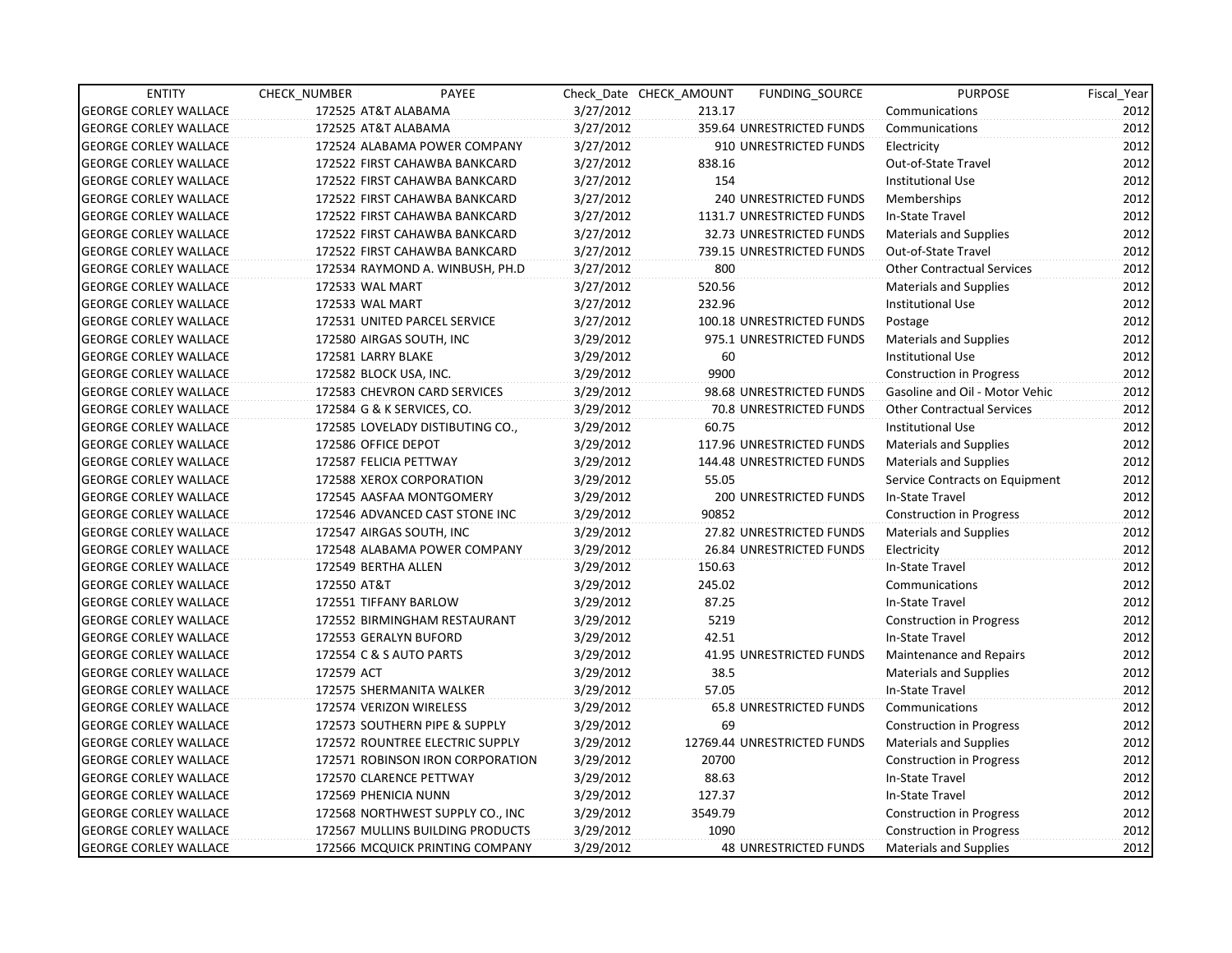| ENTITY | CHECK_NUMBER | PAYEE | Check_Date | CHECK_AMOUNT | FUNDING_SOURCE | PURPOSE | Fiscal_Year |
|---|---|---|---|---|---|---|---|
| GEORGE CORLEY WALLACE | 172525 | AT&T ALABAMA | 3/27/2012 | 213.17 | | Communications | 2012 |
| GEORGE CORLEY WALLACE | 172525 | AT&T ALABAMA | 3/27/2012 | 359.64 | UNRESTRICTED FUNDS | Communications | 2012 |
| GEORGE CORLEY WALLACE | 172524 | ALABAMA POWER COMPANY | 3/27/2012 | 910 | UNRESTRICTED FUNDS | Electricity | 2012 |
| GEORGE CORLEY WALLACE | 172522 | FIRST CAHAWBA BANKCARD | 3/27/2012 | 838.16 | | Out-of-State Travel | 2012 |
| GEORGE CORLEY WALLACE | 172522 | FIRST CAHAWBA BANKCARD | 3/27/2012 | 154 | | Institutional Use | 2012 |
| GEORGE CORLEY WALLACE | 172522 | FIRST CAHAWBA BANKCARD | 3/27/2012 | 240 | UNRESTRICTED FUNDS | Memberships | 2012 |
| GEORGE CORLEY WALLACE | 172522 | FIRST CAHAWBA BANKCARD | 3/27/2012 | 1131.7 | UNRESTRICTED FUNDS | In-State Travel | 2012 |
| GEORGE CORLEY WALLACE | 172522 | FIRST CAHAWBA BANKCARD | 3/27/2012 | 32.73 | UNRESTRICTED FUNDS | Materials and Supplies | 2012 |
| GEORGE CORLEY WALLACE | 172522 | FIRST CAHAWBA BANKCARD | 3/27/2012 | 739.15 | UNRESTRICTED FUNDS | Out-of-State Travel | 2012 |
| GEORGE CORLEY WALLACE | 172534 | RAYMOND A. WINBUSH, PH.D | 3/27/2012 | 800 | | Other Contractual Services | 2012 |
| GEORGE CORLEY WALLACE | 172533 | WAL MART | 3/27/2012 | 520.56 | | Materials and Supplies | 2012 |
| GEORGE CORLEY WALLACE | 172533 | WAL MART | 3/27/2012 | 232.96 | | Institutional Use | 2012 |
| GEORGE CORLEY WALLACE | 172531 | UNITED PARCEL SERVICE | 3/27/2012 | 100.18 | UNRESTRICTED FUNDS | Postage | 2012 |
| GEORGE CORLEY WALLACE | 172580 | AIRGAS SOUTH, INC | 3/29/2012 | 975.1 | UNRESTRICTED FUNDS | Materials and Supplies | 2012 |
| GEORGE CORLEY WALLACE | 172581 | LARRY BLAKE | 3/29/2012 | 60 | | Institutional Use | 2012 |
| GEORGE CORLEY WALLACE | 172582 | BLOCK USA, INC. | 3/29/2012 | 9900 | | Construction in Progress | 2012 |
| GEORGE CORLEY WALLACE | 172583 | CHEVRON CARD SERVICES | 3/29/2012 | 98.68 | UNRESTRICTED FUNDS | Gasoline and Oil - Motor Vehic | 2012 |
| GEORGE CORLEY WALLACE | 172584 | G & K SERVICES, CO. | 3/29/2012 | 70.8 | UNRESTRICTED FUNDS | Other Contractual Services | 2012 |
| GEORGE CORLEY WALLACE | 172585 | LOVELADY DISTIBUTING CO., | 3/29/2012 | 60.75 | | Institutional Use | 2012 |
| GEORGE CORLEY WALLACE | 172586 | OFFICE DEPOT | 3/29/2012 | 117.96 | UNRESTRICTED FUNDS | Materials and Supplies | 2012 |
| GEORGE CORLEY WALLACE | 172587 | FELICIA PETTWAY | 3/29/2012 | 144.48 | UNRESTRICTED FUNDS | Materials and Supplies | 2012 |
| GEORGE CORLEY WALLACE | 172588 | XEROX CORPORATION | 3/29/2012 | 55.05 | | Service Contracts on Equipment | 2012 |
| GEORGE CORLEY WALLACE | 172545 | AASFAA MONTGOMERY | 3/29/2012 | 200 | UNRESTRICTED FUNDS | In-State Travel | 2012 |
| GEORGE CORLEY WALLACE | 172546 | ADVANCED CAST STONE INC | 3/29/2012 | 90852 | | Construction in Progress | 2012 |
| GEORGE CORLEY WALLACE | 172547 | AIRGAS SOUTH, INC | 3/29/2012 | 27.82 | UNRESTRICTED FUNDS | Materials and Supplies | 2012 |
| GEORGE CORLEY WALLACE | 172548 | ALABAMA POWER COMPANY | 3/29/2012 | 26.84 | UNRESTRICTED FUNDS | Electricity | 2012 |
| GEORGE CORLEY WALLACE | 172549 | BERTHA ALLEN | 3/29/2012 | 150.63 | | In-State Travel | 2012 |
| GEORGE CORLEY WALLACE | 172550 | AT&T | 3/29/2012 | 245.02 | | Communications | 2012 |
| GEORGE CORLEY WALLACE | 172551 | TIFFANY BARLOW | 3/29/2012 | 87.25 | | In-State Travel | 2012 |
| GEORGE CORLEY WALLACE | 172552 | BIRMINGHAM RESTAURANT | 3/29/2012 | 5219 | | Construction in Progress | 2012 |
| GEORGE CORLEY WALLACE | 172553 | GERALYN BUFORD | 3/29/2012 | 42.51 | | In-State Travel | 2012 |
| GEORGE CORLEY WALLACE | 172554 | C & S AUTO PARTS | 3/29/2012 | 41.95 | UNRESTRICTED FUNDS | Maintenance and Repairs | 2012 |
| GEORGE CORLEY WALLACE | 172579 | ACT | 3/29/2012 | 38.5 | | Materials and Supplies | 2012 |
| GEORGE CORLEY WALLACE | 172575 | SHERMANITA WALKER | 3/29/2012 | 57.05 | | In-State Travel | 2012 |
| GEORGE CORLEY WALLACE | 172574 | VERIZON WIRELESS | 3/29/2012 | 65.8 | UNRESTRICTED FUNDS | Communications | 2012 |
| GEORGE CORLEY WALLACE | 172573 | SOUTHERN PIPE & SUPPLY | 3/29/2012 | 69 | | Construction in Progress | 2012 |
| GEORGE CORLEY WALLACE | 172572 | ROUNTREE ELECTRIC SUPPLY | 3/29/2012 | 12769.44 | UNRESTRICTED FUNDS | Materials and Supplies | 2012 |
| GEORGE CORLEY WALLACE | 172571 | ROBINSON IRON CORPORATION | 3/29/2012 | 20700 | | Construction in Progress | 2012 |
| GEORGE CORLEY WALLACE | 172570 | CLARENCE PETTWAY | 3/29/2012 | 88.63 | | In-State Travel | 2012 |
| GEORGE CORLEY WALLACE | 172569 | PHENICIA NUNN | 3/29/2012 | 127.37 | | In-State Travel | 2012 |
| GEORGE CORLEY WALLACE | 172568 | NORTHWEST SUPPLY CO., INC | 3/29/2012 | 3549.79 | | Construction in Progress | 2012 |
| GEORGE CORLEY WALLACE | 172567 | MULLINS BUILDING PRODUCTS | 3/29/2012 | 1090 | | Construction in Progress | 2012 |
| GEORGE CORLEY WALLACE | 172566 | MCQUICK PRINTING COMPANY | 3/29/2012 | 48 | UNRESTRICTED FUNDS | Materials and Supplies | 2012 |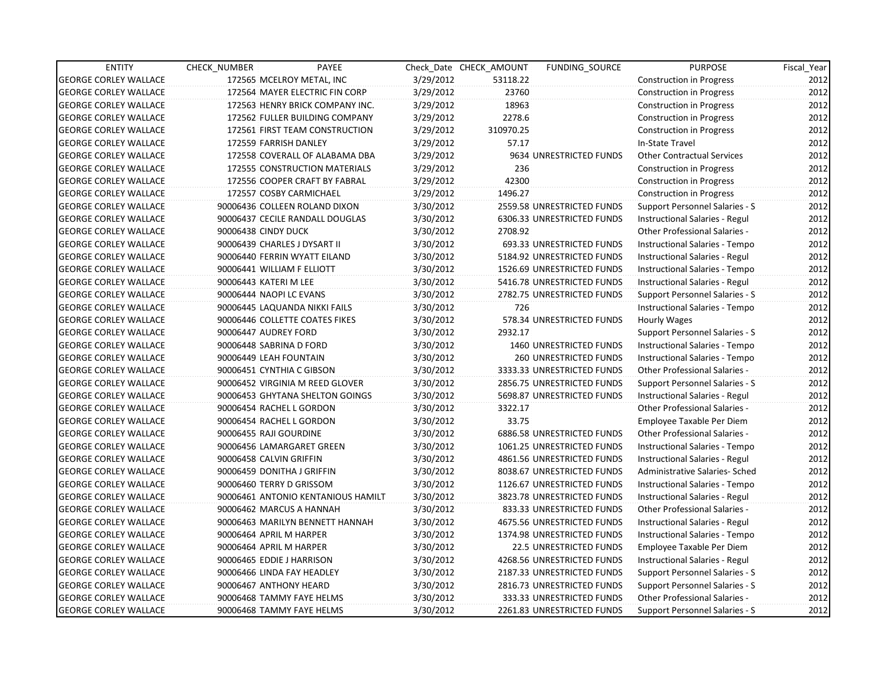| ENTITY | CHECK_NUMBER | PAYEE | Check_Date | CHECK_AMOUNT | FUNDING_SOURCE | PURPOSE | Fiscal_Year |
|---|---|---|---|---|---|---|---|
| GEORGE CORLEY WALLACE | 172565 | MCELROY METAL, INC | 3/29/2012 | 53118.22 | | Construction in Progress | 2012 |
| GEORGE CORLEY WALLACE | 172564 | MAYER ELECTRIC FIN CORP | 3/29/2012 | 23760 | | Construction in Progress | 2012 |
| GEORGE CORLEY WALLACE | 172563 | HENRY BRICK COMPANY INC. | 3/29/2012 | 18963 | | Construction in Progress | 2012 |
| GEORGE CORLEY WALLACE | 172562 | FULLER BUILDING COMPANY | 3/29/2012 | 2278.6 | | Construction in Progress | 2012 |
| GEORGE CORLEY WALLACE | 172561 | FIRST TEAM CONSTRUCTION | 3/29/2012 | 310970.25 | | Construction in Progress | 2012 |
| GEORGE CORLEY WALLACE | 172559 | FARRISH DANLEY | 3/29/2012 | 57.17 | | In-State Travel | 2012 |
| GEORGE CORLEY WALLACE | 172558 | COVERALL OF ALABAMA DBA | 3/29/2012 | 9634 | UNRESTRICTED FUNDS | Other Contractual Services | 2012 |
| GEORGE CORLEY WALLACE | 172555 | CONSTRUCTION MATERIALS | 3/29/2012 | 236 | | Construction in Progress | 2012 |
| GEORGE CORLEY WALLACE | 172556 | COOPER CRAFT BY FABRAL | 3/29/2012 | 42300 | | Construction in Progress | 2012 |
| GEORGE CORLEY WALLACE | 172557 | COSBY CARMICHAEL | 3/29/2012 | 1496.27 | | Construction in Progress | 2012 |
| GEORGE CORLEY WALLACE | 90006436 | COLLEEN ROLAND DIXON | 3/30/2012 | 2559.58 | UNRESTRICTED FUNDS | Support Personnel Salaries - S | 2012 |
| GEORGE CORLEY WALLACE | 90006437 | CECILE RANDALL DOUGLAS | 3/30/2012 | 6306.33 | UNRESTRICTED FUNDS | Instructional Salaries - Regul | 2012 |
| GEORGE CORLEY WALLACE | 90006438 | CINDY DUCK | 3/30/2012 | 2708.92 | | Other Professional Salaries - | 2012 |
| GEORGE CORLEY WALLACE | 90006439 | CHARLES J DYSART II | 3/30/2012 | 693.33 | UNRESTRICTED FUNDS | Instructional Salaries - Tempo | 2012 |
| GEORGE CORLEY WALLACE | 90006440 | FERRIN WYATT EILAND | 3/30/2012 | 5184.92 | UNRESTRICTED FUNDS | Instructional Salaries - Regul | 2012 |
| GEORGE CORLEY WALLACE | 90006441 | WILLIAM F ELLIOTT | 3/30/2012 | 1526.69 | UNRESTRICTED FUNDS | Instructional Salaries - Tempo | 2012 |
| GEORGE CORLEY WALLACE | 90006443 | KATERI M LEE | 3/30/2012 | 5416.78 | UNRESTRICTED FUNDS | Instructional Salaries - Regul | 2012 |
| GEORGE CORLEY WALLACE | 90006444 | NAOPI LC EVANS | 3/30/2012 | 2782.75 | UNRESTRICTED FUNDS | Support Personnel Salaries - S | 2012 |
| GEORGE CORLEY WALLACE | 90006445 | LAQUANDA NIKKI FAILS | 3/30/2012 | 726 | | Instructional Salaries - Tempo | 2012 |
| GEORGE CORLEY WALLACE | 90006446 | COLLETTE COATES FIKES | 3/30/2012 | 578.34 | UNRESTRICTED FUNDS | Hourly Wages | 2012 |
| GEORGE CORLEY WALLACE | 90006447 | AUDREY FORD | 3/30/2012 | 2932.17 | | Support Personnel Salaries - S | 2012 |
| GEORGE CORLEY WALLACE | 90006448 | SABRINA D FORD | 3/30/2012 | 1460 | UNRESTRICTED FUNDS | Instructional Salaries - Tempo | 2012 |
| GEORGE CORLEY WALLACE | 90006449 | LEAH FOUNTAIN | 3/30/2012 | 260 | UNRESTRICTED FUNDS | Instructional Salaries - Tempo | 2012 |
| GEORGE CORLEY WALLACE | 90006451 | CYNTHIA C GIBSON | 3/30/2012 | 3333.33 | UNRESTRICTED FUNDS | Other Professional Salaries - | 2012 |
| GEORGE CORLEY WALLACE | 90006452 | VIRGINIA M REED GLOVER | 3/30/2012 | 2856.75 | UNRESTRICTED FUNDS | Support Personnel Salaries - S | 2012 |
| GEORGE CORLEY WALLACE | 90006453 | GHYTANA SHELTON GOINGS | 3/30/2012 | 5698.87 | UNRESTRICTED FUNDS | Instructional Salaries - Regul | 2012 |
| GEORGE CORLEY WALLACE | 90006454 | RACHEL L GORDON | 3/30/2012 | 3322.17 | | Other Professional Salaries - | 2012 |
| GEORGE CORLEY WALLACE | 90006454 | RACHEL L GORDON | 3/30/2012 | 33.75 | | Employee Taxable Per Diem | 2012 |
| GEORGE CORLEY WALLACE | 90006455 | RAJI GOURDINE | 3/30/2012 | 6886.58 | UNRESTRICTED FUNDS | Other Professional Salaries - | 2012 |
| GEORGE CORLEY WALLACE | 90006456 | LAMARGARET GREEN | 3/30/2012 | 1061.25 | UNRESTRICTED FUNDS | Instructional Salaries - Tempo | 2012 |
| GEORGE CORLEY WALLACE | 90006458 | CALVIN GRIFFIN | 3/30/2012 | 4861.56 | UNRESTRICTED FUNDS | Instructional Salaries - Regul | 2012 |
| GEORGE CORLEY WALLACE | 90006459 | DONITHA J GRIFFIN | 3/30/2012 | 8038.67 | UNRESTRICTED FUNDS | Administrative Salaries- Sched | 2012 |
| GEORGE CORLEY WALLACE | 90006460 | TERRY D GRISSOM | 3/30/2012 | 1126.67 | UNRESTRICTED FUNDS | Instructional Salaries - Tempo | 2012 |
| GEORGE CORLEY WALLACE | 90006461 | ANTONIO KENTANIOUS HAMILT | 3/30/2012 | 3823.78 | UNRESTRICTED FUNDS | Instructional Salaries - Regul | 2012 |
| GEORGE CORLEY WALLACE | 90006462 | MARCUS A HANNAH | 3/30/2012 | 833.33 | UNRESTRICTED FUNDS | Other Professional Salaries - | 2012 |
| GEORGE CORLEY WALLACE | 90006463 | MARILYN BENNETT HANNAH | 3/30/2012 | 4675.56 | UNRESTRICTED FUNDS | Instructional Salaries - Regul | 2012 |
| GEORGE CORLEY WALLACE | 90006464 | APRIL M HARPER | 3/30/2012 | 1374.98 | UNRESTRICTED FUNDS | Instructional Salaries - Tempo | 2012 |
| GEORGE CORLEY WALLACE | 90006464 | APRIL M HARPER | 3/30/2012 | 22.5 | UNRESTRICTED FUNDS | Employee Taxable Per Diem | 2012 |
| GEORGE CORLEY WALLACE | 90006465 | EDDIE J HARRISON | 3/30/2012 | 4268.56 | UNRESTRICTED FUNDS | Instructional Salaries - Regul | 2012 |
| GEORGE CORLEY WALLACE | 90006466 | LINDA FAY HEADLEY | 3/30/2012 | 2187.33 | UNRESTRICTED FUNDS | Support Personnel Salaries - S | 2012 |
| GEORGE CORLEY WALLACE | 90006467 | ANTHONY HEARD | 3/30/2012 | 2816.73 | UNRESTRICTED FUNDS | Support Personnel Salaries - S | 2012 |
| GEORGE CORLEY WALLACE | 90006468 | TAMMY FAYE HELMS | 3/30/2012 | 333.33 | UNRESTRICTED FUNDS | Other Professional Salaries - | 2012 |
| GEORGE CORLEY WALLACE | 90006468 | TAMMY FAYE HELMS | 3/30/2012 | 2261.83 | UNRESTRICTED FUNDS | Support Personnel Salaries - S | 2012 |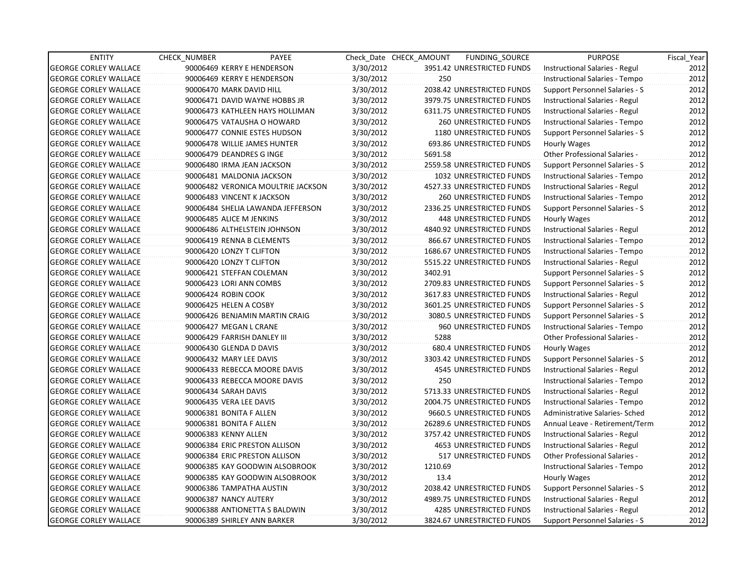| ENTITY | CHECK_NUMBER | PAYEE | Check_Date | CHECK_AMOUNT | FUNDING_SOURCE | PURPOSE | Fiscal_Year |
|---|---|---|---|---|---|---|---|
| GEORGE CORLEY WALLACE | 90006469 | KERRY E HENDERSON | 3/30/2012 | 3951.42 | UNRESTRICTED FUNDS | Instructional Salaries - Regul | 2012 |
| GEORGE CORLEY WALLACE | 90006469 | KERRY E HENDERSON | 3/30/2012 | 250 | | Instructional Salaries - Tempo | 2012 |
| GEORGE CORLEY WALLACE | 90006470 | MARK DAVID HILL | 3/30/2012 | 2038.42 | UNRESTRICTED FUNDS | Support Personnel Salaries - S | 2012 |
| GEORGE CORLEY WALLACE | 90006471 | DAVID WAYNE HOBBS JR | 3/30/2012 | 3979.75 | UNRESTRICTED FUNDS | Instructional Salaries - Regul | 2012 |
| GEORGE CORLEY WALLACE | 90006473 | KATHLEEN HAYS HOLLIMAN | 3/30/2012 | 6311.75 | UNRESTRICTED FUNDS | Instructional Salaries - Regul | 2012 |
| GEORGE CORLEY WALLACE | 90006475 | VATAUSHA O HOWARD | 3/30/2012 | 260 | UNRESTRICTED FUNDS | Instructional Salaries - Tempo | 2012 |
| GEORGE CORLEY WALLACE | 90006477 | CONNIE ESTES HUDSON | 3/30/2012 | 1180 | UNRESTRICTED FUNDS | Support Personnel Salaries - S | 2012 |
| GEORGE CORLEY WALLACE | 90006478 | WILLIE JAMES HUNTER | 3/30/2012 | 693.86 | UNRESTRICTED FUNDS | Hourly Wages | 2012 |
| GEORGE CORLEY WALLACE | 90006479 | DEANDRES G INGE | 3/30/2012 | 5691.58 | | Other Professional Salaries - | 2012 |
| GEORGE CORLEY WALLACE | 90006480 | IRMA JEAN JACKSON | 3/30/2012 | 2559.58 | UNRESTRICTED FUNDS | Support Personnel Salaries - S | 2012 |
| GEORGE CORLEY WALLACE | 90006481 | MALDONIA JACKSON | 3/30/2012 | 1032 | UNRESTRICTED FUNDS | Instructional Salaries - Tempo | 2012 |
| GEORGE CORLEY WALLACE | 90006482 | VERONICA MOULTRIE JACKSON | 3/30/2012 | 4527.33 | UNRESTRICTED FUNDS | Instructional Salaries - Regul | 2012 |
| GEORGE CORLEY WALLACE | 90006483 | VINCENT K JACKSON | 3/30/2012 | 260 | UNRESTRICTED FUNDS | Instructional Salaries - Tempo | 2012 |
| GEORGE CORLEY WALLACE | 90006484 | SHELIA LAWANDA JEFFERSON | 3/30/2012 | 2336.25 | UNRESTRICTED FUNDS | Support Personnel Salaries - S | 2012 |
| GEORGE CORLEY WALLACE | 90006485 | ALICE M JENKINS | 3/30/2012 | 448 | UNRESTRICTED FUNDS | Hourly Wages | 2012 |
| GEORGE CORLEY WALLACE | 90006486 | ALTHELSTEIN JOHNSON | 3/30/2012 | 4840.92 | UNRESTRICTED FUNDS | Instructional Salaries - Regul | 2012 |
| GEORGE CORLEY WALLACE | 90006419 | RENNA B CLEMENTS | 3/30/2012 | 866.67 | UNRESTRICTED FUNDS | Instructional Salaries - Tempo | 2012 |
| GEORGE CORLEY WALLACE | 90006420 | LONZY T CLIFTON | 3/30/2012 | 1686.67 | UNRESTRICTED FUNDS | Instructional Salaries - Tempo | 2012 |
| GEORGE CORLEY WALLACE | 90006420 | LONZY T CLIFTON | 3/30/2012 | 5515.22 | UNRESTRICTED FUNDS | Instructional Salaries - Regul | 2012 |
| GEORGE CORLEY WALLACE | 90006421 | STEFFAN COLEMAN | 3/30/2012 | 3402.91 | | Support Personnel Salaries - S | 2012 |
| GEORGE CORLEY WALLACE | 90006423 | LORI ANN COMBS | 3/30/2012 | 2709.83 | UNRESTRICTED FUNDS | Support Personnel Salaries - S | 2012 |
| GEORGE CORLEY WALLACE | 90006424 | ROBIN COOK | 3/30/2012 | 3617.83 | UNRESTRICTED FUNDS | Instructional Salaries - Regul | 2012 |
| GEORGE CORLEY WALLACE | 90006425 | HELEN A COSBY | 3/30/2012 | 3601.25 | UNRESTRICTED FUNDS | Support Personnel Salaries - S | 2012 |
| GEORGE CORLEY WALLACE | 90006426 | BENJAMIN MARTIN CRAIG | 3/30/2012 | 3080.5 | UNRESTRICTED FUNDS | Support Personnel Salaries - S | 2012 |
| GEORGE CORLEY WALLACE | 90006427 | MEGAN L CRANE | 3/30/2012 | 960 | UNRESTRICTED FUNDS | Instructional Salaries - Tempo | 2012 |
| GEORGE CORLEY WALLACE | 90006429 | FARRISH DANLEY III | 3/30/2012 | 5288 | | Other Professional Salaries - | 2012 |
| GEORGE CORLEY WALLACE | 90006430 | GLENDA D DAVIS | 3/30/2012 | 680.4 | UNRESTRICTED FUNDS | Hourly Wages | 2012 |
| GEORGE CORLEY WALLACE | 90006432 | MARY LEE DAVIS | 3/30/2012 | 3303.42 | UNRESTRICTED FUNDS | Support Personnel Salaries - S | 2012 |
| GEORGE CORLEY WALLACE | 90006433 | REBECCA MOORE DAVIS | 3/30/2012 | 4545 | UNRESTRICTED FUNDS | Instructional Salaries - Regul | 2012 |
| GEORGE CORLEY WALLACE | 90006433 | REBECCA MOORE DAVIS | 3/30/2012 | 250 | | Instructional Salaries - Tempo | 2012 |
| GEORGE CORLEY WALLACE | 90006434 | SARAH DAVIS | 3/30/2012 | 5713.33 | UNRESTRICTED FUNDS | Instructional Salaries - Regul | 2012 |
| GEORGE CORLEY WALLACE | 90006435 | VERA LEE DAVIS | 3/30/2012 | 2004.75 | UNRESTRICTED FUNDS | Instructional Salaries - Tempo | 2012 |
| GEORGE CORLEY WALLACE | 90006381 | BONITA F ALLEN | 3/30/2012 | 9660.5 | UNRESTRICTED FUNDS | Administrative Salaries- Sched | 2012 |
| GEORGE CORLEY WALLACE | 90006381 | BONITA F ALLEN | 3/30/2012 | 26289.6 | UNRESTRICTED FUNDS | Annual Leave - Retirement/Term | 2012 |
| GEORGE CORLEY WALLACE | 90006383 | KENNY ALLEN | 3/30/2012 | 3757.42 | UNRESTRICTED FUNDS | Instructional Salaries - Regul | 2012 |
| GEORGE CORLEY WALLACE | 90006384 | ERIC PRESTON ALLISON | 3/30/2012 | 4653 | UNRESTRICTED FUNDS | Instructional Salaries - Regul | 2012 |
| GEORGE CORLEY WALLACE | 90006384 | ERIC PRESTON ALLISON | 3/30/2012 | 517 | UNRESTRICTED FUNDS | Other Professional Salaries - | 2012 |
| GEORGE CORLEY WALLACE | 90006385 | KAY GOODWIN ALSOBROOK | 3/30/2012 | 1210.69 | | Instructional Salaries - Tempo | 2012 |
| GEORGE CORLEY WALLACE | 90006385 | KAY GOODWIN ALSOBROOK | 3/30/2012 | 13.4 | | Hourly Wages | 2012 |
| GEORGE CORLEY WALLACE | 90006386 | TAMPATHA AUSTIN | 3/30/2012 | 2038.42 | UNRESTRICTED FUNDS | Support Personnel Salaries - S | 2012 |
| GEORGE CORLEY WALLACE | 90006387 | NANCY AUTERY | 3/30/2012 | 4989.75 | UNRESTRICTED FUNDS | Instructional Salaries - Regul | 2012 |
| GEORGE CORLEY WALLACE | 90006388 | ANTIONETTA S BALDWIN | 3/30/2012 | 4285 | UNRESTRICTED FUNDS | Instructional Salaries - Regul | 2012 |
| GEORGE CORLEY WALLACE | 90006389 | SHIRLEY ANN BARKER | 3/30/2012 | 3824.67 | UNRESTRICTED FUNDS | Support Personnel Salaries - S | 2012 |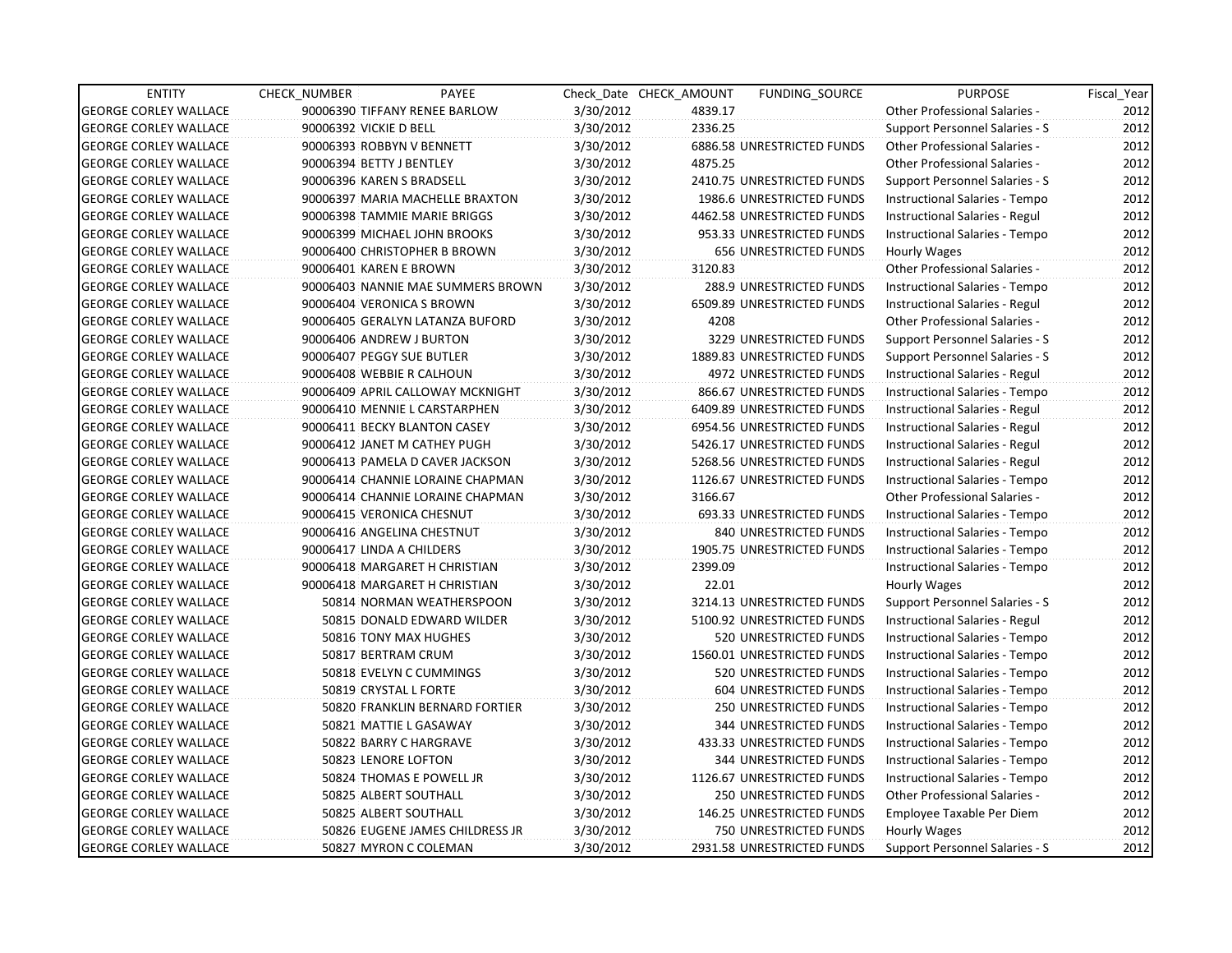| ENTITY | CHECK_NUMBER | PAYEE | Check_Date | CHECK_AMOUNT | FUNDING_SOURCE | PURPOSE | Fiscal_Year |
|---|---|---|---|---|---|---|---|
| GEORGE CORLEY WALLACE | 90006390 | TIFFANY RENEE BARLOW | 3/30/2012 | 4839.17 | | Other Professional Salaries - | 2012 |
| GEORGE CORLEY WALLACE | 90006392 | VICKIE D BELL | 3/30/2012 | 2336.25 | | Support Personnel Salaries - S | 2012 |
| GEORGE CORLEY WALLACE | 90006393 | ROBBYN V BENNETT | 3/30/2012 | 6886.58 | UNRESTRICTED FUNDS | Other Professional Salaries - | 2012 |
| GEORGE CORLEY WALLACE | 90006394 | BETTY J BENTLEY | 3/30/2012 | 4875.25 | | Other Professional Salaries - | 2012 |
| GEORGE CORLEY WALLACE | 90006396 | KAREN S BRADSELL | 3/30/2012 | 2410.75 | UNRESTRICTED FUNDS | Support Personnel Salaries - S | 2012 |
| GEORGE CORLEY WALLACE | 90006397 | MARIA MACHELLE BRAXTON | 3/30/2012 | 1986.6 | UNRESTRICTED FUNDS | Instructional Salaries - Tempo | 2012 |
| GEORGE CORLEY WALLACE | 90006398 | TAMMIE MARIE BRIGGS | 3/30/2012 | 4462.58 | UNRESTRICTED FUNDS | Instructional Salaries - Regul | 2012 |
| GEORGE CORLEY WALLACE | 90006399 | MICHAEL JOHN BROOKS | 3/30/2012 | 953.33 | UNRESTRICTED FUNDS | Instructional Salaries - Tempo | 2012 |
| GEORGE CORLEY WALLACE | 90006400 | CHRISTOPHER B BROWN | 3/30/2012 | 656 | UNRESTRICTED FUNDS | Hourly Wages | 2012 |
| GEORGE CORLEY WALLACE | 90006401 | KAREN E BROWN | 3/30/2012 | 3120.83 | | Other Professional Salaries - | 2012 |
| GEORGE CORLEY WALLACE | 90006403 | NANNIE MAE SUMMERS BROWN | 3/30/2012 | 288.9 | UNRESTRICTED FUNDS | Instructional Salaries - Tempo | 2012 |
| GEORGE CORLEY WALLACE | 90006404 | VERONICA S BROWN | 3/30/2012 | 6509.89 | UNRESTRICTED FUNDS | Instructional Salaries - Regul | 2012 |
| GEORGE CORLEY WALLACE | 90006405 | GERALYN LATANZA BUFORD | 3/30/2012 | 4208 | | Other Professional Salaries - | 2012 |
| GEORGE CORLEY WALLACE | 90006406 | ANDREW J BURTON | 3/30/2012 | 3229 | UNRESTRICTED FUNDS | Support Personnel Salaries - S | 2012 |
| GEORGE CORLEY WALLACE | 90006407 | PEGGY SUE BUTLER | 3/30/2012 | 1889.83 | UNRESTRICTED FUNDS | Support Personnel Salaries - S | 2012 |
| GEORGE CORLEY WALLACE | 90006408 | WEBBIE R CALHOUN | 3/30/2012 | 4972 | UNRESTRICTED FUNDS | Instructional Salaries - Regul | 2012 |
| GEORGE CORLEY WALLACE | 90006409 | APRIL CALLOWAY MCKNIGHT | 3/30/2012 | 866.67 | UNRESTRICTED FUNDS | Instructional Salaries - Tempo | 2012 |
| GEORGE CORLEY WALLACE | 90006410 | MENNIE L CARSTARPHEN | 3/30/2012 | 6409.89 | UNRESTRICTED FUNDS | Instructional Salaries - Regul | 2012 |
| GEORGE CORLEY WALLACE | 90006411 | BECKY BLANTON CASEY | 3/30/2012 | 6954.56 | UNRESTRICTED FUNDS | Instructional Salaries - Regul | 2012 |
| GEORGE CORLEY WALLACE | 90006412 | JANET M CATHEY PUGH | 3/30/2012 | 5426.17 | UNRESTRICTED FUNDS | Instructional Salaries - Regul | 2012 |
| GEORGE CORLEY WALLACE | 90006413 | PAMELA D CAVER JACKSON | 3/30/2012 | 5268.56 | UNRESTRICTED FUNDS | Instructional Salaries - Regul | 2012 |
| GEORGE CORLEY WALLACE | 90006414 | CHANNIE LORAINE CHAPMAN | 3/30/2012 | 1126.67 | UNRESTRICTED FUNDS | Instructional Salaries - Tempo | 2012 |
| GEORGE CORLEY WALLACE | 90006414 | CHANNIE LORAINE CHAPMAN | 3/30/2012 | 3166.67 | | Other Professional Salaries - | 2012 |
| GEORGE CORLEY WALLACE | 90006415 | VERONICA CHESNUT | 3/30/2012 | 693.33 | UNRESTRICTED FUNDS | Instructional Salaries - Tempo | 2012 |
| GEORGE CORLEY WALLACE | 90006416 | ANGELINA CHESTNUT | 3/30/2012 | 840 | UNRESTRICTED FUNDS | Instructional Salaries - Tempo | 2012 |
| GEORGE CORLEY WALLACE | 90006417 | LINDA A CHILDERS | 3/30/2012 | 1905.75 | UNRESTRICTED FUNDS | Instructional Salaries - Tempo | 2012 |
| GEORGE CORLEY WALLACE | 90006418 | MARGARET H CHRISTIAN | 3/30/2012 | 2399.09 | | Instructional Salaries - Tempo | 2012 |
| GEORGE CORLEY WALLACE | 90006418 | MARGARET H CHRISTIAN | 3/30/2012 | 22.01 | | Hourly Wages | 2012 |
| GEORGE CORLEY WALLACE | 50814 | NORMAN WEATHERSPOON | 3/30/2012 | 3214.13 | UNRESTRICTED FUNDS | Support Personnel Salaries - S | 2012 |
| GEORGE CORLEY WALLACE | 50815 | DONALD EDWARD WILDER | 3/30/2012 | 5100.92 | UNRESTRICTED FUNDS | Instructional Salaries - Regul | 2012 |
| GEORGE CORLEY WALLACE | 50816 | TONY MAX HUGHES | 3/30/2012 | 520 | UNRESTRICTED FUNDS | Instructional Salaries - Tempo | 2012 |
| GEORGE CORLEY WALLACE | 50817 | BERTRAM CRUM | 3/30/2012 | 1560.01 | UNRESTRICTED FUNDS | Instructional Salaries - Tempo | 2012 |
| GEORGE CORLEY WALLACE | 50818 | EVELYN C CUMMINGS | 3/30/2012 | 520 | UNRESTRICTED FUNDS | Instructional Salaries - Tempo | 2012 |
| GEORGE CORLEY WALLACE | 50819 | CRYSTAL L FORTE | 3/30/2012 | 604 | UNRESTRICTED FUNDS | Instructional Salaries - Tempo | 2012 |
| GEORGE CORLEY WALLACE | 50820 | FRANKLIN BERNARD FORTIER | 3/30/2012 | 250 | UNRESTRICTED FUNDS | Instructional Salaries - Tempo | 2012 |
| GEORGE CORLEY WALLACE | 50821 | MATTIE L GASAWAY | 3/30/2012 | 344 | UNRESTRICTED FUNDS | Instructional Salaries - Tempo | 2012 |
| GEORGE CORLEY WALLACE | 50822 | BARRY C HARGRAVE | 3/30/2012 | 433.33 | UNRESTRICTED FUNDS | Instructional Salaries - Tempo | 2012 |
| GEORGE CORLEY WALLACE | 50823 | LENORE LOFTON | 3/30/2012 | 344 | UNRESTRICTED FUNDS | Instructional Salaries - Tempo | 2012 |
| GEORGE CORLEY WALLACE | 50824 | THOMAS E POWELL JR | 3/30/2012 | 1126.67 | UNRESTRICTED FUNDS | Instructional Salaries - Tempo | 2012 |
| GEORGE CORLEY WALLACE | 50825 | ALBERT SOUTHALL | 3/30/2012 | 250 | UNRESTRICTED FUNDS | Other Professional Salaries - | 2012 |
| GEORGE CORLEY WALLACE | 50825 | ALBERT SOUTHALL | 3/30/2012 | 146.25 | UNRESTRICTED FUNDS | Employee Taxable Per Diem | 2012 |
| GEORGE CORLEY WALLACE | 50826 | EUGENE JAMES CHILDRESS JR | 3/30/2012 | 750 | UNRESTRICTED FUNDS | Hourly Wages | 2012 |
| GEORGE CORLEY WALLACE | 50827 | MYRON C COLEMAN | 3/30/2012 | 2931.58 | UNRESTRICTED FUNDS | Support Personnel Salaries - S | 2012 |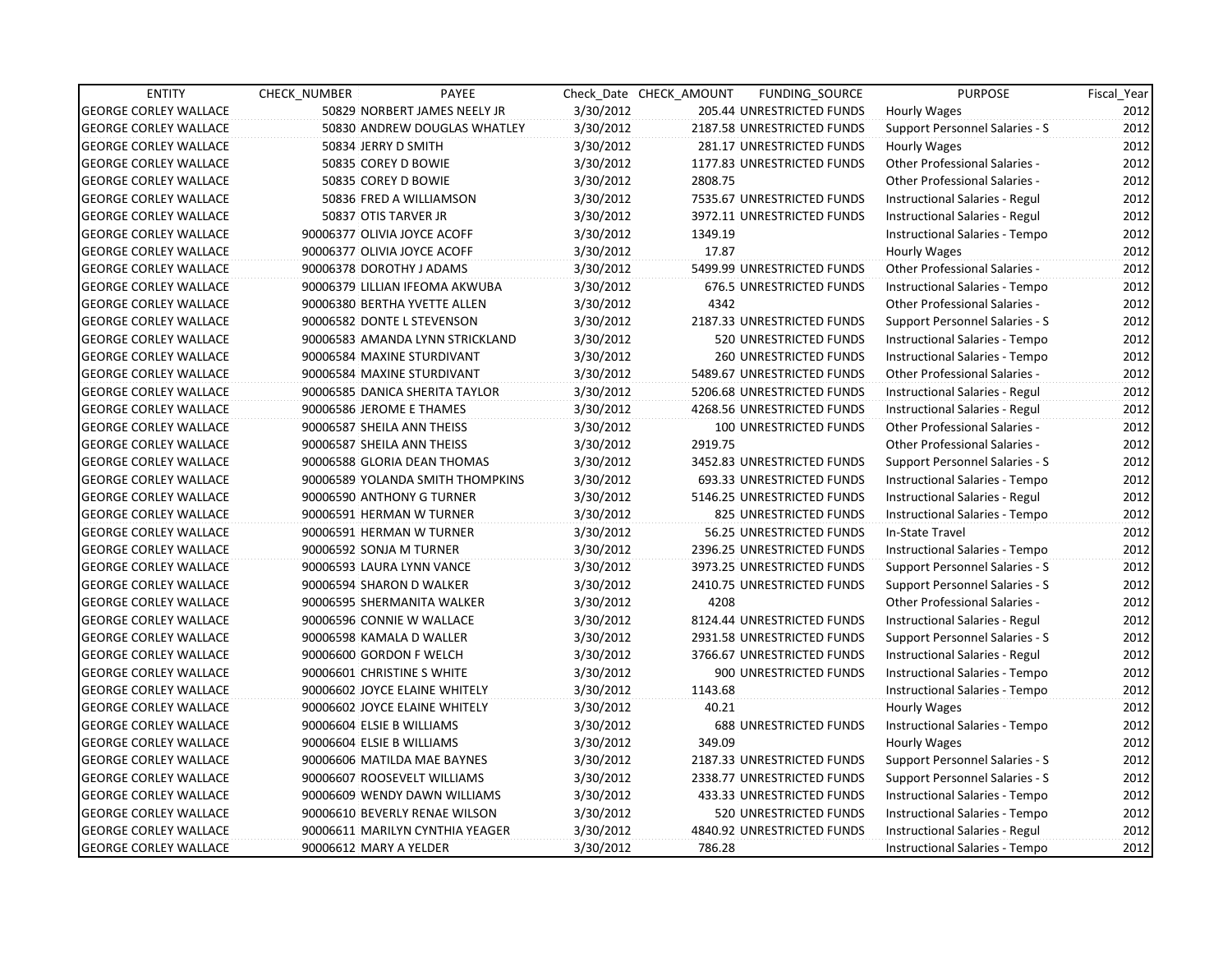| ENTITY | CHECK_NUMBER | PAYEE | Check_Date | CHECK_AMOUNT | FUNDING_SOURCE | PURPOSE | Fiscal_Year |
|---|---|---|---|---|---|---|---|
| GEORGE CORLEY WALLACE | 50829 | NORBERT JAMES NEELY JR | 3/30/2012 | 205.44 | UNRESTRICTED FUNDS | Hourly Wages | 2012 |
| GEORGE CORLEY WALLACE | 50830 | ANDREW DOUGLAS WHATLEY | 3/30/2012 | 2187.58 | UNRESTRICTED FUNDS | Support Personnel Salaries - S | 2012 |
| GEORGE CORLEY WALLACE | 50834 | JERRY D SMITH | 3/30/2012 | 281.17 | UNRESTRICTED FUNDS | Hourly Wages | 2012 |
| GEORGE CORLEY WALLACE | 50835 | COREY D BOWIE | 3/30/2012 | 1177.83 | UNRESTRICTED FUNDS | Other Professional Salaries - | 2012 |
| GEORGE CORLEY WALLACE | 50835 | COREY D BOWIE | 3/30/2012 | 2808.75 | | Other Professional Salaries - | 2012 |
| GEORGE CORLEY WALLACE | 50836 | FRED A WILLIAMSON | 3/30/2012 | 7535.67 | UNRESTRICTED FUNDS | Instructional Salaries - Regul | 2012 |
| GEORGE CORLEY WALLACE | 50837 | OTIS TARVER JR | 3/30/2012 | 3972.11 | UNRESTRICTED FUNDS | Instructional Salaries - Regul | 2012 |
| GEORGE CORLEY WALLACE | 90006377 | OLIVIA JOYCE ACOFF | 3/30/2012 | 1349.19 | | Instructional Salaries - Tempo | 2012 |
| GEORGE CORLEY WALLACE | 90006377 | OLIVIA JOYCE ACOFF | 3/30/2012 | 17.87 | | Hourly Wages | 2012 |
| GEORGE CORLEY WALLACE | 90006378 | DOROTHY J ADAMS | 3/30/2012 | 5499.99 | UNRESTRICTED FUNDS | Other Professional Salaries - | 2012 |
| GEORGE CORLEY WALLACE | 90006379 | LILLIAN IFEOMA AKWUBA | 3/30/2012 | 676.5 | UNRESTRICTED FUNDS | Instructional Salaries - Tempo | 2012 |
| GEORGE CORLEY WALLACE | 90006380 | BERTHA YVETTE ALLEN | 3/30/2012 | 4342 | | Other Professional Salaries - | 2012 |
| GEORGE CORLEY WALLACE | 90006582 | DONTE L STEVENSON | 3/30/2012 | 2187.33 | UNRESTRICTED FUNDS | Support Personnel Salaries - S | 2012 |
| GEORGE CORLEY WALLACE | 90006583 | AMANDA LYNN STRICKLAND | 3/30/2012 | 520 | UNRESTRICTED FUNDS | Instructional Salaries - Tempo | 2012 |
| GEORGE CORLEY WALLACE | 90006584 | MAXINE STURDIVANT | 3/30/2012 | 260 | UNRESTRICTED FUNDS | Instructional Salaries - Tempo | 2012 |
| GEORGE CORLEY WALLACE | 90006584 | MAXINE STURDIVANT | 3/30/2012 | 5489.67 | UNRESTRICTED FUNDS | Other Professional Salaries - | 2012 |
| GEORGE CORLEY WALLACE | 90006585 | DANICA SHERITA TAYLOR | 3/30/2012 | 5206.68 | UNRESTRICTED FUNDS | Instructional Salaries - Regul | 2012 |
| GEORGE CORLEY WALLACE | 90006586 | JEROME E THAMES | 3/30/2012 | 4268.56 | UNRESTRICTED FUNDS | Instructional Salaries - Regul | 2012 |
| GEORGE CORLEY WALLACE | 90006587 | SHEILA ANN THEISS | 3/30/2012 | 100 | UNRESTRICTED FUNDS | Other Professional Salaries - | 2012 |
| GEORGE CORLEY WALLACE | 90006587 | SHEILA ANN THEISS | 3/30/2012 | 2919.75 | | Other Professional Salaries - | 2012 |
| GEORGE CORLEY WALLACE | 90006588 | GLORIA DEAN THOMAS | 3/30/2012 | 3452.83 | UNRESTRICTED FUNDS | Support Personnel Salaries - S | 2012 |
| GEORGE CORLEY WALLACE | 90006589 | YOLANDA SMITH THOMPKINS | 3/30/2012 | 693.33 | UNRESTRICTED FUNDS | Instructional Salaries - Tempo | 2012 |
| GEORGE CORLEY WALLACE | 90006590 | ANTHONY G TURNER | 3/30/2012 | 5146.25 | UNRESTRICTED FUNDS | Instructional Salaries - Regul | 2012 |
| GEORGE CORLEY WALLACE | 90006591 | HERMAN W TURNER | 3/30/2012 | 825 | UNRESTRICTED FUNDS | Instructional Salaries - Tempo | 2012 |
| GEORGE CORLEY WALLACE | 90006591 | HERMAN W TURNER | 3/30/2012 | 56.25 | UNRESTRICTED FUNDS | In-State Travel | 2012 |
| GEORGE CORLEY WALLACE | 90006592 | SONJA M TURNER | 3/30/2012 | 2396.25 | UNRESTRICTED FUNDS | Instructional Salaries - Tempo | 2012 |
| GEORGE CORLEY WALLACE | 90006593 | LAURA LYNN VANCE | 3/30/2012 | 3973.25 | UNRESTRICTED FUNDS | Support Personnel Salaries - S | 2012 |
| GEORGE CORLEY WALLACE | 90006594 | SHARON D WALKER | 3/30/2012 | 2410.75 | UNRESTRICTED FUNDS | Support Personnel Salaries - S | 2012 |
| GEORGE CORLEY WALLACE | 90006595 | SHERMANITA WALKER | 3/30/2012 | 4208 | | Other Professional Salaries - | 2012 |
| GEORGE CORLEY WALLACE | 90006596 | CONNIE W WALLACE | 3/30/2012 | 8124.44 | UNRESTRICTED FUNDS | Instructional Salaries - Regul | 2012 |
| GEORGE CORLEY WALLACE | 90006598 | KAMALA D WALLER | 3/30/2012 | 2931.58 | UNRESTRICTED FUNDS | Support Personnel Salaries - S | 2012 |
| GEORGE CORLEY WALLACE | 90006600 | GORDON F WELCH | 3/30/2012 | 3766.67 | UNRESTRICTED FUNDS | Instructional Salaries - Regul | 2012 |
| GEORGE CORLEY WALLACE | 90006601 | CHRISTINE S WHITE | 3/30/2012 | 900 | UNRESTRICTED FUNDS | Instructional Salaries - Tempo | 2012 |
| GEORGE CORLEY WALLACE | 90006602 | JOYCE ELAINE WHITELY | 3/30/2012 | 1143.68 | | Instructional Salaries - Tempo | 2012 |
| GEORGE CORLEY WALLACE | 90006602 | JOYCE ELAINE WHITELY | 3/30/2012 | 40.21 | | Hourly Wages | 2012 |
| GEORGE CORLEY WALLACE | 90006604 | ELSIE B WILLIAMS | 3/30/2012 | 688 | UNRESTRICTED FUNDS | Instructional Salaries - Tempo | 2012 |
| GEORGE CORLEY WALLACE | 90006604 | ELSIE B WILLIAMS | 3/30/2012 | 349.09 | | Hourly Wages | 2012 |
| GEORGE CORLEY WALLACE | 90006606 | MATILDA MAE BAYNES | 3/30/2012 | 2187.33 | UNRESTRICTED FUNDS | Support Personnel Salaries - S | 2012 |
| GEORGE CORLEY WALLACE | 90006607 | ROOSEVELT WILLIAMS | 3/30/2012 | 2338.77 | UNRESTRICTED FUNDS | Support Personnel Salaries - S | 2012 |
| GEORGE CORLEY WALLACE | 90006609 | WENDY DAWN WILLIAMS | 3/30/2012 | 433.33 | UNRESTRICTED FUNDS | Instructional Salaries - Tempo | 2012 |
| GEORGE CORLEY WALLACE | 90006610 | BEVERLY RENAE WILSON | 3/30/2012 | 520 | UNRESTRICTED FUNDS | Instructional Salaries - Tempo | 2012 |
| GEORGE CORLEY WALLACE | 90006611 | MARILYN CYNTHIA YEAGER | 3/30/2012 | 4840.92 | UNRESTRICTED FUNDS | Instructional Salaries - Regul | 2012 |
| GEORGE CORLEY WALLACE | 90006612 | MARY A YELDER | 3/30/2012 | 786.28 | | Instructional Salaries - Tempo | 2012 |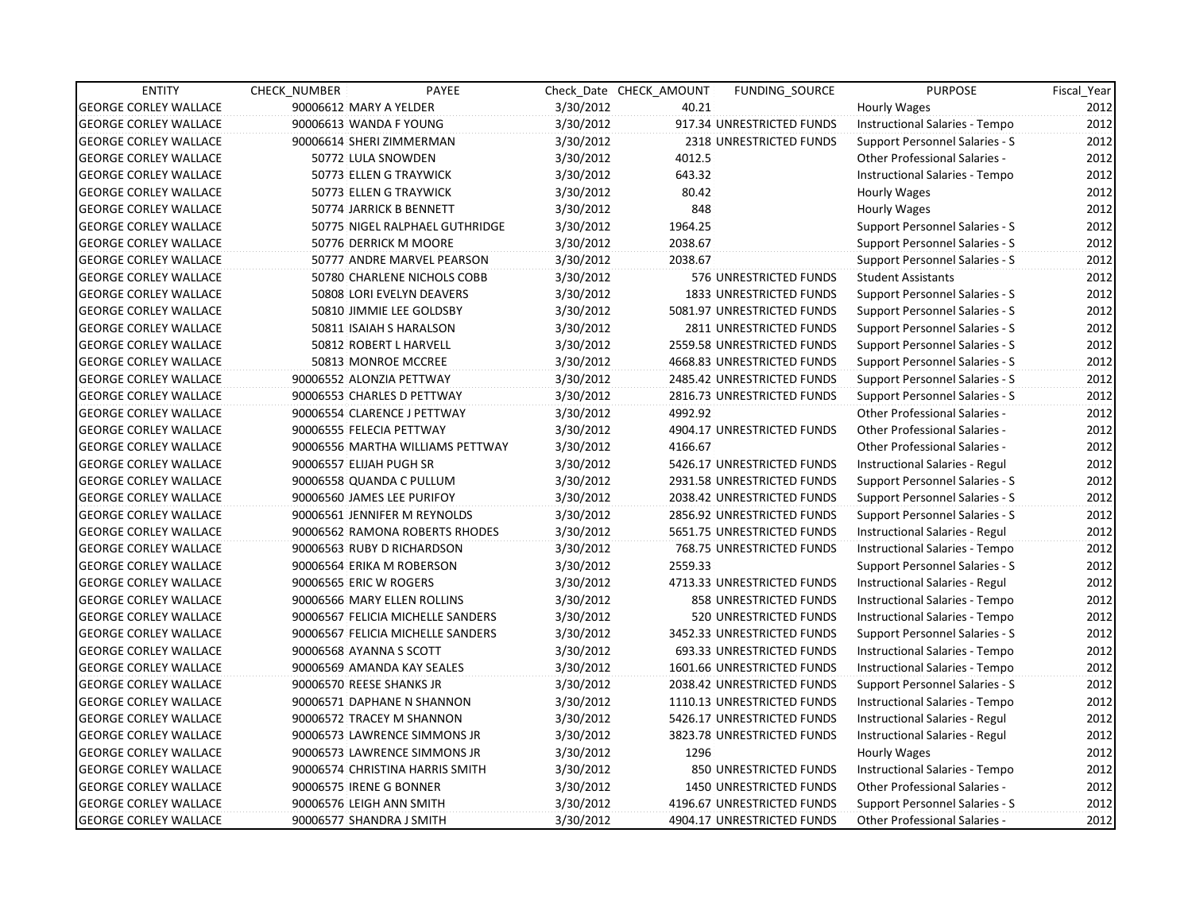| ENTITY | CHECK_NUMBER | PAYEE | Check_Date | CHECK_AMOUNT | FUNDING_SOURCE | PURPOSE | Fiscal_Year |
|---|---|---|---|---|---|---|---|
| GEORGE CORLEY WALLACE | 90006612 | MARY A YELDER | 3/30/2012 | 40.21 | | Hourly Wages | 2012 |
| GEORGE CORLEY WALLACE | 90006613 | WANDA F YOUNG | 3/30/2012 | 917.34 | UNRESTRICTED FUNDS | Instructional Salaries - Tempo | 2012 |
| GEORGE CORLEY WALLACE | 90006614 | SHERI ZIMMERMAN | 3/30/2012 | 2318 | UNRESTRICTED FUNDS | Support Personnel Salaries - S | 2012 |
| GEORGE CORLEY WALLACE | 50772 | LULA SNOWDEN | 3/30/2012 | 4012.5 | | Other Professional Salaries - | 2012 |
| GEORGE CORLEY WALLACE | 50773 | ELLEN G TRAYWICK | 3/30/2012 | 643.32 | | Instructional Salaries - Tempo | 2012 |
| GEORGE CORLEY WALLACE | 50773 | ELLEN G TRAYWICK | 3/30/2012 | 80.42 | | Hourly Wages | 2012 |
| GEORGE CORLEY WALLACE | 50774 | JARRICK B BENNETT | 3/30/2012 | 848 | | Hourly Wages | 2012 |
| GEORGE CORLEY WALLACE | 50775 | NIGEL RALPHAEL GUTHRIDGE | 3/30/2012 | 1964.25 | | Support Personnel Salaries - S | 2012 |
| GEORGE CORLEY WALLACE | 50776 | DERRICK M MOORE | 3/30/2012 | 2038.67 | | Support Personnel Salaries - S | 2012 |
| GEORGE CORLEY WALLACE | 50777 | ANDRE MARVEL PEARSON | 3/30/2012 | 2038.67 | | Support Personnel Salaries - S | 2012 |
| GEORGE CORLEY WALLACE | 50780 | CHARLENE NICHOLS COBB | 3/30/2012 | 576 | UNRESTRICTED FUNDS | Student Assistants | 2012 |
| GEORGE CORLEY WALLACE | 50808 | LORI EVELYN DEAVERS | 3/30/2012 | 1833 | UNRESTRICTED FUNDS | Support Personnel Salaries - S | 2012 |
| GEORGE CORLEY WALLACE | 50810 | JIMMIE LEE GOLDSBY | 3/30/2012 | 5081.97 | UNRESTRICTED FUNDS | Support Personnel Salaries - S | 2012 |
| GEORGE CORLEY WALLACE | 50811 | ISAIAH S HARALSON | 3/30/2012 | 2811 | UNRESTRICTED FUNDS | Support Personnel Salaries - S | 2012 |
| GEORGE CORLEY WALLACE | 50812 | ROBERT L HARVELL | 3/30/2012 | 2559.58 | UNRESTRICTED FUNDS | Support Personnel Salaries - S | 2012 |
| GEORGE CORLEY WALLACE | 50813 | MONROE MCCREE | 3/30/2012 | 4668.83 | UNRESTRICTED FUNDS | Support Personnel Salaries - S | 2012 |
| GEORGE CORLEY WALLACE | 90006552 | ALONZIA PETTWAY | 3/30/2012 | 2485.42 | UNRESTRICTED FUNDS | Support Personnel Salaries - S | 2012 |
| GEORGE CORLEY WALLACE | 90006553 | CHARLES D PETTWAY | 3/30/2012 | 2816.73 | UNRESTRICTED FUNDS | Support Personnel Salaries - S | 2012 |
| GEORGE CORLEY WALLACE | 90006554 | CLARENCE J PETTWAY | 3/30/2012 | 4992.92 | | Other Professional Salaries - | 2012 |
| GEORGE CORLEY WALLACE | 90006555 | FELECIA PETTWAY | 3/30/2012 | 4904.17 | UNRESTRICTED FUNDS | Other Professional Salaries - | 2012 |
| GEORGE CORLEY WALLACE | 90006556 | MARTHA WILLIAMS PETTWAY | 3/30/2012 | 4166.67 | | Other Professional Salaries - | 2012 |
| GEORGE CORLEY WALLACE | 90006557 | ELIJAH PUGH SR | 3/30/2012 | 5426.17 | UNRESTRICTED FUNDS | Instructional Salaries - Regul | 2012 |
| GEORGE CORLEY WALLACE | 90006558 | QUANDA C PULLUM | 3/30/2012 | 2931.58 | UNRESTRICTED FUNDS | Support Personnel Salaries - S | 2012 |
| GEORGE CORLEY WALLACE | 90006560 | JAMES LEE PURIFOY | 3/30/2012 | 2038.42 | UNRESTRICTED FUNDS | Support Personnel Salaries - S | 2012 |
| GEORGE CORLEY WALLACE | 90006561 | JENNIFER M REYNOLDS | 3/30/2012 | 2856.92 | UNRESTRICTED FUNDS | Support Personnel Salaries - S | 2012 |
| GEORGE CORLEY WALLACE | 90006562 | RAMONA ROBERTS RHODES | 3/30/2012 | 5651.75 | UNRESTRICTED FUNDS | Instructional Salaries - Regul | 2012 |
| GEORGE CORLEY WALLACE | 90006563 | RUBY D RICHARDSON | 3/30/2012 | 768.75 | UNRESTRICTED FUNDS | Instructional Salaries - Tempo | 2012 |
| GEORGE CORLEY WALLACE | 90006564 | ERIKA M ROBERSON | 3/30/2012 | 2559.33 | | Support Personnel Salaries - S | 2012 |
| GEORGE CORLEY WALLACE | 90006565 | ERIC W ROGERS | 3/30/2012 | 4713.33 | UNRESTRICTED FUNDS | Instructional Salaries - Regul | 2012 |
| GEORGE CORLEY WALLACE | 90006566 | MARY ELLEN ROLLINS | 3/30/2012 | 858 | UNRESTRICTED FUNDS | Instructional Salaries - Tempo | 2012 |
| GEORGE CORLEY WALLACE | 90006567 | FELICIA MICHELLE SANDERS | 3/30/2012 | 520 | UNRESTRICTED FUNDS | Instructional Salaries - Tempo | 2012 |
| GEORGE CORLEY WALLACE | 90006567 | FELICIA MICHELLE SANDERS | 3/30/2012 | 3452.33 | UNRESTRICTED FUNDS | Support Personnel Salaries - S | 2012 |
| GEORGE CORLEY WALLACE | 90006568 | AYANNA S SCOTT | 3/30/2012 | 693.33 | UNRESTRICTED FUNDS | Instructional Salaries - Tempo | 2012 |
| GEORGE CORLEY WALLACE | 90006569 | AMANDA KAY SEALES | 3/30/2012 | 1601.66 | UNRESTRICTED FUNDS | Instructional Salaries - Tempo | 2012 |
| GEORGE CORLEY WALLACE | 90006570 | REESE SHANKS JR | 3/30/2012 | 2038.42 | UNRESTRICTED FUNDS | Support Personnel Salaries - S | 2012 |
| GEORGE CORLEY WALLACE | 90006571 | DAPHANE N SHANNON | 3/30/2012 | 1110.13 | UNRESTRICTED FUNDS | Instructional Salaries - Tempo | 2012 |
| GEORGE CORLEY WALLACE | 90006572 | TRACEY M SHANNON | 3/30/2012 | 5426.17 | UNRESTRICTED FUNDS | Instructional Salaries - Regul | 2012 |
| GEORGE CORLEY WALLACE | 90006573 | LAWRENCE SIMMONS JR | 3/30/2012 | 3823.78 | UNRESTRICTED FUNDS | Instructional Salaries - Regul | 2012 |
| GEORGE CORLEY WALLACE | 90006573 | LAWRENCE SIMMONS JR | 3/30/2012 | 1296 | | Hourly Wages | 2012 |
| GEORGE CORLEY WALLACE | 90006574 | CHRISTINA HARRIS SMITH | 3/30/2012 | 850 | UNRESTRICTED FUNDS | Instructional Salaries - Tempo | 2012 |
| GEORGE CORLEY WALLACE | 90006575 | IRENE G BONNER | 3/30/2012 | 1450 | UNRESTRICTED FUNDS | Other Professional Salaries - | 2012 |
| GEORGE CORLEY WALLACE | 90006576 | LEIGH ANN SMITH | 3/30/2012 | 4196.67 | UNRESTRICTED FUNDS | Support Personnel Salaries - S | 2012 |
| GEORGE CORLEY WALLACE | 90006577 | SHANDRA J SMITH | 3/30/2012 | 4904.17 | UNRESTRICTED FUNDS | Other Professional Salaries - | 2012 |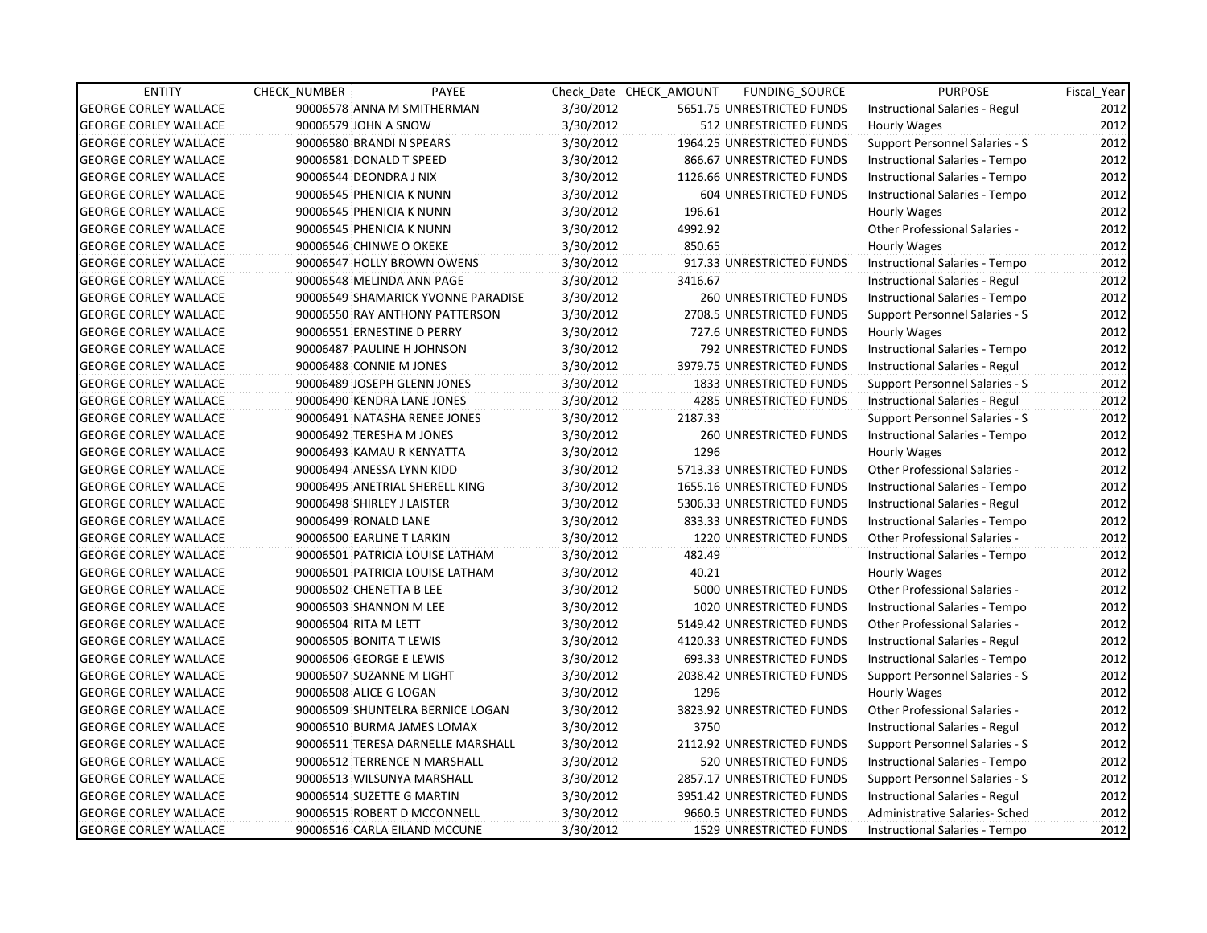| ENTITY | CHECK_NUMBER | PAYEE | Check_Date | CHECK_AMOUNT | FUNDING_SOURCE | PURPOSE | Fiscal_Year |
|---|---|---|---|---|---|---|---|
| GEORGE CORLEY WALLACE | 90006578 | ANNA M SMITHERMAN | 3/30/2012 | 5651.75 | UNRESTRICTED FUNDS | Instructional Salaries - Regul | 2012 |
| GEORGE CORLEY WALLACE | 90006579 | JOHN A SNOW | 3/30/2012 | 512 | UNRESTRICTED FUNDS | Hourly Wages | 2012 |
| GEORGE CORLEY WALLACE | 90006580 | BRANDI N SPEARS | 3/30/2012 | 1964.25 | UNRESTRICTED FUNDS | Support Personnel Salaries - S | 2012 |
| GEORGE CORLEY WALLACE | 90006581 | DONALD T SPEED | 3/30/2012 | 866.67 | UNRESTRICTED FUNDS | Instructional Salaries - Tempo | 2012 |
| GEORGE CORLEY WALLACE | 90006544 | DEONDRA J NIX | 3/30/2012 | 1126.66 | UNRESTRICTED FUNDS | Instructional Salaries - Tempo | 2012 |
| GEORGE CORLEY WALLACE | 90006545 | PHENICIA K NUNN | 3/30/2012 | 604 | UNRESTRICTED FUNDS | Instructional Salaries - Tempo | 2012 |
| GEORGE CORLEY WALLACE | 90006545 | PHENICIA K NUNN | 3/30/2012 | 196.61 | | Hourly Wages | 2012 |
| GEORGE CORLEY WALLACE | 90006545 | PHENICIA K NUNN | 3/30/2012 | 4992.92 | | Other Professional Salaries - | 2012 |
| GEORGE CORLEY WALLACE | 90006546 | CHINWE O OKEKE | 3/30/2012 | 850.65 | | Hourly Wages | 2012 |
| GEORGE CORLEY WALLACE | 90006547 | HOLLY BROWN OWENS | 3/30/2012 | 917.33 | UNRESTRICTED FUNDS | Instructional Salaries - Tempo | 2012 |
| GEORGE CORLEY WALLACE | 90006548 | MELINDA ANN PAGE | 3/30/2012 | 3416.67 | | Instructional Salaries - Regul | 2012 |
| GEORGE CORLEY WALLACE | 90006549 | SHAMARICK YVONNE PARADISE | 3/30/2012 | 260 | UNRESTRICTED FUNDS | Instructional Salaries - Tempo | 2012 |
| GEORGE CORLEY WALLACE | 90006550 | RAY ANTHONY PATTERSON | 3/30/2012 | 2708.5 | UNRESTRICTED FUNDS | Support Personnel Salaries - S | 2012 |
| GEORGE CORLEY WALLACE | 90006551 | ERNESTINE D PERRY | 3/30/2012 | 727.6 | UNRESTRICTED FUNDS | Hourly Wages | 2012 |
| GEORGE CORLEY WALLACE | 90006487 | PAULINE H JOHNSON | 3/30/2012 | 792 | UNRESTRICTED FUNDS | Instructional Salaries - Tempo | 2012 |
| GEORGE CORLEY WALLACE | 90006488 | CONNIE M JONES | 3/30/2012 | 3979.75 | UNRESTRICTED FUNDS | Instructional Salaries - Regul | 2012 |
| GEORGE CORLEY WALLACE | 90006489 | JOSEPH GLENN JONES | 3/30/2012 | 1833 | UNRESTRICTED FUNDS | Support Personnel Salaries - S | 2012 |
| GEORGE CORLEY WALLACE | 90006490 | KENDRA LANE JONES | 3/30/2012 | 4285 | UNRESTRICTED FUNDS | Instructional Salaries - Regul | 2012 |
| GEORGE CORLEY WALLACE | 90006491 | NATASHA RENEE JONES | 3/30/2012 | 2187.33 | | Support Personnel Salaries - S | 2012 |
| GEORGE CORLEY WALLACE | 90006492 | TERESHA M JONES | 3/30/2012 | 260 | UNRESTRICTED FUNDS | Instructional Salaries - Tempo | 2012 |
| GEORGE CORLEY WALLACE | 90006493 | KAMAU R KENYATTA | 3/30/2012 | 1296 | | Hourly Wages | 2012 |
| GEORGE CORLEY WALLACE | 90006494 | ANESSA LYNN KIDD | 3/30/2012 | 5713.33 | UNRESTRICTED FUNDS | Other Professional Salaries - | 2012 |
| GEORGE CORLEY WALLACE | 90006495 | ANETRIAL SHERELL KING | 3/30/2012 | 1655.16 | UNRESTRICTED FUNDS | Instructional Salaries - Tempo | 2012 |
| GEORGE CORLEY WALLACE | 90006498 | SHIRLEY J LAISTER | 3/30/2012 | 5306.33 | UNRESTRICTED FUNDS | Instructional Salaries - Regul | 2012 |
| GEORGE CORLEY WALLACE | 90006499 | RONALD LANE | 3/30/2012 | 833.33 | UNRESTRICTED FUNDS | Instructional Salaries - Tempo | 2012 |
| GEORGE CORLEY WALLACE | 90006500 | EARLINE T LARKIN | 3/30/2012 | 1220 | UNRESTRICTED FUNDS | Other Professional Salaries - | 2012 |
| GEORGE CORLEY WALLACE | 90006501 | PATRICIA LOUISE LATHAM | 3/30/2012 | 482.49 | | Instructional Salaries - Tempo | 2012 |
| GEORGE CORLEY WALLACE | 90006501 | PATRICIA LOUISE LATHAM | 3/30/2012 | 40.21 | | Hourly Wages | 2012 |
| GEORGE CORLEY WALLACE | 90006502 | CHENETTA B LEE | 3/30/2012 | 5000 | UNRESTRICTED FUNDS | Other Professional Salaries - | 2012 |
| GEORGE CORLEY WALLACE | 90006503 | SHANNON M LEE | 3/30/2012 | 1020 | UNRESTRICTED FUNDS | Instructional Salaries - Tempo | 2012 |
| GEORGE CORLEY WALLACE | 90006504 | RITA M LETT | 3/30/2012 | 5149.42 | UNRESTRICTED FUNDS | Other Professional Salaries - | 2012 |
| GEORGE CORLEY WALLACE | 90006505 | BONITA T LEWIS | 3/30/2012 | 4120.33 | UNRESTRICTED FUNDS | Instructional Salaries - Regul | 2012 |
| GEORGE CORLEY WALLACE | 90006506 | GEORGE E LEWIS | 3/30/2012 | 693.33 | UNRESTRICTED FUNDS | Instructional Salaries - Tempo | 2012 |
| GEORGE CORLEY WALLACE | 90006507 | SUZANNE M LIGHT | 3/30/2012 | 2038.42 | UNRESTRICTED FUNDS | Support Personnel Salaries - S | 2012 |
| GEORGE CORLEY WALLACE | 90006508 | ALICE G LOGAN | 3/30/2012 | 1296 | | Hourly Wages | 2012 |
| GEORGE CORLEY WALLACE | 90006509 | SHUNTELRA BERNICE LOGAN | 3/30/2012 | 3823.92 | UNRESTRICTED FUNDS | Other Professional Salaries - | 2012 |
| GEORGE CORLEY WALLACE | 90006510 | BURMA JAMES LOMAX | 3/30/2012 | 3750 | | Instructional Salaries - Regul | 2012 |
| GEORGE CORLEY WALLACE | 90006511 | TERESA DARNELLE MARSHALL | 3/30/2012 | 2112.92 | UNRESTRICTED FUNDS | Support Personnel Salaries - S | 2012 |
| GEORGE CORLEY WALLACE | 90006512 | TERRENCE N MARSHALL | 3/30/2012 | 520 | UNRESTRICTED FUNDS | Instructional Salaries - Tempo | 2012 |
| GEORGE CORLEY WALLACE | 90006513 | WILSUNYA MARSHALL | 3/30/2012 | 2857.17 | UNRESTRICTED FUNDS | Support Personnel Salaries - S | 2012 |
| GEORGE CORLEY WALLACE | 90006514 | SUZETTE G MARTIN | 3/30/2012 | 3951.42 | UNRESTRICTED FUNDS | Instructional Salaries - Regul | 2012 |
| GEORGE CORLEY WALLACE | 90006515 | ROBERT D MCCONNELL | 3/30/2012 | 9660.5 | UNRESTRICTED FUNDS | Administrative Salaries- Sched | 2012 |
| GEORGE CORLEY WALLACE | 90006516 | CARLA EILAND MCCUNE | 3/30/2012 | 1529 | UNRESTRICTED FUNDS | Instructional Salaries - Tempo | 2012 |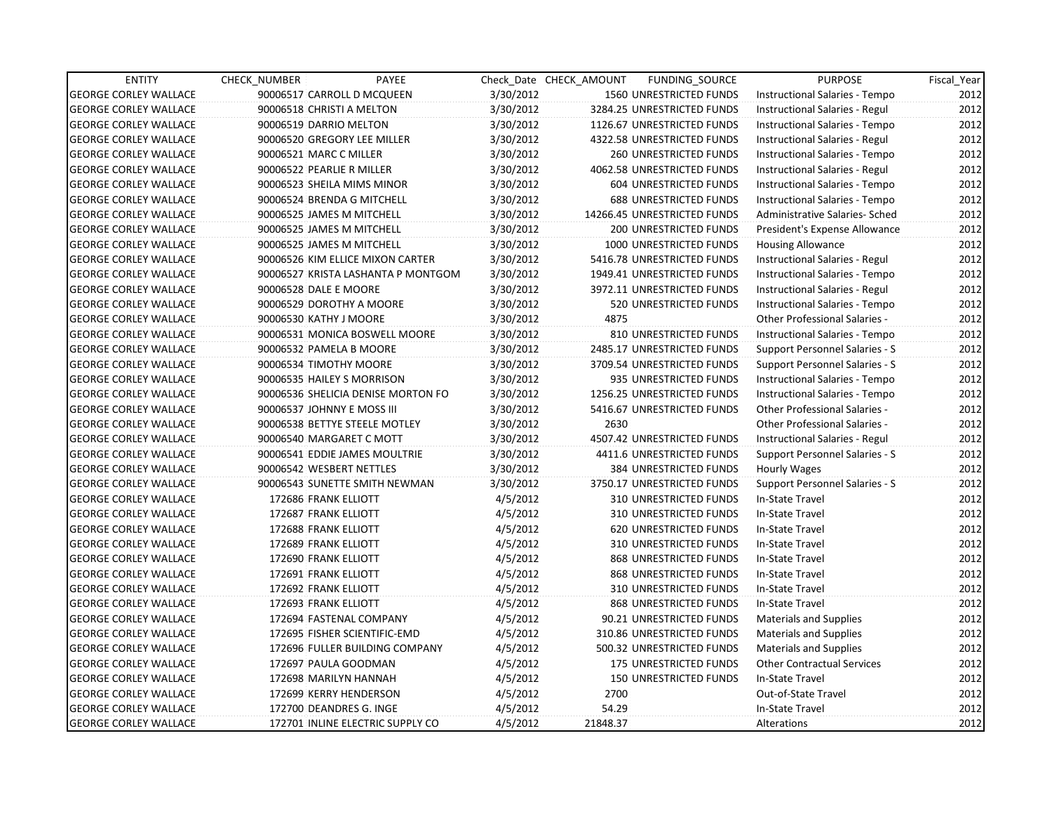| ENTITY | CHECK_NUMBER | PAYEE | Check_Date | CHECK_AMOUNT | FUNDING_SOURCE | PURPOSE | Fiscal_Year |
|---|---|---|---|---|---|---|---|
| GEORGE CORLEY WALLACE | 90006517 | CARROLL D MCQUEEN | 3/30/2012 | 1560 | UNRESTRICTED FUNDS | Instructional Salaries - Tempo | 2012 |
| GEORGE CORLEY WALLACE | 90006518 | CHRISTI A MELTON | 3/30/2012 | 3284.25 | UNRESTRICTED FUNDS | Instructional Salaries - Regul | 2012 |
| GEORGE CORLEY WALLACE | 90006519 | DARRIO MELTON | 3/30/2012 | 1126.67 | UNRESTRICTED FUNDS | Instructional Salaries - Tempo | 2012 |
| GEORGE CORLEY WALLACE | 90006520 | GREGORY LEE MILLER | 3/30/2012 | 4322.58 | UNRESTRICTED FUNDS | Instructional Salaries - Regul | 2012 |
| GEORGE CORLEY WALLACE | 90006521 | MARC C MILLER | 3/30/2012 | 260 | UNRESTRICTED FUNDS | Instructional Salaries - Tempo | 2012 |
| GEORGE CORLEY WALLACE | 90006522 | PEARLIE R MILLER | 3/30/2012 | 4062.58 | UNRESTRICTED FUNDS | Instructional Salaries - Regul | 2012 |
| GEORGE CORLEY WALLACE | 90006523 | SHEILA MIMS MINOR | 3/30/2012 | 604 | UNRESTRICTED FUNDS | Instructional Salaries - Tempo | 2012 |
| GEORGE CORLEY WALLACE | 90006524 | BRENDA G MITCHELL | 3/30/2012 | 688 | UNRESTRICTED FUNDS | Instructional Salaries - Tempo | 2012 |
| GEORGE CORLEY WALLACE | 90006525 | JAMES M MITCHELL | 3/30/2012 | 14266.45 | UNRESTRICTED FUNDS | Administrative Salaries- Sched | 2012 |
| GEORGE CORLEY WALLACE | 90006525 | JAMES M MITCHELL | 3/30/2012 | 200 | UNRESTRICTED FUNDS | President's Expense Allowance | 2012 |
| GEORGE CORLEY WALLACE | 90006525 | JAMES M MITCHELL | 3/30/2012 | 1000 | UNRESTRICTED FUNDS | Housing Allowance | 2012 |
| GEORGE CORLEY WALLACE | 90006526 | KIM ELLICE MIXON CARTER | 3/30/2012 | 5416.78 | UNRESTRICTED FUNDS | Instructional Salaries - Regul | 2012 |
| GEORGE CORLEY WALLACE | 90006527 | KRISTA LASHANTA P MONTGOM | 3/30/2012 | 1949.41 | UNRESTRICTED FUNDS | Instructional Salaries - Tempo | 2012 |
| GEORGE CORLEY WALLACE | 90006528 | DALE E MOORE | 3/30/2012 | 3972.11 | UNRESTRICTED FUNDS | Instructional Salaries - Regul | 2012 |
| GEORGE CORLEY WALLACE | 90006529 | DOROTHY A MOORE | 3/30/2012 | 520 | UNRESTRICTED FUNDS | Instructional Salaries - Tempo | 2012 |
| GEORGE CORLEY WALLACE | 90006530 | KATHY J MOORE | 3/30/2012 | 4875 | | Other Professional Salaries - | 2012 |
| GEORGE CORLEY WALLACE | 90006531 | MONICA BOSWELL MOORE | 3/30/2012 | 810 | UNRESTRICTED FUNDS | Instructional Salaries - Tempo | 2012 |
| GEORGE CORLEY WALLACE | 90006532 | PAMELA B MOORE | 3/30/2012 | 2485.17 | UNRESTRICTED FUNDS | Support Personnel Salaries - S | 2012 |
| GEORGE CORLEY WALLACE | 90006534 | TIMOTHY MOORE | 3/30/2012 | 3709.54 | UNRESTRICTED FUNDS | Support Personnel Salaries - S | 2012 |
| GEORGE CORLEY WALLACE | 90006535 | HAILEY S MORRISON | 3/30/2012 | 935 | UNRESTRICTED FUNDS | Instructional Salaries - Tempo | 2012 |
| GEORGE CORLEY WALLACE | 90006536 | SHELICIA DENISE MORTON FO | 3/30/2012 | 1256.25 | UNRESTRICTED FUNDS | Instructional Salaries - Tempo | 2012 |
| GEORGE CORLEY WALLACE | 90006537 | JOHNNY E MOSS III | 3/30/2012 | 5416.67 | UNRESTRICTED FUNDS | Other Professional Salaries - | 2012 |
| GEORGE CORLEY WALLACE | 90006538 | BETTYE STEELE MOTLEY | 3/30/2012 | 2630 | | Other Professional Salaries - | 2012 |
| GEORGE CORLEY WALLACE | 90006540 | MARGARET C MOTT | 3/30/2012 | 4507.42 | UNRESTRICTED FUNDS | Instructional Salaries - Regul | 2012 |
| GEORGE CORLEY WALLACE | 90006541 | EDDIE JAMES MOULTRIE | 3/30/2012 | 4411.6 | UNRESTRICTED FUNDS | Support Personnel Salaries - S | 2012 |
| GEORGE CORLEY WALLACE | 90006542 | WESBERT NETTLES | 3/30/2012 | 384 | UNRESTRICTED FUNDS | Hourly Wages | 2012 |
| GEORGE CORLEY WALLACE | 90006543 | SUNETTE SMITH NEWMAN | 3/30/2012 | 3750.17 | UNRESTRICTED FUNDS | Support Personnel Salaries - S | 2012 |
| GEORGE CORLEY WALLACE | 172686 | FRANK ELLIOTT | 4/5/2012 | 310 | UNRESTRICTED FUNDS | In-State Travel | 2012 |
| GEORGE CORLEY WALLACE | 172687 | FRANK ELLIOTT | 4/5/2012 | 310 | UNRESTRICTED FUNDS | In-State Travel | 2012 |
| GEORGE CORLEY WALLACE | 172688 | FRANK ELLIOTT | 4/5/2012 | 620 | UNRESTRICTED FUNDS | In-State Travel | 2012 |
| GEORGE CORLEY WALLACE | 172689 | FRANK ELLIOTT | 4/5/2012 | 310 | UNRESTRICTED FUNDS | In-State Travel | 2012 |
| GEORGE CORLEY WALLACE | 172690 | FRANK ELLIOTT | 4/5/2012 | 868 | UNRESTRICTED FUNDS | In-State Travel | 2012 |
| GEORGE CORLEY WALLACE | 172691 | FRANK ELLIOTT | 4/5/2012 | 868 | UNRESTRICTED FUNDS | In-State Travel | 2012 |
| GEORGE CORLEY WALLACE | 172692 | FRANK ELLIOTT | 4/5/2012 | 310 | UNRESTRICTED FUNDS | In-State Travel | 2012 |
| GEORGE CORLEY WALLACE | 172693 | FRANK ELLIOTT | 4/5/2012 | 868 | UNRESTRICTED FUNDS | In-State Travel | 2012 |
| GEORGE CORLEY WALLACE | 172694 | FASTENAL COMPANY | 4/5/2012 | 90.21 | UNRESTRICTED FUNDS | Materials and Supplies | 2012 |
| GEORGE CORLEY WALLACE | 172695 | FISHER SCIENTIFIC-EMD | 4/5/2012 | 310.86 | UNRESTRICTED FUNDS | Materials and Supplies | 2012 |
| GEORGE CORLEY WALLACE | 172696 | FULLER BUILDING COMPANY | 4/5/2012 | 500.32 | UNRESTRICTED FUNDS | Materials and Supplies | 2012 |
| GEORGE CORLEY WALLACE | 172697 | PAULA GOODMAN | 4/5/2012 | 175 | UNRESTRICTED FUNDS | Other Contractual Services | 2012 |
| GEORGE CORLEY WALLACE | 172698 | MARILYN HANNAH | 4/5/2012 | 150 | UNRESTRICTED FUNDS | In-State Travel | 2012 |
| GEORGE CORLEY WALLACE | 172699 | KERRY HENDERSON | 4/5/2012 | 2700 | | Out-of-State Travel | 2012 |
| GEORGE CORLEY WALLACE | 172700 | DEANDRES G. INGE | 4/5/2012 | 54.29 | | In-State Travel | 2012 |
| GEORGE CORLEY WALLACE | 172701 | INLINE ELECTRIC SUPPLY CO | 4/5/2012 | 21848.37 | | Alterations | 2012 |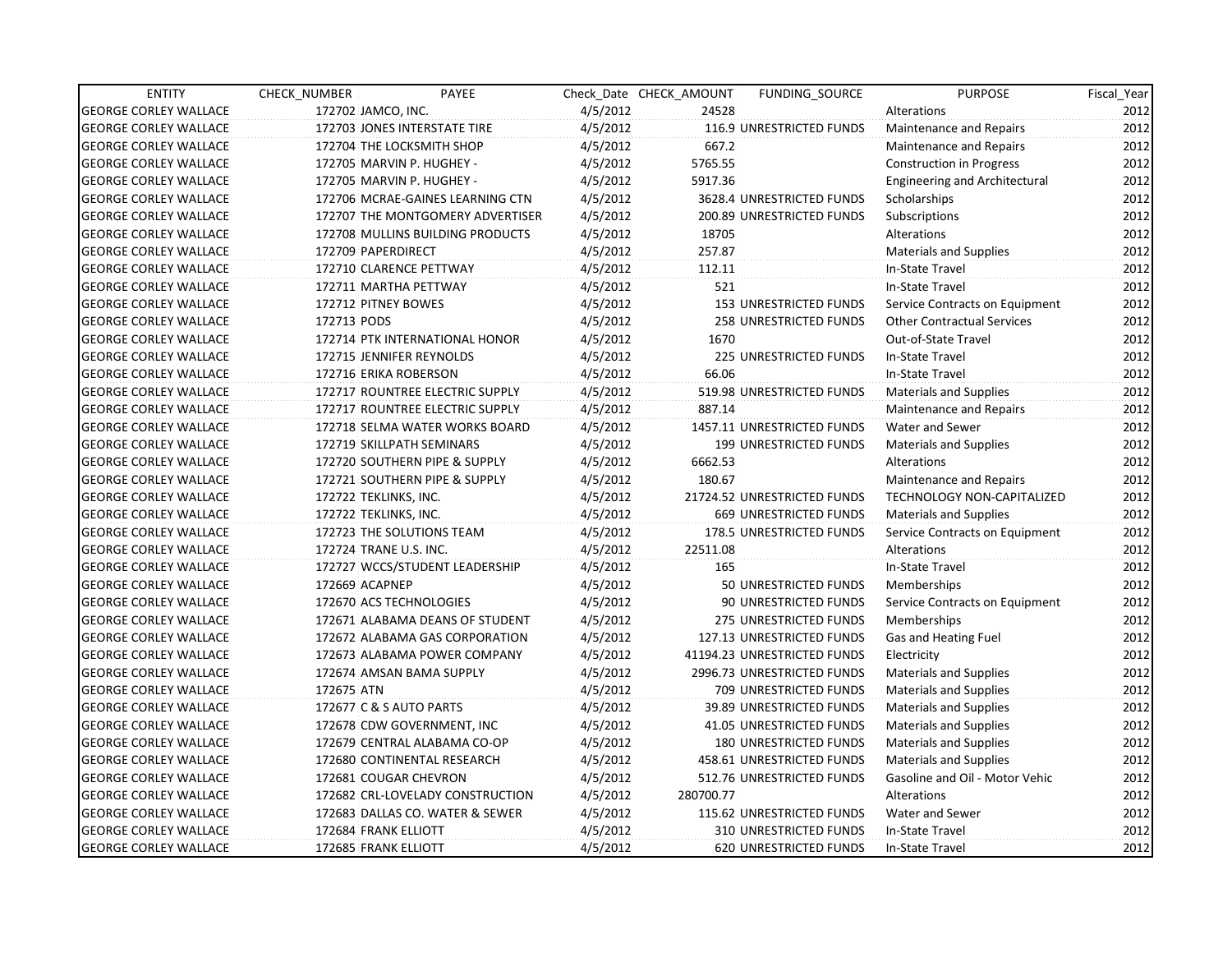| ENTITY | CHECK_NUMBER | PAYEE | Check_Date | CHECK_AMOUNT | FUNDING_SOURCE | PURPOSE | Fiscal_Year |
|---|---|---|---|---|---|---|---|
| GEORGE CORLEY WALLACE | 172702 | JAMCO, INC. | 4/5/2012 | 24528 | | Alterations | 2012 |
| GEORGE CORLEY WALLACE | 172703 | JONES INTERSTATE TIRE | 4/5/2012 | 116.9 | UNRESTRICTED FUNDS | Maintenance and Repairs | 2012 |
| GEORGE CORLEY WALLACE | 172704 | THE LOCKSMITH SHOP | 4/5/2012 | 667.2 | | Maintenance and Repairs | 2012 |
| GEORGE CORLEY WALLACE | 172705 | MARVIN P. HUGHEY - | 4/5/2012 | 5765.55 | | Construction in Progress | 2012 |
| GEORGE CORLEY WALLACE | 172705 | MARVIN P. HUGHEY - | 4/5/2012 | 5917.36 | | Engineering and Architectural | 2012 |
| GEORGE CORLEY WALLACE | 172706 | MCRAE-GAINES LEARNING CTN | 4/5/2012 | 3628.4 | UNRESTRICTED FUNDS | Scholarships | 2012 |
| GEORGE CORLEY WALLACE | 172707 | THE MONTGOMERY ADVERTISER | 4/5/2012 | 200.89 | UNRESTRICTED FUNDS | Subscriptions | 2012 |
| GEORGE CORLEY WALLACE | 172708 | MULLINS BUILDING PRODUCTS | 4/5/2012 | 18705 | | Alterations | 2012 |
| GEORGE CORLEY WALLACE | 172709 | PAPERDIRECT | 4/5/2012 | 257.87 | | Materials and Supplies | 2012 |
| GEORGE CORLEY WALLACE | 172710 | CLARENCE PETTWAY | 4/5/2012 | 112.11 | | In-State Travel | 2012 |
| GEORGE CORLEY WALLACE | 172711 | MARTHA PETTWAY | 4/5/2012 | 521 | | In-State Travel | 2012 |
| GEORGE CORLEY WALLACE | 172712 | PITNEY BOWES | 4/5/2012 | 153 | UNRESTRICTED FUNDS | Service Contracts on Equipment | 2012 |
| GEORGE CORLEY WALLACE | 172713 | PODS | 4/5/2012 | 258 | UNRESTRICTED FUNDS | Other Contractual Services | 2012 |
| GEORGE CORLEY WALLACE | 172714 | PTK INTERNATIONAL HONOR | 4/5/2012 | 1670 | | Out-of-State Travel | 2012 |
| GEORGE CORLEY WALLACE | 172715 | JENNIFER REYNOLDS | 4/5/2012 | 225 | UNRESTRICTED FUNDS | In-State Travel | 2012 |
| GEORGE CORLEY WALLACE | 172716 | ERIKA ROBERSON | 4/5/2012 | 66.06 | | In-State Travel | 2012 |
| GEORGE CORLEY WALLACE | 172717 | ROUNTREE ELECTRIC SUPPLY | 4/5/2012 | 519.98 | UNRESTRICTED FUNDS | Materials and Supplies | 2012 |
| GEORGE CORLEY WALLACE | 172717 | ROUNTREE ELECTRIC SUPPLY | 4/5/2012 | 887.14 | | Maintenance and Repairs | 2012 |
| GEORGE CORLEY WALLACE | 172718 | SELMA WATER WORKS BOARD | 4/5/2012 | 1457.11 | UNRESTRICTED FUNDS | Water and Sewer | 2012 |
| GEORGE CORLEY WALLACE | 172719 | SKILLPATH SEMINARS | 4/5/2012 | 199 | UNRESTRICTED FUNDS | Materials and Supplies | 2012 |
| GEORGE CORLEY WALLACE | 172720 | SOUTHERN PIPE & SUPPLY | 4/5/2012 | 6662.53 | | Alterations | 2012 |
| GEORGE CORLEY WALLACE | 172721 | SOUTHERN PIPE & SUPPLY | 4/5/2012 | 180.67 | | Maintenance and Repairs | 2012 |
| GEORGE CORLEY WALLACE | 172722 | TEKLINKS, INC. | 4/5/2012 | 21724.52 | UNRESTRICTED FUNDS | TECHNOLOGY NON-CAPITALIZED | 2012 |
| GEORGE CORLEY WALLACE | 172722 | TEKLINKS, INC. | 4/5/2012 | 669 | UNRESTRICTED FUNDS | Materials and Supplies | 2012 |
| GEORGE CORLEY WALLACE | 172723 | THE SOLUTIONS TEAM | 4/5/2012 | 178.5 | UNRESTRICTED FUNDS | Service Contracts on Equipment | 2012 |
| GEORGE CORLEY WALLACE | 172724 | TRANE U.S. INC. | 4/5/2012 | 22511.08 | | Alterations | 2012 |
| GEORGE CORLEY WALLACE | 172727 | WCCS/STUDENT LEADERSHIP | 4/5/2012 | 165 | | In-State Travel | 2012 |
| GEORGE CORLEY WALLACE | 172669 | ACAPNEP | 4/5/2012 | 50 | UNRESTRICTED FUNDS | Memberships | 2012 |
| GEORGE CORLEY WALLACE | 172670 | ACS TECHNOLOGIES | 4/5/2012 | 90 | UNRESTRICTED FUNDS | Service Contracts on Equipment | 2012 |
| GEORGE CORLEY WALLACE | 172671 | ALABAMA DEANS OF STUDENT | 4/5/2012 | 275 | UNRESTRICTED FUNDS | Memberships | 2012 |
| GEORGE CORLEY WALLACE | 172672 | ALABAMA GAS CORPORATION | 4/5/2012 | 127.13 | UNRESTRICTED FUNDS | Gas and Heating Fuel | 2012 |
| GEORGE CORLEY WALLACE | 172673 | ALABAMA POWER COMPANY | 4/5/2012 | 41194.23 | UNRESTRICTED FUNDS | Electricity | 2012 |
| GEORGE CORLEY WALLACE | 172674 | AMSAN BAMA SUPPLY | 4/5/2012 | 2996.73 | UNRESTRICTED FUNDS | Materials and Supplies | 2012 |
| GEORGE CORLEY WALLACE | 172675 | ATN | 4/5/2012 | 709 | UNRESTRICTED FUNDS | Materials and Supplies | 2012 |
| GEORGE CORLEY WALLACE | 172677 | C & S AUTO PARTS | 4/5/2012 | 39.89 | UNRESTRICTED FUNDS | Materials and Supplies | 2012 |
| GEORGE CORLEY WALLACE | 172678 | CDW GOVERNMENT, INC | 4/5/2012 | 41.05 | UNRESTRICTED FUNDS | Materials and Supplies | 2012 |
| GEORGE CORLEY WALLACE | 172679 | CENTRAL ALABAMA CO-OP | 4/5/2012 | 180 | UNRESTRICTED FUNDS | Materials and Supplies | 2012 |
| GEORGE CORLEY WALLACE | 172680 | CONTINENTAL RESEARCH | 4/5/2012 | 458.61 | UNRESTRICTED FUNDS | Materials and Supplies | 2012 |
| GEORGE CORLEY WALLACE | 172681 | COUGAR CHEVRON | 4/5/2012 | 512.76 | UNRESTRICTED FUNDS | Gasoline and Oil - Motor Vehic | 2012 |
| GEORGE CORLEY WALLACE | 172682 | CRL-LOVELADY CONSTRUCTION | 4/5/2012 | 280700.77 | | Alterations | 2012 |
| GEORGE CORLEY WALLACE | 172683 | DALLAS CO. WATER & SEWER | 4/5/2012 | 115.62 | UNRESTRICTED FUNDS | Water and Sewer | 2012 |
| GEORGE CORLEY WALLACE | 172684 | FRANK ELLIOTT | 4/5/2012 | 310 | UNRESTRICTED FUNDS | In-State Travel | 2012 |
| GEORGE CORLEY WALLACE | 172685 | FRANK ELLIOTT | 4/5/2012 | 620 | UNRESTRICTED FUNDS | In-State Travel | 2012 |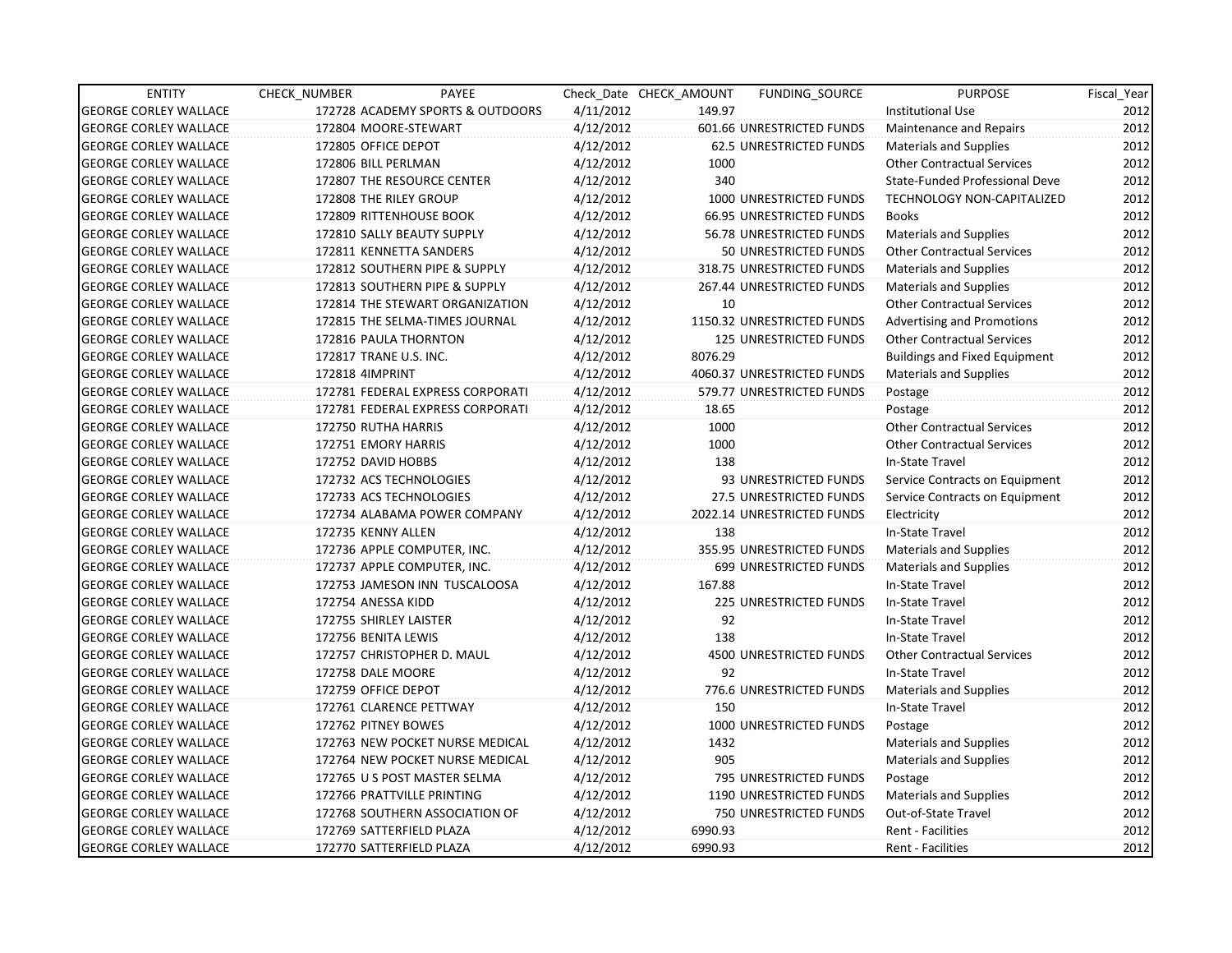| ENTITY | CHECK_NUMBER | PAYEE | Check_Date | CHECK_AMOUNT | FUNDING_SOURCE | PURPOSE | Fiscal_Year |
|---|---|---|---|---|---|---|---|
| GEORGE CORLEY WALLACE | 172728 | ACADEMY SPORTS & OUTDOORS | 4/11/2012 | 149.97 | | Institutional Use | 2012 |
| GEORGE CORLEY WALLACE | 172804 | MOORE-STEWART | 4/12/2012 | 601.66 | UNRESTRICTED FUNDS | Maintenance and Repairs | 2012 |
| GEORGE CORLEY WALLACE | 172805 | OFFICE DEPOT | 4/12/2012 | 62.5 | UNRESTRICTED FUNDS | Materials and Supplies | 2012 |
| GEORGE CORLEY WALLACE | 172806 | BILL PERLMAN | 4/12/2012 | 1000 | | Other Contractual Services | 2012 |
| GEORGE CORLEY WALLACE | 172807 | THE RESOURCE CENTER | 4/12/2012 | 340 | | State-Funded Professional Deve | 2012 |
| GEORGE CORLEY WALLACE | 172808 | THE RILEY GROUP | 4/12/2012 | 1000 | UNRESTRICTED FUNDS | TECHNOLOGY NON-CAPITALIZED | 2012 |
| GEORGE CORLEY WALLACE | 172809 | RITTENHOUSE BOOK | 4/12/2012 | 66.95 | UNRESTRICTED FUNDS | Books | 2012 |
| GEORGE CORLEY WALLACE | 172810 | SALLY BEAUTY SUPPLY | 4/12/2012 | 56.78 | UNRESTRICTED FUNDS | Materials and Supplies | 2012 |
| GEORGE CORLEY WALLACE | 172811 | KENNETTA SANDERS | 4/12/2012 | 50 | UNRESTRICTED FUNDS | Other Contractual Services | 2012 |
| GEORGE CORLEY WALLACE | 172812 | SOUTHERN PIPE & SUPPLY | 4/12/2012 | 318.75 | UNRESTRICTED FUNDS | Materials and Supplies | 2012 |
| GEORGE CORLEY WALLACE | 172813 | SOUTHERN PIPE & SUPPLY | 4/12/2012 | 267.44 | UNRESTRICTED FUNDS | Materials and Supplies | 2012 |
| GEORGE CORLEY WALLACE | 172814 | THE STEWART ORGANIZATION | 4/12/2012 | 10 | | Other Contractual Services | 2012 |
| GEORGE CORLEY WALLACE | 172815 | THE SELMA-TIMES JOURNAL | 4/12/2012 | 1150.32 | UNRESTRICTED FUNDS | Advertising and Promotions | 2012 |
| GEORGE CORLEY WALLACE | 172816 | PAULA THORNTON | 4/12/2012 | 125 | UNRESTRICTED FUNDS | Other Contractual Services | 2012 |
| GEORGE CORLEY WALLACE | 172817 | TRANE U.S. INC. | 4/12/2012 | 8076.29 | | Buildings and Fixed Equipment | 2012 |
| GEORGE CORLEY WALLACE | 172818 | 4IMPRINT | 4/12/2012 | 4060.37 | UNRESTRICTED FUNDS | Materials and Supplies | 2012 |
| GEORGE CORLEY WALLACE | 172781 | FEDERAL EXPRESS CORPORATI | 4/12/2012 | 579.77 | UNRESTRICTED FUNDS | Postage | 2012 |
| GEORGE CORLEY WALLACE | 172781 | FEDERAL EXPRESS CORPORATI | 4/12/2012 | 18.65 | | Postage | 2012 |
| GEORGE CORLEY WALLACE | 172750 | RUTHA HARRIS | 4/12/2012 | 1000 | | Other Contractual Services | 2012 |
| GEORGE CORLEY WALLACE | 172751 | EMORY HARRIS | 4/12/2012 | 1000 | | Other Contractual Services | 2012 |
| GEORGE CORLEY WALLACE | 172752 | DAVID HOBBS | 4/12/2012 | 138 | | In-State Travel | 2012 |
| GEORGE CORLEY WALLACE | 172732 | ACS TECHNOLOGIES | 4/12/2012 | 93 | UNRESTRICTED FUNDS | Service Contracts on Equipment | 2012 |
| GEORGE CORLEY WALLACE | 172733 | ACS TECHNOLOGIES | 4/12/2012 | 27.5 | UNRESTRICTED FUNDS | Service Contracts on Equipment | 2012 |
| GEORGE CORLEY WALLACE | 172734 | ALABAMA POWER COMPANY | 4/12/2012 | 2022.14 | UNRESTRICTED FUNDS | Electricity | 2012 |
| GEORGE CORLEY WALLACE | 172735 | KENNY ALLEN | 4/12/2012 | 138 | | In-State Travel | 2012 |
| GEORGE CORLEY WALLACE | 172736 | APPLE COMPUTER, INC. | 4/12/2012 | 355.95 | UNRESTRICTED FUNDS | Materials and Supplies | 2012 |
| GEORGE CORLEY WALLACE | 172737 | APPLE COMPUTER, INC. | 4/12/2012 | 699 | UNRESTRICTED FUNDS | Materials and Supplies | 2012 |
| GEORGE CORLEY WALLACE | 172753 | JAMESON INN TUSCALOOSA | 4/12/2012 | 167.88 | | In-State Travel | 2012 |
| GEORGE CORLEY WALLACE | 172754 | ANESSA KIDD | 4/12/2012 | 225 | UNRESTRICTED FUNDS | In-State Travel | 2012 |
| GEORGE CORLEY WALLACE | 172755 | SHIRLEY LAISTER | 4/12/2012 | 92 | | In-State Travel | 2012 |
| GEORGE CORLEY WALLACE | 172756 | BENITA LEWIS | 4/12/2012 | 138 | | In-State Travel | 2012 |
| GEORGE CORLEY WALLACE | 172757 | CHRISTOPHER D. MAUL | 4/12/2012 | 4500 | UNRESTRICTED FUNDS | Other Contractual Services | 2012 |
| GEORGE CORLEY WALLACE | 172758 | DALE MOORE | 4/12/2012 | 92 | | In-State Travel | 2012 |
| GEORGE CORLEY WALLACE | 172759 | OFFICE DEPOT | 4/12/2012 | 776.6 | UNRESTRICTED FUNDS | Materials and Supplies | 2012 |
| GEORGE CORLEY WALLACE | 172761 | CLARENCE PETTWAY | 4/12/2012 | 150 | | In-State Travel | 2012 |
| GEORGE CORLEY WALLACE | 172762 | PITNEY BOWES | 4/12/2012 | 1000 | UNRESTRICTED FUNDS | Postage | 2012 |
| GEORGE CORLEY WALLACE | 172763 | NEW POCKET NURSE MEDICAL | 4/12/2012 | 1432 | | Materials and Supplies | 2012 |
| GEORGE CORLEY WALLACE | 172764 | NEW POCKET NURSE MEDICAL | 4/12/2012 | 905 | | Materials and Supplies | 2012 |
| GEORGE CORLEY WALLACE | 172765 | U S POST MASTER SELMA | 4/12/2012 | 795 | UNRESTRICTED FUNDS | Postage | 2012 |
| GEORGE CORLEY WALLACE | 172766 | PRATTVILLE PRINTING | 4/12/2012 | 1190 | UNRESTRICTED FUNDS | Materials and Supplies | 2012 |
| GEORGE CORLEY WALLACE | 172768 | SOUTHERN ASSOCIATION OF | 4/12/2012 | 750 | UNRESTRICTED FUNDS | Out-of-State Travel | 2012 |
| GEORGE CORLEY WALLACE | 172769 | SATTERFIELD PLAZA | 4/12/2012 | 6990.93 | | Rent - Facilities | 2012 |
| GEORGE CORLEY WALLACE | 172770 | SATTERFIELD PLAZA | 4/12/2012 | 6990.93 | | Rent - Facilities | 2012 |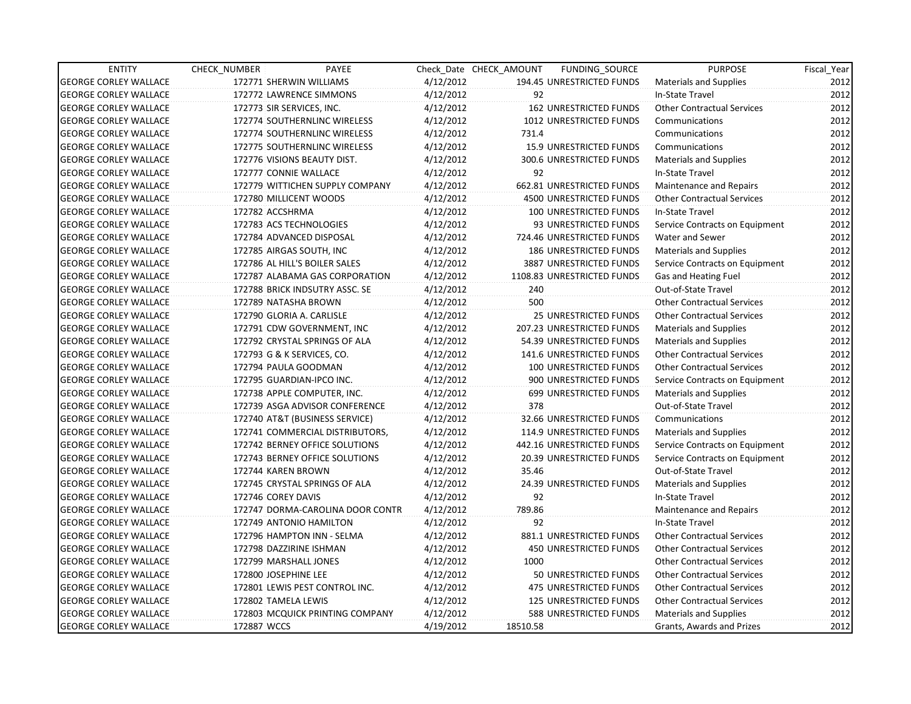| ENTITY | CHECK_NUMBER | PAYEE | Check_Date | CHECK_AMOUNT | FUNDING_SOURCE | PURPOSE | Fiscal_Year |
|---|---|---|---|---|---|---|---|
| GEORGE CORLEY WALLACE | 172771 | SHERWIN WILLIAMS | 4/12/2012 | 194.45 | UNRESTRICTED FUNDS | Materials and Supplies | 2012 |
| GEORGE CORLEY WALLACE | 172772 | LAWRENCE SIMMONS | 4/12/2012 | 92 | | In-State Travel | 2012 |
| GEORGE CORLEY WALLACE | 172773 | SIR SERVICES, INC. | 4/12/2012 | 162 | UNRESTRICTED FUNDS | Other Contractual Services | 2012 |
| GEORGE CORLEY WALLACE | 172774 | SOUTHERNLINC WIRELESS | 4/12/2012 | 1012 | UNRESTRICTED FUNDS | Communications | 2012 |
| GEORGE CORLEY WALLACE | 172774 | SOUTHERNLINC WIRELESS | 4/12/2012 | 731.4 | | Communications | 2012 |
| GEORGE CORLEY WALLACE | 172775 | SOUTHERNLINC WIRELESS | 4/12/2012 | 15.9 | UNRESTRICTED FUNDS | Communications | 2012 |
| GEORGE CORLEY WALLACE | 172776 | VISIONS BEAUTY DIST. | 4/12/2012 | 300.6 | UNRESTRICTED FUNDS | Materials and Supplies | 2012 |
| GEORGE CORLEY WALLACE | 172777 | CONNIE WALLACE | 4/12/2012 | 92 | | In-State Travel | 2012 |
| GEORGE CORLEY WALLACE | 172779 | WITTICHEN SUPPLY COMPANY | 4/12/2012 | 662.81 | UNRESTRICTED FUNDS | Maintenance and Repairs | 2012 |
| GEORGE CORLEY WALLACE | 172780 | MILLICENT WOODS | 4/12/2012 | 4500 | UNRESTRICTED FUNDS | Other Contractual Services | 2012 |
| GEORGE CORLEY WALLACE | 172782 | ACCSHRMA | 4/12/2012 | 100 | UNRESTRICTED FUNDS | In-State Travel | 2012 |
| GEORGE CORLEY WALLACE | 172783 | ACS TECHNOLOGIES | 4/12/2012 | 93 | UNRESTRICTED FUNDS | Service Contracts on Equipment | 2012 |
| GEORGE CORLEY WALLACE | 172784 | ADVANCED DISPOSAL | 4/12/2012 | 724.46 | UNRESTRICTED FUNDS | Water and Sewer | 2012 |
| GEORGE CORLEY WALLACE | 172785 | AIRGAS SOUTH, INC | 4/12/2012 | 186 | UNRESTRICTED FUNDS | Materials and Supplies | 2012 |
| GEORGE CORLEY WALLACE | 172786 | AL HILL'S BOILER SALES | 4/12/2012 | 3887 | UNRESTRICTED FUNDS | Service Contracts on Equipment | 2012 |
| GEORGE CORLEY WALLACE | 172787 | ALABAMA GAS CORPORATION | 4/12/2012 | 1108.83 | UNRESTRICTED FUNDS | Gas and Heating Fuel | 2012 |
| GEORGE CORLEY WALLACE | 172788 | BRICK INDSUTRY ASSC. SE | 4/12/2012 | 240 | | Out-of-State Travel | 2012 |
| GEORGE CORLEY WALLACE | 172789 | NATASHA BROWN | 4/12/2012 | 500 | | Other Contractual Services | 2012 |
| GEORGE CORLEY WALLACE | 172790 | GLORIA A. CARLISLE | 4/12/2012 | 25 | UNRESTRICTED FUNDS | Other Contractual Services | 2012 |
| GEORGE CORLEY WALLACE | 172791 | CDW GOVERNMENT, INC | 4/12/2012 | 207.23 | UNRESTRICTED FUNDS | Materials and Supplies | 2012 |
| GEORGE CORLEY WALLACE | 172792 | CRYSTAL SPRINGS OF ALA | 4/12/2012 | 54.39 | UNRESTRICTED FUNDS | Materials and Supplies | 2012 |
| GEORGE CORLEY WALLACE | 172793 | G & K SERVICES, CO. | 4/12/2012 | 141.6 | UNRESTRICTED FUNDS | Other Contractual Services | 2012 |
| GEORGE CORLEY WALLACE | 172794 | PAULA GOODMAN | 4/12/2012 | 100 | UNRESTRICTED FUNDS | Other Contractual Services | 2012 |
| GEORGE CORLEY WALLACE | 172795 | GUARDIAN-IPCO INC. | 4/12/2012 | 900 | UNRESTRICTED FUNDS | Service Contracts on Equipment | 2012 |
| GEORGE CORLEY WALLACE | 172738 | APPLE COMPUTER, INC. | 4/12/2012 | 699 | UNRESTRICTED FUNDS | Materials and Supplies | 2012 |
| GEORGE CORLEY WALLACE | 172739 | ASGA ADVISOR CONFERENCE | 4/12/2012 | 378 | | Out-of-State Travel | 2012 |
| GEORGE CORLEY WALLACE | 172740 | AT&T (BUSINESS SERVICE) | 4/12/2012 | 32.66 | UNRESTRICTED FUNDS | Communications | 2012 |
| GEORGE CORLEY WALLACE | 172741 | COMMERCIAL DISTRIBUTORS, | 4/12/2012 | 114.9 | UNRESTRICTED FUNDS | Materials and Supplies | 2012 |
| GEORGE CORLEY WALLACE | 172742 | BERNEY OFFICE SOLUTIONS | 4/12/2012 | 442.16 | UNRESTRICTED FUNDS | Service Contracts on Equipment | 2012 |
| GEORGE CORLEY WALLACE | 172743 | BERNEY OFFICE SOLUTIONS | 4/12/2012 | 20.39 | UNRESTRICTED FUNDS | Service Contracts on Equipment | 2012 |
| GEORGE CORLEY WALLACE | 172744 | KAREN BROWN | 4/12/2012 | 35.46 | | Out-of-State Travel | 2012 |
| GEORGE CORLEY WALLACE | 172745 | CRYSTAL SPRINGS OF ALA | 4/12/2012 | 24.39 | UNRESTRICTED FUNDS | Materials and Supplies | 2012 |
| GEORGE CORLEY WALLACE | 172746 | COREY DAVIS | 4/12/2012 | 92 | | In-State Travel | 2012 |
| GEORGE CORLEY WALLACE | 172747 | DORMA-CAROLINA DOOR CONTR | 4/12/2012 | 789.86 | | Maintenance and Repairs | 2012 |
| GEORGE CORLEY WALLACE | 172749 | ANTONIO HAMILTON | 4/12/2012 | 92 | | In-State Travel | 2012 |
| GEORGE CORLEY WALLACE | 172796 | HAMPTON INN - SELMA | 4/12/2012 | 881.1 | UNRESTRICTED FUNDS | Other Contractual Services | 2012 |
| GEORGE CORLEY WALLACE | 172798 | DAZZIRINE ISHMAN | 4/12/2012 | 450 | UNRESTRICTED FUNDS | Other Contractual Services | 2012 |
| GEORGE CORLEY WALLACE | 172799 | MARSHALL JONES | 4/12/2012 | 1000 | | Other Contractual Services | 2012 |
| GEORGE CORLEY WALLACE | 172800 | JOSEPHINE LEE | 4/12/2012 | 50 | UNRESTRICTED FUNDS | Other Contractual Services | 2012 |
| GEORGE CORLEY WALLACE | 172801 | LEWIS PEST CONTROL INC. | 4/12/2012 | 475 | UNRESTRICTED FUNDS | Other Contractual Services | 2012 |
| GEORGE CORLEY WALLACE | 172802 | TAMELA LEWIS | 4/12/2012 | 125 | UNRESTRICTED FUNDS | Other Contractual Services | 2012 |
| GEORGE CORLEY WALLACE | 172803 | MCQUICK PRINTING COMPANY | 4/12/2012 | 588 | UNRESTRICTED FUNDS | Materials and Supplies | 2012 |
| GEORGE CORLEY WALLACE | 172887 | WCCS | 4/19/2012 | 18510.58 | | Grants, Awards and Prizes | 2012 |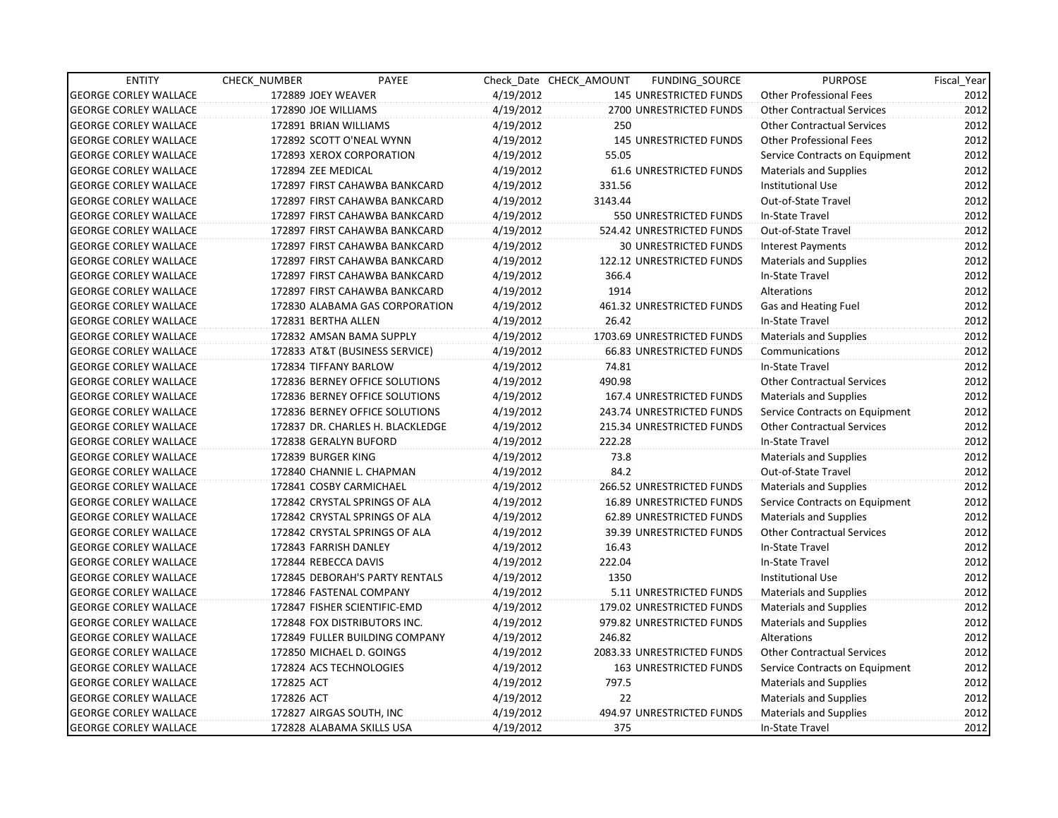| ENTITY | CHECK_NUMBER | PAYEE | Check_Date | CHECK_AMOUNT | FUNDING_SOURCE | PURPOSE | Fiscal_Year |
|---|---|---|---|---|---|---|---|
| GEORGE CORLEY WALLACE | 172889 | JOEY WEAVER | 4/19/2012 | 145 | UNRESTRICTED FUNDS | Other Professional Fees | 2012 |
| GEORGE CORLEY WALLACE | 172890 | JOE WILLIAMS | 4/19/2012 | 2700 | UNRESTRICTED FUNDS | Other Contractual Services | 2012 |
| GEORGE CORLEY WALLACE | 172891 | BRIAN WILLIAMS | 4/19/2012 | 250 | | Other Contractual Services | 2012 |
| GEORGE CORLEY WALLACE | 172892 | SCOTT O'NEAL WYNN | 4/19/2012 | 145 | UNRESTRICTED FUNDS | Other Professional Fees | 2012 |
| GEORGE CORLEY WALLACE | 172893 | XEROX CORPORATION | 4/19/2012 | 55.05 | | Service Contracts on Equipment | 2012 |
| GEORGE CORLEY WALLACE | 172894 | ZEE MEDICAL | 4/19/2012 | 61.6 | UNRESTRICTED FUNDS | Materials and Supplies | 2012 |
| GEORGE CORLEY WALLACE | 172897 | FIRST CAHAWBA BANKCARD | 4/19/2012 | 331.56 | | Institutional Use | 2012 |
| GEORGE CORLEY WALLACE | 172897 | FIRST CAHAWBA BANKCARD | 4/19/2012 | 3143.44 | | Out-of-State Travel | 2012 |
| GEORGE CORLEY WALLACE | 172897 | FIRST CAHAWBA BANKCARD | 4/19/2012 | 550 | UNRESTRICTED FUNDS | In-State Travel | 2012 |
| GEORGE CORLEY WALLACE | 172897 | FIRST CAHAWBA BANKCARD | 4/19/2012 | 524.42 | UNRESTRICTED FUNDS | Out-of-State Travel | 2012 |
| GEORGE CORLEY WALLACE | 172897 | FIRST CAHAWBA BANKCARD | 4/19/2012 | 30 | UNRESTRICTED FUNDS | Interest Payments | 2012 |
| GEORGE CORLEY WALLACE | 172897 | FIRST CAHAWBA BANKCARD | 4/19/2012 | 122.12 | UNRESTRICTED FUNDS | Materials and Supplies | 2012 |
| GEORGE CORLEY WALLACE | 172897 | FIRST CAHAWBA BANKCARD | 4/19/2012 | 366.4 | | In-State Travel | 2012 |
| GEORGE CORLEY WALLACE | 172897 | FIRST CAHAWBA BANKCARD | 4/19/2012 | 1914 | | Alterations | 2012 |
| GEORGE CORLEY WALLACE | 172830 | ALABAMA GAS CORPORATION | 4/19/2012 | 461.32 | UNRESTRICTED FUNDS | Gas and Heating Fuel | 2012 |
| GEORGE CORLEY WALLACE | 172831 | BERTHA ALLEN | 4/19/2012 | 26.42 | | In-State Travel | 2012 |
| GEORGE CORLEY WALLACE | 172832 | AMSAN BAMA SUPPLY | 4/19/2012 | 1703.69 | UNRESTRICTED FUNDS | Materials and Supplies | 2012 |
| GEORGE CORLEY WALLACE | 172833 | AT&T (BUSINESS SERVICE) | 4/19/2012 | 66.83 | UNRESTRICTED FUNDS | Communications | 2012 |
| GEORGE CORLEY WALLACE | 172834 | TIFFANY BARLOW | 4/19/2012 | 74.81 | | In-State Travel | 2012 |
| GEORGE CORLEY WALLACE | 172836 | BERNEY OFFICE SOLUTIONS | 4/19/2012 | 490.98 | | Other Contractual Services | 2012 |
| GEORGE CORLEY WALLACE | 172836 | BERNEY OFFICE SOLUTIONS | 4/19/2012 | 167.4 | UNRESTRICTED FUNDS | Materials and Supplies | 2012 |
| GEORGE CORLEY WALLACE | 172836 | BERNEY OFFICE SOLUTIONS | 4/19/2012 | 243.74 | UNRESTRICTED FUNDS | Service Contracts on Equipment | 2012 |
| GEORGE CORLEY WALLACE | 172837 | DR. CHARLES H. BLACKLEDGE | 4/19/2012 | 215.34 | UNRESTRICTED FUNDS | Other Contractual Services | 2012 |
| GEORGE CORLEY WALLACE | 172838 | GERALYN BUFORD | 4/19/2012 | 222.28 | | In-State Travel | 2012 |
| GEORGE CORLEY WALLACE | 172839 | BURGER KING | 4/19/2012 | 73.8 | | Materials and Supplies | 2012 |
| GEORGE CORLEY WALLACE | 172840 | CHANNIE L. CHAPMAN | 4/19/2012 | 84.2 | | Out-of-State Travel | 2012 |
| GEORGE CORLEY WALLACE | 172841 | COSBY CARMICHAEL | 4/19/2012 | 266.52 | UNRESTRICTED FUNDS | Materials and Supplies | 2012 |
| GEORGE CORLEY WALLACE | 172842 | CRYSTAL SPRINGS OF ALA | 4/19/2012 | 16.89 | UNRESTRICTED FUNDS | Service Contracts on Equipment | 2012 |
| GEORGE CORLEY WALLACE | 172842 | CRYSTAL SPRINGS OF ALA | 4/19/2012 | 62.89 | UNRESTRICTED FUNDS | Materials and Supplies | 2012 |
| GEORGE CORLEY WALLACE | 172842 | CRYSTAL SPRINGS OF ALA | 4/19/2012 | 39.39 | UNRESTRICTED FUNDS | Other Contractual Services | 2012 |
| GEORGE CORLEY WALLACE | 172843 | FARRISH DANLEY | 4/19/2012 | 16.43 | | In-State Travel | 2012 |
| GEORGE CORLEY WALLACE | 172844 | REBECCA DAVIS | 4/19/2012 | 222.04 | | In-State Travel | 2012 |
| GEORGE CORLEY WALLACE | 172845 | DEBORAH'S PARTY RENTALS | 4/19/2012 | 1350 | | Institutional Use | 2012 |
| GEORGE CORLEY WALLACE | 172846 | FASTENAL COMPANY | 4/19/2012 | 5.11 | UNRESTRICTED FUNDS | Materials and Supplies | 2012 |
| GEORGE CORLEY WALLACE | 172847 | FISHER SCIENTIFIC-EMD | 4/19/2012 | 179.02 | UNRESTRICTED FUNDS | Materials and Supplies | 2012 |
| GEORGE CORLEY WALLACE | 172848 | FOX DISTRIBUTORS INC. | 4/19/2012 | 979.82 | UNRESTRICTED FUNDS | Materials and Supplies | 2012 |
| GEORGE CORLEY WALLACE | 172849 | FULLER BUILDING COMPANY | 4/19/2012 | 246.82 | | Alterations | 2012 |
| GEORGE CORLEY WALLACE | 172850 | MICHAEL D. GOINGS | 4/19/2012 | 2083.33 | UNRESTRICTED FUNDS | Other Contractual Services | 2012 |
| GEORGE CORLEY WALLACE | 172824 | ACS TECHNOLOGIES | 4/19/2012 | 163 | UNRESTRICTED FUNDS | Service Contracts on Equipment | 2012 |
| GEORGE CORLEY WALLACE | 172825 | ACT | 4/19/2012 | 797.5 | | Materials and Supplies | 2012 |
| GEORGE CORLEY WALLACE | 172826 | ACT | 4/19/2012 | 22 | | Materials and Supplies | 2012 |
| GEORGE CORLEY WALLACE | 172827 | AIRGAS SOUTH, INC | 4/19/2012 | 494.97 | UNRESTRICTED FUNDS | Materials and Supplies | 2012 |
| GEORGE CORLEY WALLACE | 172828 | ALABAMA SKILLS USA | 4/19/2012 | 375 | | In-State Travel | 2012 |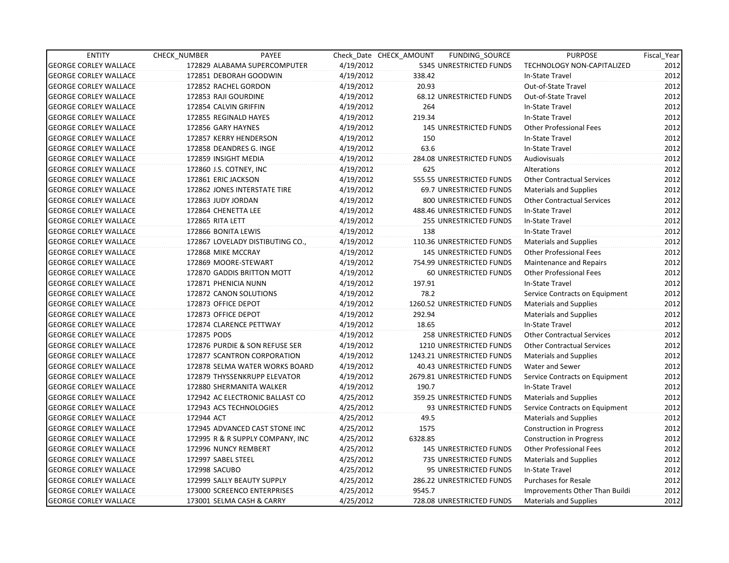| ENTITY | CHECK_NUMBER | PAYEE | Check_Date | CHECK_AMOUNT | FUNDING_SOURCE | PURPOSE | Fiscal_Year |
|---|---|---|---|---|---|---|---|
| GEORGE CORLEY WALLACE | 172829 | ALABAMA SUPERCOMPUTER | 4/19/2012 | 5345 | UNRESTRICTED FUNDS | TECHNOLOGY NON-CAPITALIZED | 2012 |
| GEORGE CORLEY WALLACE | 172851 | DEBORAH GOODWIN | 4/19/2012 | 338.42 | | In-State Travel | 2012 |
| GEORGE CORLEY WALLACE | 172852 | RACHEL GORDON | 4/19/2012 | 20.93 | | Out-of-State Travel | 2012 |
| GEORGE CORLEY WALLACE | 172853 | RAJI GOURDINE | 4/19/2012 | 68.12 | UNRESTRICTED FUNDS | Out-of-State Travel | 2012 |
| GEORGE CORLEY WALLACE | 172854 | CALVIN GRIFFIN | 4/19/2012 | 264 | | In-State Travel | 2012 |
| GEORGE CORLEY WALLACE | 172855 | REGINALD HAYES | 4/19/2012 | 219.34 | | In-State Travel | 2012 |
| GEORGE CORLEY WALLACE | 172856 | GARY HAYNES | 4/19/2012 | 145 | UNRESTRICTED FUNDS | Other Professional Fees | 2012 |
| GEORGE CORLEY WALLACE | 172857 | KERRY HENDERSON | 4/19/2012 | 150 | | In-State Travel | 2012 |
| GEORGE CORLEY WALLACE | 172858 | DEANDRES G. INGE | 4/19/2012 | 63.6 | | In-State Travel | 2012 |
| GEORGE CORLEY WALLACE | 172859 | INSIGHT MEDIA | 4/19/2012 | 284.08 | UNRESTRICTED FUNDS | Audiovisuals | 2012 |
| GEORGE CORLEY WALLACE | 172860 | J.S. COTNEY, INC | 4/19/2012 | 625 | | Alterations | 2012 |
| GEORGE CORLEY WALLACE | 172861 | ERIC JACKSON | 4/19/2012 | 555.55 | UNRESTRICTED FUNDS | Other Contractual Services | 2012 |
| GEORGE CORLEY WALLACE | 172862 | JONES INTERSTATE TIRE | 4/19/2012 | 69.7 | UNRESTRICTED FUNDS | Materials and Supplies | 2012 |
| GEORGE CORLEY WALLACE | 172863 | JUDY JORDAN | 4/19/2012 | 800 | UNRESTRICTED FUNDS | Other Contractual Services | 2012 |
| GEORGE CORLEY WALLACE | 172864 | CHENETTA LEE | 4/19/2012 | 488.46 | UNRESTRICTED FUNDS | In-State Travel | 2012 |
| GEORGE CORLEY WALLACE | 172865 | RITA LETT | 4/19/2012 | 255 | UNRESTRICTED FUNDS | In-State Travel | 2012 |
| GEORGE CORLEY WALLACE | 172866 | BONITA LEWIS | 4/19/2012 | 138 | | In-State Travel | 2012 |
| GEORGE CORLEY WALLACE | 172867 | LOVELADY DISTIBUTING CO., | 4/19/2012 | 110.36 | UNRESTRICTED FUNDS | Materials and Supplies | 2012 |
| GEORGE CORLEY WALLACE | 172868 | MIKE MCCRAY | 4/19/2012 | 145 | UNRESTRICTED FUNDS | Other Professional Fees | 2012 |
| GEORGE CORLEY WALLACE | 172869 | MOORE-STEWART | 4/19/2012 | 754.99 | UNRESTRICTED FUNDS | Maintenance and Repairs | 2012 |
| GEORGE CORLEY WALLACE | 172870 | GADDIS BRITTON MOTT | 4/19/2012 | 60 | UNRESTRICTED FUNDS | Other Professional Fees | 2012 |
| GEORGE CORLEY WALLACE | 172871 | PHENICIA NUNN | 4/19/2012 | 197.91 | | In-State Travel | 2012 |
| GEORGE CORLEY WALLACE | 172872 | CANON SOLUTIONS | 4/19/2012 | 78.2 | | Service Contracts on Equipment | 2012 |
| GEORGE CORLEY WALLACE | 172873 | OFFICE DEPOT | 4/19/2012 | 1260.52 | UNRESTRICTED FUNDS | Materials and Supplies | 2012 |
| GEORGE CORLEY WALLACE | 172873 | OFFICE DEPOT | 4/19/2012 | 292.94 | | Materials and Supplies | 2012 |
| GEORGE CORLEY WALLACE | 172874 | CLARENCE PETTWAY | 4/19/2012 | 18.65 | | In-State Travel | 2012 |
| GEORGE CORLEY WALLACE | 172875 | PODS | 4/19/2012 | 258 | UNRESTRICTED FUNDS | Other Contractual Services | 2012 |
| GEORGE CORLEY WALLACE | 172876 | PURDIE & SON REFUSE SER | 4/19/2012 | 1210 | UNRESTRICTED FUNDS | Other Contractual Services | 2012 |
| GEORGE CORLEY WALLACE | 172877 | SCANTRON CORPORATION | 4/19/2012 | 1243.21 | UNRESTRICTED FUNDS | Materials and Supplies | 2012 |
| GEORGE CORLEY WALLACE | 172878 | SELMA WATER WORKS BOARD | 4/19/2012 | 40.43 | UNRESTRICTED FUNDS | Water and Sewer | 2012 |
| GEORGE CORLEY WALLACE | 172879 | THYSSENKRUPP ELEVATOR | 4/19/2012 | 2679.81 | UNRESTRICTED FUNDS | Service Contracts on Equipment | 2012 |
| GEORGE CORLEY WALLACE | 172880 | SHERMANITA WALKER | 4/19/2012 | 190.7 | | In-State Travel | 2012 |
| GEORGE CORLEY WALLACE | 172942 | AC ELECTRONIC BALLAST CO | 4/25/2012 | 359.25 | UNRESTRICTED FUNDS | Materials and Supplies | 2012 |
| GEORGE CORLEY WALLACE | 172943 | ACS TECHNOLOGIES | 4/25/2012 | 93 | UNRESTRICTED FUNDS | Service Contracts on Equipment | 2012 |
| GEORGE CORLEY WALLACE | 172944 | ACT | 4/25/2012 | 49.5 | | Materials and Supplies | 2012 |
| GEORGE CORLEY WALLACE | 172945 | ADVANCED CAST STONE INC | 4/25/2012 | 1575 | | Construction in Progress | 2012 |
| GEORGE CORLEY WALLACE | 172995 | R & R SUPPLY COMPANY, INC | 4/25/2012 | 6328.85 | | Construction in Progress | 2012 |
| GEORGE CORLEY WALLACE | 172996 | NUNCY REMBERT | 4/25/2012 | 145 | UNRESTRICTED FUNDS | Other Professional Fees | 2012 |
| GEORGE CORLEY WALLACE | 172997 | SABEL STEEL | 4/25/2012 | 735 | UNRESTRICTED FUNDS | Materials and Supplies | 2012 |
| GEORGE CORLEY WALLACE | 172998 | SACUBO | 4/25/2012 | 95 | UNRESTRICTED FUNDS | In-State Travel | 2012 |
| GEORGE CORLEY WALLACE | 172999 | SALLY BEAUTY SUPPLY | 4/25/2012 | 286.22 | UNRESTRICTED FUNDS | Purchases for Resale | 2012 |
| GEORGE CORLEY WALLACE | 173000 | SCREENCO ENTERPRISES | 4/25/2012 | 9545.7 | | Improvements Other Than Buildi | 2012 |
| GEORGE CORLEY WALLACE | 173001 | SELMA CASH & CARRY | 4/25/2012 | 728.08 | UNRESTRICTED FUNDS | Materials and Supplies | 2012 |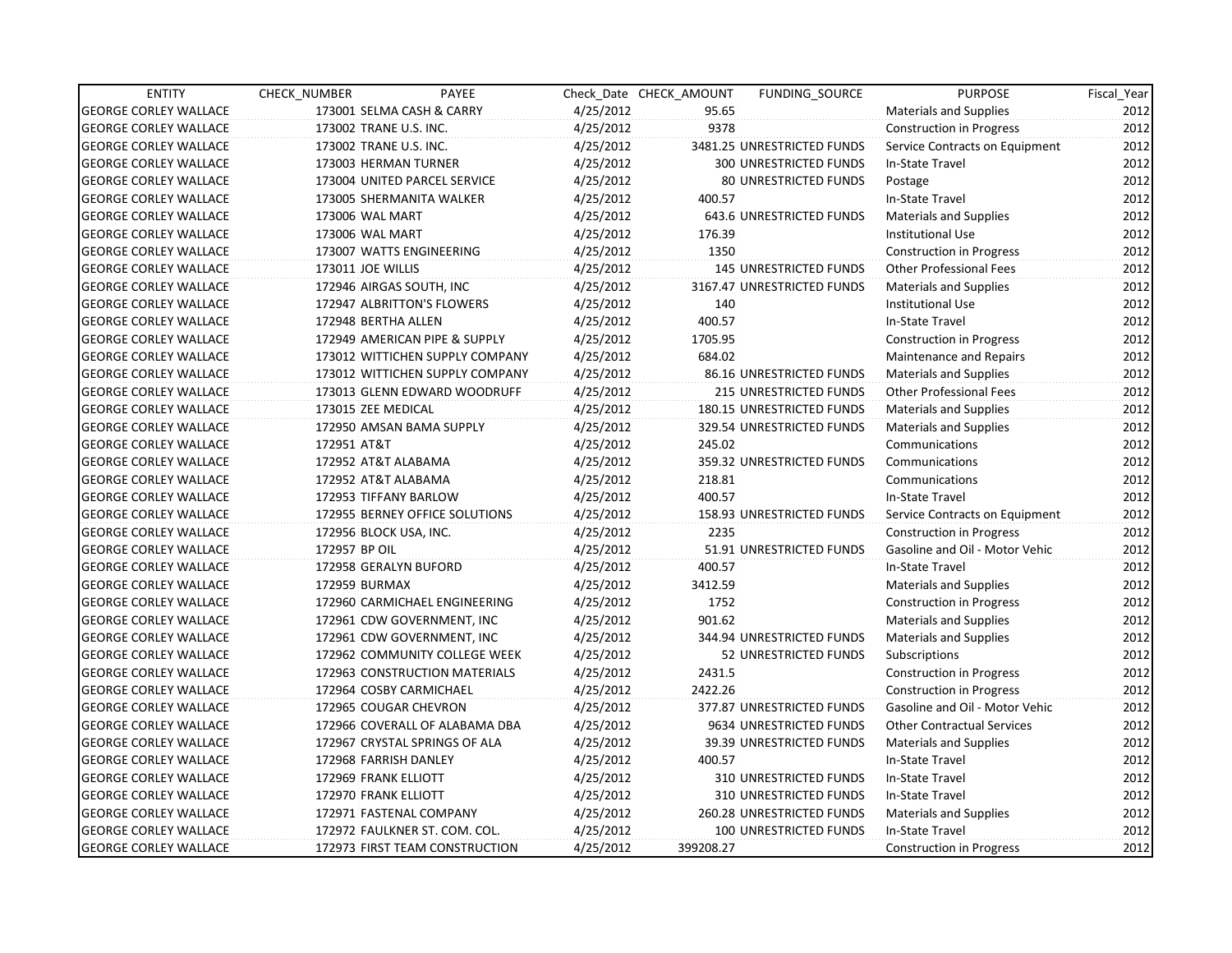| ENTITY | CHECK_NUMBER | PAYEE | Check_Date | CHECK_AMOUNT | FUNDING_SOURCE | PURPOSE | Fiscal_Year |
|---|---|---|---|---|---|---|---|
| GEORGE CORLEY WALLACE | 173001 | SELMA CASH & CARRY | 4/25/2012 | 95.65 | | Materials and Supplies | 2012 |
| GEORGE CORLEY WALLACE | 173002 | TRANE U.S. INC. | 4/25/2012 | 9378 | | Construction in Progress | 2012 |
| GEORGE CORLEY WALLACE | 173002 | TRANE U.S. INC. | 4/25/2012 | 3481.25 | UNRESTRICTED FUNDS | Service Contracts on Equipment | 2012 |
| GEORGE CORLEY WALLACE | 173003 | HERMAN TURNER | 4/25/2012 | 300 | UNRESTRICTED FUNDS | In-State Travel | 2012 |
| GEORGE CORLEY WALLACE | 173004 | UNITED PARCEL SERVICE | 4/25/2012 | 80 | UNRESTRICTED FUNDS | Postage | 2012 |
| GEORGE CORLEY WALLACE | 173005 | SHERMANITA WALKER | 4/25/2012 | 400.57 | | In-State Travel | 2012 |
| GEORGE CORLEY WALLACE | 173006 | WAL MART | 4/25/2012 | 643.6 | UNRESTRICTED FUNDS | Materials and Supplies | 2012 |
| GEORGE CORLEY WALLACE | 173006 | WAL MART | 4/25/2012 | 176.39 | | Institutional Use | 2012 |
| GEORGE CORLEY WALLACE | 173007 | WATTS ENGINEERING | 4/25/2012 | 1350 | | Construction in Progress | 2012 |
| GEORGE CORLEY WALLACE | 173011 | JOE WILLIS | 4/25/2012 | 145 | UNRESTRICTED FUNDS | Other Professional Fees | 2012 |
| GEORGE CORLEY WALLACE | 172946 | AIRGAS SOUTH, INC | 4/25/2012 | 3167.47 | UNRESTRICTED FUNDS | Materials and Supplies | 2012 |
| GEORGE CORLEY WALLACE | 172947 | ALBRITTON'S FLOWERS | 4/25/2012 | 140 | | Institutional Use | 2012 |
| GEORGE CORLEY WALLACE | 172948 | BERTHA ALLEN | 4/25/2012 | 400.57 | | In-State Travel | 2012 |
| GEORGE CORLEY WALLACE | 172949 | AMERICAN PIPE & SUPPLY | 4/25/2012 | 1705.95 | | Construction in Progress | 2012 |
| GEORGE CORLEY WALLACE | 173012 | WITTICHEN SUPPLY COMPANY | 4/25/2012 | 684.02 | | Maintenance and Repairs | 2012 |
| GEORGE CORLEY WALLACE | 173012 | WITTICHEN SUPPLY COMPANY | 4/25/2012 | 86.16 | UNRESTRICTED FUNDS | Materials and Supplies | 2012 |
| GEORGE CORLEY WALLACE | 173013 | GLENN EDWARD WOODRUFF | 4/25/2012 | 215 | UNRESTRICTED FUNDS | Other Professional Fees | 2012 |
| GEORGE CORLEY WALLACE | 173015 | ZEE MEDICAL | 4/25/2012 | 180.15 | UNRESTRICTED FUNDS | Materials and Supplies | 2012 |
| GEORGE CORLEY WALLACE | 172950 | AMSAN BAMA SUPPLY | 4/25/2012 | 329.54 | UNRESTRICTED FUNDS | Materials and Supplies | 2012 |
| GEORGE CORLEY WALLACE | 172951 | AT&T | 4/25/2012 | 245.02 | | Communications | 2012 |
| GEORGE CORLEY WALLACE | 172952 | AT&T ALABAMA | 4/25/2012 | 359.32 | UNRESTRICTED FUNDS | Communications | 2012 |
| GEORGE CORLEY WALLACE | 172952 | AT&T ALABAMA | 4/25/2012 | 218.81 | | Communications | 2012 |
| GEORGE CORLEY WALLACE | 172953 | TIFFANY BARLOW | 4/25/2012 | 400.57 | | In-State Travel | 2012 |
| GEORGE CORLEY WALLACE | 172955 | BERNEY OFFICE SOLUTIONS | 4/25/2012 | 158.93 | UNRESTRICTED FUNDS | Service Contracts on Equipment | 2012 |
| GEORGE CORLEY WALLACE | 172956 | BLOCK USA, INC. | 4/25/2012 | 2235 | | Construction in Progress | 2012 |
| GEORGE CORLEY WALLACE | 172957 | BP OIL | 4/25/2012 | 51.91 | UNRESTRICTED FUNDS | Gasoline and Oil - Motor Vehic | 2012 |
| GEORGE CORLEY WALLACE | 172958 | GERALYN BUFORD | 4/25/2012 | 400.57 | | In-State Travel | 2012 |
| GEORGE CORLEY WALLACE | 172959 | BURMAX | 4/25/2012 | 3412.59 | | Materials and Supplies | 2012 |
| GEORGE CORLEY WALLACE | 172960 | CARMICHAEL ENGINEERING | 4/25/2012 | 1752 | | Construction in Progress | 2012 |
| GEORGE CORLEY WALLACE | 172961 | CDW GOVERNMENT, INC | 4/25/2012 | 901.62 | | Materials and Supplies | 2012 |
| GEORGE CORLEY WALLACE | 172961 | CDW GOVERNMENT, INC | 4/25/2012 | 344.94 | UNRESTRICTED FUNDS | Materials and Supplies | 2012 |
| GEORGE CORLEY WALLACE | 172962 | COMMUNITY COLLEGE WEEK | 4/25/2012 | 52 | UNRESTRICTED FUNDS | Subscriptions | 2012 |
| GEORGE CORLEY WALLACE | 172963 | CONSTRUCTION MATERIALS | 4/25/2012 | 2431.5 | | Construction in Progress | 2012 |
| GEORGE CORLEY WALLACE | 172964 | COSBY CARMICHAEL | 4/25/2012 | 2422.26 | | Construction in Progress | 2012 |
| GEORGE CORLEY WALLACE | 172965 | COUGAR CHEVRON | 4/25/2012 | 377.87 | UNRESTRICTED FUNDS | Gasoline and Oil - Motor Vehic | 2012 |
| GEORGE CORLEY WALLACE | 172966 | COVERALL OF ALABAMA DBA | 4/25/2012 | 9634 | UNRESTRICTED FUNDS | Other Contractual Services | 2012 |
| GEORGE CORLEY WALLACE | 172967 | CRYSTAL SPRINGS OF ALA | 4/25/2012 | 39.39 | UNRESTRICTED FUNDS | Materials and Supplies | 2012 |
| GEORGE CORLEY WALLACE | 172968 | FARRISH DANLEY | 4/25/2012 | 400.57 | | In-State Travel | 2012 |
| GEORGE CORLEY WALLACE | 172969 | FRANK ELLIOTT | 4/25/2012 | 310 | UNRESTRICTED FUNDS | In-State Travel | 2012 |
| GEORGE CORLEY WALLACE | 172970 | FRANK ELLIOTT | 4/25/2012 | 310 | UNRESTRICTED FUNDS | In-State Travel | 2012 |
| GEORGE CORLEY WALLACE | 172971 | FASTENAL COMPANY | 4/25/2012 | 260.28 | UNRESTRICTED FUNDS | Materials and Supplies | 2012 |
| GEORGE CORLEY WALLACE | 172972 | FAULKNER ST. COM. COL. | 4/25/2012 | 100 | UNRESTRICTED FUNDS | In-State Travel | 2012 |
| GEORGE CORLEY WALLACE | 172973 | FIRST TEAM CONSTRUCTION | 4/25/2012 | 399208.27 | | Construction in Progress | 2012 |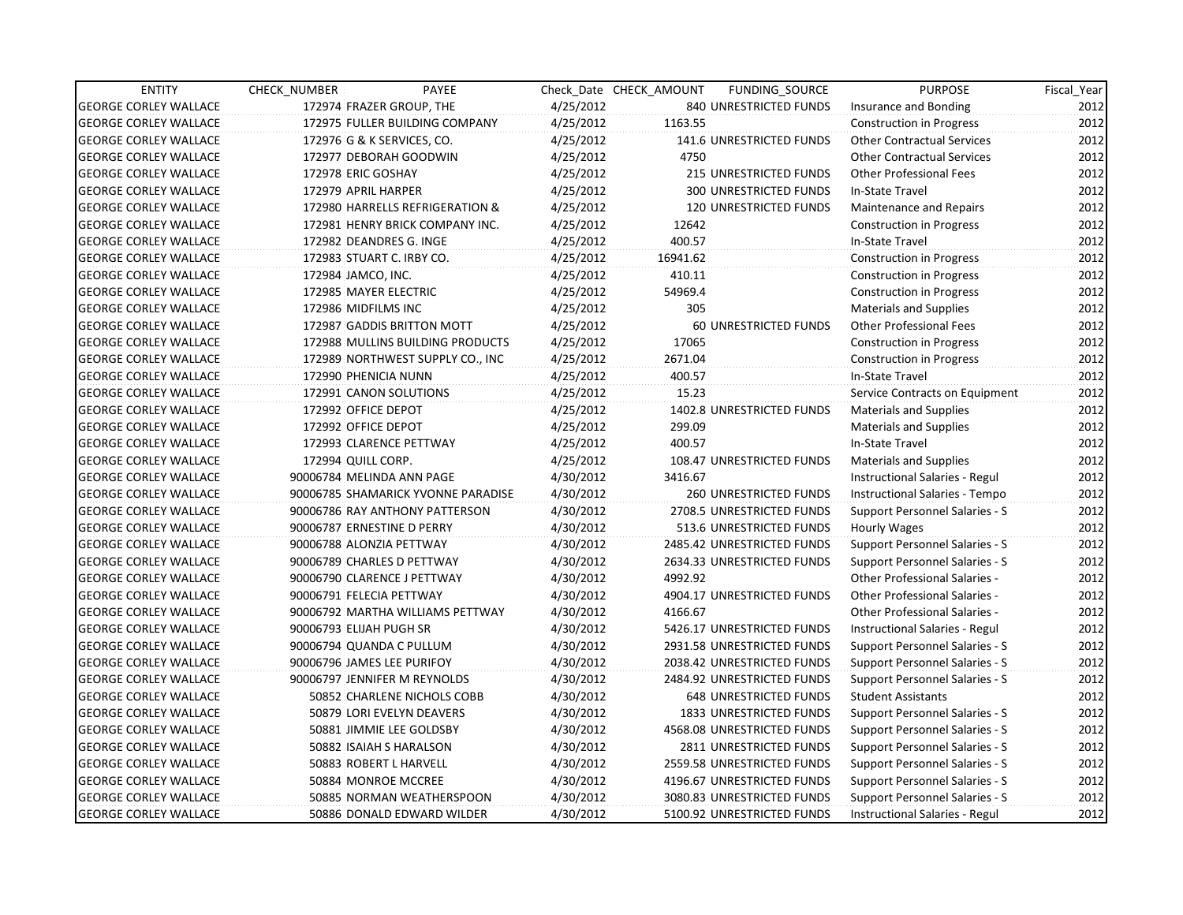| ENTITY | CHECK_NUMBER | PAYEE | Check_Date | CHECK_AMOUNT | FUNDING_SOURCE | PURPOSE | Fiscal_Year |
|---|---|---|---|---|---|---|---|
| GEORGE CORLEY WALLACE | 172974 | FRAZER GROUP, THE | 4/25/2012 | 840 | UNRESTRICTED FUNDS | Insurance and Bonding | 2012 |
| GEORGE CORLEY WALLACE | 172975 | FULLER BUILDING COMPANY | 4/25/2012 | 1163.55 | | Construction in Progress | 2012 |
| GEORGE CORLEY WALLACE | 172976 | G & K SERVICES, CO. | 4/25/2012 | 141.6 | UNRESTRICTED FUNDS | Other Contractual Services | 2012 |
| GEORGE CORLEY WALLACE | 172977 | DEBORAH GOODWIN | 4/25/2012 | 4750 | | Other Contractual Services | 2012 |
| GEORGE CORLEY WALLACE | 172978 | ERIC GOSHAY | 4/25/2012 | 215 | UNRESTRICTED FUNDS | Other Professional Fees | 2012 |
| GEORGE CORLEY WALLACE | 172979 | APRIL HARPER | 4/25/2012 | 300 | UNRESTRICTED FUNDS | In-State Travel | 2012 |
| GEORGE CORLEY WALLACE | 172980 | HARRELLS REFRIGERATION & | 4/25/2012 | 120 | UNRESTRICTED FUNDS | Maintenance and Repairs | 2012 |
| GEORGE CORLEY WALLACE | 172981 | HENRY BRICK COMPANY INC. | 4/25/2012 | 12642 | | Construction in Progress | 2012 |
| GEORGE CORLEY WALLACE | 172982 | DEANDRES G. INGE | 4/25/2012 | 400.57 | | In-State Travel | 2012 |
| GEORGE CORLEY WALLACE | 172983 | STUART C. IRBY CO. | 4/25/2012 | 16941.62 | | Construction in Progress | 2012 |
| GEORGE CORLEY WALLACE | 172984 | JAMCO, INC. | 4/25/2012 | 410.11 | | Construction in Progress | 2012 |
| GEORGE CORLEY WALLACE | 172985 | MAYER ELECTRIC | 4/25/2012 | 54969.4 | | Construction in Progress | 2012 |
| GEORGE CORLEY WALLACE | 172986 | MIDFILMS INC | 4/25/2012 | 305 | | Materials and Supplies | 2012 |
| GEORGE CORLEY WALLACE | 172987 | GADDIS BRITTON MOTT | 4/25/2012 | 60 | UNRESTRICTED FUNDS | Other Professional Fees | 2012 |
| GEORGE CORLEY WALLACE | 172988 | MULLINS BUILDING PRODUCTS | 4/25/2012 | 17065 | | Construction in Progress | 2012 |
| GEORGE CORLEY WALLACE | 172989 | NORTHWEST SUPPLY CO., INC | 4/25/2012 | 2671.04 | | Construction in Progress | 2012 |
| GEORGE CORLEY WALLACE | 172990 | PHENICIA NUNN | 4/25/2012 | 400.57 | | In-State Travel | 2012 |
| GEORGE CORLEY WALLACE | 172991 | CANON SOLUTIONS | 4/25/2012 | 15.23 | | Service Contracts on Equipment | 2012 |
| GEORGE CORLEY WALLACE | 172992 | OFFICE DEPOT | 4/25/2012 | 1402.8 | UNRESTRICTED FUNDS | Materials and Supplies | 2012 |
| GEORGE CORLEY WALLACE | 172992 | OFFICE DEPOT | 4/25/2012 | 299.09 | | Materials and Supplies | 2012 |
| GEORGE CORLEY WALLACE | 172993 | CLARENCE PETTWAY | 4/25/2012 | 400.57 | | In-State Travel | 2012 |
| GEORGE CORLEY WALLACE | 172994 | QUILL CORP. | 4/25/2012 | 108.47 | UNRESTRICTED FUNDS | Materials and Supplies | 2012 |
| GEORGE CORLEY WALLACE | 90006784 | MELINDA ANN PAGE | 4/30/2012 | 3416.67 | | Instructional Salaries - Regul | 2012 |
| GEORGE CORLEY WALLACE | 90006785 | SHAMARICK YVONNE PARADISE | 4/30/2012 | 260 | UNRESTRICTED FUNDS | Instructional Salaries - Tempo | 2012 |
| GEORGE CORLEY WALLACE | 90006786 | RAY ANTHONY PATTERSON | 4/30/2012 | 2708.5 | UNRESTRICTED FUNDS | Support Personnel Salaries - S | 2012 |
| GEORGE CORLEY WALLACE | 90006787 | ERNESTINE D PERRY | 4/30/2012 | 513.6 | UNRESTRICTED FUNDS | Hourly Wages | 2012 |
| GEORGE CORLEY WALLACE | 90006788 | ALONZIA PETTWAY | 4/30/2012 | 2485.42 | UNRESTRICTED FUNDS | Support Personnel Salaries - S | 2012 |
| GEORGE CORLEY WALLACE | 90006789 | CHARLES D PETTWAY | 4/30/2012 | 2634.33 | UNRESTRICTED FUNDS | Support Personnel Salaries - S | 2012 |
| GEORGE CORLEY WALLACE | 90006790 | CLARENCE J PETTWAY | 4/30/2012 | 4992.92 | | Other Professional Salaries - | 2012 |
| GEORGE CORLEY WALLACE | 90006791 | FELECIA PETTWAY | 4/30/2012 | 4904.17 | UNRESTRICTED FUNDS | Other Professional Salaries - | 2012 |
| GEORGE CORLEY WALLACE | 90006792 | MARTHA WILLIAMS PETTWAY | 4/30/2012 | 4166.67 | | Other Professional Salaries - | 2012 |
| GEORGE CORLEY WALLACE | 90006793 | ELIJAH PUGH SR | 4/30/2012 | 5426.17 | UNRESTRICTED FUNDS | Instructional Salaries - Regul | 2012 |
| GEORGE CORLEY WALLACE | 90006794 | QUANDA C PULLUM | 4/30/2012 | 2931.58 | UNRESTRICTED FUNDS | Support Personnel Salaries - S | 2012 |
| GEORGE CORLEY WALLACE | 90006796 | JAMES LEE PURIFOY | 4/30/2012 | 2038.42 | UNRESTRICTED FUNDS | Support Personnel Salaries - S | 2012 |
| GEORGE CORLEY WALLACE | 90006797 | JENNIFER M REYNOLDS | 4/30/2012 | 2484.92 | UNRESTRICTED FUNDS | Support Personnel Salaries - S | 2012 |
| GEORGE CORLEY WALLACE | 50852 | CHARLENE NICHOLS COBB | 4/30/2012 | 648 | UNRESTRICTED FUNDS | Student Assistants | 2012 |
| GEORGE CORLEY WALLACE | 50879 | LORI EVELYN DEAVERS | 4/30/2012 | 1833 | UNRESTRICTED FUNDS | Support Personnel Salaries - S | 2012 |
| GEORGE CORLEY WALLACE | 50881 | JIMMIE LEE GOLDSBY | 4/30/2012 | 4568.08 | UNRESTRICTED FUNDS | Support Personnel Salaries - S | 2012 |
| GEORGE CORLEY WALLACE | 50882 | ISAIAH S HARALSON | 4/30/2012 | 2811 | UNRESTRICTED FUNDS | Support Personnel Salaries - S | 2012 |
| GEORGE CORLEY WALLACE | 50883 | ROBERT L HARVELL | 4/30/2012 | 2559.58 | UNRESTRICTED FUNDS | Support Personnel Salaries - S | 2012 |
| GEORGE CORLEY WALLACE | 50884 | MONROE MCCREE | 4/30/2012 | 4196.67 | UNRESTRICTED FUNDS | Support Personnel Salaries - S | 2012 |
| GEORGE CORLEY WALLACE | 50885 | NORMAN WEATHERSPOON | 4/30/2012 | 3080.83 | UNRESTRICTED FUNDS | Support Personnel Salaries - S | 2012 |
| GEORGE CORLEY WALLACE | 50886 | DONALD EDWARD WILDER | 4/30/2012 | 5100.92 | UNRESTRICTED FUNDS | Instructional Salaries - Regul | 2012 |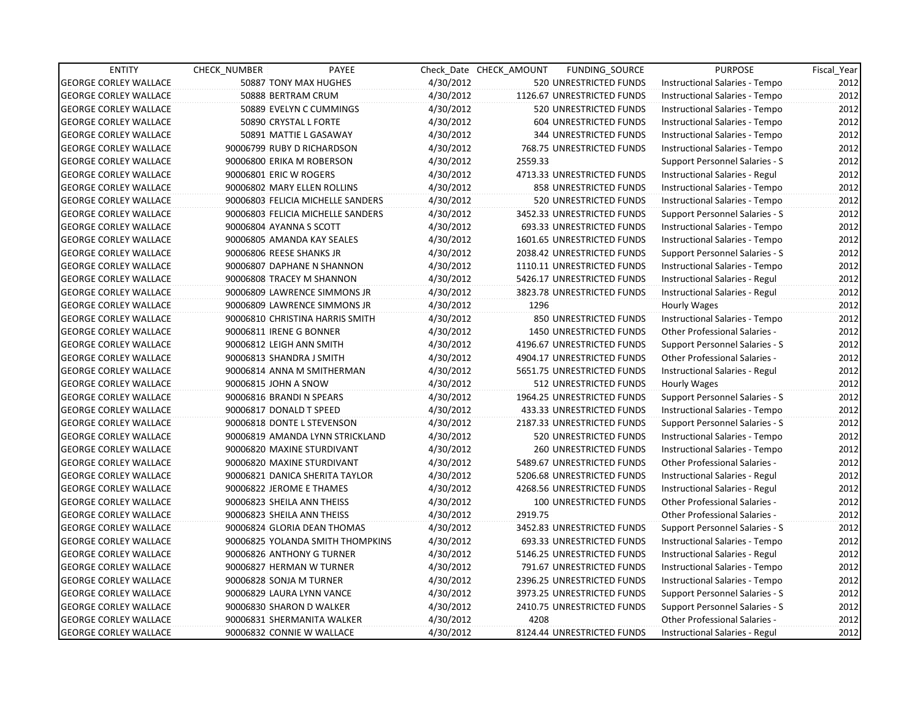| ENTITY | CHECK_NUMBER | PAYEE | Check_Date | CHECK_AMOUNT | FUNDING_SOURCE | PURPOSE | Fiscal_Year |
|---|---|---|---|---|---|---|---|
| GEORGE CORLEY WALLACE | 50887 | TONY MAX HUGHES | 4/30/2012 | 520 | UNRESTRICTED FUNDS | Instructional Salaries - Tempo | 2012 |
| GEORGE CORLEY WALLACE | 50888 | BERTRAM CRUM | 4/30/2012 | 1126.67 | UNRESTRICTED FUNDS | Instructional Salaries - Tempo | 2012 |
| GEORGE CORLEY WALLACE | 50889 | EVELYN C CUMMINGS | 4/30/2012 | 520 | UNRESTRICTED FUNDS | Instructional Salaries - Tempo | 2012 |
| GEORGE CORLEY WALLACE | 50890 | CRYSTAL L FORTE | 4/30/2012 | 604 | UNRESTRICTED FUNDS | Instructional Salaries - Tempo | 2012 |
| GEORGE CORLEY WALLACE | 50891 | MATTIE L GASAWAY | 4/30/2012 | 344 | UNRESTRICTED FUNDS | Instructional Salaries - Tempo | 2012 |
| GEORGE CORLEY WALLACE | 90006799 | RUBY D RICHARDSON | 4/30/2012 | 768.75 | UNRESTRICTED FUNDS | Instructional Salaries - Tempo | 2012 |
| GEORGE CORLEY WALLACE | 90006800 | ERIKA M ROBERSON | 4/30/2012 | 2559.33 | | Support Personnel Salaries - S | 2012 |
| GEORGE CORLEY WALLACE | 90006801 | ERIC W ROGERS | 4/30/2012 | 4713.33 | UNRESTRICTED FUNDS | Instructional Salaries - Regul | 2012 |
| GEORGE CORLEY WALLACE | 90006802 | MARY ELLEN ROLLINS | 4/30/2012 | 858 | UNRESTRICTED FUNDS | Instructional Salaries - Tempo | 2012 |
| GEORGE CORLEY WALLACE | 90006803 | FELICIA MICHELLE SANDERS | 4/30/2012 | 520 | UNRESTRICTED FUNDS | Instructional Salaries - Tempo | 2012 |
| GEORGE CORLEY WALLACE | 90006803 | FELICIA MICHELLE SANDERS | 4/30/2012 | 3452.33 | UNRESTRICTED FUNDS | Support Personnel Salaries - S | 2012 |
| GEORGE CORLEY WALLACE | 90006804 | AYANNA S SCOTT | 4/30/2012 | 693.33 | UNRESTRICTED FUNDS | Instructional Salaries - Tempo | 2012 |
| GEORGE CORLEY WALLACE | 90006805 | AMANDA KAY SEALES | 4/30/2012 | 1601.65 | UNRESTRICTED FUNDS | Instructional Salaries - Tempo | 2012 |
| GEORGE CORLEY WALLACE | 90006806 | REESE SHANKS JR | 4/30/2012 | 2038.42 | UNRESTRICTED FUNDS | Support Personnel Salaries - S | 2012 |
| GEORGE CORLEY WALLACE | 90006807 | DAPHANE N SHANNON | 4/30/2012 | 1110.11 | UNRESTRICTED FUNDS | Instructional Salaries - Tempo | 2012 |
| GEORGE CORLEY WALLACE | 90006808 | TRACEY M SHANNON | 4/30/2012 | 5426.17 | UNRESTRICTED FUNDS | Instructional Salaries - Regul | 2012 |
| GEORGE CORLEY WALLACE | 90006809 | LAWRENCE SIMMONS JR | 4/30/2012 | 3823.78 | UNRESTRICTED FUNDS | Instructional Salaries - Regul | 2012 |
| GEORGE CORLEY WALLACE | 90006809 | LAWRENCE SIMMONS JR | 4/30/2012 | 1296 | | Hourly Wages | 2012 |
| GEORGE CORLEY WALLACE | 90006810 | CHRISTINA HARRIS SMITH | 4/30/2012 | 850 | UNRESTRICTED FUNDS | Instructional Salaries - Tempo | 2012 |
| GEORGE CORLEY WALLACE | 90006811 | IRENE G BONNER | 4/30/2012 | 1450 | UNRESTRICTED FUNDS | Other Professional Salaries - | 2012 |
| GEORGE CORLEY WALLACE | 90006812 | LEIGH ANN SMITH | 4/30/2012 | 4196.67 | UNRESTRICTED FUNDS | Support Personnel Salaries - S | 2012 |
| GEORGE CORLEY WALLACE | 90006813 | SHANDRA J SMITH | 4/30/2012 | 4904.17 | UNRESTRICTED FUNDS | Other Professional Salaries - | 2012 |
| GEORGE CORLEY WALLACE | 90006814 | ANNA M SMITHERMAN | 4/30/2012 | 5651.75 | UNRESTRICTED FUNDS | Instructional Salaries - Regul | 2012 |
| GEORGE CORLEY WALLACE | 90006815 | JOHN A SNOW | 4/30/2012 | 512 | UNRESTRICTED FUNDS | Hourly Wages | 2012 |
| GEORGE CORLEY WALLACE | 90006816 | BRANDI N SPEARS | 4/30/2012 | 1964.25 | UNRESTRICTED FUNDS | Support Personnel Salaries - S | 2012 |
| GEORGE CORLEY WALLACE | 90006817 | DONALD T SPEED | 4/30/2012 | 433.33 | UNRESTRICTED FUNDS | Instructional Salaries - Tempo | 2012 |
| GEORGE CORLEY WALLACE | 90006818 | DONTE L STEVENSON | 4/30/2012 | 2187.33 | UNRESTRICTED FUNDS | Support Personnel Salaries - S | 2012 |
| GEORGE CORLEY WALLACE | 90006819 | AMANDA LYNN STRICKLAND | 4/30/2012 | 520 | UNRESTRICTED FUNDS | Instructional Salaries - Tempo | 2012 |
| GEORGE CORLEY WALLACE | 90006820 | MAXINE STURDIVANT | 4/30/2012 | 260 | UNRESTRICTED FUNDS | Instructional Salaries - Tempo | 2012 |
| GEORGE CORLEY WALLACE | 90006820 | MAXINE STURDIVANT | 4/30/2012 | 5489.67 | UNRESTRICTED FUNDS | Other Professional Salaries - | 2012 |
| GEORGE CORLEY WALLACE | 90006821 | DANICA SHERITA TAYLOR | 4/30/2012 | 5206.68 | UNRESTRICTED FUNDS | Instructional Salaries - Regul | 2012 |
| GEORGE CORLEY WALLACE | 90006822 | JEROME E THAMES | 4/30/2012 | 4268.56 | UNRESTRICTED FUNDS | Instructional Salaries - Regul | 2012 |
| GEORGE CORLEY WALLACE | 90006823 | SHEILA ANN THEISS | 4/30/2012 | 100 | UNRESTRICTED FUNDS | Other Professional Salaries - | 2012 |
| GEORGE CORLEY WALLACE | 90006823 | SHEILA ANN THEISS | 4/30/2012 | 2919.75 | | Other Professional Salaries - | 2012 |
| GEORGE CORLEY WALLACE | 90006824 | GLORIA DEAN THOMAS | 4/30/2012 | 3452.83 | UNRESTRICTED FUNDS | Support Personnel Salaries - S | 2012 |
| GEORGE CORLEY WALLACE | 90006825 | YOLANDA SMITH THOMPKINS | 4/30/2012 | 693.33 | UNRESTRICTED FUNDS | Instructional Salaries - Tempo | 2012 |
| GEORGE CORLEY WALLACE | 90006826 | ANTHONY G TURNER | 4/30/2012 | 5146.25 | UNRESTRICTED FUNDS | Instructional Salaries - Regul | 2012 |
| GEORGE CORLEY WALLACE | 90006827 | HERMAN W TURNER | 4/30/2012 | 791.67 | UNRESTRICTED FUNDS | Instructional Salaries - Tempo | 2012 |
| GEORGE CORLEY WALLACE | 90006828 | SONJA M TURNER | 4/30/2012 | 2396.25 | UNRESTRICTED FUNDS | Instructional Salaries - Tempo | 2012 |
| GEORGE CORLEY WALLACE | 90006829 | LAURA LYNN VANCE | 4/30/2012 | 3973.25 | UNRESTRICTED FUNDS | Support Personnel Salaries - S | 2012 |
| GEORGE CORLEY WALLACE | 90006830 | SHARON D WALKER | 4/30/2012 | 2410.75 | UNRESTRICTED FUNDS | Support Personnel Salaries - S | 2012 |
| GEORGE CORLEY WALLACE | 90006831 | SHERMANITA WALKER | 4/30/2012 | 4208 | | Other Professional Salaries - | 2012 |
| GEORGE CORLEY WALLACE | 90006832 | CONNIE W WALLACE | 4/30/2012 | 8124.44 | UNRESTRICTED FUNDS | Instructional Salaries - Regul | 2012 |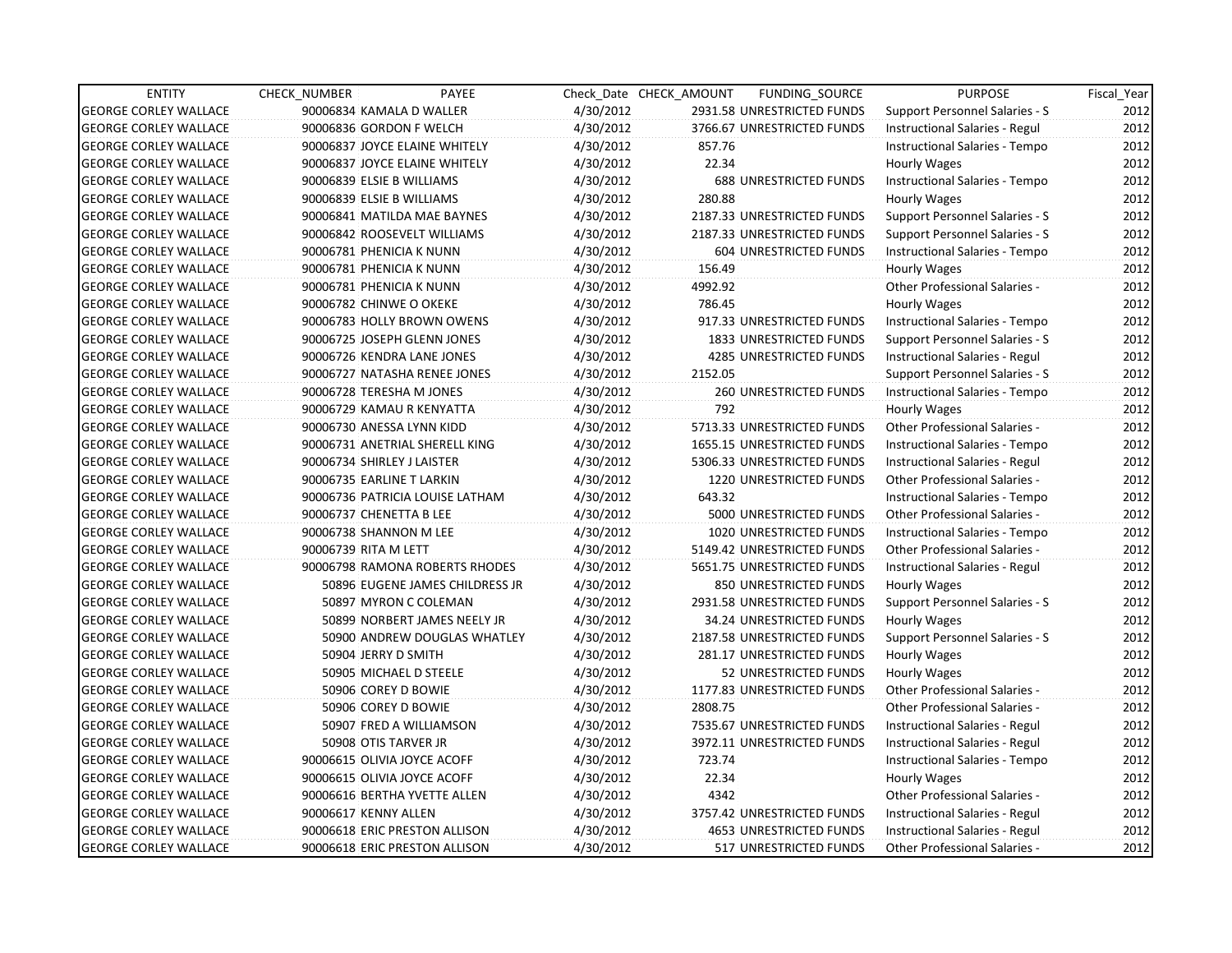| ENTITY | CHECK_NUMBER | PAYEE | Check_Date | CHECK_AMOUNT | FUNDING_SOURCE | PURPOSE | Fiscal_Year |
|---|---|---|---|---|---|---|---|
| GEORGE CORLEY WALLACE | 90006834 | KAMALA D WALLER | 4/30/2012 | 2931.58 | UNRESTRICTED FUNDS | Support Personnel Salaries - S | 2012 |
| GEORGE CORLEY WALLACE | 90006836 | GORDON F WELCH | 4/30/2012 | 3766.67 | UNRESTRICTED FUNDS | Instructional Salaries - Regul | 2012 |
| GEORGE CORLEY WALLACE | 90006837 | JOYCE ELAINE WHITELY | 4/30/2012 | 857.76 | | Instructional Salaries - Tempo | 2012 |
| GEORGE CORLEY WALLACE | 90006837 | JOYCE ELAINE WHITELY | 4/30/2012 | 22.34 | | Hourly Wages | 2012 |
| GEORGE CORLEY WALLACE | 90006839 | ELSIE B WILLIAMS | 4/30/2012 | 688 | UNRESTRICTED FUNDS | Instructional Salaries - Tempo | 2012 |
| GEORGE CORLEY WALLACE | 90006839 | ELSIE B WILLIAMS | 4/30/2012 | 280.88 | | Hourly Wages | 2012 |
| GEORGE CORLEY WALLACE | 90006841 | MATILDA MAE BAYNES | 4/30/2012 | 2187.33 | UNRESTRICTED FUNDS | Support Personnel Salaries - S | 2012 |
| GEORGE CORLEY WALLACE | 90006842 | ROOSEVELT WILLIAMS | 4/30/2012 | 2187.33 | UNRESTRICTED FUNDS | Support Personnel Salaries - S | 2012 |
| GEORGE CORLEY WALLACE | 90006781 | PHENICIA K NUNN | 4/30/2012 | 604 | UNRESTRICTED FUNDS | Instructional Salaries - Tempo | 2012 |
| GEORGE CORLEY WALLACE | 90006781 | PHENICIA K NUNN | 4/30/2012 | 156.49 | | Hourly Wages | 2012 |
| GEORGE CORLEY WALLACE | 90006781 | PHENICIA K NUNN | 4/30/2012 | 4992.92 | | Other Professional Salaries - | 2012 |
| GEORGE CORLEY WALLACE | 90006782 | CHINWE O OKEKE | 4/30/2012 | 786.45 | | Hourly Wages | 2012 |
| GEORGE CORLEY WALLACE | 90006783 | HOLLY BROWN OWENS | 4/30/2012 | 917.33 | UNRESTRICTED FUNDS | Instructional Salaries - Tempo | 2012 |
| GEORGE CORLEY WALLACE | 90006725 | JOSEPH GLENN JONES | 4/30/2012 | 1833 | UNRESTRICTED FUNDS | Support Personnel Salaries - S | 2012 |
| GEORGE CORLEY WALLACE | 90006726 | KENDRA LANE JONES | 4/30/2012 | 4285 | UNRESTRICTED FUNDS | Instructional Salaries - Regul | 2012 |
| GEORGE CORLEY WALLACE | 90006727 | NATASHA RENEE JONES | 4/30/2012 | 2152.05 | | Support Personnel Salaries - S | 2012 |
| GEORGE CORLEY WALLACE | 90006728 | TERESHA M JONES | 4/30/2012 | 260 | UNRESTRICTED FUNDS | Instructional Salaries - Tempo | 2012 |
| GEORGE CORLEY WALLACE | 90006729 | KAMAU R KENYATTA | 4/30/2012 | 792 | | Hourly Wages | 2012 |
| GEORGE CORLEY WALLACE | 90006730 | ANESSA LYNN KIDD | 4/30/2012 | 5713.33 | UNRESTRICTED FUNDS | Other Professional Salaries - | 2012 |
| GEORGE CORLEY WALLACE | 90006731 | ANETRIAL SHERELL KING | 4/30/2012 | 1655.15 | UNRESTRICTED FUNDS | Instructional Salaries - Tempo | 2012 |
| GEORGE CORLEY WALLACE | 90006734 | SHIRLEY J LAISTER | 4/30/2012 | 5306.33 | UNRESTRICTED FUNDS | Instructional Salaries - Regul | 2012 |
| GEORGE CORLEY WALLACE | 90006735 | EARLINE T LARKIN | 4/30/2012 | 1220 | UNRESTRICTED FUNDS | Other Professional Salaries - | 2012 |
| GEORGE CORLEY WALLACE | 90006736 | PATRICIA LOUISE LATHAM | 4/30/2012 | 643.32 | | Instructional Salaries - Tempo | 2012 |
| GEORGE CORLEY WALLACE | 90006737 | CHENETTA B LEE | 4/30/2012 | 5000 | UNRESTRICTED FUNDS | Other Professional Salaries - | 2012 |
| GEORGE CORLEY WALLACE | 90006738 | SHANNON M LEE | 4/30/2012 | 1020 | UNRESTRICTED FUNDS | Instructional Salaries - Tempo | 2012 |
| GEORGE CORLEY WALLACE | 90006739 | RITA M LETT | 4/30/2012 | 5149.42 | UNRESTRICTED FUNDS | Other Professional Salaries - | 2012 |
| GEORGE CORLEY WALLACE | 90006798 | RAMONA ROBERTS RHODES | 4/30/2012 | 5651.75 | UNRESTRICTED FUNDS | Instructional Salaries - Regul | 2012 |
| GEORGE CORLEY WALLACE | 50896 | EUGENE JAMES CHILDRESS JR | 4/30/2012 | 850 | UNRESTRICTED FUNDS | Hourly Wages | 2012 |
| GEORGE CORLEY WALLACE | 50897 | MYRON C COLEMAN | 4/30/2012 | 2931.58 | UNRESTRICTED FUNDS | Support Personnel Salaries - S | 2012 |
| GEORGE CORLEY WALLACE | 50899 | NORBERT JAMES NEELY JR | 4/30/2012 | 34.24 | UNRESTRICTED FUNDS | Hourly Wages | 2012 |
| GEORGE CORLEY WALLACE | 50900 | ANDREW DOUGLAS WHATLEY | 4/30/2012 | 2187.58 | UNRESTRICTED FUNDS | Support Personnel Salaries - S | 2012 |
| GEORGE CORLEY WALLACE | 50904 | JERRY D SMITH | 4/30/2012 | 281.17 | UNRESTRICTED FUNDS | Hourly Wages | 2012 |
| GEORGE CORLEY WALLACE | 50905 | MICHAEL D STEELE | 4/30/2012 | 52 | UNRESTRICTED FUNDS | Hourly Wages | 2012 |
| GEORGE CORLEY WALLACE | 50906 | COREY D BOWIE | 4/30/2012 | 1177.83 | UNRESTRICTED FUNDS | Other Professional Salaries - | 2012 |
| GEORGE CORLEY WALLACE | 50906 | COREY D BOWIE | 4/30/2012 | 2808.75 | | Other Professional Salaries - | 2012 |
| GEORGE CORLEY WALLACE | 50907 | FRED A WILLIAMSON | 4/30/2012 | 7535.67 | UNRESTRICTED FUNDS | Instructional Salaries - Regul | 2012 |
| GEORGE CORLEY WALLACE | 50908 | OTIS TARVER JR | 4/30/2012 | 3972.11 | UNRESTRICTED FUNDS | Instructional Salaries - Regul | 2012 |
| GEORGE CORLEY WALLACE | 90006615 | OLIVIA JOYCE ACOFF | 4/30/2012 | 723.74 | | Instructional Salaries - Tempo | 2012 |
| GEORGE CORLEY WALLACE | 90006615 | OLIVIA JOYCE ACOFF | 4/30/2012 | 22.34 | | Hourly Wages | 2012 |
| GEORGE CORLEY WALLACE | 90006616 | BERTHA YVETTE ALLEN | 4/30/2012 | 4342 | | Other Professional Salaries - | 2012 |
| GEORGE CORLEY WALLACE | 90006617 | KENNY ALLEN | 4/30/2012 | 3757.42 | UNRESTRICTED FUNDS | Instructional Salaries - Regul | 2012 |
| GEORGE CORLEY WALLACE | 90006618 | ERIC PRESTON ALLISON | 4/30/2012 | 4653 | UNRESTRICTED FUNDS | Instructional Salaries - Regul | 2012 |
| GEORGE CORLEY WALLACE | 90006618 | ERIC PRESTON ALLISON | 4/30/2012 | 517 | UNRESTRICTED FUNDS | Other Professional Salaries - | 2012 |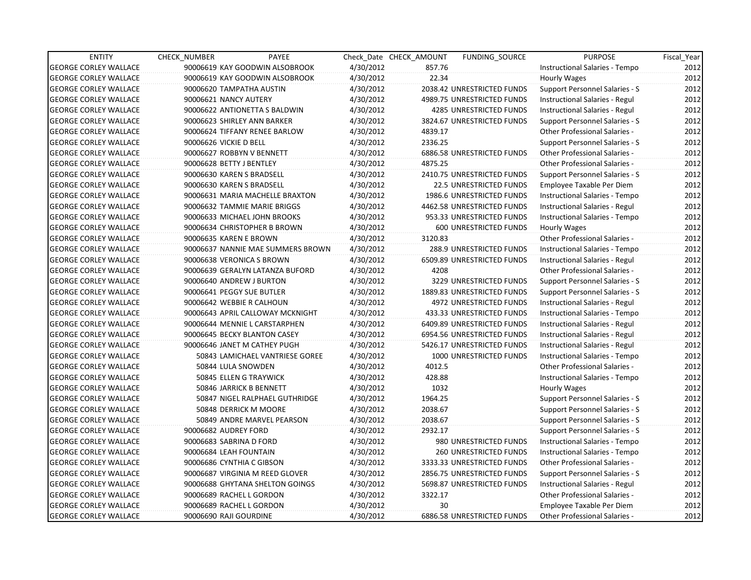| ENTITY | CHECK_NUMBER | PAYEE | Check_Date | CHECK_AMOUNT | FUNDING_SOURCE | PURPOSE | Fiscal_Year |
|---|---|---|---|---|---|---|---|
| GEORGE CORLEY WALLACE | 90006619 | KAY GOODWIN ALSOBROOK | 4/30/2012 | 857.76 | | Instructional Salaries - Tempo | 2012 |
| GEORGE CORLEY WALLACE | 90006619 | KAY GOODWIN ALSOBROOK | 4/30/2012 | 22.34 | | Hourly Wages | 2012 |
| GEORGE CORLEY WALLACE | 90006620 | TAMPATHA AUSTIN | 4/30/2012 | 2038.42 | UNRESTRICTED FUNDS | Support Personnel Salaries - S | 2012 |
| GEORGE CORLEY WALLACE | 90006621 | NANCY AUTERY | 4/30/2012 | 4989.75 | UNRESTRICTED FUNDS | Instructional Salaries - Regul | 2012 |
| GEORGE CORLEY WALLACE | 90006622 | ANTIONETTA S BALDWIN | 4/30/2012 | 4285 | UNRESTRICTED FUNDS | Instructional Salaries - Regul | 2012 |
| GEORGE CORLEY WALLACE | 90006623 | SHIRLEY ANN BARKER | 4/30/2012 | 3824.67 | UNRESTRICTED FUNDS | Support Personnel Salaries - S | 2012 |
| GEORGE CORLEY WALLACE | 90006624 | TIFFANY RENEE BARLOW | 4/30/2012 | 4839.17 | | Other Professional Salaries - | 2012 |
| GEORGE CORLEY WALLACE | 90006626 | VICKIE D BELL | 4/30/2012 | 2336.25 | | Support Personnel Salaries - S | 2012 |
| GEORGE CORLEY WALLACE | 90006627 | ROBBYN V BENNETT | 4/30/2012 | 6886.58 | UNRESTRICTED FUNDS | Other Professional Salaries - | 2012 |
| GEORGE CORLEY WALLACE | 90006628 | BETTY J BENTLEY | 4/30/2012 | 4875.25 | | Other Professional Salaries - | 2012 |
| GEORGE CORLEY WALLACE | 90006630 | KAREN S BRADSELL | 4/30/2012 | 2410.75 | UNRESTRICTED FUNDS | Support Personnel Salaries - S | 2012 |
| GEORGE CORLEY WALLACE | 90006630 | KAREN S BRADSELL | 4/30/2012 | 22.5 | UNRESTRICTED FUNDS | Employee Taxable Per Diem | 2012 |
| GEORGE CORLEY WALLACE | 90006631 | MARIA MACHELLE BRAXTON | 4/30/2012 | 1986.6 | UNRESTRICTED FUNDS | Instructional Salaries - Tempo | 2012 |
| GEORGE CORLEY WALLACE | 90006632 | TAMMIE MARIE BRIGGS | 4/30/2012 | 4462.58 | UNRESTRICTED FUNDS | Instructional Salaries - Regul | 2012 |
| GEORGE CORLEY WALLACE | 90006633 | MICHAEL JOHN BROOKS | 4/30/2012 | 953.33 | UNRESTRICTED FUNDS | Instructional Salaries - Tempo | 2012 |
| GEORGE CORLEY WALLACE | 90006634 | CHRISTOPHER B BROWN | 4/30/2012 | 600 | UNRESTRICTED FUNDS | Hourly Wages | 2012 |
| GEORGE CORLEY WALLACE | 90006635 | KAREN E BROWN | 4/30/2012 | 3120.83 | | Other Professional Salaries - | 2012 |
| GEORGE CORLEY WALLACE | 90006637 | NANNIE MAE SUMMERS BROWN | 4/30/2012 | 288.9 | UNRESTRICTED FUNDS | Instructional Salaries - Tempo | 2012 |
| GEORGE CORLEY WALLACE | 90006638 | VERONICA S BROWN | 4/30/2012 | 6509.89 | UNRESTRICTED FUNDS | Instructional Salaries - Regul | 2012 |
| GEORGE CORLEY WALLACE | 90006639 | GERALYN LATANZA BUFORD | 4/30/2012 | 4208 | | Other Professional Salaries - | 2012 |
| GEORGE CORLEY WALLACE | 90006640 | ANDREW J BURTON | 4/30/2012 | 3229 | UNRESTRICTED FUNDS | Support Personnel Salaries - S | 2012 |
| GEORGE CORLEY WALLACE | 90006641 | PEGGY SUE BUTLER | 4/30/2012 | 1889.83 | UNRESTRICTED FUNDS | Support Personnel Salaries - S | 2012 |
| GEORGE CORLEY WALLACE | 90006642 | WEBBIE R CALHOUN | 4/30/2012 | 4972 | UNRESTRICTED FUNDS | Instructional Salaries - Regul | 2012 |
| GEORGE CORLEY WALLACE | 90006643 | APRIL CALLOWAY MCKNIGHT | 4/30/2012 | 433.33 | UNRESTRICTED FUNDS | Instructional Salaries - Tempo | 2012 |
| GEORGE CORLEY WALLACE | 90006644 | MENNIE L CARSTARPHEN | 4/30/2012 | 6409.89 | UNRESTRICTED FUNDS | Instructional Salaries - Regul | 2012 |
| GEORGE CORLEY WALLACE | 90006645 | BECKY BLANTON CASEY | 4/30/2012 | 6954.56 | UNRESTRICTED FUNDS | Instructional Salaries - Regul | 2012 |
| GEORGE CORLEY WALLACE | 90006646 | JANET M CATHEY PUGH | 4/30/2012 | 5426.17 | UNRESTRICTED FUNDS | Instructional Salaries - Regul | 2012 |
| GEORGE CORLEY WALLACE | 50843 | LAMICHAEL VANTRIESE GOREE | 4/30/2012 | 1000 | UNRESTRICTED FUNDS | Instructional Salaries - Tempo | 2012 |
| GEORGE CORLEY WALLACE | 50844 | LULA SNOWDEN | 4/30/2012 | 4012.5 | | Other Professional Salaries - | 2012 |
| GEORGE CORLEY WALLACE | 50845 | ELLEN G TRAYWICK | 4/30/2012 | 428.88 | | Instructional Salaries - Tempo | 2012 |
| GEORGE CORLEY WALLACE | 50846 | JARRICK B BENNETT | 4/30/2012 | 1032 | | Hourly Wages | 2012 |
| GEORGE CORLEY WALLACE | 50847 | NIGEL RALPHAEL GUTHRIDGE | 4/30/2012 | 1964.25 | | Support Personnel Salaries - S | 2012 |
| GEORGE CORLEY WALLACE | 50848 | DERRICK M MOORE | 4/30/2012 | 2038.67 | | Support Personnel Salaries - S | 2012 |
| GEORGE CORLEY WALLACE | 50849 | ANDRE MARVEL PEARSON | 4/30/2012 | 2038.67 | | Support Personnel Salaries - S | 2012 |
| GEORGE CORLEY WALLACE | 90006682 | AUDREY FORD | 4/30/2012 | 2932.17 | | Support Personnel Salaries - S | 2012 |
| GEORGE CORLEY WALLACE | 90006683 | SABRINA D FORD | 4/30/2012 | 980 | UNRESTRICTED FUNDS | Instructional Salaries - Tempo | 2012 |
| GEORGE CORLEY WALLACE | 90006684 | LEAH FOUNTAIN | 4/30/2012 | 260 | UNRESTRICTED FUNDS | Instructional Salaries - Tempo | 2012 |
| GEORGE CORLEY WALLACE | 90006686 | CYNTHIA C GIBSON | 4/30/2012 | 3333.33 | UNRESTRICTED FUNDS | Other Professional Salaries - | 2012 |
| GEORGE CORLEY WALLACE | 90006687 | VIRGINIA M REED GLOVER | 4/30/2012 | 2856.75 | UNRESTRICTED FUNDS | Support Personnel Salaries - S | 2012 |
| GEORGE CORLEY WALLACE | 90006688 | GHYTANA SHELTON GOINGS | 4/30/2012 | 5698.87 | UNRESTRICTED FUNDS | Instructional Salaries - Regul | 2012 |
| GEORGE CORLEY WALLACE | 90006689 | RACHEL L GORDON | 4/30/2012 | 3322.17 | | Other Professional Salaries - | 2012 |
| GEORGE CORLEY WALLACE | 90006689 | RACHEL L GORDON | 4/30/2012 | 30 | | Employee Taxable Per Diem | 2012 |
| GEORGE CORLEY WALLACE | 90006690 | RAJI GOURDINE | 4/30/2012 | 6886.58 | UNRESTRICTED FUNDS | Other Professional Salaries - | 2012 |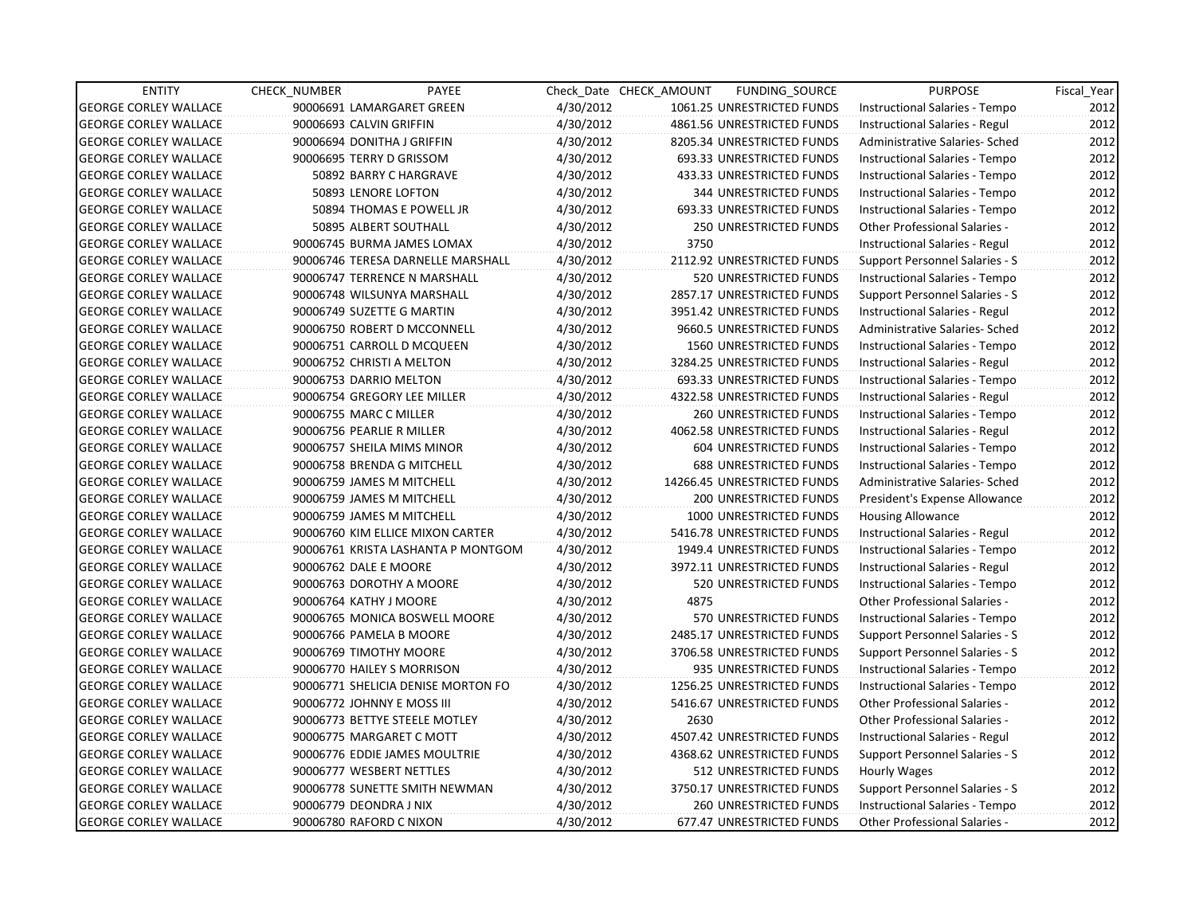| ENTITY | CHECK_NUMBER | PAYEE | Check_Date | CHECK_AMOUNT | FUNDING_SOURCE | PURPOSE | Fiscal_Year |
|---|---|---|---|---|---|---|---|
| GEORGE CORLEY WALLACE | 90006691 | LAMARGARET GREEN | 4/30/2012 | 1061.25 | UNRESTRICTED FUNDS | Instructional Salaries - Tempo | 2012 |
| GEORGE CORLEY WALLACE | 90006693 | CALVIN GRIFFIN | 4/30/2012 | 4861.56 | UNRESTRICTED FUNDS | Instructional Salaries - Regul | 2012 |
| GEORGE CORLEY WALLACE | 90006694 | DONITHA J GRIFFIN | 4/30/2012 | 8205.34 | UNRESTRICTED FUNDS | Administrative Salaries- Sched | 2012 |
| GEORGE CORLEY WALLACE | 90006695 | TERRY D GRISSOM | 4/30/2012 | 693.33 | UNRESTRICTED FUNDS | Instructional Salaries - Tempo | 2012 |
| GEORGE CORLEY WALLACE | 50892 | BARRY C HARGRAVE | 4/30/2012 | 433.33 | UNRESTRICTED FUNDS | Instructional Salaries - Tempo | 2012 |
| GEORGE CORLEY WALLACE | 50893 | LENORE LOFTON | 4/30/2012 | 344 | UNRESTRICTED FUNDS | Instructional Salaries - Tempo | 2012 |
| GEORGE CORLEY WALLACE | 50894 | THOMAS E POWELL JR | 4/30/2012 | 693.33 | UNRESTRICTED FUNDS | Instructional Salaries - Tempo | 2012 |
| GEORGE CORLEY WALLACE | 50895 | ALBERT SOUTHALL | 4/30/2012 | 250 | UNRESTRICTED FUNDS | Other Professional Salaries - | 2012 |
| GEORGE CORLEY WALLACE | 90006745 | BURMA JAMES LOMAX | 4/30/2012 | 3750 | | Instructional Salaries - Regul | 2012 |
| GEORGE CORLEY WALLACE | 90006746 | TERESA DARNELLE MARSHALL | 4/30/2012 | 2112.92 | UNRESTRICTED FUNDS | Support Personnel Salaries - S | 2012 |
| GEORGE CORLEY WALLACE | 90006747 | TERRENCE N MARSHALL | 4/30/2012 | 520 | UNRESTRICTED FUNDS | Instructional Salaries - Tempo | 2012 |
| GEORGE CORLEY WALLACE | 90006748 | WILSUNYA MARSHALL | 4/30/2012 | 2857.17 | UNRESTRICTED FUNDS | Support Personnel Salaries - S | 2012 |
| GEORGE CORLEY WALLACE | 90006749 | SUZETTE G MARTIN | 4/30/2012 | 3951.42 | UNRESTRICTED FUNDS | Instructional Salaries - Regul | 2012 |
| GEORGE CORLEY WALLACE | 90006750 | ROBERT D MCCONNELL | 4/30/2012 | 9660.5 | UNRESTRICTED FUNDS | Administrative Salaries- Sched | 2012 |
| GEORGE CORLEY WALLACE | 90006751 | CARROLL D MCQUEEN | 4/30/2012 | 1560 | UNRESTRICTED FUNDS | Instructional Salaries - Tempo | 2012 |
| GEORGE CORLEY WALLACE | 90006752 | CHRISTI A MELTON | 4/30/2012 | 3284.25 | UNRESTRICTED FUNDS | Instructional Salaries - Regul | 2012 |
| GEORGE CORLEY WALLACE | 90006753 | DARRIO MELTON | 4/30/2012 | 693.33 | UNRESTRICTED FUNDS | Instructional Salaries - Tempo | 2012 |
| GEORGE CORLEY WALLACE | 90006754 | GREGORY LEE MILLER | 4/30/2012 | 4322.58 | UNRESTRICTED FUNDS | Instructional Salaries - Regul | 2012 |
| GEORGE CORLEY WALLACE | 90006755 | MARC C MILLER | 4/30/2012 | 260 | UNRESTRICTED FUNDS | Instructional Salaries - Tempo | 2012 |
| GEORGE CORLEY WALLACE | 90006756 | PEARLIE R MILLER | 4/30/2012 | 4062.58 | UNRESTRICTED FUNDS | Instructional Salaries - Regul | 2012 |
| GEORGE CORLEY WALLACE | 90006757 | SHEILA MIMS MINOR | 4/30/2012 | 604 | UNRESTRICTED FUNDS | Instructional Salaries - Tempo | 2012 |
| GEORGE CORLEY WALLACE | 90006758 | BRENDA G MITCHELL | 4/30/2012 | 688 | UNRESTRICTED FUNDS | Instructional Salaries - Tempo | 2012 |
| GEORGE CORLEY WALLACE | 90006759 | JAMES M MITCHELL | 4/30/2012 | 14266.45 | UNRESTRICTED FUNDS | Administrative Salaries- Sched | 2012 |
| GEORGE CORLEY WALLACE | 90006759 | JAMES M MITCHELL | 4/30/2012 | 200 | UNRESTRICTED FUNDS | President's Expense Allowance | 2012 |
| GEORGE CORLEY WALLACE | 90006759 | JAMES M MITCHELL | 4/30/2012 | 1000 | UNRESTRICTED FUNDS | Housing Allowance | 2012 |
| GEORGE CORLEY WALLACE | 90006760 | KIM ELLICE MIXON CARTER | 4/30/2012 | 5416.78 | UNRESTRICTED FUNDS | Instructional Salaries - Regul | 2012 |
| GEORGE CORLEY WALLACE | 90006761 | KRISTA LASHANTA P MONTGOM | 4/30/2012 | 1949.4 | UNRESTRICTED FUNDS | Instructional Salaries - Tempo | 2012 |
| GEORGE CORLEY WALLACE | 90006762 | DALE E MOORE | 4/30/2012 | 3972.11 | UNRESTRICTED FUNDS | Instructional Salaries - Regul | 2012 |
| GEORGE CORLEY WALLACE | 90006763 | DOROTHY A MOORE | 4/30/2012 | 520 | UNRESTRICTED FUNDS | Instructional Salaries - Tempo | 2012 |
| GEORGE CORLEY WALLACE | 90006764 | KATHY J MOORE | 4/30/2012 | 4875 | | Other Professional Salaries - | 2012 |
| GEORGE CORLEY WALLACE | 90006765 | MONICA BOSWELL MOORE | 4/30/2012 | 570 | UNRESTRICTED FUNDS | Instructional Salaries - Tempo | 2012 |
| GEORGE CORLEY WALLACE | 90006766 | PAMELA B MOORE | 4/30/2012 | 2485.17 | UNRESTRICTED FUNDS | Support Personnel Salaries - S | 2012 |
| GEORGE CORLEY WALLACE | 90006769 | TIMOTHY MOORE | 4/30/2012 | 3706.58 | UNRESTRICTED FUNDS | Support Personnel Salaries - S | 2012 |
| GEORGE CORLEY WALLACE | 90006770 | HAILEY S MORRISON | 4/30/2012 | 935 | UNRESTRICTED FUNDS | Instructional Salaries - Tempo | 2012 |
| GEORGE CORLEY WALLACE | 90006771 | SHELICIA DENISE MORTON FO | 4/30/2012 | 1256.25 | UNRESTRICTED FUNDS | Instructional Salaries - Tempo | 2012 |
| GEORGE CORLEY WALLACE | 90006772 | JOHNNY E MOSS III | 4/30/2012 | 5416.67 | UNRESTRICTED FUNDS | Other Professional Salaries - | 2012 |
| GEORGE CORLEY WALLACE | 90006773 | BETTYE STEELE MOTLEY | 4/30/2012 | 2630 | | Other Professional Salaries - | 2012 |
| GEORGE CORLEY WALLACE | 90006775 | MARGARET C MOTT | 4/30/2012 | 4507.42 | UNRESTRICTED FUNDS | Instructional Salaries - Regul | 2012 |
| GEORGE CORLEY WALLACE | 90006776 | EDDIE JAMES MOULTRIE | 4/30/2012 | 4368.62 | UNRESTRICTED FUNDS | Support Personnel Salaries - S | 2012 |
| GEORGE CORLEY WALLACE | 90006777 | WESBERT NETTLES | 4/30/2012 | 512 | UNRESTRICTED FUNDS | Hourly Wages | 2012 |
| GEORGE CORLEY WALLACE | 90006778 | SUNETTE SMITH NEWMAN | 4/30/2012 | 3750.17 | UNRESTRICTED FUNDS | Support Personnel Salaries - S | 2012 |
| GEORGE CORLEY WALLACE | 90006779 | DEONDRA J NIX | 4/30/2012 | 260 | UNRESTRICTED FUNDS | Instructional Salaries - Tempo | 2012 |
| GEORGE CORLEY WALLACE | 90006780 | RAFORD C NIXON | 4/30/2012 | 677.47 | UNRESTRICTED FUNDS | Other Professional Salaries - | 2012 |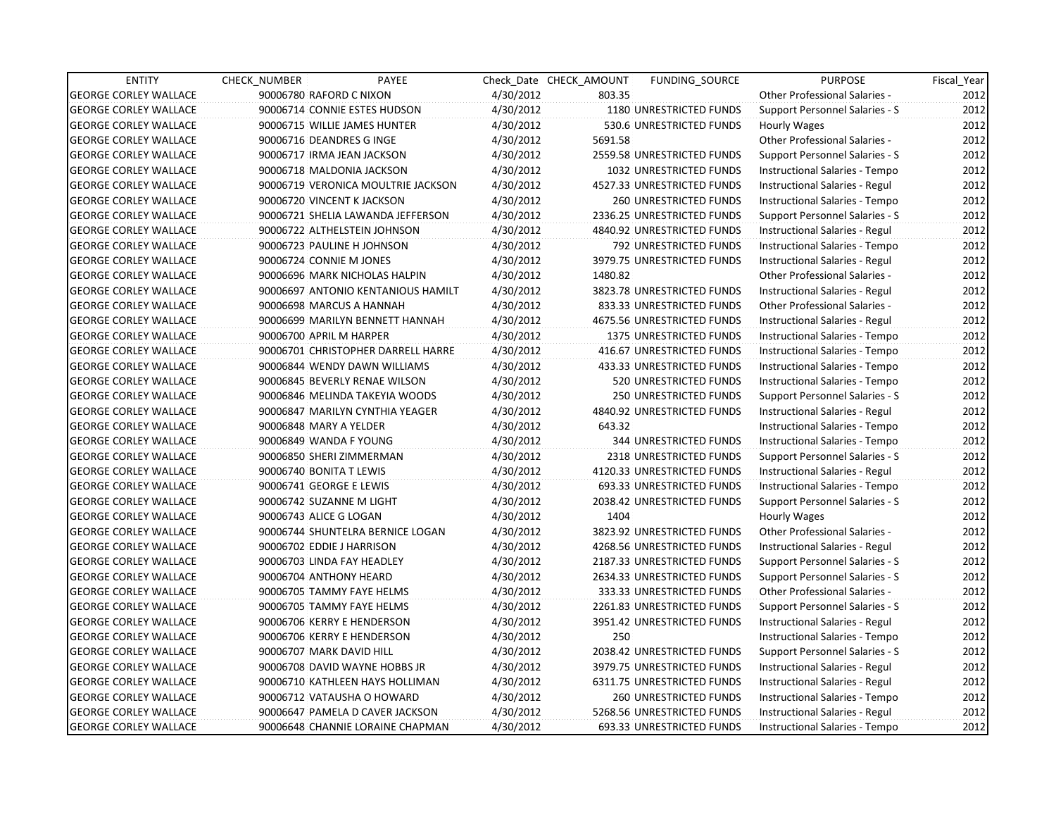| ENTITY | CHECK_NUMBER | PAYEE | Check_Date | CHECK_AMOUNT | FUNDING_SOURCE | PURPOSE | Fiscal_Year |
|---|---|---|---|---|---|---|---|
| GEORGE CORLEY WALLACE | 90006780 | RAFORD C NIXON | 4/30/2012 | 803.35 | | Other Professional Salaries - | 2012 |
| GEORGE CORLEY WALLACE | 90006714 | CONNIE ESTES HUDSON | 4/30/2012 | 1180 | UNRESTRICTED FUNDS | Support Personnel Salaries - S | 2012 |
| GEORGE CORLEY WALLACE | 90006715 | WILLIE JAMES HUNTER | 4/30/2012 | 530.6 | UNRESTRICTED FUNDS | Hourly Wages | 2012 |
| GEORGE CORLEY WALLACE | 90006716 | DEANDRES G INGE | 4/30/2012 | 5691.58 | | Other Professional Salaries - | 2012 |
| GEORGE CORLEY WALLACE | 90006717 | IRMA JEAN JACKSON | 4/30/2012 | 2559.58 | UNRESTRICTED FUNDS | Support Personnel Salaries - S | 2012 |
| GEORGE CORLEY WALLACE | 90006718 | MALDONIA JACKSON | 4/30/2012 | 1032 | UNRESTRICTED FUNDS | Instructional Salaries - Tempo | 2012 |
| GEORGE CORLEY WALLACE | 90006719 | VERONICA MOULTRIE JACKSON | 4/30/2012 | 4527.33 | UNRESTRICTED FUNDS | Instructional Salaries - Regul | 2012 |
| GEORGE CORLEY WALLACE | 90006720 | VINCENT K JACKSON | 4/30/2012 | 260 | UNRESTRICTED FUNDS | Instructional Salaries - Tempo | 2012 |
| GEORGE CORLEY WALLACE | 90006721 | SHELIA LAWANDA JEFFERSON | 4/30/2012 | 2336.25 | UNRESTRICTED FUNDS | Support Personnel Salaries - S | 2012 |
| GEORGE CORLEY WALLACE | 90006722 | ALTHELSTEIN JOHNSON | 4/30/2012 | 4840.92 | UNRESTRICTED FUNDS | Instructional Salaries - Regul | 2012 |
| GEORGE CORLEY WALLACE | 90006723 | PAULINE H JOHNSON | 4/30/2012 | 792 | UNRESTRICTED FUNDS | Instructional Salaries - Tempo | 2012 |
| GEORGE CORLEY WALLACE | 90006724 | CONNIE M JONES | 4/30/2012 | 3979.75 | UNRESTRICTED FUNDS | Instructional Salaries - Regul | 2012 |
| GEORGE CORLEY WALLACE | 90006696 | MARK NICHOLAS HALPIN | 4/30/2012 | 1480.82 | | Other Professional Salaries - | 2012 |
| GEORGE CORLEY WALLACE | 90006697 | ANTONIO KENTANIOUS HAMILT | 4/30/2012 | 3823.78 | UNRESTRICTED FUNDS | Instructional Salaries - Regul | 2012 |
| GEORGE CORLEY WALLACE | 90006698 | MARCUS A HANNAH | 4/30/2012 | 833.33 | UNRESTRICTED FUNDS | Other Professional Salaries - | 2012 |
| GEORGE CORLEY WALLACE | 90006699 | MARILYN BENNETT HANNAH | 4/30/2012 | 4675.56 | UNRESTRICTED FUNDS | Instructional Salaries - Regul | 2012 |
| GEORGE CORLEY WALLACE | 90006700 | APRIL M HARPER | 4/30/2012 | 1375 | UNRESTRICTED FUNDS | Instructional Salaries - Tempo | 2012 |
| GEORGE CORLEY WALLACE | 90006701 | CHRISTOPHER DARRELL HARRE | 4/30/2012 | 416.67 | UNRESTRICTED FUNDS | Instructional Salaries - Tempo | 2012 |
| GEORGE CORLEY WALLACE | 90006844 | WENDY DAWN WILLIAMS | 4/30/2012 | 433.33 | UNRESTRICTED FUNDS | Instructional Salaries - Tempo | 2012 |
| GEORGE CORLEY WALLACE | 90006845 | BEVERLY RENAE WILSON | 4/30/2012 | 520 | UNRESTRICTED FUNDS | Instructional Salaries - Tempo | 2012 |
| GEORGE CORLEY WALLACE | 90006846 | MELINDA TAKEYIA WOODS | 4/30/2012 | 250 | UNRESTRICTED FUNDS | Support Personnel Salaries - S | 2012 |
| GEORGE CORLEY WALLACE | 90006847 | MARILYN CYNTHIA YEAGER | 4/30/2012 | 4840.92 | UNRESTRICTED FUNDS | Instructional Salaries - Regul | 2012 |
| GEORGE CORLEY WALLACE | 90006848 | MARY A YELDER | 4/30/2012 | 643.32 | | Instructional Salaries - Tempo | 2012 |
| GEORGE CORLEY WALLACE | 90006849 | WANDA F YOUNG | 4/30/2012 | 344 | UNRESTRICTED FUNDS | Instructional Salaries - Tempo | 2012 |
| GEORGE CORLEY WALLACE | 90006850 | SHERI ZIMMERMAN | 4/30/2012 | 2318 | UNRESTRICTED FUNDS | Support Personnel Salaries - S | 2012 |
| GEORGE CORLEY WALLACE | 90006740 | BONITA T LEWIS | 4/30/2012 | 4120.33 | UNRESTRICTED FUNDS | Instructional Salaries - Regul | 2012 |
| GEORGE CORLEY WALLACE | 90006741 | GEORGE E LEWIS | 4/30/2012 | 693.33 | UNRESTRICTED FUNDS | Instructional Salaries - Tempo | 2012 |
| GEORGE CORLEY WALLACE | 90006742 | SUZANNE M LIGHT | 4/30/2012 | 2038.42 | UNRESTRICTED FUNDS | Support Personnel Salaries - S | 2012 |
| GEORGE CORLEY WALLACE | 90006743 | ALICE G LOGAN | 4/30/2012 | 1404 | | Hourly Wages | 2012 |
| GEORGE CORLEY WALLACE | 90006744 | SHUNTELRA BERNICE LOGAN | 4/30/2012 | 3823.92 | UNRESTRICTED FUNDS | Other Professional Salaries - | 2012 |
| GEORGE CORLEY WALLACE | 90006702 | EDDIE J HARRISON | 4/30/2012 | 4268.56 | UNRESTRICTED FUNDS | Instructional Salaries - Regul | 2012 |
| GEORGE CORLEY WALLACE | 90006703 | LINDA FAY HEADLEY | 4/30/2012 | 2187.33 | UNRESTRICTED FUNDS | Support Personnel Salaries - S | 2012 |
| GEORGE CORLEY WALLACE | 90006704 | ANTHONY HEARD | 4/30/2012 | 2634.33 | UNRESTRICTED FUNDS | Support Personnel Salaries - S | 2012 |
| GEORGE CORLEY WALLACE | 90006705 | TAMMY FAYE HELMS | 4/30/2012 | 333.33 | UNRESTRICTED FUNDS | Other Professional Salaries - | 2012 |
| GEORGE CORLEY WALLACE | 90006705 | TAMMY FAYE HELMS | 4/30/2012 | 2261.83 | UNRESTRICTED FUNDS | Support Personnel Salaries - S | 2012 |
| GEORGE CORLEY WALLACE | 90006706 | KERRY E HENDERSON | 4/30/2012 | 3951.42 | UNRESTRICTED FUNDS | Instructional Salaries - Regul | 2012 |
| GEORGE CORLEY WALLACE | 90006706 | KERRY E HENDERSON | 4/30/2012 | 250 | | Instructional Salaries - Tempo | 2012 |
| GEORGE CORLEY WALLACE | 90006707 | MARK DAVID HILL | 4/30/2012 | 2038.42 | UNRESTRICTED FUNDS | Support Personnel Salaries - S | 2012 |
| GEORGE CORLEY WALLACE | 90006708 | DAVID WAYNE HOBBS JR | 4/30/2012 | 3979.75 | UNRESTRICTED FUNDS | Instructional Salaries - Regul | 2012 |
| GEORGE CORLEY WALLACE | 90006710 | KATHLEEN HAYS HOLLIMAN | 4/30/2012 | 6311.75 | UNRESTRICTED FUNDS | Instructional Salaries - Regul | 2012 |
| GEORGE CORLEY WALLACE | 90006712 | VATAUSHA O HOWARD | 4/30/2012 | 260 | UNRESTRICTED FUNDS | Instructional Salaries - Tempo | 2012 |
| GEORGE CORLEY WALLACE | 90006647 | PAMELA D CAVER JACKSON | 4/30/2012 | 5268.56 | UNRESTRICTED FUNDS | Instructional Salaries - Regul | 2012 |
| GEORGE CORLEY WALLACE | 90006648 | CHANNIE LORAINE CHAPMAN | 4/30/2012 | 693.33 | UNRESTRICTED FUNDS | Instructional Salaries - Tempo | 2012 |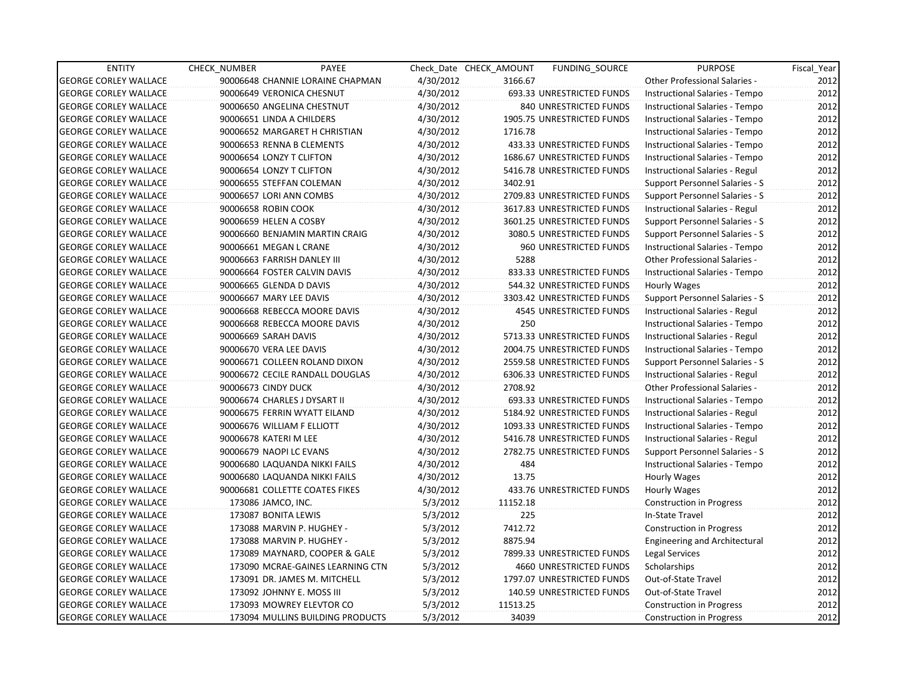| ENTITY | CHECK_NUMBER | PAYEE | Check_Date | CHECK_AMOUNT | FUNDING_SOURCE | PURPOSE | Fiscal_Year |
|---|---|---|---|---|---|---|---|
| GEORGE CORLEY WALLACE | 90006648 | CHANNIE LORAINE CHAPMAN | 4/30/2012 | 3166.67 | | Other Professional Salaries - | 2012 |
| GEORGE CORLEY WALLACE | 90006649 | VERONICA CHESNUT | 4/30/2012 | 693.33 | UNRESTRICTED FUNDS | Instructional Salaries - Tempo | 2012 |
| GEORGE CORLEY WALLACE | 90006650 | ANGELINA CHESNUT | 4/30/2012 | 840 | UNRESTRICTED FUNDS | Instructional Salaries - Tempo | 2012 |
| GEORGE CORLEY WALLACE | 90006651 | LINDA A CHILDERS | 4/30/2012 | 1905.75 | UNRESTRICTED FUNDS | Instructional Salaries - Tempo | 2012 |
| GEORGE CORLEY WALLACE | 90006652 | MARGARET H CHRISTIAN | 4/30/2012 | 1716.78 | | Instructional Salaries - Tempo | 2012 |
| GEORGE CORLEY WALLACE | 90006653 | RENNA B CLEMENTS | 4/30/2012 | 433.33 | UNRESTRICTED FUNDS | Instructional Salaries - Tempo | 2012 |
| GEORGE CORLEY WALLACE | 90006654 | LONZY T CLIFTON | 4/30/2012 | 1686.67 | UNRESTRICTED FUNDS | Instructional Salaries - Tempo | 2012 |
| GEORGE CORLEY WALLACE | 90006654 | LONZY T CLIFTON | 4/30/2012 | 5416.78 | UNRESTRICTED FUNDS | Instructional Salaries - Regul | 2012 |
| GEORGE CORLEY WALLACE | 90006655 | STEFFAN COLEMAN | 4/30/2012 | 3402.91 | | Support Personnel Salaries - S | 2012 |
| GEORGE CORLEY WALLACE | 90006657 | LORI ANN COMBS | 4/30/2012 | 2709.83 | UNRESTRICTED FUNDS | Support Personnel Salaries - S | 2012 |
| GEORGE CORLEY WALLACE | 90006658 | ROBIN COOK | 4/30/2012 | 3617.83 | UNRESTRICTED FUNDS | Instructional Salaries - Regul | 2012 |
| GEORGE CORLEY WALLACE | 90006659 | HELEN A COSBY | 4/30/2012 | 3601.25 | UNRESTRICTED FUNDS | Support Personnel Salaries - S | 2012 |
| GEORGE CORLEY WALLACE | 90006660 | BENJAMIN MARTIN CRAIG | 4/30/2012 | 3080.5 | UNRESTRICTED FUNDS | Support Personnel Salaries - S | 2012 |
| GEORGE CORLEY WALLACE | 90006661 | MEGAN L CRANE | 4/30/2012 | 960 | UNRESTRICTED FUNDS | Instructional Salaries - Tempo | 2012 |
| GEORGE CORLEY WALLACE | 90006663 | FARRISH DANLEY III | 4/30/2012 | 5288 | | Other Professional Salaries - | 2012 |
| GEORGE CORLEY WALLACE | 90006664 | FOSTER CALVIN DAVIS | 4/30/2012 | 833.33 | UNRESTRICTED FUNDS | Instructional Salaries - Tempo | 2012 |
| GEORGE CORLEY WALLACE | 90006665 | GLENDA D DAVIS | 4/30/2012 | 544.32 | UNRESTRICTED FUNDS | Hourly Wages | 2012 |
| GEORGE CORLEY WALLACE | 90006667 | MARY LEE DAVIS | 4/30/2012 | 3303.42 | UNRESTRICTED FUNDS | Support Personnel Salaries - S | 2012 |
| GEORGE CORLEY WALLACE | 90006668 | REBECCA MOORE DAVIS | 4/30/2012 | 4545 | UNRESTRICTED FUNDS | Instructional Salaries - Regul | 2012 |
| GEORGE CORLEY WALLACE | 90006668 | REBECCA MOORE DAVIS | 4/30/2012 | 250 | | Instructional Salaries - Tempo | 2012 |
| GEORGE CORLEY WALLACE | 90006669 | SARAH DAVIS | 4/30/2012 | 5713.33 | UNRESTRICTED FUNDS | Instructional Salaries - Regul | 2012 |
| GEORGE CORLEY WALLACE | 90006670 | VERA LEE DAVIS | 4/30/2012 | 2004.75 | UNRESTRICTED FUNDS | Instructional Salaries - Tempo | 2012 |
| GEORGE CORLEY WALLACE | 90006671 | COLLEEN ROLAND DIXON | 4/30/2012 | 2559.58 | UNRESTRICTED FUNDS | Support Personnel Salaries - S | 2012 |
| GEORGE CORLEY WALLACE | 90006672 | CECILE RANDALL DOUGLAS | 4/30/2012 | 6306.33 | UNRESTRICTED FUNDS | Instructional Salaries - Regul | 2012 |
| GEORGE CORLEY WALLACE | 90006673 | CINDY DUCK | 4/30/2012 | 2708.92 | | Other Professional Salaries - | 2012 |
| GEORGE CORLEY WALLACE | 90006674 | CHARLES J DYSART II | 4/30/2012 | 693.33 | UNRESTRICTED FUNDS | Instructional Salaries - Tempo | 2012 |
| GEORGE CORLEY WALLACE | 90006675 | FERRIN WYATT EILAND | 4/30/2012 | 5184.92 | UNRESTRICTED FUNDS | Instructional Salaries - Regul | 2012 |
| GEORGE CORLEY WALLACE | 90006676 | WILLIAM F ELLIOTT | 4/30/2012 | 1093.33 | UNRESTRICTED FUNDS | Instructional Salaries - Tempo | 2012 |
| GEORGE CORLEY WALLACE | 90006678 | KATERI M LEE | 4/30/2012 | 5416.78 | UNRESTRICTED FUNDS | Instructional Salaries - Regul | 2012 |
| GEORGE CORLEY WALLACE | 90006679 | NAOPI LC EVANS | 4/30/2012 | 2782.75 | UNRESTRICTED FUNDS | Support Personnel Salaries - S | 2012 |
| GEORGE CORLEY WALLACE | 90006680 | LAQUANDA NIKKI FAILS | 4/30/2012 | 484 | | Instructional Salaries - Tempo | 2012 |
| GEORGE CORLEY WALLACE | 90006680 | LAQUANDA NIKKI FAILS | 4/30/2012 | 13.75 | | Hourly Wages | 2012 |
| GEORGE CORLEY WALLACE | 90006681 | COLLETTE COATES FIKES | 4/30/2012 | 433.76 | UNRESTRICTED FUNDS | Hourly Wages | 2012 |
| GEORGE CORLEY WALLACE | 173086 | JAMCO, INC. | 5/3/2012 | 11152.18 | | Construction in Progress | 2012 |
| GEORGE CORLEY WALLACE | 173087 | BONITA LEWIS | 5/3/2012 | 225 | | In-State Travel | 2012 |
| GEORGE CORLEY WALLACE | 173088 | MARVIN P. HUGHEY - | 5/3/2012 | 7412.72 | | Construction in Progress | 2012 |
| GEORGE CORLEY WALLACE | 173088 | MARVIN P. HUGHEY - | 5/3/2012 | 8875.94 | | Engineering and Architectural | 2012 |
| GEORGE CORLEY WALLACE | 173089 | MAYNARD, COOPER & GALE | 5/3/2012 | 7899.33 | UNRESTRICTED FUNDS | Legal Services | 2012 |
| GEORGE CORLEY WALLACE | 173090 | MCRAE-GAINES LEARNING CTN | 5/3/2012 | 4660 | UNRESTRICTED FUNDS | Scholarships | 2012 |
| GEORGE CORLEY WALLACE | 173091 | DR. JAMES M. MITCHELL | 5/3/2012 | 1797.07 | UNRESTRICTED FUNDS | Out-of-State Travel | 2012 |
| GEORGE CORLEY WALLACE | 173092 | JOHNNY E. MOSS III | 5/3/2012 | 140.59 | UNRESTRICTED FUNDS | Out-of-State Travel | 2012 |
| GEORGE CORLEY WALLACE | 173093 | MOWREY ELEVTOR CO | 5/3/2012 | 11513.25 | | Construction in Progress | 2012 |
| GEORGE CORLEY WALLACE | 173094 | MULLINS BUILDING PRODUCTS | 5/3/2012 | 34039 | | Construction in Progress | 2012 |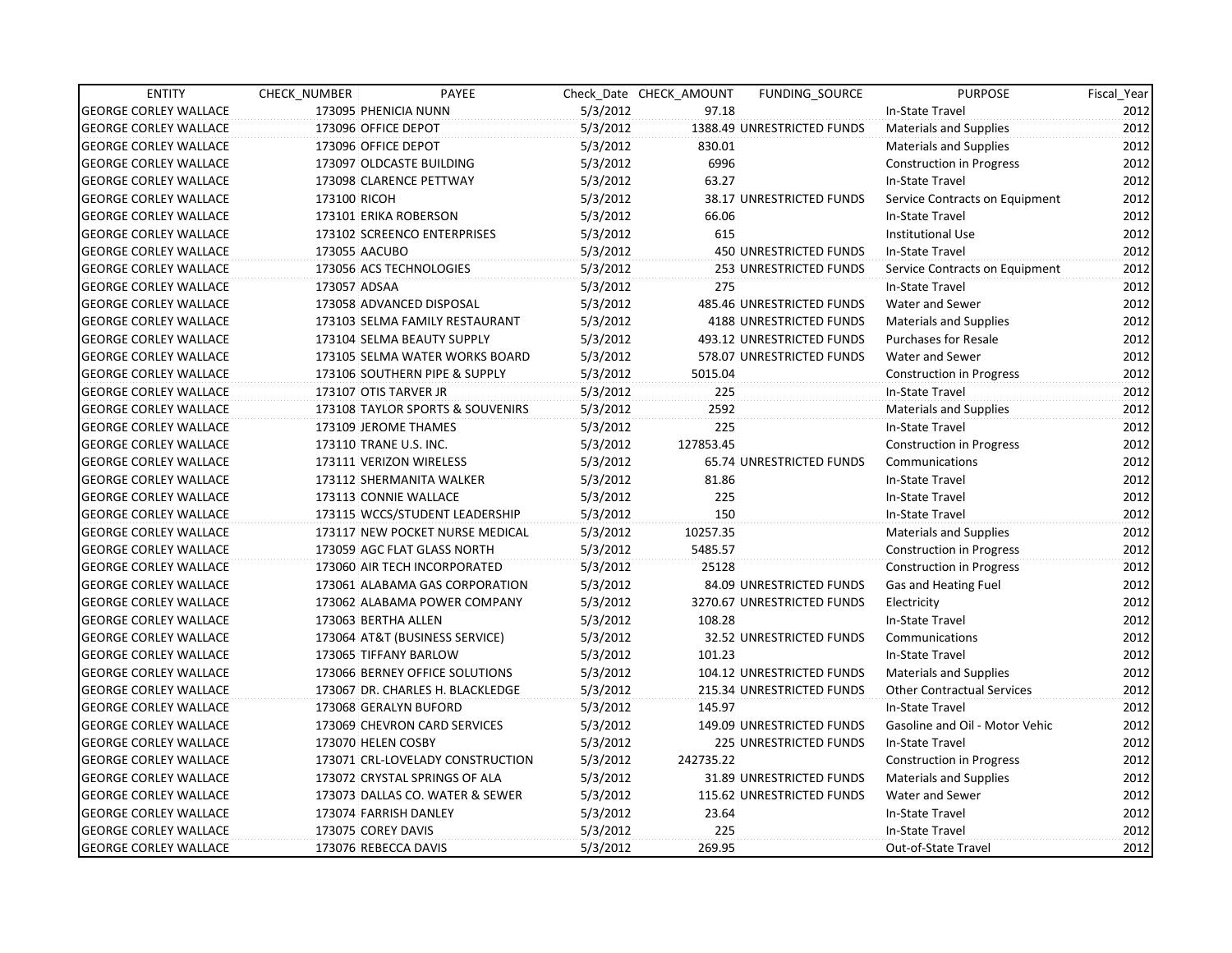| ENTITY | CHECK_NUMBER | PAYEE | Check_Date | CHECK_AMOUNT | FUNDING_SOURCE | PURPOSE | Fiscal_Year |
|---|---|---|---|---|---|---|---|
| GEORGE CORLEY WALLACE | 173095 | PHENICIA NUNN | 5/3/2012 | 97.18 | | In-State Travel | 2012 |
| GEORGE CORLEY WALLACE | 173096 | OFFICE DEPOT | 5/3/2012 | 1388.49 | UNRESTRICTED FUNDS | Materials and Supplies | 2012 |
| GEORGE CORLEY WALLACE | 173096 | OFFICE DEPOT | 5/3/2012 | 830.01 | | Materials and Supplies | 2012 |
| GEORGE CORLEY WALLACE | 173097 | OLDCASTE BUILDING | 5/3/2012 | 6996 | | Construction in Progress | 2012 |
| GEORGE CORLEY WALLACE | 173098 | CLARENCE PETTWAY | 5/3/2012 | 63.27 | | In-State Travel | 2012 |
| GEORGE CORLEY WALLACE | 173100 | RICOH | 5/3/2012 | 38.17 | UNRESTRICTED FUNDS | Service Contracts on Equipment | 2012 |
| GEORGE CORLEY WALLACE | 173101 | ERIKA ROBERSON | 5/3/2012 | 66.06 | | In-State Travel | 2012 |
| GEORGE CORLEY WALLACE | 173102 | SCREENCO ENTERPRISES | 5/3/2012 | 615 | | Institutional Use | 2012 |
| GEORGE CORLEY WALLACE | 173055 | AACUBO | 5/3/2012 | 450 | UNRESTRICTED FUNDS | In-State Travel | 2012 |
| GEORGE CORLEY WALLACE | 173056 | ACS TECHNOLOGIES | 5/3/2012 | 253 | UNRESTRICTED FUNDS | Service Contracts on Equipment | 2012 |
| GEORGE CORLEY WALLACE | 173057 | ADSAA | 5/3/2012 | 275 | | In-State Travel | 2012 |
| GEORGE CORLEY WALLACE | 173058 | ADVANCED DISPOSAL | 5/3/2012 | 485.46 | UNRESTRICTED FUNDS | Water and Sewer | 2012 |
| GEORGE CORLEY WALLACE | 173103 | SELMA FAMILY RESTAURANT | 5/3/2012 | 4188 | UNRESTRICTED FUNDS | Materials and Supplies | 2012 |
| GEORGE CORLEY WALLACE | 173104 | SELMA BEAUTY SUPPLY | 5/3/2012 | 493.12 | UNRESTRICTED FUNDS | Purchases for Resale | 2012 |
| GEORGE CORLEY WALLACE | 173105 | SELMA WATER WORKS BOARD | 5/3/2012 | 578.07 | UNRESTRICTED FUNDS | Water and Sewer | 2012 |
| GEORGE CORLEY WALLACE | 173106 | SOUTHERN PIPE & SUPPLY | 5/3/2012 | 5015.04 | | Construction in Progress | 2012 |
| GEORGE CORLEY WALLACE | 173107 | OTIS TARVER JR | 5/3/2012 | 225 | | In-State Travel | 2012 |
| GEORGE CORLEY WALLACE | 173108 | TAYLOR SPORTS & SOUVENIRS | 5/3/2012 | 2592 | | Materials and Supplies | 2012 |
| GEORGE CORLEY WALLACE | 173109 | JEROME THAMES | 5/3/2012 | 225 | | In-State Travel | 2012 |
| GEORGE CORLEY WALLACE | 173110 | TRANE U.S. INC. | 5/3/2012 | 127853.45 | | Construction in Progress | 2012 |
| GEORGE CORLEY WALLACE | 173111 | VERIZON WIRELESS | 5/3/2012 | 65.74 | UNRESTRICTED FUNDS | Communications | 2012 |
| GEORGE CORLEY WALLACE | 173112 | SHERMANITA WALKER | 5/3/2012 | 81.86 | | In-State Travel | 2012 |
| GEORGE CORLEY WALLACE | 173113 | CONNIE WALLACE | 5/3/2012 | 225 | | In-State Travel | 2012 |
| GEORGE CORLEY WALLACE | 173115 | WCCS/STUDENT LEADERSHIP | 5/3/2012 | 150 | | In-State Travel | 2012 |
| GEORGE CORLEY WALLACE | 173117 | NEW POCKET NURSE MEDICAL | 5/3/2012 | 10257.35 | | Materials and Supplies | 2012 |
| GEORGE CORLEY WALLACE | 173059 | AGC FLAT GLASS NORTH | 5/3/2012 | 5485.57 | | Construction in Progress | 2012 |
| GEORGE CORLEY WALLACE | 173060 | AIR TECH INCORPORATED | 5/3/2012 | 25128 | | Construction in Progress | 2012 |
| GEORGE CORLEY WALLACE | 173061 | ALABAMA GAS CORPORATION | 5/3/2012 | 84.09 | UNRESTRICTED FUNDS | Gas and Heating Fuel | 2012 |
| GEORGE CORLEY WALLACE | 173062 | ALABAMA POWER COMPANY | 5/3/2012 | 3270.67 | UNRESTRICTED FUNDS | Electricity | 2012 |
| GEORGE CORLEY WALLACE | 173063 | BERTHA ALLEN | 5/3/2012 | 108.28 | | In-State Travel | 2012 |
| GEORGE CORLEY WALLACE | 173064 | AT&T (BUSINESS SERVICE) | 5/3/2012 | 32.52 | UNRESTRICTED FUNDS | Communications | 2012 |
| GEORGE CORLEY WALLACE | 173065 | TIFFANY BARLOW | 5/3/2012 | 101.23 | | In-State Travel | 2012 |
| GEORGE CORLEY WALLACE | 173066 | BERNEY OFFICE SOLUTIONS | 5/3/2012 | 104.12 | UNRESTRICTED FUNDS | Materials and Supplies | 2012 |
| GEORGE CORLEY WALLACE | 173067 | DR. CHARLES H. BLACKLEDGE | 5/3/2012 | 215.34 | UNRESTRICTED FUNDS | Other Contractual Services | 2012 |
| GEORGE CORLEY WALLACE | 173068 | GERALYN BUFORD | 5/3/2012 | 145.97 | | In-State Travel | 2012 |
| GEORGE CORLEY WALLACE | 173069 | CHEVRON CARD SERVICES | 5/3/2012 | 149.09 | UNRESTRICTED FUNDS | Gasoline and Oil - Motor Vehic | 2012 |
| GEORGE CORLEY WALLACE | 173070 | HELEN COSBY | 5/3/2012 | 225 | UNRESTRICTED FUNDS | In-State Travel | 2012 |
| GEORGE CORLEY WALLACE | 173071 | CRL-LOVELADY CONSTRUCTION | 5/3/2012 | 242735.22 | | Construction in Progress | 2012 |
| GEORGE CORLEY WALLACE | 173072 | CRYSTAL SPRINGS OF ALA | 5/3/2012 | 31.89 | UNRESTRICTED FUNDS | Materials and Supplies | 2012 |
| GEORGE CORLEY WALLACE | 173073 | DALLAS CO. WATER & SEWER | 5/3/2012 | 115.62 | UNRESTRICTED FUNDS | Water and Sewer | 2012 |
| GEORGE CORLEY WALLACE | 173074 | FARRISH DANLEY | 5/3/2012 | 23.64 | | In-State Travel | 2012 |
| GEORGE CORLEY WALLACE | 173075 | COREY DAVIS | 5/3/2012 | 225 | | In-State Travel | 2012 |
| GEORGE CORLEY WALLACE | 173076 | REBECCA DAVIS | 5/3/2012 | 269.95 | | Out-of-State Travel | 2012 |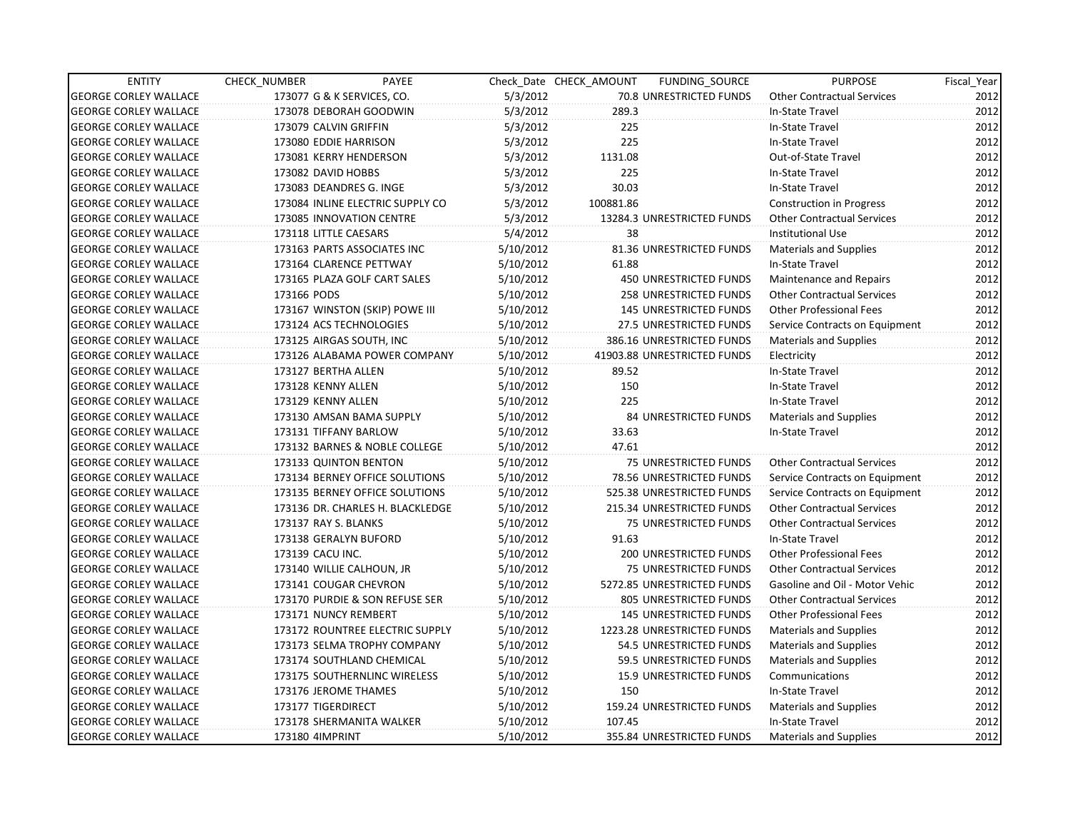| ENTITY | CHECK_NUMBER | PAYEE | Check_Date | CHECK_AMOUNT | FUNDING_SOURCE | PURPOSE | Fiscal_Year |
|---|---|---|---|---|---|---|---|
| GEORGE CORLEY WALLACE | 173077 | G & K SERVICES, CO. | 5/3/2012 | 70.8 | UNRESTRICTED FUNDS | Other Contractual Services | 2012 |
| GEORGE CORLEY WALLACE | 173078 | DEBORAH GOODWIN | 5/3/2012 | 289.3 | | In-State Travel | 2012 |
| GEORGE CORLEY WALLACE | 173079 | CALVIN GRIFFIN | 5/3/2012 | 225 | | In-State Travel | 2012 |
| GEORGE CORLEY WALLACE | 173080 | EDDIE HARRISON | 5/3/2012 | 225 | | In-State Travel | 2012 |
| GEORGE CORLEY WALLACE | 173081 | KERRY HENDERSON | 5/3/2012 | 1131.08 | | Out-of-State Travel | 2012 |
| GEORGE CORLEY WALLACE | 173082 | DAVID HOBBS | 5/3/2012 | 225 | | In-State Travel | 2012 |
| GEORGE CORLEY WALLACE | 173083 | DEANDRES G. INGE | 5/3/2012 | 30.03 | | In-State Travel | 2012 |
| GEORGE CORLEY WALLACE | 173084 | INLINE ELECTRIC SUPPLY CO | 5/3/2012 | 100881.86 | | Construction in Progress | 2012 |
| GEORGE CORLEY WALLACE | 173085 | INNOVATION CENTRE | 5/3/2012 | 13284.3 | UNRESTRICTED FUNDS | Other Contractual Services | 2012 |
| GEORGE CORLEY WALLACE | 173118 | LITTLE CAESARS | 5/4/2012 | 38 | | Institutional Use | 2012 |
| GEORGE CORLEY WALLACE | 173163 | PARTS ASSOCIATES INC | 5/10/2012 | 81.36 | UNRESTRICTED FUNDS | Materials and Supplies | 2012 |
| GEORGE CORLEY WALLACE | 173164 | CLARENCE PETTWAY | 5/10/2012 | 61.88 | | In-State Travel | 2012 |
| GEORGE CORLEY WALLACE | 173165 | PLAZA GOLF CART SALES | 5/10/2012 | 450 | UNRESTRICTED FUNDS | Maintenance and Repairs | 2012 |
| GEORGE CORLEY WALLACE | 173166 | PODS | 5/10/2012 | 258 | UNRESTRICTED FUNDS | Other Contractual Services | 2012 |
| GEORGE CORLEY WALLACE | 173167 | WINSTON (SKIP) POWE III | 5/10/2012 | 145 | UNRESTRICTED FUNDS | Other Professional Fees | 2012 |
| GEORGE CORLEY WALLACE | 173124 | ACS TECHNOLOGIES | 5/10/2012 | 27.5 | UNRESTRICTED FUNDS | Service Contracts on Equipment | 2012 |
| GEORGE CORLEY WALLACE | 173125 | AIRGAS SOUTH, INC | 5/10/2012 | 386.16 | UNRESTRICTED FUNDS | Materials and Supplies | 2012 |
| GEORGE CORLEY WALLACE | 173126 | ALABAMA POWER COMPANY | 5/10/2012 | 41903.88 | UNRESTRICTED FUNDS | Electricity | 2012 |
| GEORGE CORLEY WALLACE | 173127 | BERTHA ALLEN | 5/10/2012 | 89.52 | | In-State Travel | 2012 |
| GEORGE CORLEY WALLACE | 173128 | KENNY ALLEN | 5/10/2012 | 150 | | In-State Travel | 2012 |
| GEORGE CORLEY WALLACE | 173129 | KENNY ALLEN | 5/10/2012 | 225 | | In-State Travel | 2012 |
| GEORGE CORLEY WALLACE | 173130 | AMSAN BAMA SUPPLY | 5/10/2012 | 84 | UNRESTRICTED FUNDS | Materials and Supplies | 2012 |
| GEORGE CORLEY WALLACE | 173131 | TIFFANY BARLOW | 5/10/2012 | 33.63 | | In-State Travel | 2012 |
| GEORGE CORLEY WALLACE | 173132 | BARNES & NOBLE COLLEGE | 5/10/2012 | 47.61 | | | 2012 |
| GEORGE CORLEY WALLACE | 173133 | QUINTON BENTON | 5/10/2012 | 75 | UNRESTRICTED FUNDS | Other Contractual Services | 2012 |
| GEORGE CORLEY WALLACE | 173134 | BERNEY OFFICE SOLUTIONS | 5/10/2012 | 78.56 | UNRESTRICTED FUNDS | Service Contracts on Equipment | 2012 |
| GEORGE CORLEY WALLACE | 173135 | BERNEY OFFICE SOLUTIONS | 5/10/2012 | 525.38 | UNRESTRICTED FUNDS | Service Contracts on Equipment | 2012 |
| GEORGE CORLEY WALLACE | 173136 | DR. CHARLES H. BLACKLEDGE | 5/10/2012 | 215.34 | UNRESTRICTED FUNDS | Other Contractual Services | 2012 |
| GEORGE CORLEY WALLACE | 173137 | RAY S. BLANKS | 5/10/2012 | 75 | UNRESTRICTED FUNDS | Other Contractual Services | 2012 |
| GEORGE CORLEY WALLACE | 173138 | GERALYN BUFORD | 5/10/2012 | 91.63 | | In-State Travel | 2012 |
| GEORGE CORLEY WALLACE | 173139 | CACU INC. | 5/10/2012 | 200 | UNRESTRICTED FUNDS | Other Professional Fees | 2012 |
| GEORGE CORLEY WALLACE | 173140 | WILLIE CALHOUN, JR | 5/10/2012 | 75 | UNRESTRICTED FUNDS | Other Contractual Services | 2012 |
| GEORGE CORLEY WALLACE | 173141 | COUGAR CHEVRON | 5/10/2012 | 5272.85 | UNRESTRICTED FUNDS | Gasoline and Oil - Motor Vehic | 2012 |
| GEORGE CORLEY WALLACE | 173170 | PURDIE & SON REFUSE SER | 5/10/2012 | 805 | UNRESTRICTED FUNDS | Other Contractual Services | 2012 |
| GEORGE CORLEY WALLACE | 173171 | NUNCY REMBERT | 5/10/2012 | 145 | UNRESTRICTED FUNDS | Other Professional Fees | 2012 |
| GEORGE CORLEY WALLACE | 173172 | ROUNTREE ELECTRIC SUPPLY | 5/10/2012 | 1223.28 | UNRESTRICTED FUNDS | Materials and Supplies | 2012 |
| GEORGE CORLEY WALLACE | 173173 | SELMA TROPHY COMPANY | 5/10/2012 | 54.5 | UNRESTRICTED FUNDS | Materials and Supplies | 2012 |
| GEORGE CORLEY WALLACE | 173174 | SOUTHLAND CHEMICAL | 5/10/2012 | 59.5 | UNRESTRICTED FUNDS | Materials and Supplies | 2012 |
| GEORGE CORLEY WALLACE | 173175 | SOUTHERNLINC WIRELESS | 5/10/2012 | 15.9 | UNRESTRICTED FUNDS | Communications | 2012 |
| GEORGE CORLEY WALLACE | 173176 | JEROME THAMES | 5/10/2012 | 150 | | In-State Travel | 2012 |
| GEORGE CORLEY WALLACE | 173177 | TIGERDIRECT | 5/10/2012 | 159.24 | UNRESTRICTED FUNDS | Materials and Supplies | 2012 |
| GEORGE CORLEY WALLACE | 173178 | SHERMANITA WALKER | 5/10/2012 | 107.45 | | In-State Travel | 2012 |
| GEORGE CORLEY WALLACE | 173180 | 4IMPRINT | 5/10/2012 | 355.84 | UNRESTRICTED FUNDS | Materials and Supplies | 2012 |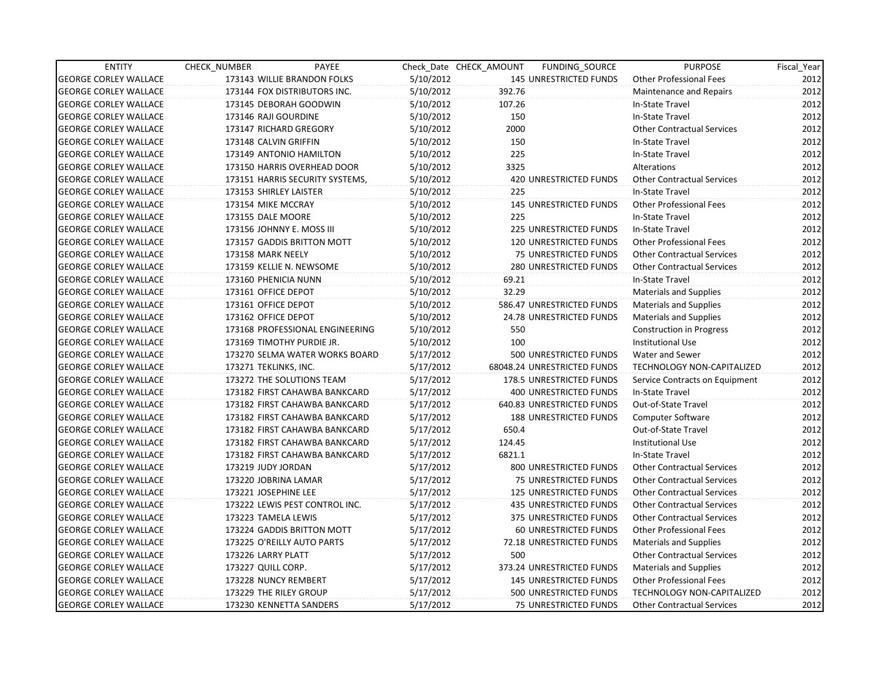| ENTITY | CHECK_NUMBER | PAYEE | Check_Date | CHECK_AMOUNT | FUNDING_SOURCE | PURPOSE | Fiscal_Year |
|---|---|---|---|---|---|---|---|
| GEORGE CORLEY WALLACE | 173143 | WILLIE BRANDON FOLKS | 5/10/2012 | 145 | UNRESTRICTED FUNDS | Other Professional Fees | 2012 |
| GEORGE CORLEY WALLACE | 173144 | FOX DISTRIBUTORS INC. | 5/10/2012 | 392.76 | | Maintenance and Repairs | 2012 |
| GEORGE CORLEY WALLACE | 173145 | DEBORAH GOODWIN | 5/10/2012 | 107.26 | | In-State Travel | 2012 |
| GEORGE CORLEY WALLACE | 173146 | RAJI GOURDINE | 5/10/2012 | 150 | | In-State Travel | 2012 |
| GEORGE CORLEY WALLACE | 173147 | RICHARD GREGORY | 5/10/2012 | 2000 | | Other Contractual Services | 2012 |
| GEORGE CORLEY WALLACE | 173148 | CALVIN GRIFFIN | 5/10/2012 | 150 | | In-State Travel | 2012 |
| GEORGE CORLEY WALLACE | 173149 | ANTONIO HAMILTON | 5/10/2012 | 225 | | In-State Travel | 2012 |
| GEORGE CORLEY WALLACE | 173150 | HARRIS OVERHEAD DOOR | 5/10/2012 | 3325 | | Alterations | 2012 |
| GEORGE CORLEY WALLACE | 173151 | HARRIS SECURITY SYSTEMS, | 5/10/2012 | 420 | UNRESTRICTED FUNDS | Other Contractual Services | 2012 |
| GEORGE CORLEY WALLACE | 173153 | SHIRLEY LAISTER | 5/10/2012 | 225 | | In-State Travel | 2012 |
| GEORGE CORLEY WALLACE | 173154 | MIKE MCCRAY | 5/10/2012 | 145 | UNRESTRICTED FUNDS | Other Professional Fees | 2012 |
| GEORGE CORLEY WALLACE | 173155 | DALE MOORE | 5/10/2012 | 225 | | In-State Travel | 2012 |
| GEORGE CORLEY WALLACE | 173156 | JOHNNY E. MOSS III | 5/10/2012 | 225 | UNRESTRICTED FUNDS | In-State Travel | 2012 |
| GEORGE CORLEY WALLACE | 173157 | GADDIS BRITTON MOTT | 5/10/2012 | 120 | UNRESTRICTED FUNDS | Other Professional Fees | 2012 |
| GEORGE CORLEY WALLACE | 173158 | MARK NEELY | 5/10/2012 | 75 | UNRESTRICTED FUNDS | Other Contractual Services | 2012 |
| GEORGE CORLEY WALLACE | 173159 | KELLIE N. NEWSOME | 5/10/2012 | 280 | UNRESTRICTED FUNDS | Other Contractual Services | 2012 |
| GEORGE CORLEY WALLACE | 173160 | PHENICIA NUNN | 5/10/2012 | 69.21 | | In-State Travel | 2012 |
| GEORGE CORLEY WALLACE | 173161 | OFFICE DEPOT | 5/10/2012 | 32.29 | | Materials and Supplies | 2012 |
| GEORGE CORLEY WALLACE | 173161 | OFFICE DEPOT | 5/10/2012 | 586.47 | UNRESTRICTED FUNDS | Materials and Supplies | 2012 |
| GEORGE CORLEY WALLACE | 173162 | OFFICE DEPOT | 5/10/2012 | 24.78 | UNRESTRICTED FUNDS | Materials and Supplies | 2012 |
| GEORGE CORLEY WALLACE | 173168 | PROFESSIONAL ENGINEERING | 5/10/2012 | 550 | | Construction in Progress | 2012 |
| GEORGE CORLEY WALLACE | 173169 | TIMOTHY PURDIE JR. | 5/10/2012 | 100 | | Institutional Use | 2012 |
| GEORGE CORLEY WALLACE | 173270 | SELMA WATER WORKS BOARD | 5/17/2012 | 500 | UNRESTRICTED FUNDS | Water and Sewer | 2012 |
| GEORGE CORLEY WALLACE | 173271 | TEKLINKS, INC. | 5/17/2012 | 68048.24 | UNRESTRICTED FUNDS | TECHNOLOGY NON-CAPITALIZED | 2012 |
| GEORGE CORLEY WALLACE | 173272 | THE SOLUTIONS TEAM | 5/17/2012 | 178.5 | UNRESTRICTED FUNDS | Service Contracts on Equipment | 2012 |
| GEORGE CORLEY WALLACE | 173182 | FIRST CAHAWBA BANKCARD | 5/17/2012 | 400 | UNRESTRICTED FUNDS | In-State Travel | 2012 |
| GEORGE CORLEY WALLACE | 173182 | FIRST CAHAWBA BANKCARD | 5/17/2012 | 640.83 | UNRESTRICTED FUNDS | Out-of-State Travel | 2012 |
| GEORGE CORLEY WALLACE | 173182 | FIRST CAHAWBA BANKCARD | 5/17/2012 | 188 | UNRESTRICTED FUNDS | Computer Software | 2012 |
| GEORGE CORLEY WALLACE | 173182 | FIRST CAHAWBA BANKCARD | 5/17/2012 | 650.4 | | Out-of-State Travel | 2012 |
| GEORGE CORLEY WALLACE | 173182 | FIRST CAHAWBA BANKCARD | 5/17/2012 | 124.45 | | Institutional Use | 2012 |
| GEORGE CORLEY WALLACE | 173182 | FIRST CAHAWBA BANKCARD | 5/17/2012 | 6821.1 | | In-State Travel | 2012 |
| GEORGE CORLEY WALLACE | 173219 | JUDY JORDAN | 5/17/2012 | 800 | UNRESTRICTED FUNDS | Other Contractual Services | 2012 |
| GEORGE CORLEY WALLACE | 173220 | JOBRINA LAMAR | 5/17/2012 | 75 | UNRESTRICTED FUNDS | Other Contractual Services | 2012 |
| GEORGE CORLEY WALLACE | 173221 | JOSEPHINE LEE | 5/17/2012 | 125 | UNRESTRICTED FUNDS | Other Contractual Services | 2012 |
| GEORGE CORLEY WALLACE | 173222 | LEWIS PEST CONTROL INC. | 5/17/2012 | 435 | UNRESTRICTED FUNDS | Other Contractual Services | 2012 |
| GEORGE CORLEY WALLACE | 173223 | TAMELA LEWIS | 5/17/2012 | 375 | UNRESTRICTED FUNDS | Other Contractual Services | 2012 |
| GEORGE CORLEY WALLACE | 173224 | GADDIS BRITTON MOTT | 5/17/2012 | 60 | UNRESTRICTED FUNDS | Other Professional Fees | 2012 |
| GEORGE CORLEY WALLACE | 173225 | O'REILLY AUTO PARTS | 5/17/2012 | 72.18 | UNRESTRICTED FUNDS | Materials and Supplies | 2012 |
| GEORGE CORLEY WALLACE | 173226 | LARRY PLATT | 5/17/2012 | 500 | | Other Contractual Services | 2012 |
| GEORGE CORLEY WALLACE | 173227 | QUILL CORP. | 5/17/2012 | 373.24 | UNRESTRICTED FUNDS | Materials and Supplies | 2012 |
| GEORGE CORLEY WALLACE | 173228 | NUNCY REMBERT | 5/17/2012 | 145 | UNRESTRICTED FUNDS | Other Professional Fees | 2012 |
| GEORGE CORLEY WALLACE | 173229 | THE RILEY GROUP | 5/17/2012 | 500 | UNRESTRICTED FUNDS | TECHNOLOGY NON-CAPITALIZED | 2012 |
| GEORGE CORLEY WALLACE | 173230 | KENNETTA SANDERS | 5/17/2012 | 75 | UNRESTRICTED FUNDS | Other Contractual Services | 2012 |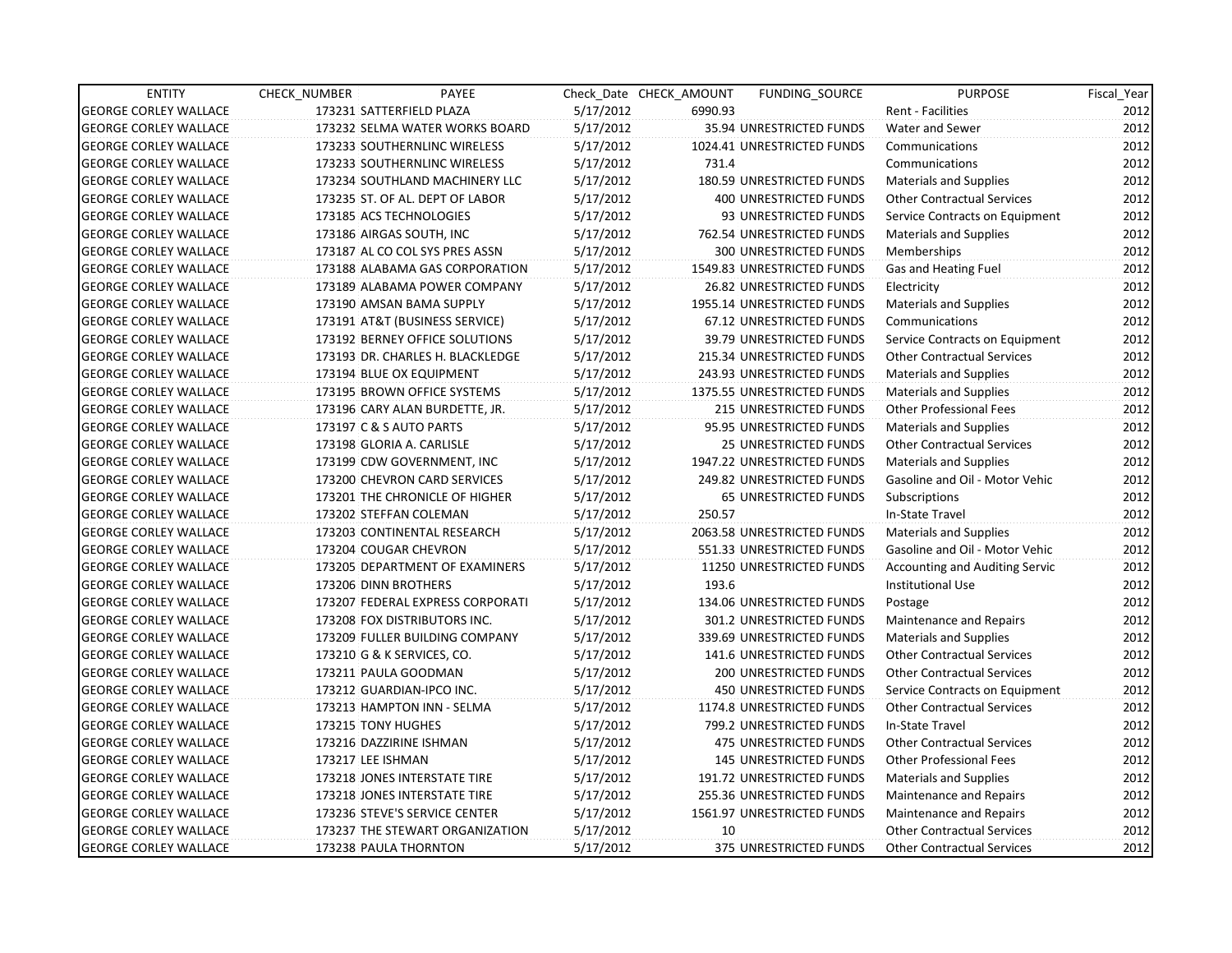| ENTITY | CHECK_NUMBER | PAYEE | Check_Date | CHECK_AMOUNT | FUNDING_SOURCE | PURPOSE | Fiscal_Year |
|---|---|---|---|---|---|---|---|
| GEORGE CORLEY WALLACE | 173231 | SATTERFIELD PLAZA | 5/17/2012 | 6990.93 | | Rent - Facilities | 2012 |
| GEORGE CORLEY WALLACE | 173232 | SELMA WATER WORKS BOARD | 5/17/2012 | 35.94 | UNRESTRICTED FUNDS | Water and Sewer | 2012 |
| GEORGE CORLEY WALLACE | 173233 | SOUTHERNLINC WIRELESS | 5/17/2012 | 1024.41 | UNRESTRICTED FUNDS | Communications | 2012 |
| GEORGE CORLEY WALLACE | 173233 | SOUTHERNLINC WIRELESS | 5/17/2012 | 731.4 | | Communications | 2012 |
| GEORGE CORLEY WALLACE | 173234 | SOUTHLAND MACHINERY LLC | 5/17/2012 | 180.59 | UNRESTRICTED FUNDS | Materials and Supplies | 2012 |
| GEORGE CORLEY WALLACE | 173235 | ST. OF AL. DEPT OF LABOR | 5/17/2012 | 400 | UNRESTRICTED FUNDS | Other Contractual Services | 2012 |
| GEORGE CORLEY WALLACE | 173185 | ACS TECHNOLOGIES | 5/17/2012 | 93 | UNRESTRICTED FUNDS | Service Contracts on Equipment | 2012 |
| GEORGE CORLEY WALLACE | 173186 | AIRGAS SOUTH, INC | 5/17/2012 | 762.54 | UNRESTRICTED FUNDS | Materials and Supplies | 2012 |
| GEORGE CORLEY WALLACE | 173187 | AL CO COL SYS PRES ASSN | 5/17/2012 | 300 | UNRESTRICTED FUNDS | Memberships | 2012 |
| GEORGE CORLEY WALLACE | 173188 | ALABAMA GAS CORPORATION | 5/17/2012 | 1549.83 | UNRESTRICTED FUNDS | Gas and Heating Fuel | 2012 |
| GEORGE CORLEY WALLACE | 173189 | ALABAMA POWER COMPANY | 5/17/2012 | 26.82 | UNRESTRICTED FUNDS | Electricity | 2012 |
| GEORGE CORLEY WALLACE | 173190 | AMSAN BAMA SUPPLY | 5/17/2012 | 1955.14 | UNRESTRICTED FUNDS | Materials and Supplies | 2012 |
| GEORGE CORLEY WALLACE | 173191 | AT&T (BUSINESS SERVICE) | 5/17/2012 | 67.12 | UNRESTRICTED FUNDS | Communications | 2012 |
| GEORGE CORLEY WALLACE | 173192 | BERNEY OFFICE SOLUTIONS | 5/17/2012 | 39.79 | UNRESTRICTED FUNDS | Service Contracts on Equipment | 2012 |
| GEORGE CORLEY WALLACE | 173193 | DR. CHARLES H. BLACKLEDGE | 5/17/2012 | 215.34 | UNRESTRICTED FUNDS | Other Contractual Services | 2012 |
| GEORGE CORLEY WALLACE | 173194 | BLUE OX EQUIPMENT | 5/17/2012 | 243.93 | UNRESTRICTED FUNDS | Materials and Supplies | 2012 |
| GEORGE CORLEY WALLACE | 173195 | BROWN OFFICE SYSTEMS | 5/17/2012 | 1375.55 | UNRESTRICTED FUNDS | Materials and Supplies | 2012 |
| GEORGE CORLEY WALLACE | 173196 | CARY ALAN BURDETTE, JR. | 5/17/2012 | 215 | UNRESTRICTED FUNDS | Other Professional Fees | 2012 |
| GEORGE CORLEY WALLACE | 173197 | C & S AUTO PARTS | 5/17/2012 | 95.95 | UNRESTRICTED FUNDS | Materials and Supplies | 2012 |
| GEORGE CORLEY WALLACE | 173198 | GLORIA A. CARLISLE | 5/17/2012 | 25 | UNRESTRICTED FUNDS | Other Contractual Services | 2012 |
| GEORGE CORLEY WALLACE | 173199 | CDW GOVERNMENT, INC | 5/17/2012 | 1947.22 | UNRESTRICTED FUNDS | Materials and Supplies | 2012 |
| GEORGE CORLEY WALLACE | 173200 | CHEVRON CARD SERVICES | 5/17/2012 | 249.82 | UNRESTRICTED FUNDS | Gasoline and Oil - Motor Vehic | 2012 |
| GEORGE CORLEY WALLACE | 173201 | THE CHRONICLE OF HIGHER | 5/17/2012 | 65 | UNRESTRICTED FUNDS | Subscriptions | 2012 |
| GEORGE CORLEY WALLACE | 173202 | STEFFAN COLEMAN | 5/17/2012 | 250.57 | | In-State Travel | 2012 |
| GEORGE CORLEY WALLACE | 173203 | CONTINENTAL RESEARCH | 5/17/2012 | 2063.58 | UNRESTRICTED FUNDS | Materials and Supplies | 2012 |
| GEORGE CORLEY WALLACE | 173204 | COUGAR CHEVRON | 5/17/2012 | 551.33 | UNRESTRICTED FUNDS | Gasoline and Oil - Motor Vehic | 2012 |
| GEORGE CORLEY WALLACE | 173205 | DEPARTMENT OF EXAMINERS | 5/17/2012 | 11250 | UNRESTRICTED FUNDS | Accounting and Auditing Servic | 2012 |
| GEORGE CORLEY WALLACE | 173206 | DINN BROTHERS | 5/17/2012 | 193.6 | | Institutional Use | 2012 |
| GEORGE CORLEY WALLACE | 173207 | FEDERAL EXPRESS CORPORATI | 5/17/2012 | 134.06 | UNRESTRICTED FUNDS | Postage | 2012 |
| GEORGE CORLEY WALLACE | 173208 | FOX DISTRIBUTORS INC. | 5/17/2012 | 301.2 | UNRESTRICTED FUNDS | Maintenance and Repairs | 2012 |
| GEORGE CORLEY WALLACE | 173209 | FULLER BUILDING COMPANY | 5/17/2012 | 339.69 | UNRESTRICTED FUNDS | Materials and Supplies | 2012 |
| GEORGE CORLEY WALLACE | 173210 | G & K SERVICES, CO. | 5/17/2012 | 141.6 | UNRESTRICTED FUNDS | Other Contractual Services | 2012 |
| GEORGE CORLEY WALLACE | 173211 | PAULA GOODMAN | 5/17/2012 | 200 | UNRESTRICTED FUNDS | Other Contractual Services | 2012 |
| GEORGE CORLEY WALLACE | 173212 | GUARDIAN-IPCO INC. | 5/17/2012 | 450 | UNRESTRICTED FUNDS | Service Contracts on Equipment | 2012 |
| GEORGE CORLEY WALLACE | 173213 | HAMPTON INN - SELMA | 5/17/2012 | 1174.8 | UNRESTRICTED FUNDS | Other Contractual Services | 2012 |
| GEORGE CORLEY WALLACE | 173215 | TONY HUGHES | 5/17/2012 | 799.2 | UNRESTRICTED FUNDS | In-State Travel | 2012 |
| GEORGE CORLEY WALLACE | 173216 | DAZZIRINE ISHMAN | 5/17/2012 | 475 | UNRESTRICTED FUNDS | Other Contractual Services | 2012 |
| GEORGE CORLEY WALLACE | 173217 | LEE ISHMAN | 5/17/2012 | 145 | UNRESTRICTED FUNDS | Other Professional Fees | 2012 |
| GEORGE CORLEY WALLACE | 173218 | JONES INTERSTATE TIRE | 5/17/2012 | 191.72 | UNRESTRICTED FUNDS | Materials and Supplies | 2012 |
| GEORGE CORLEY WALLACE | 173218 | JONES INTERSTATE TIRE | 5/17/2012 | 255.36 | UNRESTRICTED FUNDS | Maintenance and Repairs | 2012 |
| GEORGE CORLEY WALLACE | 173236 | STEVE'S SERVICE CENTER | 5/17/2012 | 1561.97 | UNRESTRICTED FUNDS | Maintenance and Repairs | 2012 |
| GEORGE CORLEY WALLACE | 173237 | THE STEWART ORGANIZATION | 5/17/2012 | 10 | | Other Contractual Services | 2012 |
| GEORGE CORLEY WALLACE | 173238 | PAULA THORNTON | 5/17/2012 | 375 | UNRESTRICTED FUNDS | Other Contractual Services | 2012 |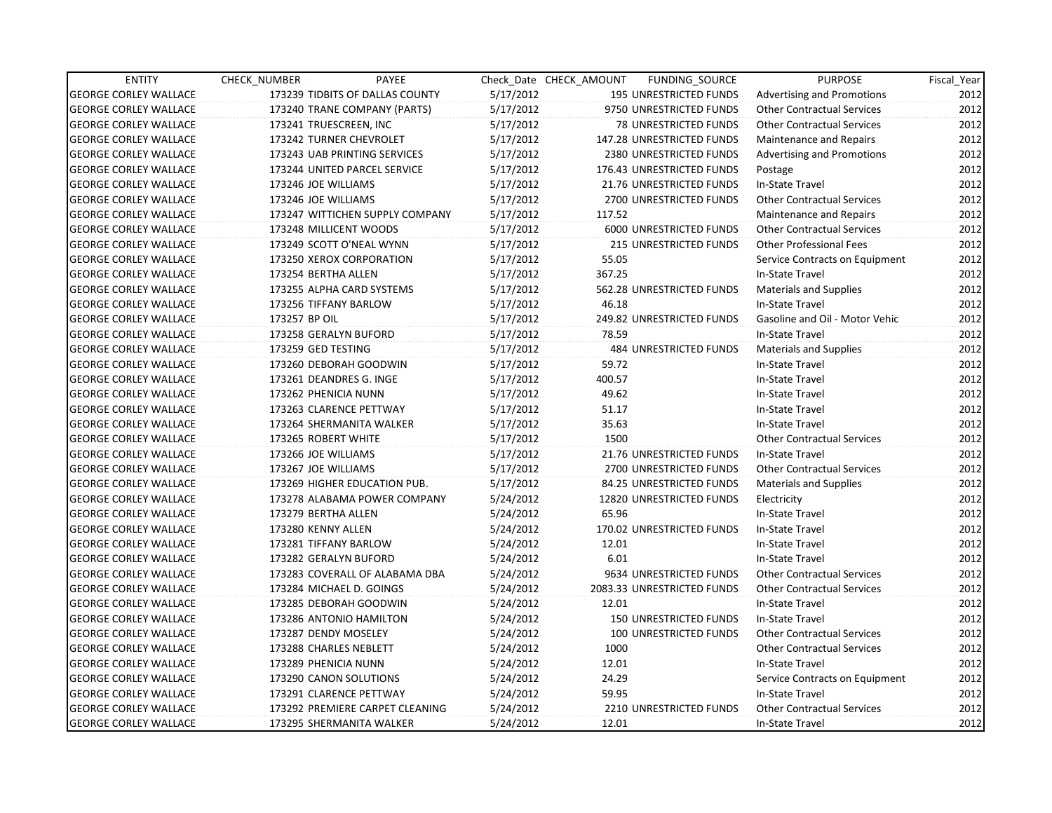| ENTITY | CHECK_NUMBER | PAYEE | Check_Date | CHECK_AMOUNT | FUNDING_SOURCE | PURPOSE | Fiscal_Year |
|---|---|---|---|---|---|---|---|
| GEORGE CORLEY WALLACE | 173239 | TIDBITS OF DALLAS COUNTY | 5/17/2012 | 195 | UNRESTRICTED FUNDS | Advertising and Promotions | 2012 |
| GEORGE CORLEY WALLACE | 173240 | TRANE COMPANY (PARTS) | 5/17/2012 | 9750 | UNRESTRICTED FUNDS | Other Contractual Services | 2012 |
| GEORGE CORLEY WALLACE | 173241 | TRUESCREEN, INC | 5/17/2012 | 78 | UNRESTRICTED FUNDS | Other Contractual Services | 2012 |
| GEORGE CORLEY WALLACE | 173242 | TURNER CHEVROLET | 5/17/2012 | 147.28 | UNRESTRICTED FUNDS | Maintenance and Repairs | 2012 |
| GEORGE CORLEY WALLACE | 173243 | UAB PRINTING SERVICES | 5/17/2012 | 2380 | UNRESTRICTED FUNDS | Advertising and Promotions | 2012 |
| GEORGE CORLEY WALLACE | 173244 | UNITED PARCEL SERVICE | 5/17/2012 | 176.43 | UNRESTRICTED FUNDS | Postage | 2012 |
| GEORGE CORLEY WALLACE | 173246 | JOE WILLIAMS | 5/17/2012 | 21.76 | UNRESTRICTED FUNDS | In-State Travel | 2012 |
| GEORGE CORLEY WALLACE | 173246 | JOE WILLIAMS | 5/17/2012 | 2700 | UNRESTRICTED FUNDS | Other Contractual Services | 2012 |
| GEORGE CORLEY WALLACE | 173247 | WITTICHEN SUPPLY COMPANY | 5/17/2012 | 117.52 | | Maintenance and Repairs | 2012 |
| GEORGE CORLEY WALLACE | 173248 | MILLICENT WOODS | 5/17/2012 | 6000 | UNRESTRICTED FUNDS | Other Contractual Services | 2012 |
| GEORGE CORLEY WALLACE | 173249 | SCOTT O'NEAL WYNN | 5/17/2012 | 215 | UNRESTRICTED FUNDS | Other Professional Fees | 2012 |
| GEORGE CORLEY WALLACE | 173250 | XEROX CORPORATION | 5/17/2012 | 55.05 | | Service Contracts on Equipment | 2012 |
| GEORGE CORLEY WALLACE | 173254 | BERTHA ALLEN | 5/17/2012 | 367.25 | | In-State Travel | 2012 |
| GEORGE CORLEY WALLACE | 173255 | ALPHA CARD SYSTEMS | 5/17/2012 | 562.28 | UNRESTRICTED FUNDS | Materials and Supplies | 2012 |
| GEORGE CORLEY WALLACE | 173256 | TIFFANY BARLOW | 5/17/2012 | 46.18 | | In-State Travel | 2012 |
| GEORGE CORLEY WALLACE | 173257 | BP OIL | 5/17/2012 | 249.82 | UNRESTRICTED FUNDS | Gasoline and Oil - Motor Vehic | 2012 |
| GEORGE CORLEY WALLACE | 173258 | GERALYN BUFORD | 5/17/2012 | 78.59 | | In-State Travel | 2012 |
| GEORGE CORLEY WALLACE | 173259 | GED TESTING | 5/17/2012 | 484 | UNRESTRICTED FUNDS | Materials and Supplies | 2012 |
| GEORGE CORLEY WALLACE | 173260 | DEBORAH GOODWIN | 5/17/2012 | 59.72 | | In-State Travel | 2012 |
| GEORGE CORLEY WALLACE | 173261 | DEANDRES G. INGE | 5/17/2012 | 400.57 | | In-State Travel | 2012 |
| GEORGE CORLEY WALLACE | 173262 | PHENICIA NUNN | 5/17/2012 | 49.62 | | In-State Travel | 2012 |
| GEORGE CORLEY WALLACE | 173263 | CLARENCE PETTWAY | 5/17/2012 | 51.17 | | In-State Travel | 2012 |
| GEORGE CORLEY WALLACE | 173264 | SHERMANITA WALKER | 5/17/2012 | 35.63 | | In-State Travel | 2012 |
| GEORGE CORLEY WALLACE | 173265 | ROBERT WHITE | 5/17/2012 | 1500 | | Other Contractual Services | 2012 |
| GEORGE CORLEY WALLACE | 173266 | JOE WILLIAMS | 5/17/2012 | 21.76 | UNRESTRICTED FUNDS | In-State Travel | 2012 |
| GEORGE CORLEY WALLACE | 173267 | JOE WILLIAMS | 5/17/2012 | 2700 | UNRESTRICTED FUNDS | Other Contractual Services | 2012 |
| GEORGE CORLEY WALLACE | 173269 | HIGHER EDUCATION PUB. | 5/17/2012 | 84.25 | UNRESTRICTED FUNDS | Materials and Supplies | 2012 |
| GEORGE CORLEY WALLACE | 173278 | ALABAMA POWER COMPANY | 5/24/2012 | 12820 | UNRESTRICTED FUNDS | Electricity | 2012 |
| GEORGE CORLEY WALLACE | 173279 | BERTHA ALLEN | 5/24/2012 | 65.96 | | In-State Travel | 2012 |
| GEORGE CORLEY WALLACE | 173280 | KENNY ALLEN | 5/24/2012 | 170.02 | UNRESTRICTED FUNDS | In-State Travel | 2012 |
| GEORGE CORLEY WALLACE | 173281 | TIFFANY BARLOW | 5/24/2012 | 12.01 | | In-State Travel | 2012 |
| GEORGE CORLEY WALLACE | 173282 | GERALYN BUFORD | 5/24/2012 | 6.01 | | In-State Travel | 2012 |
| GEORGE CORLEY WALLACE | 173283 | COVERALL OF ALABAMA DBA | 5/24/2012 | 9634 | UNRESTRICTED FUNDS | Other Contractual Services | 2012 |
| GEORGE CORLEY WALLACE | 173284 | MICHAEL D. GOINGS | 5/24/2012 | 2083.33 | UNRESTRICTED FUNDS | Other Contractual Services | 2012 |
| GEORGE CORLEY WALLACE | 173285 | DEBORAH GOODWIN | 5/24/2012 | 12.01 | | In-State Travel | 2012 |
| GEORGE CORLEY WALLACE | 173286 | ANTONIO HAMILTON | 5/24/2012 | 150 | UNRESTRICTED FUNDS | In-State Travel | 2012 |
| GEORGE CORLEY WALLACE | 173287 | DENDY MOSELEY | 5/24/2012 | 100 | UNRESTRICTED FUNDS | Other Contractual Services | 2012 |
| GEORGE CORLEY WALLACE | 173288 | CHARLES NEBLETT | 5/24/2012 | 1000 | | Other Contractual Services | 2012 |
| GEORGE CORLEY WALLACE | 173289 | PHENICIA NUNN | 5/24/2012 | 12.01 | | In-State Travel | 2012 |
| GEORGE CORLEY WALLACE | 173290 | CANON SOLUTIONS | 5/24/2012 | 24.29 | | Service Contracts on Equipment | 2012 |
| GEORGE CORLEY WALLACE | 173291 | CLARENCE PETTWAY | 5/24/2012 | 59.95 | | In-State Travel | 2012 |
| GEORGE CORLEY WALLACE | 173292 | PREMIERE CARPET CLEANING | 5/24/2012 | 2210 | UNRESTRICTED FUNDS | Other Contractual Services | 2012 |
| GEORGE CORLEY WALLACE | 173295 | SHERMANITA WALKER | 5/24/2012 | 12.01 | | In-State Travel | 2012 |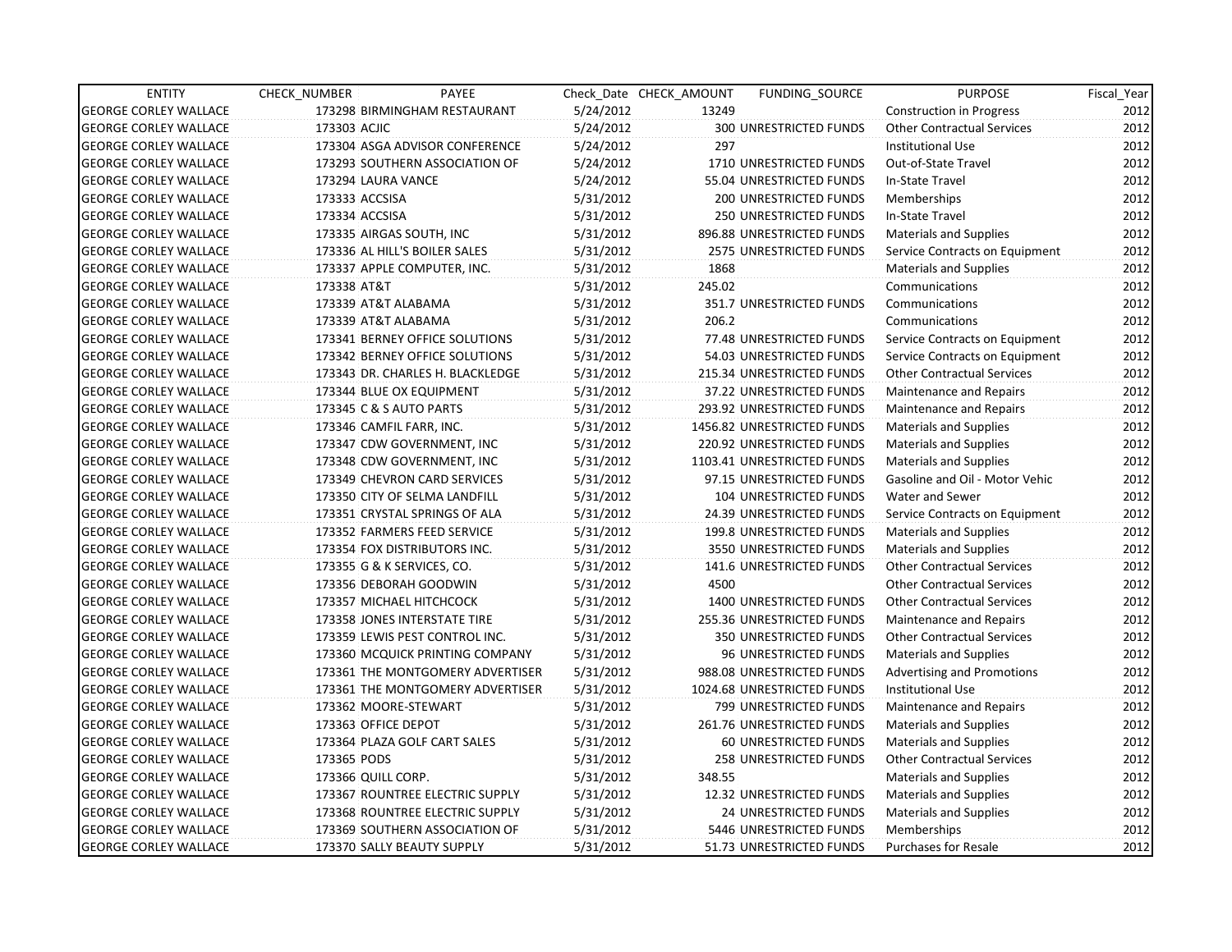| ENTITY | CHECK_NUMBER | PAYEE | Check_Date | CHECK_AMOUNT | FUNDING_SOURCE | PURPOSE | Fiscal_Year |
|---|---|---|---|---|---|---|---|
| GEORGE CORLEY WALLACE | 173298 | BIRMINGHAM RESTAURANT | 5/24/2012 | 13249 | | Construction in Progress | 2012 |
| GEORGE CORLEY WALLACE | 173303 | ACJIC | 5/24/2012 | 300 | UNRESTRICTED FUNDS | Other Contractual Services | 2012 |
| GEORGE CORLEY WALLACE | 173304 | ASGA ADVISOR CONFERENCE | 5/24/2012 | 297 | | Institutional Use | 2012 |
| GEORGE CORLEY WALLACE | 173293 | SOUTHERN ASSOCIATION OF | 5/24/2012 | 1710 | UNRESTRICTED FUNDS | Out-of-State Travel | 2012 |
| GEORGE CORLEY WALLACE | 173294 | LAURA VANCE | 5/24/2012 | 55.04 | UNRESTRICTED FUNDS | In-State Travel | 2012 |
| GEORGE CORLEY WALLACE | 173333 | ACCSISA | 5/31/2012 | 200 | UNRESTRICTED FUNDS | Memberships | 2012 |
| GEORGE CORLEY WALLACE | 173334 | ACCSISA | 5/31/2012 | 250 | UNRESTRICTED FUNDS | In-State Travel | 2012 |
| GEORGE CORLEY WALLACE | 173335 | AIRGAS SOUTH, INC | 5/31/2012 | 896.88 | UNRESTRICTED FUNDS | Materials and Supplies | 2012 |
| GEORGE CORLEY WALLACE | 173336 | AL HILL'S BOILER SALES | 5/31/2012 | 2575 | UNRESTRICTED FUNDS | Service Contracts on Equipment | 2012 |
| GEORGE CORLEY WALLACE | 173337 | APPLE COMPUTER, INC. | 5/31/2012 | 1868 | | Materials and Supplies | 2012 |
| GEORGE CORLEY WALLACE | 173338 | AT&T | 5/31/2012 | 245.02 | | Communications | 2012 |
| GEORGE CORLEY WALLACE | 173339 | AT&T ALABAMA | 5/31/2012 | 351.7 | UNRESTRICTED FUNDS | Communications | 2012 |
| GEORGE CORLEY WALLACE | 173339 | AT&T ALABAMA | 5/31/2012 | 206.2 | | Communications | 2012 |
| GEORGE CORLEY WALLACE | 173341 | BERNEY OFFICE SOLUTIONS | 5/31/2012 | 77.48 | UNRESTRICTED FUNDS | Service Contracts on Equipment | 2012 |
| GEORGE CORLEY WALLACE | 173342 | BERNEY OFFICE SOLUTIONS | 5/31/2012 | 54.03 | UNRESTRICTED FUNDS | Service Contracts on Equipment | 2012 |
| GEORGE CORLEY WALLACE | 173343 | DR. CHARLES H. BLACKLEDGE | 5/31/2012 | 215.34 | UNRESTRICTED FUNDS | Other Contractual Services | 2012 |
| GEORGE CORLEY WALLACE | 173344 | BLUE OX EQUIPMENT | 5/31/2012 | 37.22 | UNRESTRICTED FUNDS | Maintenance and Repairs | 2012 |
| GEORGE CORLEY WALLACE | 173345 | C & S AUTO PARTS | 5/31/2012 | 293.92 | UNRESTRICTED FUNDS | Maintenance and Repairs | 2012 |
| GEORGE CORLEY WALLACE | 173346 | CAMFIL FARR, INC. | 5/31/2012 | 1456.82 | UNRESTRICTED FUNDS | Materials and Supplies | 2012 |
| GEORGE CORLEY WALLACE | 173347 | CDW GOVERNMENT, INC | 5/31/2012 | 220.92 | UNRESTRICTED FUNDS | Materials and Supplies | 2012 |
| GEORGE CORLEY WALLACE | 173348 | CDW GOVERNMENT, INC | 5/31/2012 | 1103.41 | UNRESTRICTED FUNDS | Materials and Supplies | 2012 |
| GEORGE CORLEY WALLACE | 173349 | CHEVRON CARD SERVICES | 5/31/2012 | 97.15 | UNRESTRICTED FUNDS | Gasoline and Oil - Motor Vehic | 2012 |
| GEORGE CORLEY WALLACE | 173350 | CITY OF SELMA LANDFILL | 5/31/2012 | 104 | UNRESTRICTED FUNDS | Water and Sewer | 2012 |
| GEORGE CORLEY WALLACE | 173351 | CRYSTAL SPRINGS OF ALA | 5/31/2012 | 24.39 | UNRESTRICTED FUNDS | Service Contracts on Equipment | 2012 |
| GEORGE CORLEY WALLACE | 173352 | FARMERS FEED SERVICE | 5/31/2012 | 199.8 | UNRESTRICTED FUNDS | Materials and Supplies | 2012 |
| GEORGE CORLEY WALLACE | 173354 | FOX DISTRIBUTORS INC. | 5/31/2012 | 3550 | UNRESTRICTED FUNDS | Materials and Supplies | 2012 |
| GEORGE CORLEY WALLACE | 173355 | G & K SERVICES, CO. | 5/31/2012 | 141.6 | UNRESTRICTED FUNDS | Other Contractual Services | 2012 |
| GEORGE CORLEY WALLACE | 173356 | DEBORAH GOODWIN | 5/31/2012 | 4500 | | Other Contractual Services | 2012 |
| GEORGE CORLEY WALLACE | 173357 | MICHAEL HITCHCOCK | 5/31/2012 | 1400 | UNRESTRICTED FUNDS | Other Contractual Services | 2012 |
| GEORGE CORLEY WALLACE | 173358 | JONES INTERSTATE TIRE | 5/31/2012 | 255.36 | UNRESTRICTED FUNDS | Maintenance and Repairs | 2012 |
| GEORGE CORLEY WALLACE | 173359 | LEWIS PEST CONTROL INC. | 5/31/2012 | 350 | UNRESTRICTED FUNDS | Other Contractual Services | 2012 |
| GEORGE CORLEY WALLACE | 173360 | MCQUICK PRINTING COMPANY | 5/31/2012 | 96 | UNRESTRICTED FUNDS | Materials and Supplies | 2012 |
| GEORGE CORLEY WALLACE | 173361 | THE MONTGOMERY ADVERTISER | 5/31/2012 | 988.08 | UNRESTRICTED FUNDS | Advertising and Promotions | 2012 |
| GEORGE CORLEY WALLACE | 173361 | THE MONTGOMERY ADVERTISER | 5/31/2012 | 1024.68 | UNRESTRICTED FUNDS | Institutional Use | 2012 |
| GEORGE CORLEY WALLACE | 173362 | MOORE-STEWART | 5/31/2012 | 799 | UNRESTRICTED FUNDS | Maintenance and Repairs | 2012 |
| GEORGE CORLEY WALLACE | 173363 | OFFICE DEPOT | 5/31/2012 | 261.76 | UNRESTRICTED FUNDS | Materials and Supplies | 2012 |
| GEORGE CORLEY WALLACE | 173364 | PLAZA GOLF CART SALES | 5/31/2012 | 60 | UNRESTRICTED FUNDS | Materials and Supplies | 2012 |
| GEORGE CORLEY WALLACE | 173365 | PODS | 5/31/2012 | 258 | UNRESTRICTED FUNDS | Other Contractual Services | 2012 |
| GEORGE CORLEY WALLACE | 173366 | QUILL CORP. | 5/31/2012 | 348.55 | | Materials and Supplies | 2012 |
| GEORGE CORLEY WALLACE | 173367 | ROUNTREE ELECTRIC SUPPLY | 5/31/2012 | 12.32 | UNRESTRICTED FUNDS | Materials and Supplies | 2012 |
| GEORGE CORLEY WALLACE | 173368 | ROUNTREE ELECTRIC SUPPLY | 5/31/2012 | 24 | UNRESTRICTED FUNDS | Materials and Supplies | 2012 |
| GEORGE CORLEY WALLACE | 173369 | SOUTHERN ASSOCIATION OF | 5/31/2012 | 5446 | UNRESTRICTED FUNDS | Memberships | 2012 |
| GEORGE CORLEY WALLACE | 173370 | SALLY BEAUTY SUPPLY | 5/31/2012 | 51.73 | UNRESTRICTED FUNDS | Purchases for Resale | 2012 |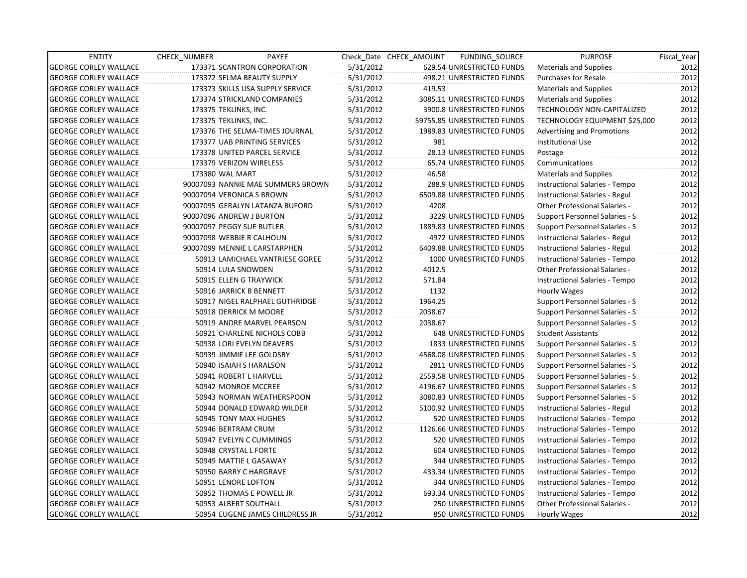| ENTITY | CHECK_NUMBER | PAYEE | Check_Date | CHECK_AMOUNT | FUNDING_SOURCE | PURPOSE | Fiscal_Year |
|---|---|---|---|---|---|---|---|
| GEORGE CORLEY WALLACE | 173371 | SCANTRON CORPORATION | 5/31/2012 | 629.54 | UNRESTRICTED FUNDS | Materials and Supplies | 2012 |
| GEORGE CORLEY WALLACE | 173372 | SELMA BEAUTY SUPPLY | 5/31/2012 | 498.21 | UNRESTRICTED FUNDS | Purchases for Resale | 2012 |
| GEORGE CORLEY WALLACE | 173373 | SKILLS USA SUPPLY SERVICE | 5/31/2012 | 419.53 | | Materials and Supplies | 2012 |
| GEORGE CORLEY WALLACE | 173374 | STRICKLAND COMPANIES | 5/31/2012 | 3085.11 | UNRESTRICTED FUNDS | Materials and Supplies | 2012 |
| GEORGE CORLEY WALLACE | 173375 | TEKLINKS, INC. | 5/31/2012 | 3900.8 | UNRESTRICTED FUNDS | TECHNOLOGY NON-CAPITALIZED | 2012 |
| GEORGE CORLEY WALLACE | 173375 | TEKLINKS, INC. | 5/31/2012 | 59755.85 | UNRESTRICTED FUNDS | TECHNOLOGY EQUIPMENT $25,000 | 2012 |
| GEORGE CORLEY WALLACE | 173376 | THE SELMA-TIMES JOURNAL | 5/31/2012 | 1989.83 | UNRESTRICTED FUNDS | Advertising and Promotions | 2012 |
| GEORGE CORLEY WALLACE | 173377 | UAB PRINTING SERVICES | 5/31/2012 | 981 | | Institutional Use | 2012 |
| GEORGE CORLEY WALLACE | 173378 | UNITED PARCEL SERVICE | 5/31/2012 | 28.13 | UNRESTRICTED FUNDS | Postage | 2012 |
| GEORGE CORLEY WALLACE | 173379 | VERIZON WIRELESS | 5/31/2012 | 65.74 | UNRESTRICTED FUNDS | Communications | 2012 |
| GEORGE CORLEY WALLACE | 173380 | WAL MART | 5/31/2012 | 46.58 | | Materials and Supplies | 2012 |
| GEORGE CORLEY WALLACE | 90007093 | NANNIE MAE SUMMERS BROWN | 5/31/2012 | 288.9 | UNRESTRICTED FUNDS | Instructional Salaries - Tempo | 2012 |
| GEORGE CORLEY WALLACE | 90007094 | VERONICA S BROWN | 5/31/2012 | 6509.88 | UNRESTRICTED FUNDS | Instructional Salaries - Regul | 2012 |
| GEORGE CORLEY WALLACE | 90007095 | GERALYN LATANZA BUFORD | 5/31/2012 | 4208 | | Other Professional Salaries - | 2012 |
| GEORGE CORLEY WALLACE | 90007096 | ANDREW J BURTON | 5/31/2012 | 3229 | UNRESTRICTED FUNDS | Support Personnel Salaries - S | 2012 |
| GEORGE CORLEY WALLACE | 90007097 | PEGGY SUE BUTLER | 5/31/2012 | 1889.83 | UNRESTRICTED FUNDS | Support Personnel Salaries - S | 2012 |
| GEORGE CORLEY WALLACE | 90007098 | WEBBIE R CALHOUN | 5/31/2012 | 4972 | UNRESTRICTED FUNDS | Instructional Salaries - Regul | 2012 |
| GEORGE CORLEY WALLACE | 90007099 | MENNIE L CARSTARPHEN | 5/31/2012 | 6409.88 | UNRESTRICTED FUNDS | Instructional Salaries - Regul | 2012 |
| GEORGE CORLEY WALLACE | 50913 | LAMICHAEL VANTRIESE GOREE | 5/31/2012 | 1000 | UNRESTRICTED FUNDS | Instructional Salaries - Tempo | 2012 |
| GEORGE CORLEY WALLACE | 50914 | LULA SNOWDEN | 5/31/2012 | 4012.5 | | Other Professional Salaries - | 2012 |
| GEORGE CORLEY WALLACE | 50915 | ELLEN G TRAYWICK | 5/31/2012 | 571.84 | | Instructional Salaries - Tempo | 2012 |
| GEORGE CORLEY WALLACE | 50916 | JARRICK B BENNETT | 5/31/2012 | 1132 | | Hourly Wages | 2012 |
| GEORGE CORLEY WALLACE | 50917 | NIGEL RALPHAEL GUTHRIDGE | 5/31/2012 | 1964.25 | | Support Personnel Salaries - S | 2012 |
| GEORGE CORLEY WALLACE | 50918 | DERRICK M MOORE | 5/31/2012 | 2038.67 | | Support Personnel Salaries - S | 2012 |
| GEORGE CORLEY WALLACE | 50919 | ANDRE MARVEL PEARSON | 5/31/2012 | 2038.67 | | Support Personnel Salaries - S | 2012 |
| GEORGE CORLEY WALLACE | 50921 | CHARLENE NICHOLS COBB | 5/31/2012 | 648 | UNRESTRICTED FUNDS | Student Assistants | 2012 |
| GEORGE CORLEY WALLACE | 50938 | LORI EVELYN DEAVERS | 5/31/2012 | 1833 | UNRESTRICTED FUNDS | Support Personnel Salaries - S | 2012 |
| GEORGE CORLEY WALLACE | 50939 | JIMMIE LEE GOLDSBY | 5/31/2012 | 4568.08 | UNRESTRICTED FUNDS | Support Personnel Salaries - S | 2012 |
| GEORGE CORLEY WALLACE | 50940 | ISAIAH S HARALSON | 5/31/2012 | 2811 | UNRESTRICTED FUNDS | Support Personnel Salaries - S | 2012 |
| GEORGE CORLEY WALLACE | 50941 | ROBERT L HARVELL | 5/31/2012 | 2559.58 | UNRESTRICTED FUNDS | Support Personnel Salaries - S | 2012 |
| GEORGE CORLEY WALLACE | 50942 | MONROE MCCREE | 5/31/2012 | 4196.67 | UNRESTRICTED FUNDS | Support Personnel Salaries - S | 2012 |
| GEORGE CORLEY WALLACE | 50943 | NORMAN WEATHERSPOON | 5/31/2012 | 3080.83 | UNRESTRICTED FUNDS | Support Personnel Salaries - S | 2012 |
| GEORGE CORLEY WALLACE | 50944 | DONALD EDWARD WILDER | 5/31/2012 | 5100.92 | UNRESTRICTED FUNDS | Instructional Salaries - Regul | 2012 |
| GEORGE CORLEY WALLACE | 50945 | TONY MAX HUGHES | 5/31/2012 | 520 | UNRESTRICTED FUNDS | Instructional Salaries - Tempo | 2012 |
| GEORGE CORLEY WALLACE | 50946 | BERTRAM CRUM | 5/31/2012 | 1126.66 | UNRESTRICTED FUNDS | Instructional Salaries - Tempo | 2012 |
| GEORGE CORLEY WALLACE | 50947 | EVELYN C CUMMINGS | 5/31/2012 | 520 | UNRESTRICTED FUNDS | Instructional Salaries - Tempo | 2012 |
| GEORGE CORLEY WALLACE | 50948 | CRYSTAL L FORTE | 5/31/2012 | 604 | UNRESTRICTED FUNDS | Instructional Salaries - Tempo | 2012 |
| GEORGE CORLEY WALLACE | 50949 | MATTIE L GASAWAY | 5/31/2012 | 344 | UNRESTRICTED FUNDS | Instructional Salaries - Tempo | 2012 |
| GEORGE CORLEY WALLACE | 50950 | BARRY C HARGRAVE | 5/31/2012 | 433.34 | UNRESTRICTED FUNDS | Instructional Salaries - Tempo | 2012 |
| GEORGE CORLEY WALLACE | 50951 | LENORE LOFTON | 5/31/2012 | 344 | UNRESTRICTED FUNDS | Instructional Salaries - Tempo | 2012 |
| GEORGE CORLEY WALLACE | 50952 | THOMAS E POWELL JR | 5/31/2012 | 693.34 | UNRESTRICTED FUNDS | Instructional Salaries - Tempo | 2012 |
| GEORGE CORLEY WALLACE | 50953 | ALBERT SOUTHALL | 5/31/2012 | 250 | UNRESTRICTED FUNDS | Other Professional Salaries - | 2012 |
| GEORGE CORLEY WALLACE | 50954 | EUGENE JAMES CHILDRESS JR | 5/31/2012 | 850 | UNRESTRICTED FUNDS | Hourly Wages | 2012 |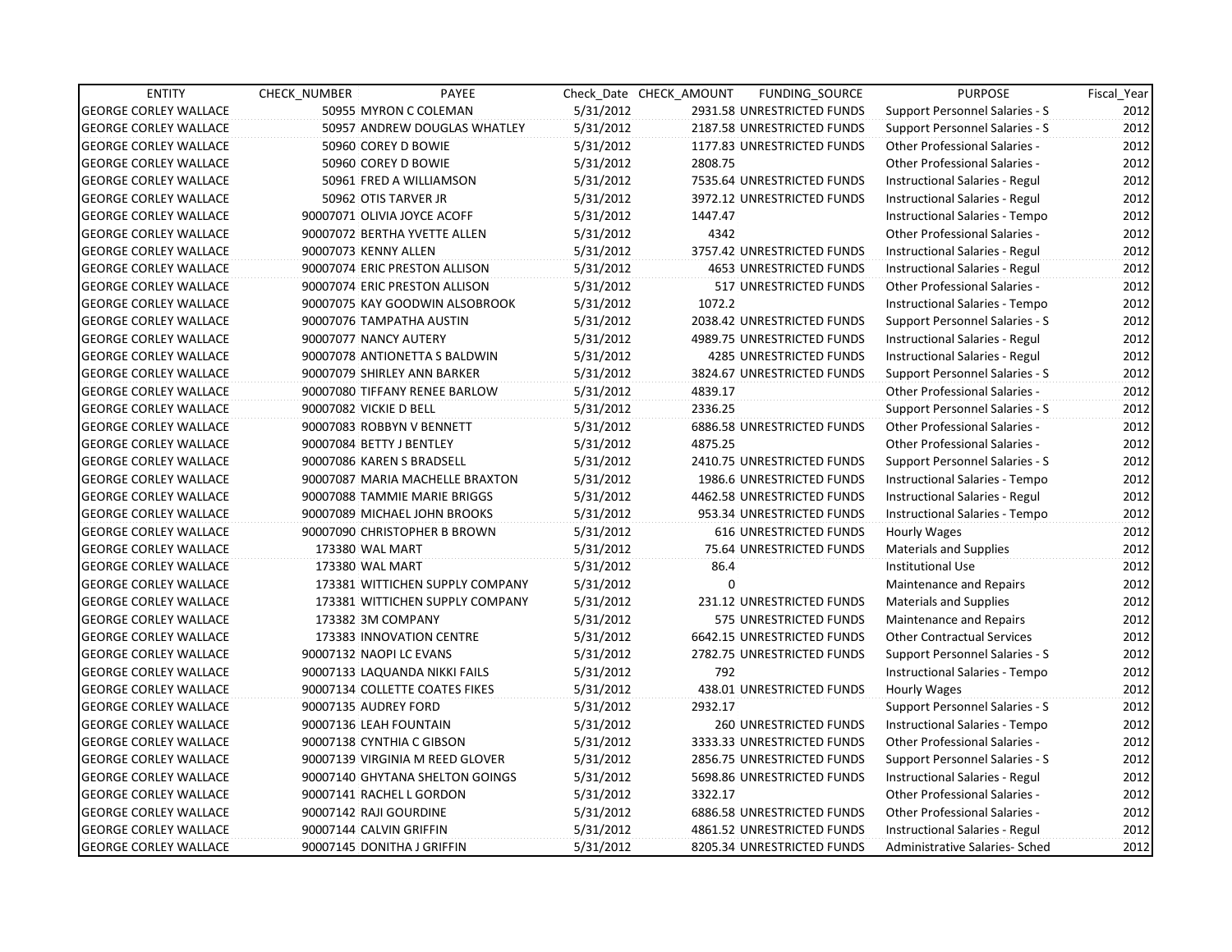| ENTITY | CHECK_NUMBER | PAYEE | Check_Date | CHECK_AMOUNT | FUNDING_SOURCE | PURPOSE | Fiscal_Year |
|---|---|---|---|---|---|---|---|
| GEORGE CORLEY WALLACE | 50955 | MYRON C COLEMAN | 5/31/2012 | 2931.58 | UNRESTRICTED FUNDS | Support Personnel Salaries - S | 2012 |
| GEORGE CORLEY WALLACE | 50957 | ANDREW DOUGLAS WHATLEY | 5/31/2012 | 2187.58 | UNRESTRICTED FUNDS | Support Personnel Salaries - S | 2012 |
| GEORGE CORLEY WALLACE | 50960 | COREY D BOWIE | 5/31/2012 | 1177.83 | UNRESTRICTED FUNDS | Other Professional Salaries - | 2012 |
| GEORGE CORLEY WALLACE | 50960 | COREY D BOWIE | 5/31/2012 | 2808.75 | | Other Professional Salaries - | 2012 |
| GEORGE CORLEY WALLACE | 50961 | FRED A WILLIAMSON | 5/31/2012 | 7535.64 | UNRESTRICTED FUNDS | Instructional Salaries - Regul | 2012 |
| GEORGE CORLEY WALLACE | 50962 | OTIS TARVER JR | 5/31/2012 | 3972.12 | UNRESTRICTED FUNDS | Instructional Salaries - Regul | 2012 |
| GEORGE CORLEY WALLACE | 90007071 | OLIVIA JOYCE ACOFF | 5/31/2012 | 1447.47 | | Instructional Salaries - Tempo | 2012 |
| GEORGE CORLEY WALLACE | 90007072 | BERTHA YVETTE ALLEN | 5/31/2012 | 4342 | | Other Professional Salaries - | 2012 |
| GEORGE CORLEY WALLACE | 90007073 | KENNY ALLEN | 5/31/2012 | 3757.42 | UNRESTRICTED FUNDS | Instructional Salaries - Regul | 2012 |
| GEORGE CORLEY WALLACE | 90007074 | ERIC PRESTON ALLISON | 5/31/2012 | 4653 | UNRESTRICTED FUNDS | Instructional Salaries - Regul | 2012 |
| GEORGE CORLEY WALLACE | 90007074 | ERIC PRESTON ALLISON | 5/31/2012 | 517 | UNRESTRICTED FUNDS | Other Professional Salaries - | 2012 |
| GEORGE CORLEY WALLACE | 90007075 | KAY GOODWIN ALSOBROOK | 5/31/2012 | 1072.2 | | Instructional Salaries - Tempo | 2012 |
| GEORGE CORLEY WALLACE | 90007076 | TAMPATHA AUSTIN | 5/31/2012 | 2038.42 | UNRESTRICTED FUNDS | Support Personnel Salaries - S | 2012 |
| GEORGE CORLEY WALLACE | 90007077 | NANCY AUTERY | 5/31/2012 | 4989.75 | UNRESTRICTED FUNDS | Instructional Salaries - Regul | 2012 |
| GEORGE CORLEY WALLACE | 90007078 | ANTIONETTA S BALDWIN | 5/31/2012 | 4285 | UNRESTRICTED FUNDS | Instructional Salaries - Regul | 2012 |
| GEORGE CORLEY WALLACE | 90007079 | SHIRLEY ANN BARKER | 5/31/2012 | 3824.67 | UNRESTRICTED FUNDS | Support Personnel Salaries - S | 2012 |
| GEORGE CORLEY WALLACE | 90007080 | TIFFANY RENEE BARLOW | 5/31/2012 | 4839.17 | | Other Professional Salaries - | 2012 |
| GEORGE CORLEY WALLACE | 90007082 | VICKIE D BELL | 5/31/2012 | 2336.25 | | Support Personnel Salaries - S | 2012 |
| GEORGE CORLEY WALLACE | 90007083 | ROBBYN V BENNETT | 5/31/2012 | 6886.58 | UNRESTRICTED FUNDS | Other Professional Salaries - | 2012 |
| GEORGE CORLEY WALLACE | 90007084 | BETTY J BENTLEY | 5/31/2012 | 4875.25 | | Other Professional Salaries - | 2012 |
| GEORGE CORLEY WALLACE | 90007086 | KAREN S BRADSELL | 5/31/2012 | 2410.75 | UNRESTRICTED FUNDS | Support Personnel Salaries - S | 2012 |
| GEORGE CORLEY WALLACE | 90007087 | MARIA MACHELLE BRAXTON | 5/31/2012 | 1986.6 | UNRESTRICTED FUNDS | Instructional Salaries - Tempo | 2012 |
| GEORGE CORLEY WALLACE | 90007088 | TAMMIE MARIE BRIGGS | 5/31/2012 | 4462.58 | UNRESTRICTED FUNDS | Instructional Salaries - Regul | 2012 |
| GEORGE CORLEY WALLACE | 90007089 | MICHAEL JOHN BROOKS | 5/31/2012 | 953.34 | UNRESTRICTED FUNDS | Instructional Salaries - Tempo | 2012 |
| GEORGE CORLEY WALLACE | 90007090 | CHRISTOPHER B BROWN | 5/31/2012 | 616 | UNRESTRICTED FUNDS | Hourly Wages | 2012 |
| GEORGE CORLEY WALLACE | 173380 | WAL MART | 5/31/2012 | 75.64 | UNRESTRICTED FUNDS | Materials and Supplies | 2012 |
| GEORGE CORLEY WALLACE | 173380 | WAL MART | 5/31/2012 | 86.4 | | Institutional Use | 2012 |
| GEORGE CORLEY WALLACE | 173381 | WITTICHEN SUPPLY COMPANY | 5/31/2012 | 0 | | Maintenance and Repairs | 2012 |
| GEORGE CORLEY WALLACE | 173381 | WITTICHEN SUPPLY COMPANY | 5/31/2012 | 231.12 | UNRESTRICTED FUNDS | Materials and Supplies | 2012 |
| GEORGE CORLEY WALLACE | 173382 | 3M COMPANY | 5/31/2012 | 575 | UNRESTRICTED FUNDS | Maintenance and Repairs | 2012 |
| GEORGE CORLEY WALLACE | 173383 | INNOVATION CENTRE | 5/31/2012 | 6642.15 | UNRESTRICTED FUNDS | Other Contractual Services | 2012 |
| GEORGE CORLEY WALLACE | 90007132 | NAOPI LC EVANS | 5/31/2012 | 2782.75 | UNRESTRICTED FUNDS | Support Personnel Salaries - S | 2012 |
| GEORGE CORLEY WALLACE | 90007133 | LAQUANDA NIKKI FAILS | 5/31/2012 | 792 | | Instructional Salaries - Tempo | 2012 |
| GEORGE CORLEY WALLACE | 90007134 | COLLETTE COATES FIKES | 5/31/2012 | 438.01 | UNRESTRICTED FUNDS | Hourly Wages | 2012 |
| GEORGE CORLEY WALLACE | 90007135 | AUDREY FORD | 5/31/2012 | 2932.17 | | Support Personnel Salaries - S | 2012 |
| GEORGE CORLEY WALLACE | 90007136 | LEAH FOUNTAIN | 5/31/2012 | 260 | UNRESTRICTED FUNDS | Instructional Salaries - Tempo | 2012 |
| GEORGE CORLEY WALLACE | 90007138 | CYNTHIA C GIBSON | 5/31/2012 | 3333.33 | UNRESTRICTED FUNDS | Other Professional Salaries - | 2012 |
| GEORGE CORLEY WALLACE | 90007139 | VIRGINIA M REED GLOVER | 5/31/2012 | 2856.75 | UNRESTRICTED FUNDS | Support Personnel Salaries - S | 2012 |
| GEORGE CORLEY WALLACE | 90007140 | GHYTANA SHELTON GOINGS | 5/31/2012 | 5698.86 | UNRESTRICTED FUNDS | Instructional Salaries - Regul | 2012 |
| GEORGE CORLEY WALLACE | 90007141 | RACHEL L GORDON | 5/31/2012 | 3322.17 | | Other Professional Salaries - | 2012 |
| GEORGE CORLEY WALLACE | 90007142 | RAJI GOURDINE | 5/31/2012 | 6886.58 | UNRESTRICTED FUNDS | Other Professional Salaries - | 2012 |
| GEORGE CORLEY WALLACE | 90007144 | CALVIN GRIFFIN | 5/31/2012 | 4861.52 | UNRESTRICTED FUNDS | Instructional Salaries - Regul | 2012 |
| GEORGE CORLEY WALLACE | 90007145 | DONITHA J GRIFFIN | 5/31/2012 | 8205.34 | UNRESTRICTED FUNDS | Administrative Salaries- Sched | 2012 |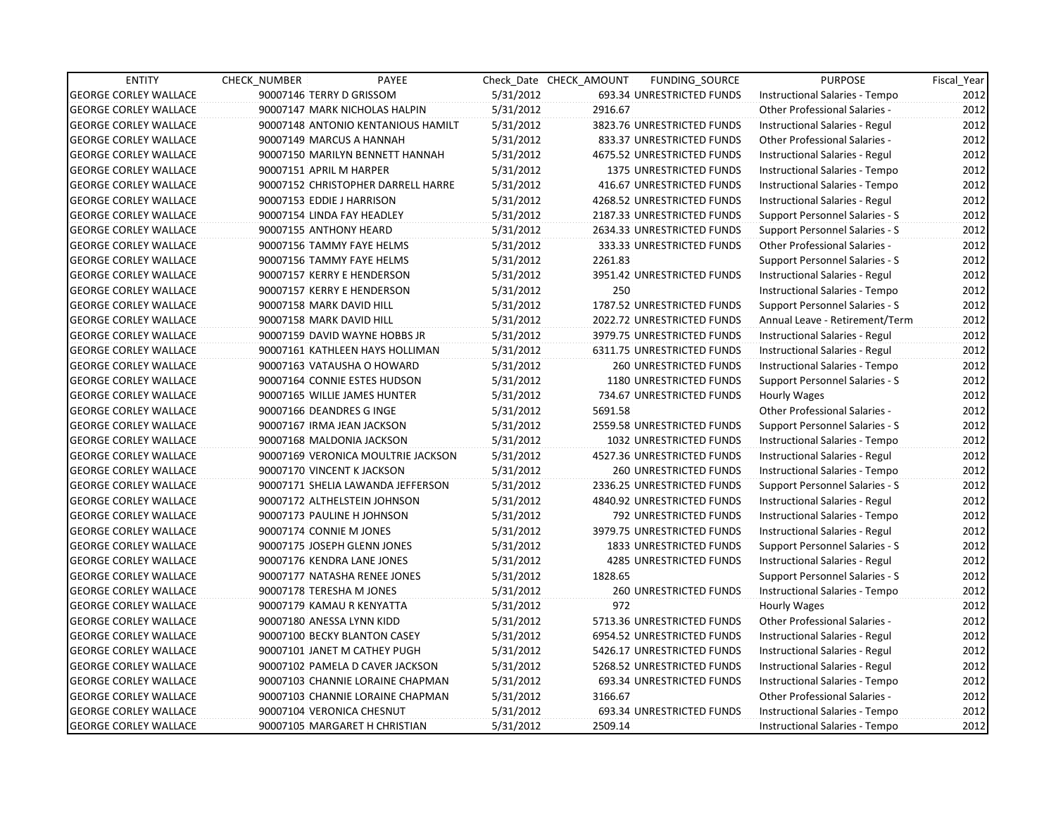| ENTITY | CHECK_NUMBER | PAYEE | Check_Date | CHECK_AMOUNT | FUNDING_SOURCE | PURPOSE | Fiscal_Year |
|---|---|---|---|---|---|---|---|
| GEORGE CORLEY WALLACE | 90007146 | TERRY D GRISSOM | 5/31/2012 | 693.34 | UNRESTRICTED FUNDS | Instructional Salaries - Tempo | 2012 |
| GEORGE CORLEY WALLACE | 90007147 | MARK NICHOLAS HALPIN | 5/31/2012 | 2916.67 | | Other Professional Salaries - | 2012 |
| GEORGE CORLEY WALLACE | 90007148 | ANTONIO KENTANIOUS HAMILT | 5/31/2012 | 3823.76 | UNRESTRICTED FUNDS | Instructional Salaries - Regul | 2012 |
| GEORGE CORLEY WALLACE | 90007149 | MARCUS A HANNAH | 5/31/2012 | 833.37 | UNRESTRICTED FUNDS | Other Professional Salaries - | 2012 |
| GEORGE CORLEY WALLACE | 90007150 | MARILYN BENNETT HANNAH | 5/31/2012 | 4675.52 | UNRESTRICTED FUNDS | Instructional Salaries - Regul | 2012 |
| GEORGE CORLEY WALLACE | 90007151 | APRIL M HARPER | 5/31/2012 | 1375 | UNRESTRICTED FUNDS | Instructional Salaries - Tempo | 2012 |
| GEORGE CORLEY WALLACE | 90007152 | CHRISTOPHER DARRELL HARRE | 5/31/2012 | 416.67 | UNRESTRICTED FUNDS | Instructional Salaries - Tempo | 2012 |
| GEORGE CORLEY WALLACE | 90007153 | EDDIE J HARRISON | 5/31/2012 | 4268.52 | UNRESTRICTED FUNDS | Instructional Salaries - Regul | 2012 |
| GEORGE CORLEY WALLACE | 90007154 | LINDA FAY HEADLEY | 5/31/2012 | 2187.33 | UNRESTRICTED FUNDS | Support Personnel Salaries - S | 2012 |
| GEORGE CORLEY WALLACE | 90007155 | ANTHONY HEARD | 5/31/2012 | 2634.33 | UNRESTRICTED FUNDS | Support Personnel Salaries - S | 2012 |
| GEORGE CORLEY WALLACE | 90007156 | TAMMY FAYE HELMS | 5/31/2012 | 333.33 | UNRESTRICTED FUNDS | Other Professional Salaries - | 2012 |
| GEORGE CORLEY WALLACE | 90007156 | TAMMY FAYE HELMS | 5/31/2012 | 2261.83 | | Support Personnel Salaries - S | 2012 |
| GEORGE CORLEY WALLACE | 90007157 | KERRY E HENDERSON | 5/31/2012 | 3951.42 | UNRESTRICTED FUNDS | Instructional Salaries - Regul | 2012 |
| GEORGE CORLEY WALLACE | 90007157 | KERRY E HENDERSON | 5/31/2012 | 250 | | Instructional Salaries - Tempo | 2012 |
| GEORGE CORLEY WALLACE | 90007158 | MARK DAVID HILL | 5/31/2012 | 1787.52 | UNRESTRICTED FUNDS | Support Personnel Salaries - S | 2012 |
| GEORGE CORLEY WALLACE | 90007158 | MARK DAVID HILL | 5/31/2012 | 2022.72 | UNRESTRICTED FUNDS | Annual Leave - Retirement/Term | 2012 |
| GEORGE CORLEY WALLACE | 90007159 | DAVID WAYNE HOBBS JR | 5/31/2012 | 3979.75 | UNRESTRICTED FUNDS | Instructional Salaries - Regul | 2012 |
| GEORGE CORLEY WALLACE | 90007161 | KATHLEEN HAYS HOLLIMAN | 5/31/2012 | 6311.75 | UNRESTRICTED FUNDS | Instructional Salaries - Regul | 2012 |
| GEORGE CORLEY WALLACE | 90007163 | VATAUSHA O HOWARD | 5/31/2012 | 260 | UNRESTRICTED FUNDS | Instructional Salaries - Tempo | 2012 |
| GEORGE CORLEY WALLACE | 90007164 | CONNIE ESTES HUDSON | 5/31/2012 | 1180 | UNRESTRICTED FUNDS | Support Personnel Salaries - S | 2012 |
| GEORGE CORLEY WALLACE | 90007165 | WILLIE JAMES HUNTER | 5/31/2012 | 734.67 | UNRESTRICTED FUNDS | Hourly Wages | 2012 |
| GEORGE CORLEY WALLACE | 90007166 | DEANDRES G INGE | 5/31/2012 | 5691.58 | | Other Professional Salaries - | 2012 |
| GEORGE CORLEY WALLACE | 90007167 | IRMA JEAN JACKSON | 5/31/2012 | 2559.58 | UNRESTRICTED FUNDS | Support Personnel Salaries - S | 2012 |
| GEORGE CORLEY WALLACE | 90007168 | MALDONIA JACKSON | 5/31/2012 | 1032 | UNRESTRICTED FUNDS | Instructional Salaries - Tempo | 2012 |
| GEORGE CORLEY WALLACE | 90007169 | VERONICA MOULTRIE JACKSON | 5/31/2012 | 4527.36 | UNRESTRICTED FUNDS | Instructional Salaries - Regul | 2012 |
| GEORGE CORLEY WALLACE | 90007170 | VINCENT K JACKSON | 5/31/2012 | 260 | UNRESTRICTED FUNDS | Instructional Salaries - Tempo | 2012 |
| GEORGE CORLEY WALLACE | 90007171 | SHELIA LAWANDA JEFFERSON | 5/31/2012 | 2336.25 | UNRESTRICTED FUNDS | Support Personnel Salaries - S | 2012 |
| GEORGE CORLEY WALLACE | 90007172 | ALTHELSTEIN JOHNSON | 5/31/2012 | 4840.92 | UNRESTRICTED FUNDS | Instructional Salaries - Regul | 2012 |
| GEORGE CORLEY WALLACE | 90007173 | PAULINE H JOHNSON | 5/31/2012 | 792 | UNRESTRICTED FUNDS | Instructional Salaries - Tempo | 2012 |
| GEORGE CORLEY WALLACE | 90007174 | CONNIE M JONES | 5/31/2012 | 3979.75 | UNRESTRICTED FUNDS | Instructional Salaries - Regul | 2012 |
| GEORGE CORLEY WALLACE | 90007175 | JOSEPH GLENN JONES | 5/31/2012 | 1833 | UNRESTRICTED FUNDS | Support Personnel Salaries - S | 2012 |
| GEORGE CORLEY WALLACE | 90007176 | KENDRA LANE JONES | 5/31/2012 | 4285 | UNRESTRICTED FUNDS | Instructional Salaries - Regul | 2012 |
| GEORGE CORLEY WALLACE | 90007177 | NATASHA RENEE JONES | 5/31/2012 | 1828.65 | | Support Personnel Salaries - S | 2012 |
| GEORGE CORLEY WALLACE | 90007178 | TERESHA M JONES | 5/31/2012 | 260 | UNRESTRICTED FUNDS | Instructional Salaries - Tempo | 2012 |
| GEORGE CORLEY WALLACE | 90007179 | KAMAU R KENYATTA | 5/31/2012 | 972 | | Hourly Wages | 2012 |
| GEORGE CORLEY WALLACE | 90007180 | ANESSA LYNN KIDD | 5/31/2012 | 5713.36 | UNRESTRICTED FUNDS | Other Professional Salaries - | 2012 |
| GEORGE CORLEY WALLACE | 90007100 | BECKY BLANTON CASEY | 5/31/2012 | 6954.52 | UNRESTRICTED FUNDS | Instructional Salaries - Regul | 2012 |
| GEORGE CORLEY WALLACE | 90007101 | JANET M CATHEY PUGH | 5/31/2012 | 5426.17 | UNRESTRICTED FUNDS | Instructional Salaries - Regul | 2012 |
| GEORGE CORLEY WALLACE | 90007102 | PAMELA D CAVER JACKSON | 5/31/2012 | 5268.52 | UNRESTRICTED FUNDS | Instructional Salaries - Regul | 2012 |
| GEORGE CORLEY WALLACE | 90007103 | CHANNIE LORAINE CHAPMAN | 5/31/2012 | 693.34 | UNRESTRICTED FUNDS | Instructional Salaries - Tempo | 2012 |
| GEORGE CORLEY WALLACE | 90007103 | CHANNIE LORAINE CHAPMAN | 5/31/2012 | 3166.67 | | Other Professional Salaries - | 2012 |
| GEORGE CORLEY WALLACE | 90007104 | VERONICA CHESNUT | 5/31/2012 | 693.34 | UNRESTRICTED FUNDS | Instructional Salaries - Tempo | 2012 |
| GEORGE CORLEY WALLACE | 90007105 | MARGARET H CHRISTIAN | 5/31/2012 | 2509.14 | | Instructional Salaries - Tempo | 2012 |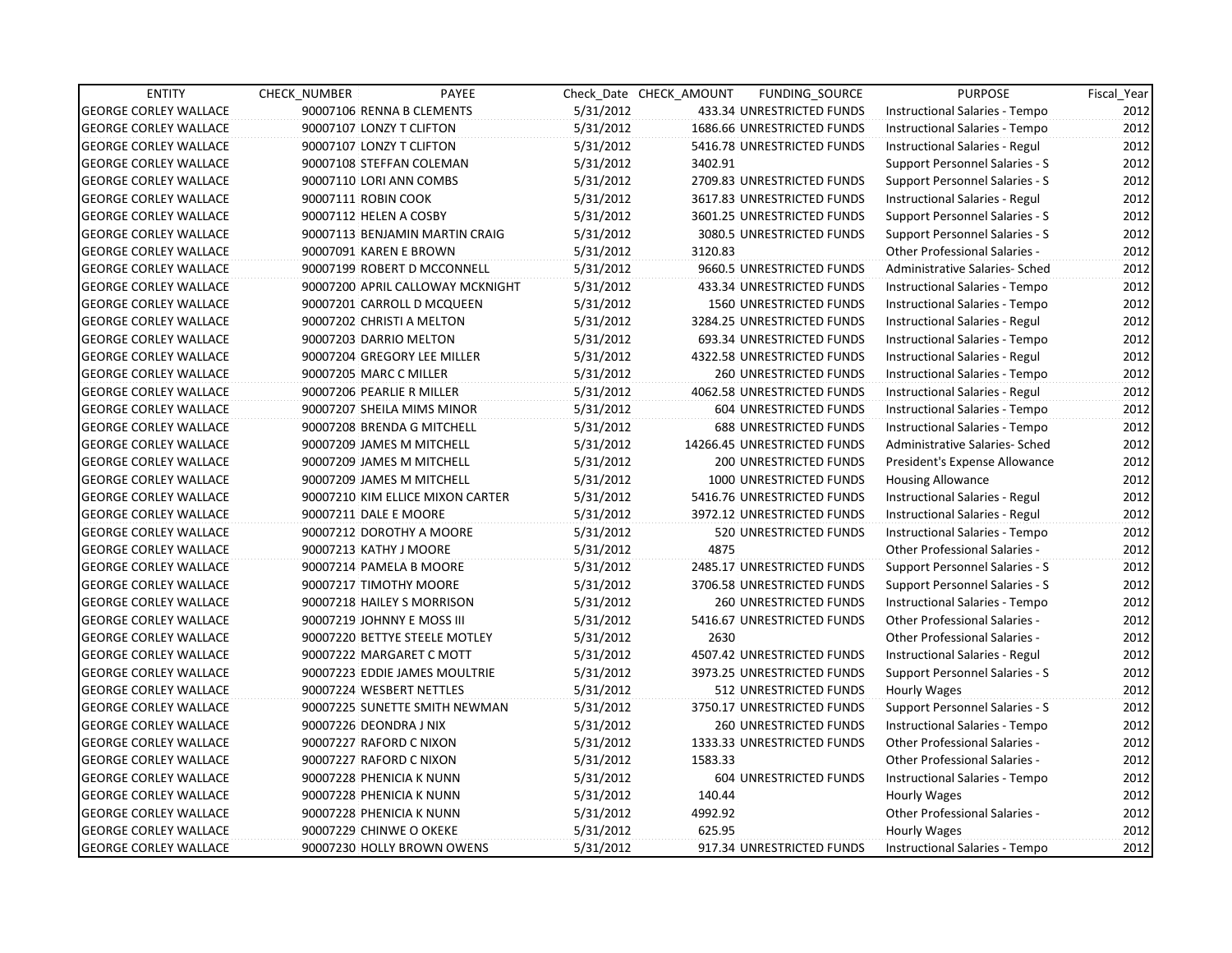| ENTITY | CHECK_NUMBER | PAYEE | Check_Date | CHECK_AMOUNT | FUNDING_SOURCE | PURPOSE | Fiscal_Year |
|---|---|---|---|---|---|---|---|
| GEORGE CORLEY WALLACE | 90007106 | RENNA B CLEMENTS | 5/31/2012 | 433.34 | UNRESTRICTED FUNDS | Instructional Salaries - Tempo | 2012 |
| GEORGE CORLEY WALLACE | 90007107 | LONZY T CLIFTON | 5/31/2012 | 1686.66 | UNRESTRICTED FUNDS | Instructional Salaries - Tempo | 2012 |
| GEORGE CORLEY WALLACE | 90007107 | LONZY T CLIFTON | 5/31/2012 | 5416.78 | UNRESTRICTED FUNDS | Instructional Salaries - Regul | 2012 |
| GEORGE CORLEY WALLACE | 90007108 | STEFFAN COLEMAN | 5/31/2012 | 3402.91 | | Support Personnel Salaries - S | 2012 |
| GEORGE CORLEY WALLACE | 90007110 | LORI ANN COMBS | 5/31/2012 | 2709.83 | UNRESTRICTED FUNDS | Support Personnel Salaries - S | 2012 |
| GEORGE CORLEY WALLACE | 90007111 | ROBIN COOK | 5/31/2012 | 3617.83 | UNRESTRICTED FUNDS | Instructional Salaries - Regul | 2012 |
| GEORGE CORLEY WALLACE | 90007112 | HELEN A COSBY | 5/31/2012 | 3601.25 | UNRESTRICTED FUNDS | Support Personnel Salaries - S | 2012 |
| GEORGE CORLEY WALLACE | 90007113 | BENJAMIN MARTIN CRAIG | 5/31/2012 | 3080.5 | UNRESTRICTED FUNDS | Support Personnel Salaries - S | 2012 |
| GEORGE CORLEY WALLACE | 90007091 | KAREN E BROWN | 5/31/2012 | 3120.83 | | Other Professional Salaries - | 2012 |
| GEORGE CORLEY WALLACE | 90007199 | ROBERT D MCCONNELL | 5/31/2012 | 9660.5 | UNRESTRICTED FUNDS | Administrative Salaries- Sched | 2012 |
| GEORGE CORLEY WALLACE | 90007200 | APRIL CALLOWAY MCKNIGHT | 5/31/2012 | 433.34 | UNRESTRICTED FUNDS | Instructional Salaries - Tempo | 2012 |
| GEORGE CORLEY WALLACE | 90007201 | CARROLL D MCQUEEN | 5/31/2012 | 1560 | UNRESTRICTED FUNDS | Instructional Salaries - Tempo | 2012 |
| GEORGE CORLEY WALLACE | 90007202 | CHRISTI A MELTON | 5/31/2012 | 3284.25 | UNRESTRICTED FUNDS | Instructional Salaries - Regul | 2012 |
| GEORGE CORLEY WALLACE | 90007203 | DARRIO MELTON | 5/31/2012 | 693.34 | UNRESTRICTED FUNDS | Instructional Salaries - Tempo | 2012 |
| GEORGE CORLEY WALLACE | 90007204 | GREGORY LEE MILLER | 5/31/2012 | 4322.58 | UNRESTRICTED FUNDS | Instructional Salaries - Regul | 2012 |
| GEORGE CORLEY WALLACE | 90007205 | MARC C MILLER | 5/31/2012 | 260 | UNRESTRICTED FUNDS | Instructional Salaries - Tempo | 2012 |
| GEORGE CORLEY WALLACE | 90007206 | PEARLIE R MILLER | 5/31/2012 | 4062.58 | UNRESTRICTED FUNDS | Instructional Salaries - Regul | 2012 |
| GEORGE CORLEY WALLACE | 90007207 | SHEILA MIMS MINOR | 5/31/2012 | 604 | UNRESTRICTED FUNDS | Instructional Salaries - Tempo | 2012 |
| GEORGE CORLEY WALLACE | 90007208 | BRENDA G MITCHELL | 5/31/2012 | 688 | UNRESTRICTED FUNDS | Instructional Salaries - Tempo | 2012 |
| GEORGE CORLEY WALLACE | 90007209 | JAMES M MITCHELL | 5/31/2012 | 14266.45 | UNRESTRICTED FUNDS | Administrative Salaries- Sched | 2012 |
| GEORGE CORLEY WALLACE | 90007209 | JAMES M MITCHELL | 5/31/2012 | 200 | UNRESTRICTED FUNDS | President's Expense Allowance | 2012 |
| GEORGE CORLEY WALLACE | 90007209 | JAMES M MITCHELL | 5/31/2012 | 1000 | UNRESTRICTED FUNDS | Housing Allowance | 2012 |
| GEORGE CORLEY WALLACE | 90007210 | KIM ELLICE MIXON CARTER | 5/31/2012 | 5416.76 | UNRESTRICTED FUNDS | Instructional Salaries - Regul | 2012 |
| GEORGE CORLEY WALLACE | 90007211 | DALE E MOORE | 5/31/2012 | 3972.12 | UNRESTRICTED FUNDS | Instructional Salaries - Regul | 2012 |
| GEORGE CORLEY WALLACE | 90007212 | DOROTHY A MOORE | 5/31/2012 | 520 | UNRESTRICTED FUNDS | Instructional Salaries - Tempo | 2012 |
| GEORGE CORLEY WALLACE | 90007213 | KATHY J MOORE | 5/31/2012 | 4875 | | Other Professional Salaries - | 2012 |
| GEORGE CORLEY WALLACE | 90007214 | PAMELA B MOORE | 5/31/2012 | 2485.17 | UNRESTRICTED FUNDS | Support Personnel Salaries - S | 2012 |
| GEORGE CORLEY WALLACE | 90007217 | TIMOTHY MOORE | 5/31/2012 | 3706.58 | UNRESTRICTED FUNDS | Support Personnel Salaries - S | 2012 |
| GEORGE CORLEY WALLACE | 90007218 | HAILEY S MORRISON | 5/31/2012 | 260 | UNRESTRICTED FUNDS | Instructional Salaries - Tempo | 2012 |
| GEORGE CORLEY WALLACE | 90007219 | JOHNNY E MOSS III | 5/31/2012 | 5416.67 | UNRESTRICTED FUNDS | Other Professional Salaries - | 2012 |
| GEORGE CORLEY WALLACE | 90007220 | BETTYE STEELE MOTLEY | 5/31/2012 | 2630 | | Other Professional Salaries - | 2012 |
| GEORGE CORLEY WALLACE | 90007222 | MARGARET C MOTT | 5/31/2012 | 4507.42 | UNRESTRICTED FUNDS | Instructional Salaries - Regul | 2012 |
| GEORGE CORLEY WALLACE | 90007223 | EDDIE JAMES MOULTRIE | 5/31/2012 | 3973.25 | UNRESTRICTED FUNDS | Support Personnel Salaries - S | 2012 |
| GEORGE CORLEY WALLACE | 90007224 | WESBERT NETTLES | 5/31/2012 | 512 | UNRESTRICTED FUNDS | Hourly Wages | 2012 |
| GEORGE CORLEY WALLACE | 90007225 | SUNETTE SMITH NEWMAN | 5/31/2012 | 3750.17 | UNRESTRICTED FUNDS | Support Personnel Salaries - S | 2012 |
| GEORGE CORLEY WALLACE | 90007226 | DEONDRA J NIX | 5/31/2012 | 260 | UNRESTRICTED FUNDS | Instructional Salaries - Tempo | 2012 |
| GEORGE CORLEY WALLACE | 90007227 | RAFORD C NIXON | 5/31/2012 | 1333.33 | UNRESTRICTED FUNDS | Other Professional Salaries - | 2012 |
| GEORGE CORLEY WALLACE | 90007227 | RAFORD C NIXON | 5/31/2012 | 1583.33 | | Other Professional Salaries - | 2012 |
| GEORGE CORLEY WALLACE | 90007228 | PHENICIA K NUNN | 5/31/2012 | 604 | UNRESTRICTED FUNDS | Instructional Salaries - Tempo | 2012 |
| GEORGE CORLEY WALLACE | 90007228 | PHENICIA K NUNN | 5/31/2012 | 140.44 | | Hourly Wages | 2012 |
| GEORGE CORLEY WALLACE | 90007228 | PHENICIA K NUNN | 5/31/2012 | 4992.92 | | Other Professional Salaries - | 2012 |
| GEORGE CORLEY WALLACE | 90007229 | CHINWE O OKEKE | 5/31/2012 | 625.95 | | Hourly Wages | 2012 |
| GEORGE CORLEY WALLACE | 90007230 | HOLLY BROWN OWENS | 5/31/2012 | 917.34 | UNRESTRICTED FUNDS | Instructional Salaries - Tempo | 2012 |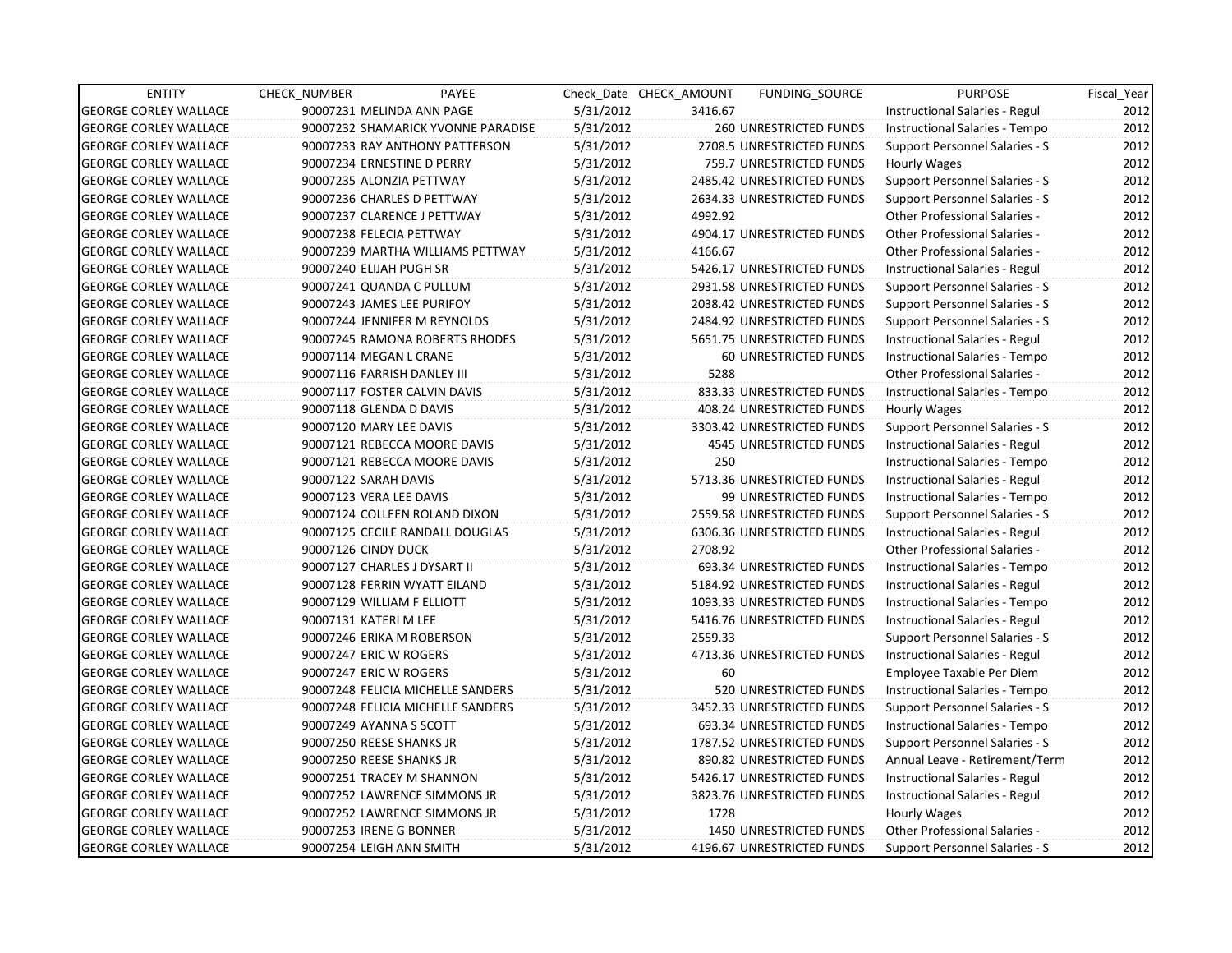| ENTITY | CHECK_NUMBER | PAYEE | Check_Date | CHECK_AMOUNT | FUNDING_SOURCE | PURPOSE | Fiscal_Year |
|---|---|---|---|---|---|---|---|
| GEORGE CORLEY WALLACE | 90007231 | MELINDA ANN PAGE | 5/31/2012 | 3416.67 | | Instructional Salaries - Regul | 2012 |
| GEORGE CORLEY WALLACE | 90007232 | SHAMARICK YVONNE PARADISE | 5/31/2012 | 260 | UNRESTRICTED FUNDS | Instructional Salaries - Tempo | 2012 |
| GEORGE CORLEY WALLACE | 90007233 | RAY ANTHONY PATTERSON | 5/31/2012 | 2708.5 | UNRESTRICTED FUNDS | Support Personnel Salaries - S | 2012 |
| GEORGE CORLEY WALLACE | 90007234 | ERNESTINE D PERRY | 5/31/2012 | 759.7 | UNRESTRICTED FUNDS | Hourly Wages | 2012 |
| GEORGE CORLEY WALLACE | 90007235 | ALONZIA PETTWAY | 5/31/2012 | 2485.42 | UNRESTRICTED FUNDS | Support Personnel Salaries - S | 2012 |
| GEORGE CORLEY WALLACE | 90007236 | CHARLES D PETTWAY | 5/31/2012 | 2634.33 | UNRESTRICTED FUNDS | Support Personnel Salaries - S | 2012 |
| GEORGE CORLEY WALLACE | 90007237 | CLARENCE J PETTWAY | 5/31/2012 | 4992.92 | | Other Professional Salaries - | 2012 |
| GEORGE CORLEY WALLACE | 90007238 | FELECIA PETTWAY | 5/31/2012 | 4904.17 | UNRESTRICTED FUNDS | Other Professional Salaries - | 2012 |
| GEORGE CORLEY WALLACE | 90007239 | MARTHA WILLIAMS PETTWAY | 5/31/2012 | 4166.67 | | Other Professional Salaries - | 2012 |
| GEORGE CORLEY WALLACE | 90007240 | ELIJAH PUGH SR | 5/31/2012 | 5426.17 | UNRESTRICTED FUNDS | Instructional Salaries - Regul | 2012 |
| GEORGE CORLEY WALLACE | 90007241 | QUANDA C PULLUM | 5/31/2012 | 2931.58 | UNRESTRICTED FUNDS | Support Personnel Salaries - S | 2012 |
| GEORGE CORLEY WALLACE | 90007243 | JAMES LEE PURIFOY | 5/31/2012 | 2038.42 | UNRESTRICTED FUNDS | Support Personnel Salaries - S | 2012 |
| GEORGE CORLEY WALLACE | 90007244 | JENNIFER M REYNOLDS | 5/31/2012 | 2484.92 | UNRESTRICTED FUNDS | Support Personnel Salaries - S | 2012 |
| GEORGE CORLEY WALLACE | 90007245 | RAMONA ROBERTS RHODES | 5/31/2012 | 5651.75 | UNRESTRICTED FUNDS | Instructional Salaries - Regul | 2012 |
| GEORGE CORLEY WALLACE | 90007114 | MEGAN L CRANE | 5/31/2012 | 60 | UNRESTRICTED FUNDS | Instructional Salaries - Tempo | 2012 |
| GEORGE CORLEY WALLACE | 90007116 | FARRISH DANLEY III | 5/31/2012 | 5288 | | Other Professional Salaries - | 2012 |
| GEORGE CORLEY WALLACE | 90007117 | FOSTER CALVIN DAVIS | 5/31/2012 | 833.33 | UNRESTRICTED FUNDS | Instructional Salaries - Tempo | 2012 |
| GEORGE CORLEY WALLACE | 90007118 | GLENDA D DAVIS | 5/31/2012 | 408.24 | UNRESTRICTED FUNDS | Hourly Wages | 2012 |
| GEORGE CORLEY WALLACE | 90007120 | MARY LEE DAVIS | 5/31/2012 | 3303.42 | UNRESTRICTED FUNDS | Support Personnel Salaries - S | 2012 |
| GEORGE CORLEY WALLACE | 90007121 | REBECCA MOORE DAVIS | 5/31/2012 | 4545 | UNRESTRICTED FUNDS | Instructional Salaries - Regul | 2012 |
| GEORGE CORLEY WALLACE | 90007121 | REBECCA MOORE DAVIS | 5/31/2012 | 250 | | Instructional Salaries - Tempo | 2012 |
| GEORGE CORLEY WALLACE | 90007122 | SARAH DAVIS | 5/31/2012 | 5713.36 | UNRESTRICTED FUNDS | Instructional Salaries - Regul | 2012 |
| GEORGE CORLEY WALLACE | 90007123 | VERA LEE DAVIS | 5/31/2012 | 99 | UNRESTRICTED FUNDS | Instructional Salaries - Tempo | 2012 |
| GEORGE CORLEY WALLACE | 90007124 | COLLEEN ROLAND DIXON | 5/31/2012 | 2559.58 | UNRESTRICTED FUNDS | Support Personnel Salaries - S | 2012 |
| GEORGE CORLEY WALLACE | 90007125 | CECILE RANDALL DOUGLAS | 5/31/2012 | 6306.36 | UNRESTRICTED FUNDS | Instructional Salaries - Regul | 2012 |
| GEORGE CORLEY WALLACE | 90007126 | CINDY DUCK | 5/31/2012 | 2708.92 | | Other Professional Salaries - | 2012 |
| GEORGE CORLEY WALLACE | 90007127 | CHARLES J DYSART II | 5/31/2012 | 693.34 | UNRESTRICTED FUNDS | Instructional Salaries - Tempo | 2012 |
| GEORGE CORLEY WALLACE | 90007128 | FERRIN WYATT EILAND | 5/31/2012 | 5184.92 | UNRESTRICTED FUNDS | Instructional Salaries - Regul | 2012 |
| GEORGE CORLEY WALLACE | 90007129 | WILLIAM F ELLIOTT | 5/31/2012 | 1093.33 | UNRESTRICTED FUNDS | Instructional Salaries - Tempo | 2012 |
| GEORGE CORLEY WALLACE | 90007131 | KATERI M LEE | 5/31/2012 | 5416.76 | UNRESTRICTED FUNDS | Instructional Salaries - Regul | 2012 |
| GEORGE CORLEY WALLACE | 90007246 | ERIKA M ROBERSON | 5/31/2012 | 2559.33 | | Support Personnel Salaries - S | 2012 |
| GEORGE CORLEY WALLACE | 90007247 | ERIC W ROGERS | 5/31/2012 | 4713.36 | UNRESTRICTED FUNDS | Instructional Salaries - Regul | 2012 |
| GEORGE CORLEY WALLACE | 90007247 | ERIC W ROGERS | 5/31/2012 | 60 | | Employee Taxable Per Diem | 2012 |
| GEORGE CORLEY WALLACE | 90007248 | FELICIA MICHELLE SANDERS | 5/31/2012 | 520 | UNRESTRICTED FUNDS | Instructional Salaries - Tempo | 2012 |
| GEORGE CORLEY WALLACE | 90007248 | FELICIA MICHELLE SANDERS | 5/31/2012 | 3452.33 | UNRESTRICTED FUNDS | Support Personnel Salaries - S | 2012 |
| GEORGE CORLEY WALLACE | 90007249 | AYANNA S SCOTT | 5/31/2012 | 693.34 | UNRESTRICTED FUNDS | Instructional Salaries - Tempo | 2012 |
| GEORGE CORLEY WALLACE | 90007250 | REESE SHANKS JR | 5/31/2012 | 1787.52 | UNRESTRICTED FUNDS | Support Personnel Salaries - S | 2012 |
| GEORGE CORLEY WALLACE | 90007250 | REESE SHANKS JR | 5/31/2012 | 890.82 | UNRESTRICTED FUNDS | Annual Leave - Retirement/Term | 2012 |
| GEORGE CORLEY WALLACE | 90007251 | TRACEY M SHANNON | 5/31/2012 | 5426.17 | UNRESTRICTED FUNDS | Instructional Salaries - Regul | 2012 |
| GEORGE CORLEY WALLACE | 90007252 | LAWRENCE SIMMONS JR | 5/31/2012 | 3823.76 | UNRESTRICTED FUNDS | Instructional Salaries - Regul | 2012 |
| GEORGE CORLEY WALLACE | 90007252 | LAWRENCE SIMMONS JR | 5/31/2012 | 1728 | | Hourly Wages | 2012 |
| GEORGE CORLEY WALLACE | 90007253 | IRENE G BONNER | 5/31/2012 | 1450 | UNRESTRICTED FUNDS | Other Professional Salaries - | 2012 |
| GEORGE CORLEY WALLACE | 90007254 | LEIGH ANN SMITH | 5/31/2012 | 4196.67 | UNRESTRICTED FUNDS | Support Personnel Salaries - S | 2012 |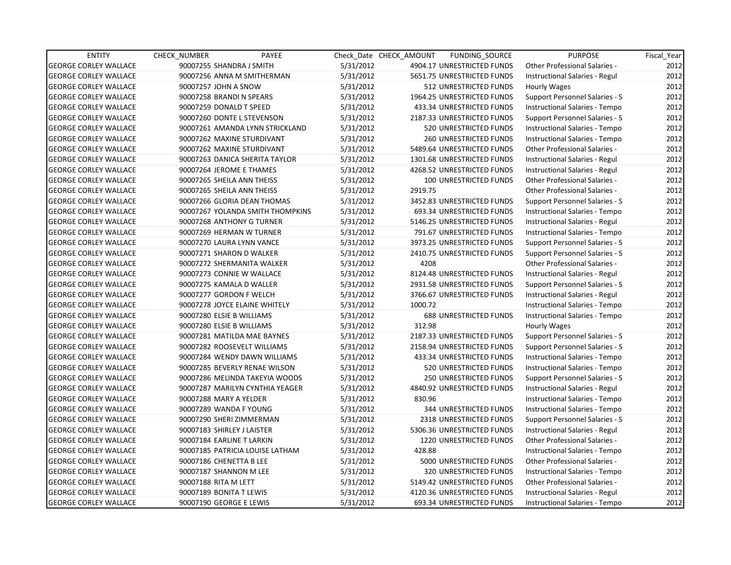| ENTITY | CHECK_NUMBER | PAYEE | Check_Date | CHECK_AMOUNT | FUNDING_SOURCE | PURPOSE | Fiscal_Year |
|---|---|---|---|---|---|---|---|
| GEORGE CORLEY WALLACE | 90007255 | SHANDRA J SMITH | 5/31/2012 | 4904.17 | UNRESTRICTED FUNDS | Other Professional Salaries - | 2012 |
| GEORGE CORLEY WALLACE | 90007256 | ANNA M SMITHERMAN | 5/31/2012 | 5651.75 | UNRESTRICTED FUNDS | Instructional Salaries - Regul | 2012 |
| GEORGE CORLEY WALLACE | 90007257 | JOHN A SNOW | 5/31/2012 | 512 | UNRESTRICTED FUNDS | Hourly Wages | 2012 |
| GEORGE CORLEY WALLACE | 90007258 | BRANDI N SPEARS | 5/31/2012 | 1964.25 | UNRESTRICTED FUNDS | Support Personnel Salaries - S | 2012 |
| GEORGE CORLEY WALLACE | 90007259 | DONALD T SPEED | 5/31/2012 | 433.34 | UNRESTRICTED FUNDS | Instructional Salaries - Tempo | 2012 |
| GEORGE CORLEY WALLACE | 90007260 | DONTE L STEVENSON | 5/31/2012 | 2187.33 | UNRESTRICTED FUNDS | Support Personnel Salaries - S | 2012 |
| GEORGE CORLEY WALLACE | 90007261 | AMANDA LYNN STRICKLAND | 5/31/2012 | 520 | UNRESTRICTED FUNDS | Instructional Salaries - Tempo | 2012 |
| GEORGE CORLEY WALLACE | 90007262 | MAXINE STURDIVANT | 5/31/2012 | 260 | UNRESTRICTED FUNDS | Instructional Salaries - Tempo | 2012 |
| GEORGE CORLEY WALLACE | 90007262 | MAXINE STURDIVANT | 5/31/2012 | 5489.64 | UNRESTRICTED FUNDS | Other Professional Salaries - | 2012 |
| GEORGE CORLEY WALLACE | 90007263 | DANICA SHERITA TAYLOR | 5/31/2012 | 1301.68 | UNRESTRICTED FUNDS | Instructional Salaries - Regul | 2012 |
| GEORGE CORLEY WALLACE | 90007264 | JEROME E THAMES | 5/31/2012 | 4268.52 | UNRESTRICTED FUNDS | Instructional Salaries - Regul | 2012 |
| GEORGE CORLEY WALLACE | 90007265 | SHEILA ANN THEISS | 5/31/2012 | 100 | UNRESTRICTED FUNDS | Other Professional Salaries - | 2012 |
| GEORGE CORLEY WALLACE | 90007265 | SHEILA ANN THEISS | 5/31/2012 | 2919.75 | | Other Professional Salaries - | 2012 |
| GEORGE CORLEY WALLACE | 90007266 | GLORIA DEAN THOMAS | 5/31/2012 | 3452.83 | UNRESTRICTED FUNDS | Support Personnel Salaries - S | 2012 |
| GEORGE CORLEY WALLACE | 90007267 | YOLANDA SMITH THOMPKINS | 5/31/2012 | 693.34 | UNRESTRICTED FUNDS | Instructional Salaries - Tempo | 2012 |
| GEORGE CORLEY WALLACE | 90007268 | ANTHONY G TURNER | 5/31/2012 | 5146.25 | UNRESTRICTED FUNDS | Instructional Salaries - Regul | 2012 |
| GEORGE CORLEY WALLACE | 90007269 | HERMAN W TURNER | 5/31/2012 | 791.67 | UNRESTRICTED FUNDS | Instructional Salaries - Tempo | 2012 |
| GEORGE CORLEY WALLACE | 90007270 | LAURA LYNN VANCE | 5/31/2012 | 3973.25 | UNRESTRICTED FUNDS | Support Personnel Salaries - S | 2012 |
| GEORGE CORLEY WALLACE | 90007271 | SHARON D WALKER | 5/31/2012 | 2410.75 | UNRESTRICTED FUNDS | Support Personnel Salaries - S | 2012 |
| GEORGE CORLEY WALLACE | 90007272 | SHERMANITA WALKER | 5/31/2012 | 4208 | | Other Professional Salaries - | 2012 |
| GEORGE CORLEY WALLACE | 90007273 | CONNIE W WALLACE | 5/31/2012 | 8124.48 | UNRESTRICTED FUNDS | Instructional Salaries - Regul | 2012 |
| GEORGE CORLEY WALLACE | 90007275 | KAMALA D WALLER | 5/31/2012 | 2931.58 | UNRESTRICTED FUNDS | Support Personnel Salaries - S | 2012 |
| GEORGE CORLEY WALLACE | 90007277 | GORDON F WELCH | 5/31/2012 | 3766.67 | UNRESTRICTED FUNDS | Instructional Salaries - Regul | 2012 |
| GEORGE CORLEY WALLACE | 90007278 | JOYCE ELAINE WHITELY | 5/31/2012 | 1000.72 | | Instructional Salaries - Tempo | 2012 |
| GEORGE CORLEY WALLACE | 90007280 | ELSIE B WILLIAMS | 5/31/2012 | 688 | UNRESTRICTED FUNDS | Instructional Salaries - Tempo | 2012 |
| GEORGE CORLEY WALLACE | 90007280 | ELSIE B WILLIAMS | 5/31/2012 | 312.98 | | Hourly Wages | 2012 |
| GEORGE CORLEY WALLACE | 90007281 | MATILDA MAE BAYNES | 5/31/2012 | 2187.33 | UNRESTRICTED FUNDS | Support Personnel Salaries - S | 2012 |
| GEORGE CORLEY WALLACE | 90007282 | ROOSEVELT WILLIAMS | 5/31/2012 | 2158.94 | UNRESTRICTED FUNDS | Support Personnel Salaries - S | 2012 |
| GEORGE CORLEY WALLACE | 90007284 | WENDY DAWN WILLIAMS | 5/31/2012 | 433.34 | UNRESTRICTED FUNDS | Instructional Salaries - Tempo | 2012 |
| GEORGE CORLEY WALLACE | 90007285 | BEVERLY RENAE WILSON | 5/31/2012 | 520 | UNRESTRICTED FUNDS | Instructional Salaries - Tempo | 2012 |
| GEORGE CORLEY WALLACE | 90007286 | MELINDA TAKEYIA WOODS | 5/31/2012 | 250 | UNRESTRICTED FUNDS | Support Personnel Salaries - S | 2012 |
| GEORGE CORLEY WALLACE | 90007287 | MARILYN CYNTHIA YEAGER | 5/31/2012 | 4840.92 | UNRESTRICTED FUNDS | Instructional Salaries - Regul | 2012 |
| GEORGE CORLEY WALLACE | 90007288 | MARY A YELDER | 5/31/2012 | 830.96 | | Instructional Salaries - Tempo | 2012 |
| GEORGE CORLEY WALLACE | 90007289 | WANDA F YOUNG | 5/31/2012 | 344 | UNRESTRICTED FUNDS | Instructional Salaries - Tempo | 2012 |
| GEORGE CORLEY WALLACE | 90007290 | SHERI ZIMMERMAN | 5/31/2012 | 2318 | UNRESTRICTED FUNDS | Support Personnel Salaries - S | 2012 |
| GEORGE CORLEY WALLACE | 90007183 | SHIRLEY J LAISTER | 5/31/2012 | 5306.36 | UNRESTRICTED FUNDS | Instructional Salaries - Regul | 2012 |
| GEORGE CORLEY WALLACE | 90007184 | EARLINE T LARKIN | 5/31/2012 | 1220 | UNRESTRICTED FUNDS | Other Professional Salaries - | 2012 |
| GEORGE CORLEY WALLACE | 90007185 | PATRICIA LOUISE LATHAM | 5/31/2012 | 428.88 | | Instructional Salaries - Tempo | 2012 |
| GEORGE CORLEY WALLACE | 90007186 | CHENETTA B LEE | 5/31/2012 | 5000 | UNRESTRICTED FUNDS | Other Professional Salaries - | 2012 |
| GEORGE CORLEY WALLACE | 90007187 | SHANNON M LEE | 5/31/2012 | 320 | UNRESTRICTED FUNDS | Instructional Salaries - Tempo | 2012 |
| GEORGE CORLEY WALLACE | 90007188 | RITA M LETT | 5/31/2012 | 5149.42 | UNRESTRICTED FUNDS | Other Professional Salaries - | 2012 |
| GEORGE CORLEY WALLACE | 90007189 | BONITA T LEWIS | 5/31/2012 | 4120.36 | UNRESTRICTED FUNDS | Instructional Salaries - Regul | 2012 |
| GEORGE CORLEY WALLACE | 90007190 | GEORGE E LEWIS | 5/31/2012 | 693.34 | UNRESTRICTED FUNDS | Instructional Salaries - Tempo | 2012 |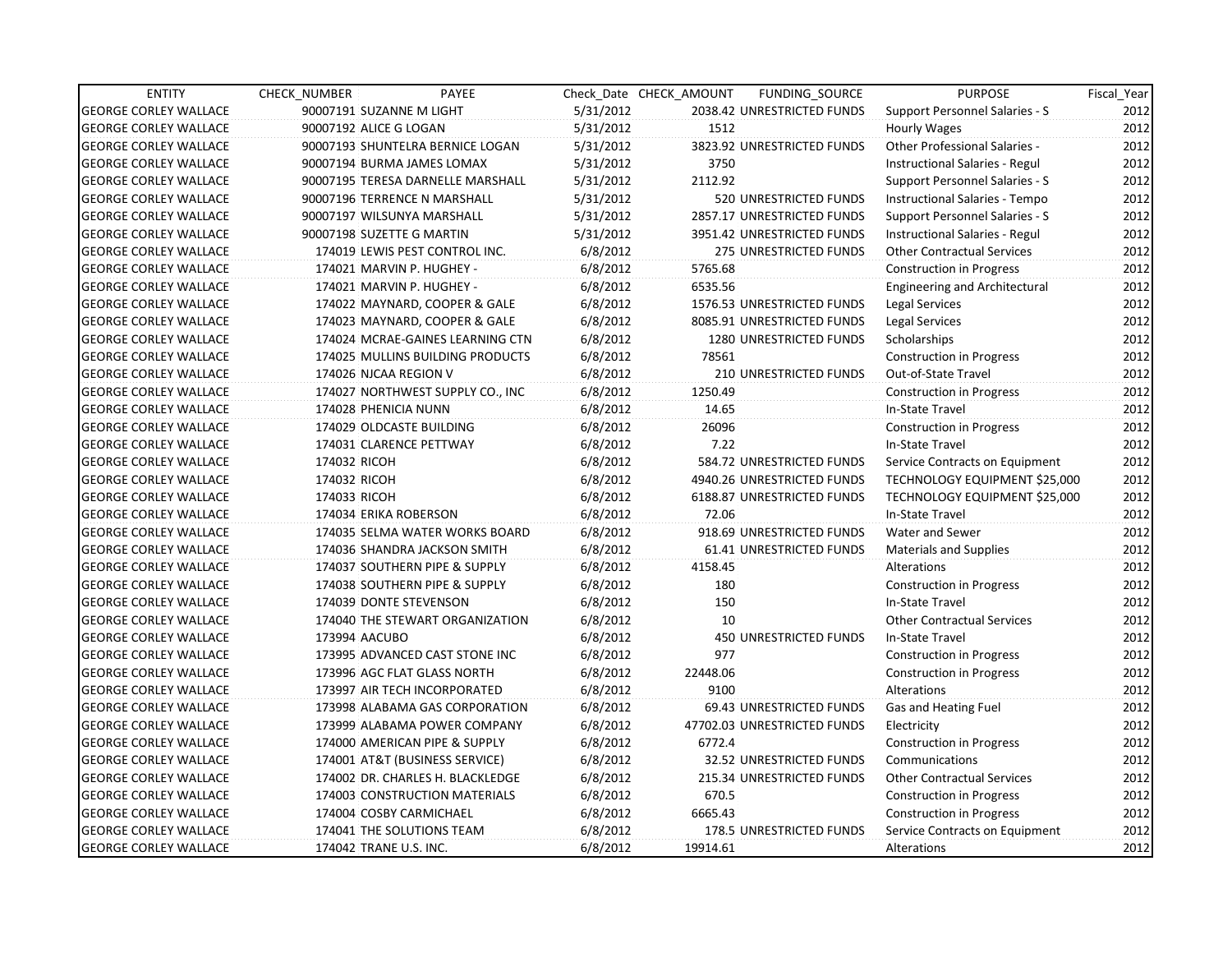| ENTITY | CHECK_NUMBER | PAYEE | Check_Date | CHECK_AMOUNT | FUNDING_SOURCE | PURPOSE | Fiscal_Year |
|---|---|---|---|---|---|---|---|
| GEORGE CORLEY WALLACE | 90007191 | SUZANNE M LIGHT | 5/31/2012 | 2038.42 | UNRESTRICTED FUNDS | Support Personnel Salaries - S | 2012 |
| GEORGE CORLEY WALLACE | 90007192 | ALICE G LOGAN | 5/31/2012 | 1512 | | Hourly Wages | 2012 |
| GEORGE CORLEY WALLACE | 90007193 | SHUNTELRA BERNICE LOGAN | 5/31/2012 | 3823.92 | UNRESTRICTED FUNDS | Other Professional Salaries - | 2012 |
| GEORGE CORLEY WALLACE | 90007194 | BURMA JAMES LOMAX | 5/31/2012 | 3750 | | Instructional Salaries - Regul | 2012 |
| GEORGE CORLEY WALLACE | 90007195 | TERESA DARNELLE MARSHALL | 5/31/2012 | 2112.92 | | Support Personnel Salaries - S | 2012 |
| GEORGE CORLEY WALLACE | 90007196 | TERRENCE N MARSHALL | 5/31/2012 | 520 | UNRESTRICTED FUNDS | Instructional Salaries - Tempo | 2012 |
| GEORGE CORLEY WALLACE | 90007197 | WILSUNYA MARSHALL | 5/31/2012 | 2857.17 | UNRESTRICTED FUNDS | Support Personnel Salaries - S | 2012 |
| GEORGE CORLEY WALLACE | 90007198 | SUZETTE G MARTIN | 5/31/2012 | 3951.42 | UNRESTRICTED FUNDS | Instructional Salaries - Regul | 2012 |
| GEORGE CORLEY WALLACE | 174019 | LEWIS PEST CONTROL INC. | 6/8/2012 | 275 | UNRESTRICTED FUNDS | Other Contractual Services | 2012 |
| GEORGE CORLEY WALLACE | 174021 | MARVIN P. HUGHEY - | 6/8/2012 | 5765.68 | | Construction in Progress | 2012 |
| GEORGE CORLEY WALLACE | 174021 | MARVIN P. HUGHEY - | 6/8/2012 | 6535.56 | | Engineering and Architectural | 2012 |
| GEORGE CORLEY WALLACE | 174022 | MAYNARD, COOPER & GALE | 6/8/2012 | 1576.53 | UNRESTRICTED FUNDS | Legal Services | 2012 |
| GEORGE CORLEY WALLACE | 174023 | MAYNARD, COOPER & GALE | 6/8/2012 | 8085.91 | UNRESTRICTED FUNDS | Legal Services | 2012 |
| GEORGE CORLEY WALLACE | 174024 | MCRAE-GAINES LEARNING CTN | 6/8/2012 | 1280 | UNRESTRICTED FUNDS | Scholarships | 2012 |
| GEORGE CORLEY WALLACE | 174025 | MULLINS BUILDING PRODUCTS | 6/8/2012 | 78561 | | Construction in Progress | 2012 |
| GEORGE CORLEY WALLACE | 174026 | NJCAA REGION V | 6/8/2012 | 210 | UNRESTRICTED FUNDS | Out-of-State Travel | 2012 |
| GEORGE CORLEY WALLACE | 174027 | NORTHWEST SUPPLY CO., INC | 6/8/2012 | 1250.49 | | Construction in Progress | 2012 |
| GEORGE CORLEY WALLACE | 174028 | PHENICIA NUNN | 6/8/2012 | 14.65 | | In-State Travel | 2012 |
| GEORGE CORLEY WALLACE | 174029 | OLDCASTE BUILDING | 6/8/2012 | 26096 | | Construction in Progress | 2012 |
| GEORGE CORLEY WALLACE | 174031 | CLARENCE PETTWAY | 6/8/2012 | 7.22 | | In-State Travel | 2012 |
| GEORGE CORLEY WALLACE | 174032 | RICOH | 6/8/2012 | 584.72 | UNRESTRICTED FUNDS | Service Contracts on Equipment | 2012 |
| GEORGE CORLEY WALLACE | 174032 | RICOH | 6/8/2012 | 4940.26 | UNRESTRICTED FUNDS | TECHNOLOGY EQUIPMENT $25,000 | 2012 |
| GEORGE CORLEY WALLACE | 174033 | RICOH | 6/8/2012 | 6188.87 | UNRESTRICTED FUNDS | TECHNOLOGY EQUIPMENT $25,000 | 2012 |
| GEORGE CORLEY WALLACE | 174034 | ERIKA ROBERSON | 6/8/2012 | 72.06 | | In-State Travel | 2012 |
| GEORGE CORLEY WALLACE | 174035 | SELMA WATER WORKS BOARD | 6/8/2012 | 918.69 | UNRESTRICTED FUNDS | Water and Sewer | 2012 |
| GEORGE CORLEY WALLACE | 174036 | SHANDRA JACKSON SMITH | 6/8/2012 | 61.41 | UNRESTRICTED FUNDS | Materials and Supplies | 2012 |
| GEORGE CORLEY WALLACE | 174037 | SOUTHERN PIPE & SUPPLY | 6/8/2012 | 4158.45 | | Alterations | 2012 |
| GEORGE CORLEY WALLACE | 174038 | SOUTHERN PIPE & SUPPLY | 6/8/2012 | 180 | | Construction in Progress | 2012 |
| GEORGE CORLEY WALLACE | 174039 | DONTE STEVENSON | 6/8/2012 | 150 | | In-State Travel | 2012 |
| GEORGE CORLEY WALLACE | 174040 | THE STEWART ORGANIZATION | 6/8/2012 | 10 | | Other Contractual Services | 2012 |
| GEORGE CORLEY WALLACE | 173994 | AACUBO | 6/8/2012 | 450 | UNRESTRICTED FUNDS | In-State Travel | 2012 |
| GEORGE CORLEY WALLACE | 173995 | ADVANCED CAST STONE INC | 6/8/2012 | 977 | | Construction in Progress | 2012 |
| GEORGE CORLEY WALLACE | 173996 | AGC FLAT GLASS NORTH | 6/8/2012 | 22448.06 | | Construction in Progress | 2012 |
| GEORGE CORLEY WALLACE | 173997 | AIR TECH INCORPORATED | 6/8/2012 | 9100 | | Alterations | 2012 |
| GEORGE CORLEY WALLACE | 173998 | ALABAMA GAS CORPORATION | 6/8/2012 | 69.43 | UNRESTRICTED FUNDS | Gas and Heating Fuel | 2012 |
| GEORGE CORLEY WALLACE | 173999 | ALABAMA POWER COMPANY | 6/8/2012 | 47702.03 | UNRESTRICTED FUNDS | Electricity | 2012 |
| GEORGE CORLEY WALLACE | 174000 | AMERICAN PIPE & SUPPLY | 6/8/2012 | 6772.4 | | Construction in Progress | 2012 |
| GEORGE CORLEY WALLACE | 174001 | AT&T (BUSINESS SERVICE) | 6/8/2012 | 32.52 | UNRESTRICTED FUNDS | Communications | 2012 |
| GEORGE CORLEY WALLACE | 174002 | DR. CHARLES H. BLACKLEDGE | 6/8/2012 | 215.34 | UNRESTRICTED FUNDS | Other Contractual Services | 2012 |
| GEORGE CORLEY WALLACE | 174003 | CONSTRUCTION MATERIALS | 6/8/2012 | 670.5 | | Construction in Progress | 2012 |
| GEORGE CORLEY WALLACE | 174004 | COSBY CARMICHAEL | 6/8/2012 | 6665.43 | | Construction in Progress | 2012 |
| GEORGE CORLEY WALLACE | 174041 | THE SOLUTIONS TEAM | 6/8/2012 | 178.5 | UNRESTRICTED FUNDS | Service Contracts on Equipment | 2012 |
| GEORGE CORLEY WALLACE | 174042 | TRANE U.S. INC. | 6/8/2012 | 19914.61 | | Alterations | 2012 |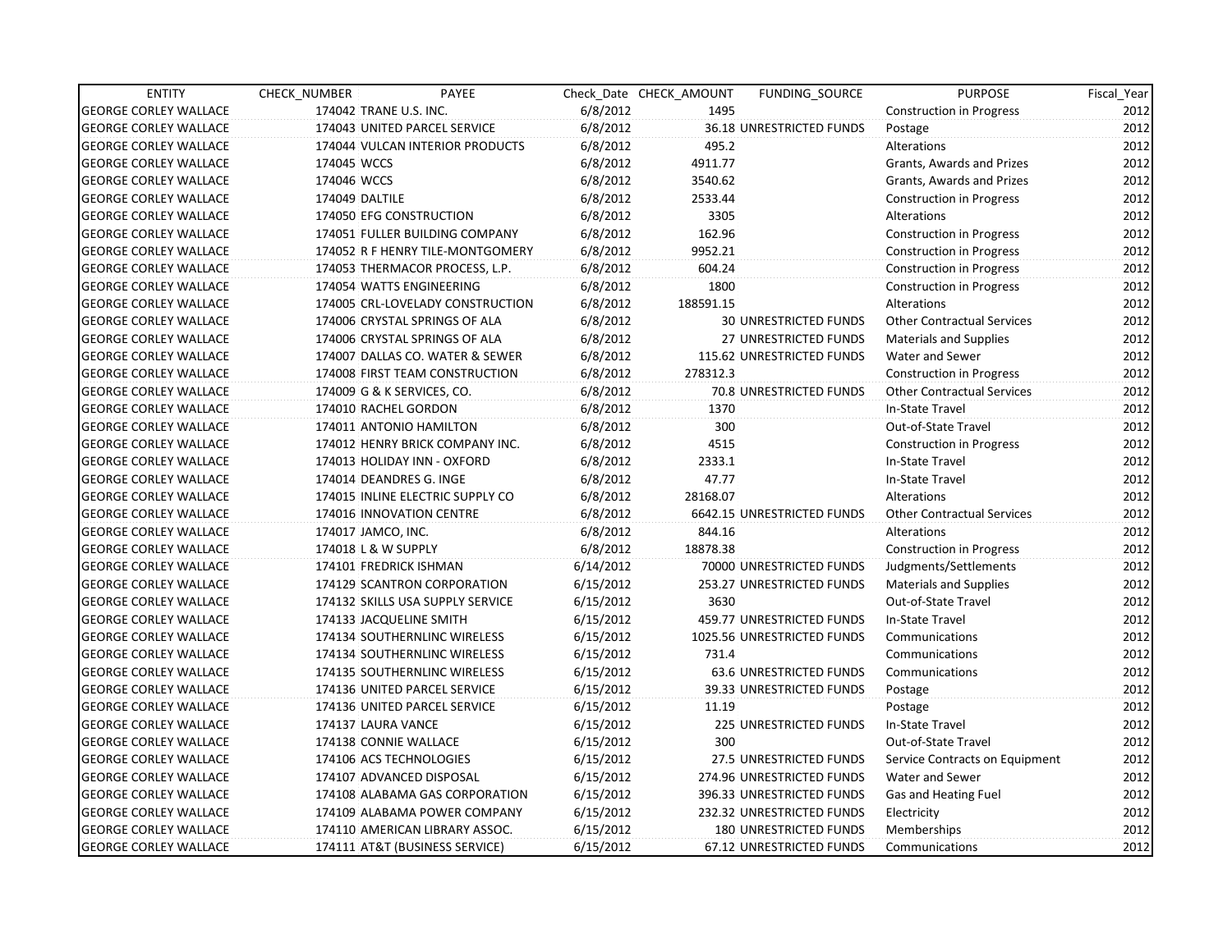| ENTITY | CHECK_NUMBER | PAYEE | Check_Date | CHECK_AMOUNT | FUNDING_SOURCE | PURPOSE | Fiscal_Year |
|---|---|---|---|---|---|---|---|
| GEORGE CORLEY WALLACE | 174042 | TRANE U.S. INC. | 6/8/2012 | 1495 | | Construction in Progress | 2012 |
| GEORGE CORLEY WALLACE | 174043 | UNITED PARCEL SERVICE | 6/8/2012 | 36.18 | UNRESTRICTED FUNDS | Postage | 2012 |
| GEORGE CORLEY WALLACE | 174044 | VULCAN INTERIOR PRODUCTS | 6/8/2012 | 495.2 | | Alterations | 2012 |
| GEORGE CORLEY WALLACE | 174045 | WCCS | 6/8/2012 | 4911.77 | | Grants, Awards and Prizes | 2012 |
| GEORGE CORLEY WALLACE | 174046 | WCCS | 6/8/2012 | 3540.62 | | Grants, Awards and Prizes | 2012 |
| GEORGE CORLEY WALLACE | 174049 | DALTILE | 6/8/2012 | 2533.44 | | Construction in Progress | 2012 |
| GEORGE CORLEY WALLACE | 174050 | EFG CONSTRUCTION | 6/8/2012 | 3305 | | Alterations | 2012 |
| GEORGE CORLEY WALLACE | 174051 | FULLER BUILDING COMPANY | 6/8/2012 | 162.96 | | Construction in Progress | 2012 |
| GEORGE CORLEY WALLACE | 174052 | R F HENRY TILE-MONTGOMERY | 6/8/2012 | 9952.21 | | Construction in Progress | 2012 |
| GEORGE CORLEY WALLACE | 174053 | THERMACOR PROCESS, L.P. | 6/8/2012 | 604.24 | | Construction in Progress | 2012 |
| GEORGE CORLEY WALLACE | 174054 | WATTS ENGINEERING | 6/8/2012 | 1800 | | Construction in Progress | 2012 |
| GEORGE CORLEY WALLACE | 174005 | CRL-LOVELADY CONSTRUCTION | 6/8/2012 | 188591.15 | | Alterations | 2012 |
| GEORGE CORLEY WALLACE | 174006 | CRYSTAL SPRINGS OF ALA | 6/8/2012 | 30 | UNRESTRICTED FUNDS | Other Contractual Services | 2012 |
| GEORGE CORLEY WALLACE | 174006 | CRYSTAL SPRINGS OF ALA | 6/8/2012 | 27 | UNRESTRICTED FUNDS | Materials and Supplies | 2012 |
| GEORGE CORLEY WALLACE | 174007 | DALLAS CO. WATER & SEWER | 6/8/2012 | 115.62 | UNRESTRICTED FUNDS | Water and Sewer | 2012 |
| GEORGE CORLEY WALLACE | 174008 | FIRST TEAM CONSTRUCTION | 6/8/2012 | 278312.3 | | Construction in Progress | 2012 |
| GEORGE CORLEY WALLACE | 174009 | G & K SERVICES, CO. | 6/8/2012 | 70.8 | UNRESTRICTED FUNDS | Other Contractual Services | 2012 |
| GEORGE CORLEY WALLACE | 174010 | RACHEL GORDON | 6/8/2012 | 1370 | | In-State Travel | 2012 |
| GEORGE CORLEY WALLACE | 174011 | ANTONIO HAMILTON | 6/8/2012 | 300 | | Out-of-State Travel | 2012 |
| GEORGE CORLEY WALLACE | 174012 | HENRY BRICK COMPANY INC. | 6/8/2012 | 4515 | | Construction in Progress | 2012 |
| GEORGE CORLEY WALLACE | 174013 | HOLIDAY INN - OXFORD | 6/8/2012 | 2333.1 | | In-State Travel | 2012 |
| GEORGE CORLEY WALLACE | 174014 | DEANDRES G. INGE | 6/8/2012 | 47.77 | | In-State Travel | 2012 |
| GEORGE CORLEY WALLACE | 174015 | INLINE ELECTRIC SUPPLY CO | 6/8/2012 | 28168.07 | | Alterations | 2012 |
| GEORGE CORLEY WALLACE | 174016 | INNOVATION CENTRE | 6/8/2012 | 6642.15 | UNRESTRICTED FUNDS | Other Contractual Services | 2012 |
| GEORGE CORLEY WALLACE | 174017 | JAMCO, INC. | 6/8/2012 | 844.16 | | Alterations | 2012 |
| GEORGE CORLEY WALLACE | 174018 | L & W SUPPLY | 6/8/2012 | 18878.38 | | Construction in Progress | 2012 |
| GEORGE CORLEY WALLACE | 174101 | FREDRICK ISHMAN | 6/14/2012 | 70000 | UNRESTRICTED FUNDS | Judgments/Settlements | 2012 |
| GEORGE CORLEY WALLACE | 174129 | SCANTRON CORPORATION | 6/15/2012 | 253.27 | UNRESTRICTED FUNDS | Materials and Supplies | 2012 |
| GEORGE CORLEY WALLACE | 174132 | SKILLS USA SUPPLY SERVICE | 6/15/2012 | 3630 | | Out-of-State Travel | 2012 |
| GEORGE CORLEY WALLACE | 174133 | JACQUELINE SMITH | 6/15/2012 | 459.77 | UNRESTRICTED FUNDS | In-State Travel | 2012 |
| GEORGE CORLEY WALLACE | 174134 | SOUTHERNLINC WIRELESS | 6/15/2012 | 1025.56 | UNRESTRICTED FUNDS | Communications | 2012 |
| GEORGE CORLEY WALLACE | 174134 | SOUTHERNLINC WIRELESS | 6/15/2012 | 731.4 | | Communications | 2012 |
| GEORGE CORLEY WALLACE | 174135 | SOUTHERNLINC WIRELESS | 6/15/2012 | 63.6 | UNRESTRICTED FUNDS | Communications | 2012 |
| GEORGE CORLEY WALLACE | 174136 | UNITED PARCEL SERVICE | 6/15/2012 | 39.33 | UNRESTRICTED FUNDS | Postage | 2012 |
| GEORGE CORLEY WALLACE | 174136 | UNITED PARCEL SERVICE | 6/15/2012 | 11.19 | | Postage | 2012 |
| GEORGE CORLEY WALLACE | 174137 | LAURA VANCE | 6/15/2012 | 225 | UNRESTRICTED FUNDS | In-State Travel | 2012 |
| GEORGE CORLEY WALLACE | 174138 | CONNIE WALLACE | 6/15/2012 | 300 | | Out-of-State Travel | 2012 |
| GEORGE CORLEY WALLACE | 174106 | ACS TECHNOLOGIES | 6/15/2012 | 27.5 | UNRESTRICTED FUNDS | Service Contracts on Equipment | 2012 |
| GEORGE CORLEY WALLACE | 174107 | ADVANCED DISPOSAL | 6/15/2012 | 274.96 | UNRESTRICTED FUNDS | Water and Sewer | 2012 |
| GEORGE CORLEY WALLACE | 174108 | ALABAMA GAS CORPORATION | 6/15/2012 | 396.33 | UNRESTRICTED FUNDS | Gas and Heating Fuel | 2012 |
| GEORGE CORLEY WALLACE | 174109 | ALABAMA POWER COMPANY | 6/15/2012 | 232.32 | UNRESTRICTED FUNDS | Electricity | 2012 |
| GEORGE CORLEY WALLACE | 174110 | AMERICAN LIBRARY ASSOC. | 6/15/2012 | 180 | UNRESTRICTED FUNDS | Memberships | 2012 |
| GEORGE CORLEY WALLACE | 174111 | AT&T (BUSINESS SERVICE) | 6/15/2012 | 67.12 | UNRESTRICTED FUNDS | Communications | 2012 |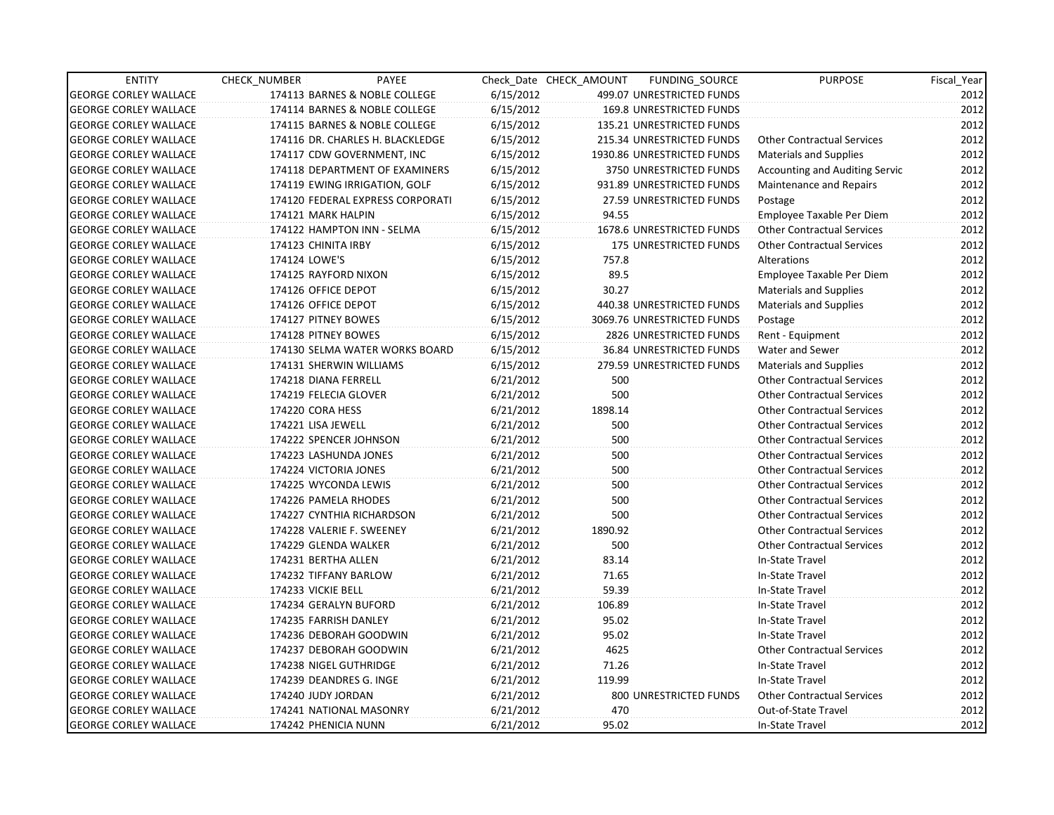| ENTITY | CHECK_NUMBER | PAYEE | Check_Date | CHECK_AMOUNT | FUNDING_SOURCE | PURPOSE | Fiscal_Year |
|---|---|---|---|---|---|---|---|
| GEORGE CORLEY WALLACE | 174113 | BARNES & NOBLE COLLEGE | 6/15/2012 | 499.07 | UNRESTRICTED FUNDS | | 2012 |
| GEORGE CORLEY WALLACE | 174114 | BARNES & NOBLE COLLEGE | 6/15/2012 | 169.8 | UNRESTRICTED FUNDS | | 2012 |
| GEORGE CORLEY WALLACE | 174115 | BARNES & NOBLE COLLEGE | 6/15/2012 | 135.21 | UNRESTRICTED FUNDS | | 2012 |
| GEORGE CORLEY WALLACE | 174116 | DR. CHARLES H. BLACKLEDGE | 6/15/2012 | 215.34 | UNRESTRICTED FUNDS | Other Contractual Services | 2012 |
| GEORGE CORLEY WALLACE | 174117 | CDW GOVERNMENT, INC | 6/15/2012 | 1930.86 | UNRESTRICTED FUNDS | Materials and Supplies | 2012 |
| GEORGE CORLEY WALLACE | 174118 | DEPARTMENT OF EXAMINERS | 6/15/2012 | 3750 | UNRESTRICTED FUNDS | Accounting and Auditing Servic | 2012 |
| GEORGE CORLEY WALLACE | 174119 | EWING IRRIGATION, GOLF | 6/15/2012 | 931.89 | UNRESTRICTED FUNDS | Maintenance and Repairs | 2012 |
| GEORGE CORLEY WALLACE | 174120 | FEDERAL EXPRESS CORPORATI | 6/15/2012 | 27.59 | UNRESTRICTED FUNDS | Postage | 2012 |
| GEORGE CORLEY WALLACE | 174121 | MARK HALPIN | 6/15/2012 | 94.55 | | Employee Taxable Per Diem | 2012 |
| GEORGE CORLEY WALLACE | 174122 | HAMPTON INN - SELMA | 6/15/2012 | 1678.6 | UNRESTRICTED FUNDS | Other Contractual Services | 2012 |
| GEORGE CORLEY WALLACE | 174123 | CHINITA IRBY | 6/15/2012 | 175 | UNRESTRICTED FUNDS | Other Contractual Services | 2012 |
| GEORGE CORLEY WALLACE | 174124 | LOWE'S | 6/15/2012 | 757.8 | | Alterations | 2012 |
| GEORGE CORLEY WALLACE | 174125 | RAYFORD NIXON | 6/15/2012 | 89.5 | | Employee Taxable Per Diem | 2012 |
| GEORGE CORLEY WALLACE | 174126 | OFFICE DEPOT | 6/15/2012 | 30.27 | | Materials and Supplies | 2012 |
| GEORGE CORLEY WALLACE | 174126 | OFFICE DEPOT | 6/15/2012 | 440.38 | UNRESTRICTED FUNDS | Materials and Supplies | 2012 |
| GEORGE CORLEY WALLACE | 174127 | PITNEY BOWES | 6/15/2012 | 3069.76 | UNRESTRICTED FUNDS | Postage | 2012 |
| GEORGE CORLEY WALLACE | 174128 | PITNEY BOWES | 6/15/2012 | 2826 | UNRESTRICTED FUNDS | Rent - Equipment | 2012 |
| GEORGE CORLEY WALLACE | 174130 | SELMA WATER WORKS BOARD | 6/15/2012 | 36.84 | UNRESTRICTED FUNDS | Water and Sewer | 2012 |
| GEORGE CORLEY WALLACE | 174131 | SHERWIN WILLIAMS | 6/15/2012 | 279.59 | UNRESTRICTED FUNDS | Materials and Supplies | 2012 |
| GEORGE CORLEY WALLACE | 174218 | DIANA FERRELL | 6/21/2012 | 500 | | Other Contractual Services | 2012 |
| GEORGE CORLEY WALLACE | 174219 | FELECIA GLOVER | 6/21/2012 | 500 | | Other Contractual Services | 2012 |
| GEORGE CORLEY WALLACE | 174220 | CORA HESS | 6/21/2012 | 1898.14 | | Other Contractual Services | 2012 |
| GEORGE CORLEY WALLACE | 174221 | LISA JEWELL | 6/21/2012 | 500 | | Other Contractual Services | 2012 |
| GEORGE CORLEY WALLACE | 174222 | SPENCER JOHNSON | 6/21/2012 | 500 | | Other Contractual Services | 2012 |
| GEORGE CORLEY WALLACE | 174223 | LASHUNDA JONES | 6/21/2012 | 500 | | Other Contractual Services | 2012 |
| GEORGE CORLEY WALLACE | 174224 | VICTORIA JONES | 6/21/2012 | 500 | | Other Contractual Services | 2012 |
| GEORGE CORLEY WALLACE | 174225 | WYCONDA LEWIS | 6/21/2012 | 500 | | Other Contractual Services | 2012 |
| GEORGE CORLEY WALLACE | 174226 | PAMELA RHODES | 6/21/2012 | 500 | | Other Contractual Services | 2012 |
| GEORGE CORLEY WALLACE | 174227 | CYNTHIA RICHARDSON | 6/21/2012 | 500 | | Other Contractual Services | 2012 |
| GEORGE CORLEY WALLACE | 174228 | VALERIE F. SWEENEY | 6/21/2012 | 1890.92 | | Other Contractual Services | 2012 |
| GEORGE CORLEY WALLACE | 174229 | GLENDA WALKER | 6/21/2012 | 500 | | Other Contractual Services | 2012 |
| GEORGE CORLEY WALLACE | 174231 | BERTHA ALLEN | 6/21/2012 | 83.14 | | In-State Travel | 2012 |
| GEORGE CORLEY WALLACE | 174232 | TIFFANY BARLOW | 6/21/2012 | 71.65 | | In-State Travel | 2012 |
| GEORGE CORLEY WALLACE | 174233 | VICKIE BELL | 6/21/2012 | 59.39 | | In-State Travel | 2012 |
| GEORGE CORLEY WALLACE | 174234 | GERALYN BUFORD | 6/21/2012 | 106.89 | | In-State Travel | 2012 |
| GEORGE CORLEY WALLACE | 174235 | FARRISH DANLEY | 6/21/2012 | 95.02 | | In-State Travel | 2012 |
| GEORGE CORLEY WALLACE | 174236 | DEBORAH GOODWIN | 6/21/2012 | 95.02 | | In-State Travel | 2012 |
| GEORGE CORLEY WALLACE | 174237 | DEBORAH GOODWIN | 6/21/2012 | 4625 | | Other Contractual Services | 2012 |
| GEORGE CORLEY WALLACE | 174238 | NIGEL GUTHRIDGE | 6/21/2012 | 71.26 | | In-State Travel | 2012 |
| GEORGE CORLEY WALLACE | 174239 | DEANDRES G. INGE | 6/21/2012 | 119.99 | | In-State Travel | 2012 |
| GEORGE CORLEY WALLACE | 174240 | JUDY JORDAN | 6/21/2012 | 800 | UNRESTRICTED FUNDS | Other Contractual Services | 2012 |
| GEORGE CORLEY WALLACE | 174241 | NATIONAL MASONRY | 6/21/2012 | 470 | | Out-of-State Travel | 2012 |
| GEORGE CORLEY WALLACE | 174242 | PHENICIA NUNN | 6/21/2012 | 95.02 | | In-State Travel | 2012 |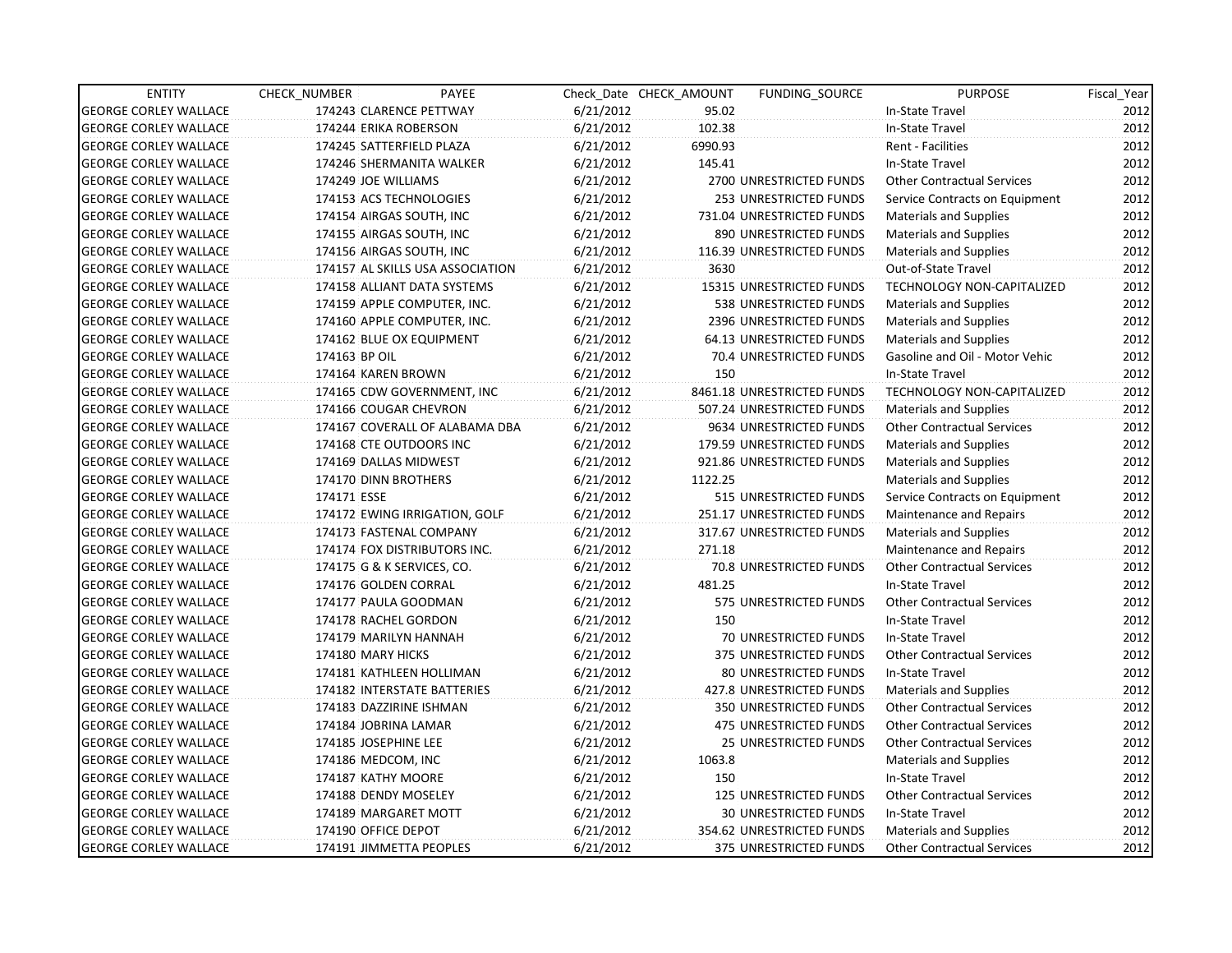| ENTITY | CHECK_NUMBER | PAYEE | Check_Date | CHECK_AMOUNT | FUNDING_SOURCE | PURPOSE | Fiscal_Year |
|---|---|---|---|---|---|---|---|
| GEORGE CORLEY WALLACE | 174243 | CLARENCE PETTWAY | 6/21/2012 | 95.02 | | In-State Travel | 2012 |
| GEORGE CORLEY WALLACE | 174244 | ERIKA ROBERSON | 6/21/2012 | 102.38 | | In-State Travel | 2012 |
| GEORGE CORLEY WALLACE | 174245 | SATTERFIELD PLAZA | 6/21/2012 | 6990.93 | | Rent - Facilities | 2012 |
| GEORGE CORLEY WALLACE | 174246 | SHERMANITA WALKER | 6/21/2012 | 145.41 | | In-State Travel | 2012 |
| GEORGE CORLEY WALLACE | 174249 | JOE WILLIAMS | 6/21/2012 | 2700 | UNRESTRICTED FUNDS | Other Contractual Services | 2012 |
| GEORGE CORLEY WALLACE | 174153 | ACS TECHNOLOGIES | 6/21/2012 | 253 | UNRESTRICTED FUNDS | Service Contracts on Equipment | 2012 |
| GEORGE CORLEY WALLACE | 174154 | AIRGAS SOUTH, INC | 6/21/2012 | 731.04 | UNRESTRICTED FUNDS | Materials and Supplies | 2012 |
| GEORGE CORLEY WALLACE | 174155 | AIRGAS SOUTH, INC | 6/21/2012 | 890 | UNRESTRICTED FUNDS | Materials and Supplies | 2012 |
| GEORGE CORLEY WALLACE | 174156 | AIRGAS SOUTH, INC | 6/21/2012 | 116.39 | UNRESTRICTED FUNDS | Materials and Supplies | 2012 |
| GEORGE CORLEY WALLACE | 174157 | AL SKILLS USA ASSOCIATION | 6/21/2012 | 3630 | | Out-of-State Travel | 2012 |
| GEORGE CORLEY WALLACE | 174158 | ALLIANT DATA SYSTEMS | 6/21/2012 | 15315 | UNRESTRICTED FUNDS | TECHNOLOGY NON-CAPITALIZED | 2012 |
| GEORGE CORLEY WALLACE | 174159 | APPLE COMPUTER, INC. | 6/21/2012 | 538 | UNRESTRICTED FUNDS | Materials and Supplies | 2012 |
| GEORGE CORLEY WALLACE | 174160 | APPLE COMPUTER, INC. | 6/21/2012 | 2396 | UNRESTRICTED FUNDS | Materials and Supplies | 2012 |
| GEORGE CORLEY WALLACE | 174162 | BLUE OX EQUIPMENT | 6/21/2012 | 64.13 | UNRESTRICTED FUNDS | Materials and Supplies | 2012 |
| GEORGE CORLEY WALLACE | 174163 | BP OIL | 6/21/2012 | 70.4 | UNRESTRICTED FUNDS | Gasoline and Oil - Motor Vehic | 2012 |
| GEORGE CORLEY WALLACE | 174164 | KAREN BROWN | 6/21/2012 | 150 | | In-State Travel | 2012 |
| GEORGE CORLEY WALLACE | 174165 | CDW GOVERNMENT, INC | 6/21/2012 | 8461.18 | UNRESTRICTED FUNDS | TECHNOLOGY NON-CAPITALIZED | 2012 |
| GEORGE CORLEY WALLACE | 174166 | COUGAR CHEVRON | 6/21/2012 | 507.24 | UNRESTRICTED FUNDS | Materials and Supplies | 2012 |
| GEORGE CORLEY WALLACE | 174167 | COVERALL OF ALABAMA DBA | 6/21/2012 | 9634 | UNRESTRICTED FUNDS | Other Contractual Services | 2012 |
| GEORGE CORLEY WALLACE | 174168 | CTE OUTDOORS INC | 6/21/2012 | 179.59 | UNRESTRICTED FUNDS | Materials and Supplies | 2012 |
| GEORGE CORLEY WALLACE | 174169 | DALLAS MIDWEST | 6/21/2012 | 921.86 | UNRESTRICTED FUNDS | Materials and Supplies | 2012 |
| GEORGE CORLEY WALLACE | 174170 | DINN BROTHERS | 6/21/2012 | 1122.25 | | Materials and Supplies | 2012 |
| GEORGE CORLEY WALLACE | 174171 | ESSE | 6/21/2012 | 515 | UNRESTRICTED FUNDS | Service Contracts on Equipment | 2012 |
| GEORGE CORLEY WALLACE | 174172 | EWING IRRIGATION, GOLF | 6/21/2012 | 251.17 | UNRESTRICTED FUNDS | Maintenance and Repairs | 2012 |
| GEORGE CORLEY WALLACE | 174173 | FASTENAL COMPANY | 6/21/2012 | 317.67 | UNRESTRICTED FUNDS | Materials and Supplies | 2012 |
| GEORGE CORLEY WALLACE | 174174 | FOX DISTRIBUTORS INC. | 6/21/2012 | 271.18 | | Maintenance and Repairs | 2012 |
| GEORGE CORLEY WALLACE | 174175 | G & K SERVICES, CO. | 6/21/2012 | 70.8 | UNRESTRICTED FUNDS | Other Contractual Services | 2012 |
| GEORGE CORLEY WALLACE | 174176 | GOLDEN CORRAL | 6/21/2012 | 481.25 | | In-State Travel | 2012 |
| GEORGE CORLEY WALLACE | 174177 | PAULA GOODMAN | 6/21/2012 | 575 | UNRESTRICTED FUNDS | Other Contractual Services | 2012 |
| GEORGE CORLEY WALLACE | 174178 | RACHEL GORDON | 6/21/2012 | 150 | | In-State Travel | 2012 |
| GEORGE CORLEY WALLACE | 174179 | MARILYN HANNAH | 6/21/2012 | 70 | UNRESTRICTED FUNDS | In-State Travel | 2012 |
| GEORGE CORLEY WALLACE | 174180 | MARY HICKS | 6/21/2012 | 375 | UNRESTRICTED FUNDS | Other Contractual Services | 2012 |
| GEORGE CORLEY WALLACE | 174181 | KATHLEEN HOLLIMAN | 6/21/2012 | 80 | UNRESTRICTED FUNDS | In-State Travel | 2012 |
| GEORGE CORLEY WALLACE | 174182 | INTERSTATE BATTERIES | 6/21/2012 | 427.8 | UNRESTRICTED FUNDS | Materials and Supplies | 2012 |
| GEORGE CORLEY WALLACE | 174183 | DAZZIRINE ISHMAN | 6/21/2012 | 350 | UNRESTRICTED FUNDS | Other Contractual Services | 2012 |
| GEORGE CORLEY WALLACE | 174184 | JOBRINA LAMAR | 6/21/2012 | 475 | UNRESTRICTED FUNDS | Other Contractual Services | 2012 |
| GEORGE CORLEY WALLACE | 174185 | JOSEPHINE LEE | 6/21/2012 | 25 | UNRESTRICTED FUNDS | Other Contractual Services | 2012 |
| GEORGE CORLEY WALLACE | 174186 | MEDCOM, INC | 6/21/2012 | 1063.8 | | Materials and Supplies | 2012 |
| GEORGE CORLEY WALLACE | 174187 | KATHY MOORE | 6/21/2012 | 150 | | In-State Travel | 2012 |
| GEORGE CORLEY WALLACE | 174188 | DENDY MOSELEY | 6/21/2012 | 125 | UNRESTRICTED FUNDS | Other Contractual Services | 2012 |
| GEORGE CORLEY WALLACE | 174189 | MARGARET MOTT | 6/21/2012 | 30 | UNRESTRICTED FUNDS | In-State Travel | 2012 |
| GEORGE CORLEY WALLACE | 174190 | OFFICE DEPOT | 6/21/2012 | 354.62 | UNRESTRICTED FUNDS | Materials and Supplies | 2012 |
| GEORGE CORLEY WALLACE | 174191 | JIMMETTA PEOPLES | 6/21/2012 | 375 | UNRESTRICTED FUNDS | Other Contractual Services | 2012 |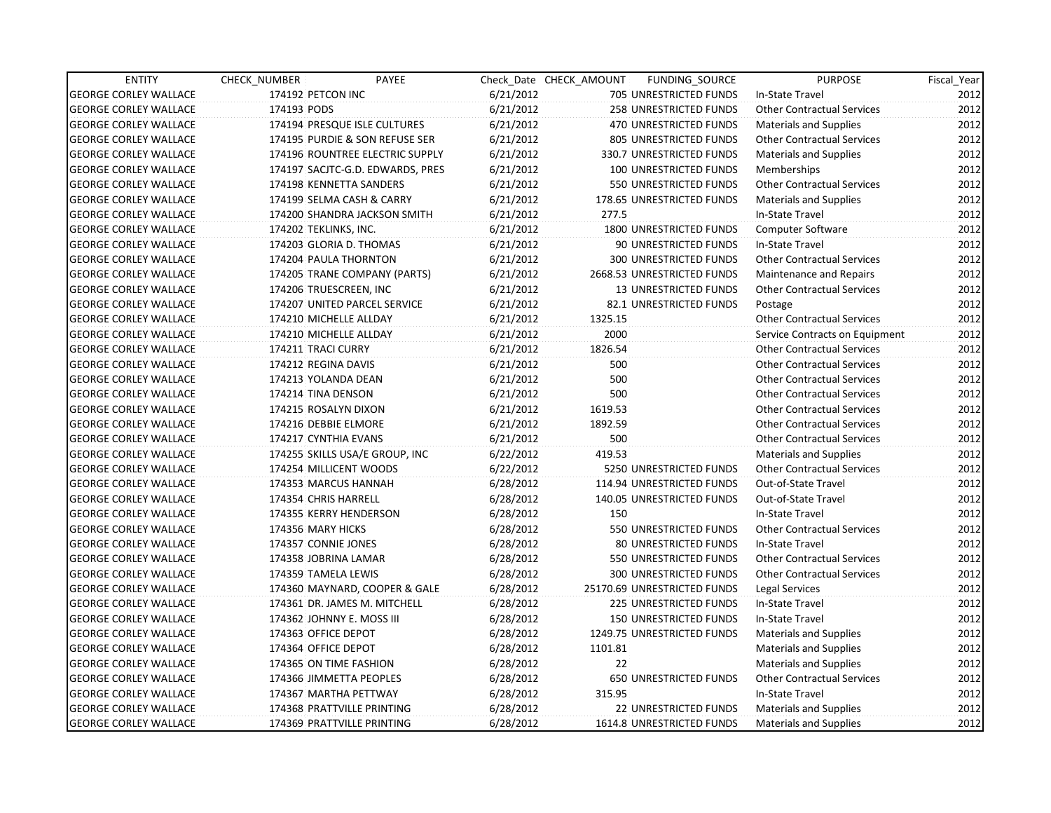| ENTITY | CHECK_NUMBER | PAYEE | Check_Date | CHECK_AMOUNT | FUNDING_SOURCE | PURPOSE | Fiscal_Year |
|---|---|---|---|---|---|---|---|
| GEORGE CORLEY WALLACE | 174192 | PETCON INC | 6/21/2012 | 705 | UNRESTRICTED FUNDS | In-State Travel | 2012 |
| GEORGE CORLEY WALLACE | 174193 | PODS | 6/21/2012 | 258 | UNRESTRICTED FUNDS | Other Contractual Services | 2012 |
| GEORGE CORLEY WALLACE | 174194 | PRESQUE ISLE CULTURES | 6/21/2012 | 470 | UNRESTRICTED FUNDS | Materials and Supplies | 2012 |
| GEORGE CORLEY WALLACE | 174195 | PURDIE & SON REFUSE SER | 6/21/2012 | 805 | UNRESTRICTED FUNDS | Other Contractual Services | 2012 |
| GEORGE CORLEY WALLACE | 174196 | ROUNTREE ELECTRIC SUPPLY | 6/21/2012 | 330.7 | UNRESTRICTED FUNDS | Materials and Supplies | 2012 |
| GEORGE CORLEY WALLACE | 174197 | SACJTC-G.D. EDWARDS, PRES | 6/21/2012 | 100 | UNRESTRICTED FUNDS | Memberships | 2012 |
| GEORGE CORLEY WALLACE | 174198 | KENNETTA SANDERS | 6/21/2012 | 550 | UNRESTRICTED FUNDS | Other Contractual Services | 2012 |
| GEORGE CORLEY WALLACE | 174199 | SELMA CASH & CARRY | 6/21/2012 | 178.65 | UNRESTRICTED FUNDS | Materials and Supplies | 2012 |
| GEORGE CORLEY WALLACE | 174200 | SHANDRA JACKSON SMITH | 6/21/2012 | 277.5 | | In-State Travel | 2012 |
| GEORGE CORLEY WALLACE | 174202 | TEKLINKS, INC. | 6/21/2012 | 1800 | UNRESTRICTED FUNDS | Computer Software | 2012 |
| GEORGE CORLEY WALLACE | 174203 | GLORIA D. THOMAS | 6/21/2012 | 90 | UNRESTRICTED FUNDS | In-State Travel | 2012 |
| GEORGE CORLEY WALLACE | 174204 | PAULA THORNTON | 6/21/2012 | 300 | UNRESTRICTED FUNDS | Other Contractual Services | 2012 |
| GEORGE CORLEY WALLACE | 174205 | TRANE COMPANY (PARTS) | 6/21/2012 | 2668.53 | UNRESTRICTED FUNDS | Maintenance and Repairs | 2012 |
| GEORGE CORLEY WALLACE | 174206 | TRUESCREEN, INC | 6/21/2012 | 13 | UNRESTRICTED FUNDS | Other Contractual Services | 2012 |
| GEORGE CORLEY WALLACE | 174207 | UNITED PARCEL SERVICE | 6/21/2012 | 82.1 | UNRESTRICTED FUNDS | Postage | 2012 |
| GEORGE CORLEY WALLACE | 174210 | MICHELLE ALLDAY | 6/21/2012 | 1325.15 | | Other Contractual Services | 2012 |
| GEORGE CORLEY WALLACE | 174210 | MICHELLE ALLDAY | 6/21/2012 | 2000 | | Service Contracts on Equipment | 2012 |
| GEORGE CORLEY WALLACE | 174211 | TRACI CURRY | 6/21/2012 | 1826.54 | | Other Contractual Services | 2012 |
| GEORGE CORLEY WALLACE | 174212 | REGINA DAVIS | 6/21/2012 | 500 | | Other Contractual Services | 2012 |
| GEORGE CORLEY WALLACE | 174213 | YOLANDA DEAN | 6/21/2012 | 500 | | Other Contractual Services | 2012 |
| GEORGE CORLEY WALLACE | 174214 | TINA DENSON | 6/21/2012 | 500 | | Other Contractual Services | 2012 |
| GEORGE CORLEY WALLACE | 174215 | ROSALYN DIXON | 6/21/2012 | 1619.53 | | Other Contractual Services | 2012 |
| GEORGE CORLEY WALLACE | 174216 | DEBBIE ELMORE | 6/21/2012 | 1892.59 | | Other Contractual Services | 2012 |
| GEORGE CORLEY WALLACE | 174217 | CYNTHIA EVANS | 6/21/2012 | 500 | | Other Contractual Services | 2012 |
| GEORGE CORLEY WALLACE | 174255 | SKILLS USA/E GROUP, INC | 6/22/2012 | 419.53 | | Materials and Supplies | 2012 |
| GEORGE CORLEY WALLACE | 174254 | MILLICENT WOODS | 6/22/2012 | 5250 | UNRESTRICTED FUNDS | Other Contractual Services | 2012 |
| GEORGE CORLEY WALLACE | 174353 | MARCUS HANNAH | 6/28/2012 | 114.94 | UNRESTRICTED FUNDS | Out-of-State Travel | 2012 |
| GEORGE CORLEY WALLACE | 174354 | CHRIS HARRELL | 6/28/2012 | 140.05 | UNRESTRICTED FUNDS | Out-of-State Travel | 2012 |
| GEORGE CORLEY WALLACE | 174355 | KERRY HENDERSON | 6/28/2012 | 150 | | In-State Travel | 2012 |
| GEORGE CORLEY WALLACE | 174356 | MARY HICKS | 6/28/2012 | 550 | UNRESTRICTED FUNDS | Other Contractual Services | 2012 |
| GEORGE CORLEY WALLACE | 174357 | CONNIE JONES | 6/28/2012 | 80 | UNRESTRICTED FUNDS | In-State Travel | 2012 |
| GEORGE CORLEY WALLACE | 174358 | JOBRINA LAMAR | 6/28/2012 | 550 | UNRESTRICTED FUNDS | Other Contractual Services | 2012 |
| GEORGE CORLEY WALLACE | 174359 | TAMELA LEWIS | 6/28/2012 | 300 | UNRESTRICTED FUNDS | Other Contractual Services | 2012 |
| GEORGE CORLEY WALLACE | 174360 | MAYNARD, COOPER & GALE | 6/28/2012 | 25170.69 | UNRESTRICTED FUNDS | Legal Services | 2012 |
| GEORGE CORLEY WALLACE | 174361 | DR. JAMES M. MITCHELL | 6/28/2012 | 225 | UNRESTRICTED FUNDS | In-State Travel | 2012 |
| GEORGE CORLEY WALLACE | 174362 | JOHNNY E. MOSS III | 6/28/2012 | 150 | UNRESTRICTED FUNDS | In-State Travel | 2012 |
| GEORGE CORLEY WALLACE | 174363 | OFFICE DEPOT | 6/28/2012 | 1249.75 | UNRESTRICTED FUNDS | Materials and Supplies | 2012 |
| GEORGE CORLEY WALLACE | 174364 | OFFICE DEPOT | 6/28/2012 | 1101.81 | | Materials and Supplies | 2012 |
| GEORGE CORLEY WALLACE | 174365 | ON TIME FASHION | 6/28/2012 | 22 | | Materials and Supplies | 2012 |
| GEORGE CORLEY WALLACE | 174366 | JIMMETTA PEOPLES | 6/28/2012 | 650 | UNRESTRICTED FUNDS | Other Contractual Services | 2012 |
| GEORGE CORLEY WALLACE | 174367 | MARTHA PETTWAY | 6/28/2012 | 315.95 | | In-State Travel | 2012 |
| GEORGE CORLEY WALLACE | 174368 | PRATTVILLE PRINTING | 6/28/2012 | 22 | UNRESTRICTED FUNDS | Materials and Supplies | 2012 |
| GEORGE CORLEY WALLACE | 174369 | PRATTVILLE PRINTING | 6/28/2012 | 1614.8 | UNRESTRICTED FUNDS | Materials and Supplies | 2012 |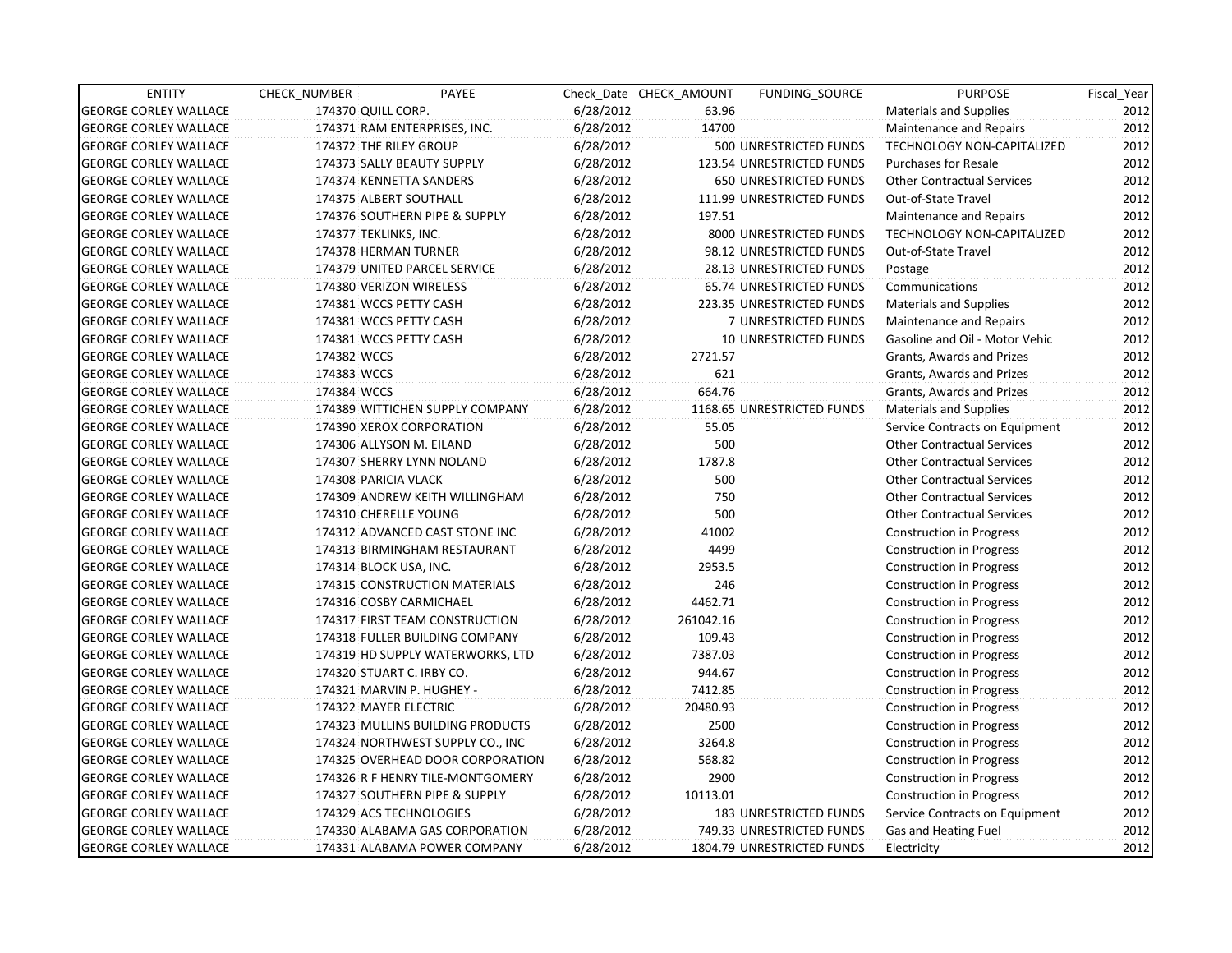| ENTITY | CHECK_NUMBER | PAYEE | Check_Date | CHECK_AMOUNT | FUNDING_SOURCE | PURPOSE | Fiscal_Year |
|---|---|---|---|---|---|---|---|
| GEORGE CORLEY WALLACE | 174370 | QUILL CORP. | 6/28/2012 | 63.96 | | Materials and Supplies | 2012 |
| GEORGE CORLEY WALLACE | 174371 | RAM ENTERPRISES, INC. | 6/28/2012 | 14700 | | Maintenance and Repairs | 2012 |
| GEORGE CORLEY WALLACE | 174372 | THE RILEY GROUP | 6/28/2012 | 500 | UNRESTRICTED FUNDS | TECHNOLOGY NON-CAPITALIZED | 2012 |
| GEORGE CORLEY WALLACE | 174373 | SALLY BEAUTY SUPPLY | 6/28/2012 | 123.54 | UNRESTRICTED FUNDS | Purchases for Resale | 2012 |
| GEORGE CORLEY WALLACE | 174374 | KENNETTA SANDERS | 6/28/2012 | 650 | UNRESTRICTED FUNDS | Other Contractual Services | 2012 |
| GEORGE CORLEY WALLACE | 174375 | ALBERT SOUTHALL | 6/28/2012 | 111.99 | UNRESTRICTED FUNDS | Out-of-State Travel | 2012 |
| GEORGE CORLEY WALLACE | 174376 | SOUTHERN PIPE & SUPPLY | 6/28/2012 | 197.51 | | Maintenance and Repairs | 2012 |
| GEORGE CORLEY WALLACE | 174377 | TEKLINKS, INC. | 6/28/2012 | 8000 | UNRESTRICTED FUNDS | TECHNOLOGY NON-CAPITALIZED | 2012 |
| GEORGE CORLEY WALLACE | 174378 | HERMAN TURNER | 6/28/2012 | 98.12 | UNRESTRICTED FUNDS | Out-of-State Travel | 2012 |
| GEORGE CORLEY WALLACE | 174379 | UNITED PARCEL SERVICE | 6/28/2012 | 28.13 | UNRESTRICTED FUNDS | Postage | 2012 |
| GEORGE CORLEY WALLACE | 174380 | VERIZON WIRELESS | 6/28/2012 | 65.74 | UNRESTRICTED FUNDS | Communications | 2012 |
| GEORGE CORLEY WALLACE | 174381 | WCCS PETTY CASH | 6/28/2012 | 223.35 | UNRESTRICTED FUNDS | Materials and Supplies | 2012 |
| GEORGE CORLEY WALLACE | 174381 | WCCS PETTY CASH | 6/28/2012 | 7 | UNRESTRICTED FUNDS | Maintenance and Repairs | 2012 |
| GEORGE CORLEY WALLACE | 174381 | WCCS PETTY CASH | 6/28/2012 | 10 | UNRESTRICTED FUNDS | Gasoline and Oil - Motor Vehic | 2012 |
| GEORGE CORLEY WALLACE | 174382 | WCCS | 6/28/2012 | 2721.57 | | Grants, Awards and Prizes | 2012 |
| GEORGE CORLEY WALLACE | 174383 | WCCS | 6/28/2012 | 621 | | Grants, Awards and Prizes | 2012 |
| GEORGE CORLEY WALLACE | 174384 | WCCS | 6/28/2012 | 664.76 | | Grants, Awards and Prizes | 2012 |
| GEORGE CORLEY WALLACE | 174389 | WITTICHEN SUPPLY COMPANY | 6/28/2012 | 1168.65 | UNRESTRICTED FUNDS | Materials and Supplies | 2012 |
| GEORGE CORLEY WALLACE | 174390 | XEROX CORPORATION | 6/28/2012 | 55.05 | | Service Contracts on Equipment | 2012 |
| GEORGE CORLEY WALLACE | 174306 | ALLYSON M. EILAND | 6/28/2012 | 500 | | Other Contractual Services | 2012 |
| GEORGE CORLEY WALLACE | 174307 | SHERRY LYNN NOLAND | 6/28/2012 | 1787.8 | | Other Contractual Services | 2012 |
| GEORGE CORLEY WALLACE | 174308 | PARICIA VLACK | 6/28/2012 | 500 | | Other Contractual Services | 2012 |
| GEORGE CORLEY WALLACE | 174309 | ANDREW KEITH WILLINGHAM | 6/28/2012 | 750 | | Other Contractual Services | 2012 |
| GEORGE CORLEY WALLACE | 174310 | CHERELLE YOUNG | 6/28/2012 | 500 | | Other Contractual Services | 2012 |
| GEORGE CORLEY WALLACE | 174312 | ADVANCED CAST STONE INC | 6/28/2012 | 41002 | | Construction in Progress | 2012 |
| GEORGE CORLEY WALLACE | 174313 | BIRMINGHAM RESTAURANT | 6/28/2012 | 4499 | | Construction in Progress | 2012 |
| GEORGE CORLEY WALLACE | 174314 | BLOCK USA, INC. | 6/28/2012 | 2953.5 | | Construction in Progress | 2012 |
| GEORGE CORLEY WALLACE | 174315 | CONSTRUCTION MATERIALS | 6/28/2012 | 246 | | Construction in Progress | 2012 |
| GEORGE CORLEY WALLACE | 174316 | COSBY CARMICHAEL | 6/28/2012 | 4462.71 | | Construction in Progress | 2012 |
| GEORGE CORLEY WALLACE | 174317 | FIRST TEAM CONSTRUCTION | 6/28/2012 | 261042.16 | | Construction in Progress | 2012 |
| GEORGE CORLEY WALLACE | 174318 | FULLER BUILDING COMPANY | 6/28/2012 | 109.43 | | Construction in Progress | 2012 |
| GEORGE CORLEY WALLACE | 174319 | HD SUPPLY WATERWORKS, LTD | 6/28/2012 | 7387.03 | | Construction in Progress | 2012 |
| GEORGE CORLEY WALLACE | 174320 | STUART C. IRBY CO. | 6/28/2012 | 944.67 | | Construction in Progress | 2012 |
| GEORGE CORLEY WALLACE | 174321 | MARVIN P. HUGHEY - | 6/28/2012 | 7412.85 | | Construction in Progress | 2012 |
| GEORGE CORLEY WALLACE | 174322 | MAYER ELECTRIC | 6/28/2012 | 20480.93 | | Construction in Progress | 2012 |
| GEORGE CORLEY WALLACE | 174323 | MULLINS BUILDING PRODUCTS | 6/28/2012 | 2500 | | Construction in Progress | 2012 |
| GEORGE CORLEY WALLACE | 174324 | NORTHWEST SUPPLY CO., INC | 6/28/2012 | 3264.8 | | Construction in Progress | 2012 |
| GEORGE CORLEY WALLACE | 174325 | OVERHEAD DOOR CORPORATION | 6/28/2012 | 568.82 | | Construction in Progress | 2012 |
| GEORGE CORLEY WALLACE | 174326 | R F HENRY TILE-MONTGOMERY | 6/28/2012 | 2900 | | Construction in Progress | 2012 |
| GEORGE CORLEY WALLACE | 174327 | SOUTHERN PIPE & SUPPLY | 6/28/2012 | 10113.01 | | Construction in Progress | 2012 |
| GEORGE CORLEY WALLACE | 174329 | ACS TECHNOLOGIES | 6/28/2012 | 183 | UNRESTRICTED FUNDS | Service Contracts on Equipment | 2012 |
| GEORGE CORLEY WALLACE | 174330 | ALABAMA GAS CORPORATION | 6/28/2012 | 749.33 | UNRESTRICTED FUNDS | Gas and Heating Fuel | 2012 |
| GEORGE CORLEY WALLACE | 174331 | ALABAMA POWER COMPANY | 6/28/2012 | 1804.79 | UNRESTRICTED FUNDS | Electricity | 2012 |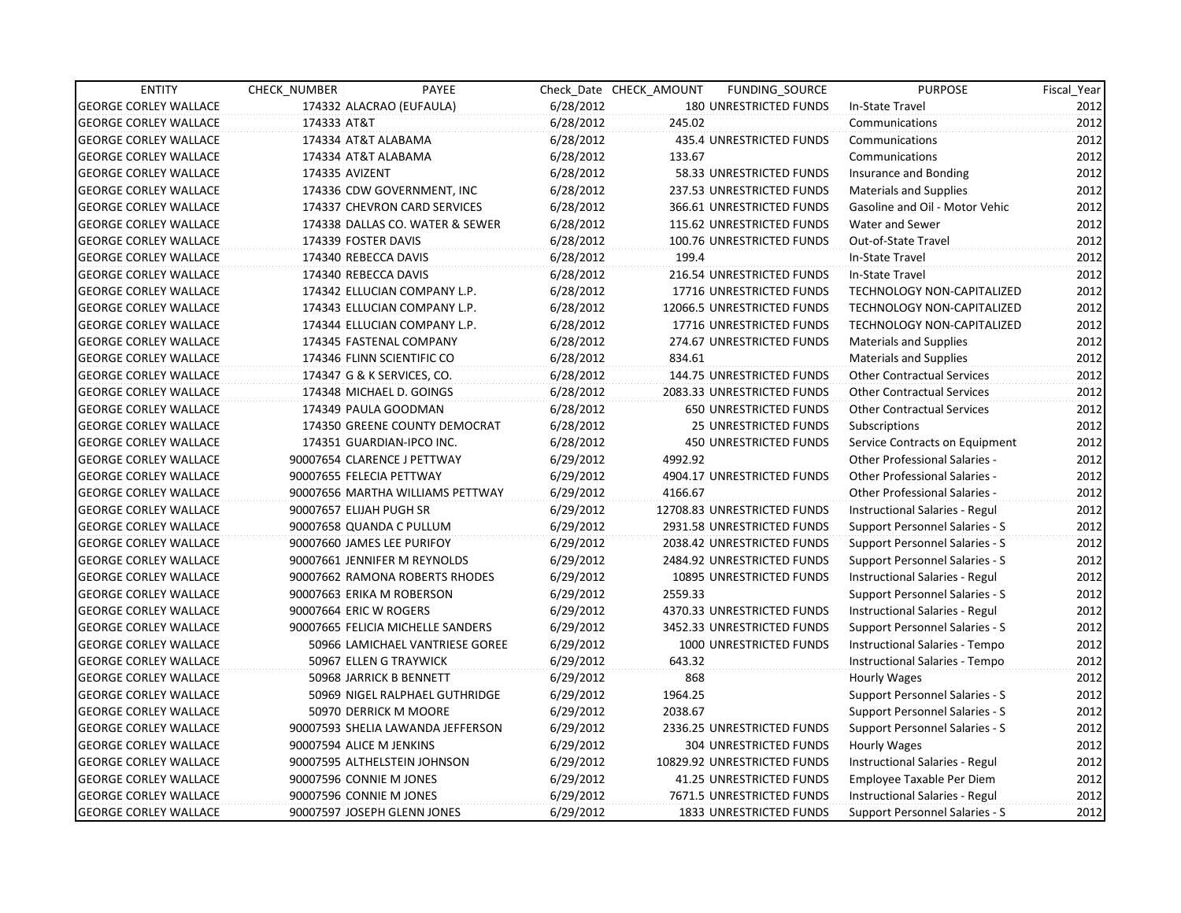| ENTITY | CHECK_NUMBER | PAYEE | Check_Date | CHECK_AMOUNT | FUNDING_SOURCE | PURPOSE | Fiscal_Year |
|---|---|---|---|---|---|---|---|
| GEORGE CORLEY WALLACE | 174332 | ALACRAO (EUFAULA) | 6/28/2012 | 180 | UNRESTRICTED FUNDS | In-State Travel | 2012 |
| GEORGE CORLEY WALLACE | 174333 | AT&T | 6/28/2012 | 245.02 | | Communications | 2012 |
| GEORGE CORLEY WALLACE | 174334 | AT&T ALABAMA | 6/28/2012 | 435.4 | UNRESTRICTED FUNDS | Communications | 2012 |
| GEORGE CORLEY WALLACE | 174334 | AT&T ALABAMA | 6/28/2012 | 133.67 | | Communications | 2012 |
| GEORGE CORLEY WALLACE | 174335 | AVIZENT | 6/28/2012 | 58.33 | UNRESTRICTED FUNDS | Insurance and Bonding | 2012 |
| GEORGE CORLEY WALLACE | 174336 | CDW GOVERNMENT, INC | 6/28/2012 | 237.53 | UNRESTRICTED FUNDS | Materials and Supplies | 2012 |
| GEORGE CORLEY WALLACE | 174337 | CHEVRON CARD SERVICES | 6/28/2012 | 366.61 | UNRESTRICTED FUNDS | Gasoline and Oil - Motor Vehic | 2012 |
| GEORGE CORLEY WALLACE | 174338 | DALLAS CO. WATER & SEWER | 6/28/2012 | 115.62 | UNRESTRICTED FUNDS | Water and Sewer | 2012 |
| GEORGE CORLEY WALLACE | 174339 | FOSTER DAVIS | 6/28/2012 | 100.76 | UNRESTRICTED FUNDS | Out-of-State Travel | 2012 |
| GEORGE CORLEY WALLACE | 174340 | REBECCA DAVIS | 6/28/2012 | 199.4 | | In-State Travel | 2012 |
| GEORGE CORLEY WALLACE | 174340 | REBECCA DAVIS | 6/28/2012 | 216.54 | UNRESTRICTED FUNDS | In-State Travel | 2012 |
| GEORGE CORLEY WALLACE | 174342 | ELLUCIAN COMPANY L.P. | 6/28/2012 | 17716 | UNRESTRICTED FUNDS | TECHNOLOGY NON-CAPITALIZED | 2012 |
| GEORGE CORLEY WALLACE | 174343 | ELLUCIAN COMPANY L.P. | 6/28/2012 | 12066.5 | UNRESTRICTED FUNDS | TECHNOLOGY NON-CAPITALIZED | 2012 |
| GEORGE CORLEY WALLACE | 174344 | ELLUCIAN COMPANY L.P. | 6/28/2012 | 17716 | UNRESTRICTED FUNDS | TECHNOLOGY NON-CAPITALIZED | 2012 |
| GEORGE CORLEY WALLACE | 174345 | FASTENAL COMPANY | 6/28/2012 | 274.67 | UNRESTRICTED FUNDS | Materials and Supplies | 2012 |
| GEORGE CORLEY WALLACE | 174346 | FLINN SCIENTIFIC CO | 6/28/2012 | 834.61 | | Materials and Supplies | 2012 |
| GEORGE CORLEY WALLACE | 174347 | G & K SERVICES, CO. | 6/28/2012 | 144.75 | UNRESTRICTED FUNDS | Other Contractual Services | 2012 |
| GEORGE CORLEY WALLACE | 174348 | MICHAEL D. GOINGS | 6/28/2012 | 2083.33 | UNRESTRICTED FUNDS | Other Contractual Services | 2012 |
| GEORGE CORLEY WALLACE | 174349 | PAULA GOODMAN | 6/28/2012 | 650 | UNRESTRICTED FUNDS | Other Contractual Services | 2012 |
| GEORGE CORLEY WALLACE | 174350 | GREENE COUNTY DEMOCRAT | 6/28/2012 | 25 | UNRESTRICTED FUNDS | Subscriptions | 2012 |
| GEORGE CORLEY WALLACE | 174351 | GUARDIAN-IPCO INC. | 6/28/2012 | 450 | UNRESTRICTED FUNDS | Service Contracts on Equipment | 2012 |
| GEORGE CORLEY WALLACE | 90007654 | CLARENCE J PETTWAY | 6/29/2012 | 4992.92 | | Other Professional Salaries - | 2012 |
| GEORGE CORLEY WALLACE | 90007655 | FELECIA PETTWAY | 6/29/2012 | 4904.17 | UNRESTRICTED FUNDS | Other Professional Salaries - | 2012 |
| GEORGE CORLEY WALLACE | 90007656 | MARTHA WILLIAMS PETTWAY | 6/29/2012 | 4166.67 | | Other Professional Salaries - | 2012 |
| GEORGE CORLEY WALLACE | 90007657 | ELIJAH PUGH SR | 6/29/2012 | 12708.83 | UNRESTRICTED FUNDS | Instructional Salaries - Regul | 2012 |
| GEORGE CORLEY WALLACE | 90007658 | QUANDA C PULLUM | 6/29/2012 | 2931.58 | UNRESTRICTED FUNDS | Support Personnel Salaries - S | 2012 |
| GEORGE CORLEY WALLACE | 90007660 | JAMES LEE PURIFOY | 6/29/2012 | 2038.42 | UNRESTRICTED FUNDS | Support Personnel Salaries - S | 2012 |
| GEORGE CORLEY WALLACE | 90007661 | JENNIFER M REYNOLDS | 6/29/2012 | 2484.92 | UNRESTRICTED FUNDS | Support Personnel Salaries - S | 2012 |
| GEORGE CORLEY WALLACE | 90007662 | RAMONA ROBERTS RHODES | 6/29/2012 | 10895 | UNRESTRICTED FUNDS | Instructional Salaries - Regul | 2012 |
| GEORGE CORLEY WALLACE | 90007663 | ERIKA M ROBERSON | 6/29/2012 | 2559.33 | | Support Personnel Salaries - S | 2012 |
| GEORGE CORLEY WALLACE | 90007664 | ERIC W ROGERS | 6/29/2012 | 4370.33 | UNRESTRICTED FUNDS | Instructional Salaries - Regul | 2012 |
| GEORGE CORLEY WALLACE | 90007665 | FELICIA MICHELLE SANDERS | 6/29/2012 | 3452.33 | UNRESTRICTED FUNDS | Support Personnel Salaries - S | 2012 |
| GEORGE CORLEY WALLACE | 50966 | LAMICHAEL VANTRIESE GOREE | 6/29/2012 | 1000 | UNRESTRICTED FUNDS | Instructional Salaries - Tempo | 2012 |
| GEORGE CORLEY WALLACE | 50967 | ELLEN G TRAYWICK | 6/29/2012 | 643.32 | | Instructional Salaries - Tempo | 2012 |
| GEORGE CORLEY WALLACE | 50968 | JARRICK B BENNETT | 6/29/2012 | 868 | | Hourly Wages | 2012 |
| GEORGE CORLEY WALLACE | 50969 | NIGEL RALPHAEL GUTHRIDGE | 6/29/2012 | 1964.25 | | Support Personnel Salaries - S | 2012 |
| GEORGE CORLEY WALLACE | 50970 | DERRICK M MOORE | 6/29/2012 | 2038.67 | | Support Personnel Salaries - S | 2012 |
| GEORGE CORLEY WALLACE | 90007593 | SHELIA LAWANDA JEFFERSON | 6/29/2012 | 2336.25 | UNRESTRICTED FUNDS | Support Personnel Salaries - S | 2012 |
| GEORGE CORLEY WALLACE | 90007594 | ALICE M JENKINS | 6/29/2012 | 304 | UNRESTRICTED FUNDS | Hourly Wages | 2012 |
| GEORGE CORLEY WALLACE | 90007595 | ALTHELSTEIN JOHNSON | 6/29/2012 | 10829.92 | UNRESTRICTED FUNDS | Instructional Salaries - Regul | 2012 |
| GEORGE CORLEY WALLACE | 90007596 | CONNIE M JONES | 6/29/2012 | 41.25 | UNRESTRICTED FUNDS | Employee Taxable Per Diem | 2012 |
| GEORGE CORLEY WALLACE | 90007596 | CONNIE M JONES | 6/29/2012 | 7671.5 | UNRESTRICTED FUNDS | Instructional Salaries - Regul | 2012 |
| GEORGE CORLEY WALLACE | 90007597 | JOSEPH GLENN JONES | 6/29/2012 | 1833 | UNRESTRICTED FUNDS | Support Personnel Salaries - S | 2012 |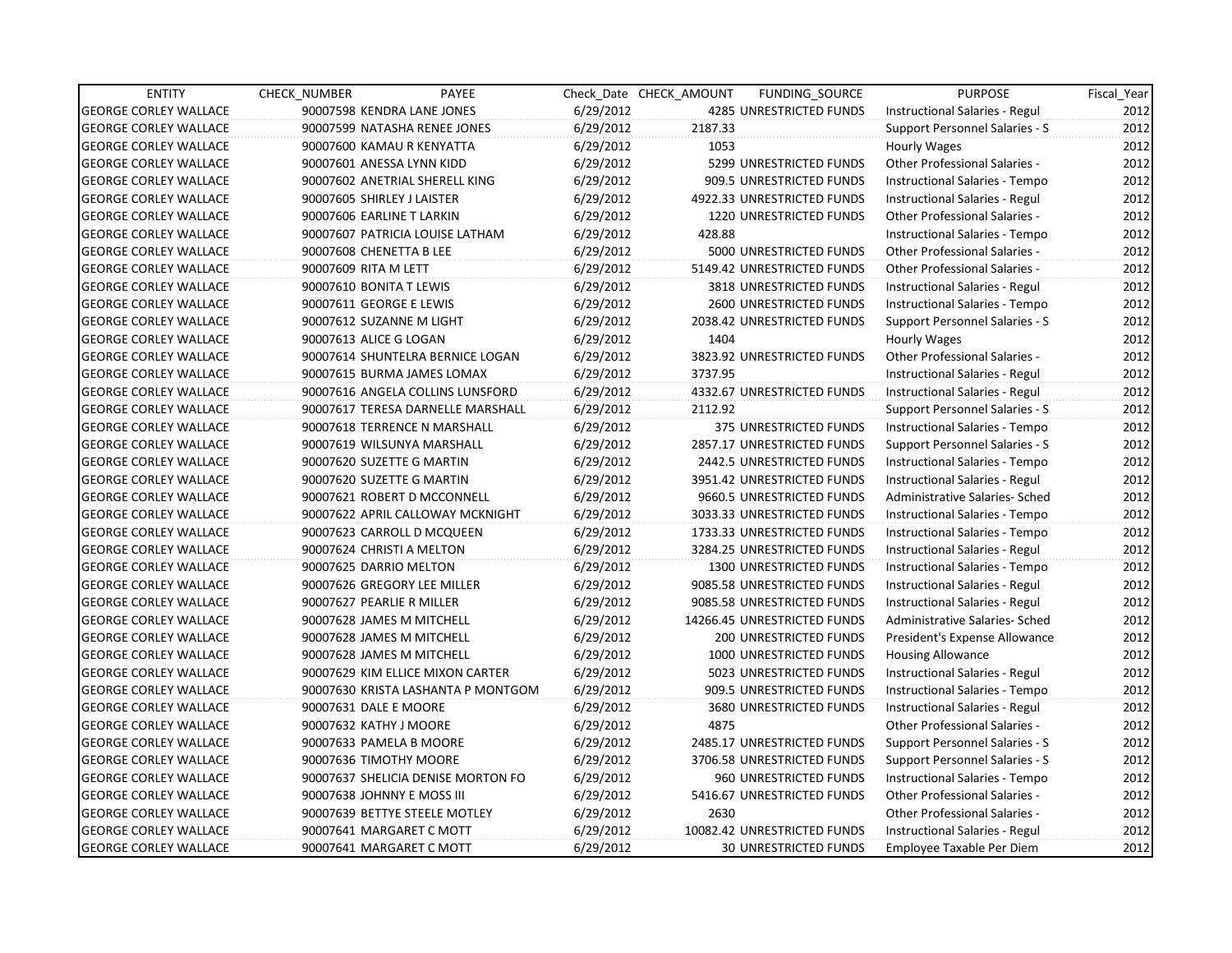| ENTITY | CHECK_NUMBER | PAYEE | Check_Date | CHECK_AMOUNT | FUNDING_SOURCE | PURPOSE | Fiscal_Year |
|---|---|---|---|---|---|---|---|
| GEORGE CORLEY WALLACE | 90007598 | KENDRA LANE JONES | 6/29/2012 | 4285 | UNRESTRICTED FUNDS | Instructional Salaries - Regul | 2012 |
| GEORGE CORLEY WALLACE | 90007599 | NATASHA RENEE JONES | 6/29/2012 | 2187.33 | | Support Personnel Salaries - S | 2012 |
| GEORGE CORLEY WALLACE | 90007600 | KAMAU R KENYATTA | 6/29/2012 | 1053 | | Hourly Wages | 2012 |
| GEORGE CORLEY WALLACE | 90007601 | ANESSA LYNN KIDD | 6/29/2012 | 5299 | UNRESTRICTED FUNDS | Other Professional Salaries - | 2012 |
| GEORGE CORLEY WALLACE | 90007602 | ANETRIAL SHERELL KING | 6/29/2012 | 909.5 | UNRESTRICTED FUNDS | Instructional Salaries - Tempo | 2012 |
| GEORGE CORLEY WALLACE | 90007605 | SHIRLEY J LAISTER | 6/29/2012 | 4922.33 | UNRESTRICTED FUNDS | Instructional Salaries - Regul | 2012 |
| GEORGE CORLEY WALLACE | 90007606 | EARLINE T LARKIN | 6/29/2012 | 1220 | UNRESTRICTED FUNDS | Other Professional Salaries - | 2012 |
| GEORGE CORLEY WALLACE | 90007607 | PATRICIA LOUISE LATHAM | 6/29/2012 | 428.88 | | Instructional Salaries - Tempo | 2012 |
| GEORGE CORLEY WALLACE | 90007608 | CHENETTA B LEE | 6/29/2012 | 5000 | UNRESTRICTED FUNDS | Other Professional Salaries - | 2012 |
| GEORGE CORLEY WALLACE | 90007609 | RITA M LETT | 6/29/2012 | 5149.42 | UNRESTRICTED FUNDS | Other Professional Salaries - | 2012 |
| GEORGE CORLEY WALLACE | 90007610 | BONITA T LEWIS | 6/29/2012 | 3818 | UNRESTRICTED FUNDS | Instructional Salaries - Regul | 2012 |
| GEORGE CORLEY WALLACE | 90007611 | GEORGE E LEWIS | 6/29/2012 | 2600 | UNRESTRICTED FUNDS | Instructional Salaries - Tempo | 2012 |
| GEORGE CORLEY WALLACE | 90007612 | SUZANNE M LIGHT | 6/29/2012 | 2038.42 | UNRESTRICTED FUNDS | Support Personnel Salaries - S | 2012 |
| GEORGE CORLEY WALLACE | 90007613 | ALICE G LOGAN | 6/29/2012 | 1404 | | Hourly Wages | 2012 |
| GEORGE CORLEY WALLACE | 90007614 | SHUNTELRA BERNICE LOGAN | 6/29/2012 | 3823.92 | UNRESTRICTED FUNDS | Other Professional Salaries - | 2012 |
| GEORGE CORLEY WALLACE | 90007615 | BURMA JAMES LOMAX | 6/29/2012 | 3737.95 | | Instructional Salaries - Regul | 2012 |
| GEORGE CORLEY WALLACE | 90007616 | ANGELA COLLINS LUNSFORD | 6/29/2012 | 4332.67 | UNRESTRICTED FUNDS | Instructional Salaries - Regul | 2012 |
| GEORGE CORLEY WALLACE | 90007617 | TERESA DARNELLE MARSHALL | 6/29/2012 | 2112.92 | | Support Personnel Salaries - S | 2012 |
| GEORGE CORLEY WALLACE | 90007618 | TERRENCE N MARSHALL | 6/29/2012 | 375 | UNRESTRICTED FUNDS | Instructional Salaries - Tempo | 2012 |
| GEORGE CORLEY WALLACE | 90007619 | WILSUNYA MARSHALL | 6/29/2012 | 2857.17 | UNRESTRICTED FUNDS | Support Personnel Salaries - S | 2012 |
| GEORGE CORLEY WALLACE | 90007620 | SUZETTE G MARTIN | 6/29/2012 | 2442.5 | UNRESTRICTED FUNDS | Instructional Salaries - Tempo | 2012 |
| GEORGE CORLEY WALLACE | 90007620 | SUZETTE G MARTIN | 6/29/2012 | 3951.42 | UNRESTRICTED FUNDS | Instructional Salaries - Regul | 2012 |
| GEORGE CORLEY WALLACE | 90007621 | ROBERT D MCCONNELL | 6/29/2012 | 9660.5 | UNRESTRICTED FUNDS | Administrative Salaries- Sched | 2012 |
| GEORGE CORLEY WALLACE | 90007622 | APRIL CALLOWAY MCKNIGHT | 6/29/2012 | 3033.33 | UNRESTRICTED FUNDS | Instructional Salaries - Tempo | 2012 |
| GEORGE CORLEY WALLACE | 90007623 | CARROLL D MCQUEEN | 6/29/2012 | 1733.33 | UNRESTRICTED FUNDS | Instructional Salaries - Tempo | 2012 |
| GEORGE CORLEY WALLACE | 90007624 | CHRISTI A MELTON | 6/29/2012 | 3284.25 | UNRESTRICTED FUNDS | Instructional Salaries - Regul | 2012 |
| GEORGE CORLEY WALLACE | 90007625 | DARRIO MELTON | 6/29/2012 | 1300 | UNRESTRICTED FUNDS | Instructional Salaries - Tempo | 2012 |
| GEORGE CORLEY WALLACE | 90007626 | GREGORY LEE MILLER | 6/29/2012 | 9085.58 | UNRESTRICTED FUNDS | Instructional Salaries - Regul | 2012 |
| GEORGE CORLEY WALLACE | 90007627 | PEARLIE R MILLER | 6/29/2012 | 9085.58 | UNRESTRICTED FUNDS | Instructional Salaries - Regul | 2012 |
| GEORGE CORLEY WALLACE | 90007628 | JAMES M MITCHELL | 6/29/2012 | 14266.45 | UNRESTRICTED FUNDS | Administrative Salaries- Sched | 2012 |
| GEORGE CORLEY WALLACE | 90007628 | JAMES M MITCHELL | 6/29/2012 | 200 | UNRESTRICTED FUNDS | President's Expense Allowance | 2012 |
| GEORGE CORLEY WALLACE | 90007628 | JAMES M MITCHELL | 6/29/2012 | 1000 | UNRESTRICTED FUNDS | Housing Allowance | 2012 |
| GEORGE CORLEY WALLACE | 90007629 | KIM ELLICE MIXON CARTER | 6/29/2012 | 5023 | UNRESTRICTED FUNDS | Instructional Salaries - Regul | 2012 |
| GEORGE CORLEY WALLACE | 90007630 | KRISTA LASHANTA P MONTGOM | 6/29/2012 | 909.5 | UNRESTRICTED FUNDS | Instructional Salaries - Tempo | 2012 |
| GEORGE CORLEY WALLACE | 90007631 | DALE E MOORE | 6/29/2012 | 3680 | UNRESTRICTED FUNDS | Instructional Salaries - Regul | 2012 |
| GEORGE CORLEY WALLACE | 90007632 | KATHY J MOORE | 6/29/2012 | 4875 | | Other Professional Salaries - | 2012 |
| GEORGE CORLEY WALLACE | 90007633 | PAMELA B MOORE | 6/29/2012 | 2485.17 | UNRESTRICTED FUNDS | Support Personnel Salaries - S | 2012 |
| GEORGE CORLEY WALLACE | 90007636 | TIMOTHY MOORE | 6/29/2012 | 3706.58 | UNRESTRICTED FUNDS | Support Personnel Salaries - S | 2012 |
| GEORGE CORLEY WALLACE | 90007637 | SHELICIA DENISE MORTON FO | 6/29/2012 | 960 | UNRESTRICTED FUNDS | Instructional Salaries - Tempo | 2012 |
| GEORGE CORLEY WALLACE | 90007638 | JOHNNY E MOSS III | 6/29/2012 | 5416.67 | UNRESTRICTED FUNDS | Other Professional Salaries - | 2012 |
| GEORGE CORLEY WALLACE | 90007639 | BETTYE STEELE MOTLEY | 6/29/2012 | 2630 | | Other Professional Salaries - | 2012 |
| GEORGE CORLEY WALLACE | 90007641 | MARGARET C MOTT | 6/29/2012 | 10082.42 | UNRESTRICTED FUNDS | Instructional Salaries - Regul | 2012 |
| GEORGE CORLEY WALLACE | 90007641 | MARGARET C MOTT | 6/29/2012 | 30 | UNRESTRICTED FUNDS | Employee Taxable Per Diem | 2012 |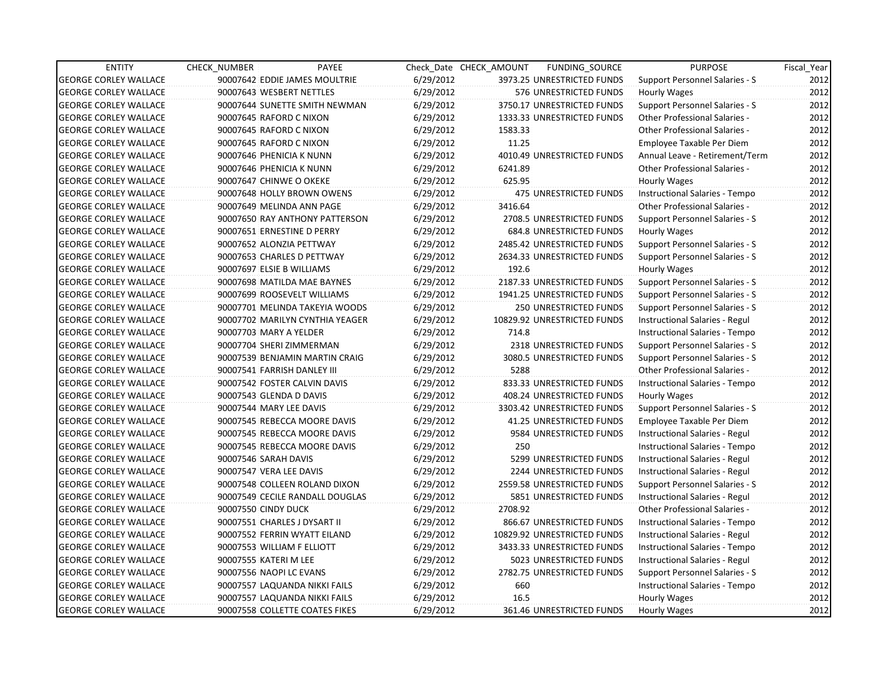| ENTITY | CHECK_NUMBER | PAYEE | Check_Date | CHECK_AMOUNT | FUNDING_SOURCE | PURPOSE | Fiscal_Year |
|---|---|---|---|---|---|---|---|
| GEORGE CORLEY WALLACE | 90007642 | EDDIE JAMES MOULTRIE | 6/29/2012 | 3973.25 | UNRESTRICTED FUNDS | Support Personnel Salaries - S | 2012 |
| GEORGE CORLEY WALLACE | 90007643 | WESBERT NETTLES | 6/29/2012 | 576 | UNRESTRICTED FUNDS | Hourly Wages | 2012 |
| GEORGE CORLEY WALLACE | 90007644 | SUNETTE SMITH NEWMAN | 6/29/2012 | 3750.17 | UNRESTRICTED FUNDS | Support Personnel Salaries - S | 2012 |
| GEORGE CORLEY WALLACE | 90007645 | RAFORD C NIXON | 6/29/2012 | 1333.33 | UNRESTRICTED FUNDS | Other Professional Salaries - | 2012 |
| GEORGE CORLEY WALLACE | 90007645 | RAFORD C NIXON | 6/29/2012 | 1583.33 | | Other Professional Salaries - | 2012 |
| GEORGE CORLEY WALLACE | 90007645 | RAFORD C NIXON | 6/29/2012 | 11.25 | | Employee Taxable Per Diem | 2012 |
| GEORGE CORLEY WALLACE | 90007646 | PHENICIA K NUNN | 6/29/2012 | 4010.49 | UNRESTRICTED FUNDS | Annual Leave - Retirement/Term | 2012 |
| GEORGE CORLEY WALLACE | 90007646 | PHENICIA K NUNN | 6/29/2012 | 6241.89 | | Other Professional Salaries - | 2012 |
| GEORGE CORLEY WALLACE | 90007647 | CHINWE O OKEKE | 6/29/2012 | 625.95 | | Hourly Wages | 2012 |
| GEORGE CORLEY WALLACE | 90007648 | HOLLY BROWN OWENS | 6/29/2012 | 475 | UNRESTRICTED FUNDS | Instructional Salaries - Tempo | 2012 |
| GEORGE CORLEY WALLACE | 90007649 | MELINDA ANN PAGE | 6/29/2012 | 3416.64 | | Other Professional Salaries - | 2012 |
| GEORGE CORLEY WALLACE | 90007650 | RAY ANTHONY PATTERSON | 6/29/2012 | 2708.5 | UNRESTRICTED FUNDS | Support Personnel Salaries - S | 2012 |
| GEORGE CORLEY WALLACE | 90007651 | ERNESTINE D PERRY | 6/29/2012 | 684.8 | UNRESTRICTED FUNDS | Hourly Wages | 2012 |
| GEORGE CORLEY WALLACE | 90007652 | ALONZIA PETTWAY | 6/29/2012 | 2485.42 | UNRESTRICTED FUNDS | Support Personnel Salaries - S | 2012 |
| GEORGE CORLEY WALLACE | 90007653 | CHARLES D PETTWAY | 6/29/2012 | 2634.33 | UNRESTRICTED FUNDS | Support Personnel Salaries - S | 2012 |
| GEORGE CORLEY WALLACE | 90007697 | ELSIE B WILLIAMS | 6/29/2012 | 192.6 | | Hourly Wages | 2012 |
| GEORGE CORLEY WALLACE | 90007698 | MATILDA MAE BAYNES | 6/29/2012 | 2187.33 | UNRESTRICTED FUNDS | Support Personnel Salaries - S | 2012 |
| GEORGE CORLEY WALLACE | 90007699 | ROOSEVELT WILLIAMS | 6/29/2012 | 1941.25 | UNRESTRICTED FUNDS | Support Personnel Salaries - S | 2012 |
| GEORGE CORLEY WALLACE | 90007701 | MELINDA TAKEYIA WOODS | 6/29/2012 | 250 | UNRESTRICTED FUNDS | Support Personnel Salaries - S | 2012 |
| GEORGE CORLEY WALLACE | 90007702 | MARILYN CYNTHIA YEAGER | 6/29/2012 | 10829.92 | UNRESTRICTED FUNDS | Instructional Salaries - Regul | 2012 |
| GEORGE CORLEY WALLACE | 90007703 | MARY A YELDER | 6/29/2012 | 714.8 | | Instructional Salaries - Tempo | 2012 |
| GEORGE CORLEY WALLACE | 90007704 | SHERI ZIMMERMAN | 6/29/2012 | 2318 | UNRESTRICTED FUNDS | Support Personnel Salaries - S | 2012 |
| GEORGE CORLEY WALLACE | 90007539 | BENJAMIN MARTIN CRAIG | 6/29/2012 | 3080.5 | UNRESTRICTED FUNDS | Support Personnel Salaries - S | 2012 |
| GEORGE CORLEY WALLACE | 90007541 | FARRISH DANLEY III | 6/29/2012 | 5288 | | Other Professional Salaries - | 2012 |
| GEORGE CORLEY WALLACE | 90007542 | FOSTER CALVIN DAVIS | 6/29/2012 | 833.33 | UNRESTRICTED FUNDS | Instructional Salaries - Tempo | 2012 |
| GEORGE CORLEY WALLACE | 90007543 | GLENDA D DAVIS | 6/29/2012 | 408.24 | UNRESTRICTED FUNDS | Hourly Wages | 2012 |
| GEORGE CORLEY WALLACE | 90007544 | MARY LEE DAVIS | 6/29/2012 | 3303.42 | UNRESTRICTED FUNDS | Support Personnel Salaries - S | 2012 |
| GEORGE CORLEY WALLACE | 90007545 | REBECCA MOORE DAVIS | 6/29/2012 | 41.25 | UNRESTRICTED FUNDS | Employee Taxable Per Diem | 2012 |
| GEORGE CORLEY WALLACE | 90007545 | REBECCA MOORE DAVIS | 6/29/2012 | 9584 | UNRESTRICTED FUNDS | Instructional Salaries - Regul | 2012 |
| GEORGE CORLEY WALLACE | 90007545 | REBECCA MOORE DAVIS | 6/29/2012 | 250 | | Instructional Salaries - Tempo | 2012 |
| GEORGE CORLEY WALLACE | 90007546 | SARAH DAVIS | 6/29/2012 | 5299 | UNRESTRICTED FUNDS | Instructional Salaries - Regul | 2012 |
| GEORGE CORLEY WALLACE | 90007547 | VERA LEE DAVIS | 6/29/2012 | 2244 | UNRESTRICTED FUNDS | Instructional Salaries - Regul | 2012 |
| GEORGE CORLEY WALLACE | 90007548 | COLLEEN ROLAND DIXON | 6/29/2012 | 2559.58 | UNRESTRICTED FUNDS | Support Personnel Salaries - S | 2012 |
| GEORGE CORLEY WALLACE | 90007549 | CECILE RANDALL DOUGLAS | 6/29/2012 | 5851 | UNRESTRICTED FUNDS | Instructional Salaries - Regul | 2012 |
| GEORGE CORLEY WALLACE | 90007550 | CINDY DUCK | 6/29/2012 | 2708.92 | | Other Professional Salaries - | 2012 |
| GEORGE CORLEY WALLACE | 90007551 | CHARLES J DYSART II | 6/29/2012 | 866.67 | UNRESTRICTED FUNDS | Instructional Salaries - Tempo | 2012 |
| GEORGE CORLEY WALLACE | 90007552 | FERRIN WYATT EILAND | 6/29/2012 | 10829.92 | UNRESTRICTED FUNDS | Instructional Salaries - Regul | 2012 |
| GEORGE CORLEY WALLACE | 90007553 | WILLIAM F ELLIOTT | 6/29/2012 | 3433.33 | UNRESTRICTED FUNDS | Instructional Salaries - Tempo | 2012 |
| GEORGE CORLEY WALLACE | 90007555 | KATERI M LEE | 6/29/2012 | 5023 | UNRESTRICTED FUNDS | Instructional Salaries - Regul | 2012 |
| GEORGE CORLEY WALLACE | 90007556 | NAOPI LC EVANS | 6/29/2012 | 2782.75 | UNRESTRICTED FUNDS | Support Personnel Salaries - S | 2012 |
| GEORGE CORLEY WALLACE | 90007557 | LAQUANDA NIKKI FAILS | 6/29/2012 | 660 | | Instructional Salaries - Tempo | 2012 |
| GEORGE CORLEY WALLACE | 90007557 | LAQUANDA NIKKI FAILS | 6/29/2012 | 16.5 | | Hourly Wages | 2012 |
| GEORGE CORLEY WALLACE | 90007558 | COLLETTE COATES FIKES | 6/29/2012 | 361.46 | UNRESTRICTED FUNDS | Hourly Wages | 2012 |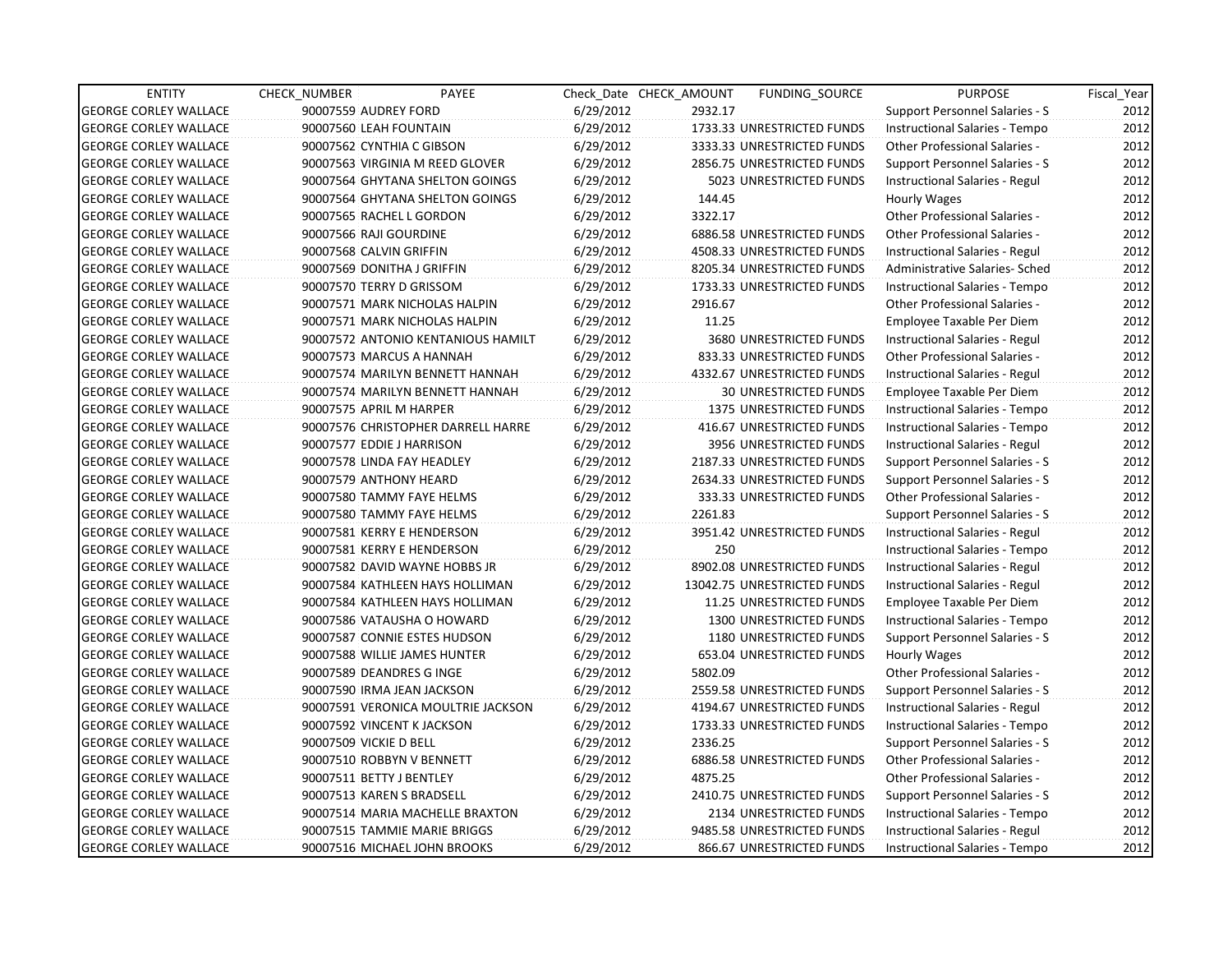| ENTITY | CHECK_NUMBER | PAYEE | Check_Date | CHECK_AMOUNT | FUNDING_SOURCE | PURPOSE | Fiscal_Year |
|---|---|---|---|---|---|---|---|
| GEORGE CORLEY WALLACE | 90007559 | AUDREY FORD | 6/29/2012 | 2932.17 | | Support Personnel Salaries - S | 2012 |
| GEORGE CORLEY WALLACE | 90007560 | LEAH FOUNTAIN | 6/29/2012 | 1733.33 | UNRESTRICTED FUNDS | Instructional Salaries - Tempo | 2012 |
| GEORGE CORLEY WALLACE | 90007562 | CYNTHIA C GIBSON | 6/29/2012 | 3333.33 | UNRESTRICTED FUNDS | Other Professional Salaries - | 2012 |
| GEORGE CORLEY WALLACE | 90007563 | VIRGINIA M REED GLOVER | 6/29/2012 | 2856.75 | UNRESTRICTED FUNDS | Support Personnel Salaries - S | 2012 |
| GEORGE CORLEY WALLACE | 90007564 | GHYTANA SHELTON GOINGS | 6/29/2012 | 5023 | UNRESTRICTED FUNDS | Instructional Salaries - Regul | 2012 |
| GEORGE CORLEY WALLACE | 90007564 | GHYTANA SHELTON GOINGS | 6/29/2012 | 144.45 | | Hourly Wages | 2012 |
| GEORGE CORLEY WALLACE | 90007565 | RACHEL L GORDON | 6/29/2012 | 3322.17 | | Other Professional Salaries - | 2012 |
| GEORGE CORLEY WALLACE | 90007566 | RAJI GOURDINE | 6/29/2012 | 6886.58 | UNRESTRICTED FUNDS | Other Professional Salaries - | 2012 |
| GEORGE CORLEY WALLACE | 90007568 | CALVIN GRIFFIN | 6/29/2012 | 4508.33 | UNRESTRICTED FUNDS | Instructional Salaries - Regul | 2012 |
| GEORGE CORLEY WALLACE | 90007569 | DONITHA J GRIFFIN | 6/29/2012 | 8205.34 | UNRESTRICTED FUNDS | Administrative Salaries- Sched | 2012 |
| GEORGE CORLEY WALLACE | 90007570 | TERRY D GRISSOM | 6/29/2012 | 1733.33 | UNRESTRICTED FUNDS | Instructional Salaries - Tempo | 2012 |
| GEORGE CORLEY WALLACE | 90007571 | MARK NICHOLAS HALPIN | 6/29/2012 | 2916.67 | | Other Professional Salaries - | 2012 |
| GEORGE CORLEY WALLACE | 90007571 | MARK NICHOLAS HALPIN | 6/29/2012 | 11.25 | | Employee Taxable Per Diem | 2012 |
| GEORGE CORLEY WALLACE | 90007572 | ANTONIO KENTANIOUS HAMILT | 6/29/2012 | 3680 | UNRESTRICTED FUNDS | Instructional Salaries - Regul | 2012 |
| GEORGE CORLEY WALLACE | 90007573 | MARCUS A HANNAH | 6/29/2012 | 833.33 | UNRESTRICTED FUNDS | Other Professional Salaries - | 2012 |
| GEORGE CORLEY WALLACE | 90007574 | MARILYN BENNETT HANNAH | 6/29/2012 | 4332.67 | UNRESTRICTED FUNDS | Instructional Salaries - Regul | 2012 |
| GEORGE CORLEY WALLACE | 90007574 | MARILYN BENNETT HANNAH | 6/29/2012 | 30 | UNRESTRICTED FUNDS | Employee Taxable Per Diem | 2012 |
| GEORGE CORLEY WALLACE | 90007575 | APRIL M HARPER | 6/29/2012 | 1375 | UNRESTRICTED FUNDS | Instructional Salaries - Tempo | 2012 |
| GEORGE CORLEY WALLACE | 90007576 | CHRISTOPHER DARRELL HARRE | 6/29/2012 | 416.67 | UNRESTRICTED FUNDS | Instructional Salaries - Tempo | 2012 |
| GEORGE CORLEY WALLACE | 90007577 | EDDIE J HARRISON | 6/29/2012 | 3956 | UNRESTRICTED FUNDS | Instructional Salaries - Regul | 2012 |
| GEORGE CORLEY WALLACE | 90007578 | LINDA FAY HEADLEY | 6/29/2012 | 2187.33 | UNRESTRICTED FUNDS | Support Personnel Salaries - S | 2012 |
| GEORGE CORLEY WALLACE | 90007579 | ANTHONY HEARD | 6/29/2012 | 2634.33 | UNRESTRICTED FUNDS | Support Personnel Salaries - S | 2012 |
| GEORGE CORLEY WALLACE | 90007580 | TAMMY FAYE HELMS | 6/29/2012 | 333.33 | UNRESTRICTED FUNDS | Other Professional Salaries - | 2012 |
| GEORGE CORLEY WALLACE | 90007580 | TAMMY FAYE HELMS | 6/29/2012 | 2261.83 | | Support Personnel Salaries - S | 2012 |
| GEORGE CORLEY WALLACE | 90007581 | KERRY E HENDERSON | 6/29/2012 | 3951.42 | UNRESTRICTED FUNDS | Instructional Salaries - Regul | 2012 |
| GEORGE CORLEY WALLACE | 90007581 | KERRY E HENDERSON | 6/29/2012 | 250 | | Instructional Salaries - Tempo | 2012 |
| GEORGE CORLEY WALLACE | 90007582 | DAVID WAYNE HOBBS JR | 6/29/2012 | 8902.08 | UNRESTRICTED FUNDS | Instructional Salaries - Regul | 2012 |
| GEORGE CORLEY WALLACE | 90007584 | KATHLEEN HAYS HOLLIMAN | 6/29/2012 | 13042.75 | UNRESTRICTED FUNDS | Instructional Salaries - Regul | 2012 |
| GEORGE CORLEY WALLACE | 90007584 | KATHLEEN HAYS HOLLIMAN | 6/29/2012 | 11.25 | UNRESTRICTED FUNDS | Employee Taxable Per Diem | 2012 |
| GEORGE CORLEY WALLACE | 90007586 | VATAUSHA O HOWARD | 6/29/2012 | 1300 | UNRESTRICTED FUNDS | Instructional Salaries - Tempo | 2012 |
| GEORGE CORLEY WALLACE | 90007587 | CONNIE ESTES HUDSON | 6/29/2012 | 1180 | UNRESTRICTED FUNDS | Support Personnel Salaries - S | 2012 |
| GEORGE CORLEY WALLACE | 90007588 | WILLIE JAMES HUNTER | 6/29/2012 | 653.04 | UNRESTRICTED FUNDS | Hourly Wages | 2012 |
| GEORGE CORLEY WALLACE | 90007589 | DEANDRES G INGE | 6/29/2012 | 5802.09 | | Other Professional Salaries - | 2012 |
| GEORGE CORLEY WALLACE | 90007590 | IRMA JEAN JACKSON | 6/29/2012 | 2559.58 | UNRESTRICTED FUNDS | Support Personnel Salaries - S | 2012 |
| GEORGE CORLEY WALLACE | 90007591 | VERONICA MOULTRIE JACKSON | 6/29/2012 | 4194.67 | UNRESTRICTED FUNDS | Instructional Salaries - Regul | 2012 |
| GEORGE CORLEY WALLACE | 90007592 | VINCENT K JACKSON | 6/29/2012 | 1733.33 | UNRESTRICTED FUNDS | Instructional Salaries - Tempo | 2012 |
| GEORGE CORLEY WALLACE | 90007509 | VICKIE D BELL | 6/29/2012 | 2336.25 | | Support Personnel Salaries - S | 2012 |
| GEORGE CORLEY WALLACE | 90007510 | ROBBYN V BENNETT | 6/29/2012 | 6886.58 | UNRESTRICTED FUNDS | Other Professional Salaries - | 2012 |
| GEORGE CORLEY WALLACE | 90007511 | BETTY J BENTLEY | 6/29/2012 | 4875.25 | | Other Professional Salaries - | 2012 |
| GEORGE CORLEY WALLACE | 90007513 | KAREN S BRADSELL | 6/29/2012 | 2410.75 | UNRESTRICTED FUNDS | Support Personnel Salaries - S | 2012 |
| GEORGE CORLEY WALLACE | 90007514 | MARIA MACHELLE BRAXTON | 6/29/2012 | 2134 | UNRESTRICTED FUNDS | Instructional Salaries - Tempo | 2012 |
| GEORGE CORLEY WALLACE | 90007515 | TAMMIE MARIE BRIGGS | 6/29/2012 | 9485.58 | UNRESTRICTED FUNDS | Instructional Salaries - Regul | 2012 |
| GEORGE CORLEY WALLACE | 90007516 | MICHAEL JOHN BROOKS | 6/29/2012 | 866.67 | UNRESTRICTED FUNDS | Instructional Salaries - Tempo | 2012 |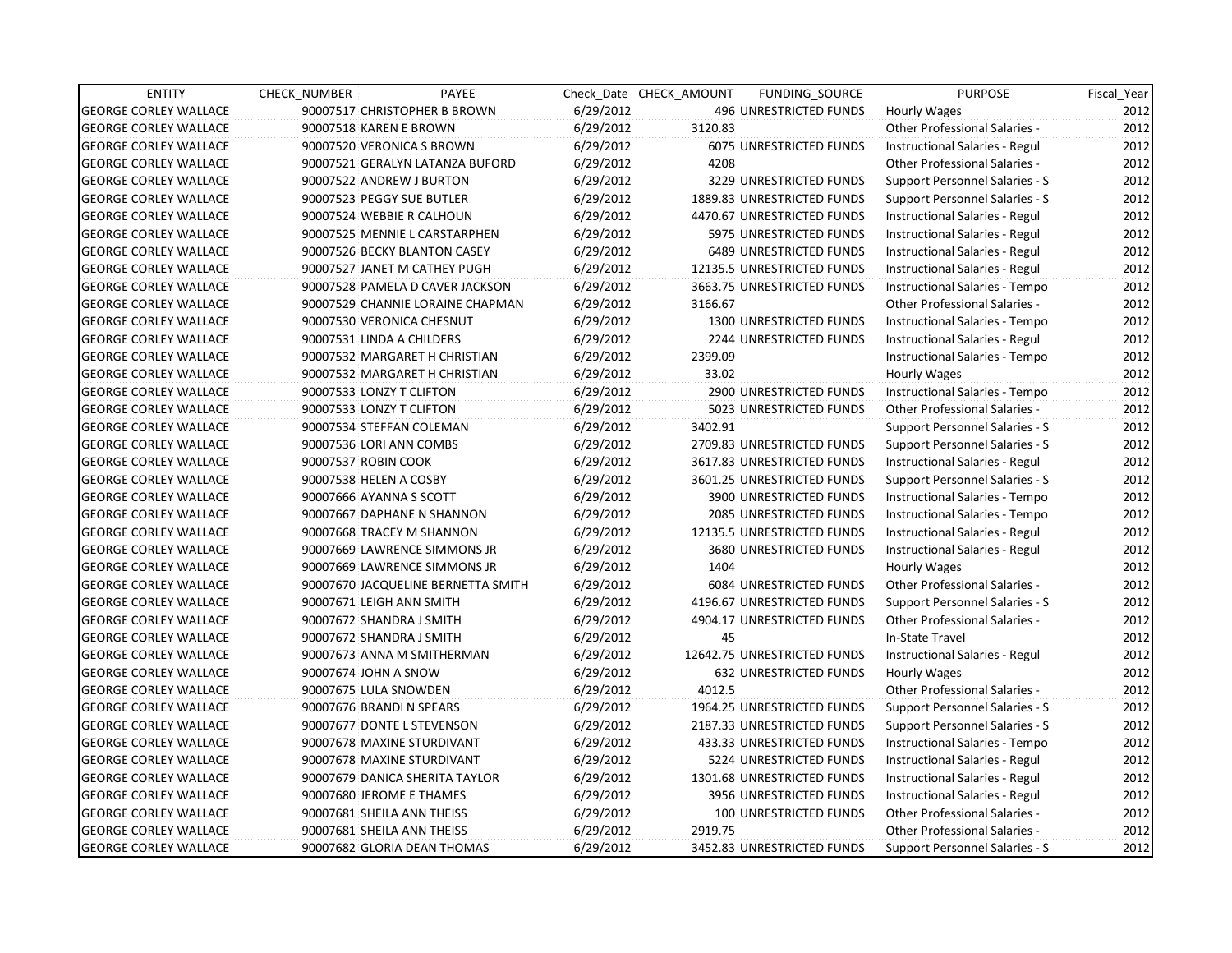| ENTITY | CHECK_NUMBER | PAYEE | Check_Date | CHECK_AMOUNT | FUNDING_SOURCE | PURPOSE | Fiscal_Year |
|---|---|---|---|---|---|---|---|
| GEORGE CORLEY WALLACE | 90007517 | CHRISTOPHER B BROWN | 6/29/2012 | 496 | UNRESTRICTED FUNDS | Hourly Wages | 2012 |
| GEORGE CORLEY WALLACE | 90007518 | KAREN E BROWN | 6/29/2012 | 3120.83 | | Other Professional Salaries - | 2012 |
| GEORGE CORLEY WALLACE | 90007520 | VERONICA S BROWN | 6/29/2012 | 6075 | UNRESTRICTED FUNDS | Instructional Salaries - Regul | 2012 |
| GEORGE CORLEY WALLACE | 90007521 | GERALYN LATANZA BUFORD | 6/29/2012 | 4208 | | Other Professional Salaries - | 2012 |
| GEORGE CORLEY WALLACE | 90007522 | ANDREW J BURTON | 6/29/2012 | 3229 | UNRESTRICTED FUNDS | Support Personnel Salaries - S | 2012 |
| GEORGE CORLEY WALLACE | 90007523 | PEGGY SUE BUTLER | 6/29/2012 | 1889.83 | UNRESTRICTED FUNDS | Support Personnel Salaries - S | 2012 |
| GEORGE CORLEY WALLACE | 90007524 | WEBBIE R CALHOUN | 6/29/2012 | 4470.67 | UNRESTRICTED FUNDS | Instructional Salaries - Regul | 2012 |
| GEORGE CORLEY WALLACE | 90007525 | MENNIE L CARSTARPHEN | 6/29/2012 | 5975 | UNRESTRICTED FUNDS | Instructional Salaries - Regul | 2012 |
| GEORGE CORLEY WALLACE | 90007526 | BECKY BLANTON CASEY | 6/29/2012 | 6489 | UNRESTRICTED FUNDS | Instructional Salaries - Regul | 2012 |
| GEORGE CORLEY WALLACE | 90007527 | JANET M CATHEY PUGH | 6/29/2012 | 12135.5 | UNRESTRICTED FUNDS | Instructional Salaries - Regul | 2012 |
| GEORGE CORLEY WALLACE | 90007528 | PAMELA D CAVER JACKSON | 6/29/2012 | 3663.75 | UNRESTRICTED FUNDS | Instructional Salaries - Tempo | 2012 |
| GEORGE CORLEY WALLACE | 90007529 | CHANNIE LORAINE CHAPMAN | 6/29/2012 | 3166.67 | | Other Professional Salaries - | 2012 |
| GEORGE CORLEY WALLACE | 90007530 | VERONICA CHESNUT | 6/29/2012 | 1300 | UNRESTRICTED FUNDS | Instructional Salaries - Tempo | 2012 |
| GEORGE CORLEY WALLACE | 90007531 | LINDA A CHILDERS | 6/29/2012 | 2244 | UNRESTRICTED FUNDS | Instructional Salaries - Regul | 2012 |
| GEORGE CORLEY WALLACE | 90007532 | MARGARET H CHRISTIAN | 6/29/2012 | 2399.09 | | Instructional Salaries - Tempo | 2012 |
| GEORGE CORLEY WALLACE | 90007532 | MARGARET H CHRISTIAN | 6/29/2012 | 33.02 | | Hourly Wages | 2012 |
| GEORGE CORLEY WALLACE | 90007533 | LONZY T CLIFTON | 6/29/2012 | 2900 | UNRESTRICTED FUNDS | Instructional Salaries - Tempo | 2012 |
| GEORGE CORLEY WALLACE | 90007533 | LONZY T CLIFTON | 6/29/2012 | 5023 | UNRESTRICTED FUNDS | Other Professional Salaries - | 2012 |
| GEORGE CORLEY WALLACE | 90007534 | STEFFAN COLEMAN | 6/29/2012 | 3402.91 | | Support Personnel Salaries - S | 2012 |
| GEORGE CORLEY WALLACE | 90007536 | LORI ANN COMBS | 6/29/2012 | 2709.83 | UNRESTRICTED FUNDS | Support Personnel Salaries - S | 2012 |
| GEORGE CORLEY WALLACE | 90007537 | ROBIN COOK | 6/29/2012 | 3617.83 | UNRESTRICTED FUNDS | Instructional Salaries - Regul | 2012 |
| GEORGE CORLEY WALLACE | 90007538 | HELEN A COSBY | 6/29/2012 | 3601.25 | UNRESTRICTED FUNDS | Support Personnel Salaries - S | 2012 |
| GEORGE CORLEY WALLACE | 90007666 | AYANNA S SCOTT | 6/29/2012 | 3900 | UNRESTRICTED FUNDS | Instructional Salaries - Tempo | 2012 |
| GEORGE CORLEY WALLACE | 90007667 | DAPHANE N SHANNON | 6/29/2012 | 2085 | UNRESTRICTED FUNDS | Instructional Salaries - Tempo | 2012 |
| GEORGE CORLEY WALLACE | 90007668 | TRACEY M SHANNON | 6/29/2012 | 12135.5 | UNRESTRICTED FUNDS | Instructional Salaries - Regul | 2012 |
| GEORGE CORLEY WALLACE | 90007669 | LAWRENCE SIMMONS JR | 6/29/2012 | 3680 | UNRESTRICTED FUNDS | Instructional Salaries - Regul | 2012 |
| GEORGE CORLEY WALLACE | 90007669 | LAWRENCE SIMMONS JR | 6/29/2012 | 1404 | | Hourly Wages | 2012 |
| GEORGE CORLEY WALLACE | 90007670 | JACQUELINE BERNETTA SMITH | 6/29/2012 | 6084 | UNRESTRICTED FUNDS | Other Professional Salaries - | 2012 |
| GEORGE CORLEY WALLACE | 90007671 | LEIGH ANN SMITH | 6/29/2012 | 4196.67 | UNRESTRICTED FUNDS | Support Personnel Salaries - S | 2012 |
| GEORGE CORLEY WALLACE | 90007672 | SHANDRA J SMITH | 6/29/2012 | 4904.17 | UNRESTRICTED FUNDS | Other Professional Salaries - | 2012 |
| GEORGE CORLEY WALLACE | 90007672 | SHANDRA J SMITH | 6/29/2012 | 45 | | In-State Travel | 2012 |
| GEORGE CORLEY WALLACE | 90007673 | ANNA M SMITHERMAN | 6/29/2012 | 12642.75 | UNRESTRICTED FUNDS | Instructional Salaries - Regul | 2012 |
| GEORGE CORLEY WALLACE | 90007674 | JOHN A SNOW | 6/29/2012 | 632 | UNRESTRICTED FUNDS | Hourly Wages | 2012 |
| GEORGE CORLEY WALLACE | 90007675 | LULA SNOWDEN | 6/29/2012 | 4012.5 | | Other Professional Salaries - | 2012 |
| GEORGE CORLEY WALLACE | 90007676 | BRANDI N SPEARS | 6/29/2012 | 1964.25 | UNRESTRICTED FUNDS | Support Personnel Salaries - S | 2012 |
| GEORGE CORLEY WALLACE | 90007677 | DONTE L STEVENSON | 6/29/2012 | 2187.33 | UNRESTRICTED FUNDS | Support Personnel Salaries - S | 2012 |
| GEORGE CORLEY WALLACE | 90007678 | MAXINE STURDIVANT | 6/29/2012 | 433.33 | UNRESTRICTED FUNDS | Instructional Salaries - Tempo | 2012 |
| GEORGE CORLEY WALLACE | 90007678 | MAXINE STURDIVANT | 6/29/2012 | 5224 | UNRESTRICTED FUNDS | Instructional Salaries - Regul | 2012 |
| GEORGE CORLEY WALLACE | 90007679 | DANICA SHERITA TAYLOR | 6/29/2012 | 1301.68 | UNRESTRICTED FUNDS | Instructional Salaries - Regul | 2012 |
| GEORGE CORLEY WALLACE | 90007680 | JEROME E THAMES | 6/29/2012 | 3956 | UNRESTRICTED FUNDS | Instructional Salaries - Regul | 2012 |
| GEORGE CORLEY WALLACE | 90007681 | SHEILA ANN THEISS | 6/29/2012 | 100 | UNRESTRICTED FUNDS | Other Professional Salaries - | 2012 |
| GEORGE CORLEY WALLACE | 90007681 | SHEILA ANN THEISS | 6/29/2012 | 2919.75 | | Other Professional Salaries - | 2012 |
| GEORGE CORLEY WALLACE | 90007682 | GLORIA DEAN THOMAS | 6/29/2012 | 3452.83 | UNRESTRICTED FUNDS | Support Personnel Salaries - S | 2012 |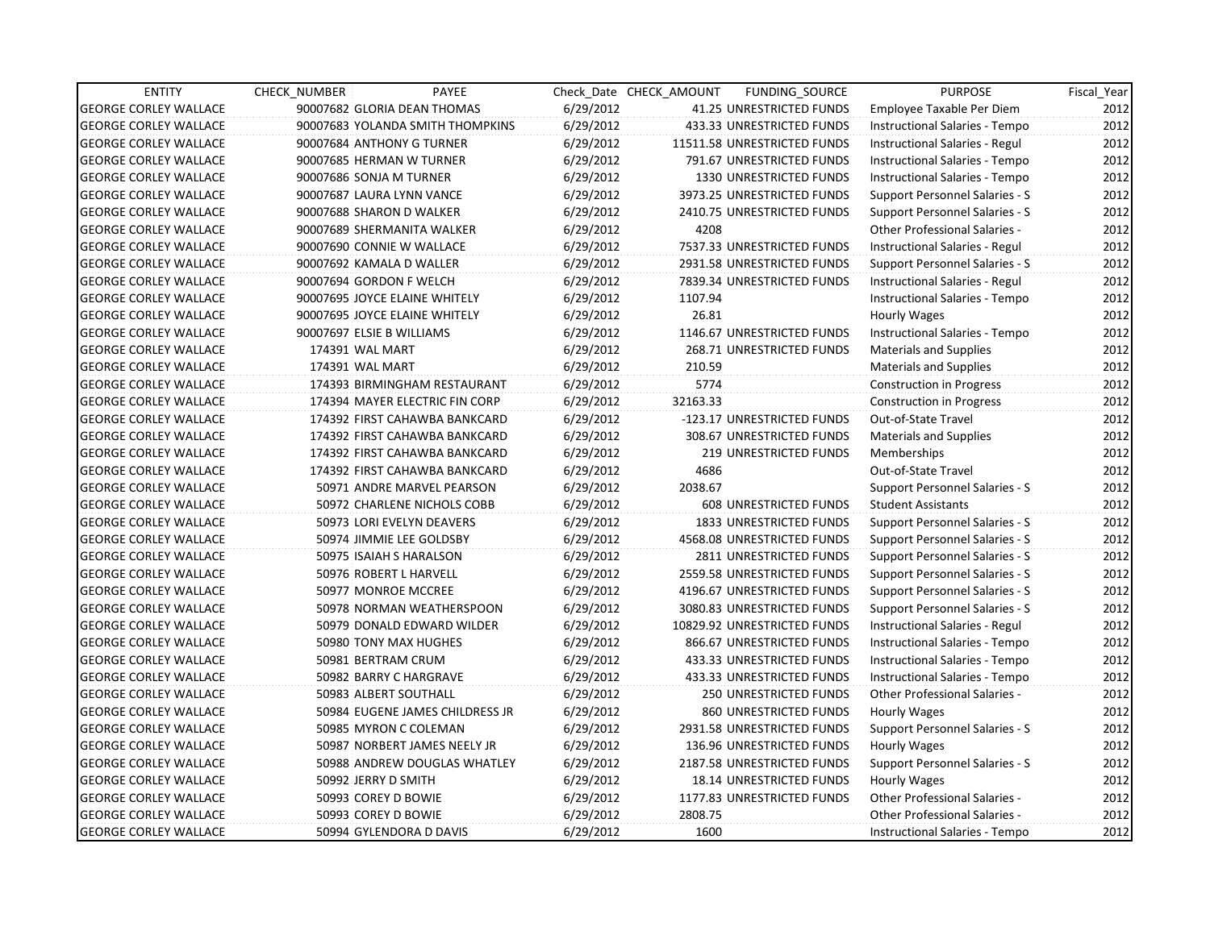| ENTITY | CHECK_NUMBER | PAYEE | Check_Date | CHECK_AMOUNT | FUNDING_SOURCE | PURPOSE | Fiscal_Year |
|---|---|---|---|---|---|---|---|
| GEORGE CORLEY WALLACE | 90007682 | GLORIA DEAN THOMAS | 6/29/2012 | 41.25 | UNRESTRICTED FUNDS | Employee Taxable Per Diem | 2012 |
| GEORGE CORLEY WALLACE | 90007683 | YOLANDA SMITH THOMPKINS | 6/29/2012 | 433.33 | UNRESTRICTED FUNDS | Instructional Salaries - Tempo | 2012 |
| GEORGE CORLEY WALLACE | 90007684 | ANTHONY G TURNER | 6/29/2012 | 11511.58 | UNRESTRICTED FUNDS | Instructional Salaries - Regul | 2012 |
| GEORGE CORLEY WALLACE | 90007685 | HERMAN W TURNER | 6/29/2012 | 791.67 | UNRESTRICTED FUNDS | Instructional Salaries - Tempo | 2012 |
| GEORGE CORLEY WALLACE | 90007686 | SONJA M TURNER | 6/29/2012 | 1330 | UNRESTRICTED FUNDS | Instructional Salaries - Tempo | 2012 |
| GEORGE CORLEY WALLACE | 90007687 | LAURA LYNN VANCE | 6/29/2012 | 3973.25 | UNRESTRICTED FUNDS | Support Personnel Salaries - S | 2012 |
| GEORGE CORLEY WALLACE | 90007688 | SHARON D WALKER | 6/29/2012 | 2410.75 | UNRESTRICTED FUNDS | Support Personnel Salaries - S | 2012 |
| GEORGE CORLEY WALLACE | 90007689 | SHERMANITA WALKER | 6/29/2012 | 4208 | | Other Professional Salaries - | 2012 |
| GEORGE CORLEY WALLACE | 90007690 | CONNIE W WALLACE | 6/29/2012 | 7537.33 | UNRESTRICTED FUNDS | Instructional Salaries - Regul | 2012 |
| GEORGE CORLEY WALLACE | 90007692 | KAMALA D WALLER | 6/29/2012 | 2931.58 | UNRESTRICTED FUNDS | Support Personnel Salaries - S | 2012 |
| GEORGE CORLEY WALLACE | 90007694 | GORDON F WELCH | 6/29/2012 | 7839.34 | UNRESTRICTED FUNDS | Instructional Salaries - Regul | 2012 |
| GEORGE CORLEY WALLACE | 90007695 | JOYCE ELAINE WHITELY | 6/29/2012 | 1107.94 | | Instructional Salaries - Tempo | 2012 |
| GEORGE CORLEY WALLACE | 90007695 | JOYCE ELAINE WHITELY | 6/29/2012 | 26.81 | | Hourly Wages | 2012 |
| GEORGE CORLEY WALLACE | 90007697 | ELSIE B WILLIAMS | 6/29/2012 | 1146.67 | UNRESTRICTED FUNDS | Instructional Salaries - Tempo | 2012 |
| GEORGE CORLEY WALLACE | 174391 | WAL MART | 6/29/2012 | 268.71 | UNRESTRICTED FUNDS | Materials and Supplies | 2012 |
| GEORGE CORLEY WALLACE | 174391 | WAL MART | 6/29/2012 | 210.59 | | Materials and Supplies | 2012 |
| GEORGE CORLEY WALLACE | 174393 | BIRMINGHAM RESTAURANT | 6/29/2012 | 5774 | | Construction in Progress | 2012 |
| GEORGE CORLEY WALLACE | 174394 | MAYER ELECTRIC FIN CORP | 6/29/2012 | 32163.33 | | Construction in Progress | 2012 |
| GEORGE CORLEY WALLACE | 174392 | FIRST CAHAWBA BANKCARD | 6/29/2012 | -123.17 | UNRESTRICTED FUNDS | Out-of-State Travel | 2012 |
| GEORGE CORLEY WALLACE | 174392 | FIRST CAHAWBA BANKCARD | 6/29/2012 | 308.67 | UNRESTRICTED FUNDS | Materials and Supplies | 2012 |
| GEORGE CORLEY WALLACE | 174392 | FIRST CAHAWBA BANKCARD | 6/29/2012 | 219 | UNRESTRICTED FUNDS | Memberships | 2012 |
| GEORGE CORLEY WALLACE | 174392 | FIRST CAHAWBA BANKCARD | 6/29/2012 | 4686 | | Out-of-State Travel | 2012 |
| GEORGE CORLEY WALLACE | 50971 | ANDRE MARVEL PEARSON | 6/29/2012 | 2038.67 | | Support Personnel Salaries - S | 2012 |
| GEORGE CORLEY WALLACE | 50972 | CHARLENE NICHOLS COBB | 6/29/2012 | 608 | UNRESTRICTED FUNDS | Student Assistants | 2012 |
| GEORGE CORLEY WALLACE | 50973 | LORI EVELYN DEAVERS | 6/29/2012 | 1833 | UNRESTRICTED FUNDS | Support Personnel Salaries - S | 2012 |
| GEORGE CORLEY WALLACE | 50974 | JIMMIE LEE GOLDSBY | 6/29/2012 | 4568.08 | UNRESTRICTED FUNDS | Support Personnel Salaries - S | 2012 |
| GEORGE CORLEY WALLACE | 50975 | ISAIAH S HARALSON | 6/29/2012 | 2811 | UNRESTRICTED FUNDS | Support Personnel Salaries - S | 2012 |
| GEORGE CORLEY WALLACE | 50976 | ROBERT L HARVELL | 6/29/2012 | 2559.58 | UNRESTRICTED FUNDS | Support Personnel Salaries - S | 2012 |
| GEORGE CORLEY WALLACE | 50977 | MONROE MCCREE | 6/29/2012 | 4196.67 | UNRESTRICTED FUNDS | Support Personnel Salaries - S | 2012 |
| GEORGE CORLEY WALLACE | 50978 | NORMAN WEATHERSPOON | 6/29/2012 | 3080.83 | UNRESTRICTED FUNDS | Support Personnel Salaries - S | 2012 |
| GEORGE CORLEY WALLACE | 50979 | DONALD EDWARD WILDER | 6/29/2012 | 10829.92 | UNRESTRICTED FUNDS | Instructional Salaries - Regul | 2012 |
| GEORGE CORLEY WALLACE | 50980 | TONY MAX HUGHES | 6/29/2012 | 866.67 | UNRESTRICTED FUNDS | Instructional Salaries - Tempo | 2012 |
| GEORGE CORLEY WALLACE | 50981 | BERTRAM CRUM | 6/29/2012 | 433.33 | UNRESTRICTED FUNDS | Instructional Salaries - Tempo | 2012 |
| GEORGE CORLEY WALLACE | 50982 | BARRY C HARGRAVE | 6/29/2012 | 433.33 | UNRESTRICTED FUNDS | Instructional Salaries - Tempo | 2012 |
| GEORGE CORLEY WALLACE | 50983 | ALBERT SOUTHALL | 6/29/2012 | 250 | UNRESTRICTED FUNDS | Other Professional Salaries - | 2012 |
| GEORGE CORLEY WALLACE | 50984 | EUGENE JAMES CHILDRESS JR | 6/29/2012 | 860 | UNRESTRICTED FUNDS | Hourly Wages | 2012 |
| GEORGE CORLEY WALLACE | 50985 | MYRON C COLEMAN | 6/29/2012 | 2931.58 | UNRESTRICTED FUNDS | Support Personnel Salaries - S | 2012 |
| GEORGE CORLEY WALLACE | 50987 | NORBERT JAMES NEELY JR | 6/29/2012 | 136.96 | UNRESTRICTED FUNDS | Hourly Wages | 2012 |
| GEORGE CORLEY WALLACE | 50988 | ANDREW DOUGLAS WHATLEY | 6/29/2012 | 2187.58 | UNRESTRICTED FUNDS | Support Personnel Salaries - S | 2012 |
| GEORGE CORLEY WALLACE | 50992 | JERRY D SMITH | 6/29/2012 | 18.14 | UNRESTRICTED FUNDS | Hourly Wages | 2012 |
| GEORGE CORLEY WALLACE | 50993 | COREY D BOWIE | 6/29/2012 | 1177.83 | UNRESTRICTED FUNDS | Other Professional Salaries - | 2012 |
| GEORGE CORLEY WALLACE | 50993 | COREY D BOWIE | 6/29/2012 | 2808.75 | | Other Professional Salaries - | 2012 |
| GEORGE CORLEY WALLACE | 50994 | GYLENDORA D DAVIS | 6/29/2012 | 1600 | | Instructional Salaries - Tempo | 2012 |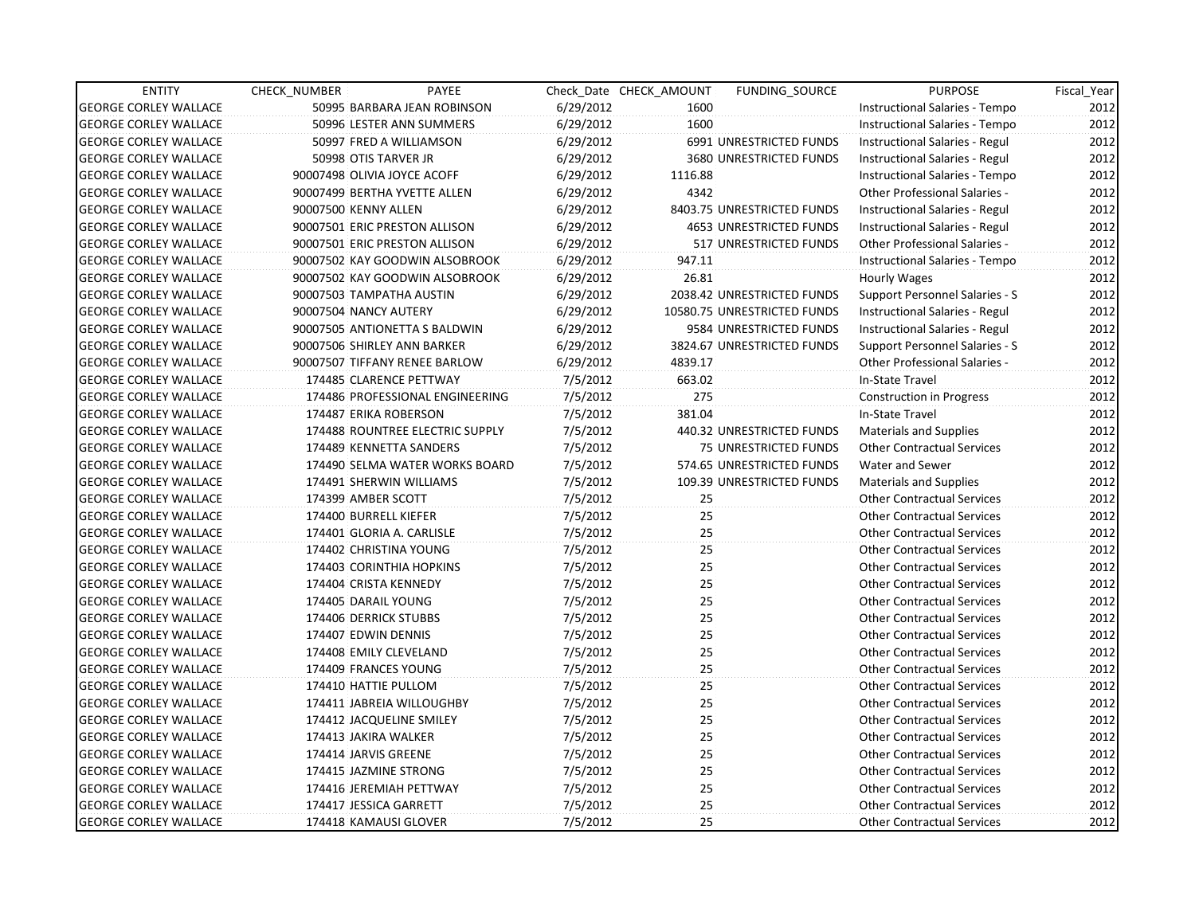| ENTITY | CHECK_NUMBER | PAYEE | Check_Date | CHECK_AMOUNT | FUNDING_SOURCE | PURPOSE | Fiscal_Year |
|---|---|---|---|---|---|---|---|
| GEORGE CORLEY WALLACE | 50995 | BARBARA JEAN ROBINSON | 6/29/2012 | 1600 | | Instructional Salaries - Tempo | 2012 |
| GEORGE CORLEY WALLACE | 50996 | LESTER ANN SUMMERS | 6/29/2012 | 1600 | | Instructional Salaries - Tempo | 2012 |
| GEORGE CORLEY WALLACE | 50997 | FRED A WILLIAMSON | 6/29/2012 | 6991 | UNRESTRICTED FUNDS | Instructional Salaries - Regul | 2012 |
| GEORGE CORLEY WALLACE | 50998 | OTIS TARVER JR | 6/29/2012 | 3680 | UNRESTRICTED FUNDS | Instructional Salaries - Regul | 2012 |
| GEORGE CORLEY WALLACE | 90007498 | OLIVIA JOYCE ACOFF | 6/29/2012 | 1116.88 | | Instructional Salaries - Tempo | 2012 |
| GEORGE CORLEY WALLACE | 90007499 | BERTHA YVETTE ALLEN | 6/29/2012 | 4342 | | Other Professional Salaries - | 2012 |
| GEORGE CORLEY WALLACE | 90007500 | KENNY ALLEN | 6/29/2012 | 8403.75 | UNRESTRICTED FUNDS | Instructional Salaries - Regul | 2012 |
| GEORGE CORLEY WALLACE | 90007501 | ERIC PRESTON ALLISON | 6/29/2012 | 4653 | UNRESTRICTED FUNDS | Instructional Salaries - Regul | 2012 |
| GEORGE CORLEY WALLACE | 90007501 | ERIC PRESTON ALLISON | 6/29/2012 | 517 | UNRESTRICTED FUNDS | Other Professional Salaries - | 2012 |
| GEORGE CORLEY WALLACE | 90007502 | KAY GOODWIN ALSOBROOK | 6/29/2012 | 947.11 | | Instructional Salaries - Tempo | 2012 |
| GEORGE CORLEY WALLACE | 90007502 | KAY GOODWIN ALSOBROOK | 6/29/2012 | 26.81 | | Hourly Wages | 2012 |
| GEORGE CORLEY WALLACE | 90007503 | TAMPATHA AUSTIN | 6/29/2012 | 2038.42 | UNRESTRICTED FUNDS | Support Personnel Salaries - S | 2012 |
| GEORGE CORLEY WALLACE | 90007504 | NANCY AUTERY | 6/29/2012 | 10580.75 | UNRESTRICTED FUNDS | Instructional Salaries - Regul | 2012 |
| GEORGE CORLEY WALLACE | 90007505 | ANTIONETTA S BALDWIN | 6/29/2012 | 9584 | UNRESTRICTED FUNDS | Instructional Salaries - Regul | 2012 |
| GEORGE CORLEY WALLACE | 90007506 | SHIRLEY ANN BARKER | 6/29/2012 | 3824.67 | UNRESTRICTED FUNDS | Support Personnel Salaries - S | 2012 |
| GEORGE CORLEY WALLACE | 90007507 | TIFFANY RENEE BARLOW | 6/29/2012 | 4839.17 | | Other Professional Salaries - | 2012 |
| GEORGE CORLEY WALLACE | 174485 | CLARENCE PETTWAY | 7/5/2012 | 663.02 | | In-State Travel | 2012 |
| GEORGE CORLEY WALLACE | 174486 | PROFESSIONAL ENGINEERING | 7/5/2012 | 275 | | Construction in Progress | 2012 |
| GEORGE CORLEY WALLACE | 174487 | ERIKA ROBERSON | 7/5/2012 | 381.04 | | In-State Travel | 2012 |
| GEORGE CORLEY WALLACE | 174488 | ROUNTREE ELECTRIC SUPPLY | 7/5/2012 | 440.32 | UNRESTRICTED FUNDS | Materials and Supplies | 2012 |
| GEORGE CORLEY WALLACE | 174489 | KENNETTA SANDERS | 7/5/2012 | 75 | UNRESTRICTED FUNDS | Other Contractual Services | 2012 |
| GEORGE CORLEY WALLACE | 174490 | SELMA WATER WORKS BOARD | 7/5/2012 | 574.65 | UNRESTRICTED FUNDS | Water and Sewer | 2012 |
| GEORGE CORLEY WALLACE | 174491 | SHERWIN WILLIAMS | 7/5/2012 | 109.39 | UNRESTRICTED FUNDS | Materials and Supplies | 2012 |
| GEORGE CORLEY WALLACE | 174399 | AMBER SCOTT | 7/5/2012 | 25 | | Other Contractual Services | 2012 |
| GEORGE CORLEY WALLACE | 174400 | BURRELL KIEFER | 7/5/2012 | 25 | | Other Contractual Services | 2012 |
| GEORGE CORLEY WALLACE | 174401 | GLORIA A. CARLISLE | 7/5/2012 | 25 | | Other Contractual Services | 2012 |
| GEORGE CORLEY WALLACE | 174402 | CHRISTINA YOUNG | 7/5/2012 | 25 | | Other Contractual Services | 2012 |
| GEORGE CORLEY WALLACE | 174403 | CORINTHIA HOPKINS | 7/5/2012 | 25 | | Other Contractual Services | 2012 |
| GEORGE CORLEY WALLACE | 174404 | CRISTA KENNEDY | 7/5/2012 | 25 | | Other Contractual Services | 2012 |
| GEORGE CORLEY WALLACE | 174405 | DARAIL YOUNG | 7/5/2012 | 25 | | Other Contractual Services | 2012 |
| GEORGE CORLEY WALLACE | 174406 | DERRICK STUBBS | 7/5/2012 | 25 | | Other Contractual Services | 2012 |
| GEORGE CORLEY WALLACE | 174407 | EDWIN DENNIS | 7/5/2012 | 25 | | Other Contractual Services | 2012 |
| GEORGE CORLEY WALLACE | 174408 | EMILY CLEVELAND | 7/5/2012 | 25 | | Other Contractual Services | 2012 |
| GEORGE CORLEY WALLACE | 174409 | FRANCES YOUNG | 7/5/2012 | 25 | | Other Contractual Services | 2012 |
| GEORGE CORLEY WALLACE | 174410 | HATTIE PULLOM | 7/5/2012 | 25 | | Other Contractual Services | 2012 |
| GEORGE CORLEY WALLACE | 174411 | JABREIA WILLOUGHBY | 7/5/2012 | 25 | | Other Contractual Services | 2012 |
| GEORGE CORLEY WALLACE | 174412 | JACQUELINE SMILEY | 7/5/2012 | 25 | | Other Contractual Services | 2012 |
| GEORGE CORLEY WALLACE | 174413 | JAKIRA WALKER | 7/5/2012 | 25 | | Other Contractual Services | 2012 |
| GEORGE CORLEY WALLACE | 174414 | JARVIS GREENE | 7/5/2012 | 25 | | Other Contractual Services | 2012 |
| GEORGE CORLEY WALLACE | 174415 | JAZMINE STRONG | 7/5/2012 | 25 | | Other Contractual Services | 2012 |
| GEORGE CORLEY WALLACE | 174416 | JEREMIAH PETTWAY | 7/5/2012 | 25 | | Other Contractual Services | 2012 |
| GEORGE CORLEY WALLACE | 174417 | JESSICA GARRETT | 7/5/2012 | 25 | | Other Contractual Services | 2012 |
| GEORGE CORLEY WALLACE | 174418 | KAMAUSI GLOVER | 7/5/2012 | 25 | | Other Contractual Services | 2012 |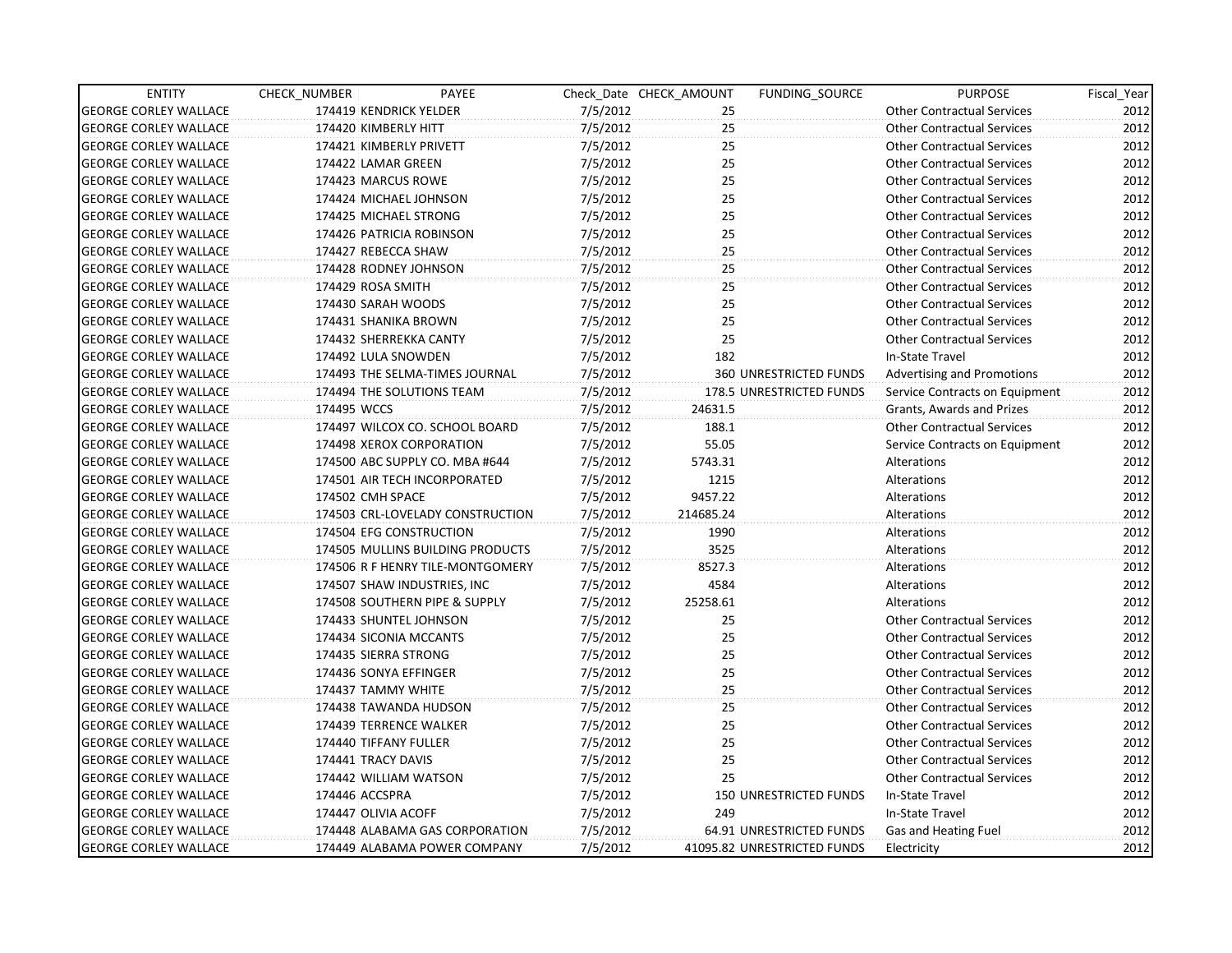| ENTITY | CHECK_NUMBER | PAYEE | Check_Date | CHECK_AMOUNT | FUNDING_SOURCE | PURPOSE | Fiscal_Year |
|---|---|---|---|---|---|---|---|
| GEORGE CORLEY WALLACE | 174419 | KENDRICK YELDER | 7/5/2012 | 25 | | Other Contractual Services | 2012 |
| GEORGE CORLEY WALLACE | 174420 | KIMBERLY HITT | 7/5/2012 | 25 | | Other Contractual Services | 2012 |
| GEORGE CORLEY WALLACE | 174421 | KIMBERLY PRIVETT | 7/5/2012 | 25 | | Other Contractual Services | 2012 |
| GEORGE CORLEY WALLACE | 174422 | LAMAR GREEN | 7/5/2012 | 25 | | Other Contractual Services | 2012 |
| GEORGE CORLEY WALLACE | 174423 | MARCUS ROWE | 7/5/2012 | 25 | | Other Contractual Services | 2012 |
| GEORGE CORLEY WALLACE | 174424 | MICHAEL JOHNSON | 7/5/2012 | 25 | | Other Contractual Services | 2012 |
| GEORGE CORLEY WALLACE | 174425 | MICHAEL STRONG | 7/5/2012 | 25 | | Other Contractual Services | 2012 |
| GEORGE CORLEY WALLACE | 174426 | PATRICIA ROBINSON | 7/5/2012 | 25 | | Other Contractual Services | 2012 |
| GEORGE CORLEY WALLACE | 174427 | REBECCA SHAW | 7/5/2012 | 25 | | Other Contractual Services | 2012 |
| GEORGE CORLEY WALLACE | 174428 | RODNEY JOHNSON | 7/5/2012 | 25 | | Other Contractual Services | 2012 |
| GEORGE CORLEY WALLACE | 174429 | ROSA SMITH | 7/5/2012 | 25 | | Other Contractual Services | 2012 |
| GEORGE CORLEY WALLACE | 174430 | SARAH WOODS | 7/5/2012 | 25 | | Other Contractual Services | 2012 |
| GEORGE CORLEY WALLACE | 174431 | SHANIKA BROWN | 7/5/2012 | 25 | | Other Contractual Services | 2012 |
| GEORGE CORLEY WALLACE | 174432 | SHERREKKA CANTY | 7/5/2012 | 25 | | Other Contractual Services | 2012 |
| GEORGE CORLEY WALLACE | 174492 | LULA SNOWDEN | 7/5/2012 | 182 | | In-State Travel | 2012 |
| GEORGE CORLEY WALLACE | 174493 | THE SELMA-TIMES JOURNAL | 7/5/2012 | 360 | UNRESTRICTED FUNDS | Advertising and Promotions | 2012 |
| GEORGE CORLEY WALLACE | 174494 | THE SOLUTIONS TEAM | 7/5/2012 | 178.5 | UNRESTRICTED FUNDS | Service Contracts on Equipment | 2012 |
| GEORGE CORLEY WALLACE | 174495 | WCCS | 7/5/2012 | 24631.5 | | Grants, Awards and Prizes | 2012 |
| GEORGE CORLEY WALLACE | 174497 | WILCOX CO. SCHOOL BOARD | 7/5/2012 | 188.1 | | Other Contractual Services | 2012 |
| GEORGE CORLEY WALLACE | 174498 | XEROX CORPORATION | 7/5/2012 | 55.05 | | Service Contracts on Equipment | 2012 |
| GEORGE CORLEY WALLACE | 174500 | ABC SUPPLY CO. MBA #644 | 7/5/2012 | 5743.31 | | Alterations | 2012 |
| GEORGE CORLEY WALLACE | 174501 | AIR TECH INCORPORATED | 7/5/2012 | 1215 | | Alterations | 2012 |
| GEORGE CORLEY WALLACE | 174502 | CMH SPACE | 7/5/2012 | 9457.22 | | Alterations | 2012 |
| GEORGE CORLEY WALLACE | 174503 | CRL-LOVELADY CONSTRUCTION | 7/5/2012 | 214685.24 | | Alterations | 2012 |
| GEORGE CORLEY WALLACE | 174504 | EFG CONSTRUCTION | 7/5/2012 | 1990 | | Alterations | 2012 |
| GEORGE CORLEY WALLACE | 174505 | MULLINS BUILDING PRODUCTS | 7/5/2012 | 3525 | | Alterations | 2012 |
| GEORGE CORLEY WALLACE | 174506 | R F HENRY TILE-MONTGOMERY | 7/5/2012 | 8527.3 | | Alterations | 2012 |
| GEORGE CORLEY WALLACE | 174507 | SHAW INDUSTRIES, INC | 7/5/2012 | 4584 | | Alterations | 2012 |
| GEORGE CORLEY WALLACE | 174508 | SOUTHERN PIPE & SUPPLY | 7/5/2012 | 25258.61 | | Alterations | 2012 |
| GEORGE CORLEY WALLACE | 174433 | SHUNTEL JOHNSON | 7/5/2012 | 25 | | Other Contractual Services | 2012 |
| GEORGE CORLEY WALLACE | 174434 | SICONIA MCCANTS | 7/5/2012 | 25 | | Other Contractual Services | 2012 |
| GEORGE CORLEY WALLACE | 174435 | SIERRA STRONG | 7/5/2012 | 25 | | Other Contractual Services | 2012 |
| GEORGE CORLEY WALLACE | 174436 | SONYA EFFINGER | 7/5/2012 | 25 | | Other Contractual Services | 2012 |
| GEORGE CORLEY WALLACE | 174437 | TAMMY WHITE | 7/5/2012 | 25 | | Other Contractual Services | 2012 |
| GEORGE CORLEY WALLACE | 174438 | TAWANDA HUDSON | 7/5/2012 | 25 | | Other Contractual Services | 2012 |
| GEORGE CORLEY WALLACE | 174439 | TERRENCE WALKER | 7/5/2012 | 25 | | Other Contractual Services | 2012 |
| GEORGE CORLEY WALLACE | 174440 | TIFFANY FULLER | 7/5/2012 | 25 | | Other Contractual Services | 2012 |
| GEORGE CORLEY WALLACE | 174441 | TRACY DAVIS | 7/5/2012 | 25 | | Other Contractual Services | 2012 |
| GEORGE CORLEY WALLACE | 174442 | WILLIAM WATSON | 7/5/2012 | 25 | | Other Contractual Services | 2012 |
| GEORGE CORLEY WALLACE | 174446 | ACCSPRA | 7/5/2012 | 150 | UNRESTRICTED FUNDS | In-State Travel | 2012 |
| GEORGE CORLEY WALLACE | 174447 | OLIVIA ACOFF | 7/5/2012 | 249 | | In-State Travel | 2012 |
| GEORGE CORLEY WALLACE | 174448 | ALABAMA GAS CORPORATION | 7/5/2012 | 64.91 | UNRESTRICTED FUNDS | Gas and Heating Fuel | 2012 |
| GEORGE CORLEY WALLACE | 174449 | ALABAMA POWER COMPANY | 7/5/2012 | 41095.82 | UNRESTRICTED FUNDS | Electricity | 2012 |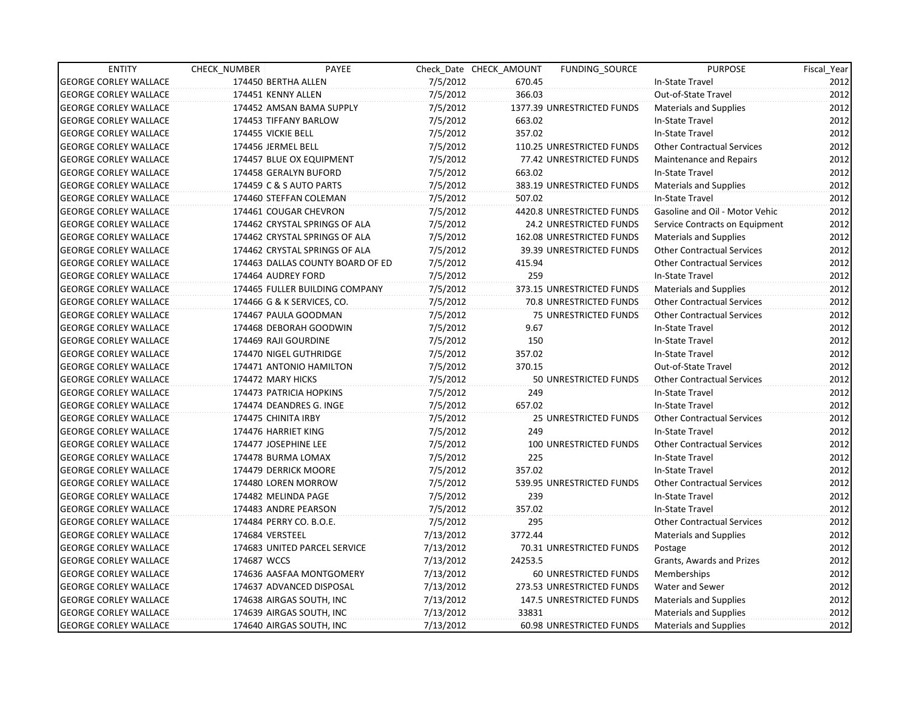| ENTITY | CHECK_NUMBER | PAYEE | Check_Date | CHECK_AMOUNT | FUNDING_SOURCE | PURPOSE | Fiscal_Year |
|---|---|---|---|---|---|---|---|
| GEORGE CORLEY WALLACE | 174450 | BERTHA ALLEN | 7/5/2012 | 670.45 | | In-State Travel | 2012 |
| GEORGE CORLEY WALLACE | 174451 | KENNY ALLEN | 7/5/2012 | 366.03 | | Out-of-State Travel | 2012 |
| GEORGE CORLEY WALLACE | 174452 | AMSAN BAMA SUPPLY | 7/5/2012 | 1377.39 | UNRESTRICTED FUNDS | Materials and Supplies | 2012 |
| GEORGE CORLEY WALLACE | 174453 | TIFFANY BARLOW | 7/5/2012 | 663.02 | | In-State Travel | 2012 |
| GEORGE CORLEY WALLACE | 174455 | VICKIE BELL | 7/5/2012 | 357.02 | | In-State Travel | 2012 |
| GEORGE CORLEY WALLACE | 174456 | JERMEL BELL | 7/5/2012 | 110.25 | UNRESTRICTED FUNDS | Other Contractual Services | 2012 |
| GEORGE CORLEY WALLACE | 174457 | BLUE OX EQUIPMENT | 7/5/2012 | 77.42 | UNRESTRICTED FUNDS | Maintenance and Repairs | 2012 |
| GEORGE CORLEY WALLACE | 174458 | GERALYN BUFORD | 7/5/2012 | 663.02 | | In-State Travel | 2012 |
| GEORGE CORLEY WALLACE | 174459 | C & S AUTO PARTS | 7/5/2012 | 383.19 | UNRESTRICTED FUNDS | Materials and Supplies | 2012 |
| GEORGE CORLEY WALLACE | 174460 | STEFFAN COLEMAN | 7/5/2012 | 507.02 | | In-State Travel | 2012 |
| GEORGE CORLEY WALLACE | 174461 | COUGAR CHEVRON | 7/5/2012 | 4420.8 | UNRESTRICTED FUNDS | Gasoline and Oil - Motor Vehic | 2012 |
| GEORGE CORLEY WALLACE | 174462 | CRYSTAL SPRINGS OF ALA | 7/5/2012 | 24.2 | UNRESTRICTED FUNDS | Service Contracts on Equipment | 2012 |
| GEORGE CORLEY WALLACE | 174462 | CRYSTAL SPRINGS OF ALA | 7/5/2012 | 162.08 | UNRESTRICTED FUNDS | Materials and Supplies | 2012 |
| GEORGE CORLEY WALLACE | 174462 | CRYSTAL SPRINGS OF ALA | 7/5/2012 | 39.39 | UNRESTRICTED FUNDS | Other Contractual Services | 2012 |
| GEORGE CORLEY WALLACE | 174463 | DALLAS COUNTY BOARD OF ED | 7/5/2012 | 415.94 | | Other Contractual Services | 2012 |
| GEORGE CORLEY WALLACE | 174464 | AUDREY FORD | 7/5/2012 | 259 | | In-State Travel | 2012 |
| GEORGE CORLEY WALLACE | 174465 | FULLER BUILDING COMPANY | 7/5/2012 | 373.15 | UNRESTRICTED FUNDS | Materials and Supplies | 2012 |
| GEORGE CORLEY WALLACE | 174466 | G & K SERVICES, CO. | 7/5/2012 | 70.8 | UNRESTRICTED FUNDS | Other Contractual Services | 2012 |
| GEORGE CORLEY WALLACE | 174467 | PAULA GOODMAN | 7/5/2012 | 75 | UNRESTRICTED FUNDS | Other Contractual Services | 2012 |
| GEORGE CORLEY WALLACE | 174468 | DEBORAH GOODWIN | 7/5/2012 | 9.67 | | In-State Travel | 2012 |
| GEORGE CORLEY WALLACE | 174469 | RAJI GOURDINE | 7/5/2012 | 150 | | In-State Travel | 2012 |
| GEORGE CORLEY WALLACE | 174470 | NIGEL GUTHRIDGE | 7/5/2012 | 357.02 | | In-State Travel | 2012 |
| GEORGE CORLEY WALLACE | 174471 | ANTONIO HAMILTON | 7/5/2012 | 370.15 | | Out-of-State Travel | 2012 |
| GEORGE CORLEY WALLACE | 174472 | MARY HICKS | 7/5/2012 | 50 | UNRESTRICTED FUNDS | Other Contractual Services | 2012 |
| GEORGE CORLEY WALLACE | 174473 | PATRICIA HOPKINS | 7/5/2012 | 249 | | In-State Travel | 2012 |
| GEORGE CORLEY WALLACE | 174474 | DEANDRES G. INGE | 7/5/2012 | 657.02 | | In-State Travel | 2012 |
| GEORGE CORLEY WALLACE | 174475 | CHINITA IRBY | 7/5/2012 | 25 | UNRESTRICTED FUNDS | Other Contractual Services | 2012 |
| GEORGE CORLEY WALLACE | 174476 | HARRIET KING | 7/5/2012 | 249 | | In-State Travel | 2012 |
| GEORGE CORLEY WALLACE | 174477 | JOSEPHINE LEE | 7/5/2012 | 100 | UNRESTRICTED FUNDS | Other Contractual Services | 2012 |
| GEORGE CORLEY WALLACE | 174478 | BURMA LOMAX | 7/5/2012 | 225 | | In-State Travel | 2012 |
| GEORGE CORLEY WALLACE | 174479 | DERRICK MOORE | 7/5/2012 | 357.02 | | In-State Travel | 2012 |
| GEORGE CORLEY WALLACE | 174480 | LOREN MORROW | 7/5/2012 | 539.95 | UNRESTRICTED FUNDS | Other Contractual Services | 2012 |
| GEORGE CORLEY WALLACE | 174482 | MELINDA PAGE | 7/5/2012 | 239 | | In-State Travel | 2012 |
| GEORGE CORLEY WALLACE | 174483 | ANDRE PEARSON | 7/5/2012 | 357.02 | | In-State Travel | 2012 |
| GEORGE CORLEY WALLACE | 174484 | PERRY CO. B.O.E. | 7/5/2012 | 295 | | Other Contractual Services | 2012 |
| GEORGE CORLEY WALLACE | 174684 | VERSTEEL | 7/13/2012 | 3772.44 | | Materials and Supplies | 2012 |
| GEORGE CORLEY WALLACE | 174683 | UNITED PARCEL SERVICE | 7/13/2012 | 70.31 | UNRESTRICTED FUNDS | Postage | 2012 |
| GEORGE CORLEY WALLACE | 174687 | WCCS | 7/13/2012 | 24253.5 | | Grants, Awards and Prizes | 2012 |
| GEORGE CORLEY WALLACE | 174636 | AASFAA MONTGOMERY | 7/13/2012 | 60 | UNRESTRICTED FUNDS | Memberships | 2012 |
| GEORGE CORLEY WALLACE | 174637 | ADVANCED DISPOSAL | 7/13/2012 | 273.53 | UNRESTRICTED FUNDS | Water and Sewer | 2012 |
| GEORGE CORLEY WALLACE | 174638 | AIRGAS SOUTH, INC | 7/13/2012 | 147.5 | UNRESTRICTED FUNDS | Materials and Supplies | 2012 |
| GEORGE CORLEY WALLACE | 174639 | AIRGAS SOUTH, INC | 7/13/2012 | 33831 | | Materials and Supplies | 2012 |
| GEORGE CORLEY WALLACE | 174640 | AIRGAS SOUTH, INC | 7/13/2012 | 60.98 | UNRESTRICTED FUNDS | Materials and Supplies | 2012 |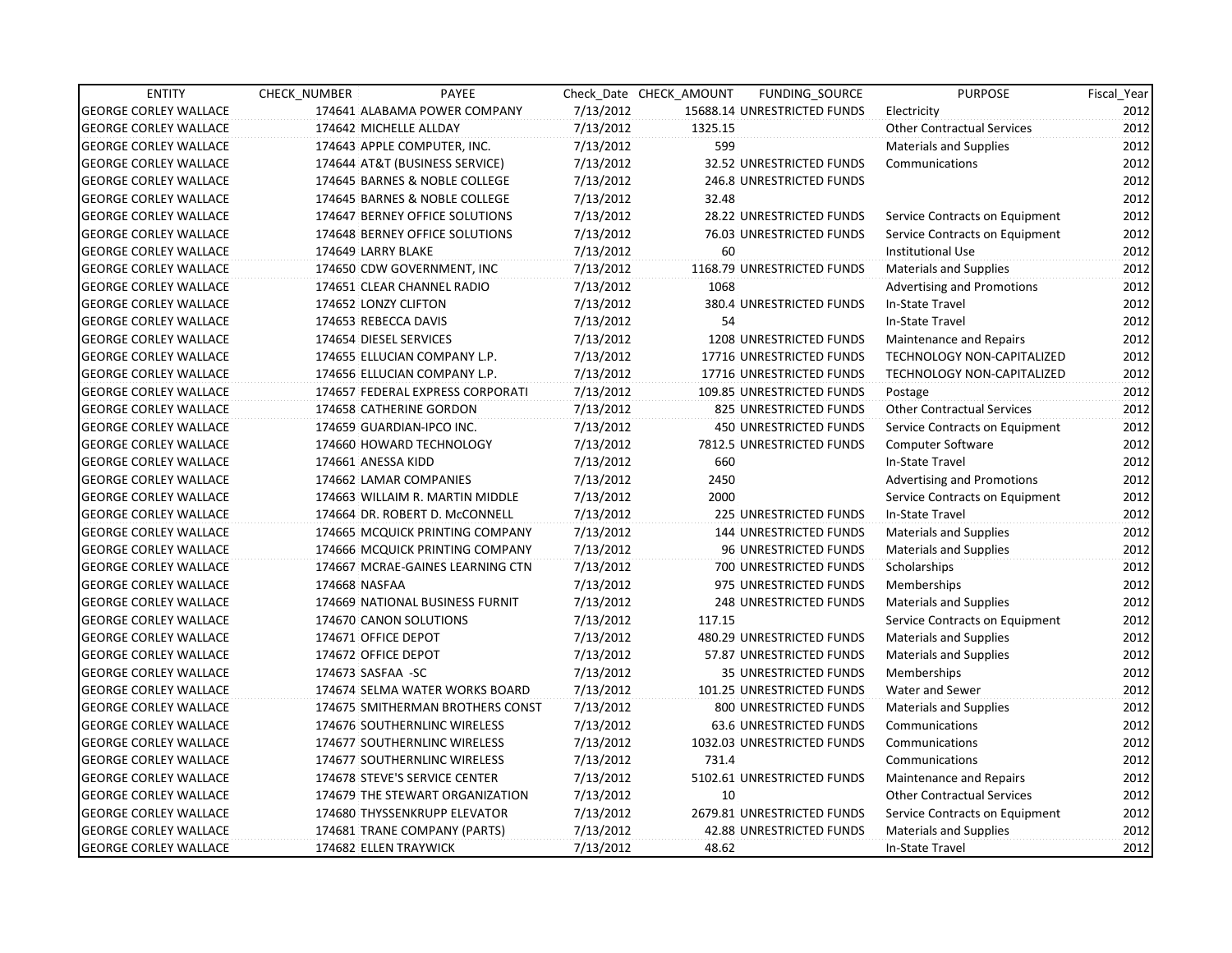| ENTITY | CHECK_NUMBER | PAYEE | Check_Date | CHECK_AMOUNT | FUNDING_SOURCE | PURPOSE | Fiscal_Year |
|---|---|---|---|---|---|---|---|
| GEORGE CORLEY WALLACE | 174641 | ALABAMA POWER COMPANY | 7/13/2012 | 15688.14 | UNRESTRICTED FUNDS | Electricity | 2012 |
| GEORGE CORLEY WALLACE | 174642 | MICHELLE ALLDAY | 7/13/2012 | 1325.15 | | Other Contractual Services | 2012 |
| GEORGE CORLEY WALLACE | 174643 | APPLE COMPUTER, INC. | 7/13/2012 | 599 | | Materials and Supplies | 2012 |
| GEORGE CORLEY WALLACE | 174644 | AT&T (BUSINESS SERVICE) | 7/13/2012 | 32.52 | UNRESTRICTED FUNDS | Communications | 2012 |
| GEORGE CORLEY WALLACE | 174645 | BARNES & NOBLE COLLEGE | 7/13/2012 | 246.8 | UNRESTRICTED FUNDS | | 2012 |
| GEORGE CORLEY WALLACE | 174645 | BARNES & NOBLE COLLEGE | 7/13/2012 | 32.48 | | | 2012 |
| GEORGE CORLEY WALLACE | 174647 | BERNEY OFFICE SOLUTIONS | 7/13/2012 | 28.22 | UNRESTRICTED FUNDS | Service Contracts on Equipment | 2012 |
| GEORGE CORLEY WALLACE | 174648 | BERNEY OFFICE SOLUTIONS | 7/13/2012 | 76.03 | UNRESTRICTED FUNDS | Service Contracts on Equipment | 2012 |
| GEORGE CORLEY WALLACE | 174649 | LARRY BLAKE | 7/13/2012 | 60 | | Institutional Use | 2012 |
| GEORGE CORLEY WALLACE | 174650 | CDW GOVERNMENT, INC | 7/13/2012 | 1168.79 | UNRESTRICTED FUNDS | Materials and Supplies | 2012 |
| GEORGE CORLEY WALLACE | 174651 | CLEAR CHANNEL RADIO | 7/13/2012 | 1068 | | Advertising and Promotions | 2012 |
| GEORGE CORLEY WALLACE | 174652 | LONZY CLIFTON | 7/13/2012 | 380.4 | UNRESTRICTED FUNDS | In-State Travel | 2012 |
| GEORGE CORLEY WALLACE | 174653 | REBECCA DAVIS | 7/13/2012 | 54 | | In-State Travel | 2012 |
| GEORGE CORLEY WALLACE | 174654 | DIESEL SERVICES | 7/13/2012 | 1208 | UNRESTRICTED FUNDS | Maintenance and Repairs | 2012 |
| GEORGE CORLEY WALLACE | 174655 | ELLUCIAN COMPANY L.P. | 7/13/2012 | 17716 | UNRESTRICTED FUNDS | TECHNOLOGY NON-CAPITALIZED | 2012 |
| GEORGE CORLEY WALLACE | 174656 | ELLUCIAN COMPANY L.P. | 7/13/2012 | 17716 | UNRESTRICTED FUNDS | TECHNOLOGY NON-CAPITALIZED | 2012 |
| GEORGE CORLEY WALLACE | 174657 | FEDERAL EXPRESS CORPORATI | 7/13/2012 | 109.85 | UNRESTRICTED FUNDS | Postage | 2012 |
| GEORGE CORLEY WALLACE | 174658 | CATHERINE GORDON | 7/13/2012 | 825 | UNRESTRICTED FUNDS | Other Contractual Services | 2012 |
| GEORGE CORLEY WALLACE | 174659 | GUARDIAN-IPCO INC. | 7/13/2012 | 450 | UNRESTRICTED FUNDS | Service Contracts on Equipment | 2012 |
| GEORGE CORLEY WALLACE | 174660 | HOWARD TECHNOLOGY | 7/13/2012 | 7812.5 | UNRESTRICTED FUNDS | Computer Software | 2012 |
| GEORGE CORLEY WALLACE | 174661 | ANESSA KIDD | 7/13/2012 | 660 | | In-State Travel | 2012 |
| GEORGE CORLEY WALLACE | 174662 | LAMAR COMPANIES | 7/13/2012 | 2450 | | Advertising and Promotions | 2012 |
| GEORGE CORLEY WALLACE | 174663 | WILLAIM R. MARTIN MIDDLE | 7/13/2012 | 2000 | | Service Contracts on Equipment | 2012 |
| GEORGE CORLEY WALLACE | 174664 | DR. ROBERT D. McCONNELL | 7/13/2012 | 225 | UNRESTRICTED FUNDS | In-State Travel | 2012 |
| GEORGE CORLEY WALLACE | 174665 | MCQUICK PRINTING COMPANY | 7/13/2012 | 144 | UNRESTRICTED FUNDS | Materials and Supplies | 2012 |
| GEORGE CORLEY WALLACE | 174666 | MCQUICK PRINTING COMPANY | 7/13/2012 | 96 | UNRESTRICTED FUNDS | Materials and Supplies | 2012 |
| GEORGE CORLEY WALLACE | 174667 | MCRAE-GAINES LEARNING CTN | 7/13/2012 | 700 | UNRESTRICTED FUNDS | Scholarships | 2012 |
| GEORGE CORLEY WALLACE | 174668 | NASFAA | 7/13/2012 | 975 | UNRESTRICTED FUNDS | Memberships | 2012 |
| GEORGE CORLEY WALLACE | 174669 | NATIONAL BUSINESS FURNIT | 7/13/2012 | 248 | UNRESTRICTED FUNDS | Materials and Supplies | 2012 |
| GEORGE CORLEY WALLACE | 174670 | CANON SOLUTIONS | 7/13/2012 | 117.15 | | Service Contracts on Equipment | 2012 |
| GEORGE CORLEY WALLACE | 174671 | OFFICE DEPOT | 7/13/2012 | 480.29 | UNRESTRICTED FUNDS | Materials and Supplies | 2012 |
| GEORGE CORLEY WALLACE | 174672 | OFFICE DEPOT | 7/13/2012 | 57.87 | UNRESTRICTED FUNDS | Materials and Supplies | 2012 |
| GEORGE CORLEY WALLACE | 174673 | SASFAA -SC | 7/13/2012 | 35 | UNRESTRICTED FUNDS | Memberships | 2012 |
| GEORGE CORLEY WALLACE | 174674 | SELMA WATER WORKS BOARD | 7/13/2012 | 101.25 | UNRESTRICTED FUNDS | Water and Sewer | 2012 |
| GEORGE CORLEY WALLACE | 174675 | SMITHERMAN BROTHERS CONST | 7/13/2012 | 800 | UNRESTRICTED FUNDS | Materials and Supplies | 2012 |
| GEORGE CORLEY WALLACE | 174676 | SOUTHERNLINC WIRELESS | 7/13/2012 | 63.6 | UNRESTRICTED FUNDS | Communications | 2012 |
| GEORGE CORLEY WALLACE | 174677 | SOUTHERNLINC WIRELESS | 7/13/2012 | 1032.03 | UNRESTRICTED FUNDS | Communications | 2012 |
| GEORGE CORLEY WALLACE | 174677 | SOUTHERNLINC WIRELESS | 7/13/2012 | 731.4 | | Communications | 2012 |
| GEORGE CORLEY WALLACE | 174678 | STEVE'S SERVICE CENTER | 7/13/2012 | 5102.61 | UNRESTRICTED FUNDS | Maintenance and Repairs | 2012 |
| GEORGE CORLEY WALLACE | 174679 | THE STEWART ORGANIZATION | 7/13/2012 | 10 | | Other Contractual Services | 2012 |
| GEORGE CORLEY WALLACE | 174680 | THYSSENKRUPP ELEVATOR | 7/13/2012 | 2679.81 | UNRESTRICTED FUNDS | Service Contracts on Equipment | 2012 |
| GEORGE CORLEY WALLACE | 174681 | TRANE COMPANY (PARTS) | 7/13/2012 | 42.88 | UNRESTRICTED FUNDS | Materials and Supplies | 2012 |
| GEORGE CORLEY WALLACE | 174682 | ELLEN TRAYWICK | 7/13/2012 | 48.62 | | In-State Travel | 2012 |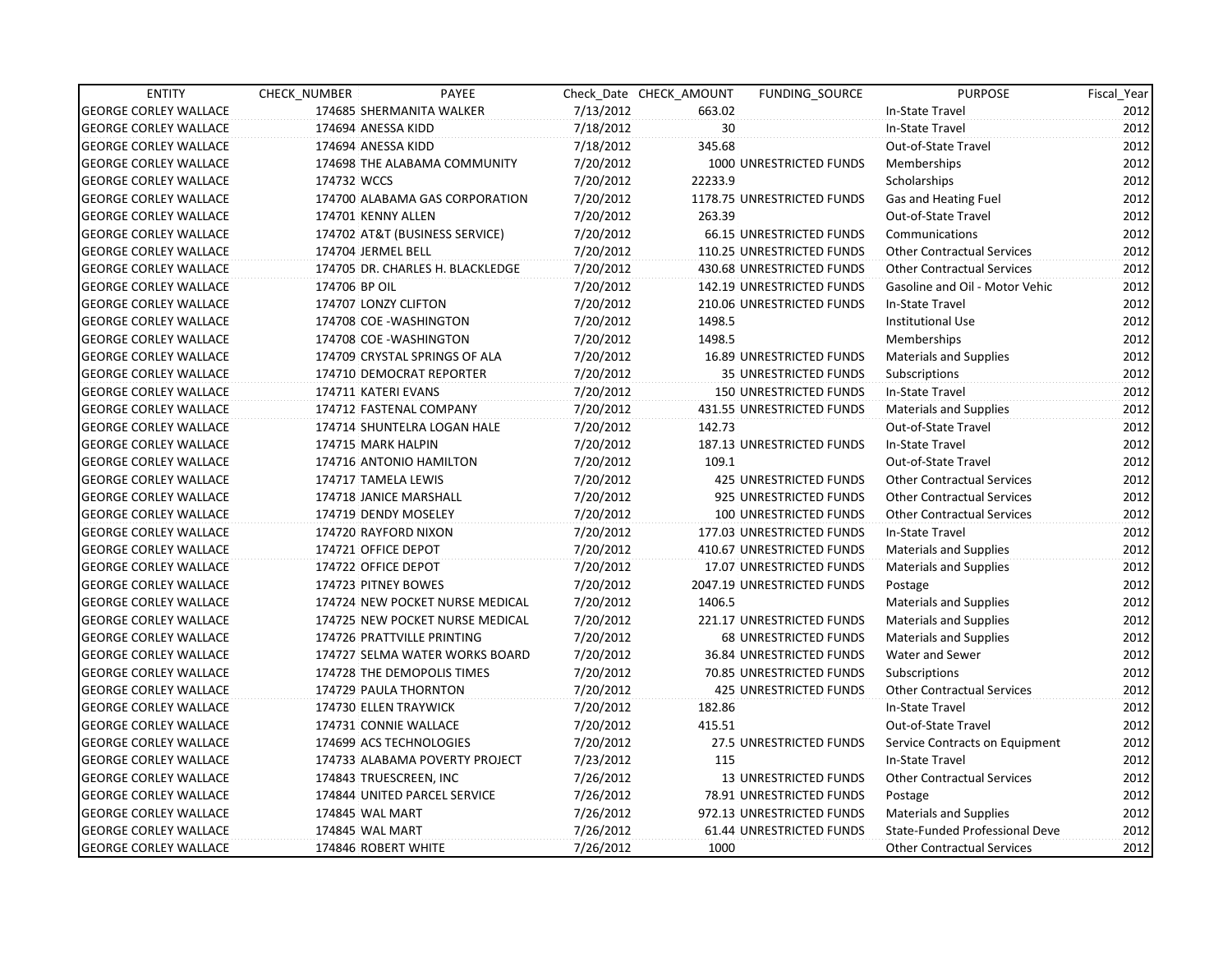| ENTITY | CHECK_NUMBER | PAYEE | Check_Date | CHECK_AMOUNT | FUNDING_SOURCE | PURPOSE | Fiscal_Year |
|---|---|---|---|---|---|---|---|
| GEORGE CORLEY WALLACE | 174685 | SHERMANITA WALKER | 7/13/2012 | 663.02 | | In-State Travel | 2012 |
| GEORGE CORLEY WALLACE | 174694 | ANESSA KIDD | 7/18/2012 | 30 | | In-State Travel | 2012 |
| GEORGE CORLEY WALLACE | 174694 | ANESSA KIDD | 7/18/2012 | 345.68 | | Out-of-State Travel | 2012 |
| GEORGE CORLEY WALLACE | 174698 | THE ALABAMA COMMUNITY | 7/20/2012 | 1000 | UNRESTRICTED FUNDS | Memberships | 2012 |
| GEORGE CORLEY WALLACE | 174732 | WCCS | 7/20/2012 | 22233.9 | | Scholarships | 2012 |
| GEORGE CORLEY WALLACE | 174700 | ALABAMA GAS CORPORATION | 7/20/2012 | 1178.75 | UNRESTRICTED FUNDS | Gas and Heating Fuel | 2012 |
| GEORGE CORLEY WALLACE | 174701 | KENNY ALLEN | 7/20/2012 | 263.39 | | Out-of-State Travel | 2012 |
| GEORGE CORLEY WALLACE | 174702 | AT&T (BUSINESS SERVICE) | 7/20/2012 | 66.15 | UNRESTRICTED FUNDS | Communications | 2012 |
| GEORGE CORLEY WALLACE | 174704 | JERMEL BELL | 7/20/2012 | 110.25 | UNRESTRICTED FUNDS | Other Contractual Services | 2012 |
| GEORGE CORLEY WALLACE | 174705 | DR. CHARLES H. BLACKLEDGE | 7/20/2012 | 430.68 | UNRESTRICTED FUNDS | Other Contractual Services | 2012 |
| GEORGE CORLEY WALLACE | 174706 | BP OIL | 7/20/2012 | 142.19 | UNRESTRICTED FUNDS | Gasoline and Oil - Motor Vehic | 2012 |
| GEORGE CORLEY WALLACE | 174707 | LONZY CLIFTON | 7/20/2012 | 210.06 | UNRESTRICTED FUNDS | In-State Travel | 2012 |
| GEORGE CORLEY WALLACE | 174708 | COE -WASHINGTON | 7/20/2012 | 1498.5 | | Institutional Use | 2012 |
| GEORGE CORLEY WALLACE | 174708 | COE -WASHINGTON | 7/20/2012 | 1498.5 | | Memberships | 2012 |
| GEORGE CORLEY WALLACE | 174709 | CRYSTAL SPRINGS OF ALA | 7/20/2012 | 16.89 | UNRESTRICTED FUNDS | Materials and Supplies | 2012 |
| GEORGE CORLEY WALLACE | 174710 | DEMOCRAT REPORTER | 7/20/2012 | 35 | UNRESTRICTED FUNDS | Subscriptions | 2012 |
| GEORGE CORLEY WALLACE | 174711 | KATERI EVANS | 7/20/2012 | 150 | UNRESTRICTED FUNDS | In-State Travel | 2012 |
| GEORGE CORLEY WALLACE | 174712 | FASTENAL COMPANY | 7/20/2012 | 431.55 | UNRESTRICTED FUNDS | Materials and Supplies | 2012 |
| GEORGE CORLEY WALLACE | 174714 | SHUNTELRA LOGAN HALE | 7/20/2012 | 142.73 | | Out-of-State Travel | 2012 |
| GEORGE CORLEY WALLACE | 174715 | MARK HALPIN | 7/20/2012 | 187.13 | UNRESTRICTED FUNDS | In-State Travel | 2012 |
| GEORGE CORLEY WALLACE | 174716 | ANTONIO HAMILTON | 7/20/2012 | 109.1 | | Out-of-State Travel | 2012 |
| GEORGE CORLEY WALLACE | 174717 | TAMELA LEWIS | 7/20/2012 | 425 | UNRESTRICTED FUNDS | Other Contractual Services | 2012 |
| GEORGE CORLEY WALLACE | 174718 | JANICE MARSHALL | 7/20/2012 | 925 | UNRESTRICTED FUNDS | Other Contractual Services | 2012 |
| GEORGE CORLEY WALLACE | 174719 | DENDY MOSELEY | 7/20/2012 | 100 | UNRESTRICTED FUNDS | Other Contractual Services | 2012 |
| GEORGE CORLEY WALLACE | 174720 | RAYFORD NIXON | 7/20/2012 | 177.03 | UNRESTRICTED FUNDS | In-State Travel | 2012 |
| GEORGE CORLEY WALLACE | 174721 | OFFICE DEPOT | 7/20/2012 | 410.67 | UNRESTRICTED FUNDS | Materials and Supplies | 2012 |
| GEORGE CORLEY WALLACE | 174722 | OFFICE DEPOT | 7/20/2012 | 17.07 | UNRESTRICTED FUNDS | Materials and Supplies | 2012 |
| GEORGE CORLEY WALLACE | 174723 | PITNEY BOWES | 7/20/2012 | 2047.19 | UNRESTRICTED FUNDS | Postage | 2012 |
| GEORGE CORLEY WALLACE | 174724 | NEW POCKET NURSE MEDICAL | 7/20/2012 | 1406.5 | | Materials and Supplies | 2012 |
| GEORGE CORLEY WALLACE | 174725 | NEW POCKET NURSE MEDICAL | 7/20/2012 | 221.17 | UNRESTRICTED FUNDS | Materials and Supplies | 2012 |
| GEORGE CORLEY WALLACE | 174726 | PRATTVILLE PRINTING | 7/20/2012 | 68 | UNRESTRICTED FUNDS | Materials and Supplies | 2012 |
| GEORGE CORLEY WALLACE | 174727 | SELMA WATER WORKS BOARD | 7/20/2012 | 36.84 | UNRESTRICTED FUNDS | Water and Sewer | 2012 |
| GEORGE CORLEY WALLACE | 174728 | THE DEMOPOLIS TIMES | 7/20/2012 | 70.85 | UNRESTRICTED FUNDS | Subscriptions | 2012 |
| GEORGE CORLEY WALLACE | 174729 | PAULA THORNTON | 7/20/2012 | 425 | UNRESTRICTED FUNDS | Other Contractual Services | 2012 |
| GEORGE CORLEY WALLACE | 174730 | ELLEN TRAYWICK | 7/20/2012 | 182.86 | | In-State Travel | 2012 |
| GEORGE CORLEY WALLACE | 174731 | CONNIE WALLACE | 7/20/2012 | 415.51 | | Out-of-State Travel | 2012 |
| GEORGE CORLEY WALLACE | 174699 | ACS TECHNOLOGIES | 7/20/2012 | 27.5 | UNRESTRICTED FUNDS | Service Contracts on Equipment | 2012 |
| GEORGE CORLEY WALLACE | 174733 | ALABAMA POVERTY PROJECT | 7/23/2012 | 115 | | In-State Travel | 2012 |
| GEORGE CORLEY WALLACE | 174843 | TRUESCREEN, INC | 7/26/2012 | 13 | UNRESTRICTED FUNDS | Other Contractual Services | 2012 |
| GEORGE CORLEY WALLACE | 174844 | UNITED PARCEL SERVICE | 7/26/2012 | 78.91 | UNRESTRICTED FUNDS | Postage | 2012 |
| GEORGE CORLEY WALLACE | 174845 | WAL MART | 7/26/2012 | 972.13 | UNRESTRICTED FUNDS | Materials and Supplies | 2012 |
| GEORGE CORLEY WALLACE | 174845 | WAL MART | 7/26/2012 | 61.44 | UNRESTRICTED FUNDS | State-Funded Professional Deve | 2012 |
| GEORGE CORLEY WALLACE | 174846 | ROBERT WHITE | 7/26/2012 | 1000 | | Other Contractual Services | 2012 |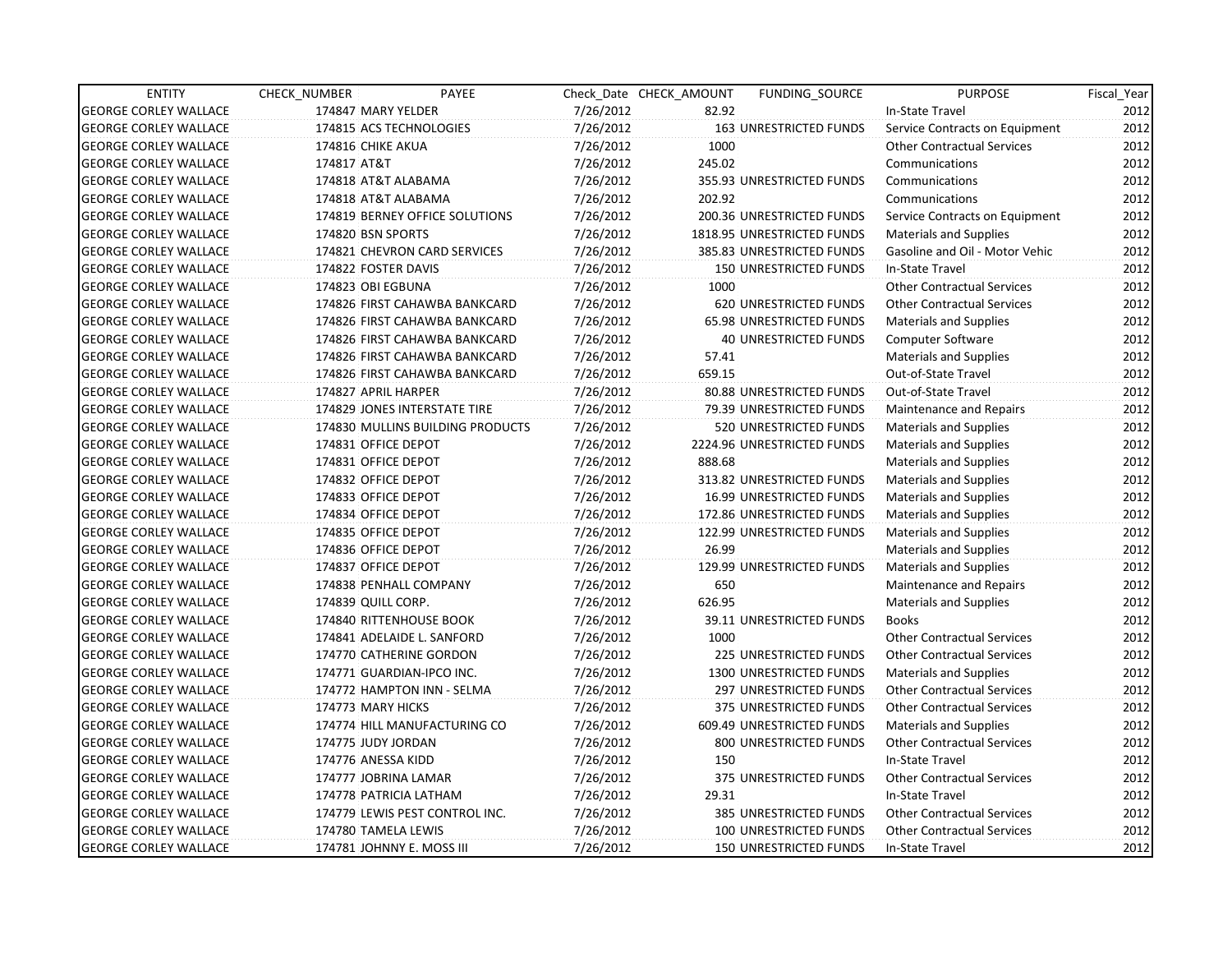| ENTITY | CHECK_NUMBER | PAYEE | Check_Date | CHECK_AMOUNT | FUNDING_SOURCE | PURPOSE | Fiscal_Year |
|---|---|---|---|---|---|---|---|
| GEORGE CORLEY WALLACE | 174847 | MARY YELDER | 7/26/2012 | 82.92 | | In-State Travel | 2012 |
| GEORGE CORLEY WALLACE | 174815 | ACS TECHNOLOGIES | 7/26/2012 | 163 | UNRESTRICTED FUNDS | Service Contracts on Equipment | 2012 |
| GEORGE CORLEY WALLACE | 174816 | CHIKE AKUA | 7/26/2012 | 1000 | | Other Contractual Services | 2012 |
| GEORGE CORLEY WALLACE | 174817 | AT&T | 7/26/2012 | 245.02 | | Communications | 2012 |
| GEORGE CORLEY WALLACE | 174818 | AT&T ALABAMA | 7/26/2012 | 355.93 | UNRESTRICTED FUNDS | Communications | 2012 |
| GEORGE CORLEY WALLACE | 174818 | AT&T ALABAMA | 7/26/2012 | 202.92 | | Communications | 2012 |
| GEORGE CORLEY WALLACE | 174819 | BERNEY OFFICE SOLUTIONS | 7/26/2012 | 200.36 | UNRESTRICTED FUNDS | Service Contracts on Equipment | 2012 |
| GEORGE CORLEY WALLACE | 174820 | BSN SPORTS | 7/26/2012 | 1818.95 | UNRESTRICTED FUNDS | Materials and Supplies | 2012 |
| GEORGE CORLEY WALLACE | 174821 | CHEVRON CARD SERVICES | 7/26/2012 | 385.83 | UNRESTRICTED FUNDS | Gasoline and Oil - Motor Vehic | 2012 |
| GEORGE CORLEY WALLACE | 174822 | FOSTER DAVIS | 7/26/2012 | 150 | UNRESTRICTED FUNDS | In-State Travel | 2012 |
| GEORGE CORLEY WALLACE | 174823 | OBI EGBUNA | 7/26/2012 | 1000 | | Other Contractual Services | 2012 |
| GEORGE CORLEY WALLACE | 174826 | FIRST CAHAWBA BANKCARD | 7/26/2012 | 620 | UNRESTRICTED FUNDS | Other Contractual Services | 2012 |
| GEORGE CORLEY WALLACE | 174826 | FIRST CAHAWBA BANKCARD | 7/26/2012 | 65.98 | UNRESTRICTED FUNDS | Materials and Supplies | 2012 |
| GEORGE CORLEY WALLACE | 174826 | FIRST CAHAWBA BANKCARD | 7/26/2012 | 40 | UNRESTRICTED FUNDS | Computer Software | 2012 |
| GEORGE CORLEY WALLACE | 174826 | FIRST CAHAWBA BANKCARD | 7/26/2012 | 57.41 | | Materials and Supplies | 2012 |
| GEORGE CORLEY WALLACE | 174826 | FIRST CAHAWBA BANKCARD | 7/26/2012 | 659.15 | | Out-of-State Travel | 2012 |
| GEORGE CORLEY WALLACE | 174827 | APRIL HARPER | 7/26/2012 | 80.88 | UNRESTRICTED FUNDS | Out-of-State Travel | 2012 |
| GEORGE CORLEY WALLACE | 174829 | JONES INTERSTATE TIRE | 7/26/2012 | 79.39 | UNRESTRICTED FUNDS | Maintenance and Repairs | 2012 |
| GEORGE CORLEY WALLACE | 174830 | MULLINS BUILDING PRODUCTS | 7/26/2012 | 520 | UNRESTRICTED FUNDS | Materials and Supplies | 2012 |
| GEORGE CORLEY WALLACE | 174831 | OFFICE DEPOT | 7/26/2012 | 2224.96 | UNRESTRICTED FUNDS | Materials and Supplies | 2012 |
| GEORGE CORLEY WALLACE | 174831 | OFFICE DEPOT | 7/26/2012 | 888.68 | | Materials and Supplies | 2012 |
| GEORGE CORLEY WALLACE | 174832 | OFFICE DEPOT | 7/26/2012 | 313.82 | UNRESTRICTED FUNDS | Materials and Supplies | 2012 |
| GEORGE CORLEY WALLACE | 174833 | OFFICE DEPOT | 7/26/2012 | 16.99 | UNRESTRICTED FUNDS | Materials and Supplies | 2012 |
| GEORGE CORLEY WALLACE | 174834 | OFFICE DEPOT | 7/26/2012 | 172.86 | UNRESTRICTED FUNDS | Materials and Supplies | 2012 |
| GEORGE CORLEY WALLACE | 174835 | OFFICE DEPOT | 7/26/2012 | 122.99 | UNRESTRICTED FUNDS | Materials and Supplies | 2012 |
| GEORGE CORLEY WALLACE | 174836 | OFFICE DEPOT | 7/26/2012 | 26.99 | | Materials and Supplies | 2012 |
| GEORGE CORLEY WALLACE | 174837 | OFFICE DEPOT | 7/26/2012 | 129.99 | UNRESTRICTED FUNDS | Materials and Supplies | 2012 |
| GEORGE CORLEY WALLACE | 174838 | PENHALL COMPANY | 7/26/2012 | 650 | | Maintenance and Repairs | 2012 |
| GEORGE CORLEY WALLACE | 174839 | QUILL CORP. | 7/26/2012 | 626.95 | | Materials and Supplies | 2012 |
| GEORGE CORLEY WALLACE | 174840 | RITTENHOUSE BOOK | 7/26/2012 | 39.11 | UNRESTRICTED FUNDS | Books | 2012 |
| GEORGE CORLEY WALLACE | 174841 | ADELAIDE L. SANFORD | 7/26/2012 | 1000 | | Other Contractual Services | 2012 |
| GEORGE CORLEY WALLACE | 174770 | CATHERINE GORDON | 7/26/2012 | 225 | UNRESTRICTED FUNDS | Other Contractual Services | 2012 |
| GEORGE CORLEY WALLACE | 174771 | GUARDIAN-IPCO INC. | 7/26/2012 | 1300 | UNRESTRICTED FUNDS | Materials and Supplies | 2012 |
| GEORGE CORLEY WALLACE | 174772 | HAMPTON INN - SELMA | 7/26/2012 | 297 | UNRESTRICTED FUNDS | Other Contractual Services | 2012 |
| GEORGE CORLEY WALLACE | 174773 | MARY HICKS | 7/26/2012 | 375 | UNRESTRICTED FUNDS | Other Contractual Services | 2012 |
| GEORGE CORLEY WALLACE | 174774 | HILL MANUFACTURING CO | 7/26/2012 | 609.49 | UNRESTRICTED FUNDS | Materials and Supplies | 2012 |
| GEORGE CORLEY WALLACE | 174775 | JUDY JORDAN | 7/26/2012 | 800 | UNRESTRICTED FUNDS | Other Contractual Services | 2012 |
| GEORGE CORLEY WALLACE | 174776 | ANESSA KIDD | 7/26/2012 | 150 | | In-State Travel | 2012 |
| GEORGE CORLEY WALLACE | 174777 | JOBRINA LAMAR | 7/26/2012 | 375 | UNRESTRICTED FUNDS | Other Contractual Services | 2012 |
| GEORGE CORLEY WALLACE | 174778 | PATRICIA LATHAM | 7/26/2012 | 29.31 | | In-State Travel | 2012 |
| GEORGE CORLEY WALLACE | 174779 | LEWIS PEST CONTROL INC. | 7/26/2012 | 385 | UNRESTRICTED FUNDS | Other Contractual Services | 2012 |
| GEORGE CORLEY WALLACE | 174780 | TAMELA LEWIS | 7/26/2012 | 100 | UNRESTRICTED FUNDS | Other Contractual Services | 2012 |
| GEORGE CORLEY WALLACE | 174781 | JOHNNY E. MOSS III | 7/26/2012 | 150 | UNRESTRICTED FUNDS | In-State Travel | 2012 |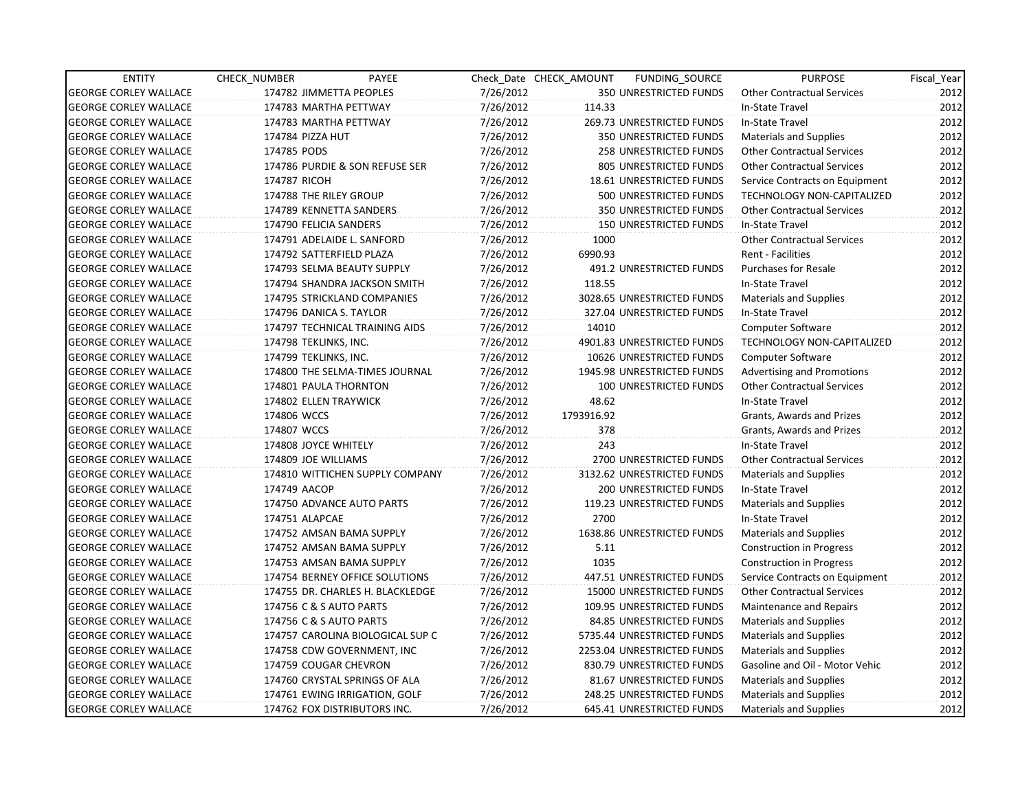| ENTITY | CHECK_NUMBER | PAYEE | Check_Date | CHECK_AMOUNT | FUNDING_SOURCE | PURPOSE | Fiscal_Year |
|---|---|---|---|---|---|---|---|
| GEORGE CORLEY WALLACE | 174782 | JIMMETTA PEOPLES | 7/26/2012 | 350 | UNRESTRICTED FUNDS | Other Contractual Services | 2012 |
| GEORGE CORLEY WALLACE | 174783 | MARTHA PETTWAY | 7/26/2012 | 114.33 | | In-State Travel | 2012 |
| GEORGE CORLEY WALLACE | 174783 | MARTHA PETTWAY | 7/26/2012 | 269.73 | UNRESTRICTED FUNDS | In-State Travel | 2012 |
| GEORGE CORLEY WALLACE | 174784 | PIZZA HUT | 7/26/2012 | 350 | UNRESTRICTED FUNDS | Materials and Supplies | 2012 |
| GEORGE CORLEY WALLACE | 174785 | PODS | 7/26/2012 | 258 | UNRESTRICTED FUNDS | Other Contractual Services | 2012 |
| GEORGE CORLEY WALLACE | 174786 | PURDIE & SON REFUSE SER | 7/26/2012 | 805 | UNRESTRICTED FUNDS | Other Contractual Services | 2012 |
| GEORGE CORLEY WALLACE | 174787 | RICOH | 7/26/2012 | 18.61 | UNRESTRICTED FUNDS | Service Contracts on Equipment | 2012 |
| GEORGE CORLEY WALLACE | 174788 | THE RILEY GROUP | 7/26/2012 | 500 | UNRESTRICTED FUNDS | TECHNOLOGY NON-CAPITALIZED | 2012 |
| GEORGE CORLEY WALLACE | 174789 | KENNETTA SANDERS | 7/26/2012 | 350 | UNRESTRICTED FUNDS | Other Contractual Services | 2012 |
| GEORGE CORLEY WALLACE | 174790 | FELICIA SANDERS | 7/26/2012 | 150 | UNRESTRICTED FUNDS | In-State Travel | 2012 |
| GEORGE CORLEY WALLACE | 174791 | ADELAIDE L. SANFORD | 7/26/2012 | 1000 | | Other Contractual Services | 2012 |
| GEORGE CORLEY WALLACE | 174792 | SATTERFIELD PLAZA | 7/26/2012 | 6990.93 | | Rent - Facilities | 2012 |
| GEORGE CORLEY WALLACE | 174793 | SELMA BEAUTY SUPPLY | 7/26/2012 | 491.2 | UNRESTRICTED FUNDS | Purchases for Resale | 2012 |
| GEORGE CORLEY WALLACE | 174794 | SHANDRA JACKSON SMITH | 7/26/2012 | 118.55 | | In-State Travel | 2012 |
| GEORGE CORLEY WALLACE | 174795 | STRICKLAND COMPANIES | 7/26/2012 | 3028.65 | UNRESTRICTED FUNDS | Materials and Supplies | 2012 |
| GEORGE CORLEY WALLACE | 174796 | DANICA S. TAYLOR | 7/26/2012 | 327.04 | UNRESTRICTED FUNDS | In-State Travel | 2012 |
| GEORGE CORLEY WALLACE | 174797 | TECHNICAL TRAINING AIDS | 7/26/2012 | 14010 | | Computer Software | 2012 |
| GEORGE CORLEY WALLACE | 174798 | TEKLINKS, INC. | 7/26/2012 | 4901.83 | UNRESTRICTED FUNDS | TECHNOLOGY NON-CAPITALIZED | 2012 |
| GEORGE CORLEY WALLACE | 174799 | TEKLINKS, INC. | 7/26/2012 | 10626 | UNRESTRICTED FUNDS | Computer Software | 2012 |
| GEORGE CORLEY WALLACE | 174800 | THE SELMA-TIMES JOURNAL | 7/26/2012 | 1945.98 | UNRESTRICTED FUNDS | Advertising and Promotions | 2012 |
| GEORGE CORLEY WALLACE | 174801 | PAULA THORNTON | 7/26/2012 | 100 | UNRESTRICTED FUNDS | Other Contractual Services | 2012 |
| GEORGE CORLEY WALLACE | 174802 | ELLEN TRAYWICK | 7/26/2012 | 48.62 | | In-State Travel | 2012 |
| GEORGE CORLEY WALLACE | 174806 | WCCS | 7/26/2012 | 1793916.92 | | Grants, Awards and Prizes | 2012 |
| GEORGE CORLEY WALLACE | 174807 | WCCS | 7/26/2012 | 378 | | Grants, Awards and Prizes | 2012 |
| GEORGE CORLEY WALLACE | 174808 | JOYCE WHITELY | 7/26/2012 | 243 | | In-State Travel | 2012 |
| GEORGE CORLEY WALLACE | 174809 | JOE WILLIAMS | 7/26/2012 | 2700 | UNRESTRICTED FUNDS | Other Contractual Services | 2012 |
| GEORGE CORLEY WALLACE | 174810 | WITTICHEN SUPPLY COMPANY | 7/26/2012 | 3132.62 | UNRESTRICTED FUNDS | Materials and Supplies | 2012 |
| GEORGE CORLEY WALLACE | 174749 | AACOP | 7/26/2012 | 200 | UNRESTRICTED FUNDS | In-State Travel | 2012 |
| GEORGE CORLEY WALLACE | 174750 | ADVANCE AUTO PARTS | 7/26/2012 | 119.23 | UNRESTRICTED FUNDS | Materials and Supplies | 2012 |
| GEORGE CORLEY WALLACE | 174751 | ALAPCAE | 7/26/2012 | 2700 | | In-State Travel | 2012 |
| GEORGE CORLEY WALLACE | 174752 | AMSAN BAMA SUPPLY | 7/26/2012 | 1638.86 | UNRESTRICTED FUNDS | Materials and Supplies | 2012 |
| GEORGE CORLEY WALLACE | 174752 | AMSAN BAMA SUPPLY | 7/26/2012 | 5.11 | | Construction in Progress | 2012 |
| GEORGE CORLEY WALLACE | 174753 | AMSAN BAMA SUPPLY | 7/26/2012 | 1035 | | Construction in Progress | 2012 |
| GEORGE CORLEY WALLACE | 174754 | BERNEY OFFICE SOLUTIONS | 7/26/2012 | 447.51 | UNRESTRICTED FUNDS | Service Contracts on Equipment | 2012 |
| GEORGE CORLEY WALLACE | 174755 | DR. CHARLES H. BLACKLEDGE | 7/26/2012 | 15000 | UNRESTRICTED FUNDS | Other Contractual Services | 2012 |
| GEORGE CORLEY WALLACE | 174756 | C & S AUTO PARTS | 7/26/2012 | 109.95 | UNRESTRICTED FUNDS | Maintenance and Repairs | 2012 |
| GEORGE CORLEY WALLACE | 174756 | C & S AUTO PARTS | 7/26/2012 | 84.85 | UNRESTRICTED FUNDS | Materials and Supplies | 2012 |
| GEORGE CORLEY WALLACE | 174757 | CAROLINA BIOLOGICAL SUP C | 7/26/2012 | 5735.44 | UNRESTRICTED FUNDS | Materials and Supplies | 2012 |
| GEORGE CORLEY WALLACE | 174758 | CDW GOVERNMENT, INC | 7/26/2012 | 2253.04 | UNRESTRICTED FUNDS | Materials and Supplies | 2012 |
| GEORGE CORLEY WALLACE | 174759 | COUGAR CHEVRON | 7/26/2012 | 830.79 | UNRESTRICTED FUNDS | Gasoline and Oil - Motor Vehic | 2012 |
| GEORGE CORLEY WALLACE | 174760 | CRYSTAL SPRINGS OF ALA | 7/26/2012 | 81.67 | UNRESTRICTED FUNDS | Materials and Supplies | 2012 |
| GEORGE CORLEY WALLACE | 174761 | EWING IRRIGATION, GOLF | 7/26/2012 | 248.25 | UNRESTRICTED FUNDS | Materials and Supplies | 2012 |
| GEORGE CORLEY WALLACE | 174762 | FOX DISTRIBUTORS INC. | 7/26/2012 | 645.41 | UNRESTRICTED FUNDS | Materials and Supplies | 2012 |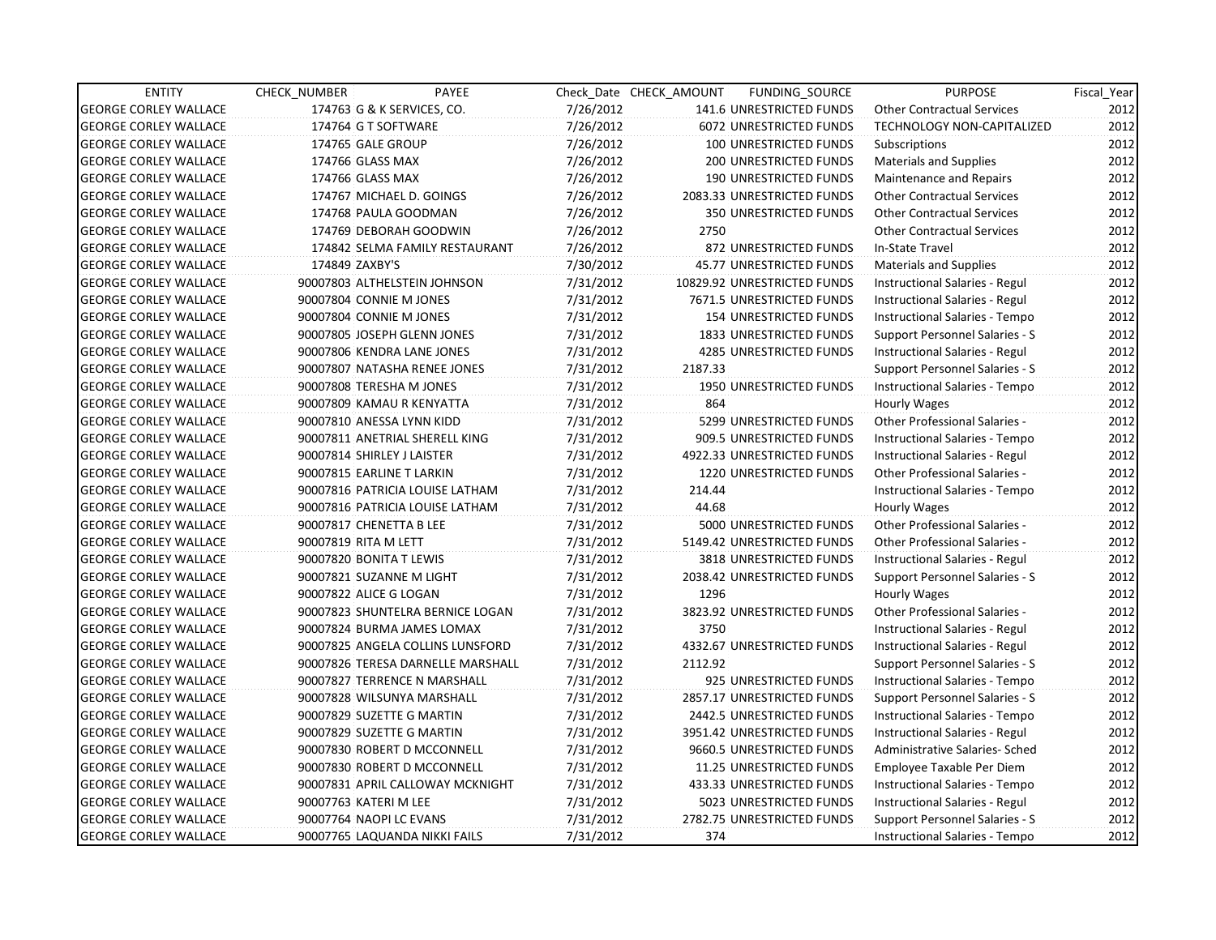| ENTITY | CHECK_NUMBER | PAYEE | Check_Date | CHECK_AMOUNT | FUNDING_SOURCE | PURPOSE | Fiscal_Year |
|---|---|---|---|---|---|---|---|
| GEORGE CORLEY WALLACE | 174763 | G & K SERVICES, CO. | 7/26/2012 | 141.6 | UNRESTRICTED FUNDS | Other Contractual Services | 2012 |
| GEORGE CORLEY WALLACE | 174764 | G T SOFTWARE | 7/26/2012 | 6072 | UNRESTRICTED FUNDS | TECHNOLOGY NON-CAPITALIZED | 2012 |
| GEORGE CORLEY WALLACE | 174765 | GALE GROUP | 7/26/2012 | 100 | UNRESTRICTED FUNDS | Subscriptions | 2012 |
| GEORGE CORLEY WALLACE | 174766 | GLASS MAX | 7/26/2012 | 200 | UNRESTRICTED FUNDS | Materials and Supplies | 2012 |
| GEORGE CORLEY WALLACE | 174766 | GLASS MAX | 7/26/2012 | 190 | UNRESTRICTED FUNDS | Maintenance and Repairs | 2012 |
| GEORGE CORLEY WALLACE | 174767 | MICHAEL D. GOINGS | 7/26/2012 | 2083.33 | UNRESTRICTED FUNDS | Other Contractual Services | 2012 |
| GEORGE CORLEY WALLACE | 174768 | PAULA GOODMAN | 7/26/2012 | 350 | UNRESTRICTED FUNDS | Other Contractual Services | 2012 |
| GEORGE CORLEY WALLACE | 174769 | DEBORAH GOODWIN | 7/26/2012 | 2750 | | Other Contractual Services | 2012 |
| GEORGE CORLEY WALLACE | 174842 | SELMA FAMILY RESTAURANT | 7/26/2012 | 872 | UNRESTRICTED FUNDS | In-State Travel | 2012 |
| GEORGE CORLEY WALLACE | 174849 | ZAXBY'S | 7/30/2012 | 45.77 | UNRESTRICTED FUNDS | Materials and Supplies | 2012 |
| GEORGE CORLEY WALLACE | 90007803 | ALTHELSTEIN JOHNSON | 7/31/2012 | 10829.92 | UNRESTRICTED FUNDS | Instructional Salaries - Regul | 2012 |
| GEORGE CORLEY WALLACE | 90007804 | CONNIE M JONES | 7/31/2012 | 7671.5 | UNRESTRICTED FUNDS | Instructional Salaries - Regul | 2012 |
| GEORGE CORLEY WALLACE | 90007804 | CONNIE M JONES | 7/31/2012 | 154 | UNRESTRICTED FUNDS | Instructional Salaries - Tempo | 2012 |
| GEORGE CORLEY WALLACE | 90007805 | JOSEPH GLENN JONES | 7/31/2012 | 1833 | UNRESTRICTED FUNDS | Support Personnel Salaries - S | 2012 |
| GEORGE CORLEY WALLACE | 90007806 | KENDRA LANE JONES | 7/31/2012 | 4285 | UNRESTRICTED FUNDS | Instructional Salaries - Regul | 2012 |
| GEORGE CORLEY WALLACE | 90007807 | NATASHA RENEE JONES | 7/31/2012 | 2187.33 | | Support Personnel Salaries - S | 2012 |
| GEORGE CORLEY WALLACE | 90007808 | TERESHA M JONES | 7/31/2012 | 1950 | UNRESTRICTED FUNDS | Instructional Salaries - Tempo | 2012 |
| GEORGE CORLEY WALLACE | 90007809 | KAMAU R KENYATTA | 7/31/2012 | 864 | | Hourly Wages | 2012 |
| GEORGE CORLEY WALLACE | 90007810 | ANESSA LYNN KIDD | 7/31/2012 | 5299 | UNRESTRICTED FUNDS | Other Professional Salaries - | 2012 |
| GEORGE CORLEY WALLACE | 90007811 | ANETRIAL SHERELL KING | 7/31/2012 | 909.5 | UNRESTRICTED FUNDS | Instructional Salaries - Tempo | 2012 |
| GEORGE CORLEY WALLACE | 90007814 | SHIRLEY J LAISTER | 7/31/2012 | 4922.33 | UNRESTRICTED FUNDS | Instructional Salaries - Regul | 2012 |
| GEORGE CORLEY WALLACE | 90007815 | EARLINE T LARKIN | 7/31/2012 | 1220 | UNRESTRICTED FUNDS | Other Professional Salaries - | 2012 |
| GEORGE CORLEY WALLACE | 90007816 | PATRICIA LOUISE LATHAM | 7/31/2012 | 214.44 | | Instructional Salaries - Tempo | 2012 |
| GEORGE CORLEY WALLACE | 90007816 | PATRICIA LOUISE LATHAM | 7/31/2012 | 44.68 | | Hourly Wages | 2012 |
| GEORGE CORLEY WALLACE | 90007817 | CHENETTA B LEE | 7/31/2012 | 5000 | UNRESTRICTED FUNDS | Other Professional Salaries - | 2012 |
| GEORGE CORLEY WALLACE | 90007819 | RITA M LETT | 7/31/2012 | 5149.42 | UNRESTRICTED FUNDS | Other Professional Salaries - | 2012 |
| GEORGE CORLEY WALLACE | 90007820 | BONITA T LEWIS | 7/31/2012 | 3818 | UNRESTRICTED FUNDS | Instructional Salaries - Regul | 2012 |
| GEORGE CORLEY WALLACE | 90007821 | SUZANNE M LIGHT | 7/31/2012 | 2038.42 | UNRESTRICTED FUNDS | Support Personnel Salaries - S | 2012 |
| GEORGE CORLEY WALLACE | 90007822 | ALICE G LOGAN | 7/31/2012 | 1296 | | Hourly Wages | 2012 |
| GEORGE CORLEY WALLACE | 90007823 | SHUNTELRA BERNICE LOGAN | 7/31/2012 | 3823.92 | UNRESTRICTED FUNDS | Other Professional Salaries - | 2012 |
| GEORGE CORLEY WALLACE | 90007824 | BURMA JAMES LOMAX | 7/31/2012 | 3750 | | Instructional Salaries - Regul | 2012 |
| GEORGE CORLEY WALLACE | 90007825 | ANGELA COLLINS LUNSFORD | 7/31/2012 | 4332.67 | UNRESTRICTED FUNDS | Instructional Salaries - Regul | 2012 |
| GEORGE CORLEY WALLACE | 90007826 | TERESA DARNELLE MARSHALL | 7/31/2012 | 2112.92 | | Support Personnel Salaries - S | 2012 |
| GEORGE CORLEY WALLACE | 90007827 | TERRENCE N MARSHALL | 7/31/2012 | 925 | UNRESTRICTED FUNDS | Instructional Salaries - Tempo | 2012 |
| GEORGE CORLEY WALLACE | 90007828 | WILSUNYA MARSHALL | 7/31/2012 | 2857.17 | UNRESTRICTED FUNDS | Support Personnel Salaries - S | 2012 |
| GEORGE CORLEY WALLACE | 90007829 | SUZETTE G MARTIN | 7/31/2012 | 2442.5 | UNRESTRICTED FUNDS | Instructional Salaries - Tempo | 2012 |
| GEORGE CORLEY WALLACE | 90007829 | SUZETTE G MARTIN | 7/31/2012 | 3951.42 | UNRESTRICTED FUNDS | Instructional Salaries - Regul | 2012 |
| GEORGE CORLEY WALLACE | 90007830 | ROBERT D MCCONNELL | 7/31/2012 | 9660.5 | UNRESTRICTED FUNDS | Administrative Salaries- Sched | 2012 |
| GEORGE CORLEY WALLACE | 90007830 | ROBERT D MCCONNELL | 7/31/2012 | 11.25 | UNRESTRICTED FUNDS | Employee Taxable Per Diem | 2012 |
| GEORGE CORLEY WALLACE | 90007831 | APRIL CALLOWAY MCKNIGHT | 7/31/2012 | 433.33 | UNRESTRICTED FUNDS | Instructional Salaries - Tempo | 2012 |
| GEORGE CORLEY WALLACE | 90007763 | KATERI M LEE | 7/31/2012 | 5023 | UNRESTRICTED FUNDS | Instructional Salaries - Regul | 2012 |
| GEORGE CORLEY WALLACE | 90007764 | NAOPI LC EVANS | 7/31/2012 | 2782.75 | UNRESTRICTED FUNDS | Support Personnel Salaries - S | 2012 |
| GEORGE CORLEY WALLACE | 90007765 | LAQUANDA NIKKI FAILS | 7/31/2012 | 374 | | Instructional Salaries - Tempo | 2012 |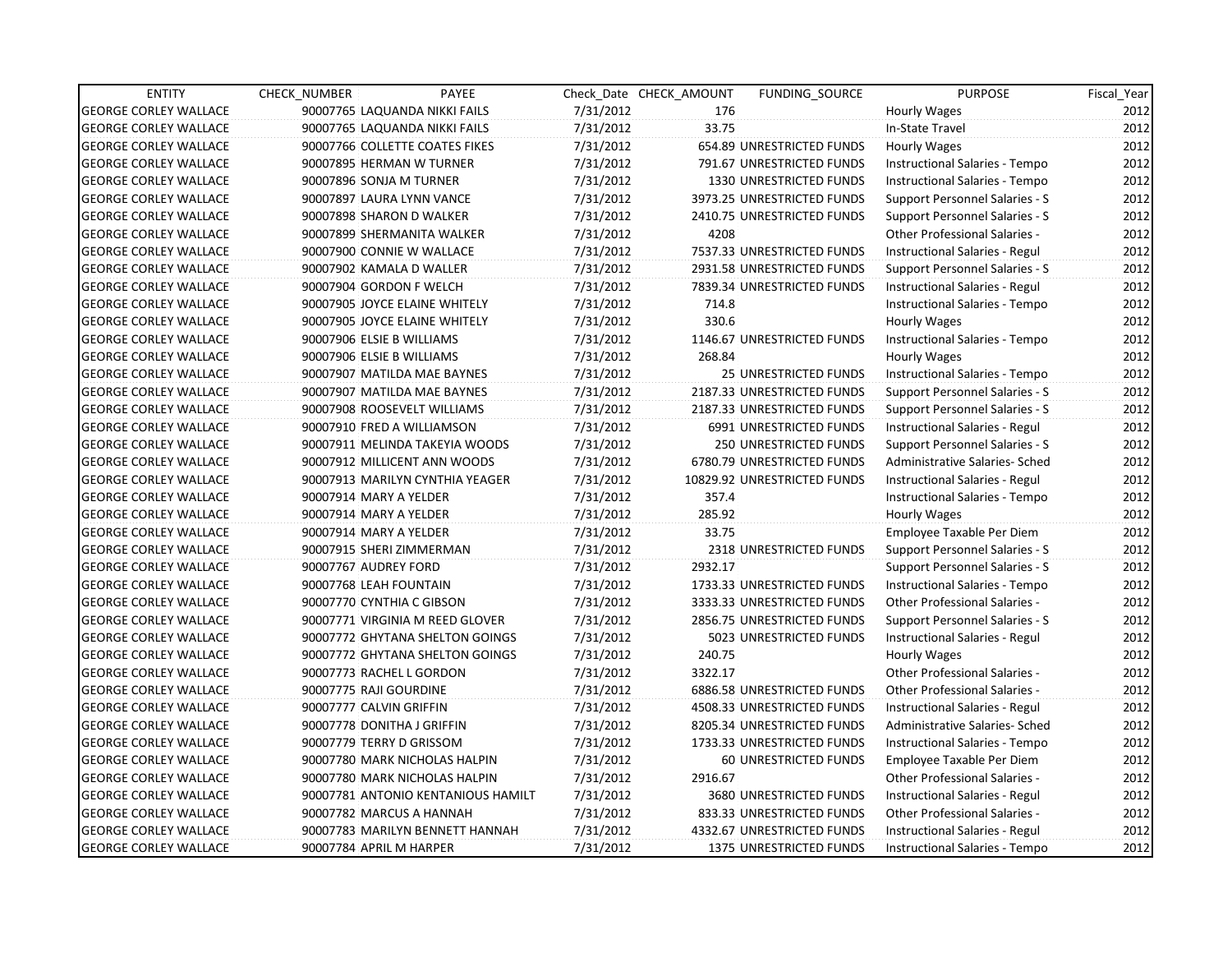| ENTITY | CHECK_NUMBER | PAYEE | Check_Date | CHECK_AMOUNT | FUNDING_SOURCE | PURPOSE | Fiscal_Year |
|---|---|---|---|---|---|---|---|
| GEORGE CORLEY WALLACE | 90007765 | LAQUANDA NIKKI FAILS | 7/31/2012 | 176 | | Hourly Wages | 2012 |
| GEORGE CORLEY WALLACE | 90007765 | LAQUANDA NIKKI FAILS | 7/31/2012 | 33.75 | | In-State Travel | 2012 |
| GEORGE CORLEY WALLACE | 90007766 | COLLETTE COATES FIKES | 7/31/2012 | 654.89 | UNRESTRICTED FUNDS | Hourly Wages | 2012 |
| GEORGE CORLEY WALLACE | 90007895 | HERMAN W TURNER | 7/31/2012 | 791.67 | UNRESTRICTED FUNDS | Instructional Salaries - Tempo | 2012 |
| GEORGE CORLEY WALLACE | 90007896 | SONJA M TURNER | 7/31/2012 | 1330 | UNRESTRICTED FUNDS | Instructional Salaries - Tempo | 2012 |
| GEORGE CORLEY WALLACE | 90007897 | LAURA LYNN VANCE | 7/31/2012 | 3973.25 | UNRESTRICTED FUNDS | Support Personnel Salaries - S | 2012 |
| GEORGE CORLEY WALLACE | 90007898 | SHARON D WALKER | 7/31/2012 | 2410.75 | UNRESTRICTED FUNDS | Support Personnel Salaries - S | 2012 |
| GEORGE CORLEY WALLACE | 90007899 | SHERMANITA WALKER | 7/31/2012 | 4208 | | Other Professional Salaries - | 2012 |
| GEORGE CORLEY WALLACE | 90007900 | CONNIE W WALLACE | 7/31/2012 | 7537.33 | UNRESTRICTED FUNDS | Instructional Salaries - Regul | 2012 |
| GEORGE CORLEY WALLACE | 90007902 | KAMALA D WALLER | 7/31/2012 | 2931.58 | UNRESTRICTED FUNDS | Support Personnel Salaries - S | 2012 |
| GEORGE CORLEY WALLACE | 90007904 | GORDON F WELCH | 7/31/2012 | 7839.34 | UNRESTRICTED FUNDS | Instructional Salaries - Regul | 2012 |
| GEORGE CORLEY WALLACE | 90007905 | JOYCE ELAINE WHITELY | 7/31/2012 | 714.8 | | Instructional Salaries - Tempo | 2012 |
| GEORGE CORLEY WALLACE | 90007905 | JOYCE ELAINE WHITELY | 7/31/2012 | 330.6 | | Hourly Wages | 2012 |
| GEORGE CORLEY WALLACE | 90007906 | ELSIE B WILLIAMS | 7/31/2012 | 1146.67 | UNRESTRICTED FUNDS | Instructional Salaries - Tempo | 2012 |
| GEORGE CORLEY WALLACE | 90007906 | ELSIE B WILLIAMS | 7/31/2012 | 268.84 | | Hourly Wages | 2012 |
| GEORGE CORLEY WALLACE | 90007907 | MATILDA MAE BAYNES | 7/31/2012 | 25 | UNRESTRICTED FUNDS | Instructional Salaries - Tempo | 2012 |
| GEORGE CORLEY WALLACE | 90007907 | MATILDA MAE BAYNES | 7/31/2012 | 2187.33 | UNRESTRICTED FUNDS | Support Personnel Salaries - S | 2012 |
| GEORGE CORLEY WALLACE | 90007908 | ROOSEVELT WILLIAMS | 7/31/2012 | 2187.33 | UNRESTRICTED FUNDS | Support Personnel Salaries - S | 2012 |
| GEORGE CORLEY WALLACE | 90007910 | FRED A WILLIAMSON | 7/31/2012 | 6991 | UNRESTRICTED FUNDS | Instructional Salaries - Regul | 2012 |
| GEORGE CORLEY WALLACE | 90007911 | MELINDA TAKEYIA WOODS | 7/31/2012 | 250 | UNRESTRICTED FUNDS | Support Personnel Salaries - S | 2012 |
| GEORGE CORLEY WALLACE | 90007912 | MILLICENT ANN WOODS | 7/31/2012 | 6780.79 | UNRESTRICTED FUNDS | Administrative Salaries- Sched | 2012 |
| GEORGE CORLEY WALLACE | 90007913 | MARILYN CYNTHIA YEAGER | 7/31/2012 | 10829.92 | UNRESTRICTED FUNDS | Instructional Salaries - Regul | 2012 |
| GEORGE CORLEY WALLACE | 90007914 | MARY A YELDER | 7/31/2012 | 357.4 | | Instructional Salaries - Tempo | 2012 |
| GEORGE CORLEY WALLACE | 90007914 | MARY A YELDER | 7/31/2012 | 285.92 | | Hourly Wages | 2012 |
| GEORGE CORLEY WALLACE | 90007914 | MARY A YELDER | 7/31/2012 | 33.75 | | Employee Taxable Per Diem | 2012 |
| GEORGE CORLEY WALLACE | 90007915 | SHERI ZIMMERMAN | 7/31/2012 | 2318 | UNRESTRICTED FUNDS | Support Personnel Salaries - S | 2012 |
| GEORGE CORLEY WALLACE | 90007767 | AUDREY FORD | 7/31/2012 | 2932.17 | | Support Personnel Salaries - S | 2012 |
| GEORGE CORLEY WALLACE | 90007768 | LEAH FOUNTAIN | 7/31/2012 | 1733.33 | UNRESTRICTED FUNDS | Instructional Salaries - Tempo | 2012 |
| GEORGE CORLEY WALLACE | 90007770 | CYNTHIA C GIBSON | 7/31/2012 | 3333.33 | UNRESTRICTED FUNDS | Other Professional Salaries - | 2012 |
| GEORGE CORLEY WALLACE | 90007771 | VIRGINIA M REED GLOVER | 7/31/2012 | 2856.75 | UNRESTRICTED FUNDS | Support Personnel Salaries - S | 2012 |
| GEORGE CORLEY WALLACE | 90007772 | GHYTANA SHELTON GOINGS | 7/31/2012 | 5023 | UNRESTRICTED FUNDS | Instructional Salaries - Regul | 2012 |
| GEORGE CORLEY WALLACE | 90007772 | GHYTANA SHELTON GOINGS | 7/31/2012 | 240.75 | | Hourly Wages | 2012 |
| GEORGE CORLEY WALLACE | 90007773 | RACHEL L GORDON | 7/31/2012 | 3322.17 | | Other Professional Salaries - | 2012 |
| GEORGE CORLEY WALLACE | 90007775 | RAJI GOURDINE | 7/31/2012 | 6886.58 | UNRESTRICTED FUNDS | Other Professional Salaries - | 2012 |
| GEORGE CORLEY WALLACE | 90007777 | CALVIN GRIFFIN | 7/31/2012 | 4508.33 | UNRESTRICTED FUNDS | Instructional Salaries - Regul | 2012 |
| GEORGE CORLEY WALLACE | 90007778 | DONITHA J GRIFFIN | 7/31/2012 | 8205.34 | UNRESTRICTED FUNDS | Administrative Salaries- Sched | 2012 |
| GEORGE CORLEY WALLACE | 90007779 | TERRY D GRISSOM | 7/31/2012 | 1733.33 | UNRESTRICTED FUNDS | Instructional Salaries - Tempo | 2012 |
| GEORGE CORLEY WALLACE | 90007780 | MARK NICHOLAS HALPIN | 7/31/2012 | 60 | UNRESTRICTED FUNDS | Employee Taxable Per Diem | 2012 |
| GEORGE CORLEY WALLACE | 90007780 | MARK NICHOLAS HALPIN | 7/31/2012 | 2916.67 | | Other Professional Salaries - | 2012 |
| GEORGE CORLEY WALLACE | 90007781 | ANTONIO KENTANIOUS HAMILT | 7/31/2012 | 3680 | UNRESTRICTED FUNDS | Instructional Salaries - Regul | 2012 |
| GEORGE CORLEY WALLACE | 90007782 | MARCUS A HANNAH | 7/31/2012 | 833.33 | UNRESTRICTED FUNDS | Other Professional Salaries - | 2012 |
| GEORGE CORLEY WALLACE | 90007783 | MARILYN BENNETT HANNAH | 7/31/2012 | 4332.67 | UNRESTRICTED FUNDS | Instructional Salaries - Regul | 2012 |
| GEORGE CORLEY WALLACE | 90007784 | APRIL M HARPER | 7/31/2012 | 1375 | UNRESTRICTED FUNDS | Instructional Salaries - Tempo | 2012 |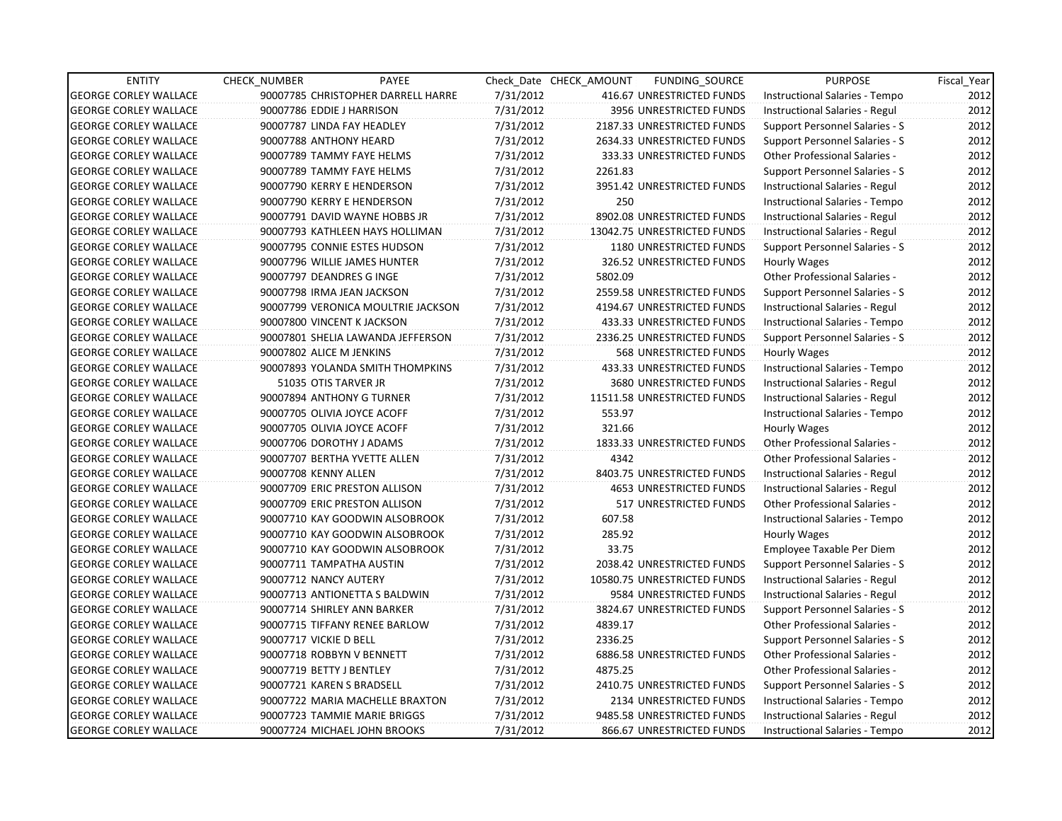| ENTITY | CHECK_NUMBER | PAYEE | Check_Date | CHECK_AMOUNT | FUNDING_SOURCE | PURPOSE | Fiscal_Year |
|---|---|---|---|---|---|---|---|
| GEORGE CORLEY WALLACE | 90007785 | CHRISTOPHER DARRELL HARRE | 7/31/2012 | 416.67 | UNRESTRICTED FUNDS | Instructional Salaries - Tempo | 2012 |
| GEORGE CORLEY WALLACE | 90007786 | EDDIE J HARRISON | 7/31/2012 | 3956 | UNRESTRICTED FUNDS | Instructional Salaries - Regul | 2012 |
| GEORGE CORLEY WALLACE | 90007787 | LINDA FAY HEADLEY | 7/31/2012 | 2187.33 | UNRESTRICTED FUNDS | Support Personnel Salaries - S | 2012 |
| GEORGE CORLEY WALLACE | 90007788 | ANTHONY HEARD | 7/31/2012 | 2634.33 | UNRESTRICTED FUNDS | Support Personnel Salaries - S | 2012 |
| GEORGE CORLEY WALLACE | 90007789 | TAMMY FAYE HELMS | 7/31/2012 | 333.33 | UNRESTRICTED FUNDS | Other Professional Salaries - | 2012 |
| GEORGE CORLEY WALLACE | 90007789 | TAMMY FAYE HELMS | 7/31/2012 | 2261.83 | | Support Personnel Salaries - S | 2012 |
| GEORGE CORLEY WALLACE | 90007790 | KERRY E HENDERSON | 7/31/2012 | 3951.42 | UNRESTRICTED FUNDS | Instructional Salaries - Regul | 2012 |
| GEORGE CORLEY WALLACE | 90007790 | KERRY E HENDERSON | 7/31/2012 | 250 | | Instructional Salaries - Tempo | 2012 |
| GEORGE CORLEY WALLACE | 90007791 | DAVID WAYNE HOBBS JR | 7/31/2012 | 8902.08 | UNRESTRICTED FUNDS | Instructional Salaries - Regul | 2012 |
| GEORGE CORLEY WALLACE | 90007793 | KATHLEEN HAYS HOLLIMAN | 7/31/2012 | 13042.75 | UNRESTRICTED FUNDS | Instructional Salaries - Regul | 2012 |
| GEORGE CORLEY WALLACE | 90007795 | CONNIE ESTES HUDSON | 7/31/2012 | 1180 | UNRESTRICTED FUNDS | Support Personnel Salaries - S | 2012 |
| GEORGE CORLEY WALLACE | 90007796 | WILLIE JAMES HUNTER | 7/31/2012 | 326.52 | UNRESTRICTED FUNDS | Hourly Wages | 2012 |
| GEORGE CORLEY WALLACE | 90007797 | DEANDRES G INGE | 7/31/2012 | 5802.09 | | Other Professional Salaries - | 2012 |
| GEORGE CORLEY WALLACE | 90007798 | IRMA JEAN JACKSON | 7/31/2012 | 2559.58 | UNRESTRICTED FUNDS | Support Personnel Salaries - S | 2012 |
| GEORGE CORLEY WALLACE | 90007799 | VERONICA MOULTRIE JACKSON | 7/31/2012 | 4194.67 | UNRESTRICTED FUNDS | Instructional Salaries - Regul | 2012 |
| GEORGE CORLEY WALLACE | 90007800 | VINCENT K JACKSON | 7/31/2012 | 433.33 | UNRESTRICTED FUNDS | Instructional Salaries - Tempo | 2012 |
| GEORGE CORLEY WALLACE | 90007801 | SHELIA LAWANDA JEFFERSON | 7/31/2012 | 2336.25 | UNRESTRICTED FUNDS | Support Personnel Salaries - S | 2012 |
| GEORGE CORLEY WALLACE | 90007802 | ALICE M JENKINS | 7/31/2012 | 568 | UNRESTRICTED FUNDS | Hourly Wages | 2012 |
| GEORGE CORLEY WALLACE | 90007893 | YOLANDA SMITH THOMPKINS | 7/31/2012 | 433.33 | UNRESTRICTED FUNDS | Instructional Salaries - Tempo | 2012 |
| GEORGE CORLEY WALLACE | 51035 | OTIS TARVER JR | 7/31/2012 | 3680 | UNRESTRICTED FUNDS | Instructional Salaries - Regul | 2012 |
| GEORGE CORLEY WALLACE | 90007894 | ANTHONY G TURNER | 7/31/2012 | 11511.58 | UNRESTRICTED FUNDS | Instructional Salaries - Regul | 2012 |
| GEORGE CORLEY WALLACE | 90007705 | OLIVIA JOYCE ACOFF | 7/31/2012 | 553.97 | | Instructional Salaries - Tempo | 2012 |
| GEORGE CORLEY WALLACE | 90007705 | OLIVIA JOYCE ACOFF | 7/31/2012 | 321.66 | | Hourly Wages | 2012 |
| GEORGE CORLEY WALLACE | 90007706 | DOROTHY J ADAMS | 7/31/2012 | 1833.33 | UNRESTRICTED FUNDS | Other Professional Salaries - | 2012 |
| GEORGE CORLEY WALLACE | 90007707 | BERTHA YVETTE ALLEN | 7/31/2012 | 4342 | | Other Professional Salaries - | 2012 |
| GEORGE CORLEY WALLACE | 90007708 | KENNY ALLEN | 7/31/2012 | 8403.75 | UNRESTRICTED FUNDS | Instructional Salaries - Regul | 2012 |
| GEORGE CORLEY WALLACE | 90007709 | ERIC PRESTON ALLISON | 7/31/2012 | 4653 | UNRESTRICTED FUNDS | Instructional Salaries - Regul | 2012 |
| GEORGE CORLEY WALLACE | 90007709 | ERIC PRESTON ALLISON | 7/31/2012 | 517 | UNRESTRICTED FUNDS | Other Professional Salaries - | 2012 |
| GEORGE CORLEY WALLACE | 90007710 | KAY GOODWIN ALSOBROOK | 7/31/2012 | 607.58 | | Instructional Salaries - Tempo | 2012 |
| GEORGE CORLEY WALLACE | 90007710 | KAY GOODWIN ALSOBROOK | 7/31/2012 | 285.92 | | Hourly Wages | 2012 |
| GEORGE CORLEY WALLACE | 90007710 | KAY GOODWIN ALSOBROOK | 7/31/2012 | 33.75 | | Employee Taxable Per Diem | 2012 |
| GEORGE CORLEY WALLACE | 90007711 | TAMPATHA AUSTIN | 7/31/2012 | 2038.42 | UNRESTRICTED FUNDS | Support Personnel Salaries - S | 2012 |
| GEORGE CORLEY WALLACE | 90007712 | NANCY AUTERY | 7/31/2012 | 10580.75 | UNRESTRICTED FUNDS | Instructional Salaries - Regul | 2012 |
| GEORGE CORLEY WALLACE | 90007713 | ANTIONETTA S BALDWIN | 7/31/2012 | 9584 | UNRESTRICTED FUNDS | Instructional Salaries - Regul | 2012 |
| GEORGE CORLEY WALLACE | 90007714 | SHIRLEY ANN BARKER | 7/31/2012 | 3824.67 | UNRESTRICTED FUNDS | Support Personnel Salaries - S | 2012 |
| GEORGE CORLEY WALLACE | 90007715 | TIFFANY RENEE BARLOW | 7/31/2012 | 4839.17 | | Other Professional Salaries - | 2012 |
| GEORGE CORLEY WALLACE | 90007717 | VICKIE D BELL | 7/31/2012 | 2336.25 | | Support Personnel Salaries - S | 2012 |
| GEORGE CORLEY WALLACE | 90007718 | ROBBYN V BENNETT | 7/31/2012 | 6886.58 | UNRESTRICTED FUNDS | Other Professional Salaries - | 2012 |
| GEORGE CORLEY WALLACE | 90007719 | BETTY J BENTLEY | 7/31/2012 | 4875.25 | | Other Professional Salaries - | 2012 |
| GEORGE CORLEY WALLACE | 90007721 | KAREN S BRADSELL | 7/31/2012 | 2410.75 | UNRESTRICTED FUNDS | Support Personnel Salaries - S | 2012 |
| GEORGE CORLEY WALLACE | 90007722 | MARIA MACHELLE BRAXTON | 7/31/2012 | 2134 | UNRESTRICTED FUNDS | Instructional Salaries - Tempo | 2012 |
| GEORGE CORLEY WALLACE | 90007723 | TAMMIE MARIE BRIGGS | 7/31/2012 | 9485.58 | UNRESTRICTED FUNDS | Instructional Salaries - Regul | 2012 |
| GEORGE CORLEY WALLACE | 90007724 | MICHAEL JOHN BROOKS | 7/31/2012 | 866.67 | UNRESTRICTED FUNDS | Instructional Salaries - Tempo | 2012 |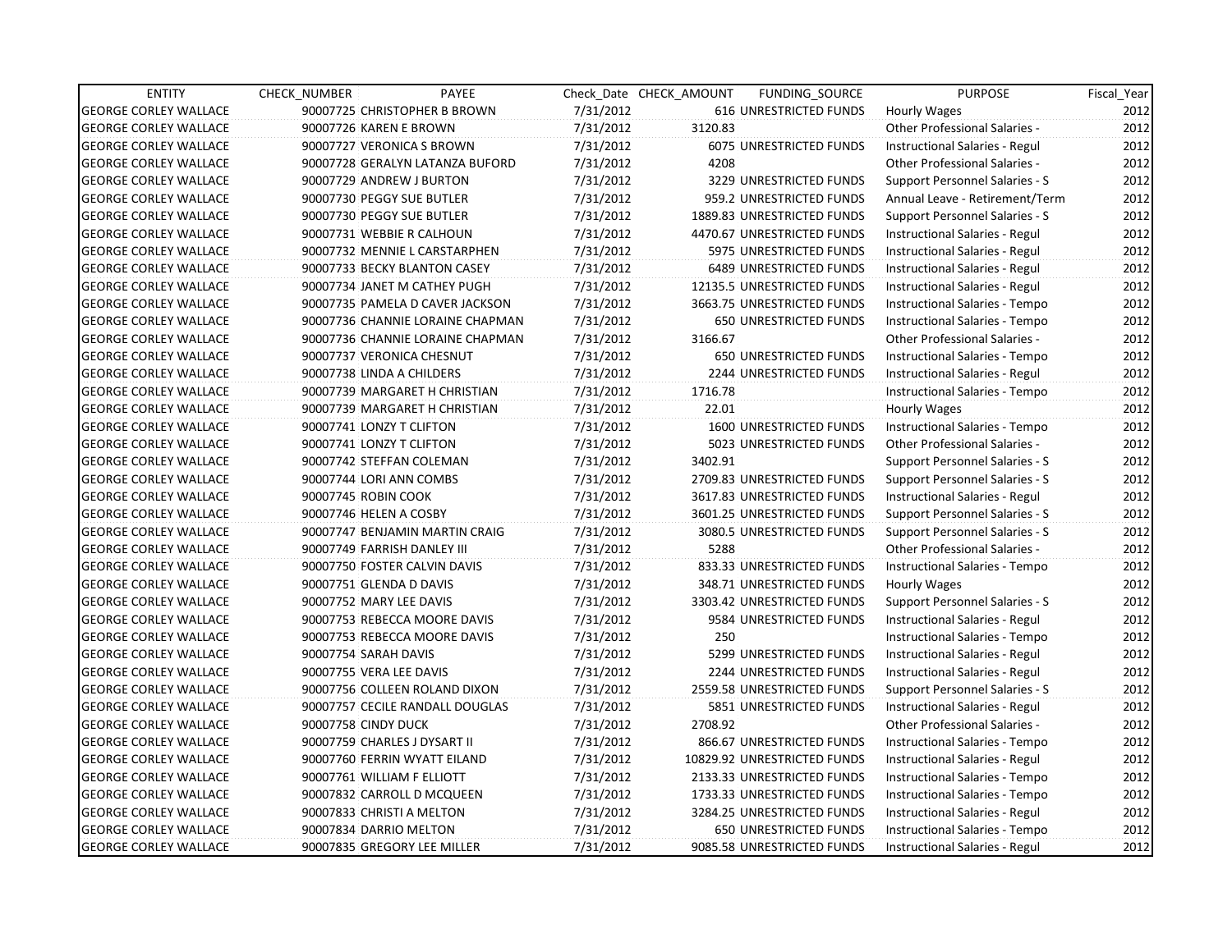| ENTITY | CHECK_NUMBER | PAYEE | Check_Date | CHECK_AMOUNT | FUNDING_SOURCE | PURPOSE | Fiscal_Year |
|---|---|---|---|---|---|---|---|
| GEORGE CORLEY WALLACE | 90007725 | CHRISTOPHER B BROWN | 7/31/2012 | 616 | UNRESTRICTED FUNDS | Hourly Wages | 2012 |
| GEORGE CORLEY WALLACE | 90007726 | KAREN E BROWN | 7/31/2012 | 3120.83 | | Other Professional Salaries - | 2012 |
| GEORGE CORLEY WALLACE | 90007727 | VERONICA S BROWN | 7/31/2012 | 6075 | UNRESTRICTED FUNDS | Instructional Salaries - Regul | 2012 |
| GEORGE CORLEY WALLACE | 90007728 | GERALYN LATANZA BUFORD | 7/31/2012 | 4208 | | Other Professional Salaries - | 2012 |
| GEORGE CORLEY WALLACE | 90007729 | ANDREW J BURTON | 7/31/2012 | 3229 | UNRESTRICTED FUNDS | Support Personnel Salaries - S | 2012 |
| GEORGE CORLEY WALLACE | 90007730 | PEGGY SUE BUTLER | 7/31/2012 | 959.2 | UNRESTRICTED FUNDS | Annual Leave - Retirement/Term | 2012 |
| GEORGE CORLEY WALLACE | 90007730 | PEGGY SUE BUTLER | 7/31/2012 | 1889.83 | UNRESTRICTED FUNDS | Support Personnel Salaries - S | 2012 |
| GEORGE CORLEY WALLACE | 90007731 | WEBBIE R CALHOUN | 7/31/2012 | 4470.67 | UNRESTRICTED FUNDS | Instructional Salaries - Regul | 2012 |
| GEORGE CORLEY WALLACE | 90007732 | MENNIE L CARSTARPHEN | 7/31/2012 | 5975 | UNRESTRICTED FUNDS | Instructional Salaries - Regul | 2012 |
| GEORGE CORLEY WALLACE | 90007733 | BECKY BLANTON CASEY | 7/31/2012 | 6489 | UNRESTRICTED FUNDS | Instructional Salaries - Regul | 2012 |
| GEORGE CORLEY WALLACE | 90007734 | JANET M CATHEY PUGH | 7/31/2012 | 12135.5 | UNRESTRICTED FUNDS | Instructional Salaries - Regul | 2012 |
| GEORGE CORLEY WALLACE | 90007735 | PAMELA D CAVER JACKSON | 7/31/2012 | 3663.75 | UNRESTRICTED FUNDS | Instructional Salaries - Tempo | 2012 |
| GEORGE CORLEY WALLACE | 90007736 | CHANNIE LORAINE CHAPMAN | 7/31/2012 | 650 | UNRESTRICTED FUNDS | Instructional Salaries - Tempo | 2012 |
| GEORGE CORLEY WALLACE | 90007736 | CHANNIE LORAINE CHAPMAN | 7/31/2012 | 3166.67 | | Other Professional Salaries - | 2012 |
| GEORGE CORLEY WALLACE | 90007737 | VERONICA CHESNUT | 7/31/2012 | 650 | UNRESTRICTED FUNDS | Instructional Salaries - Tempo | 2012 |
| GEORGE CORLEY WALLACE | 90007738 | LINDA A CHILDERS | 7/31/2012 | 2244 | UNRESTRICTED FUNDS | Instructional Salaries - Regul | 2012 |
| GEORGE CORLEY WALLACE | 90007739 | MARGARET H CHRISTIAN | 7/31/2012 | 1716.78 | | Instructional Salaries - Tempo | 2012 |
| GEORGE CORLEY WALLACE | 90007739 | MARGARET H CHRISTIAN | 7/31/2012 | 22.01 | | Hourly Wages | 2012 |
| GEORGE CORLEY WALLACE | 90007741 | LONZY T CLIFTON | 7/31/2012 | 1600 | UNRESTRICTED FUNDS | Instructional Salaries - Tempo | 2012 |
| GEORGE CORLEY WALLACE | 90007741 | LONZY T CLIFTON | 7/31/2012 | 5023 | UNRESTRICTED FUNDS | Other Professional Salaries - | 2012 |
| GEORGE CORLEY WALLACE | 90007742 | STEFFAN COLEMAN | 7/31/2012 | 3402.91 | | Support Personnel Salaries - S | 2012 |
| GEORGE CORLEY WALLACE | 90007744 | LORI ANN COMBS | 7/31/2012 | 2709.83 | UNRESTRICTED FUNDS | Support Personnel Salaries - S | 2012 |
| GEORGE CORLEY WALLACE | 90007745 | ROBIN COOK | 7/31/2012 | 3617.83 | UNRESTRICTED FUNDS | Instructional Salaries - Regul | 2012 |
| GEORGE CORLEY WALLACE | 90007746 | HELEN A COSBY | 7/31/2012 | 3601.25 | UNRESTRICTED FUNDS | Support Personnel Salaries - S | 2012 |
| GEORGE CORLEY WALLACE | 90007747 | BENJAMIN MARTIN CRAIG | 7/31/2012 | 3080.5 | UNRESTRICTED FUNDS | Support Personnel Salaries - S | 2012 |
| GEORGE CORLEY WALLACE | 90007749 | FARRISH DANLEY III | 7/31/2012 | 5288 | | Other Professional Salaries - | 2012 |
| GEORGE CORLEY WALLACE | 90007750 | FOSTER CALVIN DAVIS | 7/31/2012 | 833.33 | UNRESTRICTED FUNDS | Instructional Salaries - Tempo | 2012 |
| GEORGE CORLEY WALLACE | 90007751 | GLENDA D DAVIS | 7/31/2012 | 348.71 | UNRESTRICTED FUNDS | Hourly Wages | 2012 |
| GEORGE CORLEY WALLACE | 90007752 | MARY LEE DAVIS | 7/31/2012 | 3303.42 | UNRESTRICTED FUNDS | Support Personnel Salaries - S | 2012 |
| GEORGE CORLEY WALLACE | 90007753 | REBECCA MOORE DAVIS | 7/31/2012 | 9584 | UNRESTRICTED FUNDS | Instructional Salaries - Regul | 2012 |
| GEORGE CORLEY WALLACE | 90007753 | REBECCA MOORE DAVIS | 7/31/2012 | 250 | | Instructional Salaries - Tempo | 2012 |
| GEORGE CORLEY WALLACE | 90007754 | SARAH DAVIS | 7/31/2012 | 5299 | UNRESTRICTED FUNDS | Instructional Salaries - Regul | 2012 |
| GEORGE CORLEY WALLACE | 90007755 | VERA LEE DAVIS | 7/31/2012 | 2244 | UNRESTRICTED FUNDS | Instructional Salaries - Regul | 2012 |
| GEORGE CORLEY WALLACE | 90007756 | COLLEEN ROLAND DIXON | 7/31/2012 | 2559.58 | UNRESTRICTED FUNDS | Support Personnel Salaries - S | 2012 |
| GEORGE CORLEY WALLACE | 90007757 | CECILE RANDALL DOUGLAS | 7/31/2012 | 5851 | UNRESTRICTED FUNDS | Instructional Salaries - Regul | 2012 |
| GEORGE CORLEY WALLACE | 90007758 | CINDY DUCK | 7/31/2012 | 2708.92 | | Other Professional Salaries - | 2012 |
| GEORGE CORLEY WALLACE | 90007759 | CHARLES J DYSART II | 7/31/2012 | 866.67 | UNRESTRICTED FUNDS | Instructional Salaries - Tempo | 2012 |
| GEORGE CORLEY WALLACE | 90007760 | FERRIN WYATT EILAND | 7/31/2012 | 10829.92 | UNRESTRICTED FUNDS | Instructional Salaries - Regul | 2012 |
| GEORGE CORLEY WALLACE | 90007761 | WILLIAM F ELLIOTT | 7/31/2012 | 2133.33 | UNRESTRICTED FUNDS | Instructional Salaries - Tempo | 2012 |
| GEORGE CORLEY WALLACE | 90007832 | CARROLL D MCQUEEN | 7/31/2012 | 1733.33 | UNRESTRICTED FUNDS | Instructional Salaries - Tempo | 2012 |
| GEORGE CORLEY WALLACE | 90007833 | CHRISTI A MELTON | 7/31/2012 | 3284.25 | UNRESTRICTED FUNDS | Instructional Salaries - Regul | 2012 |
| GEORGE CORLEY WALLACE | 90007834 | DARRIO MELTON | 7/31/2012 | 650 | UNRESTRICTED FUNDS | Instructional Salaries - Tempo | 2012 |
| GEORGE CORLEY WALLACE | 90007835 | GREGORY LEE MILLER | 7/31/2012 | 9085.58 | UNRESTRICTED FUNDS | Instructional Salaries - Regul | 2012 |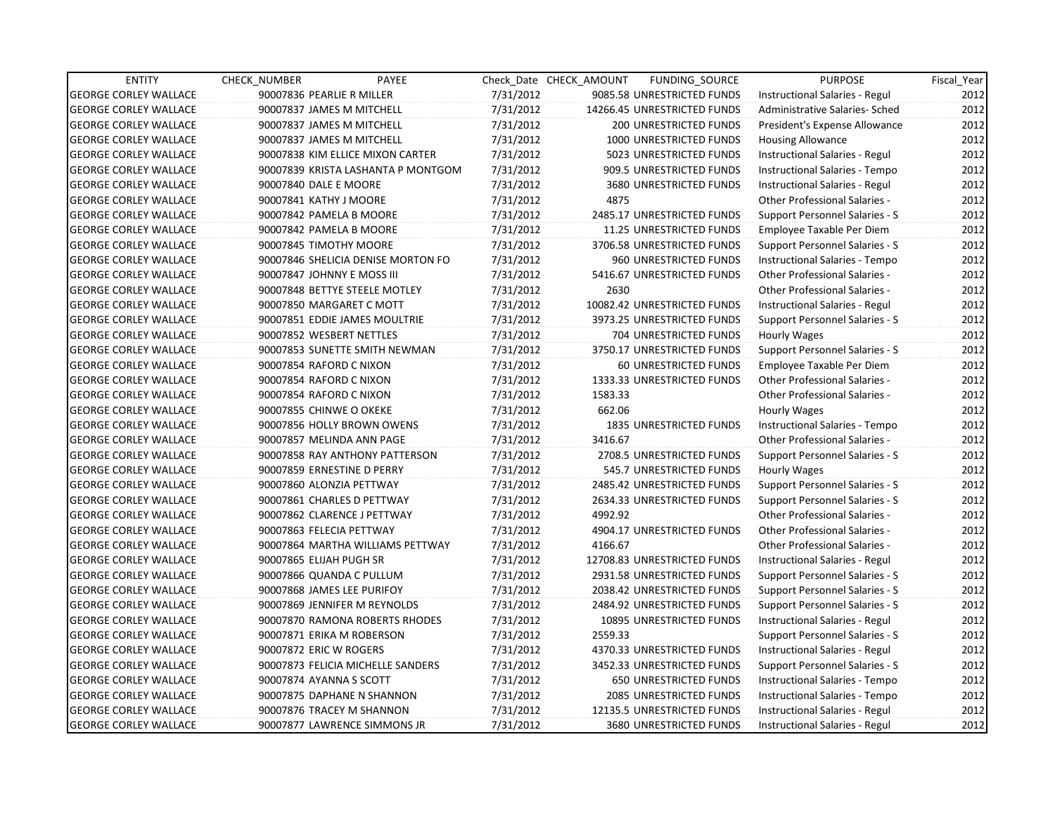| ENTITY | CHECK_NUMBER | PAYEE | Check_Date | CHECK_AMOUNT | FUNDING_SOURCE | PURPOSE | Fiscal_Year |
|---|---|---|---|---|---|---|---|
| GEORGE CORLEY WALLACE | 90007836 | PEARLIE R MILLER | 7/31/2012 | 9085.58 | UNRESTRICTED FUNDS | Instructional Salaries - Regul | 2012 |
| GEORGE CORLEY WALLACE | 90007837 | JAMES M MITCHELL | 7/31/2012 | 14266.45 | UNRESTRICTED FUNDS | Administrative Salaries- Sched | 2012 |
| GEORGE CORLEY WALLACE | 90007837 | JAMES M MITCHELL | 7/31/2012 | 200 | UNRESTRICTED FUNDS | President's Expense Allowance | 2012 |
| GEORGE CORLEY WALLACE | 90007837 | JAMES M MITCHELL | 7/31/2012 | 1000 | UNRESTRICTED FUNDS | Housing Allowance | 2012 |
| GEORGE CORLEY WALLACE | 90007838 | KIM ELLICE MIXON CARTER | 7/31/2012 | 5023 | UNRESTRICTED FUNDS | Instructional Salaries - Regul | 2012 |
| GEORGE CORLEY WALLACE | 90007839 | KRISTA LASHANTA P MONTGOM | 7/31/2012 | 909.5 | UNRESTRICTED FUNDS | Instructional Salaries - Tempo | 2012 |
| GEORGE CORLEY WALLACE | 90007840 | DALE E MOORE | 7/31/2012 | 3680 | UNRESTRICTED FUNDS | Instructional Salaries - Regul | 2012 |
| GEORGE CORLEY WALLACE | 90007841 | KATHY J MOORE | 7/31/2012 | 4875 | | Other Professional Salaries - | 2012 |
| GEORGE CORLEY WALLACE | 90007842 | PAMELA B MOORE | 7/31/2012 | 2485.17 | UNRESTRICTED FUNDS | Support Personnel Salaries - S | 2012 |
| GEORGE CORLEY WALLACE | 90007842 | PAMELA B MOORE | 7/31/2012 | 11.25 | UNRESTRICTED FUNDS | Employee Taxable Per Diem | 2012 |
| GEORGE CORLEY WALLACE | 90007845 | TIMOTHY MOORE | 7/31/2012 | 3706.58 | UNRESTRICTED FUNDS | Support Personnel Salaries - S | 2012 |
| GEORGE CORLEY WALLACE | 90007846 | SHELICIA DENISE MORTON FO | 7/31/2012 | 960 | UNRESTRICTED FUNDS | Instructional Salaries - Tempo | 2012 |
| GEORGE CORLEY WALLACE | 90007847 | JOHNNY E MOSS III | 7/31/2012 | 5416.67 | UNRESTRICTED FUNDS | Other Professional Salaries - | 2012 |
| GEORGE CORLEY WALLACE | 90007848 | BETTYE STEELE MOTLEY | 7/31/2012 | 2630 | | Other Professional Salaries - | 2012 |
| GEORGE CORLEY WALLACE | 90007850 | MARGARET C MOTT | 7/31/2012 | 10082.42 | UNRESTRICTED FUNDS | Instructional Salaries - Regul | 2012 |
| GEORGE CORLEY WALLACE | 90007851 | EDDIE JAMES MOULTRIE | 7/31/2012 | 3973.25 | UNRESTRICTED FUNDS | Support Personnel Salaries - S | 2012 |
| GEORGE CORLEY WALLACE | 90007852 | WESBERT NETTLES | 7/31/2012 | 704 | UNRESTRICTED FUNDS | Hourly Wages | 2012 |
| GEORGE CORLEY WALLACE | 90007853 | SUNETTE SMITH NEWMAN | 7/31/2012 | 3750.17 | UNRESTRICTED FUNDS | Support Personnel Salaries - S | 2012 |
| GEORGE CORLEY WALLACE | 90007854 | RAFORD C NIXON | 7/31/2012 | 60 | UNRESTRICTED FUNDS | Employee Taxable Per Diem | 2012 |
| GEORGE CORLEY WALLACE | 90007854 | RAFORD C NIXON | 7/31/2012 | 1333.33 | UNRESTRICTED FUNDS | Other Professional Salaries - | 2012 |
| GEORGE CORLEY WALLACE | 90007854 | RAFORD C NIXON | 7/31/2012 | 1583.33 | | Other Professional Salaries - | 2012 |
| GEORGE CORLEY WALLACE | 90007855 | CHINWE O OKEKE | 7/31/2012 | 662.06 | | Hourly Wages | 2012 |
| GEORGE CORLEY WALLACE | 90007856 | HOLLY BROWN OWENS | 7/31/2012 | 1835 | UNRESTRICTED FUNDS | Instructional Salaries - Tempo | 2012 |
| GEORGE CORLEY WALLACE | 90007857 | MELINDA ANN PAGE | 7/31/2012 | 3416.67 | | Other Professional Salaries - | 2012 |
| GEORGE CORLEY WALLACE | 90007858 | RAY ANTHONY PATTERSON | 7/31/2012 | 2708.5 | UNRESTRICTED FUNDS | Support Personnel Salaries - S | 2012 |
| GEORGE CORLEY WALLACE | 90007859 | ERNESTINE D PERRY | 7/31/2012 | 545.7 | UNRESTRICTED FUNDS | Hourly Wages | 2012 |
| GEORGE CORLEY WALLACE | 90007860 | ALONZIA PETTWAY | 7/31/2012 | 2485.42 | UNRESTRICTED FUNDS | Support Personnel Salaries - S | 2012 |
| GEORGE CORLEY WALLACE | 90007861 | CHARLES D PETTWAY | 7/31/2012 | 2634.33 | UNRESTRICTED FUNDS | Support Personnel Salaries - S | 2012 |
| GEORGE CORLEY WALLACE | 90007862 | CLARENCE J PETTWAY | 7/31/2012 | 4992.92 | | Other Professional Salaries - | 2012 |
| GEORGE CORLEY WALLACE | 90007863 | FELECIA PETTWAY | 7/31/2012 | 4904.17 | UNRESTRICTED FUNDS | Other Professional Salaries - | 2012 |
| GEORGE CORLEY WALLACE | 90007864 | MARTHA WILLIAMS PETTWAY | 7/31/2012 | 4166.67 | | Other Professional Salaries - | 2012 |
| GEORGE CORLEY WALLACE | 90007865 | ELIJAH PUGH SR | 7/31/2012 | 12708.83 | UNRESTRICTED FUNDS | Instructional Salaries - Regul | 2012 |
| GEORGE CORLEY WALLACE | 90007866 | QUANDA C PULLUM | 7/31/2012 | 2931.58 | UNRESTRICTED FUNDS | Support Personnel Salaries - S | 2012 |
| GEORGE CORLEY WALLACE | 90007868 | JAMES LEE PURIFOY | 7/31/2012 | 2038.42 | UNRESTRICTED FUNDS | Support Personnel Salaries - S | 2012 |
| GEORGE CORLEY WALLACE | 90007869 | JENNIFER M REYNOLDS | 7/31/2012 | 2484.92 | UNRESTRICTED FUNDS | Support Personnel Salaries - S | 2012 |
| GEORGE CORLEY WALLACE | 90007870 | RAMONA ROBERTS RHODES | 7/31/2012 | 10895 | UNRESTRICTED FUNDS | Instructional Salaries - Regul | 2012 |
| GEORGE CORLEY WALLACE | 90007871 | ERIKA M ROBERSON | 7/31/2012 | 2559.33 | | Support Personnel Salaries - S | 2012 |
| GEORGE CORLEY WALLACE | 90007872 | ERIC W ROGERS | 7/31/2012 | 4370.33 | UNRESTRICTED FUNDS | Instructional Salaries - Regul | 2012 |
| GEORGE CORLEY WALLACE | 90007873 | FELICIA MICHELLE SANDERS | 7/31/2012 | 3452.33 | UNRESTRICTED FUNDS | Support Personnel Salaries - S | 2012 |
| GEORGE CORLEY WALLACE | 90007874 | AYANNA S SCOTT | 7/31/2012 | 650 | UNRESTRICTED FUNDS | Instructional Salaries - Tempo | 2012 |
| GEORGE CORLEY WALLACE | 90007875 | DAPHANE N SHANNON | 7/31/2012 | 2085 | UNRESTRICTED FUNDS | Instructional Salaries - Tempo | 2012 |
| GEORGE CORLEY WALLACE | 90007876 | TRACEY M SHANNON | 7/31/2012 | 12135.5 | UNRESTRICTED FUNDS | Instructional Salaries - Regul | 2012 |
| GEORGE CORLEY WALLACE | 90007877 | LAWRENCE SIMMONS JR | 7/31/2012 | 3680 | UNRESTRICTED FUNDS | Instructional Salaries - Regul | 2012 |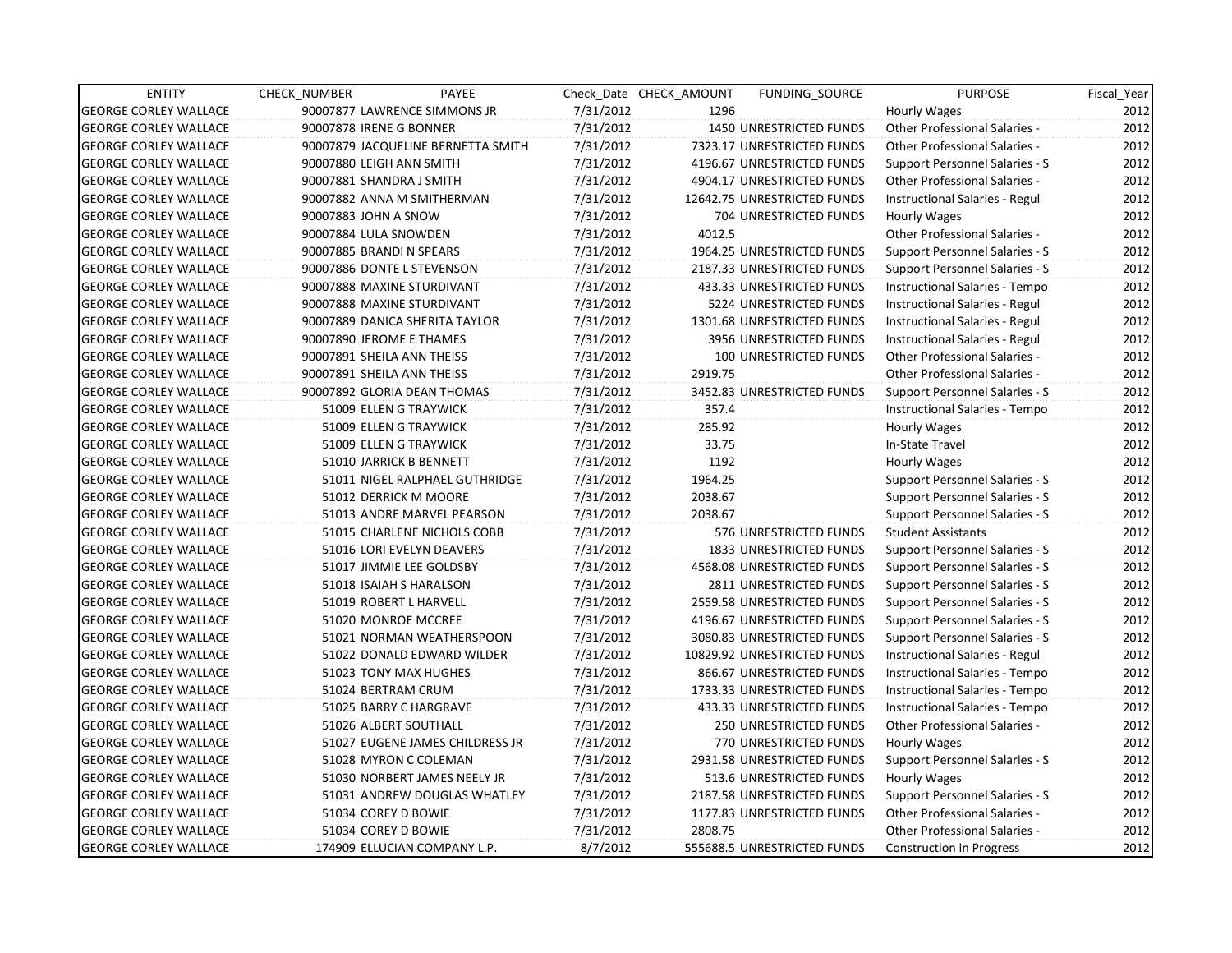| ENTITY | CHECK_NUMBER | PAYEE | Check_Date | CHECK_AMOUNT | FUNDING_SOURCE | PURPOSE | Fiscal_Year |
|---|---|---|---|---|---|---|---|
| GEORGE CORLEY WALLACE | 90007877 | LAWRENCE SIMMONS JR | 7/31/2012 | 1296 | | Hourly Wages | 2012 |
| GEORGE CORLEY WALLACE | 90007878 | IRENE G BONNER | 7/31/2012 | 1450 | UNRESTRICTED FUNDS | Other Professional Salaries - | 2012 |
| GEORGE CORLEY WALLACE | 90007879 | JACQUELINE BERNETTA SMITH | 7/31/2012 | 7323.17 | UNRESTRICTED FUNDS | Other Professional Salaries - | 2012 |
| GEORGE CORLEY WALLACE | 90007880 | LEIGH ANN SMITH | 7/31/2012 | 4196.67 | UNRESTRICTED FUNDS | Support Personnel Salaries - S | 2012 |
| GEORGE CORLEY WALLACE | 90007881 | SHANDRA J SMITH | 7/31/2012 | 4904.17 | UNRESTRICTED FUNDS | Other Professional Salaries - | 2012 |
| GEORGE CORLEY WALLACE | 90007882 | ANNA M SMITHERMAN | 7/31/2012 | 12642.75 | UNRESTRICTED FUNDS | Instructional Salaries - Regul | 2012 |
| GEORGE CORLEY WALLACE | 90007883 | JOHN A SNOW | 7/31/2012 | 704 | UNRESTRICTED FUNDS | Hourly Wages | 2012 |
| GEORGE CORLEY WALLACE | 90007884 | LULA SNOWDEN | 7/31/2012 | 4012.5 | | Other Professional Salaries - | 2012 |
| GEORGE CORLEY WALLACE | 90007885 | BRANDI N SPEARS | 7/31/2012 | 1964.25 | UNRESTRICTED FUNDS | Support Personnel Salaries - S | 2012 |
| GEORGE CORLEY WALLACE | 90007886 | DONTE L STEVENSON | 7/31/2012 | 2187.33 | UNRESTRICTED FUNDS | Support Personnel Salaries - S | 2012 |
| GEORGE CORLEY WALLACE | 90007888 | MAXINE STURDIVANT | 7/31/2012 | 433.33 | UNRESTRICTED FUNDS | Instructional Salaries - Tempo | 2012 |
| GEORGE CORLEY WALLACE | 90007888 | MAXINE STURDIVANT | 7/31/2012 | 5224 | UNRESTRICTED FUNDS | Instructional Salaries - Regul | 2012 |
| GEORGE CORLEY WALLACE | 90007889 | DANICA SHERITA TAYLOR | 7/31/2012 | 1301.68 | UNRESTRICTED FUNDS | Instructional Salaries - Regul | 2012 |
| GEORGE CORLEY WALLACE | 90007890 | JEROME E THAMES | 7/31/2012 | 3956 | UNRESTRICTED FUNDS | Instructional Salaries - Regul | 2012 |
| GEORGE CORLEY WALLACE | 90007891 | SHEILA ANN THEISS | 7/31/2012 | 100 | UNRESTRICTED FUNDS | Other Professional Salaries - | 2012 |
| GEORGE CORLEY WALLACE | 90007891 | SHEILA ANN THEISS | 7/31/2012 | 2919.75 | | Other Professional Salaries - | 2012 |
| GEORGE CORLEY WALLACE | 90007892 | GLORIA DEAN THOMAS | 7/31/2012 | 3452.83 | UNRESTRICTED FUNDS | Support Personnel Salaries - S | 2012 |
| GEORGE CORLEY WALLACE | 51009 | ELLEN G TRAYWICK | 7/31/2012 | 357.4 | | Instructional Salaries - Tempo | 2012 |
| GEORGE CORLEY WALLACE | 51009 | ELLEN G TRAYWICK | 7/31/2012 | 285.92 | | Hourly Wages | 2012 |
| GEORGE CORLEY WALLACE | 51009 | ELLEN G TRAYWICK | 7/31/2012 | 33.75 | | In-State Travel | 2012 |
| GEORGE CORLEY WALLACE | 51010 | JARRICK B BENNETT | 7/31/2012 | 1192 | | Hourly Wages | 2012 |
| GEORGE CORLEY WALLACE | 51011 | NIGEL RALPHAEL GUTHRIDGE | 7/31/2012 | 1964.25 | | Support Personnel Salaries - S | 2012 |
| GEORGE CORLEY WALLACE | 51012 | DERRICK M MOORE | 7/31/2012 | 2038.67 | | Support Personnel Salaries - S | 2012 |
| GEORGE CORLEY WALLACE | 51013 | ANDRE MARVEL PEARSON | 7/31/2012 | 2038.67 | | Support Personnel Salaries - S | 2012 |
| GEORGE CORLEY WALLACE | 51015 | CHARLENE NICHOLS COBB | 7/31/2012 | 576 | UNRESTRICTED FUNDS | Student Assistants | 2012 |
| GEORGE CORLEY WALLACE | 51016 | LORI EVELYN DEAVERS | 7/31/2012 | 1833 | UNRESTRICTED FUNDS | Support Personnel Salaries - S | 2012 |
| GEORGE CORLEY WALLACE | 51017 | JIMMIE LEE GOLDSBY | 7/31/2012 | 4568.08 | UNRESTRICTED FUNDS | Support Personnel Salaries - S | 2012 |
| GEORGE CORLEY WALLACE | 51018 | ISAIAH S HARALSON | 7/31/2012 | 2811 | UNRESTRICTED FUNDS | Support Personnel Salaries - S | 2012 |
| GEORGE CORLEY WALLACE | 51019 | ROBERT L HARVELL | 7/31/2012 | 2559.58 | UNRESTRICTED FUNDS | Support Personnel Salaries - S | 2012 |
| GEORGE CORLEY WALLACE | 51020 | MONROE MCCREE | 7/31/2012 | 4196.67 | UNRESTRICTED FUNDS | Support Personnel Salaries - S | 2012 |
| GEORGE CORLEY WALLACE | 51021 | NORMAN WEATHERSPOON | 7/31/2012 | 3080.83 | UNRESTRICTED FUNDS | Support Personnel Salaries - S | 2012 |
| GEORGE CORLEY WALLACE | 51022 | DONALD EDWARD WILDER | 7/31/2012 | 10829.92 | UNRESTRICTED FUNDS | Instructional Salaries - Regul | 2012 |
| GEORGE CORLEY WALLACE | 51023 | TONY MAX HUGHES | 7/31/2012 | 866.67 | UNRESTRICTED FUNDS | Instructional Salaries - Tempo | 2012 |
| GEORGE CORLEY WALLACE | 51024 | BERTRAM CRUM | 7/31/2012 | 1733.33 | UNRESTRICTED FUNDS | Instructional Salaries - Tempo | 2012 |
| GEORGE CORLEY WALLACE | 51025 | BARRY C HARGRAVE | 7/31/2012 | 433.33 | UNRESTRICTED FUNDS | Instructional Salaries - Tempo | 2012 |
| GEORGE CORLEY WALLACE | 51026 | ALBERT SOUTHALL | 7/31/2012 | 250 | UNRESTRICTED FUNDS | Other Professional Salaries - | 2012 |
| GEORGE CORLEY WALLACE | 51027 | EUGENE JAMES CHILDRESS JR | 7/31/2012 | 770 | UNRESTRICTED FUNDS | Hourly Wages | 2012 |
| GEORGE CORLEY WALLACE | 51028 | MYRON C COLEMAN | 7/31/2012 | 2931.58 | UNRESTRICTED FUNDS | Support Personnel Salaries - S | 2012 |
| GEORGE CORLEY WALLACE | 51030 | NORBERT JAMES NEELY JR | 7/31/2012 | 513.6 | UNRESTRICTED FUNDS | Hourly Wages | 2012 |
| GEORGE CORLEY WALLACE | 51031 | ANDREW DOUGLAS WHATLEY | 7/31/2012 | 2187.58 | UNRESTRICTED FUNDS | Support Personnel Salaries - S | 2012 |
| GEORGE CORLEY WALLACE | 51034 | COREY D BOWIE | 7/31/2012 | 1177.83 | UNRESTRICTED FUNDS | Other Professional Salaries - | 2012 |
| GEORGE CORLEY WALLACE | 51034 | COREY D BOWIE | 7/31/2012 | 2808.75 | | Other Professional Salaries - | 2012 |
| GEORGE CORLEY WALLACE | 174909 | ELLUCIAN COMPANY L.P. | 8/7/2012 | 555688.5 | UNRESTRICTED FUNDS | Construction in Progress | 2012 |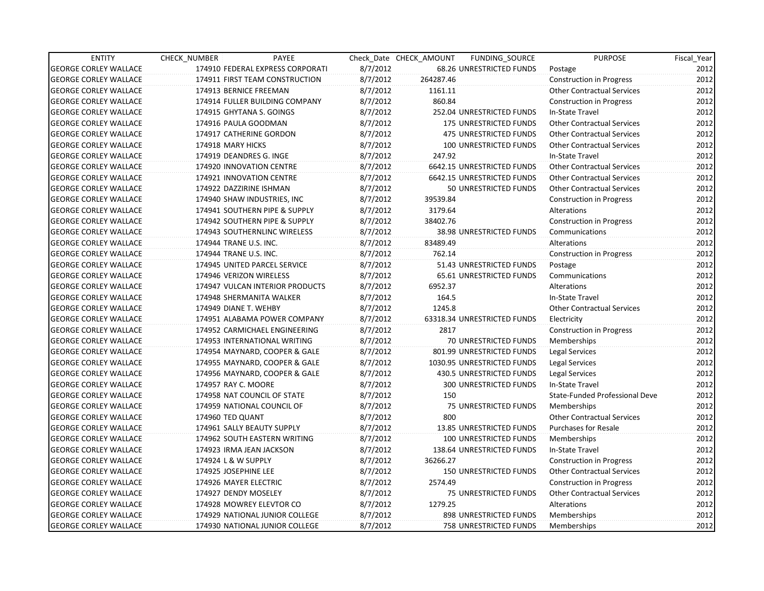| ENTITY | CHECK_NUMBER | PAYEE | Check_Date | CHECK_AMOUNT | FUNDING_SOURCE | PURPOSE | Fiscal_Year |
|---|---|---|---|---|---|---|---|
| GEORGE CORLEY WALLACE | 174910 | FEDERAL EXPRESS CORPORATI | 8/7/2012 | 68.26 | UNRESTRICTED FUNDS | Postage | 2012 |
| GEORGE CORLEY WALLACE | 174911 | FIRST TEAM CONSTRUCTION | 8/7/2012 | 264287.46 | | Construction in Progress | 2012 |
| GEORGE CORLEY WALLACE | 174913 | BERNICE FREEMAN | 8/7/2012 | 1161.11 | | Other Contractual Services | 2012 |
| GEORGE CORLEY WALLACE | 174914 | FULLER BUILDING COMPANY | 8/7/2012 | 860.84 | | Construction in Progress | 2012 |
| GEORGE CORLEY WALLACE | 174915 | GHYTANA S. GOINGS | 8/7/2012 | 252.04 | UNRESTRICTED FUNDS | In-State Travel | 2012 |
| GEORGE CORLEY WALLACE | 174916 | PAULA GOODMAN | 8/7/2012 | 175 | UNRESTRICTED FUNDS | Other Contractual Services | 2012 |
| GEORGE CORLEY WALLACE | 174917 | CATHERINE GORDON | 8/7/2012 | 475 | UNRESTRICTED FUNDS | Other Contractual Services | 2012 |
| GEORGE CORLEY WALLACE | 174918 | MARY HICKS | 8/7/2012 | 100 | UNRESTRICTED FUNDS | Other Contractual Services | 2012 |
| GEORGE CORLEY WALLACE | 174919 | DEANDRES G. INGE | 8/7/2012 | 247.92 | | In-State Travel | 2012 |
| GEORGE CORLEY WALLACE | 174920 | INNOVATION CENTRE | 8/7/2012 | 6642.15 | UNRESTRICTED FUNDS | Other Contractual Services | 2012 |
| GEORGE CORLEY WALLACE | 174921 | INNOVATION CENTRE | 8/7/2012 | 6642.15 | UNRESTRICTED FUNDS | Other Contractual Services | 2012 |
| GEORGE CORLEY WALLACE | 174922 | DAZZIRINE ISHMAN | 8/7/2012 | 50 | UNRESTRICTED FUNDS | Other Contractual Services | 2012 |
| GEORGE CORLEY WALLACE | 174940 | SHAW INDUSTRIES, INC | 8/7/2012 | 39539.84 | | Construction in Progress | 2012 |
| GEORGE CORLEY WALLACE | 174941 | SOUTHERN PIPE & SUPPLY | 8/7/2012 | 3179.64 | | Alterations | 2012 |
| GEORGE CORLEY WALLACE | 174942 | SOUTHERN PIPE & SUPPLY | 8/7/2012 | 38402.76 | | Construction in Progress | 2012 |
| GEORGE CORLEY WALLACE | 174943 | SOUTHERNLINC WIRELESS | 8/7/2012 | 38.98 | UNRESTRICTED FUNDS | Communications | 2012 |
| GEORGE CORLEY WALLACE | 174944 | TRANE U.S. INC. | 8/7/2012 | 83489.49 | | Alterations | 2012 |
| GEORGE CORLEY WALLACE | 174944 | TRANE U.S. INC. | 8/7/2012 | 762.14 | | Construction in Progress | 2012 |
| GEORGE CORLEY WALLACE | 174945 | UNITED PARCEL SERVICE | 8/7/2012 | 51.43 | UNRESTRICTED FUNDS | Postage | 2012 |
| GEORGE CORLEY WALLACE | 174946 | VERIZON WIRELESS | 8/7/2012 | 65.61 | UNRESTRICTED FUNDS | Communications | 2012 |
| GEORGE CORLEY WALLACE | 174947 | VULCAN INTERIOR PRODUCTS | 8/7/2012 | 6952.37 | | Alterations | 2012 |
| GEORGE CORLEY WALLACE | 174948 | SHERMANITA WALKER | 8/7/2012 | 164.5 | | In-State Travel | 2012 |
| GEORGE CORLEY WALLACE | 174949 | DIANE T. WEHBY | 8/7/2012 | 1245.8 | | Other Contractual Services | 2012 |
| GEORGE CORLEY WALLACE | 174951 | ALABAMA POWER COMPANY | 8/7/2012 | 63318.34 | UNRESTRICTED FUNDS | Electricity | 2012 |
| GEORGE CORLEY WALLACE | 174952 | CARMICHAEL ENGINEERING | 8/7/2012 | 2817 | | Construction in Progress | 2012 |
| GEORGE CORLEY WALLACE | 174953 | INTERNATIONAL WRITING | 8/7/2012 | 70 | UNRESTRICTED FUNDS | Memberships | 2012 |
| GEORGE CORLEY WALLACE | 174954 | MAYNARD, COOPER & GALE | 8/7/2012 | 801.99 | UNRESTRICTED FUNDS | Legal Services | 2012 |
| GEORGE CORLEY WALLACE | 174955 | MAYNARD, COOPER & GALE | 8/7/2012 | 1030.95 | UNRESTRICTED FUNDS | Legal Services | 2012 |
| GEORGE CORLEY WALLACE | 174956 | MAYNARD, COOPER & GALE | 8/7/2012 | 430.5 | UNRESTRICTED FUNDS | Legal Services | 2012 |
| GEORGE CORLEY WALLACE | 174957 | RAY C. MOORE | 8/7/2012 | 300 | UNRESTRICTED FUNDS | In-State Travel | 2012 |
| GEORGE CORLEY WALLACE | 174958 | NAT COUNCIL OF STATE | 8/7/2012 | 150 | | State-Funded Professional Deve | 2012 |
| GEORGE CORLEY WALLACE | 174959 | NATIONAL COUNCIL OF | 8/7/2012 | 75 | UNRESTRICTED FUNDS | Memberships | 2012 |
| GEORGE CORLEY WALLACE | 174960 | TED QUANT | 8/7/2012 | 800 | | Other Contractual Services | 2012 |
| GEORGE CORLEY WALLACE | 174961 | SALLY BEAUTY SUPPLY | 8/7/2012 | 13.85 | UNRESTRICTED FUNDS | Purchases for Resale | 2012 |
| GEORGE CORLEY WALLACE | 174962 | SOUTH EASTERN WRITING | 8/7/2012 | 100 | UNRESTRICTED FUNDS | Memberships | 2012 |
| GEORGE CORLEY WALLACE | 174923 | IRMA JEAN JACKSON | 8/7/2012 | 138.64 | UNRESTRICTED FUNDS | In-State Travel | 2012 |
| GEORGE CORLEY WALLACE | 174924 | L & W SUPPLY | 8/7/2012 | 36266.27 | | Construction in Progress | 2012 |
| GEORGE CORLEY WALLACE | 174925 | JOSEPHINE LEE | 8/7/2012 | 150 | UNRESTRICTED FUNDS | Other Contractual Services | 2012 |
| GEORGE CORLEY WALLACE | 174926 | MAYER ELECTRIC | 8/7/2012 | 2574.49 | | Construction in Progress | 2012 |
| GEORGE CORLEY WALLACE | 174927 | DENDY MOSELEY | 8/7/2012 | 75 | UNRESTRICTED FUNDS | Other Contractual Services | 2012 |
| GEORGE CORLEY WALLACE | 174928 | MOWREY ELEVTOR CO | 8/7/2012 | 1279.25 | | Alterations | 2012 |
| GEORGE CORLEY WALLACE | 174929 | NATIONAL JUNIOR COLLEGE | 8/7/2012 | 898 | UNRESTRICTED FUNDS | Memberships | 2012 |
| GEORGE CORLEY WALLACE | 174930 | NATIONAL JUNIOR COLLEGE | 8/7/2012 | 758 | UNRESTRICTED FUNDS | Memberships | 2012 |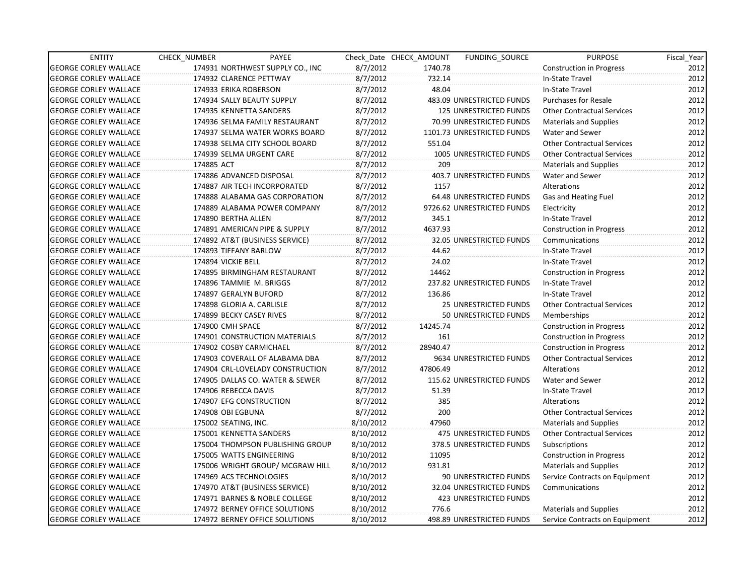| ENTITY | CHECK_NUMBER | PAYEE | Check_Date | CHECK_AMOUNT | FUNDING_SOURCE | PURPOSE | Fiscal_Year |
|---|---|---|---|---|---|---|---|
| GEORGE CORLEY WALLACE | 174931 | NORTHWEST SUPPLY CO., INC | 8/7/2012 | 1740.78 | | Construction in Progress | 2012 |
| GEORGE CORLEY WALLACE | 174932 | CLARENCE PETTWAY | 8/7/2012 | 732.14 | | In-State Travel | 2012 |
| GEORGE CORLEY WALLACE | 174933 | ERIKA ROBERSON | 8/7/2012 | 48.04 | | In-State Travel | 2012 |
| GEORGE CORLEY WALLACE | 174934 | SALLY BEAUTY SUPPLY | 8/7/2012 | 483.09 | UNRESTRICTED FUNDS | Purchases for Resale | 2012 |
| GEORGE CORLEY WALLACE | 174935 | KENNETTA SANDERS | 8/7/2012 | 125 | UNRESTRICTED FUNDS | Other Contractual Services | 2012 |
| GEORGE CORLEY WALLACE | 174936 | SELMA FAMILY RESTAURANT | 8/7/2012 | 70.99 | UNRESTRICTED FUNDS | Materials and Supplies | 2012 |
| GEORGE CORLEY WALLACE | 174937 | SELMA WATER WORKS BOARD | 8/7/2012 | 1101.73 | UNRESTRICTED FUNDS | Water and Sewer | 2012 |
| GEORGE CORLEY WALLACE | 174938 | SELMA CITY SCHOOL BOARD | 8/7/2012 | 551.04 | | Other Contractual Services | 2012 |
| GEORGE CORLEY WALLACE | 174939 | SELMA URGENT CARE | 8/7/2012 | 1005 | UNRESTRICTED FUNDS | Other Contractual Services | 2012 |
| GEORGE CORLEY WALLACE | 174885 | ACT | 8/7/2012 | 209 | | Materials and Supplies | 2012 |
| GEORGE CORLEY WALLACE | 174886 | ADVANCED DISPOSAL | 8/7/2012 | 403.7 | UNRESTRICTED FUNDS | Water and Sewer | 2012 |
| GEORGE CORLEY WALLACE | 174887 | AIR TECH INCORPORATED | 8/7/2012 | 1157 | | Alterations | 2012 |
| GEORGE CORLEY WALLACE | 174888 | ALABAMA GAS CORPORATION | 8/7/2012 | 64.48 | UNRESTRICTED FUNDS | Gas and Heating Fuel | 2012 |
| GEORGE CORLEY WALLACE | 174889 | ALABAMA POWER COMPANY | 8/7/2012 | 9726.62 | UNRESTRICTED FUNDS | Electricity | 2012 |
| GEORGE CORLEY WALLACE | 174890 | BERTHA ALLEN | 8/7/2012 | 345.1 | | In-State Travel | 2012 |
| GEORGE CORLEY WALLACE | 174891 | AMERICAN PIPE & SUPPLY | 8/7/2012 | 4637.93 | | Construction in Progress | 2012 |
| GEORGE CORLEY WALLACE | 174892 | AT&T (BUSINESS SERVICE) | 8/7/2012 | 32.05 | UNRESTRICTED FUNDS | Communications | 2012 |
| GEORGE CORLEY WALLACE | 174893 | TIFFANY BARLOW | 8/7/2012 | 44.62 | | In-State Travel | 2012 |
| GEORGE CORLEY WALLACE | 174894 | VICKIE BELL | 8/7/2012 | 24.02 | | In-State Travel | 2012 |
| GEORGE CORLEY WALLACE | 174895 | BIRMINGHAM RESTAURANT | 8/7/2012 | 14462 | | Construction in Progress | 2012 |
| GEORGE CORLEY WALLACE | 174896 | TAMMIE M. BRIGGS | 8/7/2012 | 237.82 | UNRESTRICTED FUNDS | In-State Travel | 2012 |
| GEORGE CORLEY WALLACE | 174897 | GERALYN BUFORD | 8/7/2012 | 136.86 | | In-State Travel | 2012 |
| GEORGE CORLEY WALLACE | 174898 | GLORIA A. CARLISLE | 8/7/2012 | 25 | UNRESTRICTED FUNDS | Other Contractual Services | 2012 |
| GEORGE CORLEY WALLACE | 174899 | BECKY CASEY RIVES | 8/7/2012 | 50 | UNRESTRICTED FUNDS | Memberships | 2012 |
| GEORGE CORLEY WALLACE | 174900 | CMH SPACE | 8/7/2012 | 14245.74 | | Construction in Progress | 2012 |
| GEORGE CORLEY WALLACE | 174901 | CONSTRUCTION MATERIALS | 8/7/2012 | 161 | | Construction in Progress | 2012 |
| GEORGE CORLEY WALLACE | 174902 | COSBY CARMICHAEL | 8/7/2012 | 28940.47 | | Construction in Progress | 2012 |
| GEORGE CORLEY WALLACE | 174903 | COVERALL OF ALABAMA DBA | 8/7/2012 | 9634 | UNRESTRICTED FUNDS | Other Contractual Services | 2012 |
| GEORGE CORLEY WALLACE | 174904 | CRL-LOVELADY CONSTRUCTION | 8/7/2012 | 47806.49 | | Alterations | 2012 |
| GEORGE CORLEY WALLACE | 174905 | DALLAS CO. WATER & SEWER | 8/7/2012 | 115.62 | UNRESTRICTED FUNDS | Water and Sewer | 2012 |
| GEORGE CORLEY WALLACE | 174906 | REBECCA DAVIS | 8/7/2012 | 51.39 | | In-State Travel | 2012 |
| GEORGE CORLEY WALLACE | 174907 | EFG CONSTRUCTION | 8/7/2012 | 385 | | Alterations | 2012 |
| GEORGE CORLEY WALLACE | 174908 | OBI EGBUNA | 8/7/2012 | 200 | | Other Contractual Services | 2012 |
| GEORGE CORLEY WALLACE | 175002 | SEATING, INC. | 8/10/2012 | 47960 | | Materials and Supplies | 2012 |
| GEORGE CORLEY WALLACE | 175001 | KENNETTA SANDERS | 8/10/2012 | 475 | UNRESTRICTED FUNDS | Other Contractual Services | 2012 |
| GEORGE CORLEY WALLACE | 175004 | THOMPSON PUBLISHING GROUP | 8/10/2012 | 378.5 | UNRESTRICTED FUNDS | Subscriptions | 2012 |
| GEORGE CORLEY WALLACE | 175005 | WATTS ENGINEERING | 8/10/2012 | 11095 | | Construction in Progress | 2012 |
| GEORGE CORLEY WALLACE | 175006 | WRIGHT GROUP/ MCGRAW HILL | 8/10/2012 | 931.81 | | Materials and Supplies | 2012 |
| GEORGE CORLEY WALLACE | 174969 | ACS TECHNOLOGIES | 8/10/2012 | 90 | UNRESTRICTED FUNDS | Service Contracts on Equipment | 2012 |
| GEORGE CORLEY WALLACE | 174970 | AT&T (BUSINESS SERVICE) | 8/10/2012 | 32.04 | UNRESTRICTED FUNDS | Communications | 2012 |
| GEORGE CORLEY WALLACE | 174971 | BARNES & NOBLE COLLEGE | 8/10/2012 | 423 | UNRESTRICTED FUNDS | | 2012 |
| GEORGE CORLEY WALLACE | 174972 | BERNEY OFFICE SOLUTIONS | 8/10/2012 | 776.6 | | Materials and Supplies | 2012 |
| GEORGE CORLEY WALLACE | 174972 | BERNEY OFFICE SOLUTIONS | 8/10/2012 | 498.89 | UNRESTRICTED FUNDS | Service Contracts on Equipment | 2012 |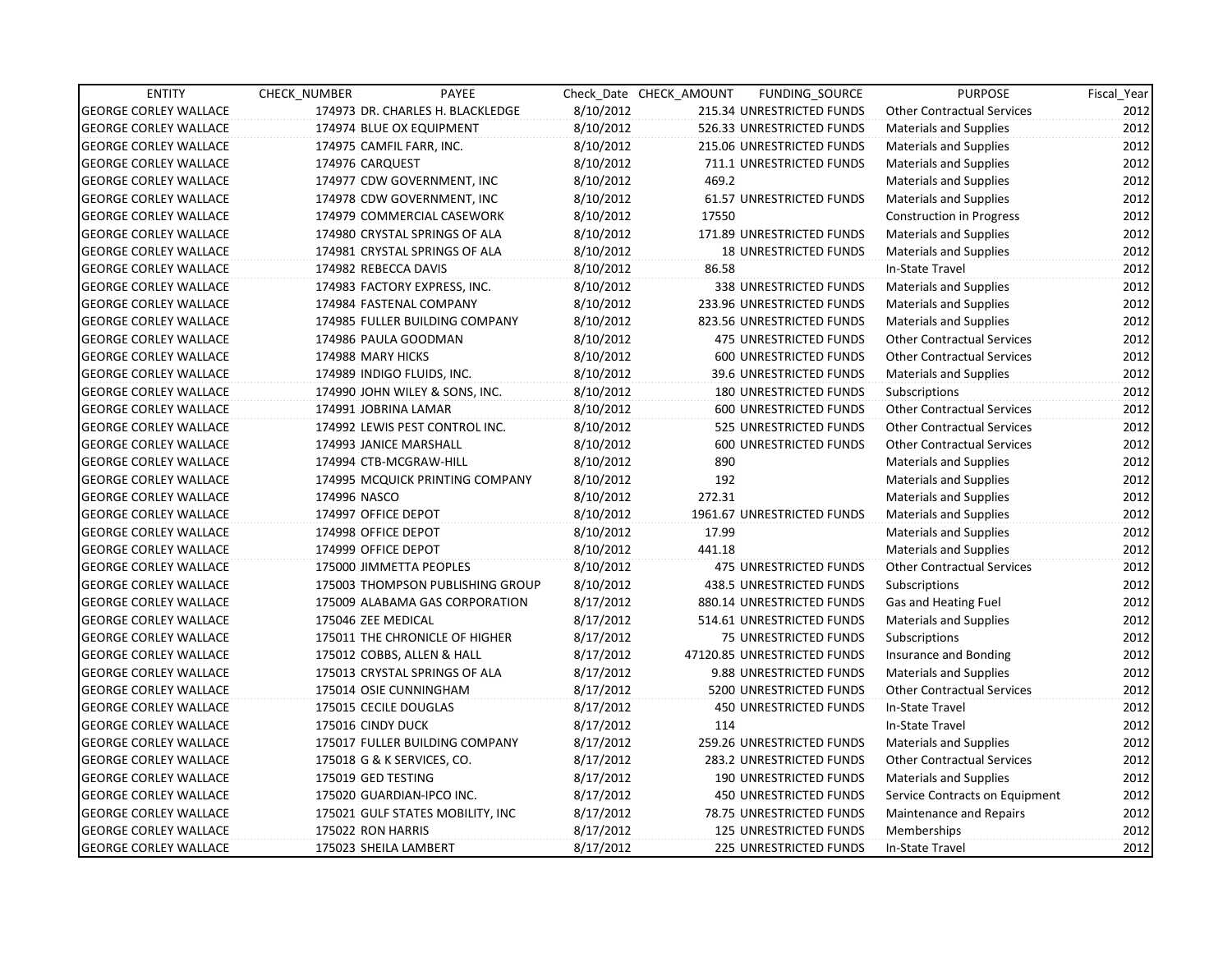| ENTITY | CHECK_NUMBER | PAYEE | Check_Date | CHECK_AMOUNT | FUNDING_SOURCE | PURPOSE | Fiscal_Year |
|---|---|---|---|---|---|---|---|
| GEORGE CORLEY WALLACE | 174973 | DR. CHARLES H. BLACKLEDGE | 8/10/2012 | 215.34 | UNRESTRICTED FUNDS | Other Contractual Services | 2012 |
| GEORGE CORLEY WALLACE | 174974 | BLUE OX EQUIPMENT | 8/10/2012 | 526.33 | UNRESTRICTED FUNDS | Materials and Supplies | 2012 |
| GEORGE CORLEY WALLACE | 174975 | CAMFIL FARR, INC. | 8/10/2012 | 215.06 | UNRESTRICTED FUNDS | Materials and Supplies | 2012 |
| GEORGE CORLEY WALLACE | 174976 | CARQUEST | 8/10/2012 | 711.1 | UNRESTRICTED FUNDS | Materials and Supplies | 2012 |
| GEORGE CORLEY WALLACE | 174977 | CDW GOVERNMENT, INC | 8/10/2012 | 469.2 | | Materials and Supplies | 2012 |
| GEORGE CORLEY WALLACE | 174978 | CDW GOVERNMENT, INC | 8/10/2012 | 61.57 | UNRESTRICTED FUNDS | Materials and Supplies | 2012 |
| GEORGE CORLEY WALLACE | 174979 | COMMERCIAL CASEWORK | 8/10/2012 | 17550 | | Construction in Progress | 2012 |
| GEORGE CORLEY WALLACE | 174980 | CRYSTAL SPRINGS OF ALA | 8/10/2012 | 171.89 | UNRESTRICTED FUNDS | Materials and Supplies | 2012 |
| GEORGE CORLEY WALLACE | 174981 | CRYSTAL SPRINGS OF ALA | 8/10/2012 | 18 | UNRESTRICTED FUNDS | Materials and Supplies | 2012 |
| GEORGE CORLEY WALLACE | 174982 | REBECCA DAVIS | 8/10/2012 | 86.58 | | In-State Travel | 2012 |
| GEORGE CORLEY WALLACE | 174983 | FACTORY EXPRESS, INC. | 8/10/2012 | 338 | UNRESTRICTED FUNDS | Materials and Supplies | 2012 |
| GEORGE CORLEY WALLACE | 174984 | FASTENAL COMPANY | 8/10/2012 | 233.96 | UNRESTRICTED FUNDS | Materials and Supplies | 2012 |
| GEORGE CORLEY WALLACE | 174985 | FULLER BUILDING COMPANY | 8/10/2012 | 823.56 | UNRESTRICTED FUNDS | Materials and Supplies | 2012 |
| GEORGE CORLEY WALLACE | 174986 | PAULA GOODMAN | 8/10/2012 | 475 | UNRESTRICTED FUNDS | Other Contractual Services | 2012 |
| GEORGE CORLEY WALLACE | 174988 | MARY HICKS | 8/10/2012 | 600 | UNRESTRICTED FUNDS | Other Contractual Services | 2012 |
| GEORGE CORLEY WALLACE | 174989 | INDIGO FLUIDS, INC. | 8/10/2012 | 39.6 | UNRESTRICTED FUNDS | Materials and Supplies | 2012 |
| GEORGE CORLEY WALLACE | 174990 | JOHN WILEY & SONS, INC. | 8/10/2012 | 180 | UNRESTRICTED FUNDS | Subscriptions | 2012 |
| GEORGE CORLEY WALLACE | 174991 | JOBRINA LAMAR | 8/10/2012 | 600 | UNRESTRICTED FUNDS | Other Contractual Services | 2012 |
| GEORGE CORLEY WALLACE | 174992 | LEWIS PEST CONTROL INC. | 8/10/2012 | 525 | UNRESTRICTED FUNDS | Other Contractual Services | 2012 |
| GEORGE CORLEY WALLACE | 174993 | JANICE MARSHALL | 8/10/2012 | 600 | UNRESTRICTED FUNDS | Other Contractual Services | 2012 |
| GEORGE CORLEY WALLACE | 174994 | CTB-MCGRAW-HILL | 8/10/2012 | 890 | | Materials and Supplies | 2012 |
| GEORGE CORLEY WALLACE | 174995 | MCQUICK PRINTING COMPANY | 8/10/2012 | 192 | | Materials and Supplies | 2012 |
| GEORGE CORLEY WALLACE | 174996 | NASCO | 8/10/2012 | 272.31 | | Materials and Supplies | 2012 |
| GEORGE CORLEY WALLACE | 174997 | OFFICE DEPOT | 8/10/2012 | 1961.67 | UNRESTRICTED FUNDS | Materials and Supplies | 2012 |
| GEORGE CORLEY WALLACE | 174998 | OFFICE DEPOT | 8/10/2012 | 17.99 | | Materials and Supplies | 2012 |
| GEORGE CORLEY WALLACE | 174999 | OFFICE DEPOT | 8/10/2012 | 441.18 | | Materials and Supplies | 2012 |
| GEORGE CORLEY WALLACE | 175000 | JIMMETTA PEOPLES | 8/10/2012 | 475 | UNRESTRICTED FUNDS | Other Contractual Services | 2012 |
| GEORGE CORLEY WALLACE | 175003 | THOMPSON PUBLISHING GROUP | 8/10/2012 | 438.5 | UNRESTRICTED FUNDS | Subscriptions | 2012 |
| GEORGE CORLEY WALLACE | 175009 | ALABAMA GAS CORPORATION | 8/17/2012 | 880.14 | UNRESTRICTED FUNDS | Gas and Heating Fuel | 2012 |
| GEORGE CORLEY WALLACE | 175046 | ZEE MEDICAL | 8/17/2012 | 514.61 | UNRESTRICTED FUNDS | Materials and Supplies | 2012 |
| GEORGE CORLEY WALLACE | 175011 | THE CHRONICLE OF HIGHER | 8/17/2012 | 75 | UNRESTRICTED FUNDS | Subscriptions | 2012 |
| GEORGE CORLEY WALLACE | 175012 | COBBS, ALLEN & HALL | 8/17/2012 | 47120.85 | UNRESTRICTED FUNDS | Insurance and Bonding | 2012 |
| GEORGE CORLEY WALLACE | 175013 | CRYSTAL SPRINGS OF ALA | 8/17/2012 | 9.88 | UNRESTRICTED FUNDS | Materials and Supplies | 2012 |
| GEORGE CORLEY WALLACE | 175014 | OSIE CUNNINGHAM | 8/17/2012 | 5200 | UNRESTRICTED FUNDS | Other Contractual Services | 2012 |
| GEORGE CORLEY WALLACE | 175015 | CECILE DOUGLAS | 8/17/2012 | 450 | UNRESTRICTED FUNDS | In-State Travel | 2012 |
| GEORGE CORLEY WALLACE | 175016 | CINDY DUCK | 8/17/2012 | 114 | | In-State Travel | 2012 |
| GEORGE CORLEY WALLACE | 175017 | FULLER BUILDING COMPANY | 8/17/2012 | 259.26 | UNRESTRICTED FUNDS | Materials and Supplies | 2012 |
| GEORGE CORLEY WALLACE | 175018 | G & K SERVICES, CO. | 8/17/2012 | 283.2 | UNRESTRICTED FUNDS | Other Contractual Services | 2012 |
| GEORGE CORLEY WALLACE | 175019 | GED TESTING | 8/17/2012 | 190 | UNRESTRICTED FUNDS | Materials and Supplies | 2012 |
| GEORGE CORLEY WALLACE | 175020 | GUARDIAN-IPCO INC. | 8/17/2012 | 450 | UNRESTRICTED FUNDS | Service Contracts on Equipment | 2012 |
| GEORGE CORLEY WALLACE | 175021 | GULF STATES MOBILITY, INC | 8/17/2012 | 78.75 | UNRESTRICTED FUNDS | Maintenance and Repairs | 2012 |
| GEORGE CORLEY WALLACE | 175022 | RON HARRIS | 8/17/2012 | 125 | UNRESTRICTED FUNDS | Memberships | 2012 |
| GEORGE CORLEY WALLACE | 175023 | SHEILA LAMBERT | 8/17/2012 | 225 | UNRESTRICTED FUNDS | In-State Travel | 2012 |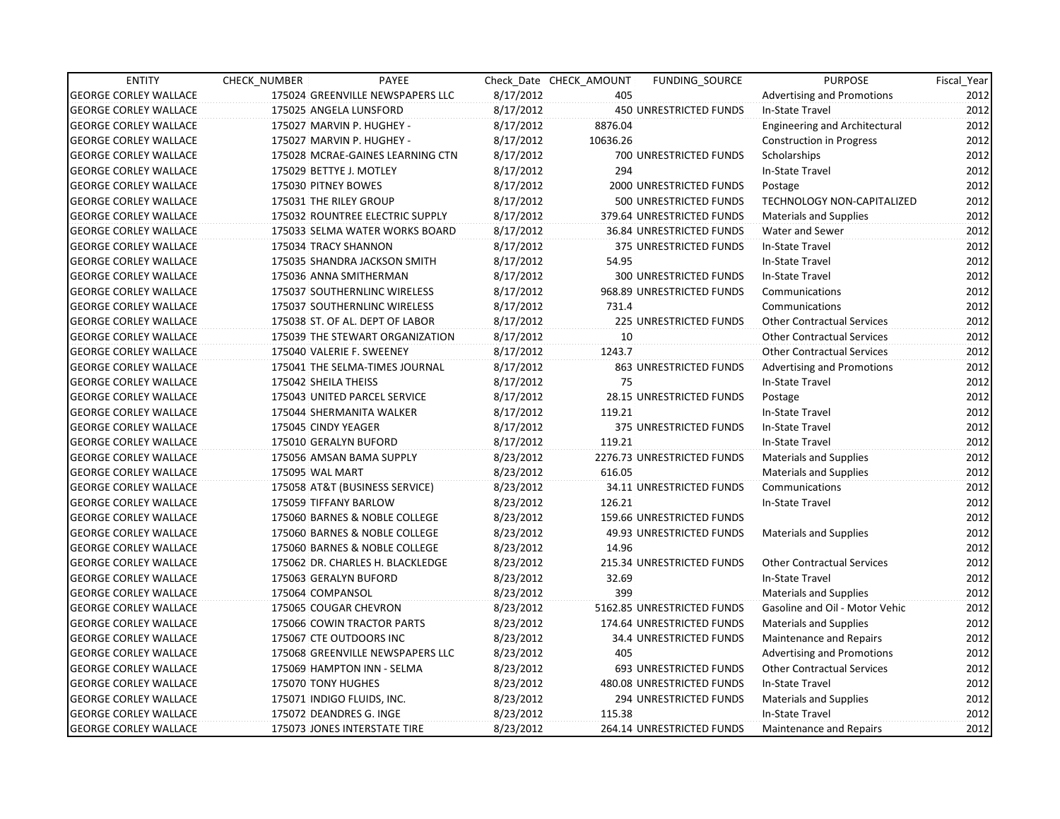| ENTITY | CHECK_NUMBER | PAYEE | Check_Date | CHECK_AMOUNT | FUNDING_SOURCE | PURPOSE | Fiscal_Year |
|---|---|---|---|---|---|---|---|
| GEORGE CORLEY WALLACE | 175024 | GREENVILLE NEWSPAPERS LLC | 8/17/2012 | 405 | | Advertising and Promotions | 2012 |
| GEORGE CORLEY WALLACE | 175025 | ANGELA LUNSFORD | 8/17/2012 | 450 | UNRESTRICTED FUNDS | In-State Travel | 2012 |
| GEORGE CORLEY WALLACE | 175027 | MARVIN P. HUGHEY - | 8/17/2012 | 8876.04 | | Engineering and Architectural | 2012 |
| GEORGE CORLEY WALLACE | 175027 | MARVIN P. HUGHEY - | 8/17/2012 | 10636.26 | | Construction in Progress | 2012 |
| GEORGE CORLEY WALLACE | 175028 | MCRAE-GAINES LEARNING CTN | 8/17/2012 | 700 | UNRESTRICTED FUNDS | Scholarships | 2012 |
| GEORGE CORLEY WALLACE | 175029 | BETTYE J. MOTLEY | 8/17/2012 | 294 | | In-State Travel | 2012 |
| GEORGE CORLEY WALLACE | 175030 | PITNEY BOWES | 8/17/2012 | 2000 | UNRESTRICTED FUNDS | Postage | 2012 |
| GEORGE CORLEY WALLACE | 175031 | THE RILEY GROUP | 8/17/2012 | 500 | UNRESTRICTED FUNDS | TECHNOLOGY NON-CAPITALIZED | 2012 |
| GEORGE CORLEY WALLACE | 175032 | ROUNTREE ELECTRIC SUPPLY | 8/17/2012 | 379.64 | UNRESTRICTED FUNDS | Materials and Supplies | 2012 |
| GEORGE CORLEY WALLACE | 175033 | SELMA WATER WORKS BOARD | 8/17/2012 | 36.84 | UNRESTRICTED FUNDS | Water and Sewer | 2012 |
| GEORGE CORLEY WALLACE | 175034 | TRACY SHANNON | 8/17/2012 | 375 | UNRESTRICTED FUNDS | In-State Travel | 2012 |
| GEORGE CORLEY WALLACE | 175035 | SHANDRA JACKSON SMITH | 8/17/2012 | 54.95 | | In-State Travel | 2012 |
| GEORGE CORLEY WALLACE | 175036 | ANNA SMITHERMAN | 8/17/2012 | 300 | UNRESTRICTED FUNDS | In-State Travel | 2012 |
| GEORGE CORLEY WALLACE | 175037 | SOUTHERNLINC WIRELESS | 8/17/2012 | 968.89 | UNRESTRICTED FUNDS | Communications | 2012 |
| GEORGE CORLEY WALLACE | 175037 | SOUTHERNLINC WIRELESS | 8/17/2012 | 731.4 | | Communications | 2012 |
| GEORGE CORLEY WALLACE | 175038 | ST. OF AL. DEPT OF LABOR | 8/17/2012 | 225 | UNRESTRICTED FUNDS | Other Contractual Services | 2012 |
| GEORGE CORLEY WALLACE | 175039 | THE STEWART ORGANIZATION | 8/17/2012 | 10 | | Other Contractual Services | 2012 |
| GEORGE CORLEY WALLACE | 175040 | VALERIE F. SWEENEY | 8/17/2012 | 1243.7 | | Other Contractual Services | 2012 |
| GEORGE CORLEY WALLACE | 175041 | THE SELMA-TIMES JOURNAL | 8/17/2012 | 863 | UNRESTRICTED FUNDS | Advertising and Promotions | 2012 |
| GEORGE CORLEY WALLACE | 175042 | SHEILA THEISS | 8/17/2012 | 75 | | In-State Travel | 2012 |
| GEORGE CORLEY WALLACE | 175043 | UNITED PARCEL SERVICE | 8/17/2012 | 28.15 | UNRESTRICTED FUNDS | Postage | 2012 |
| GEORGE CORLEY WALLACE | 175044 | SHERMANITA WALKER | 8/17/2012 | 119.21 | | In-State Travel | 2012 |
| GEORGE CORLEY WALLACE | 175045 | CINDY YEAGER | 8/17/2012 | 375 | UNRESTRICTED FUNDS | In-State Travel | 2012 |
| GEORGE CORLEY WALLACE | 175010 | GERALYN BUFORD | 8/17/2012 | 119.21 | | In-State Travel | 2012 |
| GEORGE CORLEY WALLACE | 175056 | AMSAN BAMA SUPPLY | 8/23/2012 | 2276.73 | UNRESTRICTED FUNDS | Materials and Supplies | 2012 |
| GEORGE CORLEY WALLACE | 175095 | WAL MART | 8/23/2012 | 616.05 | | Materials and Supplies | 2012 |
| GEORGE CORLEY WALLACE | 175058 | AT&T (BUSINESS SERVICE) | 8/23/2012 | 34.11 | UNRESTRICTED FUNDS | Communications | 2012 |
| GEORGE CORLEY WALLACE | 175059 | TIFFANY BARLOW | 8/23/2012 | 126.21 | | In-State Travel | 2012 |
| GEORGE CORLEY WALLACE | 175060 | BARNES & NOBLE COLLEGE | 8/23/2012 | 159.66 | UNRESTRICTED FUNDS | | 2012 |
| GEORGE CORLEY WALLACE | 175060 | BARNES & NOBLE COLLEGE | 8/23/2012 | 49.93 | UNRESTRICTED FUNDS | Materials and Supplies | 2012 |
| GEORGE CORLEY WALLACE | 175060 | BARNES & NOBLE COLLEGE | 8/23/2012 | 14.96 | | | 2012 |
| GEORGE CORLEY WALLACE | 175062 | DR. CHARLES H. BLACKLEDGE | 8/23/2012 | 215.34 | UNRESTRICTED FUNDS | Other Contractual Services | 2012 |
| GEORGE CORLEY WALLACE | 175063 | GERALYN BUFORD | 8/23/2012 | 32.69 | | In-State Travel | 2012 |
| GEORGE CORLEY WALLACE | 175064 | COMPANSOL | 8/23/2012 | 399 | | Materials and Supplies | 2012 |
| GEORGE CORLEY WALLACE | 175065 | COUGAR CHEVRON | 8/23/2012 | 5162.85 | UNRESTRICTED FUNDS | Gasoline and Oil - Motor Vehic | 2012 |
| GEORGE CORLEY WALLACE | 175066 | COWIN TRACTOR PARTS | 8/23/2012 | 174.64 | UNRESTRICTED FUNDS | Materials and Supplies | 2012 |
| GEORGE CORLEY WALLACE | 175067 | CTE OUTDOORS INC | 8/23/2012 | 34.4 | UNRESTRICTED FUNDS | Maintenance and Repairs | 2012 |
| GEORGE CORLEY WALLACE | 175068 | GREENVILLE NEWSPAPERS LLC | 8/23/2012 | 405 | | Advertising and Promotions | 2012 |
| GEORGE CORLEY WALLACE | 175069 | HAMPTON INN - SELMA | 8/23/2012 | 693 | UNRESTRICTED FUNDS | Other Contractual Services | 2012 |
| GEORGE CORLEY WALLACE | 175070 | TONY HUGHES | 8/23/2012 | 480.08 | UNRESTRICTED FUNDS | In-State Travel | 2012 |
| GEORGE CORLEY WALLACE | 175071 | INDIGO FLUIDS, INC. | 8/23/2012 | 294 | UNRESTRICTED FUNDS | Materials and Supplies | 2012 |
| GEORGE CORLEY WALLACE | 175072 | DEANDRES G. INGE | 8/23/2012 | 115.38 | | In-State Travel | 2012 |
| GEORGE CORLEY WALLACE | 175073 | JONES INTERSTATE TIRE | 8/23/2012 | 264.14 | UNRESTRICTED FUNDS | Maintenance and Repairs | 2012 |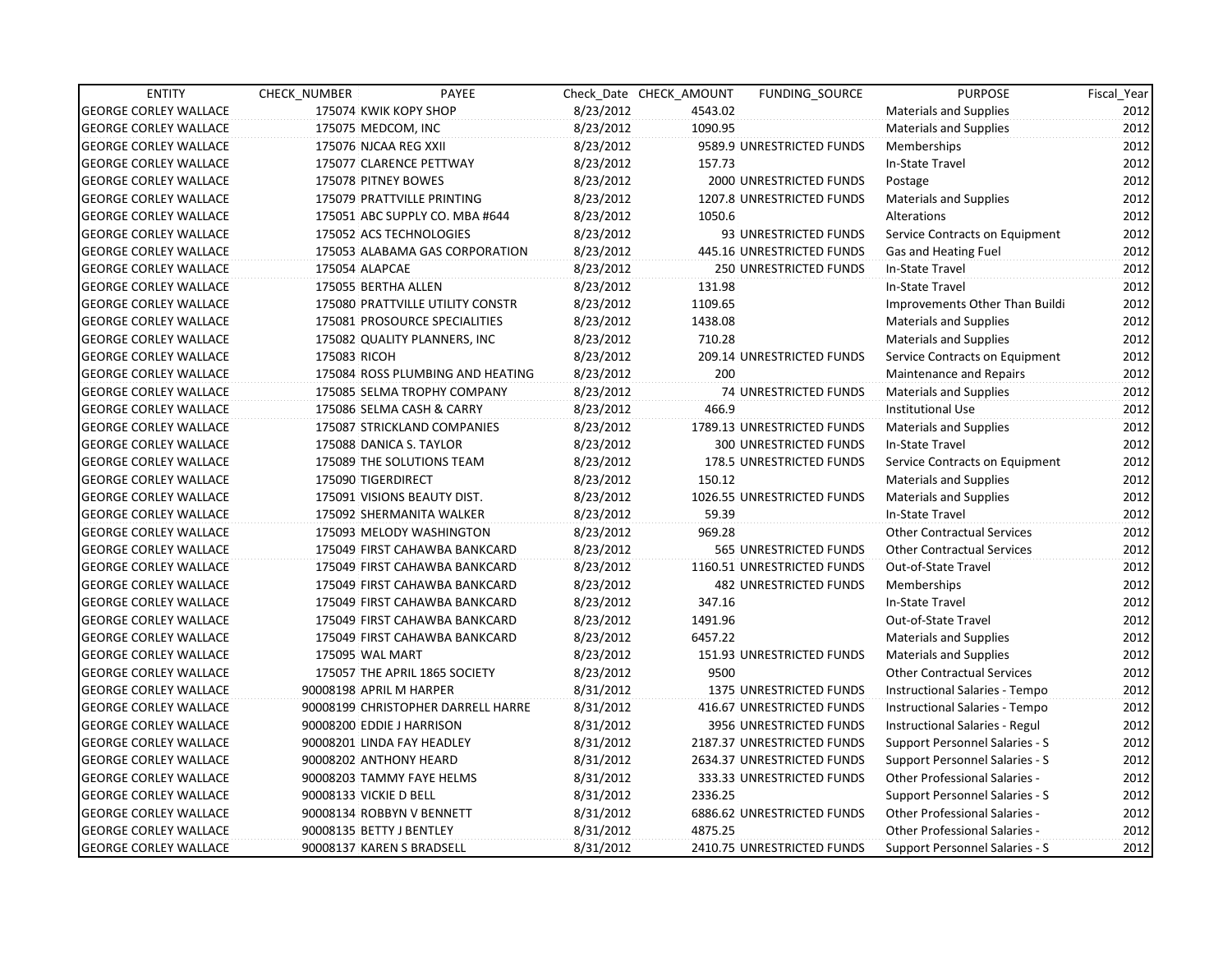| ENTITY | CHECK_NUMBER | PAYEE | Check_Date | CHECK_AMOUNT | FUNDING_SOURCE | PURPOSE | Fiscal_Year |
|---|---|---|---|---|---|---|---|
| GEORGE CORLEY WALLACE | 175074 | KWIK KOPY SHOP | 8/23/2012 | 4543.02 | | Materials and Supplies | 2012 |
| GEORGE CORLEY WALLACE | 175075 | MEDCOM, INC | 8/23/2012 | 1090.95 | | Materials and Supplies | 2012 |
| GEORGE CORLEY WALLACE | 175076 | NJCAA REG XXII | 8/23/2012 | 9589.9 | UNRESTRICTED FUNDS | Memberships | 2012 |
| GEORGE CORLEY WALLACE | 175077 | CLARENCE PETTWAY | 8/23/2012 | 157.73 | | In-State Travel | 2012 |
| GEORGE CORLEY WALLACE | 175078 | PITNEY BOWES | 8/23/2012 | 2000 | UNRESTRICTED FUNDS | Postage | 2012 |
| GEORGE CORLEY WALLACE | 175079 | PRATTVILLE PRINTING | 8/23/2012 | 1207.8 | UNRESTRICTED FUNDS | Materials and Supplies | 2012 |
| GEORGE CORLEY WALLACE | 175051 | ABC SUPPLY CO. MBA #644 | 8/23/2012 | 1050.6 | | Alterations | 2012 |
| GEORGE CORLEY WALLACE | 175052 | ACS TECHNOLOGIES | 8/23/2012 | 93 | UNRESTRICTED FUNDS | Service Contracts on Equipment | 2012 |
| GEORGE CORLEY WALLACE | 175053 | ALABAMA GAS CORPORATION | 8/23/2012 | 445.16 | UNRESTRICTED FUNDS | Gas and Heating Fuel | 2012 |
| GEORGE CORLEY WALLACE | 175054 | ALAPCAE | 8/23/2012 | 250 | UNRESTRICTED FUNDS | In-State Travel | 2012 |
| GEORGE CORLEY WALLACE | 175055 | BERTHA ALLEN | 8/23/2012 | 131.98 | | In-State Travel | 2012 |
| GEORGE CORLEY WALLACE | 175080 | PRATTVILLE UTILITY CONSTR | 8/23/2012 | 1109.65 | | Improvements Other Than Buildi | 2012 |
| GEORGE CORLEY WALLACE | 175081 | PROSOURCE SPECIALITIES | 8/23/2012 | 1438.08 | | Materials and Supplies | 2012 |
| GEORGE CORLEY WALLACE | 175082 | QUALITY PLANNERS, INC | 8/23/2012 | 710.28 | | Materials and Supplies | 2012 |
| GEORGE CORLEY WALLACE | 175083 | RICOH | 8/23/2012 | 209.14 | UNRESTRICTED FUNDS | Service Contracts on Equipment | 2012 |
| GEORGE CORLEY WALLACE | 175084 | ROSS PLUMBING AND HEATING | 8/23/2012 | 200 | | Maintenance and Repairs | 2012 |
| GEORGE CORLEY WALLACE | 175085 | SELMA TROPHY COMPANY | 8/23/2012 | 74 | UNRESTRICTED FUNDS | Materials and Supplies | 2012 |
| GEORGE CORLEY WALLACE | 175086 | SELMA CASH & CARRY | 8/23/2012 | 466.9 | | Institutional Use | 2012 |
| GEORGE CORLEY WALLACE | 175087 | STRICKLAND COMPANIES | 8/23/2012 | 1789.13 | UNRESTRICTED FUNDS | Materials and Supplies | 2012 |
| GEORGE CORLEY WALLACE | 175088 | DANICA S. TAYLOR | 8/23/2012 | 300 | UNRESTRICTED FUNDS | In-State Travel | 2012 |
| GEORGE CORLEY WALLACE | 175089 | THE SOLUTIONS TEAM | 8/23/2012 | 178.5 | UNRESTRICTED FUNDS | Service Contracts on Equipment | 2012 |
| GEORGE CORLEY WALLACE | 175090 | TIGERDIRECT | 8/23/2012 | 150.12 | | Materials and Supplies | 2012 |
| GEORGE CORLEY WALLACE | 175091 | VISIONS BEAUTY DIST. | 8/23/2012 | 1026.55 | UNRESTRICTED FUNDS | Materials and Supplies | 2012 |
| GEORGE CORLEY WALLACE | 175092 | SHERMANITA WALKER | 8/23/2012 | 59.39 | | In-State Travel | 2012 |
| GEORGE CORLEY WALLACE | 175093 | MELODY WASHINGTON | 8/23/2012 | 969.28 | | Other Contractual Services | 2012 |
| GEORGE CORLEY WALLACE | 175049 | FIRST CAHAWBA BANKCARD | 8/23/2012 | 565 | UNRESTRICTED FUNDS | Other Contractual Services | 2012 |
| GEORGE CORLEY WALLACE | 175049 | FIRST CAHAWBA BANKCARD | 8/23/2012 | 1160.51 | UNRESTRICTED FUNDS | Out-of-State Travel | 2012 |
| GEORGE CORLEY WALLACE | 175049 | FIRST CAHAWBA BANKCARD | 8/23/2012 | 482 | UNRESTRICTED FUNDS | Memberships | 2012 |
| GEORGE CORLEY WALLACE | 175049 | FIRST CAHAWBA BANKCARD | 8/23/2012 | 347.16 | | In-State Travel | 2012 |
| GEORGE CORLEY WALLACE | 175049 | FIRST CAHAWBA BANKCARD | 8/23/2012 | 1491.96 | | Out-of-State Travel | 2012 |
| GEORGE CORLEY WALLACE | 175049 | FIRST CAHAWBA BANKCARD | 8/23/2012 | 6457.22 | | Materials and Supplies | 2012 |
| GEORGE CORLEY WALLACE | 175095 | WAL MART | 8/23/2012 | 151.93 | UNRESTRICTED FUNDS | Materials and Supplies | 2012 |
| GEORGE CORLEY WALLACE | 175057 | THE APRIL 1865 SOCIETY | 8/23/2012 | 9500 | | Other Contractual Services | 2012 |
| GEORGE CORLEY WALLACE | 90008198 | APRIL M HARPER | 8/31/2012 | 1375 | UNRESTRICTED FUNDS | Instructional Salaries - Tempo | 2012 |
| GEORGE CORLEY WALLACE | 90008199 | CHRISTOPHER DARRELL HARRE | 8/31/2012 | 416.67 | UNRESTRICTED FUNDS | Instructional Salaries - Tempo | 2012 |
| GEORGE CORLEY WALLACE | 90008200 | EDDIE J HARRISON | 8/31/2012 | 3956 | UNRESTRICTED FUNDS | Instructional Salaries - Regul | 2012 |
| GEORGE CORLEY WALLACE | 90008201 | LINDA FAY HEADLEY | 8/31/2012 | 2187.37 | UNRESTRICTED FUNDS | Support Personnel Salaries - S | 2012 |
| GEORGE CORLEY WALLACE | 90008202 | ANTHONY HEARD | 8/31/2012 | 2634.37 | UNRESTRICTED FUNDS | Support Personnel Salaries - S | 2012 |
| GEORGE CORLEY WALLACE | 90008203 | TAMMY FAYE HELMS | 8/31/2012 | 333.33 | UNRESTRICTED FUNDS | Other Professional Salaries - | 2012 |
| GEORGE CORLEY WALLACE | 90008133 | VICKIE D BELL | 8/31/2012 | 2336.25 | | Support Personnel Salaries - S | 2012 |
| GEORGE CORLEY WALLACE | 90008134 | ROBBYN V BENNETT | 8/31/2012 | 6886.62 | UNRESTRICTED FUNDS | Other Professional Salaries - | 2012 |
| GEORGE CORLEY WALLACE | 90008135 | BETTY J BENTLEY | 8/31/2012 | 4875.25 | | Other Professional Salaries - | 2012 |
| GEORGE CORLEY WALLACE | 90008137 | KAREN S BRADSELL | 8/31/2012 | 2410.75 | UNRESTRICTED FUNDS | Support Personnel Salaries - S | 2012 |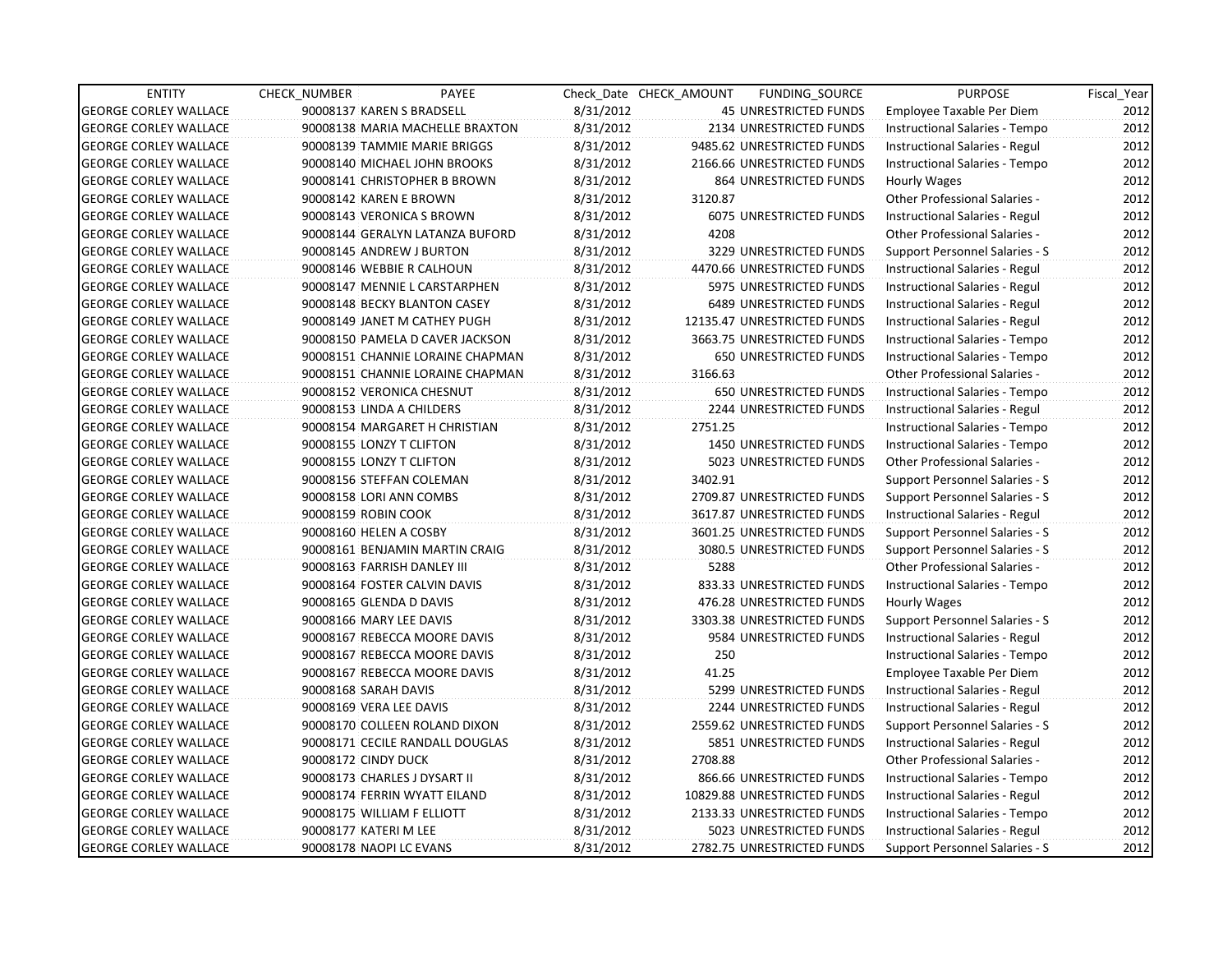| ENTITY | CHECK_NUMBER | PAYEE | Check_Date | CHECK_AMOUNT | FUNDING_SOURCE | PURPOSE | Fiscal_Year |
|---|---|---|---|---|---|---|---|
| GEORGE CORLEY WALLACE | 90008137 | KAREN S BRADSELL | 8/31/2012 | 45 | UNRESTRICTED FUNDS | Employee Taxable Per Diem | 2012 |
| GEORGE CORLEY WALLACE | 90008138 | MARIA MACHELLE BRAXTON | 8/31/2012 | 2134 | UNRESTRICTED FUNDS | Instructional Salaries - Tempo | 2012 |
| GEORGE CORLEY WALLACE | 90008139 | TAMMIE MARIE BRIGGS | 8/31/2012 | 9485.62 | UNRESTRICTED FUNDS | Instructional Salaries - Regul | 2012 |
| GEORGE CORLEY WALLACE | 90008140 | MICHAEL JOHN BROOKS | 8/31/2012 | 2166.66 | UNRESTRICTED FUNDS | Instructional Salaries - Tempo | 2012 |
| GEORGE CORLEY WALLACE | 90008141 | CHRISTOPHER B BROWN | 8/31/2012 | 864 | UNRESTRICTED FUNDS | Hourly Wages | 2012 |
| GEORGE CORLEY WALLACE | 90008142 | KAREN E BROWN | 8/31/2012 | 3120.87 | | Other Professional Salaries - | 2012 |
| GEORGE CORLEY WALLACE | 90008143 | VERONICA S BROWN | 8/31/2012 | 6075 | UNRESTRICTED FUNDS | Instructional Salaries - Regul | 2012 |
| GEORGE CORLEY WALLACE | 90008144 | GERALYN LATANZA BUFORD | 8/31/2012 | 4208 | | Other Professional Salaries - | 2012 |
| GEORGE CORLEY WALLACE | 90008145 | ANDREW J BURTON | 8/31/2012 | 3229 | UNRESTRICTED FUNDS | Support Personnel Salaries - S | 2012 |
| GEORGE CORLEY WALLACE | 90008146 | WEBBIE R CALHOUN | 8/31/2012 | 4470.66 | UNRESTRICTED FUNDS | Instructional Salaries - Regul | 2012 |
| GEORGE CORLEY WALLACE | 90008147 | MENNIE L CARSTARPHEN | 8/31/2012 | 5975 | UNRESTRICTED FUNDS | Instructional Salaries - Regul | 2012 |
| GEORGE CORLEY WALLACE | 90008148 | BECKY BLANTON CASEY | 8/31/2012 | 6489 | UNRESTRICTED FUNDS | Instructional Salaries - Regul | 2012 |
| GEORGE CORLEY WALLACE | 90008149 | JANET M CATHEY PUGH | 8/31/2012 | 12135.47 | UNRESTRICTED FUNDS | Instructional Salaries - Regul | 2012 |
| GEORGE CORLEY WALLACE | 90008150 | PAMELA D CAVER JACKSON | 8/31/2012 | 3663.75 | UNRESTRICTED FUNDS | Instructional Salaries - Tempo | 2012 |
| GEORGE CORLEY WALLACE | 90008151 | CHANNIE LORAINE CHAPMAN | 8/31/2012 | 650 | UNRESTRICTED FUNDS | Instructional Salaries - Tempo | 2012 |
| GEORGE CORLEY WALLACE | 90008151 | CHANNIE LORAINE CHAPMAN | 8/31/2012 | 3166.63 | | Other Professional Salaries - | 2012 |
| GEORGE CORLEY WALLACE | 90008152 | VERONICA CHESNUT | 8/31/2012 | 650 | UNRESTRICTED FUNDS | Instructional Salaries - Tempo | 2012 |
| GEORGE CORLEY WALLACE | 90008153 | LINDA A CHILDERS | 8/31/2012 | 2244 | UNRESTRICTED FUNDS | Instructional Salaries - Regul | 2012 |
| GEORGE CORLEY WALLACE | 90008154 | MARGARET H CHRISTIAN | 8/31/2012 | 2751.25 | | Instructional Salaries - Tempo | 2012 |
| GEORGE CORLEY WALLACE | 90008155 | LONZY T CLIFTON | 8/31/2012 | 1450 | UNRESTRICTED FUNDS | Instructional Salaries - Tempo | 2012 |
| GEORGE CORLEY WALLACE | 90008155 | LONZY T CLIFTON | 8/31/2012 | 5023 | UNRESTRICTED FUNDS | Other Professional Salaries - | 2012 |
| GEORGE CORLEY WALLACE | 90008156 | STEFFAN COLEMAN | 8/31/2012 | 3402.91 | | Support Personnel Salaries - S | 2012 |
| GEORGE CORLEY WALLACE | 90008158 | LORI ANN COMBS | 8/31/2012 | 2709.87 | UNRESTRICTED FUNDS | Support Personnel Salaries - S | 2012 |
| GEORGE CORLEY WALLACE | 90008159 | ROBIN COOK | 8/31/2012 | 3617.87 | UNRESTRICTED FUNDS | Instructional Salaries - Regul | 2012 |
| GEORGE CORLEY WALLACE | 90008160 | HELEN A COSBY | 8/31/2012 | 3601.25 | UNRESTRICTED FUNDS | Support Personnel Salaries - S | 2012 |
| GEORGE CORLEY WALLACE | 90008161 | BENJAMIN MARTIN CRAIG | 8/31/2012 | 3080.5 | UNRESTRICTED FUNDS | Support Personnel Salaries - S | 2012 |
| GEORGE CORLEY WALLACE | 90008163 | FARRISH DANLEY III | 8/31/2012 | 5288 | | Other Professional Salaries - | 2012 |
| GEORGE CORLEY WALLACE | 90008164 | FOSTER CALVIN DAVIS | 8/31/2012 | 833.33 | UNRESTRICTED FUNDS | Instructional Salaries - Tempo | 2012 |
| GEORGE CORLEY WALLACE | 90008165 | GLENDA D DAVIS | 8/31/2012 | 476.28 | UNRESTRICTED FUNDS | Hourly Wages | 2012 |
| GEORGE CORLEY WALLACE | 90008166 | MARY LEE DAVIS | 8/31/2012 | 3303.38 | UNRESTRICTED FUNDS | Support Personnel Salaries - S | 2012 |
| GEORGE CORLEY WALLACE | 90008167 | REBECCA MOORE DAVIS | 8/31/2012 | 9584 | UNRESTRICTED FUNDS | Instructional Salaries - Regul | 2012 |
| GEORGE CORLEY WALLACE | 90008167 | REBECCA MOORE DAVIS | 8/31/2012 | 250 | | Instructional Salaries - Tempo | 2012 |
| GEORGE CORLEY WALLACE | 90008167 | REBECCA MOORE DAVIS | 8/31/2012 | 41.25 | | Employee Taxable Per Diem | 2012 |
| GEORGE CORLEY WALLACE | 90008168 | SARAH DAVIS | 8/31/2012 | 5299 | UNRESTRICTED FUNDS | Instructional Salaries - Regul | 2012 |
| GEORGE CORLEY WALLACE | 90008169 | VERA LEE DAVIS | 8/31/2012 | 2244 | UNRESTRICTED FUNDS | Instructional Salaries - Regul | 2012 |
| GEORGE CORLEY WALLACE | 90008170 | COLLEEN ROLAND DIXON | 8/31/2012 | 2559.62 | UNRESTRICTED FUNDS | Support Personnel Salaries - S | 2012 |
| GEORGE CORLEY WALLACE | 90008171 | CECILE RANDALL DOUGLAS | 8/31/2012 | 5851 | UNRESTRICTED FUNDS | Instructional Salaries - Regul | 2012 |
| GEORGE CORLEY WALLACE | 90008172 | CINDY DUCK | 8/31/2012 | 2708.88 | | Other Professional Salaries - | 2012 |
| GEORGE CORLEY WALLACE | 90008173 | CHARLES J DYSART II | 8/31/2012 | 866.66 | UNRESTRICTED FUNDS | Instructional Salaries - Tempo | 2012 |
| GEORGE CORLEY WALLACE | 90008174 | FERRIN WYATT EILAND | 8/31/2012 | 10829.88 | UNRESTRICTED FUNDS | Instructional Salaries - Regul | 2012 |
| GEORGE CORLEY WALLACE | 90008175 | WILLIAM F ELLIOTT | 8/31/2012 | 2133.33 | UNRESTRICTED FUNDS | Instructional Salaries - Tempo | 2012 |
| GEORGE CORLEY WALLACE | 90008177 | KATERI M LEE | 8/31/2012 | 5023 | UNRESTRICTED FUNDS | Instructional Salaries - Regul | 2012 |
| GEORGE CORLEY WALLACE | 90008178 | NAOPI LC EVANS | 8/31/2012 | 2782.75 | UNRESTRICTED FUNDS | Support Personnel Salaries - S | 2012 |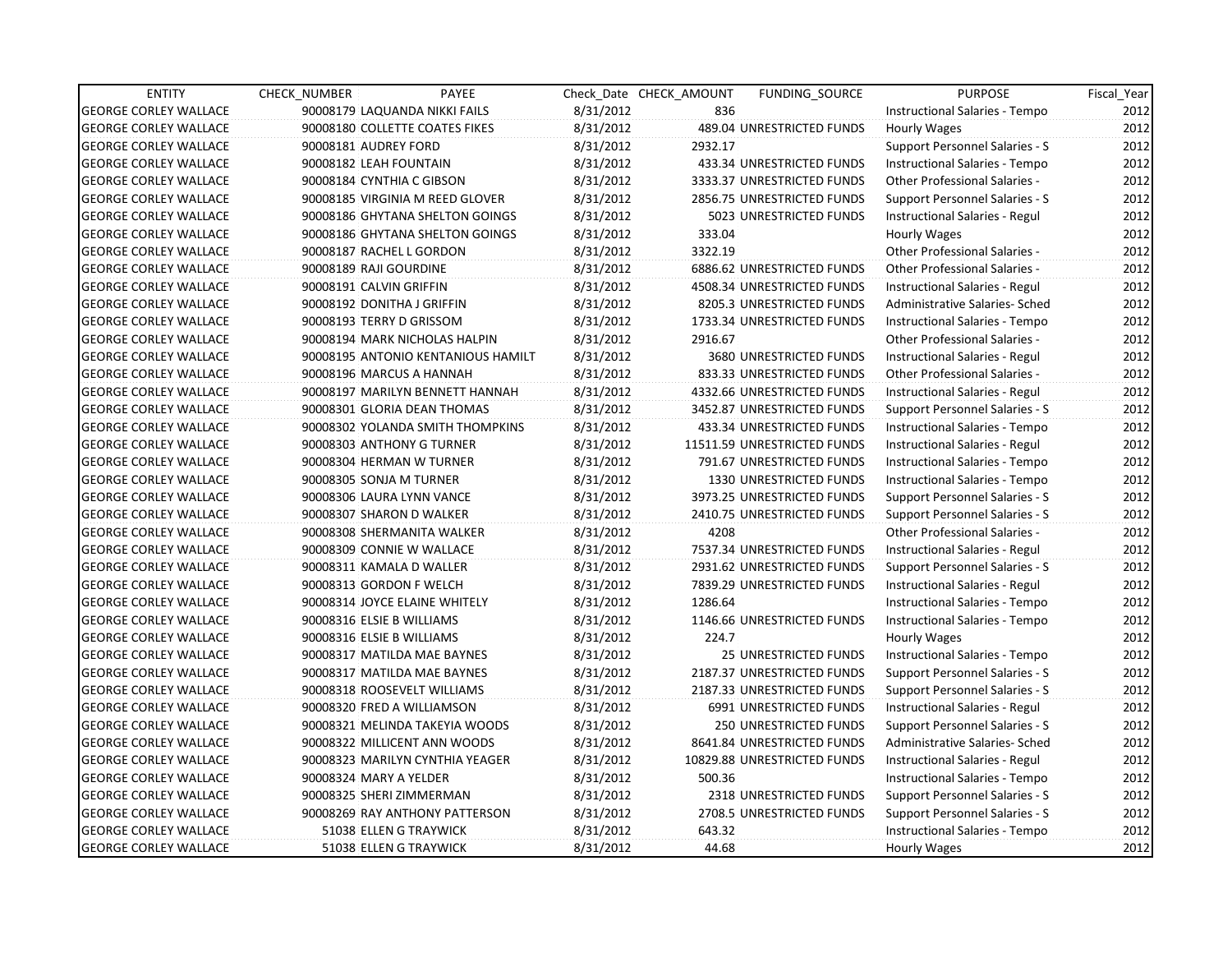| ENTITY | CHECK_NUMBER | PAYEE | Check_Date | CHECK_AMOUNT | FUNDING_SOURCE | PURPOSE | Fiscal_Year |
|---|---|---|---|---|---|---|---|
| GEORGE CORLEY WALLACE | 90008179 | LAQUANDA NIKKI FAILS | 8/31/2012 | 836 | | Instructional Salaries - Tempo | 2012 |
| GEORGE CORLEY WALLACE | 90008180 | COLLETTE COATES FIKES | 8/31/2012 | 489.04 | UNRESTRICTED FUNDS | Hourly Wages | 2012 |
| GEORGE CORLEY WALLACE | 90008181 | AUDREY FORD | 8/31/2012 | 2932.17 | | Support Personnel Salaries - S | 2012 |
| GEORGE CORLEY WALLACE | 90008182 | LEAH FOUNTAIN | 8/31/2012 | 433.34 | UNRESTRICTED FUNDS | Instructional Salaries - Tempo | 2012 |
| GEORGE CORLEY WALLACE | 90008184 | CYNTHIA C GIBSON | 8/31/2012 | 3333.37 | UNRESTRICTED FUNDS | Other Professional Salaries - | 2012 |
| GEORGE CORLEY WALLACE | 90008185 | VIRGINIA M REED GLOVER | 8/31/2012 | 2856.75 | UNRESTRICTED FUNDS | Support Personnel Salaries - S | 2012 |
| GEORGE CORLEY WALLACE | 90008186 | GHYTANA SHELTON GOINGS | 8/31/2012 | 5023 | UNRESTRICTED FUNDS | Instructional Salaries - Regul | 2012 |
| GEORGE CORLEY WALLACE | 90008186 | GHYTANA SHELTON GOINGS | 8/31/2012 | 333.04 | | Hourly Wages | 2012 |
| GEORGE CORLEY WALLACE | 90008187 | RACHEL L GORDON | 8/31/2012 | 3322.19 | | Other Professional Salaries - | 2012 |
| GEORGE CORLEY WALLACE | 90008189 | RAJI GOURDINE | 8/31/2012 | 6886.62 | UNRESTRICTED FUNDS | Other Professional Salaries - | 2012 |
| GEORGE CORLEY WALLACE | 90008191 | CALVIN GRIFFIN | 8/31/2012 | 4508.34 | UNRESTRICTED FUNDS | Instructional Salaries - Regul | 2012 |
| GEORGE CORLEY WALLACE | 90008192 | DONITHA J GRIFFIN | 8/31/2012 | 8205.3 | UNRESTRICTED FUNDS | Administrative Salaries- Sched | 2012 |
| GEORGE CORLEY WALLACE | 90008193 | TERRY D GRISSOM | 8/31/2012 | 1733.34 | UNRESTRICTED FUNDS | Instructional Salaries - Tempo | 2012 |
| GEORGE CORLEY WALLACE | 90008194 | MARK NICHOLAS HALPIN | 8/31/2012 | 2916.67 | | Other Professional Salaries - | 2012 |
| GEORGE CORLEY WALLACE | 90008195 | ANTONIO KENTANIOUS HAMILT | 8/31/2012 | 3680 | UNRESTRICTED FUNDS | Instructional Salaries - Regul | 2012 |
| GEORGE CORLEY WALLACE | 90008196 | MARCUS A HANNAH | 8/31/2012 | 833.33 | UNRESTRICTED FUNDS | Other Professional Salaries - | 2012 |
| GEORGE CORLEY WALLACE | 90008197 | MARILYN BENNETT HANNAH | 8/31/2012 | 4332.66 | UNRESTRICTED FUNDS | Instructional Salaries - Regul | 2012 |
| GEORGE CORLEY WALLACE | 90008301 | GLORIA DEAN THOMAS | 8/31/2012 | 3452.87 | UNRESTRICTED FUNDS | Support Personnel Salaries - S | 2012 |
| GEORGE CORLEY WALLACE | 90008302 | YOLANDA SMITH THOMPKINS | 8/31/2012 | 433.34 | UNRESTRICTED FUNDS | Instructional Salaries - Tempo | 2012 |
| GEORGE CORLEY WALLACE | 90008303 | ANTHONY G TURNER | 8/31/2012 | 11511.59 | UNRESTRICTED FUNDS | Instructional Salaries - Regul | 2012 |
| GEORGE CORLEY WALLACE | 90008304 | HERMAN W TURNER | 8/31/2012 | 791.67 | UNRESTRICTED FUNDS | Instructional Salaries - Tempo | 2012 |
| GEORGE CORLEY WALLACE | 90008305 | SONJA M TURNER | 8/31/2012 | 1330 | UNRESTRICTED FUNDS | Instructional Salaries - Tempo | 2012 |
| GEORGE CORLEY WALLACE | 90008306 | LAURA LYNN VANCE | 8/31/2012 | 3973.25 | UNRESTRICTED FUNDS | Support Personnel Salaries - S | 2012 |
| GEORGE CORLEY WALLACE | 90008307 | SHARON D WALKER | 8/31/2012 | 2410.75 | UNRESTRICTED FUNDS | Support Personnel Salaries - S | 2012 |
| GEORGE CORLEY WALLACE | 90008308 | SHERMANITA WALKER | 8/31/2012 | 4208 | | Other Professional Salaries - | 2012 |
| GEORGE CORLEY WALLACE | 90008309 | CONNIE W WALLACE | 8/31/2012 | 7537.34 | UNRESTRICTED FUNDS | Instructional Salaries - Regul | 2012 |
| GEORGE CORLEY WALLACE | 90008311 | KAMALA D WALLER | 8/31/2012 | 2931.62 | UNRESTRICTED FUNDS | Support Personnel Salaries - S | 2012 |
| GEORGE CORLEY WALLACE | 90008313 | GORDON F WELCH | 8/31/2012 | 7839.29 | UNRESTRICTED FUNDS | Instructional Salaries - Regul | 2012 |
| GEORGE CORLEY WALLACE | 90008314 | JOYCE ELAINE WHITELY | 8/31/2012 | 1286.64 | | Instructional Salaries - Tempo | 2012 |
| GEORGE CORLEY WALLACE | 90008316 | ELSIE B WILLIAMS | 8/31/2012 | 1146.66 | UNRESTRICTED FUNDS | Instructional Salaries - Tempo | 2012 |
| GEORGE CORLEY WALLACE | 90008316 | ELSIE B WILLIAMS | 8/31/2012 | 224.7 | | Hourly Wages | 2012 |
| GEORGE CORLEY WALLACE | 90008317 | MATILDA MAE BAYNES | 8/31/2012 | 25 | UNRESTRICTED FUNDS | Instructional Salaries - Tempo | 2012 |
| GEORGE CORLEY WALLACE | 90008317 | MATILDA MAE BAYNES | 8/31/2012 | 2187.37 | UNRESTRICTED FUNDS | Support Personnel Salaries - S | 2012 |
| GEORGE CORLEY WALLACE | 90008318 | ROOSEVELT WILLIAMS | 8/31/2012 | 2187.33 | UNRESTRICTED FUNDS | Support Personnel Salaries - S | 2012 |
| GEORGE CORLEY WALLACE | 90008320 | FRED A WILLIAMSON | 8/31/2012 | 6991 | UNRESTRICTED FUNDS | Instructional Salaries - Regul | 2012 |
| GEORGE CORLEY WALLACE | 90008321 | MELINDA TAKEYIA WOODS | 8/31/2012 | 250 | UNRESTRICTED FUNDS | Support Personnel Salaries - S | 2012 |
| GEORGE CORLEY WALLACE | 90008322 | MILLICENT ANN WOODS | 8/31/2012 | 8641.84 | UNRESTRICTED FUNDS | Administrative Salaries- Sched | 2012 |
| GEORGE CORLEY WALLACE | 90008323 | MARILYN CYNTHIA YEAGER | 8/31/2012 | 10829.88 | UNRESTRICTED FUNDS | Instructional Salaries - Regul | 2012 |
| GEORGE CORLEY WALLACE | 90008324 | MARY A YELDER | 8/31/2012 | 500.36 | | Instructional Salaries - Tempo | 2012 |
| GEORGE CORLEY WALLACE | 90008325 | SHERI ZIMMERMAN | 8/31/2012 | 2318 | UNRESTRICTED FUNDS | Support Personnel Salaries - S | 2012 |
| GEORGE CORLEY WALLACE | 90008269 | RAY ANTHONY PATTERSON | 8/31/2012 | 2708.5 | UNRESTRICTED FUNDS | Support Personnel Salaries - S | 2012 |
| GEORGE CORLEY WALLACE | 51038 | ELLEN G TRAYWICK | 8/31/2012 | 643.32 | | Instructional Salaries - Tempo | 2012 |
| GEORGE CORLEY WALLACE | 51038 | ELLEN G TRAYWICK | 8/31/2012 | 44.68 | | Hourly Wages | 2012 |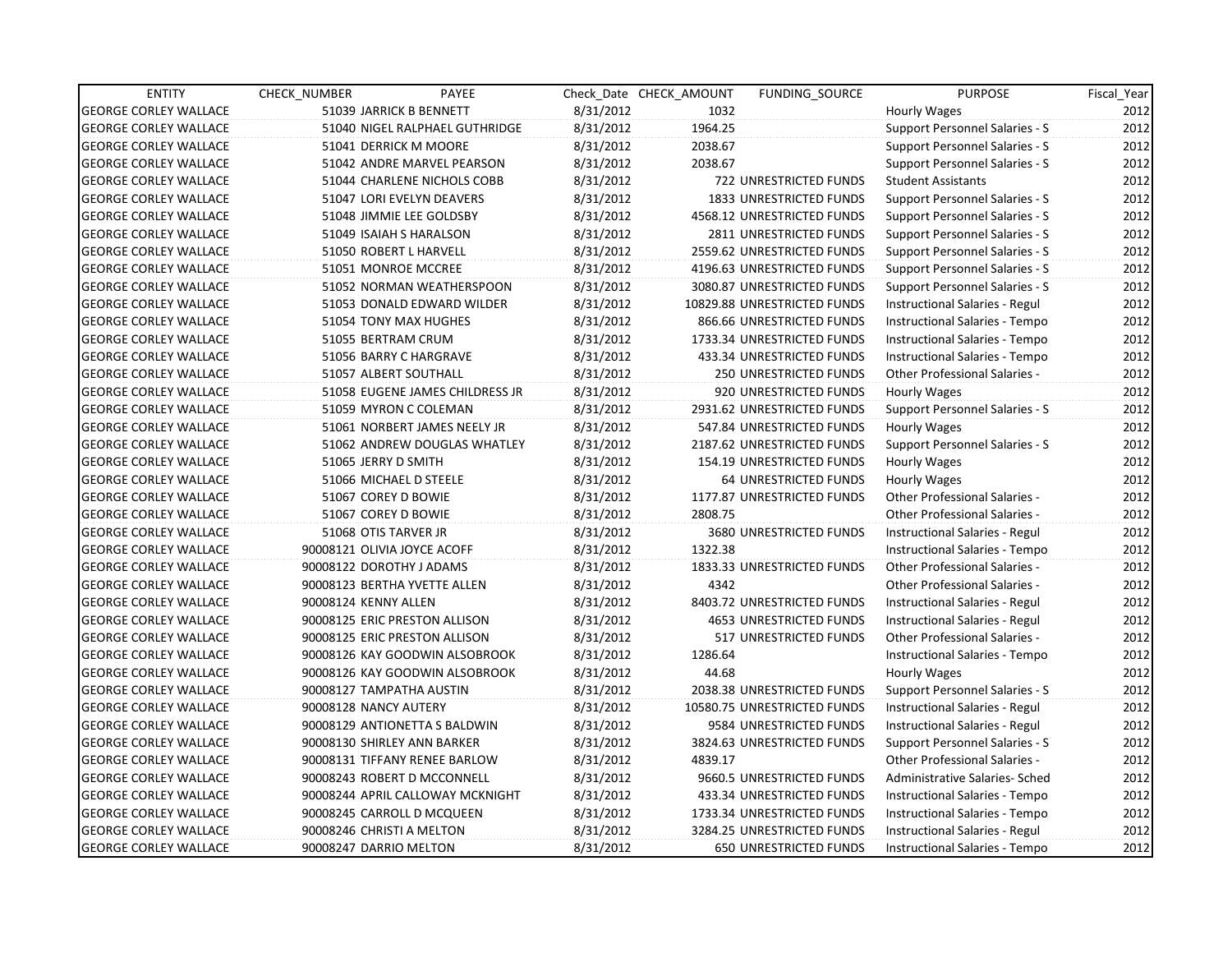| ENTITY | CHECK_NUMBER | PAYEE | Check_Date | CHECK_AMOUNT | FUNDING_SOURCE | PURPOSE | Fiscal_Year |
|---|---|---|---|---|---|---|---|
| GEORGE CORLEY WALLACE | 51039 | JARRICK B BENNETT | 8/31/2012 | 1032 | | Hourly Wages | 2012 |
| GEORGE CORLEY WALLACE | 51040 | NIGEL RALPHAEL GUTHRIDGE | 8/31/2012 | 1964.25 | | Support Personnel Salaries - S | 2012 |
| GEORGE CORLEY WALLACE | 51041 | DERRICK M MOORE | 8/31/2012 | 2038.67 | | Support Personnel Salaries - S | 2012 |
| GEORGE CORLEY WALLACE | 51042 | ANDRE MARVEL PEARSON | 8/31/2012 | 2038.67 | | Support Personnel Salaries - S | 2012 |
| GEORGE CORLEY WALLACE | 51044 | CHARLENE NICHOLS COBB | 8/31/2012 | 722 | UNRESTRICTED FUNDS | Student Assistants | 2012 |
| GEORGE CORLEY WALLACE | 51047 | LORI EVELYN DEAVERS | 8/31/2012 | 1833 | UNRESTRICTED FUNDS | Support Personnel Salaries - S | 2012 |
| GEORGE CORLEY WALLACE | 51048 | JIMMIE LEE GOLDSBY | 8/31/2012 | 4568.12 | UNRESTRICTED FUNDS | Support Personnel Salaries - S | 2012 |
| GEORGE CORLEY WALLACE | 51049 | ISAIAH S HARALSON | 8/31/2012 | 2811 | UNRESTRICTED FUNDS | Support Personnel Salaries - S | 2012 |
| GEORGE CORLEY WALLACE | 51050 | ROBERT L HARVELL | 8/31/2012 | 2559.62 | UNRESTRICTED FUNDS | Support Personnel Salaries - S | 2012 |
| GEORGE CORLEY WALLACE | 51051 | MONROE MCCREE | 8/31/2012 | 4196.63 | UNRESTRICTED FUNDS | Support Personnel Salaries - S | 2012 |
| GEORGE CORLEY WALLACE | 51052 | NORMAN WEATHERSPOON | 8/31/2012 | 3080.87 | UNRESTRICTED FUNDS | Support Personnel Salaries - S | 2012 |
| GEORGE CORLEY WALLACE | 51053 | DONALD EDWARD WILDER | 8/31/2012 | 10829.88 | UNRESTRICTED FUNDS | Instructional Salaries - Regul | 2012 |
| GEORGE CORLEY WALLACE | 51054 | TONY MAX HUGHES | 8/31/2012 | 866.66 | UNRESTRICTED FUNDS | Instructional Salaries - Tempo | 2012 |
| GEORGE CORLEY WALLACE | 51055 | BERTRAM CRUM | 8/31/2012 | 1733.34 | UNRESTRICTED FUNDS | Instructional Salaries - Tempo | 2012 |
| GEORGE CORLEY WALLACE | 51056 | BARRY C HARGRAVE | 8/31/2012 | 433.34 | UNRESTRICTED FUNDS | Instructional Salaries - Tempo | 2012 |
| GEORGE CORLEY WALLACE | 51057 | ALBERT SOUTHALL | 8/31/2012 | 250 | UNRESTRICTED FUNDS | Other Professional Salaries - | 2012 |
| GEORGE CORLEY WALLACE | 51058 | EUGENE JAMES CHILDRESS JR | 8/31/2012 | 920 | UNRESTRICTED FUNDS | Hourly Wages | 2012 |
| GEORGE CORLEY WALLACE | 51059 | MYRON C COLEMAN | 8/31/2012 | 2931.62 | UNRESTRICTED FUNDS | Support Personnel Salaries - S | 2012 |
| GEORGE CORLEY WALLACE | 51061 | NORBERT JAMES NEELY JR | 8/31/2012 | 547.84 | UNRESTRICTED FUNDS | Hourly Wages | 2012 |
| GEORGE CORLEY WALLACE | 51062 | ANDREW DOUGLAS WHATLEY | 8/31/2012 | 2187.62 | UNRESTRICTED FUNDS | Support Personnel Salaries - S | 2012 |
| GEORGE CORLEY WALLACE | 51065 | JERRY D SMITH | 8/31/2012 | 154.19 | UNRESTRICTED FUNDS | Hourly Wages | 2012 |
| GEORGE CORLEY WALLACE | 51066 | MICHAEL D STEELE | 8/31/2012 | 64 | UNRESTRICTED FUNDS | Hourly Wages | 2012 |
| GEORGE CORLEY WALLACE | 51067 | COREY D BOWIE | 8/31/2012 | 1177.87 | UNRESTRICTED FUNDS | Other Professional Salaries - | 2012 |
| GEORGE CORLEY WALLACE | 51067 | COREY D BOWIE | 8/31/2012 | 2808.75 | | Other Professional Salaries - | 2012 |
| GEORGE CORLEY WALLACE | 51068 | OTIS TARVER JR | 8/31/2012 | 3680 | UNRESTRICTED FUNDS | Instructional Salaries - Regul | 2012 |
| GEORGE CORLEY WALLACE | 90008121 | OLIVIA JOYCE ACOFF | 8/31/2012 | 1322.38 | | Instructional Salaries - Tempo | 2012 |
| GEORGE CORLEY WALLACE | 90008122 | DOROTHY J ADAMS | 8/31/2012 | 1833.33 | UNRESTRICTED FUNDS | Other Professional Salaries - | 2012 |
| GEORGE CORLEY WALLACE | 90008123 | BERTHA YVETTE ALLEN | 8/31/2012 | 4342 | | Other Professional Salaries - | 2012 |
| GEORGE CORLEY WALLACE | 90008124 | KENNY ALLEN | 8/31/2012 | 8403.72 | UNRESTRICTED FUNDS | Instructional Salaries - Regul | 2012 |
| GEORGE CORLEY WALLACE | 90008125 | ERIC PRESTON ALLISON | 8/31/2012 | 4653 | UNRESTRICTED FUNDS | Instructional Salaries - Regul | 2012 |
| GEORGE CORLEY WALLACE | 90008125 | ERIC PRESTON ALLISON | 8/31/2012 | 517 | UNRESTRICTED FUNDS | Other Professional Salaries - | 2012 |
| GEORGE CORLEY WALLACE | 90008126 | KAY GOODWIN ALSOBROOK | 8/31/2012 | 1286.64 | | Instructional Salaries - Tempo | 2012 |
| GEORGE CORLEY WALLACE | 90008126 | KAY GOODWIN ALSOBROOK | 8/31/2012 | 44.68 | | Hourly Wages | 2012 |
| GEORGE CORLEY WALLACE | 90008127 | TAMPATHA AUSTIN | 8/31/2012 | 2038.38 | UNRESTRICTED FUNDS | Support Personnel Salaries - S | 2012 |
| GEORGE CORLEY WALLACE | 90008128 | NANCY AUTERY | 8/31/2012 | 10580.75 | UNRESTRICTED FUNDS | Instructional Salaries - Regul | 2012 |
| GEORGE CORLEY WALLACE | 90008129 | ANTIONETTA S BALDWIN | 8/31/2012 | 9584 | UNRESTRICTED FUNDS | Instructional Salaries - Regul | 2012 |
| GEORGE CORLEY WALLACE | 90008130 | SHIRLEY ANN BARKER | 8/31/2012 | 3824.63 | UNRESTRICTED FUNDS | Support Personnel Salaries - S | 2012 |
| GEORGE CORLEY WALLACE | 90008131 | TIFFANY RENEE BARLOW | 8/31/2012 | 4839.17 | | Other Professional Salaries - | 2012 |
| GEORGE CORLEY WALLACE | 90008243 | ROBERT D MCCONNELL | 8/31/2012 | 9660.5 | UNRESTRICTED FUNDS | Administrative Salaries- Sched | 2012 |
| GEORGE CORLEY WALLACE | 90008244 | APRIL CALLOWAY MCKNIGHT | 8/31/2012 | 433.34 | UNRESTRICTED FUNDS | Instructional Salaries - Tempo | 2012 |
| GEORGE CORLEY WALLACE | 90008245 | CARROLL D MCQUEEN | 8/31/2012 | 1733.34 | UNRESTRICTED FUNDS | Instructional Salaries - Tempo | 2012 |
| GEORGE CORLEY WALLACE | 90008246 | CHRISTI A MELTON | 8/31/2012 | 3284.25 | UNRESTRICTED FUNDS | Instructional Salaries - Regul | 2012 |
| GEORGE CORLEY WALLACE | 90008247 | DARRIO MELTON | 8/31/2012 | 650 | UNRESTRICTED FUNDS | Instructional Salaries - Tempo | 2012 |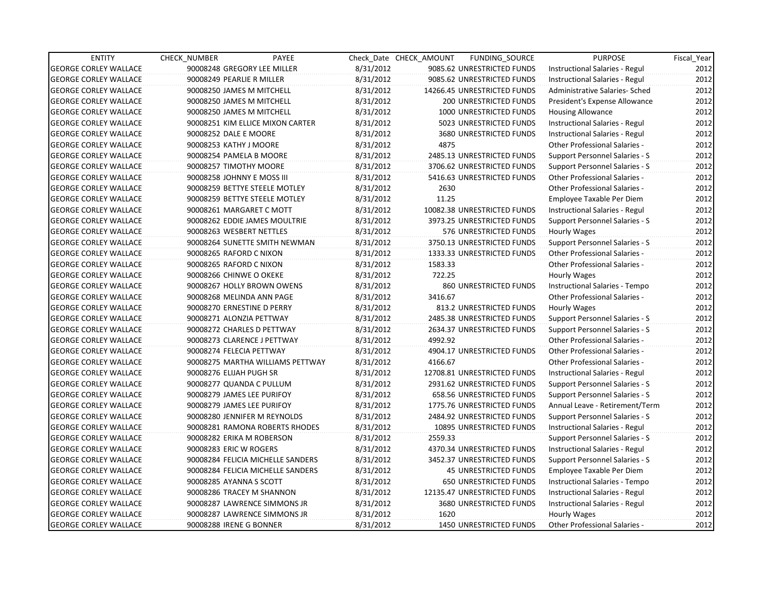| ENTITY | CHECK_NUMBER | PAYEE | Check_Date | CHECK_AMOUNT | FUNDING_SOURCE | PURPOSE | Fiscal_Year |
|---|---|---|---|---|---|---|---|
| GEORGE CORLEY WALLACE | 90008248 | GREGORY LEE MILLER | 8/31/2012 | 9085.62 | UNRESTRICTED FUNDS | Instructional Salaries - Regul | 2012 |
| GEORGE CORLEY WALLACE | 90008249 | PEARLIE R MILLER | 8/31/2012 | 9085.62 | UNRESTRICTED FUNDS | Instructional Salaries - Regul | 2012 |
| GEORGE CORLEY WALLACE | 90008250 | JAMES M MITCHELL | 8/31/2012 | 14266.45 | UNRESTRICTED FUNDS | Administrative Salaries- Sched | 2012 |
| GEORGE CORLEY WALLACE | 90008250 | JAMES M MITCHELL | 8/31/2012 | 200 | UNRESTRICTED FUNDS | President's Expense Allowance | 2012 |
| GEORGE CORLEY WALLACE | 90008250 | JAMES M MITCHELL | 8/31/2012 | 1000 | UNRESTRICTED FUNDS | Housing Allowance | 2012 |
| GEORGE CORLEY WALLACE | 90008251 | KIM ELLICE MIXON CARTER | 8/31/2012 | 5023 | UNRESTRICTED FUNDS | Instructional Salaries - Regul | 2012 |
| GEORGE CORLEY WALLACE | 90008252 | DALE E MOORE | 8/31/2012 | 3680 | UNRESTRICTED FUNDS | Instructional Salaries - Regul | 2012 |
| GEORGE CORLEY WALLACE | 90008253 | KATHY J MOORE | 8/31/2012 | 4875 | | Other Professional Salaries - | 2012 |
| GEORGE CORLEY WALLACE | 90008254 | PAMELA B MOORE | 8/31/2012 | 2485.13 | UNRESTRICTED FUNDS | Support Personnel Salaries - S | 2012 |
| GEORGE CORLEY WALLACE | 90008257 | TIMOTHY MOORE | 8/31/2012 | 3706.62 | UNRESTRICTED FUNDS | Support Personnel Salaries - S | 2012 |
| GEORGE CORLEY WALLACE | 90008258 | JOHNNY E MOSS III | 8/31/2012 | 5416.63 | UNRESTRICTED FUNDS | Other Professional Salaries - | 2012 |
| GEORGE CORLEY WALLACE | 90008259 | BETTYE STEELE MOTLEY | 8/31/2012 | 2630 | | Other Professional Salaries - | 2012 |
| GEORGE CORLEY WALLACE | 90008259 | BETTYE STEELE MOTLEY | 8/31/2012 | 11.25 | | Employee Taxable Per Diem | 2012 |
| GEORGE CORLEY WALLACE | 90008261 | MARGARET C MOTT | 8/31/2012 | 10082.38 | UNRESTRICTED FUNDS | Instructional Salaries - Regul | 2012 |
| GEORGE CORLEY WALLACE | 90008262 | EDDIE JAMES MOULTRIE | 8/31/2012 | 3973.25 | UNRESTRICTED FUNDS | Support Personnel Salaries - S | 2012 |
| GEORGE CORLEY WALLACE | 90008263 | WESBERT NETTLES | 8/31/2012 | 576 | UNRESTRICTED FUNDS | Hourly Wages | 2012 |
| GEORGE CORLEY WALLACE | 90008264 | SUNETTE SMITH NEWMAN | 8/31/2012 | 3750.13 | UNRESTRICTED FUNDS | Support Personnel Salaries - S | 2012 |
| GEORGE CORLEY WALLACE | 90008265 | RAFORD C NIXON | 8/31/2012 | 1333.33 | UNRESTRICTED FUNDS | Other Professional Salaries - | 2012 |
| GEORGE CORLEY WALLACE | 90008265 | RAFORD C NIXON | 8/31/2012 | 1583.33 | | Other Professional Salaries - | 2012 |
| GEORGE CORLEY WALLACE | 90008266 | CHINWE O OKEKE | 8/31/2012 | 722.25 | | Hourly Wages | 2012 |
| GEORGE CORLEY WALLACE | 90008267 | HOLLY BROWN OWENS | 8/31/2012 | 860 | UNRESTRICTED FUNDS | Instructional Salaries - Tempo | 2012 |
| GEORGE CORLEY WALLACE | 90008268 | MELINDA ANN PAGE | 8/31/2012 | 3416.67 | | Other Professional Salaries - | 2012 |
| GEORGE CORLEY WALLACE | 90008270 | ERNESTINE D PERRY | 8/31/2012 | 813.2 | UNRESTRICTED FUNDS | Hourly Wages | 2012 |
| GEORGE CORLEY WALLACE | 90008271 | ALONZIA PETTWAY | 8/31/2012 | 2485.38 | UNRESTRICTED FUNDS | Support Personnel Salaries - S | 2012 |
| GEORGE CORLEY WALLACE | 90008272 | CHARLES D PETTWAY | 8/31/2012 | 2634.37 | UNRESTRICTED FUNDS | Support Personnel Salaries - S | 2012 |
| GEORGE CORLEY WALLACE | 90008273 | CLARENCE J PETTWAY | 8/31/2012 | 4992.92 | | Other Professional Salaries - | 2012 |
| GEORGE CORLEY WALLACE | 90008274 | FELECIA PETTWAY | 8/31/2012 | 4904.17 | UNRESTRICTED FUNDS | Other Professional Salaries - | 2012 |
| GEORGE CORLEY WALLACE | 90008275 | MARTHA WILLIAMS PETTWAY | 8/31/2012 | 4166.67 | | Other Professional Salaries - | 2012 |
| GEORGE CORLEY WALLACE | 90008276 | ELIJAH PUGH SR | 8/31/2012 | 12708.81 | UNRESTRICTED FUNDS | Instructional Salaries - Regul | 2012 |
| GEORGE CORLEY WALLACE | 90008277 | QUANDA C PULLUM | 8/31/2012 | 2931.62 | UNRESTRICTED FUNDS | Support Personnel Salaries - S | 2012 |
| GEORGE CORLEY WALLACE | 90008279 | JAMES LEE PURIFOY | 8/31/2012 | 658.56 | UNRESTRICTED FUNDS | Support Personnel Salaries - S | 2012 |
| GEORGE CORLEY WALLACE | 90008279 | JAMES LEE PURIFOY | 8/31/2012 | 1775.76 | UNRESTRICTED FUNDS | Annual Leave - Retirement/Term | 2012 |
| GEORGE CORLEY WALLACE | 90008280 | JENNIFER M REYNOLDS | 8/31/2012 | 2484.92 | UNRESTRICTED FUNDS | Support Personnel Salaries - S | 2012 |
| GEORGE CORLEY WALLACE | 90008281 | RAMONA ROBERTS RHODES | 8/31/2012 | 10895 | UNRESTRICTED FUNDS | Instructional Salaries - Regul | 2012 |
| GEORGE CORLEY WALLACE | 90008282 | ERIKA M ROBERSON | 8/31/2012 | 2559.33 | | Support Personnel Salaries - S | 2012 |
| GEORGE CORLEY WALLACE | 90008283 | ERIC W ROGERS | 8/31/2012 | 4370.34 | UNRESTRICTED FUNDS | Instructional Salaries - Regul | 2012 |
| GEORGE CORLEY WALLACE | 90008284 | FELICIA MICHELLE SANDERS | 8/31/2012 | 3452.37 | UNRESTRICTED FUNDS | Support Personnel Salaries - S | 2012 |
| GEORGE CORLEY WALLACE | 90008284 | FELICIA MICHELLE SANDERS | 8/31/2012 | 45 | UNRESTRICTED FUNDS | Employee Taxable Per Diem | 2012 |
| GEORGE CORLEY WALLACE | 90008285 | AYANNA S SCOTT | 8/31/2012 | 650 | UNRESTRICTED FUNDS | Instructional Salaries - Tempo | 2012 |
| GEORGE CORLEY WALLACE | 90008286 | TRACEY M SHANNON | 8/31/2012 | 12135.47 | UNRESTRICTED FUNDS | Instructional Salaries - Regul | 2012 |
| GEORGE CORLEY WALLACE | 90008287 | LAWRENCE SIMMONS JR | 8/31/2012 | 3680 | UNRESTRICTED FUNDS | Instructional Salaries - Regul | 2012 |
| GEORGE CORLEY WALLACE | 90008287 | LAWRENCE SIMMONS JR | 8/31/2012 | 1620 | | Hourly Wages | 2012 |
| GEORGE CORLEY WALLACE | 90008288 | IRENE G BONNER | 8/31/2012 | 1450 | UNRESTRICTED FUNDS | Other Professional Salaries - | 2012 |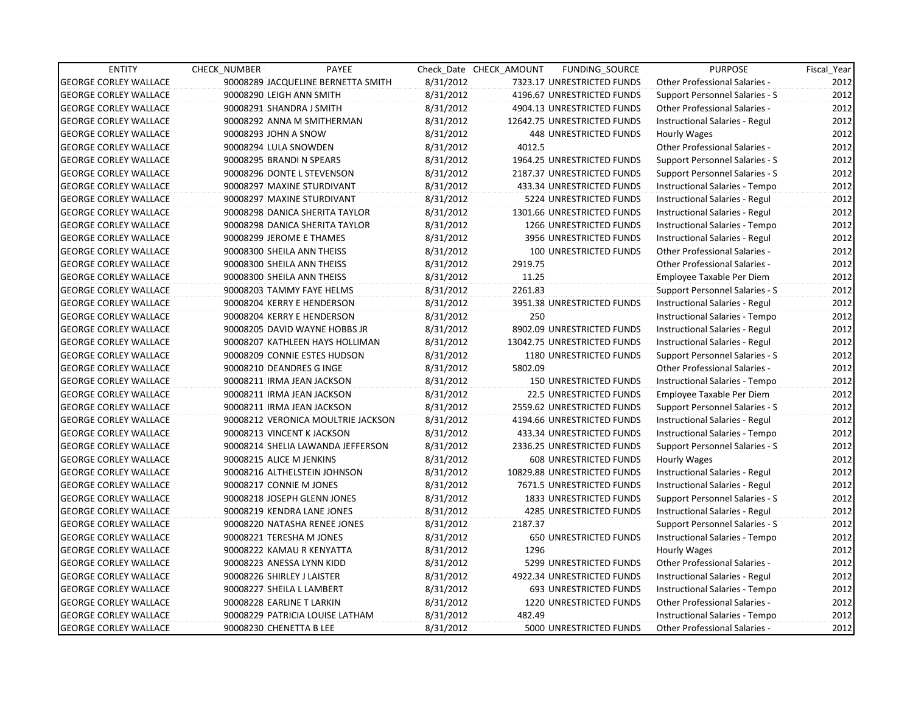| ENTITY | CHECK_NUMBER | PAYEE | Check_Date | CHECK_AMOUNT | FUNDING_SOURCE | PURPOSE | Fiscal_Year |
|---|---|---|---|---|---|---|---|
| GEORGE CORLEY WALLACE | 90008289 | JACQUELINE BERNETTA SMITH | 8/31/2012 | 7323.17 | UNRESTRICTED FUNDS | Other Professional Salaries - | 2012 |
| GEORGE CORLEY WALLACE | 90008290 | LEIGH ANN SMITH | 8/31/2012 | 4196.67 | UNRESTRICTED FUNDS | Support Personnel Salaries - S | 2012 |
| GEORGE CORLEY WALLACE | 90008291 | SHANDRA J SMITH | 8/31/2012 | 4904.13 | UNRESTRICTED FUNDS | Other Professional Salaries - | 2012 |
| GEORGE CORLEY WALLACE | 90008292 | ANNA M SMITHERMAN | 8/31/2012 | 12642.75 | UNRESTRICTED FUNDS | Instructional Salaries - Regul | 2012 |
| GEORGE CORLEY WALLACE | 90008293 | JOHN A SNOW | 8/31/2012 | 448 | UNRESTRICTED FUNDS | Hourly Wages | 2012 |
| GEORGE CORLEY WALLACE | 90008294 | LULA SNOWDEN | 8/31/2012 | 4012.5 | | Other Professional Salaries - | 2012 |
| GEORGE CORLEY WALLACE | 90008295 | BRANDI N SPEARS | 8/31/2012 | 1964.25 | UNRESTRICTED FUNDS | Support Personnel Salaries - S | 2012 |
| GEORGE CORLEY WALLACE | 90008296 | DONTE L STEVENSON | 8/31/2012 | 2187.37 | UNRESTRICTED FUNDS | Support Personnel Salaries - S | 2012 |
| GEORGE CORLEY WALLACE | 90008297 | MAXINE STURDIVANT | 8/31/2012 | 433.34 | UNRESTRICTED FUNDS | Instructional Salaries - Tempo | 2012 |
| GEORGE CORLEY WALLACE | 90008297 | MAXINE STURDIVANT | 8/31/2012 | 5224 | UNRESTRICTED FUNDS | Instructional Salaries - Regul | 2012 |
| GEORGE CORLEY WALLACE | 90008298 | DANICA SHERITA TAYLOR | 8/31/2012 | 1301.66 | UNRESTRICTED FUNDS | Instructional Salaries - Regul | 2012 |
| GEORGE CORLEY WALLACE | 90008298 | DANICA SHERITA TAYLOR | 8/31/2012 | 1266 | UNRESTRICTED FUNDS | Instructional Salaries - Tempo | 2012 |
| GEORGE CORLEY WALLACE | 90008299 | JEROME E THAMES | 8/31/2012 | 3956 | UNRESTRICTED FUNDS | Instructional Salaries - Regul | 2012 |
| GEORGE CORLEY WALLACE | 90008300 | SHEILA ANN THEISS | 8/31/2012 | 100 | UNRESTRICTED FUNDS | Other Professional Salaries - | 2012 |
| GEORGE CORLEY WALLACE | 90008300 | SHEILA ANN THEISS | 8/31/2012 | 2919.75 | | Other Professional Salaries - | 2012 |
| GEORGE CORLEY WALLACE | 90008300 | SHEILA ANN THEISS | 8/31/2012 | 11.25 | | Employee Taxable Per Diem | 2012 |
| GEORGE CORLEY WALLACE | 90008203 | TAMMY FAYE HELMS | 8/31/2012 | 2261.83 | | Support Personnel Salaries - S | 2012 |
| GEORGE CORLEY WALLACE | 90008204 | KERRY E HENDERSON | 8/31/2012 | 3951.38 | UNRESTRICTED FUNDS | Instructional Salaries - Regul | 2012 |
| GEORGE CORLEY WALLACE | 90008204 | KERRY E HENDERSON | 8/31/2012 | 250 | | Instructional Salaries - Tempo | 2012 |
| GEORGE CORLEY WALLACE | 90008205 | DAVID WAYNE HOBBS JR | 8/31/2012 | 8902.09 | UNRESTRICTED FUNDS | Instructional Salaries - Regul | 2012 |
| GEORGE CORLEY WALLACE | 90008207 | KATHLEEN HAYS HOLLIMAN | 8/31/2012 | 13042.75 | UNRESTRICTED FUNDS | Instructional Salaries - Regul | 2012 |
| GEORGE CORLEY WALLACE | 90008209 | CONNIE ESTES HUDSON | 8/31/2012 | 1180 | UNRESTRICTED FUNDS | Support Personnel Salaries - S | 2012 |
| GEORGE CORLEY WALLACE | 90008210 | DEANDRES G INGE | 8/31/2012 | 5802.09 | | Other Professional Salaries - | 2012 |
| GEORGE CORLEY WALLACE | 90008211 | IRMA JEAN JACKSON | 8/31/2012 | 150 | UNRESTRICTED FUNDS | Instructional Salaries - Tempo | 2012 |
| GEORGE CORLEY WALLACE | 90008211 | IRMA JEAN JACKSON | 8/31/2012 | 22.5 | UNRESTRICTED FUNDS | Employee Taxable Per Diem | 2012 |
| GEORGE CORLEY WALLACE | 90008211 | IRMA JEAN JACKSON | 8/31/2012 | 2559.62 | UNRESTRICTED FUNDS | Support Personnel Salaries - S | 2012 |
| GEORGE CORLEY WALLACE | 90008212 | VERONICA MOULTRIE JACKSON | 8/31/2012 | 4194.66 | UNRESTRICTED FUNDS | Instructional Salaries - Regul | 2012 |
| GEORGE CORLEY WALLACE | 90008213 | VINCENT K JACKSON | 8/31/2012 | 433.34 | UNRESTRICTED FUNDS | Instructional Salaries - Tempo | 2012 |
| GEORGE CORLEY WALLACE | 90008214 | SHELIA LAWANDA JEFFERSON | 8/31/2012 | 2336.25 | UNRESTRICTED FUNDS | Support Personnel Salaries - S | 2012 |
| GEORGE CORLEY WALLACE | 90008215 | ALICE M JENKINS | 8/31/2012 | 608 | UNRESTRICTED FUNDS | Hourly Wages | 2012 |
| GEORGE CORLEY WALLACE | 90008216 | ALTHELSTEIN JOHNSON | 8/31/2012 | 10829.88 | UNRESTRICTED FUNDS | Instructional Salaries - Regul | 2012 |
| GEORGE CORLEY WALLACE | 90008217 | CONNIE M JONES | 8/31/2012 | 7671.5 | UNRESTRICTED FUNDS | Instructional Salaries - Regul | 2012 |
| GEORGE CORLEY WALLACE | 90008218 | JOSEPH GLENN JONES | 8/31/2012 | 1833 | UNRESTRICTED FUNDS | Support Personnel Salaries - S | 2012 |
| GEORGE CORLEY WALLACE | 90008219 | KENDRA LANE JONES | 8/31/2012 | 4285 | UNRESTRICTED FUNDS | Instructional Salaries - Regul | 2012 |
| GEORGE CORLEY WALLACE | 90008220 | NATASHA RENEE JONES | 8/31/2012 | 2187.37 | | Support Personnel Salaries - S | 2012 |
| GEORGE CORLEY WALLACE | 90008221 | TERESHA M JONES | 8/31/2012 | 650 | UNRESTRICTED FUNDS | Instructional Salaries - Tempo | 2012 |
| GEORGE CORLEY WALLACE | 90008222 | KAMAU R KENYATTA | 8/31/2012 | 1296 | | Hourly Wages | 2012 |
| GEORGE CORLEY WALLACE | 90008223 | ANESSA LYNN KIDD | 8/31/2012 | 5299 | UNRESTRICTED FUNDS | Other Professional Salaries - | 2012 |
| GEORGE CORLEY WALLACE | 90008226 | SHIRLEY J LAISTER | 8/31/2012 | 4922.34 | UNRESTRICTED FUNDS | Instructional Salaries - Regul | 2012 |
| GEORGE CORLEY WALLACE | 90008227 | SHEILA L LAMBERT | 8/31/2012 | 693 | UNRESTRICTED FUNDS | Instructional Salaries - Tempo | 2012 |
| GEORGE CORLEY WALLACE | 90008228 | EARLINE T LARKIN | 8/31/2012 | 1220 | UNRESTRICTED FUNDS | Other Professional Salaries - | 2012 |
| GEORGE CORLEY WALLACE | 90008229 | PATRICIA LOUISE LATHAM | 8/31/2012 | 482.49 | | Instructional Salaries - Tempo | 2012 |
| GEORGE CORLEY WALLACE | 90008230 | CHENETTA B LEE | 8/31/2012 | 5000 | UNRESTRICTED FUNDS | Other Professional Salaries - | 2012 |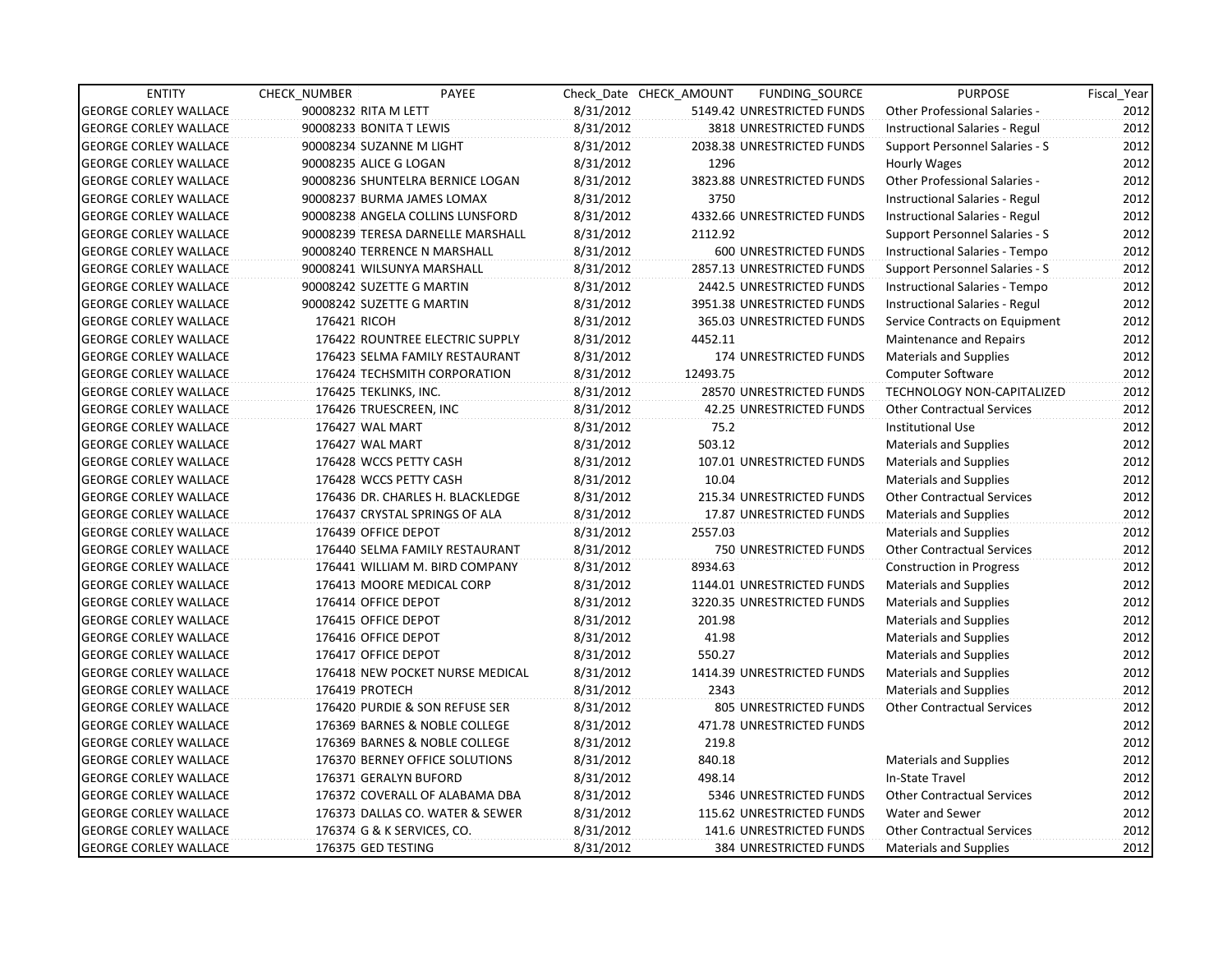| ENTITY | CHECK_NUMBER | PAYEE | Check_Date | CHECK_AMOUNT | FUNDING_SOURCE | PURPOSE | Fiscal_Year |
|---|---|---|---|---|---|---|---|
| GEORGE CORLEY WALLACE | 90008232 | RITA M LETT | 8/31/2012 | 5149.42 | UNRESTRICTED FUNDS | Other Professional Salaries - | 2012 |
| GEORGE CORLEY WALLACE | 90008233 | BONITA T LEWIS | 8/31/2012 | 3818 | UNRESTRICTED FUNDS | Instructional Salaries - Regul | 2012 |
| GEORGE CORLEY WALLACE | 90008234 | SUZANNE M LIGHT | 8/31/2012 | 2038.38 | UNRESTRICTED FUNDS | Support Personnel Salaries - S | 2012 |
| GEORGE CORLEY WALLACE | 90008235 | ALICE G LOGAN | 8/31/2012 | 1296 | | Hourly Wages | 2012 |
| GEORGE CORLEY WALLACE | 90008236 | SHUNTELRA BERNICE LOGAN | 8/31/2012 | 3823.88 | UNRESTRICTED FUNDS | Other Professional Salaries - | 2012 |
| GEORGE CORLEY WALLACE | 90008237 | BURMA JAMES LOMAX | 8/31/2012 | 3750 | | Instructional Salaries - Regul | 2012 |
| GEORGE CORLEY WALLACE | 90008238 | ANGELA COLLINS LUNSFORD | 8/31/2012 | 4332.66 | UNRESTRICTED FUNDS | Instructional Salaries - Regul | 2012 |
| GEORGE CORLEY WALLACE | 90008239 | TERESA DARNELLE MARSHALL | 8/31/2012 | 2112.92 | | Support Personnel Salaries - S | 2012 |
| GEORGE CORLEY WALLACE | 90008240 | TERRENCE N MARSHALL | 8/31/2012 | 600 | UNRESTRICTED FUNDS | Instructional Salaries - Tempo | 2012 |
| GEORGE CORLEY WALLACE | 90008241 | WILSUNYA MARSHALL | 8/31/2012 | 2857.13 | UNRESTRICTED FUNDS | Support Personnel Salaries - S | 2012 |
| GEORGE CORLEY WALLACE | 90008242 | SUZETTE G MARTIN | 8/31/2012 | 2442.5 | UNRESTRICTED FUNDS | Instructional Salaries - Tempo | 2012 |
| GEORGE CORLEY WALLACE | 90008242 | SUZETTE G MARTIN | 8/31/2012 | 3951.38 | UNRESTRICTED FUNDS | Instructional Salaries - Regul | 2012 |
| GEORGE CORLEY WALLACE | 176421 | RICOH | 8/31/2012 | 365.03 | UNRESTRICTED FUNDS | Service Contracts on Equipment | 2012 |
| GEORGE CORLEY WALLACE | 176422 | ROUNTREE ELECTRIC SUPPLY | 8/31/2012 | 4452.11 | | Maintenance and Repairs | 2012 |
| GEORGE CORLEY WALLACE | 176423 | SELMA FAMILY RESTAURANT | 8/31/2012 | 174 | UNRESTRICTED FUNDS | Materials and Supplies | 2012 |
| GEORGE CORLEY WALLACE | 176424 | TECHSMITH CORPORATION | 8/31/2012 | 12493.75 | | Computer Software | 2012 |
| GEORGE CORLEY WALLACE | 176425 | TEKLINKS, INC. | 8/31/2012 | 28570 | UNRESTRICTED FUNDS | TECHNOLOGY NON-CAPITALIZED | 2012 |
| GEORGE CORLEY WALLACE | 176426 | TRUESCREEN, INC | 8/31/2012 | 42.25 | UNRESTRICTED FUNDS | Other Contractual Services | 2012 |
| GEORGE CORLEY WALLACE | 176427 | WAL MART | 8/31/2012 | 75.2 | | Institutional Use | 2012 |
| GEORGE CORLEY WALLACE | 176427 | WAL MART | 8/31/2012 | 503.12 | | Materials and Supplies | 2012 |
| GEORGE CORLEY WALLACE | 176428 | WCCS PETTY CASH | 8/31/2012 | 107.01 | UNRESTRICTED FUNDS | Materials and Supplies | 2012 |
| GEORGE CORLEY WALLACE | 176428 | WCCS PETTY CASH | 8/31/2012 | 10.04 | | Materials and Supplies | 2012 |
| GEORGE CORLEY WALLACE | 176436 | DR. CHARLES H. BLACKLEDGE | 8/31/2012 | 215.34 | UNRESTRICTED FUNDS | Other Contractual Services | 2012 |
| GEORGE CORLEY WALLACE | 176437 | CRYSTAL SPRINGS OF ALA | 8/31/2012 | 17.87 | UNRESTRICTED FUNDS | Materials and Supplies | 2012 |
| GEORGE CORLEY WALLACE | 176439 | OFFICE DEPOT | 8/31/2012 | 2557.03 | | Materials and Supplies | 2012 |
| GEORGE CORLEY WALLACE | 176440 | SELMA FAMILY RESTAURANT | 8/31/2012 | 750 | UNRESTRICTED FUNDS | Other Contractual Services | 2012 |
| GEORGE CORLEY WALLACE | 176441 | WILLIAM M. BIRD COMPANY | 8/31/2012 | 8934.63 | | Construction in Progress | 2012 |
| GEORGE CORLEY WALLACE | 176413 | MOORE MEDICAL CORP | 8/31/2012 | 1144.01 | UNRESTRICTED FUNDS | Materials and Supplies | 2012 |
| GEORGE CORLEY WALLACE | 176414 | OFFICE DEPOT | 8/31/2012 | 3220.35 | UNRESTRICTED FUNDS | Materials and Supplies | 2012 |
| GEORGE CORLEY WALLACE | 176415 | OFFICE DEPOT | 8/31/2012 | 201.98 | | Materials and Supplies | 2012 |
| GEORGE CORLEY WALLACE | 176416 | OFFICE DEPOT | 8/31/2012 | 41.98 | | Materials and Supplies | 2012 |
| GEORGE CORLEY WALLACE | 176417 | OFFICE DEPOT | 8/31/2012 | 550.27 | | Materials and Supplies | 2012 |
| GEORGE CORLEY WALLACE | 176418 | NEW POCKET NURSE MEDICAL | 8/31/2012 | 1414.39 | UNRESTRICTED FUNDS | Materials and Supplies | 2012 |
| GEORGE CORLEY WALLACE | 176419 | PROTECH | 8/31/2012 | 2343 | | Materials and Supplies | 2012 |
| GEORGE CORLEY WALLACE | 176420 | PURDIE & SON REFUSE SER | 8/31/2012 | 805 | UNRESTRICTED FUNDS | Other Contractual Services | 2012 |
| GEORGE CORLEY WALLACE | 176369 | BARNES & NOBLE COLLEGE | 8/31/2012 | 471.78 | UNRESTRICTED FUNDS | | 2012 |
| GEORGE CORLEY WALLACE | 176369 | BARNES & NOBLE COLLEGE | 8/31/2012 | 219.8 | | | 2012 |
| GEORGE CORLEY WALLACE | 176370 | BERNEY OFFICE SOLUTIONS | 8/31/2012 | 840.18 | | Materials and Supplies | 2012 |
| GEORGE CORLEY WALLACE | 176371 | GERALYN BUFORD | 8/31/2012 | 498.14 | | In-State Travel | 2012 |
| GEORGE CORLEY WALLACE | 176372 | COVERALL OF ALABAMA DBA | 8/31/2012 | 5346 | UNRESTRICTED FUNDS | Other Contractual Services | 2012 |
| GEORGE CORLEY WALLACE | 176373 | DALLAS CO. WATER & SEWER | 8/31/2012 | 115.62 | UNRESTRICTED FUNDS | Water and Sewer | 2012 |
| GEORGE CORLEY WALLACE | 176374 | G & K SERVICES, CO. | 8/31/2012 | 141.6 | UNRESTRICTED FUNDS | Other Contractual Services | 2012 |
| GEORGE CORLEY WALLACE | 176375 | GED TESTING | 8/31/2012 | 384 | UNRESTRICTED FUNDS | Materials and Supplies | 2012 |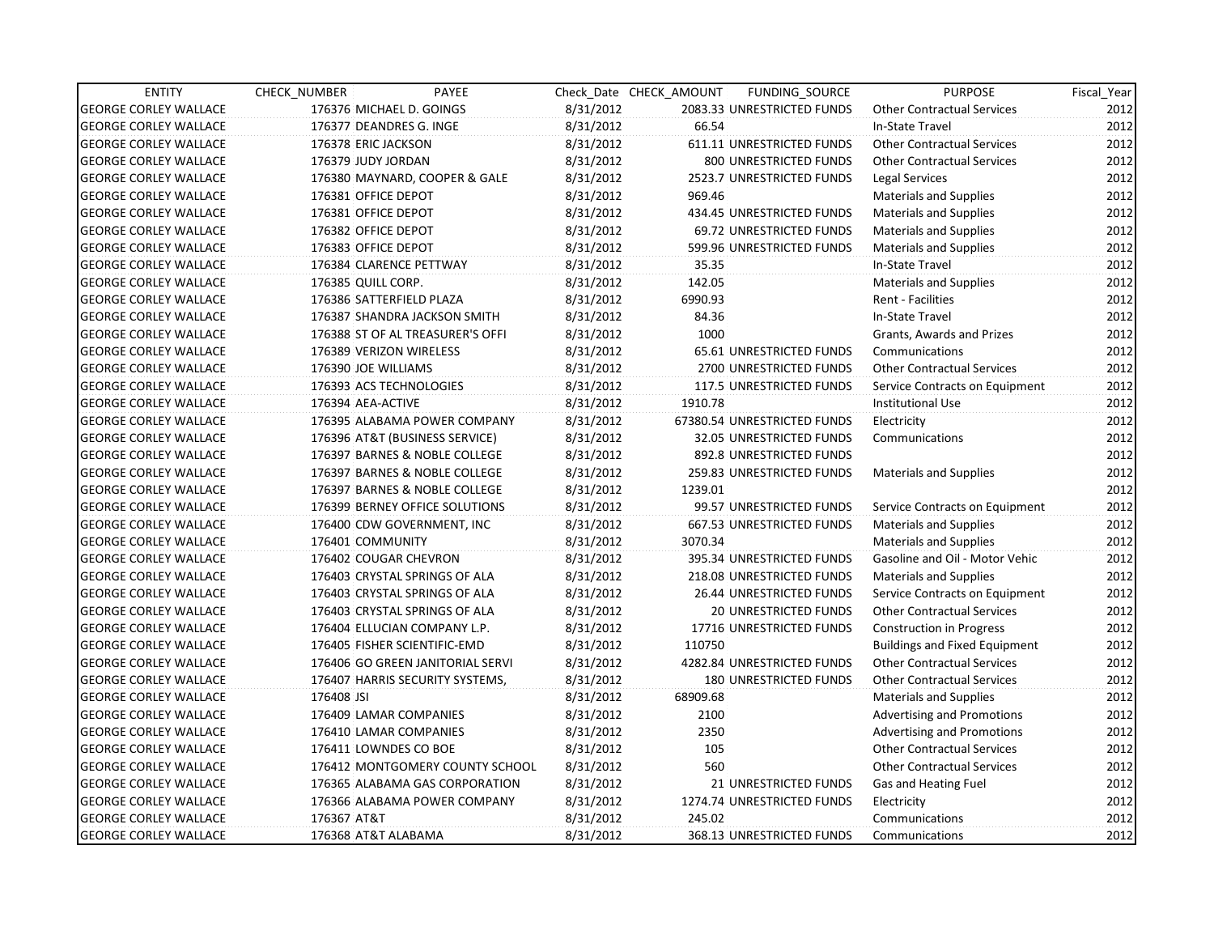| ENTITY | CHECK_NUMBER | PAYEE | Check_Date | CHECK_AMOUNT | FUNDING_SOURCE | PURPOSE | Fiscal_Year |
|---|---|---|---|---|---|---|---|
| GEORGE CORLEY WALLACE | 176376 | MICHAEL D. GOINGS | 8/31/2012 | 2083.33 | UNRESTRICTED FUNDS | Other Contractual Services | 2012 |
| GEORGE CORLEY WALLACE | 176377 | DEANDRES G. INGE | 8/31/2012 | 66.54 | | In-State Travel | 2012 |
| GEORGE CORLEY WALLACE | 176378 | ERIC JACKSON | 8/31/2012 | 611.11 | UNRESTRICTED FUNDS | Other Contractual Services | 2012 |
| GEORGE CORLEY WALLACE | 176379 | JUDY JORDAN | 8/31/2012 | 800 | UNRESTRICTED FUNDS | Other Contractual Services | 2012 |
| GEORGE CORLEY WALLACE | 176380 | MAYNARD, COOPER & GALE | 8/31/2012 | 2523.7 | UNRESTRICTED FUNDS | Legal Services | 2012 |
| GEORGE CORLEY WALLACE | 176381 | OFFICE DEPOT | 8/31/2012 | 969.46 | | Materials and Supplies | 2012 |
| GEORGE CORLEY WALLACE | 176381 | OFFICE DEPOT | 8/31/2012 | 434.45 | UNRESTRICTED FUNDS | Materials and Supplies | 2012 |
| GEORGE CORLEY WALLACE | 176382 | OFFICE DEPOT | 8/31/2012 | 69.72 | UNRESTRICTED FUNDS | Materials and Supplies | 2012 |
| GEORGE CORLEY WALLACE | 176383 | OFFICE DEPOT | 8/31/2012 | 599.96 | UNRESTRICTED FUNDS | Materials and Supplies | 2012 |
| GEORGE CORLEY WALLACE | 176384 | CLARENCE PETTWAY | 8/31/2012 | 35.35 | | In-State Travel | 2012 |
| GEORGE CORLEY WALLACE | 176385 | QUILL CORP. | 8/31/2012 | 142.05 | | Materials and Supplies | 2012 |
| GEORGE CORLEY WALLACE | 176386 | SATTERFIELD PLAZA | 8/31/2012 | 6990.93 | | Rent - Facilities | 2012 |
| GEORGE CORLEY WALLACE | 176387 | SHANDRA JACKSON SMITH | 8/31/2012 | 84.36 | | In-State Travel | 2012 |
| GEORGE CORLEY WALLACE | 176388 | ST OF AL TREASURER'S OFFI | 8/31/2012 | 1000 | | Grants, Awards and Prizes | 2012 |
| GEORGE CORLEY WALLACE | 176389 | VERIZON WIRELESS | 8/31/2012 | 65.61 | UNRESTRICTED FUNDS | Communications | 2012 |
| GEORGE CORLEY WALLACE | 176390 | JOE WILLIAMS | 8/31/2012 | 2700 | UNRESTRICTED FUNDS | Other Contractual Services | 2012 |
| GEORGE CORLEY WALLACE | 176393 | ACS TECHNOLOGIES | 8/31/2012 | 117.5 | UNRESTRICTED FUNDS | Service Contracts on Equipment | 2012 |
| GEORGE CORLEY WALLACE | 176394 | AEA-ACTIVE | 8/31/2012 | 1910.78 | | Institutional Use | 2012 |
| GEORGE CORLEY WALLACE | 176395 | ALABAMA POWER COMPANY | 8/31/2012 | 67380.54 | UNRESTRICTED FUNDS | Electricity | 2012 |
| GEORGE CORLEY WALLACE | 176396 | AT&T (BUSINESS SERVICE) | 8/31/2012 | 32.05 | UNRESTRICTED FUNDS | Communications | 2012 |
| GEORGE CORLEY WALLACE | 176397 | BARNES & NOBLE COLLEGE | 8/31/2012 | 892.8 | UNRESTRICTED FUNDS | | 2012 |
| GEORGE CORLEY WALLACE | 176397 | BARNES & NOBLE COLLEGE | 8/31/2012 | 259.83 | UNRESTRICTED FUNDS | Materials and Supplies | 2012 |
| GEORGE CORLEY WALLACE | 176397 | BARNES & NOBLE COLLEGE | 8/31/2012 | 1239.01 | | | 2012 |
| GEORGE CORLEY WALLACE | 176399 | BERNEY OFFICE SOLUTIONS | 8/31/2012 | 99.57 | UNRESTRICTED FUNDS | Service Contracts on Equipment | 2012 |
| GEORGE CORLEY WALLACE | 176400 | CDW GOVERNMENT, INC | 8/31/2012 | 667.53 | UNRESTRICTED FUNDS | Materials and Supplies | 2012 |
| GEORGE CORLEY WALLACE | 176401 | COMMUNITY | 8/31/2012 | 3070.34 | | Materials and Supplies | 2012 |
| GEORGE CORLEY WALLACE | 176402 | COUGAR CHEVRON | 8/31/2012 | 395.34 | UNRESTRICTED FUNDS | Gasoline and Oil - Motor Vehic | 2012 |
| GEORGE CORLEY WALLACE | 176403 | CRYSTAL SPRINGS OF ALA | 8/31/2012 | 218.08 | UNRESTRICTED FUNDS | Materials and Supplies | 2012 |
| GEORGE CORLEY WALLACE | 176403 | CRYSTAL SPRINGS OF ALA | 8/31/2012 | 26.44 | UNRESTRICTED FUNDS | Service Contracts on Equipment | 2012 |
| GEORGE CORLEY WALLACE | 176403 | CRYSTAL SPRINGS OF ALA | 8/31/2012 | 20 | UNRESTRICTED FUNDS | Other Contractual Services | 2012 |
| GEORGE CORLEY WALLACE | 176404 | ELLUCIAN COMPANY L.P. | 8/31/2012 | 17716 | UNRESTRICTED FUNDS | Construction in Progress | 2012 |
| GEORGE CORLEY WALLACE | 176405 | FISHER SCIENTIFIC-EMD | 8/31/2012 | 110750 | | Buildings and Fixed Equipment | 2012 |
| GEORGE CORLEY WALLACE | 176406 | GO GREEN JANITORIAL SERVI | 8/31/2012 | 4282.84 | UNRESTRICTED FUNDS | Other Contractual Services | 2012 |
| GEORGE CORLEY WALLACE | 176407 | HARRIS SECURITY SYSTEMS, | 8/31/2012 | 180 | UNRESTRICTED FUNDS | Other Contractual Services | 2012 |
| GEORGE CORLEY WALLACE | 176408 | JSI | 8/31/2012 | 68909.68 | | Materials and Supplies | 2012 |
| GEORGE CORLEY WALLACE | 176409 | LAMAR COMPANIES | 8/31/2012 | 2100 | | Advertising and Promotions | 2012 |
| GEORGE CORLEY WALLACE | 176410 | LAMAR COMPANIES | 8/31/2012 | 2350 | | Advertising and Promotions | 2012 |
| GEORGE CORLEY WALLACE | 176411 | LOWNDES CO BOE | 8/31/2012 | 105 | | Other Contractual Services | 2012 |
| GEORGE CORLEY WALLACE | 176412 | MONTGOMERY COUNTY SCHOOL | 8/31/2012 | 560 | | Other Contractual Services | 2012 |
| GEORGE CORLEY WALLACE | 176365 | ALABAMA GAS CORPORATION | 8/31/2012 | 21 | UNRESTRICTED FUNDS | Gas and Heating Fuel | 2012 |
| GEORGE CORLEY WALLACE | 176366 | ALABAMA POWER COMPANY | 8/31/2012 | 1274.74 | UNRESTRICTED FUNDS | Electricity | 2012 |
| GEORGE CORLEY WALLACE | 176367 | AT&T | 8/31/2012 | 245.02 | | Communications | 2012 |
| GEORGE CORLEY WALLACE | 176368 | AT&T ALABAMA | 8/31/2012 | 368.13 | UNRESTRICTED FUNDS | Communications | 2012 |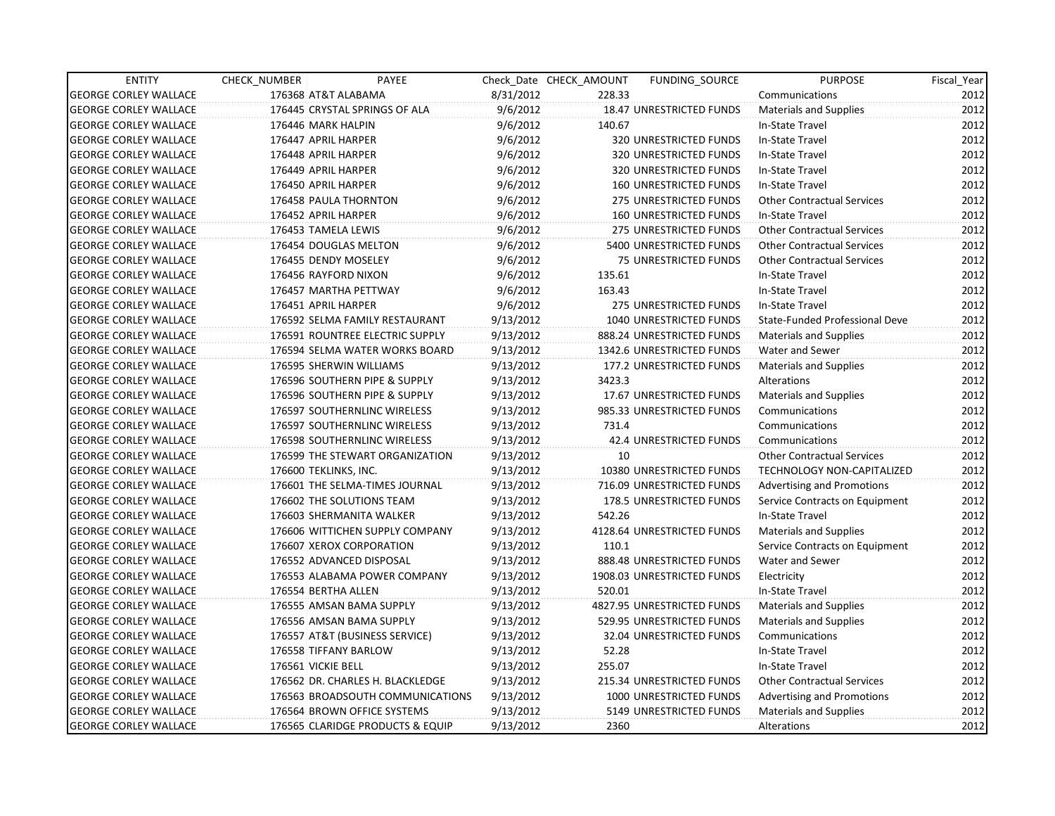| ENTITY | CHECK_NUMBER | PAYEE | Check_Date | CHECK_AMOUNT | FUNDING_SOURCE | PURPOSE | Fiscal_Year |
|---|---|---|---|---|---|---|---|
| GEORGE CORLEY WALLACE | 176368 | AT&T ALABAMA | 8/31/2012 | 228.33 | | Communications | 2012 |
| GEORGE CORLEY WALLACE | 176445 | CRYSTAL SPRINGS OF ALA | 9/6/2012 | 18.47 | UNRESTRICTED FUNDS | Materials and Supplies | 2012 |
| GEORGE CORLEY WALLACE | 176446 | MARK HALPIN | 9/6/2012 | 140.67 | | In-State Travel | 2012 |
| GEORGE CORLEY WALLACE | 176447 | APRIL HARPER | 9/6/2012 | 320 | UNRESTRICTED FUNDS | In-State Travel | 2012 |
| GEORGE CORLEY WALLACE | 176448 | APRIL HARPER | 9/6/2012 | 320 | UNRESTRICTED FUNDS | In-State Travel | 2012 |
| GEORGE CORLEY WALLACE | 176449 | APRIL HARPER | 9/6/2012 | 320 | UNRESTRICTED FUNDS | In-State Travel | 2012 |
| GEORGE CORLEY WALLACE | 176450 | APRIL HARPER | 9/6/2012 | 160 | UNRESTRICTED FUNDS | In-State Travel | 2012 |
| GEORGE CORLEY WALLACE | 176458 | PAULA THORNTON | 9/6/2012 | 275 | UNRESTRICTED FUNDS | Other Contractual Services | 2012 |
| GEORGE CORLEY WALLACE | 176452 | APRIL HARPER | 9/6/2012 | 160 | UNRESTRICTED FUNDS | In-State Travel | 2012 |
| GEORGE CORLEY WALLACE | 176453 | TAMELA LEWIS | 9/6/2012 | 275 | UNRESTRICTED FUNDS | Other Contractual Services | 2012 |
| GEORGE CORLEY WALLACE | 176454 | DOUGLAS MELTON | 9/6/2012 | 5400 | UNRESTRICTED FUNDS | Other Contractual Services | 2012 |
| GEORGE CORLEY WALLACE | 176455 | DENDY MOSELEY | 9/6/2012 | 75 | UNRESTRICTED FUNDS | Other Contractual Services | 2012 |
| GEORGE CORLEY WALLACE | 176456 | RAYFORD NIXON | 9/6/2012 | 135.61 | | In-State Travel | 2012 |
| GEORGE CORLEY WALLACE | 176457 | MARTHA PETTWAY | 9/6/2012 | 163.43 | | In-State Travel | 2012 |
| GEORGE CORLEY WALLACE | 176451 | APRIL HARPER | 9/6/2012 | 275 | UNRESTRICTED FUNDS | In-State Travel | 2012 |
| GEORGE CORLEY WALLACE | 176592 | SELMA FAMILY RESTAURANT | 9/13/2012 | 1040 | UNRESTRICTED FUNDS | State-Funded Professional Deve | 2012 |
| GEORGE CORLEY WALLACE | 176591 | ROUNTREE ELECTRIC SUPPLY | 9/13/2012 | 888.24 | UNRESTRICTED FUNDS | Materials and Supplies | 2012 |
| GEORGE CORLEY WALLACE | 176594 | SELMA WATER WORKS BOARD | 9/13/2012 | 1342.6 | UNRESTRICTED FUNDS | Water and Sewer | 2012 |
| GEORGE CORLEY WALLACE | 176595 | SHERWIN WILLIAMS | 9/13/2012 | 177.2 | UNRESTRICTED FUNDS | Materials and Supplies | 2012 |
| GEORGE CORLEY WALLACE | 176596 | SOUTHERN PIPE & SUPPLY | 9/13/2012 | 3423.3 | | Alterations | 2012 |
| GEORGE CORLEY WALLACE | 176596 | SOUTHERN PIPE & SUPPLY | 9/13/2012 | 17.67 | UNRESTRICTED FUNDS | Materials and Supplies | 2012 |
| GEORGE CORLEY WALLACE | 176597 | SOUTHERNLINC WIRELESS | 9/13/2012 | 985.33 | UNRESTRICTED FUNDS | Communications | 2012 |
| GEORGE CORLEY WALLACE | 176597 | SOUTHERNLINC WIRELESS | 9/13/2012 | 731.4 | | Communications | 2012 |
| GEORGE CORLEY WALLACE | 176598 | SOUTHERNLINC WIRELESS | 9/13/2012 | 42.4 | UNRESTRICTED FUNDS | Communications | 2012 |
| GEORGE CORLEY WALLACE | 176599 | THE STEWART ORGANIZATION | 9/13/2012 | 10 | | Other Contractual Services | 2012 |
| GEORGE CORLEY WALLACE | 176600 | TEKLINKS, INC. | 9/13/2012 | 10380 | UNRESTRICTED FUNDS | TECHNOLOGY NON-CAPITALIZED | 2012 |
| GEORGE CORLEY WALLACE | 176601 | THE SELMA-TIMES JOURNAL | 9/13/2012 | 716.09 | UNRESTRICTED FUNDS | Advertising and Promotions | 2012 |
| GEORGE CORLEY WALLACE | 176602 | THE SOLUTIONS TEAM | 9/13/2012 | 178.5 | UNRESTRICTED FUNDS | Service Contracts on Equipment | 2012 |
| GEORGE CORLEY WALLACE | 176603 | SHERMANITA WALKER | 9/13/2012 | 542.26 | | In-State Travel | 2012 |
| GEORGE CORLEY WALLACE | 176606 | WITTICHEN SUPPLY COMPANY | 9/13/2012 | 4128.64 | UNRESTRICTED FUNDS | Materials and Supplies | 2012 |
| GEORGE CORLEY WALLACE | 176607 | XEROX CORPORATION | 9/13/2012 | 110.1 | | Service Contracts on Equipment | 2012 |
| GEORGE CORLEY WALLACE | 176552 | ADVANCED DISPOSAL | 9/13/2012 | 888.48 | UNRESTRICTED FUNDS | Water and Sewer | 2012 |
| GEORGE CORLEY WALLACE | 176553 | ALABAMA POWER COMPANY | 9/13/2012 | 1908.03 | UNRESTRICTED FUNDS | Electricity | 2012 |
| GEORGE CORLEY WALLACE | 176554 | BERTHA ALLEN | 9/13/2012 | 520.01 | | In-State Travel | 2012 |
| GEORGE CORLEY WALLACE | 176555 | AMSAN BAMA SUPPLY | 9/13/2012 | 4827.95 | UNRESTRICTED FUNDS | Materials and Supplies | 2012 |
| GEORGE CORLEY WALLACE | 176556 | AMSAN BAMA SUPPLY | 9/13/2012 | 529.95 | UNRESTRICTED FUNDS | Materials and Supplies | 2012 |
| GEORGE CORLEY WALLACE | 176557 | AT&T (BUSINESS SERVICE) | 9/13/2012 | 32.04 | UNRESTRICTED FUNDS | Communications | 2012 |
| GEORGE CORLEY WALLACE | 176558 | TIFFANY BARLOW | 9/13/2012 | 52.28 | | In-State Travel | 2012 |
| GEORGE CORLEY WALLACE | 176561 | VICKIE BELL | 9/13/2012 | 255.07 | | In-State Travel | 2012 |
| GEORGE CORLEY WALLACE | 176562 | DR. CHARLES H. BLACKLEDGE | 9/13/2012 | 215.34 | UNRESTRICTED FUNDS | Other Contractual Services | 2012 |
| GEORGE CORLEY WALLACE | 176563 | BROADSOUTH COMMUNICATIONS | 9/13/2012 | 1000 | UNRESTRICTED FUNDS | Advertising and Promotions | 2012 |
| GEORGE CORLEY WALLACE | 176564 | BROWN OFFICE SYSTEMS | 9/13/2012 | 5149 | UNRESTRICTED FUNDS | Materials and Supplies | 2012 |
| GEORGE CORLEY WALLACE | 176565 | CLARIDGE PRODUCTS & EQUIP | 9/13/2012 | 2360 | | Alterations | 2012 |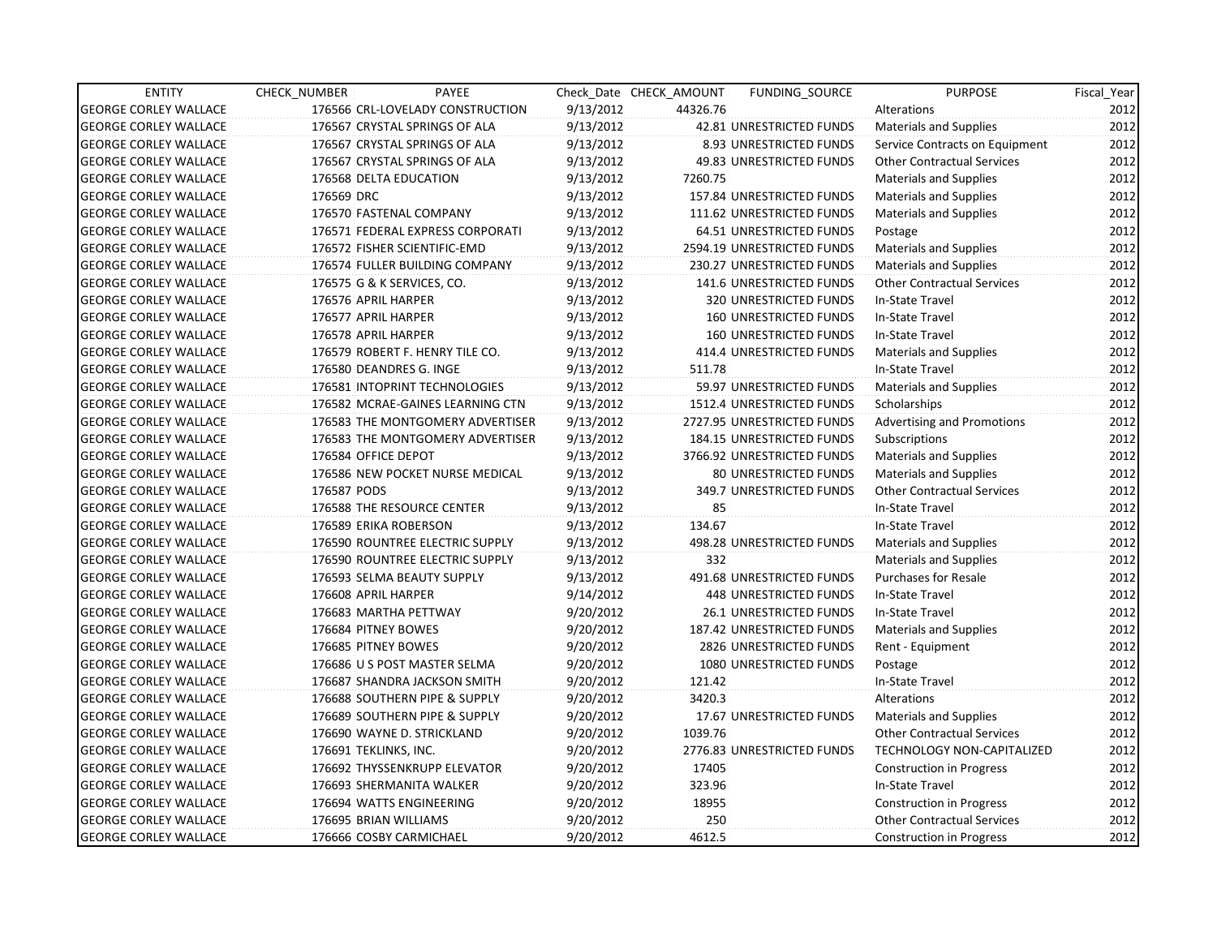| ENTITY | CHECK_NUMBER | PAYEE | Check_Date | CHECK_AMOUNT | FUNDING_SOURCE | PURPOSE | Fiscal_Year |
|---|---|---|---|---|---|---|---|
| GEORGE CORLEY WALLACE | 176566 | CRL-LOVELADY CONSTRUCTION | 9/13/2012 | 44326.76 | | Alterations | 2012 |
| GEORGE CORLEY WALLACE | 176567 | CRYSTAL SPRINGS OF ALA | 9/13/2012 | 42.81 | UNRESTRICTED FUNDS | Materials and Supplies | 2012 |
| GEORGE CORLEY WALLACE | 176567 | CRYSTAL SPRINGS OF ALA | 9/13/2012 | 8.93 | UNRESTRICTED FUNDS | Service Contracts on Equipment | 2012 |
| GEORGE CORLEY WALLACE | 176567 | CRYSTAL SPRINGS OF ALA | 9/13/2012 | 49.83 | UNRESTRICTED FUNDS | Other Contractual Services | 2012 |
| GEORGE CORLEY WALLACE | 176568 | DELTA EDUCATION | 9/13/2012 | 7260.75 | | Materials and Supplies | 2012 |
| GEORGE CORLEY WALLACE | 176569 | DRC | 9/13/2012 | 157.84 | UNRESTRICTED FUNDS | Materials and Supplies | 2012 |
| GEORGE CORLEY WALLACE | 176570 | FASTENAL COMPANY | 9/13/2012 | 111.62 | UNRESTRICTED FUNDS | Materials and Supplies | 2012 |
| GEORGE CORLEY WALLACE | 176571 | FEDERAL EXPRESS CORPORATI | 9/13/2012 | 64.51 | UNRESTRICTED FUNDS | Postage | 2012 |
| GEORGE CORLEY WALLACE | 176572 | FISHER SCIENTIFIC-EMD | 9/13/2012 | 2594.19 | UNRESTRICTED FUNDS | Materials and Supplies | 2012 |
| GEORGE CORLEY WALLACE | 176574 | FULLER BUILDING COMPANY | 9/13/2012 | 230.27 | UNRESTRICTED FUNDS | Materials and Supplies | 2012 |
| GEORGE CORLEY WALLACE | 176575 | G & K SERVICES, CO. | 9/13/2012 | 141.6 | UNRESTRICTED FUNDS | Other Contractual Services | 2012 |
| GEORGE CORLEY WALLACE | 176576 | APRIL HARPER | 9/13/2012 | 320 | UNRESTRICTED FUNDS | In-State Travel | 2012 |
| GEORGE CORLEY WALLACE | 176577 | APRIL HARPER | 9/13/2012 | 160 | UNRESTRICTED FUNDS | In-State Travel | 2012 |
| GEORGE CORLEY WALLACE | 176578 | APRIL HARPER | 9/13/2012 | 160 | UNRESTRICTED FUNDS | In-State Travel | 2012 |
| GEORGE CORLEY WALLACE | 176579 | ROBERT F. HENRY TILE CO. | 9/13/2012 | 414.4 | UNRESTRICTED FUNDS | Materials and Supplies | 2012 |
| GEORGE CORLEY WALLACE | 176580 | DEANDRES G. INGE | 9/13/2012 | 511.78 | | In-State Travel | 2012 |
| GEORGE CORLEY WALLACE | 176581 | INTOPRINT TECHNOLOGIES | 9/13/2012 | 59.97 | UNRESTRICTED FUNDS | Materials and Supplies | 2012 |
| GEORGE CORLEY WALLACE | 176582 | MCRAE-GAINES LEARNING CTN | 9/13/2012 | 1512.4 | UNRESTRICTED FUNDS | Scholarships | 2012 |
| GEORGE CORLEY WALLACE | 176583 | THE MONTGOMERY ADVERTISER | 9/13/2012 | 2727.95 | UNRESTRICTED FUNDS | Advertising and Promotions | 2012 |
| GEORGE CORLEY WALLACE | 176583 | THE MONTGOMERY ADVERTISER | 9/13/2012 | 184.15 | UNRESTRICTED FUNDS | Subscriptions | 2012 |
| GEORGE CORLEY WALLACE | 176584 | OFFICE DEPOT | 9/13/2012 | 3766.92 | UNRESTRICTED FUNDS | Materials and Supplies | 2012 |
| GEORGE CORLEY WALLACE | 176586 | NEW POCKET NURSE MEDICAL | 9/13/2012 | 80 | UNRESTRICTED FUNDS | Materials and Supplies | 2012 |
| GEORGE CORLEY WALLACE | 176587 | PODS | 9/13/2012 | 349.7 | UNRESTRICTED FUNDS | Other Contractual Services | 2012 |
| GEORGE CORLEY WALLACE | 176588 | THE RESOURCE CENTER | 9/13/2012 | 85 | | In-State Travel | 2012 |
| GEORGE CORLEY WALLACE | 176589 | ERIKA ROBERSON | 9/13/2012 | 134.67 | | In-State Travel | 2012 |
| GEORGE CORLEY WALLACE | 176590 | ROUNTREE ELECTRIC SUPPLY | 9/13/2012 | 498.28 | UNRESTRICTED FUNDS | Materials and Supplies | 2012 |
| GEORGE CORLEY WALLACE | 176590 | ROUNTREE ELECTRIC SUPPLY | 9/13/2012 | 332 | | Materials and Supplies | 2012 |
| GEORGE CORLEY WALLACE | 176593 | SELMA BEAUTY SUPPLY | 9/13/2012 | 491.68 | UNRESTRICTED FUNDS | Purchases for Resale | 2012 |
| GEORGE CORLEY WALLACE | 176608 | APRIL HARPER | 9/14/2012 | 448 | UNRESTRICTED FUNDS | In-State Travel | 2012 |
| GEORGE CORLEY WALLACE | 176683 | MARTHA PETTWAY | 9/20/2012 | 26.1 | UNRESTRICTED FUNDS | In-State Travel | 2012 |
| GEORGE CORLEY WALLACE | 176684 | PITNEY BOWES | 9/20/2012 | 187.42 | UNRESTRICTED FUNDS | Materials and Supplies | 2012 |
| GEORGE CORLEY WALLACE | 176685 | PITNEY BOWES | 9/20/2012 | 2826 | UNRESTRICTED FUNDS | Rent - Equipment | 2012 |
| GEORGE CORLEY WALLACE | 176686 | U S POST MASTER SELMA | 9/20/2012 | 1080 | UNRESTRICTED FUNDS | Postage | 2012 |
| GEORGE CORLEY WALLACE | 176687 | SHANDRA JACKSON SMITH | 9/20/2012 | 121.42 | | In-State Travel | 2012 |
| GEORGE CORLEY WALLACE | 176688 | SOUTHERN PIPE & SUPPLY | 9/20/2012 | 3420.3 | | Alterations | 2012 |
| GEORGE CORLEY WALLACE | 176689 | SOUTHERN PIPE & SUPPLY | 9/20/2012 | 17.67 | UNRESTRICTED FUNDS | Materials and Supplies | 2012 |
| GEORGE CORLEY WALLACE | 176690 | WAYNE D. STRICKLAND | 9/20/2012 | 1039.76 | | Other Contractual Services | 2012 |
| GEORGE CORLEY WALLACE | 176691 | TEKLINKS, INC. | 9/20/2012 | 2776.83 | UNRESTRICTED FUNDS | TECHNOLOGY NON-CAPITALIZED | 2012 |
| GEORGE CORLEY WALLACE | 176692 | THYSSENKRUPP ELEVATOR | 9/20/2012 | 17405 | | Construction in Progress | 2012 |
| GEORGE CORLEY WALLACE | 176693 | SHERMANITA WALKER | 9/20/2012 | 323.96 | | In-State Travel | 2012 |
| GEORGE CORLEY WALLACE | 176694 | WATTS ENGINEERING | 9/20/2012 | 18955 | | Construction in Progress | 2012 |
| GEORGE CORLEY WALLACE | 176695 | BRIAN WILLIAMS | 9/20/2012 | 250 | | Other Contractual Services | 2012 |
| GEORGE CORLEY WALLACE | 176666 | COSBY CARMICHAEL | 9/20/2012 | 4612.5 | | Construction in Progress | 2012 |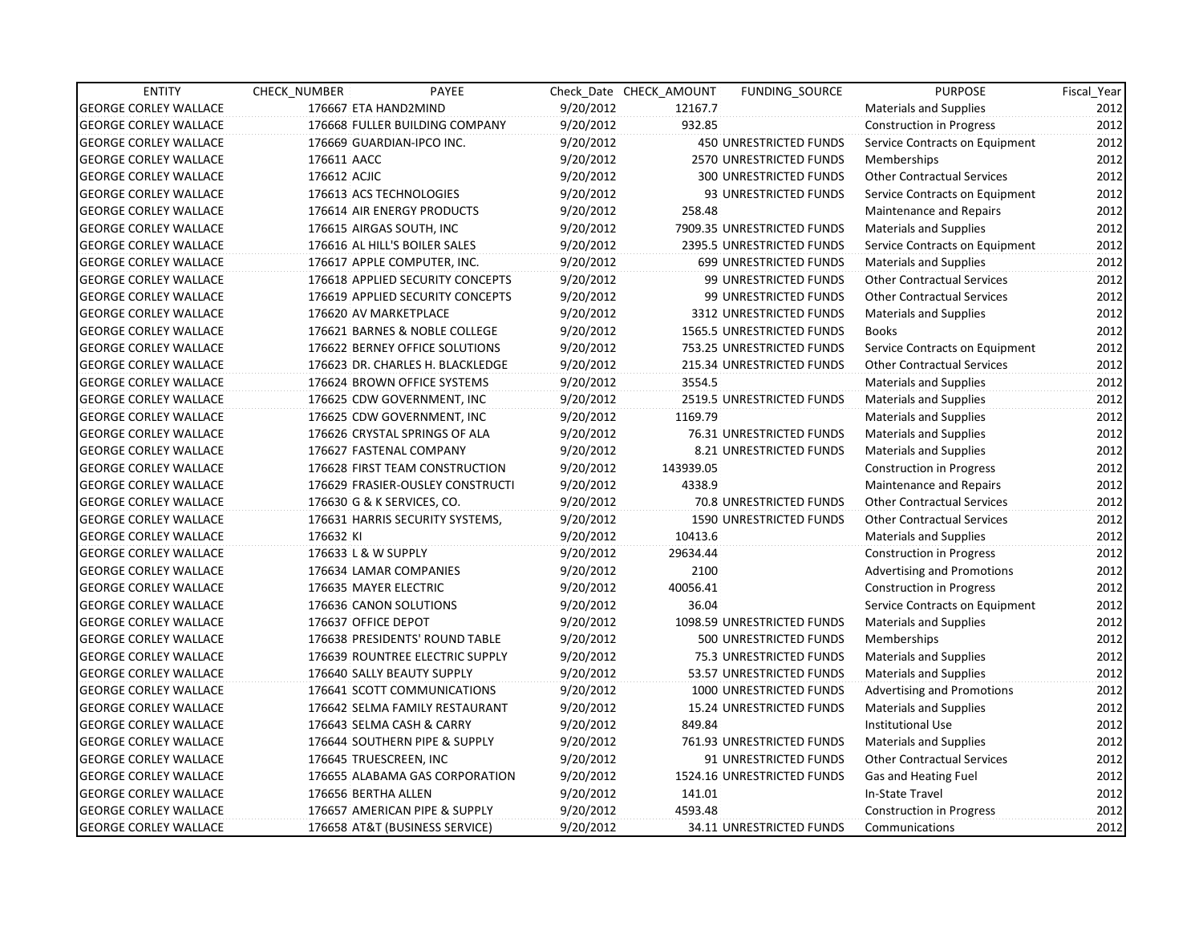| ENTITY | CHECK_NUMBER | PAYEE | Check_Date | CHECK_AMOUNT | FUNDING_SOURCE | PURPOSE | Fiscal_Year |
|---|---|---|---|---|---|---|---|
| GEORGE CORLEY WALLACE | 176667 | ETA HAND2MIND | 9/20/2012 | 12167.7 | | Materials and Supplies | 2012 |
| GEORGE CORLEY WALLACE | 176668 | FULLER BUILDING COMPANY | 9/20/2012 | 932.85 | | Construction in Progress | 2012 |
| GEORGE CORLEY WALLACE | 176669 | GUARDIAN-IPCO INC. | 9/20/2012 | 450 | UNRESTRICTED FUNDS | Service Contracts on Equipment | 2012 |
| GEORGE CORLEY WALLACE | 176611 | AACC | 9/20/2012 | 2570 | UNRESTRICTED FUNDS | Memberships | 2012 |
| GEORGE CORLEY WALLACE | 176612 | ACJIC | 9/20/2012 | 300 | UNRESTRICTED FUNDS | Other Contractual Services | 2012 |
| GEORGE CORLEY WALLACE | 176613 | ACS TECHNOLOGIES | 9/20/2012 | 93 | UNRESTRICTED FUNDS | Service Contracts on Equipment | 2012 |
| GEORGE CORLEY WALLACE | 176614 | AIR ENERGY PRODUCTS | 9/20/2012 | 258.48 | | Maintenance and Repairs | 2012 |
| GEORGE CORLEY WALLACE | 176615 | AIRGAS SOUTH, INC | 9/20/2012 | 7909.35 | UNRESTRICTED FUNDS | Materials and Supplies | 2012 |
| GEORGE CORLEY WALLACE | 176616 | AL HILL'S BOILER SALES | 9/20/2012 | 2395.5 | UNRESTRICTED FUNDS | Service Contracts on Equipment | 2012 |
| GEORGE CORLEY WALLACE | 176617 | APPLE COMPUTER, INC. | 9/20/2012 | 699 | UNRESTRICTED FUNDS | Materials and Supplies | 2012 |
| GEORGE CORLEY WALLACE | 176618 | APPLIED SECURITY CONCEPTS | 9/20/2012 | 99 | UNRESTRICTED FUNDS | Other Contractual Services | 2012 |
| GEORGE CORLEY WALLACE | 176619 | APPLIED SECURITY CONCEPTS | 9/20/2012 | 99 | UNRESTRICTED FUNDS | Other Contractual Services | 2012 |
| GEORGE CORLEY WALLACE | 176620 | AV MARKETPLACE | 9/20/2012 | 3312 | UNRESTRICTED FUNDS | Materials and Supplies | 2012 |
| GEORGE CORLEY WALLACE | 176621 | BARNES & NOBLE COLLEGE | 9/20/2012 | 1565.5 | UNRESTRICTED FUNDS | Books | 2012 |
| GEORGE CORLEY WALLACE | 176622 | BERNEY OFFICE SOLUTIONS | 9/20/2012 | 753.25 | UNRESTRICTED FUNDS | Service Contracts on Equipment | 2012 |
| GEORGE CORLEY WALLACE | 176623 | DR. CHARLES H. BLACKLEDGE | 9/20/2012 | 215.34 | UNRESTRICTED FUNDS | Other Contractual Services | 2012 |
| GEORGE CORLEY WALLACE | 176624 | BROWN OFFICE SYSTEMS | 9/20/2012 | 3554.5 | | Materials and Supplies | 2012 |
| GEORGE CORLEY WALLACE | 176625 | CDW GOVERNMENT, INC | 9/20/2012 | 2519.5 | UNRESTRICTED FUNDS | Materials and Supplies | 2012 |
| GEORGE CORLEY WALLACE | 176625 | CDW GOVERNMENT, INC | 9/20/2012 | 1169.79 | | Materials and Supplies | 2012 |
| GEORGE CORLEY WALLACE | 176626 | CRYSTAL SPRINGS OF ALA | 9/20/2012 | 76.31 | UNRESTRICTED FUNDS | Materials and Supplies | 2012 |
| GEORGE CORLEY WALLACE | 176627 | FASTENAL COMPANY | 9/20/2012 | 8.21 | UNRESTRICTED FUNDS | Materials and Supplies | 2012 |
| GEORGE CORLEY WALLACE | 176628 | FIRST TEAM CONSTRUCTION | 9/20/2012 | 143939.05 | | Construction in Progress | 2012 |
| GEORGE CORLEY WALLACE | 176629 | FRASIER-OUSLEY CONSTRUCTI | 9/20/2012 | 4338.9 | | Maintenance and Repairs | 2012 |
| GEORGE CORLEY WALLACE | 176630 | G & K SERVICES, CO. | 9/20/2012 | 70.8 | UNRESTRICTED FUNDS | Other Contractual Services | 2012 |
| GEORGE CORLEY WALLACE | 176631 | HARRIS SECURITY SYSTEMS, | 9/20/2012 | 1590 | UNRESTRICTED FUNDS | Other Contractual Services | 2012 |
| GEORGE CORLEY WALLACE | 176632 | KI | 9/20/2012 | 10413.6 | | Materials and Supplies | 2012 |
| GEORGE CORLEY WALLACE | 176633 | L & W SUPPLY | 9/20/2012 | 29634.44 | | Construction in Progress | 2012 |
| GEORGE CORLEY WALLACE | 176634 | LAMAR COMPANIES | 9/20/2012 | 2100 | | Advertising and Promotions | 2012 |
| GEORGE CORLEY WALLACE | 176635 | MAYER ELECTRIC | 9/20/2012 | 40056.41 | | Construction in Progress | 2012 |
| GEORGE CORLEY WALLACE | 176636 | CANON SOLUTIONS | 9/20/2012 | 36.04 | | Service Contracts on Equipment | 2012 |
| GEORGE CORLEY WALLACE | 176637 | OFFICE DEPOT | 9/20/2012 | 1098.59 | UNRESTRICTED FUNDS | Materials and Supplies | 2012 |
| GEORGE CORLEY WALLACE | 176638 | PRESIDENTS' ROUND TABLE | 9/20/2012 | 500 | UNRESTRICTED FUNDS | Memberships | 2012 |
| GEORGE CORLEY WALLACE | 176639 | ROUNTREE ELECTRIC SUPPLY | 9/20/2012 | 75.3 | UNRESTRICTED FUNDS | Materials and Supplies | 2012 |
| GEORGE CORLEY WALLACE | 176640 | SALLY BEAUTY SUPPLY | 9/20/2012 | 53.57 | UNRESTRICTED FUNDS | Materials and Supplies | 2012 |
| GEORGE CORLEY WALLACE | 176641 | SCOTT COMMUNICATIONS | 9/20/2012 | 1000 | UNRESTRICTED FUNDS | Advertising and Promotions | 2012 |
| GEORGE CORLEY WALLACE | 176642 | SELMA FAMILY RESTAURANT | 9/20/2012 | 15.24 | UNRESTRICTED FUNDS | Materials and Supplies | 2012 |
| GEORGE CORLEY WALLACE | 176643 | SELMA CASH & CARRY | 9/20/2012 | 849.84 | | Institutional Use | 2012 |
| GEORGE CORLEY WALLACE | 176644 | SOUTHERN PIPE & SUPPLY | 9/20/2012 | 761.93 | UNRESTRICTED FUNDS | Materials and Supplies | 2012 |
| GEORGE CORLEY WALLACE | 176645 | TRUESCREEN, INC | 9/20/2012 | 91 | UNRESTRICTED FUNDS | Other Contractual Services | 2012 |
| GEORGE CORLEY WALLACE | 176655 | ALABAMA GAS CORPORATION | 9/20/2012 | 1524.16 | UNRESTRICTED FUNDS | Gas and Heating Fuel | 2012 |
| GEORGE CORLEY WALLACE | 176656 | BERTHA ALLEN | 9/20/2012 | 141.01 | | In-State Travel | 2012 |
| GEORGE CORLEY WALLACE | 176657 | AMERICAN PIPE & SUPPLY | 9/20/2012 | 4593.48 | | Construction in Progress | 2012 |
| GEORGE CORLEY WALLACE | 176658 | AT&T (BUSINESS SERVICE) | 9/20/2012 | 34.11 | UNRESTRICTED FUNDS | Communications | 2012 |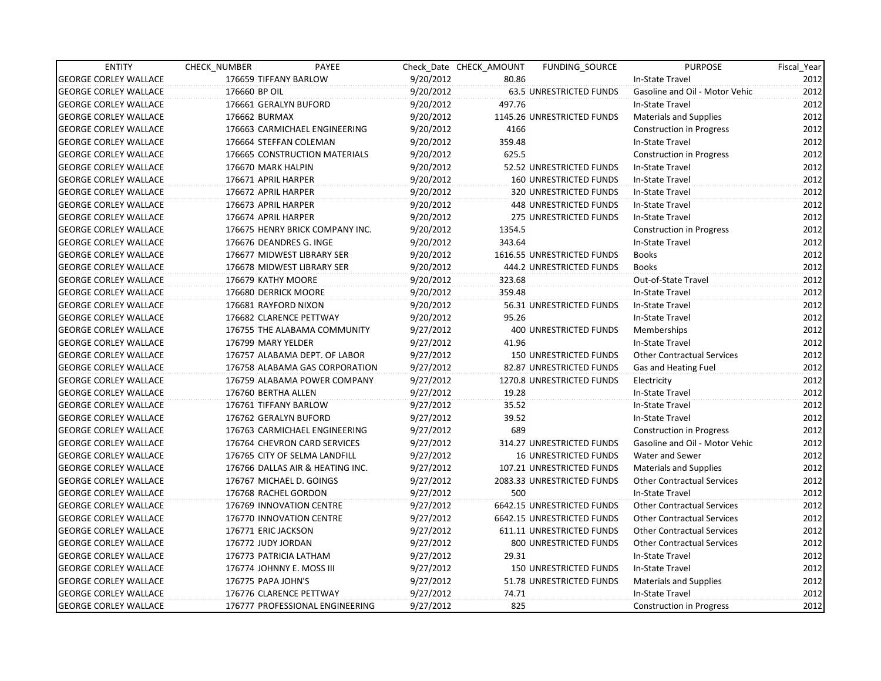| ENTITY | CHECK_NUMBER | PAYEE | Check_Date | CHECK_AMOUNT | FUNDING_SOURCE | PURPOSE | Fiscal_Year |
|---|---|---|---|---|---|---|---|
| GEORGE CORLEY WALLACE | 176659 | TIFFANY BARLOW | 9/20/2012 | 80.86 | | In-State Travel | 2012 |
| GEORGE CORLEY WALLACE | 176660 | BP OIL | 9/20/2012 | 63.5 | UNRESTRICTED FUNDS | Gasoline and Oil - Motor Vehic | 2012 |
| GEORGE CORLEY WALLACE | 176661 | GERALYN BUFORD | 9/20/2012 | 497.76 | | In-State Travel | 2012 |
| GEORGE CORLEY WALLACE | 176662 | BURMAX | 9/20/2012 | 1145.26 | UNRESTRICTED FUNDS | Materials and Supplies | 2012 |
| GEORGE CORLEY WALLACE | 176663 | CARMICHAEL ENGINEERING | 9/20/2012 | 4166 | | Construction in Progress | 2012 |
| GEORGE CORLEY WALLACE | 176664 | STEFFAN COLEMAN | 9/20/2012 | 359.48 | | In-State Travel | 2012 |
| GEORGE CORLEY WALLACE | 176665 | CONSTRUCTION MATERIALS | 9/20/2012 | 625.5 | | Construction in Progress | 2012 |
| GEORGE CORLEY WALLACE | 176670 | MARK HALPIN | 9/20/2012 | 52.52 | UNRESTRICTED FUNDS | In-State Travel | 2012 |
| GEORGE CORLEY WALLACE | 176671 | APRIL HARPER | 9/20/2012 | 160 | UNRESTRICTED FUNDS | In-State Travel | 2012 |
| GEORGE CORLEY WALLACE | 176672 | APRIL HARPER | 9/20/2012 | 320 | UNRESTRICTED FUNDS | In-State Travel | 2012 |
| GEORGE CORLEY WALLACE | 176673 | APRIL HARPER | 9/20/2012 | 448 | UNRESTRICTED FUNDS | In-State Travel | 2012 |
| GEORGE CORLEY WALLACE | 176674 | APRIL HARPER | 9/20/2012 | 275 | UNRESTRICTED FUNDS | In-State Travel | 2012 |
| GEORGE CORLEY WALLACE | 176675 | HENRY BRICK COMPANY INC. | 9/20/2012 | 1354.5 | | Construction in Progress | 2012 |
| GEORGE CORLEY WALLACE | 176676 | DEANDRES G. INGE | 9/20/2012 | 343.64 | | In-State Travel | 2012 |
| GEORGE CORLEY WALLACE | 176677 | MIDWEST LIBRARY SER | 9/20/2012 | 1616.55 | UNRESTRICTED FUNDS | Books | 2012 |
| GEORGE CORLEY WALLACE | 176678 | MIDWEST LIBRARY SER | 9/20/2012 | 444.2 | UNRESTRICTED FUNDS | Books | 2012 |
| GEORGE CORLEY WALLACE | 176679 | KATHY MOORE | 9/20/2012 | 323.68 | | Out-of-State Travel | 2012 |
| GEORGE CORLEY WALLACE | 176680 | DERRICK MOORE | 9/20/2012 | 359.48 | | In-State Travel | 2012 |
| GEORGE CORLEY WALLACE | 176681 | RAYFORD NIXON | 9/20/2012 | 56.31 | UNRESTRICTED FUNDS | In-State Travel | 2012 |
| GEORGE CORLEY WALLACE | 176682 | CLARENCE PETTWAY | 9/20/2012 | 95.26 | | In-State Travel | 2012 |
| GEORGE CORLEY WALLACE | 176755 | THE ALABAMA COMMUNITY | 9/27/2012 | 400 | UNRESTRICTED FUNDS | Memberships | 2012 |
| GEORGE CORLEY WALLACE | 176799 | MARY YELDER | 9/27/2012 | 41.96 | | In-State Travel | 2012 |
| GEORGE CORLEY WALLACE | 176757 | ALABAMA DEPT. OF LABOR | 9/27/2012 | 150 | UNRESTRICTED FUNDS | Other Contractual Services | 2012 |
| GEORGE CORLEY WALLACE | 176758 | ALABAMA GAS CORPORATION | 9/27/2012 | 82.87 | UNRESTRICTED FUNDS | Gas and Heating Fuel | 2012 |
| GEORGE CORLEY WALLACE | 176759 | ALABAMA POWER COMPANY | 9/27/2012 | 1270.8 | UNRESTRICTED FUNDS | Electricity | 2012 |
| GEORGE CORLEY WALLACE | 176760 | BERTHA ALLEN | 9/27/2012 | 19.28 | | In-State Travel | 2012 |
| GEORGE CORLEY WALLACE | 176761 | TIFFANY BARLOW | 9/27/2012 | 35.52 | | In-State Travel | 2012 |
| GEORGE CORLEY WALLACE | 176762 | GERALYN BUFORD | 9/27/2012 | 39.52 | | In-State Travel | 2012 |
| GEORGE CORLEY WALLACE | 176763 | CARMICHAEL ENGINEERING | 9/27/2012 | 689 | | Construction in Progress | 2012 |
| GEORGE CORLEY WALLACE | 176764 | CHEVRON CARD SERVICES | 9/27/2012 | 314.27 | UNRESTRICTED FUNDS | Gasoline and Oil - Motor Vehic | 2012 |
| GEORGE CORLEY WALLACE | 176765 | CITY OF SELMA LANDFILL | 9/27/2012 | 16 | UNRESTRICTED FUNDS | Water and Sewer | 2012 |
| GEORGE CORLEY WALLACE | 176766 | DALLAS AIR & HEATING INC. | 9/27/2012 | 107.21 | UNRESTRICTED FUNDS | Materials and Supplies | 2012 |
| GEORGE CORLEY WALLACE | 176767 | MICHAEL D. GOINGS | 9/27/2012 | 2083.33 | UNRESTRICTED FUNDS | Other Contractual Services | 2012 |
| GEORGE CORLEY WALLACE | 176768 | RACHEL GORDON | 9/27/2012 | 500 | | In-State Travel | 2012 |
| GEORGE CORLEY WALLACE | 176769 | INNOVATION CENTRE | 9/27/2012 | 6642.15 | UNRESTRICTED FUNDS | Other Contractual Services | 2012 |
| GEORGE CORLEY WALLACE | 176770 | INNOVATION CENTRE | 9/27/2012 | 6642.15 | UNRESTRICTED FUNDS | Other Contractual Services | 2012 |
| GEORGE CORLEY WALLACE | 176771 | ERIC JACKSON | 9/27/2012 | 611.11 | UNRESTRICTED FUNDS | Other Contractual Services | 2012 |
| GEORGE CORLEY WALLACE | 176772 | JUDY JORDAN | 9/27/2012 | 800 | UNRESTRICTED FUNDS | Other Contractual Services | 2012 |
| GEORGE CORLEY WALLACE | 176773 | PATRICIA LATHAM | 9/27/2012 | 29.31 | | In-State Travel | 2012 |
| GEORGE CORLEY WALLACE | 176774 | JOHNNY E. MOSS III | 9/27/2012 | 150 | UNRESTRICTED FUNDS | In-State Travel | 2012 |
| GEORGE CORLEY WALLACE | 176775 | PAPA JOHN'S | 9/27/2012 | 51.78 | UNRESTRICTED FUNDS | Materials and Supplies | 2012 |
| GEORGE CORLEY WALLACE | 176776 | CLARENCE PETTWAY | 9/27/2012 | 74.71 | | In-State Travel | 2012 |
| GEORGE CORLEY WALLACE | 176777 | PROFESSIONAL ENGINEERING | 9/27/2012 | 825 | | Construction in Progress | 2012 |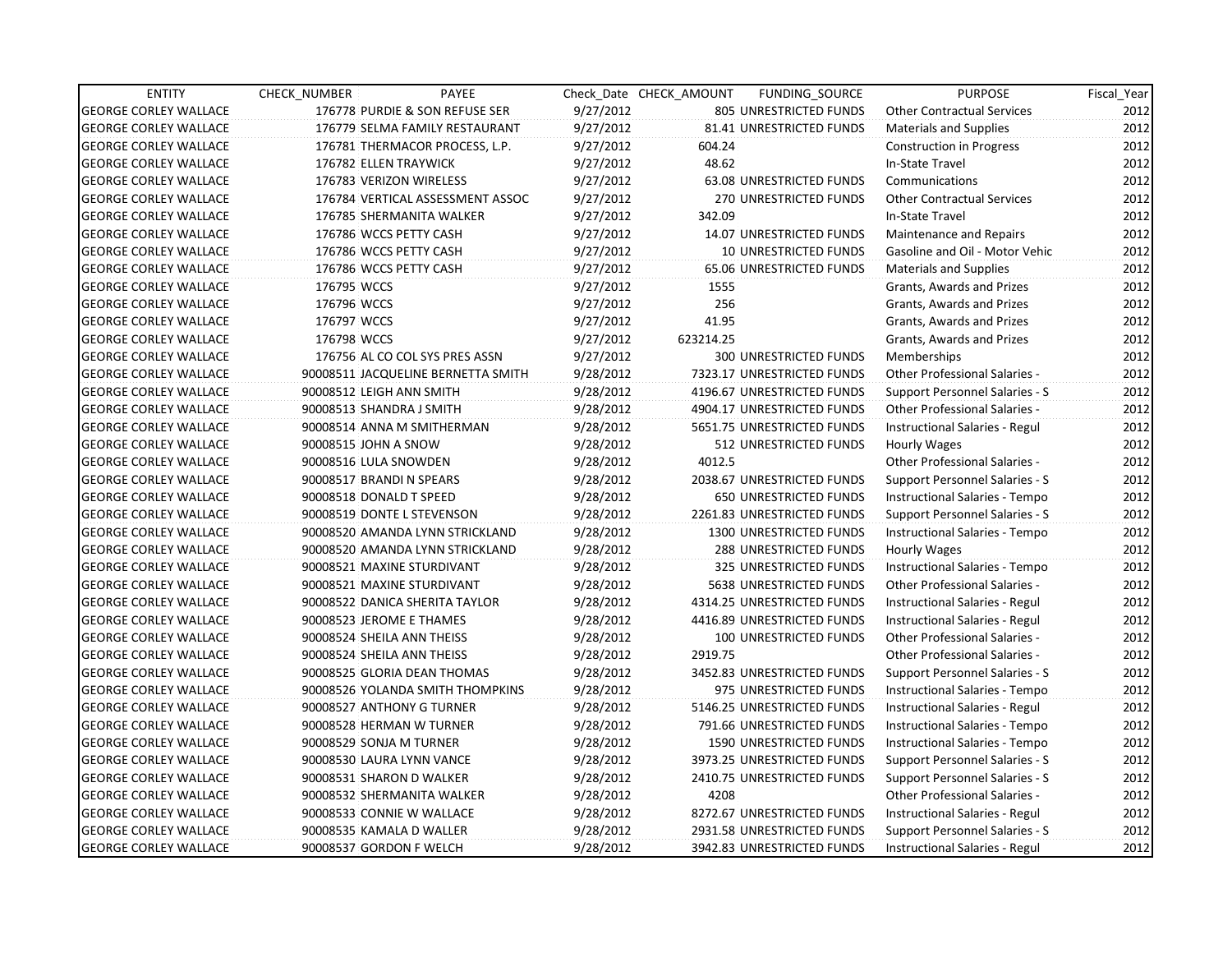| ENTITY | CHECK_NUMBER | PAYEE | Check_Date | CHECK_AMOUNT | FUNDING_SOURCE | PURPOSE | Fiscal_Year |
|---|---|---|---|---|---|---|---|
| GEORGE CORLEY WALLACE | 176778 | PURDIE & SON REFUSE SER | 9/27/2012 | 805 | UNRESTRICTED FUNDS | Other Contractual Services | 2012 |
| GEORGE CORLEY WALLACE | 176779 | SELMA FAMILY RESTAURANT | 9/27/2012 | 81.41 | UNRESTRICTED FUNDS | Materials and Supplies | 2012 |
| GEORGE CORLEY WALLACE | 176781 | THERMACOR PROCESS, L.P. | 9/27/2012 | 604.24 | | Construction in Progress | 2012 |
| GEORGE CORLEY WALLACE | 176782 | ELLEN TRAYWICK | 9/27/2012 | 48.62 | | In-State Travel | 2012 |
| GEORGE CORLEY WALLACE | 176783 | VERIZON WIRELESS | 9/27/2012 | 63.08 | UNRESTRICTED FUNDS | Communications | 2012 |
| GEORGE CORLEY WALLACE | 176784 | VERTICAL ASSESSMENT ASSOC | 9/27/2012 | 270 | UNRESTRICTED FUNDS | Other Contractual Services | 2012 |
| GEORGE CORLEY WALLACE | 176785 | SHERMANITA WALKER | 9/27/2012 | 342.09 | | In-State Travel | 2012 |
| GEORGE CORLEY WALLACE | 176786 | WCCS PETTY CASH | 9/27/2012 | 14.07 | UNRESTRICTED FUNDS | Maintenance and Repairs | 2012 |
| GEORGE CORLEY WALLACE | 176786 | WCCS PETTY CASH | 9/27/2012 | 10 | UNRESTRICTED FUNDS | Gasoline and Oil - Motor Vehic | 2012 |
| GEORGE CORLEY WALLACE | 176786 | WCCS PETTY CASH | 9/27/2012 | 65.06 | UNRESTRICTED FUNDS | Materials and Supplies | 2012 |
| GEORGE CORLEY WALLACE | 176795 | WCCS | 9/27/2012 | 1555 | | Grants, Awards and Prizes | 2012 |
| GEORGE CORLEY WALLACE | 176796 | WCCS | 9/27/2012 | 256 | | Grants, Awards and Prizes | 2012 |
| GEORGE CORLEY WALLACE | 176797 | WCCS | 9/27/2012 | 41.95 | | Grants, Awards and Prizes | 2012 |
| GEORGE CORLEY WALLACE | 176798 | WCCS | 9/27/2012 | 623214.25 | | Grants, Awards and Prizes | 2012 |
| GEORGE CORLEY WALLACE | 176756 | AL CO COL SYS PRES ASSN | 9/27/2012 | 300 | UNRESTRICTED FUNDS | Memberships | 2012 |
| GEORGE CORLEY WALLACE | 90008511 | JACQUELINE BERNETTA SMITH | 9/28/2012 | 7323.17 | UNRESTRICTED FUNDS | Other Professional Salaries - | 2012 |
| GEORGE CORLEY WALLACE | 90008512 | LEIGH ANN SMITH | 9/28/2012 | 4196.67 | UNRESTRICTED FUNDS | Support Personnel Salaries - S | 2012 |
| GEORGE CORLEY WALLACE | 90008513 | SHANDRA J SMITH | 9/28/2012 | 4904.17 | UNRESTRICTED FUNDS | Other Professional Salaries - | 2012 |
| GEORGE CORLEY WALLACE | 90008514 | ANNA M SMITHERMAN | 9/28/2012 | 5651.75 | UNRESTRICTED FUNDS | Instructional Salaries - Regul | 2012 |
| GEORGE CORLEY WALLACE | 90008515 | JOHN A SNOW | 9/28/2012 | 512 | UNRESTRICTED FUNDS | Hourly Wages | 2012 |
| GEORGE CORLEY WALLACE | 90008516 | LULA SNOWDEN | 9/28/2012 | 4012.5 | | Other Professional Salaries - | 2012 |
| GEORGE CORLEY WALLACE | 90008517 | BRANDI N SPEARS | 9/28/2012 | 2038.67 | UNRESTRICTED FUNDS | Support Personnel Salaries - S | 2012 |
| GEORGE CORLEY WALLACE | 90008518 | DONALD T SPEED | 9/28/2012 | 650 | UNRESTRICTED FUNDS | Instructional Salaries - Tempo | 2012 |
| GEORGE CORLEY WALLACE | 90008519 | DONTE L STEVENSON | 9/28/2012 | 2261.83 | UNRESTRICTED FUNDS | Support Personnel Salaries - S | 2012 |
| GEORGE CORLEY WALLACE | 90008520 | AMANDA LYNN STRICKLAND | 9/28/2012 | 1300 | UNRESTRICTED FUNDS | Instructional Salaries - Tempo | 2012 |
| GEORGE CORLEY WALLACE | 90008520 | AMANDA LYNN STRICKLAND | 9/28/2012 | 288 | UNRESTRICTED FUNDS | Hourly Wages | 2012 |
| GEORGE CORLEY WALLACE | 90008521 | MAXINE STURDIVANT | 9/28/2012 | 325 | UNRESTRICTED FUNDS | Instructional Salaries - Tempo | 2012 |
| GEORGE CORLEY WALLACE | 90008521 | MAXINE STURDIVANT | 9/28/2012 | 5638 | UNRESTRICTED FUNDS | Other Professional Salaries - | 2012 |
| GEORGE CORLEY WALLACE | 90008522 | DANICA SHERITA TAYLOR | 9/28/2012 | 4314.25 | UNRESTRICTED FUNDS | Instructional Salaries - Regul | 2012 |
| GEORGE CORLEY WALLACE | 90008523 | JEROME E THAMES | 9/28/2012 | 4416.89 | UNRESTRICTED FUNDS | Instructional Salaries - Regul | 2012 |
| GEORGE CORLEY WALLACE | 90008524 | SHEILA ANN THEISS | 9/28/2012 | 100 | UNRESTRICTED FUNDS | Other Professional Salaries - | 2012 |
| GEORGE CORLEY WALLACE | 90008524 | SHEILA ANN THEISS | 9/28/2012 | 2919.75 | | Other Professional Salaries - | 2012 |
| GEORGE CORLEY WALLACE | 90008525 | GLORIA DEAN THOMAS | 9/28/2012 | 3452.83 | UNRESTRICTED FUNDS | Support Personnel Salaries - S | 2012 |
| GEORGE CORLEY WALLACE | 90008526 | YOLANDA SMITH THOMPKINS | 9/28/2012 | 975 | UNRESTRICTED FUNDS | Instructional Salaries - Tempo | 2012 |
| GEORGE CORLEY WALLACE | 90008527 | ANTHONY G TURNER | 9/28/2012 | 5146.25 | UNRESTRICTED FUNDS | Instructional Salaries - Regul | 2012 |
| GEORGE CORLEY WALLACE | 90008528 | HERMAN W TURNER | 9/28/2012 | 791.66 | UNRESTRICTED FUNDS | Instructional Salaries - Tempo | 2012 |
| GEORGE CORLEY WALLACE | 90008529 | SONJA M TURNER | 9/28/2012 | 1590 | UNRESTRICTED FUNDS | Instructional Salaries - Tempo | 2012 |
| GEORGE CORLEY WALLACE | 90008530 | LAURA LYNN VANCE | 9/28/2012 | 3973.25 | UNRESTRICTED FUNDS | Support Personnel Salaries - S | 2012 |
| GEORGE CORLEY WALLACE | 90008531 | SHARON D WALKER | 9/28/2012 | 2410.75 | UNRESTRICTED FUNDS | Support Personnel Salaries - S | 2012 |
| GEORGE CORLEY WALLACE | 90008532 | SHERMANITA WALKER | 9/28/2012 | 4208 | | Other Professional Salaries - | 2012 |
| GEORGE CORLEY WALLACE | 90008533 | CONNIE W WALLACE | 9/28/2012 | 8272.67 | UNRESTRICTED FUNDS | Instructional Salaries - Regul | 2012 |
| GEORGE CORLEY WALLACE | 90008535 | KAMALA D WALLER | 9/28/2012 | 2931.58 | UNRESTRICTED FUNDS | Support Personnel Salaries - S | 2012 |
| GEORGE CORLEY WALLACE | 90008537 | GORDON F WELCH | 9/28/2012 | 3942.83 | UNRESTRICTED FUNDS | Instructional Salaries - Regul | 2012 |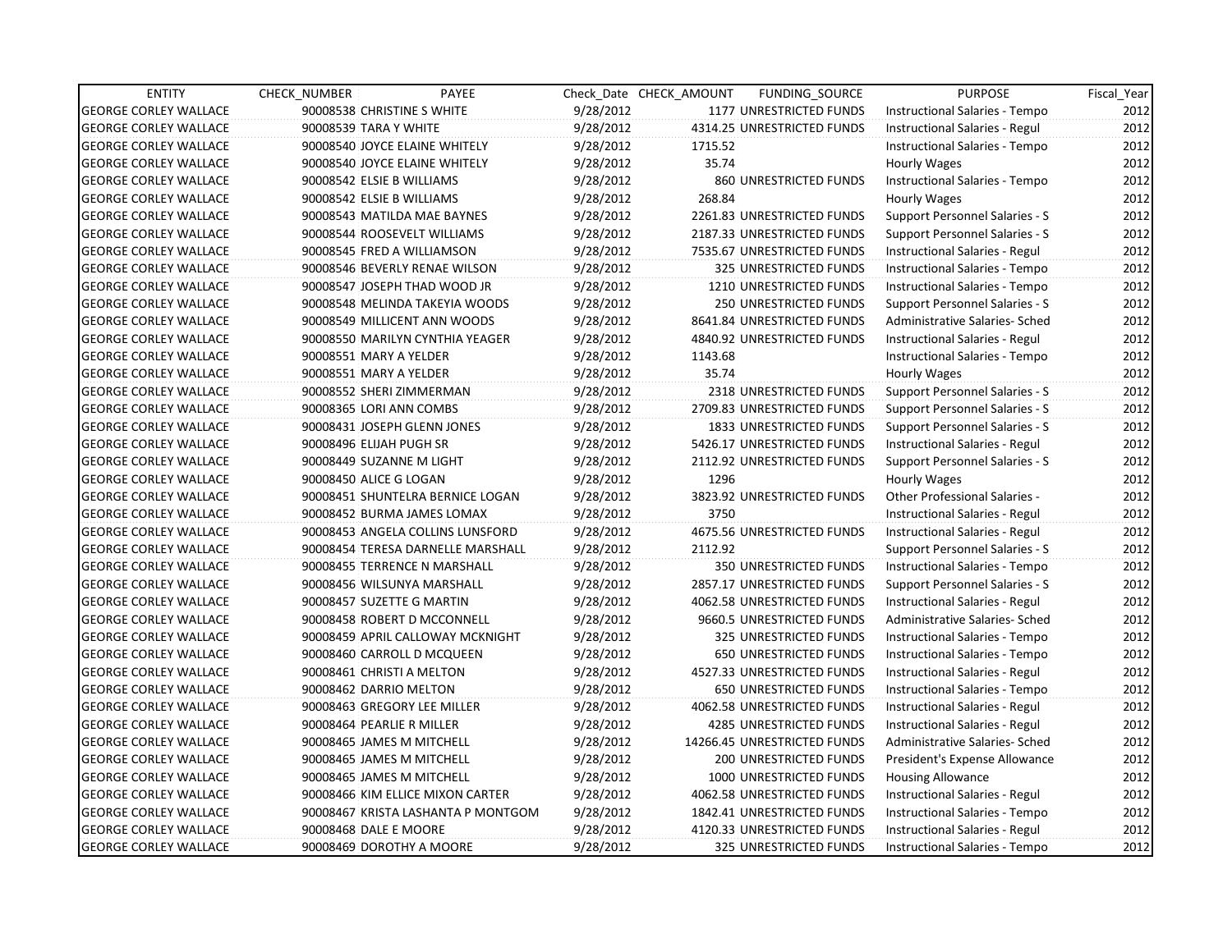| ENTITY | CHECK_NUMBER | PAYEE | Check_Date | CHECK_AMOUNT | FUNDING_SOURCE | PURPOSE | Fiscal_Year |
|---|---|---|---|---|---|---|---|
| GEORGE CORLEY WALLACE | 90008538 | CHRISTINE S WHITE | 9/28/2012 | 1177 | UNRESTRICTED FUNDS | Instructional Salaries - Tempo | 2012 |
| GEORGE CORLEY WALLACE | 90008539 | TARA Y WHITE | 9/28/2012 | 4314.25 | UNRESTRICTED FUNDS | Instructional Salaries - Regul | 2012 |
| GEORGE CORLEY WALLACE | 90008540 | JOYCE ELAINE WHITELY | 9/28/2012 | 1715.52 | | Instructional Salaries - Tempo | 2012 |
| GEORGE CORLEY WALLACE | 90008540 | JOYCE ELAINE WHITELY | 9/28/2012 | 35.74 | | Hourly Wages | 2012 |
| GEORGE CORLEY WALLACE | 90008542 | ELSIE B WILLIAMS | 9/28/2012 | 860 | UNRESTRICTED FUNDS | Instructional Salaries - Tempo | 2012 |
| GEORGE CORLEY WALLACE | 90008542 | ELSIE B WILLIAMS | 9/28/2012 | 268.84 | | Hourly Wages | 2012 |
| GEORGE CORLEY WALLACE | 90008543 | MATILDA MAE BAYNES | 9/28/2012 | 2261.83 | UNRESTRICTED FUNDS | Support Personnel Salaries - S | 2012 |
| GEORGE CORLEY WALLACE | 90008544 | ROOSEVELT WILLIAMS | 9/28/2012 | 2187.33 | UNRESTRICTED FUNDS | Support Personnel Salaries - S | 2012 |
| GEORGE CORLEY WALLACE | 90008545 | FRED A WILLIAMSON | 9/28/2012 | 7535.67 | UNRESTRICTED FUNDS | Instructional Salaries - Regul | 2012 |
| GEORGE CORLEY WALLACE | 90008546 | BEVERLY RENAE WILSON | 9/28/2012 | 325 | UNRESTRICTED FUNDS | Instructional Salaries - Tempo | 2012 |
| GEORGE CORLEY WALLACE | 90008547 | JOSEPH THAD WOOD JR | 9/28/2012 | 1210 | UNRESTRICTED FUNDS | Instructional Salaries - Tempo | 2012 |
| GEORGE CORLEY WALLACE | 90008548 | MELINDA TAKEYIA WOODS | 9/28/2012 | 250 | UNRESTRICTED FUNDS | Support Personnel Salaries - S | 2012 |
| GEORGE CORLEY WALLACE | 90008549 | MILLICENT ANN WOODS | 9/28/2012 | 8641.84 | UNRESTRICTED FUNDS | Administrative Salaries- Sched | 2012 |
| GEORGE CORLEY WALLACE | 90008550 | MARILYN CYNTHIA YEAGER | 9/28/2012 | 4840.92 | UNRESTRICTED FUNDS | Instructional Salaries - Regul | 2012 |
| GEORGE CORLEY WALLACE | 90008551 | MARY A YELDER | 9/28/2012 | 1143.68 | | Instructional Salaries - Tempo | 2012 |
| GEORGE CORLEY WALLACE | 90008551 | MARY A YELDER | 9/28/2012 | 35.74 | | Hourly Wages | 2012 |
| GEORGE CORLEY WALLACE | 90008552 | SHERI ZIMMERMAN | 9/28/2012 | 2318 | UNRESTRICTED FUNDS | Support Personnel Salaries - S | 2012 |
| GEORGE CORLEY WALLACE | 90008365 | LORI ANN COMBS | 9/28/2012 | 2709.83 | UNRESTRICTED FUNDS | Support Personnel Salaries - S | 2012 |
| GEORGE CORLEY WALLACE | 90008431 | JOSEPH GLENN JONES | 9/28/2012 | 1833 | UNRESTRICTED FUNDS | Support Personnel Salaries - S | 2012 |
| GEORGE CORLEY WALLACE | 90008496 | ELIJAH PUGH SR | 9/28/2012 | 5426.17 | UNRESTRICTED FUNDS | Instructional Salaries - Regul | 2012 |
| GEORGE CORLEY WALLACE | 90008449 | SUZANNE M LIGHT | 9/28/2012 | 2112.92 | UNRESTRICTED FUNDS | Support Personnel Salaries - S | 2012 |
| GEORGE CORLEY WALLACE | 90008450 | ALICE G LOGAN | 9/28/2012 | 1296 | | Hourly Wages | 2012 |
| GEORGE CORLEY WALLACE | 90008451 | SHUNTELRA BERNICE LOGAN | 9/28/2012 | 3823.92 | UNRESTRICTED FUNDS | Other Professional Salaries - | 2012 |
| GEORGE CORLEY WALLACE | 90008452 | BURMA JAMES LOMAX | 9/28/2012 | 3750 | | Instructional Salaries - Regul | 2012 |
| GEORGE CORLEY WALLACE | 90008453 | ANGELA COLLINS LUNSFORD | 9/28/2012 | 4675.56 | UNRESTRICTED FUNDS | Instructional Salaries - Regul | 2012 |
| GEORGE CORLEY WALLACE | 90008454 | TERESA DARNELLE MARSHALL | 9/28/2012 | 2112.92 | | Support Personnel Salaries - S | 2012 |
| GEORGE CORLEY WALLACE | 90008455 | TERRENCE N MARSHALL | 9/28/2012 | 350 | UNRESTRICTED FUNDS | Instructional Salaries - Tempo | 2012 |
| GEORGE CORLEY WALLACE | 90008456 | WILSUNYA MARSHALL | 9/28/2012 | 2857.17 | UNRESTRICTED FUNDS | Support Personnel Salaries - S | 2012 |
| GEORGE CORLEY WALLACE | 90008457 | SUZETTE G MARTIN | 9/28/2012 | 4062.58 | UNRESTRICTED FUNDS | Instructional Salaries - Regul | 2012 |
| GEORGE CORLEY WALLACE | 90008458 | ROBERT D MCCONNELL | 9/28/2012 | 9660.5 | UNRESTRICTED FUNDS | Administrative Salaries- Sched | 2012 |
| GEORGE CORLEY WALLACE | 90008459 | APRIL CALLOWAY MCKNIGHT | 9/28/2012 | 325 | UNRESTRICTED FUNDS | Instructional Salaries - Tempo | 2012 |
| GEORGE CORLEY WALLACE | 90008460 | CARROLL D MCQUEEN | 9/28/2012 | 650 | UNRESTRICTED FUNDS | Instructional Salaries - Tempo | 2012 |
| GEORGE CORLEY WALLACE | 90008461 | CHRISTI A MELTON | 9/28/2012 | 4527.33 | UNRESTRICTED FUNDS | Instructional Salaries - Regul | 2012 |
| GEORGE CORLEY WALLACE | 90008462 | DARRIO MELTON | 9/28/2012 | 650 | UNRESTRICTED FUNDS | Instructional Salaries - Tempo | 2012 |
| GEORGE CORLEY WALLACE | 90008463 | GREGORY LEE MILLER | 9/28/2012 | 4062.58 | UNRESTRICTED FUNDS | Instructional Salaries - Regul | 2012 |
| GEORGE CORLEY WALLACE | 90008464 | PEARLIE R MILLER | 9/28/2012 | 4285 | UNRESTRICTED FUNDS | Instructional Salaries - Regul | 2012 |
| GEORGE CORLEY WALLACE | 90008465 | JAMES M MITCHELL | 9/28/2012 | 14266.45 | UNRESTRICTED FUNDS | Administrative Salaries- Sched | 2012 |
| GEORGE CORLEY WALLACE | 90008465 | JAMES M MITCHELL | 9/28/2012 | 200 | UNRESTRICTED FUNDS | President's Expense Allowance | 2012 |
| GEORGE CORLEY WALLACE | 90008465 | JAMES M MITCHELL | 9/28/2012 | 1000 | UNRESTRICTED FUNDS | Housing Allowance | 2012 |
| GEORGE CORLEY WALLACE | 90008466 | KIM ELLICE MIXON CARTER | 9/28/2012 | 4062.58 | UNRESTRICTED FUNDS | Instructional Salaries - Regul | 2012 |
| GEORGE CORLEY WALLACE | 90008467 | KRISTA LASHANTA P MONTGOM | 9/28/2012 | 1842.41 | UNRESTRICTED FUNDS | Instructional Salaries - Tempo | 2012 |
| GEORGE CORLEY WALLACE | 90008468 | DALE E MOORE | 9/28/2012 | 4120.33 | UNRESTRICTED FUNDS | Instructional Salaries - Regul | 2012 |
| GEORGE CORLEY WALLACE | 90008469 | DOROTHY A MOORE | 9/28/2012 | 325 | UNRESTRICTED FUNDS | Instructional Salaries - Tempo | 2012 |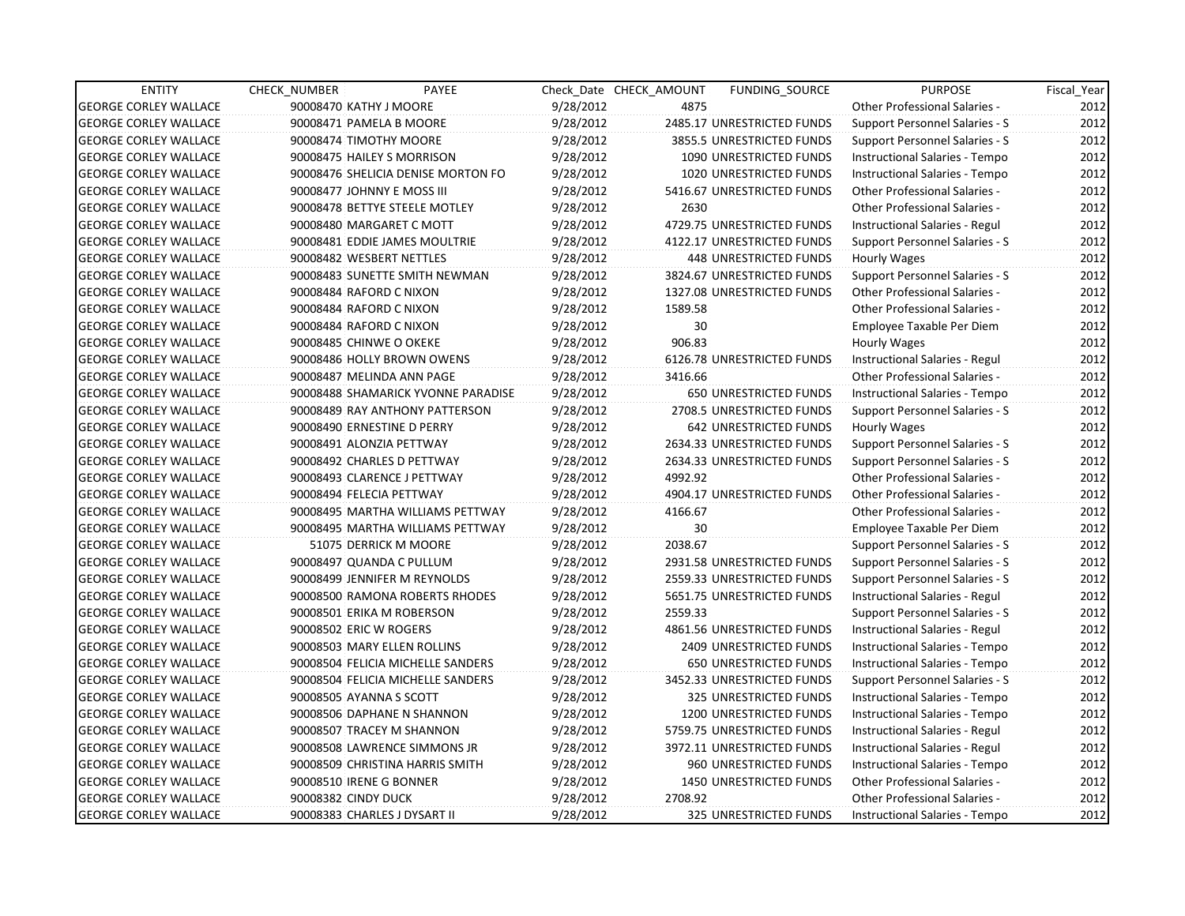| ENTITY | CHECK_NUMBER | PAYEE | Check_Date | CHECK_AMOUNT | FUNDING_SOURCE | PURPOSE | Fiscal_Year |
|---|---|---|---|---|---|---|---|
| GEORGE CORLEY WALLACE | 90008470 | KATHY J MOORE | 9/28/2012 | 4875 | | Other Professional Salaries - | 2012 |
| GEORGE CORLEY WALLACE | 90008471 | PAMELA B MOORE | 9/28/2012 | 2485.17 | UNRESTRICTED FUNDS | Support Personnel Salaries - S | 2012 |
| GEORGE CORLEY WALLACE | 90008474 | TIMOTHY MOORE | 9/28/2012 | 3855.5 | UNRESTRICTED FUNDS | Support Personnel Salaries - S | 2012 |
| GEORGE CORLEY WALLACE | 90008475 | HAILEY S MORRISON | 9/28/2012 | 1090 | UNRESTRICTED FUNDS | Instructional Salaries - Tempo | 2012 |
| GEORGE CORLEY WALLACE | 90008476 | SHELICIA DENISE MORTON FO | 9/28/2012 | 1020 | UNRESTRICTED FUNDS | Instructional Salaries - Tempo | 2012 |
| GEORGE CORLEY WALLACE | 90008477 | JOHNNY E MOSS III | 9/28/2012 | 5416.67 | UNRESTRICTED FUNDS | Other Professional Salaries - | 2012 |
| GEORGE CORLEY WALLACE | 90008478 | BETTYE STEELE MOTLEY | 9/28/2012 | 2630 | | Other Professional Salaries - | 2012 |
| GEORGE CORLEY WALLACE | 90008480 | MARGARET C MOTT | 9/28/2012 | 4729.75 | UNRESTRICTED FUNDS | Instructional Salaries - Regul | 2012 |
| GEORGE CORLEY WALLACE | 90008481 | EDDIE JAMES MOULTRIE | 9/28/2012 | 4122.17 | UNRESTRICTED FUNDS | Support Personnel Salaries - S | 2012 |
| GEORGE CORLEY WALLACE | 90008482 | WESBERT NETTLES | 9/28/2012 | 448 | UNRESTRICTED FUNDS | Hourly Wages | 2012 |
| GEORGE CORLEY WALLACE | 90008483 | SUNETTE SMITH NEWMAN | 9/28/2012 | 3824.67 | UNRESTRICTED FUNDS | Support Personnel Salaries - S | 2012 |
| GEORGE CORLEY WALLACE | 90008484 | RAFORD C NIXON | 9/28/2012 | 1327.08 | UNRESTRICTED FUNDS | Other Professional Salaries - | 2012 |
| GEORGE CORLEY WALLACE | 90008484 | RAFORD C NIXON | 9/28/2012 | 1589.58 | | Other Professional Salaries - | 2012 |
| GEORGE CORLEY WALLACE | 90008484 | RAFORD C NIXON | 9/28/2012 | 30 | | Employee Taxable Per Diem | 2012 |
| GEORGE CORLEY WALLACE | 90008485 | CHINWE O OKEKE | 9/28/2012 | 906.83 | | Hourly Wages | 2012 |
| GEORGE CORLEY WALLACE | 90008486 | HOLLY BROWN OWENS | 9/28/2012 | 6126.78 | UNRESTRICTED FUNDS | Instructional Salaries - Regul | 2012 |
| GEORGE CORLEY WALLACE | 90008487 | MELINDA ANN PAGE | 9/28/2012 | 3416.66 | | Other Professional Salaries - | 2012 |
| GEORGE CORLEY WALLACE | 90008488 | SHAMARICK YVONNE PARADISE | 9/28/2012 | 650 | UNRESTRICTED FUNDS | Instructional Salaries - Tempo | 2012 |
| GEORGE CORLEY WALLACE | 90008489 | RAY ANTHONY PATTERSON | 9/28/2012 | 2708.5 | UNRESTRICTED FUNDS | Support Personnel Salaries - S | 2012 |
| GEORGE CORLEY WALLACE | 90008490 | ERNESTINE D PERRY | 9/28/2012 | 642 | UNRESTRICTED FUNDS | Hourly Wages | 2012 |
| GEORGE CORLEY WALLACE | 90008491 | ALONZIA PETTWAY | 9/28/2012 | 2634.33 | UNRESTRICTED FUNDS | Support Personnel Salaries - S | 2012 |
| GEORGE CORLEY WALLACE | 90008492 | CHARLES D PETTWAY | 9/28/2012 | 2634.33 | UNRESTRICTED FUNDS | Support Personnel Salaries - S | 2012 |
| GEORGE CORLEY WALLACE | 90008493 | CLARENCE J PETTWAY | 9/28/2012 | 4992.92 | | Other Professional Salaries - | 2012 |
| GEORGE CORLEY WALLACE | 90008494 | FELECIA PETTWAY | 9/28/2012 | 4904.17 | UNRESTRICTED FUNDS | Other Professional Salaries - | 2012 |
| GEORGE CORLEY WALLACE | 90008495 | MARTHA WILLIAMS PETTWAY | 9/28/2012 | 4166.67 | | Other Professional Salaries - | 2012 |
| GEORGE CORLEY WALLACE | 90008495 | MARTHA WILLIAMS PETTWAY | 9/28/2012 | 30 | | Employee Taxable Per Diem | 2012 |
| GEORGE CORLEY WALLACE | 51075 | DERRICK M MOORE | 9/28/2012 | 2038.67 | | Support Personnel Salaries - S | 2012 |
| GEORGE CORLEY WALLACE | 90008497 | QUANDA C PULLUM | 9/28/2012 | 2931.58 | UNRESTRICTED FUNDS | Support Personnel Salaries - S | 2012 |
| GEORGE CORLEY WALLACE | 90008499 | JENNIFER M REYNOLDS | 9/28/2012 | 2559.33 | UNRESTRICTED FUNDS | Support Personnel Salaries - S | 2012 |
| GEORGE CORLEY WALLACE | 90008500 | RAMONA ROBERTS RHODES | 9/28/2012 | 5651.75 | UNRESTRICTED FUNDS | Instructional Salaries - Regul | 2012 |
| GEORGE CORLEY WALLACE | 90008501 | ERIKA M ROBERSON | 9/28/2012 | 2559.33 | | Support Personnel Salaries - S | 2012 |
| GEORGE CORLEY WALLACE | 90008502 | ERIC W ROGERS | 9/28/2012 | 4861.56 | UNRESTRICTED FUNDS | Instructional Salaries - Regul | 2012 |
| GEORGE CORLEY WALLACE | 90008503 | MARY ELLEN ROLLINS | 9/28/2012 | 2409 | UNRESTRICTED FUNDS | Instructional Salaries - Tempo | 2012 |
| GEORGE CORLEY WALLACE | 90008504 | FELICIA MICHELLE SANDERS | 9/28/2012 | 650 | UNRESTRICTED FUNDS | Instructional Salaries - Tempo | 2012 |
| GEORGE CORLEY WALLACE | 90008504 | FELICIA MICHELLE SANDERS | 9/28/2012 | 3452.33 | UNRESTRICTED FUNDS | Support Personnel Salaries - S | 2012 |
| GEORGE CORLEY WALLACE | 90008505 | AYANNA S SCOTT | 9/28/2012 | 325 | UNRESTRICTED FUNDS | Instructional Salaries - Tempo | 2012 |
| GEORGE CORLEY WALLACE | 90008506 | DAPHANE N SHANNON | 9/28/2012 | 1200 | UNRESTRICTED FUNDS | Instructional Salaries - Tempo | 2012 |
| GEORGE CORLEY WALLACE | 90008507 | TRACEY M SHANNON | 9/28/2012 | 5759.75 | UNRESTRICTED FUNDS | Instructional Salaries - Regul | 2012 |
| GEORGE CORLEY WALLACE | 90008508 | LAWRENCE SIMMONS JR | 9/28/2012 | 3972.11 | UNRESTRICTED FUNDS | Instructional Salaries - Regul | 2012 |
| GEORGE CORLEY WALLACE | 90008509 | CHRISTINA HARRIS SMITH | 9/28/2012 | 960 | UNRESTRICTED FUNDS | Instructional Salaries - Tempo | 2012 |
| GEORGE CORLEY WALLACE | 90008510 | IRENE G BONNER | 9/28/2012 | 1450 | UNRESTRICTED FUNDS | Other Professional Salaries - | 2012 |
| GEORGE CORLEY WALLACE | 90008382 | CINDY DUCK | 9/28/2012 | 2708.92 | | Other Professional Salaries - | 2012 |
| GEORGE CORLEY WALLACE | 90008383 | CHARLES J DYSART II | 9/28/2012 | 325 | UNRESTRICTED FUNDS | Instructional Salaries - Tempo | 2012 |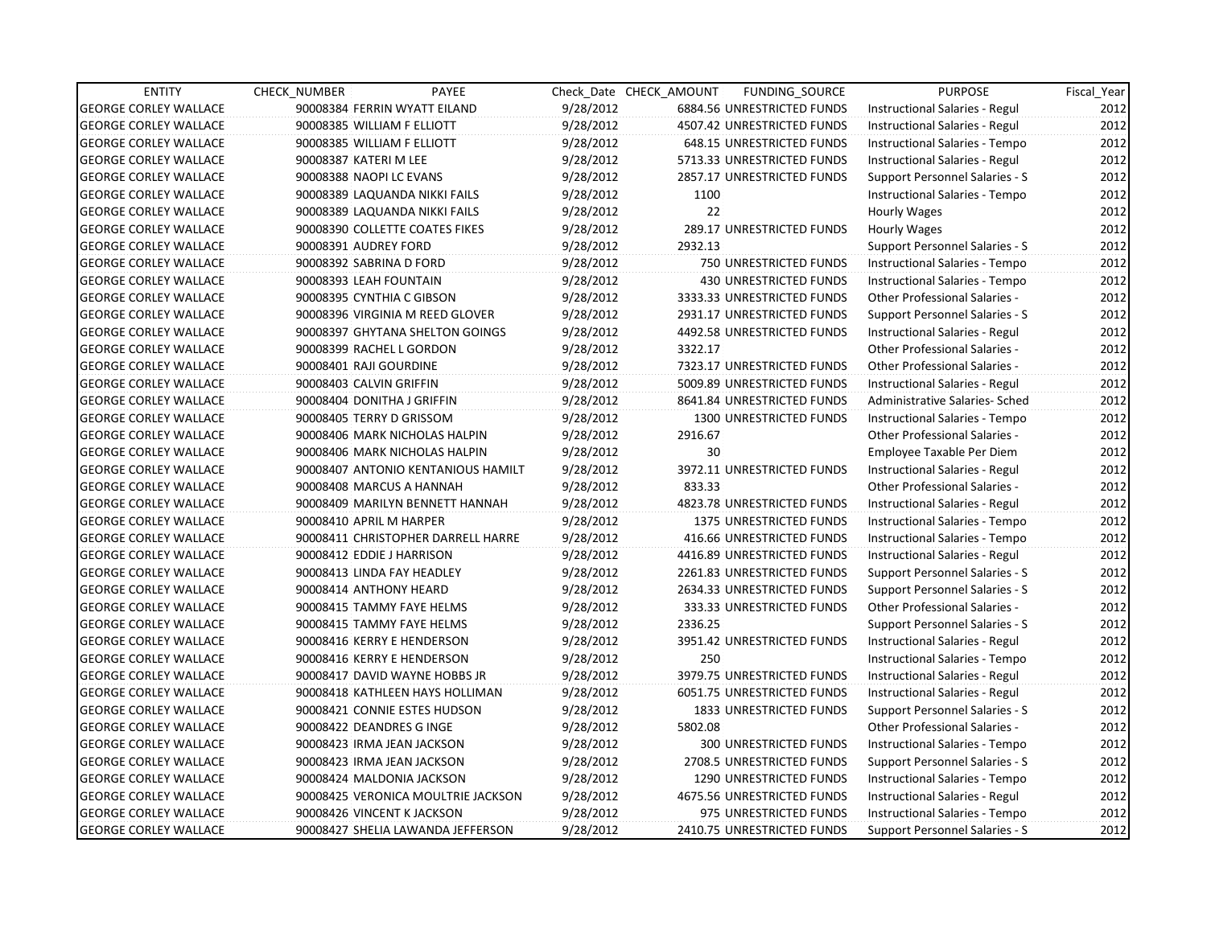| ENTITY | CHECK_NUMBER | PAYEE | Check_Date | CHECK_AMOUNT | FUNDING_SOURCE | PURPOSE | Fiscal_Year |
|---|---|---|---|---|---|---|---|
| GEORGE CORLEY WALLACE | 90008384 | FERRIN WYATT EILAND | 9/28/2012 | 6884.56 | UNRESTRICTED FUNDS | Instructional Salaries - Regul | 2012 |
| GEORGE CORLEY WALLACE | 90008385 | WILLIAM F ELLIOTT | 9/28/2012 | 4507.42 | UNRESTRICTED FUNDS | Instructional Salaries - Regul | 2012 |
| GEORGE CORLEY WALLACE | 90008385 | WILLIAM F ELLIOTT | 9/28/2012 | 648.15 | UNRESTRICTED FUNDS | Instructional Salaries - Tempo | 2012 |
| GEORGE CORLEY WALLACE | 90008387 | KATERI M LEE | 9/28/2012 | 5713.33 | UNRESTRICTED FUNDS | Instructional Salaries - Regul | 2012 |
| GEORGE CORLEY WALLACE | 90008388 | NAOPI LC EVANS | 9/28/2012 | 2857.17 | UNRESTRICTED FUNDS | Support Personnel Salaries - S | 2012 |
| GEORGE CORLEY WALLACE | 90008389 | LAQUANDA NIKKI FAILS | 9/28/2012 | 1100 | | Instructional Salaries - Tempo | 2012 |
| GEORGE CORLEY WALLACE | 90008389 | LAQUANDA NIKKI FAILS | 9/28/2012 | 22 | | Hourly Wages | 2012 |
| GEORGE CORLEY WALLACE | 90008390 | COLLETTE COATES FIKES | 9/28/2012 | 289.17 | UNRESTRICTED FUNDS | Hourly Wages | 2012 |
| GEORGE CORLEY WALLACE | 90008391 | AUDREY FORD | 9/28/2012 | 2932.13 | | Support Personnel Salaries - S | 2012 |
| GEORGE CORLEY WALLACE | 90008392 | SABRINA D FORD | 9/28/2012 | 750 | UNRESTRICTED FUNDS | Instructional Salaries - Tempo | 2012 |
| GEORGE CORLEY WALLACE | 90008393 | LEAH FOUNTAIN | 9/28/2012 | 430 | UNRESTRICTED FUNDS | Instructional Salaries - Tempo | 2012 |
| GEORGE CORLEY WALLACE | 90008395 | CYNTHIA C GIBSON | 9/28/2012 | 3333.33 | UNRESTRICTED FUNDS | Other Professional Salaries - | 2012 |
| GEORGE CORLEY WALLACE | 90008396 | VIRGINIA M REED GLOVER | 9/28/2012 | 2931.17 | UNRESTRICTED FUNDS | Support Personnel Salaries - S | 2012 |
| GEORGE CORLEY WALLACE | 90008397 | GHYTANA SHELTON GOINGS | 9/28/2012 | 4492.58 | UNRESTRICTED FUNDS | Instructional Salaries - Regul | 2012 |
| GEORGE CORLEY WALLACE | 90008399 | RACHEL L GORDON | 9/28/2012 | 3322.17 | | Other Professional Salaries - | 2012 |
| GEORGE CORLEY WALLACE | 90008401 | RAJI GOURDINE | 9/28/2012 | 7323.17 | UNRESTRICTED FUNDS | Other Professional Salaries - | 2012 |
| GEORGE CORLEY WALLACE | 90008403 | CALVIN GRIFFIN | 9/28/2012 | 5009.89 | UNRESTRICTED FUNDS | Instructional Salaries - Regul | 2012 |
| GEORGE CORLEY WALLACE | 90008404 | DONITHA J GRIFFIN | 9/28/2012 | 8641.84 | UNRESTRICTED FUNDS | Administrative Salaries- Sched | 2012 |
| GEORGE CORLEY WALLACE | 90008405 | TERRY D GRISSOM | 9/28/2012 | 1300 | UNRESTRICTED FUNDS | Instructional Salaries - Tempo | 2012 |
| GEORGE CORLEY WALLACE | 90008406 | MARK NICHOLAS HALPIN | 9/28/2012 | 2916.67 | | Other Professional Salaries - | 2012 |
| GEORGE CORLEY WALLACE | 90008406 | MARK NICHOLAS HALPIN | 9/28/2012 | 30 | | Employee Taxable Per Diem | 2012 |
| GEORGE CORLEY WALLACE | 90008407 | ANTONIO KENTANIOUS HAMILT | 9/28/2012 | 3972.11 | UNRESTRICTED FUNDS | Instructional Salaries - Regul | 2012 |
| GEORGE CORLEY WALLACE | 90008408 | MARCUS A HANNAH | 9/28/2012 | 833.33 | | Other Professional Salaries - | 2012 |
| GEORGE CORLEY WALLACE | 90008409 | MARILYN BENNETT HANNAH | 9/28/2012 | 4823.78 | UNRESTRICTED FUNDS | Instructional Salaries - Regul | 2012 |
| GEORGE CORLEY WALLACE | 90008410 | APRIL M HARPER | 9/28/2012 | 1375 | UNRESTRICTED FUNDS | Instructional Salaries - Tempo | 2012 |
| GEORGE CORLEY WALLACE | 90008411 | CHRISTOPHER DARRELL HARRE | 9/28/2012 | 416.66 | UNRESTRICTED FUNDS | Instructional Salaries - Tempo | 2012 |
| GEORGE CORLEY WALLACE | 90008412 | EDDIE J HARRISON | 9/28/2012 | 4416.89 | UNRESTRICTED FUNDS | Instructional Salaries - Regul | 2012 |
| GEORGE CORLEY WALLACE | 90008413 | LINDA FAY HEADLEY | 9/28/2012 | 2261.83 | UNRESTRICTED FUNDS | Support Personnel Salaries - S | 2012 |
| GEORGE CORLEY WALLACE | 90008414 | ANTHONY HEARD | 9/28/2012 | 2634.33 | UNRESTRICTED FUNDS | Support Personnel Salaries - S | 2012 |
| GEORGE CORLEY WALLACE | 90008415 | TAMMY FAYE HELMS | 9/28/2012 | 333.33 | UNRESTRICTED FUNDS | Other Professional Salaries - | 2012 |
| GEORGE CORLEY WALLACE | 90008415 | TAMMY FAYE HELMS | 9/28/2012 | 2336.25 | | Support Personnel Salaries - S | 2012 |
| GEORGE CORLEY WALLACE | 90008416 | KERRY E HENDERSON | 9/28/2012 | 3951.42 | UNRESTRICTED FUNDS | Instructional Salaries - Regul | 2012 |
| GEORGE CORLEY WALLACE | 90008416 | KERRY E HENDERSON | 9/28/2012 | 250 | | Instructional Salaries - Tempo | 2012 |
| GEORGE CORLEY WALLACE | 90008417 | DAVID WAYNE HOBBS JR | 9/28/2012 | 3979.75 | UNRESTRICTED FUNDS | Instructional Salaries - Regul | 2012 |
| GEORGE CORLEY WALLACE | 90008418 | KATHLEEN HAYS HOLLIMAN | 9/28/2012 | 6051.75 | UNRESTRICTED FUNDS | Instructional Salaries - Regul | 2012 |
| GEORGE CORLEY WALLACE | 90008421 | CONNIE ESTES HUDSON | 9/28/2012 | 1833 | UNRESTRICTED FUNDS | Support Personnel Salaries - S | 2012 |
| GEORGE CORLEY WALLACE | 90008422 | DEANDRES G INGE | 9/28/2012 | 5802.08 | | Other Professional Salaries - | 2012 |
| GEORGE CORLEY WALLACE | 90008423 | IRMA JEAN JACKSON | 9/28/2012 | 300 | UNRESTRICTED FUNDS | Instructional Salaries - Tempo | 2012 |
| GEORGE CORLEY WALLACE | 90008423 | IRMA JEAN JACKSON | 9/28/2012 | 2708.5 | UNRESTRICTED FUNDS | Support Personnel Salaries - S | 2012 |
| GEORGE CORLEY WALLACE | 90008424 | MALDONIA JACKSON | 9/28/2012 | 1290 | UNRESTRICTED FUNDS | Instructional Salaries - Tempo | 2012 |
| GEORGE CORLEY WALLACE | 90008425 | VERONICA MOULTRIE JACKSON | 9/28/2012 | 4675.56 | UNRESTRICTED FUNDS | Instructional Salaries - Regul | 2012 |
| GEORGE CORLEY WALLACE | 90008426 | VINCENT K JACKSON | 9/28/2012 | 975 | UNRESTRICTED FUNDS | Instructional Salaries - Tempo | 2012 |
| GEORGE CORLEY WALLACE | 90008427 | SHELIA LAWANDA JEFFERSON | 9/28/2012 | 2410.75 | UNRESTRICTED FUNDS | Support Personnel Salaries - S | 2012 |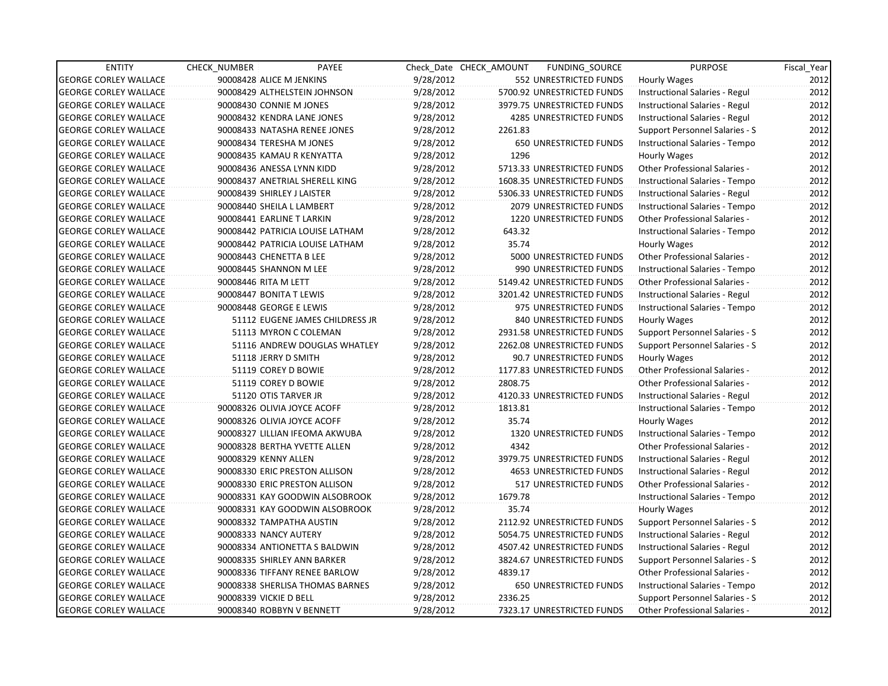| ENTITY | CHECK_NUMBER | PAYEE | Check_Date | CHECK_AMOUNT | FUNDING_SOURCE | PURPOSE | Fiscal_Year |
|---|---|---|---|---|---|---|---|
| GEORGE CORLEY WALLACE | 90008428 | ALICE M JENKINS | 9/28/2012 | 552 | UNRESTRICTED FUNDS | Hourly Wages | 2012 |
| GEORGE CORLEY WALLACE | 90008429 | ALTHELSTEIN JOHNSON | 9/28/2012 | 5700.92 | UNRESTRICTED FUNDS | Instructional Salaries - Regul | 2012 |
| GEORGE CORLEY WALLACE | 90008430 | CONNIE M JONES | 9/28/2012 | 3979.75 | UNRESTRICTED FUNDS | Instructional Salaries - Regul | 2012 |
| GEORGE CORLEY WALLACE | 90008432 | KENDRA LANE JONES | 9/28/2012 | 4285 | UNRESTRICTED FUNDS | Instructional Salaries - Regul | 2012 |
| GEORGE CORLEY WALLACE | 90008433 | NATASHA RENEE JONES | 9/28/2012 | 2261.83 | | Support Personnel Salaries - S | 2012 |
| GEORGE CORLEY WALLACE | 90008434 | TERESHA M JONES | 9/28/2012 | 650 | UNRESTRICTED FUNDS | Instructional Salaries - Tempo | 2012 |
| GEORGE CORLEY WALLACE | 90008435 | KAMAU R KENYATTA | 9/28/2012 | 1296 | | Hourly Wages | 2012 |
| GEORGE CORLEY WALLACE | 90008436 | ANESSA LYNN KIDD | 9/28/2012 | 5713.33 | UNRESTRICTED FUNDS | Other Professional Salaries - | 2012 |
| GEORGE CORLEY WALLACE | 90008437 | ANETRIAL SHERELL KING | 9/28/2012 | 1608.35 | UNRESTRICTED FUNDS | Instructional Salaries - Tempo | 2012 |
| GEORGE CORLEY WALLACE | 90008439 | SHIRLEY J LAISTER | 9/28/2012 | 5306.33 | UNRESTRICTED FUNDS | Instructional Salaries - Regul | 2012 |
| GEORGE CORLEY WALLACE | 90008440 | SHEILA L LAMBERT | 9/28/2012 | 2079 | UNRESTRICTED FUNDS | Instructional Salaries - Tempo | 2012 |
| GEORGE CORLEY WALLACE | 90008441 | EARLINE T LARKIN | 9/28/2012 | 1220 | UNRESTRICTED FUNDS | Other Professional Salaries - | 2012 |
| GEORGE CORLEY WALLACE | 90008442 | PATRICIA LOUISE LATHAM | 9/28/2012 | 643.32 | | Instructional Salaries - Tempo | 2012 |
| GEORGE CORLEY WALLACE | 90008442 | PATRICIA LOUISE LATHAM | 9/28/2012 | 35.74 | | Hourly Wages | 2012 |
| GEORGE CORLEY WALLACE | 90008443 | CHENETTA B LEE | 9/28/2012 | 5000 | UNRESTRICTED FUNDS | Other Professional Salaries - | 2012 |
| GEORGE CORLEY WALLACE | 90008445 | SHANNON M LEE | 9/28/2012 | 990 | UNRESTRICTED FUNDS | Instructional Salaries - Tempo | 2012 |
| GEORGE CORLEY WALLACE | 90008446 | RITA M LETT | 9/28/2012 | 5149.42 | UNRESTRICTED FUNDS | Other Professional Salaries - | 2012 |
| GEORGE CORLEY WALLACE | 90008447 | BONITA T LEWIS | 9/28/2012 | 3201.42 | UNRESTRICTED FUNDS | Instructional Salaries - Regul | 2012 |
| GEORGE CORLEY WALLACE | 90008448 | GEORGE E LEWIS | 9/28/2012 | 975 | UNRESTRICTED FUNDS | Instructional Salaries - Tempo | 2012 |
| GEORGE CORLEY WALLACE | 51112 | EUGENE JAMES CHILDRESS JR | 9/28/2012 | 840 | UNRESTRICTED FUNDS | Hourly Wages | 2012 |
| GEORGE CORLEY WALLACE | 51113 | MYRON C COLEMAN | 9/28/2012 | 2931.58 | UNRESTRICTED FUNDS | Support Personnel Salaries - S | 2012 |
| GEORGE CORLEY WALLACE | 51116 | ANDREW DOUGLAS WHATLEY | 9/28/2012 | 2262.08 | UNRESTRICTED FUNDS | Support Personnel Salaries - S | 2012 |
| GEORGE CORLEY WALLACE | 51118 | JERRY D SMITH | 9/28/2012 | 90.7 | UNRESTRICTED FUNDS | Hourly Wages | 2012 |
| GEORGE CORLEY WALLACE | 51119 | COREY D BOWIE | 9/28/2012 | 1177.83 | UNRESTRICTED FUNDS | Other Professional Salaries - | 2012 |
| GEORGE CORLEY WALLACE | 51119 | COREY D BOWIE | 9/28/2012 | 2808.75 | | Other Professional Salaries - | 2012 |
| GEORGE CORLEY WALLACE | 51120 | OTIS TARVER JR | 9/28/2012 | 4120.33 | UNRESTRICTED FUNDS | Instructional Salaries - Regul | 2012 |
| GEORGE CORLEY WALLACE | 90008326 | OLIVIA JOYCE ACOFF | 9/28/2012 | 1813.81 | | Instructional Salaries - Tempo | 2012 |
| GEORGE CORLEY WALLACE | 90008326 | OLIVIA JOYCE ACOFF | 9/28/2012 | 35.74 | | Hourly Wages | 2012 |
| GEORGE CORLEY WALLACE | 90008327 | LILLIAN IFEOMA AKWUBA | 9/28/2012 | 1320 | UNRESTRICTED FUNDS | Instructional Salaries - Tempo | 2012 |
| GEORGE CORLEY WALLACE | 90008328 | BERTHA YVETTE ALLEN | 9/28/2012 | 4342 | | Other Professional Salaries - | 2012 |
| GEORGE CORLEY WALLACE | 90008329 | KENNY ALLEN | 9/28/2012 | 3979.75 | UNRESTRICTED FUNDS | Instructional Salaries - Regul | 2012 |
| GEORGE CORLEY WALLACE | 90008330 | ERIC PRESTON ALLISON | 9/28/2012 | 4653 | UNRESTRICTED FUNDS | Instructional Salaries - Regul | 2012 |
| GEORGE CORLEY WALLACE | 90008330 | ERIC PRESTON ALLISON | 9/28/2012 | 517 | UNRESTRICTED FUNDS | Other Professional Salaries - | 2012 |
| GEORGE CORLEY WALLACE | 90008331 | KAY GOODWIN ALSOBROOK | 9/28/2012 | 1679.78 | | Instructional Salaries - Tempo | 2012 |
| GEORGE CORLEY WALLACE | 90008331 | KAY GOODWIN ALSOBROOK | 9/28/2012 | 35.74 | | Hourly Wages | 2012 |
| GEORGE CORLEY WALLACE | 90008332 | TAMPATHA AUSTIN | 9/28/2012 | 2112.92 | UNRESTRICTED FUNDS | Support Personnel Salaries - S | 2012 |
| GEORGE CORLEY WALLACE | 90008333 | NANCY AUTERY | 9/28/2012 | 5054.75 | UNRESTRICTED FUNDS | Instructional Salaries - Regul | 2012 |
| GEORGE CORLEY WALLACE | 90008334 | ANTIONETTA S BALDWIN | 9/28/2012 | 4507.42 | UNRESTRICTED FUNDS | Instructional Salaries - Regul | 2012 |
| GEORGE CORLEY WALLACE | 90008335 | SHIRLEY ANN BARKER | 9/28/2012 | 3824.67 | UNRESTRICTED FUNDS | Support Personnel Salaries - S | 2012 |
| GEORGE CORLEY WALLACE | 90008336 | TIFFANY RENEE BARLOW | 9/28/2012 | 4839.17 | | Other Professional Salaries - | 2012 |
| GEORGE CORLEY WALLACE | 90008338 | SHERLISA THOMAS BARNES | 9/28/2012 | 650 | UNRESTRICTED FUNDS | Instructional Salaries - Tempo | 2012 |
| GEORGE CORLEY WALLACE | 90008339 | VICKIE D BELL | 9/28/2012 | 2336.25 | | Support Personnel Salaries - S | 2012 |
| GEORGE CORLEY WALLACE | 90008340 | ROBBYN V BENNETT | 9/28/2012 | 7323.17 | UNRESTRICTED FUNDS | Other Professional Salaries - | 2012 |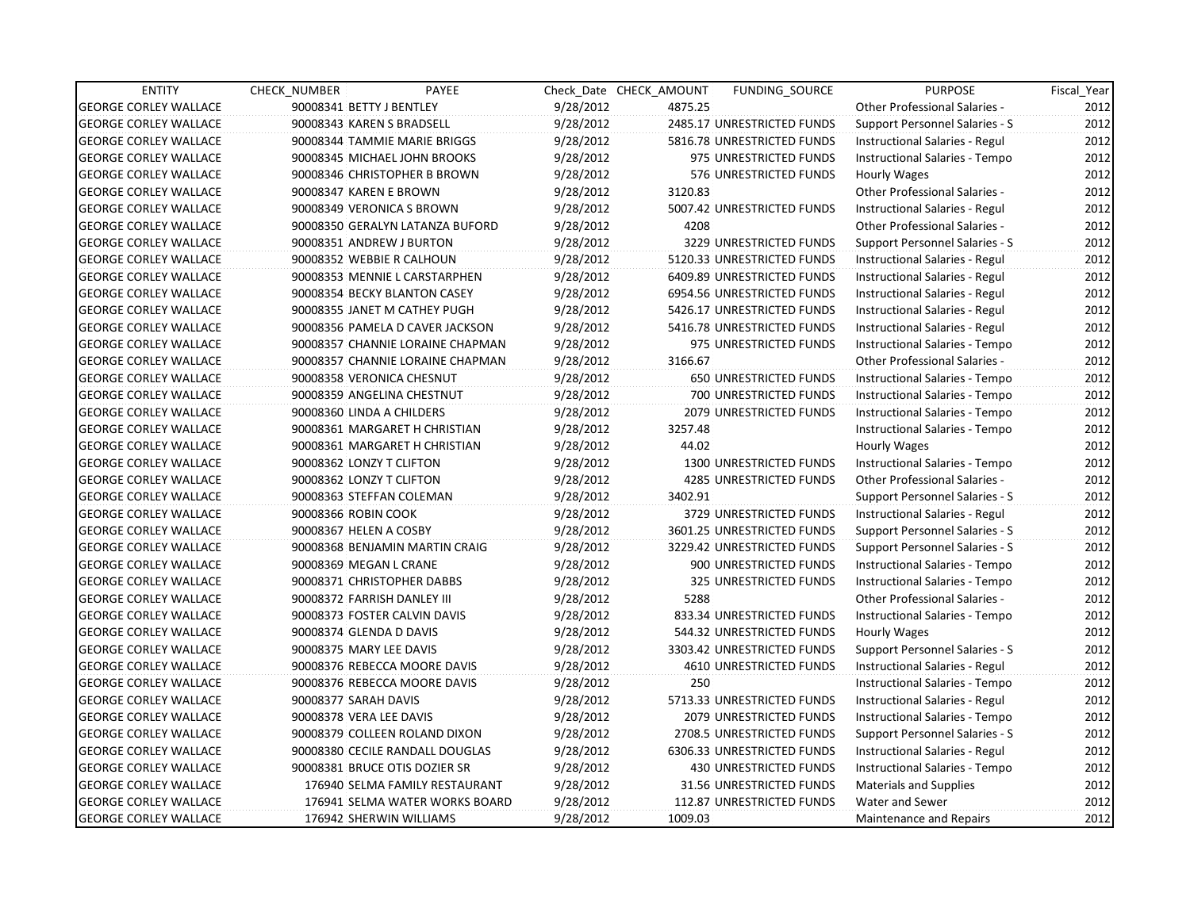| ENTITY | CHECK_NUMBER | PAYEE | Check_Date | CHECK_AMOUNT | FUNDING_SOURCE | PURPOSE | Fiscal_Year |
|---|---|---|---|---|---|---|---|
| GEORGE CORLEY WALLACE | 90008341 | BETTY J BENTLEY | 9/28/2012 | 4875.25 | | Other Professional Salaries - | 2012 |
| GEORGE CORLEY WALLACE | 90008343 | KAREN S BRADSELL | 9/28/2012 | 2485.17 | UNRESTRICTED FUNDS | Support Personnel Salaries - S | 2012 |
| GEORGE CORLEY WALLACE | 90008344 | TAMMIE MARIE BRIGGS | 9/28/2012 | 5816.78 | UNRESTRICTED FUNDS | Instructional Salaries - Regul | 2012 |
| GEORGE CORLEY WALLACE | 90008345 | MICHAEL JOHN BROOKS | 9/28/2012 | 975 | UNRESTRICTED FUNDS | Instructional Salaries - Tempo | 2012 |
| GEORGE CORLEY WALLACE | 90008346 | CHRISTOPHER B BROWN | 9/28/2012 | 576 | UNRESTRICTED FUNDS | Hourly Wages | 2012 |
| GEORGE CORLEY WALLACE | 90008347 | KAREN E BROWN | 9/28/2012 | 3120.83 | | Other Professional Salaries - | 2012 |
| GEORGE CORLEY WALLACE | 90008349 | VERONICA S BROWN | 9/28/2012 | 5007.42 | UNRESTRICTED FUNDS | Instructional Salaries - Regul | 2012 |
| GEORGE CORLEY WALLACE | 90008350 | GERALYN LATANZA BUFORD | 9/28/2012 | 4208 | | Other Professional Salaries - | 2012 |
| GEORGE CORLEY WALLACE | 90008351 | ANDREW J BURTON | 9/28/2012 | 3229 | UNRESTRICTED FUNDS | Support Personnel Salaries - S | 2012 |
| GEORGE CORLEY WALLACE | 90008352 | WEBBIE R CALHOUN | 9/28/2012 | 5120.33 | UNRESTRICTED FUNDS | Instructional Salaries - Regul | 2012 |
| GEORGE CORLEY WALLACE | 90008353 | MENNIE L CARSTARPHEN | 9/28/2012 | 6409.89 | UNRESTRICTED FUNDS | Instructional Salaries - Regul | 2012 |
| GEORGE CORLEY WALLACE | 90008354 | BECKY BLANTON CASEY | 9/28/2012 | 6954.56 | UNRESTRICTED FUNDS | Instructional Salaries - Regul | 2012 |
| GEORGE CORLEY WALLACE | 90008355 | JANET M CATHEY PUGH | 9/28/2012 | 5426.17 | UNRESTRICTED FUNDS | Instructional Salaries - Regul | 2012 |
| GEORGE CORLEY WALLACE | 90008356 | PAMELA D CAVER JACKSON | 9/28/2012 | 5416.78 | UNRESTRICTED FUNDS | Instructional Salaries - Regul | 2012 |
| GEORGE CORLEY WALLACE | 90008357 | CHANNIE LORAINE CHAPMAN | 9/28/2012 | 975 | UNRESTRICTED FUNDS | Instructional Salaries - Tempo | 2012 |
| GEORGE CORLEY WALLACE | 90008357 | CHANNIE LORAINE CHAPMAN | 9/28/2012 | 3166.67 | | Other Professional Salaries - | 2012 |
| GEORGE CORLEY WALLACE | 90008358 | VERONICA CHESNUT | 9/28/2012 | 650 | UNRESTRICTED FUNDS | Instructional Salaries - Tempo | 2012 |
| GEORGE CORLEY WALLACE | 90008359 | ANGELINA CHESTNUT | 9/28/2012 | 700 | UNRESTRICTED FUNDS | Instructional Salaries - Tempo | 2012 |
| GEORGE CORLEY WALLACE | 90008360 | LINDA A CHILDERS | 9/28/2012 | 2079 | UNRESTRICTED FUNDS | Instructional Salaries - Tempo | 2012 |
| GEORGE CORLEY WALLACE | 90008361 | MARGARET H CHRISTIAN | 9/28/2012 | 3257.48 | | Instructional Salaries - Tempo | 2012 |
| GEORGE CORLEY WALLACE | 90008361 | MARGARET H CHRISTIAN | 9/28/2012 | 44.02 | | Hourly Wages | 2012 |
| GEORGE CORLEY WALLACE | 90008362 | LONZY T CLIFTON | 9/28/2012 | 1300 | UNRESTRICTED FUNDS | Instructional Salaries - Tempo | 2012 |
| GEORGE CORLEY WALLACE | 90008362 | LONZY T CLIFTON | 9/28/2012 | 4285 | UNRESTRICTED FUNDS | Other Professional Salaries - | 2012 |
| GEORGE CORLEY WALLACE | 90008363 | STEFFAN COLEMAN | 9/28/2012 | 3402.91 | | Support Personnel Salaries - S | 2012 |
| GEORGE CORLEY WALLACE | 90008366 | ROBIN COOK | 9/28/2012 | 3729 | UNRESTRICTED FUNDS | Instructional Salaries - Regul | 2012 |
| GEORGE CORLEY WALLACE | 90008367 | HELEN A COSBY | 9/28/2012 | 3601.25 | UNRESTRICTED FUNDS | Support Personnel Salaries - S | 2012 |
| GEORGE CORLEY WALLACE | 90008368 | BENJAMIN MARTIN CRAIG | 9/28/2012 | 3229.42 | UNRESTRICTED FUNDS | Support Personnel Salaries - S | 2012 |
| GEORGE CORLEY WALLACE | 90008369 | MEGAN L CRANE | 9/28/2012 | 900 | UNRESTRICTED FUNDS | Instructional Salaries - Tempo | 2012 |
| GEORGE CORLEY WALLACE | 90008371 | CHRISTOPHER DABBS | 9/28/2012 | 325 | UNRESTRICTED FUNDS | Instructional Salaries - Tempo | 2012 |
| GEORGE CORLEY WALLACE | 90008372 | FARRISH DANLEY III | 9/28/2012 | 5288 | | Other Professional Salaries - | 2012 |
| GEORGE CORLEY WALLACE | 90008373 | FOSTER CALVIN DAVIS | 9/28/2012 | 833.34 | UNRESTRICTED FUNDS | Instructional Salaries - Tempo | 2012 |
| GEORGE CORLEY WALLACE | 90008374 | GLENDA D DAVIS | 9/28/2012 | 544.32 | UNRESTRICTED FUNDS | Hourly Wages | 2012 |
| GEORGE CORLEY WALLACE | 90008375 | MARY LEE DAVIS | 9/28/2012 | 3303.42 | UNRESTRICTED FUNDS | Support Personnel Salaries - S | 2012 |
| GEORGE CORLEY WALLACE | 90008376 | REBECCA MOORE DAVIS | 9/28/2012 | 4610 | UNRESTRICTED FUNDS | Instructional Salaries - Regul | 2012 |
| GEORGE CORLEY WALLACE | 90008376 | REBECCA MOORE DAVIS | 9/28/2012 | 250 | | Instructional Salaries - Tempo | 2012 |
| GEORGE CORLEY WALLACE | 90008377 | SARAH DAVIS | 9/28/2012 | 5713.33 | UNRESTRICTED FUNDS | Instructional Salaries - Regul | 2012 |
| GEORGE CORLEY WALLACE | 90008378 | VERA LEE DAVIS | 9/28/2012 | 2079 | UNRESTRICTED FUNDS | Instructional Salaries - Tempo | 2012 |
| GEORGE CORLEY WALLACE | 90008379 | COLLEEN ROLAND DIXON | 9/28/2012 | 2708.5 | UNRESTRICTED FUNDS | Support Personnel Salaries - S | 2012 |
| GEORGE CORLEY WALLACE | 90008380 | CECILE RANDALL DOUGLAS | 9/28/2012 | 6306.33 | UNRESTRICTED FUNDS | Instructional Salaries - Regul | 2012 |
| GEORGE CORLEY WALLACE | 90008381 | BRUCE OTIS DOZIER SR | 9/28/2012 | 430 | UNRESTRICTED FUNDS | Instructional Salaries - Tempo | 2012 |
| GEORGE CORLEY WALLACE | 176940 | SELMA FAMILY RESTAURANT | 9/28/2012 | 31.56 | UNRESTRICTED FUNDS | Materials and Supplies | 2012 |
| GEORGE CORLEY WALLACE | 176941 | SELMA WATER WORKS BOARD | 9/28/2012 | 112.87 | UNRESTRICTED FUNDS | Water and Sewer | 2012 |
| GEORGE CORLEY WALLACE | 176942 | SHERWIN WILLIAMS | 9/28/2012 | 1009.03 | | Maintenance and Repairs | 2012 |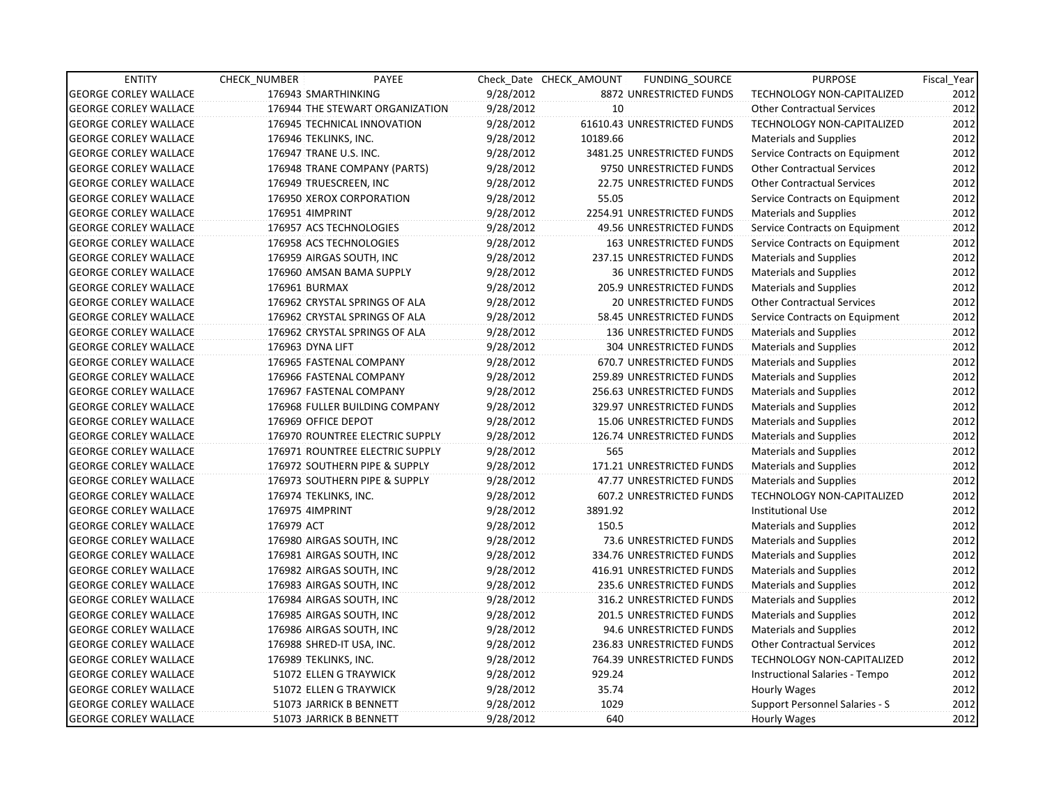| ENTITY | CHECK_NUMBER | PAYEE | Check_Date | CHECK_AMOUNT | FUNDING_SOURCE | PURPOSE | Fiscal_Year |
|---|---|---|---|---|---|---|---|
| GEORGE CORLEY WALLACE | 176943 | SMARTHINKING | 9/28/2012 | 8872 | UNRESTRICTED FUNDS | TECHNOLOGY NON-CAPITALIZED | 2012 |
| GEORGE CORLEY WALLACE | 176944 | THE STEWART ORGANIZATION | 9/28/2012 | 10 | | Other Contractual Services | 2012 |
| GEORGE CORLEY WALLACE | 176945 | TECHNICAL INNOVATION | 9/28/2012 | 61610.43 | UNRESTRICTED FUNDS | TECHNOLOGY NON-CAPITALIZED | 2012 |
| GEORGE CORLEY WALLACE | 176946 | TEKLINKS, INC. | 9/28/2012 | 10189.66 | | Materials and Supplies | 2012 |
| GEORGE CORLEY WALLACE | 176947 | TRANE U.S. INC. | 9/28/2012 | 3481.25 | UNRESTRICTED FUNDS | Service Contracts on Equipment | 2012 |
| GEORGE CORLEY WALLACE | 176948 | TRANE COMPANY (PARTS) | 9/28/2012 | 9750 | UNRESTRICTED FUNDS | Other Contractual Services | 2012 |
| GEORGE CORLEY WALLACE | 176949 | TRUESCREEN, INC | 9/28/2012 | 22.75 | UNRESTRICTED FUNDS | Other Contractual Services | 2012 |
| GEORGE CORLEY WALLACE | 176950 | XEROX CORPORATION | 9/28/2012 | 55.05 | | Service Contracts on Equipment | 2012 |
| GEORGE CORLEY WALLACE | 176951 | 4IMPRINT | 9/28/2012 | 2254.91 | UNRESTRICTED FUNDS | Materials and Supplies | 2012 |
| GEORGE CORLEY WALLACE | 176957 | ACS TECHNOLOGIES | 9/28/2012 | 49.56 | UNRESTRICTED FUNDS | Service Contracts on Equipment | 2012 |
| GEORGE CORLEY WALLACE | 176958 | ACS TECHNOLOGIES | 9/28/2012 | 163 | UNRESTRICTED FUNDS | Service Contracts on Equipment | 2012 |
| GEORGE CORLEY WALLACE | 176959 | AIRGAS SOUTH, INC | 9/28/2012 | 237.15 | UNRESTRICTED FUNDS | Materials and Supplies | 2012 |
| GEORGE CORLEY WALLACE | 176960 | AMSAN BAMA SUPPLY | 9/28/2012 | 36 | UNRESTRICTED FUNDS | Materials and Supplies | 2012 |
| GEORGE CORLEY WALLACE | 176961 | BURMAX | 9/28/2012 | 205.9 | UNRESTRICTED FUNDS | Materials and Supplies | 2012 |
| GEORGE CORLEY WALLACE | 176962 | CRYSTAL SPRINGS OF ALA | 9/28/2012 | 20 | UNRESTRICTED FUNDS | Other Contractual Services | 2012 |
| GEORGE CORLEY WALLACE | 176962 | CRYSTAL SPRINGS OF ALA | 9/28/2012 | 58.45 | UNRESTRICTED FUNDS | Service Contracts on Equipment | 2012 |
| GEORGE CORLEY WALLACE | 176962 | CRYSTAL SPRINGS OF ALA | 9/28/2012 | 136 | UNRESTRICTED FUNDS | Materials and Supplies | 2012 |
| GEORGE CORLEY WALLACE | 176963 | DYNA LIFT | 9/28/2012 | 304 | UNRESTRICTED FUNDS | Materials and Supplies | 2012 |
| GEORGE CORLEY WALLACE | 176965 | FASTENAL COMPANY | 9/28/2012 | 670.7 | UNRESTRICTED FUNDS | Materials and Supplies | 2012 |
| GEORGE CORLEY WALLACE | 176966 | FASTENAL COMPANY | 9/28/2012 | 259.89 | UNRESTRICTED FUNDS | Materials and Supplies | 2012 |
| GEORGE CORLEY WALLACE | 176967 | FASTENAL COMPANY | 9/28/2012 | 256.63 | UNRESTRICTED FUNDS | Materials and Supplies | 2012 |
| GEORGE CORLEY WALLACE | 176968 | FULLER BUILDING COMPANY | 9/28/2012 | 329.97 | UNRESTRICTED FUNDS | Materials and Supplies | 2012 |
| GEORGE CORLEY WALLACE | 176969 | OFFICE DEPOT | 9/28/2012 | 15.06 | UNRESTRICTED FUNDS | Materials and Supplies | 2012 |
| GEORGE CORLEY WALLACE | 176970 | ROUNTREE ELECTRIC SUPPLY | 9/28/2012 | 126.74 | UNRESTRICTED FUNDS | Materials and Supplies | 2012 |
| GEORGE CORLEY WALLACE | 176971 | ROUNTREE ELECTRIC SUPPLY | 9/28/2012 | 565 | | Materials and Supplies | 2012 |
| GEORGE CORLEY WALLACE | 176972 | SOUTHERN PIPE & SUPPLY | 9/28/2012 | 171.21 | UNRESTRICTED FUNDS | Materials and Supplies | 2012 |
| GEORGE CORLEY WALLACE | 176973 | SOUTHERN PIPE & SUPPLY | 9/28/2012 | 47.77 | UNRESTRICTED FUNDS | Materials and Supplies | 2012 |
| GEORGE CORLEY WALLACE | 176974 | TEKLINKS, INC. | 9/28/2012 | 607.2 | UNRESTRICTED FUNDS | TECHNOLOGY NON-CAPITALIZED | 2012 |
| GEORGE CORLEY WALLACE | 176975 | 4IMPRINT | 9/28/2012 | 3891.92 | | Institutional Use | 2012 |
| GEORGE CORLEY WALLACE | 176979 | ACT | 9/28/2012 | 150.5 | | Materials and Supplies | 2012 |
| GEORGE CORLEY WALLACE | 176980 | AIRGAS SOUTH, INC | 9/28/2012 | 73.6 | UNRESTRICTED FUNDS | Materials and Supplies | 2012 |
| GEORGE CORLEY WALLACE | 176981 | AIRGAS SOUTH, INC | 9/28/2012 | 334.76 | UNRESTRICTED FUNDS | Materials and Supplies | 2012 |
| GEORGE CORLEY WALLACE | 176982 | AIRGAS SOUTH, INC | 9/28/2012 | 416.91 | UNRESTRICTED FUNDS | Materials and Supplies | 2012 |
| GEORGE CORLEY WALLACE | 176983 | AIRGAS SOUTH, INC | 9/28/2012 | 235.6 | UNRESTRICTED FUNDS | Materials and Supplies | 2012 |
| GEORGE CORLEY WALLACE | 176984 | AIRGAS SOUTH, INC | 9/28/2012 | 316.2 | UNRESTRICTED FUNDS | Materials and Supplies | 2012 |
| GEORGE CORLEY WALLACE | 176985 | AIRGAS SOUTH, INC | 9/28/2012 | 201.5 | UNRESTRICTED FUNDS | Materials and Supplies | 2012 |
| GEORGE CORLEY WALLACE | 176986 | AIRGAS SOUTH, INC | 9/28/2012 | 94.6 | UNRESTRICTED FUNDS | Materials and Supplies | 2012 |
| GEORGE CORLEY WALLACE | 176988 | SHRED-IT USA, INC. | 9/28/2012 | 236.83 | UNRESTRICTED FUNDS | Other Contractual Services | 2012 |
| GEORGE CORLEY WALLACE | 176989 | TEKLINKS, INC. | 9/28/2012 | 764.39 | UNRESTRICTED FUNDS | TECHNOLOGY NON-CAPITALIZED | 2012 |
| GEORGE CORLEY WALLACE | 51072 | ELLEN G TRAYWICK | 9/28/2012 | 929.24 | | Instructional Salaries - Tempo | 2012 |
| GEORGE CORLEY WALLACE | 51072 | ELLEN G TRAYWICK | 9/28/2012 | 35.74 | | Hourly Wages | 2012 |
| GEORGE CORLEY WALLACE | 51073 | JARRICK B BENNETT | 9/28/2012 | 1029 | | Support Personnel Salaries - S | 2012 |
| GEORGE CORLEY WALLACE | 51073 | JARRICK B BENNETT | 9/28/2012 | 640 | | Hourly Wages | 2012 |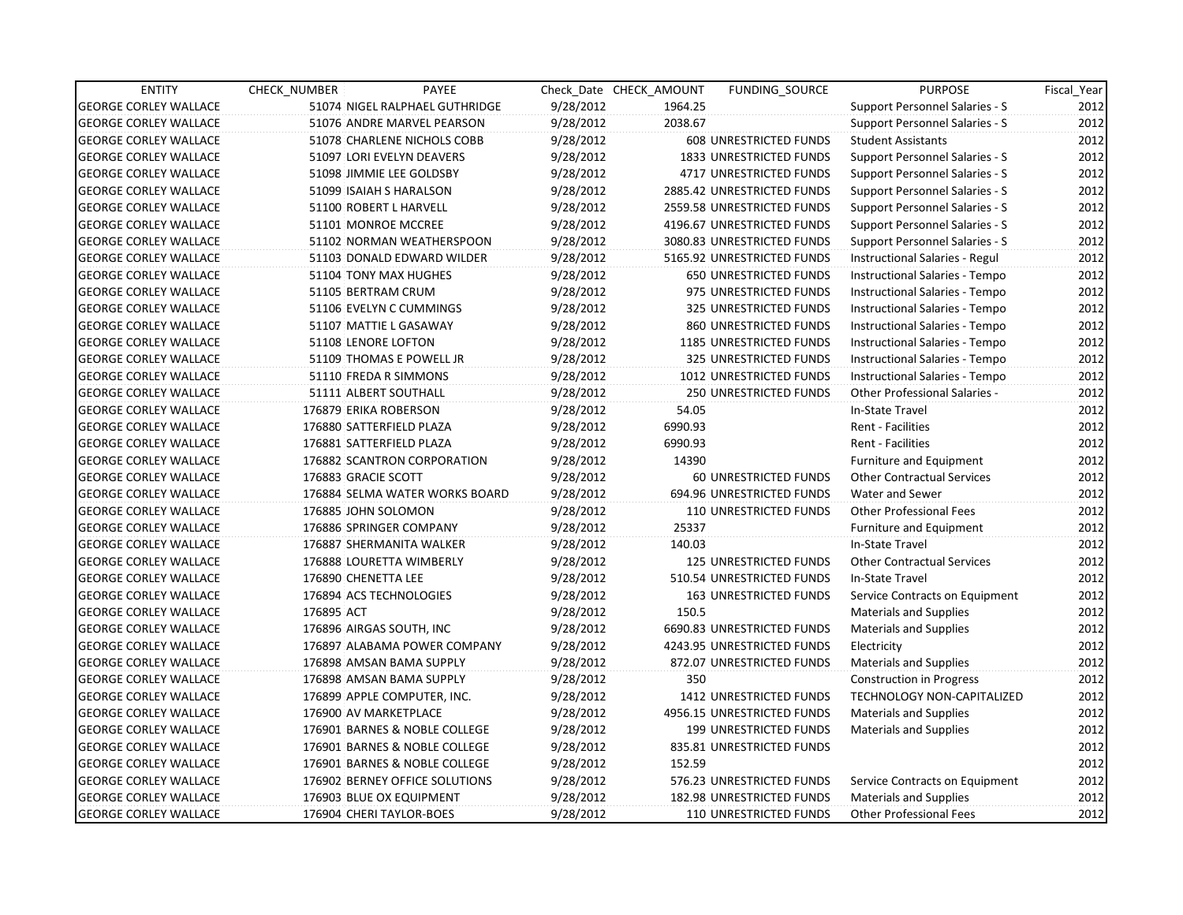| ENTITY | CHECK_NUMBER | PAYEE | Check_Date | CHECK_AMOUNT | FUNDING_SOURCE | PURPOSE | Fiscal_Year |
|---|---|---|---|---|---|---|---|
| GEORGE CORLEY WALLACE | 51074 | NIGEL RALPHAEL GUTHRIDGE | 9/28/2012 | 1964.25 | | Support Personnel Salaries - S | 2012 |
| GEORGE CORLEY WALLACE | 51076 | ANDRE MARVEL PEARSON | 9/28/2012 | 2038.67 | | Support Personnel Salaries - S | 2012 |
| GEORGE CORLEY WALLACE | 51078 | CHARLENE NICHOLS COBB | 9/28/2012 | 608 | UNRESTRICTED FUNDS | Student Assistants | 2012 |
| GEORGE CORLEY WALLACE | 51097 | LORI EVELYN DEAVERS | 9/28/2012 | 1833 | UNRESTRICTED FUNDS | Support Personnel Salaries - S | 2012 |
| GEORGE CORLEY WALLACE | 51098 | JIMMIE LEE GOLDSBY | 9/28/2012 | 4717 | UNRESTRICTED FUNDS | Support Personnel Salaries - S | 2012 |
| GEORGE CORLEY WALLACE | 51099 | ISAIAH S HARALSON | 9/28/2012 | 2885.42 | UNRESTRICTED FUNDS | Support Personnel Salaries - S | 2012 |
| GEORGE CORLEY WALLACE | 51100 | ROBERT L HARVELL | 9/28/2012 | 2559.58 | UNRESTRICTED FUNDS | Support Personnel Salaries - S | 2012 |
| GEORGE CORLEY WALLACE | 51101 | MONROE MCCREE | 9/28/2012 | 4196.67 | UNRESTRICTED FUNDS | Support Personnel Salaries - S | 2012 |
| GEORGE CORLEY WALLACE | 51102 | NORMAN WEATHERSPOON | 9/28/2012 | 3080.83 | UNRESTRICTED FUNDS | Support Personnel Salaries - S | 2012 |
| GEORGE CORLEY WALLACE | 51103 | DONALD EDWARD WILDER | 9/28/2012 | 5165.92 | UNRESTRICTED FUNDS | Instructional Salaries - Regul | 2012 |
| GEORGE CORLEY WALLACE | 51104 | TONY MAX HUGHES | 9/28/2012 | 650 | UNRESTRICTED FUNDS | Instructional Salaries - Tempo | 2012 |
| GEORGE CORLEY WALLACE | 51105 | BERTRAM CRUM | 9/28/2012 | 975 | UNRESTRICTED FUNDS | Instructional Salaries - Tempo | 2012 |
| GEORGE CORLEY WALLACE | 51106 | EVELYN C CUMMINGS | 9/28/2012 | 325 | UNRESTRICTED FUNDS | Instructional Salaries - Tempo | 2012 |
| GEORGE CORLEY WALLACE | 51107 | MATTIE L GASAWAY | 9/28/2012 | 860 | UNRESTRICTED FUNDS | Instructional Salaries - Tempo | 2012 |
| GEORGE CORLEY WALLACE | 51108 | LENORE LOFTON | 9/28/2012 | 1185 | UNRESTRICTED FUNDS | Instructional Salaries - Tempo | 2012 |
| GEORGE CORLEY WALLACE | 51109 | THOMAS E POWELL JR | 9/28/2012 | 325 | UNRESTRICTED FUNDS | Instructional Salaries - Tempo | 2012 |
| GEORGE CORLEY WALLACE | 51110 | FREDA R SIMMONS | 9/28/2012 | 1012 | UNRESTRICTED FUNDS | Instructional Salaries - Tempo | 2012 |
| GEORGE CORLEY WALLACE | 51111 | ALBERT SOUTHALL | 9/28/2012 | 250 | UNRESTRICTED FUNDS | Other Professional Salaries - | 2012 |
| GEORGE CORLEY WALLACE | 176879 | ERIKA ROBERSON | 9/28/2012 | 54.05 | | In-State Travel | 2012 |
| GEORGE CORLEY WALLACE | 176880 | SATTERFIELD PLAZA | 9/28/2012 | 6990.93 | | Rent - Facilities | 2012 |
| GEORGE CORLEY WALLACE | 176881 | SATTERFIELD PLAZA | 9/28/2012 | 6990.93 | | Rent - Facilities | 2012 |
| GEORGE CORLEY WALLACE | 176882 | SCANTRON CORPORATION | 9/28/2012 | 14390 | | Furniture and Equipment | 2012 |
| GEORGE CORLEY WALLACE | 176883 | GRACIE SCOTT | 9/28/2012 | 60 | UNRESTRICTED FUNDS | Other Contractual Services | 2012 |
| GEORGE CORLEY WALLACE | 176884 | SELMA WATER WORKS BOARD | 9/28/2012 | 694.96 | UNRESTRICTED FUNDS | Water and Sewer | 2012 |
| GEORGE CORLEY WALLACE | 176885 | JOHN SOLOMON | 9/28/2012 | 110 | UNRESTRICTED FUNDS | Other Professional Fees | 2012 |
| GEORGE CORLEY WALLACE | 176886 | SPRINGER COMPANY | 9/28/2012 | 25337 | | Furniture and Equipment | 2012 |
| GEORGE CORLEY WALLACE | 176887 | SHERMANITA WALKER | 9/28/2012 | 140.03 | | In-State Travel | 2012 |
| GEORGE CORLEY WALLACE | 176888 | LOURETTA WIMBERLY | 9/28/2012 | 125 | UNRESTRICTED FUNDS | Other Contractual Services | 2012 |
| GEORGE CORLEY WALLACE | 176890 | CHENETTA LEE | 9/28/2012 | 510.54 | UNRESTRICTED FUNDS | In-State Travel | 2012 |
| GEORGE CORLEY WALLACE | 176894 | ACS TECHNOLOGIES | 9/28/2012 | 163 | UNRESTRICTED FUNDS | Service Contracts on Equipment | 2012 |
| GEORGE CORLEY WALLACE | 176895 | ACT | 9/28/2012 | 150.5 | | Materials and Supplies | 2012 |
| GEORGE CORLEY WALLACE | 176896 | AIRGAS SOUTH, INC | 9/28/2012 | 6690.83 | UNRESTRICTED FUNDS | Materials and Supplies | 2012 |
| GEORGE CORLEY WALLACE | 176897 | ALABAMA POWER COMPANY | 9/28/2012 | 4243.95 | UNRESTRICTED FUNDS | Electricity | 2012 |
| GEORGE CORLEY WALLACE | 176898 | AMSAN BAMA SUPPLY | 9/28/2012 | 872.07 | UNRESTRICTED FUNDS | Materials and Supplies | 2012 |
| GEORGE CORLEY WALLACE | 176898 | AMSAN BAMA SUPPLY | 9/28/2012 | 350 | | Construction in Progress | 2012 |
| GEORGE CORLEY WALLACE | 176899 | APPLE COMPUTER, INC. | 9/28/2012 | 1412 | UNRESTRICTED FUNDS | TECHNOLOGY NON-CAPITALIZED | 2012 |
| GEORGE CORLEY WALLACE | 176900 | AV MARKETPLACE | 9/28/2012 | 4956.15 | UNRESTRICTED FUNDS | Materials and Supplies | 2012 |
| GEORGE CORLEY WALLACE | 176901 | BARNES & NOBLE COLLEGE | 9/28/2012 | 199 | UNRESTRICTED FUNDS | Materials and Supplies | 2012 |
| GEORGE CORLEY WALLACE | 176901 | BARNES & NOBLE COLLEGE | 9/28/2012 | 835.81 | UNRESTRICTED FUNDS | | 2012 |
| GEORGE CORLEY WALLACE | 176901 | BARNES & NOBLE COLLEGE | 9/28/2012 | 152.59 | | | 2012 |
| GEORGE CORLEY WALLACE | 176902 | BERNEY OFFICE SOLUTIONS | 9/28/2012 | 576.23 | UNRESTRICTED FUNDS | Service Contracts on Equipment | 2012 |
| GEORGE CORLEY WALLACE | 176903 | BLUE OX EQUIPMENT | 9/28/2012 | 182.98 | UNRESTRICTED FUNDS | Materials and Supplies | 2012 |
| GEORGE CORLEY WALLACE | 176904 | CHERI TAYLOR-BOES | 9/28/2012 | 110 | UNRESTRICTED FUNDS | Other Professional Fees | 2012 |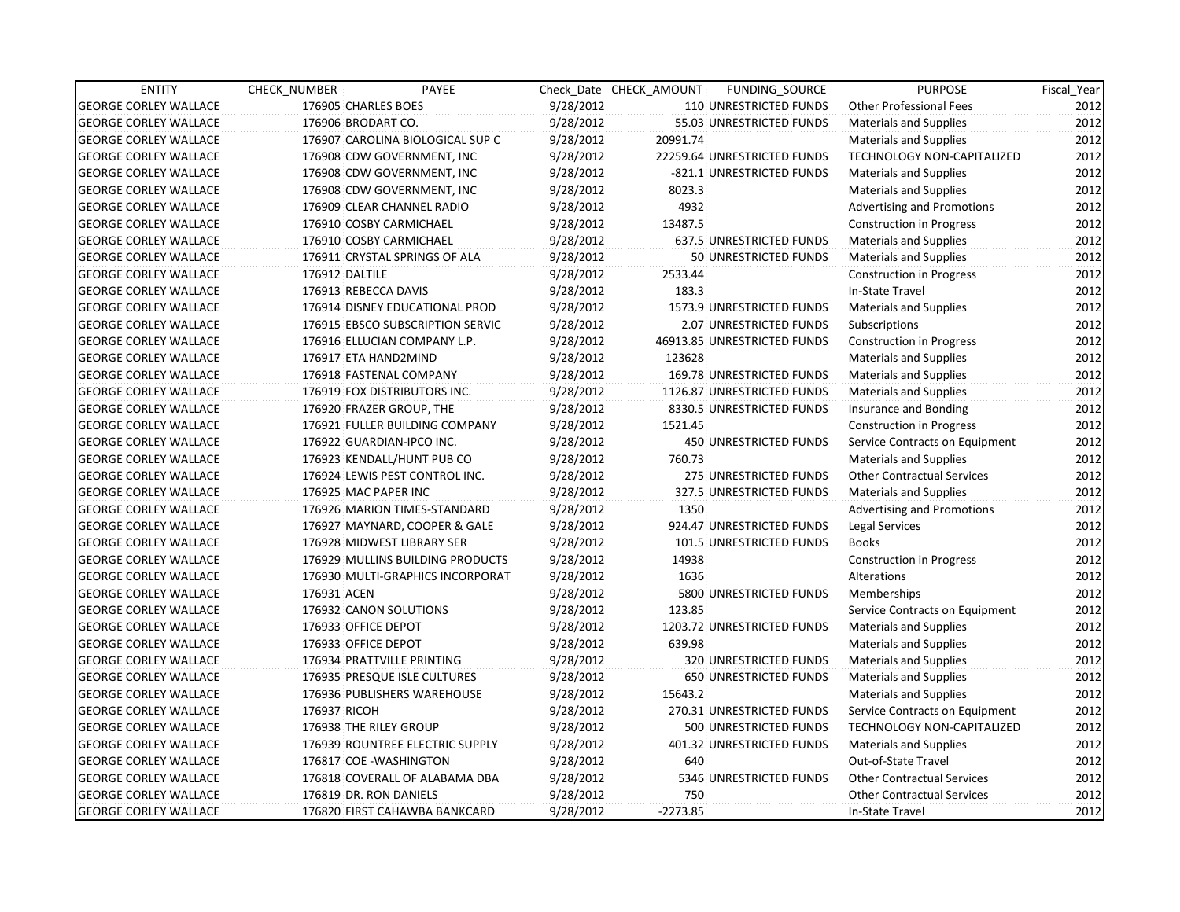| ENTITY | CHECK_NUMBER | PAYEE | Check_Date | CHECK_AMOUNT | FUNDING_SOURCE | PURPOSE | Fiscal_Year |
|---|---|---|---|---|---|---|---|
| GEORGE CORLEY WALLACE | 176905 | CHARLES BOES | 9/28/2012 | 110 | UNRESTRICTED FUNDS | Other Professional Fees | 2012 |
| GEORGE CORLEY WALLACE | 176906 | BRODART CO. | 9/28/2012 | 55.03 | UNRESTRICTED FUNDS | Materials and Supplies | 2012 |
| GEORGE CORLEY WALLACE | 176907 | CAROLINA BIOLOGICAL SUP C | 9/28/2012 | 20991.74 | | Materials and Supplies | 2012 |
| GEORGE CORLEY WALLACE | 176908 | CDW GOVERNMENT, INC | 9/28/2012 | 22259.64 | UNRESTRICTED FUNDS | TECHNOLOGY NON-CAPITALIZED | 2012 |
| GEORGE CORLEY WALLACE | 176908 | CDW GOVERNMENT, INC | 9/28/2012 | -821.1 | UNRESTRICTED FUNDS | Materials and Supplies | 2012 |
| GEORGE CORLEY WALLACE | 176908 | CDW GOVERNMENT, INC | 9/28/2012 | 8023.3 | | Materials and Supplies | 2012 |
| GEORGE CORLEY WALLACE | 176909 | CLEAR CHANNEL RADIO | 9/28/2012 | 4932 | | Advertising and Promotions | 2012 |
| GEORGE CORLEY WALLACE | 176910 | COSBY CARMICHAEL | 9/28/2012 | 13487.5 | | Construction in Progress | 2012 |
| GEORGE CORLEY WALLACE | 176910 | COSBY CARMICHAEL | 9/28/2012 | 637.5 | UNRESTRICTED FUNDS | Materials and Supplies | 2012 |
| GEORGE CORLEY WALLACE | 176911 | CRYSTAL SPRINGS OF ALA | 9/28/2012 | 50 | UNRESTRICTED FUNDS | Materials and Supplies | 2012 |
| GEORGE CORLEY WALLACE | 176912 | DALTILE | 9/28/2012 | 2533.44 | | Construction in Progress | 2012 |
| GEORGE CORLEY WALLACE | 176913 | REBECCA DAVIS | 9/28/2012 | 183.3 | | In-State Travel | 2012 |
| GEORGE CORLEY WALLACE | 176914 | DISNEY EDUCATIONAL PROD | 9/28/2012 | 1573.9 | UNRESTRICTED FUNDS | Materials and Supplies | 2012 |
| GEORGE CORLEY WALLACE | 176915 | EBSCO SUBSCRIPTION SERVIC | 9/28/2012 | 2.07 | UNRESTRICTED FUNDS | Subscriptions | 2012 |
| GEORGE CORLEY WALLACE | 176916 | ELLUCIAN COMPANY L.P. | 9/28/2012 | 46913.85 | UNRESTRICTED FUNDS | Construction in Progress | 2012 |
| GEORGE CORLEY WALLACE | 176917 | ETA HAND2MIND | 9/28/2012 | 123628 | | Materials and Supplies | 2012 |
| GEORGE CORLEY WALLACE | 176918 | FASTENAL COMPANY | 9/28/2012 | 169.78 | UNRESTRICTED FUNDS | Materials and Supplies | 2012 |
| GEORGE CORLEY WALLACE | 176919 | FOX DISTRIBUTORS INC. | 9/28/2012 | 1126.87 | UNRESTRICTED FUNDS | Materials and Supplies | 2012 |
| GEORGE CORLEY WALLACE | 176920 | FRAZER GROUP, THE | 9/28/2012 | 8330.5 | UNRESTRICTED FUNDS | Insurance and Bonding | 2012 |
| GEORGE CORLEY WALLACE | 176921 | FULLER BUILDING COMPANY | 9/28/2012 | 1521.45 | | Construction in Progress | 2012 |
| GEORGE CORLEY WALLACE | 176922 | GUARDIAN-IPCO INC. | 9/28/2012 | 450 | UNRESTRICTED FUNDS | Service Contracts on Equipment | 2012 |
| GEORGE CORLEY WALLACE | 176923 | KENDALL/HUNT PUB CO | 9/28/2012 | 760.73 | | Materials and Supplies | 2012 |
| GEORGE CORLEY WALLACE | 176924 | LEWIS PEST CONTROL INC. | 9/28/2012 | 275 | UNRESTRICTED FUNDS | Other Contractual Services | 2012 |
| GEORGE CORLEY WALLACE | 176925 | MAC PAPER INC | 9/28/2012 | 327.5 | UNRESTRICTED FUNDS | Materials and Supplies | 2012 |
| GEORGE CORLEY WALLACE | 176926 | MARION TIMES-STANDARD | 9/28/2012 | 1350 | | Advertising and Promotions | 2012 |
| GEORGE CORLEY WALLACE | 176927 | MAYNARD, COOPER & GALE | 9/28/2012 | 924.47 | UNRESTRICTED FUNDS | Legal Services | 2012 |
| GEORGE CORLEY WALLACE | 176928 | MIDWEST LIBRARY SER | 9/28/2012 | 101.5 | UNRESTRICTED FUNDS | Books | 2012 |
| GEORGE CORLEY WALLACE | 176929 | MULLINS BUILDING PRODUCTS | 9/28/2012 | 14938 | | Construction in Progress | 2012 |
| GEORGE CORLEY WALLACE | 176930 | MULTI-GRAPHICS INCORPORAT | 9/28/2012 | 1636 | | Alterations | 2012 |
| GEORGE CORLEY WALLACE | 176931 | ACEN | 9/28/2012 | 5800 | UNRESTRICTED FUNDS | Memberships | 2012 |
| GEORGE CORLEY WALLACE | 176932 | CANON SOLUTIONS | 9/28/2012 | 123.85 | | Service Contracts on Equipment | 2012 |
| GEORGE CORLEY WALLACE | 176933 | OFFICE DEPOT | 9/28/2012 | 1203.72 | UNRESTRICTED FUNDS | Materials and Supplies | 2012 |
| GEORGE CORLEY WALLACE | 176933 | OFFICE DEPOT | 9/28/2012 | 639.98 | | Materials and Supplies | 2012 |
| GEORGE CORLEY WALLACE | 176934 | PRATTVILLE PRINTING | 9/28/2012 | 320 | UNRESTRICTED FUNDS | Materials and Supplies | 2012 |
| GEORGE CORLEY WALLACE | 176935 | PRESQUE ISLE CULTURES | 9/28/2012 | 650 | UNRESTRICTED FUNDS | Materials and Supplies | 2012 |
| GEORGE CORLEY WALLACE | 176936 | PUBLISHERS WAREHOUSE | 9/28/2012 | 15643.2 | | Materials and Supplies | 2012 |
| GEORGE CORLEY WALLACE | 176937 | RICOH | 9/28/2012 | 270.31 | UNRESTRICTED FUNDS | Service Contracts on Equipment | 2012 |
| GEORGE CORLEY WALLACE | 176938 | THE RILEY GROUP | 9/28/2012 | 500 | UNRESTRICTED FUNDS | TECHNOLOGY NON-CAPITALIZED | 2012 |
| GEORGE CORLEY WALLACE | 176939 | ROUNTREE ELECTRIC SUPPLY | 9/28/2012 | 401.32 | UNRESTRICTED FUNDS | Materials and Supplies | 2012 |
| GEORGE CORLEY WALLACE | 176817 | COE -WASHINGTON | 9/28/2012 | 640 | | Out-of-State Travel | 2012 |
| GEORGE CORLEY WALLACE | 176818 | COVERALL OF ALABAMA DBA | 9/28/2012 | 5346 | UNRESTRICTED FUNDS | Other Contractual Services | 2012 |
| GEORGE CORLEY WALLACE | 176819 | DR. RON DANIELS | 9/28/2012 | 750 | | Other Contractual Services | 2012 |
| GEORGE CORLEY WALLACE | 176820 | FIRST CAHAWBA BANKCARD | 9/28/2012 | -2273.85 | | In-State Travel | 2012 |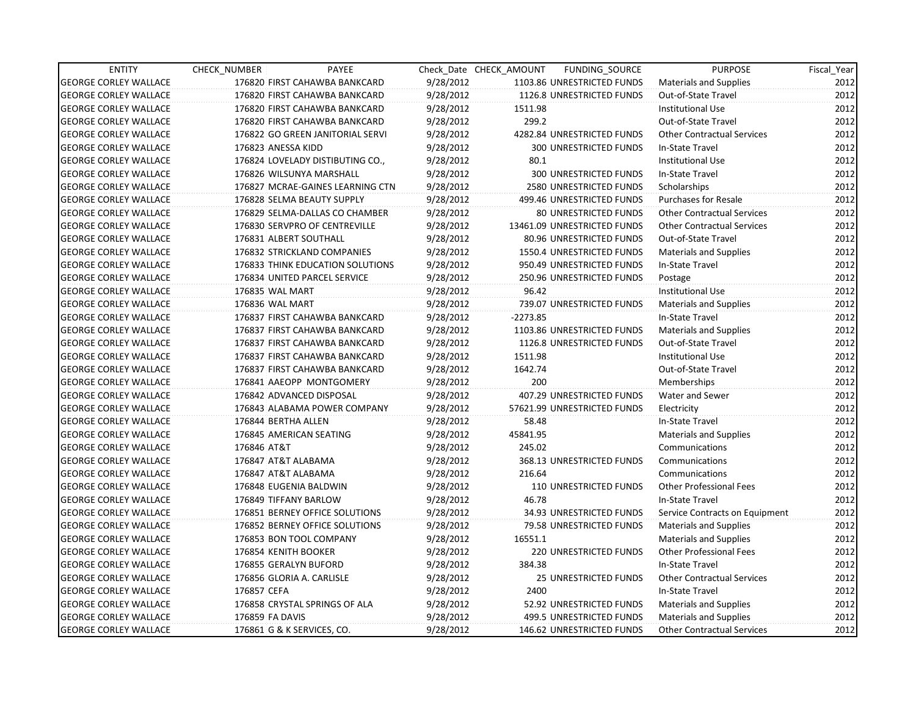| ENTITY | CHECK_NUMBER | PAYEE | Check_Date | CHECK_AMOUNT | FUNDING_SOURCE | PURPOSE | Fiscal_Year |
|---|---|---|---|---|---|---|---|
| GEORGE CORLEY WALLACE | 176820 | FIRST CAHAWBA BANKCARD | 9/28/2012 | 1103.86 | UNRESTRICTED FUNDS | Materials and Supplies | 2012 |
| GEORGE CORLEY WALLACE | 176820 | FIRST CAHAWBA BANKCARD | 9/28/2012 | 1126.8 | UNRESTRICTED FUNDS | Out-of-State Travel | 2012 |
| GEORGE CORLEY WALLACE | 176820 | FIRST CAHAWBA BANKCARD | 9/28/2012 | 1511.98 | | Institutional Use | 2012 |
| GEORGE CORLEY WALLACE | 176820 | FIRST CAHAWBA BANKCARD | 9/28/2012 | 299.2 | | Out-of-State Travel | 2012 |
| GEORGE CORLEY WALLACE | 176822 | GO GREEN JANITORIAL SERVI | 9/28/2012 | 4282.84 | UNRESTRICTED FUNDS | Other Contractual Services | 2012 |
| GEORGE CORLEY WALLACE | 176823 | ANESSA KIDD | 9/28/2012 | 300 | UNRESTRICTED FUNDS | In-State Travel | 2012 |
| GEORGE CORLEY WALLACE | 176824 | LOVELADY DISTIBUTING CO., | 9/28/2012 | 80.1 | | Institutional Use | 2012 |
| GEORGE CORLEY WALLACE | 176826 | WILSUNYA MARSHALL | 9/28/2012 | 300 | UNRESTRICTED FUNDS | In-State Travel | 2012 |
| GEORGE CORLEY WALLACE | 176827 | MCRAE-GAINES LEARNING CTN | 9/28/2012 | 2580 | UNRESTRICTED FUNDS | Scholarships | 2012 |
| GEORGE CORLEY WALLACE | 176828 | SELMA BEAUTY SUPPLY | 9/28/2012 | 499.46 | UNRESTRICTED FUNDS | Purchases for Resale | 2012 |
| GEORGE CORLEY WALLACE | 176829 | SELMA-DALLAS CO CHAMBER | 9/28/2012 | 80 | UNRESTRICTED FUNDS | Other Contractual Services | 2012 |
| GEORGE CORLEY WALLACE | 176830 | SERVPRO OF CENTREVILLE | 9/28/2012 | 13461.09 | UNRESTRICTED FUNDS | Other Contractual Services | 2012 |
| GEORGE CORLEY WALLACE | 176831 | ALBERT SOUTHALL | 9/28/2012 | 80.96 | UNRESTRICTED FUNDS | Out-of-State Travel | 2012 |
| GEORGE CORLEY WALLACE | 176832 | STRICKLAND COMPANIES | 9/28/2012 | 1550.4 | UNRESTRICTED FUNDS | Materials and Supplies | 2012 |
| GEORGE CORLEY WALLACE | 176833 | THINK EDUCATION SOLUTIONS | 9/28/2012 | 950.49 | UNRESTRICTED FUNDS | In-State Travel | 2012 |
| GEORGE CORLEY WALLACE | 176834 | UNITED PARCEL SERVICE | 9/28/2012 | 250.96 | UNRESTRICTED FUNDS | Postage | 2012 |
| GEORGE CORLEY WALLACE | 176835 | WAL MART | 9/28/2012 | 96.42 | | Institutional Use | 2012 |
| GEORGE CORLEY WALLACE | 176836 | WAL MART | 9/28/2012 | 739.07 | UNRESTRICTED FUNDS | Materials and Supplies | 2012 |
| GEORGE CORLEY WALLACE | 176837 | FIRST CAHAWBA BANKCARD | 9/28/2012 | -2273.85 | | In-State Travel | 2012 |
| GEORGE CORLEY WALLACE | 176837 | FIRST CAHAWBA BANKCARD | 9/28/2012 | 1103.86 | UNRESTRICTED FUNDS | Materials and Supplies | 2012 |
| GEORGE CORLEY WALLACE | 176837 | FIRST CAHAWBA BANKCARD | 9/28/2012 | 1126.8 | UNRESTRICTED FUNDS | Out-of-State Travel | 2012 |
| GEORGE CORLEY WALLACE | 176837 | FIRST CAHAWBA BANKCARD | 9/28/2012 | 1511.98 | | Institutional Use | 2012 |
| GEORGE CORLEY WALLACE | 176837 | FIRST CAHAWBA BANKCARD | 9/28/2012 | 1642.74 | | Out-of-State Travel | 2012 |
| GEORGE CORLEY WALLACE | 176841 | AAEOPP MONTGOMERY | 9/28/2012 | 200 | | Memberships | 2012 |
| GEORGE CORLEY WALLACE | 176842 | ADVANCED DISPOSAL | 9/28/2012 | 407.29 | UNRESTRICTED FUNDS | Water and Sewer | 2012 |
| GEORGE CORLEY WALLACE | 176843 | ALABAMA POWER COMPANY | 9/28/2012 | 57621.99 | UNRESTRICTED FUNDS | Electricity | 2012 |
| GEORGE CORLEY WALLACE | 176844 | BERTHA ALLEN | 9/28/2012 | 58.48 | | In-State Travel | 2012 |
| GEORGE CORLEY WALLACE | 176845 | AMERICAN SEATING | 9/28/2012 | 45841.95 | | Materials and Supplies | 2012 |
| GEORGE CORLEY WALLACE | 176846 | AT&T | 9/28/2012 | 245.02 | | Communications | 2012 |
| GEORGE CORLEY WALLACE | 176847 | AT&T ALABAMA | 9/28/2012 | 368.13 | UNRESTRICTED FUNDS | Communications | 2012 |
| GEORGE CORLEY WALLACE | 176847 | AT&T ALABAMA | 9/28/2012 | 216.64 | | Communications | 2012 |
| GEORGE CORLEY WALLACE | 176848 | EUGENIA BALDWIN | 9/28/2012 | 110 | UNRESTRICTED FUNDS | Other Professional Fees | 2012 |
| GEORGE CORLEY WALLACE | 176849 | TIFFANY BARLOW | 9/28/2012 | 46.78 | | In-State Travel | 2012 |
| GEORGE CORLEY WALLACE | 176851 | BERNEY OFFICE SOLUTIONS | 9/28/2012 | 34.93 | UNRESTRICTED FUNDS | Service Contracts on Equipment | 2012 |
| GEORGE CORLEY WALLACE | 176852 | BERNEY OFFICE SOLUTIONS | 9/28/2012 | 79.58 | UNRESTRICTED FUNDS | Materials and Supplies | 2012 |
| GEORGE CORLEY WALLACE | 176853 | BON TOOL COMPANY | 9/28/2012 | 16551.1 | | Materials and Supplies | 2012 |
| GEORGE CORLEY WALLACE | 176854 | KENITH BOOKER | 9/28/2012 | 220 | UNRESTRICTED FUNDS | Other Professional Fees | 2012 |
| GEORGE CORLEY WALLACE | 176855 | GERALYN BUFORD | 9/28/2012 | 384.38 | | In-State Travel | 2012 |
| GEORGE CORLEY WALLACE | 176856 | GLORIA A. CARLISLE | 9/28/2012 | 25 | UNRESTRICTED FUNDS | Other Contractual Services | 2012 |
| GEORGE CORLEY WALLACE | 176857 | CEFA | 9/28/2012 | 2400 | | In-State Travel | 2012 |
| GEORGE CORLEY WALLACE | 176858 | CRYSTAL SPRINGS OF ALA | 9/28/2012 | 52.92 | UNRESTRICTED FUNDS | Materials and Supplies | 2012 |
| GEORGE CORLEY WALLACE | 176859 | FA DAVIS | 9/28/2012 | 499.5 | UNRESTRICTED FUNDS | Materials and Supplies | 2012 |
| GEORGE CORLEY WALLACE | 176861 | G & K SERVICES, CO. | 9/28/2012 | 146.62 | UNRESTRICTED FUNDS | Other Contractual Services | 2012 |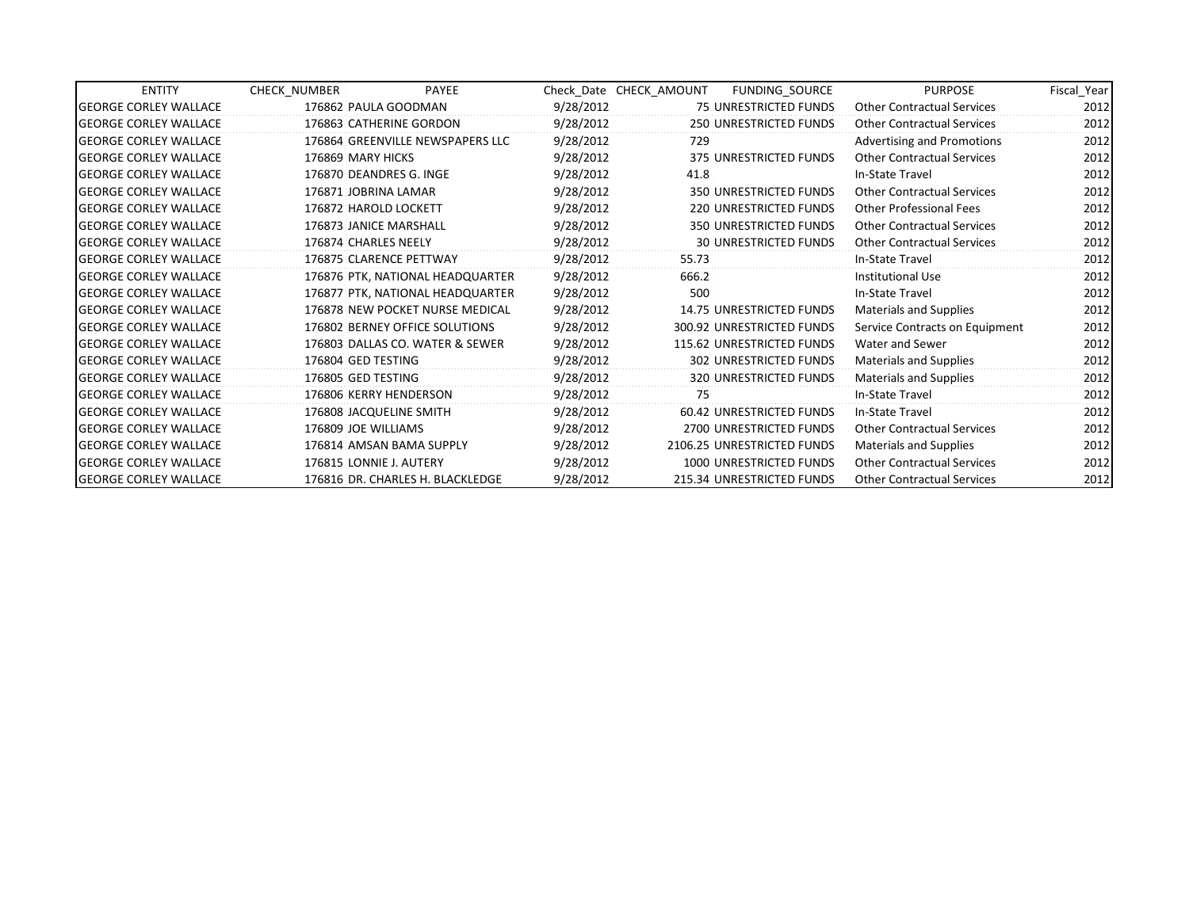| ENTITY | CHECK_NUMBER | PAYEE | Check_Date | CHECK_AMOUNT | FUNDING_SOURCE | PURPOSE | Fiscal_Year |
|---|---|---|---|---|---|---|---|
| GEORGE CORLEY WALLACE | 176862 | PAULA GOODMAN | 9/28/2012 | 75 | UNRESTRICTED FUNDS | Other Contractual Services | 2012 |
| GEORGE CORLEY WALLACE | 176863 | CATHERINE GORDON | 9/28/2012 | 250 | UNRESTRICTED FUNDS | Other Contractual Services | 2012 |
| GEORGE CORLEY WALLACE | 176864 | GREENVILLE NEWSPAPERS LLC | 9/28/2012 | 729 | | Advertising and Promotions | 2012 |
| GEORGE CORLEY WALLACE | 176869 | MARY HICKS | 9/28/2012 | 375 | UNRESTRICTED FUNDS | Other Contractual Services | 2012 |
| GEORGE CORLEY WALLACE | 176870 | DEANDRES G. INGE | 9/28/2012 | 41.8 | | In-State Travel | 2012 |
| GEORGE CORLEY WALLACE | 176871 | JOBRINA LAMAR | 9/28/2012 | 350 | UNRESTRICTED FUNDS | Other Contractual Services | 2012 |
| GEORGE CORLEY WALLACE | 176872 | HAROLD LOCKETT | 9/28/2012 | 220 | UNRESTRICTED FUNDS | Other Professional Fees | 2012 |
| GEORGE CORLEY WALLACE | 176873 | JANICE MARSHALL | 9/28/2012 | 350 | UNRESTRICTED FUNDS | Other Contractual Services | 2012 |
| GEORGE CORLEY WALLACE | 176874 | CHARLES NEELY | 9/28/2012 | 30 | UNRESTRICTED FUNDS | Other Contractual Services | 2012 |
| GEORGE CORLEY WALLACE | 176875 | CLARENCE PETTWAY | 9/28/2012 | 55.73 | | In-State Travel | 2012 |
| GEORGE CORLEY WALLACE | 176876 | PTK, NATIONAL HEADQUARTER | 9/28/2012 | 666.2 | | Institutional Use | 2012 |
| GEORGE CORLEY WALLACE | 176877 | PTK, NATIONAL HEADQUARTER | 9/28/2012 | 500 | | In-State Travel | 2012 |
| GEORGE CORLEY WALLACE | 176878 | NEW POCKET NURSE MEDICAL | 9/28/2012 | 14.75 | UNRESTRICTED FUNDS | Materials and Supplies | 2012 |
| GEORGE CORLEY WALLACE | 176802 | BERNEY OFFICE SOLUTIONS | 9/28/2012 | 300.92 | UNRESTRICTED FUNDS | Service Contracts on Equipment | 2012 |
| GEORGE CORLEY WALLACE | 176803 | DALLAS CO. WATER & SEWER | 9/28/2012 | 115.62 | UNRESTRICTED FUNDS | Water and Sewer | 2012 |
| GEORGE CORLEY WALLACE | 176804 | GED TESTING | 9/28/2012 | 302 | UNRESTRICTED FUNDS | Materials and Supplies | 2012 |
| GEORGE CORLEY WALLACE | 176805 | GED TESTING | 9/28/2012 | 320 | UNRESTRICTED FUNDS | Materials and Supplies | 2012 |
| GEORGE CORLEY WALLACE | 176806 | KERRY HENDERSON | 9/28/2012 | 75 | | In-State Travel | 2012 |
| GEORGE CORLEY WALLACE | 176808 | JACQUELINE SMITH | 9/28/2012 | 60.42 | UNRESTRICTED FUNDS | In-State Travel | 2012 |
| GEORGE CORLEY WALLACE | 176809 | JOE WILLIAMS | 9/28/2012 | 2700 | UNRESTRICTED FUNDS | Other Contractual Services | 2012 |
| GEORGE CORLEY WALLACE | 176814 | AMSAN BAMA SUPPLY | 9/28/2012 | 2106.25 | UNRESTRICTED FUNDS | Materials and Supplies | 2012 |
| GEORGE CORLEY WALLACE | 176815 | LONNIE J. AUTERY | 9/28/2012 | 1000 | UNRESTRICTED FUNDS | Other Contractual Services | 2012 |
| GEORGE CORLEY WALLACE | 176816 | DR. CHARLES H. BLACKLEDGE | 9/28/2012 | 215.34 | UNRESTRICTED FUNDS | Other Contractual Services | 2012 |